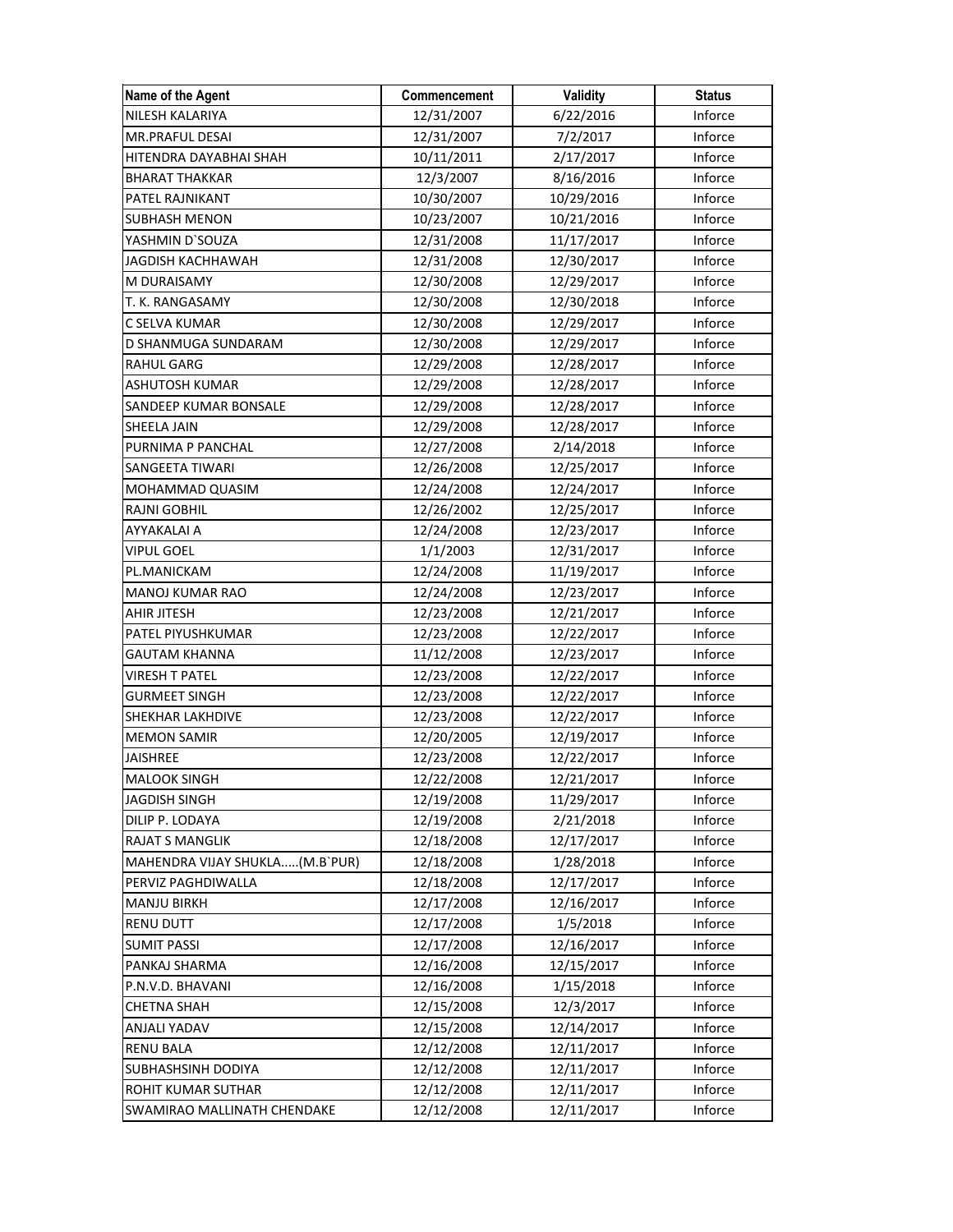| Name of the Agent | Commencement | Validity | Status |
|---|---|---|---|
| NILESH KALARIYA | 12/31/2007 | 6/22/2016 | Inforce |
| MR.PRAFUL DESAI | 12/31/2007 | 7/2/2017 | Inforce |
| HITENDRA DAYABHAI SHAH | 10/11/2011 | 2/17/2017 | Inforce |
| BHARAT THAKKAR | 12/3/2007 | 8/16/2016 | Inforce |
| PATEL RAJNIKANT | 10/30/2007 | 10/29/2016 | Inforce |
| SUBHASH MENON | 10/23/2007 | 10/21/2016 | Inforce |
| YASHMIN D`SOUZA | 12/31/2008 | 11/17/2017 | Inforce |
| JAGDISH KACHHAWAH | 12/31/2008 | 12/30/2017 | Inforce |
| M DURAISAMY | 12/30/2008 | 12/29/2017 | Inforce |
| T. K. RANGASAMY | 12/30/2008 | 12/30/2018 | Inforce |
| C SELVA KUMAR | 12/30/2008 | 12/29/2017 | Inforce |
| D SHANMUGA SUNDARAM | 12/30/2008 | 12/29/2017 | Inforce |
| RAHUL GARG | 12/29/2008 | 12/28/2017 | Inforce |
| ASHUTOSH KUMAR | 12/29/2008 | 12/28/2017 | Inforce |
| SANDEEP KUMAR BONSALE | 12/29/2008 | 12/28/2017 | Inforce |
| SHEELA JAIN | 12/29/2008 | 12/28/2017 | Inforce |
| PURNIMA P PANCHAL | 12/27/2008 | 2/14/2018 | Inforce |
| SANGEETA TIWARI | 12/26/2008 | 12/25/2017 | Inforce |
| MOHAMMAD QUASIM | 12/24/2008 | 12/24/2017 | Inforce |
| RAJNI GOBHIL | 12/26/2002 | 12/25/2017 | Inforce |
| AYYAKALAI A | 12/24/2008 | 12/23/2017 | Inforce |
| VIPUL GOEL | 1/1/2003 | 12/31/2017 | Inforce |
| PL.MANICKAM | 12/24/2008 | 11/19/2017 | Inforce |
| MANOJ KUMAR RAO | 12/24/2008 | 12/23/2017 | Inforce |
| AHIR JITESH | 12/23/2008 | 12/21/2017 | Inforce |
| PATEL PIYUSHKUMAR | 12/23/2008 | 12/22/2017 | Inforce |
| GAUTAM KHANNA | 11/12/2008 | 12/23/2017 | Inforce |
| VIRESH T PATEL | 12/23/2008 | 12/22/2017 | Inforce |
| GURMEET SINGH | 12/23/2008 | 12/22/2017 | Inforce |
| SHEKHAR LAKHDIVE | 12/23/2008 | 12/22/2017 | Inforce |
| MEMON SAMIR | 12/20/2005 | 12/19/2017 | Inforce |
| JAISHREE | 12/23/2008 | 12/22/2017 | Inforce |
| MALOOK SINGH | 12/22/2008 | 12/21/2017 | Inforce |
| JAGDISH SINGH | 12/19/2008 | 11/29/2017 | Inforce |
| DILIP P. LODAYA | 12/19/2008 | 2/21/2018 | Inforce |
| RAJAT S MANGLIK | 12/18/2008 | 12/17/2017 | Inforce |
| MAHENDRA VIJAY SHUKLA.....(M.B`PUR) | 12/18/2008 | 1/28/2018 | Inforce |
| PERVIZ PAGHDIWALLA | 12/18/2008 | 12/17/2017 | Inforce |
| MANJU BIRKH | 12/17/2008 | 12/16/2017 | Inforce |
| RENU DUTT | 12/17/2008 | 1/5/2018 | Inforce |
| SUMIT PASSI | 12/17/2008 | 12/16/2017 | Inforce |
| PANKAJ SHARMA | 12/16/2008 | 12/15/2017 | Inforce |
| P.N.V.D. BHAVANI | 12/16/2008 | 1/15/2018 | Inforce |
| CHETNA SHAH | 12/15/2008 | 12/3/2017 | Inforce |
| ANJALI YADAV | 12/15/2008 | 12/14/2017 | Inforce |
| RENU BALA | 12/12/2008 | 12/11/2017 | Inforce |
| SUBHASHSINH DODIYA | 12/12/2008 | 12/11/2017 | Inforce |
| ROHIT KUMAR SUTHAR | 12/12/2008 | 12/11/2017 | Inforce |
| SWAMIRAO MALLINATH CHENDAKE | 12/12/2008 | 12/11/2017 | Inforce |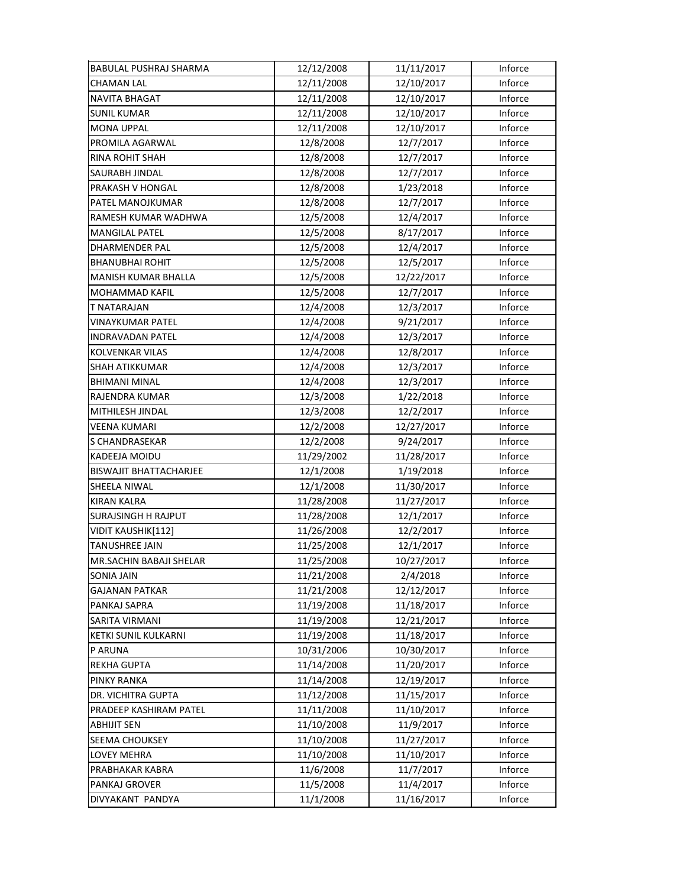| | | | |
|---|---|---|---|
| BABULAL PUSHRAJ SHARMA | 12/12/2008 | 11/11/2017 | Inforce |
| CHAMAN LAL | 12/11/2008 | 12/10/2017 | Inforce |
| NAVITA BHAGAT | 12/11/2008 | 12/10/2017 | Inforce |
| SUNIL KUMAR | 12/11/2008 | 12/10/2017 | Inforce |
| MONA UPPAL | 12/11/2008 | 12/10/2017 | Inforce |
| PROMILA AGARWAL | 12/8/2008 | 12/7/2017 | Inforce |
| RINA ROHIT SHAH | 12/8/2008 | 12/7/2017 | Inforce |
| SAURABH JINDAL | 12/8/2008 | 12/7/2017 | Inforce |
| PRAKASH V HONGAL | 12/8/2008 | 1/23/2018 | Inforce |
| PATEL MANOJKUMAR | 12/8/2008 | 12/7/2017 | Inforce |
| RAMESH KUMAR WADHWA | 12/5/2008 | 12/4/2017 | Inforce |
| MANGILAL PATEL | 12/5/2008 | 8/17/2017 | Inforce |
| DHARMENDER PAL | 12/5/2008 | 12/4/2017 | Inforce |
| BHANUBHAI ROHIT | 12/5/2008 | 12/5/2017 | Inforce |
| MANISH KUMAR BHALLA | 12/5/2008 | 12/22/2017 | Inforce |
| MOHAMMAD KAFIL | 12/5/2008 | 12/7/2017 | Inforce |
| T NATARAJAN | 12/4/2008 | 12/3/2017 | Inforce |
| VINAYKUMAR PATEL | 12/4/2008 | 9/21/2017 | Inforce |
| INDRAVADAN PATEL | 12/4/2008 | 12/3/2017 | Inforce |
| KOLVENKAR VILAS | 12/4/2008 | 12/8/2017 | Inforce |
| SHAH ATIKKUMAR | 12/4/2008 | 12/3/2017 | Inforce |
| BHIMANI MINAL | 12/4/2008 | 12/3/2017 | Inforce |
| RAJENDRA KUMAR | 12/3/2008 | 1/22/2018 | Inforce |
| MITHILESH JINDAL | 12/3/2008 | 12/2/2017 | Inforce |
| VEENA KUMARI | 12/2/2008 | 12/27/2017 | Inforce |
| S CHANDRASEKAR | 12/2/2008 | 9/24/2017 | Inforce |
| KADEEJA MOIDU | 11/29/2002 | 11/28/2017 | Inforce |
| BISWAJIT BHATTACHARJEE | 12/1/2008 | 1/19/2018 | Inforce |
| SHEELA NIWAL | 12/1/2008 | 11/30/2017 | Inforce |
| KIRAN KALRA | 11/28/2008 | 11/27/2017 | Inforce |
| SURAJSINGH H RAJPUT | 11/28/2008 | 12/1/2017 | Inforce |
| VIDIT KAUSHIK[112] | 11/26/2008 | 12/2/2017 | Inforce |
| TANUSHREE JAIN | 11/25/2008 | 12/1/2017 | Inforce |
| MR.SACHIN BABAJI SHELAR | 11/25/2008 | 10/27/2017 | Inforce |
| SONIA JAIN | 11/21/2008 | 2/4/2018 | Inforce |
| GAJANAN PATKAR | 11/21/2008 | 12/12/2017 | Inforce |
| PANKAJ SAPRA | 11/19/2008 | 11/18/2017 | Inforce |
| SARITA VIRMANI | 11/19/2008 | 12/21/2017 | Inforce |
| KETKI SUNIL KULKARNI | 11/19/2008 | 11/18/2017 | Inforce |
| P ARUNA | 10/31/2006 | 10/30/2017 | Inforce |
| REKHA GUPTA | 11/14/2008 | 11/20/2017 | Inforce |
| PINKY RANKA | 11/14/2008 | 12/19/2017 | Inforce |
| DR. VICHITRA GUPTA | 11/12/2008 | 11/15/2017 | Inforce |
| PRADEEP KASHIRAM PATEL | 11/11/2008 | 11/10/2017 | Inforce |
| ABHIJIT SEN | 11/10/2008 | 11/9/2017 | Inforce |
| SEEMA CHOUKSEY | 11/10/2008 | 11/27/2017 | Inforce |
| LOVEY MEHRA | 11/10/2008 | 11/10/2017 | Inforce |
| PRABHAKAR KABRA | 11/6/2008 | 11/7/2017 | Inforce |
| PANKAJ GROVER | 11/5/2008 | 11/4/2017 | Inforce |
| DIVYAKANT PANDYA | 11/1/2008 | 11/16/2017 | Inforce |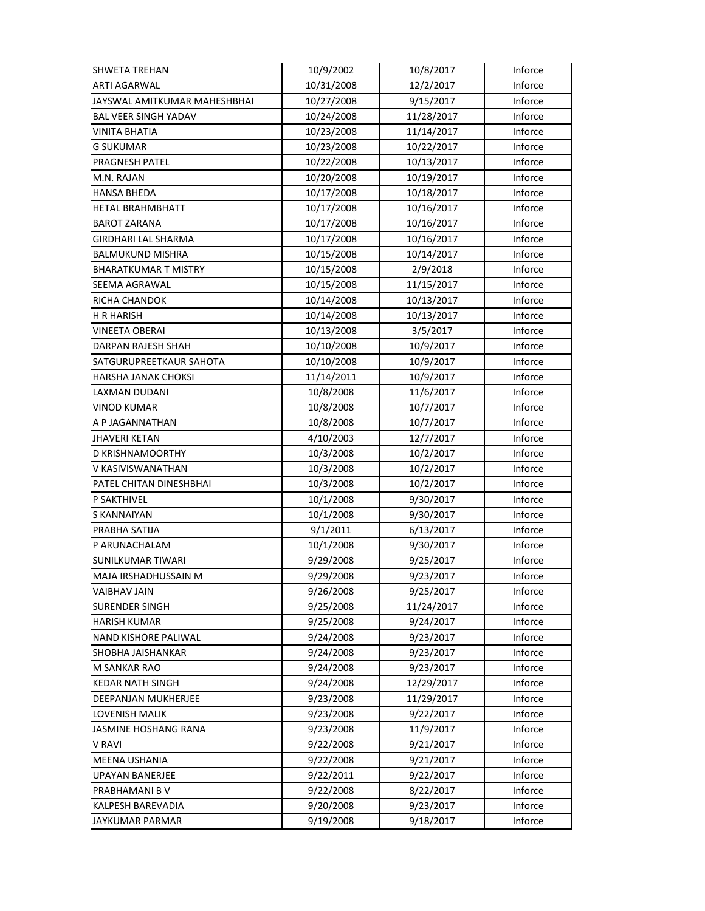| SHWETA TREHAN | 10/9/2002 | 10/8/2017 | Inforce |
|---|---|---|---|
| ARTI AGARWAL | 10/31/2008 | 12/2/2017 | Inforce |
| JAYSWAL AMITKUMAR MAHESHBHAI | 10/27/2008 | 9/15/2017 | Inforce |
| BAL VEER SINGH YADAV | 10/24/2008 | 11/28/2017 | Inforce |
| VINITA BHATIA | 10/23/2008 | 11/14/2017 | Inforce |
| G SUKUMAR | 10/23/2008 | 10/22/2017 | Inforce |
| PRAGNESH PATEL | 10/22/2008 | 10/13/2017 | Inforce |
| M.N. RAJAN | 10/20/2008 | 10/19/2017 | Inforce |
| HANSA BHEDA | 10/17/2008 | 10/18/2017 | Inforce |
| HETAL BRAHMBHATT | 10/17/2008 | 10/16/2017 | Inforce |
| BAROT ZARANA | 10/17/2008 | 10/16/2017 | Inforce |
| GIRDHARI LAL SHARMA | 10/17/2008 | 10/16/2017 | Inforce |
| BALMUKUND MISHRA | 10/15/2008 | 10/14/2017 | Inforce |
| BHARATKUMAR T MISTRY | 10/15/2008 | 2/9/2018 | Inforce |
| SEEMA AGRAWAL | 10/15/2008 | 11/15/2017 | Inforce |
| RICHA CHANDOK | 10/14/2008 | 10/13/2017 | Inforce |
| H R HARISH | 10/14/2008 | 10/13/2017 | Inforce |
| VINEETA OBERAI | 10/13/2008 | 3/5/2017 | Inforce |
| DARPAN RAJESH SHAH | 10/10/2008 | 10/9/2017 | Inforce |
| SATGURUPREETKAUR SAHOTA | 10/10/2008 | 10/9/2017 | Inforce |
| HARSHA JANAK CHOKSI | 11/14/2011 | 10/9/2017 | Inforce |
| LAXMAN DUDANI | 10/8/2008 | 11/6/2017 | Inforce |
| VINOD KUMAR | 10/8/2008 | 10/7/2017 | Inforce |
| A P JAGANNATHAN | 10/8/2008 | 10/7/2017 | Inforce |
| JHAVERI KETAN | 4/10/2003 | 12/7/2017 | Inforce |
| D KRISHNAMOORTHY | 10/3/2008 | 10/2/2017 | Inforce |
| V KASIVISWANATHAN | 10/3/2008 | 10/2/2017 | Inforce |
| PATEL CHITAN DINESHBHAI | 10/3/2008 | 10/2/2017 | Inforce |
| P SAKTHIVEL | 10/1/2008 | 9/30/2017 | Inforce |
| S KANNAIYAN | 10/1/2008 | 9/30/2017 | Inforce |
| PRABHA SATIJA | 9/1/2011 | 6/13/2017 | Inforce |
| P ARUNACHALAM | 10/1/2008 | 9/30/2017 | Inforce |
| SUNILKUMAR TIWARI | 9/29/2008 | 9/25/2017 | Inforce |
| MAJA IRSHADHUSSAIN M | 9/29/2008 | 9/23/2017 | Inforce |
| VAIBHAV JAIN | 9/26/2008 | 9/25/2017 | Inforce |
| SURENDER SINGH | 9/25/2008 | 11/24/2017 | Inforce |
| HARISH KUMAR | 9/25/2008 | 9/24/2017 | Inforce |
| NAND KISHORE PALIWAL | 9/24/2008 | 9/23/2017 | Inforce |
| SHOBHA JAISHANKAR | 9/24/2008 | 9/23/2017 | Inforce |
| M SANKAR RAO | 9/24/2008 | 9/23/2017 | Inforce |
| KEDAR NATH SINGH | 9/24/2008 | 12/29/2017 | Inforce |
| DEEPANJAN MUKHERJEE | 9/23/2008 | 11/29/2017 | Inforce |
| LOVENISH MALIK | 9/23/2008 | 9/22/2017 | Inforce |
| JASMINE HOSHANG RANA | 9/23/2008 | 11/9/2017 | Inforce |
| V RAVI | 9/22/2008 | 9/21/2017 | Inforce |
| MEENA USHANIA | 9/22/2008 | 9/21/2017 | Inforce |
| UPAYAN BANERJEE | 9/22/2011 | 9/22/2017 | Inforce |
| PRABHAMANI B V | 9/22/2008 | 8/22/2017 | Inforce |
| KALPESH BAREVADIA | 9/20/2008 | 9/23/2017 | Inforce |
| JAYKUMAR PARMAR | 9/19/2008 | 9/18/2017 | Inforce |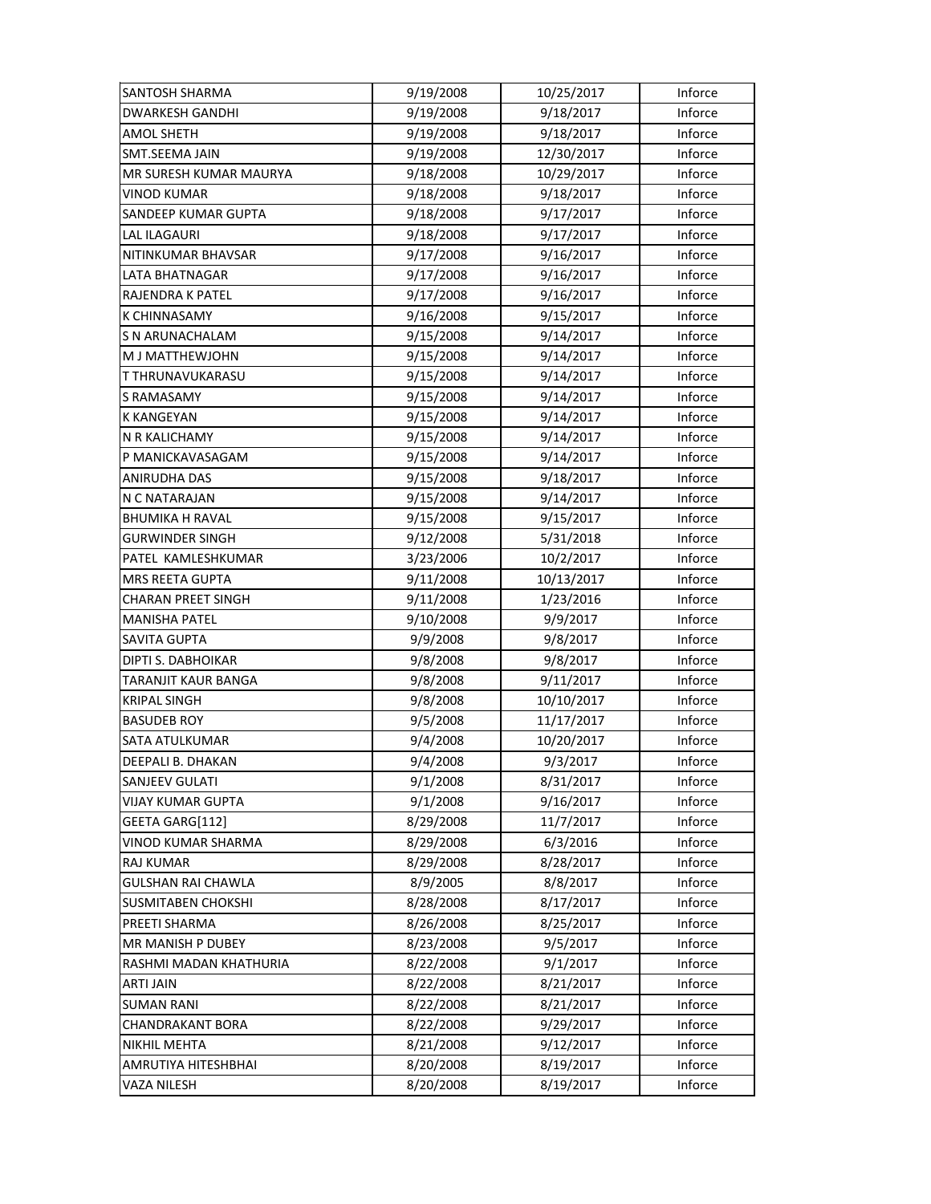| SANTOSH SHARMA | 9/19/2008 | 10/25/2017 | Inforce |
|---|---|---|---|
| DWARKESH GANDHI | 9/19/2008 | 9/18/2017 | Inforce |
| AMOL SHETH | 9/19/2008 | 9/18/2017 | Inforce |
| SMT.SEEMA JAIN | 9/19/2008 | 12/30/2017 | Inforce |
| MR SURESH KUMAR MAURYA | 9/18/2008 | 10/29/2017 | Inforce |
| VINOD KUMAR | 9/18/2008 | 9/18/2017 | Inforce |
| SANDEEP KUMAR GUPTA | 9/18/2008 | 9/17/2017 | Inforce |
| LAL ILAGAURI | 9/18/2008 | 9/17/2017 | Inforce |
| NITINKUMAR BHAVSAR | 9/17/2008 | 9/16/2017 | Inforce |
| LATA BHATNAGAR | 9/17/2008 | 9/16/2017 | Inforce |
| RAJENDRA K PATEL | 9/17/2008 | 9/16/2017 | Inforce |
| K CHINNASAMY | 9/16/2008 | 9/15/2017 | Inforce |
| S N ARUNACHALAM | 9/15/2008 | 9/14/2017 | Inforce |
| M J MATTHEWJOHN | 9/15/2008 | 9/14/2017 | Inforce |
| T THRUNAVUKARASU | 9/15/2008 | 9/14/2017 | Inforce |
| S RAMASAMY | 9/15/2008 | 9/14/2017 | Inforce |
| K KANGEYAN | 9/15/2008 | 9/14/2017 | Inforce |
| N R KALICHAMY | 9/15/2008 | 9/14/2017 | Inforce |
| P MANICKAVASAGAM | 9/15/2008 | 9/14/2017 | Inforce |
| ANIRUDHA DAS | 9/15/2008 | 9/18/2017 | Inforce |
| N C NATARAJAN | 9/15/2008 | 9/14/2017 | Inforce |
| BHUMIKA H RAVAL | 9/15/2008 | 9/15/2017 | Inforce |
| GURWINDER SINGH | 9/12/2008 | 5/31/2018 | Inforce |
| PATEL KAMLESHKUMAR | 3/23/2006 | 10/2/2017 | Inforce |
| MRS REETA GUPTA | 9/11/2008 | 10/13/2017 | Inforce |
| CHARAN PREET SINGH | 9/11/2008 | 1/23/2016 | Inforce |
| MANISHA PATEL | 9/10/2008 | 9/9/2017 | Inforce |
| SAVITA GUPTA | 9/9/2008 | 9/8/2017 | Inforce |
| DIPTI S. DABHOIKAR | 9/8/2008 | 9/8/2017 | Inforce |
| TARANJIT KAUR BANGA | 9/8/2008 | 9/11/2017 | Inforce |
| KRIPAL SINGH | 9/8/2008 | 10/10/2017 | Inforce |
| BASUDEB ROY | 9/5/2008 | 11/17/2017 | Inforce |
| SATA ATULKUMAR | 9/4/2008 | 10/20/2017 | Inforce |
| DEEPALI B. DHAKAN | 9/4/2008 | 9/3/2017 | Inforce |
| SANJEEV GULATI | 9/1/2008 | 8/31/2017 | Inforce |
| VIJAY KUMAR GUPTA | 9/1/2008 | 9/16/2017 | Inforce |
| GEETA GARG[112] | 8/29/2008 | 11/7/2017 | Inforce |
| VINOD KUMAR SHARMA | 8/29/2008 | 6/3/2016 | Inforce |
| RAJ KUMAR | 8/29/2008 | 8/28/2017 | Inforce |
| GULSHAN RAI CHAWLA | 8/9/2005 | 8/8/2017 | Inforce |
| SUSMITABEN CHOKSHI | 8/28/2008 | 8/17/2017 | Inforce |
| PREETI SHARMA | 8/26/2008 | 8/25/2017 | Inforce |
| MR MANISH P DUBEY | 8/23/2008 | 9/5/2017 | Inforce |
| RASHMI MADAN KHATHURIA | 8/22/2008 | 9/1/2017 | Inforce |
| ARTI JAIN | 8/22/2008 | 8/21/2017 | Inforce |
| SUMAN RANI | 8/22/2008 | 8/21/2017 | Inforce |
| CHANDRAKANT BORA | 8/22/2008 | 9/29/2017 | Inforce |
| NIKHIL MEHTA | 8/21/2008 | 9/12/2017 | Inforce |
| AMRUTIYA HITESHBHAI | 8/20/2008 | 8/19/2017 | Inforce |
| VAZA NILESH | 8/20/2008 | 8/19/2017 | Inforce |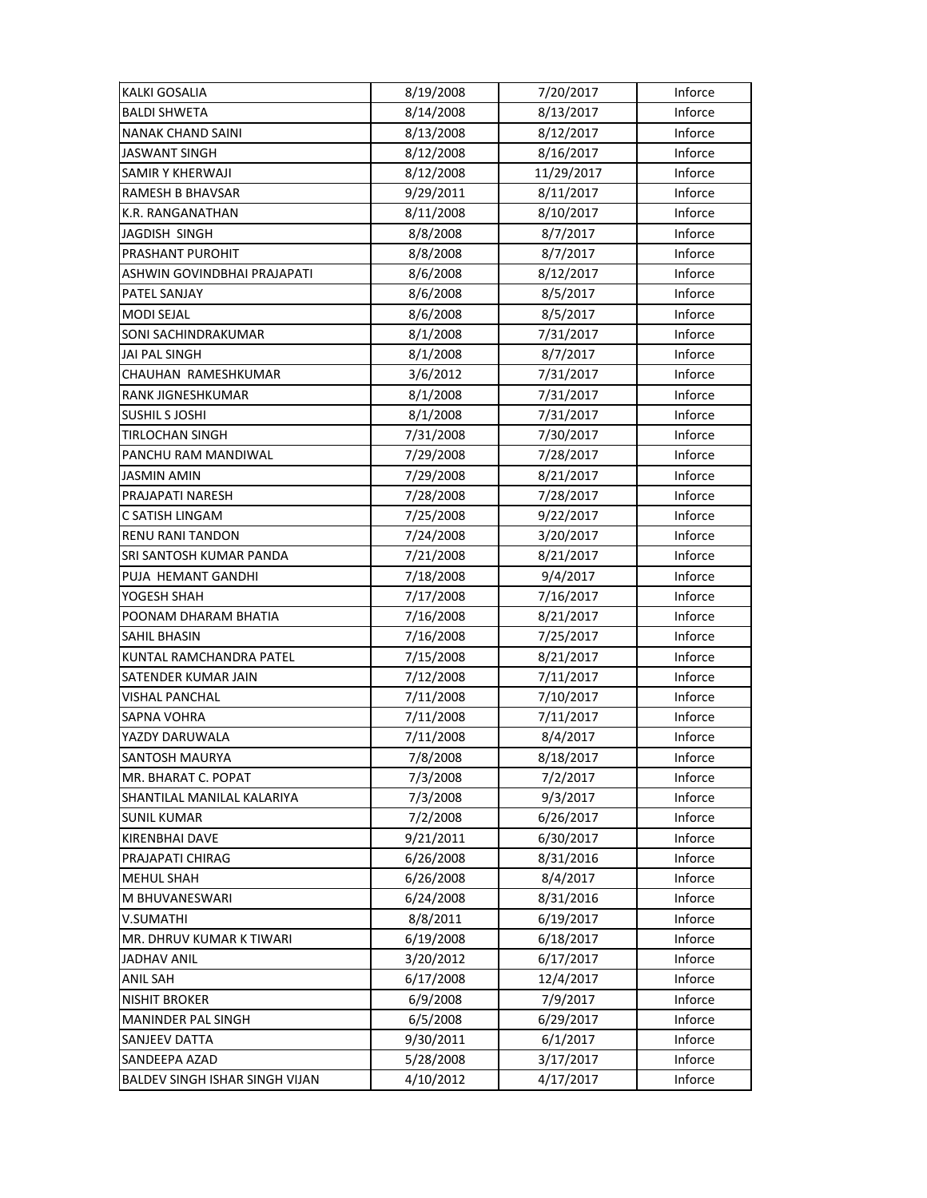| | | | |
|---|---|---|---|
| KALKI GOSALIA | 8/19/2008 | 7/20/2017 | Inforce |
| BALDI SHWETA | 8/14/2008 | 8/13/2017 | Inforce |
| NANAK CHAND SAINI | 8/13/2008 | 8/12/2017 | Inforce |
| JASWANT SINGH | 8/12/2008 | 8/16/2017 | Inforce |
| SAMIR Y KHERWAJI | 8/12/2008 | 11/29/2017 | Inforce |
| RAMESH B BHAVSAR | 9/29/2011 | 8/11/2017 | Inforce |
| K.R. RANGANATHAN | 8/11/2008 | 8/10/2017 | Inforce |
| JAGDISH SINGH | 8/8/2008 | 8/7/2017 | Inforce |
| PRASHANT PUROHIT | 8/8/2008 | 8/7/2017 | Inforce |
| ASHWIN GOVINDBHAI PRAJAPATI | 8/6/2008 | 8/12/2017 | Inforce |
| PATEL SANJAY | 8/6/2008 | 8/5/2017 | Inforce |
| MODI SEJAL | 8/6/2008 | 8/5/2017 | Inforce |
| SONI SACHINDRAKUMAR | 8/1/2008 | 7/31/2017 | Inforce |
| JAI PAL SINGH | 8/1/2008 | 8/7/2017 | Inforce |
| CHAUHAN RAMESHKUMAR | 3/6/2012 | 7/31/2017 | Inforce |
| RANK JIGNESHKUMAR | 8/1/2008 | 7/31/2017 | Inforce |
| SUSHIL S JOSHI | 8/1/2008 | 7/31/2017 | Inforce |
| TIRLOCHAN SINGH | 7/31/2008 | 7/30/2017 | Inforce |
| PANCHU RAM MANDIWAL | 7/29/2008 | 7/28/2017 | Inforce |
| JASMIN AMIN | 7/29/2008 | 8/21/2017 | Inforce |
| PRAJAPATI NARESH | 7/28/2008 | 7/28/2017 | Inforce |
| C SATISH LINGAM | 7/25/2008 | 9/22/2017 | Inforce |
| RENU RANI TANDON | 7/24/2008 | 3/20/2017 | Inforce |
| SRI SANTOSH KUMAR PANDA | 7/21/2008 | 8/21/2017 | Inforce |
| PUJA HEMANT GANDHI | 7/18/2008 | 9/4/2017 | Inforce |
| YOGESH SHAH | 7/17/2008 | 7/16/2017 | Inforce |
| POONAM DHARAM BHATIA | 7/16/2008 | 8/21/2017 | Inforce |
| SAHIL BHASIN | 7/16/2008 | 7/25/2017 | Inforce |
| KUNTAL RAMCHANDRA PATEL | 7/15/2008 | 8/21/2017 | Inforce |
| SATENDER KUMAR JAIN | 7/12/2008 | 7/11/2017 | Inforce |
| VISHAL PANCHAL | 7/11/2008 | 7/10/2017 | Inforce |
| SAPNA VOHRA | 7/11/2008 | 7/11/2017 | Inforce |
| YAZDY DARUWALA | 7/11/2008 | 8/4/2017 | Inforce |
| SANTOSH MAURYA | 7/8/2008 | 8/18/2017 | Inforce |
| MR. BHARAT C. POPAT | 7/3/2008 | 7/2/2017 | Inforce |
| SHANTILAL MANILAL KALARIYA | 7/3/2008 | 9/3/2017 | Inforce |
| SUNIL KUMAR | 7/2/2008 | 6/26/2017 | Inforce |
| KIRENBHAI DAVE | 9/21/2011 | 6/30/2017 | Inforce |
| PRAJAPATI CHIRAG | 6/26/2008 | 8/31/2016 | Inforce |
| MEHUL SHAH | 6/26/2008 | 8/4/2017 | Inforce |
| M BHUVANESWARI | 6/24/2008 | 8/31/2016 | Inforce |
| V.SUMATHI | 8/8/2011 | 6/19/2017 | Inforce |
| MR. DHRUV KUMAR K TIWARI | 6/19/2008 | 6/18/2017 | Inforce |
| JADHAV ANIL | 3/20/2012 | 6/17/2017 | Inforce |
| ANIL SAH | 6/17/2008 | 12/4/2017 | Inforce |
| NISHIT BROKER | 6/9/2008 | 7/9/2017 | Inforce |
| MANINDER PAL SINGH | 6/5/2008 | 6/29/2017 | Inforce |
| SANJEEV DATTA | 9/30/2011 | 6/1/2017 | Inforce |
| SANDEEPA AZAD | 5/28/2008 | 3/17/2017 | Inforce |
| BALDEV SINGH ISHAR SINGH VIJAN | 4/10/2012 | 4/17/2017 | Inforce |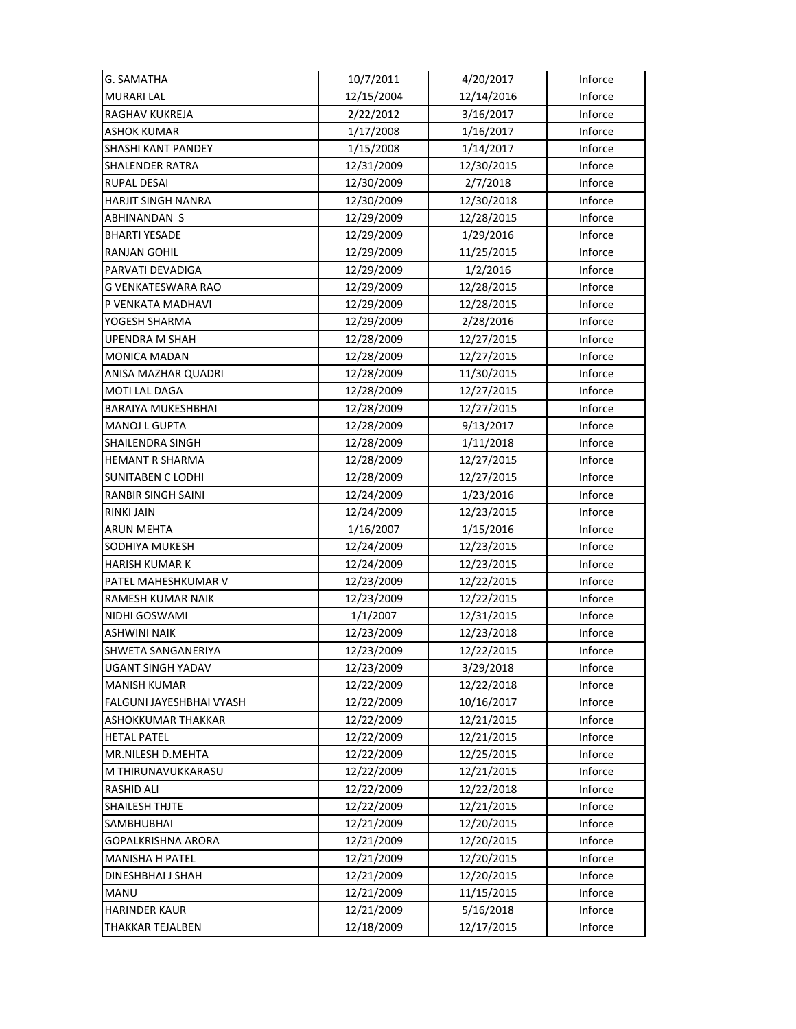| G. SAMATHA | 10/7/2011 | 4/20/2017 | Inforce |
|---|---|---|---|
| MURARI LAL | 12/15/2004 | 12/14/2016 | Inforce |
| RAGHAV KUKREJA | 2/22/2012 | 3/16/2017 | Inforce |
| ASHOK KUMAR | 1/17/2008 | 1/16/2017 | Inforce |
| SHASHI KANT PANDEY | 1/15/2008 | 1/14/2017 | Inforce |
| SHALENDER RATRA | 12/31/2009 | 12/30/2015 | Inforce |
| RUPAL DESAI | 12/30/2009 | 2/7/2018 | Inforce |
| HARJIT SINGH NANRA | 12/30/2009 | 12/30/2018 | Inforce |
| ABHINANDAN S | 12/29/2009 | 12/28/2015 | Inforce |
| BHARTI YESADE | 12/29/2009 | 1/29/2016 | Inforce |
| RANJAN GOHIL | 12/29/2009 | 11/25/2015 | Inforce |
| PARVATI DEVADIGA | 12/29/2009 | 1/2/2016 | Inforce |
| G VENKATESWARA RAO | 12/29/2009 | 12/28/2015 | Inforce |
| P VENKATA MADHAVI | 12/29/2009 | 12/28/2015 | Inforce |
| YOGESH SHARMA | 12/29/2009 | 2/28/2016 | Inforce |
| UPENDRA M SHAH | 12/28/2009 | 12/27/2015 | Inforce |
| MONICA MADAN | 12/28/2009 | 12/27/2015 | Inforce |
| ANISA MAZHAR QUADRI | 12/28/2009 | 11/30/2015 | Inforce |
| MOTI LAL DAGA | 12/28/2009 | 12/27/2015 | Inforce |
| BARAIYA MUKESHBHAI | 12/28/2009 | 12/27/2015 | Inforce |
| MANOJ L GUPTA | 12/28/2009 | 9/13/2017 | Inforce |
| SHAILENDRA SINGH | 12/28/2009 | 1/11/2018 | Inforce |
| HEMANT R SHARMA | 12/28/2009 | 12/27/2015 | Inforce |
| SUNITABEN C LODHI | 12/28/2009 | 12/27/2015 | Inforce |
| RANBIR SINGH SAINI | 12/24/2009 | 1/23/2016 | Inforce |
| RINKI JAIN | 12/24/2009 | 12/23/2015 | Inforce |
| ARUN MEHTA | 1/16/2007 | 1/15/2016 | Inforce |
| SODHIYA MUKESH | 12/24/2009 | 12/23/2015 | Inforce |
| HARISH KUMAR K | 12/24/2009 | 12/23/2015 | Inforce |
| PATEL MAHESHKUMAR V | 12/23/2009 | 12/22/2015 | Inforce |
| RAMESH KUMAR NAIK | 12/23/2009 | 12/22/2015 | Inforce |
| NIDHI GOSWAMI | 1/1/2007 | 12/31/2015 | Inforce |
| ASHWINI NAIK | 12/23/2009 | 12/23/2018 | Inforce |
| SHWETA SANGANERIYA | 12/23/2009 | 12/22/2015 | Inforce |
| UGANT SINGH YADAV | 12/23/2009 | 3/29/2018 | Inforce |
| MANISH KUMAR | 12/22/2009 | 12/22/2018 | Inforce |
| FALGUNI JAYESHBHAI VYASH | 12/22/2009 | 10/16/2017 | Inforce |
| ASHOKKUMAR THAKKAR | 12/22/2009 | 12/21/2015 | Inforce |
| HETAL PATEL | 12/22/2009 | 12/21/2015 | Inforce |
| MR.NILESH D.MEHTA | 12/22/2009 | 12/25/2015 | Inforce |
| M THIRUNAVUKKARASU | 12/22/2009 | 12/21/2015 | Inforce |
| RASHID ALI | 12/22/2009 | 12/22/2018 | Inforce |
| SHAILESH THJTE | 12/22/2009 | 12/21/2015 | Inforce |
| SAMBHUBHAI | 12/21/2009 | 12/20/2015 | Inforce |
| GOPALKRISHNA ARORA | 12/21/2009 | 12/20/2015 | Inforce |
| MANISHA H PATEL | 12/21/2009 | 12/20/2015 | Inforce |
| DINESHBHAI J SHAH | 12/21/2009 | 12/20/2015 | Inforce |
| MANU | 12/21/2009 | 11/15/2015 | Inforce |
| HARINDER KAUR | 12/21/2009 | 5/16/2018 | Inforce |
| THAKKAR TEJALBEN | 12/18/2009 | 12/17/2015 | Inforce |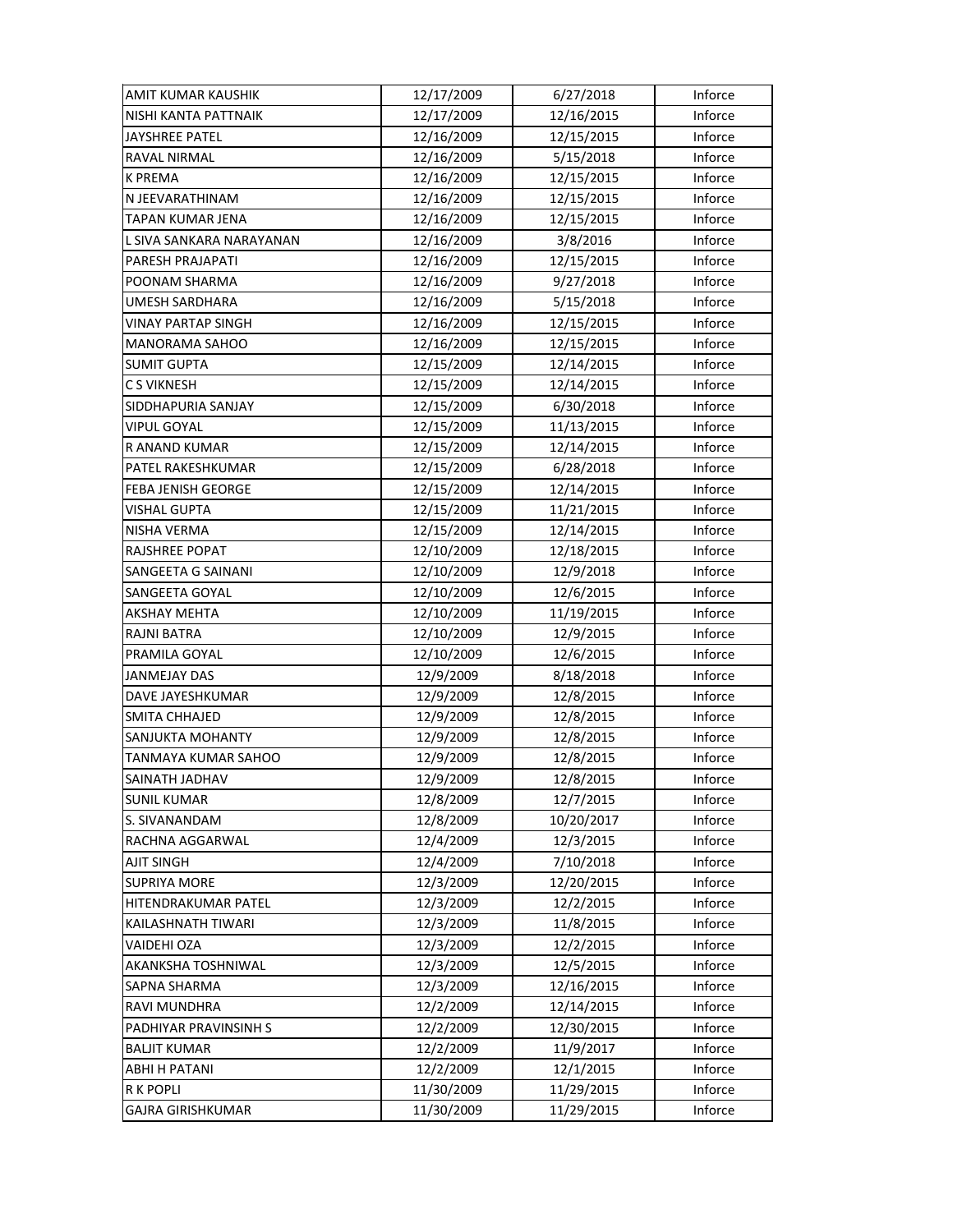| | | | |
|---|---|---|---|
| AMIT KUMAR KAUSHIK | 12/17/2009 | 6/27/2018 | Inforce |
| NISHI KANTA PATTNAIK | 12/17/2009 | 12/16/2015 | Inforce |
| JAYSHREE PATEL | 12/16/2009 | 12/15/2015 | Inforce |
| RAVAL NIRMAL | 12/16/2009 | 5/15/2018 | Inforce |
| K PREMA | 12/16/2009 | 12/15/2015 | Inforce |
| N JEEVARATHINAM | 12/16/2009 | 12/15/2015 | Inforce |
| TAPAN KUMAR JENA | 12/16/2009 | 12/15/2015 | Inforce |
| L SIVA SANKARA NARAYANAN | 12/16/2009 | 3/8/2016 | Inforce |
| PARESH PRAJAPATI | 12/16/2009 | 12/15/2015 | Inforce |
| POONAM SHARMA | 12/16/2009 | 9/27/2018 | Inforce |
| UMESH SARDHARA | 12/16/2009 | 5/15/2018 | Inforce |
| VINAY PARTAP SINGH | 12/16/2009 | 12/15/2015 | Inforce |
| MANORAMA SAHOO | 12/16/2009 | 12/15/2015 | Inforce |
| SUMIT GUPTA | 12/15/2009 | 12/14/2015 | Inforce |
| C S VIKNESH | 12/15/2009 | 12/14/2015 | Inforce |
| SIDDHAPURIA SANJAY | 12/15/2009 | 6/30/2018 | Inforce |
| VIPUL GOYAL | 12/15/2009 | 11/13/2015 | Inforce |
| R ANAND KUMAR | 12/15/2009 | 12/14/2015 | Inforce |
| PATEL RAKESHKUMAR | 12/15/2009 | 6/28/2018 | Inforce |
| FEBA JENISH GEORGE | 12/15/2009 | 12/14/2015 | Inforce |
| VISHAL GUPTA | 12/15/2009 | 11/21/2015 | Inforce |
| NISHA VERMA | 12/15/2009 | 12/14/2015 | Inforce |
| RAJSHREE POPAT | 12/10/2009 | 12/18/2015 | Inforce |
| SANGEETA G SAINANI | 12/10/2009 | 12/9/2018 | Inforce |
| SANGEETA GOYAL | 12/10/2009 | 12/6/2015 | Inforce |
| AKSHAY MEHTA | 12/10/2009 | 11/19/2015 | Inforce |
| RAJNI BATRA | 12/10/2009 | 12/9/2015 | Inforce |
| PRAMILA GOYAL | 12/10/2009 | 12/6/2015 | Inforce |
| JANMEJAY DAS | 12/9/2009 | 8/18/2018 | Inforce |
| DAVE JAYESHKUMAR | 12/9/2009 | 12/8/2015 | Inforce |
| SMITA CHHAJED | 12/9/2009 | 12/8/2015 | Inforce |
| SANJUKTA MOHANTY | 12/9/2009 | 12/8/2015 | Inforce |
| TANMAYA KUMAR SAHOO | 12/9/2009 | 12/8/2015 | Inforce |
| SAINATH JADHAV | 12/9/2009 | 12/8/2015 | Inforce |
| SUNIL KUMAR | 12/8/2009 | 12/7/2015 | Inforce |
| S. SIVANANDAM | 12/8/2009 | 10/20/2017 | Inforce |
| RACHNA AGGARWAL | 12/4/2009 | 12/3/2015 | Inforce |
| AJIT SINGH | 12/4/2009 | 7/10/2018 | Inforce |
| SUPRIYA MORE | 12/3/2009 | 12/20/2015 | Inforce |
| HITENDRAKUMAR PATEL | 12/3/2009 | 12/2/2015 | Inforce |
| KAILASHNATH TIWARI | 12/3/2009 | 11/8/2015 | Inforce |
| VAIDEHI OZA | 12/3/2009 | 12/2/2015 | Inforce |
| AKANKSHA TOSHNIWAL | 12/3/2009 | 12/5/2015 | Inforce |
| SAPNA SHARMA | 12/3/2009 | 12/16/2015 | Inforce |
| RAVI MUNDHRA | 12/2/2009 | 12/14/2015 | Inforce |
| PADHIYAR PRAVINSINH S | 12/2/2009 | 12/30/2015 | Inforce |
| BALJIT KUMAR | 12/2/2009 | 11/9/2017 | Inforce |
| ABHI H PATANI | 12/2/2009 | 12/1/2015 | Inforce |
| R K POPLI | 11/30/2009 | 11/29/2015 | Inforce |
| GAJRA GIRISHKUMAR | 11/30/2009 | 11/29/2015 | Inforce |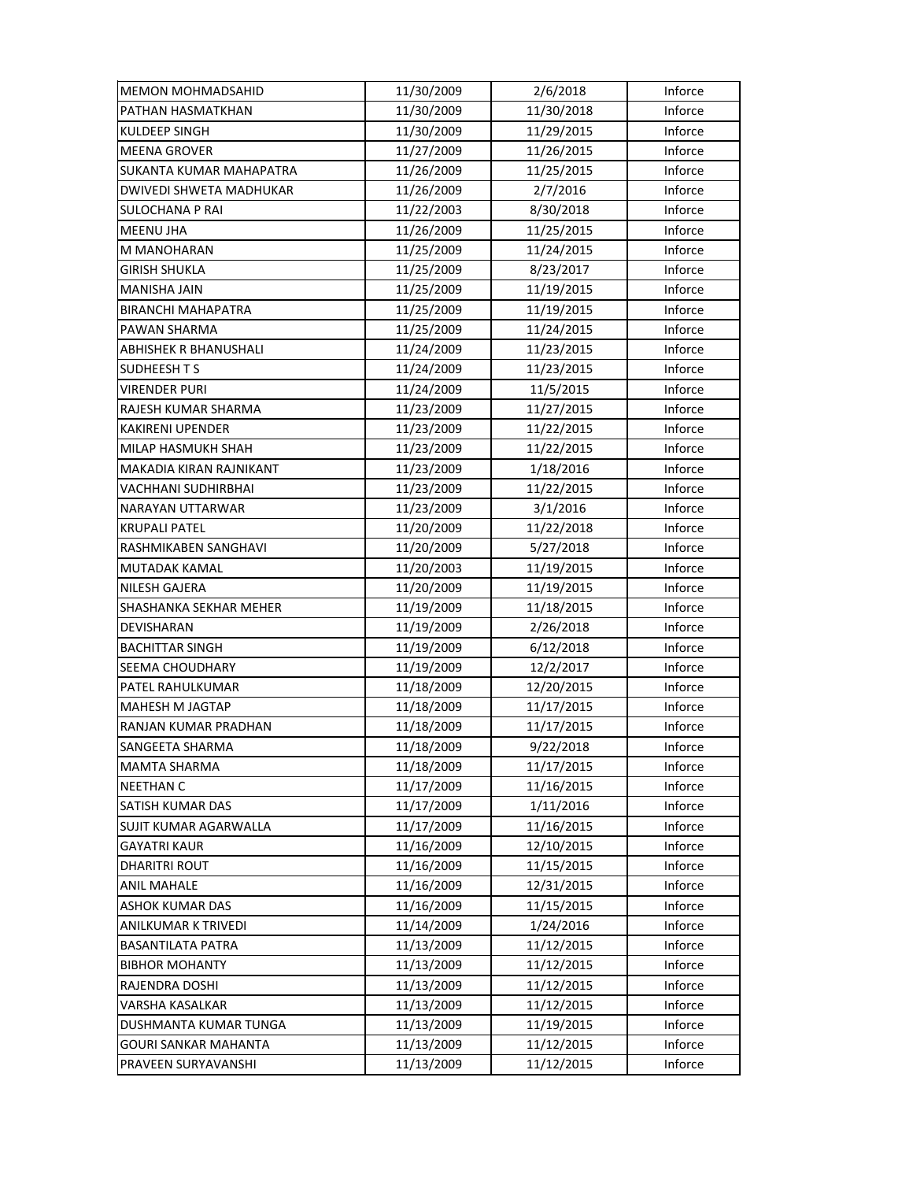| MEMON MOHMADSAHID | 11/30/2009 | 2/6/2018 | Inforce |
|---|---|---|---|
| PATHAN HASMATKHAN | 11/30/2009 | 11/30/2018 | Inforce |
| KULDEEP SINGH | 11/30/2009 | 11/29/2015 | Inforce |
| MEENA GROVER | 11/27/2009 | 11/26/2015 | Inforce |
| SUKANTA KUMAR MAHAPATRA | 11/26/2009 | 11/25/2015 | Inforce |
| DWIVEDI SHWETA MADHUKAR | 11/26/2009 | 2/7/2016 | Inforce |
| SULOCHANA P RAI | 11/22/2003 | 8/30/2018 | Inforce |
| MEENU JHA | 11/26/2009 | 11/25/2015 | Inforce |
| M MANOHARAN | 11/25/2009 | 11/24/2015 | Inforce |
| GIRISH SHUKLA | 11/25/2009 | 8/23/2017 | Inforce |
| MANISHA JAIN | 11/25/2009 | 11/19/2015 | Inforce |
| BIRANCHI MAHAPATRA | 11/25/2009 | 11/19/2015 | Inforce |
| PAWAN SHARMA | 11/25/2009 | 11/24/2015 | Inforce |
| ABHISHEK R BHANUSHALI | 11/24/2009 | 11/23/2015 | Inforce |
| SUDHEESH T S | 11/24/2009 | 11/23/2015 | Inforce |
| VIRENDER PURI | 11/24/2009 | 11/5/2015 | Inforce |
| RAJESH KUMAR SHARMA | 11/23/2009 | 11/27/2015 | Inforce |
| KAKIRENI UPENDER | 11/23/2009 | 11/22/2015 | Inforce |
| MILAP HASMUKH SHAH | 11/23/2009 | 11/22/2015 | Inforce |
| MAKADIA KIRAN RAJNIKANT | 11/23/2009 | 1/18/2016 | Inforce |
| VACHHANI SUDHIRBHAI | 11/23/2009 | 11/22/2015 | Inforce |
| NARAYAN UTTARWAR | 11/23/2009 | 3/1/2016 | Inforce |
| KRUPALI PATEL | 11/20/2009 | 11/22/2018 | Inforce |
| RASHMIKABEN SANGHAVI | 11/20/2009 | 5/27/2018 | Inforce |
| MUTADAK KAMAL | 11/20/2003 | 11/19/2015 | Inforce |
| NILESH GAJERA | 11/20/2009 | 11/19/2015 | Inforce |
| SHASHANKA SEKHAR MEHER | 11/19/2009 | 11/18/2015 | Inforce |
| DEVISHARAN | 11/19/2009 | 2/26/2018 | Inforce |
| BACHITTAR SINGH | 11/19/2009 | 6/12/2018 | Inforce |
| SEEMA CHOUDHARY | 11/19/2009 | 12/2/2017 | Inforce |
| PATEL RAHULKUMAR | 11/18/2009 | 12/20/2015 | Inforce |
| MAHESH M JAGTAP | 11/18/2009 | 11/17/2015 | Inforce |
| RANJAN KUMAR PRADHAN | 11/18/2009 | 11/17/2015 | Inforce |
| SANGEETA SHARMA | 11/18/2009 | 9/22/2018 | Inforce |
| MAMTA SHARMA | 11/18/2009 | 11/17/2015 | Inforce |
| NEETHAN C | 11/17/2009 | 11/16/2015 | Inforce |
| SATISH KUMAR DAS | 11/17/2009 | 1/11/2016 | Inforce |
| SUJIT KUMAR AGARWALLA | 11/17/2009 | 11/16/2015 | Inforce |
| GAYATRI KAUR | 11/16/2009 | 12/10/2015 | Inforce |
| DHARITRI ROUT | 11/16/2009 | 11/15/2015 | Inforce |
| ANIL MAHALE | 11/16/2009 | 12/31/2015 | Inforce |
| ASHOK KUMAR DAS | 11/16/2009 | 11/15/2015 | Inforce |
| ANILKUMAR K TRIVEDI | 11/14/2009 | 1/24/2016 | Inforce |
| BASANTILATA PATRA | 11/13/2009 | 11/12/2015 | Inforce |
| BIBHOR MOHANTY | 11/13/2009 | 11/12/2015 | Inforce |
| RAJENDRA DOSHI | 11/13/2009 | 11/12/2015 | Inforce |
| VARSHA KASALKAR | 11/13/2009 | 11/12/2015 | Inforce |
| DUSHMANTA KUMAR TUNGA | 11/13/2009 | 11/19/2015 | Inforce |
| GOURI SANKAR MAHANTA | 11/13/2009 | 11/12/2015 | Inforce |
| PRAVEEN SURYAVANSHI | 11/13/2009 | 11/12/2015 | Inforce |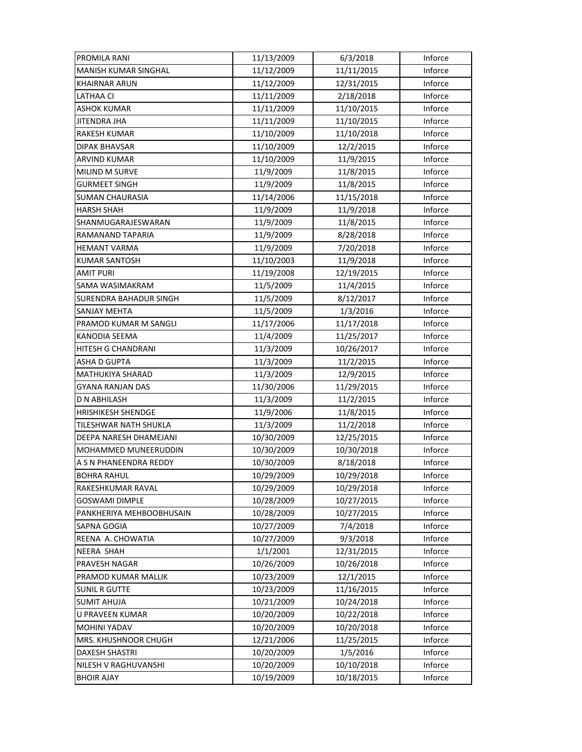| PROMILA RANI | 11/13/2009 | 6/3/2018 | Inforce |
|---|---|---|---|
| MANISH KUMAR SINGHAL | 11/12/2009 | 11/11/2015 | Inforce |
| KHAIRNAR ARUN | 11/12/2009 | 12/31/2015 | Inforce |
| LATHAA CI | 11/11/2009 | 2/18/2018 | Inforce |
| ASHOK KUMAR | 11/11/2009 | 11/10/2015 | Inforce |
| JITENDRA JHA | 11/11/2009 | 11/10/2015 | Inforce |
| RAKESH KUMAR | 11/10/2009 | 11/10/2018 | Inforce |
| DIPAK BHAVSAR | 11/10/2009 | 12/2/2015 | Inforce |
| ARVIND KUMAR | 11/10/2009 | 11/9/2015 | Inforce |
| MILIND M SURVE | 11/9/2009 | 11/8/2015 | Inforce |
| GURMEET SINGH | 11/9/2009 | 11/8/2015 | Inforce |
| SUMAN CHAURASIA | 11/14/2006 | 11/15/2018 | Inforce |
| HARSH SHAH | 11/9/2009 | 11/9/2018 | Inforce |
| SHANMUGARAJESWARAN | 11/9/2009 | 11/8/2015 | Inforce |
| RAMANAND TAPARIA | 11/9/2009 | 8/28/2018 | Inforce |
| HEMANT VARMA | 11/9/2009 | 7/20/2018 | Inforce |
| KUMAR SANTOSH | 11/10/2003 | 11/9/2018 | Inforce |
| AMIT PURI | 11/19/2008 | 12/19/2015 | Inforce |
| SAMA WASIMAKRAM | 11/5/2009 | 11/4/2015 | Inforce |
| SURENDRA BAHADUR SINGH | 11/5/2009 | 8/12/2017 | Inforce |
| SANJAY MEHTA | 11/5/2009 | 1/3/2016 | Inforce |
| PRAMOD KUMAR M SANGLI | 11/17/2006 | 11/17/2018 | Inforce |
| KANODIA SEEMA | 11/4/2009 | 11/25/2017 | Inforce |
| HITESH G CHANDRANI | 11/3/2009 | 10/26/2017 | Inforce |
| ASHA D GUPTA | 11/3/2009 | 11/2/2015 | Inforce |
| MATHUKIYA SHARAD | 11/3/2009 | 12/9/2015 | Inforce |
| GYANA RANJAN DAS | 11/30/2006 | 11/29/2015 | Inforce |
| D N ABHILASH | 11/3/2009 | 11/2/2015 | Inforce |
| HRISHIKESH SHENDGE | 11/9/2006 | 11/8/2015 | Inforce |
| TILESHWAR NATH SHUKLA | 11/3/2009 | 11/2/2018 | Inforce |
| DEEPA NARESH DHAMEJANI | 10/30/2009 | 12/25/2015 | Inforce |
| MOHAMMED MUNEERUDDIN | 10/30/2009 | 10/30/2018 | Inforce |
| A S N PHANEENDRA REDDY | 10/30/2009 | 8/18/2018 | Inforce |
| BOHRA RAHUL | 10/29/2009 | 10/29/2018 | Inforce |
| RAKESHKUMAR RAVAL | 10/29/2009 | 10/29/2018 | Inforce |
| GOSWAMI DIMPLE | 10/28/2009 | 10/27/2015 | Inforce |
| PANKHERIYA MEHBOOBHUSAIN | 10/28/2009 | 10/27/2015 | Inforce |
| SAPNA GOGIA | 10/27/2009 | 7/4/2018 | Inforce |
| REENA A. CHOWATIA | 10/27/2009 | 9/3/2018 | Inforce |
| NEERA SHAH | 1/1/2001 | 12/31/2015 | Inforce |
| PRAVESH NAGAR | 10/26/2009 | 10/26/2018 | Inforce |
| PRAMOD KUMAR MALLIK | 10/23/2009 | 12/1/2015 | Inforce |
| SUNIL R GUTTE | 10/23/2009 | 11/16/2015 | Inforce |
| SUMIT AHUJA | 10/21/2009 | 10/24/2018 | Inforce |
| U PRAVEEN KUMAR | 10/20/2009 | 10/22/2018 | Inforce |
| MOHINI YADAV | 10/20/2009 | 10/20/2018 | Inforce |
| MRS. KHUSHNOOR CHUGH | 12/21/2006 | 11/25/2015 | Inforce |
| DAXESH SHASTRI | 10/20/2009 | 1/5/2016 | Inforce |
| NILESH V RAGHUVANSHI | 10/20/2009 | 10/10/2018 | Inforce |
| BHOIR AJAY | 10/19/2009 | 10/18/2015 | Inforce |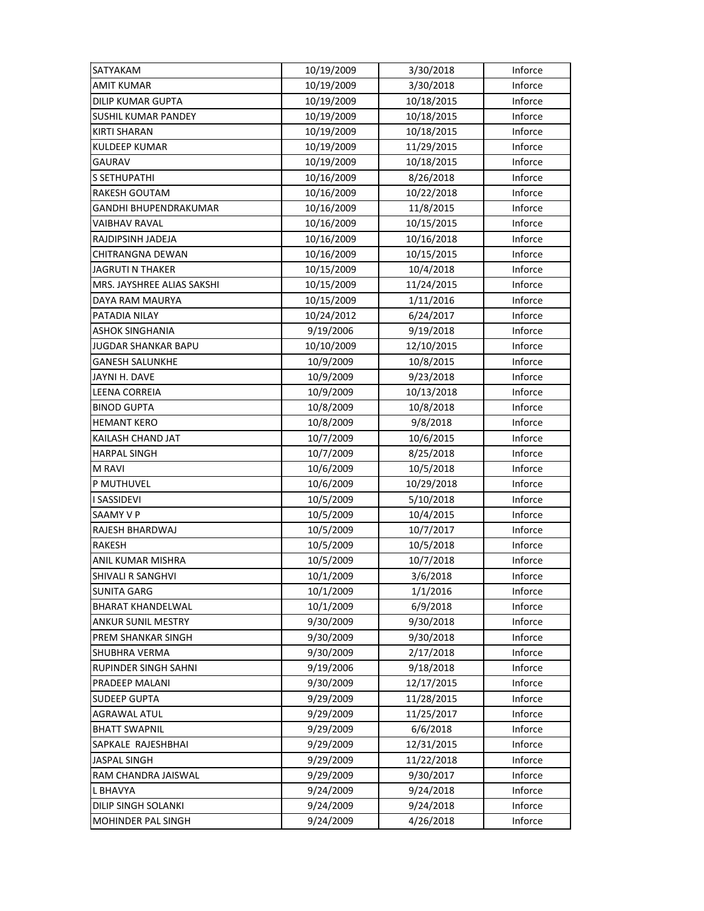| SATYAKAM | 10/19/2009 | 3/30/2018 | Inforce |
|---|---|---|---|
| AMIT KUMAR | 10/19/2009 | 3/30/2018 | Inforce |
| DILIP KUMAR GUPTA | 10/19/2009 | 10/18/2015 | Inforce |
| SUSHIL KUMAR PANDEY | 10/19/2009 | 10/18/2015 | Inforce |
| KIRTI SHARAN | 10/19/2009 | 10/18/2015 | Inforce |
| KULDEEP KUMAR | 10/19/2009 | 11/29/2015 | Inforce |
| GAURAV | 10/19/2009 | 10/18/2015 | Inforce |
| S SETHUPATHI | 10/16/2009 | 8/26/2018 | Inforce |
| RAKESH GOUTAM | 10/16/2009 | 10/22/2018 | Inforce |
| GANDHI BHUPENDRAKUMAR | 10/16/2009 | 11/8/2015 | Inforce |
| VAIBHAV RAVAL | 10/16/2009 | 10/15/2015 | Inforce |
| RAJDIPSINH JADEJA | 10/16/2009 | 10/16/2018 | Inforce |
| CHITRANGNA DEWAN | 10/16/2009 | 10/15/2015 | Inforce |
| JAGRUTI N THAKER | 10/15/2009 | 10/4/2018 | Inforce |
| MRS. JAYSHREE ALIAS SAKSHI | 10/15/2009 | 11/24/2015 | Inforce |
| DAYA RAM MAURYA | 10/15/2009 | 1/11/2016 | Inforce |
| PATADIA NILAY | 10/24/2012 | 6/24/2017 | Inforce |
| ASHOK SINGHANIA | 9/19/2006 | 9/19/2018 | Inforce |
| JUGDAR SHANKAR BAPU | 10/10/2009 | 12/10/2015 | Inforce |
| GANESH SALUNKHE | 10/9/2009 | 10/8/2015 | Inforce |
| JAYNI H. DAVE | 10/9/2009 | 9/23/2018 | Inforce |
| LEENA CORREIA | 10/9/2009 | 10/13/2018 | Inforce |
| BINOD GUPTA | 10/8/2009 | 10/8/2018 | Inforce |
| HEMANT KERO | 10/8/2009 | 9/8/2018 | Inforce |
| KAILASH CHAND JAT | 10/7/2009 | 10/6/2015 | Inforce |
| HARPAL SINGH | 10/7/2009 | 8/25/2018 | Inforce |
| M RAVI | 10/6/2009 | 10/5/2018 | Inforce |
| P MUTHUVEL | 10/6/2009 | 10/29/2018 | Inforce |
| I SASSIDEVI | 10/5/2009 | 5/10/2018 | Inforce |
| SAAMY V P | 10/5/2009 | 10/4/2015 | Inforce |
| RAJESH BHARDWAJ | 10/5/2009 | 10/7/2017 | Inforce |
| RAKESH | 10/5/2009 | 10/5/2018 | Inforce |
| ANIL KUMAR MISHRA | 10/5/2009 | 10/7/2018 | Inforce |
| SHIVALI R SANGHVI | 10/1/2009 | 3/6/2018 | Inforce |
| SUNITA GARG | 10/1/2009 | 1/1/2016 | Inforce |
| BHARAT KHANDELWAL | 10/1/2009 | 6/9/2018 | Inforce |
| ANKUR SUNIL MESTRY | 9/30/2009 | 9/30/2018 | Inforce |
| PREM SHANKAR SINGH | 9/30/2009 | 9/30/2018 | Inforce |
| SHUBHRA VERMA | 9/30/2009 | 2/17/2018 | Inforce |
| RUPINDER SINGH SAHNI | 9/19/2006 | 9/18/2018 | Inforce |
| PRADEEP MALANI | 9/30/2009 | 12/17/2015 | Inforce |
| SUDEEP GUPTA | 9/29/2009 | 11/28/2015 | Inforce |
| AGRAWAL ATUL | 9/29/2009 | 11/25/2017 | Inforce |
| BHATT SWAPNIL | 9/29/2009 | 6/6/2018 | Inforce |
| SAPKALE RAJESHBHAI | 9/29/2009 | 12/31/2015 | Inforce |
| JASPAL SINGH | 9/29/2009 | 11/22/2018 | Inforce |
| RAM CHANDRA JAISWAL | 9/29/2009 | 9/30/2017 | Inforce |
| L BHAVYA | 9/24/2009 | 9/24/2018 | Inforce |
| DILIP SINGH SOLANKI | 9/24/2009 | 9/24/2018 | Inforce |
| MOHINDER PAL SINGH | 9/24/2009 | 4/26/2018 | Inforce |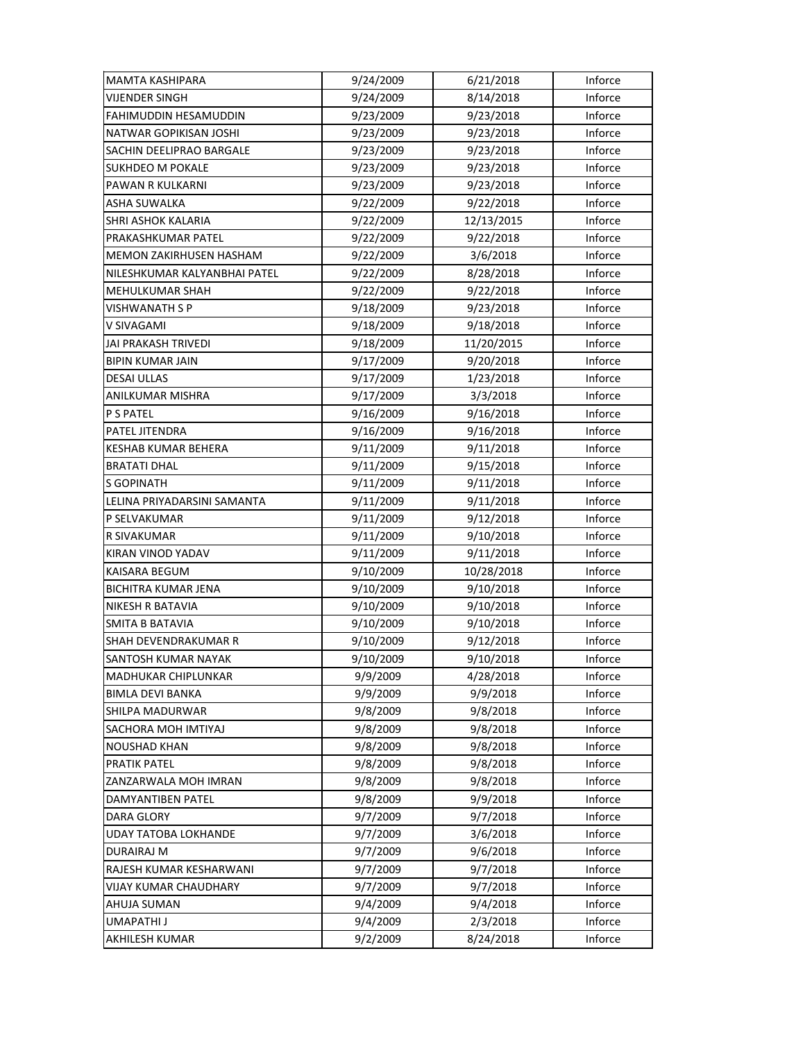| MAMTA KASHIPARA | 9/24/2009 | 6/21/2018 | Inforce |
|---|---|---|---|
| VIJENDER SINGH | 9/24/2009 | 8/14/2018 | Inforce |
| FAHIMUDDIN HESAMUDDIN | 9/23/2009 | 9/23/2018 | Inforce |
| NATWAR GOPIKISAN JOSHI | 9/23/2009 | 9/23/2018 | Inforce |
| SACHIN DEELIPRAO BARGALE | 9/23/2009 | 9/23/2018 | Inforce |
| SUKHDEO M POKALE | 9/23/2009 | 9/23/2018 | Inforce |
| PAWAN R KULKARNI | 9/23/2009 | 9/23/2018 | Inforce |
| ASHA SUWALKA | 9/22/2009 | 9/22/2018 | Inforce |
| SHRI ASHOK KALARIA | 9/22/2009 | 12/13/2015 | Inforce |
| PRAKASHKUMAR PATEL | 9/22/2009 | 9/22/2018 | Inforce |
| MEMON ZAKIRHUSEN HASHAM | 9/22/2009 | 3/6/2018 | Inforce |
| NILESHKUMAR KALYANBHAI PATEL | 9/22/2009 | 8/28/2018 | Inforce |
| MEHULKUMAR SHAH | 9/22/2009 | 9/22/2018 | Inforce |
| VISHWANATH S P | 9/18/2009 | 9/23/2018 | Inforce |
| V SIVAGAMI | 9/18/2009 | 9/18/2018 | Inforce |
| JAI PRAKASH TRIVEDI | 9/18/2009 | 11/20/2015 | Inforce |
| BIPIN KUMAR JAIN | 9/17/2009 | 9/20/2018 | Inforce |
| DESAI ULLAS | 9/17/2009 | 1/23/2018 | Inforce |
| ANILKUMAR MISHRA | 9/17/2009 | 3/3/2018 | Inforce |
| P S PATEL | 9/16/2009 | 9/16/2018 | Inforce |
| PATEL JITENDRA | 9/16/2009 | 9/16/2018 | Inforce |
| KESHAB KUMAR BEHERA | 9/11/2009 | 9/11/2018 | Inforce |
| BRATATI DHAL | 9/11/2009 | 9/15/2018 | Inforce |
| S GOPINATH | 9/11/2009 | 9/11/2018 | Inforce |
| LELINA PRIYADARSINI SAMANTA | 9/11/2009 | 9/11/2018 | Inforce |
| P SELVAKUMAR | 9/11/2009 | 9/12/2018 | Inforce |
| R SIVAKUMAR | 9/11/2009 | 9/10/2018 | Inforce |
| KIRAN VINOD YADAV | 9/11/2009 | 9/11/2018 | Inforce |
| KAISARA BEGUM | 9/10/2009 | 10/28/2018 | Inforce |
| BICHITRA KUMAR JENA | 9/10/2009 | 9/10/2018 | Inforce |
| NIKESH R BATAVIA | 9/10/2009 | 9/10/2018 | Inforce |
| SMITA B BATAVIA | 9/10/2009 | 9/10/2018 | Inforce |
| SHAH DEVENDRAKUMAR R | 9/10/2009 | 9/12/2018 | Inforce |
| SANTOSH KUMAR NAYAK | 9/10/2009 | 9/10/2018 | Inforce |
| MADHUKAR CHIPLUNKAR | 9/9/2009 | 4/28/2018 | Inforce |
| BIMLA DEVI BANKA | 9/9/2009 | 9/9/2018 | Inforce |
| SHILPA MADURWAR | 9/8/2009 | 9/8/2018 | Inforce |
| SACHORA MOH IMTIYAJ | 9/8/2009 | 9/8/2018 | Inforce |
| NOUSHAD KHAN | 9/8/2009 | 9/8/2018 | Inforce |
| PRATIK PATEL | 9/8/2009 | 9/8/2018 | Inforce |
| ZANZARWALA MOH IMRAN | 9/8/2009 | 9/8/2018 | Inforce |
| DAMYANTIBEN PATEL | 9/8/2009 | 9/9/2018 | Inforce |
| DARA GLORY | 9/7/2009 | 9/7/2018 | Inforce |
| UDAY TATOBA LOKHANDE | 9/7/2009 | 3/6/2018 | Inforce |
| DURAIRAJ M | 9/7/2009 | 9/6/2018 | Inforce |
| RAJESH KUMAR KESHARWANI | 9/7/2009 | 9/7/2018 | Inforce |
| VIJAY KUMAR CHAUDHARY | 9/7/2009 | 9/7/2018 | Inforce |
| AHUJA SUMAN | 9/4/2009 | 9/4/2018 | Inforce |
| UMAPATHI J | 9/4/2009 | 2/3/2018 | Inforce |
| AKHILESH KUMAR | 9/2/2009 | 8/24/2018 | Inforce |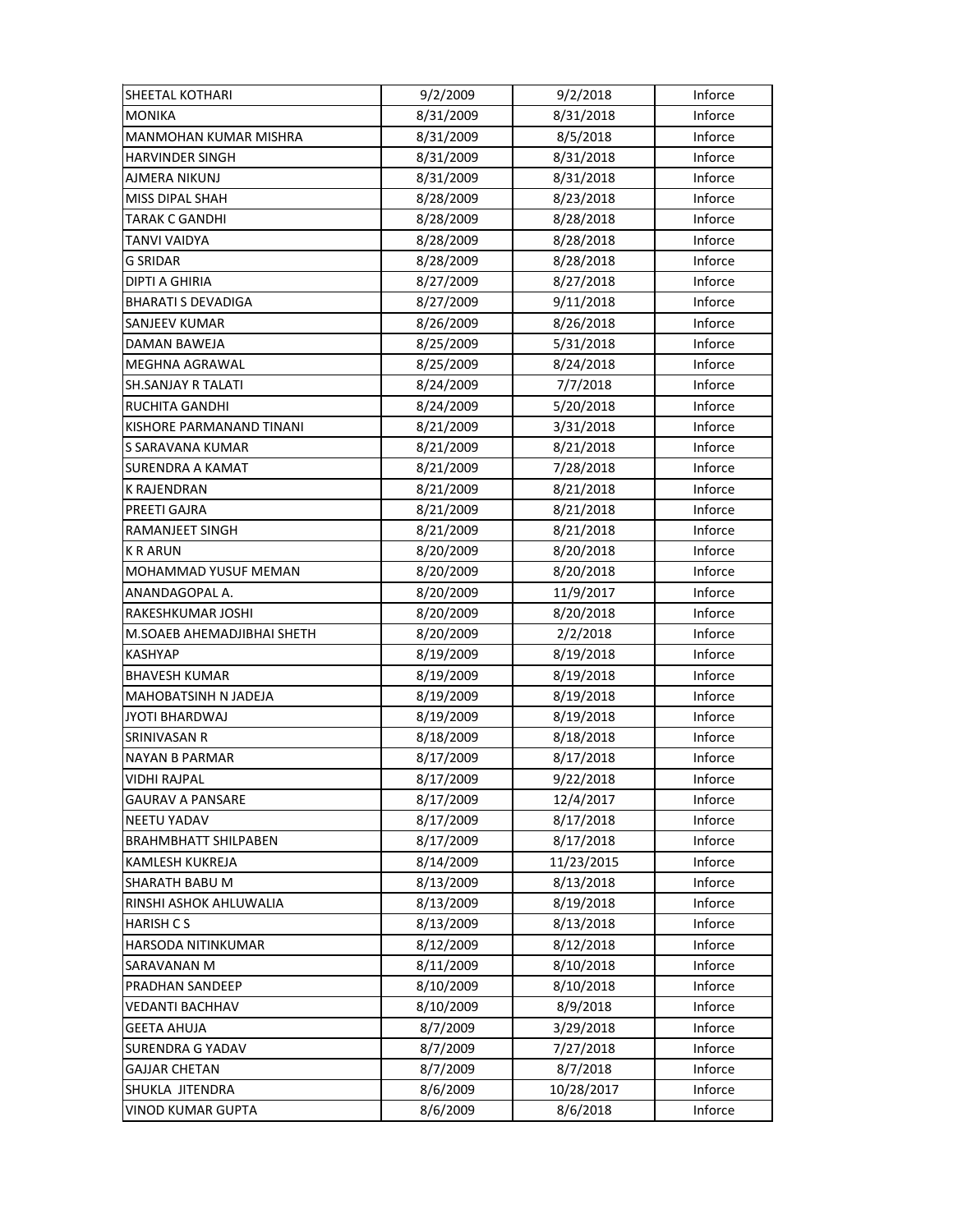| SHEETAL KOTHARI | 9/2/2009 | 9/2/2018 | Inforce |
|---|---|---|---|
| MONIKA | 8/31/2009 | 8/31/2018 | Inforce |
| MANMOHAN KUMAR MISHRA | 8/31/2009 | 8/5/2018 | Inforce |
| HARVINDER SINGH | 8/31/2009 | 8/31/2018 | Inforce |
| AJMERA NIKUNJ | 8/31/2009 | 8/31/2018 | Inforce |
| MISS DIPAL SHAH | 8/28/2009 | 8/23/2018 | Inforce |
| TARAK C GANDHI | 8/28/2009 | 8/28/2018 | Inforce |
| TANVI VAIDYA | 8/28/2009 | 8/28/2018 | Inforce |
| G SRIDAR | 8/28/2009 | 8/28/2018 | Inforce |
| DIPTI A GHIRIA | 8/27/2009 | 8/27/2018 | Inforce |
| BHARATI S DEVADIGA | 8/27/2009 | 9/11/2018 | Inforce |
| SANJEEV KUMAR | 8/26/2009 | 8/26/2018 | Inforce |
| DAMAN BAWEJA | 8/25/2009 | 5/31/2018 | Inforce |
| MEGHNA AGRAWAL | 8/25/2009 | 8/24/2018 | Inforce |
| SH.SANJAY R TALATI | 8/24/2009 | 7/7/2018 | Inforce |
| RUCHITA GANDHI | 8/24/2009 | 5/20/2018 | Inforce |
| KISHORE PARMANAND TINANI | 8/21/2009 | 3/31/2018 | Inforce |
| S SARAVANA KUMAR | 8/21/2009 | 8/21/2018 | Inforce |
| SURENDRA A KAMAT | 8/21/2009 | 7/28/2018 | Inforce |
| K RAJENDRAN | 8/21/2009 | 8/21/2018 | Inforce |
| PREETI GAJRA | 8/21/2009 | 8/21/2018 | Inforce |
| RAMANJEET SINGH | 8/21/2009 | 8/21/2018 | Inforce |
| K R ARUN | 8/20/2009 | 8/20/2018 | Inforce |
| MOHAMMAD YUSUF MEMAN | 8/20/2009 | 8/20/2018 | Inforce |
| ANANDAGOPAL A. | 8/20/2009 | 11/9/2017 | Inforce |
| RAKESHKUMAR JOSHI | 8/20/2009 | 8/20/2018 | Inforce |
| M.SOAEB AHEMADJIBHAI SHETH | 8/20/2009 | 2/2/2018 | Inforce |
| KASHYAP | 8/19/2009 | 8/19/2018 | Inforce |
| BHAVESH KUMAR | 8/19/2009 | 8/19/2018 | Inforce |
| MAHOBATSINH N JADEJA | 8/19/2009 | 8/19/2018 | Inforce |
| JYOTI BHARDWAJ | 8/19/2009 | 8/19/2018 | Inforce |
| SRINIVASAN R | 8/18/2009 | 8/18/2018 | Inforce |
| NAYAN B PARMAR | 8/17/2009 | 8/17/2018 | Inforce |
| VIDHI RAJPAL | 8/17/2009 | 9/22/2018 | Inforce |
| GAURAV A PANSARE | 8/17/2009 | 12/4/2017 | Inforce |
| NEETU YADAV | 8/17/2009 | 8/17/2018 | Inforce |
| BRAHMBHATT SHILPABEN | 8/17/2009 | 8/17/2018 | Inforce |
| KAMLESH KUKREJA | 8/14/2009 | 11/23/2015 | Inforce |
| SHARATH BABU M | 8/13/2009 | 8/13/2018 | Inforce |
| RINSHI ASHOK AHLUWALIA | 8/13/2009 | 8/19/2018 | Inforce |
| HARISH C S | 8/13/2009 | 8/13/2018 | Inforce |
| HARSODA NITINKUMAR | 8/12/2009 | 8/12/2018 | Inforce |
| SARAVANAN M | 8/11/2009 | 8/10/2018 | Inforce |
| PRADHAN SANDEEP | 8/10/2009 | 8/10/2018 | Inforce |
| VEDANTI BACHHAV | 8/10/2009 | 8/9/2018 | Inforce |
| GEETA AHUJA | 8/7/2009 | 3/29/2018 | Inforce |
| SURENDRA G YADAV | 8/7/2009 | 7/27/2018 | Inforce |
| GAJJAR CHETAN | 8/7/2009 | 8/7/2018 | Inforce |
| SHUKLA JITENDRA | 8/6/2009 | 10/28/2017 | Inforce |
| VINOD KUMAR GUPTA | 8/6/2009 | 8/6/2018 | Inforce |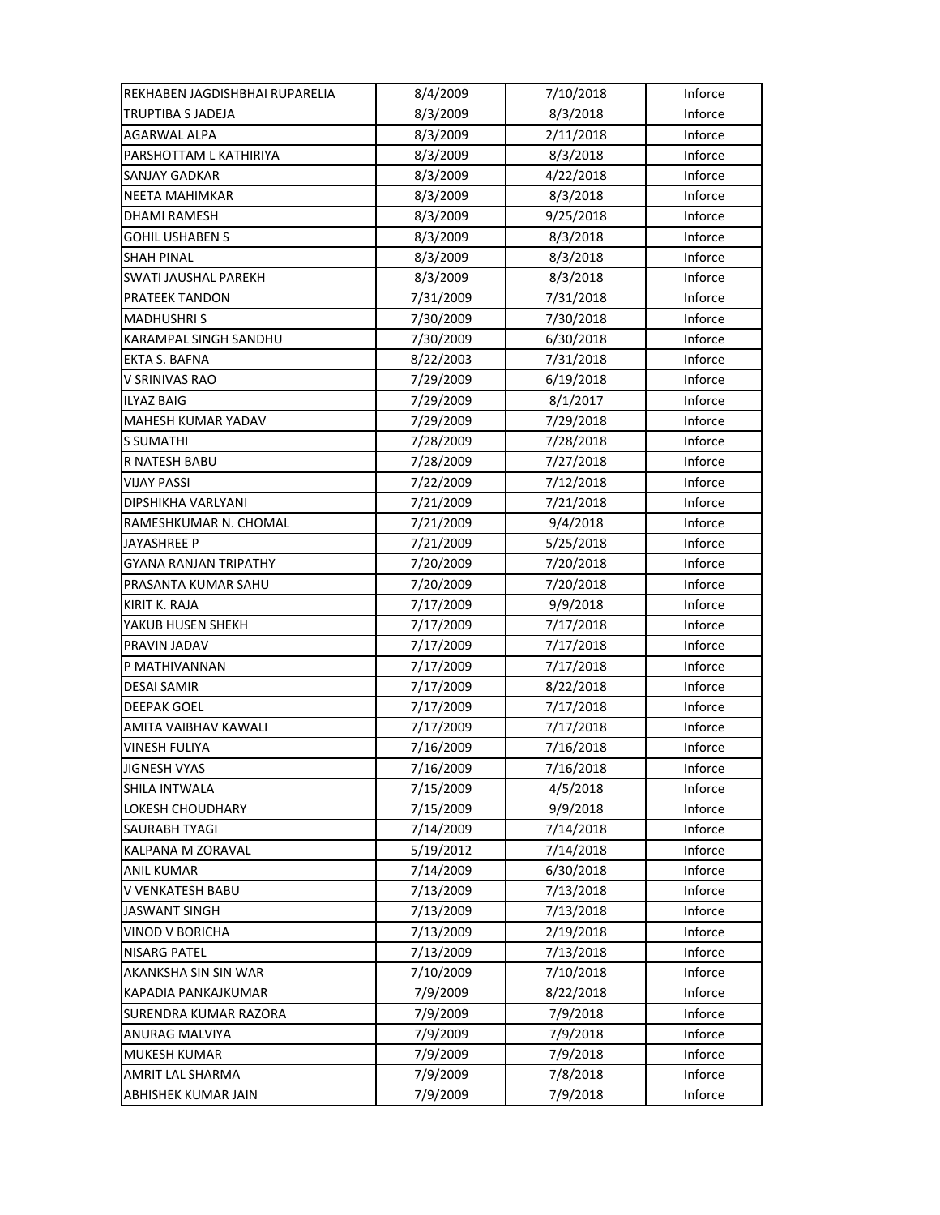| | | | |
|---|---|---|---|
| REKHABEN JAGDISHBHAI RUPARELIA | 8/4/2009 | 7/10/2018 | Inforce |
| TRUPTIBA S JADEJA | 8/3/2009 | 8/3/2018 | Inforce |
| AGARWAL ALPA | 8/3/2009 | 2/11/2018 | Inforce |
| PARSHOTTAM L KATHIRIYA | 8/3/2009 | 8/3/2018 | Inforce |
| SANJAY GADKAR | 8/3/2009 | 4/22/2018 | Inforce |
| NEETA MAHIMKAR | 8/3/2009 | 8/3/2018 | Inforce |
| DHAMI RAMESH | 8/3/2009 | 9/25/2018 | Inforce |
| GOHIL USHABEN S | 8/3/2009 | 8/3/2018 | Inforce |
| SHAH PINAL | 8/3/2009 | 8/3/2018 | Inforce |
| SWATI JAUSHAL PAREKH | 8/3/2009 | 8/3/2018 | Inforce |
| PRATEEK TANDON | 7/31/2009 | 7/31/2018 | Inforce |
| MADHUSHRI S | 7/30/2009 | 7/30/2018 | Inforce |
| KARAMPAL SINGH SANDHU | 7/30/2009 | 6/30/2018 | Inforce |
| EKTA S. BAFNA | 8/22/2003 | 7/31/2018 | Inforce |
| V SRINIVAS RAO | 7/29/2009 | 6/19/2018 | Inforce |
| ILYAZ BAIG | 7/29/2009 | 8/1/2017 | Inforce |
| MAHESH KUMAR YADAV | 7/29/2009 | 7/29/2018 | Inforce |
| S SUMATHI | 7/28/2009 | 7/28/2018 | Inforce |
| R NATESH BABU | 7/28/2009 | 7/27/2018 | Inforce |
| VIJAY PASSI | 7/22/2009 | 7/12/2018 | Inforce |
| DIPSHIKHA VARLYANI | 7/21/2009 | 7/21/2018 | Inforce |
| RAMESHKUMAR N. CHOMAL | 7/21/2009 | 9/4/2018 | Inforce |
| JAYASHREE P | 7/21/2009 | 5/25/2018 | Inforce |
| GYANA RANJAN TRIPATHY | 7/20/2009 | 7/20/2018 | Inforce |
| PRASANTA KUMAR SAHU | 7/20/2009 | 7/20/2018 | Inforce |
| KIRIT K. RAJA | 7/17/2009 | 9/9/2018 | Inforce |
| YAKUB HUSEN SHEKH | 7/17/2009 | 7/17/2018 | Inforce |
| PRAVIN JADAV | 7/17/2009 | 7/17/2018 | Inforce |
| P MATHIVANNAN | 7/17/2009 | 7/17/2018 | Inforce |
| DESAI SAMIR | 7/17/2009 | 8/22/2018 | Inforce |
| DEEPAK GOEL | 7/17/2009 | 7/17/2018 | Inforce |
| AMITA VAIBHAV KAWALI | 7/17/2009 | 7/17/2018 | Inforce |
| VINESH FULIYA | 7/16/2009 | 7/16/2018 | Inforce |
| JIGNESH VYAS | 7/16/2009 | 7/16/2018 | Inforce |
| SHILA INTWALA | 7/15/2009 | 4/5/2018 | Inforce |
| LOKESH CHOUDHARY | 7/15/2009 | 9/9/2018 | Inforce |
| SAURABH TYAGI | 7/14/2009 | 7/14/2018 | Inforce |
| KALPANA M ZORAVAL | 5/19/2012 | 7/14/2018 | Inforce |
| ANIL KUMAR | 7/14/2009 | 6/30/2018 | Inforce |
| V VENKATESH BABU | 7/13/2009 | 7/13/2018 | Inforce |
| JASWANT SINGH | 7/13/2009 | 7/13/2018 | Inforce |
| VINOD V BORICHA | 7/13/2009 | 2/19/2018 | Inforce |
| NISARG PATEL | 7/13/2009 | 7/13/2018 | Inforce |
| AKANKSHA SIN SIN WAR | 7/10/2009 | 7/10/2018 | Inforce |
| KAPADIA PANKAJKUMAR | 7/9/2009 | 8/22/2018 | Inforce |
| SURENDRA KUMAR RAZORA | 7/9/2009 | 7/9/2018 | Inforce |
| ANURAG MALVIYA | 7/9/2009 | 7/9/2018 | Inforce |
| MUKESH KUMAR | 7/9/2009 | 7/9/2018 | Inforce |
| AMRIT LAL SHARMA | 7/9/2009 | 7/8/2018 | Inforce |
| ABHISHEK KUMAR JAIN | 7/9/2009 | 7/9/2018 | Inforce |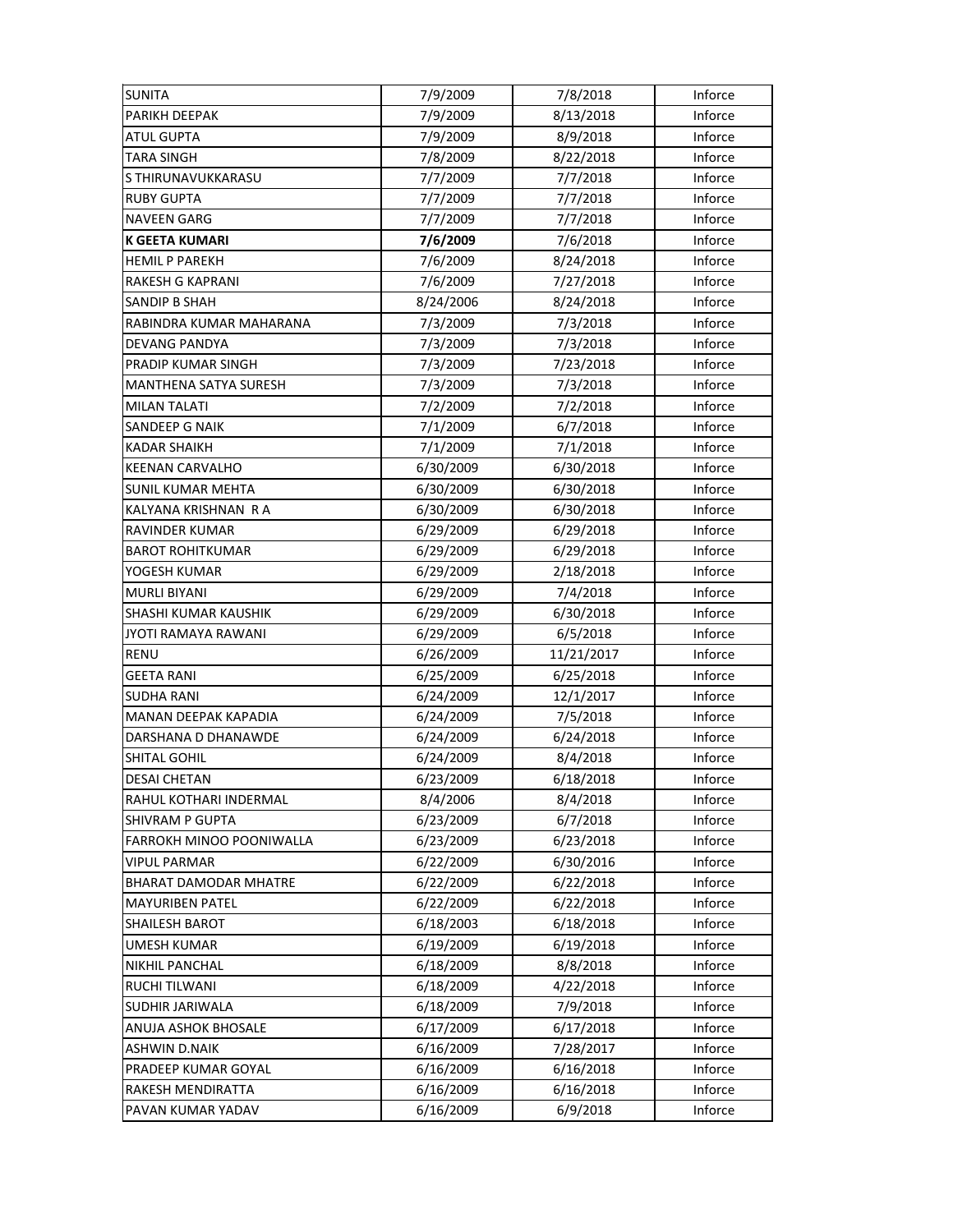| | | | |
|---|---|---|---|
| SUNITA | 7/9/2009 | 7/8/2018 | Inforce |
| PARIKH DEEPAK | 7/9/2009 | 8/13/2018 | Inforce |
| ATUL GUPTA | 7/9/2009 | 8/9/2018 | Inforce |
| TARA SINGH | 7/8/2009 | 8/22/2018 | Inforce |
| S THIRUNAVUKKARASU | 7/7/2009 | 7/7/2018 | Inforce |
| RUBY GUPTA | 7/7/2009 | 7/7/2018 | Inforce |
| NAVEEN GARG | 7/7/2009 | 7/7/2018 | Inforce |
| **K GEETA KUMARI** | **7/6/2009** | 7/6/2018 | Inforce |
| HEMIL P PAREKH | 7/6/2009 | 8/24/2018 | Inforce |
| RAKESH G KAPRANI | 7/6/2009 | 7/27/2018 | Inforce |
| SANDIP B SHAH | 8/24/2006 | 8/24/2018 | Inforce |
| RABINDRA KUMAR MAHARANA | 7/3/2009 | 7/3/2018 | Inforce |
| DEVANG PANDYA | 7/3/2009 | 7/3/2018 | Inforce |
| PRADIP KUMAR SINGH | 7/3/2009 | 7/23/2018 | Inforce |
| MANTHENA SATYA SURESH | 7/3/2009 | 7/3/2018 | Inforce |
| MILAN TALATI | 7/2/2009 | 7/2/2018 | Inforce |
| SANDEEP G NAIK | 7/1/2009 | 6/7/2018 | Inforce |
| KADAR SHAIKH | 7/1/2009 | 7/1/2018 | Inforce |
| KEENAN CARVALHO | 6/30/2009 | 6/30/2018 | Inforce |
| SUNIL KUMAR MEHTA | 6/30/2009 | 6/30/2018 | Inforce |
| KALYANA KRISHNAN R A | 6/30/2009 | 6/30/2018 | Inforce |
| RAVINDER KUMAR | 6/29/2009 | 6/29/2018 | Inforce |
| BAROT ROHITKUMAR | 6/29/2009 | 6/29/2018 | Inforce |
| YOGESH KUMAR | 6/29/2009 | 2/18/2018 | Inforce |
| MURLI BIYANI | 6/29/2009 | 7/4/2018 | Inforce |
| SHASHI KUMAR KAUSHIK | 6/29/2009 | 6/30/2018 | Inforce |
| JYOTI RAMAYA RAWANI | 6/29/2009 | 6/5/2018 | Inforce |
| RENU | 6/26/2009 | 11/21/2017 | Inforce |
| GEETA RANI | 6/25/2009 | 6/25/2018 | Inforce |
| SUDHA RANI | 6/24/2009 | 12/1/2017 | Inforce |
| MANAN DEEPAK KAPADIA | 6/24/2009 | 7/5/2018 | Inforce |
| DARSHANA D DHANAWDE | 6/24/2009 | 6/24/2018 | Inforce |
| SHITAL GOHIL | 6/24/2009 | 8/4/2018 | Inforce |
| DESAI CHETAN | 6/23/2009 | 6/18/2018 | Inforce |
| RAHUL KOTHARI INDERMAL | 8/4/2006 | 8/4/2018 | Inforce |
| SHIVRAM P GUPTA | 6/23/2009 | 6/7/2018 | Inforce |
| FARROKH MINOO POONIWALLA | 6/23/2009 | 6/23/2018 | Inforce |
| VIPUL PARMAR | 6/22/2009 | 6/30/2016 | Inforce |
| BHARAT DAMODAR MHATRE | 6/22/2009 | 6/22/2018 | Inforce |
| MAYURIBEN PATEL | 6/22/2009 | 6/22/2018 | Inforce |
| SHAILESH BAROT | 6/18/2003 | 6/18/2018 | Inforce |
| UMESH KUMAR | 6/19/2009 | 6/19/2018 | Inforce |
| NIKHIL PANCHAL | 6/18/2009 | 8/8/2018 | Inforce |
| RUCHI TILWANI | 6/18/2009 | 4/22/2018 | Inforce |
| SUDHIR JARIWALA | 6/18/2009 | 7/9/2018 | Inforce |
| ANUJA ASHOK BHOSALE | 6/17/2009 | 6/17/2018 | Inforce |
| ASHWIN D.NAIK | 6/16/2009 | 7/28/2017 | Inforce |
| PRADEEP KUMAR GOYAL | 6/16/2009 | 6/16/2018 | Inforce |
| RAKESH MENDIRATTA | 6/16/2009 | 6/16/2018 | Inforce |
| PAVAN KUMAR YADAV | 6/16/2009 | 6/9/2018 | Inforce |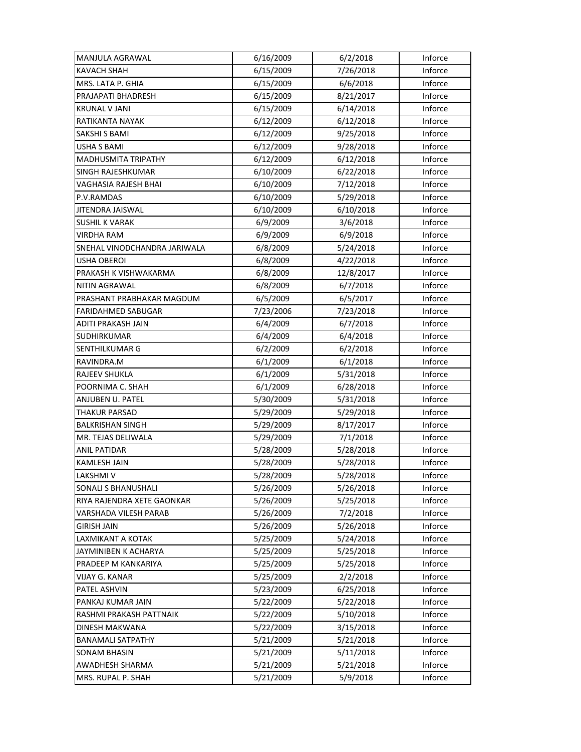| MANJULA AGRAWAL | 6/16/2009 | 6/2/2018 | Inforce |
|---|---|---|---|
| KAVACH SHAH | 6/15/2009 | 7/26/2018 | Inforce |
| MRS. LATA P. GHIA | 6/15/2009 | 6/6/2018 | Inforce |
| PRAJAPATI BHADRESH | 6/15/2009 | 8/21/2017 | Inforce |
| KRUNAL V JANI | 6/15/2009 | 6/14/2018 | Inforce |
| RATIKANTA NAYAK | 6/12/2009 | 6/12/2018 | Inforce |
| SAKSHI S BAMI | 6/12/2009 | 9/25/2018 | Inforce |
| USHA S BAMI | 6/12/2009 | 9/28/2018 | Inforce |
| MADHUSMITA TRIPATHY | 6/12/2009 | 6/12/2018 | Inforce |
| SINGH RAJESHKUMAR | 6/10/2009 | 6/22/2018 | Inforce |
| VAGHASIA RAJESH BHAI | 6/10/2009 | 7/12/2018 | Inforce |
| P.V.RAMDAS | 6/10/2009 | 5/29/2018 | Inforce |
| JITENDRA JAISWAL | 6/10/2009 | 6/10/2018 | Inforce |
| SUSHIL K VARAK | 6/9/2009 | 3/6/2018 | Inforce |
| VIRDHA RAM | 6/9/2009 | 6/9/2018 | Inforce |
| SNEHAL VINODCHANDRA JARIWALA | 6/8/2009 | 5/24/2018 | Inforce |
| USHA OBEROI | 6/8/2009 | 4/22/2018 | Inforce |
| PRAKASH K VISHWAKARMA | 6/8/2009 | 12/8/2017 | Inforce |
| NITIN AGRAWAL | 6/8/2009 | 6/7/2018 | Inforce |
| PRASHANT PRABHAKAR MAGDUM | 6/5/2009 | 6/5/2017 | Inforce |
| FARIDAHMED SABUGAR | 7/23/2006 | 7/23/2018 | Inforce |
| ADITI PRAKASH JAIN | 6/4/2009 | 6/7/2018 | Inforce |
| SUDHIRKUMAR | 6/4/2009 | 6/4/2018 | Inforce |
| SENTHILKUMAR G | 6/2/2009 | 6/2/2018 | Inforce |
| RAVINDRA.M | 6/1/2009 | 6/1/2018 | Inforce |
| RAJEEV SHUKLA | 6/1/2009 | 5/31/2018 | Inforce |
| POORNIMA C. SHAH | 6/1/2009 | 6/28/2018 | Inforce |
| ANJUBEN U. PATEL | 5/30/2009 | 5/31/2018 | Inforce |
| THAKUR PARSAD | 5/29/2009 | 5/29/2018 | Inforce |
| BALKRISHAN SINGH | 5/29/2009 | 8/17/2017 | Inforce |
| MR. TEJAS DELIWALA | 5/29/2009 | 7/1/2018 | Inforce |
| ANIL PATIDAR | 5/28/2009 | 5/28/2018 | Inforce |
| KAMLESH JAIN | 5/28/2009 | 5/28/2018 | Inforce |
| LAKSHMI V | 5/28/2009 | 5/28/2018 | Inforce |
| SONALI S BHANUSHALI | 5/26/2009 | 5/26/2018 | Inforce |
| RIYA RAJENDRA XETE GAONKAR | 5/26/2009 | 5/25/2018 | Inforce |
| VARSHADA VILESH PARAB | 5/26/2009 | 7/2/2018 | Inforce |
| GIRISH JAIN | 5/26/2009 | 5/26/2018 | Inforce |
| LAXMIKANT A KOTAK | 5/25/2009 | 5/24/2018 | Inforce |
| JAYMINIBEN K ACHARYA | 5/25/2009 | 5/25/2018 | Inforce |
| PRADEEP M KANKARIYA | 5/25/2009 | 5/25/2018 | Inforce |
| VIJAY G. KANAR | 5/25/2009 | 2/2/2018 | Inforce |
| PATEL ASHVIN | 5/23/2009 | 6/25/2018 | Inforce |
| PANKAJ KUMAR JAIN | 5/22/2009 | 5/22/2018 | Inforce |
| RASHMI PRAKASH PATTNAIK | 5/22/2009 | 5/10/2018 | Inforce |
| DINESH MAKWANA | 5/22/2009 | 3/15/2018 | Inforce |
| BANAMALI SATPATHY | 5/21/2009 | 5/21/2018 | Inforce |
| SONAM BHASIN | 5/21/2009 | 5/11/2018 | Inforce |
| AWADHESH SHARMA | 5/21/2009 | 5/21/2018 | Inforce |
| MRS. RUPAL P. SHAH | 5/21/2009 | 5/9/2018 | Inforce |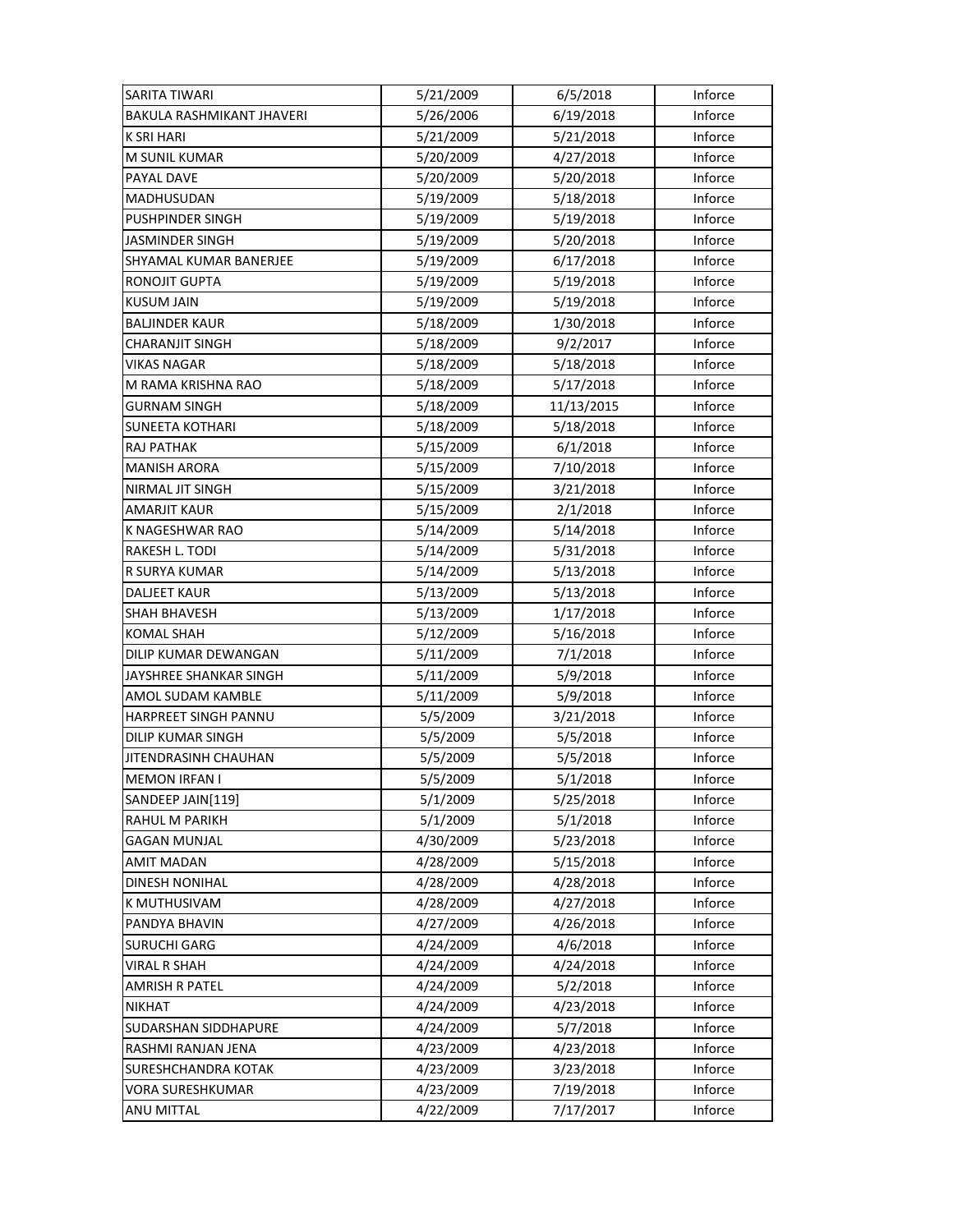| | | | |
|---|---|---|---|
| SARITA TIWARI | 5/21/2009 | 6/5/2018 | Inforce |
| BAKULA RASHMIKANT JHAVERI | 5/26/2006 | 6/19/2018 | Inforce |
| K SRI HARI | 5/21/2009 | 5/21/2018 | Inforce |
| M SUNIL KUMAR | 5/20/2009 | 4/27/2018 | Inforce |
| PAYAL DAVE | 5/20/2009 | 5/20/2018 | Inforce |
| MADHUSUDAN | 5/19/2009 | 5/18/2018 | Inforce |
| PUSHPINDER SINGH | 5/19/2009 | 5/19/2018 | Inforce |
| JASMINDER SINGH | 5/19/2009 | 5/20/2018 | Inforce |
| SHYAMAL KUMAR BANERJEE | 5/19/2009 | 6/17/2018 | Inforce |
| RONOJIT GUPTA | 5/19/2009 | 5/19/2018 | Inforce |
| KUSUM JAIN | 5/19/2009 | 5/19/2018 | Inforce |
| BALJINDER KAUR | 5/18/2009 | 1/30/2018 | Inforce |
| CHARANJIT SINGH | 5/18/2009 | 9/2/2017 | Inforce |
| VIKAS NAGAR | 5/18/2009 | 5/18/2018 | Inforce |
| M RAMA KRISHNA RAO | 5/18/2009 | 5/17/2018 | Inforce |
| GURNAM SINGH | 5/18/2009 | 11/13/2015 | Inforce |
| SUNEETA KOTHARI | 5/18/2009 | 5/18/2018 | Inforce |
| RAJ PATHAK | 5/15/2009 | 6/1/2018 | Inforce |
| MANISH ARORA | 5/15/2009 | 7/10/2018 | Inforce |
| NIRMAL JIT SINGH | 5/15/2009 | 3/21/2018 | Inforce |
| AMARJIT KAUR | 5/15/2009 | 2/1/2018 | Inforce |
| K NAGESHWAR RAO | 5/14/2009 | 5/14/2018 | Inforce |
| RAKESH L. TODI | 5/14/2009 | 5/31/2018 | Inforce |
| R SURYA KUMAR | 5/14/2009 | 5/13/2018 | Inforce |
| DALJEET KAUR | 5/13/2009 | 5/13/2018 | Inforce |
| SHAH BHAVESH | 5/13/2009 | 1/17/2018 | Inforce |
| KOMAL SHAH | 5/12/2009 | 5/16/2018 | Inforce |
| DILIP KUMAR DEWANGAN | 5/11/2009 | 7/1/2018 | Inforce |
| JAYSHREE SHANKAR SINGH | 5/11/2009 | 5/9/2018 | Inforce |
| AMOL SUDAM KAMBLE | 5/11/2009 | 5/9/2018 | Inforce |
| HARPREET SINGH PANNU | 5/5/2009 | 3/21/2018 | Inforce |
| DILIP KUMAR SINGH | 5/5/2009 | 5/5/2018 | Inforce |
| JITENDRASINH CHAUHAN | 5/5/2009 | 5/5/2018 | Inforce |
| MEMON IRFAN I | 5/5/2009 | 5/1/2018 | Inforce |
| SANDEEP JAIN[119] | 5/1/2009 | 5/25/2018 | Inforce |
| RAHUL M PARIKH | 5/1/2009 | 5/1/2018 | Inforce |
| GAGAN MUNJAL | 4/30/2009 | 5/23/2018 | Inforce |
| AMIT MADAN | 4/28/2009 | 5/15/2018 | Inforce |
| DINESH NONIHAL | 4/28/2009 | 4/28/2018 | Inforce |
| K MUTHUSIVAM | 4/28/2009 | 4/27/2018 | Inforce |
| PANDYA BHAVIN | 4/27/2009 | 4/26/2018 | Inforce |
| SURUCHI GARG | 4/24/2009 | 4/6/2018 | Inforce |
| VIRAL R SHAH | 4/24/2009 | 4/24/2018 | Inforce |
| AMRISH R PATEL | 4/24/2009 | 5/2/2018 | Inforce |
| NIKHAT | 4/24/2009 | 4/23/2018 | Inforce |
| SUDARSHAN SIDDHAPURE | 4/24/2009 | 5/7/2018 | Inforce |
| RASHMI RANJAN JENA | 4/23/2009 | 4/23/2018 | Inforce |
| SURESHCHANDRA KOTAK | 4/23/2009 | 3/23/2018 | Inforce |
| VORA SURESHKUMAR | 4/23/2009 | 7/19/2018 | Inforce |
| ANU MITTAL | 4/22/2009 | 7/17/2017 | Inforce |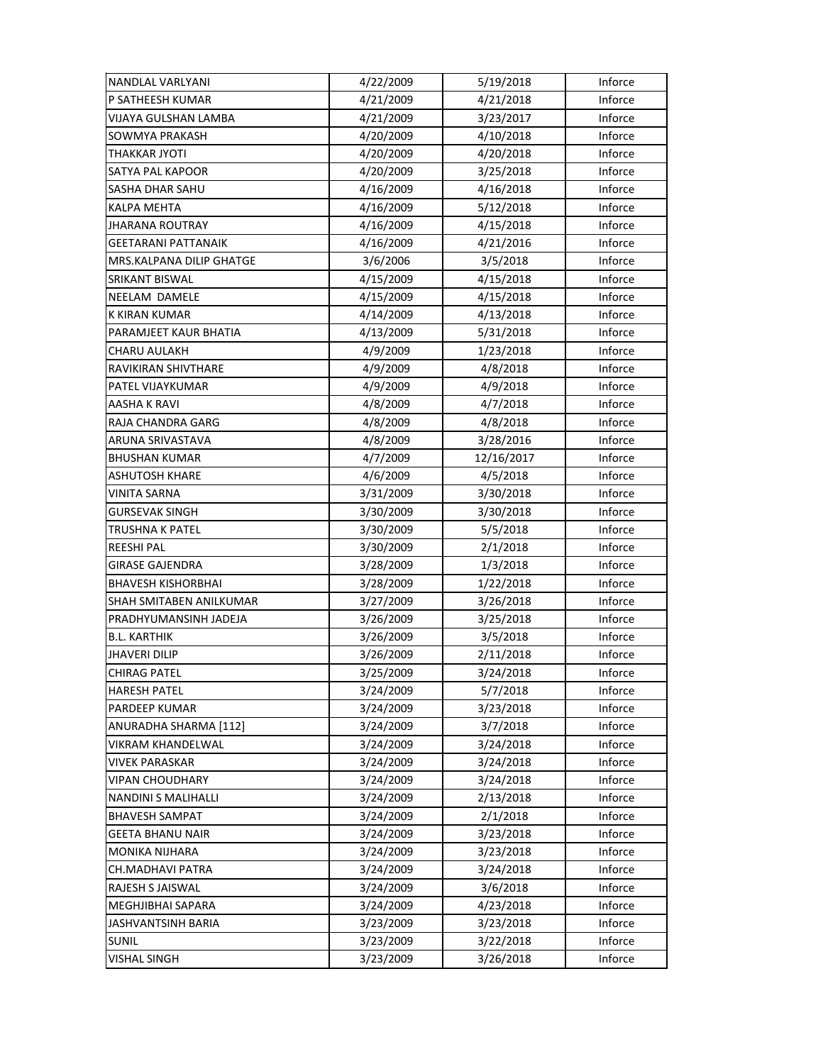| | | | |
|---|---|---|---|
| NANDLAL VARLYANI | 4/22/2009 | 5/19/2018 | Inforce |
| P SATHEESH KUMAR | 4/21/2009 | 4/21/2018 | Inforce |
| VIJAYA GULSHAN LAMBA | 4/21/2009 | 3/23/2017 | Inforce |
| SOWMYA PRAKASH | 4/20/2009 | 4/10/2018 | Inforce |
| THAKKAR JYOTI | 4/20/2009 | 4/20/2018 | Inforce |
| SATYA PAL KAPOOR | 4/20/2009 | 3/25/2018 | Inforce |
| SASHA DHAR SAHU | 4/16/2009 | 4/16/2018 | Inforce |
| KALPA MEHTA | 4/16/2009 | 5/12/2018 | Inforce |
| JHARANA ROUTRAY | 4/16/2009 | 4/15/2018 | Inforce |
| GEETARANI PATTANAIK | 4/16/2009 | 4/21/2016 | Inforce |
| MRS.KALPANA DILIP GHATGE | 3/6/2006 | 3/5/2018 | Inforce |
| SRIKANT BISWAL | 4/15/2009 | 4/15/2018 | Inforce |
| NEELAM DAMELE | 4/15/2009 | 4/15/2018 | Inforce |
| K KIRAN KUMAR | 4/14/2009 | 4/13/2018 | Inforce |
| PARAMJEET KAUR BHATIA | 4/13/2009 | 5/31/2018 | Inforce |
| CHARU AULAKH | 4/9/2009 | 1/23/2018 | Inforce |
| RAVIKIRAN SHIVTHARE | 4/9/2009 | 4/8/2018 | Inforce |
| PATEL VIJAYKUMAR | 4/9/2009 | 4/9/2018 | Inforce |
| AASHA K RAVI | 4/8/2009 | 4/7/2018 | Inforce |
| RAJA CHANDRA GARG | 4/8/2009 | 4/8/2018 | Inforce |
| ARUNA SRIVASTAVA | 4/8/2009 | 3/28/2016 | Inforce |
| BHUSHAN KUMAR | 4/7/2009 | 12/16/2017 | Inforce |
| ASHUTOSH KHARE | 4/6/2009 | 4/5/2018 | Inforce |
| VINITA SARNA | 3/31/2009 | 3/30/2018 | Inforce |
| GURSEVAK SINGH | 3/30/2009 | 3/30/2018 | Inforce |
| TRUSHNA K PATEL | 3/30/2009 | 5/5/2018 | Inforce |
| REESHI PAL | 3/30/2009 | 2/1/2018 | Inforce |
| GIRASE GAJENDRA | 3/28/2009 | 1/3/2018 | Inforce |
| BHAVESH KISHORBHAI | 3/28/2009 | 1/22/2018 | Inforce |
| SHAH SMITABEN ANILKUMAR | 3/27/2009 | 3/26/2018 | Inforce |
| PRADHYUMANSINH JADEJA | 3/26/2009 | 3/25/2018 | Inforce |
| B.L. KARTHIK | 3/26/2009 | 3/5/2018 | Inforce |
| JHAVERI DILIP | 3/26/2009 | 2/11/2018 | Inforce |
| CHIRAG PATEL | 3/25/2009 | 3/24/2018 | Inforce |
| HARESH PATEL | 3/24/2009 | 5/7/2018 | Inforce |
| PARDEEP KUMAR | 3/24/2009 | 3/23/2018 | Inforce |
| ANURADHA SHARMA [112] | 3/24/2009 | 3/7/2018 | Inforce |
| VIKRAM KHANDELWAL | 3/24/2009 | 3/24/2018 | Inforce |
| VIVEK PARASKAR | 3/24/2009 | 3/24/2018 | Inforce |
| VIPAN CHOUDHARY | 3/24/2009 | 3/24/2018 | Inforce |
| NANDINI S MALIHALLI | 3/24/2009 | 2/13/2018 | Inforce |
| BHAVESH SAMPAT | 3/24/2009 | 2/1/2018 | Inforce |
| GEETA BHANU NAIR | 3/24/2009 | 3/23/2018 | Inforce |
| MONIKA NIJHARA | 3/24/2009 | 3/23/2018 | Inforce |
| CH.MADHAVI PATRA | 3/24/2009 | 3/24/2018 | Inforce |
| RAJESH S JAISWAL | 3/24/2009 | 3/6/2018 | Inforce |
| MEGHJIBHAI SAPARA | 3/24/2009 | 4/23/2018 | Inforce |
| JASHVANTSINH BARIA | 3/23/2009 | 3/23/2018 | Inforce |
| SUNIL | 3/23/2009 | 3/22/2018 | Inforce |
| VISHAL SINGH | 3/23/2009 | 3/26/2018 | Inforce |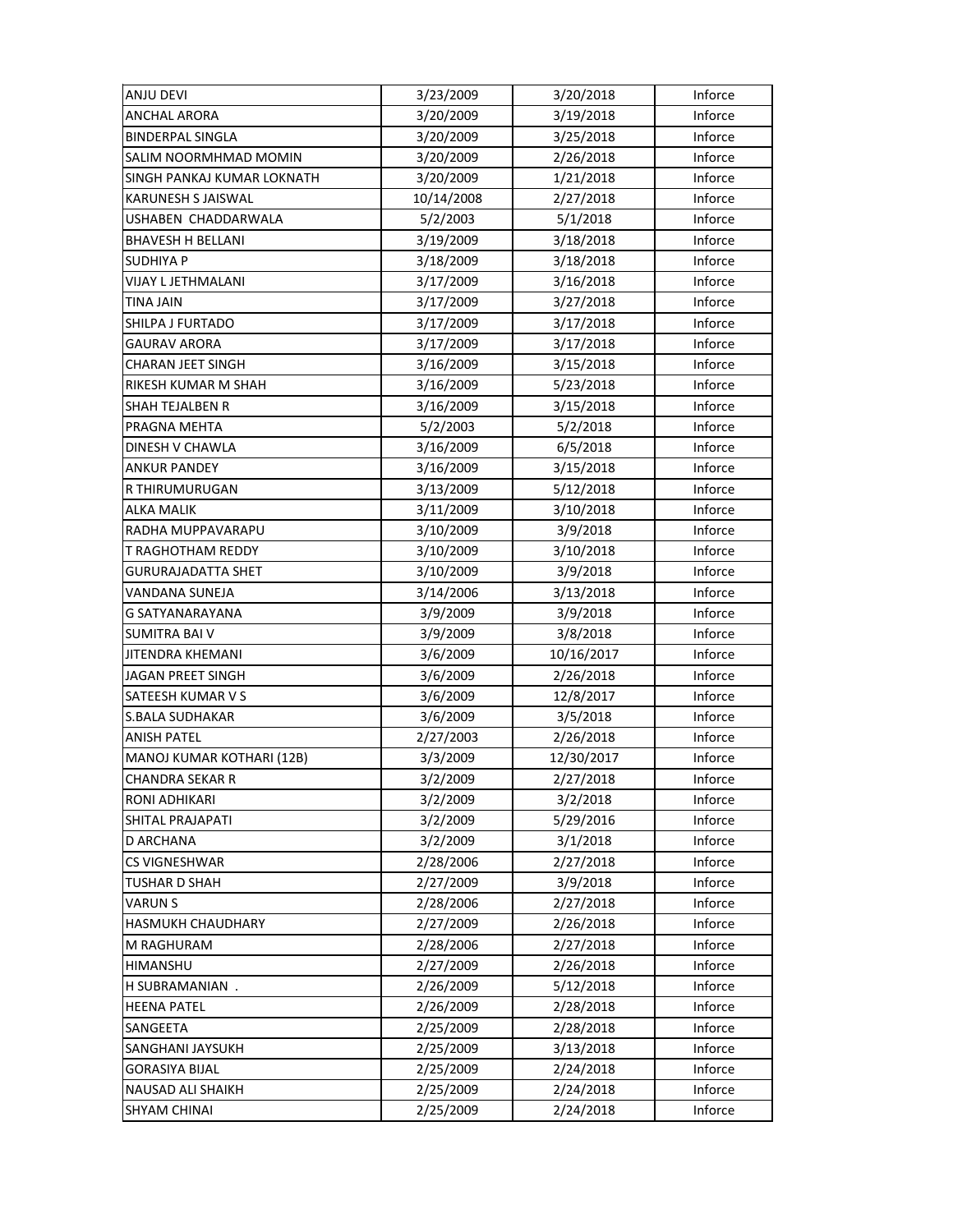| ANJU DEVI | 3/23/2009 | 3/20/2018 | Inforce |
|---|---|---|---|
| ANCHAL ARORA | 3/20/2009 | 3/19/2018 | Inforce |
| BINDERPAL SINGLA | 3/20/2009 | 3/25/2018 | Inforce |
| SALIM NOORMHMAD MOMIN | 3/20/2009 | 2/26/2018 | Inforce |
| SINGH PANKAJ KUMAR LOKNATH | 3/20/2009 | 1/21/2018 | Inforce |
| KARUNESH S JAISWAL | 10/14/2008 | 2/27/2018 | Inforce |
| USHABEN CHADDARWALA | 5/2/2003 | 5/1/2018 | Inforce |
| BHAVESH H BELLANI | 3/19/2009 | 3/18/2018 | Inforce |
| SUDHIYA P | 3/18/2009 | 3/18/2018 | Inforce |
| VIJAY L JETHMALANI | 3/17/2009 | 3/16/2018 | Inforce |
| TINA JAIN | 3/17/2009 | 3/27/2018 | Inforce |
| SHILPA J FURTADO | 3/17/2009 | 3/17/2018 | Inforce |
| GAURAV ARORA | 3/17/2009 | 3/17/2018 | Inforce |
| CHARAN JEET SINGH | 3/16/2009 | 3/15/2018 | Inforce |
| RIKESH KUMAR M SHAH | 3/16/2009 | 5/23/2018 | Inforce |
| SHAH TEJALBEN R | 3/16/2009 | 3/15/2018 | Inforce |
| PRAGNA MEHTA | 5/2/2003 | 5/2/2018 | Inforce |
| DINESH V CHAWLA | 3/16/2009 | 6/5/2018 | Inforce |
| ANKUR PANDEY | 3/16/2009 | 3/15/2018 | Inforce |
| R THIRUMURUGAN | 3/13/2009 | 5/12/2018 | Inforce |
| ALKA MALIK | 3/11/2009 | 3/10/2018 | Inforce |
| RADHA MUPPAVARAPU | 3/10/2009 | 3/9/2018 | Inforce |
| T RAGHOTHAM REDDY | 3/10/2009 | 3/10/2018 | Inforce |
| GURURAJADATTA SHET | 3/10/2009 | 3/9/2018 | Inforce |
| VANDANA SUNEJA | 3/14/2006 | 3/13/2018 | Inforce |
| G SATYANARAYANA | 3/9/2009 | 3/9/2018 | Inforce |
| SUMITRA BAI V | 3/9/2009 | 3/8/2018 | Inforce |
| JITENDRA KHEMANI | 3/6/2009 | 10/16/2017 | Inforce |
| JAGAN PREET SINGH | 3/6/2009 | 2/26/2018 | Inforce |
| SATEESH KUMAR V S | 3/6/2009 | 12/8/2017 | Inforce |
| S.BALA SUDHAKAR | 3/6/2009 | 3/5/2018 | Inforce |
| ANISH PATEL | 2/27/2003 | 2/26/2018 | Inforce |
| MANOJ KUMAR KOTHARI (12B) | 3/3/2009 | 12/30/2017 | Inforce |
| CHANDRA SEKAR R | 3/2/2009 | 2/27/2018 | Inforce |
| RONI ADHIKARI | 3/2/2009 | 3/2/2018 | Inforce |
| SHITAL PRAJAPATI | 3/2/2009 | 5/29/2016 | Inforce |
| D ARCHANA | 3/2/2009 | 3/1/2018 | Inforce |
| CS VIGNESHWAR | 2/28/2006 | 2/27/2018 | Inforce |
| TUSHAR D SHAH | 2/27/2009 | 3/9/2018 | Inforce |
| VARUN S | 2/28/2006 | 2/27/2018 | Inforce |
| HASMUKH CHAUDHARY | 2/27/2009 | 2/26/2018 | Inforce |
| M RAGHURAM | 2/28/2006 | 2/27/2018 | Inforce |
| HIMANSHU | 2/27/2009 | 2/26/2018 | Inforce |
| H SUBRAMANIAN . | 2/26/2009 | 5/12/2018 | Inforce |
| HEENA PATEL | 2/26/2009 | 2/28/2018 | Inforce |
| SANGEETA | 2/25/2009 | 2/28/2018 | Inforce |
| SANGHANI JAYSUKH | 2/25/2009 | 3/13/2018 | Inforce |
| GORASIYA BIJAL | 2/25/2009 | 2/24/2018 | Inforce |
| NAUSAD ALI SHAIKH | 2/25/2009 | 2/24/2018 | Inforce |
| SHYAM CHINAI | 2/25/2009 | 2/24/2018 | Inforce |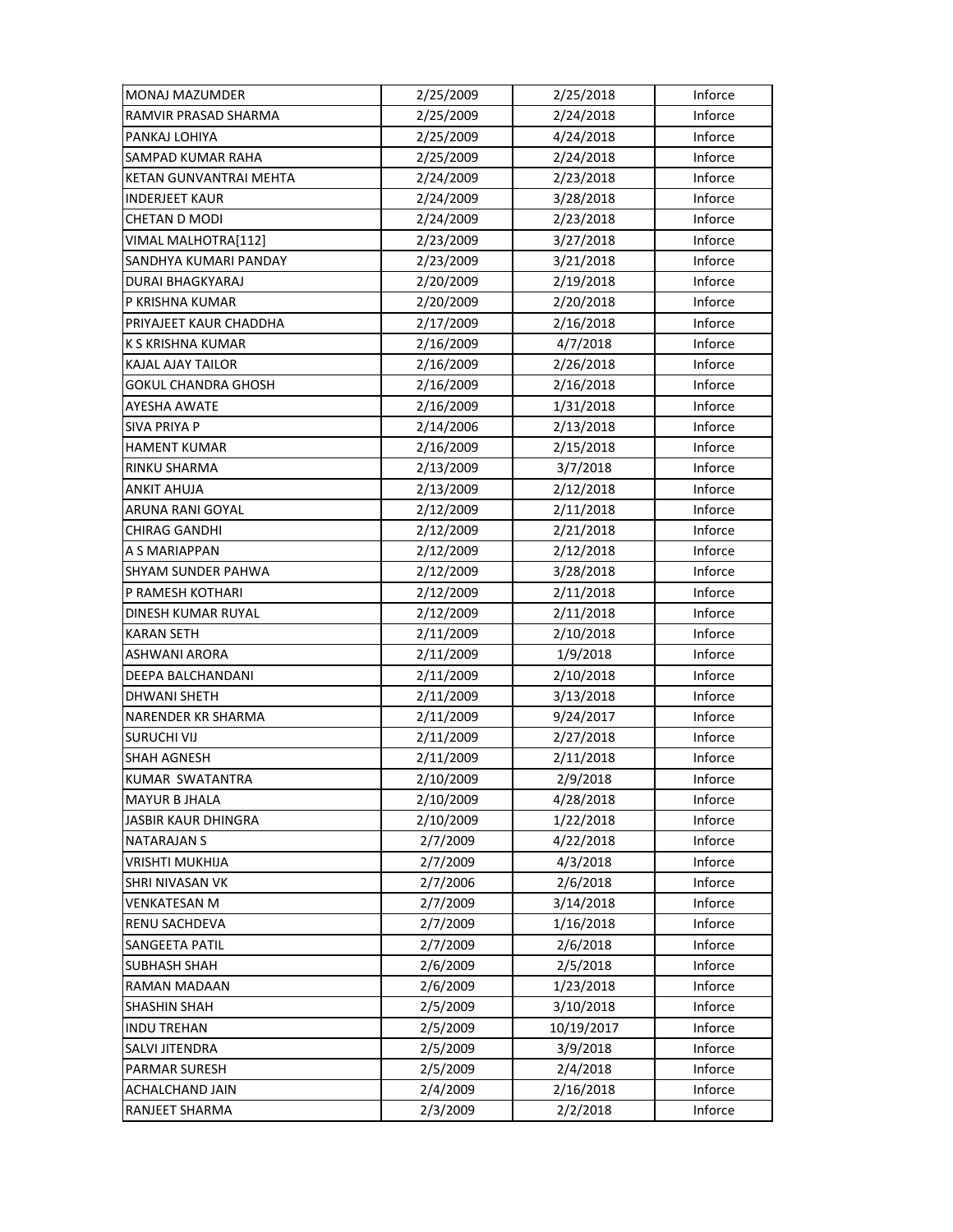| | | | |
|---|---|---|---|
| MONAJ MAZUMDER | 2/25/2009 | 2/25/2018 | Inforce |
| RAMVIR PRASAD SHARMA | 2/25/2009 | 2/24/2018 | Inforce |
| PANKAJ LOHIYA | 2/25/2009 | 4/24/2018 | Inforce |
| SAMPAD KUMAR RAHA | 2/25/2009 | 2/24/2018 | Inforce |
| KETAN GUNVANTRAI MEHTA | 2/24/2009 | 2/23/2018 | Inforce |
| INDERJEET KAUR | 2/24/2009 | 3/28/2018 | Inforce |
| CHETAN D MODI | 2/24/2009 | 2/23/2018 | Inforce |
| VIMAL MALHOTRA[112] | 2/23/2009 | 3/27/2018 | Inforce |
| SANDHYA KUMARI PANDAY | 2/23/2009 | 3/21/2018 | Inforce |
| DURAI BHAGKYARAJ | 2/20/2009 | 2/19/2018 | Inforce |
| P KRISHNA KUMAR | 2/20/2009 | 2/20/2018 | Inforce |
| PRIYAJEET KAUR CHADDHA | 2/17/2009 | 2/16/2018 | Inforce |
| K S KRISHNA KUMAR | 2/16/2009 | 4/7/2018 | Inforce |
| KAJAL AJAY TAILOR | 2/16/2009 | 2/26/2018 | Inforce |
| GOKUL CHANDRA GHOSH | 2/16/2009 | 2/16/2018 | Inforce |
| AYESHA AWATE | 2/16/2009 | 1/31/2018 | Inforce |
| SIVA PRIYA P | 2/14/2006 | 2/13/2018 | Inforce |
| HAMENT KUMAR | 2/16/2009 | 2/15/2018 | Inforce |
| RINKU SHARMA | 2/13/2009 | 3/7/2018 | Inforce |
| ANKIT AHUJA | 2/13/2009 | 2/12/2018 | Inforce |
| ARUNA RANI GOYAL | 2/12/2009 | 2/11/2018 | Inforce |
| CHIRAG GANDHI | 2/12/2009 | 2/21/2018 | Inforce |
| A S MARIAPPAN | 2/12/2009 | 2/12/2018 | Inforce |
| SHYAM SUNDER PAHWA | 2/12/2009 | 3/28/2018 | Inforce |
| P RAMESH KOTHARI | 2/12/2009 | 2/11/2018 | Inforce |
| DINESH KUMAR RUYAL | 2/12/2009 | 2/11/2018 | Inforce |
| KARAN SETH | 2/11/2009 | 2/10/2018 | Inforce |
| ASHWANI ARORA | 2/11/2009 | 1/9/2018 | Inforce |
| DEEPA BALCHANDANI | 2/11/2009 | 2/10/2018 | Inforce |
| DHWANI SHETH | 2/11/2009 | 3/13/2018 | Inforce |
| NARENDER KR SHARMA | 2/11/2009 | 9/24/2017 | Inforce |
| SURUCHI VIJ | 2/11/2009 | 2/27/2018 | Inforce |
| SHAH AGNESH | 2/11/2009 | 2/11/2018 | Inforce |
| KUMAR SWATANTRA | 2/10/2009 | 2/9/2018 | Inforce |
| MAYUR B JHALA | 2/10/2009 | 4/28/2018 | Inforce |
| JASBIR KAUR DHINGRA | 2/10/2009 | 1/22/2018 | Inforce |
| NATARAJAN S | 2/7/2009 | 4/22/2018 | Inforce |
| VRISHTI MUKHIJA | 2/7/2009 | 4/3/2018 | Inforce |
| SHRI NIVASAN VK | 2/7/2006 | 2/6/2018 | Inforce |
| VENKATESAN M | 2/7/2009 | 3/14/2018 | Inforce |
| RENU SACHDEVA | 2/7/2009 | 1/16/2018 | Inforce |
| SANGEETA PATIL | 2/7/2009 | 2/6/2018 | Inforce |
| SUBHASH SHAH | 2/6/2009 | 2/5/2018 | Inforce |
| RAMAN MADAAN | 2/6/2009 | 1/23/2018 | Inforce |
| SHASHIN SHAH | 2/5/2009 | 3/10/2018 | Inforce |
| INDU TREHAN | 2/5/2009 | 10/19/2017 | Inforce |
| SALVI JITENDRA | 2/5/2009 | 3/9/2018 | Inforce |
| PARMAR SURESH | 2/5/2009 | 2/4/2018 | Inforce |
| ACHALCHAND JAIN | 2/4/2009 | 2/16/2018 | Inforce |
| RANJEET SHARMA | 2/3/2009 | 2/2/2018 | Inforce |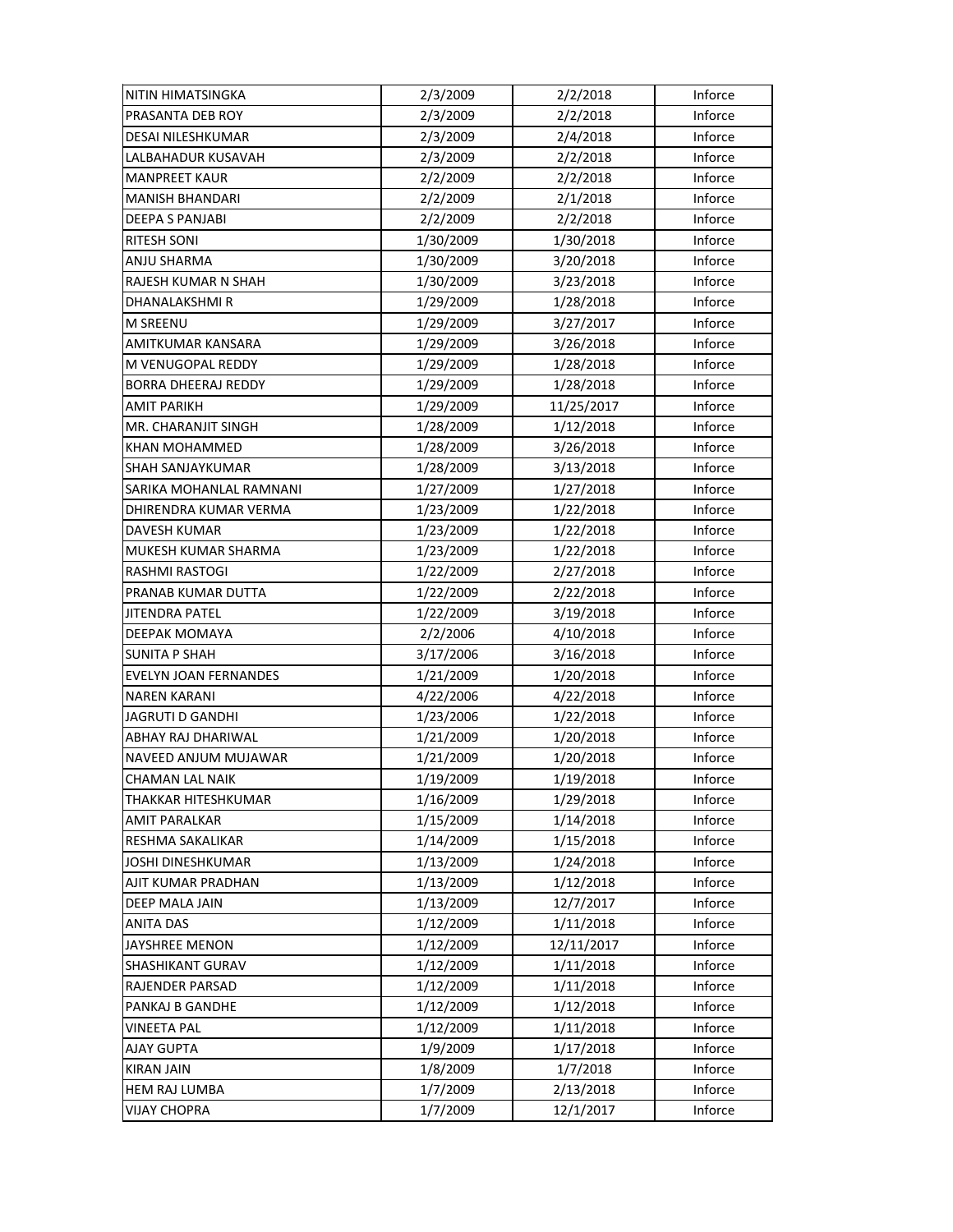| | | | |
|---|---|---|---|
| NITIN HIMATSINGKA | 2/3/2009 | 2/2/2018 | Inforce |
| PRASANTA DEB ROY | 2/3/2009 | 2/2/2018 | Inforce |
| DESAI NILESHKUMAR | 2/3/2009 | 2/4/2018 | Inforce |
| LALBAHADUR KUSAVAH | 2/3/2009 | 2/2/2018 | Inforce |
| MANPREET KAUR | 2/2/2009 | 2/2/2018 | Inforce |
| MANISH BHANDARI | 2/2/2009 | 2/1/2018 | Inforce |
| DEEPA S PANJABI | 2/2/2009 | 2/2/2018 | Inforce |
| RITESH SONI | 1/30/2009 | 1/30/2018 | Inforce |
| ANJU SHARMA | 1/30/2009 | 3/20/2018 | Inforce |
| RAJESH KUMAR N SHAH | 1/30/2009 | 3/23/2018 | Inforce |
| DHANALAKSHMI R | 1/29/2009 | 1/28/2018 | Inforce |
| M SREENU | 1/29/2009 | 3/27/2017 | Inforce |
| AMITKUMAR KANSARA | 1/29/2009 | 3/26/2018 | Inforce |
| M VENUGOPAL REDDY | 1/29/2009 | 1/28/2018 | Inforce |
| BORRA DHEERAJ REDDY | 1/29/2009 | 1/28/2018 | Inforce |
| AMIT PARIKH | 1/29/2009 | 11/25/2017 | Inforce |
| MR. CHARANJIT SINGH | 1/28/2009 | 1/12/2018 | Inforce |
| KHAN MOHAMMED | 1/28/2009 | 3/26/2018 | Inforce |
| SHAH SANJAYKUMAR | 1/28/2009 | 3/13/2018 | Inforce |
| SARIKA MOHANLAL RAMNANI | 1/27/2009 | 1/27/2018 | Inforce |
| DHIRENDRA KUMAR VERMA | 1/23/2009 | 1/22/2018 | Inforce |
| DAVESH KUMAR | 1/23/2009 | 1/22/2018 | Inforce |
| MUKESH KUMAR SHARMA | 1/23/2009 | 1/22/2018 | Inforce |
| RASHMI RASTOGI | 1/22/2009 | 2/27/2018 | Inforce |
| PRANAB KUMAR DUTTA | 1/22/2009 | 2/22/2018 | Inforce |
| JITENDRA PATEL | 1/22/2009 | 3/19/2018 | Inforce |
| DEEPAK MOMAYA | 2/2/2006 | 4/10/2018 | Inforce |
| SUNITA P SHAH | 3/17/2006 | 3/16/2018 | Inforce |
| EVELYN JOAN FERNANDES | 1/21/2009 | 1/20/2018 | Inforce |
| NAREN KARANI | 4/22/2006 | 4/22/2018 | Inforce |
| JAGRUTI D GANDHI | 1/23/2006 | 1/22/2018 | Inforce |
| ABHAY RAJ DHARIWAL | 1/21/2009 | 1/20/2018 | Inforce |
| NAVEED ANJUM MUJAWAR | 1/21/2009 | 1/20/2018 | Inforce |
| CHAMAN LAL NAIK | 1/19/2009 | 1/19/2018 | Inforce |
| THAKKAR HITESHKUMAR | 1/16/2009 | 1/29/2018 | Inforce |
| AMIT PARALKAR | 1/15/2009 | 1/14/2018 | Inforce |
| RESHMA SAKALIKAR | 1/14/2009 | 1/15/2018 | Inforce |
| JOSHI DINESHKUMAR | 1/13/2009 | 1/24/2018 | Inforce |
| AJIT KUMAR PRADHAN | 1/13/2009 | 1/12/2018 | Inforce |
| DEEP MALA JAIN | 1/13/2009 | 12/7/2017 | Inforce |
| ANITA DAS | 1/12/2009 | 1/11/2018 | Inforce |
| JAYSHREE MENON | 1/12/2009 | 12/11/2017 | Inforce |
| SHASHIKANT GURAV | 1/12/2009 | 1/11/2018 | Inforce |
| RAJENDER PARSAD | 1/12/2009 | 1/11/2018 | Inforce |
| PANKAJ B GANDHE | 1/12/2009 | 1/12/2018 | Inforce |
| VINEETA PAL | 1/12/2009 | 1/11/2018 | Inforce |
| AJAY GUPTA | 1/9/2009 | 1/17/2018 | Inforce |
| KIRAN JAIN | 1/8/2009 | 1/7/2018 | Inforce |
| HEM RAJ LUMBA | 1/7/2009 | 2/13/2018 | Inforce |
| VIJAY CHOPRA | 1/7/2009 | 12/1/2017 | Inforce |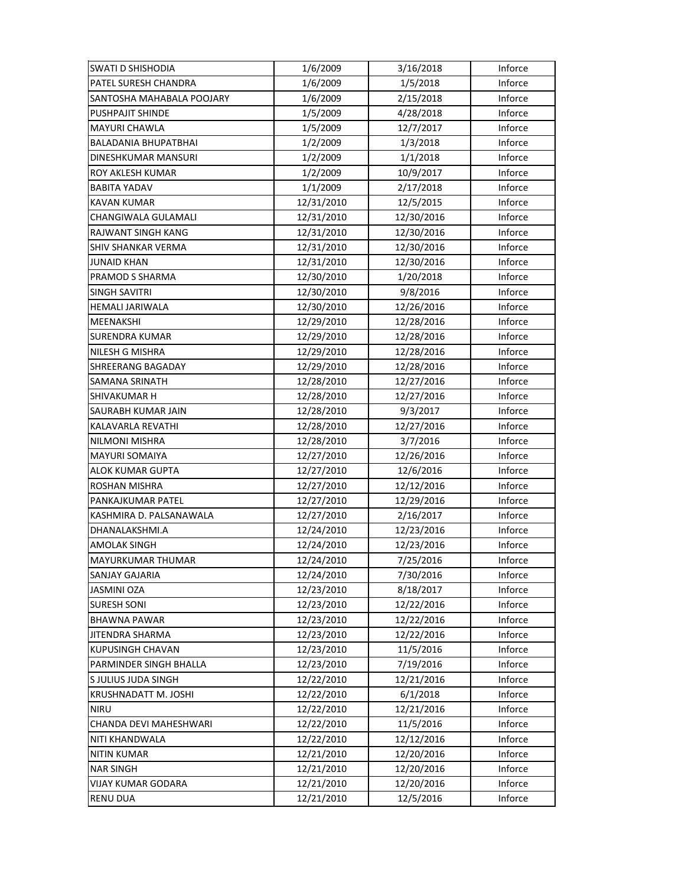| SWATI D SHISHODIA | 1/6/2009 | 3/16/2018 | Inforce |
|---|---|---|---|
| PATEL SURESH CHANDRA | 1/6/2009 | 1/5/2018 | Inforce |
| SANTOSHA MAHABALA POOJARY | 1/6/2009 | 2/15/2018 | Inforce |
| PUSHPAJIT SHINDE | 1/5/2009 | 4/28/2018 | Inforce |
| MAYURI CHAWLA | 1/5/2009 | 12/7/2017 | Inforce |
| BALADANIA BHUPATBHAI | 1/2/2009 | 1/3/2018 | Inforce |
| DINESHKUMAR MANSURI | 1/2/2009 | 1/1/2018 | Inforce |
| ROY AKLESH KUMAR | 1/2/2009 | 10/9/2017 | Inforce |
| BABITA YADAV | 1/1/2009 | 2/17/2018 | Inforce |
| KAVAN KUMAR | 12/31/2010 | 12/5/2015 | Inforce |
| CHANGIWALA GULAMALI | 12/31/2010 | 12/30/2016 | Inforce |
| RAJWANT SINGH KANG | 12/31/2010 | 12/30/2016 | Inforce |
| SHIV SHANKAR VERMA | 12/31/2010 | 12/30/2016 | Inforce |
| JUNAID KHAN | 12/31/2010 | 12/30/2016 | Inforce |
| PRAMOD S SHARMA | 12/30/2010 | 1/20/2018 | Inforce |
| SINGH SAVITRI | 12/30/2010 | 9/8/2016 | Inforce |
| HEMALI JARIWALA | 12/30/2010 | 12/26/2016 | Inforce |
| MEENAKSHI | 12/29/2010 | 12/28/2016 | Inforce |
| SURENDRA KUMAR | 12/29/2010 | 12/28/2016 | Inforce |
| NILESH G MISHRA | 12/29/2010 | 12/28/2016 | Inforce |
| SHREERANG BAGADAY | 12/29/2010 | 12/28/2016 | Inforce |
| SAMANA SRINATH | 12/28/2010 | 12/27/2016 | Inforce |
| SHIVAKUMAR H | 12/28/2010 | 12/27/2016 | Inforce |
| SAURABH KUMAR JAIN | 12/28/2010 | 9/3/2017 | Inforce |
| KALAVARLA REVATHI | 12/28/2010 | 12/27/2016 | Inforce |
| NILMONI MISHRA | 12/28/2010 | 3/7/2016 | Inforce |
| MAYURI SOMAIYA | 12/27/2010 | 12/26/2016 | Inforce |
| ALOK KUMAR GUPTA | 12/27/2010 | 12/6/2016 | Inforce |
| ROSHAN MISHRA | 12/27/2010 | 12/12/2016 | Inforce |
| PANKAJKUMAR PATEL | 12/27/2010 | 12/29/2016 | Inforce |
| KASHMIRA D. PALSANAWALA | 12/27/2010 | 2/16/2017 | Inforce |
| DHANALAKSHMI.A | 12/24/2010 | 12/23/2016 | Inforce |
| AMOLAK SINGH | 12/24/2010 | 12/23/2016 | Inforce |
| MAYURKUMAR THUMAR | 12/24/2010 | 7/25/2016 | Inforce |
| SANJAY GAJARIA | 12/24/2010 | 7/30/2016 | Inforce |
| JASMINI OZA | 12/23/2010 | 8/18/2017 | Inforce |
| SURESH SONI | 12/23/2010 | 12/22/2016 | Inforce |
| BHAWNA PAWAR | 12/23/2010 | 12/22/2016 | Inforce |
| JITENDRA SHARMA | 12/23/2010 | 12/22/2016 | Inforce |
| KUPUSINGH CHAVAN | 12/23/2010 | 11/5/2016 | Inforce |
| PARMINDER SINGH BHALLA | 12/23/2010 | 7/19/2016 | Inforce |
| S JULIUS JUDA SINGH | 12/22/2010 | 12/21/2016 | Inforce |
| KRUSHNADATT M. JOSHI | 12/22/2010 | 6/1/2018 | Inforce |
| NIRU | 12/22/2010 | 12/21/2016 | Inforce |
| CHANDA DEVI MAHESHWARI | 12/22/2010 | 11/5/2016 | Inforce |
| NITI KHANDWALA | 12/22/2010 | 12/12/2016 | Inforce |
| NITIN KUMAR | 12/21/2010 | 12/20/2016 | Inforce |
| NAR SINGH | 12/21/2010 | 12/20/2016 | Inforce |
| VIJAY KUMAR GODARA | 12/21/2010 | 12/20/2016 | Inforce |
| RENU DUA | 12/21/2010 | 12/5/2016 | Inforce |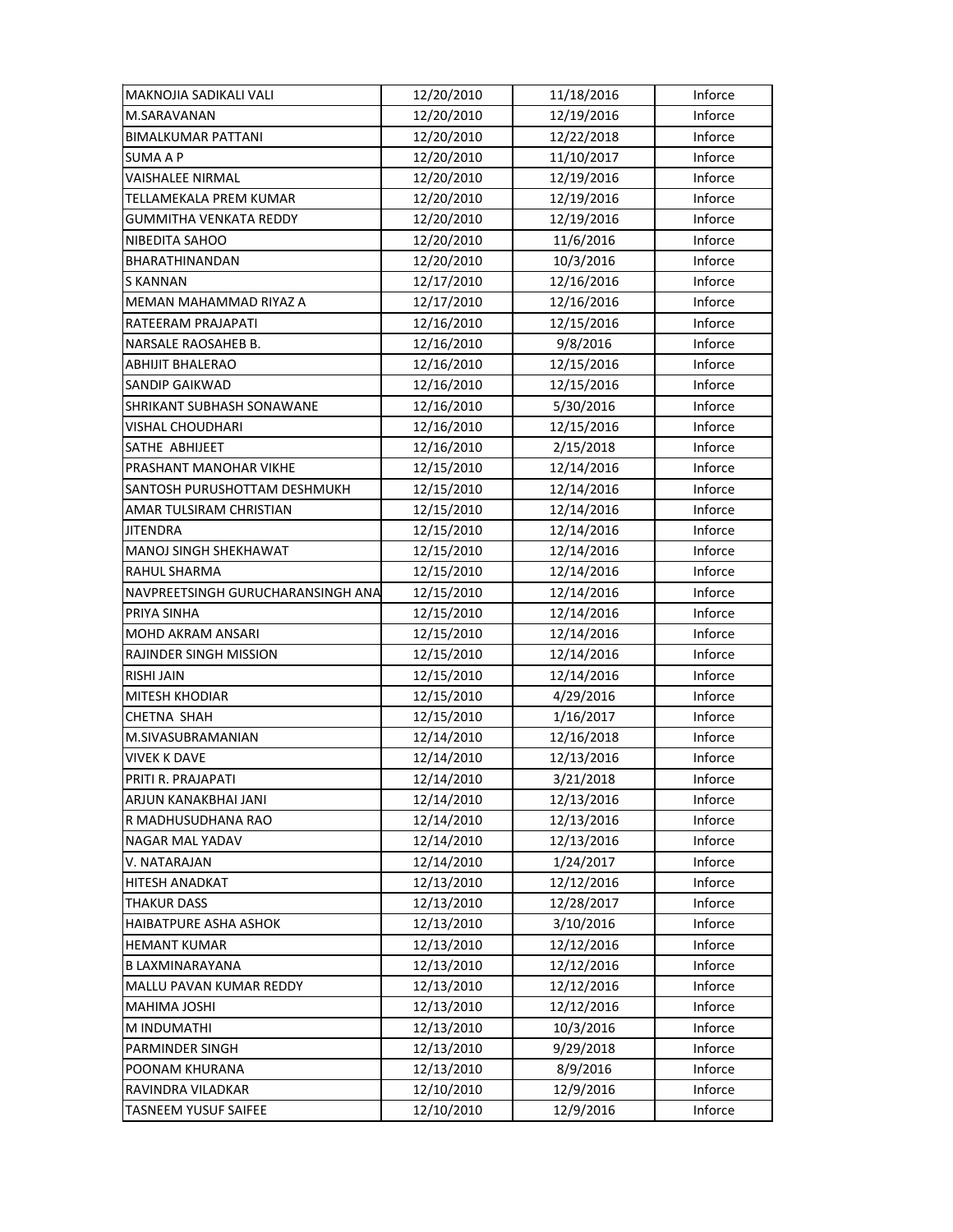| MAKNOJIA SADIKALI VALI | 12/20/2010 | 11/18/2016 | Inforce |
|---|---|---|---|
| M.SARAVANAN | 12/20/2010 | 12/19/2016 | Inforce |
| BIMALKUMAR PATTANI | 12/20/2010 | 12/22/2018 | Inforce |
| SUMA A P | 12/20/2010 | 11/10/2017 | Inforce |
| VAISHALEE NIRMAL | 12/20/2010 | 12/19/2016 | Inforce |
| TELLAMEKALA PREM KUMAR | 12/20/2010 | 12/19/2016 | Inforce |
| GUMMITHA VENKATA REDDY | 12/20/2010 | 12/19/2016 | Inforce |
| NIBEDITA SAHOO | 12/20/2010 | 11/6/2016 | Inforce |
| BHARATHINANDAN | 12/20/2010 | 10/3/2016 | Inforce |
| S KANNAN | 12/17/2010 | 12/16/2016 | Inforce |
| MEMAN MAHAMMAD RIYAZ A | 12/17/2010 | 12/16/2016 | Inforce |
| RATEERAM PRAJAPATI | 12/16/2010 | 12/15/2016 | Inforce |
| NARSALE RAOSAHEB B. | 12/16/2010 | 9/8/2016 | Inforce |
| ABHIJIT BHALERAO | 12/16/2010 | 12/15/2016 | Inforce |
| SANDIP GAIKWAD | 12/16/2010 | 12/15/2016 | Inforce |
| SHRIKANT SUBHASH SONAWANE | 12/16/2010 | 5/30/2016 | Inforce |
| VISHAL CHOUDHARI | 12/16/2010 | 12/15/2016 | Inforce |
| SATHE ABHIJEET | 12/16/2010 | 2/15/2018 | Inforce |
| PRASHANT MANOHAR VIKHE | 12/15/2010 | 12/14/2016 | Inforce |
| SANTOSH PURUSHOTTAM DESHMUKH | 12/15/2010 | 12/14/2016 | Inforce |
| AMAR TULSIRAM CHRISTIAN | 12/15/2010 | 12/14/2016 | Inforce |
| JITENDRA | 12/15/2010 | 12/14/2016 | Inforce |
| MANOJ SINGH SHEKHAWAT | 12/15/2010 | 12/14/2016 | Inforce |
| RAHUL SHARMA | 12/15/2010 | 12/14/2016 | Inforce |
| NAVPREETSINGH GURUCHARANSINGH ANA | 12/15/2010 | 12/14/2016 | Inforce |
| PRIYA SINHA | 12/15/2010 | 12/14/2016 | Inforce |
| MOHD AKRAM ANSARI | 12/15/2010 | 12/14/2016 | Inforce |
| RAJINDER SINGH MISSION | 12/15/2010 | 12/14/2016 | Inforce |
| RISHI JAIN | 12/15/2010 | 12/14/2016 | Inforce |
| MITESH KHODIAR | 12/15/2010 | 4/29/2016 | Inforce |
| CHETNA SHAH | 12/15/2010 | 1/16/2017 | Inforce |
| M.SIVASUBRAMANIAN | 12/14/2010 | 12/16/2018 | Inforce |
| VIVEK K DAVE | 12/14/2010 | 12/13/2016 | Inforce |
| PRITI R. PRAJAPATI | 12/14/2010 | 3/21/2018 | Inforce |
| ARJUN KANAKBHAI JANI | 12/14/2010 | 12/13/2016 | Inforce |
| R MADHUSUDHANA RAO | 12/14/2010 | 12/13/2016 | Inforce |
| NAGAR MAL YADAV | 12/14/2010 | 12/13/2016 | Inforce |
| V. NATARAJAN | 12/14/2010 | 1/24/2017 | Inforce |
| HITESH ANADKAT | 12/13/2010 | 12/12/2016 | Inforce |
| THAKUR DASS | 12/13/2010 | 12/28/2017 | Inforce |
| HAIBATPURE ASHA ASHOK | 12/13/2010 | 3/10/2016 | Inforce |
| HEMANT KUMAR | 12/13/2010 | 12/12/2016 | Inforce |
| B LAXMINARAYANA | 12/13/2010 | 12/12/2016 | Inforce |
| MALLU PAVAN KUMAR REDDY | 12/13/2010 | 12/12/2016 | Inforce |
| MAHIMA JOSHI | 12/13/2010 | 12/12/2016 | Inforce |
| M INDUMATHI | 12/13/2010 | 10/3/2016 | Inforce |
| PARMINDER SINGH | 12/13/2010 | 9/29/2018 | Inforce |
| POONAM KHURANA | 12/13/2010 | 8/9/2016 | Inforce |
| RAVINDRA VILADKAR | 12/10/2010 | 12/9/2016 | Inforce |
| TASNEEM YUSUF SAIFEE | 12/10/2010 | 12/9/2016 | Inforce |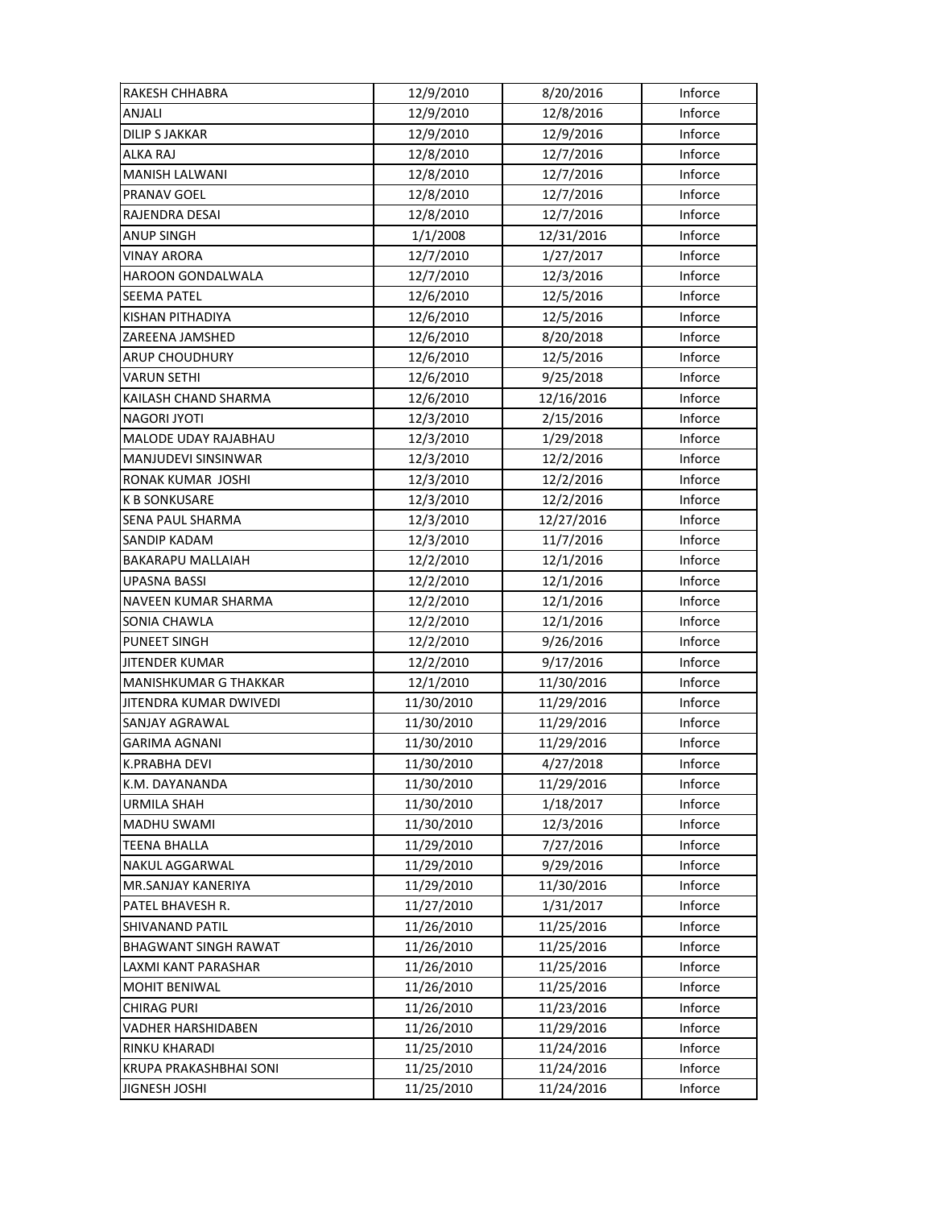| | | | |
|---|---|---|---|
| RAKESH CHHABRA | 12/9/2010 | 8/20/2016 | Inforce |
| ANJALI | 12/9/2010 | 12/8/2016 | Inforce |
| DILIP S JAKKAR | 12/9/2010 | 12/9/2016 | Inforce |
| ALKA RAJ | 12/8/2010 | 12/7/2016 | Inforce |
| MANISH LALWANI | 12/8/2010 | 12/7/2016 | Inforce |
| PRANAV GOEL | 12/8/2010 | 12/7/2016 | Inforce |
| RAJENDRA DESAI | 12/8/2010 | 12/7/2016 | Inforce |
| ANUP SINGH | 1/1/2008 | 12/31/2016 | Inforce |
| VINAY ARORA | 12/7/2010 | 1/27/2017 | Inforce |
| HAROON GONDALWALA | 12/7/2010 | 12/3/2016 | Inforce |
| SEEMA PATEL | 12/6/2010 | 12/5/2016 | Inforce |
| KISHAN PITHADIYA | 12/6/2010 | 12/5/2016 | Inforce |
| ZAREENA JAMSHED | 12/6/2010 | 8/20/2018 | Inforce |
| ARUP CHOUDHURY | 12/6/2010 | 12/5/2016 | Inforce |
| VARUN SETHI | 12/6/2010 | 9/25/2018 | Inforce |
| KAILASH CHAND SHARMA | 12/6/2010 | 12/16/2016 | Inforce |
| NAGORI JYOTI | 12/3/2010 | 2/15/2016 | Inforce |
| MALODE UDAY RAJABHAU | 12/3/2010 | 1/29/2018 | Inforce |
| MANJUDEVI SINSINWAR | 12/3/2010 | 12/2/2016 | Inforce |
| RONAK KUMAR JOSHI | 12/3/2010 | 12/2/2016 | Inforce |
| K B SONKUSARE | 12/3/2010 | 12/2/2016 | Inforce |
| SENA PAUL SHARMA | 12/3/2010 | 12/27/2016 | Inforce |
| SANDIP KADAM | 12/3/2010 | 11/7/2016 | Inforce |
| BAKARAPU MALLAIAH | 12/2/2010 | 12/1/2016 | Inforce |
| UPASNA BASSI | 12/2/2010 | 12/1/2016 | Inforce |
| NAVEEN KUMAR SHARMA | 12/2/2010 | 12/1/2016 | Inforce |
| SONIA CHAWLA | 12/2/2010 | 12/1/2016 | Inforce |
| PUNEET SINGH | 12/2/2010 | 9/26/2016 | Inforce |
| JITENDER KUMAR | 12/2/2010 | 9/17/2016 | Inforce |
| MANISHKUMAR G THAKKAR | 12/1/2010 | 11/30/2016 | Inforce |
| JITENDRA KUMAR DWIVEDI | 11/30/2010 | 11/29/2016 | Inforce |
| SANJAY AGRAWAL | 11/30/2010 | 11/29/2016 | Inforce |
| GARIMA AGNANI | 11/30/2010 | 11/29/2016 | Inforce |
| K.PRABHA DEVI | 11/30/2010 | 4/27/2018 | Inforce |
| K.M. DAYANANDA | 11/30/2010 | 11/29/2016 | Inforce |
| URMILA SHAH | 11/30/2010 | 1/18/2017 | Inforce |
| MADHU SWAMI | 11/30/2010 | 12/3/2016 | Inforce |
| TEENA BHALLA | 11/29/2010 | 7/27/2016 | Inforce |
| NAKUL AGGARWAL | 11/29/2010 | 9/29/2016 | Inforce |
| MR.SANJAY KANERIYA | 11/29/2010 | 11/30/2016 | Inforce |
| PATEL BHAVESH R. | 11/27/2010 | 1/31/2017 | Inforce |
| SHIVANAND PATIL | 11/26/2010 | 11/25/2016 | Inforce |
| BHAGWANT SINGH RAWAT | 11/26/2010 | 11/25/2016 | Inforce |
| LAXMI KANT PARASHAR | 11/26/2010 | 11/25/2016 | Inforce |
| MOHIT BENIWAL | 11/26/2010 | 11/25/2016 | Inforce |
| CHIRAG PURI | 11/26/2010 | 11/23/2016 | Inforce |
| VADHER HARSHIDABEN | 11/26/2010 | 11/29/2016 | Inforce |
| RINKU KHARADI | 11/25/2010 | 11/24/2016 | Inforce |
| KRUPA PRAKASHBHAI SONI | 11/25/2010 | 11/24/2016 | Inforce |
| JIGNESH JOSHI | 11/25/2010 | 11/24/2016 | Inforce |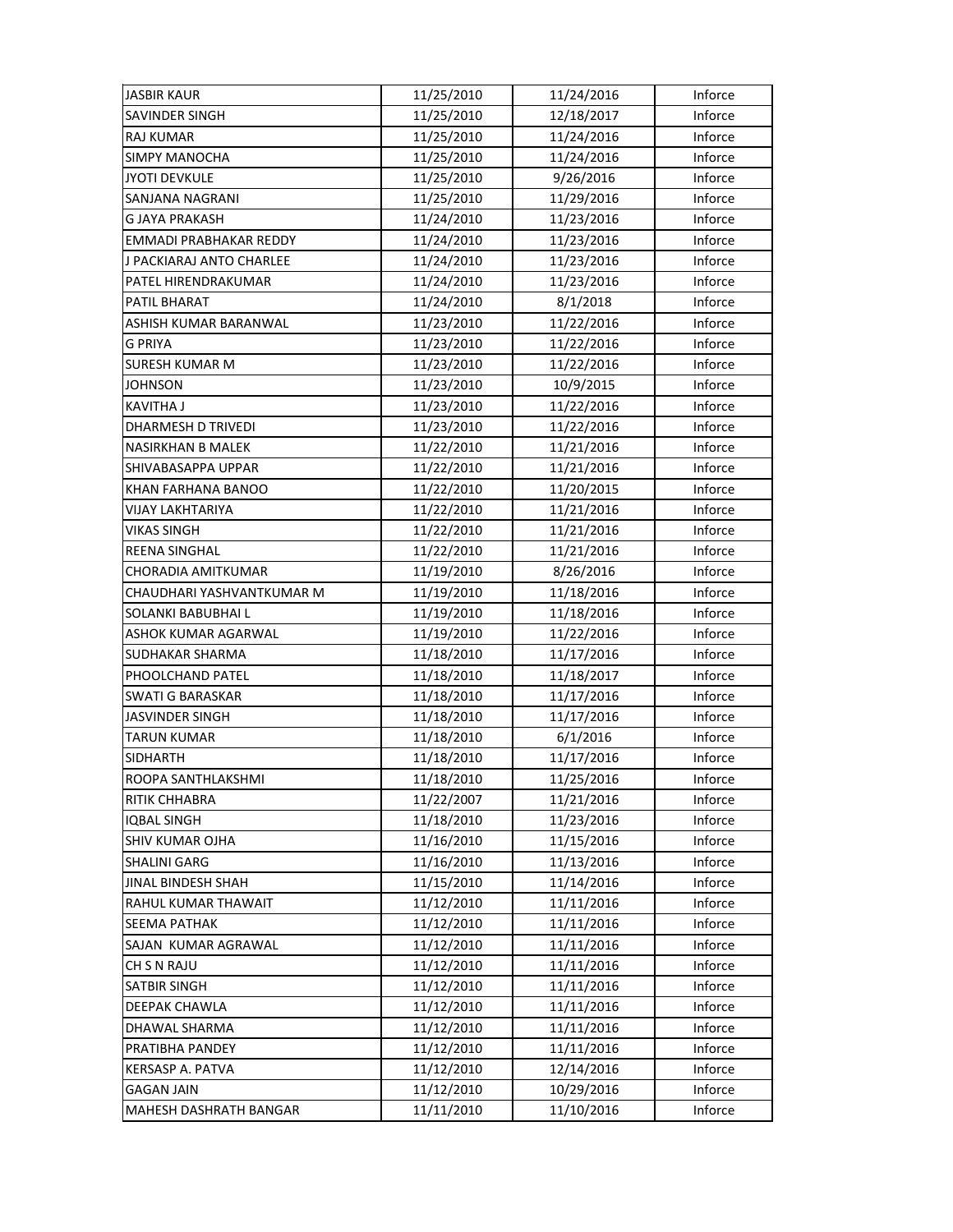| | | | |
|---|---|---|---|
| JASBIR KAUR | 11/25/2010 | 11/24/2016 | Inforce |
| SAVINDER SINGH | 11/25/2010 | 12/18/2017 | Inforce |
| RAJ KUMAR | 11/25/2010 | 11/24/2016 | Inforce |
| SIMPY MANOCHA | 11/25/2010 | 11/24/2016 | Inforce |
| JYOTI DEVKULE | 11/25/2010 | 9/26/2016 | Inforce |
| SANJANA NAGRANI | 11/25/2010 | 11/29/2016 | Inforce |
| G JAYA PRAKASH | 11/24/2010 | 11/23/2016 | Inforce |
| EMMADI PRABHAKAR REDDY | 11/24/2010 | 11/23/2016 | Inforce |
| J PACKIARAJ ANTO CHARLEE | 11/24/2010 | 11/23/2016 | Inforce |
| PATEL HIRENDRAKUMAR | 11/24/2010 | 11/23/2016 | Inforce |
| PATIL BHARAT | 11/24/2010 | 8/1/2018 | Inforce |
| ASHISH KUMAR BARANWAL | 11/23/2010 | 11/22/2016 | Inforce |
| G PRIYA | 11/23/2010 | 11/22/2016 | Inforce |
| SURESH KUMAR M | 11/23/2010 | 11/22/2016 | Inforce |
| JOHNSON | 11/23/2010 | 10/9/2015 | Inforce |
| KAVITHA J | 11/23/2010 | 11/22/2016 | Inforce |
| DHARMESH D TRIVEDI | 11/23/2010 | 11/22/2016 | Inforce |
| NASIRKHAN B MALEK | 11/22/2010 | 11/21/2016 | Inforce |
| SHIVABASAPPA UPPAR | 11/22/2010 | 11/21/2016 | Inforce |
| KHAN FARHANA BANOO | 11/22/2010 | 11/20/2015 | Inforce |
| VIJAY LAKHTARIYA | 11/22/2010 | 11/21/2016 | Inforce |
| VIKAS SINGH | 11/22/2010 | 11/21/2016 | Inforce |
| REENA SINGHAL | 11/22/2010 | 11/21/2016 | Inforce |
| CHORADIA AMITKUMAR | 11/19/2010 | 8/26/2016 | Inforce |
| CHAUDHARI YASHVANTKUMAR M | 11/19/2010 | 11/18/2016 | Inforce |
| SOLANKI BABUBHAI L | 11/19/2010 | 11/18/2016 | Inforce |
| ASHOK KUMAR AGARWAL | 11/19/2010 | 11/22/2016 | Inforce |
| SUDHAKAR SHARMA | 11/18/2010 | 11/17/2016 | Inforce |
| PHOOLCHAND PATEL | 11/18/2010 | 11/18/2017 | Inforce |
| SWATI G BARASKAR | 11/18/2010 | 11/17/2016 | Inforce |
| JASVINDER SINGH | 11/18/2010 | 11/17/2016 | Inforce |
| TARUN KUMAR | 11/18/2010 | 6/1/2016 | Inforce |
| SIDHARTH | 11/18/2010 | 11/17/2016 | Inforce |
| ROOPA SANTHLAKSHMI | 11/18/2010 | 11/25/2016 | Inforce |
| RITIK CHHABRA | 11/22/2007 | 11/21/2016 | Inforce |
| IQBAL SINGH | 11/18/2010 | 11/23/2016 | Inforce |
| SHIV KUMAR OJHA | 11/16/2010 | 11/15/2016 | Inforce |
| SHALINI GARG | 11/16/2010 | 11/13/2016 | Inforce |
| JINAL BINDESH SHAH | 11/15/2010 | 11/14/2016 | Inforce |
| RAHUL KUMAR THAWAIT | 11/12/2010 | 11/11/2016 | Inforce |
| SEEMA PATHAK | 11/12/2010 | 11/11/2016 | Inforce |
| SAJAN KUMAR AGRAWAL | 11/12/2010 | 11/11/2016 | Inforce |
| CH S N RAJU | 11/12/2010 | 11/11/2016 | Inforce |
| SATBIR SINGH | 11/12/2010 | 11/11/2016 | Inforce |
| DEEPAK CHAWLA | 11/12/2010 | 11/11/2016 | Inforce |
| DHAWAL SHARMA | 11/12/2010 | 11/11/2016 | Inforce |
| PRATIBHA PANDEY | 11/12/2010 | 11/11/2016 | Inforce |
| KERSASP A. PATVA | 11/12/2010 | 12/14/2016 | Inforce |
| GAGAN JAIN | 11/12/2010 | 10/29/2016 | Inforce |
| MAHESH DASHRATH BANGAR | 11/11/2010 | 11/10/2016 | Inforce |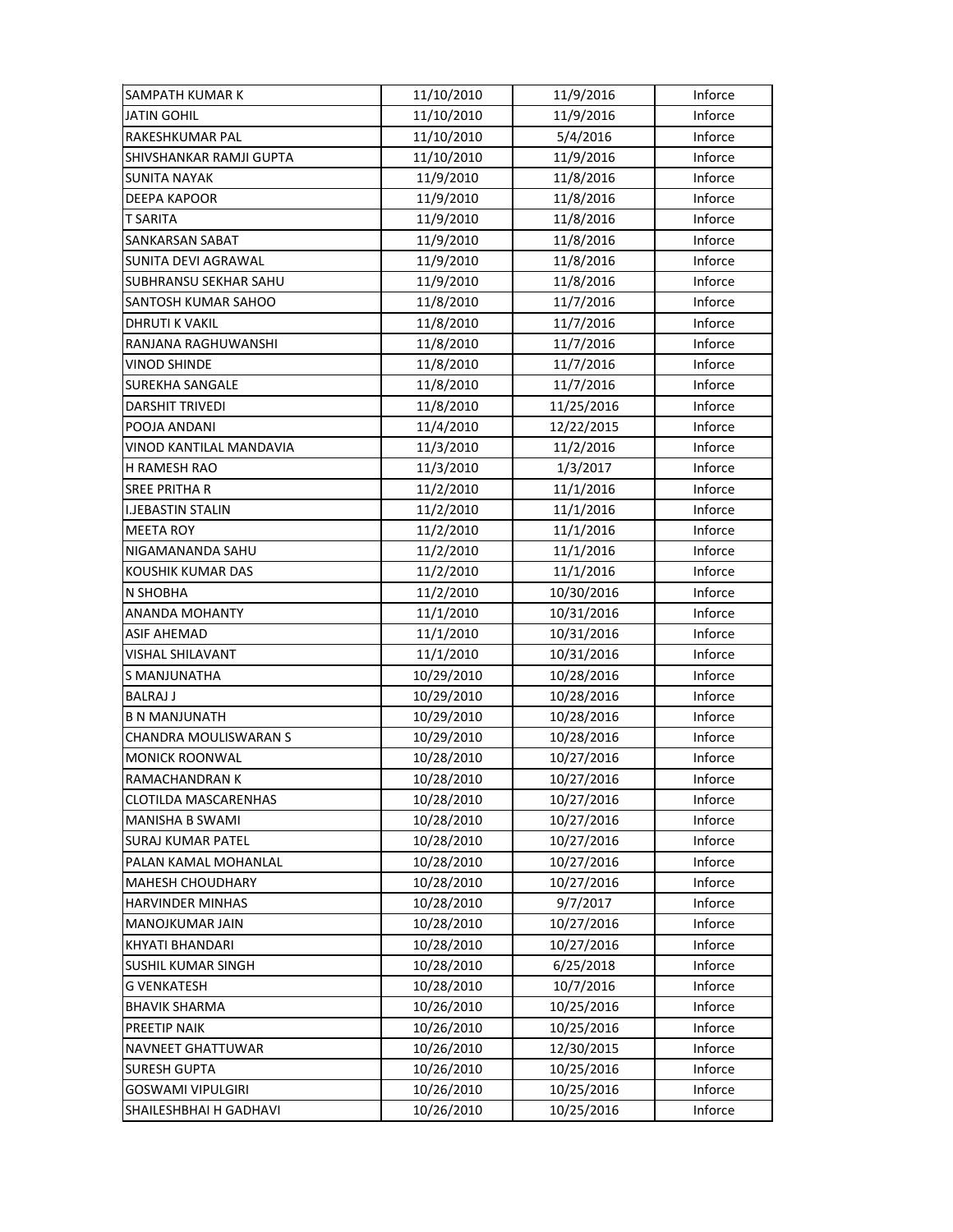| | | | |
|---|---|---|---|
| SAMPATH KUMAR K | 11/10/2010 | 11/9/2016 | Inforce |
| JATIN GOHIL | 11/10/2010 | 11/9/2016 | Inforce |
| RAKESHKUMAR PAL | 11/10/2010 | 5/4/2016 | Inforce |
| SHIVSHANKAR RAMJI GUPTA | 11/10/2010 | 11/9/2016 | Inforce |
| SUNITA NAYAK | 11/9/2010 | 11/8/2016 | Inforce |
| DEEPA KAPOOR | 11/9/2010 | 11/8/2016 | Inforce |
| T SARITA | 11/9/2010 | 11/8/2016 | Inforce |
| SANKARSAN SABAT | 11/9/2010 | 11/8/2016 | Inforce |
| SUNITA DEVI AGRAWAL | 11/9/2010 | 11/8/2016 | Inforce |
| SUBHRANSU SEKHAR SAHU | 11/9/2010 | 11/8/2016 | Inforce |
| SANTOSH KUMAR SAHOO | 11/8/2010 | 11/7/2016 | Inforce |
| DHRUTI K VAKIL | 11/8/2010 | 11/7/2016 | Inforce |
| RANJANA RAGHUWANSHI | 11/8/2010 | 11/7/2016 | Inforce |
| VINOD SHINDE | 11/8/2010 | 11/7/2016 | Inforce |
| SUREKHA SANGALE | 11/8/2010 | 11/7/2016 | Inforce |
| DARSHIT TRIVEDI | 11/8/2010 | 11/25/2016 | Inforce |
| POOJA ANDANI | 11/4/2010 | 12/22/2015 | Inforce |
| VINOD KANTILAL MANDAVIA | 11/3/2010 | 11/2/2016 | Inforce |
| H RAMESH RAO | 11/3/2010 | 1/3/2017 | Inforce |
| SREE PRITHA R | 11/2/2010 | 11/1/2016 | Inforce |
| I.JEBASTIN STALIN | 11/2/2010 | 11/1/2016 | Inforce |
| MEETA ROY | 11/2/2010 | 11/1/2016 | Inforce |
| NIGAMANANDA SAHU | 11/2/2010 | 11/1/2016 | Inforce |
| KOUSHIK KUMAR DAS | 11/2/2010 | 11/1/2016 | Inforce |
| N SHOBHA | 11/2/2010 | 10/30/2016 | Inforce |
| ANANDA MOHANTY | 11/1/2010 | 10/31/2016 | Inforce |
| ASIF AHEMAD | 11/1/2010 | 10/31/2016 | Inforce |
| VISHAL SHILAVANT | 11/1/2010 | 10/31/2016 | Inforce |
| S MANJUNATHA | 10/29/2010 | 10/28/2016 | Inforce |
| BALRAJ J | 10/29/2010 | 10/28/2016 | Inforce |
| B N MANJUNATH | 10/29/2010 | 10/28/2016 | Inforce |
| CHANDRA MOULISWARAN S | 10/29/2010 | 10/28/2016 | Inforce |
| MONICK ROONWAL | 10/28/2010 | 10/27/2016 | Inforce |
| RAMACHANDRAN K | 10/28/2010 | 10/27/2016 | Inforce |
| CLOTILDA MASCARENHAS | 10/28/2010 | 10/27/2016 | Inforce |
| MANISHA B SWAMI | 10/28/2010 | 10/27/2016 | Inforce |
| SURAJ KUMAR PATEL | 10/28/2010 | 10/27/2016 | Inforce |
| PALAN KAMAL MOHANLAL | 10/28/2010 | 10/27/2016 | Inforce |
| MAHESH CHOUDHARY | 10/28/2010 | 10/27/2016 | Inforce |
| HARVINDER MINHAS | 10/28/2010 | 9/7/2017 | Inforce |
| MANOJKUMAR JAIN | 10/28/2010 | 10/27/2016 | Inforce |
| KHYATI BHANDARI | 10/28/2010 | 10/27/2016 | Inforce |
| SUSHIL KUMAR SINGH | 10/28/2010 | 6/25/2018 | Inforce |
| G VENKATESH | 10/28/2010 | 10/7/2016 | Inforce |
| BHAVIK SHARMA | 10/26/2010 | 10/25/2016 | Inforce |
| PREETIP NAIK | 10/26/2010 | 10/25/2016 | Inforce |
| NAVNEET GHATTUWAR | 10/26/2010 | 12/30/2015 | Inforce |
| SURESH GUPTA | 10/26/2010 | 10/25/2016 | Inforce |
| GOSWAMI VIPULGIRI | 10/26/2010 | 10/25/2016 | Inforce |
| SHAILESHBHAI H GADHAVI | 10/26/2010 | 10/25/2016 | Inforce |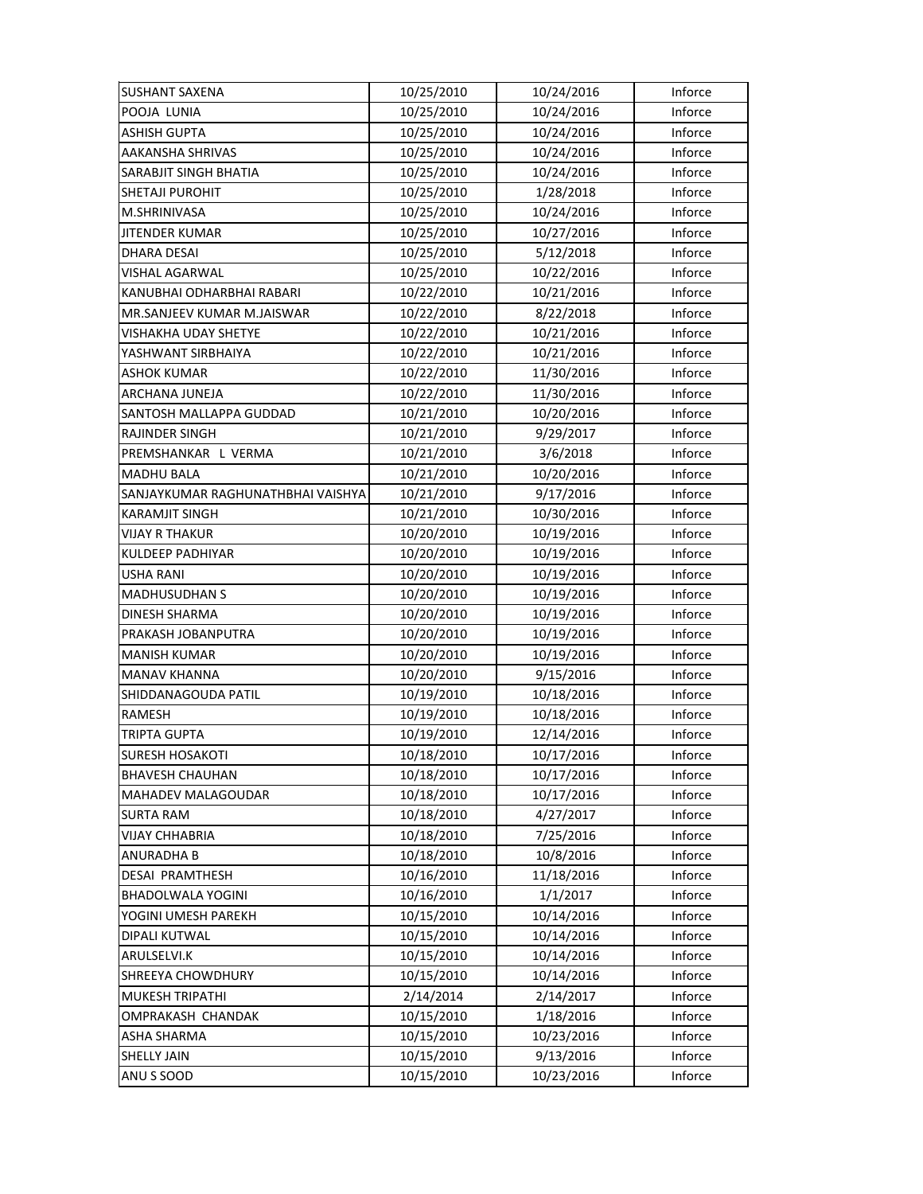| SUSHANT SAXENA | 10/25/2010 | 10/24/2016 | Inforce |
|---|---|---|---|
| POOJA LUNIA | 10/25/2010 | 10/24/2016 | Inforce |
| ASHISH GUPTA | 10/25/2010 | 10/24/2016 | Inforce |
| AAKANSHA SHRIVAS | 10/25/2010 | 10/24/2016 | Inforce |
| SARABJIT SINGH BHATIA | 10/25/2010 | 10/24/2016 | Inforce |
| SHETAJI PUROHIT | 10/25/2010 | 1/28/2018 | Inforce |
| M.SHRINIVASA | 10/25/2010 | 10/24/2016 | Inforce |
| JITENDER KUMAR | 10/25/2010 | 10/27/2016 | Inforce |
| DHARA DESAI | 10/25/2010 | 5/12/2018 | Inforce |
| VISHAL AGARWAL | 10/25/2010 | 10/22/2016 | Inforce |
| KANUBHAI ODHARBHAI RABARI | 10/22/2010 | 10/21/2016 | Inforce |
| MR.SANJEEV KUMAR M.JAISWAR | 10/22/2010 | 8/22/2018 | Inforce |
| VISHAKHA UDAY SHETYE | 10/22/2010 | 10/21/2016 | Inforce |
| YASHWANT SIRBHAIYA | 10/22/2010 | 10/21/2016 | Inforce |
| ASHOK KUMAR | 10/22/2010 | 11/30/2016 | Inforce |
| ARCHANA JUNEJA | 10/22/2010 | 11/30/2016 | Inforce |
| SANTOSH MALLAPPA GUDDAD | 10/21/2010 | 10/20/2016 | Inforce |
| RAJINDER SINGH | 10/21/2010 | 9/29/2017 | Inforce |
| PREMSHANKAR L VERMA | 10/21/2010 | 3/6/2018 | Inforce |
| MADHU BALA | 10/21/2010 | 10/20/2016 | Inforce |
| SANJAYKUMAR RAGHUNATHBHAI VAISHYA | 10/21/2010 | 9/17/2016 | Inforce |
| KARAMJIT SINGH | 10/21/2010 | 10/30/2016 | Inforce |
| VIJAY R THAKUR | 10/20/2010 | 10/19/2016 | Inforce |
| KULDEEP PADHIYAR | 10/20/2010 | 10/19/2016 | Inforce |
| USHA RANI | 10/20/2010 | 10/19/2016 | Inforce |
| MADHUSUDHAN S | 10/20/2010 | 10/19/2016 | Inforce |
| DINESH SHARMA | 10/20/2010 | 10/19/2016 | Inforce |
| PRAKASH JOBANPUTRA | 10/20/2010 | 10/19/2016 | Inforce |
| MANISH KUMAR | 10/20/2010 | 10/19/2016 | Inforce |
| MANAV KHANNA | 10/20/2010 | 9/15/2016 | Inforce |
| SHIDDANAGOUDA PATIL | 10/19/2010 | 10/18/2016 | Inforce |
| RAMESH | 10/19/2010 | 10/18/2016 | Inforce |
| TRIPTA GUPTA | 10/19/2010 | 12/14/2016 | Inforce |
| SURESH HOSAKOTI | 10/18/2010 | 10/17/2016 | Inforce |
| BHAVESH CHAUHAN | 10/18/2010 | 10/17/2016 | Inforce |
| MAHADEV MALAGOUDAR | 10/18/2010 | 10/17/2016 | Inforce |
| SURTA RAM | 10/18/2010 | 4/27/2017 | Inforce |
| VIJAY CHHABRIA | 10/18/2010 | 7/25/2016 | Inforce |
| ANURADHA B | 10/18/2010 | 10/8/2016 | Inforce |
| DESAI PRAMTHESH | 10/16/2010 | 11/18/2016 | Inforce |
| BHADOLWALA YOGINI | 10/16/2010 | 1/1/2017 | Inforce |
| YOGINI UMESH PAREKH | 10/15/2010 | 10/14/2016 | Inforce |
| DIPALI KUTWAL | 10/15/2010 | 10/14/2016 | Inforce |
| ARULSELVI.K | 10/15/2010 | 10/14/2016 | Inforce |
| SHREEYA CHOWDHURY | 10/15/2010 | 10/14/2016 | Inforce |
| MUKESH TRIPATHI | 2/14/2014 | 2/14/2017 | Inforce |
| OMPRAKASH CHANDAK | 10/15/2010 | 1/18/2016 | Inforce |
| ASHA SHARMA | 10/15/2010 | 10/23/2016 | Inforce |
| SHELLY JAIN | 10/15/2010 | 9/13/2016 | Inforce |
| ANU S SOOD | 10/15/2010 | 10/23/2016 | Inforce |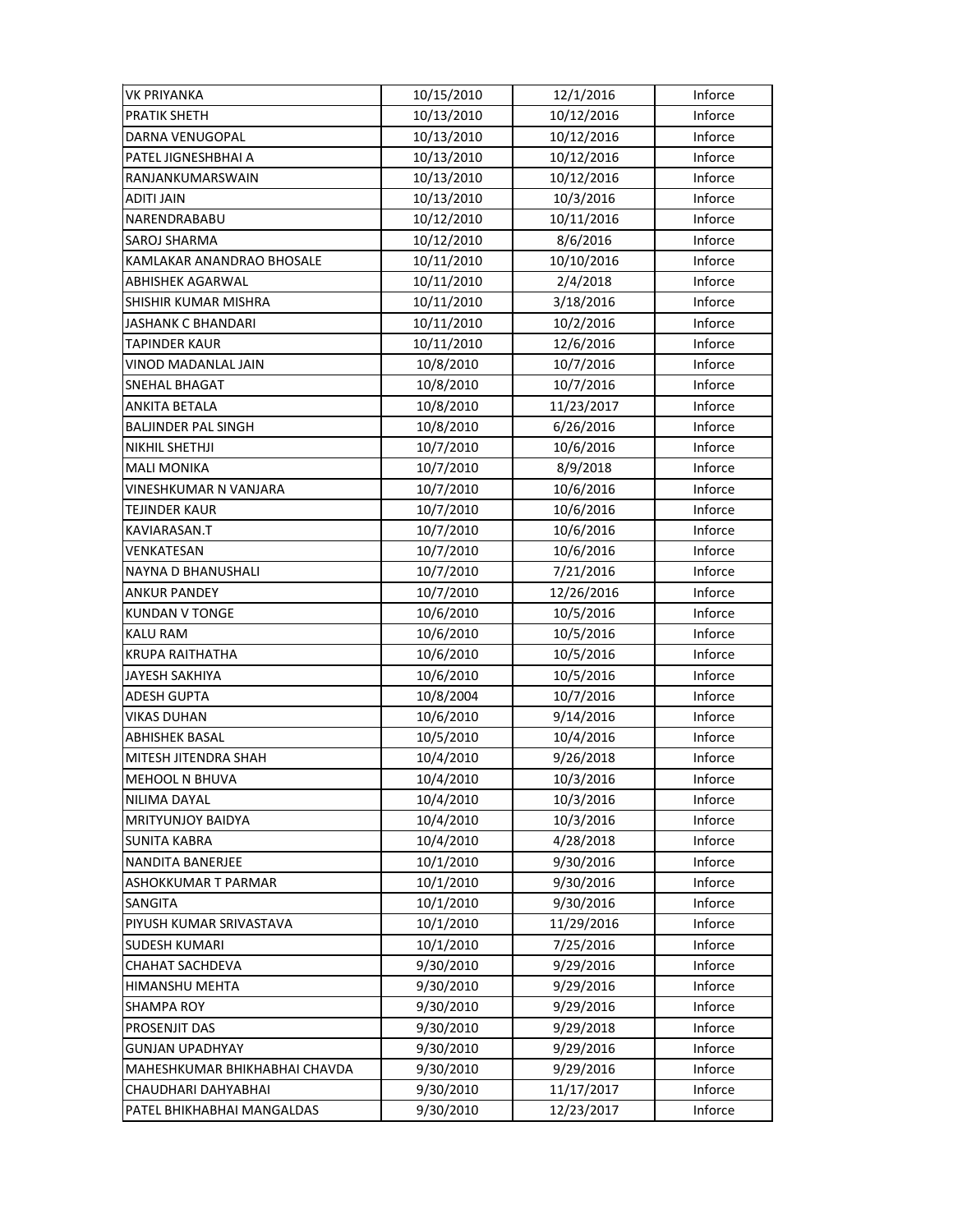| VK PRIYANKA | 10/15/2010 | 12/1/2016 | Inforce |
|---|---|---|---|
| PRATIK SHETH | 10/13/2010 | 10/12/2016 | Inforce |
| DARNA VENUGOPAL | 10/13/2010 | 10/12/2016 | Inforce |
| PATEL JIGNESHBHAI A | 10/13/2010 | 10/12/2016 | Inforce |
| RANJANKUMARSWAIN | 10/13/2010 | 10/12/2016 | Inforce |
| ADITI JAIN | 10/13/2010 | 10/3/2016 | Inforce |
| NARENDRABABU | 10/12/2010 | 10/11/2016 | Inforce |
| SAROJ SHARMA | 10/12/2010 | 8/6/2016 | Inforce |
| KAMLAKAR ANANDRAO BHOSALE | 10/11/2010 | 10/10/2016 | Inforce |
| ABHISHEK AGARWAL | 10/11/2010 | 2/4/2018 | Inforce |
| SHISHIR KUMAR MISHRA | 10/11/2010 | 3/18/2016 | Inforce |
| JASHANK C BHANDARI | 10/11/2010 | 10/2/2016 | Inforce |
| TAPINDER KAUR | 10/11/2010 | 12/6/2016 | Inforce |
| VINOD MADANLAL JAIN | 10/8/2010 | 10/7/2016 | Inforce |
| SNEHAL BHAGAT | 10/8/2010 | 10/7/2016 | Inforce |
| ANKITA BETALA | 10/8/2010 | 11/23/2017 | Inforce |
| BALJINDER PAL SINGH | 10/8/2010 | 6/26/2016 | Inforce |
| NIKHIL SHETHJI | 10/7/2010 | 10/6/2016 | Inforce |
| MALI MONIKA | 10/7/2010 | 8/9/2018 | Inforce |
| VINESHKUMAR N VANJARA | 10/7/2010 | 10/6/2016 | Inforce |
| TEJINDER KAUR | 10/7/2010 | 10/6/2016 | Inforce |
| KAVIARASAN.T | 10/7/2010 | 10/6/2016 | Inforce |
| VENKATESAN | 10/7/2010 | 10/6/2016 | Inforce |
| NAYNA D BHANUSHALI | 10/7/2010 | 7/21/2016 | Inforce |
| ANKUR PANDEY | 10/7/2010 | 12/26/2016 | Inforce |
| KUNDAN V TONGE | 10/6/2010 | 10/5/2016 | Inforce |
| KALU RAM | 10/6/2010 | 10/5/2016 | Inforce |
| KRUPA RAITHATHA | 10/6/2010 | 10/5/2016 | Inforce |
| JAYESH SAKHIYA | 10/6/2010 | 10/5/2016 | Inforce |
| ADESH GUPTA | 10/8/2004 | 10/7/2016 | Inforce |
| VIKAS DUHAN | 10/6/2010 | 9/14/2016 | Inforce |
| ABHISHEK BASAL | 10/5/2010 | 10/4/2016 | Inforce |
| MITESH JITENDRA SHAH | 10/4/2010 | 9/26/2018 | Inforce |
| MEHOOL N BHUVA | 10/4/2010 | 10/3/2016 | Inforce |
| NILIMA DAYAL | 10/4/2010 | 10/3/2016 | Inforce |
| MRITYUNJOY BAIDYA | 10/4/2010 | 10/3/2016 | Inforce |
| SUNITA KABRA | 10/4/2010 | 4/28/2018 | Inforce |
| NANDITA BANERJEE | 10/1/2010 | 9/30/2016 | Inforce |
| ASHOKKUMAR T PARMAR | 10/1/2010 | 9/30/2016 | Inforce |
| SANGITA | 10/1/2010 | 9/30/2016 | Inforce |
| PIYUSH KUMAR SRIVASTAVA | 10/1/2010 | 11/29/2016 | Inforce |
| SUDESH KUMARI | 10/1/2010 | 7/25/2016 | Inforce |
| CHAHAT SACHDEVA | 9/30/2010 | 9/29/2016 | Inforce |
| HIMANSHU MEHTA | 9/30/2010 | 9/29/2016 | Inforce |
| SHAMPA ROY | 9/30/2010 | 9/29/2016 | Inforce |
| PROSENJIT DAS | 9/30/2010 | 9/29/2018 | Inforce |
| GUNJAN UPADHYAY | 9/30/2010 | 9/29/2016 | Inforce |
| MAHESHKUMAR BHIKHABHAI CHAVDA | 9/30/2010 | 9/29/2016 | Inforce |
| CHAUDHARI DAHYABHAI | 9/30/2010 | 11/17/2017 | Inforce |
| PATEL BHIKHABHAI MANGALDAS | 9/30/2010 | 12/23/2017 | Inforce |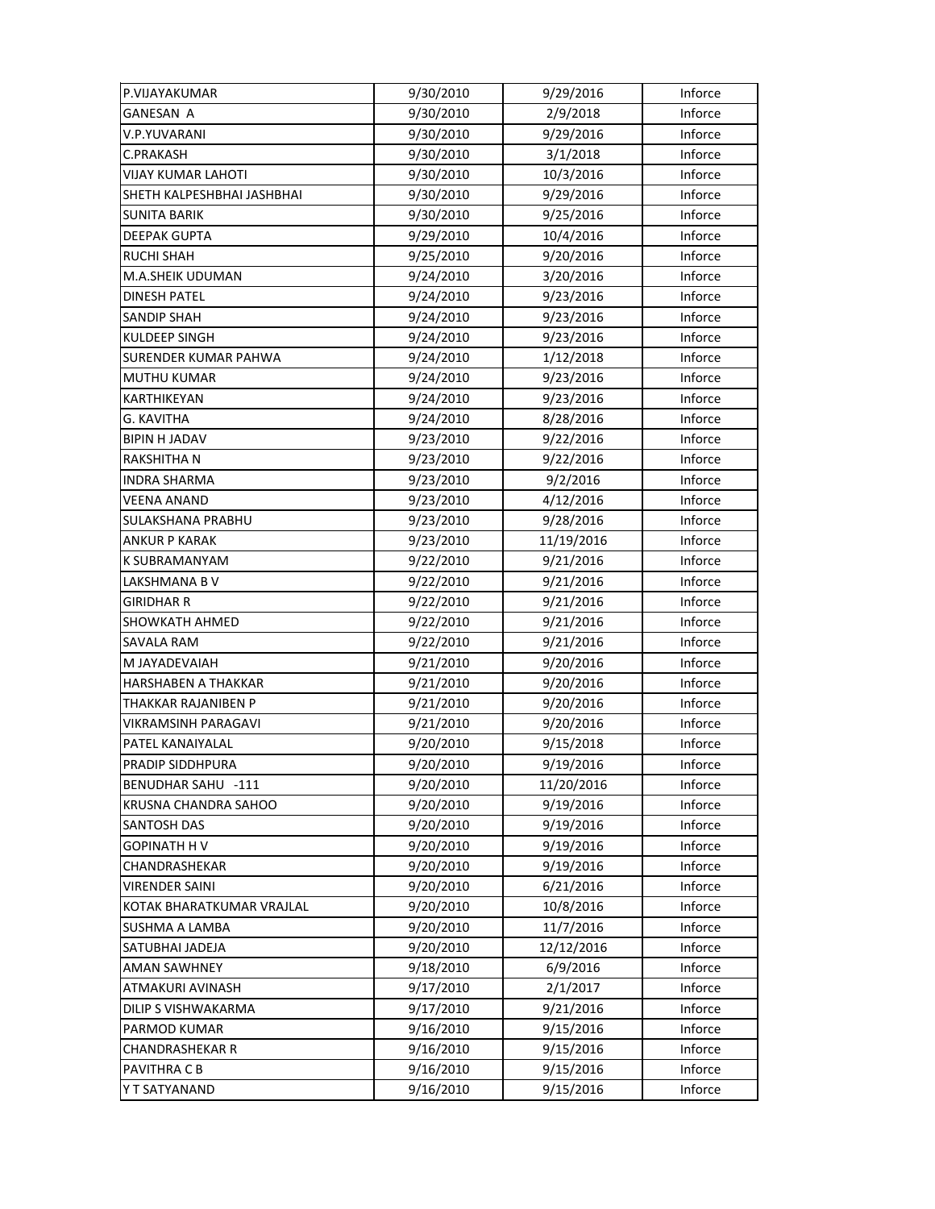| | | | |
|---|---|---|---|
| P.VIJAYAKUMAR | 9/30/2010 | 9/29/2016 | Inforce |
| GANESAN A | 9/30/2010 | 2/9/2018 | Inforce |
| V.P.YUVARANI | 9/30/2010 | 9/29/2016 | Inforce |
| C.PRAKASH | 9/30/2010 | 3/1/2018 | Inforce |
| VIJAY KUMAR LAHOTI | 9/30/2010 | 10/3/2016 | Inforce |
| SHETH KALPESHBHAI JASHBHAI | 9/30/2010 | 9/29/2016 | Inforce |
| SUNITA BARIK | 9/30/2010 | 9/25/2016 | Inforce |
| DEEPAK GUPTA | 9/29/2010 | 10/4/2016 | Inforce |
| RUCHI SHAH | 9/25/2010 | 9/20/2016 | Inforce |
| M.A.SHEIK UDUMAN | 9/24/2010 | 3/20/2016 | Inforce |
| DINESH PATEL | 9/24/2010 | 9/23/2016 | Inforce |
| SANDIP SHAH | 9/24/2010 | 9/23/2016 | Inforce |
| KULDEEP SINGH | 9/24/2010 | 9/23/2016 | Inforce |
| SURENDER KUMAR PAHWA | 9/24/2010 | 1/12/2018 | Inforce |
| MUTHU KUMAR | 9/24/2010 | 9/23/2016 | Inforce |
| KARTHIKEYAN | 9/24/2010 | 9/23/2016 | Inforce |
| G. KAVITHA | 9/24/2010 | 8/28/2016 | Inforce |
| BIPIN H JADAV | 9/23/2010 | 9/22/2016 | Inforce |
| RAKSHITHA N | 9/23/2010 | 9/22/2016 | Inforce |
| INDRA SHARMA | 9/23/2010 | 9/2/2016 | Inforce |
| VEENA ANAND | 9/23/2010 | 4/12/2016 | Inforce |
| SULAKSHANA PRABHU | 9/23/2010 | 9/28/2016 | Inforce |
| ANKUR P KARAK | 9/23/2010 | 11/19/2016 | Inforce |
| K SUBRAMANYAM | 9/22/2010 | 9/21/2016 | Inforce |
| LAKSHMANA B V | 9/22/2010 | 9/21/2016 | Inforce |
| GIRIDHAR R | 9/22/2010 | 9/21/2016 | Inforce |
| SHOWKATH AHMED | 9/22/2010 | 9/21/2016 | Inforce |
| SAVALA RAM | 9/22/2010 | 9/21/2016 | Inforce |
| M JAYADEVAIAH | 9/21/2010 | 9/20/2016 | Inforce |
| HARSHABEN A THAKKAR | 9/21/2010 | 9/20/2016 | Inforce |
| THAKKAR RAJANIBEN P | 9/21/2010 | 9/20/2016 | Inforce |
| VIKRAMSINH PARAGAVI | 9/21/2010 | 9/20/2016 | Inforce |
| PATEL KANAIYALAL | 9/20/2010 | 9/15/2018 | Inforce |
| PRADIP SIDDHPURA | 9/20/2010 | 9/19/2016 | Inforce |
| BENUDHAR SAHU -111 | 9/20/2010 | 11/20/2016 | Inforce |
| KRUSNA CHANDRA SAHOO | 9/20/2010 | 9/19/2016 | Inforce |
| SANTOSH DAS | 9/20/2010 | 9/19/2016 | Inforce |
| GOPINATH H V | 9/20/2010 | 9/19/2016 | Inforce |
| CHANDRASHEKAR | 9/20/2010 | 9/19/2016 | Inforce |
| VIRENDER SAINI | 9/20/2010 | 6/21/2016 | Inforce |
| KOTAK BHARATKUMAR VRAJLAL | 9/20/2010 | 10/8/2016 | Inforce |
| SUSHMA A LAMBA | 9/20/2010 | 11/7/2016 | Inforce |
| SATUBHAI JADEJA | 9/20/2010 | 12/12/2016 | Inforce |
| AMAN SAWHNEY | 9/18/2010 | 6/9/2016 | Inforce |
| ATMAKURI AVINASH | 9/17/2010 | 2/1/2017 | Inforce |
| DILIP S VISHWAKARMA | 9/17/2010 | 9/21/2016 | Inforce |
| PARMOD KUMAR | 9/16/2010 | 9/15/2016 | Inforce |
| CHANDRASHEKAR R | 9/16/2010 | 9/15/2016 | Inforce |
| PAVITHRA C B | 9/16/2010 | 9/15/2016 | Inforce |
| Y T SATYANAND | 9/16/2010 | 9/15/2016 | Inforce |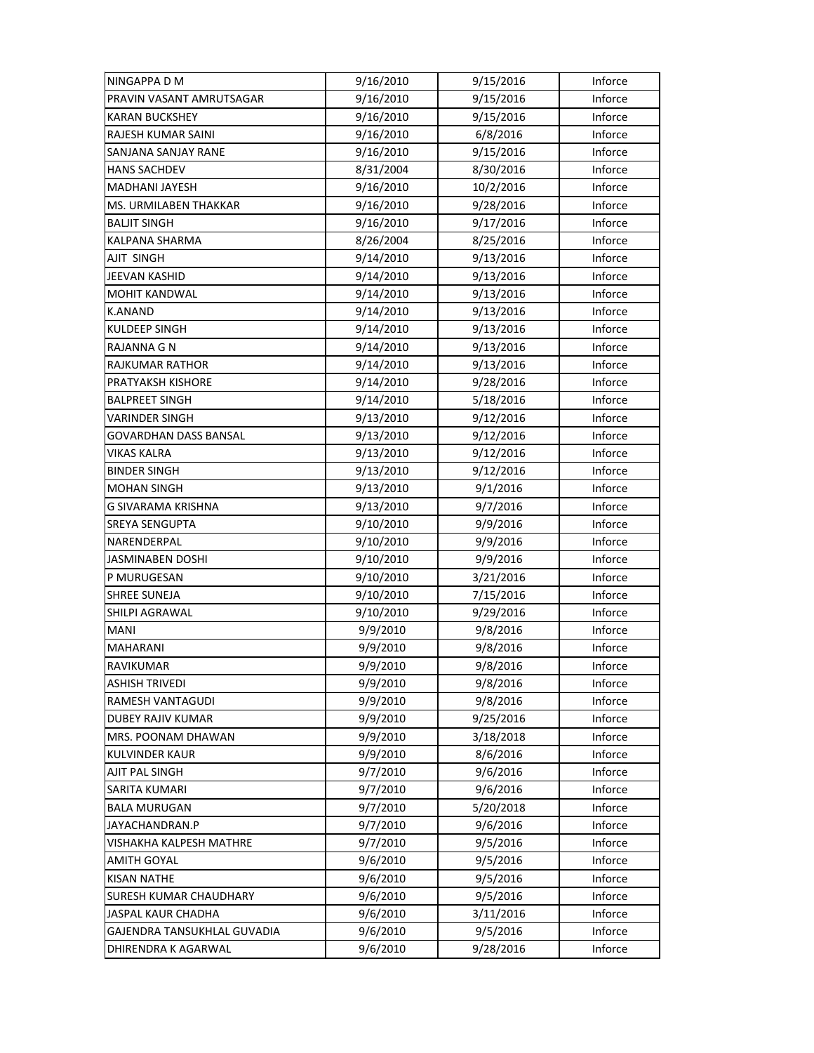| | | | |
|---|---|---|---|
| NINGAPPA D M | 9/16/2010 | 9/15/2016 | Inforce |
| PRAVIN VASANT AMRUTSAGAR | 9/16/2010 | 9/15/2016 | Inforce |
| KARAN BUCKSHEY | 9/16/2010 | 9/15/2016 | Inforce |
| RAJESH KUMAR SAINI | 9/16/2010 | 6/8/2016 | Inforce |
| SANJANA SANJAY RANE | 9/16/2010 | 9/15/2016 | Inforce |
| HANS SACHDEV | 8/31/2004 | 8/30/2016 | Inforce |
| MADHANI JAYESH | 9/16/2010 | 10/2/2016 | Inforce |
| MS. URMILABEN THAKKAR | 9/16/2010 | 9/28/2016 | Inforce |
| BALJIT SINGH | 9/16/2010 | 9/17/2016 | Inforce |
| KALPANA SHARMA | 8/26/2004 | 8/25/2016 | Inforce |
| AJIT SINGH | 9/14/2010 | 9/13/2016 | Inforce |
| JEEVAN KASHID | 9/14/2010 | 9/13/2016 | Inforce |
| MOHIT KANDWAL | 9/14/2010 | 9/13/2016 | Inforce |
| K.ANAND | 9/14/2010 | 9/13/2016 | Inforce |
| KULDEEP SINGH | 9/14/2010 | 9/13/2016 | Inforce |
| RAJANNA G N | 9/14/2010 | 9/13/2016 | Inforce |
| RAJKUMAR RATHOR | 9/14/2010 | 9/13/2016 | Inforce |
| PRATYAKSH KISHORE | 9/14/2010 | 9/28/2016 | Inforce |
| BALPREET SINGH | 9/14/2010 | 5/18/2016 | Inforce |
| VARINDER SINGH | 9/13/2010 | 9/12/2016 | Inforce |
| GOVARDHAN DASS BANSAL | 9/13/2010 | 9/12/2016 | Inforce |
| VIKAS KALRA | 9/13/2010 | 9/12/2016 | Inforce |
| BINDER SINGH | 9/13/2010 | 9/12/2016 | Inforce |
| MOHAN SINGH | 9/13/2010 | 9/1/2016 | Inforce |
| G SIVARAMA KRISHNA | 9/13/2010 | 9/7/2016 | Inforce |
| SREYA SENGUPTA | 9/10/2010 | 9/9/2016 | Inforce |
| NARENDERPAL | 9/10/2010 | 9/9/2016 | Inforce |
| JASMINABEN DOSHI | 9/10/2010 | 9/9/2016 | Inforce |
| P MURUGESAN | 9/10/2010 | 3/21/2016 | Inforce |
| SHREE SUNEJA | 9/10/2010 | 7/15/2016 | Inforce |
| SHILPI AGRAWAL | 9/10/2010 | 9/29/2016 | Inforce |
| MANI | 9/9/2010 | 9/8/2016 | Inforce |
| MAHARANI | 9/9/2010 | 9/8/2016 | Inforce |
| RAVIKUMAR | 9/9/2010 | 9/8/2016 | Inforce |
| ASHISH TRIVEDI | 9/9/2010 | 9/8/2016 | Inforce |
| RAMESH VANTAGUDI | 9/9/2010 | 9/8/2016 | Inforce |
| DUBEY RAJIV KUMAR | 9/9/2010 | 9/25/2016 | Inforce |
| MRS. POONAM DHAWAN | 9/9/2010 | 3/18/2018 | Inforce |
| KULVINDER KAUR | 9/9/2010 | 8/6/2016 | Inforce |
| AJIT PAL SINGH | 9/7/2010 | 9/6/2016 | Inforce |
| SARITA KUMARI | 9/7/2010 | 9/6/2016 | Inforce |
| BALA MURUGAN | 9/7/2010 | 5/20/2018 | Inforce |
| JAYACHANDRAN.P | 9/7/2010 | 9/6/2016 | Inforce |
| VISHAKHA KALPESH MATHRE | 9/7/2010 | 9/5/2016 | Inforce |
| AMITH GOYAL | 9/6/2010 | 9/5/2016 | Inforce |
| KISAN NATHE | 9/6/2010 | 9/5/2016 | Inforce |
| SURESH KUMAR CHAUDHARY | 9/6/2010 | 9/5/2016 | Inforce |
| JASPAL KAUR CHADHA | 9/6/2010 | 3/11/2016 | Inforce |
| GAJENDRA TANSUKHLAL GUVADIA | 9/6/2010 | 9/5/2016 | Inforce |
| DHIRENDRA K AGARWAL | 9/6/2010 | 9/28/2016 | Inforce |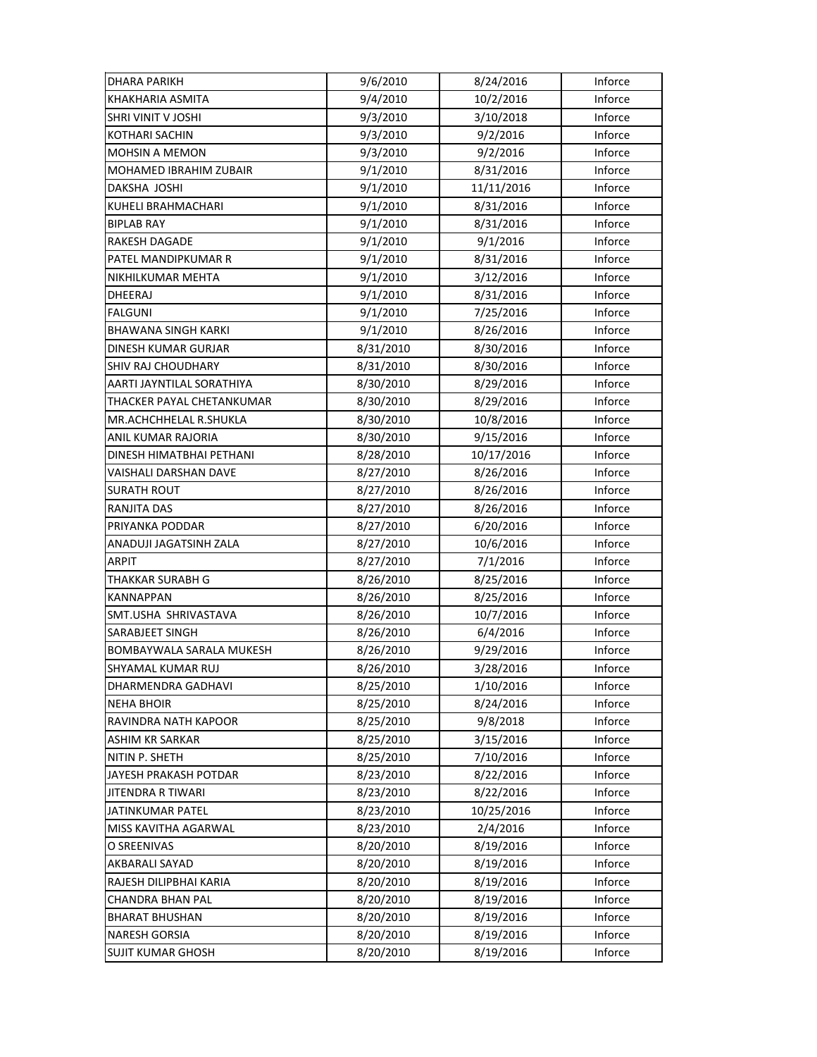| DHARA PARIKH | 9/6/2010 | 8/24/2016 | Inforce |
|---|---|---|---|
| KHAKHARIA ASMITA | 9/4/2010 | 10/2/2016 | Inforce |
| SHRI VINIT V JOSHI | 9/3/2010 | 3/10/2018 | Inforce |
| KOTHARI SACHIN | 9/3/2010 | 9/2/2016 | Inforce |
| MOHSIN A MEMON | 9/3/2010 | 9/2/2016 | Inforce |
| MOHAMED IBRAHIM ZUBAIR | 9/1/2010 | 8/31/2016 | Inforce |
| DAKSHA  JOSHI | 9/1/2010 | 11/11/2016 | Inforce |
| KUHELI BRAHMACHARI | 9/1/2010 | 8/31/2016 | Inforce |
| BIPLAB RAY | 9/1/2010 | 8/31/2016 | Inforce |
| RAKESH DAGADE | 9/1/2010 | 9/1/2016 | Inforce |
| PATEL MANDIPKUMAR R | 9/1/2010 | 8/31/2016 | Inforce |
| NIKHILKUMAR MEHTA | 9/1/2010 | 3/12/2016 | Inforce |
| DHEERAJ | 9/1/2010 | 8/31/2016 | Inforce |
| FALGUNI | 9/1/2010 | 7/25/2016 | Inforce |
| BHAWANA SINGH KARKI | 9/1/2010 | 8/26/2016 | Inforce |
| DINESH KUMAR GURJAR | 8/31/2010 | 8/30/2016 | Inforce |
| SHIV RAJ CHOUDHARY | 8/31/2010 | 8/30/2016 | Inforce |
| AARTI JAYNTILAL SORATHIYA | 8/30/2010 | 8/29/2016 | Inforce |
| THACKER PAYAL CHETANKUMAR | 8/30/2010 | 8/29/2016 | Inforce |
| MR.ACHCHHELAL R.SHUKLA | 8/30/2010 | 10/8/2016 | Inforce |
| ANIL KUMAR RAJORIA | 8/30/2010 | 9/15/2016 | Inforce |
| DINESH HIMATBHAI PETHANI | 8/28/2010 | 10/17/2016 | Inforce |
| VAISHALI DARSHAN DAVE | 8/27/2010 | 8/26/2016 | Inforce |
| SURATH ROUT | 8/27/2010 | 8/26/2016 | Inforce |
| RANJITA DAS | 8/27/2010 | 8/26/2016 | Inforce |
| PRIYANKA PODDAR | 8/27/2010 | 6/20/2016 | Inforce |
| ANADUJI JAGATSINH ZALA | 8/27/2010 | 10/6/2016 | Inforce |
| ARPIT | 8/27/2010 | 7/1/2016 | Inforce |
| THAKKAR SURABH G | 8/26/2010 | 8/25/2016 | Inforce |
| KANNAPPAN | 8/26/2010 | 8/25/2016 | Inforce |
| SMT.USHA  SHRIVASTAVA | 8/26/2010 | 10/7/2016 | Inforce |
| SARABJEET SINGH | 8/26/2010 | 6/4/2016 | Inforce |
| BOMBAYWALA SARALA MUKESH | 8/26/2010 | 9/29/2016 | Inforce |
| SHYAMAL KUMAR RUJ | 8/26/2010 | 3/28/2016 | Inforce |
| DHARMENDRA GADHAVI | 8/25/2010 | 1/10/2016 | Inforce |
| NEHA BHOIR | 8/25/2010 | 8/24/2016 | Inforce |
| RAVINDRA NATH KAPOOR | 8/25/2010 | 9/8/2018 | Inforce |
| ASHIM KR SARKAR | 8/25/2010 | 3/15/2016 | Inforce |
| NITIN P. SHETH | 8/25/2010 | 7/10/2016 | Inforce |
| JAYESH PRAKASH POTDAR | 8/23/2010 | 8/22/2016 | Inforce |
| JITENDRA R TIWARI | 8/23/2010 | 8/22/2016 | Inforce |
| JATINKUMAR PATEL | 8/23/2010 | 10/25/2016 | Inforce |
| MISS KAVITHA AGARWAL | 8/23/2010 | 2/4/2016 | Inforce |
| O SREENIVAS | 8/20/2010 | 8/19/2016 | Inforce |
| AKBARALI SAYAD | 8/20/2010 | 8/19/2016 | Inforce |
| RAJESH DILIPBHAI KARIA | 8/20/2010 | 8/19/2016 | Inforce |
| CHANDRA BHAN PAL | 8/20/2010 | 8/19/2016 | Inforce |
| BHARAT BHUSHAN | 8/20/2010 | 8/19/2016 | Inforce |
| NARESH GORSIA | 8/20/2010 | 8/19/2016 | Inforce |
| SUJIT KUMAR GHOSH | 8/20/2010 | 8/19/2016 | Inforce |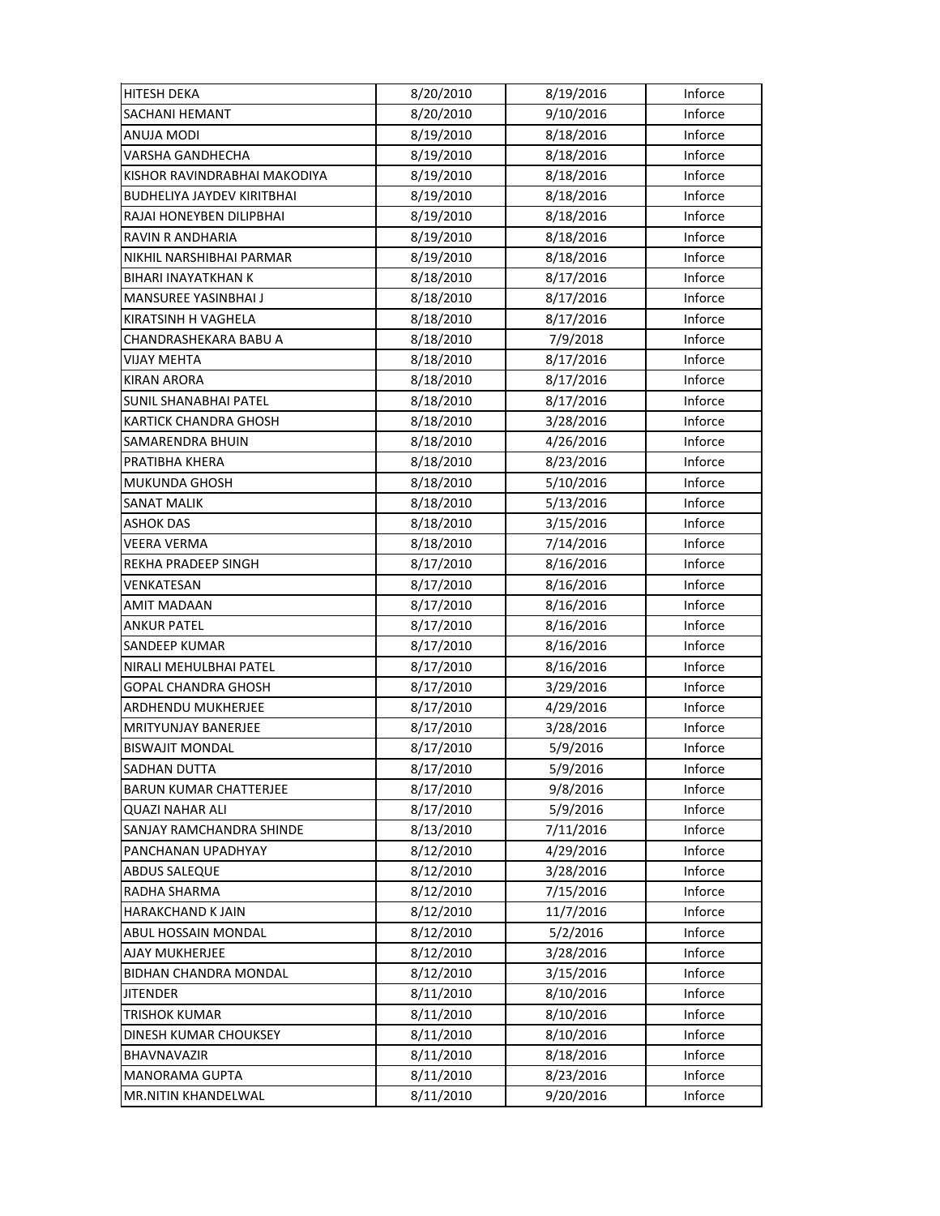| HITESH DEKA | 8/20/2010 | 8/19/2016 | Inforce |
|---|---|---|---|
| SACHANI HEMANT | 8/20/2010 | 9/10/2016 | Inforce |
| ANUJA MODI | 8/19/2010 | 8/18/2016 | Inforce |
| VARSHA GANDHECHA | 8/19/2010 | 8/18/2016 | Inforce |
| KISHOR RAVINDRABHAI MAKODIYA | 8/19/2010 | 8/18/2016 | Inforce |
| BUDHELIYA JAYDEV KIRITBHAI | 8/19/2010 | 8/18/2016 | Inforce |
| RAJAI HONEYBEN DILIPBHAI | 8/19/2010 | 8/18/2016 | Inforce |
| RAVIN R ANDHARIA | 8/19/2010 | 8/18/2016 | Inforce |
| NIKHIL NARSHIBHAI PARMAR | 8/19/2010 | 8/18/2016 | Inforce |
| BIHARI INAYATKHAN K | 8/18/2010 | 8/17/2016 | Inforce |
| MANSUREE YASINBHAI J | 8/18/2010 | 8/17/2016 | Inforce |
| KIRATSINH H VAGHELA | 8/18/2010 | 8/17/2016 | Inforce |
| CHANDRASHEKARA BABU A | 8/18/2010 | 7/9/2018 | Inforce |
| VIJAY MEHTA | 8/18/2010 | 8/17/2016 | Inforce |
| KIRAN ARORA | 8/18/2010 | 8/17/2016 | Inforce |
| SUNIL SHANABHAI PATEL | 8/18/2010 | 8/17/2016 | Inforce |
| KARTICK CHANDRA GHOSH | 8/18/2010 | 3/28/2016 | Inforce |
| SAMARENDRA BHUIN | 8/18/2010 | 4/26/2016 | Inforce |
| PRATIBHA KHERA | 8/18/2010 | 8/23/2016 | Inforce |
| MUKUNDA GHOSH | 8/18/2010 | 5/10/2016 | Inforce |
| SANAT MALIK | 8/18/2010 | 5/13/2016 | Inforce |
| ASHOK DAS | 8/18/2010 | 3/15/2016 | Inforce |
| VEERA VERMA | 8/18/2010 | 7/14/2016 | Inforce |
| REKHA PRADEEP SINGH | 8/17/2010 | 8/16/2016 | Inforce |
| VENKATESAN | 8/17/2010 | 8/16/2016 | Inforce |
| AMIT MADAAN | 8/17/2010 | 8/16/2016 | Inforce |
| ANKUR PATEL | 8/17/2010 | 8/16/2016 | Inforce |
| SANDEEP KUMAR | 8/17/2010 | 8/16/2016 | Inforce |
| NIRALI MEHULBHAI PATEL | 8/17/2010 | 8/16/2016 | Inforce |
| GOPAL CHANDRA GHOSH | 8/17/2010 | 3/29/2016 | Inforce |
| ARDHENDU MUKHERJEE | 8/17/2010 | 4/29/2016 | Inforce |
| MRITYUNJAY BANERJEE | 8/17/2010 | 3/28/2016 | Inforce |
| BISWAJIT MONDAL | 8/17/2010 | 5/9/2016 | Inforce |
| SADHAN DUTTA | 8/17/2010 | 5/9/2016 | Inforce |
| BARUN KUMAR CHATTERJEE | 8/17/2010 | 9/8/2016 | Inforce |
| QUAZI NAHAR ALI | 8/17/2010 | 5/9/2016 | Inforce |
| SANJAY RAMCHANDRA SHINDE | 8/13/2010 | 7/11/2016 | Inforce |
| PANCHANAN UPADHYAY | 8/12/2010 | 4/29/2016 | Inforce |
| ABDUS SALEQUE | 8/12/2010 | 3/28/2016 | Inforce |
| RADHA SHARMA | 8/12/2010 | 7/15/2016 | Inforce |
| HARAKCHAND K JAIN | 8/12/2010 | 11/7/2016 | Inforce |
| ABUL HOSSAIN MONDAL | 8/12/2010 | 5/2/2016 | Inforce |
| AJAY MUKHERJEE | 8/12/2010 | 3/28/2016 | Inforce |
| BIDHAN CHANDRA MONDAL | 8/12/2010 | 3/15/2016 | Inforce |
| JITENDER | 8/11/2010 | 8/10/2016 | Inforce |
| TRISHOK KUMAR | 8/11/2010 | 8/10/2016 | Inforce |
| DINESH KUMAR CHOUKSEY | 8/11/2010 | 8/10/2016 | Inforce |
| BHAVNAVAZIR | 8/11/2010 | 8/18/2016 | Inforce |
| MANORAMA GUPTA | 8/11/2010 | 8/23/2016 | Inforce |
| MR.NITIN KHANDELWAL | 8/11/2010 | 9/20/2016 | Inforce |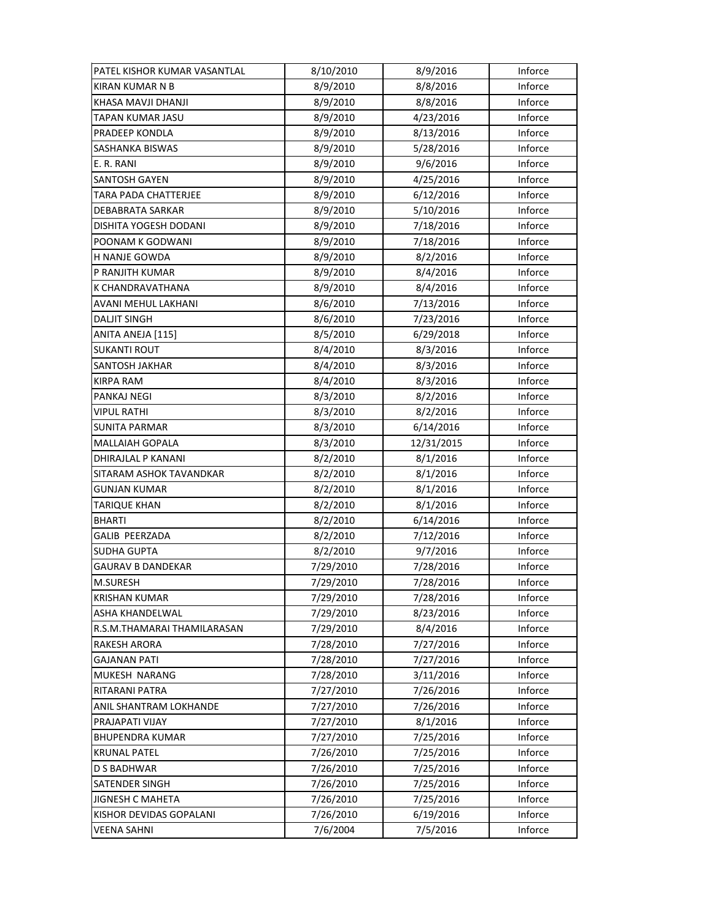| PATEL KISHOR KUMAR VASANTLAL | 8/10/2010 | 8/9/2016 | Inforce |
|---|---|---|---|
| KIRAN KUMAR N B | 8/9/2010 | 8/8/2016 | Inforce |
| KHASA MAVJI DHANJI | 8/9/2010 | 8/8/2016 | Inforce |
| TAPAN KUMAR JASU | 8/9/2010 | 4/23/2016 | Inforce |
| PRADEEP KONDLA | 8/9/2010 | 8/13/2016 | Inforce |
| SASHANKA BISWAS | 8/9/2010 | 5/28/2016 | Inforce |
| E. R. RANI | 8/9/2010 | 9/6/2016 | Inforce |
| SANTOSH GAYEN | 8/9/2010 | 4/25/2016 | Inforce |
| TARA PADA CHATTERJEE | 8/9/2010 | 6/12/2016 | Inforce |
| DEBABRATA SARKAR | 8/9/2010 | 5/10/2016 | Inforce |
| DISHITA YOGESH DODANI | 8/9/2010 | 7/18/2016 | Inforce |
| POONAM K GODWANI | 8/9/2010 | 7/18/2016 | Inforce |
| H NANJE GOWDA | 8/9/2010 | 8/2/2016 | Inforce |
| P RANJITH KUMAR | 8/9/2010 | 8/4/2016 | Inforce |
| K CHANDRAVATHANA | 8/9/2010 | 8/4/2016 | Inforce |
| AVANI MEHUL LAKHANI | 8/6/2010 | 7/13/2016 | Inforce |
| DALJIT SINGH | 8/6/2010 | 7/23/2016 | Inforce |
| ANITA ANEJA [115] | 8/5/2010 | 6/29/2018 | Inforce |
| SUKANTI ROUT | 8/4/2010 | 8/3/2016 | Inforce |
| SANTOSH JAKHAR | 8/4/2010 | 8/3/2016 | Inforce |
| KIRPA RAM | 8/4/2010 | 8/3/2016 | Inforce |
| PANKAJ NEGI | 8/3/2010 | 8/2/2016 | Inforce |
| VIPUL RATHI | 8/3/2010 | 8/2/2016 | Inforce |
| SUNITA PARMAR | 8/3/2010 | 6/14/2016 | Inforce |
| MALLAIAH GOPALA | 8/3/2010 | 12/31/2015 | Inforce |
| DHIRAJLAL P KANANI | 8/2/2010 | 8/1/2016 | Inforce |
| SITARAM ASHOK TAVANDKAR | 8/2/2010 | 8/1/2016 | Inforce |
| GUNJAN KUMAR | 8/2/2010 | 8/1/2016 | Inforce |
| TARIQUE KHAN | 8/2/2010 | 8/1/2016 | Inforce |
| BHARTI | 8/2/2010 | 6/14/2016 | Inforce |
| GALIB PEERZADA | 8/2/2010 | 7/12/2016 | Inforce |
| SUDHA GUPTA | 8/2/2010 | 9/7/2016 | Inforce |
| GAURAV B DANDEKAR | 7/29/2010 | 7/28/2016 | Inforce |
| M.SURESH | 7/29/2010 | 7/28/2016 | Inforce |
| KRISHAN KUMAR | 7/29/2010 | 7/28/2016 | Inforce |
| ASHA KHANDELWAL | 7/29/2010 | 8/23/2016 | Inforce |
| R.S.M.THAMARAI THAMILARASAN | 7/29/2010 | 8/4/2016 | Inforce |
| RAKESH ARORA | 7/28/2010 | 7/27/2016 | Inforce |
| GAJANAN PATI | 7/28/2010 | 7/27/2016 | Inforce |
| MUKESH NARANG | 7/28/2010 | 3/11/2016 | Inforce |
| RITARANI PATRA | 7/27/2010 | 7/26/2016 | Inforce |
| ANIL SHANTRAM LOKHANDE | 7/27/2010 | 7/26/2016 | Inforce |
| PRAJAPATI VIJAY | 7/27/2010 | 8/1/2016 | Inforce |
| BHUPENDRA KUMAR | 7/27/2010 | 7/25/2016 | Inforce |
| KRUNAL PATEL | 7/26/2010 | 7/25/2016 | Inforce |
| D S BADHWAR | 7/26/2010 | 7/25/2016 | Inforce |
| SATENDER SINGH | 7/26/2010 | 7/25/2016 | Inforce |
| JIGNESH C MAHETA | 7/26/2010 | 7/25/2016 | Inforce |
| KISHOR DEVIDAS GOPALANI | 7/26/2010 | 6/19/2016 | Inforce |
| VEENA SAHNI | 7/6/2004 | 7/5/2016 | Inforce |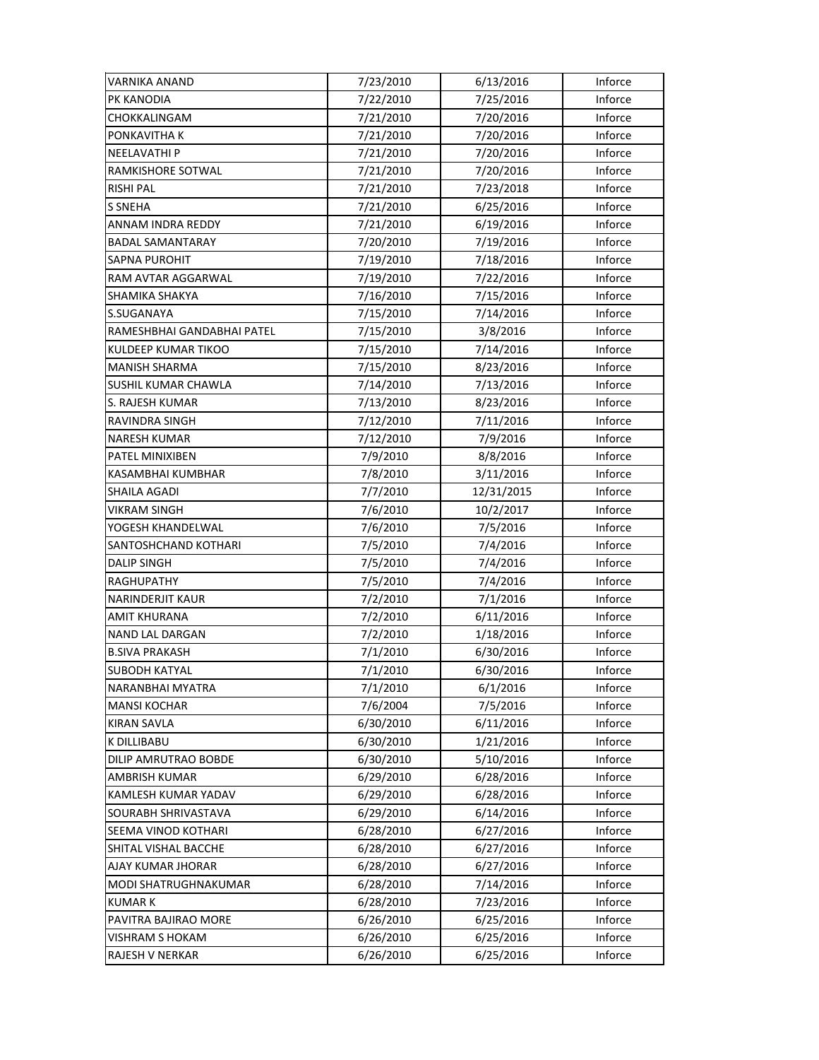| | | | |
|---|---|---|---|
| VARNIKA ANAND | 7/23/2010 | 6/13/2016 | Inforce |
| PK KANODIA | 7/22/2010 | 7/25/2016 | Inforce |
| CHOKKALINGAM | 7/21/2010 | 7/20/2016 | Inforce |
| PONKAVITHA K | 7/21/2010 | 7/20/2016 | Inforce |
| NEELAVATHI P | 7/21/2010 | 7/20/2016 | Inforce |
| RAMKISHORE SOTWAL | 7/21/2010 | 7/20/2016 | Inforce |
| RISHI PAL | 7/21/2010 | 7/23/2018 | Inforce |
| S SNEHA | 7/21/2010 | 6/25/2016 | Inforce |
| ANNAM INDRA REDDY | 7/21/2010 | 6/19/2016 | Inforce |
| BADAL SAMANTARAY | 7/20/2010 | 7/19/2016 | Inforce |
| SAPNA PUROHIT | 7/19/2010 | 7/18/2016 | Inforce |
| RAM AVTAR AGGARWAL | 7/19/2010 | 7/22/2016 | Inforce |
| SHAMIKA SHAKYA | 7/16/2010 | 7/15/2016 | Inforce |
| S.SUGANAYA | 7/15/2010 | 7/14/2016 | Inforce |
| RAMESHBHAI GANDABHAI PATEL | 7/15/2010 | 3/8/2016 | Inforce |
| KULDEEP KUMAR TIKOO | 7/15/2010 | 7/14/2016 | Inforce |
| MANISH SHARMA | 7/15/2010 | 8/23/2016 | Inforce |
| SUSHIL KUMAR CHAWLA | 7/14/2010 | 7/13/2016 | Inforce |
| S. RAJESH KUMAR | 7/13/2010 | 8/23/2016 | Inforce |
| RAVINDRA SINGH | 7/12/2010 | 7/11/2016 | Inforce |
| NARESH KUMAR | 7/12/2010 | 7/9/2016 | Inforce |
| PATEL MINIXIBEN | 7/9/2010 | 8/8/2016 | Inforce |
| KASAMBHAI KUMBHAR | 7/8/2010 | 3/11/2016 | Inforce |
| SHAILA AGADI | 7/7/2010 | 12/31/2015 | Inforce |
| VIKRAM SINGH | 7/6/2010 | 10/2/2017 | Inforce |
| YOGESH KHANDELWAL | 7/6/2010 | 7/5/2016 | Inforce |
| SANTOSHCHAND KOTHARI | 7/5/2010 | 7/4/2016 | Inforce |
| DALIP SINGH | 7/5/2010 | 7/4/2016 | Inforce |
| RAGHUPATHY | 7/5/2010 | 7/4/2016 | Inforce |
| NARINDERJIT KAUR | 7/2/2010 | 7/1/2016 | Inforce |
| AMIT KHURANA | 7/2/2010 | 6/11/2016 | Inforce |
| NAND LAL DARGAN | 7/2/2010 | 1/18/2016 | Inforce |
| B.SIVA PRAKASH | 7/1/2010 | 6/30/2016 | Inforce |
| SUBODH KATYAL | 7/1/2010 | 6/30/2016 | Inforce |
| NARANBHAI MYATRA | 7/1/2010 | 6/1/2016 | Inforce |
| MANSI KOCHAR | 7/6/2004 | 7/5/2016 | Inforce |
| KIRAN SAVLA | 6/30/2010 | 6/11/2016 | Inforce |
| K DILLIBABU | 6/30/2010 | 1/21/2016 | Inforce |
| DILIP AMRUTRAO BOBDE | 6/30/2010 | 5/10/2016 | Inforce |
| AMBRISH KUMAR | 6/29/2010 | 6/28/2016 | Inforce |
| KAMLESH KUMAR YADAV | 6/29/2010 | 6/28/2016 | Inforce |
| SOURABH SHRIVASTAVA | 6/29/2010 | 6/14/2016 | Inforce |
| SEEMA VINOD KOTHARI | 6/28/2010 | 6/27/2016 | Inforce |
| SHITAL VISHAL BACCHE | 6/28/2010 | 6/27/2016 | Inforce |
| AJAY KUMAR JHORAR | 6/28/2010 | 6/27/2016 | Inforce |
| MODI SHATRUGHNAKUMAR | 6/28/2010 | 7/14/2016 | Inforce |
| KUMAR K | 6/28/2010 | 7/23/2016 | Inforce |
| PAVITRA BAJIRAO MORE | 6/26/2010 | 6/25/2016 | Inforce |
| VISHRAM S HOKAM | 6/26/2010 | 6/25/2016 | Inforce |
| RAJESH V NERKAR | 6/26/2010 | 6/25/2016 | Inforce |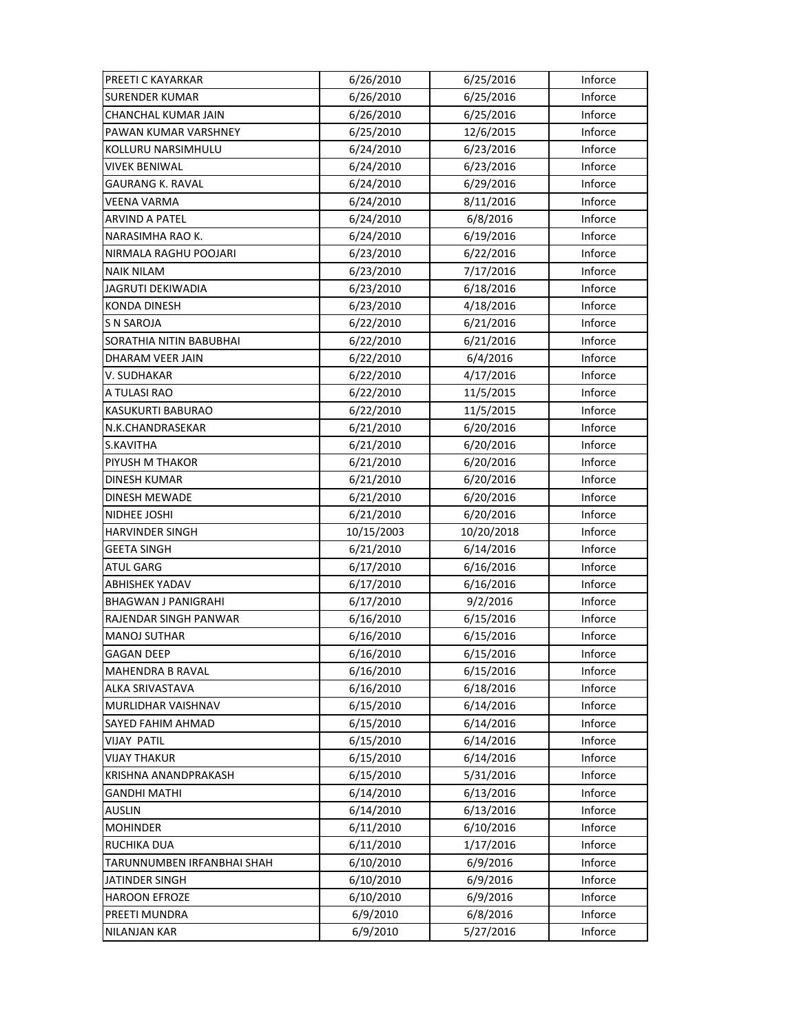| | | | |
|---|---|---|---|
| PREETI C KAYARKAR | 6/26/2010 | 6/25/2016 | Inforce |
| SURENDER KUMAR | 6/26/2010 | 6/25/2016 | Inforce |
| CHANCHAL KUMAR JAIN | 6/26/2010 | 6/25/2016 | Inforce |
| PAWAN KUMAR VARSHNEY | 6/25/2010 | 12/6/2015 | Inforce |
| KOLLURU NARSIMHULU | 6/24/2010 | 6/23/2016 | Inforce |
| VIVEK BENIWAL | 6/24/2010 | 6/23/2016 | Inforce |
| GAURANG K. RAVAL | 6/24/2010 | 6/29/2016 | Inforce |
| VEENA VARMA | 6/24/2010 | 8/11/2016 | Inforce |
| ARVIND A PATEL | 6/24/2010 | 6/8/2016 | Inforce |
| NARASIMHA RAO K. | 6/24/2010 | 6/19/2016 | Inforce |
| NIRMALA RAGHU POOJARI | 6/23/2010 | 6/22/2016 | Inforce |
| NAIK NILAM | 6/23/2010 | 7/17/2016 | Inforce |
| JAGRUTI DEKIWADIA | 6/23/2010 | 6/18/2016 | Inforce |
| KONDA DINESH | 6/23/2010 | 4/18/2016 | Inforce |
| S N SAROJA | 6/22/2010 | 6/21/2016 | Inforce |
| SORATHIA NITIN BABUBHAI | 6/22/2010 | 6/21/2016 | Inforce |
| DHARAM VEER JAIN | 6/22/2010 | 6/4/2016 | Inforce |
| V. SUDHAKAR | 6/22/2010 | 4/17/2016 | Inforce |
| A TULASI RAO | 6/22/2010 | 11/5/2015 | Inforce |
| KASUKURTI BABURAO | 6/22/2010 | 11/5/2015 | Inforce |
| N.K.CHANDRASEKAR | 6/21/2010 | 6/20/2016 | Inforce |
| S.KAVITHA | 6/21/2010 | 6/20/2016 | Inforce |
| PIYUSH M THAKOR | 6/21/2010 | 6/20/2016 | Inforce |
| DINESH KUMAR | 6/21/2010 | 6/20/2016 | Inforce |
| DINESH MEWADE | 6/21/2010 | 6/20/2016 | Inforce |
| NIDHEE JOSHI | 6/21/2010 | 6/20/2016 | Inforce |
| HARVINDER SINGH | 10/15/2003 | 10/20/2018 | Inforce |
| GEETA SINGH | 6/21/2010 | 6/14/2016 | Inforce |
| ATUL GARG | 6/17/2010 | 6/16/2016 | Inforce |
| ABHISHEK YADAV | 6/17/2010 | 6/16/2016 | Inforce |
| BHAGWAN J PANIGRAHI | 6/17/2010 | 9/2/2016 | Inforce |
| RAJENDAR SINGH PANWAR | 6/16/2010 | 6/15/2016 | Inforce |
| MANOJ SUTHAR | 6/16/2010 | 6/15/2016 | Inforce |
| GAGAN DEEP | 6/16/2010 | 6/15/2016 | Inforce |
| MAHENDRA B RAVAL | 6/16/2010 | 6/15/2016 | Inforce |
| ALKA SRIVASTAVA | 6/16/2010 | 6/18/2016 | Inforce |
| MURLIDHAR VAISHNAV | 6/15/2010 | 6/14/2016 | Inforce |
| SAYED FAHIM AHMAD | 6/15/2010 | 6/14/2016 | Inforce |
| VIJAY PATIL | 6/15/2010 | 6/14/2016 | Inforce |
| VIJAY THAKUR | 6/15/2010 | 6/14/2016 | Inforce |
| KRISHNA ANANDPRAKASH | 6/15/2010 | 5/31/2016 | Inforce |
| GANDHI MATHI | 6/14/2010 | 6/13/2016 | Inforce |
| AUSLIN | 6/14/2010 | 6/13/2016 | Inforce |
| MOHINDER | 6/11/2010 | 6/10/2016 | Inforce |
| RUCHIKA DUA | 6/11/2010 | 1/17/2016 | Inforce |
| TARUNNUMBEN IRFANBHAI SHAH | 6/10/2010 | 6/9/2016 | Inforce |
| JATINDER SINGH | 6/10/2010 | 6/9/2016 | Inforce |
| HAROON EFROZE | 6/10/2010 | 6/9/2016 | Inforce |
| PREETI MUNDRA | 6/9/2010 | 6/8/2016 | Inforce |
| NILANJAN KAR | 6/9/2010 | 5/27/2016 | Inforce |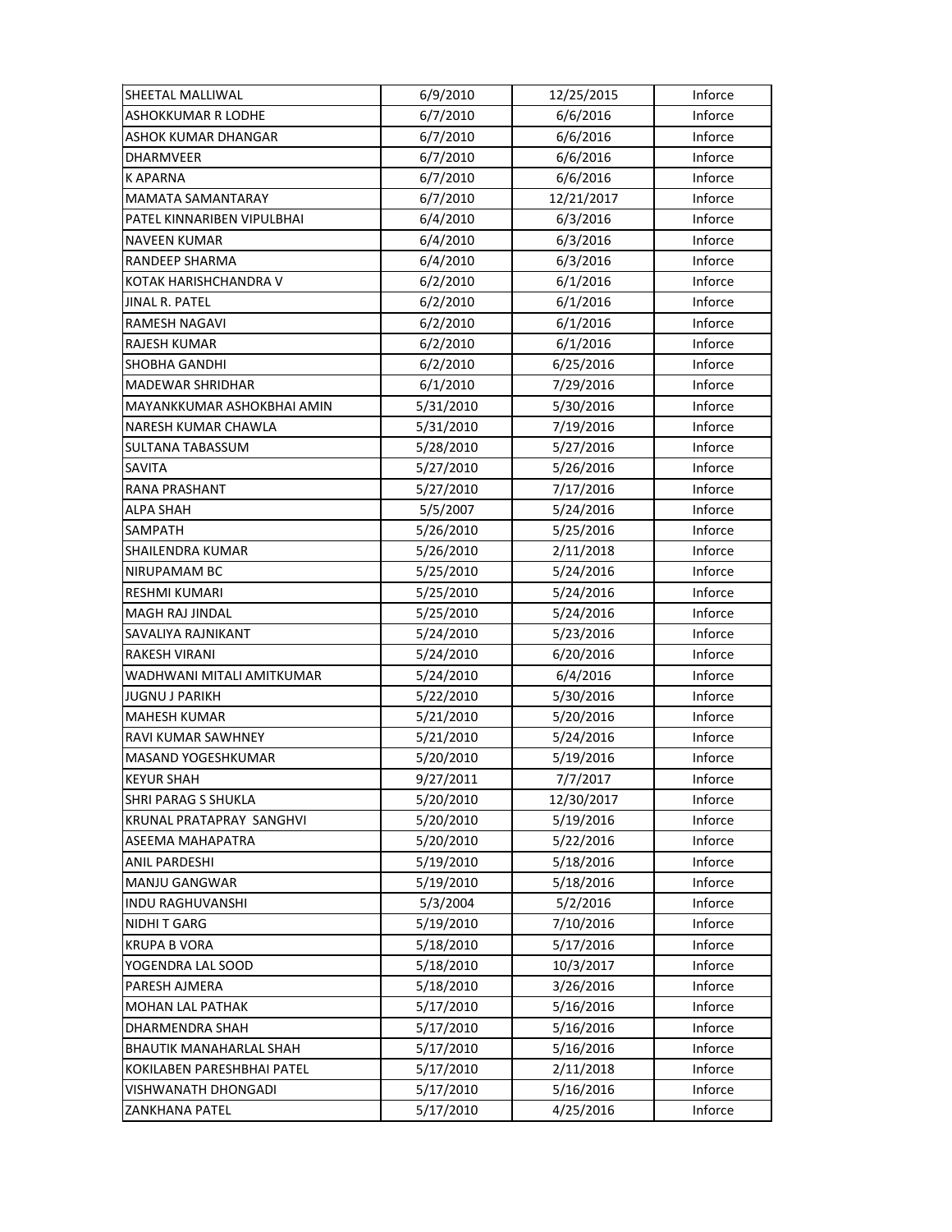| SHEETAL MALLIWAL | 6/9/2010 | 12/25/2015 | Inforce |
|---|---|---|---|
| ASHOKKUMAR R LODHE | 6/7/2010 | 6/6/2016 | Inforce |
| ASHOK KUMAR DHANGAR | 6/7/2010 | 6/6/2016 | Inforce |
| DHARMVEER | 6/7/2010 | 6/6/2016 | Inforce |
| K APARNA | 6/7/2010 | 6/6/2016 | Inforce |
| MAMATA SAMANTARAY | 6/7/2010 | 12/21/2017 | Inforce |
| PATEL KINNARIBEN VIPULBHAI | 6/4/2010 | 6/3/2016 | Inforce |
| NAVEEN KUMAR | 6/4/2010 | 6/3/2016 | Inforce |
| RANDEEP SHARMA | 6/4/2010 | 6/3/2016 | Inforce |
| KOTAK HARISHCHANDRA V | 6/2/2010 | 6/1/2016 | Inforce |
| JINAL R. PATEL | 6/2/2010 | 6/1/2016 | Inforce |
| RAMESH NAGAVI | 6/2/2010 | 6/1/2016 | Inforce |
| RAJESH KUMAR | 6/2/2010 | 6/1/2016 | Inforce |
| SHOBHA GANDHI | 6/2/2010 | 6/25/2016 | Inforce |
| MADEWAR SHRIDHAR | 6/1/2010 | 7/29/2016 | Inforce |
| MAYANKKUMAR ASHOKBHAI AMIN | 5/31/2010 | 5/30/2016 | Inforce |
| NARESH KUMAR CHAWLA | 5/31/2010 | 7/19/2016 | Inforce |
| SULTANA TABASSUM | 5/28/2010 | 5/27/2016 | Inforce |
| SAVITA | 5/27/2010 | 5/26/2016 | Inforce |
| RANA PRASHANT | 5/27/2010 | 7/17/2016 | Inforce |
| ALPA SHAH | 5/5/2007 | 5/24/2016 | Inforce |
| SAMPATH | 5/26/2010 | 5/25/2016 | Inforce |
| SHAILENDRA KUMAR | 5/26/2010 | 2/11/2018 | Inforce |
| NIRUPAMAM BC | 5/25/2010 | 5/24/2016 | Inforce |
| RESHMI KUMARI | 5/25/2010 | 5/24/2016 | Inforce |
| MAGH RAJ JINDAL | 5/25/2010 | 5/24/2016 | Inforce |
| SAVALIYA RAJNIKANT | 5/24/2010 | 5/23/2016 | Inforce |
| RAKESH VIRANI | 5/24/2010 | 6/20/2016 | Inforce |
| WADHWANI MITALI AMITKUMAR | 5/24/2010 | 6/4/2016 | Inforce |
| JUGNU J PARIKH | 5/22/2010 | 5/30/2016 | Inforce |
| MAHESH KUMAR | 5/21/2010 | 5/20/2016 | Inforce |
| RAVI KUMAR SAWHNEY | 5/21/2010 | 5/24/2016 | Inforce |
| MASAND YOGESHKUMAR | 5/20/2010 | 5/19/2016 | Inforce |
| KEYUR SHAH | 9/27/2011 | 7/7/2017 | Inforce |
| SHRI PARAG S SHUKLA | 5/20/2010 | 12/30/2017 | Inforce |
| KRUNAL PRATAPRAY SANGHVI | 5/20/2010 | 5/19/2016 | Inforce |
| ASEEMA MAHAPATRA | 5/20/2010 | 5/22/2016 | Inforce |
| ANIL PARDESHI | 5/19/2010 | 5/18/2016 | Inforce |
| MANJU GANGWAR | 5/19/2010 | 5/18/2016 | Inforce |
| INDU RAGHUVANSHI | 5/3/2004 | 5/2/2016 | Inforce |
| NIDHI T GARG | 5/19/2010 | 7/10/2016 | Inforce |
| KRUPA B VORA | 5/18/2010 | 5/17/2016 | Inforce |
| YOGENDRA LAL SOOD | 5/18/2010 | 10/3/2017 | Inforce |
| PARESH AJMERA | 5/18/2010 | 3/26/2016 | Inforce |
| MOHAN LAL PATHAK | 5/17/2010 | 5/16/2016 | Inforce |
| DHARMENDRA SHAH | 5/17/2010 | 5/16/2016 | Inforce |
| BHAUTIK MANAHARLAL SHAH | 5/17/2010 | 5/16/2016 | Inforce |
| KOKILABEN PARESHBHAI PATEL | 5/17/2010 | 2/11/2018 | Inforce |
| VISHWANATH DHONGADI | 5/17/2010 | 5/16/2016 | Inforce |
| ZANKHANA PATEL | 5/17/2010 | 4/25/2016 | Inforce |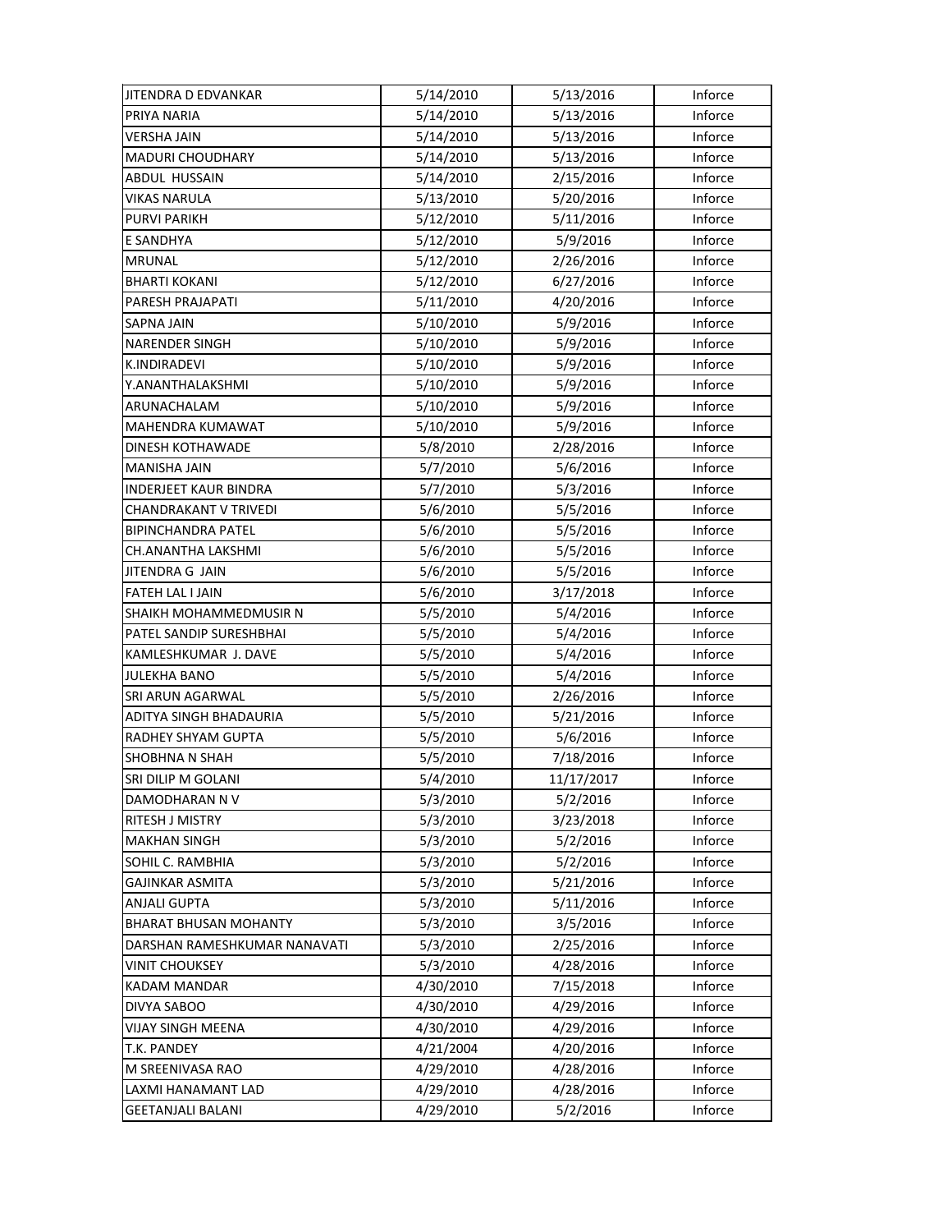| | | | |
|---|---|---|---|
| JITENDRA D EDVANKAR | 5/14/2010 | 5/13/2016 | Inforce |
| PRIYA NARIA | 5/14/2010 | 5/13/2016 | Inforce |
| VERSHA JAIN | 5/14/2010 | 5/13/2016 | Inforce |
| MADURI CHOUDHARY | 5/14/2010 | 5/13/2016 | Inforce |
| ABDUL HUSSAIN | 5/14/2010 | 2/15/2016 | Inforce |
| VIKAS NARULA | 5/13/2010 | 5/20/2016 | Inforce |
| PURVI PARIKH | 5/12/2010 | 5/11/2016 | Inforce |
| E SANDHYA | 5/12/2010 | 5/9/2016 | Inforce |
| MRUNAL | 5/12/2010 | 2/26/2016 | Inforce |
| BHARTI KOKANI | 5/12/2010 | 6/27/2016 | Inforce |
| PARESH PRAJAPATI | 5/11/2010 | 4/20/2016 | Inforce |
| SAPNA JAIN | 5/10/2010 | 5/9/2016 | Inforce |
| NARENDER SINGH | 5/10/2010 | 5/9/2016 | Inforce |
| K.INDIRADEVI | 5/10/2010 | 5/9/2016 | Inforce |
| Y.ANANTHALAKSHMI | 5/10/2010 | 5/9/2016 | Inforce |
| ARUNACHALAM | 5/10/2010 | 5/9/2016 | Inforce |
| MAHENDRA KUMAWAT | 5/10/2010 | 5/9/2016 | Inforce |
| DINESH KOTHAWADE | 5/8/2010 | 2/28/2016 | Inforce |
| MANISHA JAIN | 5/7/2010 | 5/6/2016 | Inforce |
| INDERJEET KAUR BINDRA | 5/7/2010 | 5/3/2016 | Inforce |
| CHANDRAKANT V TRIVEDI | 5/6/2010 | 5/5/2016 | Inforce |
| BIPINCHANDRA PATEL | 5/6/2010 | 5/5/2016 | Inforce |
| CH.ANANTHA LAKSHMI | 5/6/2010 | 5/5/2016 | Inforce |
| JITENDRA G JAIN | 5/6/2010 | 5/5/2016 | Inforce |
| FATEH LAL I JAIN | 5/6/2010 | 3/17/2018 | Inforce |
| SHAIKH MOHAMMEDMUSIR N | 5/5/2010 | 5/4/2016 | Inforce |
| PATEL SANDIP SURESHBHAI | 5/5/2010 | 5/4/2016 | Inforce |
| KAMLESHKUMAR J. DAVE | 5/5/2010 | 5/4/2016 | Inforce |
| JULEKHA BANO | 5/5/2010 | 5/4/2016 | Inforce |
| SRI ARUN AGARWAL | 5/5/2010 | 2/26/2016 | Inforce |
| ADITYA SINGH BHADAURIA | 5/5/2010 | 5/21/2016 | Inforce |
| RADHEY SHYAM GUPTA | 5/5/2010 | 5/6/2016 | Inforce |
| SHOBHNA N SHAH | 5/5/2010 | 7/18/2016 | Inforce |
| SRI DILIP M GOLANI | 5/4/2010 | 11/17/2017 | Inforce |
| DAMODHARAN N V | 5/3/2010 | 5/2/2016 | Inforce |
| RITESH J MISTRY | 5/3/2010 | 3/23/2018 | Inforce |
| MAKHAN SINGH | 5/3/2010 | 5/2/2016 | Inforce |
| SOHIL C. RAMBHIA | 5/3/2010 | 5/2/2016 | Inforce |
| GAJINKAR ASMITA | 5/3/2010 | 5/21/2016 | Inforce |
| ANJALI GUPTA | 5/3/2010 | 5/11/2016 | Inforce |
| BHARAT BHUSAN MOHANTY | 5/3/2010 | 3/5/2016 | Inforce |
| DARSHAN RAMESHKUMAR NANAVATI | 5/3/2010 | 2/25/2016 | Inforce |
| VINIT CHOUKSEY | 5/3/2010 | 4/28/2016 | Inforce |
| KADAM MANDAR | 4/30/2010 | 7/15/2018 | Inforce |
| DIVYA SABOO | 4/30/2010 | 4/29/2016 | Inforce |
| VIJAY SINGH MEENA | 4/30/2010 | 4/29/2016 | Inforce |
| T.K. PANDEY | 4/21/2004 | 4/20/2016 | Inforce |
| M SREENIVASA RAO | 4/29/2010 | 4/28/2016 | Inforce |
| LAXMI HANAMANT LAD | 4/29/2010 | 4/28/2016 | Inforce |
| GEETANJALI BALANI | 4/29/2010 | 5/2/2016 | Inforce |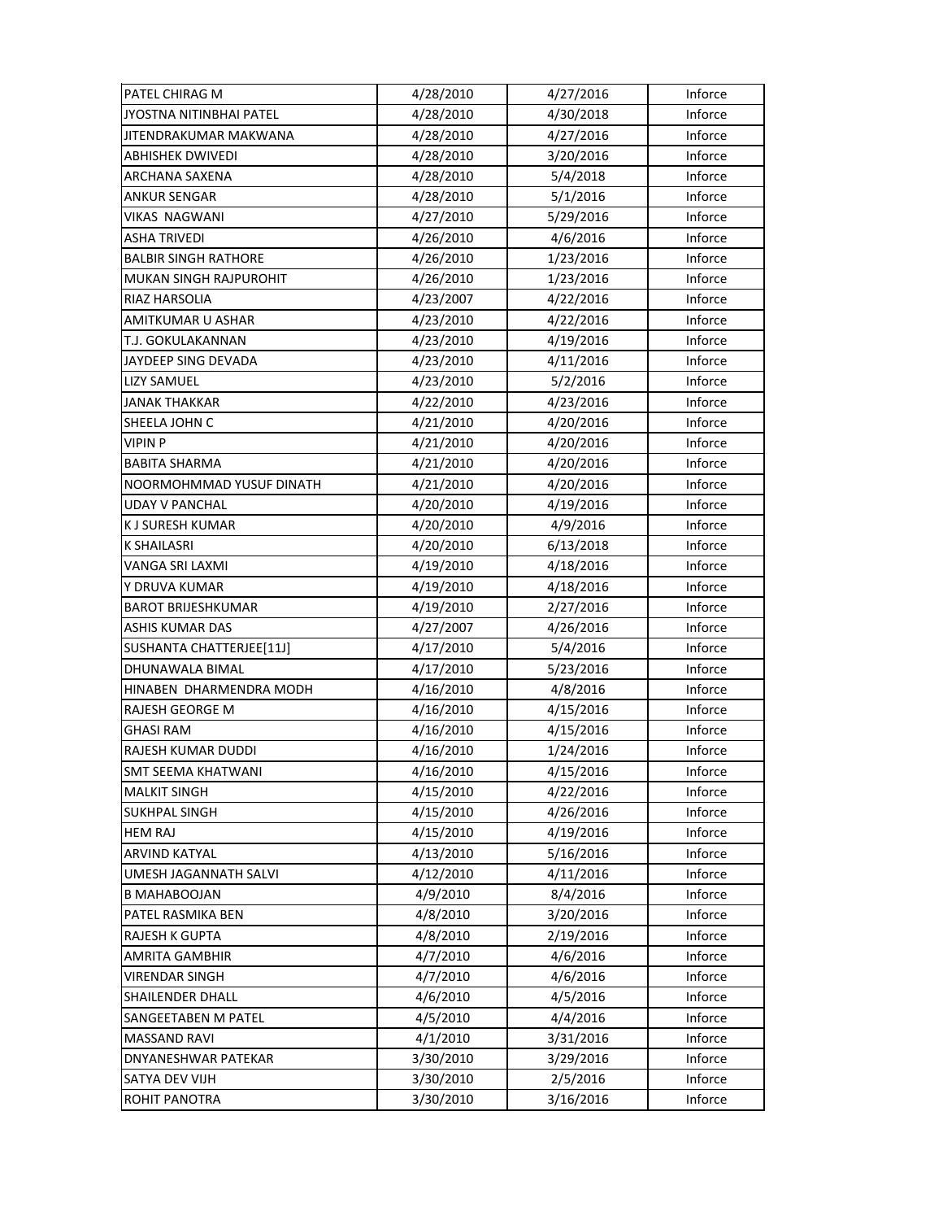| | | | |
|---|---|---|---|
| PATEL CHIRAG M | 4/28/2010 | 4/27/2016 | Inforce |
| JYOSTNA NITINBHAI PATEL | 4/28/2010 | 4/30/2018 | Inforce |
| JITENDRAKUMAR MAKWANA | 4/28/2010 | 4/27/2016 | Inforce |
| ABHISHEK DWIVEDI | 4/28/2010 | 3/20/2016 | Inforce |
| ARCHANA SAXENA | 4/28/2010 | 5/4/2018 | Inforce |
| ANKUR SENGAR | 4/28/2010 | 5/1/2016 | Inforce |
| VIKAS  NAGWANI | 4/27/2010 | 5/29/2016 | Inforce |
| ASHA TRIVEDI | 4/26/2010 | 4/6/2016 | Inforce |
| BALBIR SINGH RATHORE | 4/26/2010 | 1/23/2016 | Inforce |
| MUKAN SINGH RAJPUROHIT | 4/26/2010 | 1/23/2016 | Inforce |
| RIAZ HARSOLIA | 4/23/2007 | 4/22/2016 | Inforce |
| AMITKUMAR U ASHAR | 4/23/2010 | 4/22/2016 | Inforce |
| T.J. GOKULAKANNAN | 4/23/2010 | 4/19/2016 | Inforce |
| JAYDEEP SING DEVADA | 4/23/2010 | 4/11/2016 | Inforce |
| LIZY SAMUEL | 4/23/2010 | 5/2/2016 | Inforce |
| JANAK THAKKAR | 4/22/2010 | 4/23/2016 | Inforce |
| SHEELA JOHN C | 4/21/2010 | 4/20/2016 | Inforce |
| VIPIN P | 4/21/2010 | 4/20/2016 | Inforce |
| BABITA SHARMA | 4/21/2010 | 4/20/2016 | Inforce |
| NOORMOHMMAD YUSUF DINATH | 4/21/2010 | 4/20/2016 | Inforce |
| UDAY V PANCHAL | 4/20/2010 | 4/19/2016 | Inforce |
| K J SURESH KUMAR | 4/20/2010 | 4/9/2016 | Inforce |
| K SHAILASRI | 4/20/2010 | 6/13/2018 | Inforce |
| VANGA SRI LAXMI | 4/19/2010 | 4/18/2016 | Inforce |
| Y DRUVA KUMAR | 4/19/2010 | 4/18/2016 | Inforce |
| BAROT BRIJESHKUMAR | 4/19/2010 | 2/27/2016 | Inforce |
| ASHIS KUMAR DAS | 4/27/2007 | 4/26/2016 | Inforce |
| SUSHANTA CHATTERJEE[11J] | 4/17/2010 | 5/4/2016 | Inforce |
| DHUNAWALA BIMAL | 4/17/2010 | 5/23/2016 | Inforce |
| HINABEN  DHARMENDRA MODH | 4/16/2010 | 4/8/2016 | Inforce |
| RAJESH GEORGE M | 4/16/2010 | 4/15/2016 | Inforce |
| GHASI RAM | 4/16/2010 | 4/15/2016 | Inforce |
| RAJESH KUMAR DUDDI | 4/16/2010 | 1/24/2016 | Inforce |
| SMT SEEMA KHATWANI | 4/16/2010 | 4/15/2016 | Inforce |
| MALKIT SINGH | 4/15/2010 | 4/22/2016 | Inforce |
| SUKHPAL SINGH | 4/15/2010 | 4/26/2016 | Inforce |
| HEM RAJ | 4/15/2010 | 4/19/2016 | Inforce |
| ARVIND KATYAL | 4/13/2010 | 5/16/2016 | Inforce |
| UMESH JAGANNATH SALVI | 4/12/2010 | 4/11/2016 | Inforce |
| B MAHABOOJAN | 4/9/2010 | 8/4/2016 | Inforce |
| PATEL RASMIKA BEN | 4/8/2010 | 3/20/2016 | Inforce |
| RAJESH K GUPTA | 4/8/2010 | 2/19/2016 | Inforce |
| AMRITA GAMBHIR | 4/7/2010 | 4/6/2016 | Inforce |
| VIRENDAR SINGH | 4/7/2010 | 4/6/2016 | Inforce |
| SHAILENDER DHALL | 4/6/2010 | 4/5/2016 | Inforce |
| SANGEETABEN M PATEL | 4/5/2010 | 4/4/2016 | Inforce |
| MASSAND RAVI | 4/1/2010 | 3/31/2016 | Inforce |
| DNYANESHWAR PATEKAR | 3/30/2010 | 3/29/2016 | Inforce |
| SATYA DEV VIJH | 3/30/2010 | 2/5/2016 | Inforce |
| ROHIT PANOTRA | 3/30/2010 | 3/16/2016 | Inforce |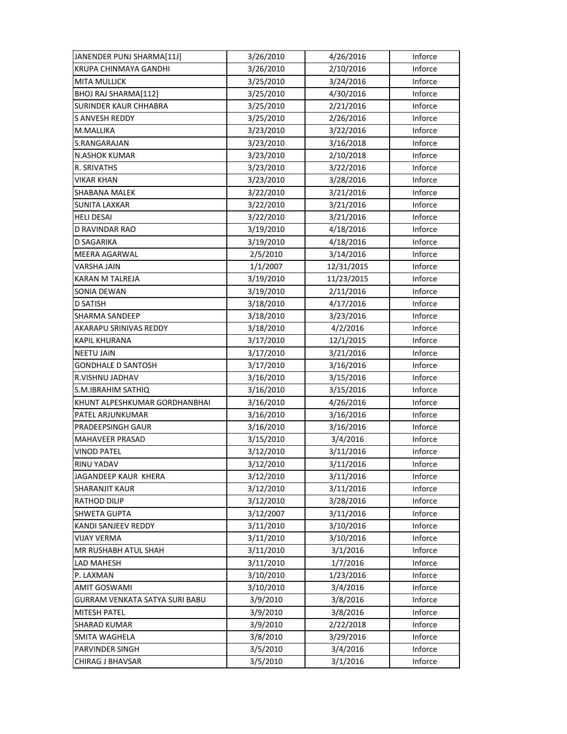| JANENDER PUNJ SHARMA[11J] | 3/26/2010 | 4/26/2016 | Inforce |
|---|---|---|---|
| KRUPA CHINMAYA GANDHI | 3/26/2010 | 2/10/2016 | Inforce |
| MITA MULLICK | 3/25/2010 | 3/24/2016 | Inforce |
| BHOJ RAJ SHARMA[112] | 3/25/2010 | 4/30/2016 | Inforce |
| SURINDER KAUR CHHABRA | 3/25/2010 | 2/21/2016 | Inforce |
| S ANVESH REDDY | 3/25/2010 | 2/26/2016 | Inforce |
| M.MALLIKA | 3/23/2010 | 3/22/2016 | Inforce |
| S.RANGARAJAN | 3/23/2010 | 3/16/2018 | Inforce |
| N.ASHOK KUMAR | 3/23/2010 | 2/10/2018 | Inforce |
| R. SRIVATHS | 3/23/2010 | 3/22/2016 | Inforce |
| VIKAR KHAN | 3/23/2010 | 3/28/2016 | Inforce |
| SHABANA MALEK | 3/22/2010 | 3/21/2016 | Inforce |
| SUNITA LAXKAR | 3/22/2010 | 3/21/2016 | Inforce |
| HELI DESAI | 3/22/2010 | 3/21/2016 | Inforce |
| D RAVINDAR RAO | 3/19/2010 | 4/18/2016 | Inforce |
| D SAGARIKA | 3/19/2010 | 4/18/2016 | Inforce |
| MEERA AGARWAL | 2/5/2010 | 3/14/2016 | Inforce |
| VARSHA JAIN | 1/1/2007 | 12/31/2015 | Inforce |
| KARAN M TALREJA | 3/19/2010 | 11/23/2015 | Inforce |
| SONIA DEWAN | 3/19/2010 | 2/11/2016 | Inforce |
| D SATISH | 3/18/2010 | 4/17/2016 | Inforce |
| SHARMA SANDEEP | 3/18/2010 | 3/23/2016 | Inforce |
| AKARAPU SRINIVAS REDDY | 3/18/2010 | 4/2/2016 | Inforce |
| KAPIL KHURANA | 3/17/2010 | 12/1/2015 | Inforce |
| NEETU JAIN | 3/17/2010 | 3/21/2016 | Inforce |
| GONDHALE D SANTOSH | 3/17/2010 | 3/16/2016 | Inforce |
| R.VISHNU JADHAV | 3/16/2010 | 3/15/2016 | Inforce |
| S.M.IBRAHIM SATHIQ | 3/16/2010 | 3/15/2016 | Inforce |
| KHUNT ALPESHKUMAR GORDHANBHAI | 3/16/2010 | 4/26/2016 | Inforce |
| PATEL ARJUNKUMAR | 3/16/2010 | 3/16/2016 | Inforce |
| PRADEEPSINGH GAUR | 3/16/2010 | 3/16/2016 | Inforce |
| MAHAVEER PRASAD | 3/15/2010 | 3/4/2016 | Inforce |
| VINOD PATEL | 3/12/2010 | 3/11/2016 | Inforce |
| RINU YADAV | 3/12/2010 | 3/11/2016 | Inforce |
| JAGANDEEP KAUR KHERA | 3/12/2010 | 3/11/2016 | Inforce |
| SHARANJIT KAUR | 3/12/2010 | 3/11/2016 | Inforce |
| RATHOD DILIP | 3/12/2010 | 3/28/2016 | Inforce |
| SHWETA GUPTA | 3/12/2007 | 3/11/2016 | Inforce |
| KANDI SANJEEV REDDY | 3/11/2010 | 3/10/2016 | Inforce |
| VIJAY VERMA | 3/11/2010 | 3/10/2016 | Inforce |
| MR RUSHABH ATUL SHAH | 3/11/2010 | 3/1/2016 | Inforce |
| LAD MAHESH | 3/11/2010 | 1/7/2016 | Inforce |
| P. LAXMAN | 3/10/2010 | 1/23/2016 | Inforce |
| AMIT GOSWAMI | 3/10/2010 | 3/4/2016 | Inforce |
| GURRAM VENKATA SATYA SURI BABU | 3/9/2010 | 3/8/2016 | Inforce |
| MITESH PATEL | 3/9/2010 | 3/8/2016 | Inforce |
| SHARAD KUMAR | 3/9/2010 | 2/22/2018 | Inforce |
| SMITA WAGHELA | 3/8/2010 | 3/29/2016 | Inforce |
| PARVINDER SINGH | 3/5/2010 | 3/4/2016 | Inforce |
| CHIRAG J BHAVSAR | 3/5/2010 | 3/1/2016 | Inforce |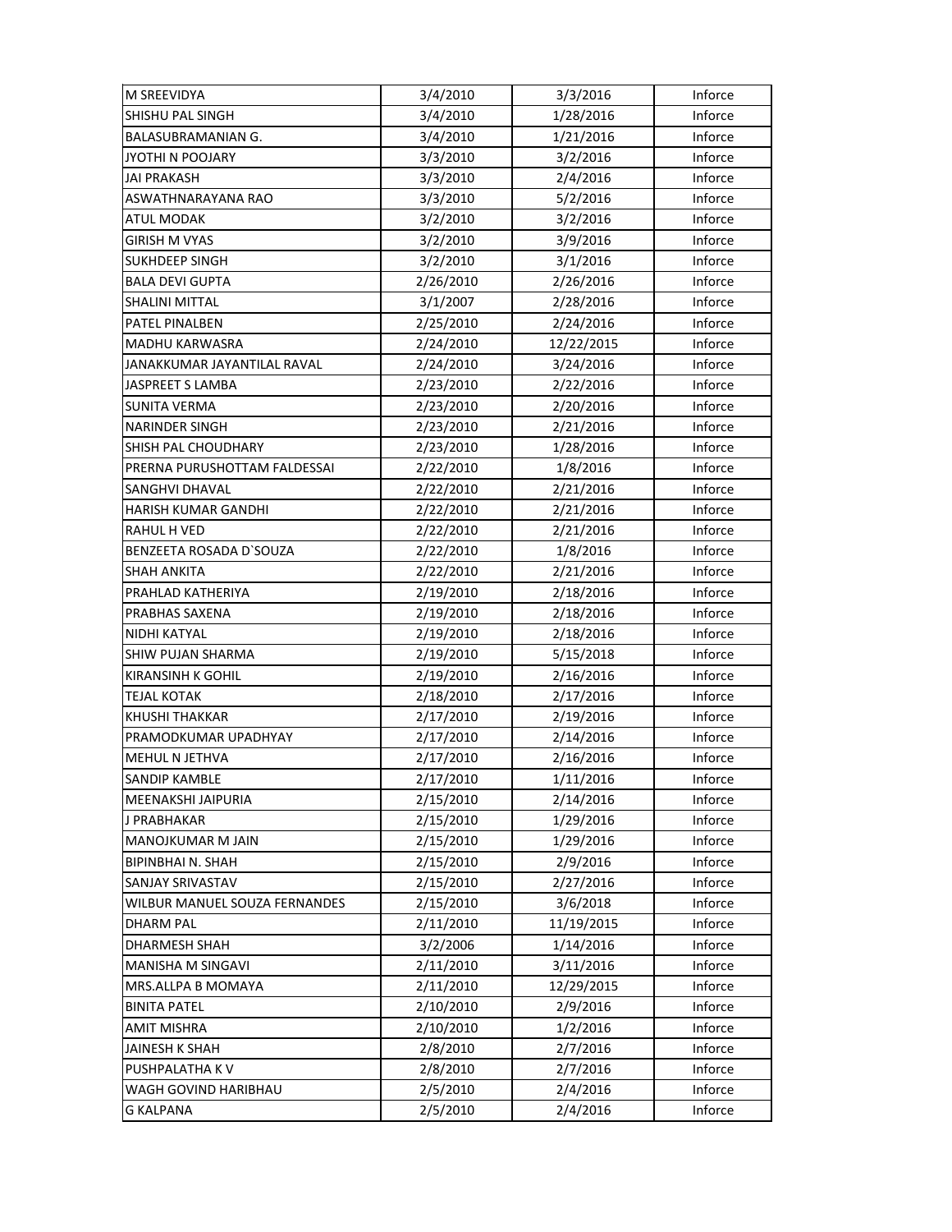| M SREEVIDYA | 3/4/2010 | 3/3/2016 | Inforce |
|---|---|---|---|
| SHISHU PAL SINGH | 3/4/2010 | 1/28/2016 | Inforce |
| BALASUBRAMANIAN G. | 3/4/2010 | 1/21/2016 | Inforce |
| JYOTHI N POOJARY | 3/3/2010 | 3/2/2016 | Inforce |
| JAI PRAKASH | 3/3/2010 | 2/4/2016 | Inforce |
| ASWATHNARAYANA RAO | 3/3/2010 | 5/2/2016 | Inforce |
| ATUL MODAK | 3/2/2010 | 3/2/2016 | Inforce |
| GIRISH M VYAS | 3/2/2010 | 3/9/2016 | Inforce |
| SUKHDEEP SINGH | 3/2/2010 | 3/1/2016 | Inforce |
| BALA DEVI GUPTA | 2/26/2010 | 2/26/2016 | Inforce |
| SHALINI MITTAL | 3/1/2007 | 2/28/2016 | Inforce |
| PATEL PINALBEN | 2/25/2010 | 2/24/2016 | Inforce |
| MADHU KARWASRA | 2/24/2010 | 12/22/2015 | Inforce |
| JANAKKUMAR JAYANTILAL RAVAL | 2/24/2010 | 3/24/2016 | Inforce |
| JASPREET S LAMBA | 2/23/2010 | 2/22/2016 | Inforce |
| SUNITA VERMA | 2/23/2010 | 2/20/2016 | Inforce |
| NARINDER SINGH | 2/23/2010 | 2/21/2016 | Inforce |
| SHISH PAL CHOUDHARY | 2/23/2010 | 1/28/2016 | Inforce |
| PRERNA PURUSHOTTAM FALDESSAI | 2/22/2010 | 1/8/2016 | Inforce |
| SANGHVI DHAVAL | 2/22/2010 | 2/21/2016 | Inforce |
| HARISH KUMAR GANDHI | 2/22/2010 | 2/21/2016 | Inforce |
| RAHUL H VED | 2/22/2010 | 2/21/2016 | Inforce |
| BENZEETA ROSADA D`SOUZA | 2/22/2010 | 1/8/2016 | Inforce |
| SHAH ANKITA | 2/22/2010 | 2/21/2016 | Inforce |
| PRAHLAD KATHERIYA | 2/19/2010 | 2/18/2016 | Inforce |
| PRABHAS SAXENA | 2/19/2010 | 2/18/2016 | Inforce |
| NIDHI KATYAL | 2/19/2010 | 2/18/2016 | Inforce |
| SHIW PUJAN SHARMA | 2/19/2010 | 5/15/2018 | Inforce |
| KIRANSINH K GOHIL | 2/19/2010 | 2/16/2016 | Inforce |
| TEJAL KOTAK | 2/18/2010 | 2/17/2016 | Inforce |
| KHUSHI THAKKAR | 2/17/2010 | 2/19/2016 | Inforce |
| PRAMODKUMAR UPADHYAY | 2/17/2010 | 2/14/2016 | Inforce |
| MEHUL N JETHVA | 2/17/2010 | 2/16/2016 | Inforce |
| SANDIP KAMBLE | 2/17/2010 | 1/11/2016 | Inforce |
| MEENAKSHI JAIPURIA | 2/15/2010 | 2/14/2016 | Inforce |
| J PRABHAKAR | 2/15/2010 | 1/29/2016 | Inforce |
| MANOJKUMAR M JAIN | 2/15/2010 | 1/29/2016 | Inforce |
| BIPINBHAI N. SHAH | 2/15/2010 | 2/9/2016 | Inforce |
| SANJAY SRIVASTAV | 2/15/2010 | 2/27/2016 | Inforce |
| WILBUR MANUEL SOUZA FERNANDES | 2/15/2010 | 3/6/2018 | Inforce |
| DHARM PAL | 2/11/2010 | 11/19/2015 | Inforce |
| DHARMESH SHAH | 3/2/2006 | 1/14/2016 | Inforce |
| MANISHA M SINGAVI | 2/11/2010 | 3/11/2016 | Inforce |
| MRS.ALLPA B MOMAYA | 2/11/2010 | 12/29/2015 | Inforce |
| BINITA PATEL | 2/10/2010 | 2/9/2016 | Inforce |
| AMIT MISHRA | 2/10/2010 | 1/2/2016 | Inforce |
| JAINESH K SHAH | 2/8/2010 | 2/7/2016 | Inforce |
| PUSHPALATHA K V | 2/8/2010 | 2/7/2016 | Inforce |
| WAGH GOVIND HARIBHAU | 2/5/2010 | 2/4/2016 | Inforce |
| G KALPANA | 2/5/2010 | 2/4/2016 | Inforce |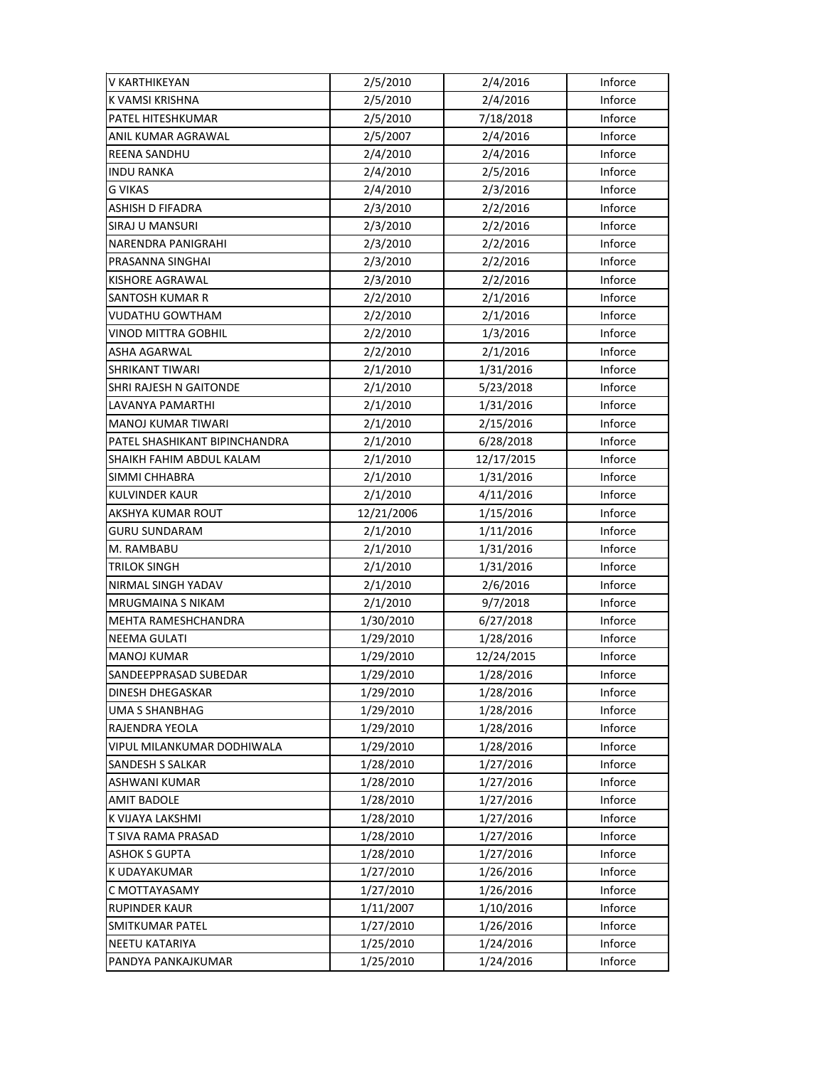| | | | |
|---|---|---|---|
| V KARTHIKEYAN | 2/5/2010 | 2/4/2016 | Inforce |
| K VAMSI KRISHNA | 2/5/2010 | 2/4/2016 | Inforce |
| PATEL HITESHKUMAR | 2/5/2010 | 7/18/2018 | Inforce |
| ANIL KUMAR AGRAWAL | 2/5/2007 | 2/4/2016 | Inforce |
| REENA SANDHU | 2/4/2010 | 2/4/2016 | Inforce |
| INDU RANKA | 2/4/2010 | 2/5/2016 | Inforce |
| G VIKAS | 2/4/2010 | 2/3/2016 | Inforce |
| ASHISH D FIFADRA | 2/3/2010 | 2/2/2016 | Inforce |
| SIRAJ U MANSURI | 2/3/2010 | 2/2/2016 | Inforce |
| NARENDRA PANIGRAHI | 2/3/2010 | 2/2/2016 | Inforce |
| PRASANNA SINGHAI | 2/3/2010 | 2/2/2016 | Inforce |
| KISHORE AGRAWAL | 2/3/2010 | 2/2/2016 | Inforce |
| SANTOSH KUMAR R | 2/2/2010 | 2/1/2016 | Inforce |
| VUDATHU GOWTHAM | 2/2/2010 | 2/1/2016 | Inforce |
| VINOD MITTRA GOBHIL | 2/2/2010 | 1/3/2016 | Inforce |
| ASHA AGARWAL | 2/2/2010 | 2/1/2016 | Inforce |
| SHRIKANT TIWARI | 2/1/2010 | 1/31/2016 | Inforce |
| SHRI RAJESH N GAITONDE | 2/1/2010 | 5/23/2018 | Inforce |
| LAVANYA PAMARTHI | 2/1/2010 | 1/31/2016 | Inforce |
| MANOJ KUMAR TIWARI | 2/1/2010 | 2/15/2016 | Inforce |
| PATEL SHASHIKANT BIPINCHANDRA | 2/1/2010 | 6/28/2018 | Inforce |
| SHAIKH FAHIM ABDUL KALAM | 2/1/2010 | 12/17/2015 | Inforce |
| SIMMI CHHABRA | 2/1/2010 | 1/31/2016 | Inforce |
| KULVINDER KAUR | 2/1/2010 | 4/11/2016 | Inforce |
| AKSHYA KUMAR ROUT | 12/21/2006 | 1/15/2016 | Inforce |
| GURU SUNDARAM | 2/1/2010 | 1/11/2016 | Inforce |
| M. RAMBABU | 2/1/2010 | 1/31/2016 | Inforce |
| TRILOK SINGH | 2/1/2010 | 1/31/2016 | Inforce |
| NIRMAL SINGH YADAV | 2/1/2010 | 2/6/2016 | Inforce |
| MRUGMAINA S NIKAM | 2/1/2010 | 9/7/2018 | Inforce |
| MEHTA RAMESHCHANDRA | 1/30/2010 | 6/27/2018 | Inforce |
| NEEMA GULATI | 1/29/2010 | 1/28/2016 | Inforce |
| MANOJ KUMAR | 1/29/2010 | 12/24/2015 | Inforce |
| SANDEEPPRASAD SUBEDAR | 1/29/2010 | 1/28/2016 | Inforce |
| DINESH DHEGASKAR | 1/29/2010 | 1/28/2016 | Inforce |
| UMA S SHANBHAG | 1/29/2010 | 1/28/2016 | Inforce |
| RAJENDRA YEOLA | 1/29/2010 | 1/28/2016 | Inforce |
| VIPUL MILANKUMAR DODHIWALA | 1/29/2010 | 1/28/2016 | Inforce |
| SANDESH S SALKAR | 1/28/2010 | 1/27/2016 | Inforce |
| ASHWANI KUMAR | 1/28/2010 | 1/27/2016 | Inforce |
| AMIT BADOLE | 1/28/2010 | 1/27/2016 | Inforce |
| K VIJAYA LAKSHMI | 1/28/2010 | 1/27/2016 | Inforce |
| T SIVA RAMA PRASAD | 1/28/2010 | 1/27/2016 | Inforce |
| ASHOK S GUPTA | 1/28/2010 | 1/27/2016 | Inforce |
| K UDAYAKUMAR | 1/27/2010 | 1/26/2016 | Inforce |
| C MOTTAYASAMY | 1/27/2010 | 1/26/2016 | Inforce |
| RUPINDER KAUR | 1/11/2007 | 1/10/2016 | Inforce |
| SMITKUMAR PATEL | 1/27/2010 | 1/26/2016 | Inforce |
| NEETU KATARIYA | 1/25/2010 | 1/24/2016 | Inforce |
| PANDYA PANKAJKUMAR | 1/25/2010 | 1/24/2016 | Inforce |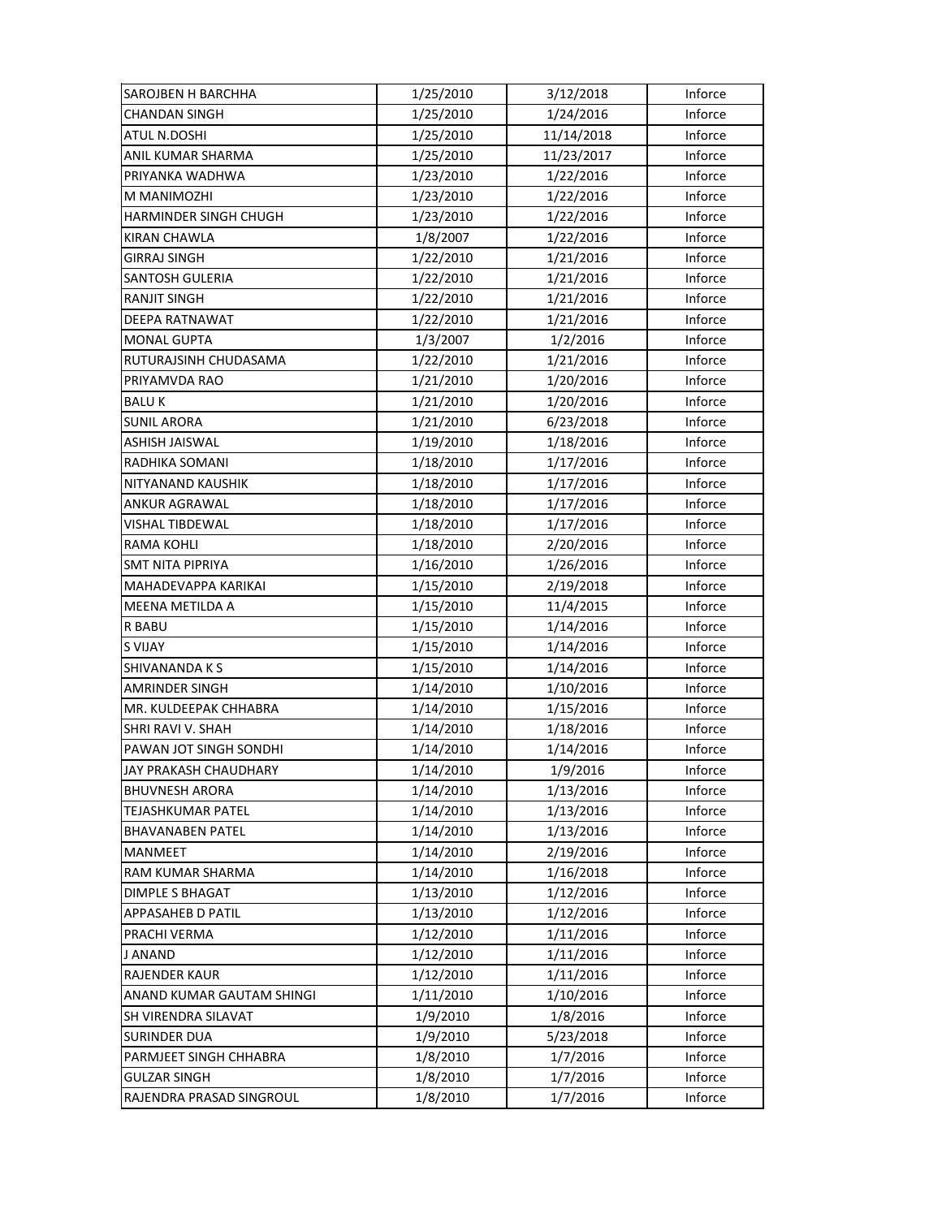| SAROJBEN H BARCHHA | 1/25/2010 | 3/12/2018 | Inforce |
|---|---|---|---|
| CHANDAN SINGH | 1/25/2010 | 1/24/2016 | Inforce |
| ATUL N.DOSHI | 1/25/2010 | 11/14/2018 | Inforce |
| ANIL KUMAR SHARMA | 1/25/2010 | 11/23/2017 | Inforce |
| PRIYANKA WADHWA | 1/23/2010 | 1/22/2016 | Inforce |
| M MANIMOZHI | 1/23/2010 | 1/22/2016 | Inforce |
| HARMINDER SINGH CHUGH | 1/23/2010 | 1/22/2016 | Inforce |
| KIRAN CHAWLA | 1/8/2007 | 1/22/2016 | Inforce |
| GIRRAJ SINGH | 1/22/2010 | 1/21/2016 | Inforce |
| SANTOSH GULERIA | 1/22/2010 | 1/21/2016 | Inforce |
| RANJIT SINGH | 1/22/2010 | 1/21/2016 | Inforce |
| DEEPA RATNAWAT | 1/22/2010 | 1/21/2016 | Inforce |
| MONAL GUPTA | 1/3/2007 | 1/2/2016 | Inforce |
| RUTURAJSINH CHUDASAMA | 1/22/2010 | 1/21/2016 | Inforce |
| PRIYAMVDA RAO | 1/21/2010 | 1/20/2016 | Inforce |
| BALU K | 1/21/2010 | 1/20/2016 | Inforce |
| SUNIL ARORA | 1/21/2010 | 6/23/2018 | Inforce |
| ASHISH JAISWAL | 1/19/2010 | 1/18/2016 | Inforce |
| RADHIKA SOMANI | 1/18/2010 | 1/17/2016 | Inforce |
| NITYANAND KAUSHIK | 1/18/2010 | 1/17/2016 | Inforce |
| ANKUR AGRAWAL | 1/18/2010 | 1/17/2016 | Inforce |
| VISHAL TIBDEWAL | 1/18/2010 | 1/17/2016 | Inforce |
| RAMA KOHLI | 1/18/2010 | 2/20/2016 | Inforce |
| SMT NITA PIPRIYA | 1/16/2010 | 1/26/2016 | Inforce |
| MAHADEVAPPA KARIKAI | 1/15/2010 | 2/19/2018 | Inforce |
| MEENA METILDA A | 1/15/2010 | 11/4/2015 | Inforce |
| R BABU | 1/15/2010 | 1/14/2016 | Inforce |
| S VIJAY | 1/15/2010 | 1/14/2016 | Inforce |
| SHIVANANDA K S | 1/15/2010 | 1/14/2016 | Inforce |
| AMRINDER SINGH | 1/14/2010 | 1/10/2016 | Inforce |
| MR. KULDEEPAK CHHABRA | 1/14/2010 | 1/15/2016 | Inforce |
| SHRI RAVI V. SHAH | 1/14/2010 | 1/18/2016 | Inforce |
| PAWAN JOT SINGH SONDHI | 1/14/2010 | 1/14/2016 | Inforce |
| JAY PRAKASH CHAUDHARY | 1/14/2010 | 1/9/2016 | Inforce |
| BHUVNESH ARORA | 1/14/2010 | 1/13/2016 | Inforce |
| TEJASHKUMAR PATEL | 1/14/2010 | 1/13/2016 | Inforce |
| BHAVANABEN PATEL | 1/14/2010 | 1/13/2016 | Inforce |
| MANMEET | 1/14/2010 | 2/19/2016 | Inforce |
| RAM KUMAR SHARMA | 1/14/2010 | 1/16/2018 | Inforce |
| DIMPLE S BHAGAT | 1/13/2010 | 1/12/2016 | Inforce |
| APPASAHEB D PATIL | 1/13/2010 | 1/12/2016 | Inforce |
| PRACHI VERMA | 1/12/2010 | 1/11/2016 | Inforce |
| J ANAND | 1/12/2010 | 1/11/2016 | Inforce |
| RAJENDER KAUR | 1/12/2010 | 1/11/2016 | Inforce |
| ANAND KUMAR GAUTAM SHINGI | 1/11/2010 | 1/10/2016 | Inforce |
| SH VIRENDRA SILAVAT | 1/9/2010 | 1/8/2016 | Inforce |
| SURINDER DUA | 1/9/2010 | 5/23/2018 | Inforce |
| PARMJEET SINGH CHHABRA | 1/8/2010 | 1/7/2016 | Inforce |
| GULZAR SINGH | 1/8/2010 | 1/7/2016 | Inforce |
| RAJENDRA PRASAD SINGROUL | 1/8/2010 | 1/7/2016 | Inforce |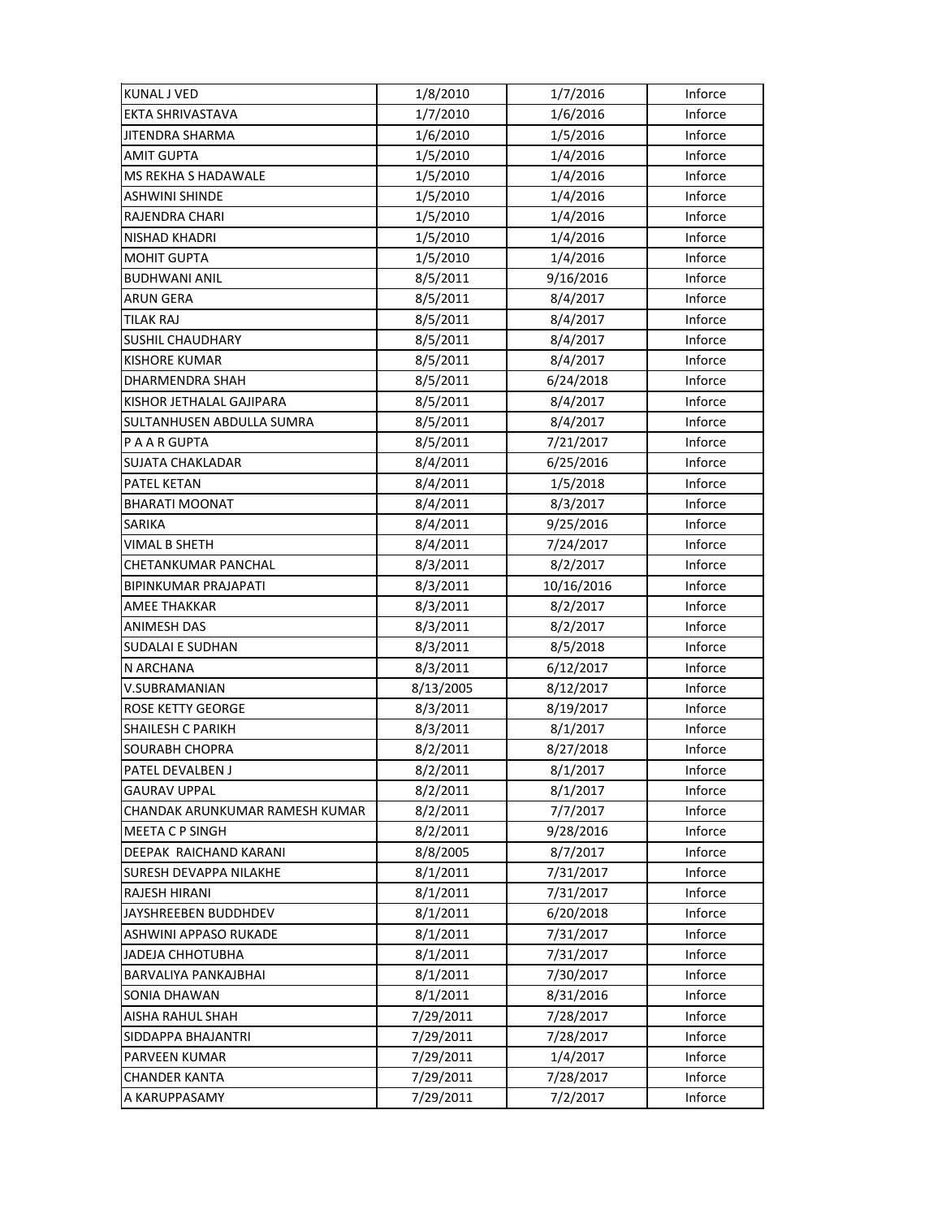| KUNAL J VED | 1/8/2010 | 1/7/2016 | Inforce |
|---|---|---|---|
| EKTA SHRIVASTAVA | 1/7/2010 | 1/6/2016 | Inforce |
| JITENDRA SHARMA | 1/6/2010 | 1/5/2016 | Inforce |
| AMIT GUPTA | 1/5/2010 | 1/4/2016 | Inforce |
| MS REKHA S HADAWALE | 1/5/2010 | 1/4/2016 | Inforce |
| ASHWINI SHINDE | 1/5/2010 | 1/4/2016 | Inforce |
| RAJENDRA CHARI | 1/5/2010 | 1/4/2016 | Inforce |
| NISHAD KHADRI | 1/5/2010 | 1/4/2016 | Inforce |
| MOHIT GUPTA | 1/5/2010 | 1/4/2016 | Inforce |
| BUDHWANI ANIL | 8/5/2011 | 9/16/2016 | Inforce |
| ARUN GERA | 8/5/2011 | 8/4/2017 | Inforce |
| TILAK RAJ | 8/5/2011 | 8/4/2017 | Inforce |
| SUSHIL CHAUDHARY | 8/5/2011 | 8/4/2017 | Inforce |
| KISHORE KUMAR | 8/5/2011 | 8/4/2017 | Inforce |
| DHARMENDRA SHAH | 8/5/2011 | 6/24/2018 | Inforce |
| KISHOR JETHALAL GAJIPARA | 8/5/2011 | 8/4/2017 | Inforce |
| SULTANHUSEN ABDULLA SUMRA | 8/5/2011 | 8/4/2017 | Inforce |
| P A A R GUPTA | 8/5/2011 | 7/21/2017 | Inforce |
| SUJATA CHAKLADAR | 8/4/2011 | 6/25/2016 | Inforce |
| PATEL KETAN | 8/4/2011 | 1/5/2018 | Inforce |
| BHARATI MOONAT | 8/4/2011 | 8/3/2017 | Inforce |
| SARIKA | 8/4/2011 | 9/25/2016 | Inforce |
| VIMAL B SHETH | 8/4/2011 | 7/24/2017 | Inforce |
| CHETANKUMAR PANCHAL | 8/3/2011 | 8/2/2017 | Inforce |
| BIPINKUMAR PRAJAPATI | 8/3/2011 | 10/16/2016 | Inforce |
| AMEE THAKKAR | 8/3/2011 | 8/2/2017 | Inforce |
| ANIMESH DAS | 8/3/2011 | 8/2/2017 | Inforce |
| SUDALAI E SUDHAN | 8/3/2011 | 8/5/2018 | Inforce |
| N ARCHANA | 8/3/2011 | 6/12/2017 | Inforce |
| V.SUBRAMANIAN | 8/13/2005 | 8/12/2017 | Inforce |
| ROSE KETTY GEORGE | 8/3/2011 | 8/19/2017 | Inforce |
| SHAILESH C PARIKH | 8/3/2011 | 8/1/2017 | Inforce |
| SOURABH CHOPRA | 8/2/2011 | 8/27/2018 | Inforce |
| PATEL DEVALBEN J | 8/2/2011 | 8/1/2017 | Inforce |
| GAURAV UPPAL | 8/2/2011 | 8/1/2017 | Inforce |
| CHANDAK ARUNKUMAR RAMESH KUMAR | 8/2/2011 | 7/7/2017 | Inforce |
| MEETA C P SINGH | 8/2/2011 | 9/28/2016 | Inforce |
| DEEPAK RAICHAND KARANI | 8/8/2005 | 8/7/2017 | Inforce |
| SURESH DEVAPPA NILAKHE | 8/1/2011 | 7/31/2017 | Inforce |
| RAJESH HIRANI | 8/1/2011 | 7/31/2017 | Inforce |
| JAYSHREEBEN BUDDHDEV | 8/1/2011 | 6/20/2018 | Inforce |
| ASHWINI APPASO RUKADE | 8/1/2011 | 7/31/2017 | Inforce |
| JADEJA CHHOTUBHA | 8/1/2011 | 7/31/2017 | Inforce |
| BARVALIYA PANKAJBHAI | 8/1/2011 | 7/30/2017 | Inforce |
| SONIA DHAWAN | 8/1/2011 | 8/31/2016 | Inforce |
| AISHA RAHUL SHAH | 7/29/2011 | 7/28/2017 | Inforce |
| SIDDAPPA BHAJANTRI | 7/29/2011 | 7/28/2017 | Inforce |
| PARVEEN KUMAR | 7/29/2011 | 1/4/2017 | Inforce |
| CHANDER KANTA | 7/29/2011 | 7/28/2017 | Inforce |
| A KARUPPASAMY | 7/29/2011 | 7/2/2017 | Inforce |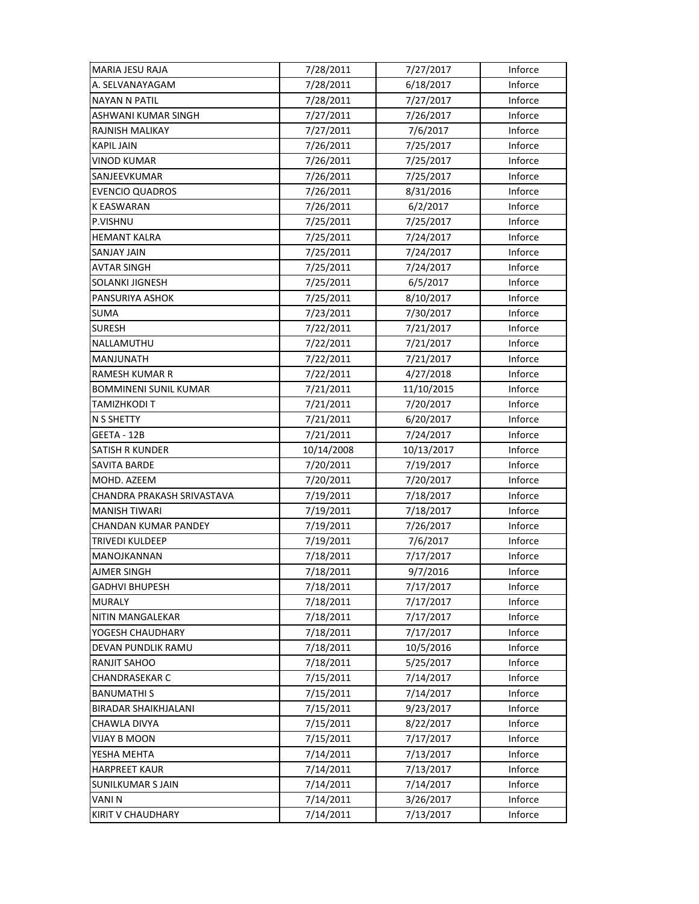| MARIA JESU RAJA | 7/28/2011 | 7/27/2017 | Inforce |
|---|---|---|---|
| A. SELVANAYAGAM | 7/28/2011 | 6/18/2017 | Inforce |
| NAYAN N PATIL | 7/28/2011 | 7/27/2017 | Inforce |
| ASHWANI KUMAR SINGH | 7/27/2011 | 7/26/2017 | Inforce |
| RAJNISH MALIKAY | 7/27/2011 | 7/6/2017 | Inforce |
| KAPIL JAIN | 7/26/2011 | 7/25/2017 | Inforce |
| VINOD KUMAR | 7/26/2011 | 7/25/2017 | Inforce |
| SANJEEVKUMAR | 7/26/2011 | 7/25/2017 | Inforce |
| EVENCIO QUADROS | 7/26/2011 | 8/31/2016 | Inforce |
| K EASWARAN | 7/26/2011 | 6/2/2017 | Inforce |
| P.VISHNU | 7/25/2011 | 7/25/2017 | Inforce |
| HEMANT KALRA | 7/25/2011 | 7/24/2017 | Inforce |
| SANJAY JAIN | 7/25/2011 | 7/24/2017 | Inforce |
| AVTAR SINGH | 7/25/2011 | 7/24/2017 | Inforce |
| SOLANKI JIGNESH | 7/25/2011 | 6/5/2017 | Inforce |
| PANSURIYA ASHOK | 7/25/2011 | 8/10/2017 | Inforce |
| SUMA | 7/23/2011 | 7/30/2017 | Inforce |
| SURESH | 7/22/2011 | 7/21/2017 | Inforce |
| NALLAMUTHU | 7/22/2011 | 7/21/2017 | Inforce |
| MANJUNATH | 7/22/2011 | 7/21/2017 | Inforce |
| RAMESH KUMAR R | 7/22/2011 | 4/27/2018 | Inforce |
| BOMMINENI SUNIL KUMAR | 7/21/2011 | 11/10/2015 | Inforce |
| TAMIZHKODI T | 7/21/2011 | 7/20/2017 | Inforce |
| N S SHETTY | 7/21/2011 | 6/20/2017 | Inforce |
| GEETA - 12B | 7/21/2011 | 7/24/2017 | Inforce |
| SATISH R KUNDER | 10/14/2008 | 10/13/2017 | Inforce |
| SAVITA BARDE | 7/20/2011 | 7/19/2017 | Inforce |
| MOHD. AZEEM | 7/20/2011 | 7/20/2017 | Inforce |
| CHANDRA PRAKASH SRIVASTAVA | 7/19/2011 | 7/18/2017 | Inforce |
| MANISH TIWARI | 7/19/2011 | 7/18/2017 | Inforce |
| CHANDAN KUMAR PANDEY | 7/19/2011 | 7/26/2017 | Inforce |
| TRIVEDI KULDEEP | 7/19/2011 | 7/6/2017 | Inforce |
| MANOJKANNAN | 7/18/2011 | 7/17/2017 | Inforce |
| AJMER SINGH | 7/18/2011 | 9/7/2016 | Inforce |
| GADHVI BHUPESH | 7/18/2011 | 7/17/2017 | Inforce |
| MURALY | 7/18/2011 | 7/17/2017 | Inforce |
| NITIN MANGALEKAR | 7/18/2011 | 7/17/2017 | Inforce |
| YOGESH CHAUDHARY | 7/18/2011 | 7/17/2017 | Inforce |
| DEVAN PUNDLIK RAMU | 7/18/2011 | 10/5/2016 | Inforce |
| RANJIT SAHOO | 7/18/2011 | 5/25/2017 | Inforce |
| CHANDRASEKAR C | 7/15/2011 | 7/14/2017 | Inforce |
| BANUMATHI S | 7/15/2011 | 7/14/2017 | Inforce |
| BIRADAR SHAIKHJALANI | 7/15/2011 | 9/23/2017 | Inforce |
| CHAWLA DIVYA | 7/15/2011 | 8/22/2017 | Inforce |
| VIJAY B MOON | 7/15/2011 | 7/17/2017 | Inforce |
| YESHA MEHTA | 7/14/2011 | 7/13/2017 | Inforce |
| HARPREET KAUR | 7/14/2011 | 7/13/2017 | Inforce |
| SUNILKUMAR S JAIN | 7/14/2011 | 7/14/2017 | Inforce |
| VANI N | 7/14/2011 | 3/26/2017 | Inforce |
| KIRIT V CHAUDHARY | 7/14/2011 | 7/13/2017 | Inforce |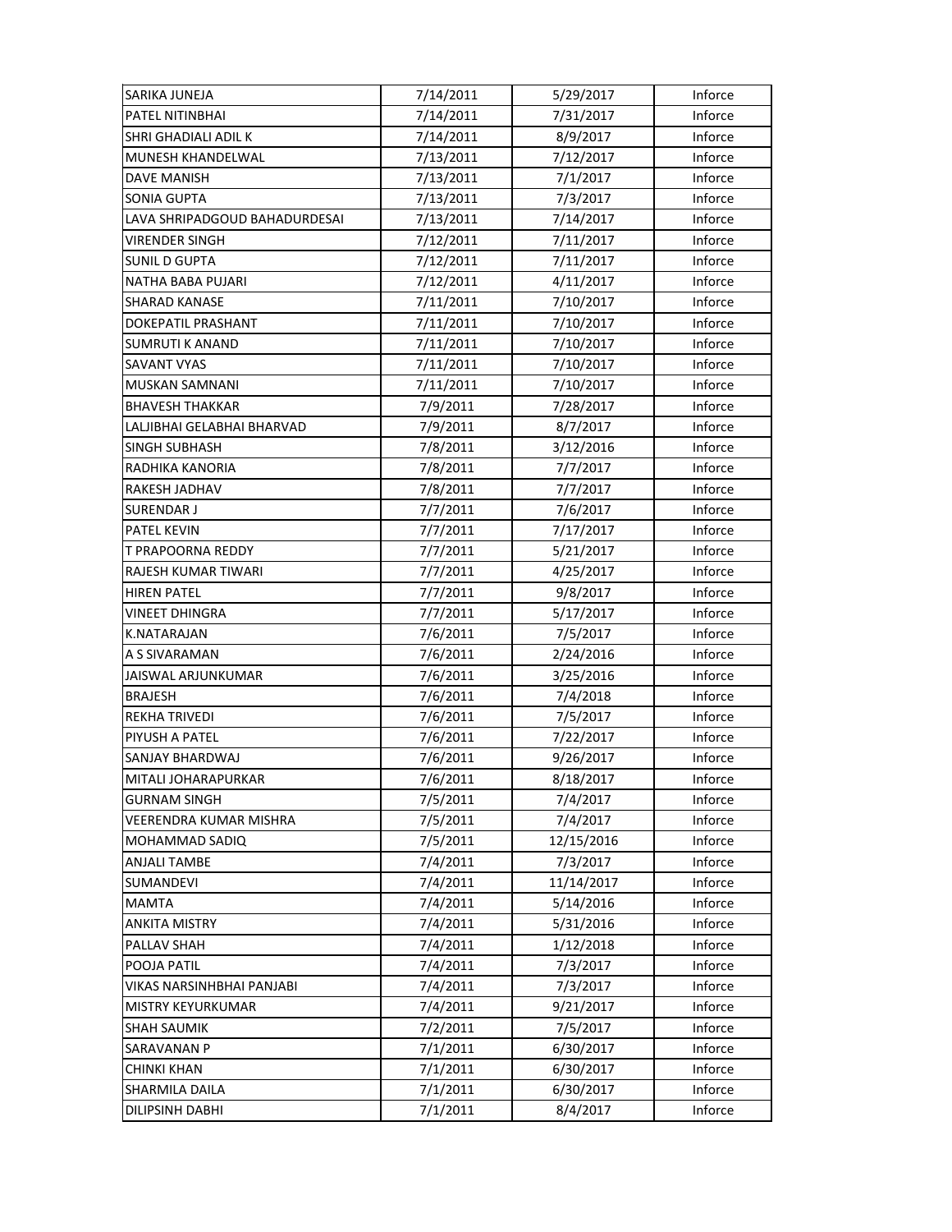| | | | |
|---|---|---|---|
| SARIKA JUNEJA | 7/14/2011 | 5/29/2017 | Inforce |
| PATEL NITINBHAI | 7/14/2011 | 7/31/2017 | Inforce |
| SHRI GHADIALI ADIL K | 7/14/2011 | 8/9/2017 | Inforce |
| MUNESH KHANDELWAL | 7/13/2011 | 7/12/2017 | Inforce |
| DAVE MANISH | 7/13/2011 | 7/1/2017 | Inforce |
| SONIA GUPTA | 7/13/2011 | 7/3/2017 | Inforce |
| LAVA SHRIPADGOUD BAHADURDESAI | 7/13/2011 | 7/14/2017 | Inforce |
| VIRENDER SINGH | 7/12/2011 | 7/11/2017 | Inforce |
| SUNIL D GUPTA | 7/12/2011 | 7/11/2017 | Inforce |
| NATHA BABA PUJARI | 7/12/2011 | 4/11/2017 | Inforce |
| SHARAD KANASE | 7/11/2011 | 7/10/2017 | Inforce |
| DOKEPATIL PRASHANT | 7/11/2011 | 7/10/2017 | Inforce |
| SUMRUTI K ANAND | 7/11/2011 | 7/10/2017 | Inforce |
| SAVANT VYAS | 7/11/2011 | 7/10/2017 | Inforce |
| MUSKAN SAMNANI | 7/11/2011 | 7/10/2017 | Inforce |
| BHAVESH THAKKAR | 7/9/2011 | 7/28/2017 | Inforce |
| LALJIBHAI GELABHAI BHARVAD | 7/9/2011 | 8/7/2017 | Inforce |
| SINGH SUBHASH | 7/8/2011 | 3/12/2016 | Inforce |
| RADHIKA KANORIA | 7/8/2011 | 7/7/2017 | Inforce |
| RAKESH JADHAV | 7/8/2011 | 7/7/2017 | Inforce |
| SURENDAR J | 7/7/2011 | 7/6/2017 | Inforce |
| PATEL KEVIN | 7/7/2011 | 7/17/2017 | Inforce |
| T PRAPOORNA REDDY | 7/7/2011 | 5/21/2017 | Inforce |
| RAJESH KUMAR TIWARI | 7/7/2011 | 4/25/2017 | Inforce |
| HIREN PATEL | 7/7/2011 | 9/8/2017 | Inforce |
| VINEET DHINGRA | 7/7/2011 | 5/17/2017 | Inforce |
| K.NATARAJAN | 7/6/2011 | 7/5/2017 | Inforce |
| A S SIVARAMAN | 7/6/2011 | 2/24/2016 | Inforce |
| JAISWAL ARJUNKUMAR | 7/6/2011 | 3/25/2016 | Inforce |
| BRAJESH | 7/6/2011 | 7/4/2018 | Inforce |
| REKHA TRIVEDI | 7/6/2011 | 7/5/2017 | Inforce |
| PIYUSH A PATEL | 7/6/2011 | 7/22/2017 | Inforce |
| SANJAY BHARDWAJ | 7/6/2011 | 9/26/2017 | Inforce |
| MITALI JOHARAPURKAR | 7/6/2011 | 8/18/2017 | Inforce |
| GURNAM SINGH | 7/5/2011 | 7/4/2017 | Inforce |
| VEERENDRA KUMAR MISHRA | 7/5/2011 | 7/4/2017 | Inforce |
| MOHAMMAD SADIQ | 7/5/2011 | 12/15/2016 | Inforce |
| ANJALI TAMBE | 7/4/2011 | 7/3/2017 | Inforce |
| SUMANDEVI | 7/4/2011 | 11/14/2017 | Inforce |
| MAMTA | 7/4/2011 | 5/14/2016 | Inforce |
| ANKITA MISTRY | 7/4/2011 | 5/31/2016 | Inforce |
| PALLAV SHAH | 7/4/2011 | 1/12/2018 | Inforce |
| POOJA PATIL | 7/4/2011 | 7/3/2017 | Inforce |
| VIKAS NARSINHBHAI PANJABI | 7/4/2011 | 7/3/2017 | Inforce |
| MISTRY KEYURKUMAR | 7/4/2011 | 9/21/2017 | Inforce |
| SHAH SAUMIK | 7/2/2011 | 7/5/2017 | Inforce |
| SARAVANAN P | 7/1/2011 | 6/30/2017 | Inforce |
| CHINKI KHAN | 7/1/2011 | 6/30/2017 | Inforce |
| SHARMILA DAILA | 7/1/2011 | 6/30/2017 | Inforce |
| DILIPSINH DABHI | 7/1/2011 | 8/4/2017 | Inforce |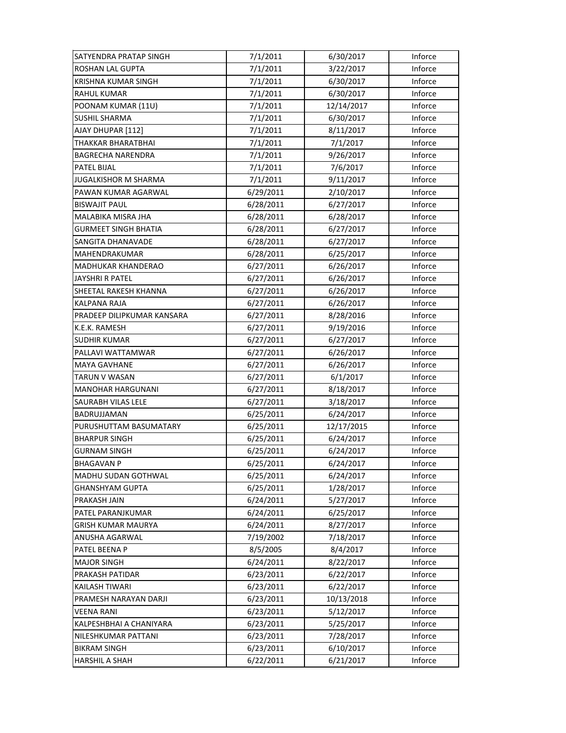| | | | |
|---|---|---|---|
| SATYENDRA PRATAP SINGH | 7/1/2011 | 6/30/2017 | Inforce |
| ROSHAN LAL GUPTA | 7/1/2011 | 3/22/2017 | Inforce |
| KRISHNA KUMAR SINGH | 7/1/2011 | 6/30/2017 | Inforce |
| RAHUL KUMAR | 7/1/2011 | 6/30/2017 | Inforce |
| POONAM KUMAR (11U) | 7/1/2011 | 12/14/2017 | Inforce |
| SUSHIL SHARMA | 7/1/2011 | 6/30/2017 | Inforce |
| AJAY DHUPAR [112] | 7/1/2011 | 8/11/2017 | Inforce |
| THAKKAR BHARATBHAI | 7/1/2011 | 7/1/2017 | Inforce |
| BAGRECHA NARENDRA | 7/1/2011 | 9/26/2017 | Inforce |
| PATEL BIJAL | 7/1/2011 | 7/6/2017 | Inforce |
| JUGALKISHOR M SHARMA | 7/1/2011 | 9/11/2017 | Inforce |
| PAWAN KUMAR AGARWAL | 6/29/2011 | 2/10/2017 | Inforce |
| BISWAJIT PAUL | 6/28/2011 | 6/27/2017 | Inforce |
| MALABIKA MISRA JHA | 6/28/2011 | 6/28/2017 | Inforce |
| GURMEET SINGH BHATIA | 6/28/2011 | 6/27/2017 | Inforce |
| SANGITA DHANAVADE | 6/28/2011 | 6/27/2017 | Inforce |
| MAHENDRAKUMAR | 6/28/2011 | 6/25/2017 | Inforce |
| MADHUKAR KHANDERAO | 6/27/2011 | 6/26/2017 | Inforce |
| JAYSHRI R PATEL | 6/27/2011 | 6/26/2017 | Inforce |
| SHEETAL RAKESH KHANNA | 6/27/2011 | 6/26/2017 | Inforce |
| KALPANA RAJA | 6/27/2011 | 6/26/2017 | Inforce |
| PRADEEP DILIPKUMAR KANSARA | 6/27/2011 | 8/28/2016 | Inforce |
| K.E.K. RAMESH | 6/27/2011 | 9/19/2016 | Inforce |
| SUDHIR KUMAR | 6/27/2011 | 6/27/2017 | Inforce |
| PALLAVI WATTAMWAR | 6/27/2011 | 6/26/2017 | Inforce |
| MAYA GAVHANE | 6/27/2011 | 6/26/2017 | Inforce |
| TARUN V WASAN | 6/27/2011 | 6/1/2017 | Inforce |
| MANOHAR HARGUNANI | 6/27/2011 | 8/18/2017 | Inforce |
| SAURABH VILAS LELE | 6/27/2011 | 3/18/2017 | Inforce |
| BADRUJJAMAN | 6/25/2011 | 6/24/2017 | Inforce |
| PURUSHUTTAM BASUMATARY | 6/25/2011 | 12/17/2015 | Inforce |
| BHARPUR SINGH | 6/25/2011 | 6/24/2017 | Inforce |
| GURNAM SINGH | 6/25/2011 | 6/24/2017 | Inforce |
| BHAGAVAN P | 6/25/2011 | 6/24/2017 | Inforce |
| MADHU SUDAN GOTHWAL | 6/25/2011 | 6/24/2017 | Inforce |
| GHANSHYAM GUPTA | 6/25/2011 | 1/28/2017 | Inforce |
| PRAKASH JAIN | 6/24/2011 | 5/27/2017 | Inforce |
| PATEL PARANJKUMAR | 6/24/2011 | 6/25/2017 | Inforce |
| GRISH KUMAR MAURYA | 6/24/2011 | 8/27/2017 | Inforce |
| ANUSHA AGARWAL | 7/19/2002 | 7/18/2017 | Inforce |
| PATEL BEENA P | 8/5/2005 | 8/4/2017 | Inforce |
| MAJOR SINGH | 6/24/2011 | 8/22/2017 | Inforce |
| PRAKASH PATIDAR | 6/23/2011 | 6/22/2017 | Inforce |
| KAILASH TIWARI | 6/23/2011 | 6/22/2017 | Inforce |
| PRAMESH NARAYAN DARJI | 6/23/2011 | 10/13/2018 | Inforce |
| VEENA RANI | 6/23/2011 | 5/12/2017 | Inforce |
| KALPESHBHAI A CHANIYARA | 6/23/2011 | 5/25/2017 | Inforce |
| NILESHKUMAR PATTANI | 6/23/2011 | 7/28/2017 | Inforce |
| BIKRAM SINGH | 6/23/2011 | 6/10/2017 | Inforce |
| HARSHIL A SHAH | 6/22/2011 | 6/21/2017 | Inforce |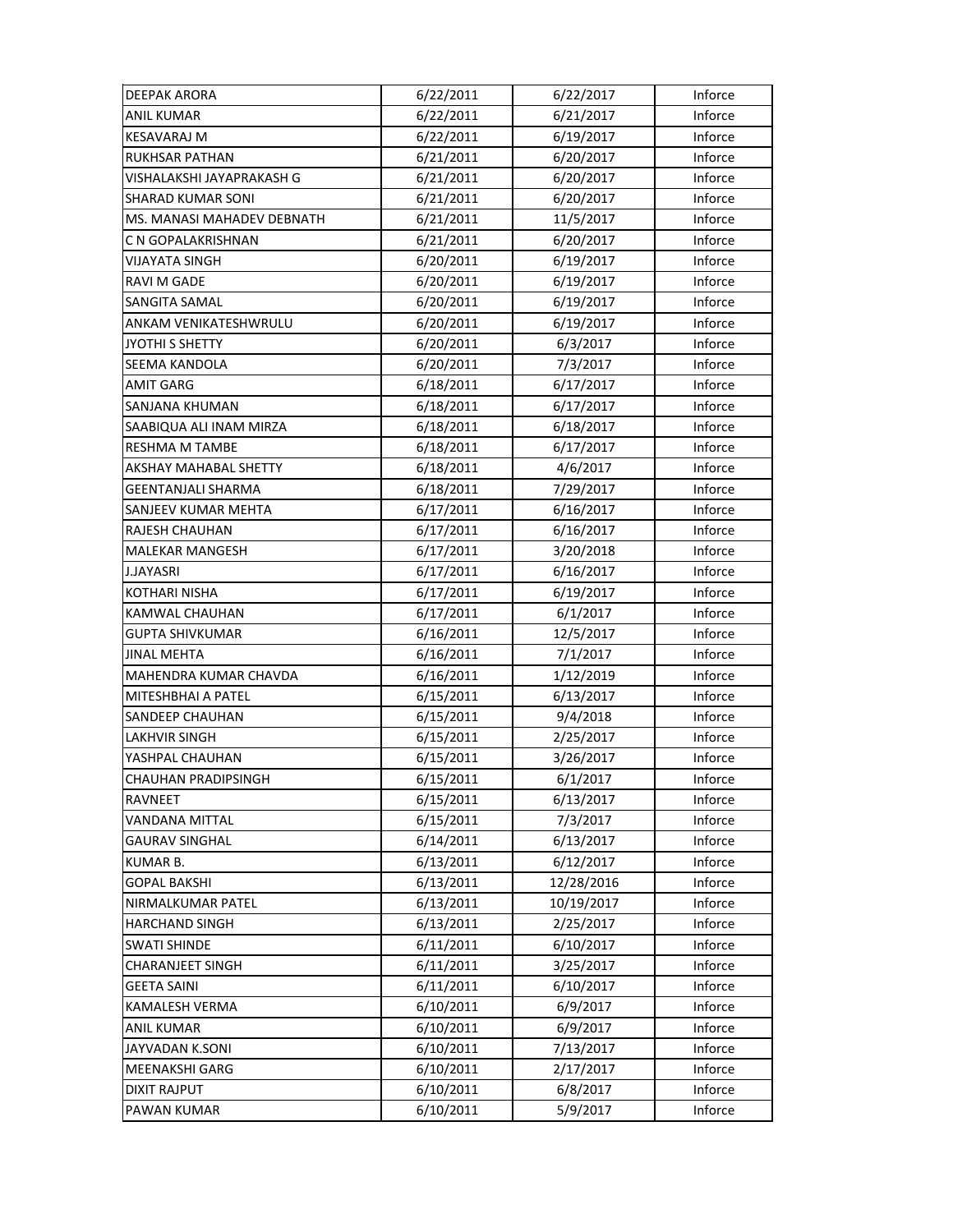| DEEPAK ARORA | 6/22/2011 | 6/22/2017 | Inforce |
|---|---|---|---|
| ANIL KUMAR | 6/22/2011 | 6/21/2017 | Inforce |
| KESAVARAJ M | 6/22/2011 | 6/19/2017 | Inforce |
| RUKHSAR PATHAN | 6/21/2011 | 6/20/2017 | Inforce |
| VISHALAKSHI JAYAPRAKASH G | 6/21/2011 | 6/20/2017 | Inforce |
| SHARAD KUMAR SONI | 6/21/2011 | 6/20/2017 | Inforce |
| MS. MANASI MAHADEV DEBNATH | 6/21/2011 | 11/5/2017 | Inforce |
| C N GOPALAKRISHNAN | 6/21/2011 | 6/20/2017 | Inforce |
| VIJAYATA SINGH | 6/20/2011 | 6/19/2017 | Inforce |
| RAVI M GADE | 6/20/2011 | 6/19/2017 | Inforce |
| SANGITA SAMAL | 6/20/2011 | 6/19/2017 | Inforce |
| ANKAM VENIKATESHWRULU | 6/20/2011 | 6/19/2017 | Inforce |
| JYOTHI S SHETTY | 6/20/2011 | 6/3/2017 | Inforce |
| SEEMA KANDOLA | 6/20/2011 | 7/3/2017 | Inforce |
| AMIT GARG | 6/18/2011 | 6/17/2017 | Inforce |
| SANJANA KHUMAN | 6/18/2011 | 6/17/2017 | Inforce |
| SAABIQUA ALI INAM MIRZA | 6/18/2011 | 6/18/2017 | Inforce |
| RESHMA M TAMBE | 6/18/2011 | 6/17/2017 | Inforce |
| AKSHAY MAHABAL SHETTY | 6/18/2011 | 4/6/2017 | Inforce |
| GEENTANJALI SHARMA | 6/18/2011 | 7/29/2017 | Inforce |
| SANJEEV KUMAR MEHTA | 6/17/2011 | 6/16/2017 | Inforce |
| RAJESH CHAUHAN | 6/17/2011 | 6/16/2017 | Inforce |
| MALEKAR MANGESH | 6/17/2011 | 3/20/2018 | Inforce |
| J.JAYASRI | 6/17/2011 | 6/16/2017 | Inforce |
| KOTHARI NISHA | 6/17/2011 | 6/19/2017 | Inforce |
| KAMWAL CHAUHAN | 6/17/2011 | 6/1/2017 | Inforce |
| GUPTA SHIVKUMAR | 6/16/2011 | 12/5/2017 | Inforce |
| JINAL MEHTA | 6/16/2011 | 7/1/2017 | Inforce |
| MAHENDRA KUMAR CHAVDA | 6/16/2011 | 1/12/2019 | Inforce |
| MITESHBHAI A PATEL | 6/15/2011 | 6/13/2017 | Inforce |
| SANDEEP CHAUHAN | 6/15/2011 | 9/4/2018 | Inforce |
| LAKHVIR SINGH | 6/15/2011 | 2/25/2017 | Inforce |
| YASHPAL CHAUHAN | 6/15/2011 | 3/26/2017 | Inforce |
| CHAUHAN PRADIPSINGH | 6/15/2011 | 6/1/2017 | Inforce |
| RAVNEET | 6/15/2011 | 6/13/2017 | Inforce |
| VANDANA MITTAL | 6/15/2011 | 7/3/2017 | Inforce |
| GAURAV SINGHAL | 6/14/2011 | 6/13/2017 | Inforce |
| KUMAR B. | 6/13/2011 | 6/12/2017 | Inforce |
| GOPAL BAKSHI | 6/13/2011 | 12/28/2016 | Inforce |
| NIRMALKUMAR PATEL | 6/13/2011 | 10/19/2017 | Inforce |
| HARCHAND SINGH | 6/13/2011 | 2/25/2017 | Inforce |
| SWATI SHINDE | 6/11/2011 | 6/10/2017 | Inforce |
| CHARANJEET SINGH | 6/11/2011 | 3/25/2017 | Inforce |
| GEETA SAINI | 6/11/2011 | 6/10/2017 | Inforce |
| KAMALESH VERMA | 6/10/2011 | 6/9/2017 | Inforce |
| ANIL KUMAR | 6/10/2011 | 6/9/2017 | Inforce |
| JAYVADAN K.SONI | 6/10/2011 | 7/13/2017 | Inforce |
| MEENAKSHI GARG | 6/10/2011 | 2/17/2017 | Inforce |
| DIXIT RAJPUT | 6/10/2011 | 6/8/2017 | Inforce |
| PAWAN KUMAR | 6/10/2011 | 5/9/2017 | Inforce |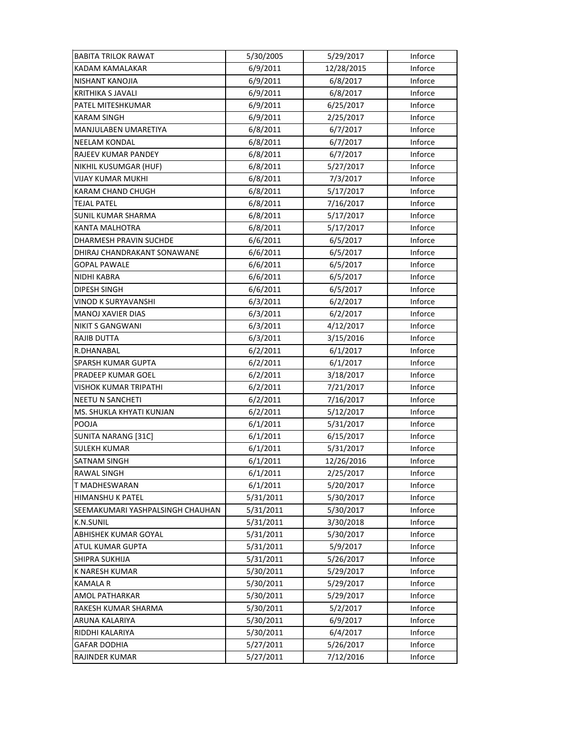| BABITA TRILOK RAWAT | 5/30/2005 | 5/29/2017 | Inforce |
|---|---|---|---|
| KADAM KAMALAKAR | 6/9/2011 | 12/28/2015 | Inforce |
| NISHANT KANOJIA | 6/9/2011 | 6/8/2017 | Inforce |
| KRITHIKA S JAVALI | 6/9/2011 | 6/8/2017 | Inforce |
| PATEL MITESHKUMAR | 6/9/2011 | 6/25/2017 | Inforce |
| KARAM SINGH | 6/9/2011 | 2/25/2017 | Inforce |
| MANJULABEN UMARETIYA | 6/8/2011 | 6/7/2017 | Inforce |
| NEELAM KONDAL | 6/8/2011 | 6/7/2017 | Inforce |
| RAJEEV KUMAR PANDEY | 6/8/2011 | 6/7/2017 | Inforce |
| NIKHIL KUSUMGAR (HUF) | 6/8/2011 | 5/27/2017 | Inforce |
| VIJAY KUMAR MUKHI | 6/8/2011 | 7/3/2017 | Inforce |
| KARAM CHAND CHUGH | 6/8/2011 | 5/17/2017 | Inforce |
| TEJAL PATEL | 6/8/2011 | 7/16/2017 | Inforce |
| SUNIL KUMAR SHARMA | 6/8/2011 | 5/17/2017 | Inforce |
| KANTA MALHOTRA | 6/8/2011 | 5/17/2017 | Inforce |
| DHARMESH PRAVIN SUCHDE | 6/6/2011 | 6/5/2017 | Inforce |
| DHIRAJ CHANDRAKANT SONAWANE | 6/6/2011 | 6/5/2017 | Inforce |
| GOPAL PAWALE | 6/6/2011 | 6/5/2017 | Inforce |
| NIDHI KABRA | 6/6/2011 | 6/5/2017 | Inforce |
| DIPESH SINGH | 6/6/2011 | 6/5/2017 | Inforce |
| VINOD K SURYAVANSHI | 6/3/2011 | 6/2/2017 | Inforce |
| MANOJ XAVIER DIAS | 6/3/2011 | 6/2/2017 | Inforce |
| NIKIT S GANGWANI | 6/3/2011 | 4/12/2017 | Inforce |
| RAJIB DUTTA | 6/3/2011 | 3/15/2016 | Inforce |
| R.DHANABAL | 6/2/2011 | 6/1/2017 | Inforce |
| SPARSH KUMAR GUPTA | 6/2/2011 | 6/1/2017 | Inforce |
| PRADEEP KUMAR GOEL | 6/2/2011 | 3/18/2017 | Inforce |
| VISHOK KUMAR TRIPATHI | 6/2/2011 | 7/21/2017 | Inforce |
| NEETU N SANCHETI | 6/2/2011 | 7/16/2017 | Inforce |
| MS. SHUKLA KHYATI KUNJAN | 6/2/2011 | 5/12/2017 | Inforce |
| POOJA | 6/1/2011 | 5/31/2017 | Inforce |
| SUNITA NARANG [31C] | 6/1/2011 | 6/15/2017 | Inforce |
| SULEKH KUMAR | 6/1/2011 | 5/31/2017 | Inforce |
| SATNAM SINGH | 6/1/2011 | 12/26/2016 | Inforce |
| RAWAL SINGH | 6/1/2011 | 2/25/2017 | Inforce |
| T MADHESWARAN | 6/1/2011 | 5/20/2017 | Inforce |
| HIMANSHU K PATEL | 5/31/2011 | 5/30/2017 | Inforce |
| SEEMAKUMARI YASHPALSINGH CHAUHAN | 5/31/2011 | 5/30/2017 | Inforce |
| K.N.SUNIL | 5/31/2011 | 3/30/2018 | Inforce |
| ABHISHEK KUMAR GOYAL | 5/31/2011 | 5/30/2017 | Inforce |
| ATUL KUMAR GUPTA | 5/31/2011 | 5/9/2017 | Inforce |
| SHIPRA SUKHIJA | 5/31/2011 | 5/26/2017 | Inforce |
| K NARESH KUMAR | 5/30/2011 | 5/29/2017 | Inforce |
| KAMALA R | 5/30/2011 | 5/29/2017 | Inforce |
| AMOL PATHARKAR | 5/30/2011 | 5/29/2017 | Inforce |
| RAKESH KUMAR SHARMA | 5/30/2011 | 5/2/2017 | Inforce |
| ARUNA KALARIYA | 5/30/2011 | 6/9/2017 | Inforce |
| RIDDHI KALARIYA | 5/30/2011 | 6/4/2017 | Inforce |
| GAFAR DODHIA | 5/27/2011 | 5/26/2017 | Inforce |
| RAJINDER KUMAR | 5/27/2011 | 7/12/2016 | Inforce |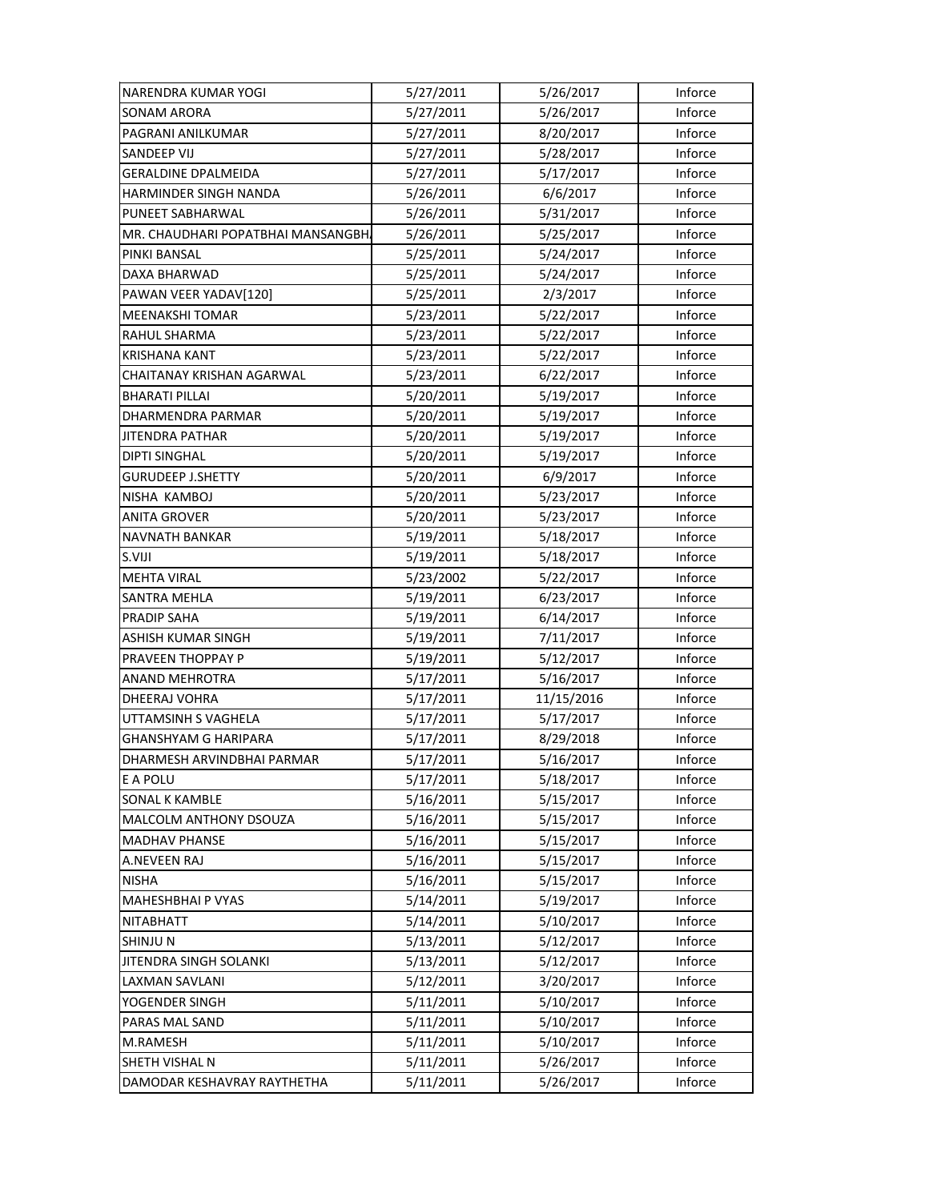| | | | |
|---|---|---|---|
| NARENDRA KUMAR YOGI | 5/27/2011 | 5/26/2017 | Inforce |
| SONAM ARORA | 5/27/2011 | 5/26/2017 | Inforce |
| PAGRANI ANILKUMAR | 5/27/2011 | 8/20/2017 | Inforce |
| SANDEEP VIJ | 5/27/2011 | 5/28/2017 | Inforce |
| GERALDINE DPALMEIDA | 5/27/2011 | 5/17/2017 | Inforce |
| HARMINDER SINGH NANDA | 5/26/2011 | 6/6/2017 | Inforce |
| PUNEET SABHARWAL | 5/26/2011 | 5/31/2017 | Inforce |
| MR. CHAUDHARI POPATBHAI MANSANGBH | 5/26/2011 | 5/25/2017 | Inforce |
| PINKI BANSAL | 5/25/2011 | 5/24/2017 | Inforce |
| DAXA BHARWAD | 5/25/2011 | 5/24/2017 | Inforce |
| PAWAN VEER YADAV[120] | 5/25/2011 | 2/3/2017 | Inforce |
| MEENAKSHI TOMAR | 5/23/2011 | 5/22/2017 | Inforce |
| RAHUL SHARMA | 5/23/2011 | 5/22/2017 | Inforce |
| KRISHANA KANT | 5/23/2011 | 5/22/2017 | Inforce |
| CHAITANAY KRISHAN AGARWAL | 5/23/2011 | 6/22/2017 | Inforce |
| BHARATI PILLAI | 5/20/2011 | 5/19/2017 | Inforce |
| DHARMENDRA PARMAR | 5/20/2011 | 5/19/2017 | Inforce |
| JITENDRA PATHAR | 5/20/2011 | 5/19/2017 | Inforce |
| DIPTI SINGHAL | 5/20/2011 | 5/19/2017 | Inforce |
| GURUDEEP J.SHETTY | 5/20/2011 | 6/9/2017 | Inforce |
| NISHA KAMBOJ | 5/20/2011 | 5/23/2017 | Inforce |
| ANITA GROVER | 5/20/2011 | 5/23/2017 | Inforce |
| NAVNATH BANKAR | 5/19/2011 | 5/18/2017 | Inforce |
| S.VIJI | 5/19/2011 | 5/18/2017 | Inforce |
| MEHTA VIRAL | 5/23/2002 | 5/22/2017 | Inforce |
| SANTRA MEHLA | 5/19/2011 | 6/23/2017 | Inforce |
| PRADIP SAHA | 5/19/2011 | 6/14/2017 | Inforce |
| ASHISH KUMAR SINGH | 5/19/2011 | 7/11/2017 | Inforce |
| PRAVEEN THOPPAY P | 5/19/2011 | 5/12/2017 | Inforce |
| ANAND MEHROTRA | 5/17/2011 | 5/16/2017 | Inforce |
| DHEERAJ VOHRA | 5/17/2011 | 11/15/2016 | Inforce |
| UTTAMSINH S VAGHELA | 5/17/2011 | 5/17/2017 | Inforce |
| GHANSHYAM G HARIPARA | 5/17/2011 | 8/29/2018 | Inforce |
| DHARMESH ARVINDBHAI PARMAR | 5/17/2011 | 5/16/2017 | Inforce |
| E A POLU | 5/17/2011 | 5/18/2017 | Inforce |
| SONAL K KAMBLE | 5/16/2011 | 5/15/2017 | Inforce |
| MALCOLM ANTHONY DSOUZA | 5/16/2011 | 5/15/2017 | Inforce |
| MADHAV PHANSE | 5/16/2011 | 5/15/2017 | Inforce |
| A.NEVEEN RAJ | 5/16/2011 | 5/15/2017 | Inforce |
| NISHA | 5/16/2011 | 5/15/2017 | Inforce |
| MAHESHBHAI P VYAS | 5/14/2011 | 5/19/2017 | Inforce |
| NITABHATT | 5/14/2011 | 5/10/2017 | Inforce |
| SHINJU N | 5/13/2011 | 5/12/2017 | Inforce |
| JITENDRA SINGH SOLANKI | 5/13/2011 | 5/12/2017 | Inforce |
| LAXMAN SAVLANI | 5/12/2011 | 3/20/2017 | Inforce |
| YOGENDER SINGH | 5/11/2011 | 5/10/2017 | Inforce |
| PARAS MAL SAND | 5/11/2011 | 5/10/2017 | Inforce |
| M.RAMESH | 5/11/2011 | 5/10/2017 | Inforce |
| SHETH VISHAL N | 5/11/2011 | 5/26/2017 | Inforce |
| DAMODAR KESHAVRAY RAYTHETHA | 5/11/2011 | 5/26/2017 | Inforce |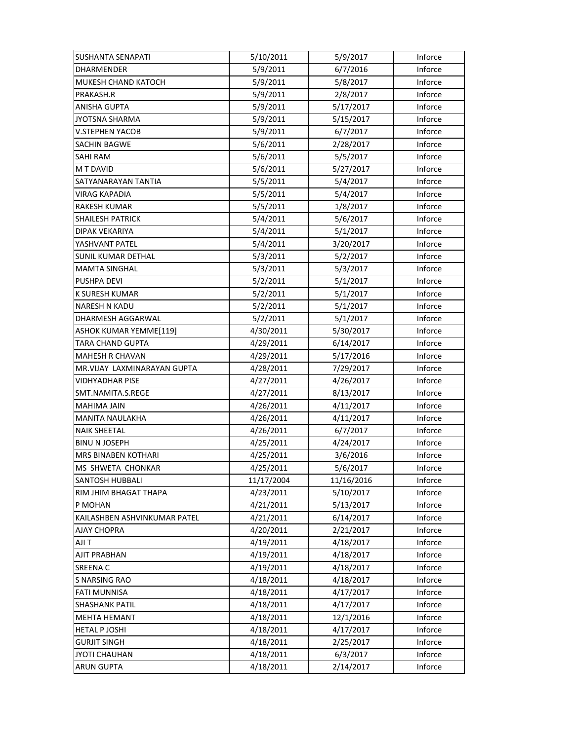| SUSHANTA SENAPATI | 5/10/2011 | 5/9/2017 | Inforce |
|---|---|---|---|
| DHARMENDER | 5/9/2011 | 6/7/2016 | Inforce |
| MUKESH CHAND KATOCH | 5/9/2011 | 5/8/2017 | Inforce |
| PRAKASH.R | 5/9/2011 | 2/8/2017 | Inforce |
| ANISHA GUPTA | 5/9/2011 | 5/17/2017 | Inforce |
| JYOTSNA SHARMA | 5/9/2011 | 5/15/2017 | Inforce |
| V.STEPHEN YACOB | 5/9/2011 | 6/7/2017 | Inforce |
| SACHIN BAGWE | 5/6/2011 | 2/28/2017 | Inforce |
| SAHI RAM | 5/6/2011 | 5/5/2017 | Inforce |
| M T DAVID | 5/6/2011 | 5/27/2017 | Inforce |
| SATYANARAYAN TANTIA | 5/5/2011 | 5/4/2017 | Inforce |
| VIRAG KAPADIA | 5/5/2011 | 5/4/2017 | Inforce |
| RAKESH KUMAR | 5/5/2011 | 1/8/2017 | Inforce |
| SHAILESH PATRICK | 5/4/2011 | 5/6/2017 | Inforce |
| DIPAK VEKARIYA | 5/4/2011 | 5/1/2017 | Inforce |
| YASHVANT PATEL | 5/4/2011 | 3/20/2017 | Inforce |
| SUNIL KUMAR DETHAL | 5/3/2011 | 5/2/2017 | Inforce |
| MAMTA SINGHAL | 5/3/2011 | 5/3/2017 | Inforce |
| PUSHPA DEVI | 5/2/2011 | 5/1/2017 | Inforce |
| K SURESH KUMAR | 5/2/2011 | 5/1/2017 | Inforce |
| NARESH N KADU | 5/2/2011 | 5/1/2017 | Inforce |
| DHARMESH AGGARWAL | 5/2/2011 | 5/1/2017 | Inforce |
| ASHOK KUMAR YEMME[119] | 4/30/2011 | 5/30/2017 | Inforce |
| TARA CHAND GUPTA | 4/29/2011 | 6/14/2017 | Inforce |
| MAHESH R CHAVAN | 4/29/2011 | 5/17/2016 | Inforce |
| MR.VIJAY LAXMINARAYAN GUPTA | 4/28/2011 | 7/29/2017 | Inforce |
| VIDHYADHAR PISE | 4/27/2011 | 4/26/2017 | Inforce |
| SMT.NAMITA.S.REGE | 4/27/2011 | 8/13/2017 | Inforce |
| MAHIMA JAIN | 4/26/2011 | 4/11/2017 | Inforce |
| MANITA NAULAKHA | 4/26/2011 | 4/11/2017 | Inforce |
| NAIK SHEETAL | 4/26/2011 | 6/7/2017 | Inforce |
| BINU N JOSEPH | 4/25/2011 | 4/24/2017 | Inforce |
| MRS BINABEN KOTHARI | 4/25/2011 | 3/6/2016 | Inforce |
| MS SHWETA CHONKAR | 4/25/2011 | 5/6/2017 | Inforce |
| SANTOSH HUBBALI | 11/17/2004 | 11/16/2016 | Inforce |
| RIM JHIM BHAGAT THAPA | 4/23/2011 | 5/10/2017 | Inforce |
| P MOHAN | 4/21/2011 | 5/13/2017 | Inforce |
| KAILASHBEN ASHVINKUMAR PATEL | 4/21/2011 | 6/14/2017 | Inforce |
| AJAY CHOPRA | 4/20/2011 | 2/21/2017 | Inforce |
| AJI T | 4/19/2011 | 4/18/2017 | Inforce |
| AJIT PRABHAN | 4/19/2011 | 4/18/2017 | Inforce |
| SREENA C | 4/19/2011 | 4/18/2017 | Inforce |
| S NARSING RAO | 4/18/2011 | 4/18/2017 | Inforce |
| FATI MUNNISA | 4/18/2011 | 4/17/2017 | Inforce |
| SHASHANK PATIL | 4/18/2011 | 4/17/2017 | Inforce |
| MEHTA HEMANT | 4/18/2011 | 12/1/2016 | Inforce |
| HETAL P JOSHI | 4/18/2011 | 4/17/2017 | Inforce |
| GURJIT SINGH | 4/18/2011 | 2/25/2017 | Inforce |
| JYOTI CHAUHAN | 4/18/2011 | 6/3/2017 | Inforce |
| ARUN GUPTA | 4/18/2011 | 2/14/2017 | Inforce |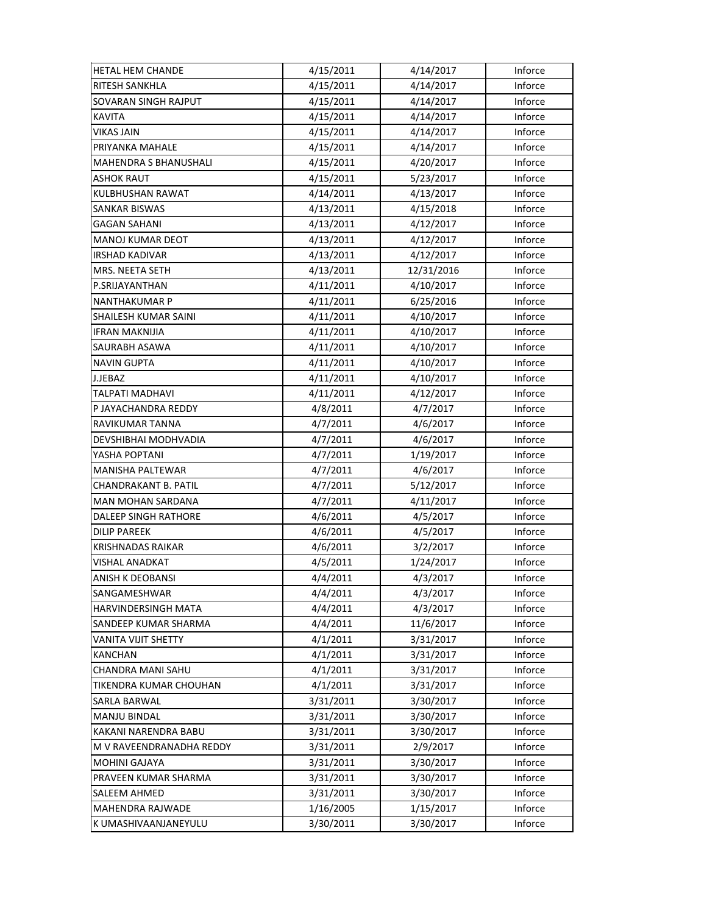| | | | |
|---|---|---|---|
| HETAL HEM CHANDE | 4/15/2011 | 4/14/2017 | Inforce |
| RITESH SANKHLA | 4/15/2011 | 4/14/2017 | Inforce |
| SOVARAN SINGH RAJPUT | 4/15/2011 | 4/14/2017 | Inforce |
| KAVITA | 4/15/2011 | 4/14/2017 | Inforce |
| VIKAS JAIN | 4/15/2011 | 4/14/2017 | Inforce |
| PRIYANKA MAHALE | 4/15/2011 | 4/14/2017 | Inforce |
| MAHENDRA S BHANUSHALI | 4/15/2011 | 4/20/2017 | Inforce |
| ASHOK RAUT | 4/15/2011 | 5/23/2017 | Inforce |
| KULBHUSHAN RAWAT | 4/14/2011 | 4/13/2017 | Inforce |
| SANKAR BISWAS | 4/13/2011 | 4/15/2018 | Inforce |
| GAGAN SAHANI | 4/13/2011 | 4/12/2017 | Inforce |
| MANOJ KUMAR DEOT | 4/13/2011 | 4/12/2017 | Inforce |
| IRSHAD KADIVAR | 4/13/2011 | 4/12/2017 | Inforce |
| MRS. NEETA SETH | 4/13/2011 | 12/31/2016 | Inforce |
| P.SRIJAYANTHAN | 4/11/2011 | 4/10/2017 | Inforce |
| NANTHAKUMAR P | 4/11/2011 | 6/25/2016 | Inforce |
| SHAILESH KUMAR SAINI | 4/11/2011 | 4/10/2017 | Inforce |
| IFRAN MAKNIJIA | 4/11/2011 | 4/10/2017 | Inforce |
| SAURABH ASAWA | 4/11/2011 | 4/10/2017 | Inforce |
| NAVIN GUPTA | 4/11/2011 | 4/10/2017 | Inforce |
| J.JEBAZ | 4/11/2011 | 4/10/2017 | Inforce |
| TALPATI MADHAVI | 4/11/2011 | 4/12/2017 | Inforce |
| P JAYACHANDRA REDDY | 4/8/2011 | 4/7/2017 | Inforce |
| RAVIKUMAR TANNA | 4/7/2011 | 4/6/2017 | Inforce |
| DEVSHIBHAI MODHVADIA | 4/7/2011 | 4/6/2017 | Inforce |
| YASHA POPTANI | 4/7/2011 | 1/19/2017 | Inforce |
| MANISHA PALTEWAR | 4/7/2011 | 4/6/2017 | Inforce |
| CHANDRAKANT B. PATIL | 4/7/2011 | 5/12/2017 | Inforce |
| MAN MOHAN SARDANA | 4/7/2011 | 4/11/2017 | Inforce |
| DALEEP SINGH RATHORE | 4/6/2011 | 4/5/2017 | Inforce |
| DILIP PAREEK | 4/6/2011 | 4/5/2017 | Inforce |
| KRISHNADAS RAIKAR | 4/6/2011 | 3/2/2017 | Inforce |
| VISHAL ANADKAT | 4/5/2011 | 1/24/2017 | Inforce |
| ANISH K DEOBANSI | 4/4/2011 | 4/3/2017 | Inforce |
| SANGAMESHWAR | 4/4/2011 | 4/3/2017 | Inforce |
| HARVINDERSINGH MATA | 4/4/2011 | 4/3/2017 | Inforce |
| SANDEEP KUMAR SHARMA | 4/4/2011 | 11/6/2017 | Inforce |
| VANITA VIJIT SHETTY | 4/1/2011 | 3/31/2017 | Inforce |
| KANCHAN | 4/1/2011 | 3/31/2017 | Inforce |
| CHANDRA MANI SAHU | 4/1/2011 | 3/31/2017 | Inforce |
| TIKENDRA KUMAR CHOUHAN | 4/1/2011 | 3/31/2017 | Inforce |
| SARLA BARWAL | 3/31/2011 | 3/30/2017 | Inforce |
| MANJU BINDAL | 3/31/2011 | 3/30/2017 | Inforce |
| KAKANI NARENDRA BABU | 3/31/2011 | 3/30/2017 | Inforce |
| M V RAVEENDRANADHA REDDY | 3/31/2011 | 2/9/2017 | Inforce |
| MOHINI GAJAYA | 3/31/2011 | 3/30/2017 | Inforce |
| PRAVEEN KUMAR SHARMA | 3/31/2011 | 3/30/2017 | Inforce |
| SALEEM AHMED | 3/31/2011 | 3/30/2017 | Inforce |
| MAHENDRA RAJWADE | 1/16/2005 | 1/15/2017 | Inforce |
| K UMASHIVAANJANEYULU | 3/30/2011 | 3/30/2017 | Inforce |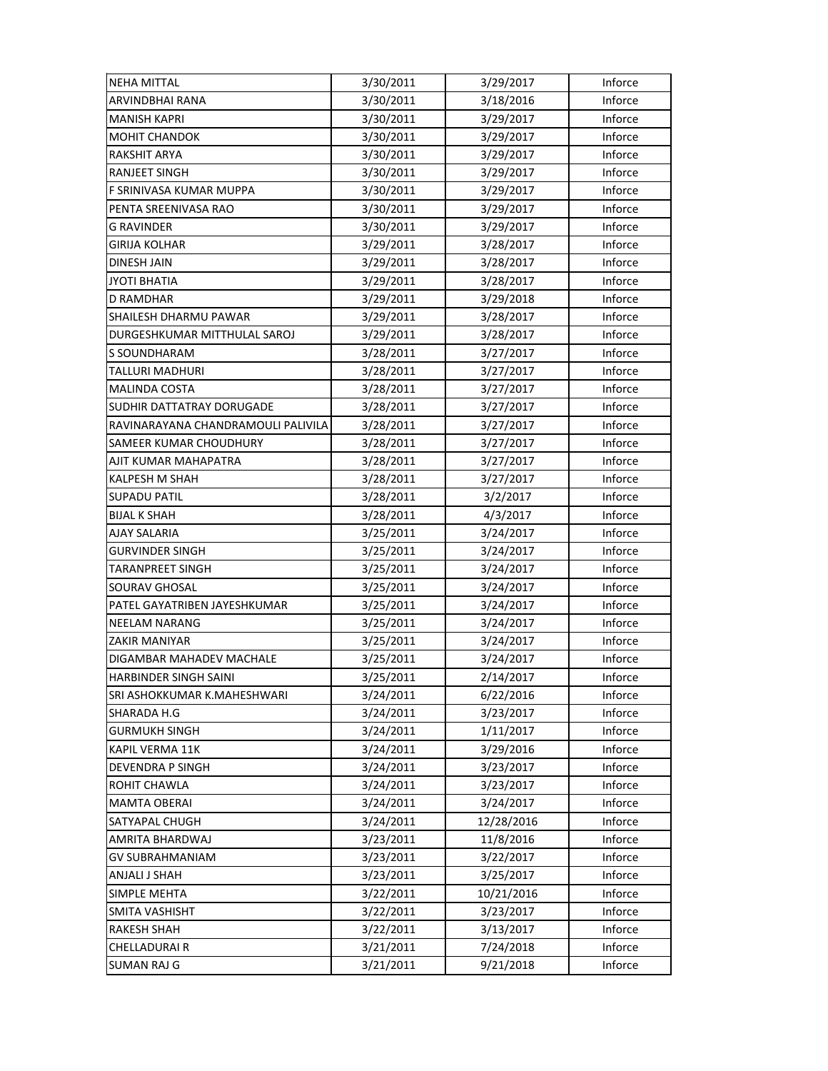| NEHA MITTAL | 3/30/2011 | 3/29/2017 | Inforce |
|---|---|---|---|
| ARVINDBHAI RANA | 3/30/2011 | 3/18/2016 | Inforce |
| MANISH KAPRI | 3/30/2011 | 3/29/2017 | Inforce |
| MOHIT CHANDOK | 3/30/2011 | 3/29/2017 | Inforce |
| RAKSHIT ARYA | 3/30/2011 | 3/29/2017 | Inforce |
| RANJEET SINGH | 3/30/2011 | 3/29/2017 | Inforce |
| F SRINIVASA KUMAR MUPPA | 3/30/2011 | 3/29/2017 | Inforce |
| PENTA SREENIVASA RAO | 3/30/2011 | 3/29/2017 | Inforce |
| G RAVINDER | 3/30/2011 | 3/29/2017 | Inforce |
| GIRIJA KOLHAR | 3/29/2011 | 3/28/2017 | Inforce |
| DINESH JAIN | 3/29/2011 | 3/28/2017 | Inforce |
| JYOTI BHATIA | 3/29/2011 | 3/28/2017 | Inforce |
| D RAMDHAR | 3/29/2011 | 3/29/2018 | Inforce |
| SHAILESH DHARMU PAWAR | 3/29/2011 | 3/28/2017 | Inforce |
| DURGESHKUMAR MITTHULAL SAROJ | 3/29/2011 | 3/28/2017 | Inforce |
| S SOUNDHARAM | 3/28/2011 | 3/27/2017 | Inforce |
| TALLURI MADHURI | 3/28/2011 | 3/27/2017 | Inforce |
| MALINDA COSTA | 3/28/2011 | 3/27/2017 | Inforce |
| SUDHIR DATTATRAY DORUGADE | 3/28/2011 | 3/27/2017 | Inforce |
| RAVINARAYANA CHANDRAMOULI PALIVILA | 3/28/2011 | 3/27/2017 | Inforce |
| SAMEER KUMAR CHOUDHURY | 3/28/2011 | 3/27/2017 | Inforce |
| AJIT KUMAR MAHAPATRA | 3/28/2011 | 3/27/2017 | Inforce |
| KALPESH M SHAH | 3/28/2011 | 3/27/2017 | Inforce |
| SUPADU PATIL | 3/28/2011 | 3/2/2017 | Inforce |
| BIJAL K SHAH | 3/28/2011 | 4/3/2017 | Inforce |
| AJAY SALARIA | 3/25/2011 | 3/24/2017 | Inforce |
| GURVINDER SINGH | 3/25/2011 | 3/24/2017 | Inforce |
| TARANPREET SINGH | 3/25/2011 | 3/24/2017 | Inforce |
| SOURAV GHOSAL | 3/25/2011 | 3/24/2017 | Inforce |
| PATEL GAYATRIBEN JAYESHKUMAR | 3/25/2011 | 3/24/2017 | Inforce |
| NEELAM NARANG | 3/25/2011 | 3/24/2017 | Inforce |
| ZAKIR MANIYAR | 3/25/2011 | 3/24/2017 | Inforce |
| DIGAMBAR MAHADEV MACHALE | 3/25/2011 | 3/24/2017 | Inforce |
| HARBINDER SINGH SAINI | 3/25/2011 | 2/14/2017 | Inforce |
| SRI ASHOKKUMAR K.MAHESHWARI | 3/24/2011 | 6/22/2016 | Inforce |
| SHARADA H.G | 3/24/2011 | 3/23/2017 | Inforce |
| GURMUKH SINGH | 3/24/2011 | 1/11/2017 | Inforce |
| KAPIL VERMA 11K | 3/24/2011 | 3/29/2016 | Inforce |
| DEVENDRA P SINGH | 3/24/2011 | 3/23/2017 | Inforce |
| ROHIT CHAWLA | 3/24/2011 | 3/23/2017 | Inforce |
| MAMTA OBERAI | 3/24/2011 | 3/24/2017 | Inforce |
| SATYAPAL CHUGH | 3/24/2011 | 12/28/2016 | Inforce |
| AMRITA BHARDWAJ | 3/23/2011 | 11/8/2016 | Inforce |
| GV SUBRAHMANIAM | 3/23/2011 | 3/22/2017 | Inforce |
| ANJALI J SHAH | 3/23/2011 | 3/25/2017 | Inforce |
| SIMPLE MEHTA | 3/22/2011 | 10/21/2016 | Inforce |
| SMITA VASHISHT | 3/22/2011 | 3/23/2017 | Inforce |
| RAKESH SHAH | 3/22/2011 | 3/13/2017 | Inforce |
| CHELLADURAI R | 3/21/2011 | 7/24/2018 | Inforce |
| SUMAN RAJ G | 3/21/2011 | 9/21/2018 | Inforce |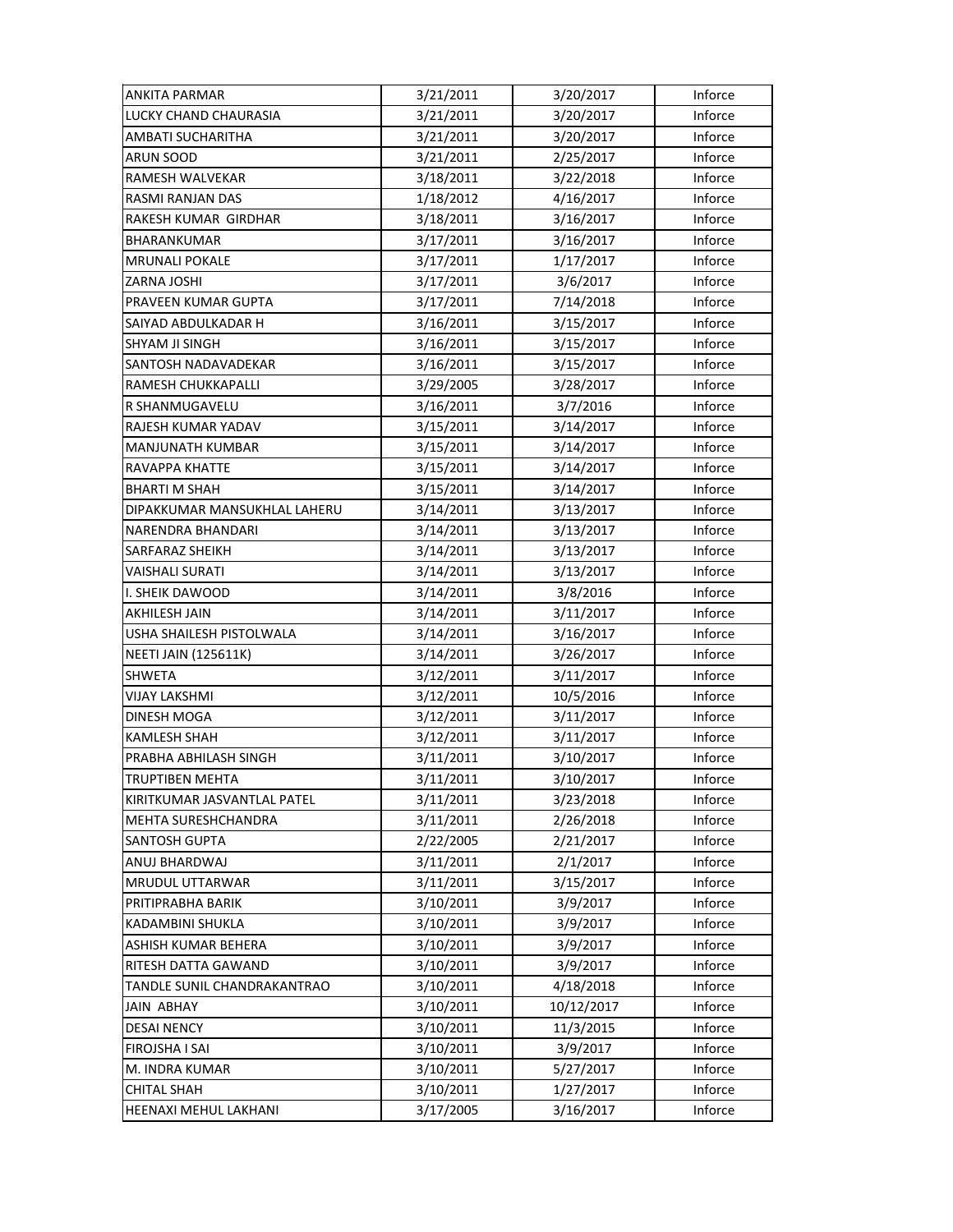| | | | |
|---|---|---|---|
| ANKITA PARMAR | 3/21/2011 | 3/20/2017 | Inforce |
| LUCKY CHAND CHAURASIA | 3/21/2011 | 3/20/2017 | Inforce |
| AMBATI SUCHARITHA | 3/21/2011 | 3/20/2017 | Inforce |
| ARUN SOOD | 3/21/2011 | 2/25/2017 | Inforce |
| RAMESH WALVEKAR | 3/18/2011 | 3/22/2018 | Inforce |
| RASMI RANJAN DAS | 1/18/2012 | 4/16/2017 | Inforce |
| RAKESH KUMAR GIRDHAR | 3/18/2011 | 3/16/2017 | Inforce |
| BHARANKUMAR | 3/17/2011 | 3/16/2017 | Inforce |
| MRUNALI POKALE | 3/17/2011 | 1/17/2017 | Inforce |
| ZARNA JOSHI | 3/17/2011 | 3/6/2017 | Inforce |
| PRAVEEN KUMAR GUPTA | 3/17/2011 | 7/14/2018 | Inforce |
| SAIYAD ABDULKADAR H | 3/16/2011 | 3/15/2017 | Inforce |
| SHYAM JI SINGH | 3/16/2011 | 3/15/2017 | Inforce |
| SANTOSH NADAVADEKAR | 3/16/2011 | 3/15/2017 | Inforce |
| RAMESH CHUKKAPALLI | 3/29/2005 | 3/28/2017 | Inforce |
| R SHANMUGAVELU | 3/16/2011 | 3/7/2016 | Inforce |
| RAJESH KUMAR YADAV | 3/15/2011 | 3/14/2017 | Inforce |
| MANJUNATH KUMBAR | 3/15/2011 | 3/14/2017 | Inforce |
| RAVAPPA KHATTE | 3/15/2011 | 3/14/2017 | Inforce |
| BHARTI M SHAH | 3/15/2011 | 3/14/2017 | Inforce |
| DIPAKKUMAR MANSUKHLAL LAHERU | 3/14/2011 | 3/13/2017 | Inforce |
| NARENDRA BHANDARI | 3/14/2011 | 3/13/2017 | Inforce |
| SARFARAZ SHEIKH | 3/14/2011 | 3/13/2017 | Inforce |
| VAISHALI SURATI | 3/14/2011 | 3/13/2017 | Inforce |
| I. SHEIK DAWOOD | 3/14/2011 | 3/8/2016 | Inforce |
| AKHILESH JAIN | 3/14/2011 | 3/11/2017 | Inforce |
| USHA SHAILESH PISTOLWALA | 3/14/2011 | 3/16/2017 | Inforce |
| NEETI JAIN (125611K) | 3/14/2011 | 3/26/2017 | Inforce |
| SHWETA | 3/12/2011 | 3/11/2017 | Inforce |
| VIJAY LAKSHMI | 3/12/2011 | 10/5/2016 | Inforce |
| DINESH MOGA | 3/12/2011 | 3/11/2017 | Inforce |
| KAMLESH SHAH | 3/12/2011 | 3/11/2017 | Inforce |
| PRABHA ABHILASH SINGH | 3/11/2011 | 3/10/2017 | Inforce |
| TRUPTIBEN MEHTA | 3/11/2011 | 3/10/2017 | Inforce |
| KIRITKUMAR JASVANTLAL PATEL | 3/11/2011 | 3/23/2018 | Inforce |
| MEHTA SURESHCHANDRA | 3/11/2011 | 2/26/2018 | Inforce |
| SANTOSH GUPTA | 2/22/2005 | 2/21/2017 | Inforce |
| ANUJ BHARDWAJ | 3/11/2011 | 2/1/2017 | Inforce |
| MRUDUL UTTARWAR | 3/11/2011 | 3/15/2017 | Inforce |
| PRITIPRABHA BARIK | 3/10/2011 | 3/9/2017 | Inforce |
| KADAMBINI SHUKLA | 3/10/2011 | 3/9/2017 | Inforce |
| ASHISH KUMAR BEHERA | 3/10/2011 | 3/9/2017 | Inforce |
| RITESH DATTA GAWAND | 3/10/2011 | 3/9/2017 | Inforce |
| TANDLE SUNIL CHANDRAKANTRAO | 3/10/2011 | 4/18/2018 | Inforce |
| JAIN ABHAY | 3/10/2011 | 10/12/2017 | Inforce |
| DESAI NENCY | 3/10/2011 | 11/3/2015 | Inforce |
| FIROJSHA I SAI | 3/10/2011 | 3/9/2017 | Inforce |
| M. INDRA KUMAR | 3/10/2011 | 5/27/2017 | Inforce |
| CHITAL SHAH | 3/10/2011 | 1/27/2017 | Inforce |
| HEENAXI MEHUL LAKHANI | 3/17/2005 | 3/16/2017 | Inforce |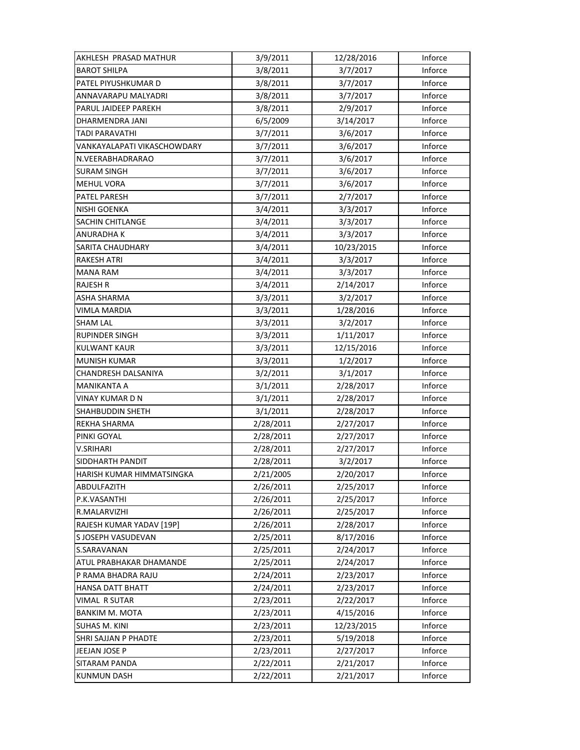| AKHLESH  PRASAD MATHUR | 3/9/2011 | 12/28/2016 | Inforce |
|---|---|---|---|
| BAROT SHILPA | 3/8/2011 | 3/7/2017 | Inforce |
| PATEL PIYUSHKUMAR D | 3/8/2011 | 3/7/2017 | Inforce |
| ANNAVARAPU MALYADRI | 3/8/2011 | 3/7/2017 | Inforce |
| PARUL JAIDEEP PAREKH | 3/8/2011 | 2/9/2017 | Inforce |
| DHARMENDRA JANI | 6/5/2009 | 3/14/2017 | Inforce |
| TADI PARAVATHI | 3/7/2011 | 3/6/2017 | Inforce |
| VANKAYALAPATI VIKASCHOWDARY | 3/7/2011 | 3/6/2017 | Inforce |
| N.VEERABHADRARAO | 3/7/2011 | 3/6/2017 | Inforce |
| SURAM SINGH | 3/7/2011 | 3/6/2017 | Inforce |
| MEHUL VORA | 3/7/2011 | 3/6/2017 | Inforce |
| PATEL PARESH | 3/7/2011 | 2/7/2017 | Inforce |
| NISHI GOENKA | 3/4/2011 | 3/3/2017 | Inforce |
| SACHIN CHITLANGE | 3/4/2011 | 3/3/2017 | Inforce |
| ANURADHA K | 3/4/2011 | 3/3/2017 | Inforce |
| SARITA CHAUDHARY | 3/4/2011 | 10/23/2015 | Inforce |
| RAKESH ATRI | 3/4/2011 | 3/3/2017 | Inforce |
| MANA RAM | 3/4/2011 | 3/3/2017 | Inforce |
| RAJESH R | 3/4/2011 | 2/14/2017 | Inforce |
| ASHA SHARMA | 3/3/2011 | 3/2/2017 | Inforce |
| VIMLA MARDIA | 3/3/2011 | 1/28/2016 | Inforce |
| SHAM LAL | 3/3/2011 | 3/2/2017 | Inforce |
| RUPINDER SINGH | 3/3/2011 | 1/11/2017 | Inforce |
| KULWANT KAUR | 3/3/2011 | 12/15/2016 | Inforce |
| MUNISH KUMAR | 3/3/2011 | 1/2/2017 | Inforce |
| CHANDRESH DALSANIYA | 3/2/2011 | 3/1/2017 | Inforce |
| MANIKANTA A | 3/1/2011 | 2/28/2017 | Inforce |
| VINAY KUMAR D N | 3/1/2011 | 2/28/2017 | Inforce |
| SHAHBUDDIN SHETH | 3/1/2011 | 2/28/2017 | Inforce |
| REKHA SHARMA | 2/28/2011 | 2/27/2017 | Inforce |
| PINKI GOYAL | 2/28/2011 | 2/27/2017 | Inforce |
| V.SRIHARI | 2/28/2011 | 2/27/2017 | Inforce |
| SIDDHARTH PANDIT | 2/28/2011 | 3/2/2017 | Inforce |
| HARISH KUMAR HIMMATSINGKA | 2/21/2005 | 2/20/2017 | Inforce |
| ABDULFAZITH | 2/26/2011 | 2/25/2017 | Inforce |
| P.K.VASANTHI | 2/26/2011 | 2/25/2017 | Inforce |
| R.MALARVIZHI | 2/26/2011 | 2/25/2017 | Inforce |
| RAJESH KUMAR YADAV [19P] | 2/26/2011 | 2/28/2017 | Inforce |
| S JOSEPH VASUDEVAN | 2/25/2011 | 8/17/2016 | Inforce |
| S.SARAVANAN | 2/25/2011 | 2/24/2017 | Inforce |
| ATUL PRABHAKAR DHAMANDE | 2/25/2011 | 2/24/2017 | Inforce |
| P RAMA BHADRA RAJU | 2/24/2011 | 2/23/2017 | Inforce |
| HANSA DATT BHATT | 2/24/2011 | 2/23/2017 | Inforce |
| VIMAL  R SUTAR | 2/23/2011 | 2/22/2017 | Inforce |
| BANKIM M. MOTA | 2/23/2011 | 4/15/2016 | Inforce |
| SUHAS M. KINI | 2/23/2011 | 12/23/2015 | Inforce |
| SHRI SAJJAN P PHADTE | 2/23/2011 | 5/19/2018 | Inforce |
| JEEJAN JOSE P | 2/23/2011 | 2/27/2017 | Inforce |
| SITARAM PANDA | 2/22/2011 | 2/21/2017 | Inforce |
| KUNMUN DASH | 2/22/2011 | 2/21/2017 | Inforce |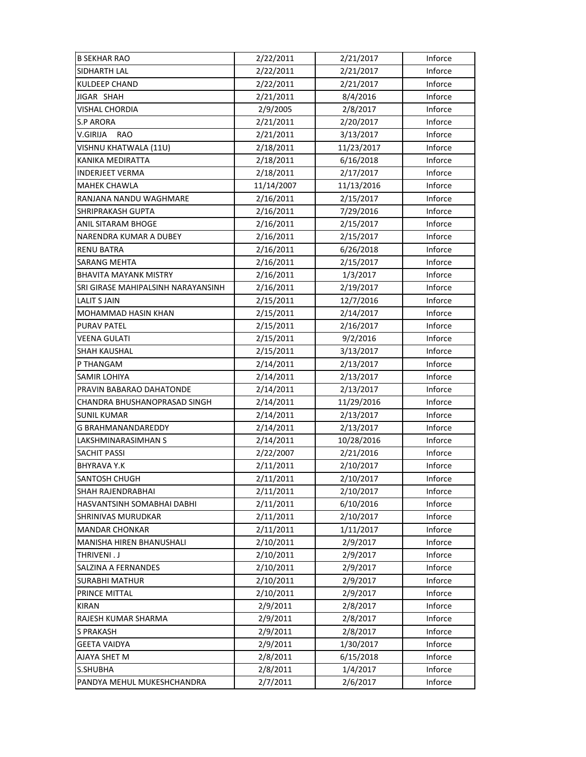| | | | |
|---|---|---|---|
| B SEKHAR RAO | 2/22/2011 | 2/21/2017 | Inforce |
| SIDHARTH LAL | 2/22/2011 | 2/21/2017 | Inforce |
| KULDEEP CHAND | 2/22/2011 | 2/21/2017 | Inforce |
| JIGAR SHAH | 2/21/2011 | 8/4/2016 | Inforce |
| VISHAL CHORDIA | 2/9/2005 | 2/8/2017 | Inforce |
| S.P ARORA | 2/21/2011 | 2/20/2017 | Inforce |
| V.GIRIJA RAO | 2/21/2011 | 3/13/2017 | Inforce |
| VISHNU KHATWALA (11U) | 2/18/2011 | 11/23/2017 | Inforce |
| KANIKA MEDIRATTA | 2/18/2011 | 6/16/2018 | Inforce |
| INDERJEET VERMA | 2/18/2011 | 2/17/2017 | Inforce |
| MAHEK CHAWLA | 11/14/2007 | 11/13/2016 | Inforce |
| RANJANA NANDU WAGHMARE | 2/16/2011 | 2/15/2017 | Inforce |
| SHRIPRAKASH GUPTA | 2/16/2011 | 7/29/2016 | Inforce |
| ANIL SITARAM BHOGE | 2/16/2011 | 2/15/2017 | Inforce |
| NARENDRA KUMAR A DUBEY | 2/16/2011 | 2/15/2017 | Inforce |
| RENU BATRA | 2/16/2011 | 6/26/2018 | Inforce |
| SARANG MEHTA | 2/16/2011 | 2/15/2017 | Inforce |
| BHAVITA MAYANK MISTRY | 2/16/2011 | 1/3/2017 | Inforce |
| SRI GIRASE MAHIPALSINH NARAYANSINH | 2/16/2011 | 2/19/2017 | Inforce |
| LALIT S JAIN | 2/15/2011 | 12/7/2016 | Inforce |
| MOHAMMAD HASIN KHAN | 2/15/2011 | 2/14/2017 | Inforce |
| PURAV PATEL | 2/15/2011 | 2/16/2017 | Inforce |
| VEENA GULATI | 2/15/2011 | 9/2/2016 | Inforce |
| SHAH KAUSHAL | 2/15/2011 | 3/13/2017 | Inforce |
| P THANGAM | 2/14/2011 | 2/13/2017 | Inforce |
| SAMIR LOHIYA | 2/14/2011 | 2/13/2017 | Inforce |
| PRAVIN BABARAO DAHATONDE | 2/14/2011 | 2/13/2017 | Inforce |
| CHANDRA BHUSHANOPRASAD SINGH | 2/14/2011 | 11/29/2016 | Inforce |
| SUNIL KUMAR | 2/14/2011 | 2/13/2017 | Inforce |
| G BRAHMANANDAREDDY | 2/14/2011 | 2/13/2017 | Inforce |
| LAKSHMINARASIMHAN S | 2/14/2011 | 10/28/2016 | Inforce |
| SACHIT PASSI | 2/22/2007 | 2/21/2016 | Inforce |
| BHYRAVA Y.K | 2/11/2011 | 2/10/2017 | Inforce |
| SANTOSH CHUGH | 2/11/2011 | 2/10/2017 | Inforce |
| SHAH RAJENDRABHAI | 2/11/2011 | 2/10/2017 | Inforce |
| HASVANTSINH SOMABHAI DABHI | 2/11/2011 | 6/10/2016 | Inforce |
| SHRINIVAS MURUDKAR | 2/11/2011 | 2/10/2017 | Inforce |
| MANDAR CHONKAR | 2/11/2011 | 1/11/2017 | Inforce |
| MANISHA HIREN BHANUSHALI | 2/10/2011 | 2/9/2017 | Inforce |
| THRIVENI . J | 2/10/2011 | 2/9/2017 | Inforce |
| SALZINA A FERNANDES | 2/10/2011 | 2/9/2017 | Inforce |
| SURABHI MATHUR | 2/10/2011 | 2/9/2017 | Inforce |
| PRINCE MITTAL | 2/10/2011 | 2/9/2017 | Inforce |
| KIRAN | 2/9/2011 | 2/8/2017 | Inforce |
| RAJESH KUMAR SHARMA | 2/9/2011 | 2/8/2017 | Inforce |
| S PRAKASH | 2/9/2011 | 2/8/2017 | Inforce |
| GEETA VAIDYA | 2/9/2011 | 1/30/2017 | Inforce |
| AJAYA SHET M | 2/8/2011 | 6/15/2018 | Inforce |
| S.SHUBHA | 2/8/2011 | 1/4/2017 | Inforce |
| PANDYA MEHUL MUKESHCHANDRA | 2/7/2011 | 2/6/2017 | Inforce |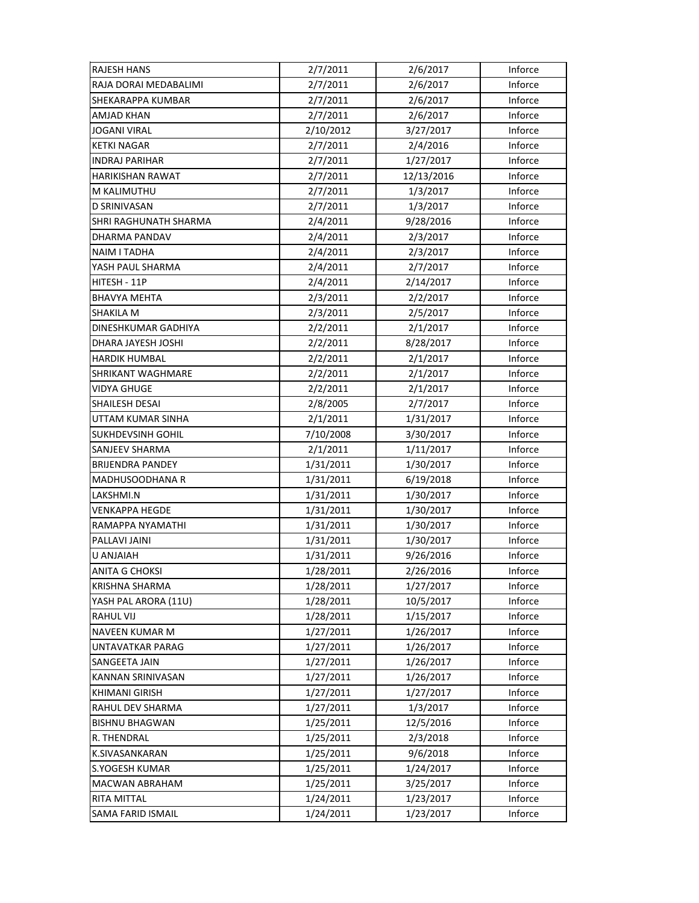| | | | |
|---|---|---|---|
| RAJESH HANS | 2/7/2011 | 2/6/2017 | Inforce |
| RAJA DORAI MEDABALIMI | 2/7/2011 | 2/6/2017 | Inforce |
| SHEKARAPPA KUMBAR | 2/7/2011 | 2/6/2017 | Inforce |
| AMJAD KHAN | 2/7/2011 | 2/6/2017 | Inforce |
| JOGANI VIRAL | 2/10/2012 | 3/27/2017 | Inforce |
| KETKI NAGAR | 2/7/2011 | 2/4/2016 | Inforce |
| INDRAJ PARIHAR | 2/7/2011 | 1/27/2017 | Inforce |
| HARIKISHAN RAWAT | 2/7/2011 | 12/13/2016 | Inforce |
| M KALIMUTHU | 2/7/2011 | 1/3/2017 | Inforce |
| D SRINIVASAN | 2/7/2011 | 1/3/2017 | Inforce |
| SHRI RAGHUNATH SHARMA | 2/4/2011 | 9/28/2016 | Inforce |
| DHARMA PANDAV | 2/4/2011 | 2/3/2017 | Inforce |
| NAIM I TADHA | 2/4/2011 | 2/3/2017 | Inforce |
| YASH PAUL SHARMA | 2/4/2011 | 2/7/2017 | Inforce |
| HITESH - 11P | 2/4/2011 | 2/14/2017 | Inforce |
| BHAVYA MEHTA | 2/3/2011 | 2/2/2017 | Inforce |
| SHAKILA M | 2/3/2011 | 2/5/2017 | Inforce |
| DINESHKUMAR GADHIYA | 2/2/2011 | 2/1/2017 | Inforce |
| DHARA JAYESH JOSHI | 2/2/2011 | 8/28/2017 | Inforce |
| HARDIK HUMBAL | 2/2/2011 | 2/1/2017 | Inforce |
| SHRIKANT WAGHMARE | 2/2/2011 | 2/1/2017 | Inforce |
| VIDYA GHUGE | 2/2/2011 | 2/1/2017 | Inforce |
| SHAILESH DESAI | 2/8/2005 | 2/7/2017 | Inforce |
| UTTAM KUMAR SINHA | 2/1/2011 | 1/31/2017 | Inforce |
| SUKHDEVSINH GOHIL | 7/10/2008 | 3/30/2017 | Inforce |
| SANJEEV SHARMA | 2/1/2011 | 1/11/2017 | Inforce |
| BRIJENDRA PANDEY | 1/31/2011 | 1/30/2017 | Inforce |
| MADHUSOODHANA R | 1/31/2011 | 6/19/2018 | Inforce |
| LAKSHMI.N | 1/31/2011 | 1/30/2017 | Inforce |
| VENKAPPA HEGDE | 1/31/2011 | 1/30/2017 | Inforce |
| RAMAPPA NYAMATHI | 1/31/2011 | 1/30/2017 | Inforce |
| PALLAVI JAINI | 1/31/2011 | 1/30/2017 | Inforce |
| U ANJAIAH | 1/31/2011 | 9/26/2016 | Inforce |
| ANITA G CHOKSI | 1/28/2011 | 2/26/2016 | Inforce |
| KRISHNA SHARMA | 1/28/2011 | 1/27/2017 | Inforce |
| YASH PAL ARORA (11U) | 1/28/2011 | 10/5/2017 | Inforce |
| RAHUL VIJ | 1/28/2011 | 1/15/2017 | Inforce |
| NAVEEN KUMAR M | 1/27/2011 | 1/26/2017 | Inforce |
| UNTAVATKAR PARAG | 1/27/2011 | 1/26/2017 | Inforce |
| SANGEETA JAIN | 1/27/2011 | 1/26/2017 | Inforce |
| KANNAN SRINIVASAN | 1/27/2011 | 1/26/2017 | Inforce |
| KHIMANI GIRISH | 1/27/2011 | 1/27/2017 | Inforce |
| RAHUL DEV SHARMA | 1/27/2011 | 1/3/2017 | Inforce |
| BISHNU BHAGWAN | 1/25/2011 | 12/5/2016 | Inforce |
| R. THENDRAL | 1/25/2011 | 2/3/2018 | Inforce |
| K.SIVASANKARAN | 1/25/2011 | 9/6/2018 | Inforce |
| S.YOGESH KUMAR | 1/25/2011 | 1/24/2017 | Inforce |
| MACWAN ABRAHAM | 1/25/2011 | 3/25/2017 | Inforce |
| RITA MITTAL | 1/24/2011 | 1/23/2017 | Inforce |
| SAMA FARID ISMAIL | 1/24/2011 | 1/23/2017 | Inforce |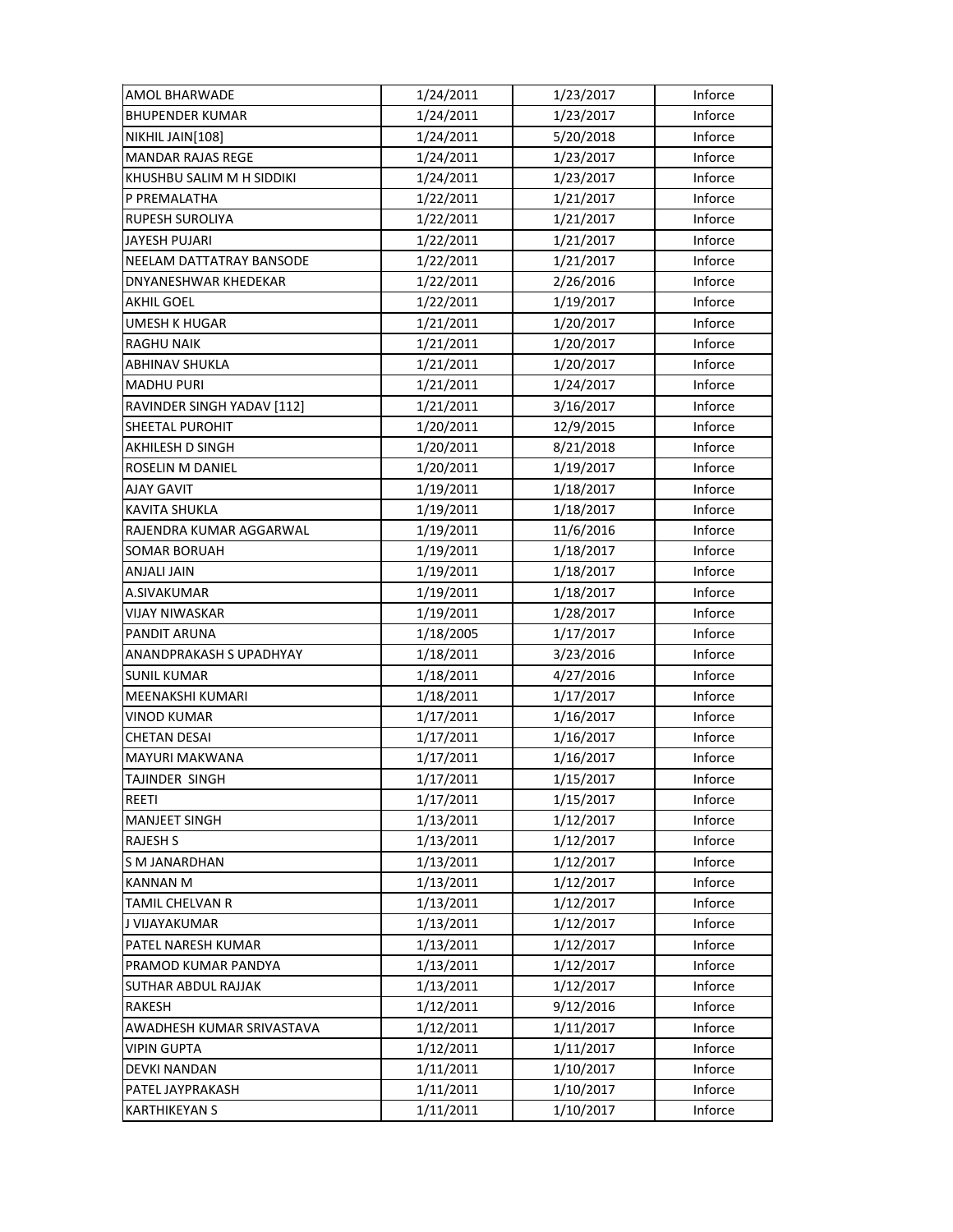| AMOL BHARWADE | 1/24/2011 | 1/23/2017 | Inforce |
|---|---|---|---|
| BHUPENDER KUMAR | 1/24/2011 | 1/23/2017 | Inforce |
| NIKHIL JAIN[108] | 1/24/2011 | 5/20/2018 | Inforce |
| MANDAR RAJAS REGE | 1/24/2011 | 1/23/2017 | Inforce |
| KHUSHBU SALIM M H SIDDIKI | 1/24/2011 | 1/23/2017 | Inforce |
| P PREMALATHA | 1/22/2011 | 1/21/2017 | Inforce |
| RUPESH SUROLIYA | 1/22/2011 | 1/21/2017 | Inforce |
| JAYESH PUJARI | 1/22/2011 | 1/21/2017 | Inforce |
| NEELAM DATTATRAY BANSODE | 1/22/2011 | 1/21/2017 | Inforce |
| DNYANESHWAR KHEDEKAR | 1/22/2011 | 2/26/2016 | Inforce |
| AKHIL GOEL | 1/22/2011 | 1/19/2017 | Inforce |
| UMESH K HUGAR | 1/21/2011 | 1/20/2017 | Inforce |
| RAGHU NAIK | 1/21/2011 | 1/20/2017 | Inforce |
| ABHINAV SHUKLA | 1/21/2011 | 1/20/2017 | Inforce |
| MADHU PURI | 1/21/2011 | 1/24/2017 | Inforce |
| RAVINDER SINGH YADAV [112] | 1/21/2011 | 3/16/2017 | Inforce |
| SHEETAL PUROHIT | 1/20/2011 | 12/9/2015 | Inforce |
| AKHILESH D SINGH | 1/20/2011 | 8/21/2018 | Inforce |
| ROSELIN M DANIEL | 1/20/2011 | 1/19/2017 | Inforce |
| AJAY GAVIT | 1/19/2011 | 1/18/2017 | Inforce |
| KAVITA SHUKLA | 1/19/2011 | 1/18/2017 | Inforce |
| RAJENDRA KUMAR AGGARWAL | 1/19/2011 | 11/6/2016 | Inforce |
| SOMAR BORUAH | 1/19/2011 | 1/18/2017 | Inforce |
| ANJALI JAIN | 1/19/2011 | 1/18/2017 | Inforce |
| A.SIVAKUMAR | 1/19/2011 | 1/18/2017 | Inforce |
| VIJAY NIWASKAR | 1/19/2011 | 1/28/2017 | Inforce |
| PANDIT ARUNA | 1/18/2005 | 1/17/2017 | Inforce |
| ANANDPRAKASH S UPADHYAY | 1/18/2011 | 3/23/2016 | Inforce |
| SUNIL KUMAR | 1/18/2011 | 4/27/2016 | Inforce |
| MEENAKSHI KUMARI | 1/18/2011 | 1/17/2017 | Inforce |
| VINOD KUMAR | 1/17/2011 | 1/16/2017 | Inforce |
| CHETAN DESAI | 1/17/2011 | 1/16/2017 | Inforce |
| MAYURI MAKWANA | 1/17/2011 | 1/16/2017 | Inforce |
| TAJINDER SINGH | 1/17/2011 | 1/15/2017 | Inforce |
| REETI | 1/17/2011 | 1/15/2017 | Inforce |
| MANJEET SINGH | 1/13/2011 | 1/12/2017 | Inforce |
| RAJESH S | 1/13/2011 | 1/12/2017 | Inforce |
| S M JANARDHAN | 1/13/2011 | 1/12/2017 | Inforce |
| KANNAN M | 1/13/2011 | 1/12/2017 | Inforce |
| TAMIL CHELVAN R | 1/13/2011 | 1/12/2017 | Inforce |
| J VIJAYAKUMAR | 1/13/2011 | 1/12/2017 | Inforce |
| PATEL NARESH KUMAR | 1/13/2011 | 1/12/2017 | Inforce |
| PRAMOD KUMAR PANDYA | 1/13/2011 | 1/12/2017 | Inforce |
| SUTHAR ABDUL RAJJAK | 1/13/2011 | 1/12/2017 | Inforce |
| RAKESH | 1/12/2011 | 9/12/2016 | Inforce |
| AWADHESH KUMAR SRIVASTAVA | 1/12/2011 | 1/11/2017 | Inforce |
| VIPIN GUPTA | 1/12/2011 | 1/11/2017 | Inforce |
| DEVKI NANDAN | 1/11/2011 | 1/10/2017 | Inforce |
| PATEL JAYPRAKASH | 1/11/2011 | 1/10/2017 | Inforce |
| KARTHIKEYAN S | 1/11/2011 | 1/10/2017 | Inforce |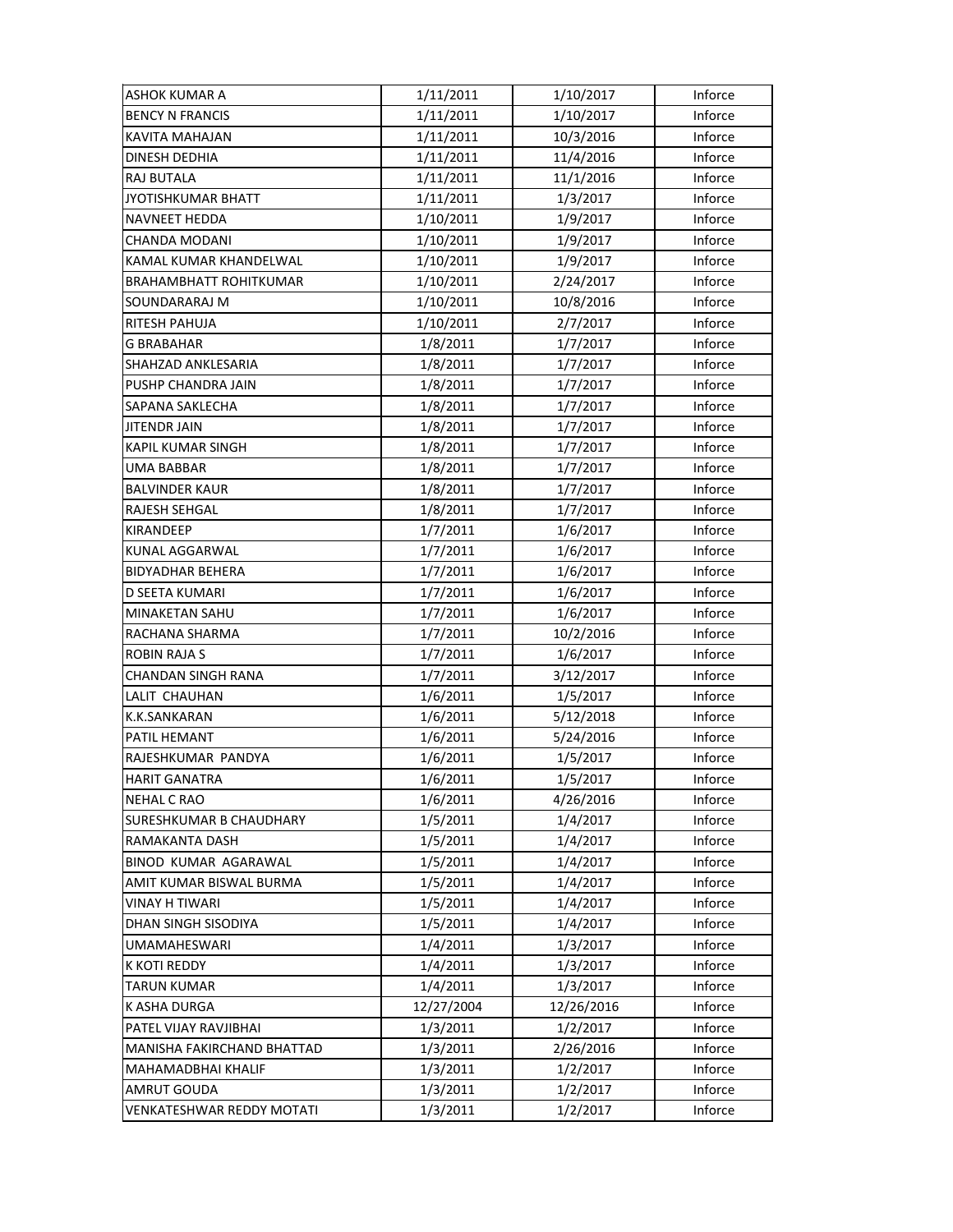| | | | |
|---|---|---|---|
| ASHOK KUMAR A | 1/11/2011 | 1/10/2017 | Inforce |
| BENCY N FRANCIS | 1/11/2011 | 1/10/2017 | Inforce |
| KAVITA MAHAJAN | 1/11/2011 | 10/3/2016 | Inforce |
| DINESH DEDHIA | 1/11/2011 | 11/4/2016 | Inforce |
| RAJ BUTALA | 1/11/2011 | 11/1/2016 | Inforce |
| JYOTISHKUMAR BHATT | 1/11/2011 | 1/3/2017 | Inforce |
| NAVNEET HEDDA | 1/10/2011 | 1/9/2017 | Inforce |
| CHANDA MODANI | 1/10/2011 | 1/9/2017 | Inforce |
| KAMAL KUMAR KHANDELWAL | 1/10/2011 | 1/9/2017 | Inforce |
| BRAHAMBHATT ROHITKUMAR | 1/10/2011 | 2/24/2017 | Inforce |
| SOUNDARARAJ M | 1/10/2011 | 10/8/2016 | Inforce |
| RITESH PAHUJA | 1/10/2011 | 2/7/2017 | Inforce |
| G BRABAHAR | 1/8/2011 | 1/7/2017 | Inforce |
| SHAHZAD ANKLESARIA | 1/8/2011 | 1/7/2017 | Inforce |
| PUSHP CHANDRA JAIN | 1/8/2011 | 1/7/2017 | Inforce |
| SAPANA SAKLECHA | 1/8/2011 | 1/7/2017 | Inforce |
| JITENDR JAIN | 1/8/2011 | 1/7/2017 | Inforce |
| KAPIL KUMAR SINGH | 1/8/2011 | 1/7/2017 | Inforce |
| UMA BABBAR | 1/8/2011 | 1/7/2017 | Inforce |
| BALVINDER KAUR | 1/8/2011 | 1/7/2017 | Inforce |
| RAJESH SEHGAL | 1/8/2011 | 1/7/2017 | Inforce |
| KIRANDEEP | 1/7/2011 | 1/6/2017 | Inforce |
| KUNAL AGGARWAL | 1/7/2011 | 1/6/2017 | Inforce |
| BIDYADHAR BEHERA | 1/7/2011 | 1/6/2017 | Inforce |
| D SEETA KUMARI | 1/7/2011 | 1/6/2017 | Inforce |
| MINAKETAN SAHU | 1/7/2011 | 1/6/2017 | Inforce |
| RACHANA SHARMA | 1/7/2011 | 10/2/2016 | Inforce |
| ROBIN RAJA S | 1/7/2011 | 1/6/2017 | Inforce |
| CHANDAN SINGH RANA | 1/7/2011 | 3/12/2017 | Inforce |
| LALIT CHAUHAN | 1/6/2011 | 1/5/2017 | Inforce |
| K.K.SANKARAN | 1/6/2011 | 5/12/2018 | Inforce |
| PATIL HEMANT | 1/6/2011 | 5/24/2016 | Inforce |
| RAJESHKUMAR PANDYA | 1/6/2011 | 1/5/2017 | Inforce |
| HARIT GANATRA | 1/6/2011 | 1/5/2017 | Inforce |
| NEHAL C RAO | 1/6/2011 | 4/26/2016 | Inforce |
| SURESHKUMAR B CHAUDHARY | 1/5/2011 | 1/4/2017 | Inforce |
| RAMAKANTA DASH | 1/5/2011 | 1/4/2017 | Inforce |
| BINOD KUMAR AGARAWAL | 1/5/2011 | 1/4/2017 | Inforce |
| AMIT KUMAR BISWAL BURMA | 1/5/2011 | 1/4/2017 | Inforce |
| VINAY H TIWARI | 1/5/2011 | 1/4/2017 | Inforce |
| DHAN SINGH SISODIYA | 1/5/2011 | 1/4/2017 | Inforce |
| UMAMAHESWARI | 1/4/2011 | 1/3/2017 | Inforce |
| K KOTI REDDY | 1/4/2011 | 1/3/2017 | Inforce |
| TARUN KUMAR | 1/4/2011 | 1/3/2017 | Inforce |
| K ASHA DURGA | 12/27/2004 | 12/26/2016 | Inforce |
| PATEL VIJAY RAVJIBHAI | 1/3/2011 | 1/2/2017 | Inforce |
| MANISHA FAKIRCHAND BHATTAD | 1/3/2011 | 2/26/2016 | Inforce |
| MAHAMADBHAI KHALIF | 1/3/2011 | 1/2/2017 | Inforce |
| AMRUT GOUDA | 1/3/2011 | 1/2/2017 | Inforce |
| VENKATESHWAR REDDY MOTATI | 1/3/2011 | 1/2/2017 | Inforce |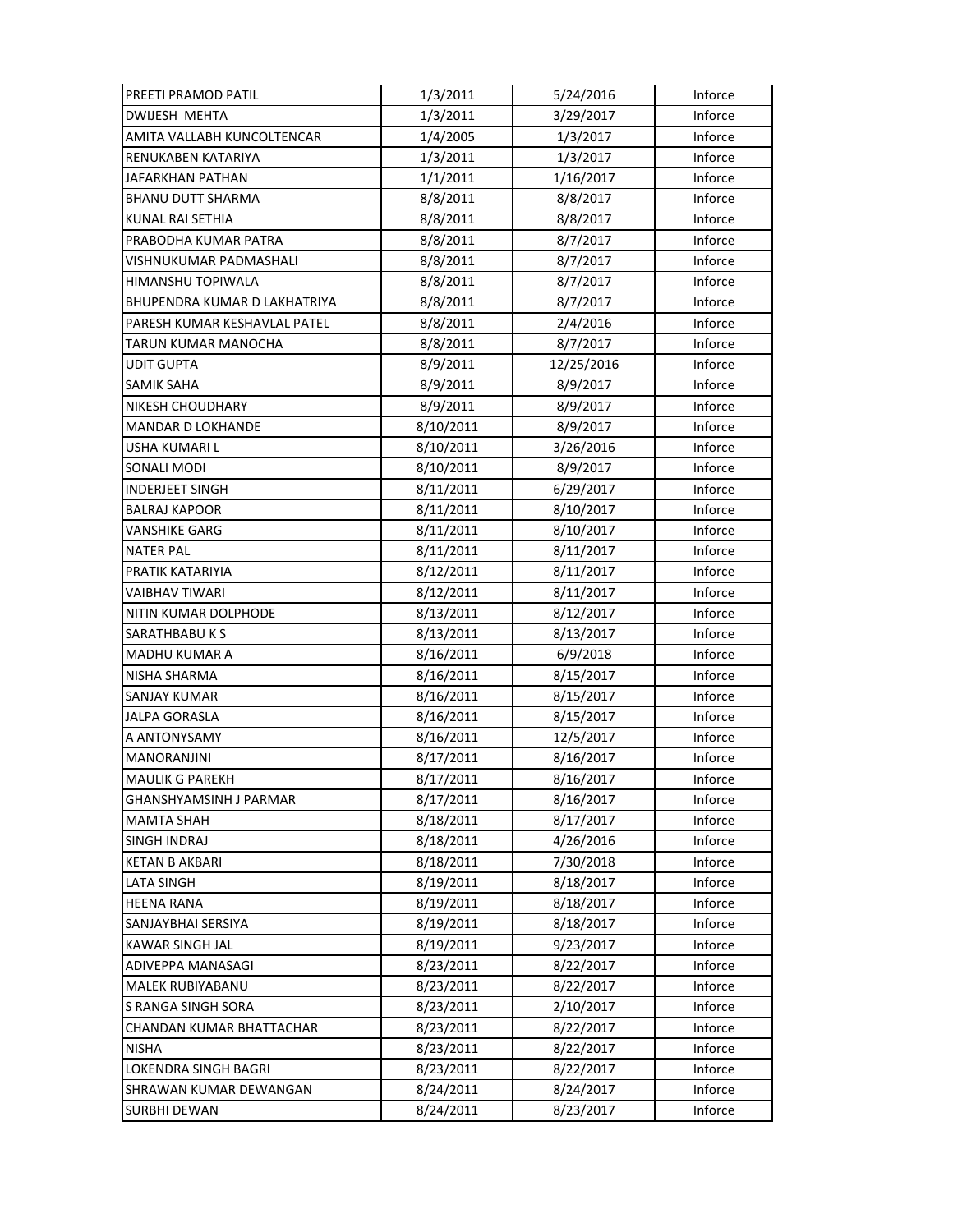| PREETI PRAMOD PATIL | 1/3/2011 | 5/24/2016 | Inforce |
|---|---|---|---|
| DWIJESH  MEHTA | 1/3/2011 | 3/29/2017 | Inforce |
| AMITA VALLABH KUNCOLTENCAR | 1/4/2005 | 1/3/2017 | Inforce |
| RENUKABEN KATARIYA | 1/3/2011 | 1/3/2017 | Inforce |
| JAFARKHAN PATHAN | 1/1/2011 | 1/16/2017 | Inforce |
| BHANU DUTT SHARMA | 8/8/2011 | 8/8/2017 | Inforce |
| KUNAL RAI SETHIA | 8/8/2011 | 8/8/2017 | Inforce |
| PRABODHA KUMAR PATRA | 8/8/2011 | 8/7/2017 | Inforce |
| VISHNUKUMAR PADMASHALI | 8/8/2011 | 8/7/2017 | Inforce |
| HIMANSHU TOPIWALA | 8/8/2011 | 8/7/2017 | Inforce |
| BHUPENDRA KUMAR D LAKHATRIYA | 8/8/2011 | 8/7/2017 | Inforce |
| PARESH KUMAR KESHAVLAL PATEL | 8/8/2011 | 2/4/2016 | Inforce |
| TARUN KUMAR MANOCHA | 8/8/2011 | 8/7/2017 | Inforce |
| UDIT GUPTA | 8/9/2011 | 12/25/2016 | Inforce |
| SAMIK SAHA | 8/9/2011 | 8/9/2017 | Inforce |
| NIKESH CHOUDHARY | 8/9/2011 | 8/9/2017 | Inforce |
| MANDAR D LOKHANDE | 8/10/2011 | 8/9/2017 | Inforce |
| USHA KUMARI L | 8/10/2011 | 3/26/2016 | Inforce |
| SONALI MODI | 8/10/2011 | 8/9/2017 | Inforce |
| INDERJEET SINGH | 8/11/2011 | 6/29/2017 | Inforce |
| BALRAJ KAPOOR | 8/11/2011 | 8/10/2017 | Inforce |
| VANSHIKE GARG | 8/11/2011 | 8/10/2017 | Inforce |
| NATER PAL | 8/11/2011 | 8/11/2017 | Inforce |
| PRATIK KATARIYIA | 8/12/2011 | 8/11/2017 | Inforce |
| VAIBHAV TIWARI | 8/12/2011 | 8/11/2017 | Inforce |
| NITIN KUMAR DOLPHODE | 8/13/2011 | 8/12/2017 | Inforce |
| SARATHBABU K S | 8/13/2011 | 8/13/2017 | Inforce |
| MADHU KUMAR A | 8/16/2011 | 6/9/2018 | Inforce |
| NISHA SHARMA | 8/16/2011 | 8/15/2017 | Inforce |
| SANJAY KUMAR | 8/16/2011 | 8/15/2017 | Inforce |
| JALPA GORASLA | 8/16/2011 | 8/15/2017 | Inforce |
| A ANTONYSAMY | 8/16/2011 | 12/5/2017 | Inforce |
| MANORANJINI | 8/17/2011 | 8/16/2017 | Inforce |
| MAULIK G PAREKH | 8/17/2011 | 8/16/2017 | Inforce |
| GHANSHYAMSINH J PARMAR | 8/17/2011 | 8/16/2017 | Inforce |
| MAMTA SHAH | 8/18/2011 | 8/17/2017 | Inforce |
| SINGH INDRAJ | 8/18/2011 | 4/26/2016 | Inforce |
| KETAN B AKBARI | 8/18/2011 | 7/30/2018 | Inforce |
| LATA SINGH | 8/19/2011 | 8/18/2017 | Inforce |
| HEENA RANA | 8/19/2011 | 8/18/2017 | Inforce |
| SANJAYBHAI SERSIYA | 8/19/2011 | 8/18/2017 | Inforce |
| KAWAR SINGH JAL | 8/19/2011 | 9/23/2017 | Inforce |
| ADIVEPPA MANASAGI | 8/23/2011 | 8/22/2017 | Inforce |
| MALEK RUBIYABANU | 8/23/2011 | 8/22/2017 | Inforce |
| S RANGA SINGH SORA | 8/23/2011 | 2/10/2017 | Inforce |
| CHANDAN KUMAR BHATTACHAR | 8/23/2011 | 8/22/2017 | Inforce |
| NISHA | 8/23/2011 | 8/22/2017 | Inforce |
| LOKENDRA SINGH BAGRI | 8/23/2011 | 8/22/2017 | Inforce |
| SHRAWAN KUMAR DEWANGAN | 8/24/2011 | 8/24/2017 | Inforce |
| SURBHI DEWAN | 8/24/2011 | 8/23/2017 | Inforce |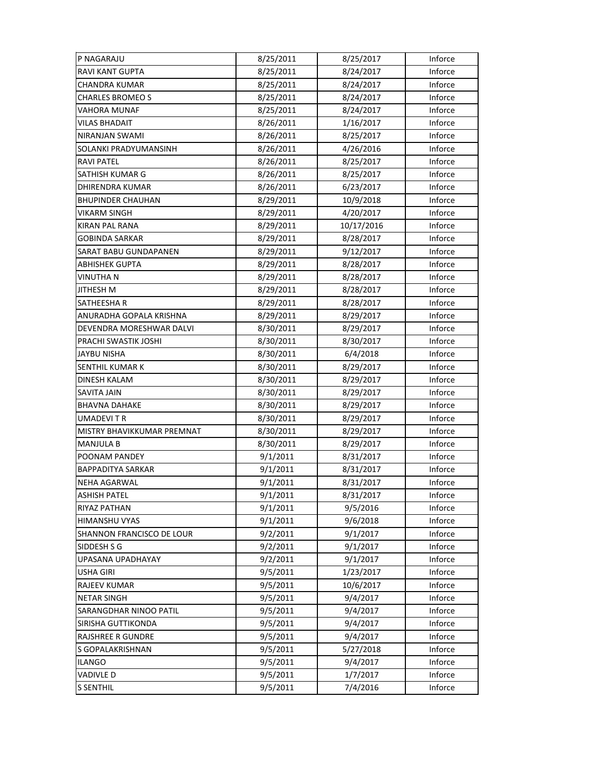| | | | |
|---|---|---|---|
| P NAGARAJU | 8/25/2011 | 8/25/2017 | Inforce |
| RAVI KANT GUPTA | 8/25/2011 | 8/24/2017 | Inforce |
| CHANDRA KUMAR | 8/25/2011 | 8/24/2017 | Inforce |
| CHARLES BROMEO S | 8/25/2011 | 8/24/2017 | Inforce |
| VAHORA MUNAF | 8/25/2011 | 8/24/2017 | Inforce |
| VILAS BHADAIT | 8/26/2011 | 1/16/2017 | Inforce |
| NIRANJAN SWAMI | 8/26/2011 | 8/25/2017 | Inforce |
| SOLANKI PRADYUMANSINH | 8/26/2011 | 4/26/2016 | Inforce |
| RAVI PATEL | 8/26/2011 | 8/25/2017 | Inforce |
| SATHISH KUMAR G | 8/26/2011 | 8/25/2017 | Inforce |
| DHIRENDRA KUMAR | 8/26/2011 | 6/23/2017 | Inforce |
| BHUPINDER CHAUHAN | 8/29/2011 | 10/9/2018 | Inforce |
| VIKARM SINGH | 8/29/2011 | 4/20/2017 | Inforce |
| KIRAN PAL RANA | 8/29/2011 | 10/17/2016 | Inforce |
| GOBINDA SARKAR | 8/29/2011 | 8/28/2017 | Inforce |
| SARAT BABU GUNDAPANEN | 8/29/2011 | 9/12/2017 | Inforce |
| ABHISHEK GUPTA | 8/29/2011 | 8/28/2017 | Inforce |
| VINUTHA N | 8/29/2011 | 8/28/2017 | Inforce |
| JITHESH M | 8/29/2011 | 8/28/2017 | Inforce |
| SATHEESHA R | 8/29/2011 | 8/28/2017 | Inforce |
| ANURADHA GOPALA KRISHNA | 8/29/2011 | 8/29/2017 | Inforce |
| DEVENDRA MORESHWAR DALVI | 8/30/2011 | 8/29/2017 | Inforce |
| PRACHI SWASTIK JOSHI | 8/30/2011 | 8/30/2017 | Inforce |
| JAYBU NISHA | 8/30/2011 | 6/4/2018 | Inforce |
| SENTHIL KUMAR K | 8/30/2011 | 8/29/2017 | Inforce |
| DINESH KALAM | 8/30/2011 | 8/29/2017 | Inforce |
| SAVITA JAIN | 8/30/2011 | 8/29/2017 | Inforce |
| BHAVNA DAHAKE | 8/30/2011 | 8/29/2017 | Inforce |
| UMADEVI T R | 8/30/2011 | 8/29/2017 | Inforce |
| MISTRY BHAVIKKUMAR PREMNAT | 8/30/2011 | 8/29/2017 | Inforce |
| MANJULA B | 8/30/2011 | 8/29/2017 | Inforce |
| POONAM PANDEY | 9/1/2011 | 8/31/2017 | Inforce |
| BAPPADITYA SARKAR | 9/1/2011 | 8/31/2017 | Inforce |
| NEHA AGARWAL | 9/1/2011 | 8/31/2017 | Inforce |
| ASHISH PATEL | 9/1/2011 | 8/31/2017 | Inforce |
| RIYAZ PATHAN | 9/1/2011 | 9/5/2016 | Inforce |
| HIMANSHU VYAS | 9/1/2011 | 9/6/2018 | Inforce |
| SHANNON FRANCISCO DE LOUR | 9/2/2011 | 9/1/2017 | Inforce |
| SIDDESH S G | 9/2/2011 | 9/1/2017 | Inforce |
| UPASANA UPADHAYAY | 9/2/2011 | 9/1/2017 | Inforce |
| USHA GIRI | 9/5/2011 | 1/23/2017 | Inforce |
| RAJEEV KUMAR | 9/5/2011 | 10/6/2017 | Inforce |
| NETAR SINGH | 9/5/2011 | 9/4/2017 | Inforce |
| SARANGDHAR NINOO PATIL | 9/5/2011 | 9/4/2017 | Inforce |
| SIRISHA GUTTIKONDA | 9/5/2011 | 9/4/2017 | Inforce |
| RAJSHREE R GUNDRE | 9/5/2011 | 9/4/2017 | Inforce |
| S GOPALAKRISHNAN | 9/5/2011 | 5/27/2018 | Inforce |
| ILANGO | 9/5/2011 | 9/4/2017 | Inforce |
| VADIVLE D | 9/5/2011 | 1/7/2017 | Inforce |
| S SENTHIL | 9/5/2011 | 7/4/2016 | Inforce |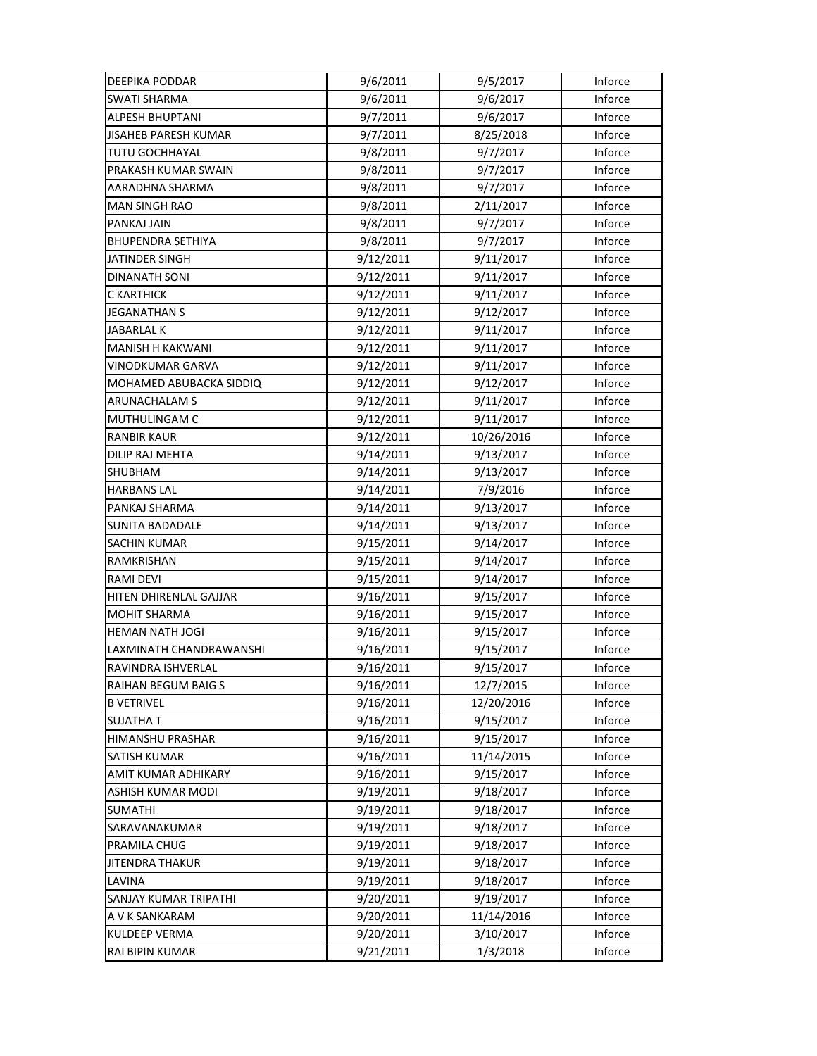| DEEPIKA PODDAR | 9/6/2011 | 9/5/2017 | Inforce |
|---|---|---|---|
| SWATI SHARMA | 9/6/2011 | 9/6/2017 | Inforce |
| ALPESH BHUPTANI | 9/7/2011 | 9/6/2017 | Inforce |
| JISAHEB PARESH KUMAR | 9/7/2011 | 8/25/2018 | Inforce |
| TUTU GOCHHAYAL | 9/8/2011 | 9/7/2017 | Inforce |
| PRAKASH KUMAR SWAIN | 9/8/2011 | 9/7/2017 | Inforce |
| AARADHNA SHARMA | 9/8/2011 | 9/7/2017 | Inforce |
| MAN SINGH RAO | 9/8/2011 | 2/11/2017 | Inforce |
| PANKAJ JAIN | 9/8/2011 | 9/7/2017 | Inforce |
| BHUPENDRA SETHIYA | 9/8/2011 | 9/7/2017 | Inforce |
| JATINDER SINGH | 9/12/2011 | 9/11/2017 | Inforce |
| DINANATH SONI | 9/12/2011 | 9/11/2017 | Inforce |
| C KARTHICK | 9/12/2011 | 9/11/2017 | Inforce |
| JEGANATHAN S | 9/12/2011 | 9/12/2017 | Inforce |
| JABARLAL K | 9/12/2011 | 9/11/2017 | Inforce |
| MANISH H KAKWANI | 9/12/2011 | 9/11/2017 | Inforce |
| VINODKUMAR GARVA | 9/12/2011 | 9/11/2017 | Inforce |
| MOHAMED ABUBACKA SIDDIQ | 9/12/2011 | 9/12/2017 | Inforce |
| ARUNACHALAM S | 9/12/2011 | 9/11/2017 | Inforce |
| MUTHULINGAM C | 9/12/2011 | 9/11/2017 | Inforce |
| RANBIR KAUR | 9/12/2011 | 10/26/2016 | Inforce |
| DILIP RAJ MEHTA | 9/14/2011 | 9/13/2017 | Inforce |
| SHUBHAM | 9/14/2011 | 9/13/2017 | Inforce |
| HARBANS LAL | 9/14/2011 | 7/9/2016 | Inforce |
| PANKAJ SHARMA | 9/14/2011 | 9/13/2017 | Inforce |
| SUNITA BADADALE | 9/14/2011 | 9/13/2017 | Inforce |
| SACHIN KUMAR | 9/15/2011 | 9/14/2017 | Inforce |
| RAMKRISHAN | 9/15/2011 | 9/14/2017 | Inforce |
| RAMI DEVI | 9/15/2011 | 9/14/2017 | Inforce |
| HITEN DHIRENLAL GAJJAR | 9/16/2011 | 9/15/2017 | Inforce |
| MOHIT SHARMA | 9/16/2011 | 9/15/2017 | Inforce |
| HEMAN NATH JOGI | 9/16/2011 | 9/15/2017 | Inforce |
| LAXMINATH CHANDRAWANSHI | 9/16/2011 | 9/15/2017 | Inforce |
| RAVINDRA ISHVERLAL | 9/16/2011 | 9/15/2017 | Inforce |
| RAIHAN BEGUM BAIG S | 9/16/2011 | 12/7/2015 | Inforce |
| B VETRIVEL | 9/16/2011 | 12/20/2016 | Inforce |
| SUJATHA T | 9/16/2011 | 9/15/2017 | Inforce |
| HIMANSHU PRASHAR | 9/16/2011 | 9/15/2017 | Inforce |
| SATISH KUMAR | 9/16/2011 | 11/14/2015 | Inforce |
| AMIT KUMAR ADHIKARY | 9/16/2011 | 9/15/2017 | Inforce |
| ASHISH KUMAR MODI | 9/19/2011 | 9/18/2017 | Inforce |
| SUMATHI | 9/19/2011 | 9/18/2017 | Inforce |
| SARAVANAKUMAR | 9/19/2011 | 9/18/2017 | Inforce |
| PRAMILA CHUG | 9/19/2011 | 9/18/2017 | Inforce |
| JITENDRA THAKUR | 9/19/2011 | 9/18/2017 | Inforce |
| LAVINA | 9/19/2011 | 9/18/2017 | Inforce |
| SANJAY KUMAR TRIPATHI | 9/20/2011 | 9/19/2017 | Inforce |
| A V K SANKARAM | 9/20/2011 | 11/14/2016 | Inforce |
| KULDEEP VERMA | 9/20/2011 | 3/10/2017 | Inforce |
| RAI BIPIN KUMAR | 9/21/2011 | 1/3/2018 | Inforce |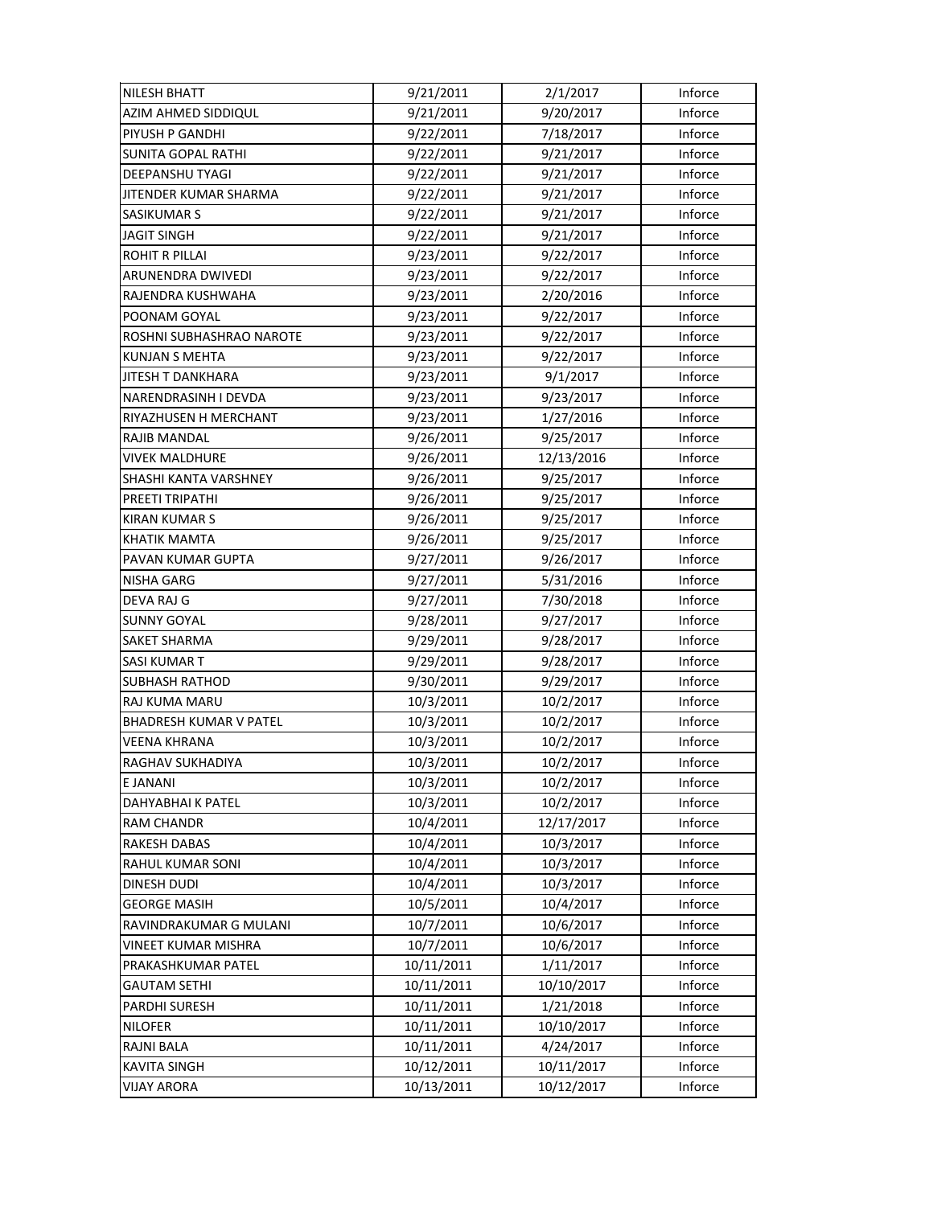| NILESH BHATT | 9/21/2011 | 2/1/2017 | Inforce |
|---|---|---|---|
| AZIM AHMED SIDDIQUL | 9/21/2011 | 9/20/2017 | Inforce |
| PIYUSH P GANDHI | 9/22/2011 | 7/18/2017 | Inforce |
| SUNITA GOPAL RATHI | 9/22/2011 | 9/21/2017 | Inforce |
| DEEPANSHU TYAGI | 9/22/2011 | 9/21/2017 | Inforce |
| JITENDER KUMAR SHARMA | 9/22/2011 | 9/21/2017 | Inforce |
| SASIKUMAR S | 9/22/2011 | 9/21/2017 | Inforce |
| JAGIT SINGH | 9/22/2011 | 9/21/2017 | Inforce |
| ROHIT R PILLAI | 9/23/2011 | 9/22/2017 | Inforce |
| ARUNENDRA DWIVEDI | 9/23/2011 | 9/22/2017 | Inforce |
| RAJENDRA KUSHWAHA | 9/23/2011 | 2/20/2016 | Inforce |
| POONAM GOYAL | 9/23/2011 | 9/22/2017 | Inforce |
| ROSHNI SUBHASHRAO NAROTE | 9/23/2011 | 9/22/2017 | Inforce |
| KUNJAN S MEHTA | 9/23/2011 | 9/22/2017 | Inforce |
| JITESH T DANKHARA | 9/23/2011 | 9/1/2017 | Inforce |
| NARENDRASINH I DEVDA | 9/23/2011 | 9/23/2017 | Inforce |
| RIYAZHUSEN H MERCHANT | 9/23/2011 | 1/27/2016 | Inforce |
| RAJIB MANDAL | 9/26/2011 | 9/25/2017 | Inforce |
| VIVEK MALDHURE | 9/26/2011 | 12/13/2016 | Inforce |
| SHASHI KANTA VARSHNEY | 9/26/2011 | 9/25/2017 | Inforce |
| PREETI TRIPATHI | 9/26/2011 | 9/25/2017 | Inforce |
| KIRAN KUMAR S | 9/26/2011 | 9/25/2017 | Inforce |
| KHATIK MAMTA | 9/26/2011 | 9/25/2017 | Inforce |
| PAVAN KUMAR GUPTA | 9/27/2011 | 9/26/2017 | Inforce |
| NISHA GARG | 9/27/2011 | 5/31/2016 | Inforce |
| DEVA RAJ G | 9/27/2011 | 7/30/2018 | Inforce |
| SUNNY GOYAL | 9/28/2011 | 9/27/2017 | Inforce |
| SAKET SHARMA | 9/29/2011 | 9/28/2017 | Inforce |
| SASI KUMAR T | 9/29/2011 | 9/28/2017 | Inforce |
| SUBHASH RATHOD | 9/30/2011 | 9/29/2017 | Inforce |
| RAJ KUMA MARU | 10/3/2011 | 10/2/2017 | Inforce |
| BHADRESH KUMAR V PATEL | 10/3/2011 | 10/2/2017 | Inforce |
| VEENA KHRANA | 10/3/2011 | 10/2/2017 | Inforce |
| RAGHAV SUKHADIYA | 10/3/2011 | 10/2/2017 | Inforce |
| E JANANI | 10/3/2011 | 10/2/2017 | Inforce |
| DAHYABHAI K PATEL | 10/3/2011 | 10/2/2017 | Inforce |
| RAM CHANDR | 10/4/2011 | 12/17/2017 | Inforce |
| RAKESH DABAS | 10/4/2011 | 10/3/2017 | Inforce |
| RAHUL KUMAR SONI | 10/4/2011 | 10/3/2017 | Inforce |
| DINESH DUDI | 10/4/2011 | 10/3/2017 | Inforce |
| GEORGE MASIH | 10/5/2011 | 10/4/2017 | Inforce |
| RAVINDRAKUMAR G MULANI | 10/7/2011 | 10/6/2017 | Inforce |
| VINEET KUMAR MISHRA | 10/7/2011 | 10/6/2017 | Inforce |
| PRAKASHKUMAR PATEL | 10/11/2011 | 1/11/2017 | Inforce |
| GAUTAM SETHI | 10/11/2011 | 10/10/2017 | Inforce |
| PARDHI SURESH | 10/11/2011 | 1/21/2018 | Inforce |
| NILOFER | 10/11/2011 | 10/10/2017 | Inforce |
| RAJNI BALA | 10/11/2011 | 4/24/2017 | Inforce |
| KAVITA SINGH | 10/12/2011 | 10/11/2017 | Inforce |
| VIJAY ARORA | 10/13/2011 | 10/12/2017 | Inforce |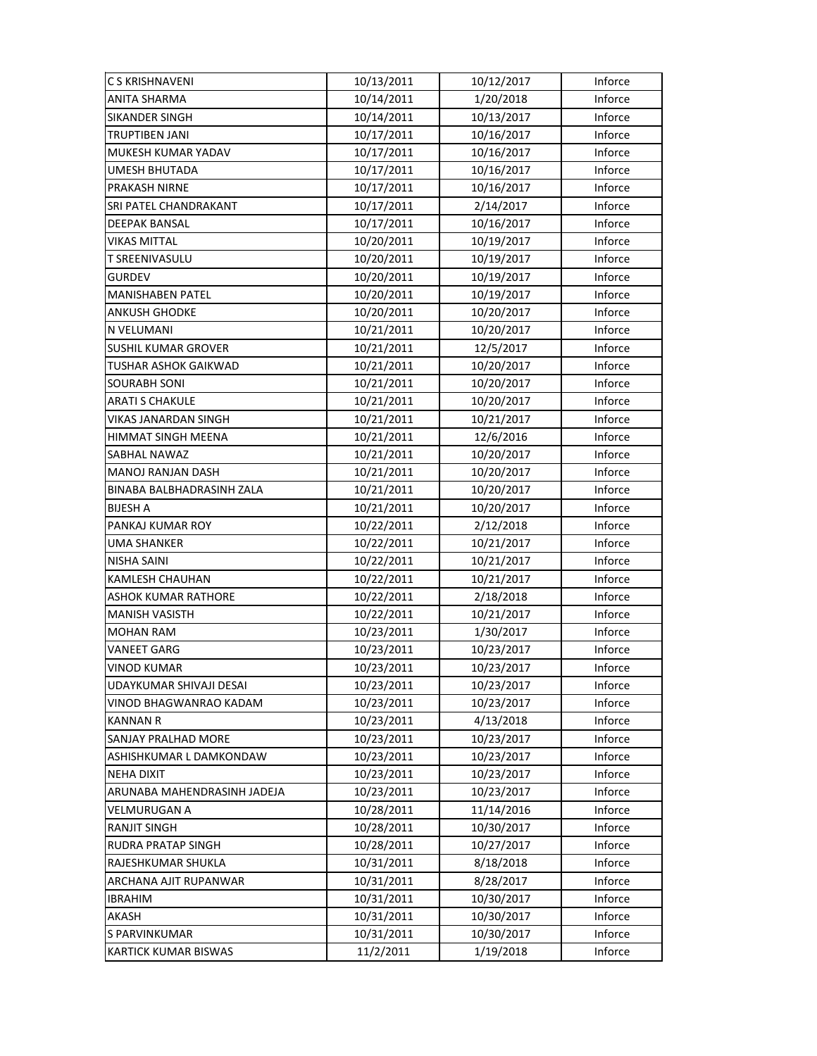| | | | |
|---|---|---|---|
| C S KRISHNAVENI | 10/13/2011 | 10/12/2017 | Inforce |
| ANITA SHARMA | 10/14/2011 | 1/20/2018 | Inforce |
| SIKANDER SINGH | 10/14/2011 | 10/13/2017 | Inforce |
| TRUPTIBEN JANI | 10/17/2011 | 10/16/2017 | Inforce |
| MUKESH KUMAR YADAV | 10/17/2011 | 10/16/2017 | Inforce |
| UMESH BHUTADA | 10/17/2011 | 10/16/2017 | Inforce |
| PRAKASH NIRNE | 10/17/2011 | 10/16/2017 | Inforce |
| SRI PATEL CHANDRAKANT | 10/17/2011 | 2/14/2017 | Inforce |
| DEEPAK BANSAL | 10/17/2011 | 10/16/2017 | Inforce |
| VIKAS MITTAL | 10/20/2011 | 10/19/2017 | Inforce |
| T SREENIVASULU | 10/20/2011 | 10/19/2017 | Inforce |
| GURDEV | 10/20/2011 | 10/19/2017 | Inforce |
| MANISHABEN PATEL | 10/20/2011 | 10/19/2017 | Inforce |
| ANKUSH GHODKE | 10/20/2011 | 10/20/2017 | Inforce |
| N VELUMANI | 10/21/2011 | 10/20/2017 | Inforce |
| SUSHIL KUMAR GROVER | 10/21/2011 | 12/5/2017 | Inforce |
| TUSHAR ASHOK GAIKWAD | 10/21/2011 | 10/20/2017 | Inforce |
| SOURABH SONI | 10/21/2011 | 10/20/2017 | Inforce |
| ARATI S CHAKULE | 10/21/2011 | 10/20/2017 | Inforce |
| VIKAS JANARDAN SINGH | 10/21/2011 | 10/21/2017 | Inforce |
| HIMMAT SINGH MEENA | 10/21/2011 | 12/6/2016 | Inforce |
| SABHAL NAWAZ | 10/21/2011 | 10/20/2017 | Inforce |
| MANOJ RANJAN DASH | 10/21/2011 | 10/20/2017 | Inforce |
| BINABA BALBHADRASINH ZALA | 10/21/2011 | 10/20/2017 | Inforce |
| BIJESH A | 10/21/2011 | 10/20/2017 | Inforce |
| PANKAJ KUMAR ROY | 10/22/2011 | 2/12/2018 | Inforce |
| UMA SHANKER | 10/22/2011 | 10/21/2017 | Inforce |
| NISHA SAINI | 10/22/2011 | 10/21/2017 | Inforce |
| KAMLESH CHAUHAN | 10/22/2011 | 10/21/2017 | Inforce |
| ASHOK KUMAR RATHORE | 10/22/2011 | 2/18/2018 | Inforce |
| MANISH VASISTH | 10/22/2011 | 10/21/2017 | Inforce |
| MOHAN RAM | 10/23/2011 | 1/30/2017 | Inforce |
| VANEET GARG | 10/23/2011 | 10/23/2017 | Inforce |
| VINOD KUMAR | 10/23/2011 | 10/23/2017 | Inforce |
| UDAYKUMAR SHIVAJI DESAI | 10/23/2011 | 10/23/2017 | Inforce |
| VINOD BHAGWANRAO KADAM | 10/23/2011 | 10/23/2017 | Inforce |
| KANNAN R | 10/23/2011 | 4/13/2018 | Inforce |
| SANJAY PRALHAD MORE | 10/23/2011 | 10/23/2017 | Inforce |
| ASHISHKUMAR L DAMKONDAW | 10/23/2011 | 10/23/2017 | Inforce |
| NEHA DIXIT | 10/23/2011 | 10/23/2017 | Inforce |
| ARUNABA MAHENDRASINH JADEJA | 10/23/2011 | 10/23/2017 | Inforce |
| VELMURUGAN A | 10/28/2011 | 11/14/2016 | Inforce |
| RANJIT SINGH | 10/28/2011 | 10/30/2017 | Inforce |
| RUDRA PRATAP SINGH | 10/28/2011 | 10/27/2017 | Inforce |
| RAJESHKUMAR SHUKLA | 10/31/2011 | 8/18/2018 | Inforce |
| ARCHANA AJIT RUPANWAR | 10/31/2011 | 8/28/2017 | Inforce |
| IBRAHIM | 10/31/2011 | 10/30/2017 | Inforce |
| AKASH | 10/31/2011 | 10/30/2017 | Inforce |
| S PARVINKUMAR | 10/31/2011 | 10/30/2017 | Inforce |
| KARTICK KUMAR BISWAS | 11/2/2011 | 1/19/2018 | Inforce |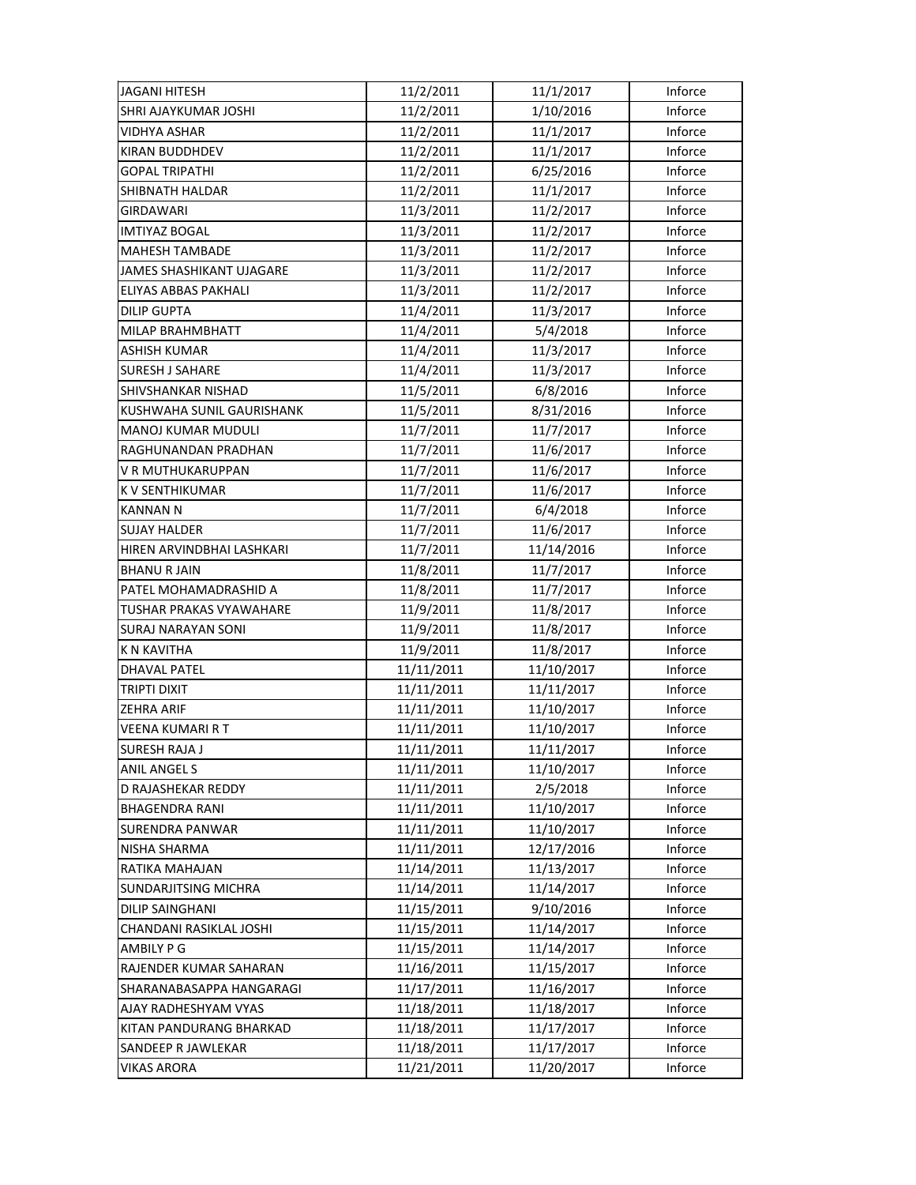| | | | |
|---|---|---|---|
| JAGANI HITESH | 11/2/2011 | 11/1/2017 | Inforce |
| SHRI AJAYKUMAR JOSHI | 11/2/2011 | 1/10/2016 | Inforce |
| VIDHYA ASHAR | 11/2/2011 | 11/1/2017 | Inforce |
| KIRAN BUDDHDEV | 11/2/2011 | 11/1/2017 | Inforce |
| GOPAL TRIPATHI | 11/2/2011 | 6/25/2016 | Inforce |
| SHIBNATH HALDAR | 11/2/2011 | 11/1/2017 | Inforce |
| GIRDAWARI | 11/3/2011 | 11/2/2017 | Inforce |
| IMTIYAZ BOGAL | 11/3/2011 | 11/2/2017 | Inforce |
| MAHESH TAMBADE | 11/3/2011 | 11/2/2017 | Inforce |
| JAMES SHASHIKANT UJAGARE | 11/3/2011 | 11/2/2017 | Inforce |
| ELIYAS ABBAS PAKHALI | 11/3/2011 | 11/2/2017 | Inforce |
| DILIP GUPTA | 11/4/2011 | 11/3/2017 | Inforce |
| MILAP BRAHMBHATT | 11/4/2011 | 5/4/2018 | Inforce |
| ASHISH KUMAR | 11/4/2011 | 11/3/2017 | Inforce |
| SURESH J SAHARE | 11/4/2011 | 11/3/2017 | Inforce |
| SHIVSHANKAR NISHAD | 11/5/2011 | 6/8/2016 | Inforce |
| KUSHWAHA SUNIL GAURISHANK | 11/5/2011 | 8/31/2016 | Inforce |
| MANOJ KUMAR MUDULI | 11/7/2011 | 11/7/2017 | Inforce |
| RAGHUNANDAN PRADHAN | 11/7/2011 | 11/6/2017 | Inforce |
| V R MUTHUKARUPPAN | 11/7/2011 | 11/6/2017 | Inforce |
| K V SENTHIKUMAR | 11/7/2011 | 11/6/2017 | Inforce |
| KANNAN N | 11/7/2011 | 6/4/2018 | Inforce |
| SUJAY HALDER | 11/7/2011 | 11/6/2017 | Inforce |
| HIREN ARVINDBHAI LASHKARI | 11/7/2011 | 11/14/2016 | Inforce |
| BHANU R JAIN | 11/8/2011 | 11/7/2017 | Inforce |
| PATEL MOHAMADRASHID A | 11/8/2011 | 11/7/2017 | Inforce |
| TUSHAR PRAKAS VYAWAHARE | 11/9/2011 | 11/8/2017 | Inforce |
| SURAJ NARAYAN SONI | 11/9/2011 | 11/8/2017 | Inforce |
| K N KAVITHA | 11/9/2011 | 11/8/2017 | Inforce |
| DHAVAL PATEL | 11/11/2011 | 11/10/2017 | Inforce |
| TRIPTI DIXIT | 11/11/2011 | 11/11/2017 | Inforce |
| ZEHRA ARIF | 11/11/2011 | 11/10/2017 | Inforce |
| VEENA KUMARI R T | 11/11/2011 | 11/10/2017 | Inforce |
| SURESH RAJA J | 11/11/2011 | 11/11/2017 | Inforce |
| ANIL ANGEL S | 11/11/2011 | 11/10/2017 | Inforce |
| D RAJASHEKAR REDDY | 11/11/2011 | 2/5/2018 | Inforce |
| BHAGENDRA RANI | 11/11/2011 | 11/10/2017 | Inforce |
| SURENDRA PANWAR | 11/11/2011 | 11/10/2017 | Inforce |
| NISHA SHARMA | 11/11/2011 | 12/17/2016 | Inforce |
| RATIKA MAHAJAN | 11/14/2011 | 11/13/2017 | Inforce |
| SUNDARJITSING MICHRA | 11/14/2011 | 11/14/2017 | Inforce |
| DILIP SAINGHANI | 11/15/2011 | 9/10/2016 | Inforce |
| CHANDANI RASIKLAL JOSHI | 11/15/2011 | 11/14/2017 | Inforce |
| AMBILY P G | 11/15/2011 | 11/14/2017 | Inforce |
| RAJENDER KUMAR SAHARAN | 11/16/2011 | 11/15/2017 | Inforce |
| SHARANABASAPPA HANGARAGI | 11/17/2011 | 11/16/2017 | Inforce |
| AJAY RADHESHYAM VYAS | 11/18/2011 | 11/18/2017 | Inforce |
| KITAN PANDURANG BHARKAD | 11/18/2011 | 11/17/2017 | Inforce |
| SANDEEP R JAWLEKAR | 11/18/2011 | 11/17/2017 | Inforce |
| VIKAS ARORA | 11/21/2011 | 11/20/2017 | Inforce |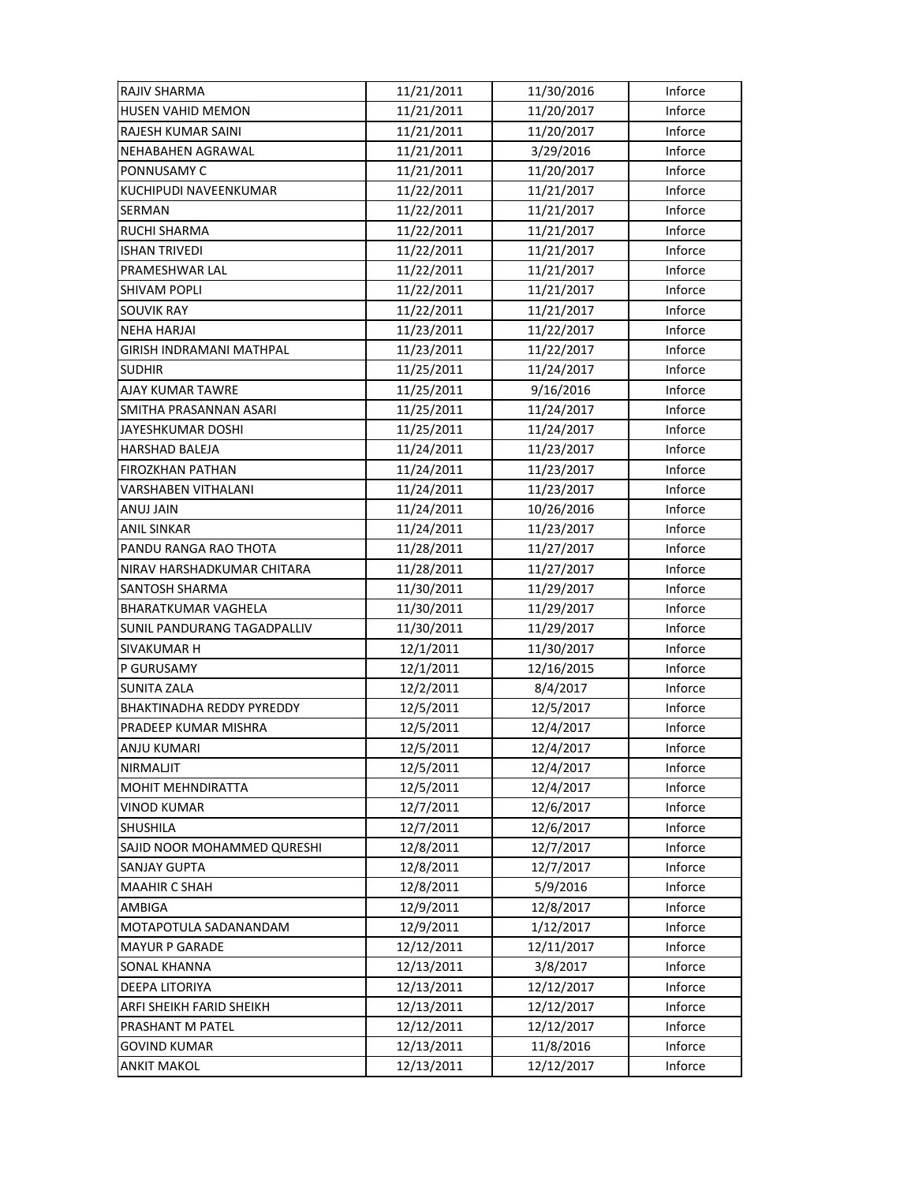| RAJIV SHARMA | 11/21/2011 | 11/30/2016 | Inforce |
|---|---|---|---|
| HUSEN VAHID MEMON | 11/21/2011 | 11/20/2017 | Inforce |
| RAJESH KUMAR SAINI | 11/21/2011 | 11/20/2017 | Inforce |
| NEHABAHEN AGRAWAL | 11/21/2011 | 3/29/2016 | Inforce |
| PONNUSAMY C | 11/21/2011 | 11/20/2017 | Inforce |
| KUCHIPUDI NAVEENKUMAR | 11/22/2011 | 11/21/2017 | Inforce |
| SERMAN | 11/22/2011 | 11/21/2017 | Inforce |
| RUCHI SHARMA | 11/22/2011 | 11/21/2017 | Inforce |
| ISHAN TRIVEDI | 11/22/2011 | 11/21/2017 | Inforce |
| PRAMESHWAR LAL | 11/22/2011 | 11/21/2017 | Inforce |
| SHIVAM POPLI | 11/22/2011 | 11/21/2017 | Inforce |
| SOUVIK RAY | 11/22/2011 | 11/21/2017 | Inforce |
| NEHA HARJAI | 11/23/2011 | 11/22/2017 | Inforce |
| GIRISH INDRAMANI MATHPAL | 11/23/2011 | 11/22/2017 | Inforce |
| SUDHIR | 11/25/2011 | 11/24/2017 | Inforce |
| AJAY KUMAR TAWRE | 11/25/2011 | 9/16/2016 | Inforce |
| SMITHA PRASANNAN ASARI | 11/25/2011 | 11/24/2017 | Inforce |
| JAYESHKUMAR DOSHI | 11/25/2011 | 11/24/2017 | Inforce |
| HARSHAD BALEJA | 11/24/2011 | 11/23/2017 | Inforce |
| FIROZKHAN PATHAN | 11/24/2011 | 11/23/2017 | Inforce |
| VARSHABEN VITHALANI | 11/24/2011 | 11/23/2017 | Inforce |
| ANUJ JAIN | 11/24/2011 | 10/26/2016 | Inforce |
| ANIL SINKAR | 11/24/2011 | 11/23/2017 | Inforce |
| PANDU RANGA RAO THOTA | 11/28/2011 | 11/27/2017 | Inforce |
| NIRAV HARSHADKUMAR CHITARA | 11/28/2011 | 11/27/2017 | Inforce |
| SANTOSH SHARMA | 11/30/2011 | 11/29/2017 | Inforce |
| BHARATKUMAR VAGHELA | 11/30/2011 | 11/29/2017 | Inforce |
| SUNIL PANDURANG TAGADPALLIV | 11/30/2011 | 11/29/2017 | Inforce |
| SIVAKUMAR H | 12/1/2011 | 11/30/2017 | Inforce |
| P GURUSAMY | 12/1/2011 | 12/16/2015 | Inforce |
| SUNITA ZALA | 12/2/2011 | 8/4/2017 | Inforce |
| BHAKTINADHA REDDY PYREDDY | 12/5/2011 | 12/5/2017 | Inforce |
| PRADEEP KUMAR MISHRA | 12/5/2011 | 12/4/2017 | Inforce |
| ANJU KUMARI | 12/5/2011 | 12/4/2017 | Inforce |
| NIRMALJIT | 12/5/2011 | 12/4/2017 | Inforce |
| MOHIT MEHNDIRATTA | 12/5/2011 | 12/4/2017 | Inforce |
| VINOD KUMAR | 12/7/2011 | 12/6/2017 | Inforce |
| SHUSHILA | 12/7/2011 | 12/6/2017 | Inforce |
| SAJID NOOR MOHAMMED QURESHI | 12/8/2011 | 12/7/2017 | Inforce |
| SANJAY GUPTA | 12/8/2011 | 12/7/2017 | Inforce |
| MAAHIR C SHAH | 12/8/2011 | 5/9/2016 | Inforce |
| AMBIGA | 12/9/2011 | 12/8/2017 | Inforce |
| MOTAPOTULA SADANANDAM | 12/9/2011 | 1/12/2017 | Inforce |
| MAYUR P GARADE | 12/12/2011 | 12/11/2017 | Inforce |
| SONAL KHANNA | 12/13/2011 | 3/8/2017 | Inforce |
| DEEPA LITORIYA | 12/13/2011 | 12/12/2017 | Inforce |
| ARFI SHEIKH FARID SHEIKH | 12/13/2011 | 12/12/2017 | Inforce |
| PRASHANT M PATEL | 12/12/2011 | 12/12/2017 | Inforce |
| GOVIND KUMAR | 12/13/2011 | 11/8/2016 | Inforce |
| ANKIT MAKOL | 12/13/2011 | 12/12/2017 | Inforce |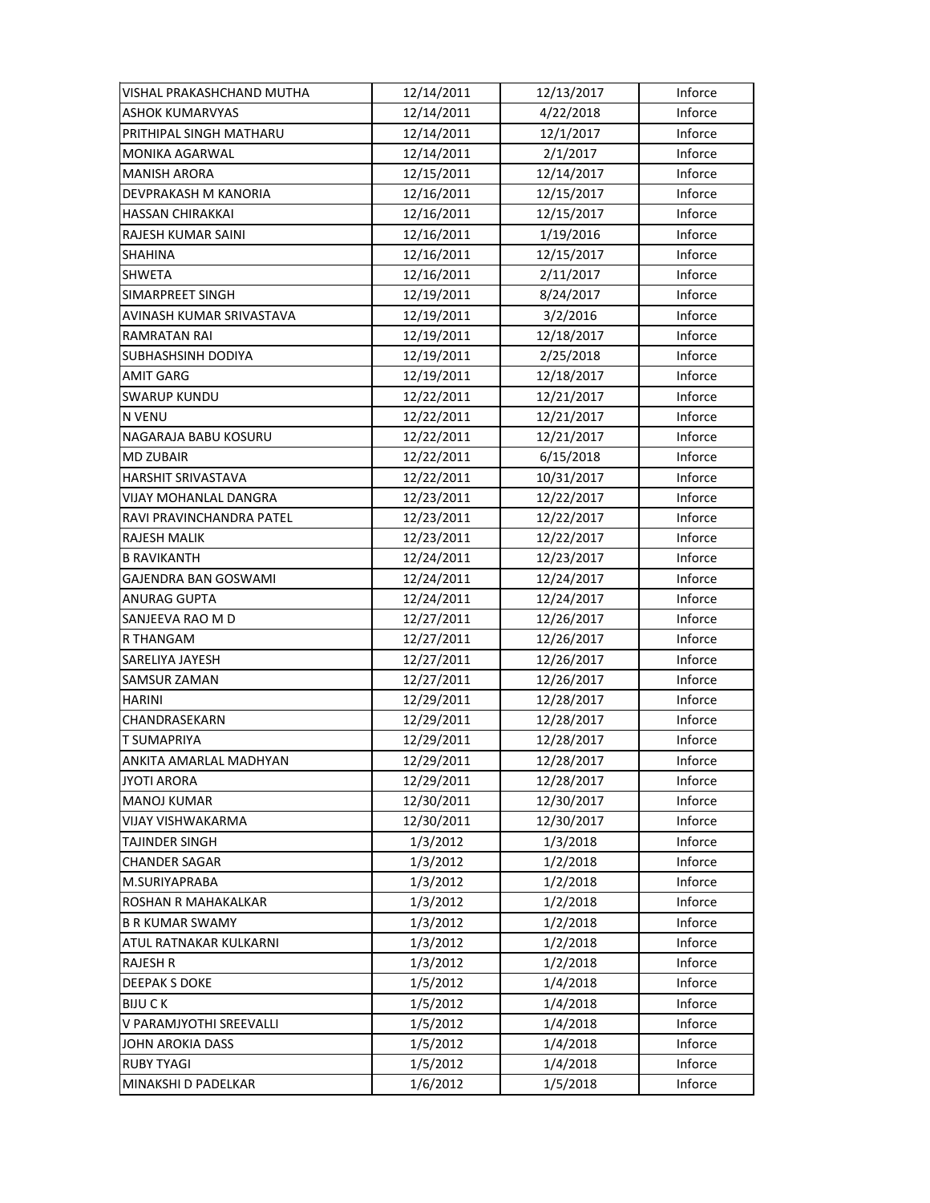| VISHAL PRAKASHCHAND MUTHA | 12/14/2011 | 12/13/2017 | Inforce |
|---|---|---|---|
| ASHOK KUMARVYAS | 12/14/2011 | 4/22/2018 | Inforce |
| PRITHIPAL SINGH MATHARU | 12/14/2011 | 12/1/2017 | Inforce |
| MONIKA AGARWAL | 12/14/2011 | 2/1/2017 | Inforce |
| MANISH ARORA | 12/15/2011 | 12/14/2017 | Inforce |
| DEVPRAKASH M KANORIA | 12/16/2011 | 12/15/2017 | Inforce |
| HASSAN CHIRAKKAI | 12/16/2011 | 12/15/2017 | Inforce |
| RAJESH KUMAR SAINI | 12/16/2011 | 1/19/2016 | Inforce |
| SHAHINA | 12/16/2011 | 12/15/2017 | Inforce |
| SHWETA | 12/16/2011 | 2/11/2017 | Inforce |
| SIMARPREET SINGH | 12/19/2011 | 8/24/2017 | Inforce |
| AVINASH KUMAR SRIVASTAVA | 12/19/2011 | 3/2/2016 | Inforce |
| RAMRATAN RAI | 12/19/2011 | 12/18/2017 | Inforce |
| SUBHASHSINH DODIYA | 12/19/2011 | 2/25/2018 | Inforce |
| AMIT GARG | 12/19/2011 | 12/18/2017 | Inforce |
| SWARUP KUNDU | 12/22/2011 | 12/21/2017 | Inforce |
| N VENU | 12/22/2011 | 12/21/2017 | Inforce |
| NAGARAJA BABU KOSURU | 12/22/2011 | 12/21/2017 | Inforce |
| MD ZUBAIR | 12/22/2011 | 6/15/2018 | Inforce |
| HARSHIT SRIVASTAVA | 12/22/2011 | 10/31/2017 | Inforce |
| VIJAY MOHANLAL DANGRA | 12/23/2011 | 12/22/2017 | Inforce |
| RAVI PRAVINCHANDRA PATEL | 12/23/2011 | 12/22/2017 | Inforce |
| RAJESH MALIK | 12/23/2011 | 12/22/2017 | Inforce |
| B RAVIKANTH | 12/24/2011 | 12/23/2017 | Inforce |
| GAJENDRA BAN GOSWAMI | 12/24/2011 | 12/24/2017 | Inforce |
| ANURAG GUPTA | 12/24/2011 | 12/24/2017 | Inforce |
| SANJEEVA RAO M D | 12/27/2011 | 12/26/2017 | Inforce |
| R THANGAM | 12/27/2011 | 12/26/2017 | Inforce |
| SARELIYA JAYESH | 12/27/2011 | 12/26/2017 | Inforce |
| SAMSUR ZAMAN | 12/27/2011 | 12/26/2017 | Inforce |
| HARINI | 12/29/2011 | 12/28/2017 | Inforce |
| CHANDRASEKARN | 12/29/2011 | 12/28/2017 | Inforce |
| T SUMAPRIYA | 12/29/2011 | 12/28/2017 | Inforce |
| ANKITA AMARLAL MADHYAN | 12/29/2011 | 12/28/2017 | Inforce |
| JYOTI ARORA | 12/29/2011 | 12/28/2017 | Inforce |
| MANOJ KUMAR | 12/30/2011 | 12/30/2017 | Inforce |
| VIJAY VISHWAKARMA | 12/30/2011 | 12/30/2017 | Inforce |
| TAJINDER SINGH | 1/3/2012 | 1/3/2018 | Inforce |
| CHANDER SAGAR | 1/3/2012 | 1/2/2018 | Inforce |
| M.SURIYAPRABA | 1/3/2012 | 1/2/2018 | Inforce |
| ROSHAN R MAHAKALKAR | 1/3/2012 | 1/2/2018 | Inforce |
| B R KUMAR SWAMY | 1/3/2012 | 1/2/2018 | Inforce |
| ATUL RATNAKAR KULKARNI | 1/3/2012 | 1/2/2018 | Inforce |
| RAJESH R | 1/3/2012 | 1/2/2018 | Inforce |
| DEEPAK S DOKE | 1/5/2012 | 1/4/2018 | Inforce |
| BIJU C K | 1/5/2012 | 1/4/2018 | Inforce |
| V PARAMJYOTHI SREEVALLI | 1/5/2012 | 1/4/2018 | Inforce |
| JOHN AROKIA DASS | 1/5/2012 | 1/4/2018 | Inforce |
| RUBY TYAGI | 1/5/2012 | 1/4/2018 | Inforce |
| MINAKSHI D PADELKAR | 1/6/2012 | 1/5/2018 | Inforce |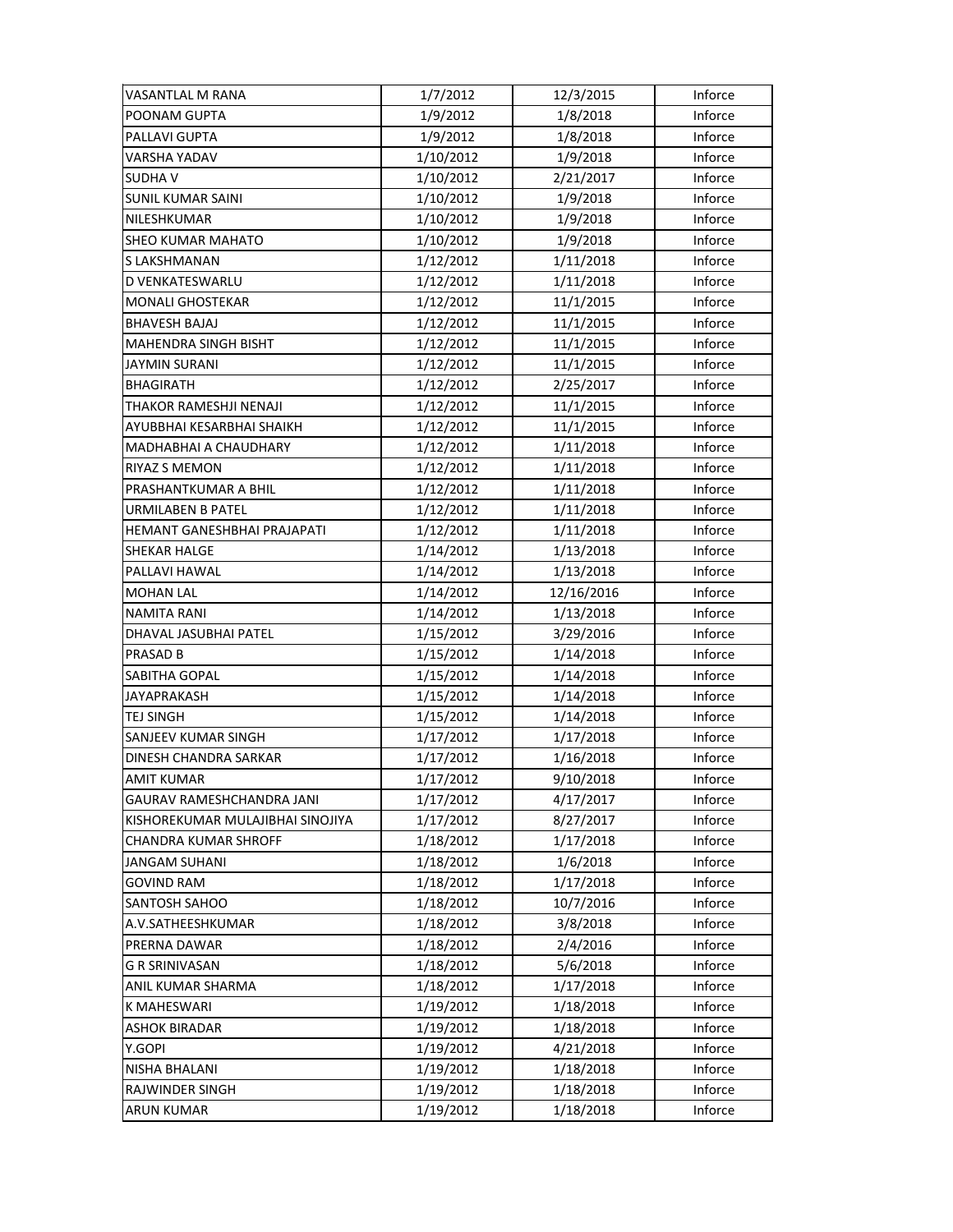| | | | |
|---|---|---|---|
| VASANTLAL M RANA | 1/7/2012 | 12/3/2015 | Inforce |
| POONAM GUPTA | 1/9/2012 | 1/8/2018 | Inforce |
| PALLAVI GUPTA | 1/9/2012 | 1/8/2018 | Inforce |
| VARSHA YADAV | 1/10/2012 | 1/9/2018 | Inforce |
| SUDHA V | 1/10/2012 | 2/21/2017 | Inforce |
| SUNIL KUMAR SAINI | 1/10/2012 | 1/9/2018 | Inforce |
| NILESHKUMAR | 1/10/2012 | 1/9/2018 | Inforce |
| SHEO KUMAR MAHATO | 1/10/2012 | 1/9/2018 | Inforce |
| S LAKSHMANAN | 1/12/2012 | 1/11/2018 | Inforce |
| D VENKATESWARLU | 1/12/2012 | 1/11/2018 | Inforce |
| MONALI GHOSTEKAR | 1/12/2012 | 11/1/2015 | Inforce |
| BHAVESH BAJAJ | 1/12/2012 | 11/1/2015 | Inforce |
| MAHENDRA SINGH BISHT | 1/12/2012 | 11/1/2015 | Inforce |
| JAYMIN SURANI | 1/12/2012 | 11/1/2015 | Inforce |
| BHAGIRATH | 1/12/2012 | 2/25/2017 | Inforce |
| THAKOR RAMESHJI NENAJI | 1/12/2012 | 11/1/2015 | Inforce |
| AYUBBHAI KESARBHAI SHAIKH | 1/12/2012 | 11/1/2015 | Inforce |
| MADHABHAI A CHAUDHARY | 1/12/2012 | 1/11/2018 | Inforce |
| RIYAZ S MEMON | 1/12/2012 | 1/11/2018 | Inforce |
| PRASHANTKUMAR A BHIL | 1/12/2012 | 1/11/2018 | Inforce |
| URMILABEN B PATEL | 1/12/2012 | 1/11/2018 | Inforce |
| HEMANT GANESHBHAI PRAJAPATI | 1/12/2012 | 1/11/2018 | Inforce |
| SHEKAR HALGE | 1/14/2012 | 1/13/2018 | Inforce |
| PALLAVI HAWAL | 1/14/2012 | 1/13/2018 | Inforce |
| MOHAN LAL | 1/14/2012 | 12/16/2016 | Inforce |
| NAMITA RANI | 1/14/2012 | 1/13/2018 | Inforce |
| DHAVAL JASUBHAI PATEL | 1/15/2012 | 3/29/2016 | Inforce |
| PRASAD B | 1/15/2012 | 1/14/2018 | Inforce |
| SABITHA GOPAL | 1/15/2012 | 1/14/2018 | Inforce |
| JAYAPRAKASH | 1/15/2012 | 1/14/2018 | Inforce |
| TEJ SINGH | 1/15/2012 | 1/14/2018 | Inforce |
| SANJEEV KUMAR SINGH | 1/17/2012 | 1/17/2018 | Inforce |
| DINESH CHANDRA SARKAR | 1/17/2012 | 1/16/2018 | Inforce |
| AMIT KUMAR | 1/17/2012 | 9/10/2018 | Inforce |
| GAURAV RAMESHCHANDRA JANI | 1/17/2012 | 4/17/2017 | Inforce |
| KISHOREKUMAR MULAJIBHAI SINOJIYA | 1/17/2012 | 8/27/2017 | Inforce |
| CHANDRA KUMAR SHROFF | 1/18/2012 | 1/17/2018 | Inforce |
| JANGAM SUHANI | 1/18/2012 | 1/6/2018 | Inforce |
| GOVIND RAM | 1/18/2012 | 1/17/2018 | Inforce |
| SANTOSH SAHOO | 1/18/2012 | 10/7/2016 | Inforce |
| A.V.SATHEESHKUMAR | 1/18/2012 | 3/8/2018 | Inforce |
| PRERNA DAWAR | 1/18/2012 | 2/4/2016 | Inforce |
| G R SRINIVASAN | 1/18/2012 | 5/6/2018 | Inforce |
| ANIL KUMAR SHARMA | 1/18/2012 | 1/17/2018 | Inforce |
| K MAHESWARI | 1/19/2012 | 1/18/2018 | Inforce |
| ASHOK BIRADAR | 1/19/2012 | 1/18/2018 | Inforce |
| Y.GOPI | 1/19/2012 | 4/21/2018 | Inforce |
| NISHA BHALANI | 1/19/2012 | 1/18/2018 | Inforce |
| RAJWINDER SINGH | 1/19/2012 | 1/18/2018 | Inforce |
| ARUN KUMAR | 1/19/2012 | 1/18/2018 | Inforce |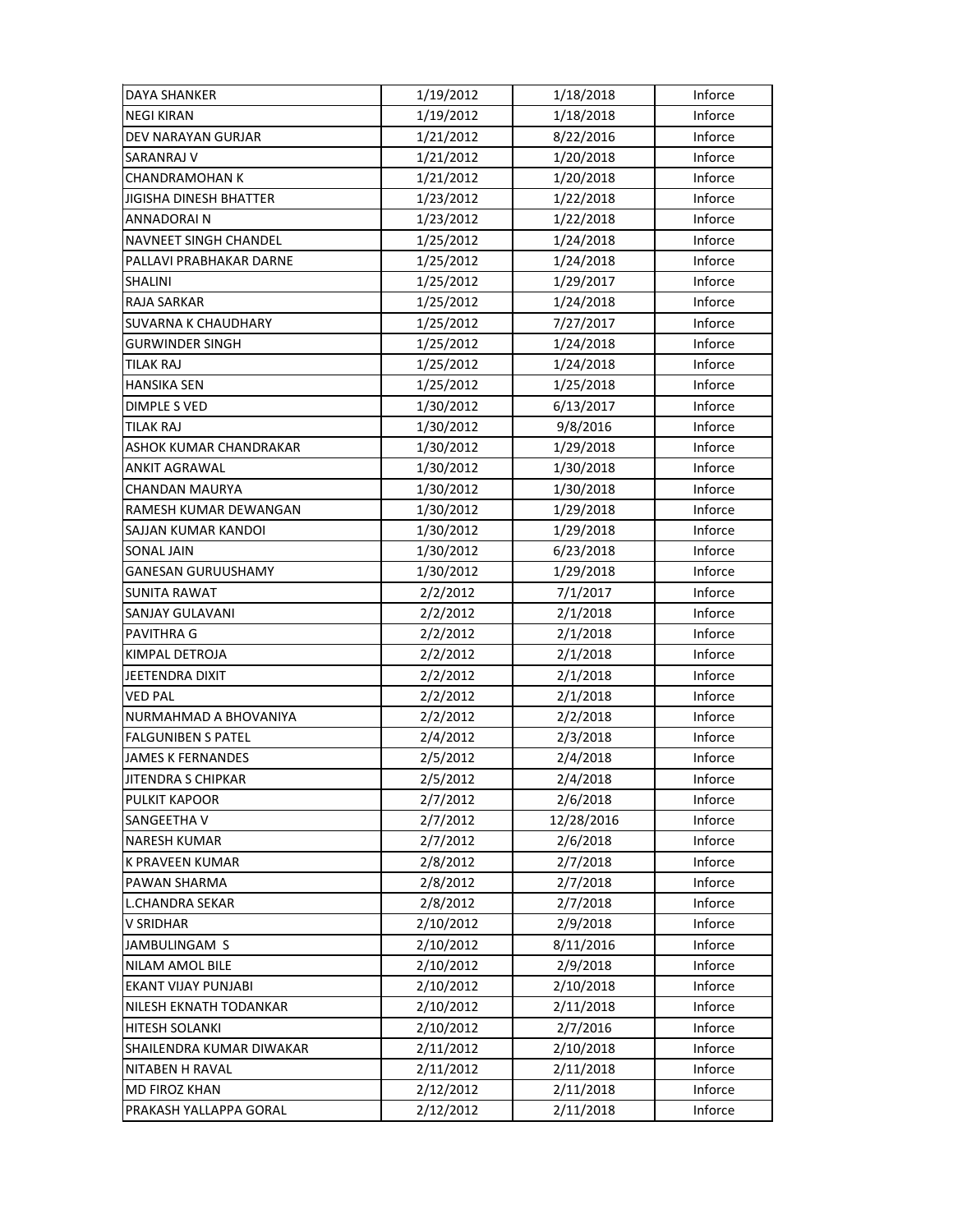| DAYA SHANKER | 1/19/2012 | 1/18/2018 | Inforce |
|---|---|---|---|
| NEGI KIRAN | 1/19/2012 | 1/18/2018 | Inforce |
| DEV NARAYAN GURJAR | 1/21/2012 | 8/22/2016 | Inforce |
| SARANRAJ V | 1/21/2012 | 1/20/2018 | Inforce |
| CHANDRAMOHAN K | 1/21/2012 | 1/20/2018 | Inforce |
| JIGISHA DINESH BHATTER | 1/23/2012 | 1/22/2018 | Inforce |
| ANNADORAI N | 1/23/2012 | 1/22/2018 | Inforce |
| NAVNEET SINGH CHANDEL | 1/25/2012 | 1/24/2018 | Inforce |
| PALLAVI PRABHAKAR DARNE | 1/25/2012 | 1/24/2018 | Inforce |
| SHALINI | 1/25/2012 | 1/29/2017 | Inforce |
| RAJA SARKAR | 1/25/2012 | 1/24/2018 | Inforce |
| SUVARNA K CHAUDHARY | 1/25/2012 | 7/27/2017 | Inforce |
| GURWINDER SINGH | 1/25/2012 | 1/24/2018 | Inforce |
| TILAK RAJ | 1/25/2012 | 1/24/2018 | Inforce |
| HANSIKA SEN | 1/25/2012 | 1/25/2018 | Inforce |
| DIMPLE S VED | 1/30/2012 | 6/13/2017 | Inforce |
| TILAK RAJ | 1/30/2012 | 9/8/2016 | Inforce |
| ASHOK KUMAR CHANDRAKAR | 1/30/2012 | 1/29/2018 | Inforce |
| ANKIT AGRAWAL | 1/30/2012 | 1/30/2018 | Inforce |
| CHANDAN MAURYA | 1/30/2012 | 1/30/2018 | Inforce |
| RAMESH KUMAR DEWANGAN | 1/30/2012 | 1/29/2018 | Inforce |
| SAJJAN KUMAR KANDOI | 1/30/2012 | 1/29/2018 | Inforce |
| SONAL JAIN | 1/30/2012 | 6/23/2018 | Inforce |
| GANESAN GURUUSHAMY | 1/30/2012 | 1/29/2018 | Inforce |
| SUNITA RAWAT | 2/2/2012 | 7/1/2017 | Inforce |
| SANJAY GULAVANI | 2/2/2012 | 2/1/2018 | Inforce |
| PAVITHRA G | 2/2/2012 | 2/1/2018 | Inforce |
| KIMPAL DETROJA | 2/2/2012 | 2/1/2018 | Inforce |
| JEETENDRA DIXIT | 2/2/2012 | 2/1/2018 | Inforce |
| VED PAL | 2/2/2012 | 2/1/2018 | Inforce |
| NURMAHMAD A BHOVANIYA | 2/2/2012 | 2/2/2018 | Inforce |
| FALGUNIBEN S PATEL | 2/4/2012 | 2/3/2018 | Inforce |
| JAMES K FERNANDES | 2/5/2012 | 2/4/2018 | Inforce |
| JITENDRA S CHIPKAR | 2/5/2012 | 2/4/2018 | Inforce |
| PULKIT KAPOOR | 2/7/2012 | 2/6/2018 | Inforce |
| SANGEETHA V | 2/7/2012 | 12/28/2016 | Inforce |
| NARESH KUMAR | 2/7/2012 | 2/6/2018 | Inforce |
| K PRAVEEN KUMAR | 2/8/2012 | 2/7/2018 | Inforce |
| PAWAN SHARMA | 2/8/2012 | 2/7/2018 | Inforce |
| L.CHANDRA SEKAR | 2/8/2012 | 2/7/2018 | Inforce |
| V SRIDHAR | 2/10/2012 | 2/9/2018 | Inforce |
| JAMBULINGAM S | 2/10/2012 | 8/11/2016 | Inforce |
| NILAM AMOL BILE | 2/10/2012 | 2/9/2018 | Inforce |
| EKANT VIJAY PUNJABI | 2/10/2012 | 2/10/2018 | Inforce |
| NILESH EKNATH TODANKAR | 2/10/2012 | 2/11/2018 | Inforce |
| HITESH SOLANKI | 2/10/2012 | 2/7/2016 | Inforce |
| SHAILENDRA KUMAR DIWAKAR | 2/11/2012 | 2/10/2018 | Inforce |
| NITABEN H RAVAL | 2/11/2012 | 2/11/2018 | Inforce |
| MD FIROZ KHAN | 2/12/2012 | 2/11/2018 | Inforce |
| PRAKASH YALLAPPA GORAL | 2/12/2012 | 2/11/2018 | Inforce |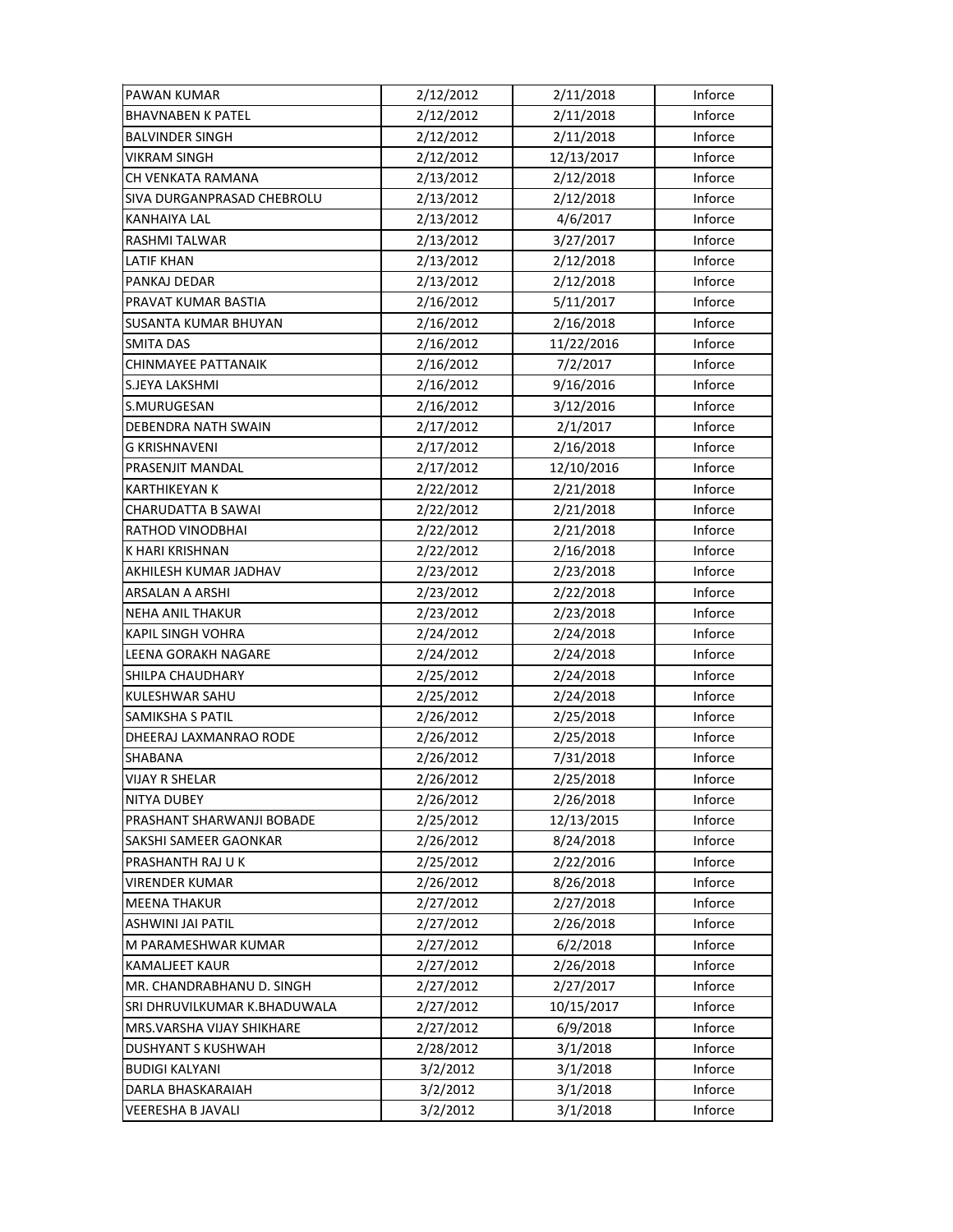| | | | |
|---|---|---|---|
| PAWAN KUMAR | 2/12/2012 | 2/11/2018 | Inforce |
| BHAVNABEN K PATEL | 2/12/2012 | 2/11/2018 | Inforce |
| BALVINDER SINGH | 2/12/2012 | 2/11/2018 | Inforce |
| VIKRAM SINGH | 2/12/2012 | 12/13/2017 | Inforce |
| CH VENKATA RAMANA | 2/13/2012 | 2/12/2018 | Inforce |
| SIVA DURGANPRASAD CHEBROLU | 2/13/2012 | 2/12/2018 | Inforce |
| KANHAIYA LAL | 2/13/2012 | 4/6/2017 | Inforce |
| RASHMI TALWAR | 2/13/2012 | 3/27/2017 | Inforce |
| LATIF KHAN | 2/13/2012 | 2/12/2018 | Inforce |
| PANKAJ DEDAR | 2/13/2012 | 2/12/2018 | Inforce |
| PRAVAT KUMAR BASTIA | 2/16/2012 | 5/11/2017 | Inforce |
| SUSANTA KUMAR BHUYAN | 2/16/2012 | 2/16/2018 | Inforce |
| SMITA DAS | 2/16/2012 | 11/22/2016 | Inforce |
| CHINMAYEE PATTANAIK | 2/16/2012 | 7/2/2017 | Inforce |
| S.JEYA LAKSHMI | 2/16/2012 | 9/16/2016 | Inforce |
| S.MURUGESAN | 2/16/2012 | 3/12/2016 | Inforce |
| DEBENDRA NATH SWAIN | 2/17/2012 | 2/1/2017 | Inforce |
| G KRISHNAVENI | 2/17/2012 | 2/16/2018 | Inforce |
| PRASENJIT MANDAL | 2/17/2012 | 12/10/2016 | Inforce |
| KARTHIKEYAN K | 2/22/2012 | 2/21/2018 | Inforce |
| CHARUDATTA B SAWAI | 2/22/2012 | 2/21/2018 | Inforce |
| RATHOD VINODBHAI | 2/22/2012 | 2/21/2018 | Inforce |
| K HARI KRISHNAN | 2/22/2012 | 2/16/2018 | Inforce |
| AKHILESH KUMAR JADHAV | 2/23/2012 | 2/23/2018 | Inforce |
| ARSALAN A ARSHI | 2/23/2012 | 2/22/2018 | Inforce |
| NEHA ANIL THAKUR | 2/23/2012 | 2/23/2018 | Inforce |
| KAPIL SINGH VOHRA | 2/24/2012 | 2/24/2018 | Inforce |
| LEENA GORAKH NAGARE | 2/24/2012 | 2/24/2018 | Inforce |
| SHILPA CHAUDHARY | 2/25/2012 | 2/24/2018 | Inforce |
| KULESHWAR SAHU | 2/25/2012 | 2/24/2018 | Inforce |
| SAMIKSHA S PATIL | 2/26/2012 | 2/25/2018 | Inforce |
| DHEERAJ LAXMANRAO RODE | 2/26/2012 | 2/25/2018 | Inforce |
| SHABANA | 2/26/2012 | 7/31/2018 | Inforce |
| VIJAY R SHELAR | 2/26/2012 | 2/25/2018 | Inforce |
| NITYA DUBEY | 2/26/2012 | 2/26/2018 | Inforce |
| PRASHANT SHARWANJI BOBADE | 2/25/2012 | 12/13/2015 | Inforce |
| SAKSHI SAMEER GAONKAR | 2/26/2012 | 8/24/2018 | Inforce |
| PRASHANTH RAJ U K | 2/25/2012 | 2/22/2016 | Inforce |
| VIRENDER KUMAR | 2/26/2012 | 8/26/2018 | Inforce |
| MEENA THAKUR | 2/27/2012 | 2/27/2018 | Inforce |
| ASHWINI JAI PATIL | 2/27/2012 | 2/26/2018 | Inforce |
| M PARAMESHWAR KUMAR | 2/27/2012 | 6/2/2018 | Inforce |
| KAMALJEET KAUR | 2/27/2012 | 2/26/2018 | Inforce |
| MR. CHANDRABHANU D. SINGH | 2/27/2012 | 2/27/2017 | Inforce |
| SRI DHRUVILKUMAR K.BHADUWALA | 2/27/2012 | 10/15/2017 | Inforce |
| MRS.VARSHA VIJAY SHIKHARE | 2/27/2012 | 6/9/2018 | Inforce |
| DUSHYANT S KUSHWAH | 2/28/2012 | 3/1/2018 | Inforce |
| BUDIGI KALYANI | 3/2/2012 | 3/1/2018 | Inforce |
| DARLA BHASKARAIAH | 3/2/2012 | 3/1/2018 | Inforce |
| VEERESHA B JAVALI | 3/2/2012 | 3/1/2018 | Inforce |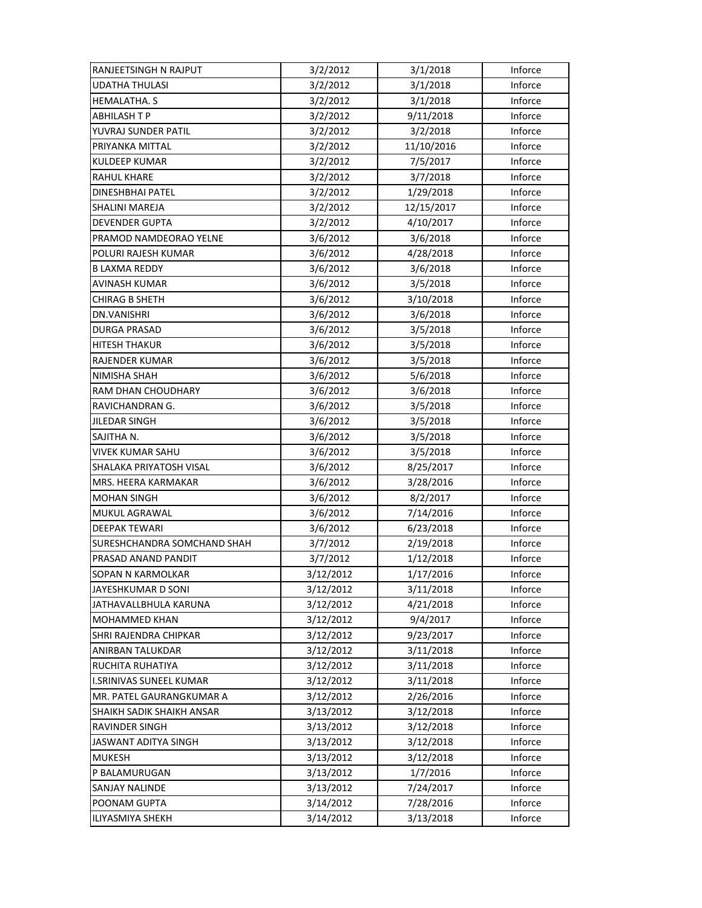| RANJEETSINGH N RAJPUT | 3/2/2012 | 3/1/2018 | Inforce |
|---|---|---|---|
| UDATHA THULASI | 3/2/2012 | 3/1/2018 | Inforce |
| HEMALATHA. S | 3/2/2012 | 3/1/2018 | Inforce |
| ABHILASH T P | 3/2/2012 | 9/11/2018 | Inforce |
| YUVRAJ SUNDER PATIL | 3/2/2012 | 3/2/2018 | Inforce |
| PRIYANKA MITTAL | 3/2/2012 | 11/10/2016 | Inforce |
| KULDEEP KUMAR | 3/2/2012 | 7/5/2017 | Inforce |
| RAHUL KHARE | 3/2/2012 | 3/7/2018 | Inforce |
| DINESHBHAI PATEL | 3/2/2012 | 1/29/2018 | Inforce |
| SHALINI MAREJA | 3/2/2012 | 12/15/2017 | Inforce |
| DEVENDER GUPTA | 3/2/2012 | 4/10/2017 | Inforce |
| PRAMOD NAMDEORAO YELNE | 3/6/2012 | 3/6/2018 | Inforce |
| POLURI RAJESH KUMAR | 3/6/2012 | 4/28/2018 | Inforce |
| B LAXMA REDDY | 3/6/2012 | 3/6/2018 | Inforce |
| AVINASH KUMAR | 3/6/2012 | 3/5/2018 | Inforce |
| CHIRAG B SHETH | 3/6/2012 | 3/10/2018 | Inforce |
| DN.VANISHRI | 3/6/2012 | 3/6/2018 | Inforce |
| DURGA PRASAD | 3/6/2012 | 3/5/2018 | Inforce |
| HITESH THAKUR | 3/6/2012 | 3/5/2018 | Inforce |
| RAJENDER KUMAR | 3/6/2012 | 3/5/2018 | Inforce |
| NIMISHA SHAH | 3/6/2012 | 5/6/2018 | Inforce |
| RAM DHAN CHOUDHARY | 3/6/2012 | 3/6/2018 | Inforce |
| RAVICHANDRAN G. | 3/6/2012 | 3/5/2018 | Inforce |
| JILEDAR SINGH | 3/6/2012 | 3/5/2018 | Inforce |
| SAJITHA N. | 3/6/2012 | 3/5/2018 | Inforce |
| VIVEK KUMAR SAHU | 3/6/2012 | 3/5/2018 | Inforce |
| SHALAKA PRIYATOSH VISAL | 3/6/2012 | 8/25/2017 | Inforce |
| MRS. HEERA KARMAKAR | 3/6/2012 | 3/28/2016 | Inforce |
| MOHAN SINGH | 3/6/2012 | 8/2/2017 | Inforce |
| MUKUL AGRAWAL | 3/6/2012 | 7/14/2016 | Inforce |
| DEEPAK TEWARI | 3/6/2012 | 6/23/2018 | Inforce |
| SURESHCHANDRA SOMCHAND SHAH | 3/7/2012 | 2/19/2018 | Inforce |
| PRASAD ANAND PANDIT | 3/7/2012 | 1/12/2018 | Inforce |
| SOPAN N KARMOLKAR | 3/12/2012 | 1/17/2016 | Inforce |
| JAYESHKUMAR D SONI | 3/12/2012 | 3/11/2018 | Inforce |
| JATHAVALLBHULA KARUNA | 3/12/2012 | 4/21/2018 | Inforce |
| MOHAMMED KHAN | 3/12/2012 | 9/4/2017 | Inforce |
| SHRI RAJENDRA CHIPKAR | 3/12/2012 | 9/23/2017 | Inforce |
| ANIRBAN TALUKDAR | 3/12/2012 | 3/11/2018 | Inforce |
| RUCHITA RUHATIYA | 3/12/2012 | 3/11/2018 | Inforce |
| I.SRINIVAS SUNEEL KUMAR | 3/12/2012 | 3/11/2018 | Inforce |
| MR. PATEL GAURANGKUMAR A | 3/12/2012 | 2/26/2016 | Inforce |
| SHAIKH SADIK SHAIKH ANSAR | 3/13/2012 | 3/12/2018 | Inforce |
| RAVINDER SINGH | 3/13/2012 | 3/12/2018 | Inforce |
| JASWANT ADITYA SINGH | 3/13/2012 | 3/12/2018 | Inforce |
| MUKESH | 3/13/2012 | 3/12/2018 | Inforce |
| P BALAMURUGAN | 3/13/2012 | 1/7/2016 | Inforce |
| SANJAY NALINDE | 3/13/2012 | 7/24/2017 | Inforce |
| POONAM GUPTA | 3/14/2012 | 7/28/2016 | Inforce |
| ILIYASMIYA SHEKH | 3/14/2012 | 3/13/2018 | Inforce |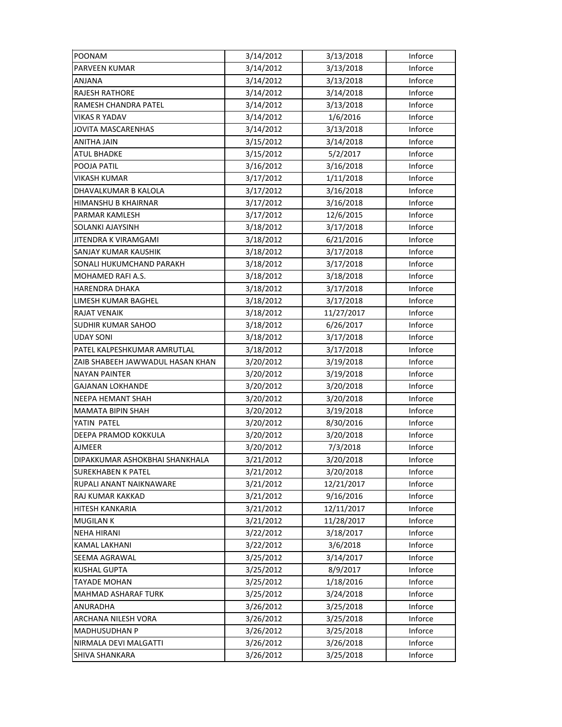| POONAM | 3/14/2012 | 3/13/2018 | Inforce |
|---|---|---|---|
| PARVEEN KUMAR | 3/14/2012 | 3/13/2018 | Inforce |
| ANJANA | 3/14/2012 | 3/13/2018 | Inforce |
| RAJESH RATHORE | 3/14/2012 | 3/14/2018 | Inforce |
| RAMESH CHANDRA PATEL | 3/14/2012 | 3/13/2018 | Inforce |
| VIKAS R YADAV | 3/14/2012 | 1/6/2016 | Inforce |
| JOVITA MASCARENHAS | 3/14/2012 | 3/13/2018 | Inforce |
| ANITHA JAIN | 3/15/2012 | 3/14/2018 | Inforce |
| ATUL BHADKE | 3/15/2012 | 5/2/2017 | Inforce |
| POOJA PATIL | 3/16/2012 | 3/16/2018 | Inforce |
| VIKASH KUMAR | 3/17/2012 | 1/11/2018 | Inforce |
| DHAVALKUMAR B KALOLA | 3/17/2012 | 3/16/2018 | Inforce |
| HIMANSHU B KHAIRNAR | 3/17/2012 | 3/16/2018 | Inforce |
| PARMAR KAMLESH | 3/17/2012 | 12/6/2015 | Inforce |
| SOLANKI AJAYSINH | 3/18/2012 | 3/17/2018 | Inforce |
| JITENDRA K VIRAMGAMI | 3/18/2012 | 6/21/2016 | Inforce |
| SANJAY KUMAR KAUSHIK | 3/18/2012 | 3/17/2018 | Inforce |
| SONALI HUKUMCHAND PARAKH | 3/18/2012 | 3/17/2018 | Inforce |
| MOHAMED RAFI A.S. | 3/18/2012 | 3/18/2018 | Inforce |
| HARENDRA DHAKA | 3/18/2012 | 3/17/2018 | Inforce |
| LIMESH KUMAR BAGHEL | 3/18/2012 | 3/17/2018 | Inforce |
| RAJAT VENAIK | 3/18/2012 | 11/27/2017 | Inforce |
| SUDHIR KUMAR SAHOO | 3/18/2012 | 6/26/2017 | Inforce |
| UDAY SONI | 3/18/2012 | 3/17/2018 | Inforce |
| PATEL KALPESHKUMAR AMRUTLAL | 3/18/2012 | 3/17/2018 | Inforce |
| ZAIB SHABEEH JAWWADUL HASAN KHAN | 3/20/2012 | 3/19/2018 | Inforce |
| NAYAN PAINTER | 3/20/2012 | 3/19/2018 | Inforce |
| GAJANAN LOKHANDE | 3/20/2012 | 3/20/2018 | Inforce |
| NEEPA HEMANT SHAH | 3/20/2012 | 3/20/2018 | Inforce |
| MAMATA BIPIN SHAH | 3/20/2012 | 3/19/2018 | Inforce |
| YATIN PATEL | 3/20/2012 | 8/30/2016 | Inforce |
| DEEPA PRAMOD KOKKULA | 3/20/2012 | 3/20/2018 | Inforce |
| AJMEER | 3/20/2012 | 7/3/2018 | Inforce |
| DIPAKKUMAR ASHOKBHAI SHANKHALA | 3/21/2012 | 3/20/2018 | Inforce |
| SUREKHABEN K PATEL | 3/21/2012 | 3/20/2018 | Inforce |
| RUPALI ANANT NAIKNAWARE | 3/21/2012 | 12/21/2017 | Inforce |
| RAJ KUMAR KAKKAD | 3/21/2012 | 9/16/2016 | Inforce |
| HITESH KANKARIA | 3/21/2012 | 12/11/2017 | Inforce |
| MUGILAN K | 3/21/2012 | 11/28/2017 | Inforce |
| NEHA HIRANI | 3/22/2012 | 3/18/2017 | Inforce |
| KAMAL LAKHANI | 3/22/2012 | 3/6/2018 | Inforce |
| SEEMA AGRAWAL | 3/25/2012 | 3/14/2017 | Inforce |
| KUSHAL GUPTA | 3/25/2012 | 8/9/2017 | Inforce |
| TAYADE MOHAN | 3/25/2012 | 1/18/2016 | Inforce |
| MAHMAD ASHARAF TURK | 3/25/2012 | 3/24/2018 | Inforce |
| ANURADHA | 3/26/2012 | 3/25/2018 | Inforce |
| ARCHANA NILESH VORA | 3/26/2012 | 3/25/2018 | Inforce |
| MADHUSUDHAN P | 3/26/2012 | 3/25/2018 | Inforce |
| NIRMALA DEVI MALGATTI | 3/26/2012 | 3/26/2018 | Inforce |
| SHIVA SHANKARA | 3/26/2012 | 3/25/2018 | Inforce |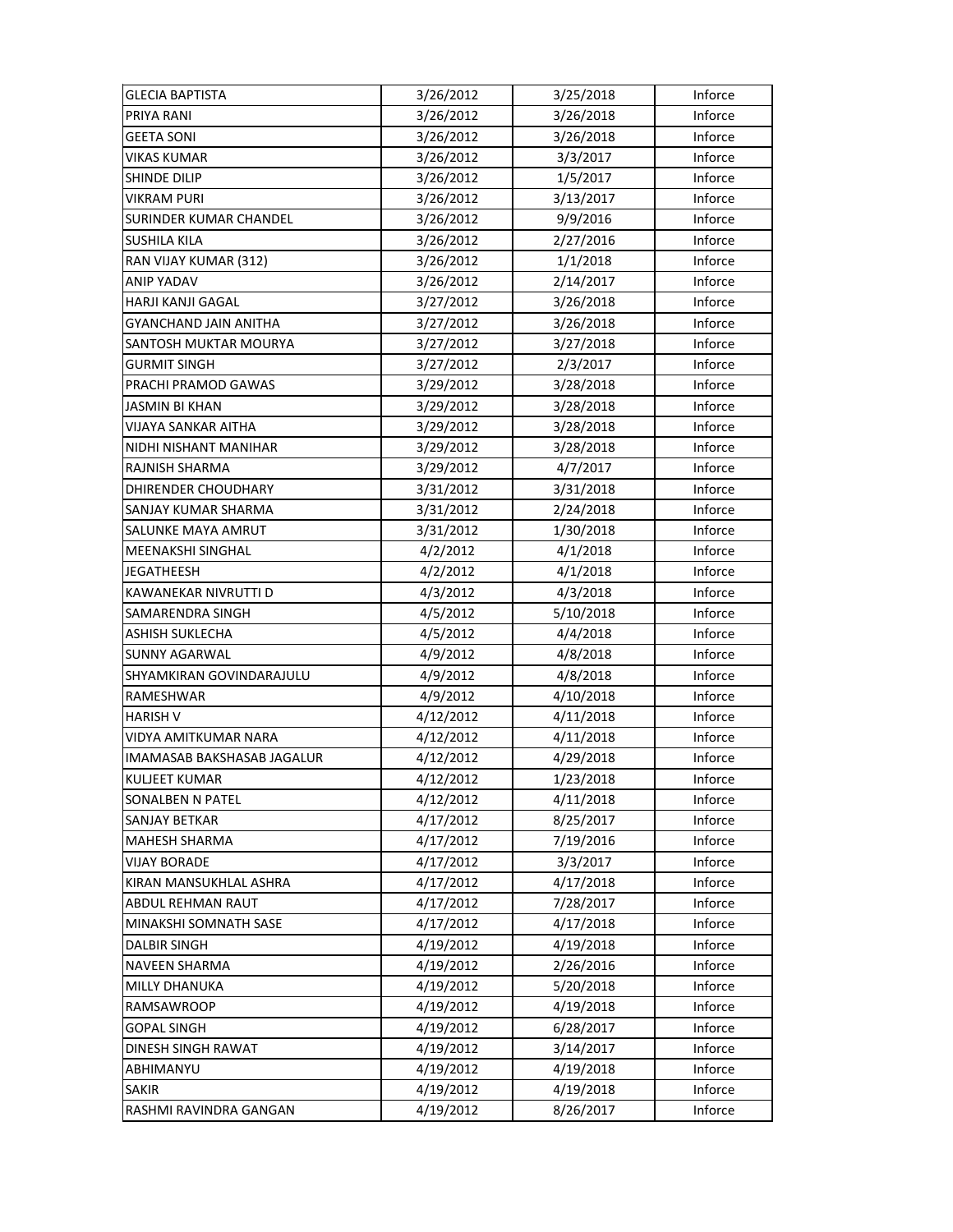| GLECIA BAPTISTA | 3/26/2012 | 3/25/2018 | Inforce |
|---|---|---|---|
| PRIYA RANI | 3/26/2012 | 3/26/2018 | Inforce |
| GEETA SONI | 3/26/2012 | 3/26/2018 | Inforce |
| VIKAS KUMAR | 3/26/2012 | 3/3/2017 | Inforce |
| SHINDE DILIP | 3/26/2012 | 1/5/2017 | Inforce |
| VIKRAM PURI | 3/26/2012 | 3/13/2017 | Inforce |
| SURINDER KUMAR CHANDEL | 3/26/2012 | 9/9/2016 | Inforce |
| SUSHILA KILA | 3/26/2012 | 2/27/2016 | Inforce |
| RAN VIJAY KUMAR (312) | 3/26/2012 | 1/1/2018 | Inforce |
| ANIP YADAV | 3/26/2012 | 2/14/2017 | Inforce |
| HARJI KANJI GAGAL | 3/27/2012 | 3/26/2018 | Inforce |
| GYANCHAND JAIN ANITHA | 3/27/2012 | 3/26/2018 | Inforce |
| SANTOSH MUKTAR MOURYA | 3/27/2012 | 3/27/2018 | Inforce |
| GURMIT SINGH | 3/27/2012 | 2/3/2017 | Inforce |
| PRACHI PRAMOD GAWAS | 3/29/2012 | 3/28/2018 | Inforce |
| JASMIN BI KHAN | 3/29/2012 | 3/28/2018 | Inforce |
| VIJAYA SANKAR AITHA | 3/29/2012 | 3/28/2018 | Inforce |
| NIDHI NISHANT MANIHAR | 3/29/2012 | 3/28/2018 | Inforce |
| RAJNISH SHARMA | 3/29/2012 | 4/7/2017 | Inforce |
| DHIRENDER CHOUDHARY | 3/31/2012 | 3/31/2018 | Inforce |
| SANJAY KUMAR SHARMA | 3/31/2012 | 2/24/2018 | Inforce |
| SALUNKE MAYA AMRUT | 3/31/2012 | 1/30/2018 | Inforce |
| MEENAKSHI SINGHAL | 4/2/2012 | 4/1/2018 | Inforce |
| JEGATHEESH | 4/2/2012 | 4/1/2018 | Inforce |
| KAWANEKAR NIVRUTTI D | 4/3/2012 | 4/3/2018 | Inforce |
| SAMARENDRA SINGH | 4/5/2012 | 5/10/2018 | Inforce |
| ASHISH SUKLECHA | 4/5/2012 | 4/4/2018 | Inforce |
| SUNNY AGARWAL | 4/9/2012 | 4/8/2018 | Inforce |
| SHYAMKIRAN GOVINDARAJULU | 4/9/2012 | 4/8/2018 | Inforce |
| RAMESHWAR | 4/9/2012 | 4/10/2018 | Inforce |
| HARISH V | 4/12/2012 | 4/11/2018 | Inforce |
| VIDYA AMITKUMAR NARA | 4/12/2012 | 4/11/2018 | Inforce |
| IMAMASAB BAKSHASAB JAGALUR | 4/12/2012 | 4/29/2018 | Inforce |
| KULJEET KUMAR | 4/12/2012 | 1/23/2018 | Inforce |
| SONALBEN N PATEL | 4/12/2012 | 4/11/2018 | Inforce |
| SANJAY BETKAR | 4/17/2012 | 8/25/2017 | Inforce |
| MAHESH SHARMA | 4/17/2012 | 7/19/2016 | Inforce |
| VIJAY BORADE | 4/17/2012 | 3/3/2017 | Inforce |
| KIRAN MANSUKHLAL ASHRA | 4/17/2012 | 4/17/2018 | Inforce |
| ABDUL REHMAN RAUT | 4/17/2012 | 7/28/2017 | Inforce |
| MINAKSHI SOMNATH SASE | 4/17/2012 | 4/17/2018 | Inforce |
| DALBIR SINGH | 4/19/2012 | 4/19/2018 | Inforce |
| NAVEEN SHARMA | 4/19/2012 | 2/26/2016 | Inforce |
| MILLY DHANUKA | 4/19/2012 | 5/20/2018 | Inforce |
| RAMSAWROOP | 4/19/2012 | 4/19/2018 | Inforce |
| GOPAL SINGH | 4/19/2012 | 6/28/2017 | Inforce |
| DINESH SINGH RAWAT | 4/19/2012 | 3/14/2017 | Inforce |
| ABHIMANYU | 4/19/2012 | 4/19/2018 | Inforce |
| SAKIR | 4/19/2012 | 4/19/2018 | Inforce |
| RASHMI RAVINDRA GANGAN | 4/19/2012 | 8/26/2017 | Inforce |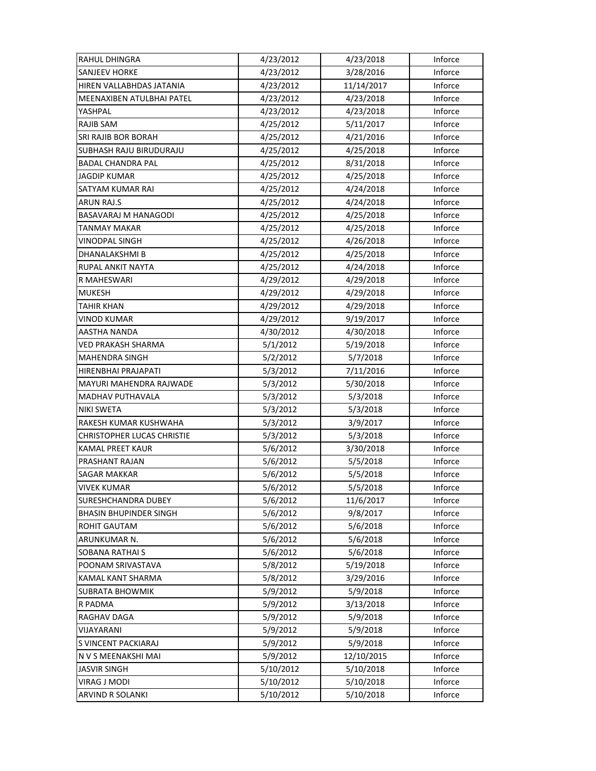| | | | |
|---|---|---|---|
| RAHUL DHINGRA | 4/23/2012 | 4/23/2018 | Inforce |
| SANJEEV HORKE | 4/23/2012 | 3/28/2016 | Inforce |
| HIREN VALLABHDAS JATANIA | 4/23/2012 | 11/14/2017 | Inforce |
| MEENAXIBEN ATULBHAI PATEL | 4/23/2012 | 4/23/2018 | Inforce |
| YASHPAL | 4/23/2012 | 4/23/2018 | Inforce |
| RAJIB SAM | 4/25/2012 | 5/11/2017 | Inforce |
| SRI RAJIB BOR BORAH | 4/25/2012 | 4/21/2016 | Inforce |
| SUBHASH RAJU BIRUDURAJU | 4/25/2012 | 4/25/2018 | Inforce |
| BADAL CHANDRA PAL | 4/25/2012 | 8/31/2018 | Inforce |
| JAGDIP KUMAR | 4/25/2012 | 4/25/2018 | Inforce |
| SATYAM KUMAR RAI | 4/25/2012 | 4/24/2018 | Inforce |
| ARUN RAJ.S | 4/25/2012 | 4/24/2018 | Inforce |
| BASAVARAJ M HANAGODI | 4/25/2012 | 4/25/2018 | Inforce |
| TANMAY MAKAR | 4/25/2012 | 4/25/2018 | Inforce |
| VINODPAL SINGH | 4/25/2012 | 4/26/2018 | Inforce |
| DHANALAKSHMI B | 4/25/2012 | 4/25/2018 | Inforce |
| RUPAL ANKIT NAYTA | 4/25/2012 | 4/24/2018 | Inforce |
| R MAHESWARI | 4/29/2012 | 4/29/2018 | Inforce |
| MUKESH | 4/29/2012 | 4/29/2018 | Inforce |
| TAHIR KHAN | 4/29/2012 | 4/29/2018 | Inforce |
| VINOD KUMAR | 4/29/2012 | 9/19/2017 | Inforce |
| AASTHA NANDA | 4/30/2012 | 4/30/2018 | Inforce |
| VED PRAKASH SHARMA | 5/1/2012 | 5/19/2018 | Inforce |
| MAHENDRA SINGH | 5/2/2012 | 5/7/2018 | Inforce |
| HIRENBHAI PRAJAPATI | 5/3/2012 | 7/11/2016 | Inforce |
| MAYURI MAHENDRA RAJWADE | 5/3/2012 | 5/30/2018 | Inforce |
| MADHAV PUTHAVALA | 5/3/2012 | 5/3/2018 | Inforce |
| NIKI SWETA | 5/3/2012 | 5/3/2018 | Inforce |
| RAKESH KUMAR KUSHWAHA | 5/3/2012 | 3/9/2017 | Inforce |
| CHRISTOPHER LUCAS CHRISTIE | 5/3/2012 | 5/3/2018 | Inforce |
| KAMAL PREET KAUR | 5/6/2012 | 3/30/2018 | Inforce |
| PRASHANT RAJAN | 5/6/2012 | 5/5/2018 | Inforce |
| SAGAR MAKKAR | 5/6/2012 | 5/5/2018 | Inforce |
| VIVEK KUMAR | 5/6/2012 | 5/5/2018 | Inforce |
| SURESHCHANDRA DUBEY | 5/6/2012 | 11/6/2017 | Inforce |
| BHASIN BHUPINDER SINGH | 5/6/2012 | 9/8/2017 | Inforce |
| ROHIT GAUTAM | 5/6/2012 | 5/6/2018 | Inforce |
| ARUNKUMAR N. | 5/6/2012 | 5/6/2018 | Inforce |
| SOBANA RATHAI S | 5/6/2012 | 5/6/2018 | Inforce |
| POONAM SRIVASTAVA | 5/8/2012 | 5/19/2018 | Inforce |
| KAMAL KANT SHARMA | 5/8/2012 | 3/29/2016 | Inforce |
| SUBRATA BHOWMIK | 5/9/2012 | 5/9/2018 | Inforce |
| R PADMA | 5/9/2012 | 3/13/2018 | Inforce |
| RAGHAV DAGA | 5/9/2012 | 5/9/2018 | Inforce |
| VIJAYARANI | 5/9/2012 | 5/9/2018 | Inforce |
| S VINCENT PACKIARAJ | 5/9/2012 | 5/9/2018 | Inforce |
| N V S MEENAKSHI MAI | 5/9/2012 | 12/10/2015 | Inforce |
| JASVIR SINGH | 5/10/2012 | 5/10/2018 | Inforce |
| VIRAG J MODI | 5/10/2012 | 5/10/2018 | Inforce |
| ARVIND R SOLANKI | 5/10/2012 | 5/10/2018 | Inforce |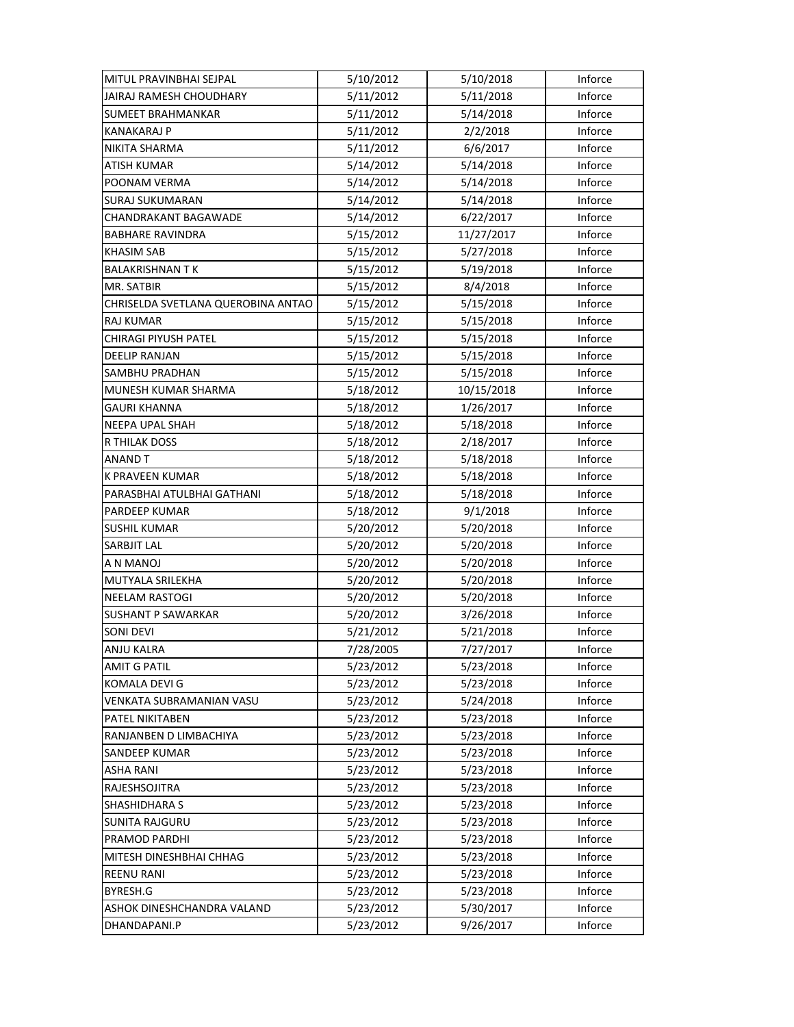| | | | |
|---|---|---|---|
| MITUL PRAVINBHAI SEJPAL | 5/10/2012 | 5/10/2018 | Inforce |
| JAIRAJ RAMESH CHOUDHARY | 5/11/2012 | 5/11/2018 | Inforce |
| SUMEET BRAHMANKAR | 5/11/2012 | 5/14/2018 | Inforce |
| KANAKARAJ P | 5/11/2012 | 2/2/2018 | Inforce |
| NIKITA SHARMA | 5/11/2012 | 6/6/2017 | Inforce |
| ATISH KUMAR | 5/14/2012 | 5/14/2018 | Inforce |
| POONAM VERMA | 5/14/2012 | 5/14/2018 | Inforce |
| SURAJ SUKUMARAN | 5/14/2012 | 5/14/2018 | Inforce |
| CHANDRAKANT BAGAWADE | 5/14/2012 | 6/22/2017 | Inforce |
| BABHARE RAVINDRA | 5/15/2012 | 11/27/2017 | Inforce |
| KHASIM SAB | 5/15/2012 | 5/27/2018 | Inforce |
| BALAKRISHNAN T K | 5/15/2012 | 5/19/2018 | Inforce |
| MR. SATBIR | 5/15/2012 | 8/4/2018 | Inforce |
| CHRISELDA SVETLANA QUEROBINA ANTAO | 5/15/2012 | 5/15/2018 | Inforce |
| RAJ KUMAR | 5/15/2012 | 5/15/2018 | Inforce |
| CHIRAGI PIYUSH PATEL | 5/15/2012 | 5/15/2018 | Inforce |
| DEELIP RANJAN | 5/15/2012 | 5/15/2018 | Inforce |
| SAMBHU PRADHAN | 5/15/2012 | 5/15/2018 | Inforce |
| MUNESH KUMAR SHARMA | 5/18/2012 | 10/15/2018 | Inforce |
| GAURI KHANNA | 5/18/2012 | 1/26/2017 | Inforce |
| NEEPA UPAL SHAH | 5/18/2012 | 5/18/2018 | Inforce |
| R THILAK DOSS | 5/18/2012 | 2/18/2017 | Inforce |
| ANAND T | 5/18/2012 | 5/18/2018 | Inforce |
| K PRAVEEN KUMAR | 5/18/2012 | 5/18/2018 | Inforce |
| PARASBHAI ATULBHAI GATHANI | 5/18/2012 | 5/18/2018 | Inforce |
| PARDEEP KUMAR | 5/18/2012 | 9/1/2018 | Inforce |
| SUSHIL KUMAR | 5/20/2012 | 5/20/2018 | Inforce |
| SARBJIT LAL | 5/20/2012 | 5/20/2018 | Inforce |
| A N MANOJ | 5/20/2012 | 5/20/2018 | Inforce |
| MUTYALA SRILEKHA | 5/20/2012 | 5/20/2018 | Inforce |
| NEELAM RASTOGI | 5/20/2012 | 5/20/2018 | Inforce |
| SUSHANT P SAWARKAR | 5/20/2012 | 3/26/2018 | Inforce |
| SONI DEVI | 5/21/2012 | 5/21/2018 | Inforce |
| ANJU KALRA | 7/28/2005 | 7/27/2017 | Inforce |
| AMIT G PATIL | 5/23/2012 | 5/23/2018 | Inforce |
| KOMALA DEVI G | 5/23/2012 | 5/23/2018 | Inforce |
| VENKATA SUBRAMANIAN VASU | 5/23/2012 | 5/24/2018 | Inforce |
| PATEL NIKITABEN | 5/23/2012 | 5/23/2018 | Inforce |
| RANJANBEN D LIMBACHIYA | 5/23/2012 | 5/23/2018 | Inforce |
| SANDEEP KUMAR | 5/23/2012 | 5/23/2018 | Inforce |
| ASHA RANI | 5/23/2012 | 5/23/2018 | Inforce |
| RAJESHSOJITRA | 5/23/2012 | 5/23/2018 | Inforce |
| SHASHIDHARA S | 5/23/2012 | 5/23/2018 | Inforce |
| SUNITA RAJGURU | 5/23/2012 | 5/23/2018 | Inforce |
| PRAMOD PARDHI | 5/23/2012 | 5/23/2018 | Inforce |
| MITESH DINESHBHAI CHHAG | 5/23/2012 | 5/23/2018 | Inforce |
| REENU RANI | 5/23/2012 | 5/23/2018 | Inforce |
| BYRESH.G | 5/23/2012 | 5/23/2018 | Inforce |
| ASHOK DINESHCHANDRA VALAND | 5/23/2012 | 5/30/2017 | Inforce |
| DHANDAPANI.P | 5/23/2012 | 9/26/2017 | Inforce |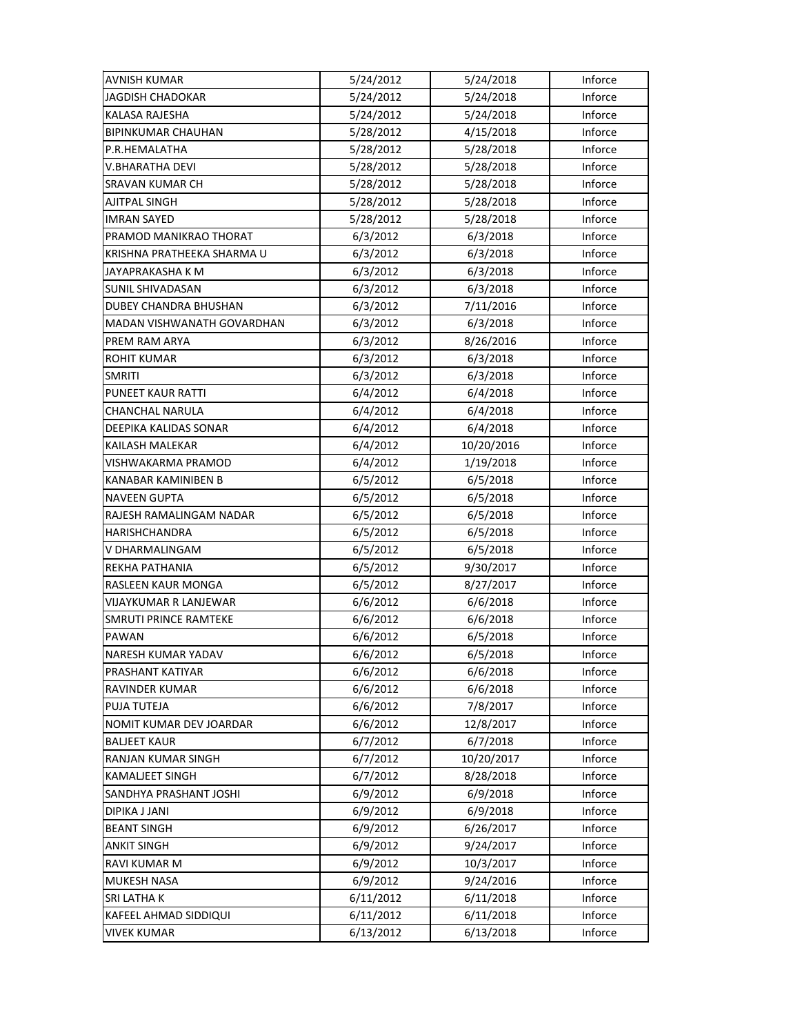| | | | |
|---|---|---|---|
| AVNISH KUMAR | 5/24/2012 | 5/24/2018 | Inforce |
| JAGDISH CHADOKAR | 5/24/2012 | 5/24/2018 | Inforce |
| KALASA RAJESHA | 5/24/2012 | 5/24/2018 | Inforce |
| BIPINKUMAR CHAUHAN | 5/28/2012 | 4/15/2018 | Inforce |
| P.R.HEMALATHA | 5/28/2012 | 5/28/2018 | Inforce |
| V.BHARATHA DEVI | 5/28/2012 | 5/28/2018 | Inforce |
| SRAVAN KUMAR CH | 5/28/2012 | 5/28/2018 | Inforce |
| AJITPAL SINGH | 5/28/2012 | 5/28/2018 | Inforce |
| IMRAN SAYED | 5/28/2012 | 5/28/2018 | Inforce |
| PRAMOD MANIKRAO THORAT | 6/3/2012 | 6/3/2018 | Inforce |
| KRISHNA PRATHEEKA SHARMA U | 6/3/2012 | 6/3/2018 | Inforce |
| JAYAPRAKASHA K M | 6/3/2012 | 6/3/2018 | Inforce |
| SUNIL SHIVADASAN | 6/3/2012 | 6/3/2018 | Inforce |
| DUBEY CHANDRA BHUSHAN | 6/3/2012 | 7/11/2016 | Inforce |
| MADAN VISHWANATH GOVARDHAN | 6/3/2012 | 6/3/2018 | Inforce |
| PREM RAM ARYA | 6/3/2012 | 8/26/2016 | Inforce |
| ROHIT KUMAR | 6/3/2012 | 6/3/2018 | Inforce |
| SMRITI | 6/3/2012 | 6/3/2018 | Inforce |
| PUNEET KAUR RATTI | 6/4/2012 | 6/4/2018 | Inforce |
| CHANCHAL NARULA | 6/4/2012 | 6/4/2018 | Inforce |
| DEEPIKA KALIDAS SONAR | 6/4/2012 | 6/4/2018 | Inforce |
| KAILASH MALEKAR | 6/4/2012 | 10/20/2016 | Inforce |
| VISHWAKARMA PRAMOD | 6/4/2012 | 1/19/2018 | Inforce |
| KANABAR KAMINIBEN B | 6/5/2012 | 6/5/2018 | Inforce |
| NAVEEN GUPTA | 6/5/2012 | 6/5/2018 | Inforce |
| RAJESH RAMALINGAM NADAR | 6/5/2012 | 6/5/2018 | Inforce |
| HARISHCHANDRA | 6/5/2012 | 6/5/2018 | Inforce |
| V DHARMALINGAM | 6/5/2012 | 6/5/2018 | Inforce |
| REKHA PATHANIA | 6/5/2012 | 9/30/2017 | Inforce |
| RASLEEN KAUR MONGA | 6/5/2012 | 8/27/2017 | Inforce |
| VIJAYKUMAR R LANJEWAR | 6/6/2012 | 6/6/2018 | Inforce |
| SMRUTI PRINCE RAMTEKE | 6/6/2012 | 6/6/2018 | Inforce |
| PAWAN | 6/6/2012 | 6/5/2018 | Inforce |
| NARESH KUMAR YADAV | 6/6/2012 | 6/5/2018 | Inforce |
| PRASHANT KATIYAR | 6/6/2012 | 6/6/2018 | Inforce |
| RAVINDER KUMAR | 6/6/2012 | 6/6/2018 | Inforce |
| PUJA TUTEJA | 6/6/2012 | 7/8/2017 | Inforce |
| NOMIT KUMAR DEV JOARDAR | 6/6/2012 | 12/8/2017 | Inforce |
| BALJEET KAUR | 6/7/2012 | 6/7/2018 | Inforce |
| RANJAN KUMAR SINGH | 6/7/2012 | 10/20/2017 | Inforce |
| KAMALJEET SINGH | 6/7/2012 | 8/28/2018 | Inforce |
| SANDHYA PRASHANT JOSHI | 6/9/2012 | 6/9/2018 | Inforce |
| DIPIKA J JANI | 6/9/2012 | 6/9/2018 | Inforce |
| BEANT SINGH | 6/9/2012 | 6/26/2017 | Inforce |
| ANKIT SINGH | 6/9/2012 | 9/24/2017 | Inforce |
| RAVI KUMAR M | 6/9/2012 | 10/3/2017 | Inforce |
| MUKESH NASA | 6/9/2012 | 9/24/2016 | Inforce |
| SRI LATHA K | 6/11/2012 | 6/11/2018 | Inforce |
| KAFEEL AHMAD SIDDIQUI | 6/11/2012 | 6/11/2018 | Inforce |
| VIVEK KUMAR | 6/13/2012 | 6/13/2018 | Inforce |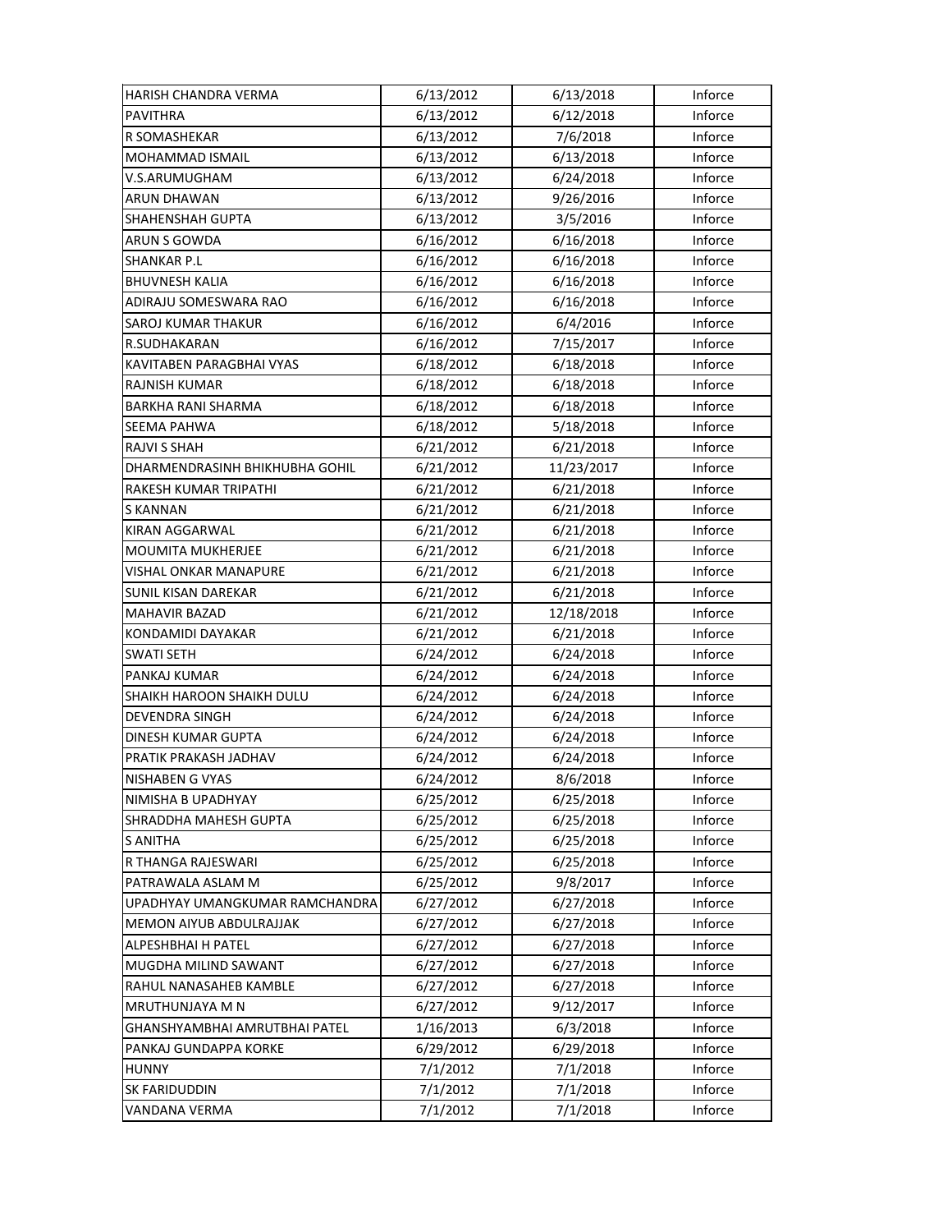| | | | |
|---|---|---|---|
| HARISH CHANDRA VERMA | 6/13/2012 | 6/13/2018 | Inforce |
| PAVITHRA | 6/13/2012 | 6/12/2018 | Inforce |
| R SOMASHEKAR | 6/13/2012 | 7/6/2018 | Inforce |
| MOHAMMAD ISMAIL | 6/13/2012 | 6/13/2018 | Inforce |
| V.S.ARUMUGHAM | 6/13/2012 | 6/24/2018 | Inforce |
| ARUN DHAWAN | 6/13/2012 | 9/26/2016 | Inforce |
| SHAHENSHAH GUPTA | 6/13/2012 | 3/5/2016 | Inforce |
| ARUN S GOWDA | 6/16/2012 | 6/16/2018 | Inforce |
| SHANKAR P.L | 6/16/2012 | 6/16/2018 | Inforce |
| BHUVNESH KALIA | 6/16/2012 | 6/16/2018 | Inforce |
| ADIRAJU SOMESWARA RAO | 6/16/2012 | 6/16/2018 | Inforce |
| SAROJ KUMAR THAKUR | 6/16/2012 | 6/4/2016 | Inforce |
| R.SUDHAKARAN | 6/16/2012 | 7/15/2017 | Inforce |
| KAVITABEN PARAGBHAI VYAS | 6/18/2012 | 6/18/2018 | Inforce |
| RAJNISH KUMAR | 6/18/2012 | 6/18/2018 | Inforce |
| BARKHA RANI SHARMA | 6/18/2012 | 6/18/2018 | Inforce |
| SEEMA PAHWA | 6/18/2012 | 5/18/2018 | Inforce |
| RAJVI S SHAH | 6/21/2012 | 6/21/2018 | Inforce |
| DHARMENDRASINH BHIKHUBHA GOHIL | 6/21/2012 | 11/23/2017 | Inforce |
| RAKESH KUMAR TRIPATHI | 6/21/2012 | 6/21/2018 | Inforce |
| S KANNAN | 6/21/2012 | 6/21/2018 | Inforce |
| KIRAN AGGARWAL | 6/21/2012 | 6/21/2018 | Inforce |
| MOUMITA MUKHERJEE | 6/21/2012 | 6/21/2018 | Inforce |
| VISHAL ONKAR MANAPURE | 6/21/2012 | 6/21/2018 | Inforce |
| SUNIL KISAN DAREKAR | 6/21/2012 | 6/21/2018 | Inforce |
| MAHAVIR BAZAD | 6/21/2012 | 12/18/2018 | Inforce |
| KONDAMIDI DAYAKAR | 6/21/2012 | 6/21/2018 | Inforce |
| SWATI SETH | 6/24/2012 | 6/24/2018 | Inforce |
| PANKAJ KUMAR | 6/24/2012 | 6/24/2018 | Inforce |
| SHAIKH HAROON SHAIKH DULU | 6/24/2012 | 6/24/2018 | Inforce |
| DEVENDRA SINGH | 6/24/2012 | 6/24/2018 | Inforce |
| DINESH KUMAR GUPTA | 6/24/2012 | 6/24/2018 | Inforce |
| PRATIK PRAKASH JADHAV | 6/24/2012 | 6/24/2018 | Inforce |
| NISHABEN G VYAS | 6/24/2012 | 8/6/2018 | Inforce |
| NIMISHA B UPADHYAY | 6/25/2012 | 6/25/2018 | Inforce |
| SHRADDHA MAHESH GUPTA | 6/25/2012 | 6/25/2018 | Inforce |
| S ANITHA | 6/25/2012 | 6/25/2018 | Inforce |
| R THANGA RAJESWARI | 6/25/2012 | 6/25/2018 | Inforce |
| PATRAWALA ASLAM M | 6/25/2012 | 9/8/2017 | Inforce |
| UPADHYAY UMANGKUMAR RAMCHANDRA | 6/27/2012 | 6/27/2018 | Inforce |
| MEMON AIYUB ABDULRAJJAK | 6/27/2012 | 6/27/2018 | Inforce |
| ALPESHBHAI H PATEL | 6/27/2012 | 6/27/2018 | Inforce |
| MUGDHA MILIND SAWANT | 6/27/2012 | 6/27/2018 | Inforce |
| RAHUL NANASAHEB KAMBLE | 6/27/2012 | 6/27/2018 | Inforce |
| MRUTHUNJAYA M N | 6/27/2012 | 9/12/2017 | Inforce |
| GHANSHYAMBHAI AMRUTBHAI PATEL | 1/16/2013 | 6/3/2018 | Inforce |
| PANKAJ GUNDAPPA KORKE | 6/29/2012 | 6/29/2018 | Inforce |
| HUNNY | 7/1/2012 | 7/1/2018 | Inforce |
| SK FARIDUDDIN | 7/1/2012 | 7/1/2018 | Inforce |
| VANDANA VERMA | 7/1/2012 | 7/1/2018 | Inforce |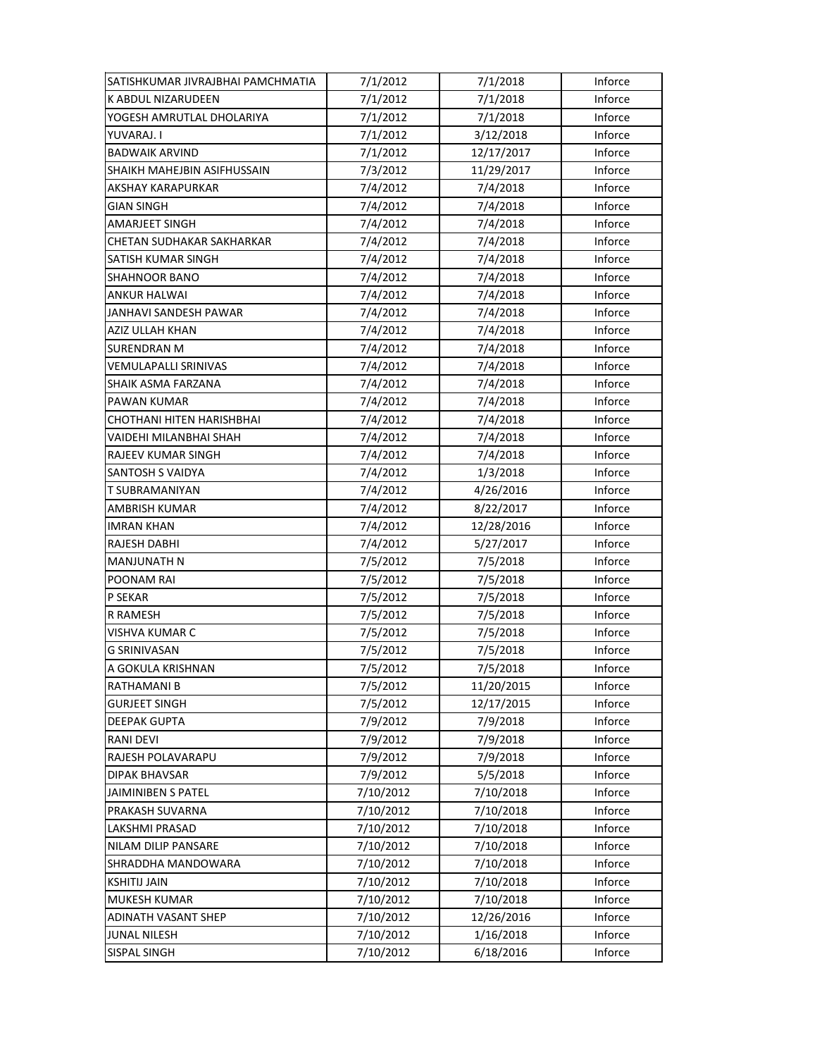| SATISHKUMAR JIVRAJBHAI PAMCHMATIA | 7/1/2012 | 7/1/2018 | Inforce |
|---|---|---|---|
| K ABDUL NIZARUDEEN | 7/1/2012 | 7/1/2018 | Inforce |
| YOGESH AMRUTLAL DHOLARIYA | 7/1/2012 | 7/1/2018 | Inforce |
| YUVARAJ. I | 7/1/2012 | 3/12/2018 | Inforce |
| BADWAIK ARVIND | 7/1/2012 | 12/17/2017 | Inforce |
| SHAIKH MAHEJBIN ASIFHUSSAIN | 7/3/2012 | 11/29/2017 | Inforce |
| AKSHAY KARAPURKAR | 7/4/2012 | 7/4/2018 | Inforce |
| GIAN SINGH | 7/4/2012 | 7/4/2018 | Inforce |
| AMARJEET SINGH | 7/4/2012 | 7/4/2018 | Inforce |
| CHETAN SUDHAKAR SAKHARKAR | 7/4/2012 | 7/4/2018 | Inforce |
| SATISH KUMAR SINGH | 7/4/2012 | 7/4/2018 | Inforce |
| SHAHNOOR BANO | 7/4/2012 | 7/4/2018 | Inforce |
| ANKUR HALWAI | 7/4/2012 | 7/4/2018 | Inforce |
| JANHAVI SANDESH PAWAR | 7/4/2012 | 7/4/2018 | Inforce |
| AZIZ ULLAH KHAN | 7/4/2012 | 7/4/2018 | Inforce |
| SURENDRAN M | 7/4/2012 | 7/4/2018 | Inforce |
| VEMULAPALLI SRINIVAS | 7/4/2012 | 7/4/2018 | Inforce |
| SHAIK ASMA FARZANA | 7/4/2012 | 7/4/2018 | Inforce |
| PAWAN KUMAR | 7/4/2012 | 7/4/2018 | Inforce |
| CHOTHANI HITEN HARISHBHAI | 7/4/2012 | 7/4/2018 | Inforce |
| VAIDEHI MILANBHAI SHAH | 7/4/2012 | 7/4/2018 | Inforce |
| RAJEEV KUMAR SINGH | 7/4/2012 | 7/4/2018 | Inforce |
| SANTOSH S VAIDYA | 7/4/2012 | 1/3/2018 | Inforce |
| T SUBRAMANIYAN | 7/4/2012 | 4/26/2016 | Inforce |
| AMBRISH KUMAR | 7/4/2012 | 8/22/2017 | Inforce |
| IMRAN KHAN | 7/4/2012 | 12/28/2016 | Inforce |
| RAJESH DABHI | 7/4/2012 | 5/27/2017 | Inforce |
| MANJUNATH N | 7/5/2012 | 7/5/2018 | Inforce |
| POONAM RAI | 7/5/2012 | 7/5/2018 | Inforce |
| P SEKAR | 7/5/2012 | 7/5/2018 | Inforce |
| R RAMESH | 7/5/2012 | 7/5/2018 | Inforce |
| VISHVA KUMAR C | 7/5/2012 | 7/5/2018 | Inforce |
| G SRINIVASAN | 7/5/2012 | 7/5/2018 | Inforce |
| A GOKULA KRISHNAN | 7/5/2012 | 7/5/2018 | Inforce |
| RATHAMANI B | 7/5/2012 | 11/20/2015 | Inforce |
| GURJEET SINGH | 7/5/2012 | 12/17/2015 | Inforce |
| DEEPAK GUPTA | 7/9/2012 | 7/9/2018 | Inforce |
| RANI DEVI | 7/9/2012 | 7/9/2018 | Inforce |
| RAJESH POLAVARAPU | 7/9/2012 | 7/9/2018 | Inforce |
| DIPAK BHAVSAR | 7/9/2012 | 5/5/2018 | Inforce |
| JAIMINIBEN S PATEL | 7/10/2012 | 7/10/2018 | Inforce |
| PRAKASH SUVARNA | 7/10/2012 | 7/10/2018 | Inforce |
| LAKSHMI PRASAD | 7/10/2012 | 7/10/2018 | Inforce |
| NILAM DILIP PANSARE | 7/10/2012 | 7/10/2018 | Inforce |
| SHRADDHA MANDOWARA | 7/10/2012 | 7/10/2018 | Inforce |
| KSHITIJ JAIN | 7/10/2012 | 7/10/2018 | Inforce |
| MUKESH KUMAR | 7/10/2012 | 7/10/2018 | Inforce |
| ADINATH VASANT SHEP | 7/10/2012 | 12/26/2016 | Inforce |
| JUNAL NILESH | 7/10/2012 | 1/16/2018 | Inforce |
| SISPAL SINGH | 7/10/2012 | 6/18/2016 | Inforce |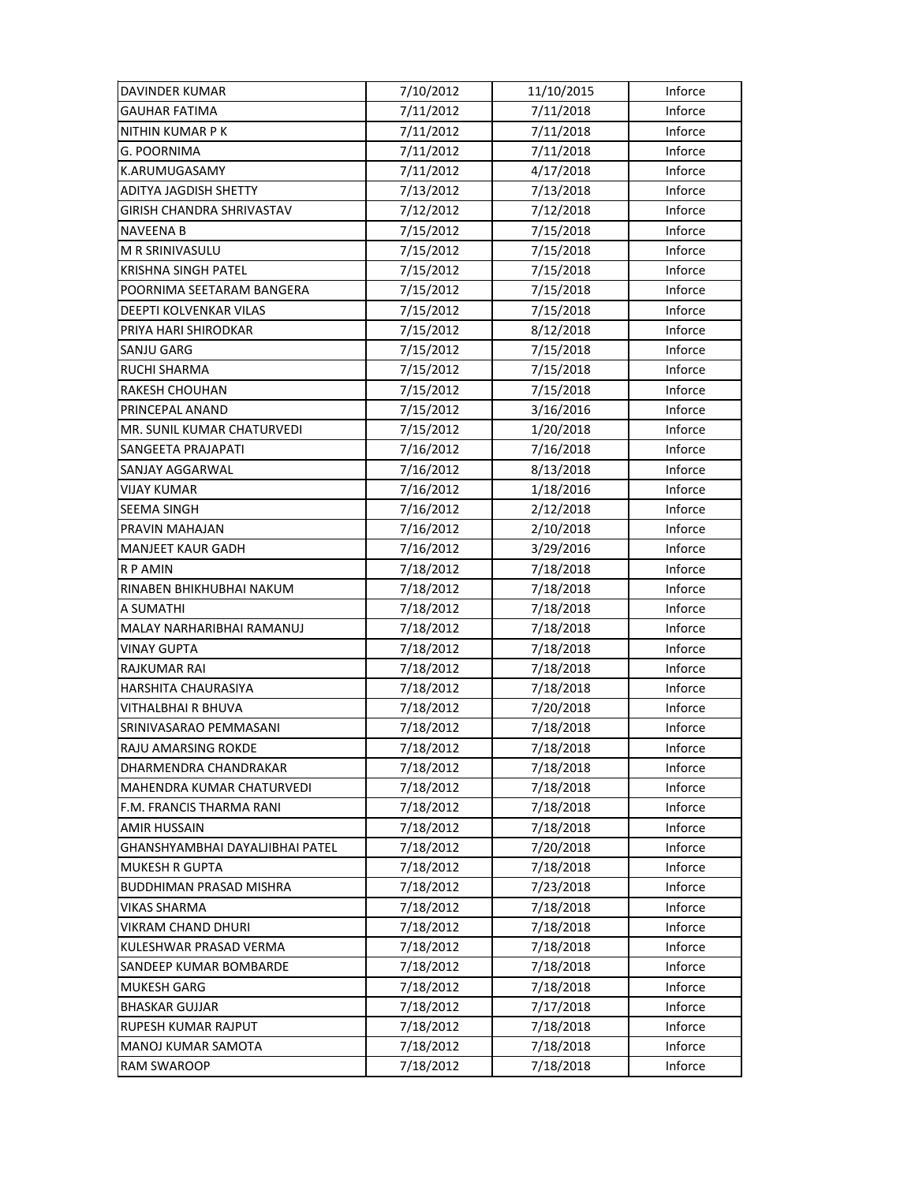| DAVINDER KUMAR | 7/10/2012 | 11/10/2015 | Inforce |
|---|---|---|---|
| GAUHAR FATIMA | 7/11/2012 | 7/11/2018 | Inforce |
| NITHIN KUMAR P K | 7/11/2012 | 7/11/2018 | Inforce |
| G. POORNIMA | 7/11/2012 | 7/11/2018 | Inforce |
| K.ARUMUGASAMY | 7/11/2012 | 4/17/2018 | Inforce |
| ADITYA JAGDISH SHETTY | 7/13/2012 | 7/13/2018 | Inforce |
| GIRISH CHANDRA SHRIVASTAV | 7/12/2012 | 7/12/2018 | Inforce |
| NAVEENA B | 7/15/2012 | 7/15/2018 | Inforce |
| M R SRINIVASULU | 7/15/2012 | 7/15/2018 | Inforce |
| KRISHNA SINGH PATEL | 7/15/2012 | 7/15/2018 | Inforce |
| POORNIMA SEETARAM BANGERA | 7/15/2012 | 7/15/2018 | Inforce |
| DEEPTI KOLVENKAR VILAS | 7/15/2012 | 7/15/2018 | Inforce |
| PRIYA HARI SHIRODKAR | 7/15/2012 | 8/12/2018 | Inforce |
| SANJU GARG | 7/15/2012 | 7/15/2018 | Inforce |
| RUCHI SHARMA | 7/15/2012 | 7/15/2018 | Inforce |
| RAKESH CHOUHAN | 7/15/2012 | 7/15/2018 | Inforce |
| PRINCEPAL ANAND | 7/15/2012 | 3/16/2016 | Inforce |
| MR. SUNIL KUMAR CHATURVEDI | 7/15/2012 | 1/20/2018 | Inforce |
| SANGEETA PRAJAPATI | 7/16/2012 | 7/16/2018 | Inforce |
| SANJAY AGGARWAL | 7/16/2012 | 8/13/2018 | Inforce |
| VIJAY KUMAR | 7/16/2012 | 1/18/2016 | Inforce |
| SEEMA SINGH | 7/16/2012 | 2/12/2018 | Inforce |
| PRAVIN MAHAJAN | 7/16/2012 | 2/10/2018 | Inforce |
| MANJEET KAUR GADH | 7/16/2012 | 3/29/2016 | Inforce |
| R P AMIN | 7/18/2012 | 7/18/2018 | Inforce |
| RINABEN BHIKHUBHAI NAKUM | 7/18/2012 | 7/18/2018 | Inforce |
| A SUMATHI | 7/18/2012 | 7/18/2018 | Inforce |
| MALAY NARHARIBHAI RAMANUJ | 7/18/2012 | 7/18/2018 | Inforce |
| VINAY GUPTA | 7/18/2012 | 7/18/2018 | Inforce |
| RAJKUMAR RAI | 7/18/2012 | 7/18/2018 | Inforce |
| HARSHITA CHAURASIYA | 7/18/2012 | 7/18/2018 | Inforce |
| VITHALBHAI R BHUVA | 7/18/2012 | 7/20/2018 | Inforce |
| SRINIVASARAO PEMMASANI | 7/18/2012 | 7/18/2018 | Inforce |
| RAJU AMARSING ROKDE | 7/18/2012 | 7/18/2018 | Inforce |
| DHARMENDRA CHANDRAKAR | 7/18/2012 | 7/18/2018 | Inforce |
| MAHENDRA KUMAR CHATURVEDI | 7/18/2012 | 7/18/2018 | Inforce |
| F.M. FRANCIS THARMA RANI | 7/18/2012 | 7/18/2018 | Inforce |
| AMIR HUSSAIN | 7/18/2012 | 7/18/2018 | Inforce |
| GHANSHYAMBHAI DAYALJIBHAI PATEL | 7/18/2012 | 7/20/2018 | Inforce |
| MUKESH R GUPTA | 7/18/2012 | 7/18/2018 | Inforce |
| BUDDHIMAN PRASAD MISHRA | 7/18/2012 | 7/23/2018 | Inforce |
| VIKAS SHARMA | 7/18/2012 | 7/18/2018 | Inforce |
| VIKRAM CHAND DHURI | 7/18/2012 | 7/18/2018 | Inforce |
| KULESHWAR PRASAD VERMA | 7/18/2012 | 7/18/2018 | Inforce |
| SANDEEP KUMAR BOMBARDE | 7/18/2012 | 7/18/2018 | Inforce |
| MUKESH GARG | 7/18/2012 | 7/18/2018 | Inforce |
| BHASKAR GUJJAR | 7/18/2012 | 7/17/2018 | Inforce |
| RUPESH KUMAR RAJPUT | 7/18/2012 | 7/18/2018 | Inforce |
| MANOJ KUMAR SAMOTA | 7/18/2012 | 7/18/2018 | Inforce |
| RAM SWAROOP | 7/18/2012 | 7/18/2018 | Inforce |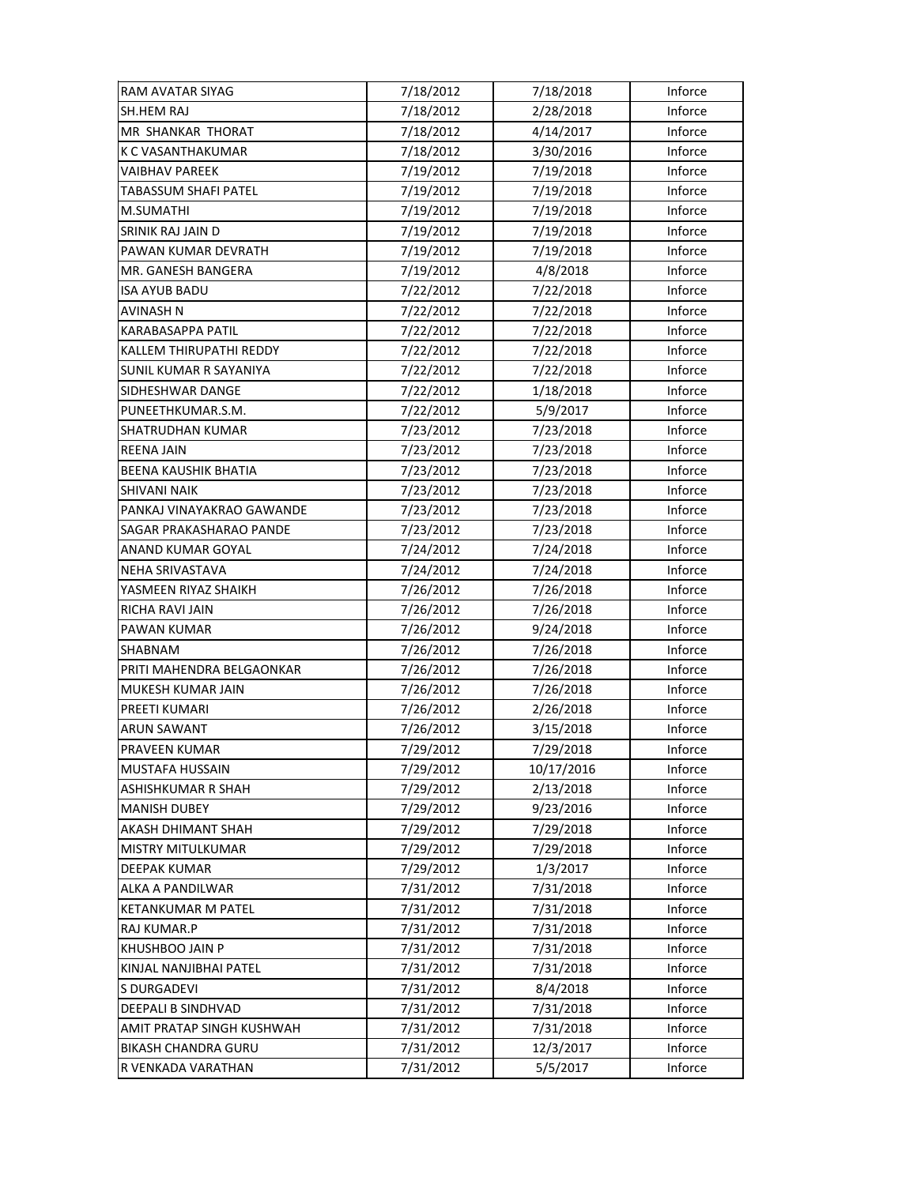| RAM AVATAR SIYAG | 7/18/2012 | 7/18/2018 | Inforce |
|---|---|---|---|
| SH.HEM RAJ | 7/18/2012 | 2/28/2018 | Inforce |
| MR  SHANKAR  THORAT | 7/18/2012 | 4/14/2017 | Inforce |
| K C VASANTHAKUMAR | 7/18/2012 | 3/30/2016 | Inforce |
| VAIBHAV PAREEK | 7/19/2012 | 7/19/2018 | Inforce |
| TABASSUM SHAFI PATEL | 7/19/2012 | 7/19/2018 | Inforce |
| M.SUMATHI | 7/19/2012 | 7/19/2018 | Inforce |
| SRINIK RAJ JAIN D | 7/19/2012 | 7/19/2018 | Inforce |
| PAWAN KUMAR DEVRATH | 7/19/2012 | 7/19/2018 | Inforce |
| MR. GANESH BANGERA | 7/19/2012 | 4/8/2018 | Inforce |
| ISA AYUB BADU | 7/22/2012 | 7/22/2018 | Inforce |
| AVINASH N | 7/22/2012 | 7/22/2018 | Inforce |
| KARABASAPPA PATIL | 7/22/2012 | 7/22/2018 | Inforce |
| KALLEM THIRUPATHI REDDY | 7/22/2012 | 7/22/2018 | Inforce |
| SUNIL KUMAR R SAYANIYA | 7/22/2012 | 7/22/2018 | Inforce |
| SIDHESHWAR DANGE | 7/22/2012 | 1/18/2018 | Inforce |
| PUNEETHKUMAR.S.M. | 7/22/2012 | 5/9/2017 | Inforce |
| SHATRUDHAN KUMAR | 7/23/2012 | 7/23/2018 | Inforce |
| REENA JAIN | 7/23/2012 | 7/23/2018 | Inforce |
| BEENA KAUSHIK BHATIA | 7/23/2012 | 7/23/2018 | Inforce |
| SHIVANI NAIK | 7/23/2012 | 7/23/2018 | Inforce |
| PANKAJ VINAYAKRAO GAWANDE | 7/23/2012 | 7/23/2018 | Inforce |
| SAGAR PRAKASHARAO PANDE | 7/23/2012 | 7/23/2018 | Inforce |
| ANAND KUMAR GOYAL | 7/24/2012 | 7/24/2018 | Inforce |
| NEHA SRIVASTAVA | 7/24/2012 | 7/24/2018 | Inforce |
| YASMEEN RIYAZ SHAIKH | 7/26/2012 | 7/26/2018 | Inforce |
| RICHA RAVI JAIN | 7/26/2012 | 7/26/2018 | Inforce |
| PAWAN KUMAR | 7/26/2012 | 9/24/2018 | Inforce |
| SHABNAM | 7/26/2012 | 7/26/2018 | Inforce |
| PRITI MAHENDRA BELGAONKAR | 7/26/2012 | 7/26/2018 | Inforce |
| MUKESH KUMAR JAIN | 7/26/2012 | 7/26/2018 | Inforce |
| PREETI KUMARI | 7/26/2012 | 2/26/2018 | Inforce |
| ARUN SAWANT | 7/26/2012 | 3/15/2018 | Inforce |
| PRAVEEN KUMAR | 7/29/2012 | 7/29/2018 | Inforce |
| MUSTAFA HUSSAIN | 7/29/2012 | 10/17/2016 | Inforce |
| ASHISHKUMAR R SHAH | 7/29/2012 | 2/13/2018 | Inforce |
| MANISH DUBEY | 7/29/2012 | 9/23/2016 | Inforce |
| AKASH DHIMANT SHAH | 7/29/2012 | 7/29/2018 | Inforce |
| MISTRY MITULKUMAR | 7/29/2012 | 7/29/2018 | Inforce |
| DEEPAK KUMAR | 7/29/2012 | 1/3/2017 | Inforce |
| ALKA A PANDILWAR | 7/31/2012 | 7/31/2018 | Inforce |
| KETANKUMAR M PATEL | 7/31/2012 | 7/31/2018 | Inforce |
| RAJ KUMAR.P | 7/31/2012 | 7/31/2018 | Inforce |
| KHUSHBOO JAIN P | 7/31/2012 | 7/31/2018 | Inforce |
| KINJAL NANJIBHAI PATEL | 7/31/2012 | 7/31/2018 | Inforce |
| S DURGADEVI | 7/31/2012 | 8/4/2018 | Inforce |
| DEEPALI B SINDHVAD | 7/31/2012 | 7/31/2018 | Inforce |
| AMIT PRATAP SINGH KUSHWAH | 7/31/2012 | 7/31/2018 | Inforce |
| BIKASH CHANDRA GURU | 7/31/2012 | 12/3/2017 | Inforce |
| R VENKADA VARATHAN | 7/31/2012 | 5/5/2017 | Inforce |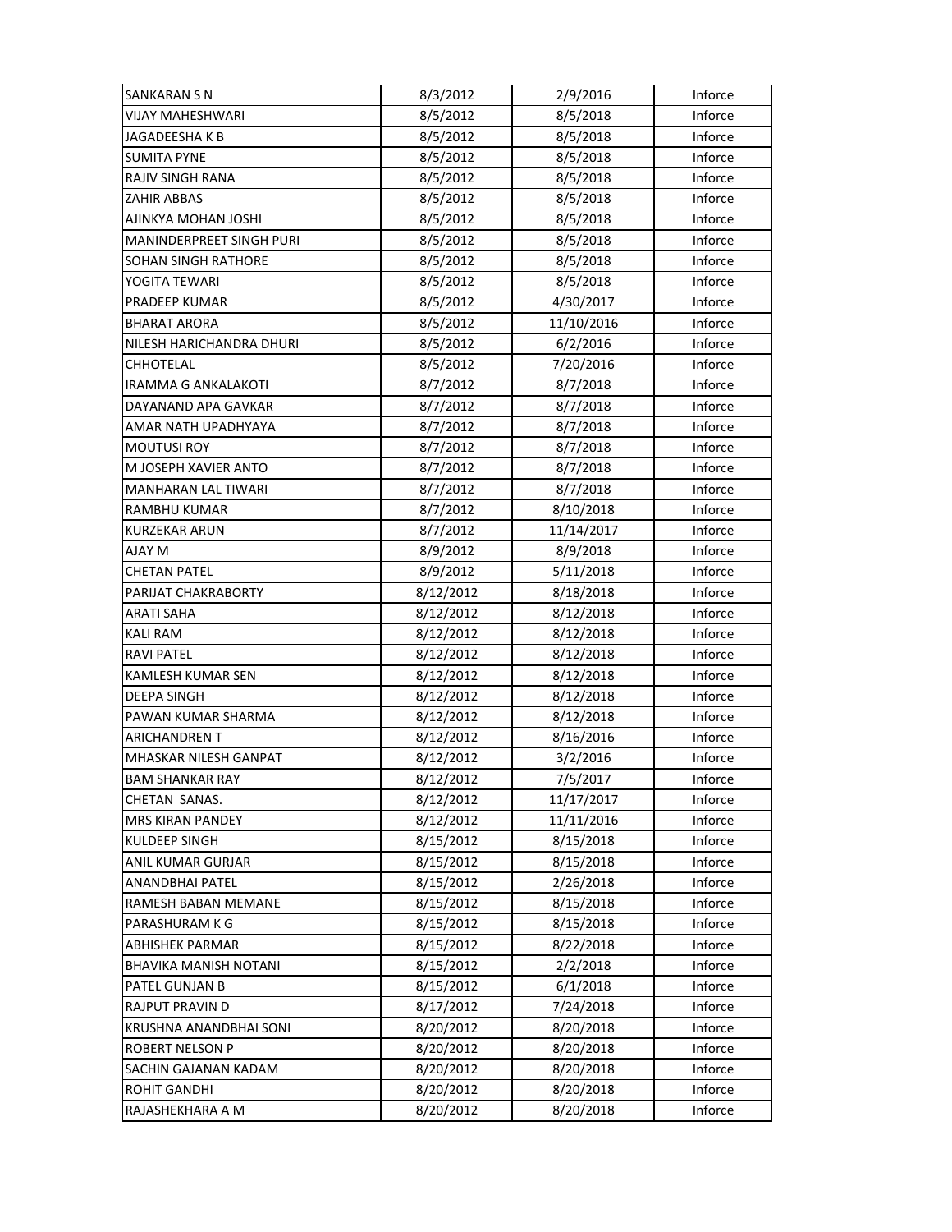| SANKARAN S N | 8/3/2012 | 2/9/2016 | Inforce |
|---|---|---|---|
| VIJAY MAHESHWARI | 8/5/2012 | 8/5/2018 | Inforce |
| JAGADEESHA K B | 8/5/2012 | 8/5/2018 | Inforce |
| SUMITA PYNE | 8/5/2012 | 8/5/2018 | Inforce |
| RAJIV SINGH RANA | 8/5/2012 | 8/5/2018 | Inforce |
| ZAHIR ABBAS | 8/5/2012 | 8/5/2018 | Inforce |
| AJINKYA MOHAN JOSHI | 8/5/2012 | 8/5/2018 | Inforce |
| MANINDERPREET SINGH PURI | 8/5/2012 | 8/5/2018 | Inforce |
| SOHAN SINGH RATHORE | 8/5/2012 | 8/5/2018 | Inforce |
| YOGITA TEWARI | 8/5/2012 | 8/5/2018 | Inforce |
| PRADEEP KUMAR | 8/5/2012 | 4/30/2017 | Inforce |
| BHARAT ARORA | 8/5/2012 | 11/10/2016 | Inforce |
| NILESH HARICHANDRA DHURI | 8/5/2012 | 6/2/2016 | Inforce |
| CHHOTELAL | 8/5/2012 | 7/20/2016 | Inforce |
| IRAMMA G ANKALAKOTI | 8/7/2012 | 8/7/2018 | Inforce |
| DAYANAND APA GAVKAR | 8/7/2012 | 8/7/2018 | Inforce |
| AMAR NATH UPADHYAYA | 8/7/2012 | 8/7/2018 | Inforce |
| MOUTUSI ROY | 8/7/2012 | 8/7/2018 | Inforce |
| M JOSEPH XAVIER ANTO | 8/7/2012 | 8/7/2018 | Inforce |
| MANHARAN LAL TIWARI | 8/7/2012 | 8/7/2018 | Inforce |
| RAMBHU KUMAR | 8/7/2012 | 8/10/2018 | Inforce |
| KURZEKAR ARUN | 8/7/2012 | 11/14/2017 | Inforce |
| AJAY M | 8/9/2012 | 8/9/2018 | Inforce |
| CHETAN PATEL | 8/9/2012 | 5/11/2018 | Inforce |
| PARIJAT CHAKRABORTY | 8/12/2012 | 8/18/2018 | Inforce |
| ARATI SAHA | 8/12/2012 | 8/12/2018 | Inforce |
| KALI RAM | 8/12/2012 | 8/12/2018 | Inforce |
| RAVI PATEL | 8/12/2012 | 8/12/2018 | Inforce |
| KAMLESH KUMAR SEN | 8/12/2012 | 8/12/2018 | Inforce |
| DEEPA SINGH | 8/12/2012 | 8/12/2018 | Inforce |
| PAWAN KUMAR SHARMA | 8/12/2012 | 8/12/2018 | Inforce |
| ARICHANDREN T | 8/12/2012 | 8/16/2016 | Inforce |
| MHASKAR NILESH GANPAT | 8/12/2012 | 3/2/2016 | Inforce |
| BAM SHANKAR RAY | 8/12/2012 | 7/5/2017 | Inforce |
| CHETAN SANAS. | 8/12/2012 | 11/17/2017 | Inforce |
| MRS KIRAN PANDEY | 8/12/2012 | 11/11/2016 | Inforce |
| KULDEEP SINGH | 8/15/2012 | 8/15/2018 | Inforce |
| ANIL KUMAR GURJAR | 8/15/2012 | 8/15/2018 | Inforce |
| ANANDBHAI PATEL | 8/15/2012 | 2/26/2018 | Inforce |
| RAMESH BABAN MEMANE | 8/15/2012 | 8/15/2018 | Inforce |
| PARASHURAM K G | 8/15/2012 | 8/15/2018 | Inforce |
| ABHISHEK PARMAR | 8/15/2012 | 8/22/2018 | Inforce |
| BHAVIKA MANISH NOTANI | 8/15/2012 | 2/2/2018 | Inforce |
| PATEL GUNJAN B | 8/15/2012 | 6/1/2018 | Inforce |
| RAJPUT PRAVIN D | 8/17/2012 | 7/24/2018 | Inforce |
| KRUSHNA ANANDBHAI SONI | 8/20/2012 | 8/20/2018 | Inforce |
| ROBERT NELSON P | 8/20/2012 | 8/20/2018 | Inforce |
| SACHIN GAJANAN KADAM | 8/20/2012 | 8/20/2018 | Inforce |
| ROHIT GANDHI | 8/20/2012 | 8/20/2018 | Inforce |
| RAJASHEKHARA A M | 8/20/2012 | 8/20/2018 | Inforce |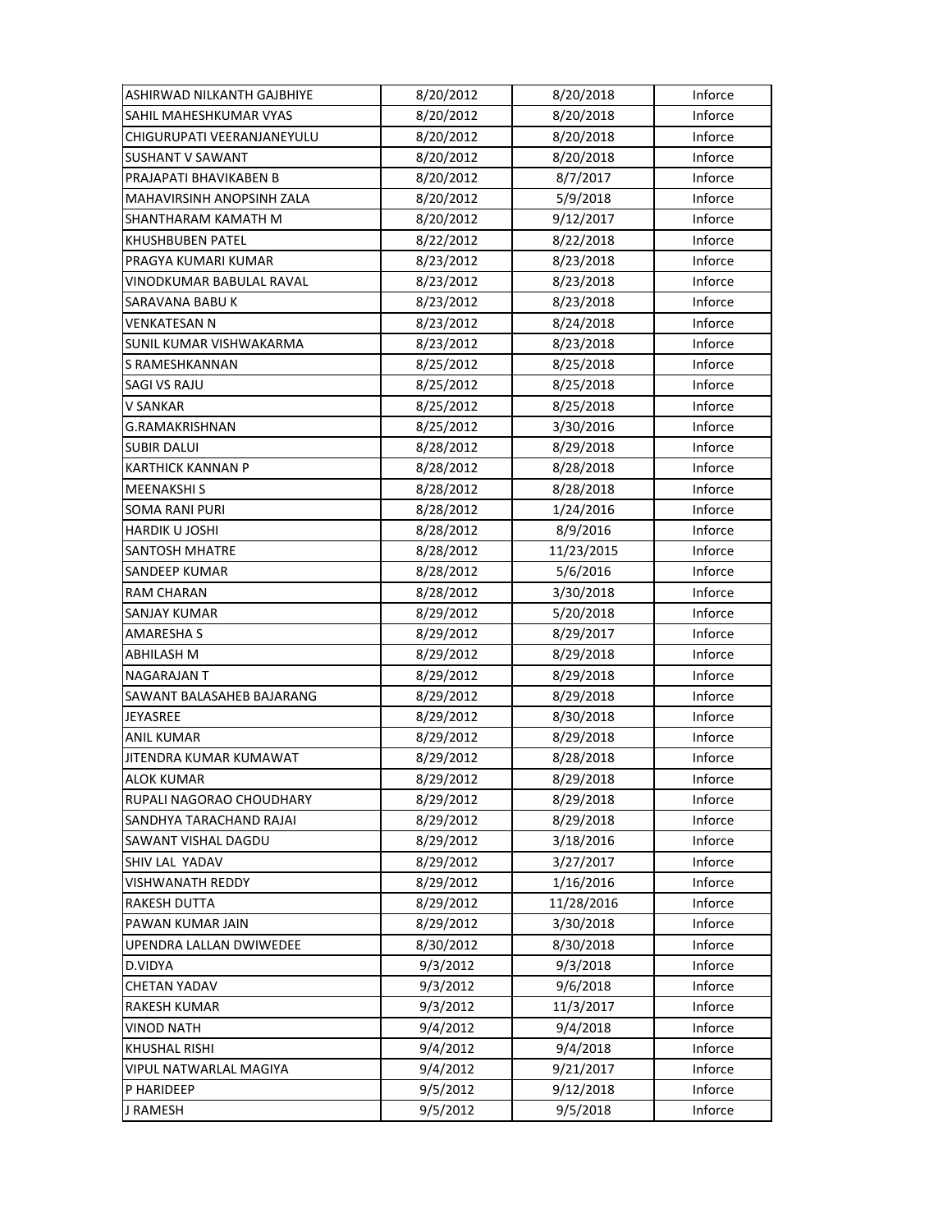| | | | |
|---|---|---|---|
| ASHIRWAD NILKANTH GAJBHIYE | 8/20/2012 | 8/20/2018 | Inforce |
| SAHIL MAHESHKUMAR VYAS | 8/20/2012 | 8/20/2018 | Inforce |
| CHIGURUPATI VEERANJANEYULU | 8/20/2012 | 8/20/2018 | Inforce |
| SUSHANT V SAWANT | 8/20/2012 | 8/20/2018 | Inforce |
| PRAJAPATI BHAVIKABEN B | 8/20/2012 | 8/7/2017 | Inforce |
| MAHAVIRSINH ANOPSINH ZALA | 8/20/2012 | 5/9/2018 | Inforce |
| SHANTHARAM KAMATH M | 8/20/2012 | 9/12/2017 | Inforce |
| KHUSHBUBEN PATEL | 8/22/2012 | 8/22/2018 | Inforce |
| PRAGYA KUMARI KUMAR | 8/23/2012 | 8/23/2018 | Inforce |
| VINODKUMAR BABULAL RAVAL | 8/23/2012 | 8/23/2018 | Inforce |
| SARAVANA BABU K | 8/23/2012 | 8/23/2018 | Inforce |
| VENKATESAN N | 8/23/2012 | 8/24/2018 | Inforce |
| SUNIL KUMAR VISHWAKARMA | 8/23/2012 | 8/23/2018 | Inforce |
| S RAMESHKANNAN | 8/25/2012 | 8/25/2018 | Inforce |
| SAGI VS RAJU | 8/25/2012 | 8/25/2018 | Inforce |
| V SANKAR | 8/25/2012 | 8/25/2018 | Inforce |
| G.RAMAKRISHNAN | 8/25/2012 | 3/30/2016 | Inforce |
| SUBIR DALUI | 8/28/2012 | 8/29/2018 | Inforce |
| KARTHICK KANNAN P | 8/28/2012 | 8/28/2018 | Inforce |
| MEENAKSHI S | 8/28/2012 | 8/28/2018 | Inforce |
| SOMA RANI PURI | 8/28/2012 | 1/24/2016 | Inforce |
| HARDIK U JOSHI | 8/28/2012 | 8/9/2016 | Inforce |
| SANTOSH MHATRE | 8/28/2012 | 11/23/2015 | Inforce |
| SANDEEP KUMAR | 8/28/2012 | 5/6/2016 | Inforce |
| RAM CHARAN | 8/28/2012 | 3/30/2018 | Inforce |
| SANJAY KUMAR | 8/29/2012 | 5/20/2018 | Inforce |
| AMARESHA S | 8/29/2012 | 8/29/2017 | Inforce |
| ABHILASH M | 8/29/2012 | 8/29/2018 | Inforce |
| NAGARAJAN T | 8/29/2012 | 8/29/2018 | Inforce |
| SAWANT BALASAHEB BAJARANG | 8/29/2012 | 8/29/2018 | Inforce |
| JEYASREE | 8/29/2012 | 8/30/2018 | Inforce |
| ANIL KUMAR | 8/29/2012 | 8/29/2018 | Inforce |
| JITENDRA KUMAR KUMAWAT | 8/29/2012 | 8/28/2018 | Inforce |
| ALOK KUMAR | 8/29/2012 | 8/29/2018 | Inforce |
| RUPALI NAGORAO CHOUDHARY | 8/29/2012 | 8/29/2018 | Inforce |
| SANDHYA TARACHAND RAJAI | 8/29/2012 | 8/29/2018 | Inforce |
| SAWANT VISHAL DAGDU | 8/29/2012 | 3/18/2016 | Inforce |
| SHIV LAL YADAV | 8/29/2012 | 3/27/2017 | Inforce |
| VISHWANATH REDDY | 8/29/2012 | 1/16/2016 | Inforce |
| RAKESH DUTTA | 8/29/2012 | 11/28/2016 | Inforce |
| PAWAN KUMAR JAIN | 8/29/2012 | 3/30/2018 | Inforce |
| UPENDRA LALLAN DWIWEDEE | 8/30/2012 | 8/30/2018 | Inforce |
| D.VIDYA | 9/3/2012 | 9/3/2018 | Inforce |
| CHETAN YADAV | 9/3/2012 | 9/6/2018 | Inforce |
| RAKESH KUMAR | 9/3/2012 | 11/3/2017 | Inforce |
| VINOD NATH | 9/4/2012 | 9/4/2018 | Inforce |
| KHUSHAL RISHI | 9/4/2012 | 9/4/2018 | Inforce |
| VIPUL NATWARLAL MAGIYA | 9/4/2012 | 9/21/2017 | Inforce |
| P HARIDEEP | 9/5/2012 | 9/12/2018 | Inforce |
| J RAMESH | 9/5/2012 | 9/5/2018 | Inforce |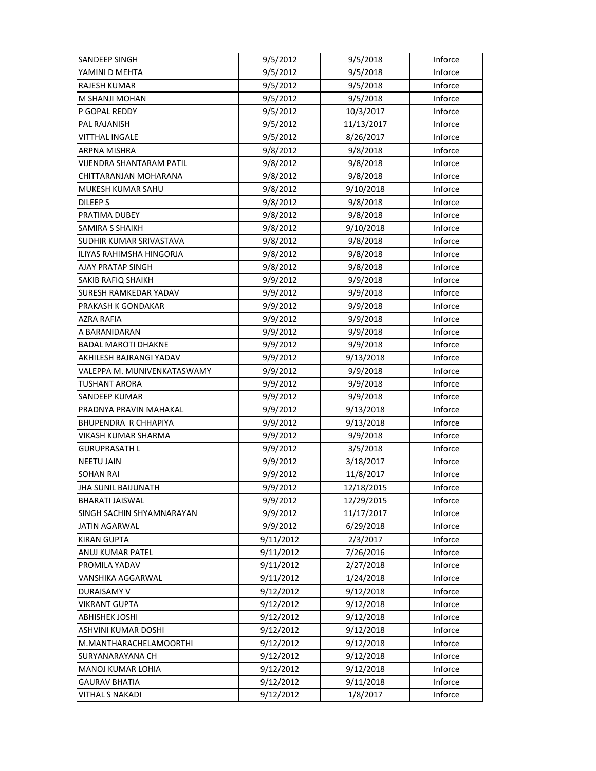| | | | |
|---|---|---|---|
| SANDEEP SINGH | 9/5/2012 | 9/5/2018 | Inforce |
| YAMINI D MEHTA | 9/5/2012 | 9/5/2018 | Inforce |
| RAJESH KUMAR | 9/5/2012 | 9/5/2018 | Inforce |
| M SHANJI MOHAN | 9/5/2012 | 9/5/2018 | Inforce |
| P GOPAL REDDY | 9/5/2012 | 10/3/2017 | Inforce |
| PAL RAJANISH | 9/5/2012 | 11/13/2017 | Inforce |
| VITTHAL INGALE | 9/5/2012 | 8/26/2017 | Inforce |
| ARPNA MISHRA | 9/8/2012 | 9/8/2018 | Inforce |
| VIJENDRA SHANTARAM PATIL | 9/8/2012 | 9/8/2018 | Inforce |
| CHITTARANJAN MOHARANA | 9/8/2012 | 9/8/2018 | Inforce |
| MUKESH KUMAR SAHU | 9/8/2012 | 9/10/2018 | Inforce |
| DILEEP S | 9/8/2012 | 9/8/2018 | Inforce |
| PRATIMA DUBEY | 9/8/2012 | 9/8/2018 | Inforce |
| SAMIRA S SHAIKH | 9/8/2012 | 9/10/2018 | Inforce |
| SUDHIR KUMAR SRIVASTAVA | 9/8/2012 | 9/8/2018 | Inforce |
| ILIYAS RAHIMSHA HINGORJA | 9/8/2012 | 9/8/2018 | Inforce |
| AJAY PRATAP SINGH | 9/8/2012 | 9/8/2018 | Inforce |
| SAKIB RAFIQ SHAIKH | 9/9/2012 | 9/9/2018 | Inforce |
| SURESH RAMKEDAR YADAV | 9/9/2012 | 9/9/2018 | Inforce |
| PRAKASH K GONDAKAR | 9/9/2012 | 9/9/2018 | Inforce |
| AZRA RAFIA | 9/9/2012 | 9/9/2018 | Inforce |
| A BARANIDARAN | 9/9/2012 | 9/9/2018 | Inforce |
| BADAL MAROTI DHAKNE | 9/9/2012 | 9/9/2018 | Inforce |
| AKHILESH BAJRANGI YADAV | 9/9/2012 | 9/13/2018 | Inforce |
| VALEPPA M. MUNIVENKATASWAMY | 9/9/2012 | 9/9/2018 | Inforce |
| TUSHANT ARORA | 9/9/2012 | 9/9/2018 | Inforce |
| SANDEEP KUMAR | 9/9/2012 | 9/9/2018 | Inforce |
| PRADNYA PRAVIN MAHAKAL | 9/9/2012 | 9/13/2018 | Inforce |
| BHUPENDRA R CHHAPIYA | 9/9/2012 | 9/13/2018 | Inforce |
| VIKASH KUMAR SHARMA | 9/9/2012 | 9/9/2018 | Inforce |
| GURUPRASATH L | 9/9/2012 | 3/5/2018 | Inforce |
| NEETU JAIN | 9/9/2012 | 3/18/2017 | Inforce |
| SOHAN RAI | 9/9/2012 | 11/8/2017 | Inforce |
| JHA SUNIL BAIJUNATH | 9/9/2012 | 12/18/2015 | Inforce |
| BHARATI JAISWAL | 9/9/2012 | 12/29/2015 | Inforce |
| SINGH SACHIN SHYAMNARAYAN | 9/9/2012 | 11/17/2017 | Inforce |
| JATIN AGARWAL | 9/9/2012 | 6/29/2018 | Inforce |
| KIRAN GUPTA | 9/11/2012 | 2/3/2017 | Inforce |
| ANUJ KUMAR PATEL | 9/11/2012 | 7/26/2016 | Inforce |
| PROMILA YADAV | 9/11/2012 | 2/27/2018 | Inforce |
| VANSHIKA AGGARWAL | 9/11/2012 | 1/24/2018 | Inforce |
| DURAISAMY V | 9/12/2012 | 9/12/2018 | Inforce |
| VIKRANT GUPTA | 9/12/2012 | 9/12/2018 | Inforce |
| ABHISHEK JOSHI | 9/12/2012 | 9/12/2018 | Inforce |
| ASHVINI KUMAR DOSHI | 9/12/2012 | 9/12/2018 | Inforce |
| M.MANTHARACHELAMOORTHI | 9/12/2012 | 9/12/2018 | Inforce |
| SURYANARAYANA CH | 9/12/2012 | 9/12/2018 | Inforce |
| MANOJ KUMAR LOHIA | 9/12/2012 | 9/12/2018 | Inforce |
| GAURAV BHATIA | 9/12/2012 | 9/11/2018 | Inforce |
| VITHAL S NAKADI | 9/12/2012 | 1/8/2017 | Inforce |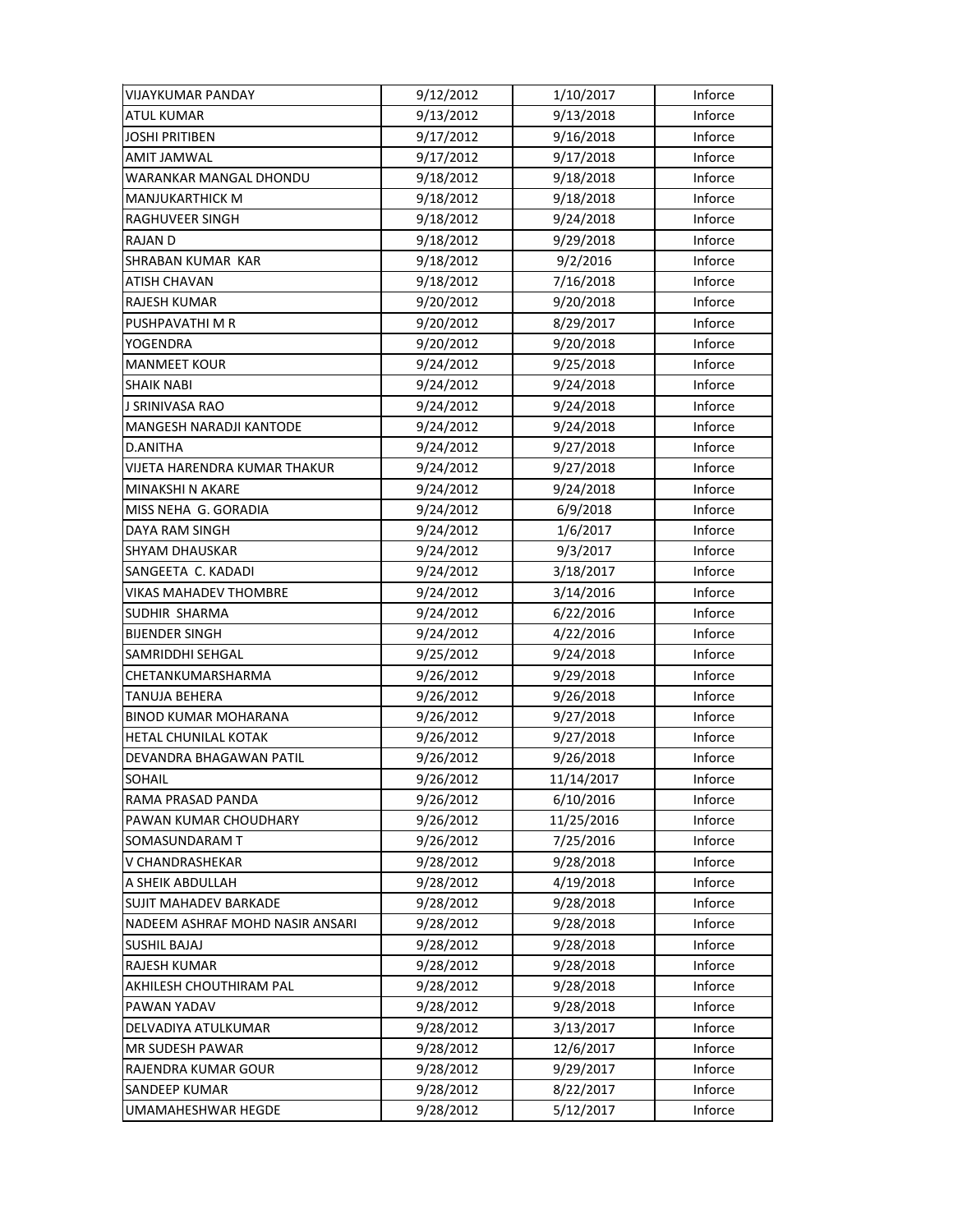| | | | |
|---|---|---|---|
| VIJAYKUMAR PANDAY | 9/12/2012 | 1/10/2017 | Inforce |
| ATUL KUMAR | 9/13/2012 | 9/13/2018 | Inforce |
| JOSHI PRITIBEN | 9/17/2012 | 9/16/2018 | Inforce |
| AMIT JAMWAL | 9/17/2012 | 9/17/2018 | Inforce |
| WARANKAR MANGAL DHONDU | 9/18/2012 | 9/18/2018 | Inforce |
| MANJUKARTHICK M | 9/18/2012 | 9/18/2018 | Inforce |
| RAGHUVEER SINGH | 9/18/2012 | 9/24/2018 | Inforce |
| RAJAN D | 9/18/2012 | 9/29/2018 | Inforce |
| SHRABAN KUMAR KAR | 9/18/2012 | 9/2/2016 | Inforce |
| ATISH CHAVAN | 9/18/2012 | 7/16/2018 | Inforce |
| RAJESH KUMAR | 9/20/2012 | 9/20/2018 | Inforce |
| PUSHPAVATHI M R | 9/20/2012 | 8/29/2017 | Inforce |
| YOGENDRA | 9/20/2012 | 9/20/2018 | Inforce |
| MANMEET KOUR | 9/24/2012 | 9/25/2018 | Inforce |
| SHAIK NABI | 9/24/2012 | 9/24/2018 | Inforce |
| J SRINIVASA RAO | 9/24/2012 | 9/24/2018 | Inforce |
| MANGESH NARADJI KANTODE | 9/24/2012 | 9/24/2018 | Inforce |
| D.ANITHA | 9/24/2012 | 9/27/2018 | Inforce |
| VIJETA HARENDRA KUMAR THAKUR | 9/24/2012 | 9/27/2018 | Inforce |
| MINAKSHI N AKARE | 9/24/2012 | 9/24/2018 | Inforce |
| MISS NEHA G. GORADIA | 9/24/2012 | 6/9/2018 | Inforce |
| DAYA RAM SINGH | 9/24/2012 | 1/6/2017 | Inforce |
| SHYAM DHAUSKAR | 9/24/2012 | 9/3/2017 | Inforce |
| SANGEETA C. KADADI | 9/24/2012 | 3/18/2017 | Inforce |
| VIKAS MAHADEV THOMBRE | 9/24/2012 | 3/14/2016 | Inforce |
| SUDHIR SHARMA | 9/24/2012 | 6/22/2016 | Inforce |
| BIJENDER SINGH | 9/24/2012 | 4/22/2016 | Inforce |
| SAMRIDDHI SEHGAL | 9/25/2012 | 9/24/2018 | Inforce |
| CHETANKUMARSHARMA | 9/26/2012 | 9/29/2018 | Inforce |
| TANUJA BEHERA | 9/26/2012 | 9/26/2018 | Inforce |
| BINOD KUMAR MOHARANA | 9/26/2012 | 9/27/2018 | Inforce |
| HETAL CHUNILAL KOTAK | 9/26/2012 | 9/27/2018 | Inforce |
| DEVANDRA BHAGAWAN PATIL | 9/26/2012 | 9/26/2018 | Inforce |
| SOHAIL | 9/26/2012 | 11/14/2017 | Inforce |
| RAMA PRASAD PANDA | 9/26/2012 | 6/10/2016 | Inforce |
| PAWAN KUMAR CHOUDHARY | 9/26/2012 | 11/25/2016 | Inforce |
| SOMASUNDARAM T | 9/26/2012 | 7/25/2016 | Inforce |
| V CHANDRASHEKAR | 9/28/2012 | 9/28/2018 | Inforce |
| A SHEIK ABDULLAH | 9/28/2012 | 4/19/2018 | Inforce |
| SUJIT MAHADEV BARKADE | 9/28/2012 | 9/28/2018 | Inforce |
| NADEEM ASHRAF MOHD NASIR ANSARI | 9/28/2012 | 9/28/2018 | Inforce |
| SUSHIL BAJAJ | 9/28/2012 | 9/28/2018 | Inforce |
| RAJESH KUMAR | 9/28/2012 | 9/28/2018 | Inforce |
| AKHILESH CHOUTHIRAM PAL | 9/28/2012 | 9/28/2018 | Inforce |
| PAWAN YADAV | 9/28/2012 | 9/28/2018 | Inforce |
| DELVADIYA ATULKUMAR | 9/28/2012 | 3/13/2017 | Inforce |
| MR SUDESH PAWAR | 9/28/2012 | 12/6/2017 | Inforce |
| RAJENDRA KUMAR GOUR | 9/28/2012 | 9/29/2017 | Inforce |
| SANDEEP KUMAR | 9/28/2012 | 8/22/2017 | Inforce |
| UMAMAHESHWAR HEGDE | 9/28/2012 | 5/12/2017 | Inforce |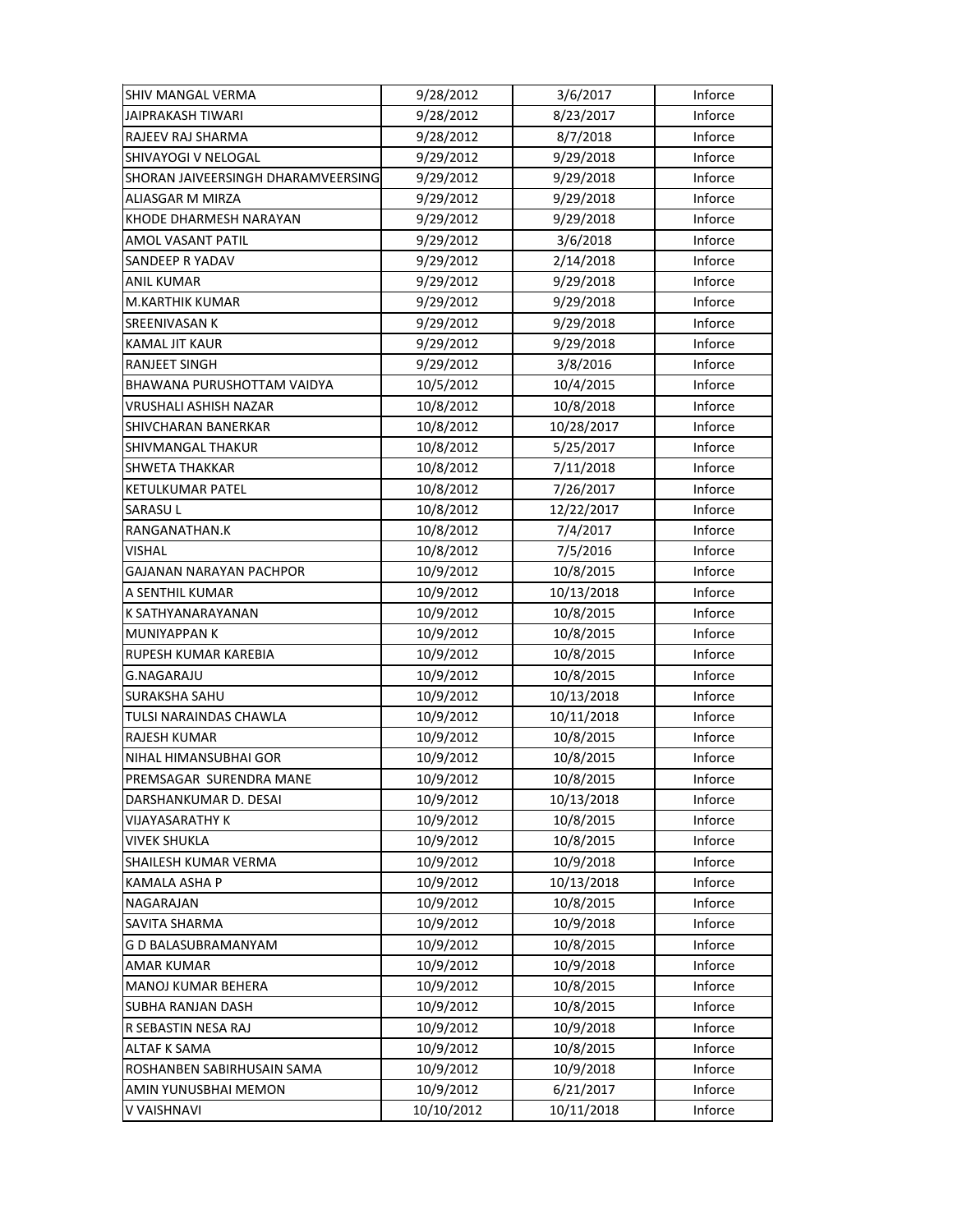| SHIV MANGAL VERMA | 9/28/2012 | 3/6/2017 | Inforce |
|---|---|---|---|
| JAIPRAKASH TIWARI | 9/28/2012 | 8/23/2017 | Inforce |
| RAJEEV RAJ SHARMA | 9/28/2012 | 8/7/2018 | Inforce |
| SHIVAYOGI V NELOGAL | 9/29/2012 | 9/29/2018 | Inforce |
| SHORAN JAIVEERSINGH DHARAMVEERSING | 9/29/2012 | 9/29/2018 | Inforce |
| ALIASGAR M MIRZA | 9/29/2012 | 9/29/2018 | Inforce |
| KHODE DHARMESH NARAYAN | 9/29/2012 | 9/29/2018 | Inforce |
| AMOL VASANT PATIL | 9/29/2012 | 3/6/2018 | Inforce |
| SANDEEP R YADAV | 9/29/2012 | 2/14/2018 | Inforce |
| ANIL KUMAR | 9/29/2012 | 9/29/2018 | Inforce |
| M.KARTHIK KUMAR | 9/29/2012 | 9/29/2018 | Inforce |
| SREENIVASAN K | 9/29/2012 | 9/29/2018 | Inforce |
| KAMAL JIT KAUR | 9/29/2012 | 9/29/2018 | Inforce |
| RANJEET SINGH | 9/29/2012 | 3/8/2016 | Inforce |
| BHAWANA PURUSHOTTAM VAIDYA | 10/5/2012 | 10/4/2015 | Inforce |
| VRUSHALI ASHISH NAZAR | 10/8/2012 | 10/8/2018 | Inforce |
| SHIVCHARAN BANERKAR | 10/8/2012 | 10/28/2017 | Inforce |
| SHIVMANGAL THAKUR | 10/8/2012 | 5/25/2017 | Inforce |
| SHWETA THAKKAR | 10/8/2012 | 7/11/2018 | Inforce |
| KETULKUMAR PATEL | 10/8/2012 | 7/26/2017 | Inforce |
| SARASU L | 10/8/2012 | 12/22/2017 | Inforce |
| RANGANATHAN.K | 10/8/2012 | 7/4/2017 | Inforce |
| VISHAL | 10/8/2012 | 7/5/2016 | Inforce |
| GAJANAN NARAYAN PACHPOR | 10/9/2012 | 10/8/2015 | Inforce |
| A SENTHIL KUMAR | 10/9/2012 | 10/13/2018 | Inforce |
| K SATHYANARAYANAN | 10/9/2012 | 10/8/2015 | Inforce |
| MUNIYAPPAN K | 10/9/2012 | 10/8/2015 | Inforce |
| RUPESH KUMAR KAREBIA | 10/9/2012 | 10/8/2015 | Inforce |
| G.NAGARAJU | 10/9/2012 | 10/8/2015 | Inforce |
| SURAKSHA SAHU | 10/9/2012 | 10/13/2018 | Inforce |
| TULSI NARAINDAS CHAWLA | 10/9/2012 | 10/11/2018 | Inforce |
| RAJESH KUMAR | 10/9/2012 | 10/8/2015 | Inforce |
| NIHAL HIMANSUBHAI GOR | 10/9/2012 | 10/8/2015 | Inforce |
| PREMSAGAR SURENDRA MANE | 10/9/2012 | 10/8/2015 | Inforce |
| DARSHANKUMAR D. DESAI | 10/9/2012 | 10/13/2018 | Inforce |
| VIJAYASARATHY K | 10/9/2012 | 10/8/2015 | Inforce |
| VIVEK SHUKLA | 10/9/2012 | 10/8/2015 | Inforce |
| SHAILESH KUMAR VERMA | 10/9/2012 | 10/9/2018 | Inforce |
| KAMALA ASHA P | 10/9/2012 | 10/13/2018 | Inforce |
| NAGARAJAN | 10/9/2012 | 10/8/2015 | Inforce |
| SAVITA SHARMA | 10/9/2012 | 10/9/2018 | Inforce |
| G D BALASUBRAMANYAM | 10/9/2012 | 10/8/2015 | Inforce |
| AMAR KUMAR | 10/9/2012 | 10/9/2018 | Inforce |
| MANOJ KUMAR BEHERA | 10/9/2012 | 10/8/2015 | Inforce |
| SUBHA RANJAN DASH | 10/9/2012 | 10/8/2015 | Inforce |
| R SEBASTIN NESA RAJ | 10/9/2012 | 10/9/2018 | Inforce |
| ALTAF K SAMA | 10/9/2012 | 10/8/2015 | Inforce |
| ROSHANBEN SABIRHUSAIN SAMA | 10/9/2012 | 10/9/2018 | Inforce |
| AMIN YUNUSBHAI MEMON | 10/9/2012 | 6/21/2017 | Inforce |
| V VAISHNAVI | 10/10/2012 | 10/11/2018 | Inforce |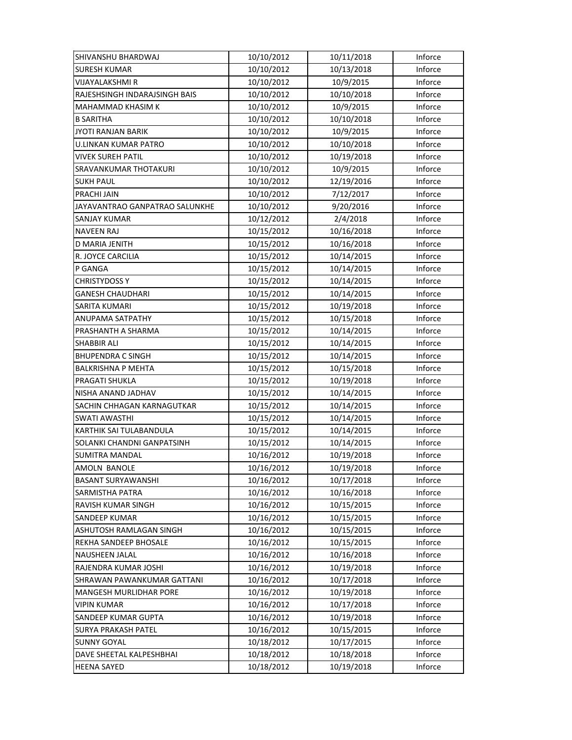| | | | |
|---|---|---|---|
| SHIVANSHU BHARDWAJ | 10/10/2012 | 10/11/2018 | Inforce |
| SURESH KUMAR | 10/10/2012 | 10/13/2018 | Inforce |
| VIJAYALAKSHMI R | 10/10/2012 | 10/9/2015 | Inforce |
| RAJESHSINGH INDARAJSINGH BAIS | 10/10/2012 | 10/10/2018 | Inforce |
| MAHAMMAD KHASIM K | 10/10/2012 | 10/9/2015 | Inforce |
| B SARITHA | 10/10/2012 | 10/10/2018 | Inforce |
| JYOTI RANJAN BARIK | 10/10/2012 | 10/9/2015 | Inforce |
| U.LINKAN KUMAR PATRO | 10/10/2012 | 10/10/2018 | Inforce |
| VIVEK SUREH PATIL | 10/10/2012 | 10/19/2018 | Inforce |
| SRAVANKUMAR THOTAKURI | 10/10/2012 | 10/9/2015 | Inforce |
| SUKH PAUL | 10/10/2012 | 12/19/2016 | Inforce |
| PRACHI JAIN | 10/10/2012 | 7/12/2017 | Inforce |
| JAYAVANTRAO GANPATRAO SALUNKHE | 10/10/2012 | 9/20/2016 | Inforce |
| SANJAY KUMAR | 10/12/2012 | 2/4/2018 | Inforce |
| NAVEEN RAJ | 10/15/2012 | 10/16/2018 | Inforce |
| D MARIA JENITH | 10/15/2012 | 10/16/2018 | Inforce |
| R. JOYCE CARCILIA | 10/15/2012 | 10/14/2015 | Inforce |
| P GANGA | 10/15/2012 | 10/14/2015 | Inforce |
| CHRISTYDOSS Y | 10/15/2012 | 10/14/2015 | Inforce |
| GANESH CHAUDHARI | 10/15/2012 | 10/14/2015 | Inforce |
| SARITA KUMARI | 10/15/2012 | 10/19/2018 | Inforce |
| ANUPAMA SATPATHY | 10/15/2012 | 10/15/2018 | Inforce |
| PRASHANTH A SHARMA | 10/15/2012 | 10/14/2015 | Inforce |
| SHABBIR ALI | 10/15/2012 | 10/14/2015 | Inforce |
| BHUPENDRA C SINGH | 10/15/2012 | 10/14/2015 | Inforce |
| BALKRISHNA P MEHTA | 10/15/2012 | 10/15/2018 | Inforce |
| PRAGATI SHUKLA | 10/15/2012 | 10/19/2018 | Inforce |
| NISHA ANAND JADHAV | 10/15/2012 | 10/14/2015 | Inforce |
| SACHIN CHHAGAN KARNAGUTKAR | 10/15/2012 | 10/14/2015 | Inforce |
| SWATI AWASTHI | 10/15/2012 | 10/14/2015 | Inforce |
| KARTHIK SAI TULABANDULA | 10/15/2012 | 10/14/2015 | Inforce |
| SOLANKI CHANDNI GANPATSINH | 10/15/2012 | 10/14/2015 | Inforce |
| SUMITRA MANDAL | 10/16/2012 | 10/19/2018 | Inforce |
| AMOLN BANOLE | 10/16/2012 | 10/19/2018 | Inforce |
| BASANT SURYAWANSHI | 10/16/2012 | 10/17/2018 | Inforce |
| SARMISTHA PATRA | 10/16/2012 | 10/16/2018 | Inforce |
| RAVISH KUMAR SINGH | 10/16/2012 | 10/15/2015 | Inforce |
| SANDEEP KUMAR | 10/16/2012 | 10/15/2015 | Inforce |
| ASHUTOSH RAMLAGAN SINGH | 10/16/2012 | 10/15/2015 | Inforce |
| REKHA SANDEEP BHOSALE | 10/16/2012 | 10/15/2015 | Inforce |
| NAUSHEEN JALAL | 10/16/2012 | 10/16/2018 | Inforce |
| RAJENDRA KUMAR JOSHI | 10/16/2012 | 10/19/2018 | Inforce |
| SHRAWAN PAWANKUMAR GATTANI | 10/16/2012 | 10/17/2018 | Inforce |
| MANGESH MURLIDHAR PORE | 10/16/2012 | 10/19/2018 | Inforce |
| VIPIN KUMAR | 10/16/2012 | 10/17/2018 | Inforce |
| SANDEEP KUMAR GUPTA | 10/16/2012 | 10/19/2018 | Inforce |
| SURYA PRAKASH PATEL | 10/16/2012 | 10/15/2015 | Inforce |
| SUNNY GOYAL | 10/18/2012 | 10/17/2015 | Inforce |
| DAVE SHEETAL KALPESHBHAI | 10/18/2012 | 10/18/2018 | Inforce |
| HEENA SAYED | 10/18/2012 | 10/19/2018 | Inforce |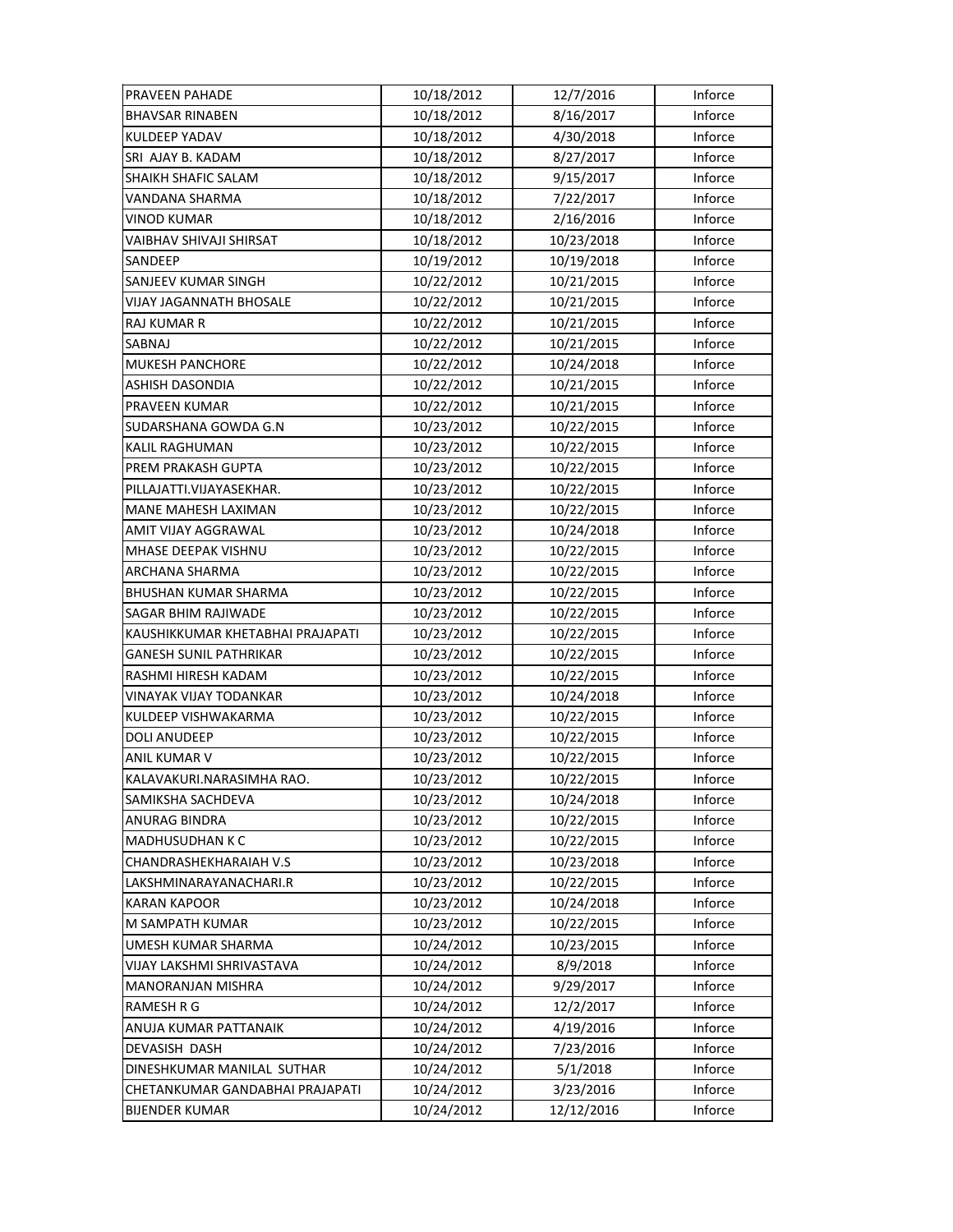| | | | |
|---|---|---|---|
| PRAVEEN PAHADE | 10/18/2012 | 12/7/2016 | Inforce |
| BHAVSAR RINABEN | 10/18/2012 | 8/16/2017 | Inforce |
| KULDEEP YADAV | 10/18/2012 | 4/30/2018 | Inforce |
| SRI AJAY B. KADAM | 10/18/2012 | 8/27/2017 | Inforce |
| SHAIKH SHAFIC SALAM | 10/18/2012 | 9/15/2017 | Inforce |
| VANDANA SHARMA | 10/18/2012 | 7/22/2017 | Inforce |
| VINOD KUMAR | 10/18/2012 | 2/16/2016 | Inforce |
| VAIBHAV SHIVAJI SHIRSAT | 10/18/2012 | 10/23/2018 | Inforce |
| SANDEEP | 10/19/2012 | 10/19/2018 | Inforce |
| SANJEEV KUMAR SINGH | 10/22/2012 | 10/21/2015 | Inforce |
| VIJAY JAGANNATH BHOSALE | 10/22/2012 | 10/21/2015 | Inforce |
| RAJ KUMAR R | 10/22/2012 | 10/21/2015 | Inforce |
| SABNAJ | 10/22/2012 | 10/21/2015 | Inforce |
| MUKESH PANCHORE | 10/22/2012 | 10/24/2018 | Inforce |
| ASHISH DASONDIA | 10/22/2012 | 10/21/2015 | Inforce |
| PRAVEEN KUMAR | 10/22/2012 | 10/21/2015 | Inforce |
| SUDARSHANA GOWDA G.N | 10/23/2012 | 10/22/2015 | Inforce |
| KALIL RAGHUMAN | 10/23/2012 | 10/22/2015 | Inforce |
| PREM PRAKASH GUPTA | 10/23/2012 | 10/22/2015 | Inforce |
| PILLAJATTI.VIJAYASEKHAR. | 10/23/2012 | 10/22/2015 | Inforce |
| MANE MAHESH LAXIMAN | 10/23/2012 | 10/22/2015 | Inforce |
| AMIT VIJAY AGGRAWAL | 10/23/2012 | 10/24/2018 | Inforce |
| MHASE DEEPAK VISHNU | 10/23/2012 | 10/22/2015 | Inforce |
| ARCHANA SHARMA | 10/23/2012 | 10/22/2015 | Inforce |
| BHUSHAN KUMAR SHARMA | 10/23/2012 | 10/22/2015 | Inforce |
| SAGAR BHIM RAJIWADE | 10/23/2012 | 10/22/2015 | Inforce |
| KAUSHIKKUMAR KHETABHAI PRAJAPATI | 10/23/2012 | 10/22/2015 | Inforce |
| GANESH SUNIL PATHRIKAR | 10/23/2012 | 10/22/2015 | Inforce |
| RASHMI HIRESH KADAM | 10/23/2012 | 10/22/2015 | Inforce |
| VINAYAK VIJAY TODANKAR | 10/23/2012 | 10/24/2018 | Inforce |
| KULDEEP VISHWAKARMA | 10/23/2012 | 10/22/2015 | Inforce |
| DOLI ANUDEEP | 10/23/2012 | 10/22/2015 | Inforce |
| ANIL KUMAR V | 10/23/2012 | 10/22/2015 | Inforce |
| KALAVAKURI.NARASIMHA RAO. | 10/23/2012 | 10/22/2015 | Inforce |
| SAMIKSHA SACHDEVA | 10/23/2012 | 10/24/2018 | Inforce |
| ANURAG BINDRA | 10/23/2012 | 10/22/2015 | Inforce |
| MADHUSUDHAN K C | 10/23/2012 | 10/22/2015 | Inforce |
| CHANDRASHEKHARAIAH V.S | 10/23/2012 | 10/23/2018 | Inforce |
| LAKSHMINARAYANACHARI.R | 10/23/2012 | 10/22/2015 | Inforce |
| KARAN KAPOOR | 10/23/2012 | 10/24/2018 | Inforce |
| M SAMPATH KUMAR | 10/23/2012 | 10/22/2015 | Inforce |
| UMESH KUMAR SHARMA | 10/24/2012 | 10/23/2015 | Inforce |
| VIJAY LAKSHMI SHRIVASTAVA | 10/24/2012 | 8/9/2018 | Inforce |
| MANORANJAN MISHRA | 10/24/2012 | 9/29/2017 | Inforce |
| RAMESH R G | 10/24/2012 | 12/2/2017 | Inforce |
| ANUJA KUMAR PATTANAIK | 10/24/2012 | 4/19/2016 | Inforce |
| DEVASISH DASH | 10/24/2012 | 7/23/2016 | Inforce |
| DINESHKUMAR MANILAL SUTHAR | 10/24/2012 | 5/1/2018 | Inforce |
| CHETANKUMAR GANDABHAI PRAJAPATI | 10/24/2012 | 3/23/2016 | Inforce |
| BIJENDER KUMAR | 10/24/2012 | 12/12/2016 | Inforce |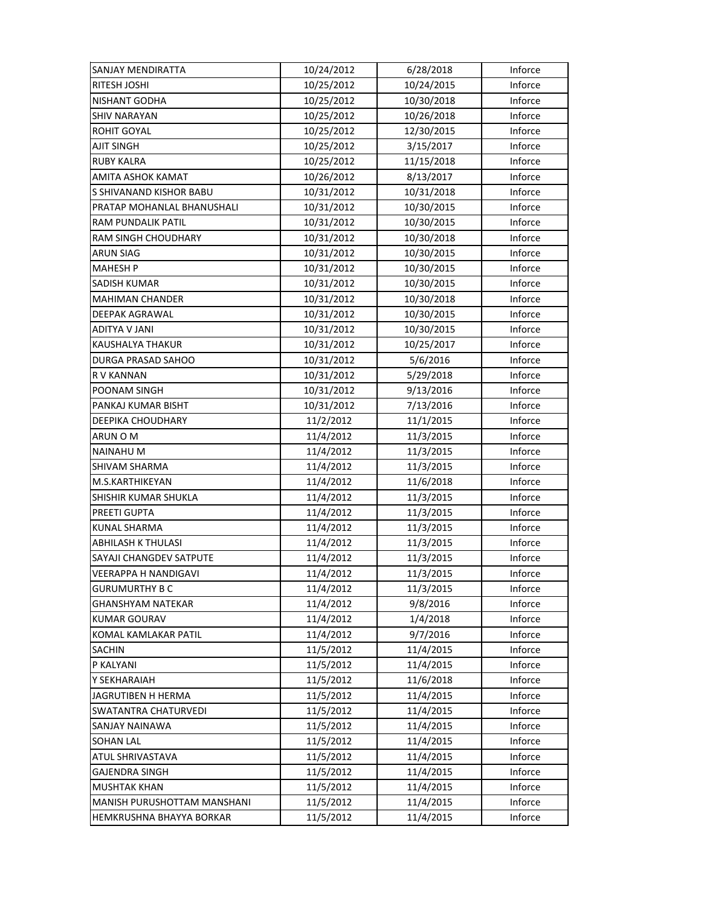| | | | |
|---|---|---|---|
| SANJAY MENDIRATTA | 10/24/2012 | 6/28/2018 | Inforce |
| RITESH JOSHI | 10/25/2012 | 10/24/2015 | Inforce |
| NISHANT GODHA | 10/25/2012 | 10/30/2018 | Inforce |
| SHIV NARAYAN | 10/25/2012 | 10/26/2018 | Inforce |
| ROHIT GOYAL | 10/25/2012 | 12/30/2015 | Inforce |
| AJIT SINGH | 10/25/2012 | 3/15/2017 | Inforce |
| RUBY KALRA | 10/25/2012 | 11/15/2018 | Inforce |
| AMITA ASHOK KAMAT | 10/26/2012 | 8/13/2017 | Inforce |
| S SHIVANAND KISHOR BABU | 10/31/2012 | 10/31/2018 | Inforce |
| PRATAP MOHANLAL BHANUSHALI | 10/31/2012 | 10/30/2015 | Inforce |
| RAM PUNDALIK PATIL | 10/31/2012 | 10/30/2015 | Inforce |
| RAM SINGH CHOUDHARY | 10/31/2012 | 10/30/2018 | Inforce |
| ARUN SIAG | 10/31/2012 | 10/30/2015 | Inforce |
| MAHESH P | 10/31/2012 | 10/30/2015 | Inforce |
| SADISH KUMAR | 10/31/2012 | 10/30/2015 | Inforce |
| MAHIMAN CHANDER | 10/31/2012 | 10/30/2018 | Inforce |
| DEEPAK AGRAWAL | 10/31/2012 | 10/30/2015 | Inforce |
| ADITYA V JANI | 10/31/2012 | 10/30/2015 | Inforce |
| KAUSHALYA THAKUR | 10/31/2012 | 10/25/2017 | Inforce |
| DURGA PRASAD SAHOO | 10/31/2012 | 5/6/2016 | Inforce |
| R V KANNAN | 10/31/2012 | 5/29/2018 | Inforce |
| POONAM SINGH | 10/31/2012 | 9/13/2016 | Inforce |
| PANKAJ KUMAR BISHT | 10/31/2012 | 7/13/2016 | Inforce |
| DEEPIKA CHOUDHARY | 11/2/2012 | 11/1/2015 | Inforce |
| ARUN O M | 11/4/2012 | 11/3/2015 | Inforce |
| NAINAHU M | 11/4/2012 | 11/3/2015 | Inforce |
| SHIVAM SHARMA | 11/4/2012 | 11/3/2015 | Inforce |
| M.S.KARTHIKEYAN | 11/4/2012 | 11/6/2018 | Inforce |
| SHISHIR KUMAR SHUKLA | 11/4/2012 | 11/3/2015 | Inforce |
| PREETI GUPTA | 11/4/2012 | 11/3/2015 | Inforce |
| KUNAL SHARMA | 11/4/2012 | 11/3/2015 | Inforce |
| ABHILASH K THULASI | 11/4/2012 | 11/3/2015 | Inforce |
| SAYAJI CHANGDEV SATPUTE | 11/4/2012 | 11/3/2015 | Inforce |
| VEERAPPA H NANDIGAVI | 11/4/2012 | 11/3/2015 | Inforce |
| GURUMURTHY B C | 11/4/2012 | 11/3/2015 | Inforce |
| GHANSHYAM NATEKAR | 11/4/2012 | 9/8/2016 | Inforce |
| KUMAR GOURAV | 11/4/2012 | 1/4/2018 | Inforce |
| KOMAL KAMLAKAR PATIL | 11/4/2012 | 9/7/2016 | Inforce |
| SACHIN | 11/5/2012 | 11/4/2015 | Inforce |
| P KALYANI | 11/5/2012 | 11/4/2015 | Inforce |
| Y SEKHARAIAH | 11/5/2012 | 11/6/2018 | Inforce |
| JAGRUTIBEN H HERMA | 11/5/2012 | 11/4/2015 | Inforce |
| SWATANTRA CHATURVEDI | 11/5/2012 | 11/4/2015 | Inforce |
| SANJAY NAINAWA | 11/5/2012 | 11/4/2015 | Inforce |
| SOHAN LAL | 11/5/2012 | 11/4/2015 | Inforce |
| ATUL SHRIVASTAVA | 11/5/2012 | 11/4/2015 | Inforce |
| GAJENDRA SINGH | 11/5/2012 | 11/4/2015 | Inforce |
| MUSHTAK KHAN | 11/5/2012 | 11/4/2015 | Inforce |
| MANISH PURUSHOTTAM MANSHANI | 11/5/2012 | 11/4/2015 | Inforce |
| HEMKRUSHNA BHAYYA BORKAR | 11/5/2012 | 11/4/2015 | Inforce |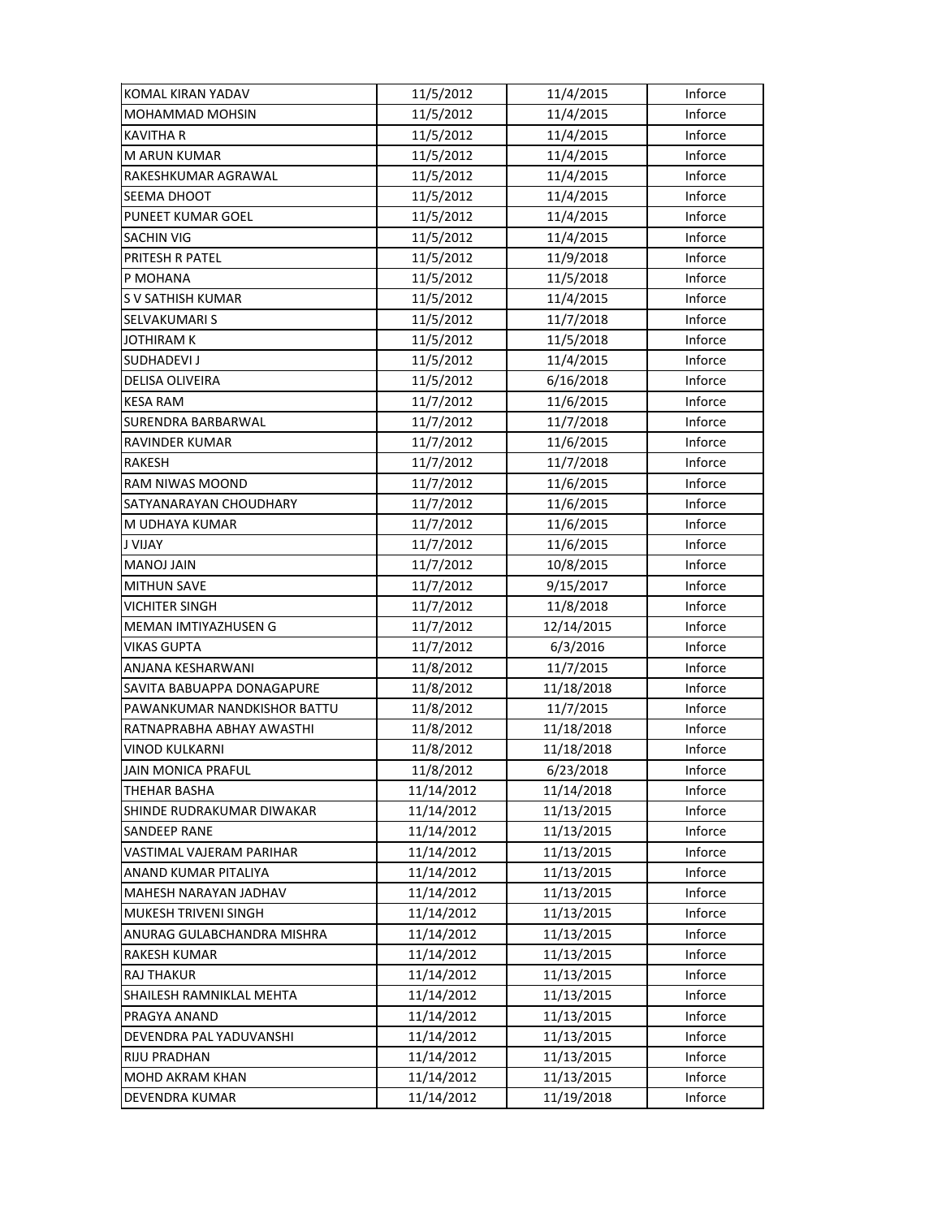| | | | |
|---|---|---|---|
| KOMAL KIRAN YADAV | 11/5/2012 | 11/4/2015 | Inforce |
| MOHAMMAD MOHSIN | 11/5/2012 | 11/4/2015 | Inforce |
| KAVITHA R | 11/5/2012 | 11/4/2015 | Inforce |
| M ARUN KUMAR | 11/5/2012 | 11/4/2015 | Inforce |
| RAKESHKUMAR AGRAWAL | 11/5/2012 | 11/4/2015 | Inforce |
| SEEMA DHOOT | 11/5/2012 | 11/4/2015 | Inforce |
| PUNEET KUMAR GOEL | 11/5/2012 | 11/4/2015 | Inforce |
| SACHIN VIG | 11/5/2012 | 11/4/2015 | Inforce |
| PRITESH R PATEL | 11/5/2012 | 11/9/2018 | Inforce |
| P MOHANA | 11/5/2012 | 11/5/2018 | Inforce |
| S V SATHISH KUMAR | 11/5/2012 | 11/4/2015 | Inforce |
| SELVAKUMARI S | 11/5/2012 | 11/7/2018 | Inforce |
| JOTHIRAM K | 11/5/2012 | 11/5/2018 | Inforce |
| SUDHADEVI J | 11/5/2012 | 11/4/2015 | Inforce |
| DELISA OLIVEIRA | 11/5/2012 | 6/16/2018 | Inforce |
| KESA RAM | 11/7/2012 | 11/6/2015 | Inforce |
| SURENDRA BARBARWAL | 11/7/2012 | 11/7/2018 | Inforce |
| RAVINDER KUMAR | 11/7/2012 | 11/6/2015 | Inforce |
| RAKESH | 11/7/2012 | 11/7/2018 | Inforce |
| RAM NIWAS MOOND | 11/7/2012 | 11/6/2015 | Inforce |
| SATYANARAYAN CHOUDHARY | 11/7/2012 | 11/6/2015 | Inforce |
| M UDHAYA KUMAR | 11/7/2012 | 11/6/2015 | Inforce |
| J VIJAY | 11/7/2012 | 11/6/2015 | Inforce |
| MANOJ JAIN | 11/7/2012 | 10/8/2015 | Inforce |
| MITHUN SAVE | 11/7/2012 | 9/15/2017 | Inforce |
| VICHITER SINGH | 11/7/2012 | 11/8/2018 | Inforce |
| MEMAN IMTIYAZHUSEN G | 11/7/2012 | 12/14/2015 | Inforce |
| VIKAS GUPTA | 11/7/2012 | 6/3/2016 | Inforce |
| ANJANA KESHARWANI | 11/8/2012 | 11/7/2015 | Inforce |
| SAVITA BABUAPPA DONAGAPURE | 11/8/2012 | 11/18/2018 | Inforce |
| PAWANKUMAR NANDKISHOR BATTU | 11/8/2012 | 11/7/2015 | Inforce |
| RATNAPRABHA ABHAY AWASTHI | 11/8/2012 | 11/18/2018 | Inforce |
| VINOD KULKARNI | 11/8/2012 | 11/18/2018 | Inforce |
| JAIN MONICA PRAFUL | 11/8/2012 | 6/23/2018 | Inforce |
| THEHAR BASHA | 11/14/2012 | 11/14/2018 | Inforce |
| SHINDE RUDRAKUMAR DIWAKAR | 11/14/2012 | 11/13/2015 | Inforce |
| SANDEEP RANE | 11/14/2012 | 11/13/2015 | Inforce |
| VASTIMAL VAJERAM PARIHAR | 11/14/2012 | 11/13/2015 | Inforce |
| ANAND KUMAR PITALIYA | 11/14/2012 | 11/13/2015 | Inforce |
| MAHESH NARAYAN JADHAV | 11/14/2012 | 11/13/2015 | Inforce |
| MUKESH TRIVENI SINGH | 11/14/2012 | 11/13/2015 | Inforce |
| ANURAG GULABCHANDRA MISHRA | 11/14/2012 | 11/13/2015 | Inforce |
| RAKESH KUMAR | 11/14/2012 | 11/13/2015 | Inforce |
| RAJ THAKUR | 11/14/2012 | 11/13/2015 | Inforce |
| SHAILESH RAMNIKLAL MEHTA | 11/14/2012 | 11/13/2015 | Inforce |
| PRAGYA ANAND | 11/14/2012 | 11/13/2015 | Inforce |
| DEVENDRA PAL YADUVANSHI | 11/14/2012 | 11/13/2015 | Inforce |
| RIJU PRADHAN | 11/14/2012 | 11/13/2015 | Inforce |
| MOHD AKRAM KHAN | 11/14/2012 | 11/13/2015 | Inforce |
| DEVENDRA KUMAR | 11/14/2012 | 11/19/2018 | Inforce |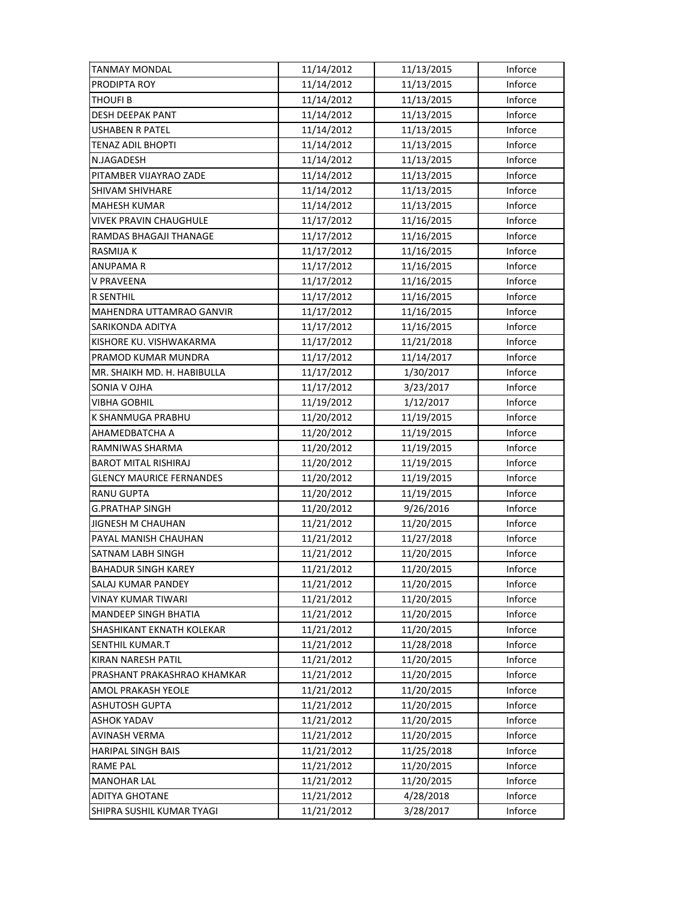| | | | |
|---|---|---|---|
| TANMAY MONDAL | 11/14/2012 | 11/13/2015 | Inforce |
| PRODIPTA ROY | 11/14/2012 | 11/13/2015 | Inforce |
| THOUFI B | 11/14/2012 | 11/13/2015 | Inforce |
| DESH DEEPAK PANT | 11/14/2012 | 11/13/2015 | Inforce |
| USHABEN R PATEL | 11/14/2012 | 11/13/2015 | Inforce |
| TENAZ ADIL BHOPTI | 11/14/2012 | 11/13/2015 | Inforce |
| N.JAGADESH | 11/14/2012 | 11/13/2015 | Inforce |
| PITAMBER VIJAYRAO ZADE | 11/14/2012 | 11/13/2015 | Inforce |
| SHIVAM SHIVHARE | 11/14/2012 | 11/13/2015 | Inforce |
| MAHESH KUMAR | 11/14/2012 | 11/13/2015 | Inforce |
| VIVEK PRAVIN CHAUGHULE | 11/17/2012 | 11/16/2015 | Inforce |
| RAMDAS BHAGAJI THANAGE | 11/17/2012 | 11/16/2015 | Inforce |
| RASMIJA K | 11/17/2012 | 11/16/2015 | Inforce |
| ANUPAMA R | 11/17/2012 | 11/16/2015 | Inforce |
| V PRAVEENA | 11/17/2012 | 11/16/2015 | Inforce |
| R SENTHIL | 11/17/2012 | 11/16/2015 | Inforce |
| MAHENDRA UTTAMRAO GANVIR | 11/17/2012 | 11/16/2015 | Inforce |
| SARIKONDA ADITYA | 11/17/2012 | 11/16/2015 | Inforce |
| KISHORE KU. VISHWAKARMA | 11/17/2012 | 11/21/2018 | Inforce |
| PRAMOD KUMAR MUNDRA | 11/17/2012 | 11/14/2017 | Inforce |
| MR. SHAIKH MD. H. HABIBULLA | 11/17/2012 | 1/30/2017 | Inforce |
| SONIA V OJHA | 11/17/2012 | 3/23/2017 | Inforce |
| VIBHA GOBHIL | 11/19/2012 | 1/12/2017 | Inforce |
| K SHANMUGA PRABHU | 11/20/2012 | 11/19/2015 | Inforce |
| AHAMEDBATCHA A | 11/20/2012 | 11/19/2015 | Inforce |
| RAMNIWAS SHARMA | 11/20/2012 | 11/19/2015 | Inforce |
| BAROT MITAL RISHIRAJ | 11/20/2012 | 11/19/2015 | Inforce |
| GLENCY MAURICE FERNANDES | 11/20/2012 | 11/19/2015 | Inforce |
| RANU GUPTA | 11/20/2012 | 11/19/2015 | Inforce |
| G.PRATHAP SINGH | 11/20/2012 | 9/26/2016 | Inforce |
| JIGNESH M CHAUHAN | 11/21/2012 | 11/20/2015 | Inforce |
| PAYAL MANISH CHAUHAN | 11/21/2012 | 11/27/2018 | Inforce |
| SATNAM LABH SINGH | 11/21/2012 | 11/20/2015 | Inforce |
| BAHADUR SINGH KAREY | 11/21/2012 | 11/20/2015 | Inforce |
| SALAJ KUMAR PANDEY | 11/21/2012 | 11/20/2015 | Inforce |
| VINAY KUMAR TIWARI | 11/21/2012 | 11/20/2015 | Inforce |
| MANDEEP SINGH BHATIA | 11/21/2012 | 11/20/2015 | Inforce |
| SHASHIKANT EKNATH KOLEKAR | 11/21/2012 | 11/20/2015 | Inforce |
| SENTHIL KUMAR.T | 11/21/2012 | 11/28/2018 | Inforce |
| KIRAN NARESH PATIL | 11/21/2012 | 11/20/2015 | Inforce |
| PRASHANT PRAKASHRAO KHAMKAR | 11/21/2012 | 11/20/2015 | Inforce |
| AMOL PRAKASH YEOLE | 11/21/2012 | 11/20/2015 | Inforce |
| ASHUTOSH GUPTA | 11/21/2012 | 11/20/2015 | Inforce |
| ASHOK YADAV | 11/21/2012 | 11/20/2015 | Inforce |
| AVINASH VERMA | 11/21/2012 | 11/20/2015 | Inforce |
| HARIPAL SINGH BAIS | 11/21/2012 | 11/25/2018 | Inforce |
| RAME PAL | 11/21/2012 | 11/20/2015 | Inforce |
| MANOHAR LAL | 11/21/2012 | 11/20/2015 | Inforce |
| ADITYA GHOTANE | 11/21/2012 | 4/28/2018 | Inforce |
| SHIPRA SUSHIL KUMAR TYAGI | 11/21/2012 | 3/28/2017 | Inforce |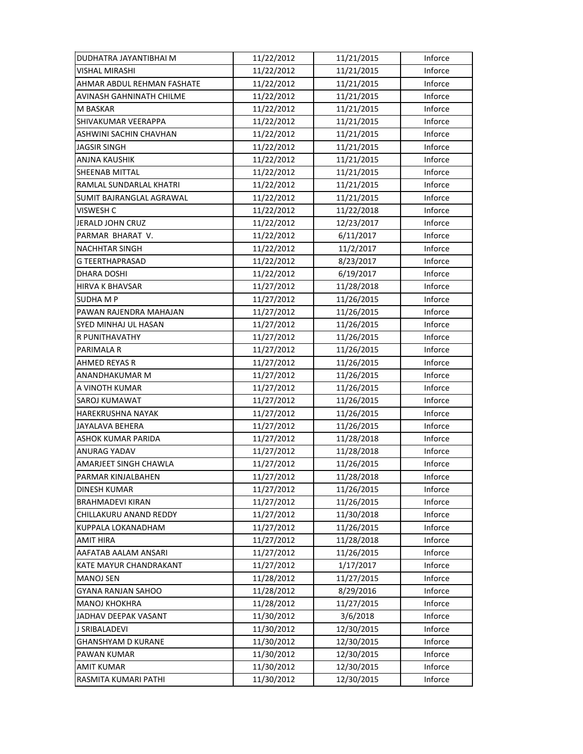| | | | |
|---|---|---|---|
| DUDHATRA JAYANTIBHAI M | 11/22/2012 | 11/21/2015 | Inforce |
| VISHAL MIRASHI | 11/22/2012 | 11/21/2015 | Inforce |
| AHMAR ABDUL REHMAN FASHATE | 11/22/2012 | 11/21/2015 | Inforce |
| AVINASH GAHNINATH CHILME | 11/22/2012 | 11/21/2015 | Inforce |
| M BASKAR | 11/22/2012 | 11/21/2015 | Inforce |
| SHIVAKUMAR VEERAPPA | 11/22/2012 | 11/21/2015 | Inforce |
| ASHWINI SACHIN CHAVHAN | 11/22/2012 | 11/21/2015 | Inforce |
| JAGSIR SINGH | 11/22/2012 | 11/21/2015 | Inforce |
| ANJNA KAUSHIK | 11/22/2012 | 11/21/2015 | Inforce |
| SHEENAB MITTAL | 11/22/2012 | 11/21/2015 | Inforce |
| RAMLAL SUNDARLAL KHATRI | 11/22/2012 | 11/21/2015 | Inforce |
| SUMIT BAJRANGLAL AGRAWAL | 11/22/2012 | 11/21/2015 | Inforce |
| VISWESH C | 11/22/2012 | 11/22/2018 | Inforce |
| JERALD JOHN CRUZ | 11/22/2012 | 12/23/2017 | Inforce |
| PARMAR BHARAT V. | 11/22/2012 | 6/11/2017 | Inforce |
| NACHHTAR SINGH | 11/22/2012 | 11/2/2017 | Inforce |
| G TEERTHAPRASAD | 11/22/2012 | 8/23/2017 | Inforce |
| DHARA DOSHI | 11/22/2012 | 6/19/2017 | Inforce |
| HIRVA K BHAVSAR | 11/27/2012 | 11/28/2018 | Inforce |
| SUDHA M P | 11/27/2012 | 11/26/2015 | Inforce |
| PAWAN RAJENDRA MAHAJAN | 11/27/2012 | 11/26/2015 | Inforce |
| SYED MINHAJ UL HASAN | 11/27/2012 | 11/26/2015 | Inforce |
| R PUNITHAVATHY | 11/27/2012 | 11/26/2015 | Inforce |
| PARIMALA R | 11/27/2012 | 11/26/2015 | Inforce |
| AHMED REYAS R | 11/27/2012 | 11/26/2015 | Inforce |
| ANANDHAKUMAR M | 11/27/2012 | 11/26/2015 | Inforce |
| A VINOTH KUMAR | 11/27/2012 | 11/26/2015 | Inforce |
| SAROJ KUMAWAT | 11/27/2012 | 11/26/2015 | Inforce |
| HAREKRUSHNA NAYAK | 11/27/2012 | 11/26/2015 | Inforce |
| JAYALAVA BEHERA | 11/27/2012 | 11/26/2015 | Inforce |
| ASHOK KUMAR PARIDA | 11/27/2012 | 11/28/2018 | Inforce |
| ANURAG YADAV | 11/27/2012 | 11/28/2018 | Inforce |
| AMARJEET SINGH CHAWLA | 11/27/2012 | 11/26/2015 | Inforce |
| PARMAR KINJALBAHEN | 11/27/2012 | 11/28/2018 | Inforce |
| DINESH KUMAR | 11/27/2012 | 11/26/2015 | Inforce |
| BRAHMADEVI KIRAN | 11/27/2012 | 11/26/2015 | Inforce |
| CHILLAKURU ANAND REDDY | 11/27/2012 | 11/30/2018 | Inforce |
| KUPPALA LOKANADHAM | 11/27/2012 | 11/26/2015 | Inforce |
| AMIT HIRA | 11/27/2012 | 11/28/2018 | Inforce |
| AAFATAB AALAM ANSARI | 11/27/2012 | 11/26/2015 | Inforce |
| KATE MAYUR CHANDRAKANT | 11/27/2012 | 1/17/2017 | Inforce |
| MANOJ SEN | 11/28/2012 | 11/27/2015 | Inforce |
| GYANA RANJAN SAHOO | 11/28/2012 | 8/29/2016 | Inforce |
| MANOJ KHOKHRA | 11/28/2012 | 11/27/2015 | Inforce |
| JADHAV DEEPAK VASANT | 11/30/2012 | 3/6/2018 | Inforce |
| J SRIBALADEVI | 11/30/2012 | 12/30/2015 | Inforce |
| GHANSHYAM D KURANE | 11/30/2012 | 12/30/2015 | Inforce |
| PAWAN KUMAR | 11/30/2012 | 12/30/2015 | Inforce |
| AMIT KUMAR | 11/30/2012 | 12/30/2015 | Inforce |
| RASMITA KUMARI PATHI | 11/30/2012 | 12/30/2015 | Inforce |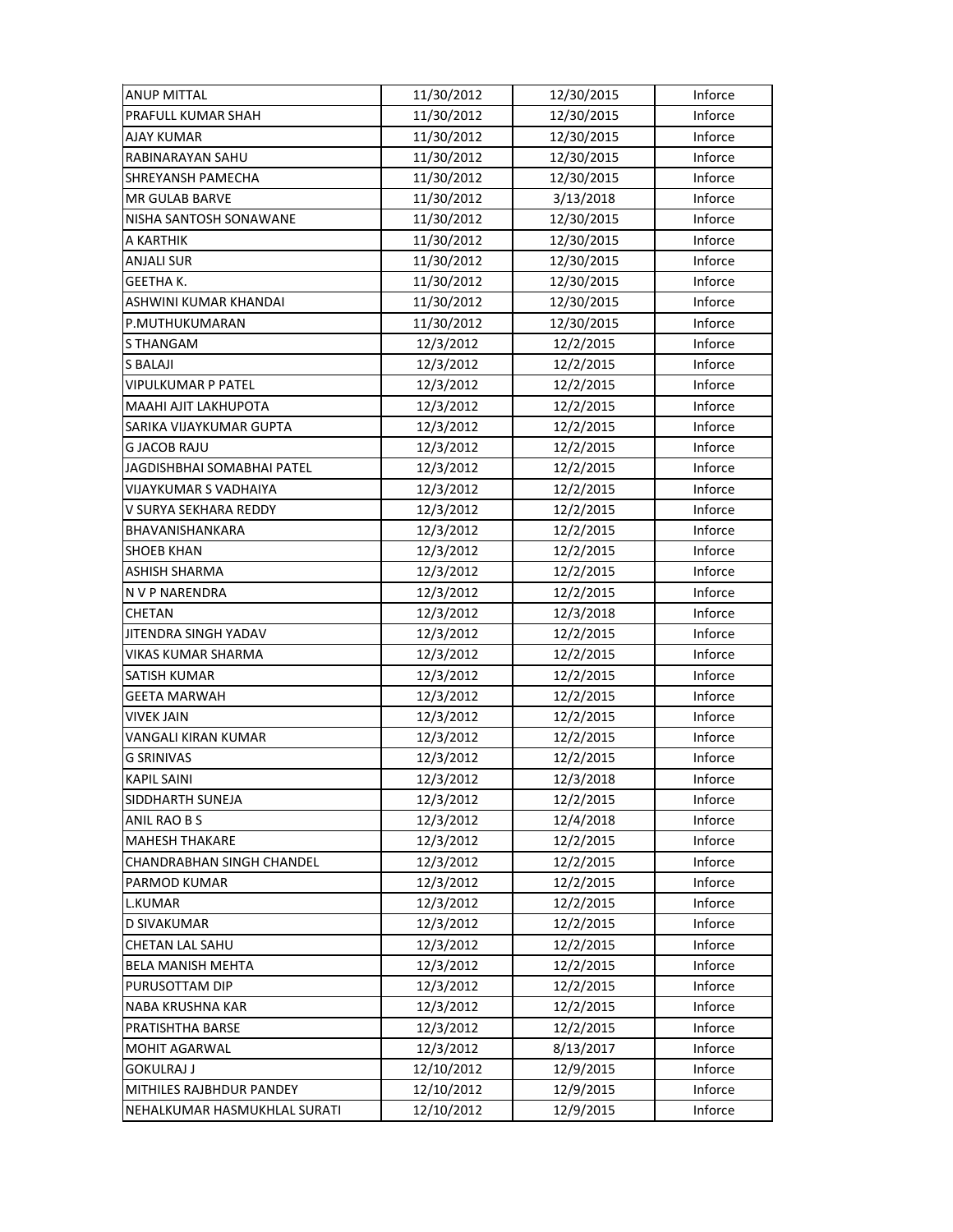| ANUP MITTAL | 11/30/2012 | 12/30/2015 | Inforce |
|---|---|---|---|
| PRAFULL KUMAR SHAH | 11/30/2012 | 12/30/2015 | Inforce |
| AJAY KUMAR | 11/30/2012 | 12/30/2015 | Inforce |
| RABINARAYAN SAHU | 11/30/2012 | 12/30/2015 | Inforce |
| SHREYANSH PAMECHA | 11/30/2012 | 12/30/2015 | Inforce |
| MR GULAB BARVE | 11/30/2012 | 3/13/2018 | Inforce |
| NISHA SANTOSH SONAWANE | 11/30/2012 | 12/30/2015 | Inforce |
| A KARTHIK | 11/30/2012 | 12/30/2015 | Inforce |
| ANJALI SUR | 11/30/2012 | 12/30/2015 | Inforce |
| GEETHA K. | 11/30/2012 | 12/30/2015 | Inforce |
| ASHWINI KUMAR KHANDAI | 11/30/2012 | 12/30/2015 | Inforce |
| P.MUTHUKUMARAN | 11/30/2012 | 12/30/2015 | Inforce |
| S THANGAM | 12/3/2012 | 12/2/2015 | Inforce |
| S BALAJI | 12/3/2012 | 12/2/2015 | Inforce |
| VIPULKUMAR P PATEL | 12/3/2012 | 12/2/2015 | Inforce |
| MAAHI AJIT LAKHUPOTA | 12/3/2012 | 12/2/2015 | Inforce |
| SARIKA VIJAYKUMAR GUPTA | 12/3/2012 | 12/2/2015 | Inforce |
| G JACOB RAJU | 12/3/2012 | 12/2/2015 | Inforce |
| JAGDISHBHAI SOMABHAI PATEL | 12/3/2012 | 12/2/2015 | Inforce |
| VIJAYKUMAR S VADHAIYA | 12/3/2012 | 12/2/2015 | Inforce |
| V SURYA SEKHARA REDDY | 12/3/2012 | 12/2/2015 | Inforce |
| BHAVANISHANKARA | 12/3/2012 | 12/2/2015 | Inforce |
| SHOEB KHAN | 12/3/2012 | 12/2/2015 | Inforce |
| ASHISH SHARMA | 12/3/2012 | 12/2/2015 | Inforce |
| N V P NARENDRA | 12/3/2012 | 12/2/2015 | Inforce |
| CHETAN | 12/3/2012 | 12/3/2018 | Inforce |
| JITENDRA SINGH YADAV | 12/3/2012 | 12/2/2015 | Inforce |
| VIKAS KUMAR SHARMA | 12/3/2012 | 12/2/2015 | Inforce |
| SATISH KUMAR | 12/3/2012 | 12/2/2015 | Inforce |
| GEETA MARWAH | 12/3/2012 | 12/2/2015 | Inforce |
| VIVEK JAIN | 12/3/2012 | 12/2/2015 | Inforce |
| VANGALI KIRAN KUMAR | 12/3/2012 | 12/2/2015 | Inforce |
| G SRINIVAS | 12/3/2012 | 12/2/2015 | Inforce |
| KAPIL SAINI | 12/3/2012 | 12/3/2018 | Inforce |
| SIDDHARTH SUNEJA | 12/3/2012 | 12/2/2015 | Inforce |
| ANIL RAO B S | 12/3/2012 | 12/4/2018 | Inforce |
| MAHESH THAKARE | 12/3/2012 | 12/2/2015 | Inforce |
| CHANDRABHAN SINGH CHANDEL | 12/3/2012 | 12/2/2015 | Inforce |
| PARMOD KUMAR | 12/3/2012 | 12/2/2015 | Inforce |
| L.KUMAR | 12/3/2012 | 12/2/2015 | Inforce |
| D SIVAKUMAR | 12/3/2012 | 12/2/2015 | Inforce |
| CHETAN LAL SAHU | 12/3/2012 | 12/2/2015 | Inforce |
| BELA MANISH MEHTA | 12/3/2012 | 12/2/2015 | Inforce |
| PURUSOTTAM DIP | 12/3/2012 | 12/2/2015 | Inforce |
| NABA KRUSHNA KAR | 12/3/2012 | 12/2/2015 | Inforce |
| PRATISHTHA BARSE | 12/3/2012 | 12/2/2015 | Inforce |
| MOHIT AGARWAL | 12/3/2012 | 8/13/2017 | Inforce |
| GOKULRAJ J | 12/10/2012 | 12/9/2015 | Inforce |
| MITHILES RAJBHDUR PANDEY | 12/10/2012 | 12/9/2015 | Inforce |
| NEHALKUMAR HASMUKHLAL SURATI | 12/10/2012 | 12/9/2015 | Inforce |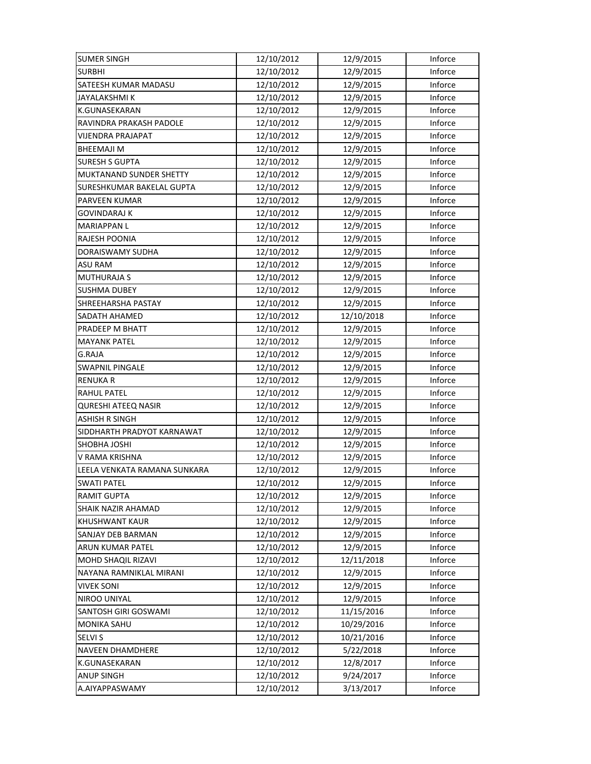| SUMER SINGH | 12/10/2012 | 12/9/2015 | Inforce |
|---|---|---|---|
| SURBHI | 12/10/2012 | 12/9/2015 | Inforce |
| SATEESH KUMAR MADASU | 12/10/2012 | 12/9/2015 | Inforce |
| JAYALAKSHMI K | 12/10/2012 | 12/9/2015 | Inforce |
| K.GUNASEKARAN | 12/10/2012 | 12/9/2015 | Inforce |
| RAVINDRA PRAKASH PADOLE | 12/10/2012 | 12/9/2015 | Inforce |
| VIJENDRA PRAJAPAT | 12/10/2012 | 12/9/2015 | Inforce |
| BHEEMAJI M | 12/10/2012 | 12/9/2015 | Inforce |
| SURESH S GUPTA | 12/10/2012 | 12/9/2015 | Inforce |
| MUKTANAND SUNDER SHETTY | 12/10/2012 | 12/9/2015 | Inforce |
| SURESHKUMAR BAKELAL GUPTA | 12/10/2012 | 12/9/2015 | Inforce |
| PARVEEN KUMAR | 12/10/2012 | 12/9/2015 | Inforce |
| GOVINDARAJ K | 12/10/2012 | 12/9/2015 | Inforce |
| MARIAPPAN L | 12/10/2012 | 12/9/2015 | Inforce |
| RAJESH POONIA | 12/10/2012 | 12/9/2015 | Inforce |
| DORAISWAMY SUDHA | 12/10/2012 | 12/9/2015 | Inforce |
| ASU RAM | 12/10/2012 | 12/9/2015 | Inforce |
| MUTHURAJA S | 12/10/2012 | 12/9/2015 | Inforce |
| SUSHMA DUBEY | 12/10/2012 | 12/9/2015 | Inforce |
| SHREEHARSHA PASTAY | 12/10/2012 | 12/9/2015 | Inforce |
| SADATH AHAMED | 12/10/2012 | 12/10/2018 | Inforce |
| PRADEEP M BHATT | 12/10/2012 | 12/9/2015 | Inforce |
| MAYANK PATEL | 12/10/2012 | 12/9/2015 | Inforce |
| G.RAJA | 12/10/2012 | 12/9/2015 | Inforce |
| SWAPNIL PINGALE | 12/10/2012 | 12/9/2015 | Inforce |
| RENUKA R | 12/10/2012 | 12/9/2015 | Inforce |
| RAHUL PATEL | 12/10/2012 | 12/9/2015 | Inforce |
| QURESHI ATEEQ NASIR | 12/10/2012 | 12/9/2015 | Inforce |
| ASHISH R SINGH | 12/10/2012 | 12/9/2015 | Inforce |
| SIDDHARTH PRADYOT KARNAWAT | 12/10/2012 | 12/9/2015 | Inforce |
| SHOBHA JOSHI | 12/10/2012 | 12/9/2015 | Inforce |
| V RAMA KRISHNA | 12/10/2012 | 12/9/2015 | Inforce |
| LEELA VENKATA RAMANA SUNKARA | 12/10/2012 | 12/9/2015 | Inforce |
| SWATI PATEL | 12/10/2012 | 12/9/2015 | Inforce |
| RAMIT GUPTA | 12/10/2012 | 12/9/2015 | Inforce |
| SHAIK NAZIR AHAMAD | 12/10/2012 | 12/9/2015 | Inforce |
| KHUSHWANT KAUR | 12/10/2012 | 12/9/2015 | Inforce |
| SANJAY DEB BARMAN | 12/10/2012 | 12/9/2015 | Inforce |
| ARUN KUMAR PATEL | 12/10/2012 | 12/9/2015 | Inforce |
| MOHD SHAQIL RIZAVI | 12/10/2012 | 12/11/2018 | Inforce |
| NAYANA RAMNIKLAL MIRANI | 12/10/2012 | 12/9/2015 | Inforce |
| VIVEK SONI | 12/10/2012 | 12/9/2015 | Inforce |
| NIROO UNIYAL | 12/10/2012 | 12/9/2015 | Inforce |
| SANTOSH GIRI GOSWAMI | 12/10/2012 | 11/15/2016 | Inforce |
| MONIKA SAHU | 12/10/2012 | 10/29/2016 | Inforce |
| SELVI S | 12/10/2012 | 10/21/2016 | Inforce |
| NAVEEN DHAMDHERE | 12/10/2012 | 5/22/2018 | Inforce |
| K.GUNASEKARAN | 12/10/2012 | 12/8/2017 | Inforce |
| ANUP SINGH | 12/10/2012 | 9/24/2017 | Inforce |
| A.AIYAPPASWAMY | 12/10/2012 | 3/13/2017 | Inforce |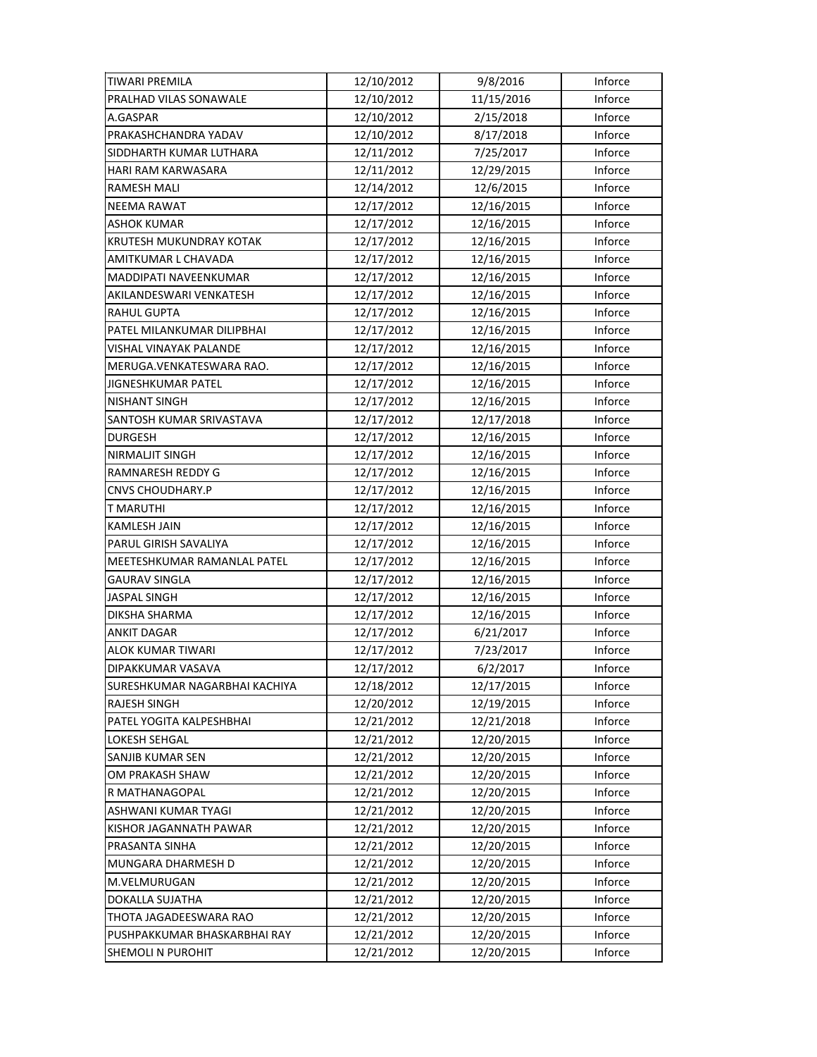| TIWARI PREMILA | 12/10/2012 | 9/8/2016 | Inforce |
|---|---|---|---|
| PRALHAD VILAS SONAWALE | 12/10/2012 | 11/15/2016 | Inforce |
| A.GASPAR | 12/10/2012 | 2/15/2018 | Inforce |
| PRAKASHCHANDRA YADAV | 12/10/2012 | 8/17/2018 | Inforce |
| SIDDHARTH KUMAR LUTHARA | 12/11/2012 | 7/25/2017 | Inforce |
| HARI RAM KARWASARA | 12/11/2012 | 12/29/2015 | Inforce |
| RAMESH MALI | 12/14/2012 | 12/6/2015 | Inforce |
| NEEMA RAWAT | 12/17/2012 | 12/16/2015 | Inforce |
| ASHOK KUMAR | 12/17/2012 | 12/16/2015 | Inforce |
| KRUTESH MUKUNDRAY KOTAK | 12/17/2012 | 12/16/2015 | Inforce |
| AMITKUMAR L CHAVADA | 12/17/2012 | 12/16/2015 | Inforce |
| MADDIPATI NAVEENKUMAR | 12/17/2012 | 12/16/2015 | Inforce |
| AKILANDESWARI VENKATESH | 12/17/2012 | 12/16/2015 | Inforce |
| RAHUL GUPTA | 12/17/2012 | 12/16/2015 | Inforce |
| PATEL MILANKUMAR DILIPBHAI | 12/17/2012 | 12/16/2015 | Inforce |
| VISHAL VINAYAK PALANDE | 12/17/2012 | 12/16/2015 | Inforce |
| MERUGA.VENKATESWARA RAO. | 12/17/2012 | 12/16/2015 | Inforce |
| JIGNESHKUMAR PATEL | 12/17/2012 | 12/16/2015 | Inforce |
| NISHANT SINGH | 12/17/2012 | 12/16/2015 | Inforce |
| SANTOSH KUMAR SRIVASTAVA | 12/17/2012 | 12/17/2018 | Inforce |
| DURGESH | 12/17/2012 | 12/16/2015 | Inforce |
| NIRMALJIT SINGH | 12/17/2012 | 12/16/2015 | Inforce |
| RAMNARESH REDDY G | 12/17/2012 | 12/16/2015 | Inforce |
| CNVS CHOUDHARY.P | 12/17/2012 | 12/16/2015 | Inforce |
| T MARUTHI | 12/17/2012 | 12/16/2015 | Inforce |
| KAMLESH JAIN | 12/17/2012 | 12/16/2015 | Inforce |
| PARUL GIRISH SAVALIYA | 12/17/2012 | 12/16/2015 | Inforce |
| MEETESHKUMAR RAMANLAL PATEL | 12/17/2012 | 12/16/2015 | Inforce |
| GAURAV SINGLA | 12/17/2012 | 12/16/2015 | Inforce |
| JASPAL SINGH | 12/17/2012 | 12/16/2015 | Inforce |
| DIKSHA SHARMA | 12/17/2012 | 12/16/2015 | Inforce |
| ANKIT DAGAR | 12/17/2012 | 6/21/2017 | Inforce |
| ALOK KUMAR TIWARI | 12/17/2012 | 7/23/2017 | Inforce |
| DIPAKKUMAR VASAVA | 12/17/2012 | 6/2/2017 | Inforce |
| SURESHKUMAR NAGARBHAI KACHIYA | 12/18/2012 | 12/17/2015 | Inforce |
| RAJESH SINGH | 12/20/2012 | 12/19/2015 | Inforce |
| PATEL YOGITA KALPESHBHAI | 12/21/2012 | 12/21/2018 | Inforce |
| LOKESH SEHGAL | 12/21/2012 | 12/20/2015 | Inforce |
| SANJIB KUMAR SEN | 12/21/2012 | 12/20/2015 | Inforce |
| OM PRAKASH SHAW | 12/21/2012 | 12/20/2015 | Inforce |
| R MATHANAGOPAL | 12/21/2012 | 12/20/2015 | Inforce |
| ASHWANI KUMAR TYAGI | 12/21/2012 | 12/20/2015 | Inforce |
| KISHOR JAGANNATH PAWAR | 12/21/2012 | 12/20/2015 | Inforce |
| PRASANTA SINHA | 12/21/2012 | 12/20/2015 | Inforce |
| MUNGARA DHARMESH D | 12/21/2012 | 12/20/2015 | Inforce |
| M.VELMURUGAN | 12/21/2012 | 12/20/2015 | Inforce |
| DOKALLA SUJATHA | 12/21/2012 | 12/20/2015 | Inforce |
| THOTA JAGADEESWARA RAO | 12/21/2012 | 12/20/2015 | Inforce |
| PUSHPAKKUMAR BHASKARBHAI RAY | 12/21/2012 | 12/20/2015 | Inforce |
| SHEMOLI N PUROHIT | 12/21/2012 | 12/20/2015 | Inforce |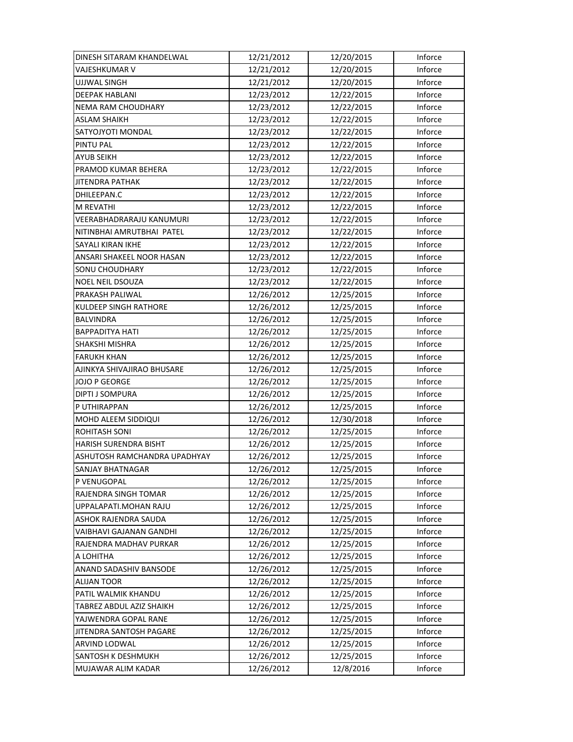| | | | |
|---|---|---|---|
| DINESH SITARAM KHANDELWAL | 12/21/2012 | 12/20/2015 | Inforce |
| VAJESHKUMAR V | 12/21/2012 | 12/20/2015 | Inforce |
| UJJWAL SINGH | 12/21/2012 | 12/20/2015 | Inforce |
| DEEPAK HABLANI | 12/23/2012 | 12/22/2015 | Inforce |
| NEMA RAM CHOUDHARY | 12/23/2012 | 12/22/2015 | Inforce |
| ASLAM SHAIKH | 12/23/2012 | 12/22/2015 | Inforce |
| SATYOJYOTI MONDAL | 12/23/2012 | 12/22/2015 | Inforce |
| PINTU PAL | 12/23/2012 | 12/22/2015 | Inforce |
| AYUB SEIKH | 12/23/2012 | 12/22/2015 | Inforce |
| PRAMOD KUMAR BEHERA | 12/23/2012 | 12/22/2015 | Inforce |
| JITENDRA PATHAK | 12/23/2012 | 12/22/2015 | Inforce |
| DHILEEPAN.C | 12/23/2012 | 12/22/2015 | Inforce |
| M REVATHI | 12/23/2012 | 12/22/2015 | Inforce |
| VEERABHADRARAJU KANUMURI | 12/23/2012 | 12/22/2015 | Inforce |
| NITINBHAI AMRUTBHAI PATEL | 12/23/2012 | 12/22/2015 | Inforce |
| SAYALI KIRAN IKHE | 12/23/2012 | 12/22/2015 | Inforce |
| ANSARI SHAKEEL NOOR HASAN | 12/23/2012 | 12/22/2015 | Inforce |
| SONU CHOUDHARY | 12/23/2012 | 12/22/2015 | Inforce |
| NOEL NEIL DSOUZA | 12/23/2012 | 12/22/2015 | Inforce |
| PRAKASH PALIWAL | 12/26/2012 | 12/25/2015 | Inforce |
| KULDEEP SINGH RATHORE | 12/26/2012 | 12/25/2015 | Inforce |
| BALVINDRA | 12/26/2012 | 12/25/2015 | Inforce |
| BAPPADITYA HATI | 12/26/2012 | 12/25/2015 | Inforce |
| SHAKSHI MISHRA | 12/26/2012 | 12/25/2015 | Inforce |
| FARUKH KHAN | 12/26/2012 | 12/25/2015 | Inforce |
| AJINKYA SHIVAJIRAO BHUSARE | 12/26/2012 | 12/25/2015 | Inforce |
| JOJO P GEORGE | 12/26/2012 | 12/25/2015 | Inforce |
| DIPTI J SOMPURA | 12/26/2012 | 12/25/2015 | Inforce |
| P UTHIRAPPAN | 12/26/2012 | 12/25/2015 | Inforce |
| MOHD ALEEM SIDDIQUI | 12/26/2012 | 12/30/2018 | Inforce |
| ROHITASH SONI | 12/26/2012 | 12/25/2015 | Inforce |
| HARISH SURENDRA BISHT | 12/26/2012 | 12/25/2015 | Inforce |
| ASHUTOSH RAMCHANDRA UPADHYAY | 12/26/2012 | 12/25/2015 | Inforce |
| SANJAY BHATNAGAR | 12/26/2012 | 12/25/2015 | Inforce |
| P VENUGOPAL | 12/26/2012 | 12/25/2015 | Inforce |
| RAJENDRA SINGH TOMAR | 12/26/2012 | 12/25/2015 | Inforce |
| UPPALAPATI.MOHAN RAJU | 12/26/2012 | 12/25/2015 | Inforce |
| ASHOK RAJENDRA SAUDA | 12/26/2012 | 12/25/2015 | Inforce |
| VAIBHAVI GAJANAN GANDHI | 12/26/2012 | 12/25/2015 | Inforce |
| RAJENDRA MADHAV PURKAR | 12/26/2012 | 12/25/2015 | Inforce |
| A LOHITHA | 12/26/2012 | 12/25/2015 | Inforce |
| ANAND SADASHIV BANSODE | 12/26/2012 | 12/25/2015 | Inforce |
| ALIJAN TOOR | 12/26/2012 | 12/25/2015 | Inforce |
| PATIL WALMIK KHANDU | 12/26/2012 | 12/25/2015 | Inforce |
| TABREZ ABDUL AZIZ SHAIKH | 12/26/2012 | 12/25/2015 | Inforce |
| YAJWENDRA GOPAL RANE | 12/26/2012 | 12/25/2015 | Inforce |
| JITENDRA SANTOSH PAGARE | 12/26/2012 | 12/25/2015 | Inforce |
| ARVIND LODWAL | 12/26/2012 | 12/25/2015 | Inforce |
| SANTOSH K DESHMUKH | 12/26/2012 | 12/25/2015 | Inforce |
| MUJAWAR ALIM KADAR | 12/26/2012 | 12/8/2016 | Inforce |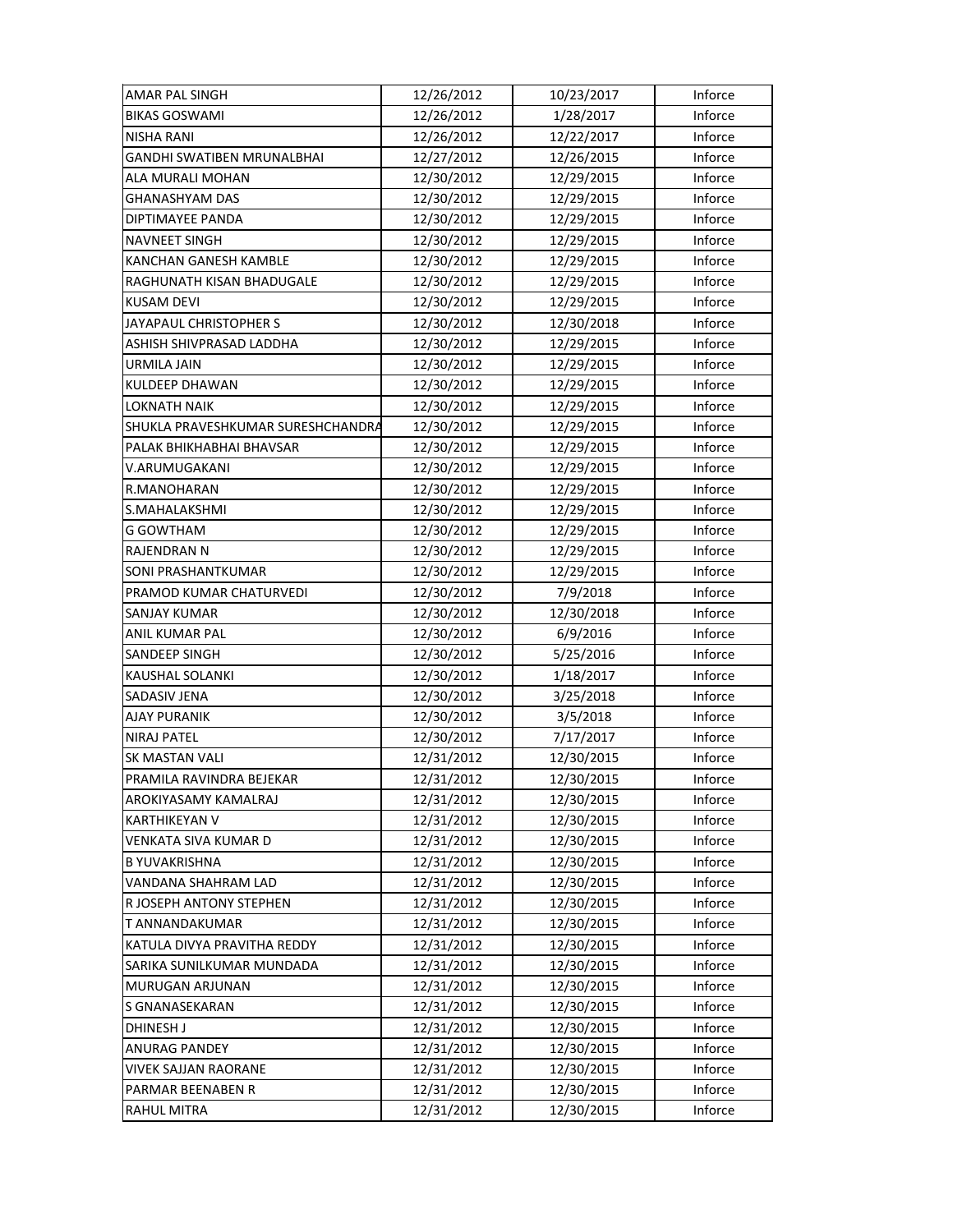| | | | |
|---|---|---|---|
| AMAR PAL SINGH | 12/26/2012 | 10/23/2017 | Inforce |
| BIKAS GOSWAMI | 12/26/2012 | 1/28/2017 | Inforce |
| NISHA RANI | 12/26/2012 | 12/22/2017 | Inforce |
| GANDHI SWATIBEN MRUNALBHAI | 12/27/2012 | 12/26/2015 | Inforce |
| ALA MURALI MOHAN | 12/30/2012 | 12/29/2015 | Inforce |
| GHANASHYAM DAS | 12/30/2012 | 12/29/2015 | Inforce |
| DIPTIMAYEE PANDA | 12/30/2012 | 12/29/2015 | Inforce |
| NAVNEET SINGH | 12/30/2012 | 12/29/2015 | Inforce |
| KANCHAN GANESH KAMBLE | 12/30/2012 | 12/29/2015 | Inforce |
| RAGHUNATH KISAN BHADUGALE | 12/30/2012 | 12/29/2015 | Inforce |
| KUSAM DEVI | 12/30/2012 | 12/29/2015 | Inforce |
| JAYAPAUL CHRISTOPHER S | 12/30/2012 | 12/30/2018 | Inforce |
| ASHISH SHIVPRASAD LADDHA | 12/30/2012 | 12/29/2015 | Inforce |
| URMILA JAIN | 12/30/2012 | 12/29/2015 | Inforce |
| KULDEEP DHAWAN | 12/30/2012 | 12/29/2015 | Inforce |
| LOKNATH NAIK | 12/30/2012 | 12/29/2015 | Inforce |
| SHUKLA PRAVESHKUMAR SURESHCHANDRA | 12/30/2012 | 12/29/2015 | Inforce |
| PALAK BHIKHABHAI BHAVSAR | 12/30/2012 | 12/29/2015 | Inforce |
| V.ARUMUGAKANI | 12/30/2012 | 12/29/2015 | Inforce |
| R.MANOHARAN | 12/30/2012 | 12/29/2015 | Inforce |
| S.MAHALAKSHMI | 12/30/2012 | 12/29/2015 | Inforce |
| G GOWTHAM | 12/30/2012 | 12/29/2015 | Inforce |
| RAJENDRAN N | 12/30/2012 | 12/29/2015 | Inforce |
| SONI PRASHANTKUMAR | 12/30/2012 | 12/29/2015 | Inforce |
| PRAMOD KUMAR CHATURVEDI | 12/30/2012 | 7/9/2018 | Inforce |
| SANJAY KUMAR | 12/30/2012 | 12/30/2018 | Inforce |
| ANIL KUMAR PAL | 12/30/2012 | 6/9/2016 | Inforce |
| SANDEEP SINGH | 12/30/2012 | 5/25/2016 | Inforce |
| KAUSHAL SOLANKI | 12/30/2012 | 1/18/2017 | Inforce |
| SADASIV JENA | 12/30/2012 | 3/25/2018 | Inforce |
| AJAY PURANIK | 12/30/2012 | 3/5/2018 | Inforce |
| NIRAJ PATEL | 12/30/2012 | 7/17/2017 | Inforce |
| SK MASTAN VALI | 12/31/2012 | 12/30/2015 | Inforce |
| PRAMILA RAVINDRA BEJEKAR | 12/31/2012 | 12/30/2015 | Inforce |
| AROKIYASAMY KAMALRAJ | 12/31/2012 | 12/30/2015 | Inforce |
| KARTHIKEYAN V | 12/31/2012 | 12/30/2015 | Inforce |
| VENKATA SIVA KUMAR D | 12/31/2012 | 12/30/2015 | Inforce |
| B YUVAKRISHNA | 12/31/2012 | 12/30/2015 | Inforce |
| VANDANA SHAHRAM LAD | 12/31/2012 | 12/30/2015 | Inforce |
| R JOSEPH ANTONY STEPHEN | 12/31/2012 | 12/30/2015 | Inforce |
| T ANNANDAKUMAR | 12/31/2012 | 12/30/2015 | Inforce |
| KATULA DIVYA PRAVITHA REDDY | 12/31/2012 | 12/30/2015 | Inforce |
| SARIKA SUNILKUMAR MUNDADA | 12/31/2012 | 12/30/2015 | Inforce |
| MURUGAN ARJUNAN | 12/31/2012 | 12/30/2015 | Inforce |
| S GNANASEKARAN | 12/31/2012 | 12/30/2015 | Inforce |
| DHINESH J | 12/31/2012 | 12/30/2015 | Inforce |
| ANURAG PANDEY | 12/31/2012 | 12/30/2015 | Inforce |
| VIVEK SAJJAN RAORANE | 12/31/2012 | 12/30/2015 | Inforce |
| PARMAR BEENABEN R | 12/31/2012 | 12/30/2015 | Inforce |
| RAHUL MITRA | 12/31/2012 | 12/30/2015 | Inforce |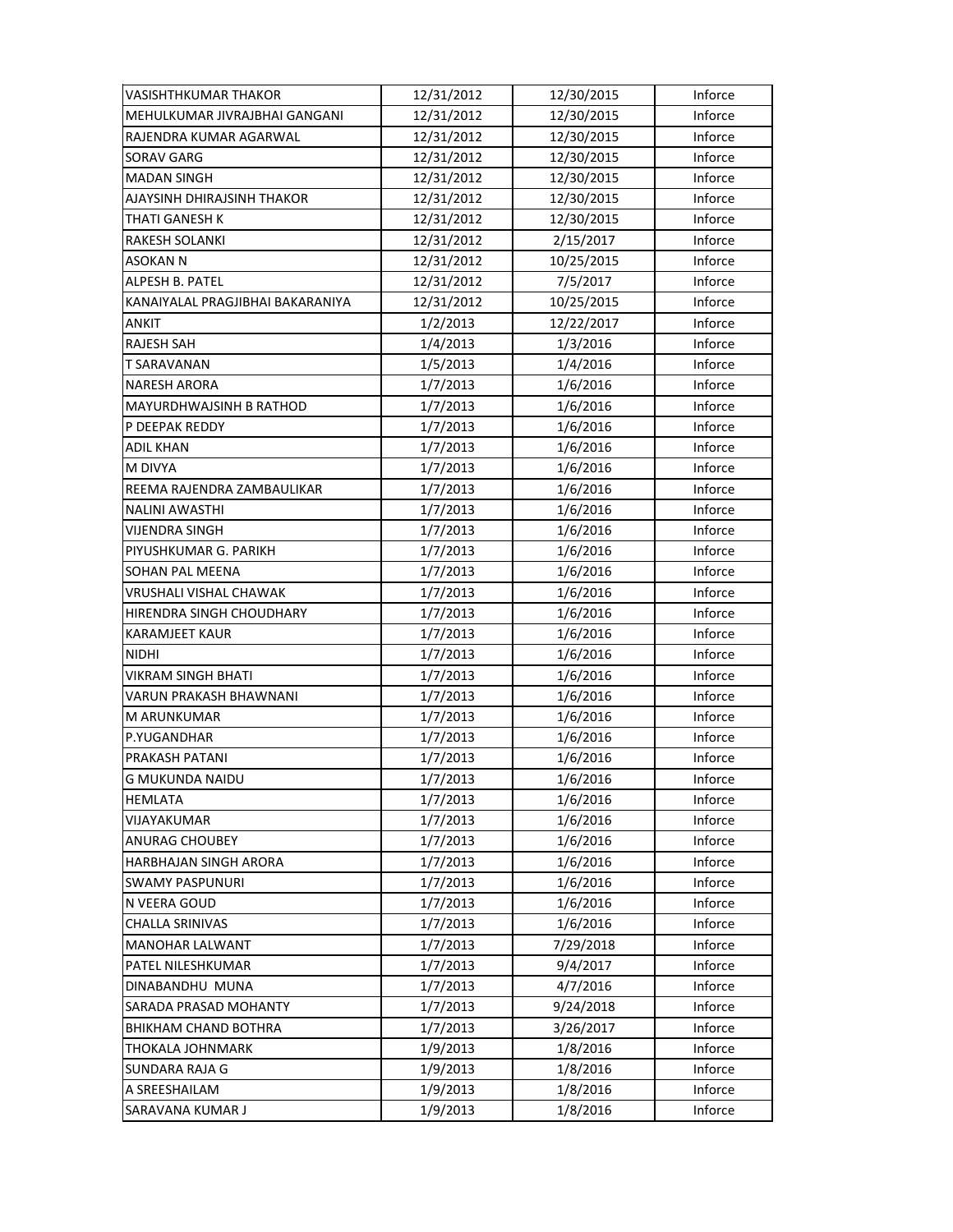| | | | |
|---|---|---|---|
| VASISHTHKUMAR THAKOR | 12/31/2012 | 12/30/2015 | Inforce |
| MEHULKUMAR JIVRAJBHAI GANGANI | 12/31/2012 | 12/30/2015 | Inforce |
| RAJENDRA KUMAR AGARWAL | 12/31/2012 | 12/30/2015 | Inforce |
| SORAV GARG | 12/31/2012 | 12/30/2015 | Inforce |
| MADAN SINGH | 12/31/2012 | 12/30/2015 | Inforce |
| AJAYSINH DHIRAJSINH THAKOR | 12/31/2012 | 12/30/2015 | Inforce |
| THATI GANESH K | 12/31/2012 | 12/30/2015 | Inforce |
| RAKESH SOLANKI | 12/31/2012 | 2/15/2017 | Inforce |
| ASOKAN N | 12/31/2012 | 10/25/2015 | Inforce |
| ALPESH B. PATEL | 12/31/2012 | 7/5/2017 | Inforce |
| KANAIYALAL PRAGJIBHAI BAKARANIYA | 12/31/2012 | 10/25/2015 | Inforce |
| ANKIT | 1/2/2013 | 12/22/2017 | Inforce |
| RAJESH SAH | 1/4/2013 | 1/3/2016 | Inforce |
| T SARAVANAN | 1/5/2013 | 1/4/2016 | Inforce |
| NARESH ARORA | 1/7/2013 | 1/6/2016 | Inforce |
| MAYURDHWAJSINH B RATHOD | 1/7/2013 | 1/6/2016 | Inforce |
| P DEEPAK REDDY | 1/7/2013 | 1/6/2016 | Inforce |
| ADIL KHAN | 1/7/2013 | 1/6/2016 | Inforce |
| M DIVYA | 1/7/2013 | 1/6/2016 | Inforce |
| REEMA RAJENDRA ZAMBAULIKAR | 1/7/2013 | 1/6/2016 | Inforce |
| NALINI AWASTHI | 1/7/2013 | 1/6/2016 | Inforce |
| VIJENDRA SINGH | 1/7/2013 | 1/6/2016 | Inforce |
| PIYUSHKUMAR G. PARIKH | 1/7/2013 | 1/6/2016 | Inforce |
| SOHAN PAL MEENA | 1/7/2013 | 1/6/2016 | Inforce |
| VRUSHALI VISHAL CHAWAK | 1/7/2013 | 1/6/2016 | Inforce |
| HIRENDRA SINGH CHOUDHARY | 1/7/2013 | 1/6/2016 | Inforce |
| KARAMJEET KAUR | 1/7/2013 | 1/6/2016 | Inforce |
| NIDHI | 1/7/2013 | 1/6/2016 | Inforce |
| VIKRAM SINGH BHATI | 1/7/2013 | 1/6/2016 | Inforce |
| VARUN PRAKASH BHAWNANI | 1/7/2013 | 1/6/2016 | Inforce |
| M ARUNKUMAR | 1/7/2013 | 1/6/2016 | Inforce |
| P.YUGANDHAR | 1/7/2013 | 1/6/2016 | Inforce |
| PRAKASH PATANI | 1/7/2013 | 1/6/2016 | Inforce |
| G MUKUNDA NAIDU | 1/7/2013 | 1/6/2016 | Inforce |
| HEMLATA | 1/7/2013 | 1/6/2016 | Inforce |
| VIJAYAKUMAR | 1/7/2013 | 1/6/2016 | Inforce |
| ANURAG CHOUBEY | 1/7/2013 | 1/6/2016 | Inforce |
| HARBHAJAN SINGH ARORA | 1/7/2013 | 1/6/2016 | Inforce |
| SWAMY PASPUNURI | 1/7/2013 | 1/6/2016 | Inforce |
| N VEERA GOUD | 1/7/2013 | 1/6/2016 | Inforce |
| CHALLA SRINIVAS | 1/7/2013 | 1/6/2016 | Inforce |
| MANOHAR LALWANT | 1/7/2013 | 7/29/2018 | Inforce |
| PATEL NILESHKUMAR | 1/7/2013 | 9/4/2017 | Inforce |
| DINABANDHU MUNA | 1/7/2013 | 4/7/2016 | Inforce |
| SARADA PRASAD MOHANTY | 1/7/2013 | 9/24/2018 | Inforce |
| BHIKHAM CHAND BOTHRA | 1/7/2013 | 3/26/2017 | Inforce |
| THOKALA JOHNMARK | 1/9/2013 | 1/8/2016 | Inforce |
| SUNDARA RAJA G | 1/9/2013 | 1/8/2016 | Inforce |
| A SREESHAILAM | 1/9/2013 | 1/8/2016 | Inforce |
| SARAVANA KUMAR J | 1/9/2013 | 1/8/2016 | Inforce |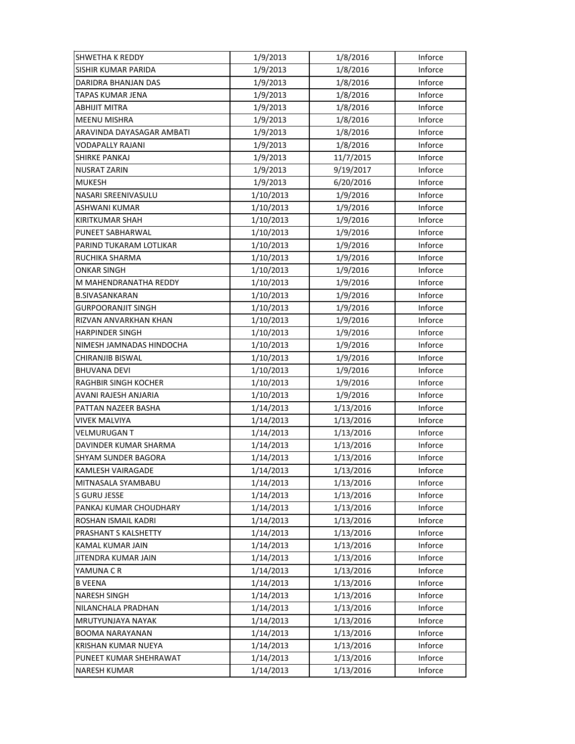| | | | |
|---|---|---|---|
| SHWETHA K REDDY | 1/9/2013 | 1/8/2016 | Inforce |
| SISHIR KUMAR PARIDA | 1/9/2013 | 1/8/2016 | Inforce |
| DARIDRA BHANJAN DAS | 1/9/2013 | 1/8/2016 | Inforce |
| TAPAS KUMAR JENA | 1/9/2013 | 1/8/2016 | Inforce |
| ABHIJIT MITRA | 1/9/2013 | 1/8/2016 | Inforce |
| MEENU MISHRA | 1/9/2013 | 1/8/2016 | Inforce |
| ARAVINDA DAYASAGAR AMBATI | 1/9/2013 | 1/8/2016 | Inforce |
| VODAPALLY RAJANI | 1/9/2013 | 1/8/2016 | Inforce |
| SHIRKE PANKAJ | 1/9/2013 | 11/7/2015 | Inforce |
| NUSRAT ZARIN | 1/9/2013 | 9/19/2017 | Inforce |
| MUKESH | 1/9/2013 | 6/20/2016 | Inforce |
| NASARI SREENIVASULU | 1/10/2013 | 1/9/2016 | Inforce |
| ASHWANI KUMAR | 1/10/2013 | 1/9/2016 | Inforce |
| KIRITKUMAR SHAH | 1/10/2013 | 1/9/2016 | Inforce |
| PUNEET SABHARWAL | 1/10/2013 | 1/9/2016 | Inforce |
| PARIND TUKARAM LOTLIKAR | 1/10/2013 | 1/9/2016 | Inforce |
| RUCHIKA SHARMA | 1/10/2013 | 1/9/2016 | Inforce |
| ONKAR SINGH | 1/10/2013 | 1/9/2016 | Inforce |
| M MAHENDRANATHA REDDY | 1/10/2013 | 1/9/2016 | Inforce |
| B.SIVASANKARAN | 1/10/2013 | 1/9/2016 | Inforce |
| GURPOORANJIT SINGH | 1/10/2013 | 1/9/2016 | Inforce |
| RIZVAN ANVARKHAN KHAN | 1/10/2013 | 1/9/2016 | Inforce |
| HARPINDER SINGH | 1/10/2013 | 1/9/2016 | Inforce |
| NIMESH JAMNADAS HINDOCHA | 1/10/2013 | 1/9/2016 | Inforce |
| CHIRANJIB BISWAL | 1/10/2013 | 1/9/2016 | Inforce |
| BHUVANA DEVI | 1/10/2013 | 1/9/2016 | Inforce |
| RAGHBIR SINGH KOCHER | 1/10/2013 | 1/9/2016 | Inforce |
| AVANI RAJESH ANJARIA | 1/10/2013 | 1/9/2016 | Inforce |
| PATTAN NAZEER BASHA | 1/14/2013 | 1/13/2016 | Inforce |
| VIVEK MALVIYA | 1/14/2013 | 1/13/2016 | Inforce |
| VELMURUGAN T | 1/14/2013 | 1/13/2016 | Inforce |
| DAVINDER KUMAR SHARMA | 1/14/2013 | 1/13/2016 | Inforce |
| SHYAM SUNDER BAGORA | 1/14/2013 | 1/13/2016 | Inforce |
| KAMLESH VAIRAGADE | 1/14/2013 | 1/13/2016 | Inforce |
| MITNASALA SYAMBABU | 1/14/2013 | 1/13/2016 | Inforce |
| S GURU JESSE | 1/14/2013 | 1/13/2016 | Inforce |
| PANKAJ KUMAR CHOUDHARY | 1/14/2013 | 1/13/2016 | Inforce |
| ROSHAN ISMAIL KADRI | 1/14/2013 | 1/13/2016 | Inforce |
| PRASHANT S KALSHETTY | 1/14/2013 | 1/13/2016 | Inforce |
| KAMAL KUMAR JAIN | 1/14/2013 | 1/13/2016 | Inforce |
| JITENDRA KUMAR JAIN | 1/14/2013 | 1/13/2016 | Inforce |
| YAMUNA C R | 1/14/2013 | 1/13/2016 | Inforce |
| B VEENA | 1/14/2013 | 1/13/2016 | Inforce |
| NARESH SINGH | 1/14/2013 | 1/13/2016 | Inforce |
| NILANCHALA PRADHAN | 1/14/2013 | 1/13/2016 | Inforce |
| MRUTYUNJAYA NAYAK | 1/14/2013 | 1/13/2016 | Inforce |
| BOOMA NARAYANAN | 1/14/2013 | 1/13/2016 | Inforce |
| KRISHAN KUMAR NUEYA | 1/14/2013 | 1/13/2016 | Inforce |
| PUNEET KUMAR SHEHRAWAT | 1/14/2013 | 1/13/2016 | Inforce |
| NARESH KUMAR | 1/14/2013 | 1/13/2016 | Inforce |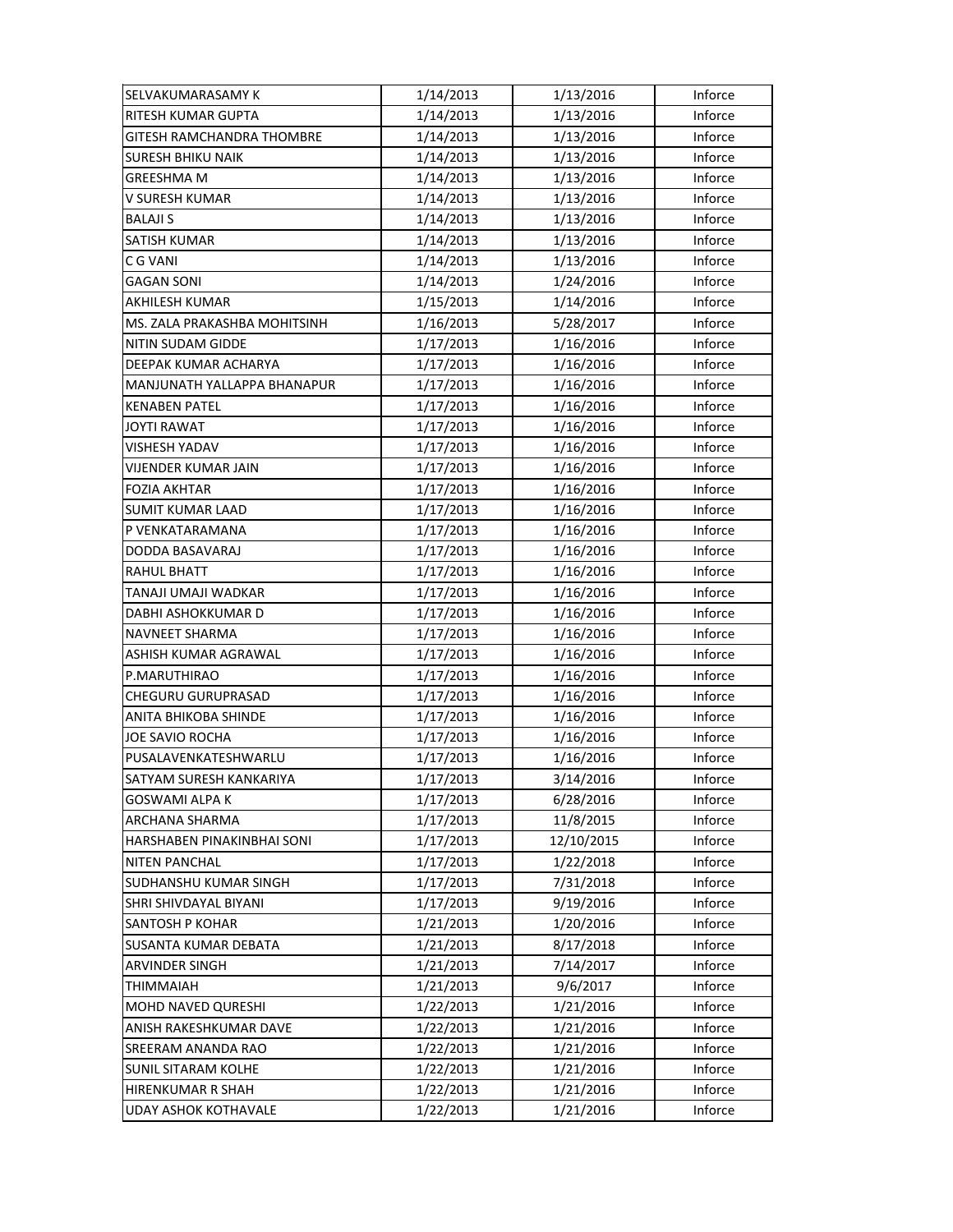| | | | |
|---|---|---|---|
| SELVAKUMARASAMY K | 1/14/2013 | 1/13/2016 | Inforce |
| RITESH KUMAR GUPTA | 1/14/2013 | 1/13/2016 | Inforce |
| GITESH RAMCHANDRA THOMBRE | 1/14/2013 | 1/13/2016 | Inforce |
| SURESH BHIKU NAIK | 1/14/2013 | 1/13/2016 | Inforce |
| GREESHMA M | 1/14/2013 | 1/13/2016 | Inforce |
| V SURESH KUMAR | 1/14/2013 | 1/13/2016 | Inforce |
| BALAJI S | 1/14/2013 | 1/13/2016 | Inforce |
| SATISH KUMAR | 1/14/2013 | 1/13/2016 | Inforce |
| C G VANI | 1/14/2013 | 1/13/2016 | Inforce |
| GAGAN SONI | 1/14/2013 | 1/24/2016 | Inforce |
| AKHILESH KUMAR | 1/15/2013 | 1/14/2016 | Inforce |
| MS. ZALA PRAKASHBA MOHITSINH | 1/16/2013 | 5/28/2017 | Inforce |
| NITIN SUDAM GIDDE | 1/17/2013 | 1/16/2016 | Inforce |
| DEEPAK KUMAR ACHARYA | 1/17/2013 | 1/16/2016 | Inforce |
| MANJUNATH YALLAPPA BHANAPUR | 1/17/2013 | 1/16/2016 | Inforce |
| KENABEN PATEL | 1/17/2013 | 1/16/2016 | Inforce |
| JOYTI RAWAT | 1/17/2013 | 1/16/2016 | Inforce |
| VISHESH YADAV | 1/17/2013 | 1/16/2016 | Inforce |
| VIJENDER KUMAR JAIN | 1/17/2013 | 1/16/2016 | Inforce |
| FOZIA AKHTAR | 1/17/2013 | 1/16/2016 | Inforce |
| SUMIT KUMAR LAAD | 1/17/2013 | 1/16/2016 | Inforce |
| P VENKATARAMANA | 1/17/2013 | 1/16/2016 | Inforce |
| DODDA BASAVARAJ | 1/17/2013 | 1/16/2016 | Inforce |
| RAHUL BHATT | 1/17/2013 | 1/16/2016 | Inforce |
| TANAJI UMAJI WADKAR | 1/17/2013 | 1/16/2016 | Inforce |
| DABHI ASHOKKUMAR D | 1/17/2013 | 1/16/2016 | Inforce |
| NAVNEET SHARMA | 1/17/2013 | 1/16/2016 | Inforce |
| ASHISH KUMAR AGRAWAL | 1/17/2013 | 1/16/2016 | Inforce |
| P.MARUTHIRAO | 1/17/2013 | 1/16/2016 | Inforce |
| CHEGURU GURUPRASAD | 1/17/2013 | 1/16/2016 | Inforce |
| ANITA BHIKOBA SHINDE | 1/17/2013 | 1/16/2016 | Inforce |
| JOE SAVIO ROCHA | 1/17/2013 | 1/16/2016 | Inforce |
| PUSALAVENKATESHWARLU | 1/17/2013 | 1/16/2016 | Inforce |
| SATYAM SURESH KANKARIYA | 1/17/2013 | 3/14/2016 | Inforce |
| GOSWAMI ALPA K | 1/17/2013 | 6/28/2016 | Inforce |
| ARCHANA SHARMA | 1/17/2013 | 11/8/2015 | Inforce |
| HARSHABEN PINAKINBHAI SONI | 1/17/2013 | 12/10/2015 | Inforce |
| NITEN PANCHAL | 1/17/2013 | 1/22/2018 | Inforce |
| SUDHANSHU KUMAR SINGH | 1/17/2013 | 7/31/2018 | Inforce |
| SHRI SHIVDAYAL BIYANI | 1/17/2013 | 9/19/2016 | Inforce |
| SANTOSH P KOHAR | 1/21/2013 | 1/20/2016 | Inforce |
| SUSANTA KUMAR DEBATA | 1/21/2013 | 8/17/2018 | Inforce |
| ARVINDER SINGH | 1/21/2013 | 7/14/2017 | Inforce |
| THIMMAIAH | 1/21/2013 | 9/6/2017 | Inforce |
| MOHD NAVED QURESHI | 1/22/2013 | 1/21/2016 | Inforce |
| ANISH RAKESHKUMAR DAVE | 1/22/2013 | 1/21/2016 | Inforce |
| SREERAM ANANDA RAO | 1/22/2013 | 1/21/2016 | Inforce |
| SUNIL SITARAM KOLHE | 1/22/2013 | 1/21/2016 | Inforce |
| HIRENKUMAR R SHAH | 1/22/2013 | 1/21/2016 | Inforce |
| UDAY ASHOK KOTHAVALE | 1/22/2013 | 1/21/2016 | Inforce |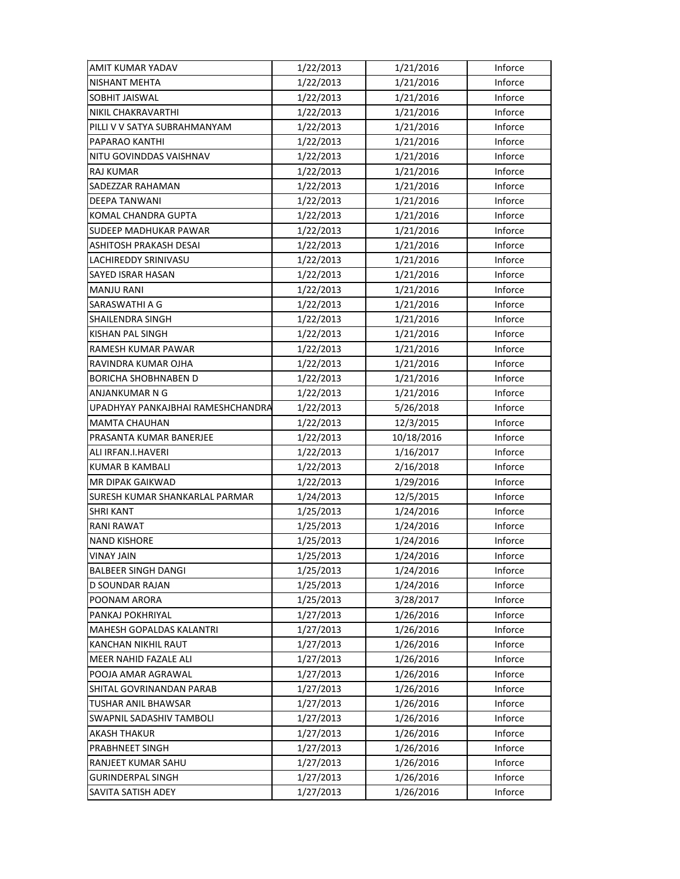| | | | |
|---|---|---|---|
| AMIT KUMAR YADAV | 1/22/2013 | 1/21/2016 | Inforce |
| NISHANT MEHTA | 1/22/2013 | 1/21/2016 | Inforce |
| SOBHIT JAISWAL | 1/22/2013 | 1/21/2016 | Inforce |
| NIKIL CHAKRAVARTHI | 1/22/2013 | 1/21/2016 | Inforce |
| PILLI V V SATYA SUBRAHMANYAM | 1/22/2013 | 1/21/2016 | Inforce |
| PAPARAO KANTHI | 1/22/2013 | 1/21/2016 | Inforce |
| NITU GOVINDDAS VAISHNAV | 1/22/2013 | 1/21/2016 | Inforce |
| RAJ KUMAR | 1/22/2013 | 1/21/2016 | Inforce |
| SADEZZAR RAHAMAN | 1/22/2013 | 1/21/2016 | Inforce |
| DEEPA TANWANI | 1/22/2013 | 1/21/2016 | Inforce |
| KOMAL CHANDRA GUPTA | 1/22/2013 | 1/21/2016 | Inforce |
| SUDEEP MADHUKAR PAWAR | 1/22/2013 | 1/21/2016 | Inforce |
| ASHITOSH PRAKASH DESAI | 1/22/2013 | 1/21/2016 | Inforce |
| LACHIREDDY SRINIVASU | 1/22/2013 | 1/21/2016 | Inforce |
| SAYED ISRAR HASAN | 1/22/2013 | 1/21/2016 | Inforce |
| MANJU RANI | 1/22/2013 | 1/21/2016 | Inforce |
| SARASWATHI A G | 1/22/2013 | 1/21/2016 | Inforce |
| SHAILENDRA SINGH | 1/22/2013 | 1/21/2016 | Inforce |
| KISHAN PAL SINGH | 1/22/2013 | 1/21/2016 | Inforce |
| RAMESH KUMAR PAWAR | 1/22/2013 | 1/21/2016 | Inforce |
| RAVINDRA KUMAR OJHA | 1/22/2013 | 1/21/2016 | Inforce |
| BORICHA SHOBHNABEN D | 1/22/2013 | 1/21/2016 | Inforce |
| ANJANKUMAR N G | 1/22/2013 | 1/21/2016 | Inforce |
| UPADHYAY PANKAJBHAI RAMESHCHANDRA | 1/22/2013 | 5/26/2018 | Inforce |
| MAMTA CHAUHAN | 1/22/2013 | 12/3/2015 | Inforce |
| PRASANTA KUMAR BANERJEE | 1/22/2013 | 10/18/2016 | Inforce |
| ALI IRFAN.I.HAVERI | 1/22/2013 | 1/16/2017 | Inforce |
| KUMAR B KAMBALI | 1/22/2013 | 2/16/2018 | Inforce |
| MR DIPAK GAIKWAD | 1/22/2013 | 1/29/2016 | Inforce |
| SURESH KUMAR SHANKARLAL PARMAR | 1/24/2013 | 12/5/2015 | Inforce |
| SHRI KANT | 1/25/2013 | 1/24/2016 | Inforce |
| RANI RAWAT | 1/25/2013 | 1/24/2016 | Inforce |
| NAND KISHORE | 1/25/2013 | 1/24/2016 | Inforce |
| VINAY JAIN | 1/25/2013 | 1/24/2016 | Inforce |
| BALBEER SINGH DANGI | 1/25/2013 | 1/24/2016 | Inforce |
| D SOUNDAR RAJAN | 1/25/2013 | 1/24/2016 | Inforce |
| POONAM ARORA | 1/25/2013 | 3/28/2017 | Inforce |
| PANKAJ POKHRIYAL | 1/27/2013 | 1/26/2016 | Inforce |
| MAHESH GOPALDAS KALANTRI | 1/27/2013 | 1/26/2016 | Inforce |
| KANCHAN NIKHIL RAUT | 1/27/2013 | 1/26/2016 | Inforce |
| MEER NAHID FAZALE ALI | 1/27/2013 | 1/26/2016 | Inforce |
| POOJA AMAR AGRAWAL | 1/27/2013 | 1/26/2016 | Inforce |
| SHITAL GOVRINANDAN PARAB | 1/27/2013 | 1/26/2016 | Inforce |
| TUSHAR ANIL BHAWSAR | 1/27/2013 | 1/26/2016 | Inforce |
| SWAPNIL SADASHIV TAMBOLI | 1/27/2013 | 1/26/2016 | Inforce |
| AKASH THAKUR | 1/27/2013 | 1/26/2016 | Inforce |
| PRABHNEET SINGH | 1/27/2013 | 1/26/2016 | Inforce |
| RANJEET KUMAR SAHU | 1/27/2013 | 1/26/2016 | Inforce |
| GURINDERPAL SINGH | 1/27/2013 | 1/26/2016 | Inforce |
| SAVITA SATISH ADEY | 1/27/2013 | 1/26/2016 | Inforce |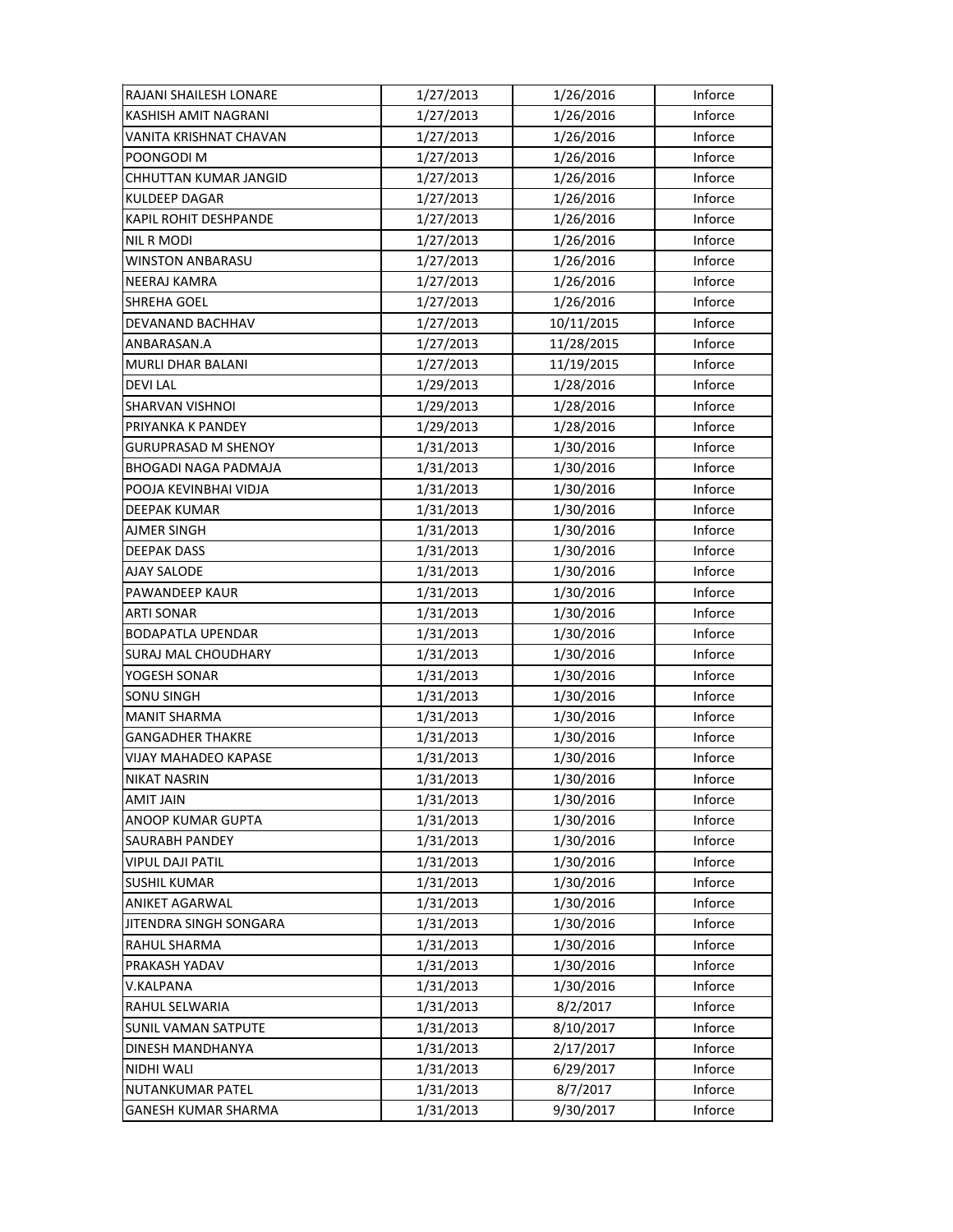| RAJANI SHAILESH LONARE | 1/27/2013 | 1/26/2016 | Inforce |
|---|---|---|---|
| KASHISH AMIT NAGRANI | 1/27/2013 | 1/26/2016 | Inforce |
| VANITA KRISHNAT CHAVAN | 1/27/2013 | 1/26/2016 | Inforce |
| POONGODI M | 1/27/2013 | 1/26/2016 | Inforce |
| CHHUTTAN KUMAR JANGID | 1/27/2013 | 1/26/2016 | Inforce |
| KULDEEP DAGAR | 1/27/2013 | 1/26/2016 | Inforce |
| KAPIL ROHIT DESHPANDE | 1/27/2013 | 1/26/2016 | Inforce |
| NIL R MODI | 1/27/2013 | 1/26/2016 | Inforce |
| WINSTON ANBARASU | 1/27/2013 | 1/26/2016 | Inforce |
| NEERAJ KAMRA | 1/27/2013 | 1/26/2016 | Inforce |
| SHREHA GOEL | 1/27/2013 | 1/26/2016 | Inforce |
| DEVANAND BACHHAV | 1/27/2013 | 10/11/2015 | Inforce |
| ANBARASAN.A | 1/27/2013 | 11/28/2015 | Inforce |
| MURLI DHAR BALANI | 1/27/2013 | 11/19/2015 | Inforce |
| DEVI LAL | 1/29/2013 | 1/28/2016 | Inforce |
| SHARVAN VISHNOI | 1/29/2013 | 1/28/2016 | Inforce |
| PRIYANKA K PANDEY | 1/29/2013 | 1/28/2016 | Inforce |
| GURUPRASAD M SHENOY | 1/31/2013 | 1/30/2016 | Inforce |
| BHOGADI NAGA PADMAJA | 1/31/2013 | 1/30/2016 | Inforce |
| POOJA KEVINBHAI VIDJA | 1/31/2013 | 1/30/2016 | Inforce |
| DEEPAK KUMAR | 1/31/2013 | 1/30/2016 | Inforce |
| AJMER SINGH | 1/31/2013 | 1/30/2016 | Inforce |
| DEEPAK DASS | 1/31/2013 | 1/30/2016 | Inforce |
| AJAY SALODE | 1/31/2013 | 1/30/2016 | Inforce |
| PAWANDEEP KAUR | 1/31/2013 | 1/30/2016 | Inforce |
| ARTI SONAR | 1/31/2013 | 1/30/2016 | Inforce |
| BODAPATLA UPENDAR | 1/31/2013 | 1/30/2016 | Inforce |
| SURAJ MAL CHOUDHARY | 1/31/2013 | 1/30/2016 | Inforce |
| YOGESH SONAR | 1/31/2013 | 1/30/2016 | Inforce |
| SONU SINGH | 1/31/2013 | 1/30/2016 | Inforce |
| MANIT SHARMA | 1/31/2013 | 1/30/2016 | Inforce |
| GANGADHER THAKRE | 1/31/2013 | 1/30/2016 | Inforce |
| VIJAY MAHADEO KAPASE | 1/31/2013 | 1/30/2016 | Inforce |
| NIKAT NASRIN | 1/31/2013 | 1/30/2016 | Inforce |
| AMIT JAIN | 1/31/2013 | 1/30/2016 | Inforce |
| ANOOP KUMAR GUPTA | 1/31/2013 | 1/30/2016 | Inforce |
| SAURABH PANDEY | 1/31/2013 | 1/30/2016 | Inforce |
| VIPUL DAJI PATIL | 1/31/2013 | 1/30/2016 | Inforce |
| SUSHIL KUMAR | 1/31/2013 | 1/30/2016 | Inforce |
| ANIKET AGARWAL | 1/31/2013 | 1/30/2016 | Inforce |
| JITENDRA SINGH SONGARA | 1/31/2013 | 1/30/2016 | Inforce |
| RAHUL SHARMA | 1/31/2013 | 1/30/2016 | Inforce |
| PRAKASH YADAV | 1/31/2013 | 1/30/2016 | Inforce |
| V.KALPANA | 1/31/2013 | 1/30/2016 | Inforce |
| RAHUL SELWARIA | 1/31/2013 | 8/2/2017 | Inforce |
| SUNIL VAMAN SATPUTE | 1/31/2013 | 8/10/2017 | Inforce |
| DINESH MANDHANYA | 1/31/2013 | 2/17/2017 | Inforce |
| NIDHI WALI | 1/31/2013 | 6/29/2017 | Inforce |
| NUTANKUMAR PATEL | 1/31/2013 | 8/7/2017 | Inforce |
| GANESH KUMAR SHARMA | 1/31/2013 | 9/30/2017 | Inforce |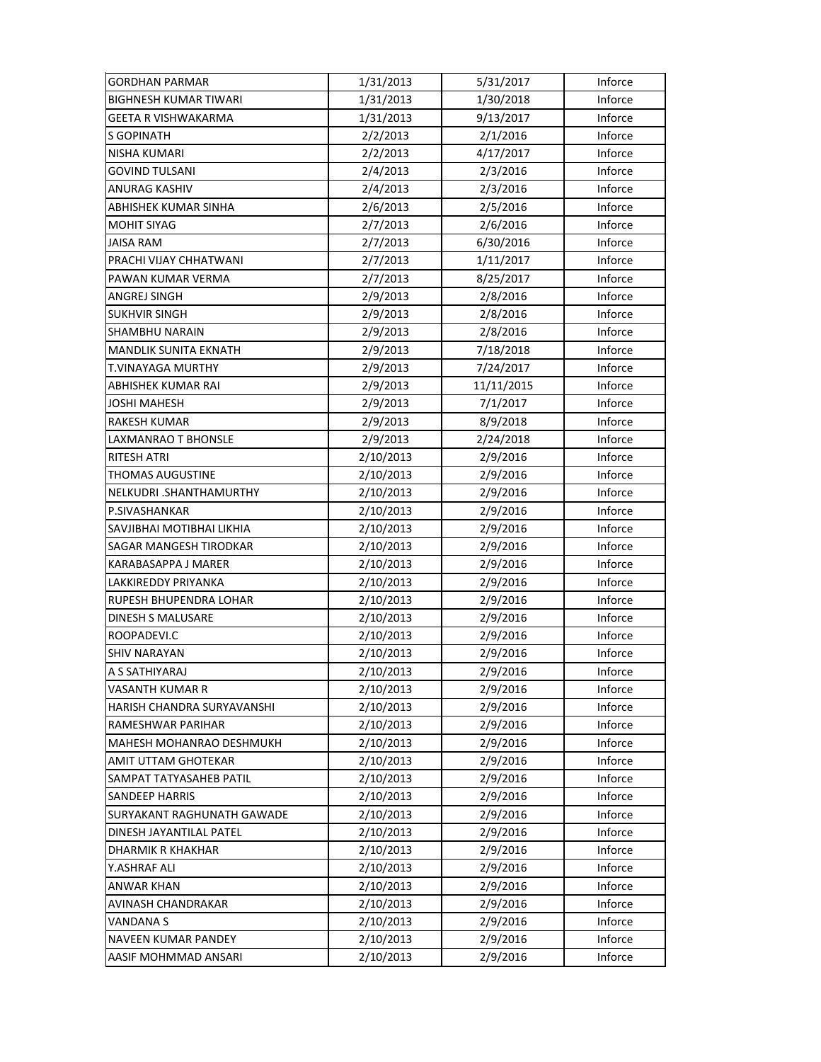| GORDHAN PARMAR | 1/31/2013 | 5/31/2017 | Inforce |
|---|---|---|---|
| BIGHNESH KUMAR TIWARI | 1/31/2013 | 1/30/2018 | Inforce |
| GEETA R VISHWAKARMA | 1/31/2013 | 9/13/2017 | Inforce |
| S GOPINATH | 2/2/2013 | 2/1/2016 | Inforce |
| NISHA KUMARI | 2/2/2013 | 4/17/2017 | Inforce |
| GOVIND TULSANI | 2/4/2013 | 2/3/2016 | Inforce |
| ANURAG KASHIV | 2/4/2013 | 2/3/2016 | Inforce |
| ABHISHEK KUMAR SINHA | 2/6/2013 | 2/5/2016 | Inforce |
| MOHIT SIYAG | 2/7/2013 | 2/6/2016 | Inforce |
| JAISA RAM | 2/7/2013 | 6/30/2016 | Inforce |
| PRACHI VIJAY CHHATWANI | 2/7/2013 | 1/11/2017 | Inforce |
| PAWAN KUMAR VERMA | 2/7/2013 | 8/25/2017 | Inforce |
| ANGREJ SINGH | 2/9/2013 | 2/8/2016 | Inforce |
| SUKHVIR SINGH | 2/9/2013 | 2/8/2016 | Inforce |
| SHAMBHU NARAIN | 2/9/2013 | 2/8/2016 | Inforce |
| MANDLIK SUNITA EKNATH | 2/9/2013 | 7/18/2018 | Inforce |
| T.VINAYAGA MURTHY | 2/9/2013 | 7/24/2017 | Inforce |
| ABHISHEK KUMAR RAI | 2/9/2013 | 11/11/2015 | Inforce |
| JOSHI MAHESH | 2/9/2013 | 7/1/2017 | Inforce |
| RAKESH KUMAR | 2/9/2013 | 8/9/2018 | Inforce |
| LAXMANRAO T BHONSLE | 2/9/2013 | 2/24/2018 | Inforce |
| RITESH ATRI | 2/10/2013 | 2/9/2016 | Inforce |
| THOMAS AUGUSTINE | 2/10/2013 | 2/9/2016 | Inforce |
| NELKUDRI .SHANTHAMURTHY | 2/10/2013 | 2/9/2016 | Inforce |
| P.SIVASHANKAR | 2/10/2013 | 2/9/2016 | Inforce |
| SAVJIBHAI MOTIBHAI LIKHIA | 2/10/2013 | 2/9/2016 | Inforce |
| SAGAR MANGESH TIRODKAR | 2/10/2013 | 2/9/2016 | Inforce |
| KARABASAPPA J MARER | 2/10/2013 | 2/9/2016 | Inforce |
| LAKKIREDDY PRIYANKA | 2/10/2013 | 2/9/2016 | Inforce |
| RUPESH BHUPENDRA LOHAR | 2/10/2013 | 2/9/2016 | Inforce |
| DINESH S MALUSARE | 2/10/2013 | 2/9/2016 | Inforce |
| ROOPADEVI.C | 2/10/2013 | 2/9/2016 | Inforce |
| SHIV NARAYAN | 2/10/2013 | 2/9/2016 | Inforce |
| A S SATHIYARAJ | 2/10/2013 | 2/9/2016 | Inforce |
| VASANTH KUMAR R | 2/10/2013 | 2/9/2016 | Inforce |
| HARISH CHANDRA SURYAVANSHI | 2/10/2013 | 2/9/2016 | Inforce |
| RAMESHWAR PARIHAR | 2/10/2013 | 2/9/2016 | Inforce |
| MAHESH MOHANRAO DESHMUKH | 2/10/2013 | 2/9/2016 | Inforce |
| AMIT UTTAM GHOTEKAR | 2/10/2013 | 2/9/2016 | Inforce |
| SAMPAT TATYASAHEB PATIL | 2/10/2013 | 2/9/2016 | Inforce |
| SANDEEP HARRIS | 2/10/2013 | 2/9/2016 | Inforce |
| SURYAKANT RAGHUNATH GAWADE | 2/10/2013 | 2/9/2016 | Inforce |
| DINESH JAYANTILAL PATEL | 2/10/2013 | 2/9/2016 | Inforce |
| DHARMIK R KHAKHAR | 2/10/2013 | 2/9/2016 | Inforce |
| Y.ASHRAF ALI | 2/10/2013 | 2/9/2016 | Inforce |
| ANWAR KHAN | 2/10/2013 | 2/9/2016 | Inforce |
| AVINASH CHANDRAKAR | 2/10/2013 | 2/9/2016 | Inforce |
| VANDANA S | 2/10/2013 | 2/9/2016 | Inforce |
| NAVEEN KUMAR PANDEY | 2/10/2013 | 2/9/2016 | Inforce |
| AASIF MOHMMAD ANSARI | 2/10/2013 | 2/9/2016 | Inforce |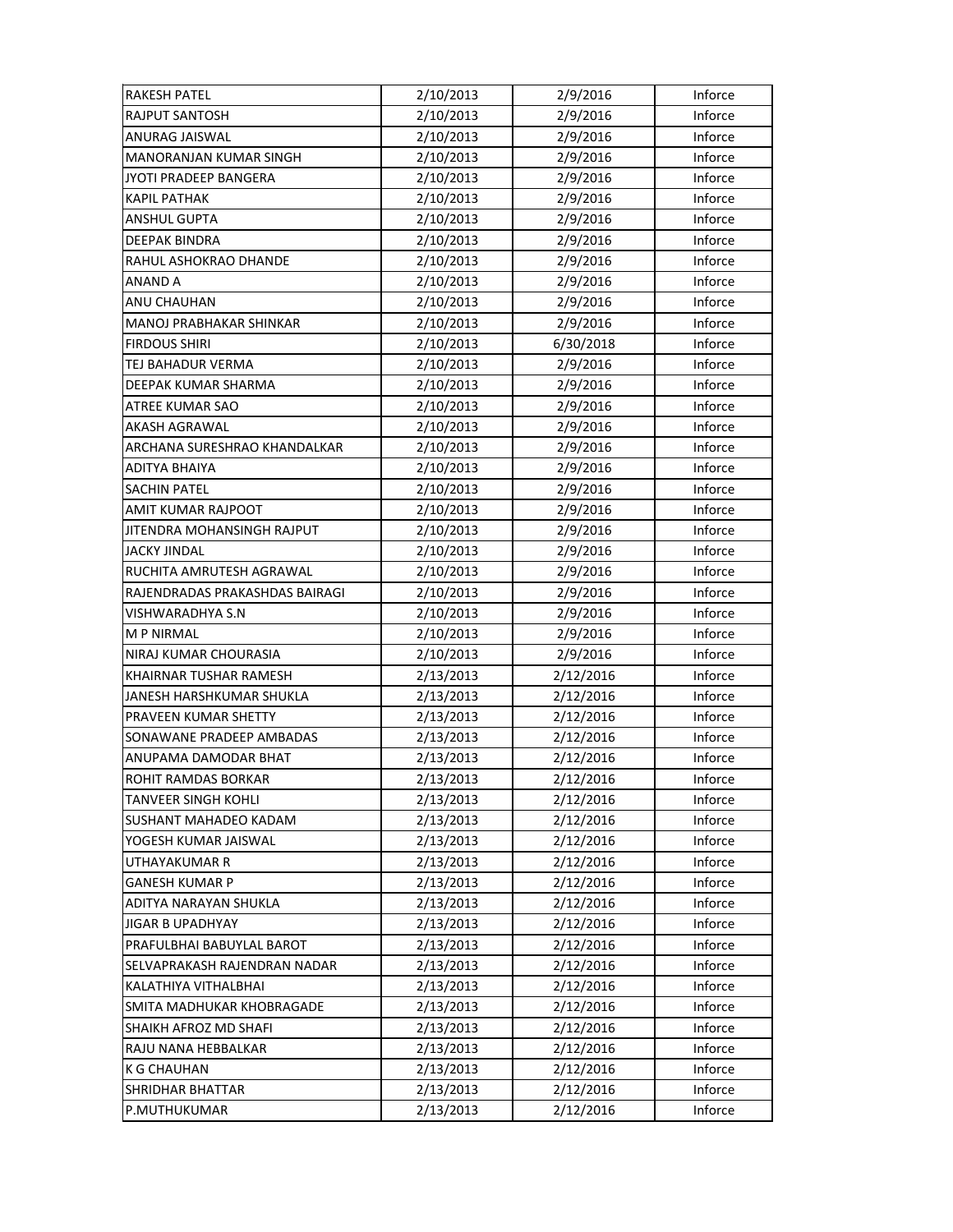| | | | |
|---|---|---|---|
| RAKESH PATEL | 2/10/2013 | 2/9/2016 | Inforce |
| RAJPUT SANTOSH | 2/10/2013 | 2/9/2016 | Inforce |
| ANURAG JAISWAL | 2/10/2013 | 2/9/2016 | Inforce |
| MANORANJAN KUMAR SINGH | 2/10/2013 | 2/9/2016 | Inforce |
| JYOTI PRADEEP BANGERA | 2/10/2013 | 2/9/2016 | Inforce |
| KAPIL PATHAK | 2/10/2013 | 2/9/2016 | Inforce |
| ANSHUL GUPTA | 2/10/2013 | 2/9/2016 | Inforce |
| DEEPAK BINDRA | 2/10/2013 | 2/9/2016 | Inforce |
| RAHUL ASHOKRAO DHANDE | 2/10/2013 | 2/9/2016 | Inforce |
| ANAND A | 2/10/2013 | 2/9/2016 | Inforce |
| ANU CHAUHAN | 2/10/2013 | 2/9/2016 | Inforce |
| MANOJ PRABHAKAR SHINKAR | 2/10/2013 | 2/9/2016 | Inforce |
| FIRDOUS SHIRI | 2/10/2013 | 6/30/2018 | Inforce |
| TEJ BAHADUR VERMA | 2/10/2013 | 2/9/2016 | Inforce |
| DEEPAK KUMAR SHARMA | 2/10/2013 | 2/9/2016 | Inforce |
| ATREE KUMAR SAO | 2/10/2013 | 2/9/2016 | Inforce |
| AKASH AGRAWAL | 2/10/2013 | 2/9/2016 | Inforce |
| ARCHANA SURESHRAO KHANDALKAR | 2/10/2013 | 2/9/2016 | Inforce |
| ADITYA BHAIYA | 2/10/2013 | 2/9/2016 | Inforce |
| SACHIN PATEL | 2/10/2013 | 2/9/2016 | Inforce |
| AMIT KUMAR RAJPOOT | 2/10/2013 | 2/9/2016 | Inforce |
| JITENDRA MOHANSINGH RAJPUT | 2/10/2013 | 2/9/2016 | Inforce |
| JACKY JINDAL | 2/10/2013 | 2/9/2016 | Inforce |
| RUCHITA AMRUTESH AGRAWAL | 2/10/2013 | 2/9/2016 | Inforce |
| RAJENDRADAS PRAKASHDAS BAIRAGI | 2/10/2013 | 2/9/2016 | Inforce |
| VISHWARADHYA S.N | 2/10/2013 | 2/9/2016 | Inforce |
| M P NIRMAL | 2/10/2013 | 2/9/2016 | Inforce |
| NIRAJ KUMAR CHOURASIA | 2/10/2013 | 2/9/2016 | Inforce |
| KHAIRNAR TUSHAR RAMESH | 2/13/2013 | 2/12/2016 | Inforce |
| JANESH HARSHKUMAR SHUKLA | 2/13/2013 | 2/12/2016 | Inforce |
| PRAVEEN KUMAR SHETTY | 2/13/2013 | 2/12/2016 | Inforce |
| SONAWANE PRADEEP AMBADAS | 2/13/2013 | 2/12/2016 | Inforce |
| ANUPAMA DAMODAR BHAT | 2/13/2013 | 2/12/2016 | Inforce |
| ROHIT RAMDAS BORKAR | 2/13/2013 | 2/12/2016 | Inforce |
| TANVEER SINGH KOHLI | 2/13/2013 | 2/12/2016 | Inforce |
| SUSHANT MAHADEO KADAM | 2/13/2013 | 2/12/2016 | Inforce |
| YOGESH KUMAR JAISWAL | 2/13/2013 | 2/12/2016 | Inforce |
| UTHAYAKUMAR R | 2/13/2013 | 2/12/2016 | Inforce |
| GANESH KUMAR P | 2/13/2013 | 2/12/2016 | Inforce |
| ADITYA NARAYAN SHUKLA | 2/13/2013 | 2/12/2016 | Inforce |
| JIGAR B UPADHYAY | 2/13/2013 | 2/12/2016 | Inforce |
| PRAFULBHAI BABUYLAL BAROT | 2/13/2013 | 2/12/2016 | Inforce |
| SELVAPRAKASH RAJENDRAN NADAR | 2/13/2013 | 2/12/2016 | Inforce |
| KALATHIYA VITHALBHAI | 2/13/2013 | 2/12/2016 | Inforce |
| SMITA MADHUKAR KHOBRAGADE | 2/13/2013 | 2/12/2016 | Inforce |
| SHAIKH AFROZ MD SHAFI | 2/13/2013 | 2/12/2016 | Inforce |
| RAJU NANA HEBBALKAR | 2/13/2013 | 2/12/2016 | Inforce |
| K G CHAUHAN | 2/13/2013 | 2/12/2016 | Inforce |
| SHRIDHAR BHATTAR | 2/13/2013 | 2/12/2016 | Inforce |
| P.MUTHUKUMAR | 2/13/2013 | 2/12/2016 | Inforce |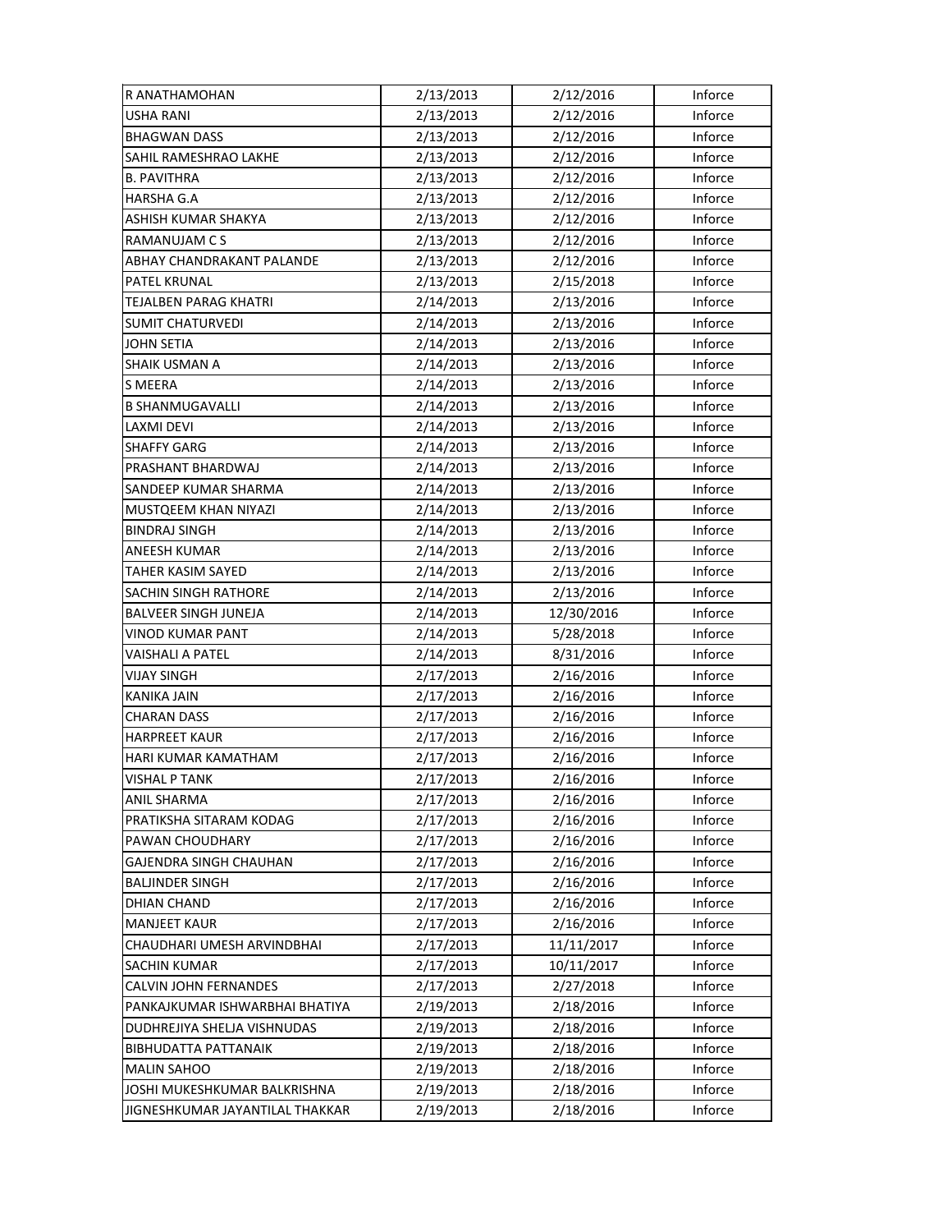| | | | |
|---|---|---|---|
| R ANATHAMOHAN | 2/13/2013 | 2/12/2016 | Inforce |
| USHA RANI | 2/13/2013 | 2/12/2016 | Inforce |
| BHAGWAN DASS | 2/13/2013 | 2/12/2016 | Inforce |
| SAHIL RAMESHRAO LAKHE | 2/13/2013 | 2/12/2016 | Inforce |
| B. PAVITHRA | 2/13/2013 | 2/12/2016 | Inforce |
| HARSHA G.A | 2/13/2013 | 2/12/2016 | Inforce |
| ASHISH KUMAR SHAKYA | 2/13/2013 | 2/12/2016 | Inforce |
| RAMANUJAM C S | 2/13/2013 | 2/12/2016 | Inforce |
| ABHAY CHANDRAKANT PALANDE | 2/13/2013 | 2/12/2016 | Inforce |
| PATEL KRUNAL | 2/13/2013 | 2/15/2018 | Inforce |
| TEJALBEN PARAG KHATRI | 2/14/2013 | 2/13/2016 | Inforce |
| SUMIT CHATURVEDI | 2/14/2013 | 2/13/2016 | Inforce |
| JOHN SETIA | 2/14/2013 | 2/13/2016 | Inforce |
| SHAIK USMAN A | 2/14/2013 | 2/13/2016 | Inforce |
| S MEERA | 2/14/2013 | 2/13/2016 | Inforce |
| B SHANMUGAVALLI | 2/14/2013 | 2/13/2016 | Inforce |
| LAXMI DEVI | 2/14/2013 | 2/13/2016 | Inforce |
| SHAFFY GARG | 2/14/2013 | 2/13/2016 | Inforce |
| PRASHANT BHARDWAJ | 2/14/2013 | 2/13/2016 | Inforce |
| SANDEEP KUMAR SHARMA | 2/14/2013 | 2/13/2016 | Inforce |
| MUSTQEEM KHAN NIYAZI | 2/14/2013 | 2/13/2016 | Inforce |
| BINDRAJ SINGH | 2/14/2013 | 2/13/2016 | Inforce |
| ANEESH KUMAR | 2/14/2013 | 2/13/2016 | Inforce |
| TAHER KASIM SAYED | 2/14/2013 | 2/13/2016 | Inforce |
| SACHIN SINGH RATHORE | 2/14/2013 | 2/13/2016 | Inforce |
| BALVEER SINGH JUNEJA | 2/14/2013 | 12/30/2016 | Inforce |
| VINOD KUMAR PANT | 2/14/2013 | 5/28/2018 | Inforce |
| VAISHALI A PATEL | 2/14/2013 | 8/31/2016 | Inforce |
| VIJAY SINGH | 2/17/2013 | 2/16/2016 | Inforce |
| KANIKA JAIN | 2/17/2013 | 2/16/2016 | Inforce |
| CHARAN DASS | 2/17/2013 | 2/16/2016 | Inforce |
| HARPREET KAUR | 2/17/2013 | 2/16/2016 | Inforce |
| HARI KUMAR KAMATHAM | 2/17/2013 | 2/16/2016 | Inforce |
| VISHAL P TANK | 2/17/2013 | 2/16/2016 | Inforce |
| ANIL SHARMA | 2/17/2013 | 2/16/2016 | Inforce |
| PRATIKSHA SITARAM KODAG | 2/17/2013 | 2/16/2016 | Inforce |
| PAWAN CHOUDHARY | 2/17/2013 | 2/16/2016 | Inforce |
| GAJENDRA SINGH CHAUHAN | 2/17/2013 | 2/16/2016 | Inforce |
| BALJINDER SINGH | 2/17/2013 | 2/16/2016 | Inforce |
| DHIAN CHAND | 2/17/2013 | 2/16/2016 | Inforce |
| MANJEET KAUR | 2/17/2013 | 2/16/2016 | Inforce |
| CHAUDHARI UMESH ARVINDBHAI | 2/17/2013 | 11/11/2017 | Inforce |
| SACHIN KUMAR | 2/17/2013 | 10/11/2017 | Inforce |
| CALVIN JOHN FERNANDES | 2/17/2013 | 2/27/2018 | Inforce |
| PANKAJKUMAR ISHWARBHAI BHATIYA | 2/19/2013 | 2/18/2016 | Inforce |
| DUDHREJIYA SHELJA VISHNUDAS | 2/19/2013 | 2/18/2016 | Inforce |
| BIBHUDATTA PATTANAIK | 2/19/2013 | 2/18/2016 | Inforce |
| MALIN SAHOO | 2/19/2013 | 2/18/2016 | Inforce |
| JOSHI MUKESHKUMAR BALKRISHNA | 2/19/2013 | 2/18/2016 | Inforce |
| JIGNESHKUMAR JAYANTILAL THAKKAR | 2/19/2013 | 2/18/2016 | Inforce |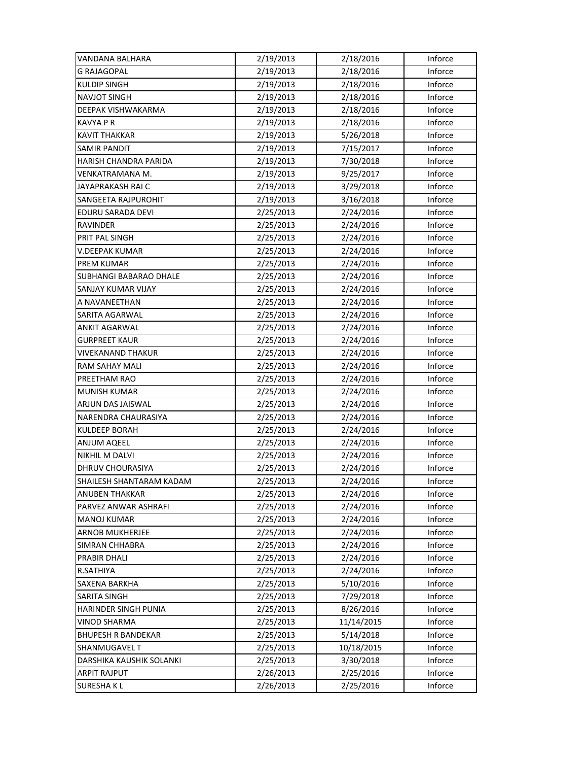| VANDANA BALHARA | 2/19/2013 | 2/18/2016 | Inforce |
|---|---|---|---|
| G RAJAGOPAL | 2/19/2013 | 2/18/2016 | Inforce |
| KULDIP SINGH | 2/19/2013 | 2/18/2016 | Inforce |
| NAVJOT SINGH | 2/19/2013 | 2/18/2016 | Inforce |
| DEEPAK VISHWAKARMA | 2/19/2013 | 2/18/2016 | Inforce |
| KAVYA P R | 2/19/2013 | 2/18/2016 | Inforce |
| KAVIT THAKKAR | 2/19/2013 | 5/26/2018 | Inforce |
| SAMIR PANDIT | 2/19/2013 | 7/15/2017 | Inforce |
| HARISH CHANDRA PARIDA | 2/19/2013 | 7/30/2018 | Inforce |
| VENKATRAMANA M. | 2/19/2013 | 9/25/2017 | Inforce |
| JAYAPRAKASH RAI C | 2/19/2013 | 3/29/2018 | Inforce |
| SANGEETA RAJPUROHIT | 2/19/2013 | 3/16/2018 | Inforce |
| EDURU SARADA DEVI | 2/25/2013 | 2/24/2016 | Inforce |
| RAVINDER | 2/25/2013 | 2/24/2016 | Inforce |
| PRIT PAL SINGH | 2/25/2013 | 2/24/2016 | Inforce |
| V.DEEPAK KUMAR | 2/25/2013 | 2/24/2016 | Inforce |
| PREM KUMAR | 2/25/2013 | 2/24/2016 | Inforce |
| SUBHANGI BABARAO DHALE | 2/25/2013 | 2/24/2016 | Inforce |
| SANJAY KUMAR VIJAY | 2/25/2013 | 2/24/2016 | Inforce |
| A NAVANEETHAN | 2/25/2013 | 2/24/2016 | Inforce |
| SARITA AGARWAL | 2/25/2013 | 2/24/2016 | Inforce |
| ANKIT AGARWAL | 2/25/2013 | 2/24/2016 | Inforce |
| GURPREET KAUR | 2/25/2013 | 2/24/2016 | Inforce |
| VIVEKANAND THAKUR | 2/25/2013 | 2/24/2016 | Inforce |
| RAM SAHAY MALI | 2/25/2013 | 2/24/2016 | Inforce |
| PREETHAM RAO | 2/25/2013 | 2/24/2016 | Inforce |
| MUNISH KUMAR | 2/25/2013 | 2/24/2016 | Inforce |
| ARJUN DAS JAISWAL | 2/25/2013 | 2/24/2016 | Inforce |
| NARENDRA CHAURASIYA | 2/25/2013 | 2/24/2016 | Inforce |
| KULDEEP BORAH | 2/25/2013 | 2/24/2016 | Inforce |
| ANJUM AQEEL | 2/25/2013 | 2/24/2016 | Inforce |
| NIKHIL M DALVI | 2/25/2013 | 2/24/2016 | Inforce |
| DHRUV CHOURASIYA | 2/25/2013 | 2/24/2016 | Inforce |
| SHAILESH SHANTARAM KADAM | 2/25/2013 | 2/24/2016 | Inforce |
| ANUBEN THAKKAR | 2/25/2013 | 2/24/2016 | Inforce |
| PARVEZ ANWAR ASHRAFI | 2/25/2013 | 2/24/2016 | Inforce |
| MANOJ KUMAR | 2/25/2013 | 2/24/2016 | Inforce |
| ARNOB MUKHERJEE | 2/25/2013 | 2/24/2016 | Inforce |
| SIMRAN CHHABRA | 2/25/2013 | 2/24/2016 | Inforce |
| PRABIR DHALI | 2/25/2013 | 2/24/2016 | Inforce |
| R.SATHIYA | 2/25/2013 | 2/24/2016 | Inforce |
| SAXENA BARKHA | 2/25/2013 | 5/10/2016 | Inforce |
| SARITA SINGH | 2/25/2013 | 7/29/2018 | Inforce |
| HARINDER SINGH PUNIA | 2/25/2013 | 8/26/2016 | Inforce |
| VINOD SHARMA | 2/25/2013 | 11/14/2015 | Inforce |
| BHUPESH R BANDEKAR | 2/25/2013 | 5/14/2018 | Inforce |
| SHANMUGAVEL T | 2/25/2013 | 10/18/2015 | Inforce |
| DARSHIKA KAUSHIK SOLANKI | 2/25/2013 | 3/30/2018 | Inforce |
| ARPIT RAJPUT | 2/26/2013 | 2/25/2016 | Inforce |
| SURESHA K L | 2/26/2013 | 2/25/2016 | Inforce |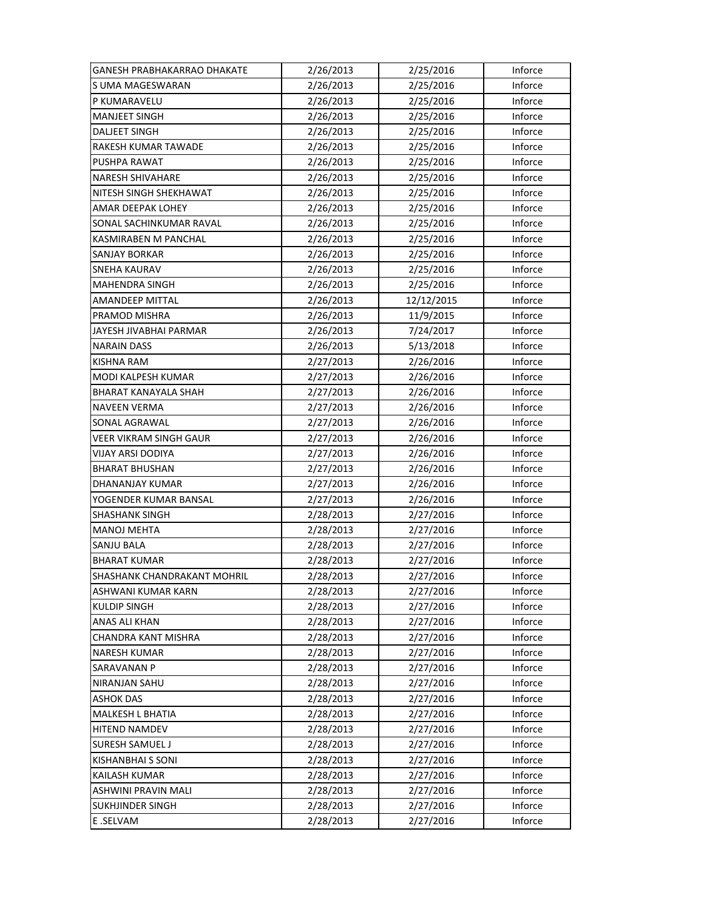| | | | |
|---|---|---|---|
| GANESH PRABHAKARRAO DHAKATE | 2/26/2013 | 2/25/2016 | Inforce |
| S UMA MAGESWARAN | 2/26/2013 | 2/25/2016 | Inforce |
| P KUMARAVELU | 2/26/2013 | 2/25/2016 | Inforce |
| MANJEET SINGH | 2/26/2013 | 2/25/2016 | Inforce |
| DALJEET SINGH | 2/26/2013 | 2/25/2016 | Inforce |
| RAKESH KUMAR TAWADE | 2/26/2013 | 2/25/2016 | Inforce |
| PUSHPA RAWAT | 2/26/2013 | 2/25/2016 | Inforce |
| NARESH SHIVAHARE | 2/26/2013 | 2/25/2016 | Inforce |
| NITESH SINGH SHEKHAWAT | 2/26/2013 | 2/25/2016 | Inforce |
| AMAR DEEPAK LOHEY | 2/26/2013 | 2/25/2016 | Inforce |
| SONAL SACHINKUMAR RAVAL | 2/26/2013 | 2/25/2016 | Inforce |
| KASMIRABEN M PANCHAL | 2/26/2013 | 2/25/2016 | Inforce |
| SANJAY BORKAR | 2/26/2013 | 2/25/2016 | Inforce |
| SNEHA KAURAV | 2/26/2013 | 2/25/2016 | Inforce |
| MAHENDRA SINGH | 2/26/2013 | 2/25/2016 | Inforce |
| AMANDEEP MITTAL | 2/26/2013 | 12/12/2015 | Inforce |
| PRAMOD MISHRA | 2/26/2013 | 11/9/2015 | Inforce |
| JAYESH JIVABHAI PARMAR | 2/26/2013 | 7/24/2017 | Inforce |
| NARAIN DASS | 2/26/2013 | 5/13/2018 | Inforce |
| KISHNA RAM | 2/27/2013 | 2/26/2016 | Inforce |
| MODI KALPESH KUMAR | 2/27/2013 | 2/26/2016 | Inforce |
| BHARAT KANAYALA SHAH | 2/27/2013 | 2/26/2016 | Inforce |
| NAVEEN VERMA | 2/27/2013 | 2/26/2016 | Inforce |
| SONAL AGRAWAL | 2/27/2013 | 2/26/2016 | Inforce |
| VEER VIKRAM SINGH GAUR | 2/27/2013 | 2/26/2016 | Inforce |
| VIJAY ARSI DODIYA | 2/27/2013 | 2/26/2016 | Inforce |
| BHARAT BHUSHAN | 2/27/2013 | 2/26/2016 | Inforce |
| DHANANJAY KUMAR | 2/27/2013 | 2/26/2016 | Inforce |
| YOGENDER KUMAR BANSAL | 2/27/2013 | 2/26/2016 | Inforce |
| SHASHANK SINGH | 2/28/2013 | 2/27/2016 | Inforce |
| MANOJ MEHTA | 2/28/2013 | 2/27/2016 | Inforce |
| SANJU BALA | 2/28/2013 | 2/27/2016 | Inforce |
| BHARAT KUMAR | 2/28/2013 | 2/27/2016 | Inforce |
| SHASHANK CHANDRAKANT MOHRIL | 2/28/2013 | 2/27/2016 | Inforce |
| ASHWANI KUMAR KARN | 2/28/2013 | 2/27/2016 | Inforce |
| KULDIP SINGH | 2/28/2013 | 2/27/2016 | Inforce |
| ANAS ALI KHAN | 2/28/2013 | 2/27/2016 | Inforce |
| CHANDRA KANT MISHRA | 2/28/2013 | 2/27/2016 | Inforce |
| NARESH KUMAR | 2/28/2013 | 2/27/2016 | Inforce |
| SARAVANAN P | 2/28/2013 | 2/27/2016 | Inforce |
| NIRANJAN SAHU | 2/28/2013 | 2/27/2016 | Inforce |
| ASHOK DAS | 2/28/2013 | 2/27/2016 | Inforce |
| MALKESH L BHATIA | 2/28/2013 | 2/27/2016 | Inforce |
| HITEND NAMDEV | 2/28/2013 | 2/27/2016 | Inforce |
| SURESH SAMUEL J | 2/28/2013 | 2/27/2016 | Inforce |
| KISHANBHAI S SONI | 2/28/2013 | 2/27/2016 | Inforce |
| KAILASH KUMAR | 2/28/2013 | 2/27/2016 | Inforce |
| ASHWINI PRAVIN MALI | 2/28/2013 | 2/27/2016 | Inforce |
| SUKHJINDER SINGH | 2/28/2013 | 2/27/2016 | Inforce |
| E .SELVAM | 2/28/2013 | 2/27/2016 | Inforce |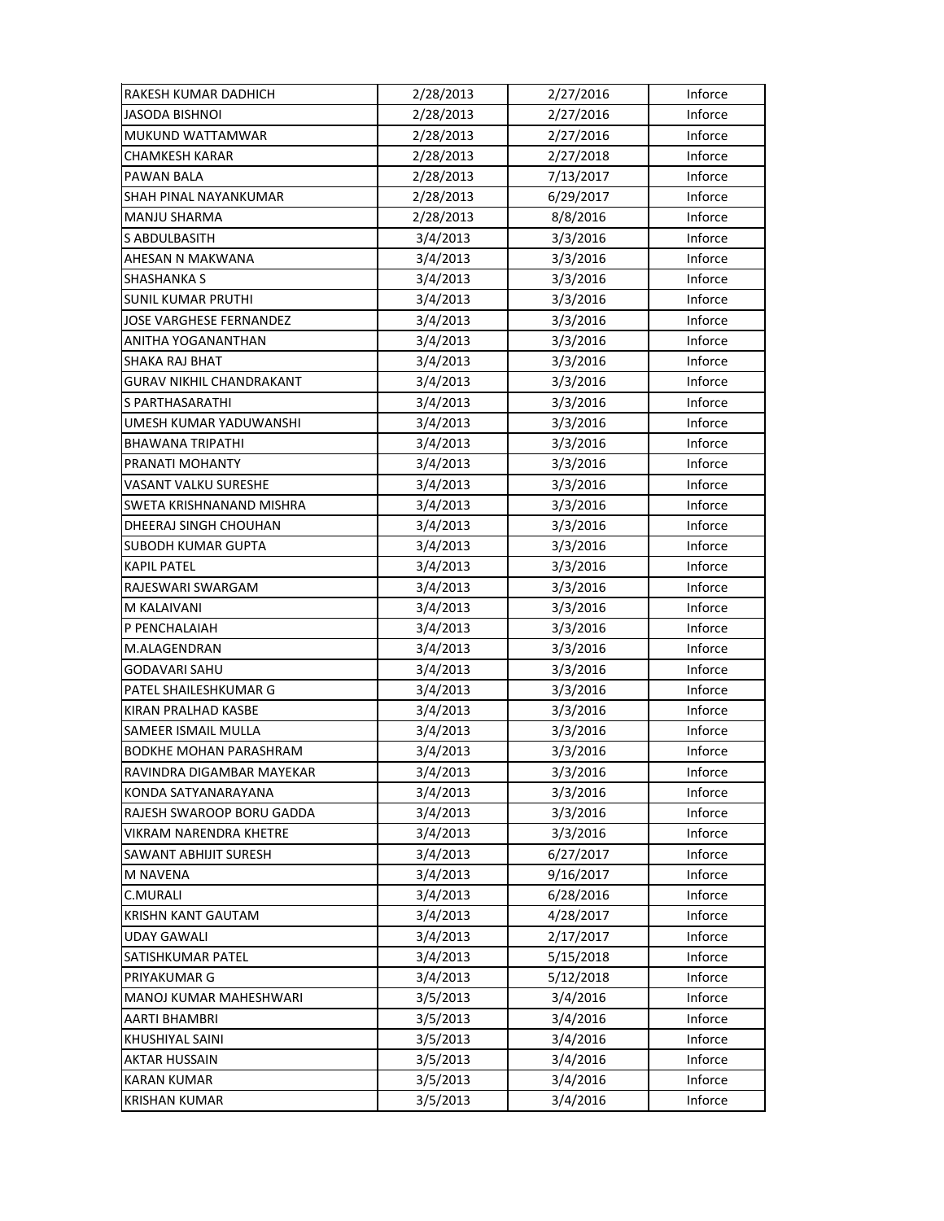| RAKESH KUMAR DADHICH | 2/28/2013 | 2/27/2016 | Inforce |
|---|---|---|---|
| JASODA BISHNOI | 2/28/2013 | 2/27/2016 | Inforce |
| MUKUND WATTAMWAR | 2/28/2013 | 2/27/2016 | Inforce |
| CHAMKESH KARAR | 2/28/2013 | 2/27/2018 | Inforce |
| PAWAN BALA | 2/28/2013 | 7/13/2017 | Inforce |
| SHAH PINAL NAYANKUMAR | 2/28/2013 | 6/29/2017 | Inforce |
| MANJU SHARMA | 2/28/2013 | 8/8/2016 | Inforce |
| S ABDULBASITH | 3/4/2013 | 3/3/2016 | Inforce |
| AHESAN N MAKWANA | 3/4/2013 | 3/3/2016 | Inforce |
| SHASHANKA S | 3/4/2013 | 3/3/2016 | Inforce |
| SUNIL KUMAR PRUTHI | 3/4/2013 | 3/3/2016 | Inforce |
| JOSE VARGHESE FERNANDEZ | 3/4/2013 | 3/3/2016 | Inforce |
| ANITHA YOGANANTHAN | 3/4/2013 | 3/3/2016 | Inforce |
| SHAKA RAJ BHAT | 3/4/2013 | 3/3/2016 | Inforce |
| GURAV NIKHIL CHANDRAKANT | 3/4/2013 | 3/3/2016 | Inforce |
| S PARTHASARATHI | 3/4/2013 | 3/3/2016 | Inforce |
| UMESH KUMAR YADUWANSHI | 3/4/2013 | 3/3/2016 | Inforce |
| BHAWANA TRIPATHI | 3/4/2013 | 3/3/2016 | Inforce |
| PRANATI MOHANTY | 3/4/2013 | 3/3/2016 | Inforce |
| VASANT VALKU SURESHE | 3/4/2013 | 3/3/2016 | Inforce |
| SWETA KRISHNANAND MISHRA | 3/4/2013 | 3/3/2016 | Inforce |
| DHEERAJ SINGH CHOUHAN | 3/4/2013 | 3/3/2016 | Inforce |
| SUBODH KUMAR GUPTA | 3/4/2013 | 3/3/2016 | Inforce |
| KAPIL PATEL | 3/4/2013 | 3/3/2016 | Inforce |
| RAJESWARI SWARGAM | 3/4/2013 | 3/3/2016 | Inforce |
| M KALAIVANI | 3/4/2013 | 3/3/2016 | Inforce |
| P PENCHALAIAH | 3/4/2013 | 3/3/2016 | Inforce |
| M.ALAGENDRAN | 3/4/2013 | 3/3/2016 | Inforce |
| GODAVARI SAHU | 3/4/2013 | 3/3/2016 | Inforce |
| PATEL SHAILESHKUMAR G | 3/4/2013 | 3/3/2016 | Inforce |
| KIRAN PRALHAD KASBE | 3/4/2013 | 3/3/2016 | Inforce |
| SAMEER ISMAIL MULLA | 3/4/2013 | 3/3/2016 | Inforce |
| BODKHE MOHAN PARASHRAM | 3/4/2013 | 3/3/2016 | Inforce |
| RAVINDRA DIGAMBAR MAYEKAR | 3/4/2013 | 3/3/2016 | Inforce |
| KONDA SATYANARAYANA | 3/4/2013 | 3/3/2016 | Inforce |
| RAJESH SWAROOP BORU GADDA | 3/4/2013 | 3/3/2016 | Inforce |
| VIKRAM NARENDRA KHETRE | 3/4/2013 | 3/3/2016 | Inforce |
| SAWANT ABHIJIT SURESH | 3/4/2013 | 6/27/2017 | Inforce |
| M NAVENA | 3/4/2013 | 9/16/2017 | Inforce |
| C.MURALI | 3/4/2013 | 6/28/2016 | Inforce |
| KRISHN KANT GAUTAM | 3/4/2013 | 4/28/2017 | Inforce |
| UDAY GAWALI | 3/4/2013 | 2/17/2017 | Inforce |
| SATISHKUMAR PATEL | 3/4/2013 | 5/15/2018 | Inforce |
| PRIYAKUMAR G | 3/4/2013 | 5/12/2018 | Inforce |
| MANOJ KUMAR MAHESHWARI | 3/5/2013 | 3/4/2016 | Inforce |
| AARTI BHAMBRI | 3/5/2013 | 3/4/2016 | Inforce |
| KHUSHIYAL SAINI | 3/5/2013 | 3/4/2016 | Inforce |
| AKTAR HUSSAIN | 3/5/2013 | 3/4/2016 | Inforce |
| KARAN KUMAR | 3/5/2013 | 3/4/2016 | Inforce |
| KRISHAN KUMAR | 3/5/2013 | 3/4/2016 | Inforce |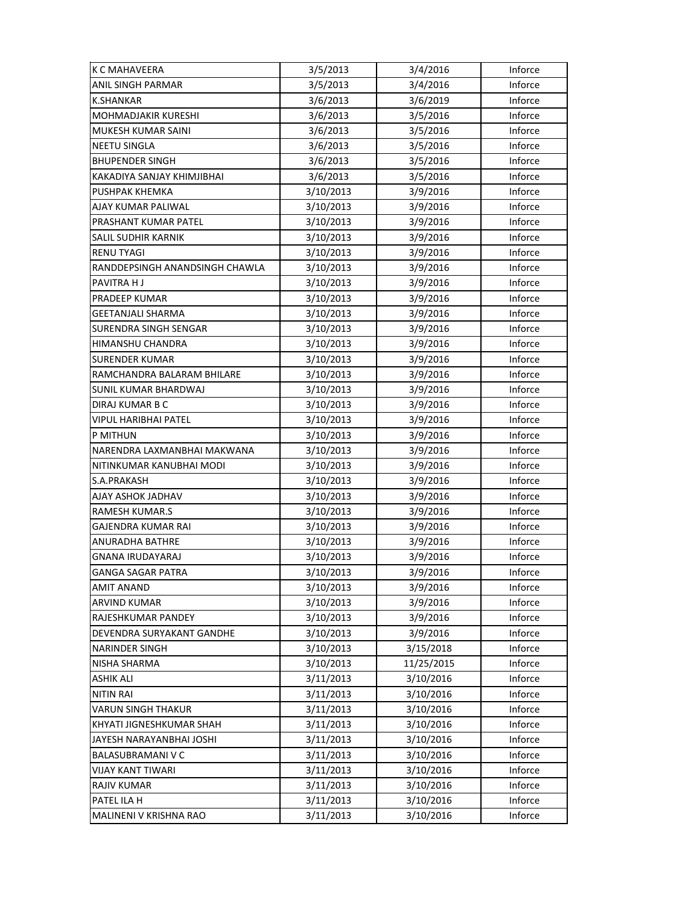| | | | |
|---|---|---|---|
| K C MAHAVEERA | 3/5/2013 | 3/4/2016 | Inforce |
| ANIL SINGH PARMAR | 3/5/2013 | 3/4/2016 | Inforce |
| K.SHANKAR | 3/6/2013 | 3/6/2019 | Inforce |
| MOHMADJAKIR KURESHI | 3/6/2013 | 3/5/2016 | Inforce |
| MUKESH KUMAR SAINI | 3/6/2013 | 3/5/2016 | Inforce |
| NEETU SINGLA | 3/6/2013 | 3/5/2016 | Inforce |
| BHUPENDER SINGH | 3/6/2013 | 3/5/2016 | Inforce |
| KAKADIYA SANJAY KHIMJIBHAI | 3/6/2013 | 3/5/2016 | Inforce |
| PUSHPAK KHEMKA | 3/10/2013 | 3/9/2016 | Inforce |
| AJAY KUMAR PALIWAL | 3/10/2013 | 3/9/2016 | Inforce |
| PRASHANT KUMAR PATEL | 3/10/2013 | 3/9/2016 | Inforce |
| SALIL SUDHIR KARNIK | 3/10/2013 | 3/9/2016 | Inforce |
| RENU TYAGI | 3/10/2013 | 3/9/2016 | Inforce |
| RANDDEPSINGH ANANDSINGH CHAWLA | 3/10/2013 | 3/9/2016 | Inforce |
| PAVITRA H J | 3/10/2013 | 3/9/2016 | Inforce |
| PRADEEP KUMAR | 3/10/2013 | 3/9/2016 | Inforce |
| GEETANJALI SHARMA | 3/10/2013 | 3/9/2016 | Inforce |
| SURENDRA SINGH SENGAR | 3/10/2013 | 3/9/2016 | Inforce |
| HIMANSHU CHANDRA | 3/10/2013 | 3/9/2016 | Inforce |
| SURENDER KUMAR | 3/10/2013 | 3/9/2016 | Inforce |
| RAMCHANDRA BALARAM BHILARE | 3/10/2013 | 3/9/2016 | Inforce |
| SUNIL KUMAR BHARDWAJ | 3/10/2013 | 3/9/2016 | Inforce |
| DIRAJ KUMAR B C | 3/10/2013 | 3/9/2016 | Inforce |
| VIPUL HARIBHAI PATEL | 3/10/2013 | 3/9/2016 | Inforce |
| P MITHUN | 3/10/2013 | 3/9/2016 | Inforce |
| NARENDRA LAXMANBHAI MAKWANA | 3/10/2013 | 3/9/2016 | Inforce |
| NITINKUMAR KANUBHAI MODI | 3/10/2013 | 3/9/2016 | Inforce |
| S.A.PRAKASH | 3/10/2013 | 3/9/2016 | Inforce |
| AJAY ASHOK JADHAV | 3/10/2013 | 3/9/2016 | Inforce |
| RAMESH KUMAR.S | 3/10/2013 | 3/9/2016 | Inforce |
| GAJENDRA KUMAR RAI | 3/10/2013 | 3/9/2016 | Inforce |
| ANURADHA BATHRE | 3/10/2013 | 3/9/2016 | Inforce |
| GNANA IRUDAYARAJ | 3/10/2013 | 3/9/2016 | Inforce |
| GANGA SAGAR PATRA | 3/10/2013 | 3/9/2016 | Inforce |
| AMIT ANAND | 3/10/2013 | 3/9/2016 | Inforce |
| ARVIND KUMAR | 3/10/2013 | 3/9/2016 | Inforce |
| RAJESHKUMAR PANDEY | 3/10/2013 | 3/9/2016 | Inforce |
| DEVENDRA SURYAKANT GANDHE | 3/10/2013 | 3/9/2016 | Inforce |
| NARINDER SINGH | 3/10/2013 | 3/15/2018 | Inforce |
| NISHA SHARMA | 3/10/2013 | 11/25/2015 | Inforce |
| ASHIK ALI | 3/11/2013 | 3/10/2016 | Inforce |
| NITIN RAI | 3/11/2013 | 3/10/2016 | Inforce |
| VARUN SINGH THAKUR | 3/11/2013 | 3/10/2016 | Inforce |
| KHYATI JIGNESHKUMAR SHAH | 3/11/2013 | 3/10/2016 | Inforce |
| JAYESH NARAYANBHAI JOSHI | 3/11/2013 | 3/10/2016 | Inforce |
| BALASUBRAMANI V C | 3/11/2013 | 3/10/2016 | Inforce |
| VIJAY KANT TIWARI | 3/11/2013 | 3/10/2016 | Inforce |
| RAJIV KUMAR | 3/11/2013 | 3/10/2016 | Inforce |
| PATEL ILA H | 3/11/2013 | 3/10/2016 | Inforce |
| MALINENI V KRISHNA RAO | 3/11/2013 | 3/10/2016 | Inforce |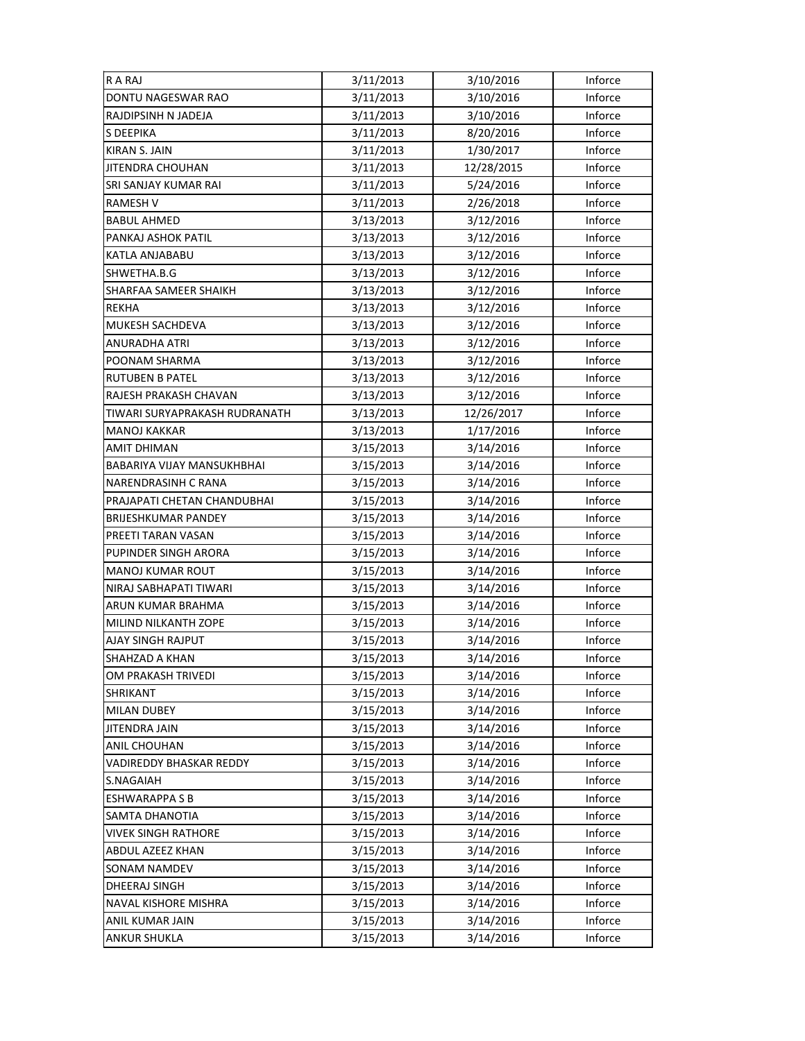| R A RAJ | 3/11/2013 | 3/10/2016 | Inforce |
|---|---|---|---|
| DONTU NAGESWAR RAO | 3/11/2013 | 3/10/2016 | Inforce |
| RAJDIPSINH N JADEJA | 3/11/2013 | 3/10/2016 | Inforce |
| S DEEPIKA | 3/11/2013 | 8/20/2016 | Inforce |
| KIRAN S. JAIN | 3/11/2013 | 1/30/2017 | Inforce |
| JITENDRA CHOUHAN | 3/11/2013 | 12/28/2015 | Inforce |
| SRI SANJAY KUMAR RAI | 3/11/2013 | 5/24/2016 | Inforce |
| RAMESH V | 3/11/2013 | 2/26/2018 | Inforce |
| BABUL AHMED | 3/13/2013 | 3/12/2016 | Inforce |
| PANKAJ ASHOK PATIL | 3/13/2013 | 3/12/2016 | Inforce |
| KATLA ANJABABU | 3/13/2013 | 3/12/2016 | Inforce |
| SHWETHA.B.G | 3/13/2013 | 3/12/2016 | Inforce |
| SHARFAA SAMEER SHAIKH | 3/13/2013 | 3/12/2016 | Inforce |
| REKHA | 3/13/2013 | 3/12/2016 | Inforce |
| MUKESH SACHDEVA | 3/13/2013 | 3/12/2016 | Inforce |
| ANURADHA ATRI | 3/13/2013 | 3/12/2016 | Inforce |
| POONAM SHARMA | 3/13/2013 | 3/12/2016 | Inforce |
| RUTUBEN B PATEL | 3/13/2013 | 3/12/2016 | Inforce |
| RAJESH PRAKASH CHAVAN | 3/13/2013 | 3/12/2016 | Inforce |
| TIWARI SURYAPRAKASH RUDRANATH | 3/13/2013 | 12/26/2017 | Inforce |
| MANOJ KAKKAR | 3/13/2013 | 1/17/2016 | Inforce |
| AMIT DHIMAN | 3/15/2013 | 3/14/2016 | Inforce |
| BABARIYA VIJAY MANSUKHBHAI | 3/15/2013 | 3/14/2016 | Inforce |
| NARENDRASINH C RANA | 3/15/2013 | 3/14/2016 | Inforce |
| PRAJAPATI CHETAN CHANDUBHAI | 3/15/2013 | 3/14/2016 | Inforce |
| BRIJESHKUMAR PANDEY | 3/15/2013 | 3/14/2016 | Inforce |
| PREETI TARAN VASAN | 3/15/2013 | 3/14/2016 | Inforce |
| PUPINDER SINGH ARORA | 3/15/2013 | 3/14/2016 | Inforce |
| MANOJ KUMAR ROUT | 3/15/2013 | 3/14/2016 | Inforce |
| NIRAJ SABHAPATI TIWARI | 3/15/2013 | 3/14/2016 | Inforce |
| ARUN KUMAR BRAHMA | 3/15/2013 | 3/14/2016 | Inforce |
| MILIND NILKANTH ZOPE | 3/15/2013 | 3/14/2016 | Inforce |
| AJAY SINGH RAJPUT | 3/15/2013 | 3/14/2016 | Inforce |
| SHAHZAD A KHAN | 3/15/2013 | 3/14/2016 | Inforce |
| OM PRAKASH TRIVEDI | 3/15/2013 | 3/14/2016 | Inforce |
| SHRIKANT | 3/15/2013 | 3/14/2016 | Inforce |
| MILAN DUBEY | 3/15/2013 | 3/14/2016 | Inforce |
| JITENDRA JAIN | 3/15/2013 | 3/14/2016 | Inforce |
| ANIL CHOUHAN | 3/15/2013 | 3/14/2016 | Inforce |
| VADIREDDY BHASKAR REDDY | 3/15/2013 | 3/14/2016 | Inforce |
| S.NAGAIAH | 3/15/2013 | 3/14/2016 | Inforce |
| ESHWARAPPA S B | 3/15/2013 | 3/14/2016 | Inforce |
| SAMTA DHANOTIA | 3/15/2013 | 3/14/2016 | Inforce |
| VIVEK SINGH RATHORE | 3/15/2013 | 3/14/2016 | Inforce |
| ABDUL AZEEZ KHAN | 3/15/2013 | 3/14/2016 | Inforce |
| SONAM NAMDEV | 3/15/2013 | 3/14/2016 | Inforce |
| DHEERAJ SINGH | 3/15/2013 | 3/14/2016 | Inforce |
| NAVAL KISHORE MISHRA | 3/15/2013 | 3/14/2016 | Inforce |
| ANIL KUMAR JAIN | 3/15/2013 | 3/14/2016 | Inforce |
| ANKUR SHUKLA | 3/15/2013 | 3/14/2016 | Inforce |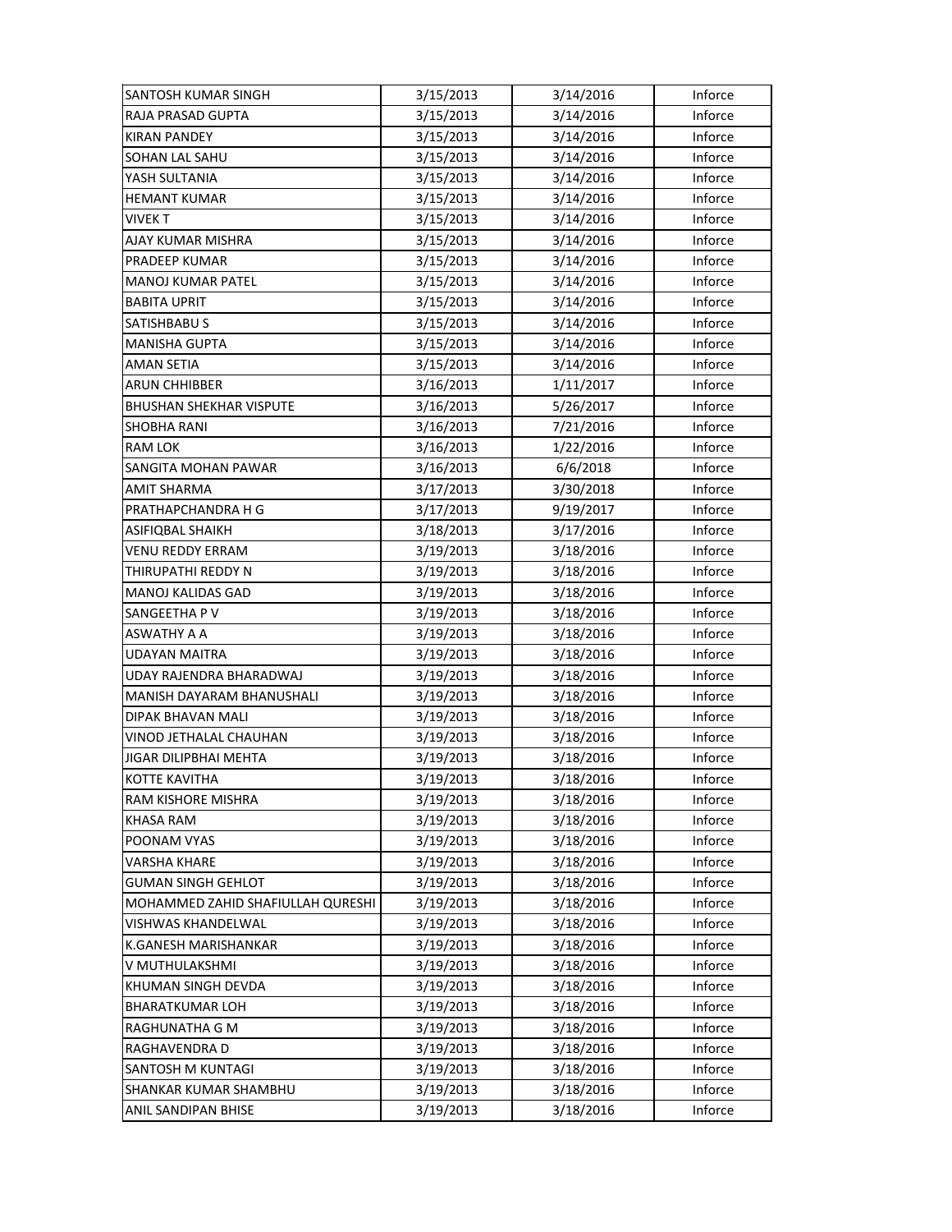| | | | |
|---|---|---|---|
| SANTOSH KUMAR SINGH | 3/15/2013 | 3/14/2016 | Inforce |
| RAJA PRASAD GUPTA | 3/15/2013 | 3/14/2016 | Inforce |
| KIRAN PANDEY | 3/15/2013 | 3/14/2016 | Inforce |
| SOHAN LAL SAHU | 3/15/2013 | 3/14/2016 | Inforce |
| YASH SULTANIA | 3/15/2013 | 3/14/2016 | Inforce |
| HEMANT KUMAR | 3/15/2013 | 3/14/2016 | Inforce |
| VIVEK T | 3/15/2013 | 3/14/2016 | Inforce |
| AJAY KUMAR MISHRA | 3/15/2013 | 3/14/2016 | Inforce |
| PRADEEP KUMAR | 3/15/2013 | 3/14/2016 | Inforce |
| MANOJ KUMAR PATEL | 3/15/2013 | 3/14/2016 | Inforce |
| BABITA UPRIT | 3/15/2013 | 3/14/2016 | Inforce |
| SATISHBABU S | 3/15/2013 | 3/14/2016 | Inforce |
| MANISHA GUPTA | 3/15/2013 | 3/14/2016 | Inforce |
| AMAN SETIA | 3/15/2013 | 3/14/2016 | Inforce |
| ARUN CHHIBBER | 3/16/2013 | 1/11/2017 | Inforce |
| BHUSHAN SHEKHAR VISPUTE | 3/16/2013 | 5/26/2017 | Inforce |
| SHOBHA RANI | 3/16/2013 | 7/21/2016 | Inforce |
| RAM LOK | 3/16/2013 | 1/22/2016 | Inforce |
| SANGITA MOHAN PAWAR | 3/16/2013 | 6/6/2018 | Inforce |
| AMIT SHARMA | 3/17/2013 | 3/30/2018 | Inforce |
| PRATHAPCHANDRA H G | 3/17/2013 | 9/19/2017 | Inforce |
| ASIFIQBAL SHAIKH | 3/18/2013 | 3/17/2016 | Inforce |
| VENU REDDY ERRAM | 3/19/2013 | 3/18/2016 | Inforce |
| THIRUPATHI REDDY N | 3/19/2013 | 3/18/2016 | Inforce |
| MANOJ KALIDAS GAD | 3/19/2013 | 3/18/2016 | Inforce |
| SANGEETHA P V | 3/19/2013 | 3/18/2016 | Inforce |
| ASWATHY A A | 3/19/2013 | 3/18/2016 | Inforce |
| UDAYAN MAITRA | 3/19/2013 | 3/18/2016 | Inforce |
| UDAY RAJENDRA BHARADWAJ | 3/19/2013 | 3/18/2016 | Inforce |
| MANISH DAYARAM BHANUSHALI | 3/19/2013 | 3/18/2016 | Inforce |
| DIPAK BHAVAN MALI | 3/19/2013 | 3/18/2016 | Inforce |
| VINOD JETHALAL CHAUHAN | 3/19/2013 | 3/18/2016 | Inforce |
| JIGAR DILIPBHAI MEHTA | 3/19/2013 | 3/18/2016 | Inforce |
| KOTTE KAVITHA | 3/19/2013 | 3/18/2016 | Inforce |
| RAM KISHORE MISHRA | 3/19/2013 | 3/18/2016 | Inforce |
| KHASA RAM | 3/19/2013 | 3/18/2016 | Inforce |
| POONAM VYAS | 3/19/2013 | 3/18/2016 | Inforce |
| VARSHA KHARE | 3/19/2013 | 3/18/2016 | Inforce |
| GUMAN SINGH GEHLOT | 3/19/2013 | 3/18/2016 | Inforce |
| MOHAMMED ZAHID SHAFIULLAH QURESHI | 3/19/2013 | 3/18/2016 | Inforce |
| VISHWAS KHANDELWAL | 3/19/2013 | 3/18/2016 | Inforce |
| K.GANESH MARISHANKAR | 3/19/2013 | 3/18/2016 | Inforce |
| V MUTHULAKSHMI | 3/19/2013 | 3/18/2016 | Inforce |
| KHUMAN SINGH DEVDA | 3/19/2013 | 3/18/2016 | Inforce |
| BHARATKUMAR LOH | 3/19/2013 | 3/18/2016 | Inforce |
| RAGHUNATHA G M | 3/19/2013 | 3/18/2016 | Inforce |
| RAGHAVENDRA D | 3/19/2013 | 3/18/2016 | Inforce |
| SANTOSH M KUNTAGI | 3/19/2013 | 3/18/2016 | Inforce |
| SHANKAR KUMAR SHAMBHU | 3/19/2013 | 3/18/2016 | Inforce |
| ANIL SANDIPAN BHISE | 3/19/2013 | 3/18/2016 | Inforce |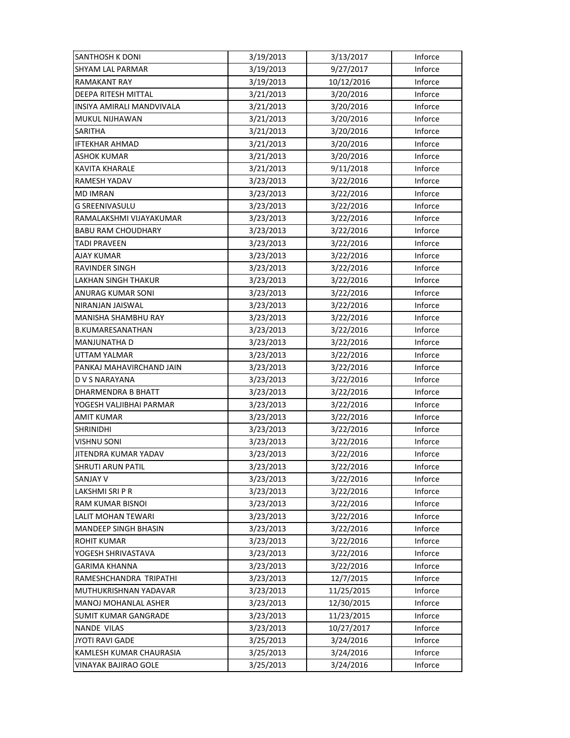| | | | |
|---|---|---|---|
| SANTHOSH K DONI | 3/19/2013 | 3/13/2017 | Inforce |
| SHYAM LAL PARMAR | 3/19/2013 | 9/27/2017 | Inforce |
| RAMAKANT RAY | 3/19/2013 | 10/12/2016 | Inforce |
| DEEPA RITESH MITTAL | 3/21/2013 | 3/20/2016 | Inforce |
| INSIYA AMIRALI MANDVIVALA | 3/21/2013 | 3/20/2016 | Inforce |
| MUKUL NIJHAWAN | 3/21/2013 | 3/20/2016 | Inforce |
| SARITHA | 3/21/2013 | 3/20/2016 | Inforce |
| IFTEKHAR AHMAD | 3/21/2013 | 3/20/2016 | Inforce |
| ASHOK KUMAR | 3/21/2013 | 3/20/2016 | Inforce |
| KAVITA KHARALE | 3/21/2013 | 9/11/2018 | Inforce |
| RAMESH YADAV | 3/23/2013 | 3/22/2016 | Inforce |
| MD IMRAN | 3/23/2013 | 3/22/2016 | Inforce |
| G SREENIVASULU | 3/23/2013 | 3/22/2016 | Inforce |
| RAMALAKSHMI VIJAYAKUMAR | 3/23/2013 | 3/22/2016 | Inforce |
| BABU RAM CHOUDHARY | 3/23/2013 | 3/22/2016 | Inforce |
| TADI PRAVEEN | 3/23/2013 | 3/22/2016 | Inforce |
| AJAY KUMAR | 3/23/2013 | 3/22/2016 | Inforce |
| RAVINDER SINGH | 3/23/2013 | 3/22/2016 | Inforce |
| LAKHAN SINGH THAKUR | 3/23/2013 | 3/22/2016 | Inforce |
| ANURAG KUMAR SONI | 3/23/2013 | 3/22/2016 | Inforce |
| NIRANJAN JAISWAL | 3/23/2013 | 3/22/2016 | Inforce |
| MANISHA SHAMBHU RAY | 3/23/2013 | 3/22/2016 | Inforce |
| B.KUMARESANATHAN | 3/23/2013 | 3/22/2016 | Inforce |
| MANJUNATHA D | 3/23/2013 | 3/22/2016 | Inforce |
| UTTAM YALMAR | 3/23/2013 | 3/22/2016 | Inforce |
| PANKAJ MAHAVIRCHAND JAIN | 3/23/2013 | 3/22/2016 | Inforce |
| D V S NARAYANA | 3/23/2013 | 3/22/2016 | Inforce |
| DHARMENDRA B BHATT | 3/23/2013 | 3/22/2016 | Inforce |
| YOGESH VALJIBHAI PARMAR | 3/23/2013 | 3/22/2016 | Inforce |
| AMIT KUMAR | 3/23/2013 | 3/22/2016 | Inforce |
| SHRINIDHI | 3/23/2013 | 3/22/2016 | Inforce |
| VISHNU SONI | 3/23/2013 | 3/22/2016 | Inforce |
| JITENDRA KUMAR YADAV | 3/23/2013 | 3/22/2016 | Inforce |
| SHRUTI ARUN PATIL | 3/23/2013 | 3/22/2016 | Inforce |
| SANJAY V | 3/23/2013 | 3/22/2016 | Inforce |
| LAKSHMI SRI P R | 3/23/2013 | 3/22/2016 | Inforce |
| RAM KUMAR BISNOI | 3/23/2013 | 3/22/2016 | Inforce |
| LALIT MOHAN TEWARI | 3/23/2013 | 3/22/2016 | Inforce |
| MANDEEP SINGH BHASIN | 3/23/2013 | 3/22/2016 | Inforce |
| ROHIT KUMAR | 3/23/2013 | 3/22/2016 | Inforce |
| YOGESH SHRIVASTAVA | 3/23/2013 | 3/22/2016 | Inforce |
| GARIMA KHANNA | 3/23/2013 | 3/22/2016 | Inforce |
| RAMESHCHANDRA TRIPATHI | 3/23/2013 | 12/7/2015 | Inforce |
| MUTHUKRISHNAN YADAVAR | 3/23/2013 | 11/25/2015 | Inforce |
| MANOJ MOHANLAL ASHER | 3/23/2013 | 12/30/2015 | Inforce |
| SUMIT KUMAR GANGRADE | 3/23/2013 | 11/23/2015 | Inforce |
| NANDE VILAS | 3/23/2013 | 10/27/2017 | Inforce |
| JYOTI RAVI GADE | 3/25/2013 | 3/24/2016 | Inforce |
| KAMLESH KUMAR CHAURASIA | 3/25/2013 | 3/24/2016 | Inforce |
| VINAYAK BAJIRAO GOLE | 3/25/2013 | 3/24/2016 | Inforce |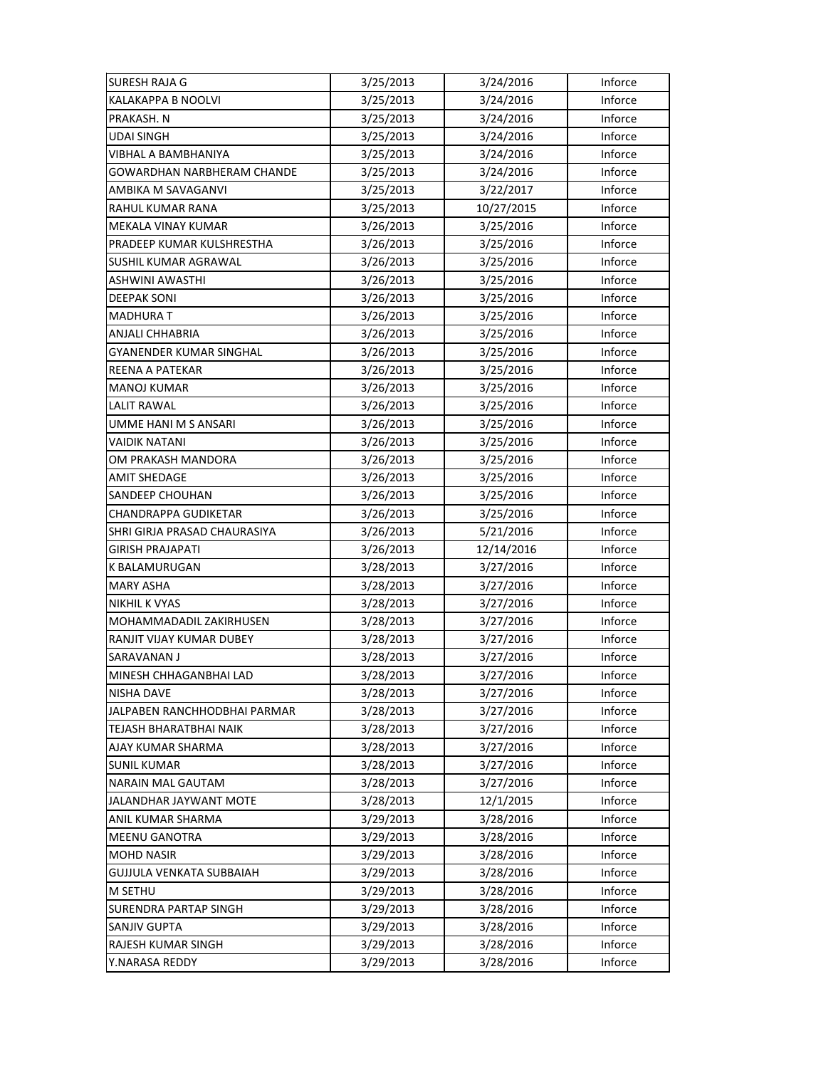| | | | |
|---|---|---|---|
| SURESH RAJA G | 3/25/2013 | 3/24/2016 | Inforce |
| KALAKAPPA B NOOLVI | 3/25/2013 | 3/24/2016 | Inforce |
| PRAKASH. N | 3/25/2013 | 3/24/2016 | Inforce |
| UDAI SINGH | 3/25/2013 | 3/24/2016 | Inforce |
| VIBHAL A BAMBHANIYA | 3/25/2013 | 3/24/2016 | Inforce |
| GOWARDHAN NARBHERAM CHANDE | 3/25/2013 | 3/24/2016 | Inforce |
| AMBIKA M SAVAGANVI | 3/25/2013 | 3/22/2017 | Inforce |
| RAHUL KUMAR RANA | 3/25/2013 | 10/27/2015 | Inforce |
| MEKALA VINAY KUMAR | 3/26/2013 | 3/25/2016 | Inforce |
| PRADEEP KUMAR KULSHRESTHA | 3/26/2013 | 3/25/2016 | Inforce |
| SUSHIL KUMAR AGRAWAL | 3/26/2013 | 3/25/2016 | Inforce |
| ASHWINI AWASTHI | 3/26/2013 | 3/25/2016 | Inforce |
| DEEPAK SONI | 3/26/2013 | 3/25/2016 | Inforce |
| MADHURA T | 3/26/2013 | 3/25/2016 | Inforce |
| ANJALI CHHABRIA | 3/26/2013 | 3/25/2016 | Inforce |
| GYANENDER KUMAR SINGHAL | 3/26/2013 | 3/25/2016 | Inforce |
| REENA A PATEKAR | 3/26/2013 | 3/25/2016 | Inforce |
| MANOJ KUMAR | 3/26/2013 | 3/25/2016 | Inforce |
| LALIT RAWAL | 3/26/2013 | 3/25/2016 | Inforce |
| UMME HANI M S ANSARI | 3/26/2013 | 3/25/2016 | Inforce |
| VAIDIK NATANI | 3/26/2013 | 3/25/2016 | Inforce |
| OM PRAKASH MANDORA | 3/26/2013 | 3/25/2016 | Inforce |
| AMIT SHEDAGE | 3/26/2013 | 3/25/2016 | Inforce |
| SANDEEP CHOUHAN | 3/26/2013 | 3/25/2016 | Inforce |
| CHANDRAPPA GUDIKETAR | 3/26/2013 | 3/25/2016 | Inforce |
| SHRI GIRJA PRASAD CHAURASIYA | 3/26/2013 | 5/21/2016 | Inforce |
| GIRISH PRAJAPATI | 3/26/2013 | 12/14/2016 | Inforce |
| K BALAMURUGAN | 3/28/2013 | 3/27/2016 | Inforce |
| MARY ASHA | 3/28/2013 | 3/27/2016 | Inforce |
| NIKHIL K VYAS | 3/28/2013 | 3/27/2016 | Inforce |
| MOHAMMADADIL ZAKIRHUSEN | 3/28/2013 | 3/27/2016 | Inforce |
| RANJIT VIJAY KUMAR DUBEY | 3/28/2013 | 3/27/2016 | Inforce |
| SARAVANAN J | 3/28/2013 | 3/27/2016 | Inforce |
| MINESH CHHAGANBHAI LAD | 3/28/2013 | 3/27/2016 | Inforce |
| NISHA DAVE | 3/28/2013 | 3/27/2016 | Inforce |
| JALPABEN RANCHHODBHAI PARMAR | 3/28/2013 | 3/27/2016 | Inforce |
| TEJASH BHARATBHAI NAIK | 3/28/2013 | 3/27/2016 | Inforce |
| AJAY KUMAR SHARMA | 3/28/2013 | 3/27/2016 | Inforce |
| SUNIL KUMAR | 3/28/2013 | 3/27/2016 | Inforce |
| NARAIN MAL GAUTAM | 3/28/2013 | 3/27/2016 | Inforce |
| JALANDHAR JAYWANT MOTE | 3/28/2013 | 12/1/2015 | Inforce |
| ANIL KUMAR SHARMA | 3/29/2013 | 3/28/2016 | Inforce |
| MEENU GANOTRA | 3/29/2013 | 3/28/2016 | Inforce |
| MOHD NASIR | 3/29/2013 | 3/28/2016 | Inforce |
| GUJJULA VENKATA SUBBAIAH | 3/29/2013 | 3/28/2016 | Inforce |
| M SETHU | 3/29/2013 | 3/28/2016 | Inforce |
| SURENDRA PARTAP SINGH | 3/29/2013 | 3/28/2016 | Inforce |
| SANJIV GUPTA | 3/29/2013 | 3/28/2016 | Inforce |
| RAJESH KUMAR SINGH | 3/29/2013 | 3/28/2016 | Inforce |
| Y.NARASA REDDY | 3/29/2013 | 3/28/2016 | Inforce |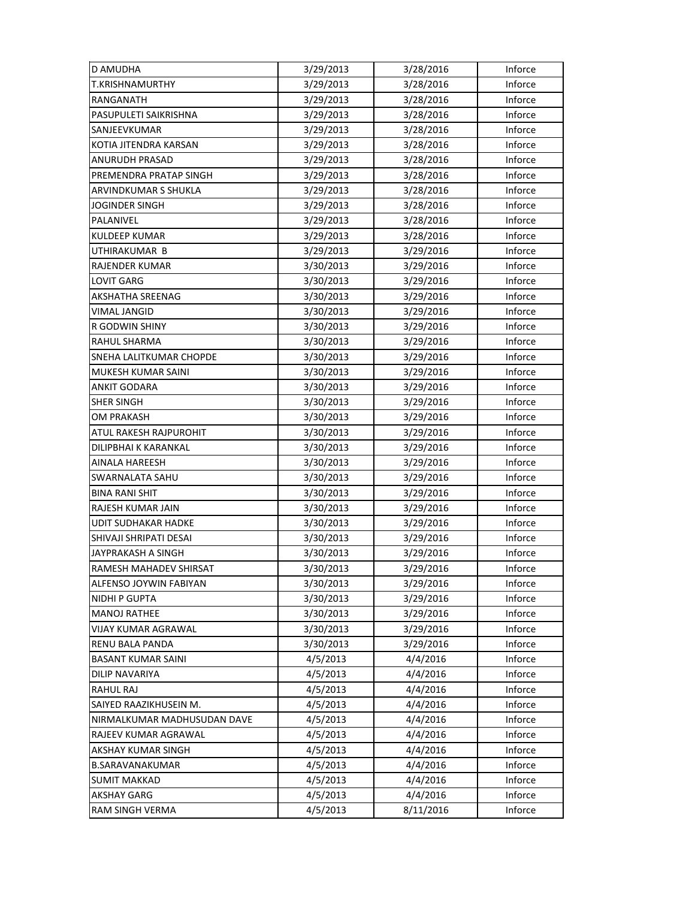| D AMUDHA | 3/29/2013 | 3/28/2016 | Inforce |
|---|---|---|---|
| T.KRISHNAMURTHY | 3/29/2013 | 3/28/2016 | Inforce |
| RANGANATH | 3/29/2013 | 3/28/2016 | Inforce |
| PASUPULETI SAIKRISHNA | 3/29/2013 | 3/28/2016 | Inforce |
| SANJEEVKUMAR | 3/29/2013 | 3/28/2016 | Inforce |
| KOTIA JITENDRA KARSAN | 3/29/2013 | 3/28/2016 | Inforce |
| ANURUDH PRASAD | 3/29/2013 | 3/28/2016 | Inforce |
| PREMENDRA PRATAP SINGH | 3/29/2013 | 3/28/2016 | Inforce |
| ARVINDKUMAR S SHUKLA | 3/29/2013 | 3/28/2016 | Inforce |
| JOGINDER SINGH | 3/29/2013 | 3/28/2016 | Inforce |
| PALANIVEL | 3/29/2013 | 3/28/2016 | Inforce |
| KULDEEP KUMAR | 3/29/2013 | 3/28/2016 | Inforce |
| UTHIRAKUMAR B | 3/29/2013 | 3/29/2016 | Inforce |
| RAJENDER KUMAR | 3/30/2013 | 3/29/2016 | Inforce |
| LOVIT GARG | 3/30/2013 | 3/29/2016 | Inforce |
| AKSHATHA SREENAG | 3/30/2013 | 3/29/2016 | Inforce |
| VIMAL JANGID | 3/30/2013 | 3/29/2016 | Inforce |
| R GODWIN SHINY | 3/30/2013 | 3/29/2016 | Inforce |
| RAHUL SHARMA | 3/30/2013 | 3/29/2016 | Inforce |
| SNEHA LALITKUMAR CHOPDE | 3/30/2013 | 3/29/2016 | Inforce |
| MUKESH KUMAR SAINI | 3/30/2013 | 3/29/2016 | Inforce |
| ANKIT GODARA | 3/30/2013 | 3/29/2016 | Inforce |
| SHER SINGH | 3/30/2013 | 3/29/2016 | Inforce |
| OM PRAKASH | 3/30/2013 | 3/29/2016 | Inforce |
| ATUL RAKESH RAJPUROHIT | 3/30/2013 | 3/29/2016 | Inforce |
| DILIPBHAI K KARANKAL | 3/30/2013 | 3/29/2016 | Inforce |
| AINALA HAREESH | 3/30/2013 | 3/29/2016 | Inforce |
| SWARNALATA SAHU | 3/30/2013 | 3/29/2016 | Inforce |
| BINA RANI SHIT | 3/30/2013 | 3/29/2016 | Inforce |
| RAJESH KUMAR JAIN | 3/30/2013 | 3/29/2016 | Inforce |
| UDIT SUDHAKAR HADKE | 3/30/2013 | 3/29/2016 | Inforce |
| SHIVAJI SHRIPATI DESAI | 3/30/2013 | 3/29/2016 | Inforce |
| JAYPRAKASH A SINGH | 3/30/2013 | 3/29/2016 | Inforce |
| RAMESH MAHADEV SHIRSAT | 3/30/2013 | 3/29/2016 | Inforce |
| ALFENSO JOYWIN FABIYAN | 3/30/2013 | 3/29/2016 | Inforce |
| NIDHI P GUPTA | 3/30/2013 | 3/29/2016 | Inforce |
| MANOJ RATHEE | 3/30/2013 | 3/29/2016 | Inforce |
| VIJAY KUMAR AGRAWAL | 3/30/2013 | 3/29/2016 | Inforce |
| RENU BALA PANDA | 3/30/2013 | 3/29/2016 | Inforce |
| BASANT KUMAR SAINI | 4/5/2013 | 4/4/2016 | Inforce |
| DILIP NAVARIYA | 4/5/2013 | 4/4/2016 | Inforce |
| RAHUL RAJ | 4/5/2013 | 4/4/2016 | Inforce |
| SAIYED RAAZIKHUSEIN M. | 4/5/2013 | 4/4/2016 | Inforce |
| NIRMALKUMAR MADHUSUDAN DAVE | 4/5/2013 | 4/4/2016 | Inforce |
| RAJEEV KUMAR AGRAWAL | 4/5/2013 | 4/4/2016 | Inforce |
| AKSHAY KUMAR SINGH | 4/5/2013 | 4/4/2016 | Inforce |
| B.SARAVANAKUMAR | 4/5/2013 | 4/4/2016 | Inforce |
| SUMIT MAKKAD | 4/5/2013 | 4/4/2016 | Inforce |
| AKSHAY GARG | 4/5/2013 | 4/4/2016 | Inforce |
| RAM SINGH VERMA | 4/5/2013 | 8/11/2016 | Inforce |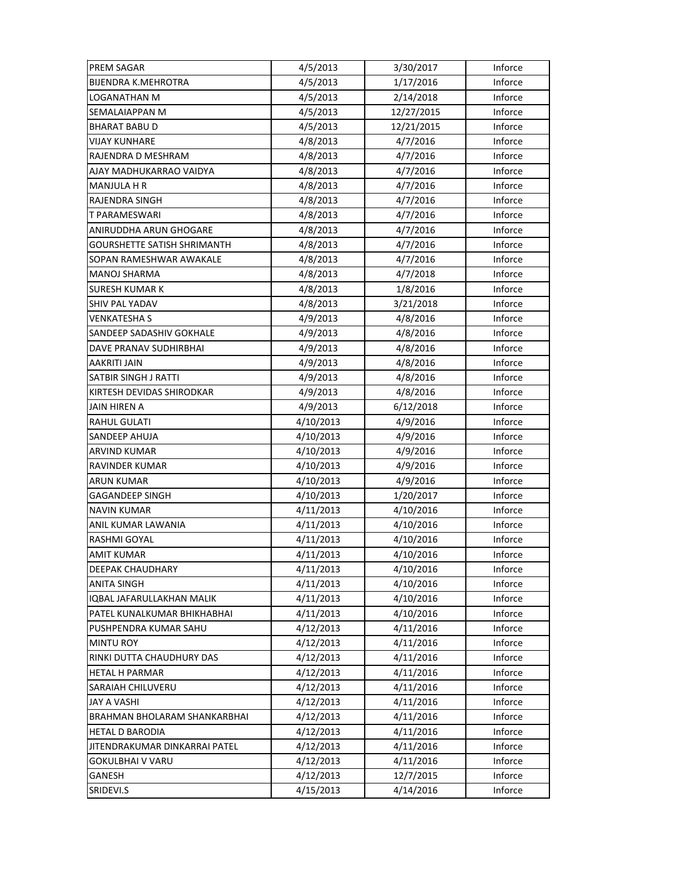| PREM SAGAR | 4/5/2013 | 3/30/2017 | Inforce |
|---|---|---|---|
| BIJENDRA K.MEHROTRA | 4/5/2013 | 1/17/2016 | Inforce |
| LOGANATHAN M | 4/5/2013 | 2/14/2018 | Inforce |
| SEMALAIAPPAN M | 4/5/2013 | 12/27/2015 | Inforce |
| BHARAT BABU D | 4/5/2013 | 12/21/2015 | Inforce |
| VIJAY KUNHARE | 4/8/2013 | 4/7/2016 | Inforce |
| RAJENDRA D MESHRAM | 4/8/2013 | 4/7/2016 | Inforce |
| AJAY MADHUKARRAO VAIDYA | 4/8/2013 | 4/7/2016 | Inforce |
| MANJULA H R | 4/8/2013 | 4/7/2016 | Inforce |
| RAJENDRA SINGH | 4/8/2013 | 4/7/2016 | Inforce |
| T PARAMESWARI | 4/8/2013 | 4/7/2016 | Inforce |
| ANIRUDDHA ARUN GHOGARE | 4/8/2013 | 4/7/2016 | Inforce |
| GOURSHETTE SATISH SHRIMANTH | 4/8/2013 | 4/7/2016 | Inforce |
| SOPAN RAMESHWAR AWAKALE | 4/8/2013 | 4/7/2016 | Inforce |
| MANOJ SHARMA | 4/8/2013 | 4/7/2018 | Inforce |
| SURESH KUMAR K | 4/8/2013 | 1/8/2016 | Inforce |
| SHIV PAL YADAV | 4/8/2013 | 3/21/2018 | Inforce |
| VENKATESHA S | 4/9/2013 | 4/8/2016 | Inforce |
| SANDEEP SADASHIV GOKHALE | 4/9/2013 | 4/8/2016 | Inforce |
| DAVE PRANAV SUDHIRBHAI | 4/9/2013 | 4/8/2016 | Inforce |
| AAKRITI JAIN | 4/9/2013 | 4/8/2016 | Inforce |
| SATBIR SINGH J RATTI | 4/9/2013 | 4/8/2016 | Inforce |
| KIRTESH DEVIDAS SHIRODKAR | 4/9/2013 | 4/8/2016 | Inforce |
| JAIN HIREN A | 4/9/2013 | 6/12/2018 | Inforce |
| RAHUL GULATI | 4/10/2013 | 4/9/2016 | Inforce |
| SANDEEP AHUJA | 4/10/2013 | 4/9/2016 | Inforce |
| ARVIND KUMAR | 4/10/2013 | 4/9/2016 | Inforce |
| RAVINDER KUMAR | 4/10/2013 | 4/9/2016 | Inforce |
| ARUN KUMAR | 4/10/2013 | 4/9/2016 | Inforce |
| GAGANDEEP SINGH | 4/10/2013 | 1/20/2017 | Inforce |
| NAVIN KUMAR | 4/11/2013 | 4/10/2016 | Inforce |
| ANIL KUMAR LAWANIA | 4/11/2013 | 4/10/2016 | Inforce |
| RASHMI GOYAL | 4/11/2013 | 4/10/2016 | Inforce |
| AMIT KUMAR | 4/11/2013 | 4/10/2016 | Inforce |
| DEEPAK CHAUDHARY | 4/11/2013 | 4/10/2016 | Inforce |
| ANITA SINGH | 4/11/2013 | 4/10/2016 | Inforce |
| IQBAL JAFARULLAKHAN MALIK | 4/11/2013 | 4/10/2016 | Inforce |
| PATEL KUNALKUMAR BHIKHABHAI | 4/11/2013 | 4/10/2016 | Inforce |
| PUSHPENDRA KUMAR SAHU | 4/12/2013 | 4/11/2016 | Inforce |
| MINTU ROY | 4/12/2013 | 4/11/2016 | Inforce |
| RINKI DUTTA CHAUDHURY DAS | 4/12/2013 | 4/11/2016 | Inforce |
| HETAL H PARMAR | 4/12/2013 | 4/11/2016 | Inforce |
| SARAIAH CHILUVERU | 4/12/2013 | 4/11/2016 | Inforce |
| JAY A VASHI | 4/12/2013 | 4/11/2016 | Inforce |
| BRAHMAN BHOLARAM SHANKARBHAI | 4/12/2013 | 4/11/2016 | Inforce |
| HETAL D BARODIA | 4/12/2013 | 4/11/2016 | Inforce |
| JITENDRAKUMAR DINKARRAI PATEL | 4/12/2013 | 4/11/2016 | Inforce |
| GOKULBHAI V VARU | 4/12/2013 | 4/11/2016 | Inforce |
| GANESH | 4/12/2013 | 12/7/2015 | Inforce |
| SRIDEVI.S | 4/15/2013 | 4/14/2016 | Inforce |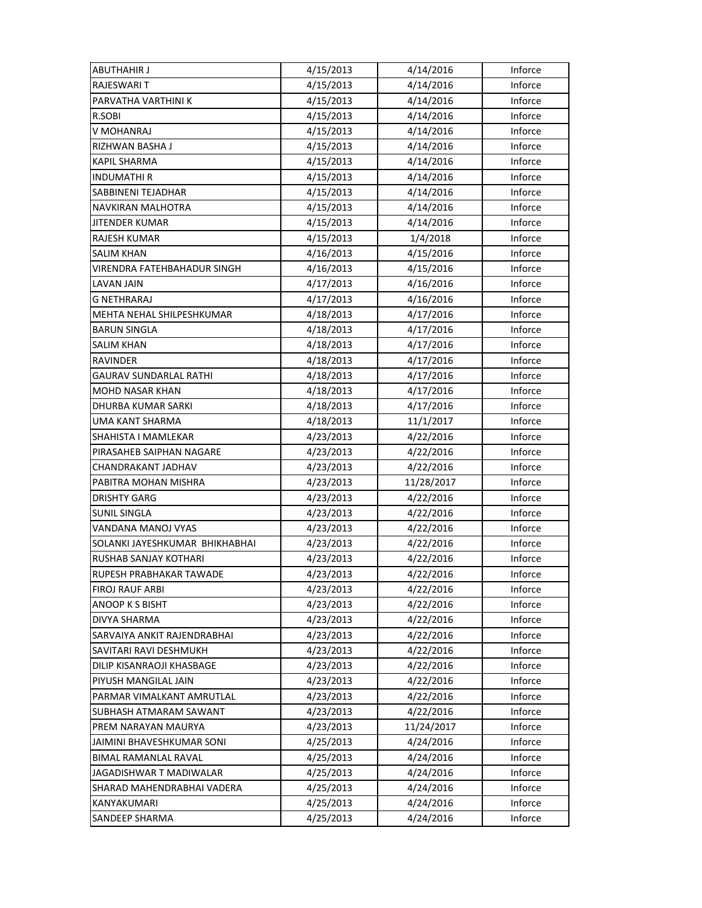| | | | |
|---|---|---|---|
| ABUTHAHIR J | 4/15/2013 | 4/14/2016 | Inforce |
| RAJESWARI T | 4/15/2013 | 4/14/2016 | Inforce |
| PARVATHA VARTHINI K | 4/15/2013 | 4/14/2016 | Inforce |
| R.SOBI | 4/15/2013 | 4/14/2016 | Inforce |
| V MOHANRAJ | 4/15/2013 | 4/14/2016 | Inforce |
| RIZHWAN BASHA J | 4/15/2013 | 4/14/2016 | Inforce |
| KAPIL SHARMA | 4/15/2013 | 4/14/2016 | Inforce |
| INDUMATHI R | 4/15/2013 | 4/14/2016 | Inforce |
| SABBINENI TEJADHAR | 4/15/2013 | 4/14/2016 | Inforce |
| NAVKIRAN MALHOTRA | 4/15/2013 | 4/14/2016 | Inforce |
| JITENDER KUMAR | 4/15/2013 | 4/14/2016 | Inforce |
| RAJESH KUMAR | 4/15/2013 | 1/4/2018 | Inforce |
| SALIM KHAN | 4/16/2013 | 4/15/2016 | Inforce |
| VIRENDRA FATEHBAHADUR SINGH | 4/16/2013 | 4/15/2016 | Inforce |
| LAVAN JAIN | 4/17/2013 | 4/16/2016 | Inforce |
| G NETHRARAJ | 4/17/2013 | 4/16/2016 | Inforce |
| MEHTA NEHAL SHILPESHKUMAR | 4/18/2013 | 4/17/2016 | Inforce |
| BARUN SINGLA | 4/18/2013 | 4/17/2016 | Inforce |
| SALIM KHAN | 4/18/2013 | 4/17/2016 | Inforce |
| RAVINDER | 4/18/2013 | 4/17/2016 | Inforce |
| GAURAV SUNDARLAL RATHI | 4/18/2013 | 4/17/2016 | Inforce |
| MOHD NASAR KHAN | 4/18/2013 | 4/17/2016 | Inforce |
| DHURBA KUMAR SARKI | 4/18/2013 | 4/17/2016 | Inforce |
| UMA KANT SHARMA | 4/18/2013 | 11/1/2017 | Inforce |
| SHAHISTA I MAMLEKAR | 4/23/2013 | 4/22/2016 | Inforce |
| PIRASAHEB SAIPHAN NAGARE | 4/23/2013 | 4/22/2016 | Inforce |
| CHANDRAKANT JADHAV | 4/23/2013 | 4/22/2016 | Inforce |
| PABITRA MOHAN MISHRA | 4/23/2013 | 11/28/2017 | Inforce |
| DRISHTY GARG | 4/23/2013 | 4/22/2016 | Inforce |
| SUNIL SINGLA | 4/23/2013 | 4/22/2016 | Inforce |
| VANDANA MANOJ VYAS | 4/23/2013 | 4/22/2016 | Inforce |
| SOLANKI JAYESHKUMAR BHIKHABHAI | 4/23/2013 | 4/22/2016 | Inforce |
| RUSHAB SANJAY KOTHARI | 4/23/2013 | 4/22/2016 | Inforce |
| RUPESH PRABHAKAR TAWADE | 4/23/2013 | 4/22/2016 | Inforce |
| FIROJ RAUF ARBI | 4/23/2013 | 4/22/2016 | Inforce |
| ANOOP K S BISHT | 4/23/2013 | 4/22/2016 | Inforce |
| DIVYA SHARMA | 4/23/2013 | 4/22/2016 | Inforce |
| SARVAIYA ANKIT RAJENDRABHAI | 4/23/2013 | 4/22/2016 | Inforce |
| SAVITARI RAVI DESHMUKH | 4/23/2013 | 4/22/2016 | Inforce |
| DILIP KISANRAOJI KHASBAGE | 4/23/2013 | 4/22/2016 | Inforce |
| PIYUSH MANGILAL JAIN | 4/23/2013 | 4/22/2016 | Inforce |
| PARMAR VIMALKANT AMRUTLAL | 4/23/2013 | 4/22/2016 | Inforce |
| SUBHASH ATMARAM SAWANT | 4/23/2013 | 4/22/2016 | Inforce |
| PREM NARAYAN MAURYA | 4/23/2013 | 11/24/2017 | Inforce |
| JAIMINI BHAVESHKUMAR SONI | 4/25/2013 | 4/24/2016 | Inforce |
| BIMAL RAMANLAL RAVAL | 4/25/2013 | 4/24/2016 | Inforce |
| JAGADISHWAR T MADIWALAR | 4/25/2013 | 4/24/2016 | Inforce |
| SHARAD MAHENDRABHAI VADERA | 4/25/2013 | 4/24/2016 | Inforce |
| KANYAKUMARI | 4/25/2013 | 4/24/2016 | Inforce |
| SANDEEP SHARMA | 4/25/2013 | 4/24/2016 | Inforce |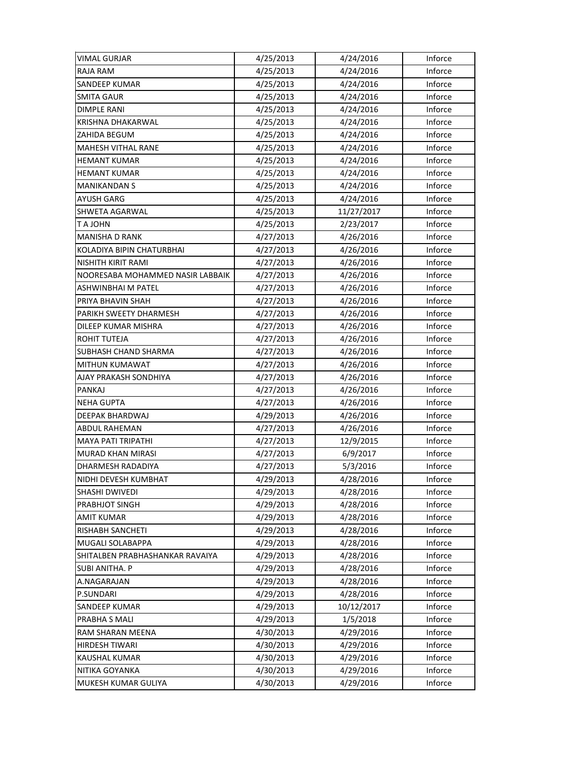| | | | |
|---|---|---|---|
| VIMAL GURJAR | 4/25/2013 | 4/24/2016 | Inforce |
| RAJA RAM | 4/25/2013 | 4/24/2016 | Inforce |
| SANDEEP KUMAR | 4/25/2013 | 4/24/2016 | Inforce |
| SMITA GAUR | 4/25/2013 | 4/24/2016 | Inforce |
| DIMPLE RANI | 4/25/2013 | 4/24/2016 | Inforce |
| KRISHNA DHAKARWAL | 4/25/2013 | 4/24/2016 | Inforce |
| ZAHIDA BEGUM | 4/25/2013 | 4/24/2016 | Inforce |
| MAHESH VITHAL RANE | 4/25/2013 | 4/24/2016 | Inforce |
| HEMANT KUMAR | 4/25/2013 | 4/24/2016 | Inforce |
| HEMANT KUMAR | 4/25/2013 | 4/24/2016 | Inforce |
| MANIKANDAN S | 4/25/2013 | 4/24/2016 | Inforce |
| AYUSH GARG | 4/25/2013 | 4/24/2016 | Inforce |
| SHWETA AGARWAL | 4/25/2013 | 11/27/2017 | Inforce |
| T A JOHN | 4/25/2013 | 2/23/2017 | Inforce |
| MANISHA D RANK | 4/27/2013 | 4/26/2016 | Inforce |
| KOLADIYA BIPIN CHATURBHAI | 4/27/2013 | 4/26/2016 | Inforce |
| NISHITH KIRIT RAMI | 4/27/2013 | 4/26/2016 | Inforce |
| NOORESABA MOHAMMED NASIR LABBAIK | 4/27/2013 | 4/26/2016 | Inforce |
| ASHWINBHAI M PATEL | 4/27/2013 | 4/26/2016 | Inforce |
| PRIYA BHAVIN SHAH | 4/27/2013 | 4/26/2016 | Inforce |
| PARIKH SWEETY DHARMESH | 4/27/2013 | 4/26/2016 | Inforce |
| DILEEP KUMAR MISHRA | 4/27/2013 | 4/26/2016 | Inforce |
| ROHIT TUTEJA | 4/27/2013 | 4/26/2016 | Inforce |
| SUBHASH CHAND SHARMA | 4/27/2013 | 4/26/2016 | Inforce |
| MITHUN KUMAWAT | 4/27/2013 | 4/26/2016 | Inforce |
| AJAY PRAKASH SONDHIYA | 4/27/2013 | 4/26/2016 | Inforce |
| PANKAJ | 4/27/2013 | 4/26/2016 | Inforce |
| NEHA GUPTA | 4/27/2013 | 4/26/2016 | Inforce |
| DEEPAK BHARDWAJ | 4/29/2013 | 4/26/2016 | Inforce |
| ABDUL RAHEMAN | 4/27/2013 | 4/26/2016 | Inforce |
| MAYA PATI TRIPATHI | 4/27/2013 | 12/9/2015 | Inforce |
| MURAD KHAN MIRASI | 4/27/2013 | 6/9/2017 | Inforce |
| DHARMESH RADADIYA | 4/27/2013 | 5/3/2016 | Inforce |
| NIDHI DEVESH KUMBHAT | 4/29/2013 | 4/28/2016 | Inforce |
| SHASHI DWIVEDI | 4/29/2013 | 4/28/2016 | Inforce |
| PRABHJOT SINGH | 4/29/2013 | 4/28/2016 | Inforce |
| AMIT KUMAR | 4/29/2013 | 4/28/2016 | Inforce |
| RISHABH SANCHETI | 4/29/2013 | 4/28/2016 | Inforce |
| MUGALI SOLABAPPA | 4/29/2013 | 4/28/2016 | Inforce |
| SHITALBEN PRABHASHANKAR RAVAIYA | 4/29/2013 | 4/28/2016 | Inforce |
| SUBI ANITHA. P | 4/29/2013 | 4/28/2016 | Inforce |
| A.NAGARAJAN | 4/29/2013 | 4/28/2016 | Inforce |
| P.SUNDARI | 4/29/2013 | 4/28/2016 | Inforce |
| SANDEEP KUMAR | 4/29/2013 | 10/12/2017 | Inforce |
| PRABHA S MALI | 4/29/2013 | 1/5/2018 | Inforce |
| RAM SHARAN MEENA | 4/30/2013 | 4/29/2016 | Inforce |
| HIRDESH TIWARI | 4/30/2013 | 4/29/2016 | Inforce |
| KAUSHAL KUMAR | 4/30/2013 | 4/29/2016 | Inforce |
| NITIKA GOYANKA | 4/30/2013 | 4/29/2016 | Inforce |
| MUKESH KUMAR GULIYA | 4/30/2013 | 4/29/2016 | Inforce |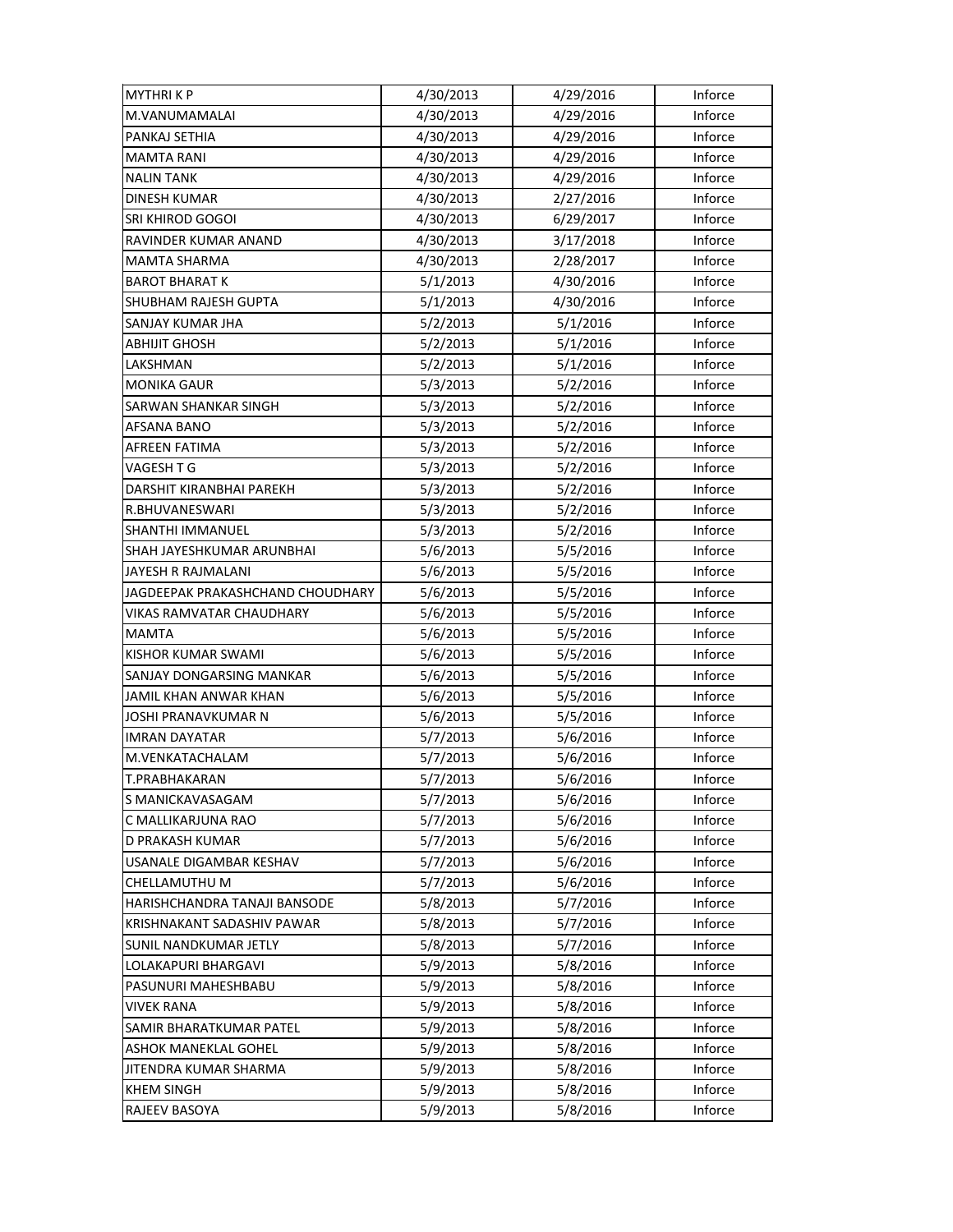| MYTHRI K P | 4/30/2013 | 4/29/2016 | Inforce |
|---|---|---|---|
| M.VANUMAMALAI | 4/30/2013 | 4/29/2016 | Inforce |
| PANKAJ SETHIA | 4/30/2013 | 4/29/2016 | Inforce |
| MAMTA RANI | 4/30/2013 | 4/29/2016 | Inforce |
| NALIN TANK | 4/30/2013 | 4/29/2016 | Inforce |
| DINESH KUMAR | 4/30/2013 | 2/27/2016 | Inforce |
| SRI KHIROD GOGOI | 4/30/2013 | 6/29/2017 | Inforce |
| RAVINDER KUMAR ANAND | 4/30/2013 | 3/17/2018 | Inforce |
| MAMTA SHARMA | 4/30/2013 | 2/28/2017 | Inforce |
| BAROT BHARAT K | 5/1/2013 | 4/30/2016 | Inforce |
| SHUBHAM RAJESH GUPTA | 5/1/2013 | 4/30/2016 | Inforce |
| SANJAY KUMAR JHA | 5/2/2013 | 5/1/2016 | Inforce |
| ABHIJIT GHOSH | 5/2/2013 | 5/1/2016 | Inforce |
| LAKSHMAN | 5/2/2013 | 5/1/2016 | Inforce |
| MONIKA GAUR | 5/3/2013 | 5/2/2016 | Inforce |
| SARWAN SHANKAR SINGH | 5/3/2013 | 5/2/2016 | Inforce |
| AFSANA BANO | 5/3/2013 | 5/2/2016 | Inforce |
| AFREEN FATIMA | 5/3/2013 | 5/2/2016 | Inforce |
| VAGESH T G | 5/3/2013 | 5/2/2016 | Inforce |
| DARSHIT KIRANBHAI PAREKH | 5/3/2013 | 5/2/2016 | Inforce |
| R.BHUVANESWARI | 5/3/2013 | 5/2/2016 | Inforce |
| SHANTHI IMMANUEL | 5/3/2013 | 5/2/2016 | Inforce |
| SHAH JAYESHKUMAR ARUNBHAI | 5/6/2013 | 5/5/2016 | Inforce |
| JAYESH R RAJMALANI | 5/6/2013 | 5/5/2016 | Inforce |
| JAGDEEPAK PRAKASHCHAND CHOUDHARY | 5/6/2013 | 5/5/2016 | Inforce |
| VIKAS RAMVATAR CHAUDHARY | 5/6/2013 | 5/5/2016 | Inforce |
| MAMTA | 5/6/2013 | 5/5/2016 | Inforce |
| KISHOR KUMAR SWAMI | 5/6/2013 | 5/5/2016 | Inforce |
| SANJAY DONGARSING MANKAR | 5/6/2013 | 5/5/2016 | Inforce |
| JAMIL KHAN ANWAR KHAN | 5/6/2013 | 5/5/2016 | Inforce |
| JOSHI PRANAVKUMAR N | 5/6/2013 | 5/5/2016 | Inforce |
| IMRAN DAYATAR | 5/7/2013 | 5/6/2016 | Inforce |
| M.VENKATACHALAM | 5/7/2013 | 5/6/2016 | Inforce |
| T.PRABHAKARAN | 5/7/2013 | 5/6/2016 | Inforce |
| S MANICKAVASAGAM | 5/7/2013 | 5/6/2016 | Inforce |
| C MALLIKARJUNA RAO | 5/7/2013 | 5/6/2016 | Inforce |
| D PRAKASH KUMAR | 5/7/2013 | 5/6/2016 | Inforce |
| USANALE DIGAMBAR KESHAV | 5/7/2013 | 5/6/2016 | Inforce |
| CHELLAMUTHU M | 5/7/2013 | 5/6/2016 | Inforce |
| HARISHCHANDRA TANAJI BANSODE | 5/8/2013 | 5/7/2016 | Inforce |
| KRISHNAKANT SADASHIV PAWAR | 5/8/2013 | 5/7/2016 | Inforce |
| SUNIL NANDKUMAR JETLY | 5/8/2013 | 5/7/2016 | Inforce |
| LOLAKAPURI BHARGAVI | 5/9/2013 | 5/8/2016 | Inforce |
| PASUNURI MAHESHBABU | 5/9/2013 | 5/8/2016 | Inforce |
| VIVEK RANA | 5/9/2013 | 5/8/2016 | Inforce |
| SAMIR BHARATKUMAR PATEL | 5/9/2013 | 5/8/2016 | Inforce |
| ASHOK MANEKLAL GOHEL | 5/9/2013 | 5/8/2016 | Inforce |
| JITENDRA KUMAR SHARMA | 5/9/2013 | 5/8/2016 | Inforce |
| KHEM SINGH | 5/9/2013 | 5/8/2016 | Inforce |
| RAJEEV BASOYA | 5/9/2013 | 5/8/2016 | Inforce |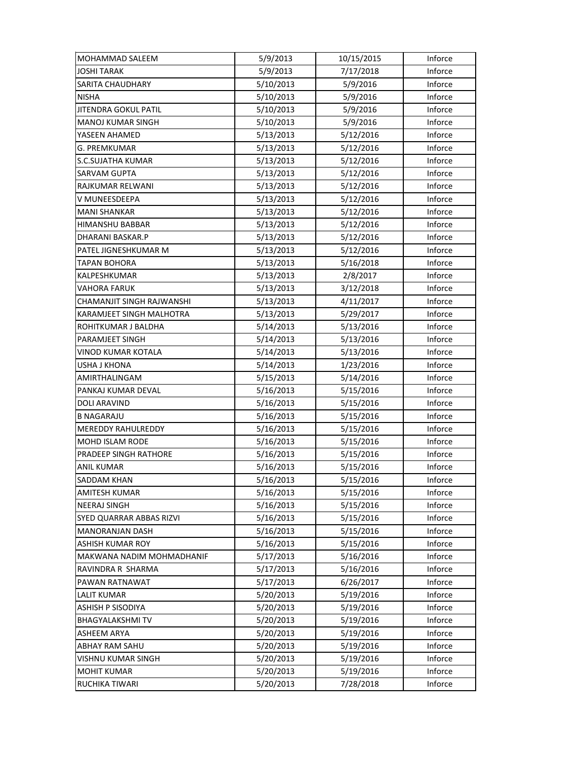| | | | |
|---|---|---|---|
| MOHAMMAD SALEEM | 5/9/2013 | 10/15/2015 | Inforce |
| JOSHI TARAK | 5/9/2013 | 7/17/2018 | Inforce |
| SARITA CHAUDHARY | 5/10/2013 | 5/9/2016 | Inforce |
| NISHA | 5/10/2013 | 5/9/2016 | Inforce |
| JITENDRA GOKUL PATIL | 5/10/2013 | 5/9/2016 | Inforce |
| MANOJ KUMAR SINGH | 5/10/2013 | 5/9/2016 | Inforce |
| YASEEN AHAMED | 5/13/2013 | 5/12/2016 | Inforce |
| G. PREMKUMAR | 5/13/2013 | 5/12/2016 | Inforce |
| S.C.SUJATHA KUMAR | 5/13/2013 | 5/12/2016 | Inforce |
| SARVAM GUPTA | 5/13/2013 | 5/12/2016 | Inforce |
| RAJKUMAR RELWANI | 5/13/2013 | 5/12/2016 | Inforce |
| V MUNEESDEEPA | 5/13/2013 | 5/12/2016 | Inforce |
| MANI SHANKAR | 5/13/2013 | 5/12/2016 | Inforce |
| HIMANSHU BABBAR | 5/13/2013 | 5/12/2016 | Inforce |
| DHARANI BASKAR.P | 5/13/2013 | 5/12/2016 | Inforce |
| PATEL JIGNESHKUMAR M | 5/13/2013 | 5/12/2016 | Inforce |
| TAPAN BOHORA | 5/13/2013 | 5/16/2018 | Inforce |
| KALPESHKUMAR | 5/13/2013 | 2/8/2017 | Inforce |
| VAHORA FARUK | 5/13/2013 | 3/12/2018 | Inforce |
| CHAMANJIT SINGH RAJWANSHI | 5/13/2013 | 4/11/2017 | Inforce |
| KARAMJEET SINGH MALHOTRA | 5/13/2013 | 5/29/2017 | Inforce |
| ROHITKUMAR J BALDHA | 5/14/2013 | 5/13/2016 | Inforce |
| PARAMJEET SINGH | 5/14/2013 | 5/13/2016 | Inforce |
| VINOD KUMAR KOTALA | 5/14/2013 | 5/13/2016 | Inforce |
| USHA J KHONA | 5/14/2013 | 1/23/2016 | Inforce |
| AMIRTHALINGAM | 5/15/2013 | 5/14/2016 | Inforce |
| PANKAJ KUMAR DEVAL | 5/16/2013 | 5/15/2016 | Inforce |
| DOLI ARAVIND | 5/16/2013 | 5/15/2016 | Inforce |
| B NAGARAJU | 5/16/2013 | 5/15/2016 | Inforce |
| MEREDDY RAHULREDDY | 5/16/2013 | 5/15/2016 | Inforce |
| MOHD ISLAM RODE | 5/16/2013 | 5/15/2016 | Inforce |
| PRADEEP SINGH RATHORE | 5/16/2013 | 5/15/2016 | Inforce |
| ANIL KUMAR | 5/16/2013 | 5/15/2016 | Inforce |
| SADDAM KHAN | 5/16/2013 | 5/15/2016 | Inforce |
| AMITESH KUMAR | 5/16/2013 | 5/15/2016 | Inforce |
| NEERAJ SINGH | 5/16/2013 | 5/15/2016 | Inforce |
| SYED QUARRAR ABBAS RIZVI | 5/16/2013 | 5/15/2016 | Inforce |
| MANORANJAN DASH | 5/16/2013 | 5/15/2016 | Inforce |
| ASHISH KUMAR ROY | 5/16/2013 | 5/15/2016 | Inforce |
| MAKWANA NADIM MOHMADHANIF | 5/17/2013 | 5/16/2016 | Inforce |
| RAVINDRA R SHARMA | 5/17/2013 | 5/16/2016 | Inforce |
| PAWAN RATNAWAT | 5/17/2013 | 6/26/2017 | Inforce |
| LALIT KUMAR | 5/20/2013 | 5/19/2016 | Inforce |
| ASHISH P SISODIYA | 5/20/2013 | 5/19/2016 | Inforce |
| BHAGYALAKSHMI TV | 5/20/2013 | 5/19/2016 | Inforce |
| ASHEEM ARYA | 5/20/2013 | 5/19/2016 | Inforce |
| ABHAY RAM SAHU | 5/20/2013 | 5/19/2016 | Inforce |
| VISHNU KUMAR SINGH | 5/20/2013 | 5/19/2016 | Inforce |
| MOHIT KUMAR | 5/20/2013 | 5/19/2016 | Inforce |
| RUCHIKA TIWARI | 5/20/2013 | 7/28/2018 | Inforce |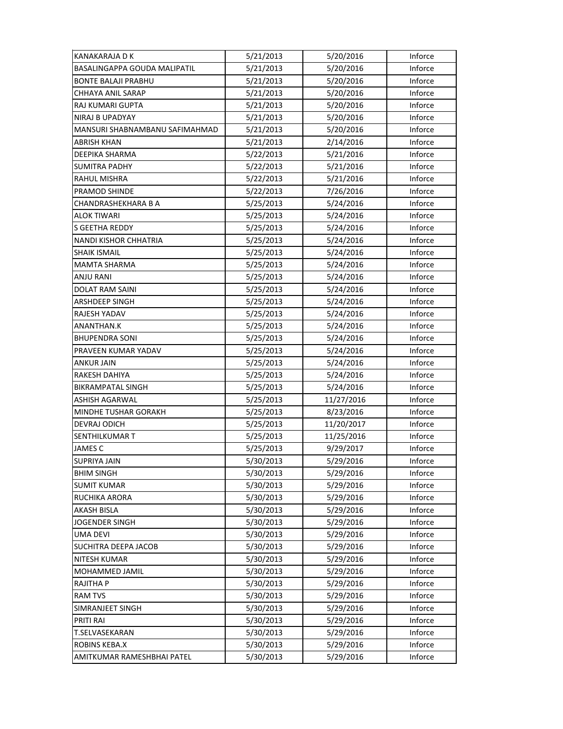| KANAKARAJA D K | 5/21/2013 | 5/20/2016 | Inforce |
|---|---|---|---|
| BASALINGAPPA GOUDA MALIPATIL | 5/21/2013 | 5/20/2016 | Inforce |
| BONTE BALAJI PRABHU | 5/21/2013 | 5/20/2016 | Inforce |
| CHHAYA ANIL SARAP | 5/21/2013 | 5/20/2016 | Inforce |
| RAJ KUMARI GUPTA | 5/21/2013 | 5/20/2016 | Inforce |
| NIRAJ B UPADYAY | 5/21/2013 | 5/20/2016 | Inforce |
| MANSURI SHABNAMBANU SAFIMAHMAD | 5/21/2013 | 5/20/2016 | Inforce |
| ABRISH KHAN | 5/21/2013 | 2/14/2016 | Inforce |
| DEEPIKA SHARMA | 5/22/2013 | 5/21/2016 | Inforce |
| SUMITRA PADHY | 5/22/2013 | 5/21/2016 | Inforce |
| RAHUL MISHRA | 5/22/2013 | 5/21/2016 | Inforce |
| PRAMOD SHINDE | 5/22/2013 | 7/26/2016 | Inforce |
| CHANDRASHEKHARA B A | 5/25/2013 | 5/24/2016 | Inforce |
| ALOK TIWARI | 5/25/2013 | 5/24/2016 | Inforce |
| S GEETHA REDDY | 5/25/2013 | 5/24/2016 | Inforce |
| NANDI KISHOR CHHATRIA | 5/25/2013 | 5/24/2016 | Inforce |
| SHAIK ISMAIL | 5/25/2013 | 5/24/2016 | Inforce |
| MAMTA SHARMA | 5/25/2013 | 5/24/2016 | Inforce |
| ANJU RANI | 5/25/2013 | 5/24/2016 | Inforce |
| DOLAT RAM SAINI | 5/25/2013 | 5/24/2016 | Inforce |
| ARSHDEEP SINGH | 5/25/2013 | 5/24/2016 | Inforce |
| RAJESH YADAV | 5/25/2013 | 5/24/2016 | Inforce |
| ANANTHAN.K | 5/25/2013 | 5/24/2016 | Inforce |
| BHUPENDRA SONI | 5/25/2013 | 5/24/2016 | Inforce |
| PRAVEEN KUMAR YADAV | 5/25/2013 | 5/24/2016 | Inforce |
| ANKUR JAIN | 5/25/2013 | 5/24/2016 | Inforce |
| RAKESH DAHIYA | 5/25/2013 | 5/24/2016 | Inforce |
| BIKRAMPATAL SINGH | 5/25/2013 | 5/24/2016 | Inforce |
| ASHISH AGARWAL | 5/25/2013 | 11/27/2016 | Inforce |
| MINDHE TUSHAR GORAKH | 5/25/2013 | 8/23/2016 | Inforce |
| DEVRAJ ODICH | 5/25/2013 | 11/20/2017 | Inforce |
| SENTHILKUMAR T | 5/25/2013 | 11/25/2016 | Inforce |
| JAMES C | 5/25/2013 | 9/29/2017 | Inforce |
| SUPRIYA JAIN | 5/30/2013 | 5/29/2016 | Inforce |
| BHIM SINGH | 5/30/2013 | 5/29/2016 | Inforce |
| SUMIT KUMAR | 5/30/2013 | 5/29/2016 | Inforce |
| RUCHIKA ARORA | 5/30/2013 | 5/29/2016 | Inforce |
| AKASH BISLA | 5/30/2013 | 5/29/2016 | Inforce |
| JOGENDER SINGH | 5/30/2013 | 5/29/2016 | Inforce |
| UMA DEVI | 5/30/2013 | 5/29/2016 | Inforce |
| SUCHITRA DEEPA JACOB | 5/30/2013 | 5/29/2016 | Inforce |
| NITESH KUMAR | 5/30/2013 | 5/29/2016 | Inforce |
| MOHAMMED JAMIL | 5/30/2013 | 5/29/2016 | Inforce |
| RAJITHA P | 5/30/2013 | 5/29/2016 | Inforce |
| RAM TVS | 5/30/2013 | 5/29/2016 | Inforce |
| SIMRANJEET SINGH | 5/30/2013 | 5/29/2016 | Inforce |
| PRITI RAI | 5/30/2013 | 5/29/2016 | Inforce |
| T.SELVASEKARAN | 5/30/2013 | 5/29/2016 | Inforce |
| ROBINS KEBA.X | 5/30/2013 | 5/29/2016 | Inforce |
| AMITKUMAR RAMESHBHAI PATEL | 5/30/2013 | 5/29/2016 | Inforce |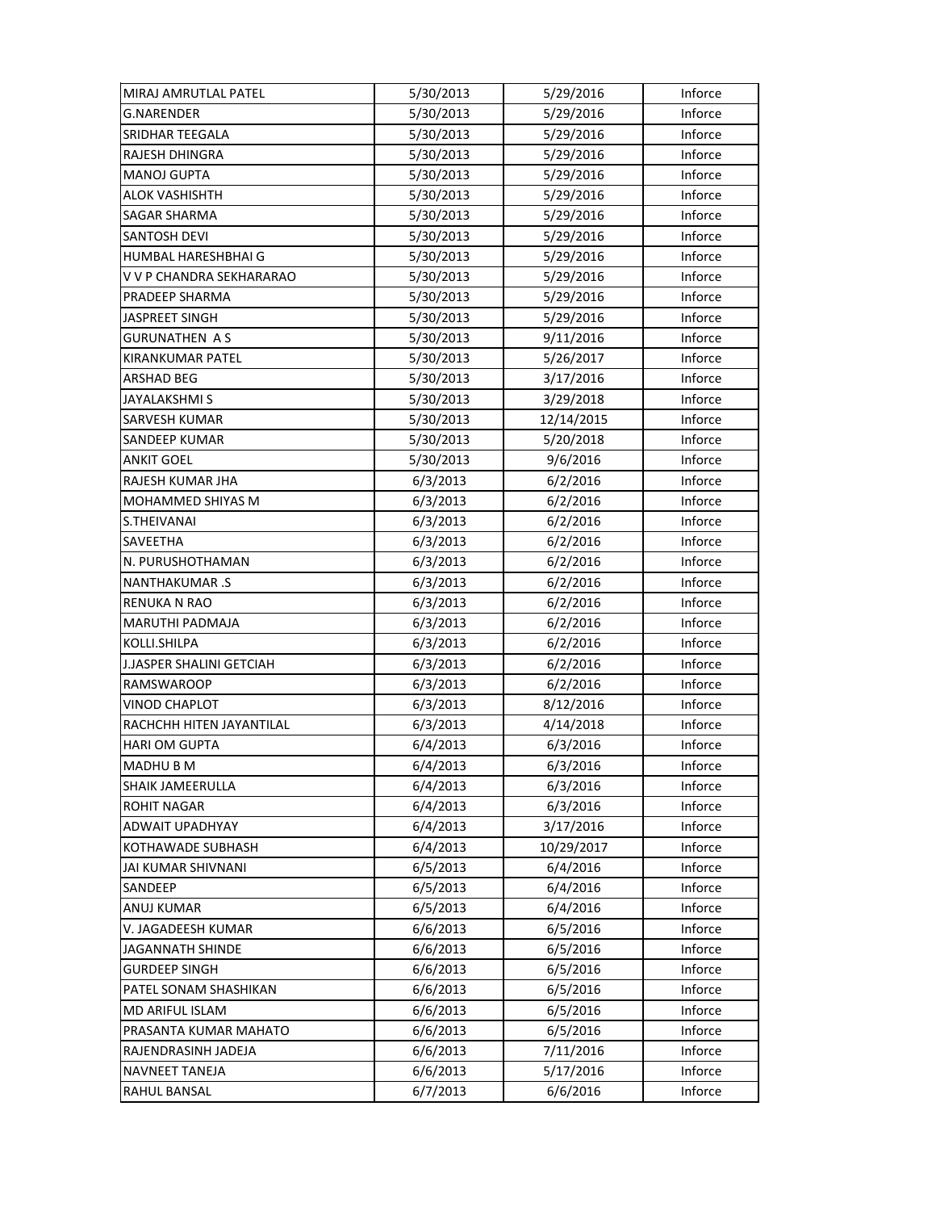| MIRAJ AMRUTLAL PATEL | 5/30/2013 | 5/29/2016 | Inforce |
|---|---|---|---|
| G.NARENDER | 5/30/2013 | 5/29/2016 | Inforce |
| SRIDHAR TEEGALA | 5/30/2013 | 5/29/2016 | Inforce |
| RAJESH DHINGRA | 5/30/2013 | 5/29/2016 | Inforce |
| MANOJ GUPTA | 5/30/2013 | 5/29/2016 | Inforce |
| ALOK VASHISHTH | 5/30/2013 | 5/29/2016 | Inforce |
| SAGAR SHARMA | 5/30/2013 | 5/29/2016 | Inforce |
| SANTOSH DEVI | 5/30/2013 | 5/29/2016 | Inforce |
| HUMBAL HARESHBHAI G | 5/30/2013 | 5/29/2016 | Inforce |
| V V P CHANDRA SEKHARARAO | 5/30/2013 | 5/29/2016 | Inforce |
| PRADEEP SHARMA | 5/30/2013 | 5/29/2016 | Inforce |
| JASPREET SINGH | 5/30/2013 | 5/29/2016 | Inforce |
| GURUNATHEN A S | 5/30/2013 | 9/11/2016 | Inforce |
| KIRANKUMAR PATEL | 5/30/2013 | 5/26/2017 | Inforce |
| ARSHAD BEG | 5/30/2013 | 3/17/2016 | Inforce |
| JAYALAKSHMI S | 5/30/2013 | 3/29/2018 | Inforce |
| SARVESH KUMAR | 5/30/2013 | 12/14/2015 | Inforce |
| SANDEEP KUMAR | 5/30/2013 | 5/20/2018 | Inforce |
| ANKIT GOEL | 5/30/2013 | 9/6/2016 | Inforce |
| RAJESH KUMAR JHA | 6/3/2013 | 6/2/2016 | Inforce |
| MOHAMMED SHIYAS M | 6/3/2013 | 6/2/2016 | Inforce |
| S.THEIVANAI | 6/3/2013 | 6/2/2016 | Inforce |
| SAVEETHA | 6/3/2013 | 6/2/2016 | Inforce |
| N. PURUSHOTHAMAN | 6/3/2013 | 6/2/2016 | Inforce |
| NANTHAKUMAR .S | 6/3/2013 | 6/2/2016 | Inforce |
| RENUKA N RAO | 6/3/2013 | 6/2/2016 | Inforce |
| MARUTHI PADMAJA | 6/3/2013 | 6/2/2016 | Inforce |
| KOLLI.SHILPA | 6/3/2013 | 6/2/2016 | Inforce |
| J.JASPER SHALINI GETCIAH | 6/3/2013 | 6/2/2016 | Inforce |
| RAMSWAROOP | 6/3/2013 | 6/2/2016 | Inforce |
| VINOD CHAPLOT | 6/3/2013 | 8/12/2016 | Inforce |
| RACHCHH HITEN JAYANTILAL | 6/3/2013 | 4/14/2018 | Inforce |
| HARI OM GUPTA | 6/4/2013 | 6/3/2016 | Inforce |
| MADHU B M | 6/4/2013 | 6/3/2016 | Inforce |
| SHAIK JAMEERULLA | 6/4/2013 | 6/3/2016 | Inforce |
| ROHIT NAGAR | 6/4/2013 | 6/3/2016 | Inforce |
| ADWAIT UPADHYAY | 6/4/2013 | 3/17/2016 | Inforce |
| KOTHAWADE SUBHASH | 6/4/2013 | 10/29/2017 | Inforce |
| JAI KUMAR SHIVNANI | 6/5/2013 | 6/4/2016 | Inforce |
| SANDEEP | 6/5/2013 | 6/4/2016 | Inforce |
| ANUJ KUMAR | 6/5/2013 | 6/4/2016 | Inforce |
| V. JAGADEESH KUMAR | 6/6/2013 | 6/5/2016 | Inforce |
| JAGANNATH SHINDE | 6/6/2013 | 6/5/2016 | Inforce |
| GURDEEP SINGH | 6/6/2013 | 6/5/2016 | Inforce |
| PATEL SONAM SHASHIKAN | 6/6/2013 | 6/5/2016 | Inforce |
| MD ARIFUL ISLAM | 6/6/2013 | 6/5/2016 | Inforce |
| PRASANTA KUMAR MAHATO | 6/6/2013 | 6/5/2016 | Inforce |
| RAJENDRASINH JADEJA | 6/6/2013 | 7/11/2016 | Inforce |
| NAVNEET TANEJA | 6/6/2013 | 5/17/2016 | Inforce |
| RAHUL BANSAL | 6/7/2013 | 6/6/2016 | Inforce |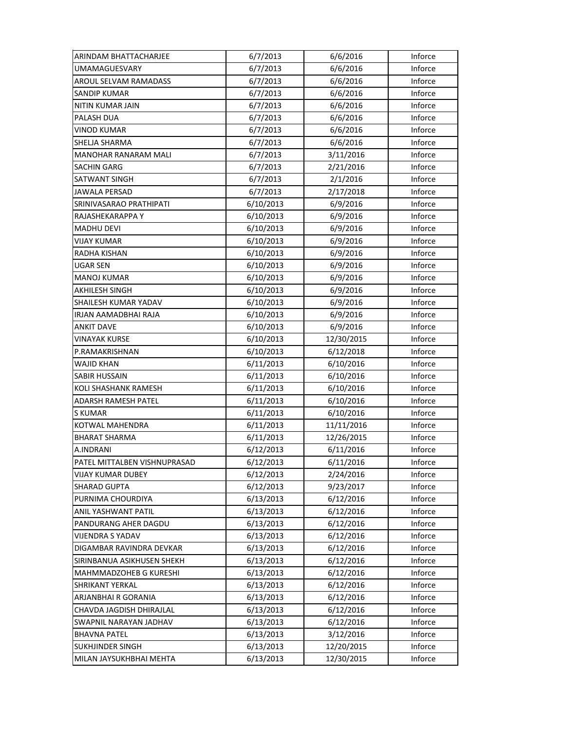| ARINDAM BHATTACHARJEE | 6/7/2013 | 6/6/2016 | Inforce |
|---|---|---|---|
| UMAMAGUESVARY | 6/7/2013 | 6/6/2016 | Inforce |
| AROUL SELVAM RAMADASS | 6/7/2013 | 6/6/2016 | Inforce |
| SANDIP KUMAR | 6/7/2013 | 6/6/2016 | Inforce |
| NITIN KUMAR JAIN | 6/7/2013 | 6/6/2016 | Inforce |
| PALASH DUA | 6/7/2013 | 6/6/2016 | Inforce |
| VINOD KUMAR | 6/7/2013 | 6/6/2016 | Inforce |
| SHELJA SHARMA | 6/7/2013 | 6/6/2016 | Inforce |
| MANOHAR RANARAM MALI | 6/7/2013 | 3/11/2016 | Inforce |
| SACHIN GARG | 6/7/2013 | 2/21/2016 | Inforce |
| SATWANT SINGH | 6/7/2013 | 2/1/2016 | Inforce |
| JAWALA PERSAD | 6/7/2013 | 2/17/2018 | Inforce |
| SRINIVASARAO PRATHIPATI | 6/10/2013 | 6/9/2016 | Inforce |
| RAJASHEKARAPPA Y | 6/10/2013 | 6/9/2016 | Inforce |
| MADHU DEVI | 6/10/2013 | 6/9/2016 | Inforce |
| VIJAY KUMAR | 6/10/2013 | 6/9/2016 | Inforce |
| RADHA KISHAN | 6/10/2013 | 6/9/2016 | Inforce |
| UGAR SEN | 6/10/2013 | 6/9/2016 | Inforce |
| MANOJ KUMAR | 6/10/2013 | 6/9/2016 | Inforce |
| AKHILESH SINGH | 6/10/2013 | 6/9/2016 | Inforce |
| SHAILESH KUMAR YADAV | 6/10/2013 | 6/9/2016 | Inforce |
| IRJAN AAMADBHAI RAJA | 6/10/2013 | 6/9/2016 | Inforce |
| ANKIT DAVE | 6/10/2013 | 6/9/2016 | Inforce |
| VINAYAK KURSE | 6/10/2013 | 12/30/2015 | Inforce |
| P.RAMAKRISHNAN | 6/10/2013 | 6/12/2018 | Inforce |
| WAJID KHAN | 6/11/2013 | 6/10/2016 | Inforce |
| SABIR HUSSAIN | 6/11/2013 | 6/10/2016 | Inforce |
| KOLI SHASHANK RAMESH | 6/11/2013 | 6/10/2016 | Inforce |
| ADARSH RAMESH PATEL | 6/11/2013 | 6/10/2016 | Inforce |
| S KUMAR | 6/11/2013 | 6/10/2016 | Inforce |
| KOTWAL MAHENDRA | 6/11/2013 | 11/11/2016 | Inforce |
| BHARAT SHARMA | 6/11/2013 | 12/26/2015 | Inforce |
| A.INDRANI | 6/12/2013 | 6/11/2016 | Inforce |
| PATEL MITTALBEN VISHNUPRASAD | 6/12/2013 | 6/11/2016 | Inforce |
| VIJAY KUMAR DUBEY | 6/12/2013 | 2/24/2016 | Inforce |
| SHARAD GUPTA | 6/12/2013 | 9/23/2017 | Inforce |
| PURNIMA CHOURDIYA | 6/13/2013 | 6/12/2016 | Inforce |
| ANIL YASHWANT PATIL | 6/13/2013 | 6/12/2016 | Inforce |
| PANDURANG AHER DAGDU | 6/13/2013 | 6/12/2016 | Inforce |
| VIJENDRA S YADAV | 6/13/2013 | 6/12/2016 | Inforce |
| DIGAMBAR RAVINDRA DEVKAR | 6/13/2013 | 6/12/2016 | Inforce |
| SIRINBANUA ASIKHUSEN SHEKH | 6/13/2013 | 6/12/2016 | Inforce |
| MAHMMADZOHEB G KURESHI | 6/13/2013 | 6/12/2016 | Inforce |
| SHRIKANT YERKAL | 6/13/2013 | 6/12/2016 | Inforce |
| ARJANBHAI R GORANIA | 6/13/2013 | 6/12/2016 | Inforce |
| CHAVDA JAGDISH DHIRAJLAL | 6/13/2013 | 6/12/2016 | Inforce |
| SWAPNIL NARAYAN JADHAV | 6/13/2013 | 6/12/2016 | Inforce |
| BHAVNA PATEL | 6/13/2013 | 3/12/2016 | Inforce |
| SUKHJINDER SINGH | 6/13/2013 | 12/20/2015 | Inforce |
| MILAN JAYSUKHBHAI MEHTA | 6/13/2013 | 12/30/2015 | Inforce |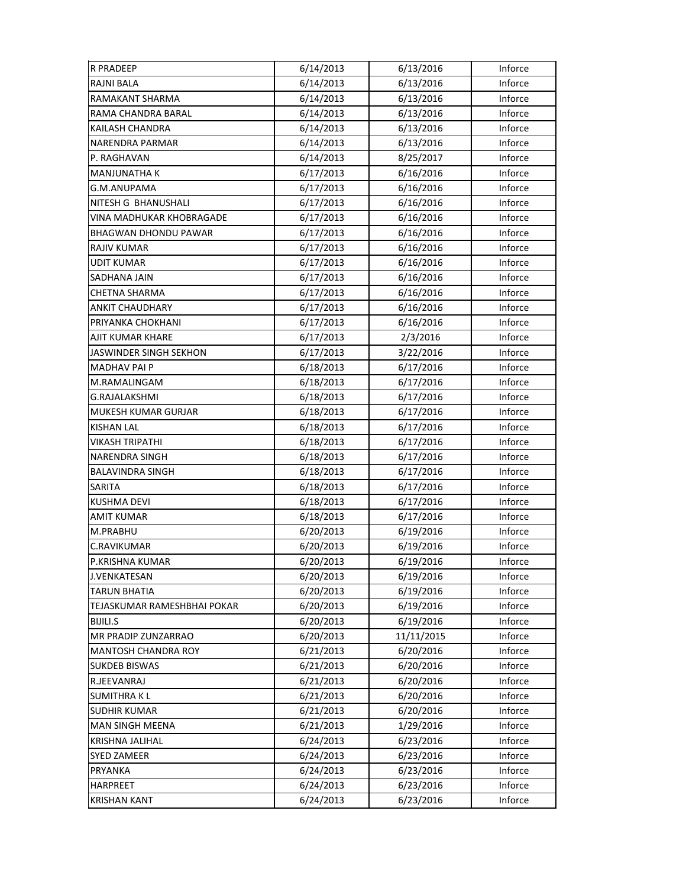| | | | |
|---|---|---|---|
| R PRADEEP | 6/14/2013 | 6/13/2016 | Inforce |
| RAJNI BALA | 6/14/2013 | 6/13/2016 | Inforce |
| RAMAKANT SHARMA | 6/14/2013 | 6/13/2016 | Inforce |
| RAMA CHANDRA BARAL | 6/14/2013 | 6/13/2016 | Inforce |
| KAILASH CHANDRA | 6/14/2013 | 6/13/2016 | Inforce |
| NARENDRA PARMAR | 6/14/2013 | 6/13/2016 | Inforce |
| P. RAGHAVAN | 6/14/2013 | 8/25/2017 | Inforce |
| MANJUNATHA K | 6/17/2013 | 6/16/2016 | Inforce |
| G.M.ANUPAMA | 6/17/2013 | 6/16/2016 | Inforce |
| NITESH G BHANUSHALI | 6/17/2013 | 6/16/2016 | Inforce |
| VINA MADHUKAR KHOBRAGADE | 6/17/2013 | 6/16/2016 | Inforce |
| BHAGWAN DHONDU PAWAR | 6/17/2013 | 6/16/2016 | Inforce |
| RAJIV KUMAR | 6/17/2013 | 6/16/2016 | Inforce |
| UDIT KUMAR | 6/17/2013 | 6/16/2016 | Inforce |
| SADHANA JAIN | 6/17/2013 | 6/16/2016 | Inforce |
| CHETNA SHARMA | 6/17/2013 | 6/16/2016 | Inforce |
| ANKIT CHAUDHARY | 6/17/2013 | 6/16/2016 | Inforce |
| PRIYANKA CHOKHANI | 6/17/2013 | 6/16/2016 | Inforce |
| AJIT KUMAR KHARE | 6/17/2013 | 2/3/2016 | Inforce |
| JASWINDER SINGH SEKHON | 6/17/2013 | 3/22/2016 | Inforce |
| MADHAV PAI P | 6/18/2013 | 6/17/2016 | Inforce |
| M.RAMALINGAM | 6/18/2013 | 6/17/2016 | Inforce |
| G.RAJALAKSHMI | 6/18/2013 | 6/17/2016 | Inforce |
| MUKESH KUMAR GURJAR | 6/18/2013 | 6/17/2016 | Inforce |
| KISHAN LAL | 6/18/2013 | 6/17/2016 | Inforce |
| VIKASH TRIPATHI | 6/18/2013 | 6/17/2016 | Inforce |
| NARENDRA SINGH | 6/18/2013 | 6/17/2016 | Inforce |
| BALAVINDRA SINGH | 6/18/2013 | 6/17/2016 | Inforce |
| SARITA | 6/18/2013 | 6/17/2016 | Inforce |
| KUSHMA DEVI | 6/18/2013 | 6/17/2016 | Inforce |
| AMIT KUMAR | 6/18/2013 | 6/17/2016 | Inforce |
| M.PRABHU | 6/20/2013 | 6/19/2016 | Inforce |
| C.RAVIKUMAR | 6/20/2013 | 6/19/2016 | Inforce |
| P.KRISHNA KUMAR | 6/20/2013 | 6/19/2016 | Inforce |
| J.VENKATESAN | 6/20/2013 | 6/19/2016 | Inforce |
| TARUN BHATIA | 6/20/2013 | 6/19/2016 | Inforce |
| TEJASKUMAR RAMESHBHAI POKAR | 6/20/2013 | 6/19/2016 | Inforce |
| BIJILI.S | 6/20/2013 | 6/19/2016 | Inforce |
| MR PRADIP ZUNZARRAO | 6/20/2013 | 11/11/2015 | Inforce |
| MANTOSH CHANDRA ROY | 6/21/2013 | 6/20/2016 | Inforce |
| SUKDEB BISWAS | 6/21/2013 | 6/20/2016 | Inforce |
| R.JEEVANRAJ | 6/21/2013 | 6/20/2016 | Inforce |
| SUMITHRA K L | 6/21/2013 | 6/20/2016 | Inforce |
| SUDHIR KUMAR | 6/21/2013 | 6/20/2016 | Inforce |
| MAN SINGH MEENA | 6/21/2013 | 1/29/2016 | Inforce |
| KRISHNA JALIHAL | 6/24/2013 | 6/23/2016 | Inforce |
| SYED ZAMEER | 6/24/2013 | 6/23/2016 | Inforce |
| PRYANKA | 6/24/2013 | 6/23/2016 | Inforce |
| HARPREET | 6/24/2013 | 6/23/2016 | Inforce |
| KRISHAN KANT | 6/24/2013 | 6/23/2016 | Inforce |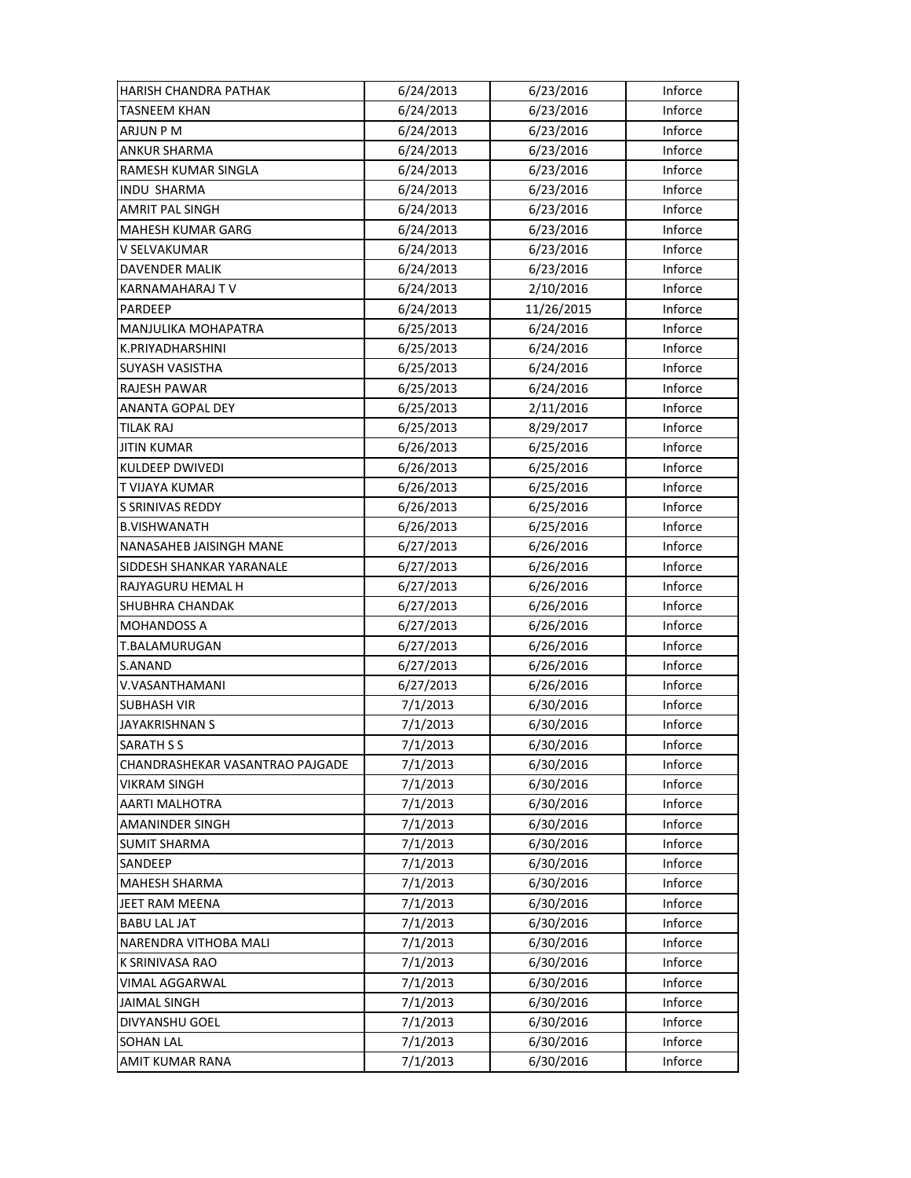| | | | |
|---|---|---|---|
| HARISH CHANDRA PATHAK | 6/24/2013 | 6/23/2016 | Inforce |
| TASNEEM KHAN | 6/24/2013 | 6/23/2016 | Inforce |
| ARJUN P M | 6/24/2013 | 6/23/2016 | Inforce |
| ANKUR SHARMA | 6/24/2013 | 6/23/2016 | Inforce |
| RAMESH KUMAR SINGLA | 6/24/2013 | 6/23/2016 | Inforce |
| INDU  SHARMA | 6/24/2013 | 6/23/2016 | Inforce |
| AMRIT PAL SINGH | 6/24/2013 | 6/23/2016 | Inforce |
| MAHESH KUMAR GARG | 6/24/2013 | 6/23/2016 | Inforce |
| V SELVAKUMAR | 6/24/2013 | 6/23/2016 | Inforce |
| DAVENDER MALIK | 6/24/2013 | 6/23/2016 | Inforce |
| KARNAMAHARAJ T V | 6/24/2013 | 2/10/2016 | Inforce |
| PARDEEP | 6/24/2013 | 11/26/2015 | Inforce |
| MANJULIKA MOHAPATRA | 6/25/2013 | 6/24/2016 | Inforce |
| K.PRIYADHARSHINI | 6/25/2013 | 6/24/2016 | Inforce |
| SUYASH VASISTHA | 6/25/2013 | 6/24/2016 | Inforce |
| RAJESH PAWAR | 6/25/2013 | 6/24/2016 | Inforce |
| ANANTA GOPAL DEY | 6/25/2013 | 2/11/2016 | Inforce |
| TILAK RAJ | 6/25/2013 | 8/29/2017 | Inforce |
| JITIN KUMAR | 6/26/2013 | 6/25/2016 | Inforce |
| KULDEEP DWIVEDI | 6/26/2013 | 6/25/2016 | Inforce |
| T VIJAYA KUMAR | 6/26/2013 | 6/25/2016 | Inforce |
| S SRINIVAS REDDY | 6/26/2013 | 6/25/2016 | Inforce |
| B.VISHWANATH | 6/26/2013 | 6/25/2016 | Inforce |
| NANASAHEB JAISINGH MANE | 6/27/2013 | 6/26/2016 | Inforce |
| SIDDESH SHANKAR YARANALE | 6/27/2013 | 6/26/2016 | Inforce |
| RAJYAGURU HEMAL H | 6/27/2013 | 6/26/2016 | Inforce |
| SHUBHRA CHANDAK | 6/27/2013 | 6/26/2016 | Inforce |
| MOHANDOSS A | 6/27/2013 | 6/26/2016 | Inforce |
| T.BALAMURUGAN | 6/27/2013 | 6/26/2016 | Inforce |
| S.ANAND | 6/27/2013 | 6/26/2016 | Inforce |
| V.VASANTHAMANI | 6/27/2013 | 6/26/2016 | Inforce |
| SUBHASH VIR | 7/1/2013 | 6/30/2016 | Inforce |
| JAYAKRISHNAN S | 7/1/2013 | 6/30/2016 | Inforce |
| SARATH S S | 7/1/2013 | 6/30/2016 | Inforce |
| CHANDRASHEKAR VASANTRAO PAJGADE | 7/1/2013 | 6/30/2016 | Inforce |
| VIKRAM SINGH | 7/1/2013 | 6/30/2016 | Inforce |
| AARTI MALHOTRA | 7/1/2013 | 6/30/2016 | Inforce |
| AMANINDER SINGH | 7/1/2013 | 6/30/2016 | Inforce |
| SUMIT SHARMA | 7/1/2013 | 6/30/2016 | Inforce |
| SANDEEP | 7/1/2013 | 6/30/2016 | Inforce |
| MAHESH SHARMA | 7/1/2013 | 6/30/2016 | Inforce |
| JEET RAM MEENA | 7/1/2013 | 6/30/2016 | Inforce |
| BABU LAL JAT | 7/1/2013 | 6/30/2016 | Inforce |
| NARENDRA VITHOBA MALI | 7/1/2013 | 6/30/2016 | Inforce |
| K SRINIVASA RAO | 7/1/2013 | 6/30/2016 | Inforce |
| VIMAL AGGARWAL | 7/1/2013 | 6/30/2016 | Inforce |
| JAIMAL SINGH | 7/1/2013 | 6/30/2016 | Inforce |
| DIVYANSHU GOEL | 7/1/2013 | 6/30/2016 | Inforce |
| SOHAN LAL | 7/1/2013 | 6/30/2016 | Inforce |
| AMIT KUMAR RANA | 7/1/2013 | 6/30/2016 | Inforce |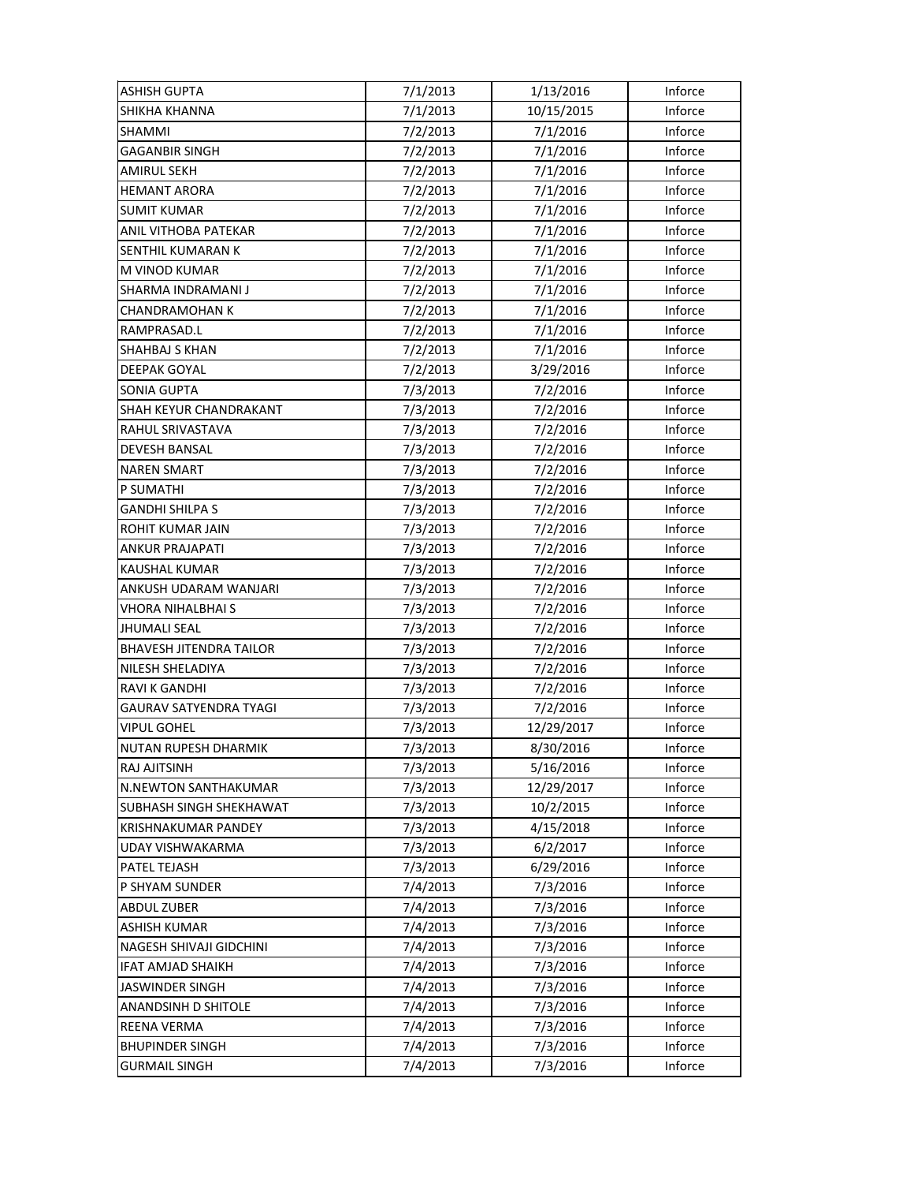| | | | |
|---|---|---|---|
| ASHISH GUPTA | 7/1/2013 | 1/13/2016 | Inforce |
| SHIKHA KHANNA | 7/1/2013 | 10/15/2015 | Inforce |
| SHAMMI | 7/2/2013 | 7/1/2016 | Inforce |
| GAGANBIR SINGH | 7/2/2013 | 7/1/2016 | Inforce |
| AMIRUL SEKH | 7/2/2013 | 7/1/2016 | Inforce |
| HEMANT ARORA | 7/2/2013 | 7/1/2016 | Inforce |
| SUMIT KUMAR | 7/2/2013 | 7/1/2016 | Inforce |
| ANIL VITHOBA PATEKAR | 7/2/2013 | 7/1/2016 | Inforce |
| SENTHIL KUMARAN K | 7/2/2013 | 7/1/2016 | Inforce |
| M VINOD KUMAR | 7/2/2013 | 7/1/2016 | Inforce |
| SHARMA INDRAMANI J | 7/2/2013 | 7/1/2016 | Inforce |
| CHANDRAMOHAN K | 7/2/2013 | 7/1/2016 | Inforce |
| RAMPRASAD.L | 7/2/2013 | 7/1/2016 | Inforce |
| SHAHBAJ S KHAN | 7/2/2013 | 7/1/2016 | Inforce |
| DEEPAK GOYAL | 7/2/2013 | 3/29/2016 | Inforce |
| SONIA GUPTA | 7/3/2013 | 7/2/2016 | Inforce |
| SHAH KEYUR CHANDRAKANT | 7/3/2013 | 7/2/2016 | Inforce |
| RAHUL SRIVASTAVA | 7/3/2013 | 7/2/2016 | Inforce |
| DEVESH BANSAL | 7/3/2013 | 7/2/2016 | Inforce |
| NAREN SMART | 7/3/2013 | 7/2/2016 | Inforce |
| P SUMATHI | 7/3/2013 | 7/2/2016 | Inforce |
| GANDHI SHILPA S | 7/3/2013 | 7/2/2016 | Inforce |
| ROHIT KUMAR JAIN | 7/3/2013 | 7/2/2016 | Inforce |
| ANKUR PRAJAPATI | 7/3/2013 | 7/2/2016 | Inforce |
| KAUSHAL KUMAR | 7/3/2013 | 7/2/2016 | Inforce |
| ANKUSH UDARAM WANJARI | 7/3/2013 | 7/2/2016 | Inforce |
| VHORA NIHALBHAI S | 7/3/2013 | 7/2/2016 | Inforce |
| JHUMALI SEAL | 7/3/2013 | 7/2/2016 | Inforce |
| BHAVESH JITENDRA TAILOR | 7/3/2013 | 7/2/2016 | Inforce |
| NILESH SHELADIYA | 7/3/2013 | 7/2/2016 | Inforce |
| RAVI K GANDHI | 7/3/2013 | 7/2/2016 | Inforce |
| GAURAV SATYENDRA TYAGI | 7/3/2013 | 7/2/2016 | Inforce |
| VIPUL GOHEL | 7/3/2013 | 12/29/2017 | Inforce |
| NUTAN RUPESH DHARMIK | 7/3/2013 | 8/30/2016 | Inforce |
| RAJ AJITSINH | 7/3/2013 | 5/16/2016 | Inforce |
| N.NEWTON SANTHAKUMAR | 7/3/2013 | 12/29/2017 | Inforce |
| SUBHASH SINGH SHEKHAWAT | 7/3/2013 | 10/2/2015 | Inforce |
| KRISHNAKUMAR PANDEY | 7/3/2013 | 4/15/2018 | Inforce |
| UDAY VISHWAKARMA | 7/3/2013 | 6/2/2017 | Inforce |
| PATEL TEJASH | 7/3/2013 | 6/29/2016 | Inforce |
| P SHYAM SUNDER | 7/4/2013 | 7/3/2016 | Inforce |
| ABDUL ZUBER | 7/4/2013 | 7/3/2016 | Inforce |
| ASHISH KUMAR | 7/4/2013 | 7/3/2016 | Inforce |
| NAGESH SHIVAJI GIDCHINI | 7/4/2013 | 7/3/2016 | Inforce |
| IFAT AMJAD SHAIKH | 7/4/2013 | 7/3/2016 | Inforce |
| JASWINDER SINGH | 7/4/2013 | 7/3/2016 | Inforce |
| ANANDSINH D SHITOLE | 7/4/2013 | 7/3/2016 | Inforce |
| REENA VERMA | 7/4/2013 | 7/3/2016 | Inforce |
| BHUPINDER SINGH | 7/4/2013 | 7/3/2016 | Inforce |
| GURMAIL SINGH | 7/4/2013 | 7/3/2016 | Inforce |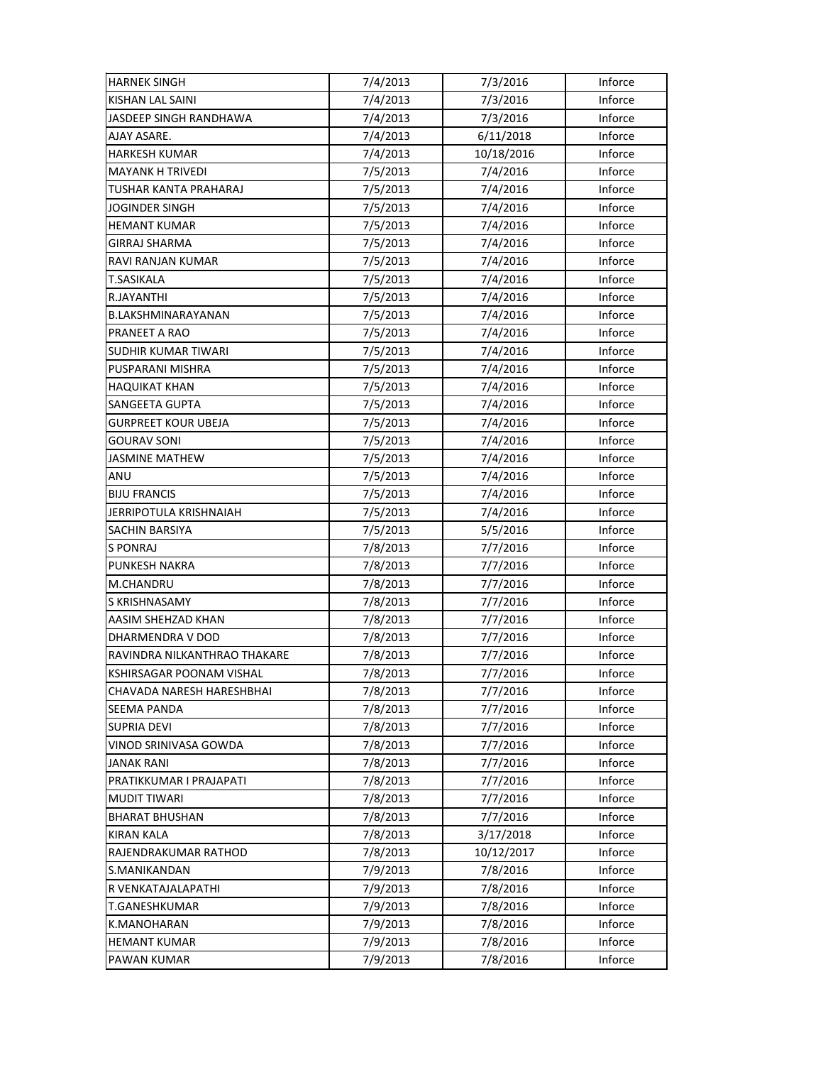| | | | |
|---|---|---|---|
| HARNEK SINGH | 7/4/2013 | 7/3/2016 | Inforce |
| KISHAN LAL SAINI | 7/4/2013 | 7/3/2016 | Inforce |
| JASDEEP SINGH RANDHAWA | 7/4/2013 | 7/3/2016 | Inforce |
| AJAY ASARE. | 7/4/2013 | 6/11/2018 | Inforce |
| HARKESH KUMAR | 7/4/2013 | 10/18/2016 | Inforce |
| MAYANK H TRIVEDI | 7/5/2013 | 7/4/2016 | Inforce |
| TUSHAR KANTA PRAHARAJ | 7/5/2013 | 7/4/2016 | Inforce |
| JOGINDER SINGH | 7/5/2013 | 7/4/2016 | Inforce |
| HEMANT KUMAR | 7/5/2013 | 7/4/2016 | Inforce |
| GIRRAJ SHARMA | 7/5/2013 | 7/4/2016 | Inforce |
| RAVI RANJAN KUMAR | 7/5/2013 | 7/4/2016 | Inforce |
| T.SASIKALA | 7/5/2013 | 7/4/2016 | Inforce |
| R.JAYANTHI | 7/5/2013 | 7/4/2016 | Inforce |
| B.LAKSHMINARAYANAN | 7/5/2013 | 7/4/2016 | Inforce |
| PRANEET A RAO | 7/5/2013 | 7/4/2016 | Inforce |
| SUDHIR KUMAR TIWARI | 7/5/2013 | 7/4/2016 | Inforce |
| PUSPARANI MISHRA | 7/5/2013 | 7/4/2016 | Inforce |
| HAQUIKAT KHAN | 7/5/2013 | 7/4/2016 | Inforce |
| SANGEETA GUPTA | 7/5/2013 | 7/4/2016 | Inforce |
| GURPREET KOUR UBEJA | 7/5/2013 | 7/4/2016 | Inforce |
| GOURAV SONI | 7/5/2013 | 7/4/2016 | Inforce |
| JASMINE MATHEW | 7/5/2013 | 7/4/2016 | Inforce |
| ANU | 7/5/2013 | 7/4/2016 | Inforce |
| BIJU FRANCIS | 7/5/2013 | 7/4/2016 | Inforce |
| JERRIPOTULA KRISHNAIAH | 7/5/2013 | 7/4/2016 | Inforce |
| SACHIN BARSIYA | 7/5/2013 | 5/5/2016 | Inforce |
| S PONRAJ | 7/8/2013 | 7/7/2016 | Inforce |
| PUNKESH NAKRA | 7/8/2013 | 7/7/2016 | Inforce |
| M.CHANDRU | 7/8/2013 | 7/7/2016 | Inforce |
| S KRISHNASAMY | 7/8/2013 | 7/7/2016 | Inforce |
| AASIM SHEHZAD KHAN | 7/8/2013 | 7/7/2016 | Inforce |
| DHARMENDRA V DOD | 7/8/2013 | 7/7/2016 | Inforce |
| RAVINDRA NILKANTHRAO THAKARE | 7/8/2013 | 7/7/2016 | Inforce |
| KSHIRSAGAR POONAM VISHAL | 7/8/2013 | 7/7/2016 | Inforce |
| CHAVADA NARESH HARESHBHAI | 7/8/2013 | 7/7/2016 | Inforce |
| SEEMA PANDA | 7/8/2013 | 7/7/2016 | Inforce |
| SUPRIA DEVI | 7/8/2013 | 7/7/2016 | Inforce |
| VINOD SRINIVASA GOWDA | 7/8/2013 | 7/7/2016 | Inforce |
| JANAK RANI | 7/8/2013 | 7/7/2016 | Inforce |
| PRATIKKUMAR I PRAJAPATI | 7/8/2013 | 7/7/2016 | Inforce |
| MUDIT TIWARI | 7/8/2013 | 7/7/2016 | Inforce |
| BHARAT BHUSHAN | 7/8/2013 | 7/7/2016 | Inforce |
| KIRAN KALA | 7/8/2013 | 3/17/2018 | Inforce |
| RAJENDRAKUMAR RATHOD | 7/8/2013 | 10/12/2017 | Inforce |
| S.MANIKANDAN | 7/9/2013 | 7/8/2016 | Inforce |
| R VENKATAJALAPATHI | 7/9/2013 | 7/8/2016 | Inforce |
| T.GANESHKUMAR | 7/9/2013 | 7/8/2016 | Inforce |
| K.MANOHARAN | 7/9/2013 | 7/8/2016 | Inforce |
| HEMANT KUMAR | 7/9/2013 | 7/8/2016 | Inforce |
| PAWAN KUMAR | 7/9/2013 | 7/8/2016 | Inforce |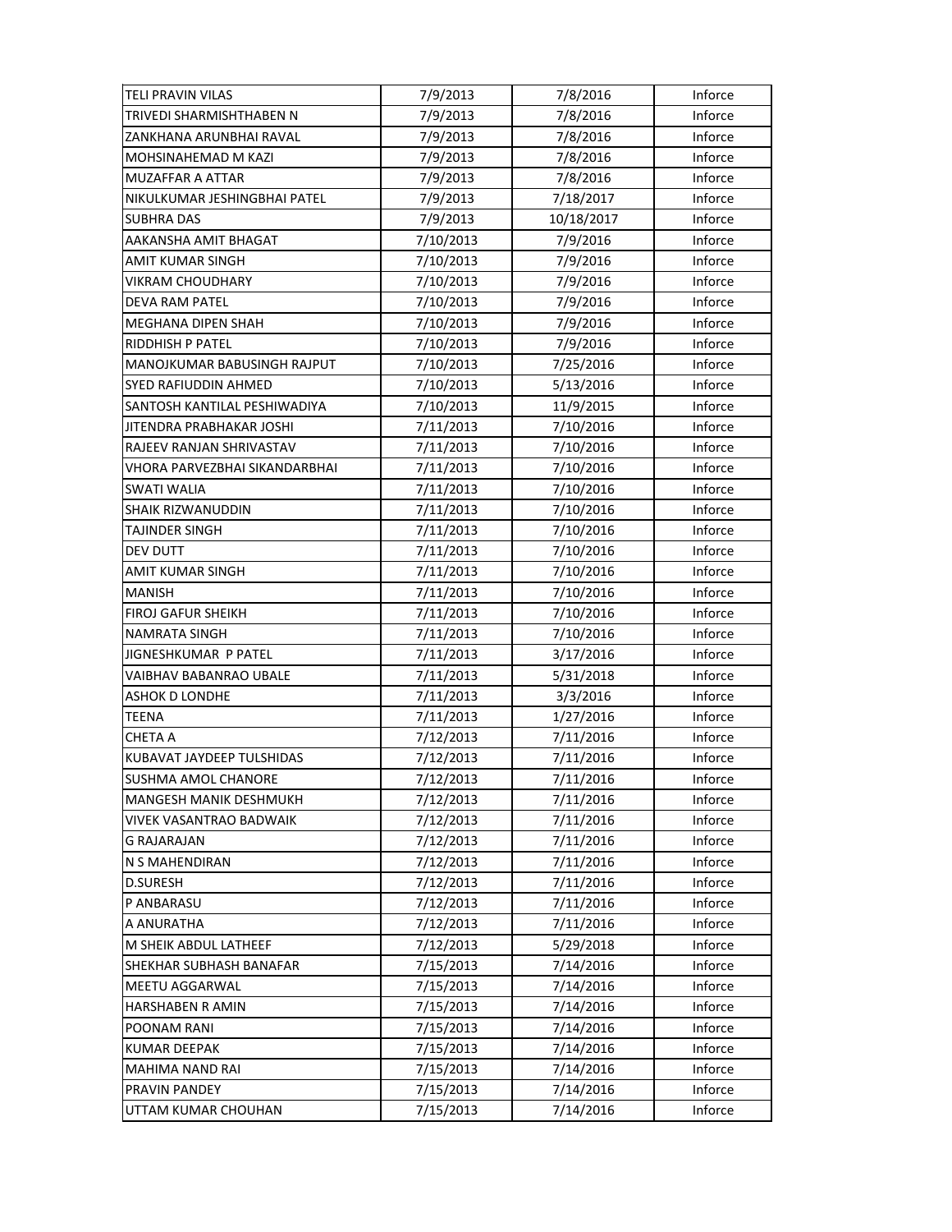| TELI PRAVIN VILAS | 7/9/2013 | 7/8/2016 | Inforce |
|---|---|---|---|
| TRIVEDI SHARMISHTHABEN N | 7/9/2013 | 7/8/2016 | Inforce |
| ZANKHANA ARUNBHAI RAVAL | 7/9/2013 | 7/8/2016 | Inforce |
| MOHSINAHEMAD M KAZI | 7/9/2013 | 7/8/2016 | Inforce |
| MUZAFFAR A ATTAR | 7/9/2013 | 7/8/2016 | Inforce |
| NIKULKUMAR JESHINGBHAI PATEL | 7/9/2013 | 7/18/2017 | Inforce |
| SUBHRA DAS | 7/9/2013 | 10/18/2017 | Inforce |
| AAKANSHA AMIT BHAGAT | 7/10/2013 | 7/9/2016 | Inforce |
| AMIT KUMAR SINGH | 7/10/2013 | 7/9/2016 | Inforce |
| VIKRAM CHOUDHARY | 7/10/2013 | 7/9/2016 | Inforce |
| DEVA RAM PATEL | 7/10/2013 | 7/9/2016 | Inforce |
| MEGHANA DIPEN SHAH | 7/10/2013 | 7/9/2016 | Inforce |
| RIDDHISH P PATEL | 7/10/2013 | 7/9/2016 | Inforce |
| MANOJKUMAR BABUSINGH RAJPUT | 7/10/2013 | 7/25/2016 | Inforce |
| SYED RAFIUDDIN AHMED | 7/10/2013 | 5/13/2016 | Inforce |
| SANTOSH KANTILAL PESHIWADIYA | 7/10/2013 | 11/9/2015 | Inforce |
| JITENDRA PRABHAKAR JOSHI | 7/11/2013 | 7/10/2016 | Inforce |
| RAJEEV RANJAN SHRIVASTAV | 7/11/2013 | 7/10/2016 | Inforce |
| VHORA PARVEZBHAI SIKANDARBHAI | 7/11/2013 | 7/10/2016 | Inforce |
| SWATI WALIA | 7/11/2013 | 7/10/2016 | Inforce |
| SHAIK RIZWANUDDIN | 7/11/2013 | 7/10/2016 | Inforce |
| TAJINDER SINGH | 7/11/2013 | 7/10/2016 | Inforce |
| DEV DUTT | 7/11/2013 | 7/10/2016 | Inforce |
| AMIT KUMAR SINGH | 7/11/2013 | 7/10/2016 | Inforce |
| MANISH | 7/11/2013 | 7/10/2016 | Inforce |
| FIROJ GAFUR SHEIKH | 7/11/2013 | 7/10/2016 | Inforce |
| NAMRATA SINGH | 7/11/2013 | 7/10/2016 | Inforce |
| JIGNESHKUMAR P PATEL | 7/11/2013 | 3/17/2016 | Inforce |
| VAIBHAV BABANRAO UBALE | 7/11/2013 | 5/31/2018 | Inforce |
| ASHOK D LONDHE | 7/11/2013 | 3/3/2016 | Inforce |
| TEENA | 7/11/2013 | 1/27/2016 | Inforce |
| CHETA A | 7/12/2013 | 7/11/2016 | Inforce |
| KUBAVAT JAYDEEP TULSHIDAS | 7/12/2013 | 7/11/2016 | Inforce |
| SUSHMA AMOL CHANORE | 7/12/2013 | 7/11/2016 | Inforce |
| MANGESH MANIK DESHMUKH | 7/12/2013 | 7/11/2016 | Inforce |
| VIVEK VASANTRAO BADWAIK | 7/12/2013 | 7/11/2016 | Inforce |
| G RAJARAJAN | 7/12/2013 | 7/11/2016 | Inforce |
| N S MAHENDIRAN | 7/12/2013 | 7/11/2016 | Inforce |
| D.SURESH | 7/12/2013 | 7/11/2016 | Inforce |
| P ANBARASU | 7/12/2013 | 7/11/2016 | Inforce |
| A ANURATHA | 7/12/2013 | 7/11/2016 | Inforce |
| M SHEIK ABDUL LATHEEF | 7/12/2013 | 5/29/2018 | Inforce |
| SHEKHAR SUBHASH BANAFAR | 7/15/2013 | 7/14/2016 | Inforce |
| MEETU AGGARWAL | 7/15/2013 | 7/14/2016 | Inforce |
| HARSHABEN R AMIN | 7/15/2013 | 7/14/2016 | Inforce |
| POONAM RANI | 7/15/2013 | 7/14/2016 | Inforce |
| KUMAR DEEPAK | 7/15/2013 | 7/14/2016 | Inforce |
| MAHIMA NAND RAI | 7/15/2013 | 7/14/2016 | Inforce |
| PRAVIN PANDEY | 7/15/2013 | 7/14/2016 | Inforce |
| UTTAM KUMAR CHOUHAN | 7/15/2013 | 7/14/2016 | Inforce |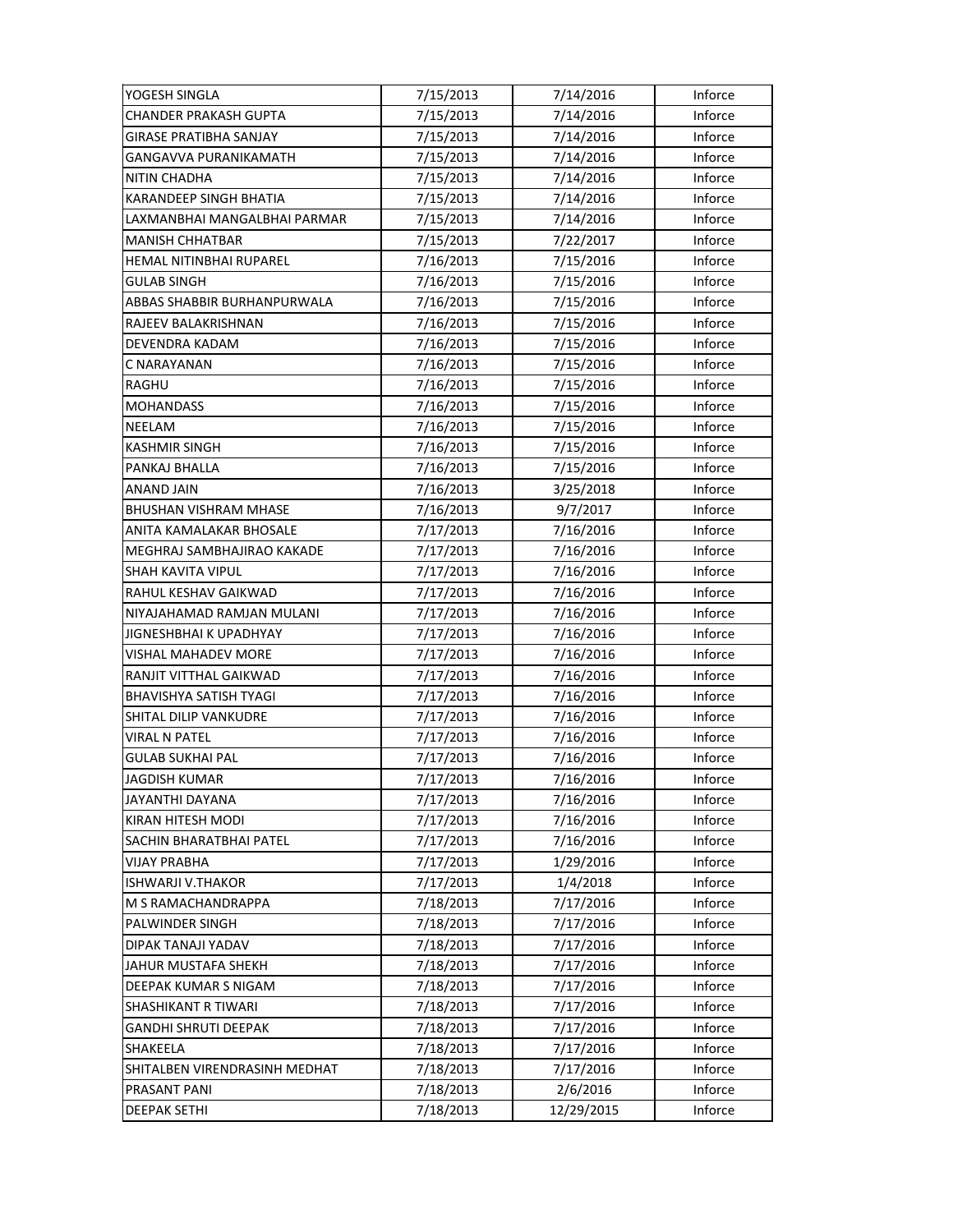| | | | |
|---|---|---|---|
| YOGESH SINGLA | 7/15/2013 | 7/14/2016 | Inforce |
| CHANDER PRAKASH GUPTA | 7/15/2013 | 7/14/2016 | Inforce |
| GIRASE PRATIBHA SANJAY | 7/15/2013 | 7/14/2016 | Inforce |
| GANGAVVA PURANIKAMATH | 7/15/2013 | 7/14/2016 | Inforce |
| NITIN CHADHA | 7/15/2013 | 7/14/2016 | Inforce |
| KARANDEEP SINGH BHATIA | 7/15/2013 | 7/14/2016 | Inforce |
| LAXMANBHAI MANGALBHAI PARMAR | 7/15/2013 | 7/14/2016 | Inforce |
| MANISH CHHATBAR | 7/15/2013 | 7/22/2017 | Inforce |
| HEMAL NITINBHAI RUPAREL | 7/16/2013 | 7/15/2016 | Inforce |
| GULAB SINGH | 7/16/2013 | 7/15/2016 | Inforce |
| ABBAS SHABBIR BURHANPURWALA | 7/16/2013 | 7/15/2016 | Inforce |
| RAJEEV BALAKRISHNAN | 7/16/2013 | 7/15/2016 | Inforce |
| DEVENDRA KADAM | 7/16/2013 | 7/15/2016 | Inforce |
| C NARAYANAN | 7/16/2013 | 7/15/2016 | Inforce |
| RAGHU | 7/16/2013 | 7/15/2016 | Inforce |
| MOHANDASS | 7/16/2013 | 7/15/2016 | Inforce |
| NEELAM | 7/16/2013 | 7/15/2016 | Inforce |
| KASHMIR SINGH | 7/16/2013 | 7/15/2016 | Inforce |
| PANKAJ BHALLA | 7/16/2013 | 7/15/2016 | Inforce |
| ANAND JAIN | 7/16/2013 | 3/25/2018 | Inforce |
| BHUSHAN VISHRAM MHASE | 7/16/2013 | 9/7/2017 | Inforce |
| ANITA KAMALAKAR BHOSALE | 7/17/2013 | 7/16/2016 | Inforce |
| MEGHRAJ SAMBHAJIRAO KAKADE | 7/17/2013 | 7/16/2016 | Inforce |
| SHAH KAVITA VIPUL | 7/17/2013 | 7/16/2016 | Inforce |
| RAHUL KESHAV GAIKWAD | 7/17/2013 | 7/16/2016 | Inforce |
| NIYAJAHAMAD RAMJAN MULANI | 7/17/2013 | 7/16/2016 | Inforce |
| JIGNESHBHAI K UPADHYAY | 7/17/2013 | 7/16/2016 | Inforce |
| VISHAL MAHADEV MORE | 7/17/2013 | 7/16/2016 | Inforce |
| RANJIT VITTHAL GAIKWAD | 7/17/2013 | 7/16/2016 | Inforce |
| BHAVISHYA SATISH TYAGI | 7/17/2013 | 7/16/2016 | Inforce |
| SHITAL DILIP VANKUDRE | 7/17/2013 | 7/16/2016 | Inforce |
| VIRAL N PATEL | 7/17/2013 | 7/16/2016 | Inforce |
| GULAB SUKHAI PAL | 7/17/2013 | 7/16/2016 | Inforce |
| JAGDISH KUMAR | 7/17/2013 | 7/16/2016 | Inforce |
| JAYANTHI DAYANA | 7/17/2013 | 7/16/2016 | Inforce |
| KIRAN HITESH MODI | 7/17/2013 | 7/16/2016 | Inforce |
| SACHIN BHARATBHAI PATEL | 7/17/2013 | 7/16/2016 | Inforce |
| VIJAY PRABHA | 7/17/2013 | 1/29/2016 | Inforce |
| ISHWARJI V.THAKOR | 7/17/2013 | 1/4/2018 | Inforce |
| M S RAMACHANDRAPPA | 7/18/2013 | 7/17/2016 | Inforce |
| PALWINDER SINGH | 7/18/2013 | 7/17/2016 | Inforce |
| DIPAK TANAJI YADAV | 7/18/2013 | 7/17/2016 | Inforce |
| JAHUR MUSTAFA SHEKH | 7/18/2013 | 7/17/2016 | Inforce |
| DEEPAK KUMAR S NIGAM | 7/18/2013 | 7/17/2016 | Inforce |
| SHASHIKANT R TIWARI | 7/18/2013 | 7/17/2016 | Inforce |
| GANDHI SHRUTI DEEPAK | 7/18/2013 | 7/17/2016 | Inforce |
| SHAKEELA | 7/18/2013 | 7/17/2016 | Inforce |
| SHITALBEN VIRENDRASINH MEDHAT | 7/18/2013 | 7/17/2016 | Inforce |
| PRASANT PANI | 7/18/2013 | 2/6/2016 | Inforce |
| DEEPAK SETHI | 7/18/2013 | 12/29/2015 | Inforce |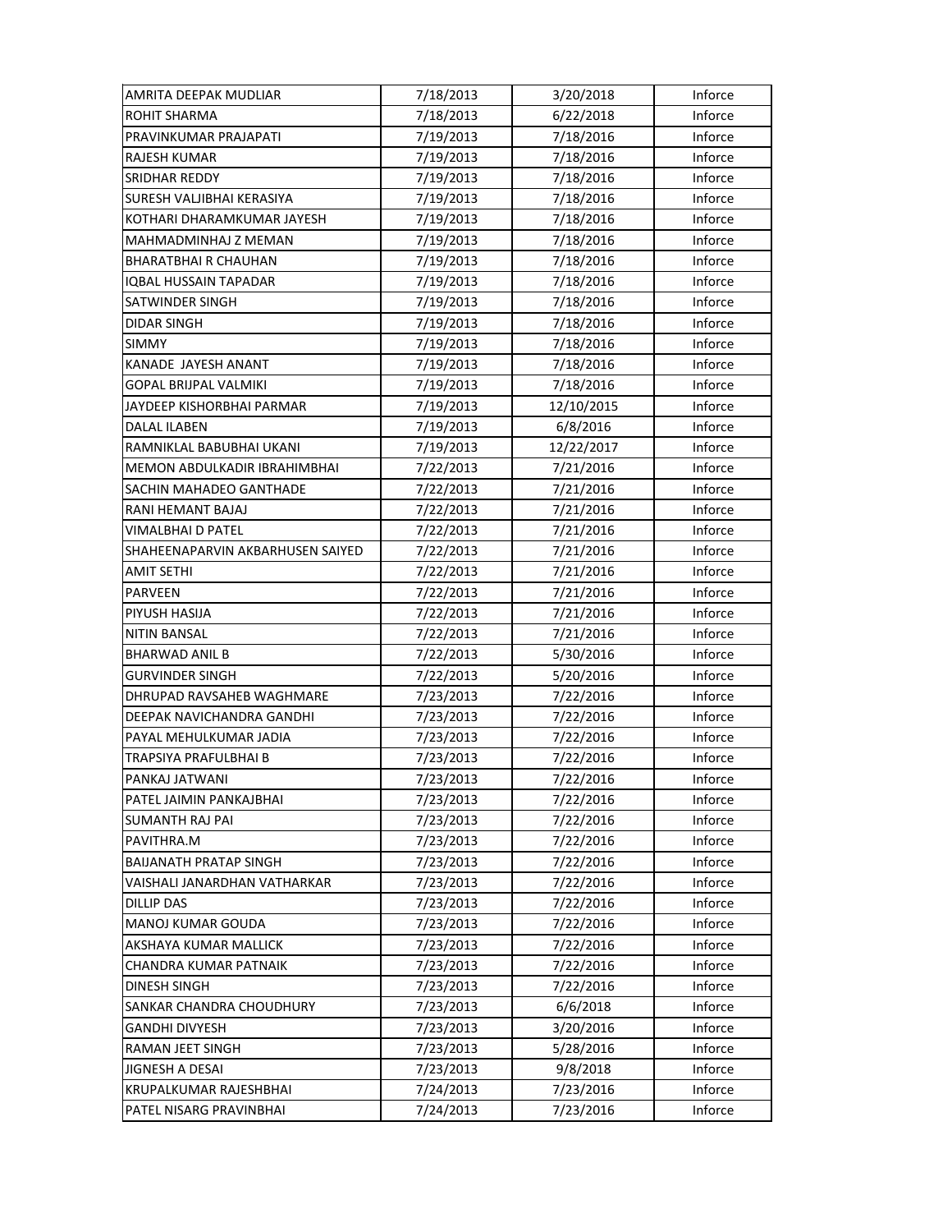| | | | |
|---|---|---|---|
| AMRITA DEEPAK MUDLIAR | 7/18/2013 | 3/20/2018 | Inforce |
| ROHIT SHARMA | 7/18/2013 | 6/22/2018 | Inforce |
| PRAVINKUMAR PRAJAPATI | 7/19/2013 | 7/18/2016 | Inforce |
| RAJESH KUMAR | 7/19/2013 | 7/18/2016 | Inforce |
| SRIDHAR REDDY | 7/19/2013 | 7/18/2016 | Inforce |
| SURESH VALJIBHAI KERASIYA | 7/19/2013 | 7/18/2016 | Inforce |
| KOTHARI DHARAMKUMAR JAYESH | 7/19/2013 | 7/18/2016 | Inforce |
| MAHMADMINHAJ Z MEMAN | 7/19/2013 | 7/18/2016 | Inforce |
| BHARATBHAI R CHAUHAN | 7/19/2013 | 7/18/2016 | Inforce |
| IQBAL HUSSAIN TAPADAR | 7/19/2013 | 7/18/2016 | Inforce |
| SATWINDER SINGH | 7/19/2013 | 7/18/2016 | Inforce |
| DIDAR SINGH | 7/19/2013 | 7/18/2016 | Inforce |
| SIMMY | 7/19/2013 | 7/18/2016 | Inforce |
| KANADE JAYESH ANANT | 7/19/2013 | 7/18/2016 | Inforce |
| GOPAL BRIJPAL VALMIKI | 7/19/2013 | 7/18/2016 | Inforce |
| JAYDEEP KISHORBHAI PARMAR | 7/19/2013 | 12/10/2015 | Inforce |
| DALAL ILABEN | 7/19/2013 | 6/8/2016 | Inforce |
| RAMNIKLAL BABUBHAI UKANI | 7/19/2013 | 12/22/2017 | Inforce |
| MEMON ABDULKADIR IBRAHIMBHAI | 7/22/2013 | 7/21/2016 | Inforce |
| SACHIN MAHADEO GANTHADE | 7/22/2013 | 7/21/2016 | Inforce |
| RANI HEMANT BAJAJ | 7/22/2013 | 7/21/2016 | Inforce |
| VIMALBHAI D PATEL | 7/22/2013 | 7/21/2016 | Inforce |
| SHAHEENAPARVIN AKBARHUSEN SAIYED | 7/22/2013 | 7/21/2016 | Inforce |
| AMIT SETHI | 7/22/2013 | 7/21/2016 | Inforce |
| PARVEEN | 7/22/2013 | 7/21/2016 | Inforce |
| PIYUSH HASIJA | 7/22/2013 | 7/21/2016 | Inforce |
| NITIN BANSAL | 7/22/2013 | 7/21/2016 | Inforce |
| BHARWAD ANIL B | 7/22/2013 | 5/30/2016 | Inforce |
| GURVINDER SINGH | 7/22/2013 | 5/20/2016 | Inforce |
| DHRUPAD RAVSAHEB WAGHMARE | 7/23/2013 | 7/22/2016 | Inforce |
| DEEPAK NAVICHANDRA GANDHI | 7/23/2013 | 7/22/2016 | Inforce |
| PAYAL MEHULKUMAR JADIA | 7/23/2013 | 7/22/2016 | Inforce |
| TRAPSIYA PRAFULBHAI B | 7/23/2013 | 7/22/2016 | Inforce |
| PANKAJ JATWANI | 7/23/2013 | 7/22/2016 | Inforce |
| PATEL JAIMIN PANKAJBHAI | 7/23/2013 | 7/22/2016 | Inforce |
| SUMANTH RAJ PAI | 7/23/2013 | 7/22/2016 | Inforce |
| PAVITHRA.M | 7/23/2013 | 7/22/2016 | Inforce |
| BAIJANATH PRATAP SINGH | 7/23/2013 | 7/22/2016 | Inforce |
| VAISHALI JANARDHAN VATHARKAR | 7/23/2013 | 7/22/2016 | Inforce |
| DILLIP DAS | 7/23/2013 | 7/22/2016 | Inforce |
| MANOJ KUMAR GOUDA | 7/23/2013 | 7/22/2016 | Inforce |
| AKSHAYA KUMAR MALLICK | 7/23/2013 | 7/22/2016 | Inforce |
| CHANDRA KUMAR PATNAIK | 7/23/2013 | 7/22/2016 | Inforce |
| DINESH SINGH | 7/23/2013 | 7/22/2016 | Inforce |
| SANKAR CHANDRA CHOUDHURY | 7/23/2013 | 6/6/2018 | Inforce |
| GANDHI DIVYESH | 7/23/2013 | 3/20/2016 | Inforce |
| RAMAN JEET SINGH | 7/23/2013 | 5/28/2016 | Inforce |
| JIGNESH A DESAI | 7/23/2013 | 9/8/2018 | Inforce |
| KRUPALKUMAR RAJESHBHAI | 7/24/2013 | 7/23/2016 | Inforce |
| PATEL NISARG PRAVINBHAI | 7/24/2013 | 7/23/2016 | Inforce |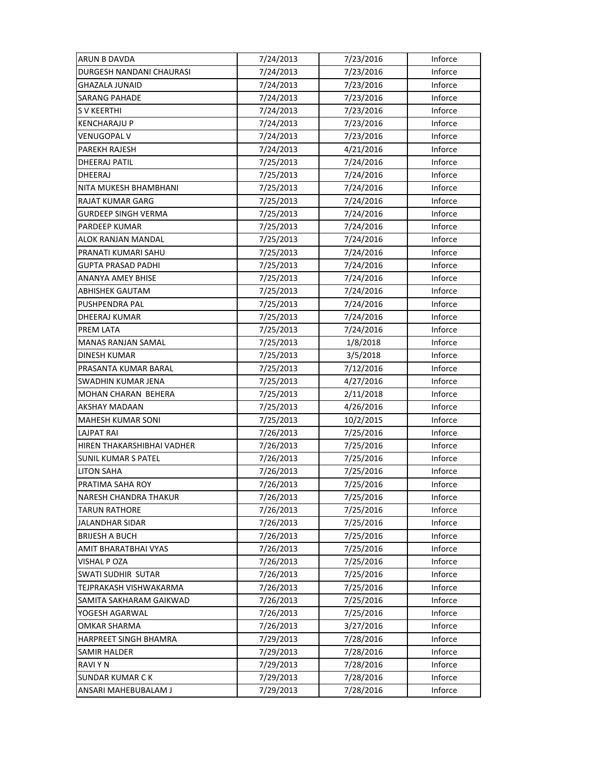| | | | |
|---|---|---|---|
| ARUN B DAVDA | 7/24/2013 | 7/23/2016 | Inforce |
| DURGESH NANDANI CHAURASI | 7/24/2013 | 7/23/2016 | Inforce |
| GHAZALA JUNAID | 7/24/2013 | 7/23/2016 | Inforce |
| SARANG PAHADE | 7/24/2013 | 7/23/2016 | Inforce |
| S V KEERTHI | 7/24/2013 | 7/23/2016 | Inforce |
| KENCHARAJU P | 7/24/2013 | 7/23/2016 | Inforce |
| VENUGOPAL V | 7/24/2013 | 7/23/2016 | Inforce |
| PAREKH RAJESH | 7/24/2013 | 4/21/2016 | Inforce |
| DHEERAJ PATIL | 7/25/2013 | 7/24/2016 | Inforce |
| DHEERAJ | 7/25/2013 | 7/24/2016 | Inforce |
| NITA MUKESH BHAMBHANI | 7/25/2013 | 7/24/2016 | Inforce |
| RAJAT KUMAR GARG | 7/25/2013 | 7/24/2016 | Inforce |
| GURDEEP SINGH VERMA | 7/25/2013 | 7/24/2016 | Inforce |
| PARDEEP KUMAR | 7/25/2013 | 7/24/2016 | Inforce |
| ALOK RANJAN MANDAL | 7/25/2013 | 7/24/2016 | Inforce |
| PRANATI KUMARI SAHU | 7/25/2013 | 7/24/2016 | Inforce |
| GUPTA PRASAD PADHI | 7/25/2013 | 7/24/2016 | Inforce |
| ANANYA AMEY BHISE | 7/25/2013 | 7/24/2016 | Inforce |
| ABHISHEK GAUTAM | 7/25/2013 | 7/24/2016 | Inforce |
| PUSHPENDRA PAL | 7/25/2013 | 7/24/2016 | Inforce |
| DHEERAJ KUMAR | 7/25/2013 | 7/24/2016 | Inforce |
| PREM LATA | 7/25/2013 | 7/24/2016 | Inforce |
| MANAS RANJAN SAMAL | 7/25/2013 | 1/8/2018 | Inforce |
| DINESH KUMAR | 7/25/2013 | 3/5/2018 | Inforce |
| PRASANTA KUMAR BARAL | 7/25/2013 | 7/12/2016 | Inforce |
| SWADHIN KUMAR JENA | 7/25/2013 | 4/27/2016 | Inforce |
| MOHAN CHARAN BEHERA | 7/25/2013 | 2/11/2018 | Inforce |
| AKSHAY MADAAN | 7/25/2013 | 4/26/2016 | Inforce |
| MAHESH KUMAR SONI | 7/25/2013 | 10/2/2015 | Inforce |
| LAJPAT RAI | 7/26/2013 | 7/25/2016 | Inforce |
| HIREN THAKARSHIBHAI VADHER | 7/26/2013 | 7/25/2016 | Inforce |
| SUNIL KUMAR S PATEL | 7/26/2013 | 7/25/2016 | Inforce |
| LITON SAHA | 7/26/2013 | 7/25/2016 | Inforce |
| PRATIMA SAHA ROY | 7/26/2013 | 7/25/2016 | Inforce |
| NARESH CHANDRA THAKUR | 7/26/2013 | 7/25/2016 | Inforce |
| TARUN RATHORE | 7/26/2013 | 7/25/2016 | Inforce |
| JALANDHAR SIDAR | 7/26/2013 | 7/25/2016 | Inforce |
| BRIJESH A BUCH | 7/26/2013 | 7/25/2016 | Inforce |
| AMIT BHARATBHAI VYAS | 7/26/2013 | 7/25/2016 | Inforce |
| VISHAL P OZA | 7/26/2013 | 7/25/2016 | Inforce |
| SWATI SUDHIR SUTAR | 7/26/2013 | 7/25/2016 | Inforce |
| TEJPRAKASH VISHWAKARMA | 7/26/2013 | 7/25/2016 | Inforce |
| SAMITA SAKHARAM GAIKWAD | 7/26/2013 | 7/25/2016 | Inforce |
| YOGESH AGARWAL | 7/26/2013 | 7/25/2016 | Inforce |
| OMKAR SHARMA | 7/26/2013 | 3/27/2016 | Inforce |
| HARPREET SINGH BHAMRA | 7/29/2013 | 7/28/2016 | Inforce |
| SAMIR HALDER | 7/29/2013 | 7/28/2016 | Inforce |
| RAVI Y N | 7/29/2013 | 7/28/2016 | Inforce |
| SUNDAR KUMAR C K | 7/29/2013 | 7/28/2016 | Inforce |
| ANSARI MAHEBUBALAM J | 7/29/2013 | 7/28/2016 | Inforce |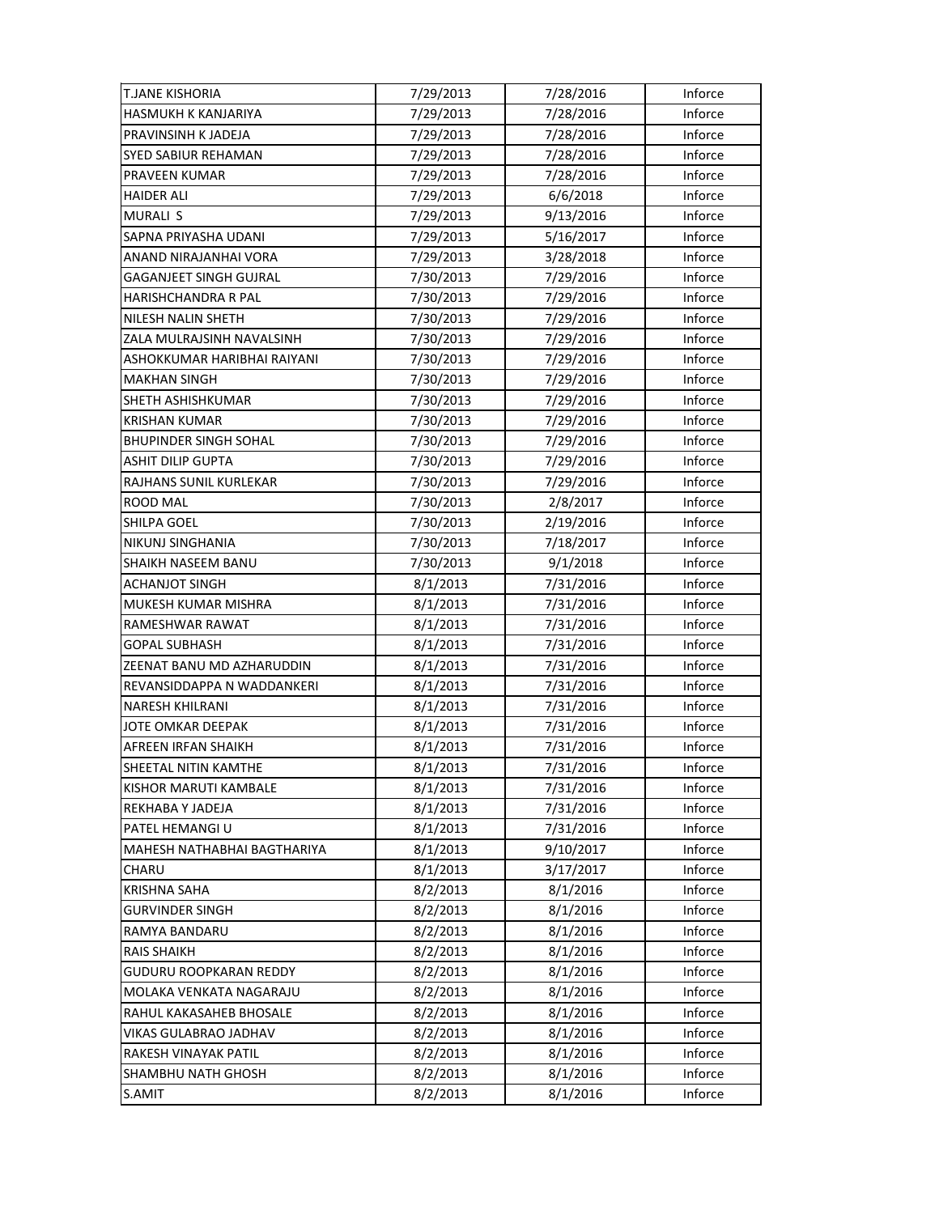| | | | |
|---|---|---|---|
| T.JANE KISHORIA | 7/29/2013 | 7/28/2016 | Inforce |
| HASMUKH K KANJARIYA | 7/29/2013 | 7/28/2016 | Inforce |
| PRAVINSINH K JADEJA | 7/29/2013 | 7/28/2016 | Inforce |
| SYED SABIUR REHAMAN | 7/29/2013 | 7/28/2016 | Inforce |
| PRAVEEN KUMAR | 7/29/2013 | 7/28/2016 | Inforce |
| HAIDER ALI | 7/29/2013 | 6/6/2018 | Inforce |
| MURALI S | 7/29/2013 | 9/13/2016 | Inforce |
| SAPNA PRIYASHA UDANI | 7/29/2013 | 5/16/2017 | Inforce |
| ANAND NIRAJANHAI VORA | 7/29/2013 | 3/28/2018 | Inforce |
| GAGANJEET SINGH GUJRAL | 7/30/2013 | 7/29/2016 | Inforce |
| HARISHCHANDRA R PAL | 7/30/2013 | 7/29/2016 | Inforce |
| NILESH NALIN SHETH | 7/30/2013 | 7/29/2016 | Inforce |
| ZALA MULRAJSINH NAVALSINH | 7/30/2013 | 7/29/2016 | Inforce |
| ASHOKKUMAR HARIBHAI RAIYANI | 7/30/2013 | 7/29/2016 | Inforce |
| MAKHAN SINGH | 7/30/2013 | 7/29/2016 | Inforce |
| SHETH ASHISHKUMAR | 7/30/2013 | 7/29/2016 | Inforce |
| KRISHAN KUMAR | 7/30/2013 | 7/29/2016 | Inforce |
| BHUPINDER SINGH SOHAL | 7/30/2013 | 7/29/2016 | Inforce |
| ASHIT DILIP GUPTA | 7/30/2013 | 7/29/2016 | Inforce |
| RAJHANS SUNIL KURLEKAR | 7/30/2013 | 7/29/2016 | Inforce |
| ROOD MAL | 7/30/2013 | 2/8/2017 | Inforce |
| SHILPA GOEL | 7/30/2013 | 2/19/2016 | Inforce |
| NIKUNJ SINGHANIA | 7/30/2013 | 7/18/2017 | Inforce |
| SHAIKH NASEEM BANU | 7/30/2013 | 9/1/2018 | Inforce |
| ACHANJOT SINGH | 8/1/2013 | 7/31/2016 | Inforce |
| MUKESH KUMAR MISHRA | 8/1/2013 | 7/31/2016 | Inforce |
| RAMESHWAR RAWAT | 8/1/2013 | 7/31/2016 | Inforce |
| GOPAL SUBHASH | 8/1/2013 | 7/31/2016 | Inforce |
| ZEENAT BANU MD AZHARUDDIN | 8/1/2013 | 7/31/2016 | Inforce |
| REVANSIDDAPPA N WADDANKERI | 8/1/2013 | 7/31/2016 | Inforce |
| NARESH KHILRANI | 8/1/2013 | 7/31/2016 | Inforce |
| JOTE OMKAR DEEPAK | 8/1/2013 | 7/31/2016 | Inforce |
| AFREEN IRFAN SHAIKH | 8/1/2013 | 7/31/2016 | Inforce |
| SHEETAL NITIN KAMTHE | 8/1/2013 | 7/31/2016 | Inforce |
| KISHOR MARUTI KAMBALE | 8/1/2013 | 7/31/2016 | Inforce |
| REKHABA Y JADEJA | 8/1/2013 | 7/31/2016 | Inforce |
| PATEL HEMANGI U | 8/1/2013 | 7/31/2016 | Inforce |
| MAHESH NATHABHAI BAGTHARIYA | 8/1/2013 | 9/10/2017 | Inforce |
| CHARU | 8/1/2013 | 3/17/2017 | Inforce |
| KRISHNA SAHA | 8/2/2013 | 8/1/2016 | Inforce |
| GURVINDER SINGH | 8/2/2013 | 8/1/2016 | Inforce |
| RAMYA BANDARU | 8/2/2013 | 8/1/2016 | Inforce |
| RAIS SHAIKH | 8/2/2013 | 8/1/2016 | Inforce |
| GUDURU ROOPKARAN REDDY | 8/2/2013 | 8/1/2016 | Inforce |
| MOLAKA VENKATA NAGARAJU | 8/2/2013 | 8/1/2016 | Inforce |
| RAHUL KAKASAHEB BHOSALE | 8/2/2013 | 8/1/2016 | Inforce |
| VIKAS GULABRAO JADHAV | 8/2/2013 | 8/1/2016 | Inforce |
| RAKESH VINAYAK PATIL | 8/2/2013 | 8/1/2016 | Inforce |
| SHAMBHU NATH GHOSH | 8/2/2013 | 8/1/2016 | Inforce |
| S.AMIT | 8/2/2013 | 8/1/2016 | Inforce |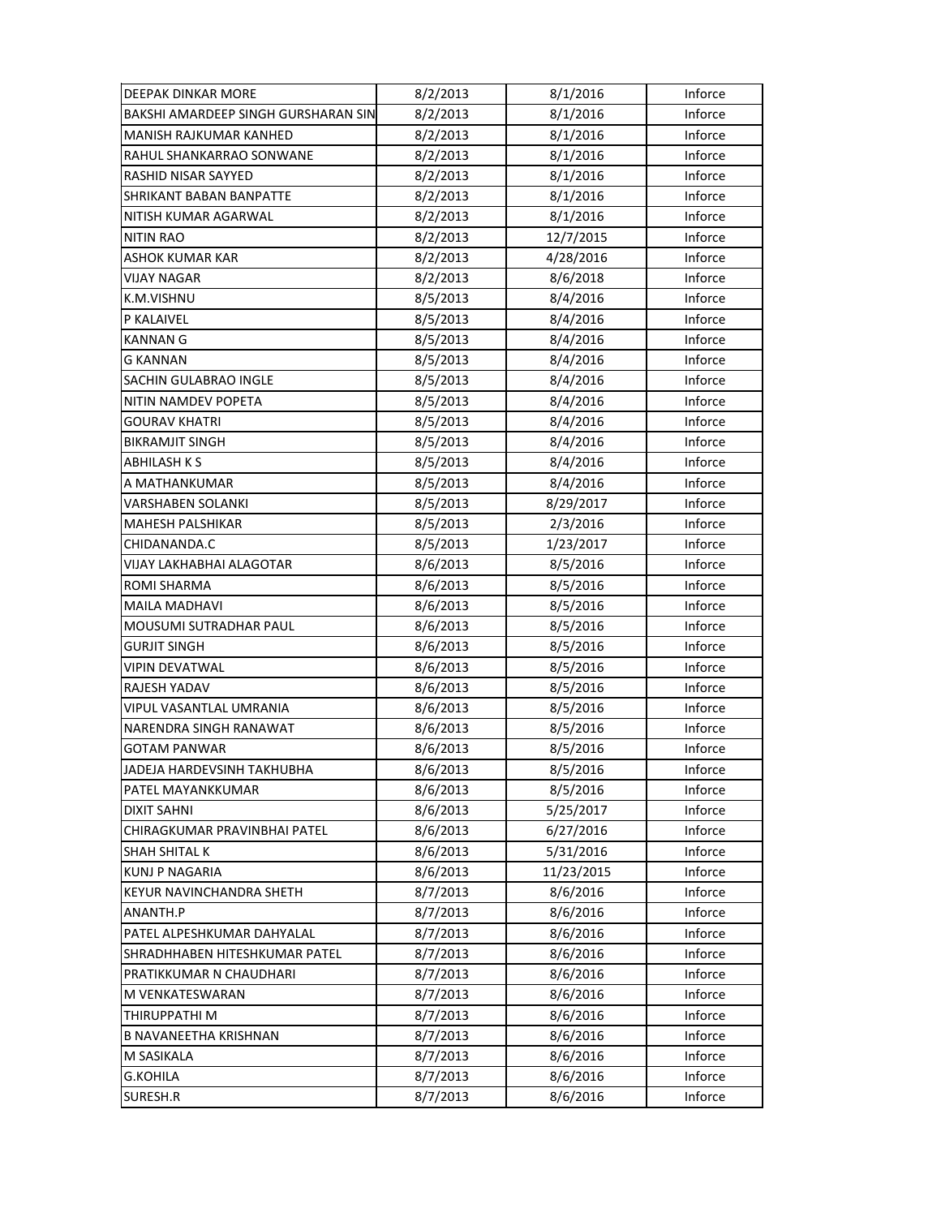| DEEPAK DINKAR MORE | 8/2/2013 | 8/1/2016 | Inforce |
|---|---|---|---|
| BAKSHI AMARDEEP SINGH GURSHARAN SIN | 8/2/2013 | 8/1/2016 | Inforce |
| MANISH RAJKUMAR KANHED | 8/2/2013 | 8/1/2016 | Inforce |
| RAHUL SHANKARRAO SONWANE | 8/2/2013 | 8/1/2016 | Inforce |
| RASHID NISAR SAYYED | 8/2/2013 | 8/1/2016 | Inforce |
| SHRIKANT BABAN BANPATTE | 8/2/2013 | 8/1/2016 | Inforce |
| NITISH KUMAR AGARWAL | 8/2/2013 | 8/1/2016 | Inforce |
| NITIN RAO | 8/2/2013 | 12/7/2015 | Inforce |
| ASHOK KUMAR KAR | 8/2/2013 | 4/28/2016 | Inforce |
| VIJAY NAGAR | 8/2/2013 | 8/6/2018 | Inforce |
| K.M.VISHNU | 8/5/2013 | 8/4/2016 | Inforce |
| P KALAIVEL | 8/5/2013 | 8/4/2016 | Inforce |
| KANNAN G | 8/5/2013 | 8/4/2016 | Inforce |
| G KANNAN | 8/5/2013 | 8/4/2016 | Inforce |
| SACHIN GULABRAO INGLE | 8/5/2013 | 8/4/2016 | Inforce |
| NITIN NAMDEV POPETA | 8/5/2013 | 8/4/2016 | Inforce |
| GOURAV KHATRI | 8/5/2013 | 8/4/2016 | Inforce |
| BIKRAMJIT SINGH | 8/5/2013 | 8/4/2016 | Inforce |
| ABHILASH K S | 8/5/2013 | 8/4/2016 | Inforce |
| A MATHANKUMAR | 8/5/2013 | 8/4/2016 | Inforce |
| VARSHABEN SOLANKI | 8/5/2013 | 8/29/2017 | Inforce |
| MAHESH PALSHIKAR | 8/5/2013 | 2/3/2016 | Inforce |
| CHIDANANDA.C | 8/5/2013 | 1/23/2017 | Inforce |
| VIJAY LAKHABHAI ALAGOTAR | 8/6/2013 | 8/5/2016 | Inforce |
| ROMI SHARMA | 8/6/2013 | 8/5/2016 | Inforce |
| MAILA MADHAVI | 8/6/2013 | 8/5/2016 | Inforce |
| MOUSUMI SUTRADHAR PAUL | 8/6/2013 | 8/5/2016 | Inforce |
| GURJIT SINGH | 8/6/2013 | 8/5/2016 | Inforce |
| VIPIN DEVATWAL | 8/6/2013 | 8/5/2016 | Inforce |
| RAJESH YADAV | 8/6/2013 | 8/5/2016 | Inforce |
| VIPUL VASANTLAL UMRANIA | 8/6/2013 | 8/5/2016 | Inforce |
| NARENDRA SINGH RANAWAT | 8/6/2013 | 8/5/2016 | Inforce |
| GOTAM PANWAR | 8/6/2013 | 8/5/2016 | Inforce |
| JADEJA HARDEVSINH TAKHUBHA | 8/6/2013 | 8/5/2016 | Inforce |
| PATEL MAYANKKUMAR | 8/6/2013 | 8/5/2016 | Inforce |
| DIXIT SAHNI | 8/6/2013 | 5/25/2017 | Inforce |
| CHIRAGKUMAR PRAVINBHAI PATEL | 8/6/2013 | 6/27/2016 | Inforce |
| SHAH SHITAL K | 8/6/2013 | 5/31/2016 | Inforce |
| KUNJ P NAGARIA | 8/6/2013 | 11/23/2015 | Inforce |
| KEYUR NAVINCHANDRA SHETH | 8/7/2013 | 8/6/2016 | Inforce |
| ANANTH.P | 8/7/2013 | 8/6/2016 | Inforce |
| PATEL ALPESHKUMAR DAHYALAL | 8/7/2013 | 8/6/2016 | Inforce |
| SHRADHHABEN HITESHKUMAR PATEL | 8/7/2013 | 8/6/2016 | Inforce |
| PRATIKKUMAR N CHAUDHARI | 8/7/2013 | 8/6/2016 | Inforce |
| M VENKATESWARAN | 8/7/2013 | 8/6/2016 | Inforce |
| THIRUPPATHI M | 8/7/2013 | 8/6/2016 | Inforce |
| B NAVANEETHA KRISHNAN | 8/7/2013 | 8/6/2016 | Inforce |
| M SASIKALA | 8/7/2013 | 8/6/2016 | Inforce |
| G.KOHILA | 8/7/2013 | 8/6/2016 | Inforce |
| SURESH.R | 8/7/2013 | 8/6/2016 | Inforce |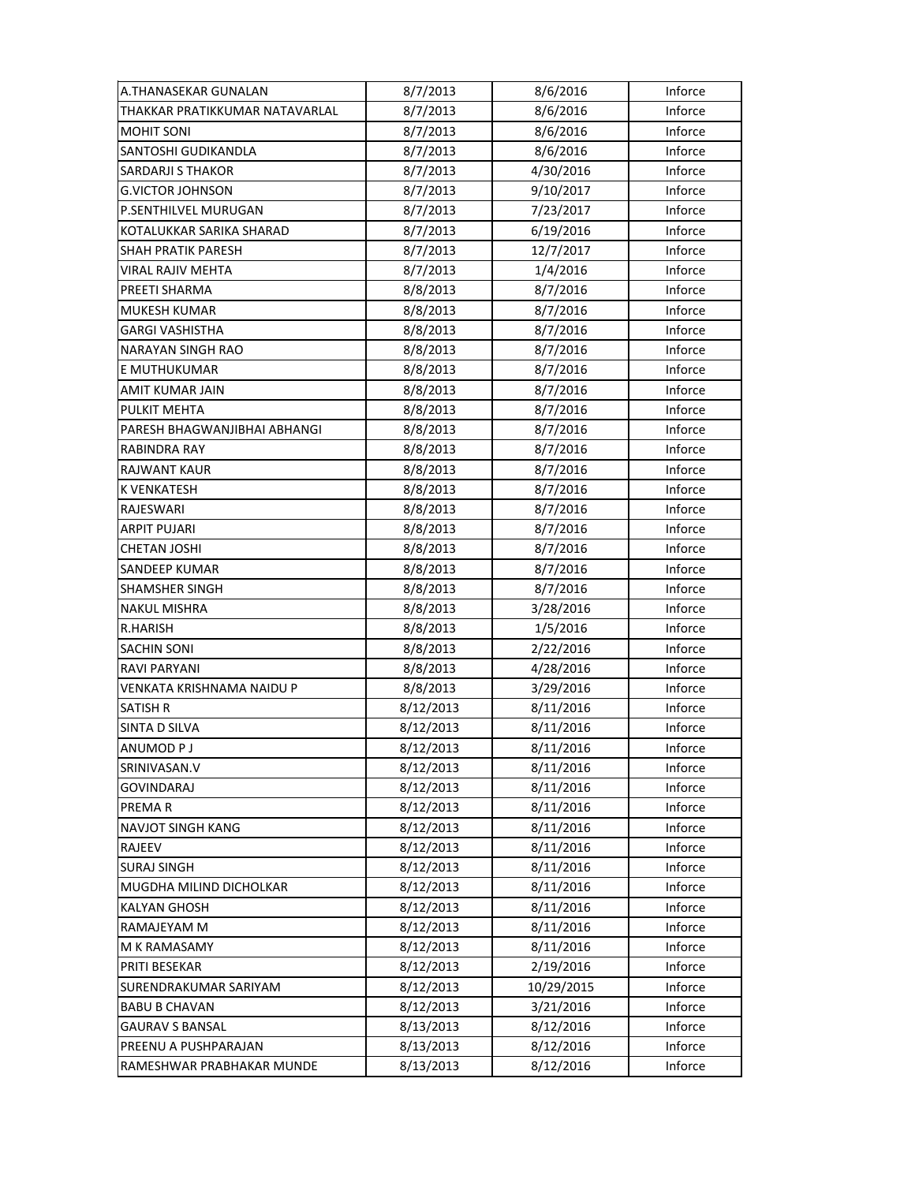| A.THANASEKAR GUNALAN | 8/7/2013 | 8/6/2016 | Inforce |
|---|---|---|---|
| THAKKAR PRATIKKUMAR NATAVARLAL | 8/7/2013 | 8/6/2016 | Inforce |
| MOHIT SONI | 8/7/2013 | 8/6/2016 | Inforce |
| SANTOSHI GUDIKANDLA | 8/7/2013 | 8/6/2016 | Inforce |
| SARDARJI S THAKOR | 8/7/2013 | 4/30/2016 | Inforce |
| G.VICTOR JOHNSON | 8/7/2013 | 9/10/2017 | Inforce |
| P.SENTHILVEL MURUGAN | 8/7/2013 | 7/23/2017 | Inforce |
| KOTALUKKAR SARIKA SHARAD | 8/7/2013 | 6/19/2016 | Inforce |
| SHAH PRATIK PARESH | 8/7/2013 | 12/7/2017 | Inforce |
| VIRAL RAJIV MEHTA | 8/7/2013 | 1/4/2016 | Inforce |
| PREETI SHARMA | 8/8/2013 | 8/7/2016 | Inforce |
| MUKESH KUMAR | 8/8/2013 | 8/7/2016 | Inforce |
| GARGI VASHISTHA | 8/8/2013 | 8/7/2016 | Inforce |
| NARAYAN SINGH RAO | 8/8/2013 | 8/7/2016 | Inforce |
| E MUTHUKUMAR | 8/8/2013 | 8/7/2016 | Inforce |
| AMIT KUMAR JAIN | 8/8/2013 | 8/7/2016 | Inforce |
| PULKIT MEHTA | 8/8/2013 | 8/7/2016 | Inforce |
| PARESH BHAGWANJIBHAI ABHANGI | 8/8/2013 | 8/7/2016 | Inforce |
| RABINDRA RAY | 8/8/2013 | 8/7/2016 | Inforce |
| RAJWANT KAUR | 8/8/2013 | 8/7/2016 | Inforce |
| K VENKATESH | 8/8/2013 | 8/7/2016 | Inforce |
| RAJESWARI | 8/8/2013 | 8/7/2016 | Inforce |
| ARPIT PUJARI | 8/8/2013 | 8/7/2016 | Inforce |
| CHETAN JOSHI | 8/8/2013 | 8/7/2016 | Inforce |
| SANDEEP KUMAR | 8/8/2013 | 8/7/2016 | Inforce |
| SHAMSHER SINGH | 8/8/2013 | 8/7/2016 | Inforce |
| NAKUL MISHRA | 8/8/2013 | 3/28/2016 | Inforce |
| R.HARISH | 8/8/2013 | 1/5/2016 | Inforce |
| SACHIN SONI | 8/8/2013 | 2/22/2016 | Inforce |
| RAVI PARYANI | 8/8/2013 | 4/28/2016 | Inforce |
| VENKATA KRISHNAMA NAIDU P | 8/8/2013 | 3/29/2016 | Inforce |
| SATISH R | 8/12/2013 | 8/11/2016 | Inforce |
| SINTA D SILVA | 8/12/2013 | 8/11/2016 | Inforce |
| ANUMOD P J | 8/12/2013 | 8/11/2016 | Inforce |
| SRINIVASAN.V | 8/12/2013 | 8/11/2016 | Inforce |
| GOVINDARAJ | 8/12/2013 | 8/11/2016 | Inforce |
| PREMA R | 8/12/2013 | 8/11/2016 | Inforce |
| NAVJOT SINGH KANG | 8/12/2013 | 8/11/2016 | Inforce |
| RAJEEV | 8/12/2013 | 8/11/2016 | Inforce |
| SURAJ SINGH | 8/12/2013 | 8/11/2016 | Inforce |
| MUGDHA MILIND DICHOLKAR | 8/12/2013 | 8/11/2016 | Inforce |
| KALYAN GHOSH | 8/12/2013 | 8/11/2016 | Inforce |
| RAMAJEYAM M | 8/12/2013 | 8/11/2016 | Inforce |
| M K RAMASAMY | 8/12/2013 | 8/11/2016 | Inforce |
| PRITI BESEKAR | 8/12/2013 | 2/19/2016 | Inforce |
| SURENDRAKUMAR SARIYAM | 8/12/2013 | 10/29/2015 | Inforce |
| BABU B CHAVAN | 8/12/2013 | 3/21/2016 | Inforce |
| GAURAV S BANSAL | 8/13/2013 | 8/12/2016 | Inforce |
| PREENU A PUSHPARAJAN | 8/13/2013 | 8/12/2016 | Inforce |
| RAMESHWAR PRABHAKAR MUNDE | 8/13/2013 | 8/12/2016 | Inforce |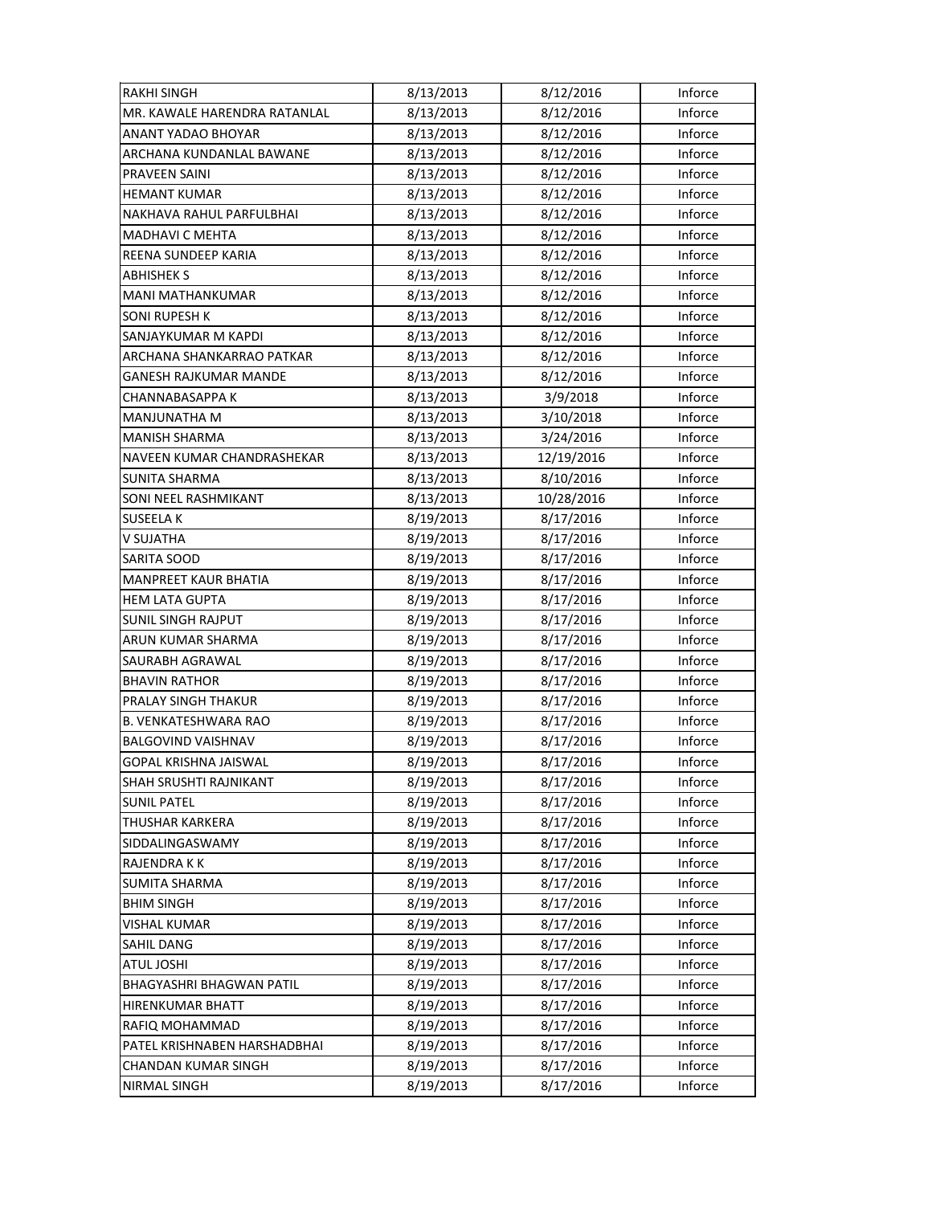| | | | |
|---|---|---|---|
| RAKHI SINGH | 8/13/2013 | 8/12/2016 | Inforce |
| MR. KAWALE HARENDRA RATANLAL | 8/13/2013 | 8/12/2016 | Inforce |
| ANANT YADAO BHOYAR | 8/13/2013 | 8/12/2016 | Inforce |
| ARCHANA KUNDANLAL BAWANE | 8/13/2013 | 8/12/2016 | Inforce |
| PRAVEEN SAINI | 8/13/2013 | 8/12/2016 | Inforce |
| HEMANT KUMAR | 8/13/2013 | 8/12/2016 | Inforce |
| NAKHAVA RAHUL PARFULBHAI | 8/13/2013 | 8/12/2016 | Inforce |
| MADHAVI C MEHTA | 8/13/2013 | 8/12/2016 | Inforce |
| REENA SUNDEEP KARIA | 8/13/2013 | 8/12/2016 | Inforce |
| ABHISHEK S | 8/13/2013 | 8/12/2016 | Inforce |
| MANI MATHANKUMAR | 8/13/2013 | 8/12/2016 | Inforce |
| SONI RUPESH K | 8/13/2013 | 8/12/2016 | Inforce |
| SANJAYKUMAR M KAPDI | 8/13/2013 | 8/12/2016 | Inforce |
| ARCHANA SHANKARRAO PATKAR | 8/13/2013 | 8/12/2016 | Inforce |
| GANESH RAJKUMAR MANDE | 8/13/2013 | 8/12/2016 | Inforce |
| CHANNABASAPPA K | 8/13/2013 | 3/9/2018 | Inforce |
| MANJUNATHA M | 8/13/2013 | 3/10/2018 | Inforce |
| MANISH SHARMA | 8/13/2013 | 3/24/2016 | Inforce |
| NAVEEN KUMAR CHANDRASHEKAR | 8/13/2013 | 12/19/2016 | Inforce |
| SUNITA SHARMA | 8/13/2013 | 8/10/2016 | Inforce |
| SONI NEEL RASHMIKANT | 8/13/2013 | 10/28/2016 | Inforce |
| SUSEELA K | 8/19/2013 | 8/17/2016 | Inforce |
| V SUJATHA | 8/19/2013 | 8/17/2016 | Inforce |
| SARITA SOOD | 8/19/2013 | 8/17/2016 | Inforce |
| MANPREET KAUR BHATIA | 8/19/2013 | 8/17/2016 | Inforce |
| HEM LATA GUPTA | 8/19/2013 | 8/17/2016 | Inforce |
| SUNIL SINGH RAJPUT | 8/19/2013 | 8/17/2016 | Inforce |
| ARUN KUMAR SHARMA | 8/19/2013 | 8/17/2016 | Inforce |
| SAURABH AGRAWAL | 8/19/2013 | 8/17/2016 | Inforce |
| BHAVIN RATHOR | 8/19/2013 | 8/17/2016 | Inforce |
| PRALAY SINGH THAKUR | 8/19/2013 | 8/17/2016 | Inforce |
| B. VENKATESHWARA RAO | 8/19/2013 | 8/17/2016 | Inforce |
| BALGOVIND VAISHNAV | 8/19/2013 | 8/17/2016 | Inforce |
| GOPAL KRISHNA JAISWAL | 8/19/2013 | 8/17/2016 | Inforce |
| SHAH SRUSHTI RAJNIKANT | 8/19/2013 | 8/17/2016 | Inforce |
| SUNIL PATEL | 8/19/2013 | 8/17/2016 | Inforce |
| THUSHAR KARKERA | 8/19/2013 | 8/17/2016 | Inforce |
| SIDDALINGASWAMY | 8/19/2013 | 8/17/2016 | Inforce |
| RAJENDRA K K | 8/19/2013 | 8/17/2016 | Inforce |
| SUMITA SHARMA | 8/19/2013 | 8/17/2016 | Inforce |
| BHIM SINGH | 8/19/2013 | 8/17/2016 | Inforce |
| VISHAL KUMAR | 8/19/2013 | 8/17/2016 | Inforce |
| SAHIL DANG | 8/19/2013 | 8/17/2016 | Inforce |
| ATUL JOSHI | 8/19/2013 | 8/17/2016 | Inforce |
| BHAGYASHRI BHAGWAN PATIL | 8/19/2013 | 8/17/2016 | Inforce |
| HIRENKUMAR BHATT | 8/19/2013 | 8/17/2016 | Inforce |
| RAFIQ MOHAMMAD | 8/19/2013 | 8/17/2016 | Inforce |
| PATEL KRISHNABEN HARSHADBHAI | 8/19/2013 | 8/17/2016 | Inforce |
| CHANDAN KUMAR SINGH | 8/19/2013 | 8/17/2016 | Inforce |
| NIRMAL SINGH | 8/19/2013 | 8/17/2016 | Inforce |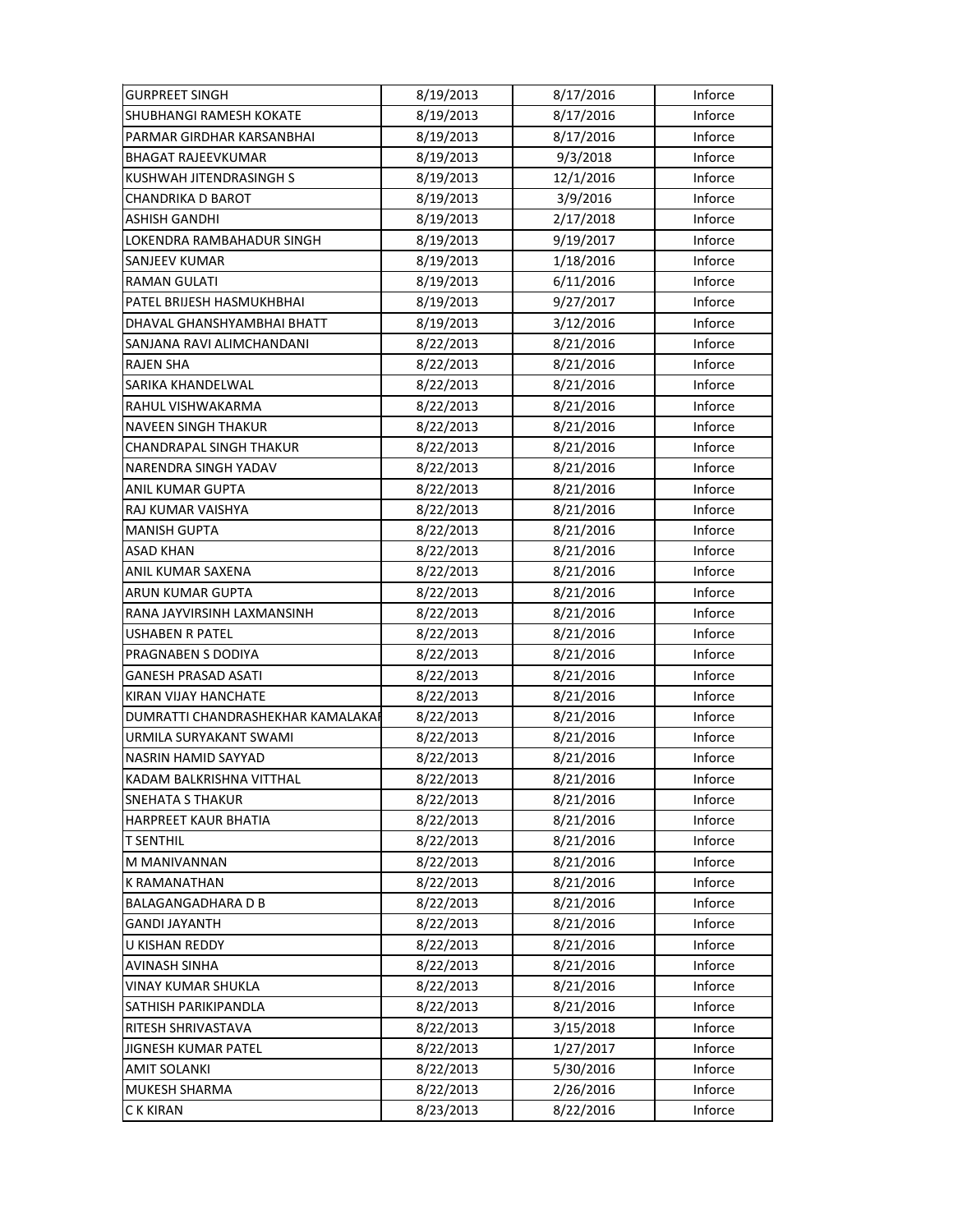| | | | |
|---|---|---|---|
| GURPREET SINGH | 8/19/2013 | 8/17/2016 | Inforce |
| SHUBHANGI RAMESH KOKATE | 8/19/2013 | 8/17/2016 | Inforce |
| PARMAR GIRDHAR KARSANBHAI | 8/19/2013 | 8/17/2016 | Inforce |
| BHAGAT RAJEEVKUMAR | 8/19/2013 | 9/3/2018 | Inforce |
| KUSHWAH JITENDRASINGH S | 8/19/2013 | 12/1/2016 | Inforce |
| CHANDRIKA D BAROT | 8/19/2013 | 3/9/2016 | Inforce |
| ASHISH GANDHI | 8/19/2013 | 2/17/2018 | Inforce |
| LOKENDRA RAMBAHADUR SINGH | 8/19/2013 | 9/19/2017 | Inforce |
| SANJEEV KUMAR | 8/19/2013 | 1/18/2016 | Inforce |
| RAMAN GULATI | 8/19/2013 | 6/11/2016 | Inforce |
| PATEL BRIJESH HASMUKHBHAI | 8/19/2013 | 9/27/2017 | Inforce |
| DHAVAL GHANSHYAMBHAI BHATT | 8/19/2013 | 3/12/2016 | Inforce |
| SANJANA RAVI ALIMCHANDANI | 8/22/2013 | 8/21/2016 | Inforce |
| RAJEN SHA | 8/22/2013 | 8/21/2016 | Inforce |
| SARIKA KHANDELWAL | 8/22/2013 | 8/21/2016 | Inforce |
| RAHUL VISHWAKARMA | 8/22/2013 | 8/21/2016 | Inforce |
| NAVEEN SINGH THAKUR | 8/22/2013 | 8/21/2016 | Inforce |
| CHANDRAPAL SINGH THAKUR | 8/22/2013 | 8/21/2016 | Inforce |
| NARENDRA SINGH YADAV | 8/22/2013 | 8/21/2016 | Inforce |
| ANIL KUMAR GUPTA | 8/22/2013 | 8/21/2016 | Inforce |
| RAJ KUMAR VAISHYA | 8/22/2013 | 8/21/2016 | Inforce |
| MANISH GUPTA | 8/22/2013 | 8/21/2016 | Inforce |
| ASAD KHAN | 8/22/2013 | 8/21/2016 | Inforce |
| ANIL KUMAR SAXENA | 8/22/2013 | 8/21/2016 | Inforce |
| ARUN KUMAR GUPTA | 8/22/2013 | 8/21/2016 | Inforce |
| RANA JAYVIRSINH LAXMANSINH | 8/22/2013 | 8/21/2016 | Inforce |
| USHABEN R PATEL | 8/22/2013 | 8/21/2016 | Inforce |
| PRAGNABEN S DODIYA | 8/22/2013 | 8/21/2016 | Inforce |
| GANESH PRASAD ASATI | 8/22/2013 | 8/21/2016 | Inforce |
| KIRAN VIJAY HANCHATE | 8/22/2013 | 8/21/2016 | Inforce |
| DUMRATTI CHANDRASHEKHAR KAMALAKAI | 8/22/2013 | 8/21/2016 | Inforce |
| URMILA SURYAKANT SWAMI | 8/22/2013 | 8/21/2016 | Inforce |
| NASRIN HAMID SAYYAD | 8/22/2013 | 8/21/2016 | Inforce |
| KADAM BALKRISHNA VITTHAL | 8/22/2013 | 8/21/2016 | Inforce |
| SNEHATA S THAKUR | 8/22/2013 | 8/21/2016 | Inforce |
| HARPREET KAUR BHATIA | 8/22/2013 | 8/21/2016 | Inforce |
| T SENTHIL | 8/22/2013 | 8/21/2016 | Inforce |
| M MANIVANNAN | 8/22/2013 | 8/21/2016 | Inforce |
| K RAMANATHAN | 8/22/2013 | 8/21/2016 | Inforce |
| BALAGANGADHARA D B | 8/22/2013 | 8/21/2016 | Inforce |
| GANDI JAYANTH | 8/22/2013 | 8/21/2016 | Inforce |
| U KISHAN REDDY | 8/22/2013 | 8/21/2016 | Inforce |
| AVINASH SINHA | 8/22/2013 | 8/21/2016 | Inforce |
| VINAY KUMAR SHUKLA | 8/22/2013 | 8/21/2016 | Inforce |
| SATHISH PARIKIPANDLA | 8/22/2013 | 8/21/2016 | Inforce |
| RITESH SHRIVASTAVA | 8/22/2013 | 3/15/2018 | Inforce |
| JIGNESH KUMAR PATEL | 8/22/2013 | 1/27/2017 | Inforce |
| AMIT SOLANKI | 8/22/2013 | 5/30/2016 | Inforce |
| MUKESH SHARMA | 8/22/2013 | 2/26/2016 | Inforce |
| C K KIRAN | 8/23/2013 | 8/22/2016 | Inforce |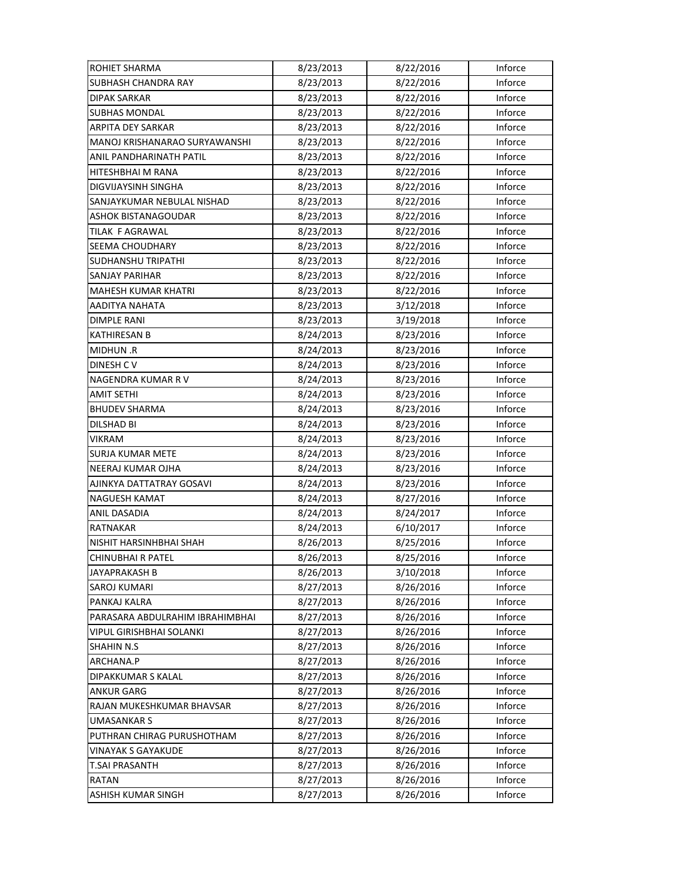| ROHIET SHARMA | 8/23/2013 | 8/22/2016 | Inforce |
|---|---|---|---|
| SUBHASH CHANDRA RAY | 8/23/2013 | 8/22/2016 | Inforce |
| DIPAK SARKAR | 8/23/2013 | 8/22/2016 | Inforce |
| SUBHAS MONDAL | 8/23/2013 | 8/22/2016 | Inforce |
| ARPITA DEY SARKAR | 8/23/2013 | 8/22/2016 | Inforce |
| MANOJ KRISHANARAO SURYAWANSHI | 8/23/2013 | 8/22/2016 | Inforce |
| ANIL PANDHARINATH PATIL | 8/23/2013 | 8/22/2016 | Inforce |
| HITESHBHAI M RANA | 8/23/2013 | 8/22/2016 | Inforce |
| DIGVIJAYSINH SINGHA | 8/23/2013 | 8/22/2016 | Inforce |
| SANJAYKUMAR NEBULAL NISHAD | 8/23/2013 | 8/22/2016 | Inforce |
| ASHOK BISTANAGOUDAR | 8/23/2013 | 8/22/2016 | Inforce |
| TILAK F AGRAWAL | 8/23/2013 | 8/22/2016 | Inforce |
| SEEMA CHOUDHARY | 8/23/2013 | 8/22/2016 | Inforce |
| SUDHANSHU TRIPATHI | 8/23/2013 | 8/22/2016 | Inforce |
| SANJAY PARIHAR | 8/23/2013 | 8/22/2016 | Inforce |
| MAHESH KUMAR KHATRI | 8/23/2013 | 8/22/2016 | Inforce |
| AADITYA NAHATA | 8/23/2013 | 3/12/2018 | Inforce |
| DIMPLE RANI | 8/23/2013 | 3/19/2018 | Inforce |
| KATHIRESAN B | 8/24/2013 | 8/23/2016 | Inforce |
| MIDHUN .R | 8/24/2013 | 8/23/2016 | Inforce |
| DINESH C V | 8/24/2013 | 8/23/2016 | Inforce |
| NAGENDRA KUMAR R V | 8/24/2013 | 8/23/2016 | Inforce |
| AMIT SETHI | 8/24/2013 | 8/23/2016 | Inforce |
| BHUDEV SHARMA | 8/24/2013 | 8/23/2016 | Inforce |
| DILSHAD BI | 8/24/2013 | 8/23/2016 | Inforce |
| VIKRAM | 8/24/2013 | 8/23/2016 | Inforce |
| SURJA KUMAR METE | 8/24/2013 | 8/23/2016 | Inforce |
| NEERAJ KUMAR OJHA | 8/24/2013 | 8/23/2016 | Inforce |
| AJINKYA DATTATRAY GOSAVI | 8/24/2013 | 8/23/2016 | Inforce |
| NAGUESH KAMAT | 8/24/2013 | 8/27/2016 | Inforce |
| ANIL DASADIA | 8/24/2013 | 8/24/2017 | Inforce |
| RATNAKAR | 8/24/2013 | 6/10/2017 | Inforce |
| NISHIT HARSINHBHAI SHAH | 8/26/2013 | 8/25/2016 | Inforce |
| CHINUBHAI R PATEL | 8/26/2013 | 8/25/2016 | Inforce |
| JAYAPRAKASH B | 8/26/2013 | 3/10/2018 | Inforce |
| SAROJ KUMARI | 8/27/2013 | 8/26/2016 | Inforce |
| PANKAJ KALRA | 8/27/2013 | 8/26/2016 | Inforce |
| PARASARA ABDULRAHIM IBRAHIMBHAI | 8/27/2013 | 8/26/2016 | Inforce |
| VIPUL GIRISHBHAI SOLANKI | 8/27/2013 | 8/26/2016 | Inforce |
| SHAHIN N.S | 8/27/2013 | 8/26/2016 | Inforce |
| ARCHANA.P | 8/27/2013 | 8/26/2016 | Inforce |
| DIPAKKUMAR S KALAL | 8/27/2013 | 8/26/2016 | Inforce |
| ANKUR GARG | 8/27/2013 | 8/26/2016 | Inforce |
| RAJAN MUKESHKUMAR BHAVSAR | 8/27/2013 | 8/26/2016 | Inforce |
| UMASANKAR S | 8/27/2013 | 8/26/2016 | Inforce |
| PUTHRAN CHIRAG PURUSHOTHAM | 8/27/2013 | 8/26/2016 | Inforce |
| VINAYAK S GAYAKUDE | 8/27/2013 | 8/26/2016 | Inforce |
| T.SAI PRASANTH | 8/27/2013 | 8/26/2016 | Inforce |
| RATAN | 8/27/2013 | 8/26/2016 | Inforce |
| ASHISH KUMAR SINGH | 8/27/2013 | 8/26/2016 | Inforce |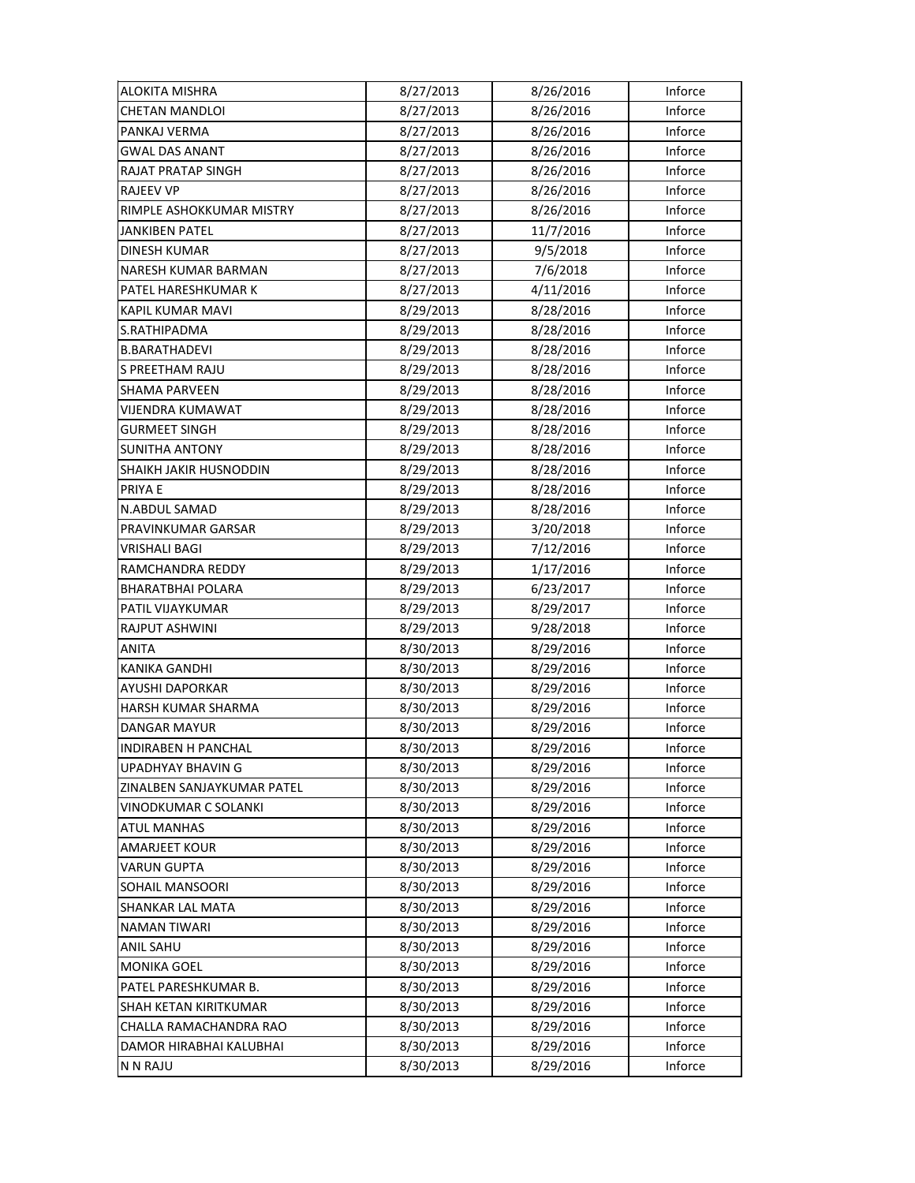| ALOKITA MISHRA | 8/27/2013 | 8/26/2016 | Inforce |
|---|---|---|---|
| CHETAN MANDLOI | 8/27/2013 | 8/26/2016 | Inforce |
| PANKAJ VERMA | 8/27/2013 | 8/26/2016 | Inforce |
| GWAL DAS ANANT | 8/27/2013 | 8/26/2016 | Inforce |
| RAJAT PRATAP SINGH | 8/27/2013 | 8/26/2016 | Inforce |
| RAJEEV VP | 8/27/2013 | 8/26/2016 | Inforce |
| RIMPLE ASHOKKUMAR MISTRY | 8/27/2013 | 8/26/2016 | Inforce |
| JANKIBEN PATEL | 8/27/2013 | 11/7/2016 | Inforce |
| DINESH KUMAR | 8/27/2013 | 9/5/2018 | Inforce |
| NARESH KUMAR BARMAN | 8/27/2013 | 7/6/2018 | Inforce |
| PATEL HARESHKUMAR K | 8/27/2013 | 4/11/2016 | Inforce |
| KAPIL KUMAR MAVI | 8/29/2013 | 8/28/2016 | Inforce |
| S.RATHIPADMA | 8/29/2013 | 8/28/2016 | Inforce |
| B.BARATHADEVI | 8/29/2013 | 8/28/2016 | Inforce |
| S PREETHAM RAJU | 8/29/2013 | 8/28/2016 | Inforce |
| SHAMA PARVEEN | 8/29/2013 | 8/28/2016 | Inforce |
| VIJENDRA KUMAWAT | 8/29/2013 | 8/28/2016 | Inforce |
| GURMEET SINGH | 8/29/2013 | 8/28/2016 | Inforce |
| SUNITHA ANTONY | 8/29/2013 | 8/28/2016 | Inforce |
| SHAIKH JAKIR HUSNODDIN | 8/29/2013 | 8/28/2016 | Inforce |
| PRIYA E | 8/29/2013 | 8/28/2016 | Inforce |
| N.ABDUL SAMAD | 8/29/2013 | 8/28/2016 | Inforce |
| PRAVINKUMAR GARSAR | 8/29/2013 | 3/20/2018 | Inforce |
| VRISHALI BAGI | 8/29/2013 | 7/12/2016 | Inforce |
| RAMCHANDRA REDDY | 8/29/2013 | 1/17/2016 | Inforce |
| BHARATBHAI POLARA | 8/29/2013 | 6/23/2017 | Inforce |
| PATIL VIJAYKUMAR | 8/29/2013 | 8/29/2017 | Inforce |
| RAJPUT ASHWINI | 8/29/2013 | 9/28/2018 | Inforce |
| ANITA | 8/30/2013 | 8/29/2016 | Inforce |
| KANIKA GANDHI | 8/30/2013 | 8/29/2016 | Inforce |
| AYUSHI DAPORKAR | 8/30/2013 | 8/29/2016 | Inforce |
| HARSH KUMAR SHARMA | 8/30/2013 | 8/29/2016 | Inforce |
| DANGAR MAYUR | 8/30/2013 | 8/29/2016 | Inforce |
| INDIRABEN H PANCHAL | 8/30/2013 | 8/29/2016 | Inforce |
| UPADHYAY BHAVIN G | 8/30/2013 | 8/29/2016 | Inforce |
| ZINALBEN SANJAYKUMAR PATEL | 8/30/2013 | 8/29/2016 | Inforce |
| VINODKUMAR C SOLANKI | 8/30/2013 | 8/29/2016 | Inforce |
| ATUL MANHAS | 8/30/2013 | 8/29/2016 | Inforce |
| AMARJEET KOUR | 8/30/2013 | 8/29/2016 | Inforce |
| VARUN GUPTA | 8/30/2013 | 8/29/2016 | Inforce |
| SOHAIL MANSOORI | 8/30/2013 | 8/29/2016 | Inforce |
| SHANKAR LAL MATA | 8/30/2013 | 8/29/2016 | Inforce |
| NAMAN TIWARI | 8/30/2013 | 8/29/2016 | Inforce |
| ANIL SAHU | 8/30/2013 | 8/29/2016 | Inforce |
| MONIKA GOEL | 8/30/2013 | 8/29/2016 | Inforce |
| PATEL PARESHKUMAR B. | 8/30/2013 | 8/29/2016 | Inforce |
| SHAH KETAN KIRITKUMAR | 8/30/2013 | 8/29/2016 | Inforce |
| CHALLA RAMACHANDRA RAO | 8/30/2013 | 8/29/2016 | Inforce |
| DAMOR HIRABHAI KALUBHAI | 8/30/2013 | 8/29/2016 | Inforce |
| N N RAJU | 8/30/2013 | 8/29/2016 | Inforce |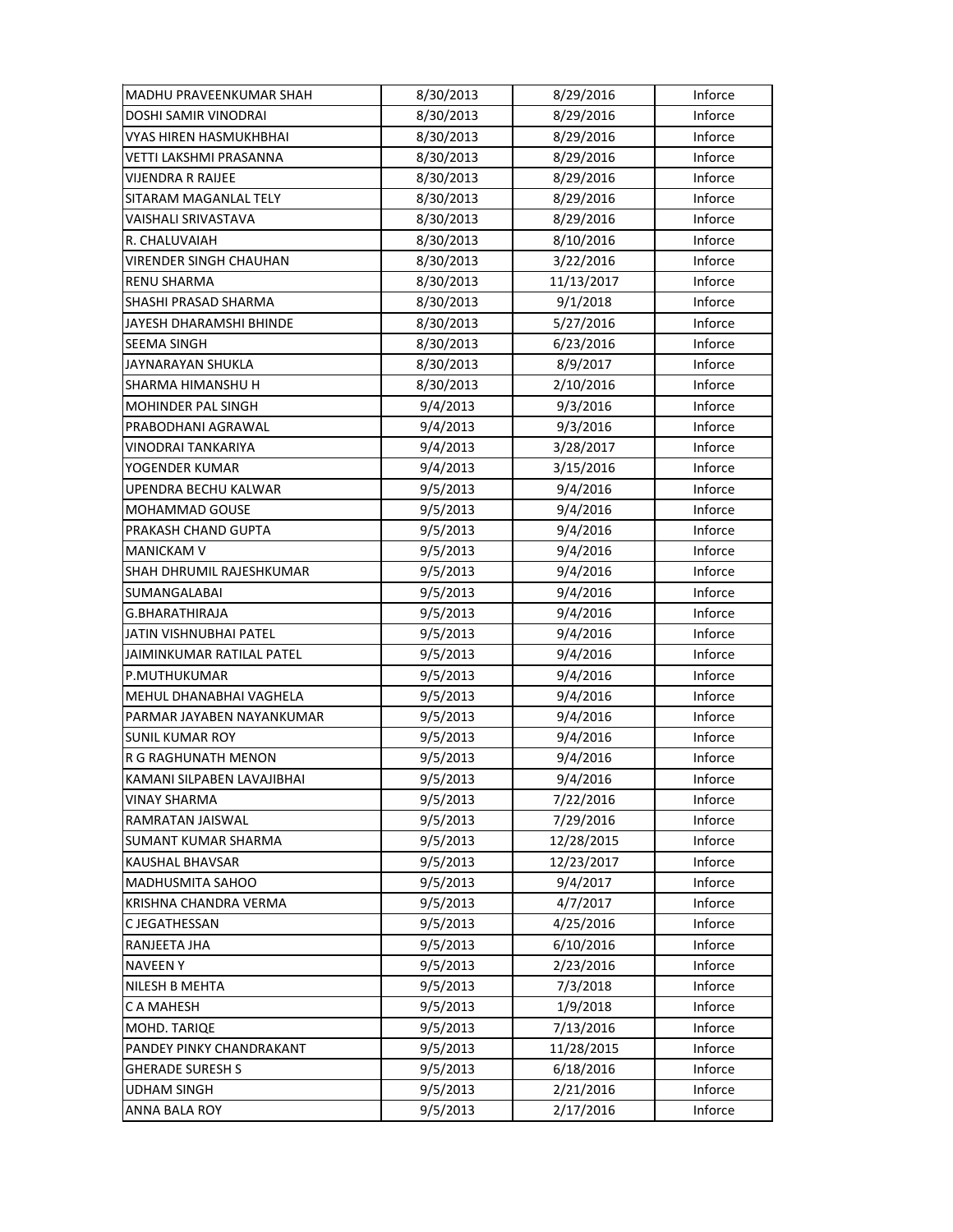| | | | |
|---|---|---|---|
| MADHU PRAVEENKUMAR SHAH | 8/30/2013 | 8/29/2016 | Inforce |
| DOSHI SAMIR VINODRAI | 8/30/2013 | 8/29/2016 | Inforce |
| VYAS HIREN HASMUKHBHAI | 8/30/2013 | 8/29/2016 | Inforce |
| VETTI LAKSHMI PRASANNA | 8/30/2013 | 8/29/2016 | Inforce |
| VIJENDRA R RAIJEE | 8/30/2013 | 8/29/2016 | Inforce |
| SITARAM MAGANLAL TELY | 8/30/2013 | 8/29/2016 | Inforce |
| VAISHALI SRIVASTAVA | 8/30/2013 | 8/29/2016 | Inforce |
| R. CHALUVAIAH | 8/30/2013 | 8/10/2016 | Inforce |
| VIRENDER SINGH CHAUHAN | 8/30/2013 | 3/22/2016 | Inforce |
| RENU SHARMA | 8/30/2013 | 11/13/2017 | Inforce |
| SHASHI PRASAD SHARMA | 8/30/2013 | 9/1/2018 | Inforce |
| JAYESH DHARAMSHI BHINDE | 8/30/2013 | 5/27/2016 | Inforce |
| SEEMA SINGH | 8/30/2013 | 6/23/2016 | Inforce |
| JAYNARAYAN SHUKLA | 8/30/2013 | 8/9/2017 | Inforce |
| SHARMA HIMANSHU H | 8/30/2013 | 2/10/2016 | Inforce |
| MOHINDER PAL SINGH | 9/4/2013 | 9/3/2016 | Inforce |
| PRABODHANI AGRAWAL | 9/4/2013 | 9/3/2016 | Inforce |
| VINODRAI TANKARIYA | 9/4/2013 | 3/28/2017 | Inforce |
| YOGENDER KUMAR | 9/4/2013 | 3/15/2016 | Inforce |
| UPENDRA BECHU KALWAR | 9/5/2013 | 9/4/2016 | Inforce |
| MOHAMMAD GOUSE | 9/5/2013 | 9/4/2016 | Inforce |
| PRAKASH CHAND GUPTA | 9/5/2013 | 9/4/2016 | Inforce |
| MANICKAM V | 9/5/2013 | 9/4/2016 | Inforce |
| SHAH DHRUMIL RAJESHKUMAR | 9/5/2013 | 9/4/2016 | Inforce |
| SUMANGALABAI | 9/5/2013 | 9/4/2016 | Inforce |
| G.BHARATHIRAJA | 9/5/2013 | 9/4/2016 | Inforce |
| JATIN VISHNUBHAI PATEL | 9/5/2013 | 9/4/2016 | Inforce |
| JAIMINKUMAR RATILAL PATEL | 9/5/2013 | 9/4/2016 | Inforce |
| P.MUTHUKUMAR | 9/5/2013 | 9/4/2016 | Inforce |
| MEHUL DHANABHAI VAGHELA | 9/5/2013 | 9/4/2016 | Inforce |
| PARMAR JAYABEN NAYANKUMAR | 9/5/2013 | 9/4/2016 | Inforce |
| SUNIL KUMAR ROY | 9/5/2013 | 9/4/2016 | Inforce |
| R G RAGHUNATH MENON | 9/5/2013 | 9/4/2016 | Inforce |
| KAMANI SILPABEN LAVAJIBHAI | 9/5/2013 | 9/4/2016 | Inforce |
| VINAY SHARMA | 9/5/2013 | 7/22/2016 | Inforce |
| RAMRATAN JAISWAL | 9/5/2013 | 7/29/2016 | Inforce |
| SUMANT KUMAR SHARMA | 9/5/2013 | 12/28/2015 | Inforce |
| KAUSHAL BHAVSAR | 9/5/2013 | 12/23/2017 | Inforce |
| MADHUSMITA SAHOO | 9/5/2013 | 9/4/2017 | Inforce |
| KRISHNA CHANDRA VERMA | 9/5/2013 | 4/7/2017 | Inforce |
| C JEGATHESSAN | 9/5/2013 | 4/25/2016 | Inforce |
| RANJEETA JHA | 9/5/2013 | 6/10/2016 | Inforce |
| NAVEEN Y | 9/5/2013 | 2/23/2016 | Inforce |
| NILESH B MEHTA | 9/5/2013 | 7/3/2018 | Inforce |
| C A MAHESH | 9/5/2013 | 1/9/2018 | Inforce |
| MOHD. TARIQE | 9/5/2013 | 7/13/2016 | Inforce |
| PANDEY PINKY CHANDRAKANT | 9/5/2013 | 11/28/2015 | Inforce |
| GHERADE SURESH S | 9/5/2013 | 6/18/2016 | Inforce |
| UDHAM SINGH | 9/5/2013 | 2/21/2016 | Inforce |
| ANNA BALA ROY | 9/5/2013 | 2/17/2016 | Inforce |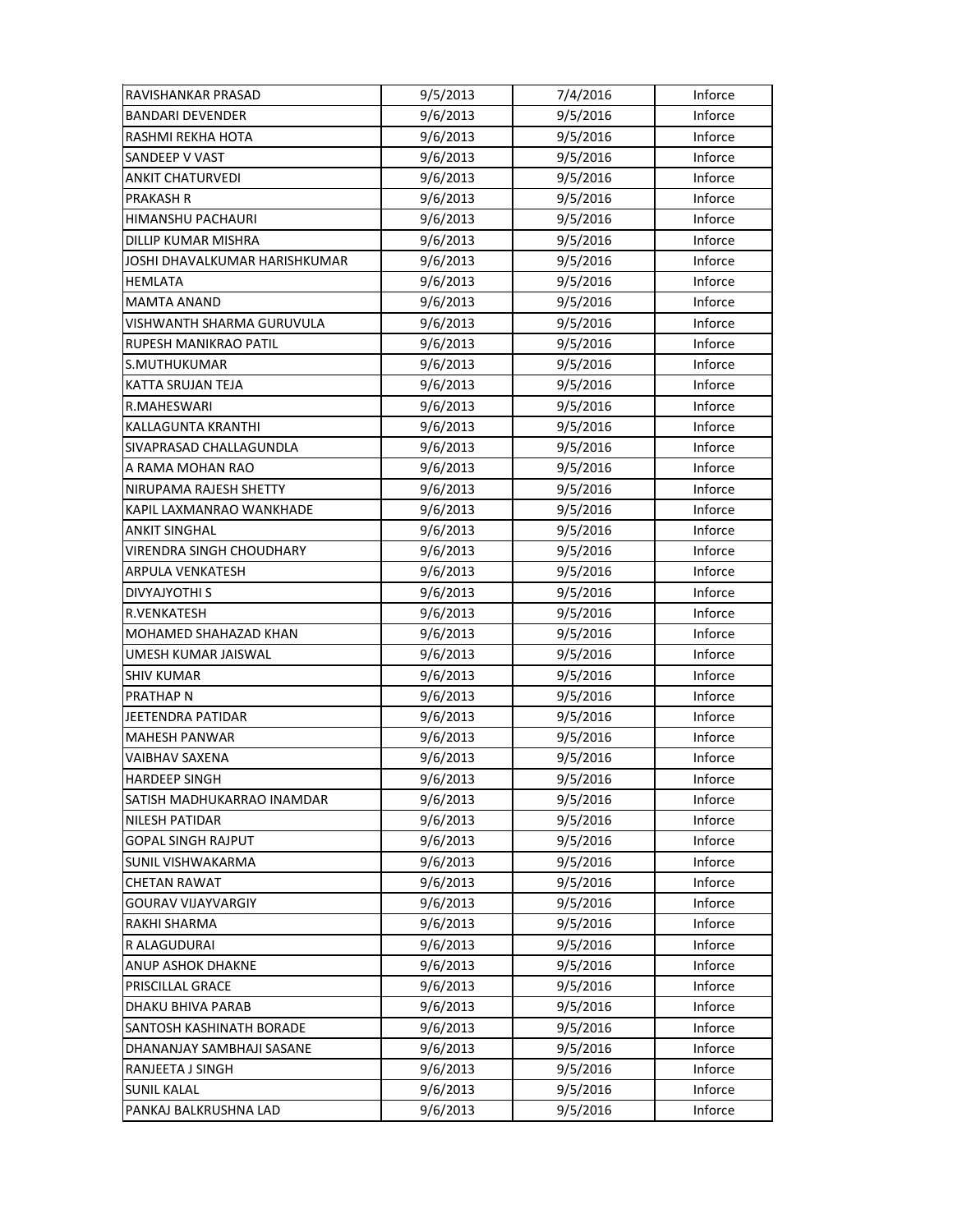| | | | |
|---|---|---|---|
| RAVISHANKAR PRASAD | 9/5/2013 | 7/4/2016 | Inforce |
| BANDARI DEVENDER | 9/6/2013 | 9/5/2016 | Inforce |
| RASHMI REKHA HOTA | 9/6/2013 | 9/5/2016 | Inforce |
| SANDEEP V VAST | 9/6/2013 | 9/5/2016 | Inforce |
| ANKIT CHATURVEDI | 9/6/2013 | 9/5/2016 | Inforce |
| PRAKASH R | 9/6/2013 | 9/5/2016 | Inforce |
| HIMANSHU PACHAURI | 9/6/2013 | 9/5/2016 | Inforce |
| DILLIP KUMAR MISHRA | 9/6/2013 | 9/5/2016 | Inforce |
| JOSHI DHAVALKUMAR HARISHKUMAR | 9/6/2013 | 9/5/2016 | Inforce |
| HEMLATA | 9/6/2013 | 9/5/2016 | Inforce |
| MAMTA ANAND | 9/6/2013 | 9/5/2016 | Inforce |
| VISHWANTH SHARMA GURUVULA | 9/6/2013 | 9/5/2016 | Inforce |
| RUPESH MANIKRAO PATIL | 9/6/2013 | 9/5/2016 | Inforce |
| S.MUTHUKUMAR | 9/6/2013 | 9/5/2016 | Inforce |
| KATTA SRUJAN TEJA | 9/6/2013 | 9/5/2016 | Inforce |
| R.MAHESWARI | 9/6/2013 | 9/5/2016 | Inforce |
| KALLAGUNTA KRANTHI | 9/6/2013 | 9/5/2016 | Inforce |
| SIVAPRASAD CHALLAGUNDLA | 9/6/2013 | 9/5/2016 | Inforce |
| A RAMA MOHAN RAO | 9/6/2013 | 9/5/2016 | Inforce |
| NIRUPAMA RAJESH SHETTY | 9/6/2013 | 9/5/2016 | Inforce |
| KAPIL LAXMANRAO WANKHADE | 9/6/2013 | 9/5/2016 | Inforce |
| ANKIT SINGHAL | 9/6/2013 | 9/5/2016 | Inforce |
| VIRENDRA SINGH CHOUDHARY | 9/6/2013 | 9/5/2016 | Inforce |
| ARPULA VENKATESH | 9/6/2013 | 9/5/2016 | Inforce |
| DIVYAJYOTHI S | 9/6/2013 | 9/5/2016 | Inforce |
| R.VENKATESH | 9/6/2013 | 9/5/2016 | Inforce |
| MOHAMED SHAHAZAD KHAN | 9/6/2013 | 9/5/2016 | Inforce |
| UMESH KUMAR JAISWAL | 9/6/2013 | 9/5/2016 | Inforce |
| SHIV KUMAR | 9/6/2013 | 9/5/2016 | Inforce |
| PRATHAP N | 9/6/2013 | 9/5/2016 | Inforce |
| JEETENDRA PATIDAR | 9/6/2013 | 9/5/2016 | Inforce |
| MAHESH PANWAR | 9/6/2013 | 9/5/2016 | Inforce |
| VAIBHAV SAXENA | 9/6/2013 | 9/5/2016 | Inforce |
| HARDEEP SINGH | 9/6/2013 | 9/5/2016 | Inforce |
| SATISH MADHUKARRAO INAMDAR | 9/6/2013 | 9/5/2016 | Inforce |
| NILESH PATIDAR | 9/6/2013 | 9/5/2016 | Inforce |
| GOPAL SINGH RAJPUT | 9/6/2013 | 9/5/2016 | Inforce |
| SUNIL VISHWAKARMA | 9/6/2013 | 9/5/2016 | Inforce |
| CHETAN RAWAT | 9/6/2013 | 9/5/2016 | Inforce |
| GOURAV VIJAYVARGIY | 9/6/2013 | 9/5/2016 | Inforce |
| RAKHI SHARMA | 9/6/2013 | 9/5/2016 | Inforce |
| R ALAGUDURAI | 9/6/2013 | 9/5/2016 | Inforce |
| ANUP ASHOK DHAKNE | 9/6/2013 | 9/5/2016 | Inforce |
| PRISCILLAL GRACE | 9/6/2013 | 9/5/2016 | Inforce |
| DHAKU BHIVA PARAB | 9/6/2013 | 9/5/2016 | Inforce |
| SANTOSH KASHINATH BORADE | 9/6/2013 | 9/5/2016 | Inforce |
| DHANANJAY SAMBHAJI SASANE | 9/6/2013 | 9/5/2016 | Inforce |
| RANJEETA J SINGH | 9/6/2013 | 9/5/2016 | Inforce |
| SUNIL KALAL | 9/6/2013 | 9/5/2016 | Inforce |
| PANKAJ BALKRUSHNA LAD | 9/6/2013 | 9/5/2016 | Inforce |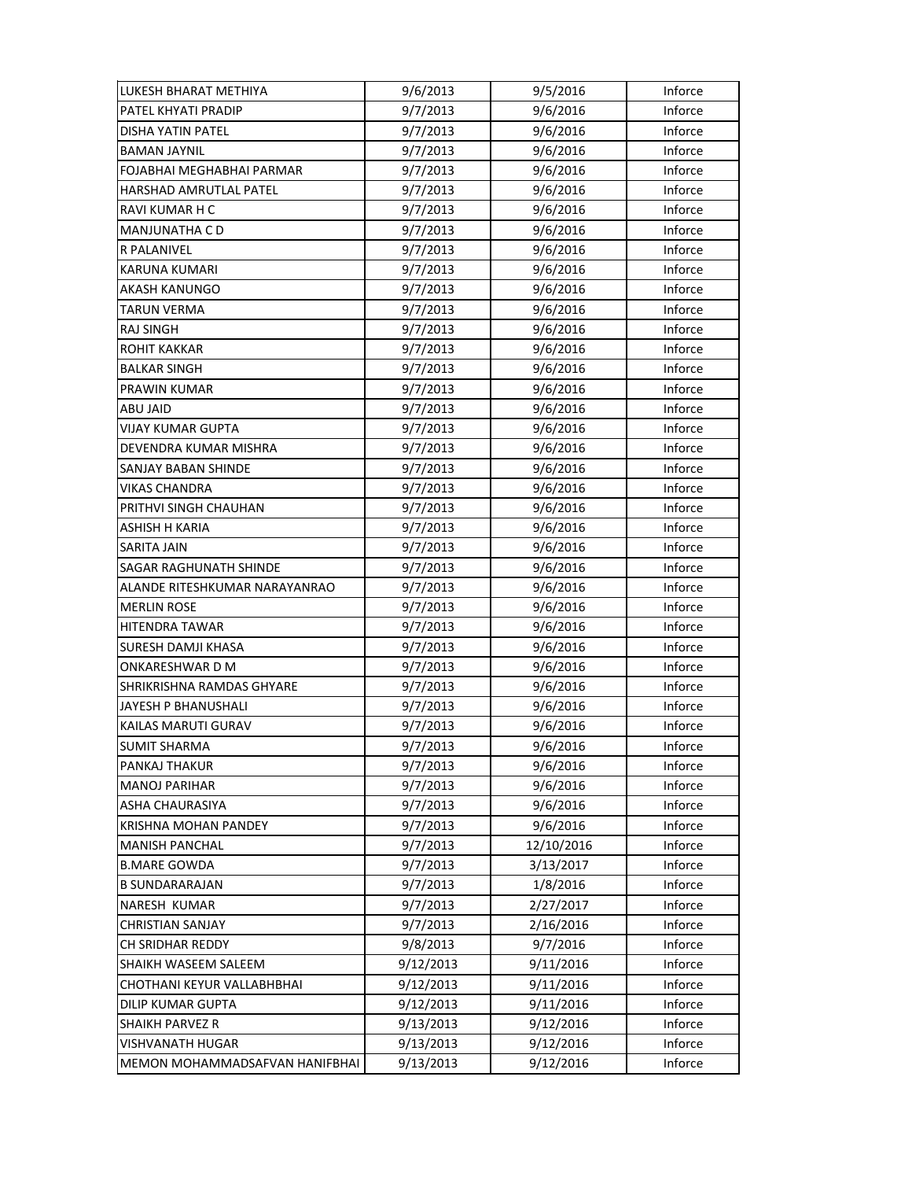| | | | |
|---|---|---|---|
| LUKESH BHARAT METHIYA | 9/6/2013 | 9/5/2016 | Inforce |
| PATEL KHYATI PRADIP | 9/7/2013 | 9/6/2016 | Inforce |
| DISHA YATIN PATEL | 9/7/2013 | 9/6/2016 | Inforce |
| BAMAN JAYNIL | 9/7/2013 | 9/6/2016 | Inforce |
| FOJABHAI MEGHABHAI PARMAR | 9/7/2013 | 9/6/2016 | Inforce |
| HARSHAD AMRUTLAL PATEL | 9/7/2013 | 9/6/2016 | Inforce |
| RAVI KUMAR H C | 9/7/2013 | 9/6/2016 | Inforce |
| MANJUNATHA C D | 9/7/2013 | 9/6/2016 | Inforce |
| R PALANIVEL | 9/7/2013 | 9/6/2016 | Inforce |
| KARUNA KUMARI | 9/7/2013 | 9/6/2016 | Inforce |
| AKASH KANUNGO | 9/7/2013 | 9/6/2016 | Inforce |
| TARUN VERMA | 9/7/2013 | 9/6/2016 | Inforce |
| RAJ SINGH | 9/7/2013 | 9/6/2016 | Inforce |
| ROHIT KAKKAR | 9/7/2013 | 9/6/2016 | Inforce |
| BALKAR SINGH | 9/7/2013 | 9/6/2016 | Inforce |
| PRAWIN KUMAR | 9/7/2013 | 9/6/2016 | Inforce |
| ABU JAID | 9/7/2013 | 9/6/2016 | Inforce |
| VIJAY KUMAR GUPTA | 9/7/2013 | 9/6/2016 | Inforce |
| DEVENDRA KUMAR MISHRA | 9/7/2013 | 9/6/2016 | Inforce |
| SANJAY BABAN SHINDE | 9/7/2013 | 9/6/2016 | Inforce |
| VIKAS CHANDRA | 9/7/2013 | 9/6/2016 | Inforce |
| PRITHVI SINGH CHAUHAN | 9/7/2013 | 9/6/2016 | Inforce |
| ASHISH H KARIA | 9/7/2013 | 9/6/2016 | Inforce |
| SARITA JAIN | 9/7/2013 | 9/6/2016 | Inforce |
| SAGAR RAGHUNATH SHINDE | 9/7/2013 | 9/6/2016 | Inforce |
| ALANDE RITESHKUMAR NARAYANRAO | 9/7/2013 | 9/6/2016 | Inforce |
| MERLIN ROSE | 9/7/2013 | 9/6/2016 | Inforce |
| HITENDRA TAWAR | 9/7/2013 | 9/6/2016 | Inforce |
| SURESH DAMJI KHASA | 9/7/2013 | 9/6/2016 | Inforce |
| ONKARESHWAR D M | 9/7/2013 | 9/6/2016 | Inforce |
| SHRIKRISHNA RAMDAS GHYARE | 9/7/2013 | 9/6/2016 | Inforce |
| JAYESH P BHANUSHALI | 9/7/2013 | 9/6/2016 | Inforce |
| KAILAS MARUTI GURAV | 9/7/2013 | 9/6/2016 | Inforce |
| SUMIT SHARMA | 9/7/2013 | 9/6/2016 | Inforce |
| PANKAJ THAKUR | 9/7/2013 | 9/6/2016 | Inforce |
| MANOJ PARIHAR | 9/7/2013 | 9/6/2016 | Inforce |
| ASHA CHAURASIYA | 9/7/2013 | 9/6/2016 | Inforce |
| KRISHNA MOHAN PANDEY | 9/7/2013 | 9/6/2016 | Inforce |
| MANISH PANCHAL | 9/7/2013 | 12/10/2016 | Inforce |
| B.MARE GOWDA | 9/7/2013 | 3/13/2017 | Inforce |
| B SUNDARARAJAN | 9/7/2013 | 1/8/2016 | Inforce |
| NARESH KUMAR | 9/7/2013 | 2/27/2017 | Inforce |
| CHRISTIAN SANJAY | 9/7/2013 | 2/16/2016 | Inforce |
| CH SRIDHAR REDDY | 9/8/2013 | 9/7/2016 | Inforce |
| SHAIKH WASEEM SALEEM | 9/12/2013 | 9/11/2016 | Inforce |
| CHOTHANI KEYUR VALLABHBHAI | 9/12/2013 | 9/11/2016 | Inforce |
| DILIP KUMAR GUPTA | 9/12/2013 | 9/11/2016 | Inforce |
| SHAIKH PARVEZ R | 9/13/2013 | 9/12/2016 | Inforce |
| VISHVANATH HUGAR | 9/13/2013 | 9/12/2016 | Inforce |
| MEMON MOHAMMADSAFVAN HANIFBHAI | 9/13/2013 | 9/12/2016 | Inforce |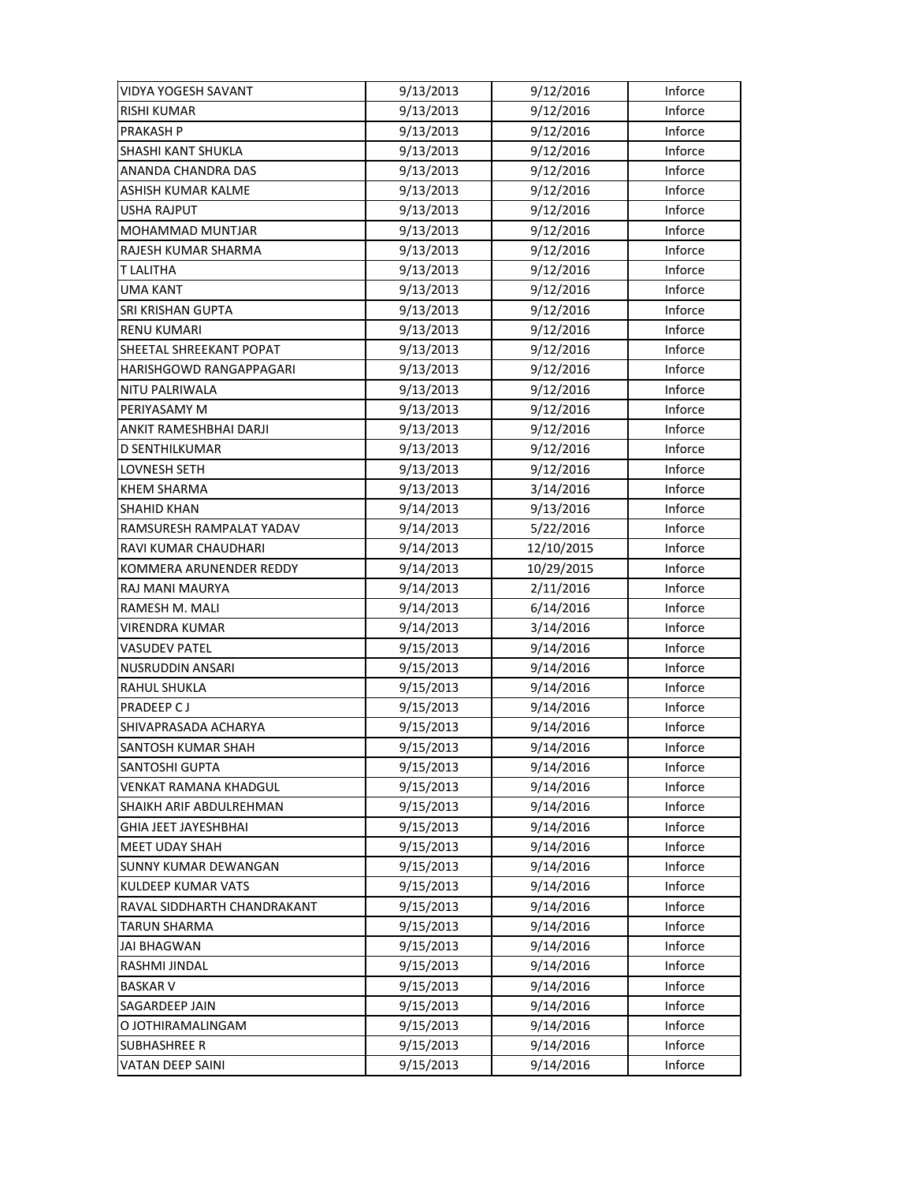| | | | |
|---|---|---|---|
| VIDYA YOGESH SAVANT | 9/13/2013 | 9/12/2016 | Inforce |
| RISHI KUMAR | 9/13/2013 | 9/12/2016 | Inforce |
| PRAKASH P | 9/13/2013 | 9/12/2016 | Inforce |
| SHASHI KANT SHUKLA | 9/13/2013 | 9/12/2016 | Inforce |
| ANANDA CHANDRA DAS | 9/13/2013 | 9/12/2016 | Inforce |
| ASHISH KUMAR KALME | 9/13/2013 | 9/12/2016 | Inforce |
| USHA RAJPUT | 9/13/2013 | 9/12/2016 | Inforce |
| MOHAMMAD MUNTJAR | 9/13/2013 | 9/12/2016 | Inforce |
| RAJESH KUMAR SHARMA | 9/13/2013 | 9/12/2016 | Inforce |
| T LALITHA | 9/13/2013 | 9/12/2016 | Inforce |
| UMA KANT | 9/13/2013 | 9/12/2016 | Inforce |
| SRI KRISHAN GUPTA | 9/13/2013 | 9/12/2016 | Inforce |
| RENU KUMARI | 9/13/2013 | 9/12/2016 | Inforce |
| SHEETAL SHREEKANT POPAT | 9/13/2013 | 9/12/2016 | Inforce |
| HARISHGOWD RANGAPPAGARI | 9/13/2013 | 9/12/2016 | Inforce |
| NITU PALRIWALA | 9/13/2013 | 9/12/2016 | Inforce |
| PERIYASAMY M | 9/13/2013 | 9/12/2016 | Inforce |
| ANKIT RAMESHBHAI DARJI | 9/13/2013 | 9/12/2016 | Inforce |
| D SENTHILKUMAR | 9/13/2013 | 9/12/2016 | Inforce |
| LOVNESH SETH | 9/13/2013 | 9/12/2016 | Inforce |
| KHEM SHARMA | 9/13/2013 | 3/14/2016 | Inforce |
| SHAHID KHAN | 9/14/2013 | 9/13/2016 | Inforce |
| RAMSURESH RAMPALAT YADAV | 9/14/2013 | 5/22/2016 | Inforce |
| RAVI KUMAR CHAUDHARI | 9/14/2013 | 12/10/2015 | Inforce |
| KOMMERA ARUNENDER REDDY | 9/14/2013 | 10/29/2015 | Inforce |
| RAJ MANI MAURYA | 9/14/2013 | 2/11/2016 | Inforce |
| RAMESH M. MALI | 9/14/2013 | 6/14/2016 | Inforce |
| VIRENDRA KUMAR | 9/14/2013 | 3/14/2016 | Inforce |
| VASUDEV PATEL | 9/15/2013 | 9/14/2016 | Inforce |
| NUSRUDDIN ANSARI | 9/15/2013 | 9/14/2016 | Inforce |
| RAHUL SHUKLA | 9/15/2013 | 9/14/2016 | Inforce |
| PRADEEP C J | 9/15/2013 | 9/14/2016 | Inforce |
| SHIVAPRASADA ACHARYA | 9/15/2013 | 9/14/2016 | Inforce |
| SANTOSH KUMAR SHAH | 9/15/2013 | 9/14/2016 | Inforce |
| SANTOSHI GUPTA | 9/15/2013 | 9/14/2016 | Inforce |
| VENKAT RAMANA KHADGUL | 9/15/2013 | 9/14/2016 | Inforce |
| SHAIKH ARIF ABDULREHMAN | 9/15/2013 | 9/14/2016 | Inforce |
| GHIA JEET JAYESHBHAI | 9/15/2013 | 9/14/2016 | Inforce |
| MEET UDAY SHAH | 9/15/2013 | 9/14/2016 | Inforce |
| SUNNY KUMAR DEWANGAN | 9/15/2013 | 9/14/2016 | Inforce |
| KULDEEP KUMAR VATS | 9/15/2013 | 9/14/2016 | Inforce |
| RAVAL SIDDHARTH CHANDRAKANT | 9/15/2013 | 9/14/2016 | Inforce |
| TARUN SHARMA | 9/15/2013 | 9/14/2016 | Inforce |
| JAI BHAGWAN | 9/15/2013 | 9/14/2016 | Inforce |
| RASHMI JINDAL | 9/15/2013 | 9/14/2016 | Inforce |
| BASKAR V | 9/15/2013 | 9/14/2016 | Inforce |
| SAGARDEEP JAIN | 9/15/2013 | 9/14/2016 | Inforce |
| O JOTHIRAMALINGAM | 9/15/2013 | 9/14/2016 | Inforce |
| SUBHASHREE R | 9/15/2013 | 9/14/2016 | Inforce |
| VATAN DEEP SAINI | 9/15/2013 | 9/14/2016 | Inforce |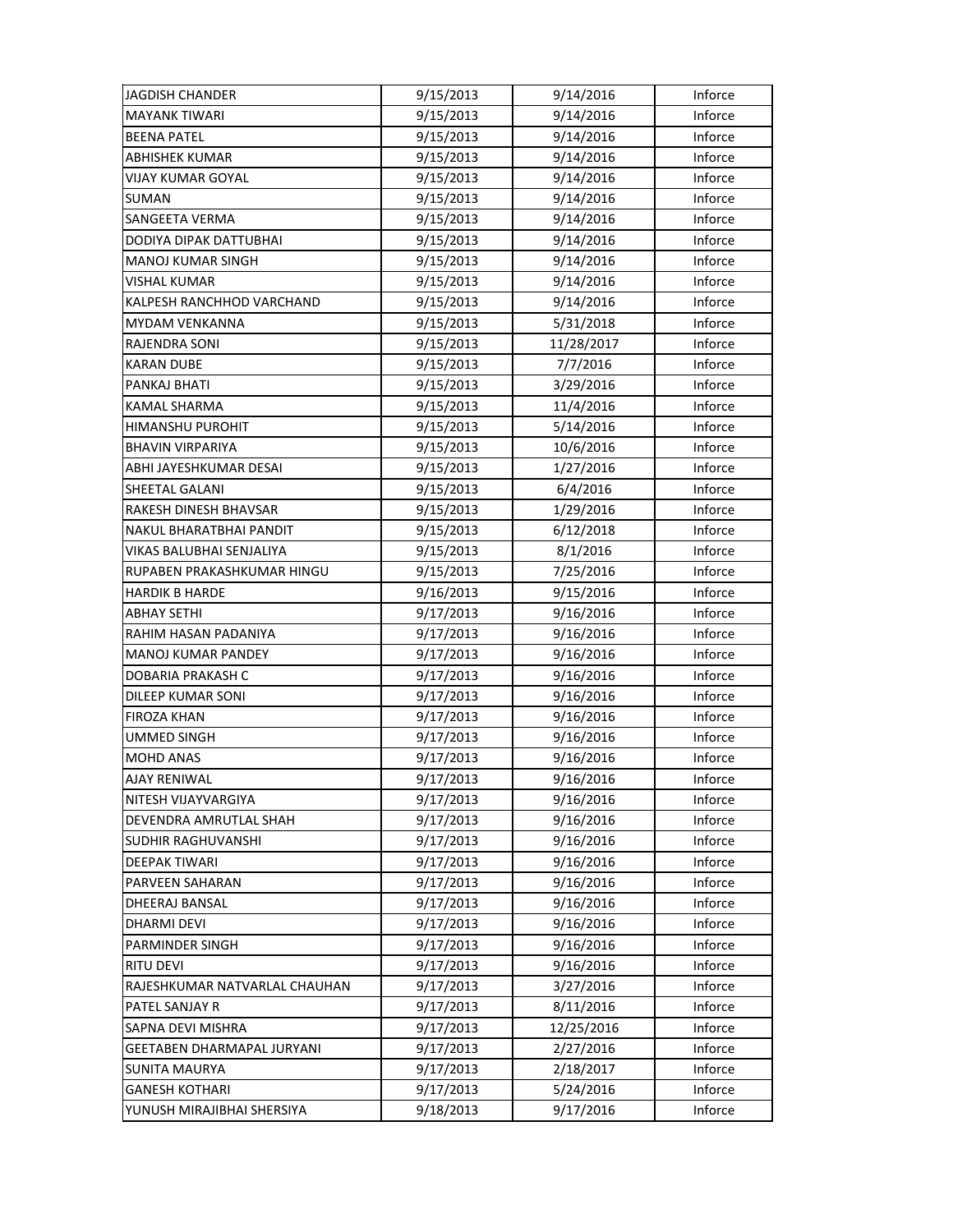| | | | |
|---|---|---|---|
| JAGDISH CHANDER | 9/15/2013 | 9/14/2016 | Inforce |
| MAYANK TIWARI | 9/15/2013 | 9/14/2016 | Inforce |
| BEENA PATEL | 9/15/2013 | 9/14/2016 | Inforce |
| ABHISHEK KUMAR | 9/15/2013 | 9/14/2016 | Inforce |
| VIJAY KUMAR GOYAL | 9/15/2013 | 9/14/2016 | Inforce |
| SUMAN | 9/15/2013 | 9/14/2016 | Inforce |
| SANGEETA VERMA | 9/15/2013 | 9/14/2016 | Inforce |
| DODIYA DIPAK DATTUBHAI | 9/15/2013 | 9/14/2016 | Inforce |
| MANOJ KUMAR SINGH | 9/15/2013 | 9/14/2016 | Inforce |
| VISHAL KUMAR | 9/15/2013 | 9/14/2016 | Inforce |
| KALPESH RANCHHOD VARCHAND | 9/15/2013 | 9/14/2016 | Inforce |
| MYDAM VENKANNA | 9/15/2013 | 5/31/2018 | Inforce |
| RAJENDRA SONI | 9/15/2013 | 11/28/2017 | Inforce |
| KARAN DUBE | 9/15/2013 | 7/7/2016 | Inforce |
| PANKAJ BHATI | 9/15/2013 | 3/29/2016 | Inforce |
| KAMAL SHARMA | 9/15/2013 | 11/4/2016 | Inforce |
| HIMANSHU PUROHIT | 9/15/2013 | 5/14/2016 | Inforce |
| BHAVIN VIRPARIYA | 9/15/2013 | 10/6/2016 | Inforce |
| ABHI JAYESHKUMAR DESAI | 9/15/2013 | 1/27/2016 | Inforce |
| SHEETAL GALANI | 9/15/2013 | 6/4/2016 | Inforce |
| RAKESH DINESH BHAVSAR | 9/15/2013 | 1/29/2016 | Inforce |
| NAKUL BHARATBHAI PANDIT | 9/15/2013 | 6/12/2018 | Inforce |
| VIKAS BALUBHAI SENJALIYA | 9/15/2013 | 8/1/2016 | Inforce |
| RUPABEN PRAKASHKUMAR HINGU | 9/15/2013 | 7/25/2016 | Inforce |
| HARDIK B HARDE | 9/16/2013 | 9/15/2016 | Inforce |
| ABHAY SETHI | 9/17/2013 | 9/16/2016 | Inforce |
| RAHIM HASAN PADANIYA | 9/17/2013 | 9/16/2016 | Inforce |
| MANOJ KUMAR PANDEY | 9/17/2013 | 9/16/2016 | Inforce |
| DOBARIA PRAKASH C | 9/17/2013 | 9/16/2016 | Inforce |
| DILEEP KUMAR SONI | 9/17/2013 | 9/16/2016 | Inforce |
| FIROZA KHAN | 9/17/2013 | 9/16/2016 | Inforce |
| UMMED SINGH | 9/17/2013 | 9/16/2016 | Inforce |
| MOHD ANAS | 9/17/2013 | 9/16/2016 | Inforce |
| AJAY RENIWAL | 9/17/2013 | 9/16/2016 | Inforce |
| NITESH VIJAYVARGIYA | 9/17/2013 | 9/16/2016 | Inforce |
| DEVENDRA AMRUTLAL SHAH | 9/17/2013 | 9/16/2016 | Inforce |
| SUDHIR RAGHUVANSHI | 9/17/2013 | 9/16/2016 | Inforce |
| DEEPAK TIWARI | 9/17/2013 | 9/16/2016 | Inforce |
| PARVEEN SAHARAN | 9/17/2013 | 9/16/2016 | Inforce |
| DHEERAJ BANSAL | 9/17/2013 | 9/16/2016 | Inforce |
| DHARMI DEVI | 9/17/2013 | 9/16/2016 | Inforce |
| PARMINDER SINGH | 9/17/2013 | 9/16/2016 | Inforce |
| RITU DEVI | 9/17/2013 | 9/16/2016 | Inforce |
| RAJESHKUMAR NATVARLAL CHAUHAN | 9/17/2013 | 3/27/2016 | Inforce |
| PATEL SANJAY R | 9/17/2013 | 8/11/2016 | Inforce |
| SAPNA DEVI MISHRA | 9/17/2013 | 12/25/2016 | Inforce |
| GEETABEN DHARMAPAL JURYANI | 9/17/2013 | 2/27/2016 | Inforce |
| SUNITA MAURYA | 9/17/2013 | 2/18/2017 | Inforce |
| GANESH KOTHARI | 9/17/2013 | 5/24/2016 | Inforce |
| YUNUSH MIRAJIBHAI SHERSIYA | 9/18/2013 | 9/17/2016 | Inforce |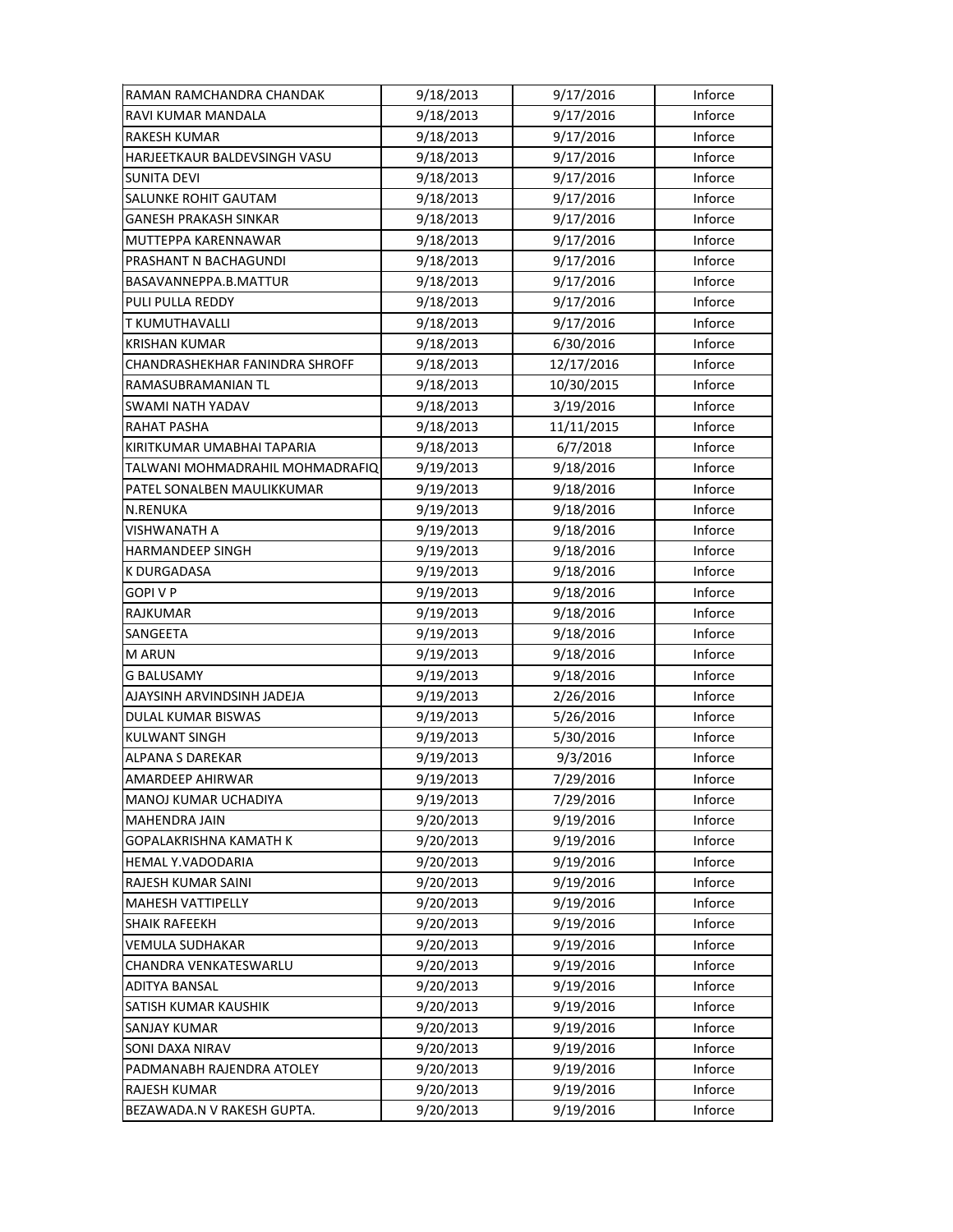| RAMAN RAMCHANDRA CHANDAK | 9/18/2013 | 9/17/2016 | Inforce |
|---|---|---|---|
| RAVI KUMAR MANDALA | 9/18/2013 | 9/17/2016 | Inforce |
| RAKESH KUMAR | 9/18/2013 | 9/17/2016 | Inforce |
| HARJEETKAUR BALDEVSINGH VASU | 9/18/2013 | 9/17/2016 | Inforce |
| SUNITA DEVI | 9/18/2013 | 9/17/2016 | Inforce |
| SALUNKE ROHIT GAUTAM | 9/18/2013 | 9/17/2016 | Inforce |
| GANESH PRAKASH SINKAR | 9/18/2013 | 9/17/2016 | Inforce |
| MUTTEPPA KARENNAWAR | 9/18/2013 | 9/17/2016 | Inforce |
| PRASHANT N BACHAGUNDI | 9/18/2013 | 9/17/2016 | Inforce |
| BASAVANNEPPA.B.MATTUR | 9/18/2013 | 9/17/2016 | Inforce |
| PULI PULLA REDDY | 9/18/2013 | 9/17/2016 | Inforce |
| T KUMUTHAVALLI | 9/18/2013 | 9/17/2016 | Inforce |
| KRISHAN KUMAR | 9/18/2013 | 6/30/2016 | Inforce |
| CHANDRASHEKHAR FANINDRA SHROFF | 9/18/2013 | 12/17/2016 | Inforce |
| RAMASUBRAMANIAN TL | 9/18/2013 | 10/30/2015 | Inforce |
| SWAMI NATH YADAV | 9/18/2013 | 3/19/2016 | Inforce |
| RAHAT PASHA | 9/18/2013 | 11/11/2015 | Inforce |
| KIRITKUMAR UMABHAI TAPARIA | 9/18/2013 | 6/7/2018 | Inforce |
| TALWANI MOHMADRAHIL MOHMADRAFIQ | 9/19/2013 | 9/18/2016 | Inforce |
| PATEL SONALBEN MAULIKKUMAR | 9/19/2013 | 9/18/2016 | Inforce |
| N.RENUKA | 9/19/2013 | 9/18/2016 | Inforce |
| VISHWANATH A | 9/19/2013 | 9/18/2016 | Inforce |
| HARMANDEEP SINGH | 9/19/2013 | 9/18/2016 | Inforce |
| K DURGADASA | 9/19/2013 | 9/18/2016 | Inforce |
| GOPI V P | 9/19/2013 | 9/18/2016 | Inforce |
| RAJKUMAR | 9/19/2013 | 9/18/2016 | Inforce |
| SANGEETA | 9/19/2013 | 9/18/2016 | Inforce |
| M ARUN | 9/19/2013 | 9/18/2016 | Inforce |
| G BALUSAMY | 9/19/2013 | 9/18/2016 | Inforce |
| AJAYSINH ARVINDSINH JADEJA | 9/19/2013 | 2/26/2016 | Inforce |
| DULAL KUMAR BISWAS | 9/19/2013 | 5/26/2016 | Inforce |
| KULWANT SINGH | 9/19/2013 | 5/30/2016 | Inforce |
| ALPANA S DAREKAR | 9/19/2013 | 9/3/2016 | Inforce |
| AMARDEEP AHIRWAR | 9/19/2013 | 7/29/2016 | Inforce |
| MANOJ KUMAR UCHADIYA | 9/19/2013 | 7/29/2016 | Inforce |
| MAHENDRA JAIN | 9/20/2013 | 9/19/2016 | Inforce |
| GOPALAKRISHNA KAMATH K | 9/20/2013 | 9/19/2016 | Inforce |
| HEMAL Y.VADODARIA | 9/20/2013 | 9/19/2016 | Inforce |
| RAJESH KUMAR SAINI | 9/20/2013 | 9/19/2016 | Inforce |
| MAHESH VATTIPELLY | 9/20/2013 | 9/19/2016 | Inforce |
| SHAIK RAFEEKH | 9/20/2013 | 9/19/2016 | Inforce |
| VEMULA SUDHAKAR | 9/20/2013 | 9/19/2016 | Inforce |
| CHANDRA VENKATESWARLU | 9/20/2013 | 9/19/2016 | Inforce |
| ADITYA BANSAL | 9/20/2013 | 9/19/2016 | Inforce |
| SATISH KUMAR KAUSHIK | 9/20/2013 | 9/19/2016 | Inforce |
| SANJAY KUMAR | 9/20/2013 | 9/19/2016 | Inforce |
| SONI DAXA NIRAV | 9/20/2013 | 9/19/2016 | Inforce |
| PADMANABH RAJENDRA ATOLEY | 9/20/2013 | 9/19/2016 | Inforce |
| RAJESH KUMAR | 9/20/2013 | 9/19/2016 | Inforce |
| BEZAWADA.N V RAKESH GUPTA. | 9/20/2013 | 9/19/2016 | Inforce |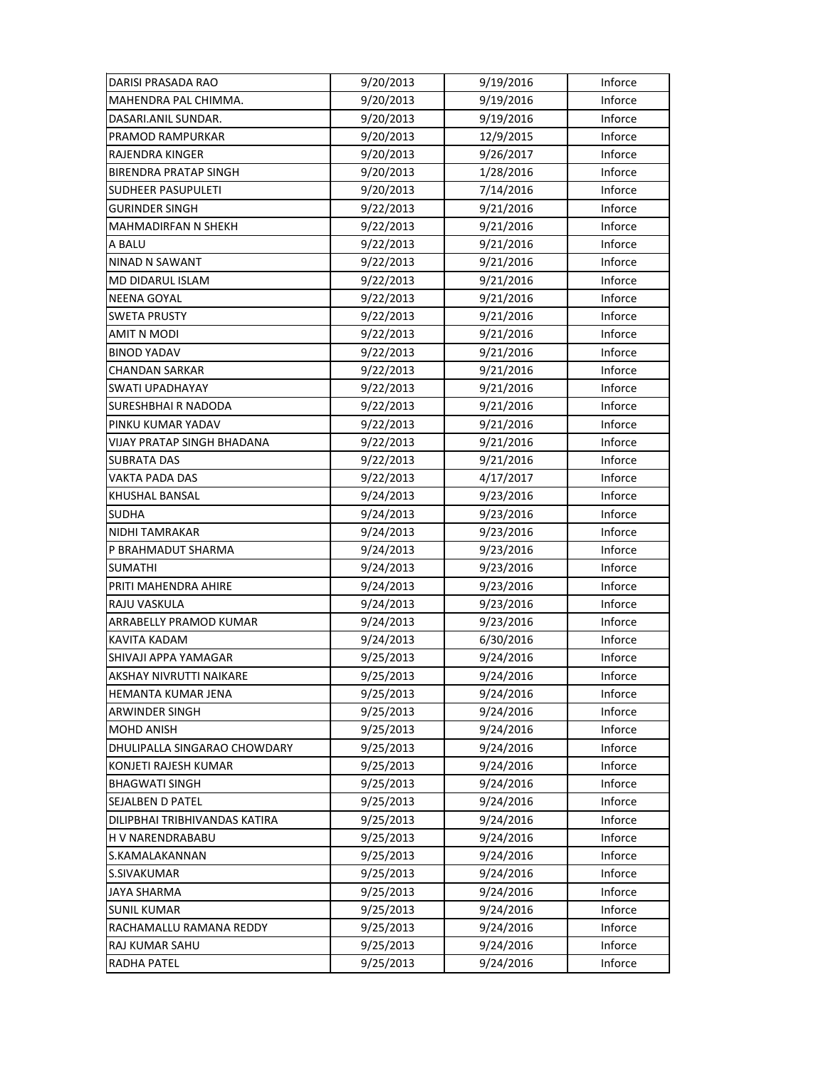| | | | |
|---|---|---|---|
| DARISI PRASADA RAO | 9/20/2013 | 9/19/2016 | Inforce |
| MAHENDRA PAL CHIMMA. | 9/20/2013 | 9/19/2016 | Inforce |
| DASARI.ANIL SUNDAR. | 9/20/2013 | 9/19/2016 | Inforce |
| PRAMOD RAMPURKAR | 9/20/2013 | 12/9/2015 | Inforce |
| RAJENDRA KINGER | 9/20/2013 | 9/26/2017 | Inforce |
| BIRENDRA PRATAP SINGH | 9/20/2013 | 1/28/2016 | Inforce |
| SUDHEER PASUPULETI | 9/20/2013 | 7/14/2016 | Inforce |
| GURINDER SINGH | 9/22/2013 | 9/21/2016 | Inforce |
| MAHMADIRFAN N SHEKH | 9/22/2013 | 9/21/2016 | Inforce |
| A BALU | 9/22/2013 | 9/21/2016 | Inforce |
| NINAD N SAWANT | 9/22/2013 | 9/21/2016 | Inforce |
| MD DIDARUL ISLAM | 9/22/2013 | 9/21/2016 | Inforce |
| NEENA GOYAL | 9/22/2013 | 9/21/2016 | Inforce |
| SWETA PRUSTY | 9/22/2013 | 9/21/2016 | Inforce |
| AMIT N MODI | 9/22/2013 | 9/21/2016 | Inforce |
| BINOD YADAV | 9/22/2013 | 9/21/2016 | Inforce |
| CHANDAN SARKAR | 9/22/2013 | 9/21/2016 | Inforce |
| SWATI UPADHAYAY | 9/22/2013 | 9/21/2016 | Inforce |
| SURESHBHAI R NADODA | 9/22/2013 | 9/21/2016 | Inforce |
| PINKU KUMAR YADAV | 9/22/2013 | 9/21/2016 | Inforce |
| VIJAY PRATAP SINGH BHADANA | 9/22/2013 | 9/21/2016 | Inforce |
| SUBRATA DAS | 9/22/2013 | 9/21/2016 | Inforce |
| VAKTA PADA DAS | 9/22/2013 | 4/17/2017 | Inforce |
| KHUSHAL BANSAL | 9/24/2013 | 9/23/2016 | Inforce |
| SUDHA | 9/24/2013 | 9/23/2016 | Inforce |
| NIDHI TAMRAKAR | 9/24/2013 | 9/23/2016 | Inforce |
| P BRAHMADUT SHARMA | 9/24/2013 | 9/23/2016 | Inforce |
| SUMATHI | 9/24/2013 | 9/23/2016 | Inforce |
| PRITI MAHENDRA AHIRE | 9/24/2013 | 9/23/2016 | Inforce |
| RAJU VASKULA | 9/24/2013 | 9/23/2016 | Inforce |
| ARRABELLY PRAMOD KUMAR | 9/24/2013 | 9/23/2016 | Inforce |
| KAVITA KADAM | 9/24/2013 | 6/30/2016 | Inforce |
| SHIVAJI APPA YAMAGAR | 9/25/2013 | 9/24/2016 | Inforce |
| AKSHAY NIVRUTTI NAIKARE | 9/25/2013 | 9/24/2016 | Inforce |
| HEMANTA KUMAR JENA | 9/25/2013 | 9/24/2016 | Inforce |
| ARWINDER SINGH | 9/25/2013 | 9/24/2016 | Inforce |
| MOHD ANISH | 9/25/2013 | 9/24/2016 | Inforce |
| DHULIPALLA SINGARAO CHOWDARY | 9/25/2013 | 9/24/2016 | Inforce |
| KONJETI RAJESH KUMAR | 9/25/2013 | 9/24/2016 | Inforce |
| BHAGWATI SINGH | 9/25/2013 | 9/24/2016 | Inforce |
| SEJALBEN D PATEL | 9/25/2013 | 9/24/2016 | Inforce |
| DILIPBHAI TRIBHIVANDAS KATIRA | 9/25/2013 | 9/24/2016 | Inforce |
| H V NARENDRABABU | 9/25/2013 | 9/24/2016 | Inforce |
| S.KAMALAKANNAN | 9/25/2013 | 9/24/2016 | Inforce |
| S.SIVAKUMAR | 9/25/2013 | 9/24/2016 | Inforce |
| JAYA SHARMA | 9/25/2013 | 9/24/2016 | Inforce |
| SUNIL KUMAR | 9/25/2013 | 9/24/2016 | Inforce |
| RACHAMALLU RAMANA REDDY | 9/25/2013 | 9/24/2016 | Inforce |
| RAJ KUMAR SAHU | 9/25/2013 | 9/24/2016 | Inforce |
| RADHA PATEL | 9/25/2013 | 9/24/2016 | Inforce |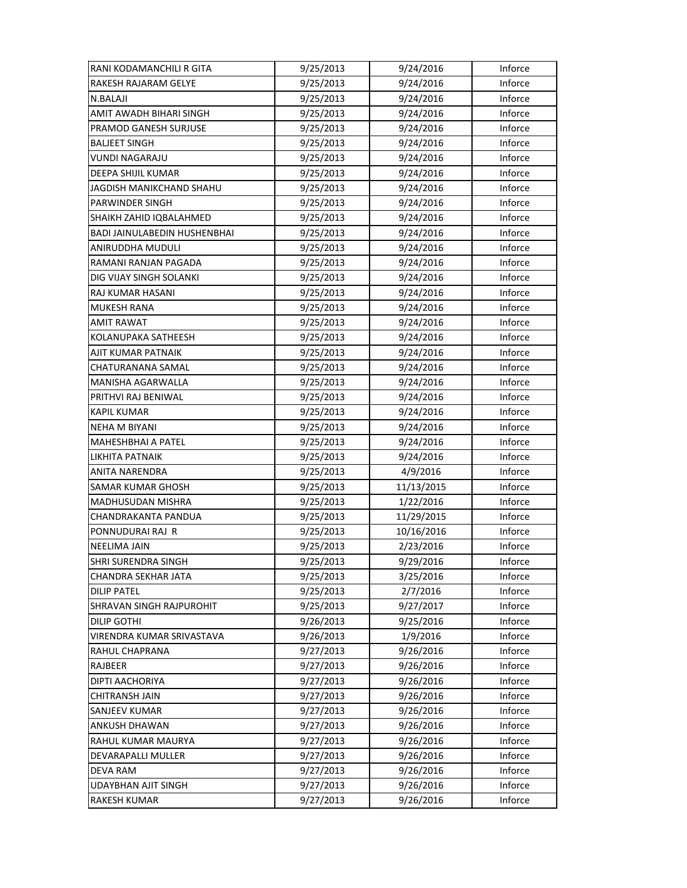| RANI KODAMANCHILI R GITA | 9/25/2013 | 9/24/2016 | Inforce |
|---|---|---|---|
| RAKESH RAJARAM GELYE | 9/25/2013 | 9/24/2016 | Inforce |
| N.BALAJI | 9/25/2013 | 9/24/2016 | Inforce |
| AMIT AWADH BIHARI SINGH | 9/25/2013 | 9/24/2016 | Inforce |
| PRAMOD GANESH SURJUSE | 9/25/2013 | 9/24/2016 | Inforce |
| BALJEET SINGH | 9/25/2013 | 9/24/2016 | Inforce |
| VUNDI NAGARAJU | 9/25/2013 | 9/24/2016 | Inforce |
| DEEPA SHIJIL KUMAR | 9/25/2013 | 9/24/2016 | Inforce |
| JAGDISH MANIKCHAND SHAHU | 9/25/2013 | 9/24/2016 | Inforce |
| PARWINDER SINGH | 9/25/2013 | 9/24/2016 | Inforce |
| SHAIKH ZAHID IQBALAHMED | 9/25/2013 | 9/24/2016 | Inforce |
| BADI JAINULABEDIN HUSHENBHAI | 9/25/2013 | 9/24/2016 | Inforce |
| ANIRUDDHA MUDULI | 9/25/2013 | 9/24/2016 | Inforce |
| RAMANI RANJAN PAGADA | 9/25/2013 | 9/24/2016 | Inforce |
| DIG VIJAY SINGH SOLANKI | 9/25/2013 | 9/24/2016 | Inforce |
| RAJ KUMAR HASANI | 9/25/2013 | 9/24/2016 | Inforce |
| MUKESH RANA | 9/25/2013 | 9/24/2016 | Inforce |
| AMIT RAWAT | 9/25/2013 | 9/24/2016 | Inforce |
| KOLANUPAKA SATHEESH | 9/25/2013 | 9/24/2016 | Inforce |
| AJIT KUMAR PATNAIK | 9/25/2013 | 9/24/2016 | Inforce |
| CHATURANANA SAMAL | 9/25/2013 | 9/24/2016 | Inforce |
| MANISHA AGARWALLA | 9/25/2013 | 9/24/2016 | Inforce |
| PRITHVI RAJ BENIWAL | 9/25/2013 | 9/24/2016 | Inforce |
| KAPIL KUMAR | 9/25/2013 | 9/24/2016 | Inforce |
| NEHA M BIYANI | 9/25/2013 | 9/24/2016 | Inforce |
| MAHESHBHAI A PATEL | 9/25/2013 | 9/24/2016 | Inforce |
| LIKHITA PATNAIK | 9/25/2013 | 9/24/2016 | Inforce |
| ANITA NARENDRA | 9/25/2013 | 4/9/2016 | Inforce |
| SAMAR KUMAR GHOSH | 9/25/2013 | 11/13/2015 | Inforce |
| MADHUSUDAN MISHRA | 9/25/2013 | 1/22/2016 | Inforce |
| CHANDRAKANTA PANDUA | 9/25/2013 | 11/29/2015 | Inforce |
| PONNUDURAI RAJ R | 9/25/2013 | 10/16/2016 | Inforce |
| NEELIMA JAIN | 9/25/2013 | 2/23/2016 | Inforce |
| SHRI SURENDRA SINGH | 9/25/2013 | 9/29/2016 | Inforce |
| CHANDRA SEKHAR JATA | 9/25/2013 | 3/25/2016 | Inforce |
| DILIP PATEL | 9/25/2013 | 2/7/2016 | Inforce |
| SHRAVAN SINGH RAJPUROHIT | 9/25/2013 | 9/27/2017 | Inforce |
| DILIP GOTHI | 9/26/2013 | 9/25/2016 | Inforce |
| VIRENDRA KUMAR SRIVASTAVA | 9/26/2013 | 1/9/2016 | Inforce |
| RAHUL CHAPRANA | 9/27/2013 | 9/26/2016 | Inforce |
| RAJBEER | 9/27/2013 | 9/26/2016 | Inforce |
| DIPTI AACHORIYA | 9/27/2013 | 9/26/2016 | Inforce |
| CHITRANSH JAIN | 9/27/2013 | 9/26/2016 | Inforce |
| SANJEEV KUMAR | 9/27/2013 | 9/26/2016 | Inforce |
| ANKUSH DHAWAN | 9/27/2013 | 9/26/2016 | Inforce |
| RAHUL KUMAR MAURYA | 9/27/2013 | 9/26/2016 | Inforce |
| DEVARAPALLI MULLER | 9/27/2013 | 9/26/2016 | Inforce |
| DEVA RAM | 9/27/2013 | 9/26/2016 | Inforce |
| UDAYBHAN AJIT SINGH | 9/27/2013 | 9/26/2016 | Inforce |
| RAKESH KUMAR | 9/27/2013 | 9/26/2016 | Inforce |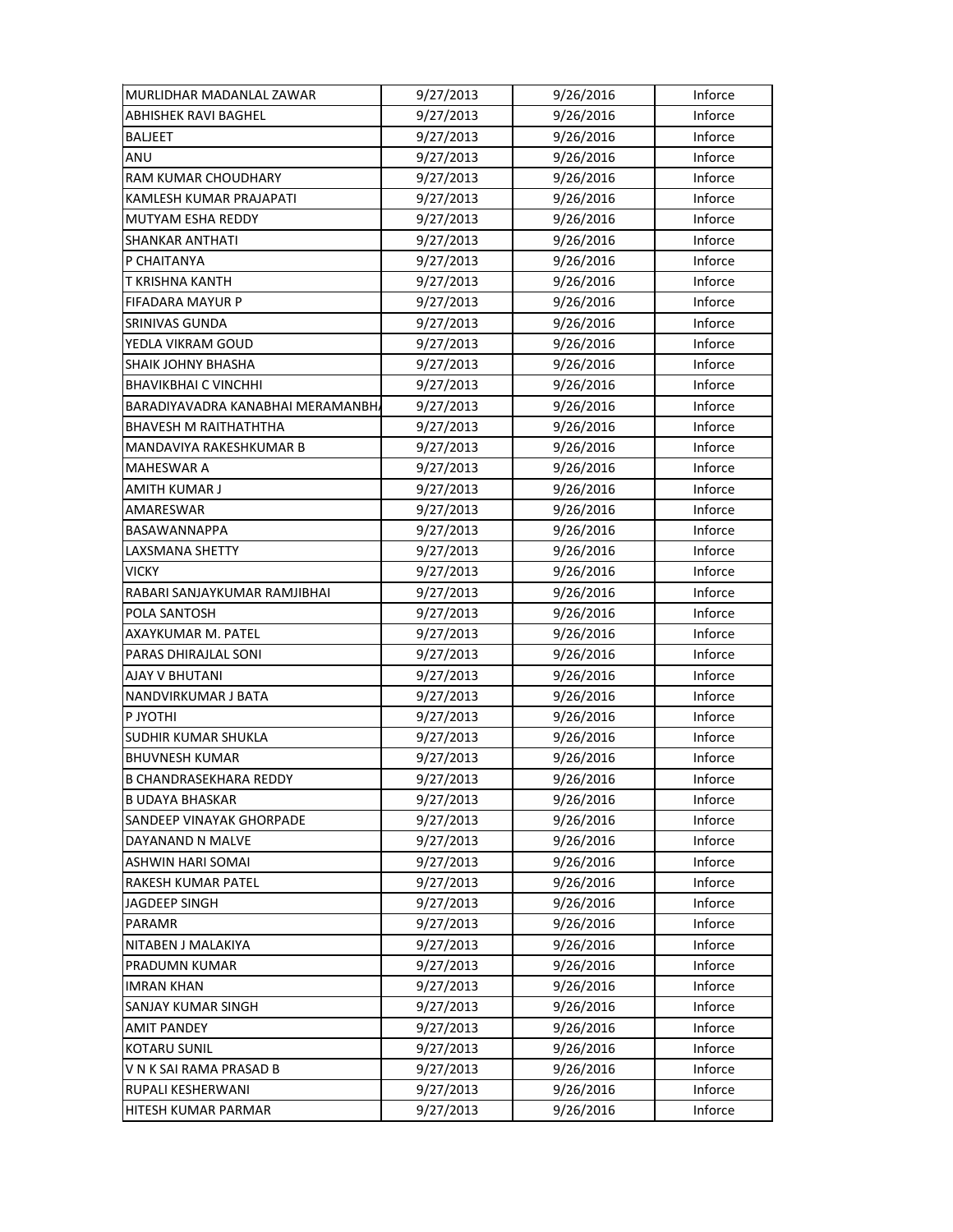| MURLIDHAR MADANLAL ZAWAR | 9/27/2013 | 9/26/2016 | Inforce |
|---|---|---|---|
| ABHISHEK RAVI BAGHEL | 9/27/2013 | 9/26/2016 | Inforce |
| BALJEET | 9/27/2013 | 9/26/2016 | Inforce |
| ANU | 9/27/2013 | 9/26/2016 | Inforce |
| RAM KUMAR CHOUDHARY | 9/27/2013 | 9/26/2016 | Inforce |
| KAMLESH KUMAR PRAJAPATI | 9/27/2013 | 9/26/2016 | Inforce |
| MUTYAM ESHA REDDY | 9/27/2013 | 9/26/2016 | Inforce |
| SHANKAR ANTHATI | 9/27/2013 | 9/26/2016 | Inforce |
| P CHAITANYA | 9/27/2013 | 9/26/2016 | Inforce |
| T KRISHNA KANTH | 9/27/2013 | 9/26/2016 | Inforce |
| FIFADARA MAYUR P | 9/27/2013 | 9/26/2016 | Inforce |
| SRINIVAS GUNDA | 9/27/2013 | 9/26/2016 | Inforce |
| YEDLA VIKRAM GOUD | 9/27/2013 | 9/26/2016 | Inforce |
| SHAIK JOHNY BHASHA | 9/27/2013 | 9/26/2016 | Inforce |
| BHAVIKBHAI C VINCHHI | 9/27/2013 | 9/26/2016 | Inforce |
| BARADIYAVADRA KANABHAI MERAMANBH/ | 9/27/2013 | 9/26/2016 | Inforce |
| BHAVESH M RAITHATHTHA | 9/27/2013 | 9/26/2016 | Inforce |
| MANDAVIYA RAKESHKUMAR B | 9/27/2013 | 9/26/2016 | Inforce |
| MAHESWAR A | 9/27/2013 | 9/26/2016 | Inforce |
| AMITH KUMAR J | 9/27/2013 | 9/26/2016 | Inforce |
| AMARESWAR | 9/27/2013 | 9/26/2016 | Inforce |
| BASAWANNAPPA | 9/27/2013 | 9/26/2016 | Inforce |
| LAXSMANA SHETTY | 9/27/2013 | 9/26/2016 | Inforce |
| VICKY | 9/27/2013 | 9/26/2016 | Inforce |
| RABARI SANJAYKUMAR RAMJIBHAI | 9/27/2013 | 9/26/2016 | Inforce |
| POLA SANTOSH | 9/27/2013 | 9/26/2016 | Inforce |
| AXAYKUMAR M. PATEL | 9/27/2013 | 9/26/2016 | Inforce |
| PARAS DHIRAJLAL SONI | 9/27/2013 | 9/26/2016 | Inforce |
| AJAY V BHUTANI | 9/27/2013 | 9/26/2016 | Inforce |
| NANDVIRKUMAR J BATA | 9/27/2013 | 9/26/2016 | Inforce |
| P JYOTHI | 9/27/2013 | 9/26/2016 | Inforce |
| SUDHIR KUMAR SHUKLA | 9/27/2013 | 9/26/2016 | Inforce |
| BHUVNESH KUMAR | 9/27/2013 | 9/26/2016 | Inforce |
| B CHANDRASEKHARA REDDY | 9/27/2013 | 9/26/2016 | Inforce |
| B UDAYA BHASKAR | 9/27/2013 | 9/26/2016 | Inforce |
| SANDEEP VINAYAK GHORPADE | 9/27/2013 | 9/26/2016 | Inforce |
| DAYANAND N MALVE | 9/27/2013 | 9/26/2016 | Inforce |
| ASHWIN HARI SOMAI | 9/27/2013 | 9/26/2016 | Inforce |
| RAKESH KUMAR PATEL | 9/27/2013 | 9/26/2016 | Inforce |
| JAGDEEP SINGH | 9/27/2013 | 9/26/2016 | Inforce |
| PARAMR | 9/27/2013 | 9/26/2016 | Inforce |
| NITABEN J MALAKIYA | 9/27/2013 | 9/26/2016 | Inforce |
| PRADUMN KUMAR | 9/27/2013 | 9/26/2016 | Inforce |
| IMRAN KHAN | 9/27/2013 | 9/26/2016 | Inforce |
| SANJAY KUMAR SINGH | 9/27/2013 | 9/26/2016 | Inforce |
| AMIT PANDEY | 9/27/2013 | 9/26/2016 | Inforce |
| KOTARU SUNIL | 9/27/2013 | 9/26/2016 | Inforce |
| V N K SAI RAMA PRASAD B | 9/27/2013 | 9/26/2016 | Inforce |
| RUPALI KESHERWANI | 9/27/2013 | 9/26/2016 | Inforce |
| HITESH KUMAR PARMAR | 9/27/2013 | 9/26/2016 | Inforce |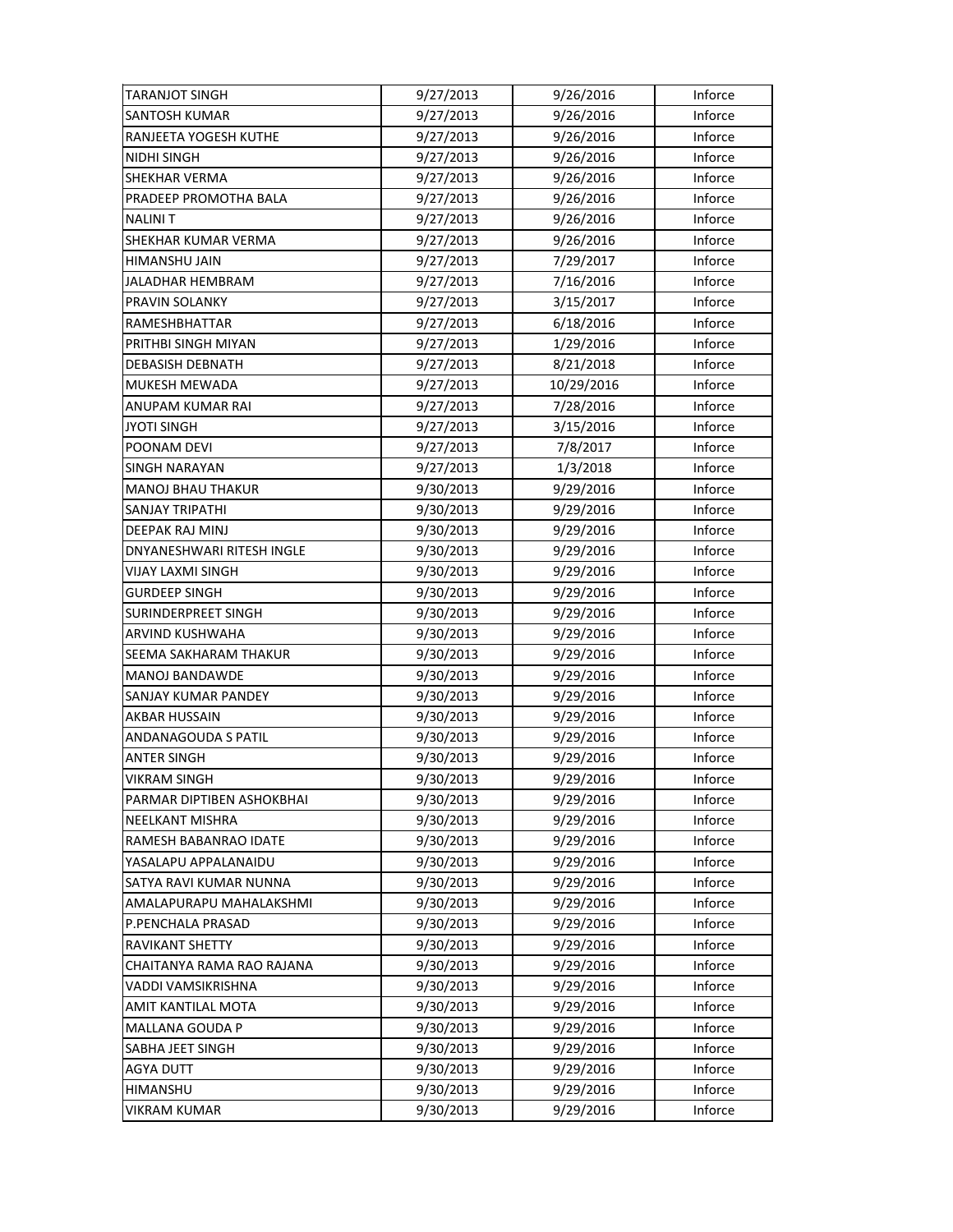| | | | |
|---|---|---|---|
| TARANJOT SINGH | 9/27/2013 | 9/26/2016 | Inforce |
| SANTOSH KUMAR | 9/27/2013 | 9/26/2016 | Inforce |
| RANJEETA YOGESH KUTHE | 9/27/2013 | 9/26/2016 | Inforce |
| NIDHI SINGH | 9/27/2013 | 9/26/2016 | Inforce |
| SHEKHAR VERMA | 9/27/2013 | 9/26/2016 | Inforce |
| PRADEEP PROMOTHA BALA | 9/27/2013 | 9/26/2016 | Inforce |
| NALINI T | 9/27/2013 | 9/26/2016 | Inforce |
| SHEKHAR KUMAR VERMA | 9/27/2013 | 9/26/2016 | Inforce |
| HIMANSHU JAIN | 9/27/2013 | 7/29/2017 | Inforce |
| JALADHAR HEMBRAM | 9/27/2013 | 7/16/2016 | Inforce |
| PRAVIN SOLANKY | 9/27/2013 | 3/15/2017 | Inforce |
| RAMESHBHATTAR | 9/27/2013 | 6/18/2016 | Inforce |
| PRITHBI SINGH MIYAN | 9/27/2013 | 1/29/2016 | Inforce |
| DEBASISH DEBNATH | 9/27/2013 | 8/21/2018 | Inforce |
| MUKESH MEWADA | 9/27/2013 | 10/29/2016 | Inforce |
| ANUPAM KUMAR RAI | 9/27/2013 | 7/28/2016 | Inforce |
| JYOTI SINGH | 9/27/2013 | 3/15/2016 | Inforce |
| POONAM DEVI | 9/27/2013 | 7/8/2017 | Inforce |
| SINGH NARAYAN | 9/27/2013 | 1/3/2018 | Inforce |
| MANOJ BHAU THAKUR | 9/30/2013 | 9/29/2016 | Inforce |
| SANJAY TRIPATHI | 9/30/2013 | 9/29/2016 | Inforce |
| DEEPAK RAJ MINJ | 9/30/2013 | 9/29/2016 | Inforce |
| DNYANESHWARI RITESH INGLE | 9/30/2013 | 9/29/2016 | Inforce |
| VIJAY LAXMI SINGH | 9/30/2013 | 9/29/2016 | Inforce |
| GURDEEP SINGH | 9/30/2013 | 9/29/2016 | Inforce |
| SURINDERPREET SINGH | 9/30/2013 | 9/29/2016 | Inforce |
| ARVIND KUSHWAHA | 9/30/2013 | 9/29/2016 | Inforce |
| SEEMA SAKHARAM THAKUR | 9/30/2013 | 9/29/2016 | Inforce |
| MANOJ BANDAWDE | 9/30/2013 | 9/29/2016 | Inforce |
| SANJAY KUMAR PANDEY | 9/30/2013 | 9/29/2016 | Inforce |
| AKBAR HUSSAIN | 9/30/2013 | 9/29/2016 | Inforce |
| ANDANAGOUDA S PATIL | 9/30/2013 | 9/29/2016 | Inforce |
| ANTER SINGH | 9/30/2013 | 9/29/2016 | Inforce |
| VIKRAM SINGH | 9/30/2013 | 9/29/2016 | Inforce |
| PARMAR DIPTIBEN ASHOKBHAI | 9/30/2013 | 9/29/2016 | Inforce |
| NEELKANT MISHRA | 9/30/2013 | 9/29/2016 | Inforce |
| RAMESH BABANRAO IDATE | 9/30/2013 | 9/29/2016 | Inforce |
| YASALAPU APPALANAIDU | 9/30/2013 | 9/29/2016 | Inforce |
| SATYA RAVI KUMAR NUNNA | 9/30/2013 | 9/29/2016 | Inforce |
| AMALAPURAPU MAHALAKSHMI | 9/30/2013 | 9/29/2016 | Inforce |
| P.PENCHALA PRASAD | 9/30/2013 | 9/29/2016 | Inforce |
| RAVIKANT SHETTY | 9/30/2013 | 9/29/2016 | Inforce |
| CHAITANYA RAMA RAO RAJANA | 9/30/2013 | 9/29/2016 | Inforce |
| VADDI VAMSIKRISHNA | 9/30/2013 | 9/29/2016 | Inforce |
| AMIT KANTILAL MOTA | 9/30/2013 | 9/29/2016 | Inforce |
| MALLANA GOUDA P | 9/30/2013 | 9/29/2016 | Inforce |
| SABHA JEET SINGH | 9/30/2013 | 9/29/2016 | Inforce |
| AGYA DUTT | 9/30/2013 | 9/29/2016 | Inforce |
| HIMANSHU | 9/30/2013 | 9/29/2016 | Inforce |
| VIKRAM KUMAR | 9/30/2013 | 9/29/2016 | Inforce |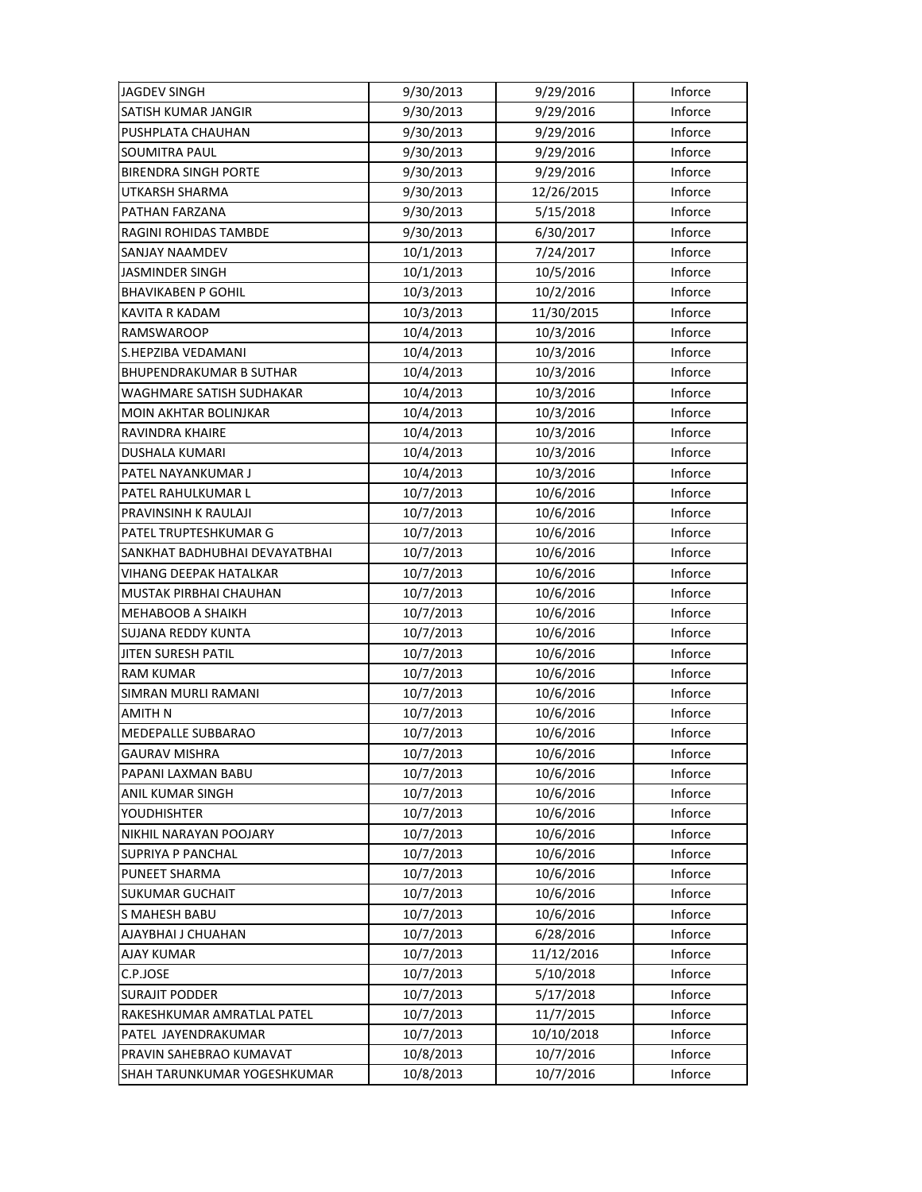| JAGDEV SINGH | 9/30/2013 | 9/29/2016 | Inforce |
|---|---|---|---|
| SATISH KUMAR JANGIR | 9/30/2013 | 9/29/2016 | Inforce |
| PUSHPLATA CHAUHAN | 9/30/2013 | 9/29/2016 | Inforce |
| SOUMITRA PAUL | 9/30/2013 | 9/29/2016 | Inforce |
| BIRENDRA SINGH PORTE | 9/30/2013 | 9/29/2016 | Inforce |
| UTKARSH SHARMA | 9/30/2013 | 12/26/2015 | Inforce |
| PATHAN FARZANA | 9/30/2013 | 5/15/2018 | Inforce |
| RAGINI ROHIDAS TAMBDE | 9/30/2013 | 6/30/2017 | Inforce |
| SANJAY NAAMDEV | 10/1/2013 | 7/24/2017 | Inforce |
| JASMINDER SINGH | 10/1/2013 | 10/5/2016 | Inforce |
| BHAVIKABEN P GOHIL | 10/3/2013 | 10/2/2016 | Inforce |
| KAVITA R KADAM | 10/3/2013 | 11/30/2015 | Inforce |
| RAMSWAROOP | 10/4/2013 | 10/3/2016 | Inforce |
| S.HEPZIBA VEDAMANI | 10/4/2013 | 10/3/2016 | Inforce |
| BHUPENDRAKUMAR B SUTHAR | 10/4/2013 | 10/3/2016 | Inforce |
| WAGHMARE SATISH SUDHAKAR | 10/4/2013 | 10/3/2016 | Inforce |
| MOIN AKHTAR BOLINJKAR | 10/4/2013 | 10/3/2016 | Inforce |
| RAVINDRA KHAIRE | 10/4/2013 | 10/3/2016 | Inforce |
| DUSHALA KUMARI | 10/4/2013 | 10/3/2016 | Inforce |
| PATEL NAYANKUMAR J | 10/4/2013 | 10/3/2016 | Inforce |
| PATEL RAHULKUMAR L | 10/7/2013 | 10/6/2016 | Inforce |
| PRAVINSINH K RAULAJI | 10/7/2013 | 10/6/2016 | Inforce |
| PATEL TRUPTESHKUMAR G | 10/7/2013 | 10/6/2016 | Inforce |
| SANKHAT BADHUBHAI DEVAYATBHAI | 10/7/2013 | 10/6/2016 | Inforce |
| VIHANG DEEPAK HATALKAR | 10/7/2013 | 10/6/2016 | Inforce |
| MUSTAK PIRBHAI CHAUHAN | 10/7/2013 | 10/6/2016 | Inforce |
| MEHABOOB A SHAIKH | 10/7/2013 | 10/6/2016 | Inforce |
| SUJANA REDDY KUNTA | 10/7/2013 | 10/6/2016 | Inforce |
| JITEN SURESH PATIL | 10/7/2013 | 10/6/2016 | Inforce |
| RAM KUMAR | 10/7/2013 | 10/6/2016 | Inforce |
| SIMRAN MURLI RAMANI | 10/7/2013 | 10/6/2016 | Inforce |
| AMITH N | 10/7/2013 | 10/6/2016 | Inforce |
| MEDEPALLE SUBBARAO | 10/7/2013 | 10/6/2016 | Inforce |
| GAURAV MISHRA | 10/7/2013 | 10/6/2016 | Inforce |
| PAPANI LAXMAN BABU | 10/7/2013 | 10/6/2016 | Inforce |
| ANIL KUMAR SINGH | 10/7/2013 | 10/6/2016 | Inforce |
| YOUDHISHTER | 10/7/2013 | 10/6/2016 | Inforce |
| NIKHIL NARAYAN POOJARY | 10/7/2013 | 10/6/2016 | Inforce |
| SUPRIYA P PANCHAL | 10/7/2013 | 10/6/2016 | Inforce |
| PUNEET SHARMA | 10/7/2013 | 10/6/2016 | Inforce |
| SUKUMAR GUCHAIT | 10/7/2013 | 10/6/2016 | Inforce |
| S MAHESH BABU | 10/7/2013 | 10/6/2016 | Inforce |
| AJAYBHAI J CHUAHAN | 10/7/2013 | 6/28/2016 | Inforce |
| AJAY KUMAR | 10/7/2013 | 11/12/2016 | Inforce |
| C.P.JOSE | 10/7/2013 | 5/10/2018 | Inforce |
| SURAJIT PODDER | 10/7/2013 | 5/17/2018 | Inforce |
| RAKESHKUMAR AMRATLAL PATEL | 10/7/2013 | 11/7/2015 | Inforce |
| PATEL JAYENDRAKUMAR | 10/7/2013 | 10/10/2018 | Inforce |
| PRAVIN SAHEBRAO KUMAVAT | 10/8/2013 | 10/7/2016 | Inforce |
| SHAH TARUNKUMAR YOGESHKUMAR | 10/8/2013 | 10/7/2016 | Inforce |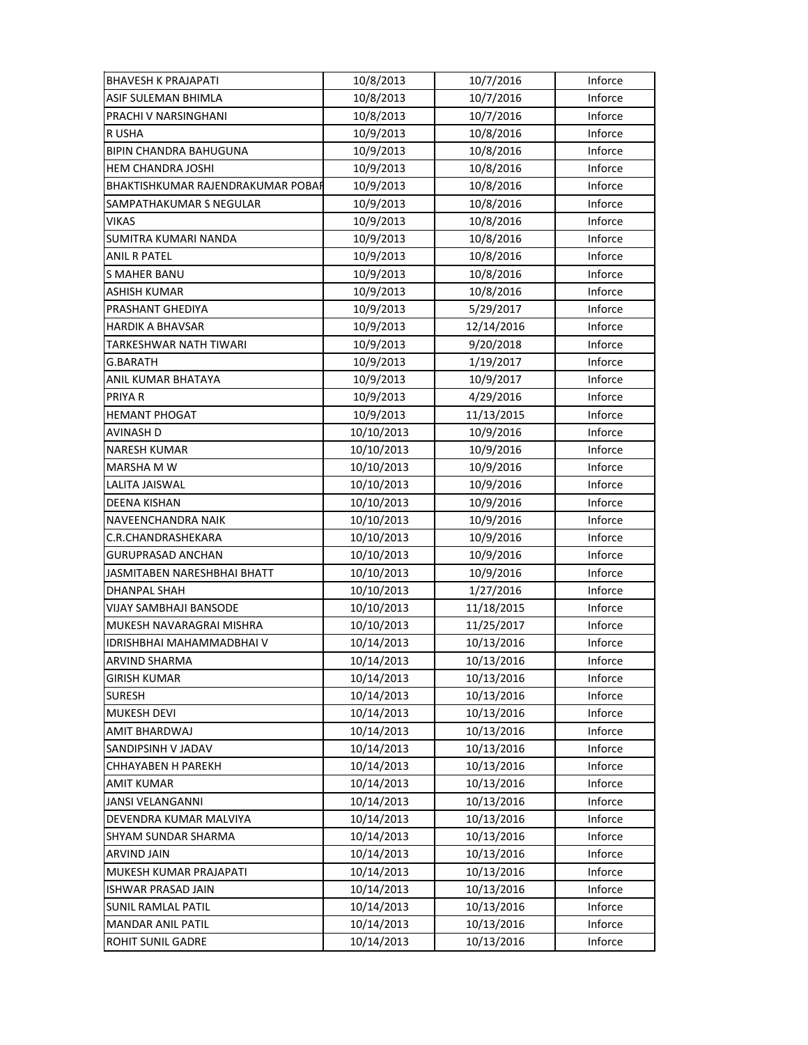| | | | |
|---|---|---|---|
| BHAVESH K PRAJAPATI | 10/8/2013 | 10/7/2016 | Inforce |
| ASIF SULEMAN BHIMLA | 10/8/2013 | 10/7/2016 | Inforce |
| PRACHI V NARSINGHANI | 10/8/2013 | 10/7/2016 | Inforce |
| R USHA | 10/9/2013 | 10/8/2016 | Inforce |
| BIPIN CHANDRA BAHUGUNA | 10/9/2013 | 10/8/2016 | Inforce |
| HEM CHANDRA JOSHI | 10/9/2013 | 10/8/2016 | Inforce |
| BHAKTISHKUMAR RAJENDRAKUMAR POBAR | 10/9/2013 | 10/8/2016 | Inforce |
| SAMPATHAKUMAR S NEGULAR | 10/9/2013 | 10/8/2016 | Inforce |
| VIKAS | 10/9/2013 | 10/8/2016 | Inforce |
| SUMITRA KUMARI NANDA | 10/9/2013 | 10/8/2016 | Inforce |
| ANIL R PATEL | 10/9/2013 | 10/8/2016 | Inforce |
| S MAHER BANU | 10/9/2013 | 10/8/2016 | Inforce |
| ASHISH KUMAR | 10/9/2013 | 10/8/2016 | Inforce |
| PRASHANT GHEDIYA | 10/9/2013 | 5/29/2017 | Inforce |
| HARDIK A BHAVSAR | 10/9/2013 | 12/14/2016 | Inforce |
| TARKESHWAR NATH TIWARI | 10/9/2013 | 9/20/2018 | Inforce |
| G.BARATH | 10/9/2013 | 1/19/2017 | Inforce |
| ANIL KUMAR BHATAYA | 10/9/2013 | 10/9/2017 | Inforce |
| PRIYA R | 10/9/2013 | 4/29/2016 | Inforce |
| HEMANT PHOGAT | 10/9/2013 | 11/13/2015 | Inforce |
| AVINASH D | 10/10/2013 | 10/9/2016 | Inforce |
| NARESH KUMAR | 10/10/2013 | 10/9/2016 | Inforce |
| MARSHA M W | 10/10/2013 | 10/9/2016 | Inforce |
| LALITA JAISWAL | 10/10/2013 | 10/9/2016 | Inforce |
| DEENA KISHAN | 10/10/2013 | 10/9/2016 | Inforce |
| NAVEENCHANDRA NAIK | 10/10/2013 | 10/9/2016 | Inforce |
| C.R.CHANDRASHEKARA | 10/10/2013 | 10/9/2016 | Inforce |
| GURUPRASAD ANCHAN | 10/10/2013 | 10/9/2016 | Inforce |
| JASMITABEN NARESHBHAI BHATT | 10/10/2013 | 10/9/2016 | Inforce |
| DHANPAL SHAH | 10/10/2013 | 1/27/2016 | Inforce |
| VIJAY SAMBHAJI BANSODE | 10/10/2013 | 11/18/2015 | Inforce |
| MUKESH NAVARAGRAI MISHRA | 10/10/2013 | 11/25/2017 | Inforce |
| IDRISHBHAI MAHAMMADBHAI V | 10/14/2013 | 10/13/2016 | Inforce |
| ARVIND SHARMA | 10/14/2013 | 10/13/2016 | Inforce |
| GIRISH KUMAR | 10/14/2013 | 10/13/2016 | Inforce |
| SURESH | 10/14/2013 | 10/13/2016 | Inforce |
| MUKESH DEVI | 10/14/2013 | 10/13/2016 | Inforce |
| AMIT BHARDWAJ | 10/14/2013 | 10/13/2016 | Inforce |
| SANDIPSINH V JADAV | 10/14/2013 | 10/13/2016 | Inforce |
| CHHAYABEN H PAREKH | 10/14/2013 | 10/13/2016 | Inforce |
| AMIT KUMAR | 10/14/2013 | 10/13/2016 | Inforce |
| JANSI VELANGANNI | 10/14/2013 | 10/13/2016 | Inforce |
| DEVENDRA KUMAR MALVIYA | 10/14/2013 | 10/13/2016 | Inforce |
| SHYAM SUNDAR SHARMA | 10/14/2013 | 10/13/2016 | Inforce |
| ARVIND JAIN | 10/14/2013 | 10/13/2016 | Inforce |
| MUKESH KUMAR PRAJAPATI | 10/14/2013 | 10/13/2016 | Inforce |
| ISHWAR PRASAD JAIN | 10/14/2013 | 10/13/2016 | Inforce |
| SUNIL RAMLAL PATIL | 10/14/2013 | 10/13/2016 | Inforce |
| MANDAR ANIL PATIL | 10/14/2013 | 10/13/2016 | Inforce |
| ROHIT SUNIL GADRE | 10/14/2013 | 10/13/2016 | Inforce |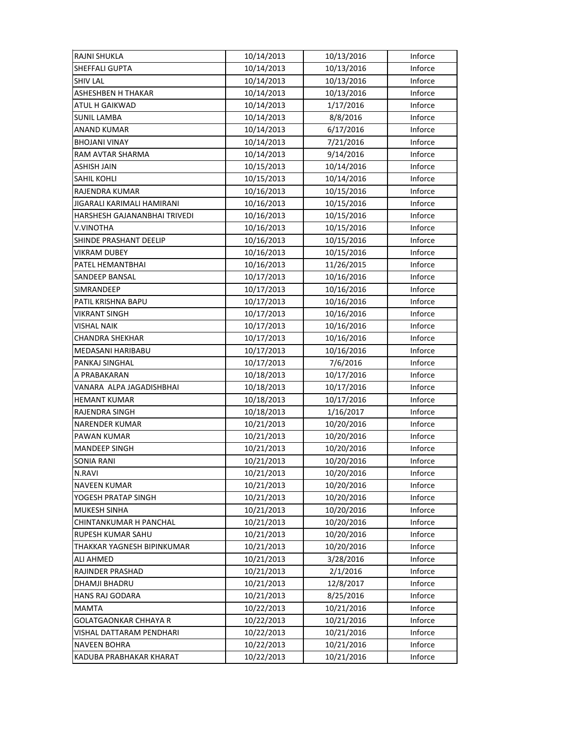| | | | |
|---|---|---|---|
| RAJNI SHUKLA | 10/14/2013 | 10/13/2016 | Inforce |
| SHEFFALI GUPTA | 10/14/2013 | 10/13/2016 | Inforce |
| SHIV LAL | 10/14/2013 | 10/13/2016 | Inforce |
| ASHESHBEN H THAKAR | 10/14/2013 | 10/13/2016 | Inforce |
| ATUL H GAIKWAD | 10/14/2013 | 1/17/2016 | Inforce |
| SUNIL LAMBA | 10/14/2013 | 8/8/2016 | Inforce |
| ANAND KUMAR | 10/14/2013 | 6/17/2016 | Inforce |
| BHOJANI VINAY | 10/14/2013 | 7/21/2016 | Inforce |
| RAM AVTAR SHARMA | 10/14/2013 | 9/14/2016 | Inforce |
| ASHISH JAIN | 10/15/2013 | 10/14/2016 | Inforce |
| SAHIL KOHLI | 10/15/2013 | 10/14/2016 | Inforce |
| RAJENDRA KUMAR | 10/16/2013 | 10/15/2016 | Inforce |
| JIGARALI KARIMALI HAMIRANI | 10/16/2013 | 10/15/2016 | Inforce |
| HARSHESH GAJANANBHAI TRIVEDI | 10/16/2013 | 10/15/2016 | Inforce |
| V.VINOTHA | 10/16/2013 | 10/15/2016 | Inforce |
| SHINDE PRASHANT DEELIP | 10/16/2013 | 10/15/2016 | Inforce |
| VIKRAM DUBEY | 10/16/2013 | 10/15/2016 | Inforce |
| PATEL HEMANTBHAI | 10/16/2013 | 11/26/2015 | Inforce |
| SANDEEP BANSAL | 10/17/2013 | 10/16/2016 | Inforce |
| SIMRANDEEP | 10/17/2013 | 10/16/2016 | Inforce |
| PATIL KRISHNA BAPU | 10/17/2013 | 10/16/2016 | Inforce |
| VIKRANT SINGH | 10/17/2013 | 10/16/2016 | Inforce |
| VISHAL NAIK | 10/17/2013 | 10/16/2016 | Inforce |
| CHANDRA SHEKHAR | 10/17/2013 | 10/16/2016 | Inforce |
| MEDASANI HARIBABU | 10/17/2013 | 10/16/2016 | Inforce |
| PANKAJ SINGHAL | 10/17/2013 | 7/6/2016 | Inforce |
| A PRABAKARAN | 10/18/2013 | 10/17/2016 | Inforce |
| VANARA  ALPA JAGADISHBHAI | 10/18/2013 | 10/17/2016 | Inforce |
| HEMANT KUMAR | 10/18/2013 | 10/17/2016 | Inforce |
| RAJENDRA SINGH | 10/18/2013 | 1/16/2017 | Inforce |
| NARENDER KUMAR | 10/21/2013 | 10/20/2016 | Inforce |
| PAWAN KUMAR | 10/21/2013 | 10/20/2016 | Inforce |
| MANDEEP SINGH | 10/21/2013 | 10/20/2016 | Inforce |
| SONIA RANI | 10/21/2013 | 10/20/2016 | Inforce |
| N.RAVI | 10/21/2013 | 10/20/2016 | Inforce |
| NAVEEN KUMAR | 10/21/2013 | 10/20/2016 | Inforce |
| YOGESH PRATAP SINGH | 10/21/2013 | 10/20/2016 | Inforce |
| MUKESH SINHA | 10/21/2013 | 10/20/2016 | Inforce |
| CHINTANKUMAR H PANCHAL | 10/21/2013 | 10/20/2016 | Inforce |
| RUPESH KUMAR SAHU | 10/21/2013 | 10/20/2016 | Inforce |
| THAKKAR YAGNESH BIPINKUMAR | 10/21/2013 | 10/20/2016 | Inforce |
| ALI AHMED | 10/21/2013 | 3/28/2016 | Inforce |
| RAJINDER PRASHAD | 10/21/2013 | 2/1/2016 | Inforce |
| DHAMJI BHADRU | 10/21/2013 | 12/8/2017 | Inforce |
| HANS RAJ GODARA | 10/21/2013 | 8/25/2016 | Inforce |
| MAMTA | 10/22/2013 | 10/21/2016 | Inforce |
| GOLATGAONKAR CHHAYA R | 10/22/2013 | 10/21/2016 | Inforce |
| VISHAL DATTARAM PENDHARI | 10/22/2013 | 10/21/2016 | Inforce |
| NAVEEN BOHRA | 10/22/2013 | 10/21/2016 | Inforce |
| KADUBA PRABHAKAR KHARAT | 10/22/2013 | 10/21/2016 | Inforce |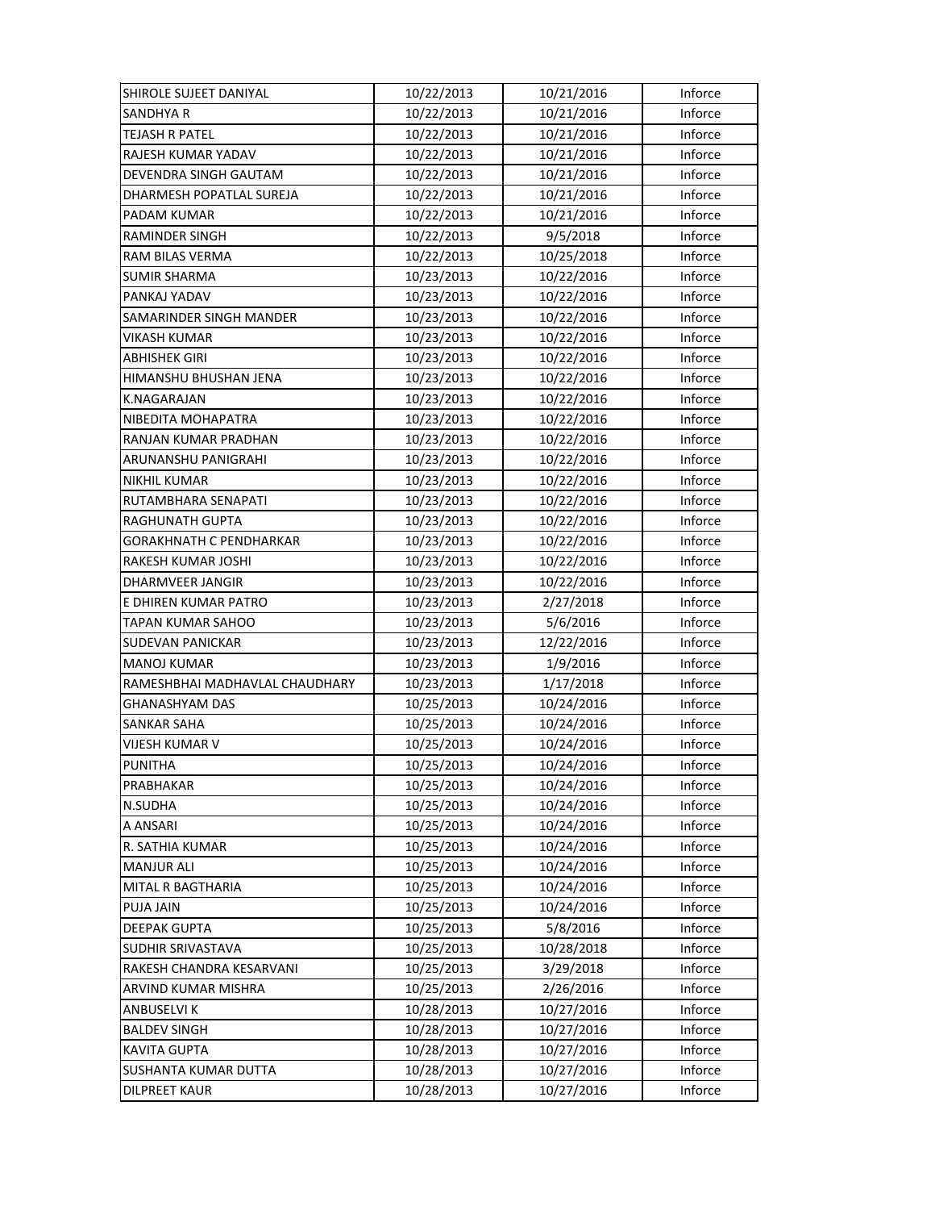| | | | |
|---|---|---|---|
| SHIROLE SUJEET DANIYAL | 10/22/2013 | 10/21/2016 | Inforce |
| SANDHYA R | 10/22/2013 | 10/21/2016 | Inforce |
| TEJASH R PATEL | 10/22/2013 | 10/21/2016 | Inforce |
| RAJESH KUMAR YADAV | 10/22/2013 | 10/21/2016 | Inforce |
| DEVENDRA SINGH GAUTAM | 10/22/2013 | 10/21/2016 | Inforce |
| DHARMESH POPATLAL SUREJA | 10/22/2013 | 10/21/2016 | Inforce |
| PADAM KUMAR | 10/22/2013 | 10/21/2016 | Inforce |
| RAMINDER SINGH | 10/22/2013 | 9/5/2018 | Inforce |
| RAM BILAS VERMA | 10/22/2013 | 10/25/2018 | Inforce |
| SUMIR SHARMA | 10/23/2013 | 10/22/2016 | Inforce |
| PANKAJ YADAV | 10/23/2013 | 10/22/2016 | Inforce |
| SAMARINDER SINGH MANDER | 10/23/2013 | 10/22/2016 | Inforce |
| VIKASH KUMAR | 10/23/2013 | 10/22/2016 | Inforce |
| ABHISHEK GIRI | 10/23/2013 | 10/22/2016 | Inforce |
| HIMANSHU BHUSHAN JENA | 10/23/2013 | 10/22/2016 | Inforce |
| K.NAGARAJAN | 10/23/2013 | 10/22/2016 | Inforce |
| NIBEDITA MOHAPATRA | 10/23/2013 | 10/22/2016 | Inforce |
| RANJAN KUMAR PRADHAN | 10/23/2013 | 10/22/2016 | Inforce |
| ARUNANSHU PANIGRAHI | 10/23/2013 | 10/22/2016 | Inforce |
| NIKHIL KUMAR | 10/23/2013 | 10/22/2016 | Inforce |
| RUTAMBHARA SENAPATI | 10/23/2013 | 10/22/2016 | Inforce |
| RAGHUNATH GUPTA | 10/23/2013 | 10/22/2016 | Inforce |
| GORAKHNATH C PENDHARKAR | 10/23/2013 | 10/22/2016 | Inforce |
| RAKESH KUMAR JOSHI | 10/23/2013 | 10/22/2016 | Inforce |
| DHARMVEER JANGIR | 10/23/2013 | 10/22/2016 | Inforce |
| E DHIREN KUMAR PATRO | 10/23/2013 | 2/27/2018 | Inforce |
| TAPAN KUMAR SAHOO | 10/23/2013 | 5/6/2016 | Inforce |
| SUDEVAN PANICKAR | 10/23/2013 | 12/22/2016 | Inforce |
| MANOJ KUMAR | 10/23/2013 | 1/9/2016 | Inforce |
| RAMESHBHAI MADHAVLAL CHAUDHARY | 10/23/2013 | 1/17/2018 | Inforce |
| GHANASHYAM DAS | 10/25/2013 | 10/24/2016 | Inforce |
| SANKAR SAHA | 10/25/2013 | 10/24/2016 | Inforce |
| VIJESH KUMAR V | 10/25/2013 | 10/24/2016 | Inforce |
| PUNITHA | 10/25/2013 | 10/24/2016 | Inforce |
| PRABHAKAR | 10/25/2013 | 10/24/2016 | Inforce |
| N.SUDHA | 10/25/2013 | 10/24/2016 | Inforce |
| A ANSARI | 10/25/2013 | 10/24/2016 | Inforce |
| R. SATHIA KUMAR | 10/25/2013 | 10/24/2016 | Inforce |
| MANJUR ALI | 10/25/2013 | 10/24/2016 | Inforce |
| MITAL R BAGTHARIA | 10/25/2013 | 10/24/2016 | Inforce |
| PUJA JAIN | 10/25/2013 | 10/24/2016 | Inforce |
| DEEPAK GUPTA | 10/25/2013 | 5/8/2016 | Inforce |
| SUDHIR SRIVASTAVA | 10/25/2013 | 10/28/2018 | Inforce |
| RAKESH CHANDRA KESARVANI | 10/25/2013 | 3/29/2018 | Inforce |
| ARVIND KUMAR MISHRA | 10/25/2013 | 2/26/2016 | Inforce |
| ANBUSELVI K | 10/28/2013 | 10/27/2016 | Inforce |
| BALDEV SINGH | 10/28/2013 | 10/27/2016 | Inforce |
| KAVITA GUPTA | 10/28/2013 | 10/27/2016 | Inforce |
| SUSHANTA KUMAR DUTTA | 10/28/2013 | 10/27/2016 | Inforce |
| DILPREET KAUR | 10/28/2013 | 10/27/2016 | Inforce |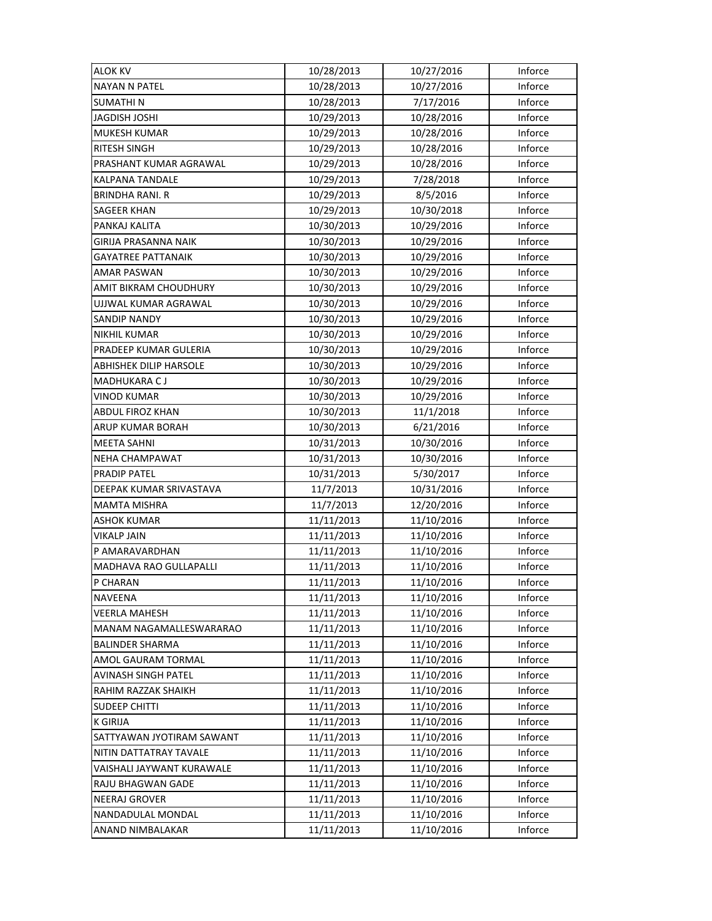| | | | |
|---|---|---|---|
| ALOK KV | 10/28/2013 | 10/27/2016 | Inforce |
| NAYAN N PATEL | 10/28/2013 | 10/27/2016 | Inforce |
| SUMATHI N | 10/28/2013 | 7/17/2016 | Inforce |
| JAGDISH JOSHI | 10/29/2013 | 10/28/2016 | Inforce |
| MUKESH KUMAR | 10/29/2013 | 10/28/2016 | Inforce |
| RITESH SINGH | 10/29/2013 | 10/28/2016 | Inforce |
| PRASHANT KUMAR AGRAWAL | 10/29/2013 | 10/28/2016 | Inforce |
| KALPANA TANDALE | 10/29/2013 | 7/28/2018 | Inforce |
| BRINDHA RANI. R | 10/29/2013 | 8/5/2016 | Inforce |
| SAGEER KHAN | 10/29/2013 | 10/30/2018 | Inforce |
| PANKAJ KALITA | 10/30/2013 | 10/29/2016 | Inforce |
| GIRIJA PRASANNA NAIK | 10/30/2013 | 10/29/2016 | Inforce |
| GAYATREE PATTANAIK | 10/30/2013 | 10/29/2016 | Inforce |
| AMAR PASWAN | 10/30/2013 | 10/29/2016 | Inforce |
| AMIT BIKRAM CHOUDHURY | 10/30/2013 | 10/29/2016 | Inforce |
| UJJWAL KUMAR AGRAWAL | 10/30/2013 | 10/29/2016 | Inforce |
| SANDIP NANDY | 10/30/2013 | 10/29/2016 | Inforce |
| NIKHIL KUMAR | 10/30/2013 | 10/29/2016 | Inforce |
| PRADEEP KUMAR GULERIA | 10/30/2013 | 10/29/2016 | Inforce |
| ABHISHEK DILIP HARSOLE | 10/30/2013 | 10/29/2016 | Inforce |
| MADHUKARA C J | 10/30/2013 | 10/29/2016 | Inforce |
| VINOD KUMAR | 10/30/2013 | 10/29/2016 | Inforce |
| ABDUL FIROZ KHAN | 10/30/2013 | 11/1/2018 | Inforce |
| ARUP KUMAR BORAH | 10/30/2013 | 6/21/2016 | Inforce |
| MEETA SAHNI | 10/31/2013 | 10/30/2016 | Inforce |
| NEHA CHAMPAWAT | 10/31/2013 | 10/30/2016 | Inforce |
| PRADIP PATEL | 10/31/2013 | 5/30/2017 | Inforce |
| DEEPAK KUMAR SRIVASTAVA | 11/7/2013 | 10/31/2016 | Inforce |
| MAMTA MISHRA | 11/7/2013 | 12/20/2016 | Inforce |
| ASHOK KUMAR | 11/11/2013 | 11/10/2016 | Inforce |
| VIKALP JAIN | 11/11/2013 | 11/10/2016 | Inforce |
| P AMARAVARDHAN | 11/11/2013 | 11/10/2016 | Inforce |
| MADHAVA RAO GULLAPALLI | 11/11/2013 | 11/10/2016 | Inforce |
| P CHARAN | 11/11/2013 | 11/10/2016 | Inforce |
| NAVEENA | 11/11/2013 | 11/10/2016 | Inforce |
| VEERLA MAHESH | 11/11/2013 | 11/10/2016 | Inforce |
| MANAM NAGAMALLESWARARAO | 11/11/2013 | 11/10/2016 | Inforce |
| BALINDER SHARMA | 11/11/2013 | 11/10/2016 | Inforce |
| AMOL GAURAM TORMAL | 11/11/2013 | 11/10/2016 | Inforce |
| AVINASH SINGH PATEL | 11/11/2013 | 11/10/2016 | Inforce |
| RAHIM RAZZAK SHAIKH | 11/11/2013 | 11/10/2016 | Inforce |
| SUDEEP CHITTI | 11/11/2013 | 11/10/2016 | Inforce |
| K GIRIJA | 11/11/2013 | 11/10/2016 | Inforce |
| SATTYAWAN JYOTIRAM SAWANT | 11/11/2013 | 11/10/2016 | Inforce |
| NITIN DATTATRAY TAVALE | 11/11/2013 | 11/10/2016 | Inforce |
| VAISHALI JAYWANT KURAWALE | 11/11/2013 | 11/10/2016 | Inforce |
| RAJU BHAGWAN GADE | 11/11/2013 | 11/10/2016 | Inforce |
| NEERAJ GROVER | 11/11/2013 | 11/10/2016 | Inforce |
| NANDADULAL MONDAL | 11/11/2013 | 11/10/2016 | Inforce |
| ANAND NIMBALAKAR | 11/11/2013 | 11/10/2016 | Inforce |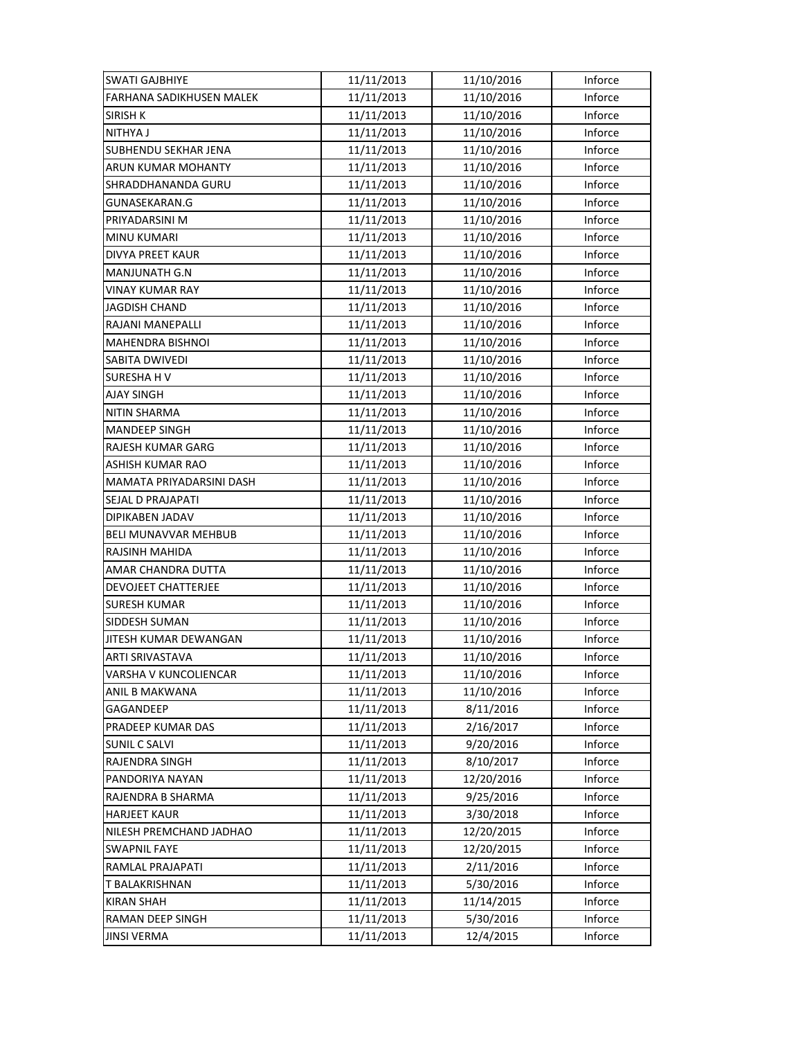| | | | |
|---|---|---|---|
| SWATI GAJBHIYE | 11/11/2013 | 11/10/2016 | Inforce |
| FARHANA SADIKHUSEN MALEK | 11/11/2013 | 11/10/2016 | Inforce |
| SIRISH K | 11/11/2013 | 11/10/2016 | Inforce |
| NITHYA J | 11/11/2013 | 11/10/2016 | Inforce |
| SUBHENDU SEKHAR JENA | 11/11/2013 | 11/10/2016 | Inforce |
| ARUN KUMAR MOHANTY | 11/11/2013 | 11/10/2016 | Inforce |
| SHRADDHANANDA GURU | 11/11/2013 | 11/10/2016 | Inforce |
| GUNASEKARAN.G | 11/11/2013 | 11/10/2016 | Inforce |
| PRIYADARSINI M | 11/11/2013 | 11/10/2016 | Inforce |
| MINU KUMARI | 11/11/2013 | 11/10/2016 | Inforce |
| DIVYA PREET KAUR | 11/11/2013 | 11/10/2016 | Inforce |
| MANJUNATH G.N | 11/11/2013 | 11/10/2016 | Inforce |
| VINAY KUMAR RAY | 11/11/2013 | 11/10/2016 | Inforce |
| JAGDISH CHAND | 11/11/2013 | 11/10/2016 | Inforce |
| RAJANI MANEPALLI | 11/11/2013 | 11/10/2016 | Inforce |
| MAHENDRA BISHNOI | 11/11/2013 | 11/10/2016 | Inforce |
| SABITA DWIVEDI | 11/11/2013 | 11/10/2016 | Inforce |
| SURESHA H V | 11/11/2013 | 11/10/2016 | Inforce |
| AJAY SINGH | 11/11/2013 | 11/10/2016 | Inforce |
| NITIN SHARMA | 11/11/2013 | 11/10/2016 | Inforce |
| MANDEEP SINGH | 11/11/2013 | 11/10/2016 | Inforce |
| RAJESH KUMAR GARG | 11/11/2013 | 11/10/2016 | Inforce |
| ASHISH KUMAR RAO | 11/11/2013 | 11/10/2016 | Inforce |
| MAMATA PRIYADARSINI DASH | 11/11/2013 | 11/10/2016 | Inforce |
| SEJAL D PRAJAPATI | 11/11/2013 | 11/10/2016 | Inforce |
| DIPIKABEN JADAV | 11/11/2013 | 11/10/2016 | Inforce |
| BELI MUNAVVAR MEHBUB | 11/11/2013 | 11/10/2016 | Inforce |
| RAJSINH MAHIDA | 11/11/2013 | 11/10/2016 | Inforce |
| AMAR CHANDRA DUTTA | 11/11/2013 | 11/10/2016 | Inforce |
| DEVOJEET CHATTERJEE | 11/11/2013 | 11/10/2016 | Inforce |
| SURESH KUMAR | 11/11/2013 | 11/10/2016 | Inforce |
| SIDDESH SUMAN | 11/11/2013 | 11/10/2016 | Inforce |
| JITESH KUMAR DEWANGAN | 11/11/2013 | 11/10/2016 | Inforce |
| ARTI SRIVASTAVA | 11/11/2013 | 11/10/2016 | Inforce |
| VARSHA V KUNCOLIENCAR | 11/11/2013 | 11/10/2016 | Inforce |
| ANIL B MAKWANA | 11/11/2013 | 11/10/2016 | Inforce |
| GAGANDEEP | 11/11/2013 | 8/11/2016 | Inforce |
| PRADEEP KUMAR DAS | 11/11/2013 | 2/16/2017 | Inforce |
| SUNIL C SALVI | 11/11/2013 | 9/20/2016 | Inforce |
| RAJENDRA SINGH | 11/11/2013 | 8/10/2017 | Inforce |
| PANDORIYA NAYAN | 11/11/2013 | 12/20/2016 | Inforce |
| RAJENDRA B SHARMA | 11/11/2013 | 9/25/2016 | Inforce |
| HARJEET KAUR | 11/11/2013 | 3/30/2018 | Inforce |
| NILESH PREMCHAND JADHAO | 11/11/2013 | 12/20/2015 | Inforce |
| SWAPNIL FAYE | 11/11/2013 | 12/20/2015 | Inforce |
| RAMLAL PRAJAPATI | 11/11/2013 | 2/11/2016 | Inforce |
| T BALAKRISHNAN | 11/11/2013 | 5/30/2016 | Inforce |
| KIRAN SHAH | 11/11/2013 | 11/14/2015 | Inforce |
| RAMAN DEEP SINGH | 11/11/2013 | 5/30/2016 | Inforce |
| JINSI VERMA | 11/11/2013 | 12/4/2015 | Inforce |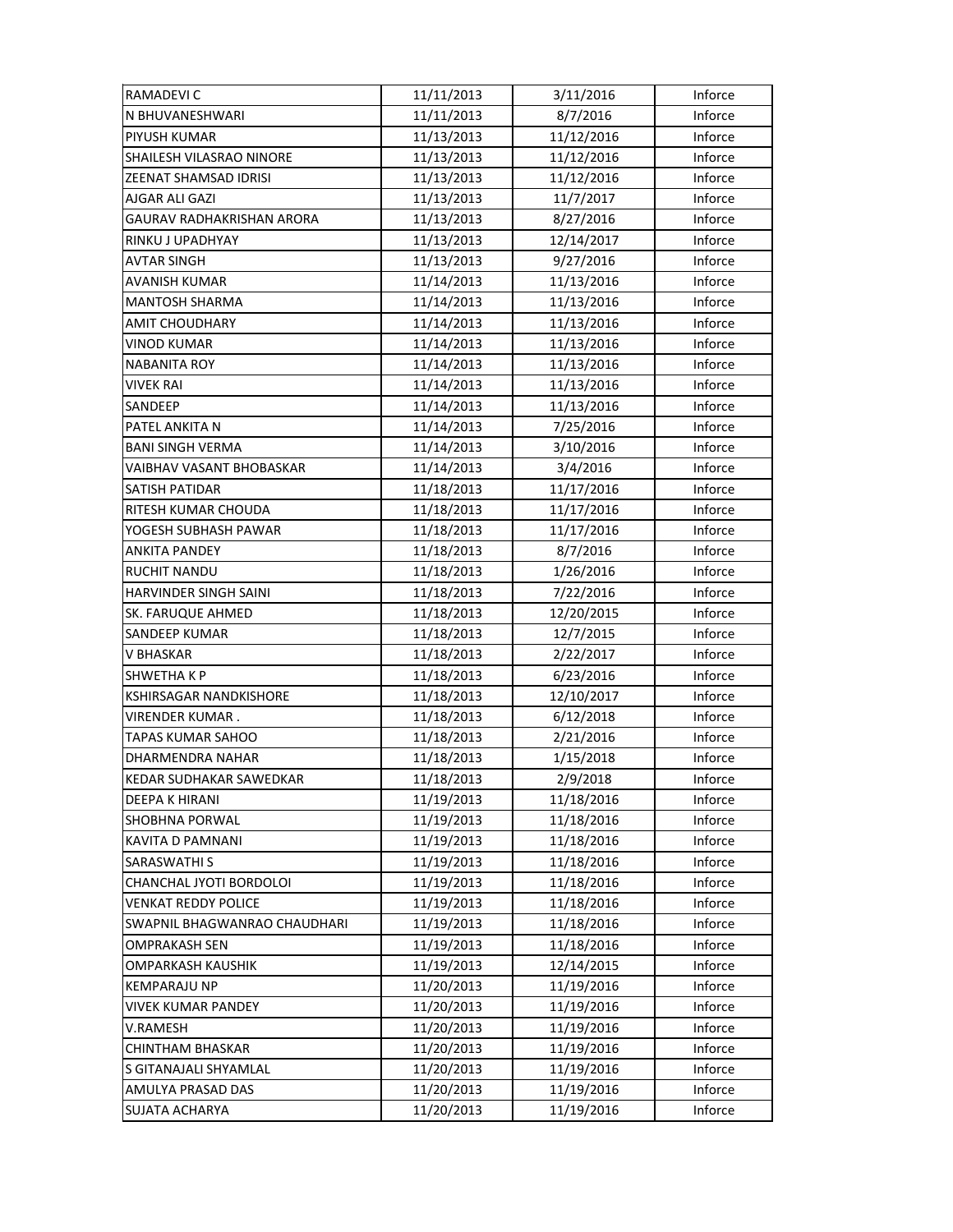| | | | |
|---|---|---|---|
| RAMADEVI C | 11/11/2013 | 3/11/2016 | Inforce |
| N BHUVANESHWARI | 11/11/2013 | 8/7/2016 | Inforce |
| PIYUSH KUMAR | 11/13/2013 | 11/12/2016 | Inforce |
| SHAILESH VILASRAO NINORE | 11/13/2013 | 11/12/2016 | Inforce |
| ZEENAT SHAMSAD IDRISI | 11/13/2013 | 11/12/2016 | Inforce |
| AJGAR ALI GAZI | 11/13/2013 | 11/7/2017 | Inforce |
| GAURAV RADHAKRISHAN ARORA | 11/13/2013 | 8/27/2016 | Inforce |
| RINKU J UPADHYAY | 11/13/2013 | 12/14/2017 | Inforce |
| AVTAR SINGH | 11/13/2013 | 9/27/2016 | Inforce |
| AVANISH KUMAR | 11/14/2013 | 11/13/2016 | Inforce |
| MANTOSH SHARMA | 11/14/2013 | 11/13/2016 | Inforce |
| AMIT CHOUDHARY | 11/14/2013 | 11/13/2016 | Inforce |
| VINOD KUMAR | 11/14/2013 | 11/13/2016 | Inforce |
| NABANITA ROY | 11/14/2013 | 11/13/2016 | Inforce |
| VIVEK RAI | 11/14/2013 | 11/13/2016 | Inforce |
| SANDEEP | 11/14/2013 | 11/13/2016 | Inforce |
| PATEL ANKITA N | 11/14/2013 | 7/25/2016 | Inforce |
| BANI SINGH VERMA | 11/14/2013 | 3/10/2016 | Inforce |
| VAIBHAV VASANT BHOBASKAR | 11/14/2013 | 3/4/2016 | Inforce |
| SATISH PATIDAR | 11/18/2013 | 11/17/2016 | Inforce |
| RITESH KUMAR CHOUDA | 11/18/2013 | 11/17/2016 | Inforce |
| YOGESH SUBHASH PAWAR | 11/18/2013 | 11/17/2016 | Inforce |
| ANKITA PANDEY | 11/18/2013 | 8/7/2016 | Inforce |
| RUCHIT NANDU | 11/18/2013 | 1/26/2016 | Inforce |
| HARVINDER SINGH SAINI | 11/18/2013 | 7/22/2016 | Inforce |
| SK. FARUQUE AHMED | 11/18/2013 | 12/20/2015 | Inforce |
| SANDEEP KUMAR | 11/18/2013 | 12/7/2015 | Inforce |
| V BHASKAR | 11/18/2013 | 2/22/2017 | Inforce |
| SHWETHA K P | 11/18/2013 | 6/23/2016 | Inforce |
| KSHIRSAGAR NANDKISHORE | 11/18/2013 | 12/10/2017 | Inforce |
| VIRENDER KUMAR . | 11/18/2013 | 6/12/2018 | Inforce |
| TAPAS KUMAR SAHOO | 11/18/2013 | 2/21/2016 | Inforce |
| DHARMENDRA NAHAR | 11/18/2013 | 1/15/2018 | Inforce |
| KEDAR SUDHAKAR SAWEDKAR | 11/18/2013 | 2/9/2018 | Inforce |
| DEEPA K HIRANI | 11/19/2013 | 11/18/2016 | Inforce |
| SHOBHNA PORWAL | 11/19/2013 | 11/18/2016 | Inforce |
| KAVITA D PAMNANI | 11/19/2013 | 11/18/2016 | Inforce |
| SARASWATHI S | 11/19/2013 | 11/18/2016 | Inforce |
| CHANCHAL JYOTI BORDOLOI | 11/19/2013 | 11/18/2016 | Inforce |
| VENKAT REDDY POLICE | 11/19/2013 | 11/18/2016 | Inforce |
| SWAPNIL BHAGWANRAO CHAUDHARI | 11/19/2013 | 11/18/2016 | Inforce |
| OMPRAKASH SEN | 11/19/2013 | 11/18/2016 | Inforce |
| OMPARKASH KAUSHIK | 11/19/2013 | 12/14/2015 | Inforce |
| KEMPARAJU NP | 11/20/2013 | 11/19/2016 | Inforce |
| VIVEK KUMAR PANDEY | 11/20/2013 | 11/19/2016 | Inforce |
| V.RAMESH | 11/20/2013 | 11/19/2016 | Inforce |
| CHINTHAM BHASKAR | 11/20/2013 | 11/19/2016 | Inforce |
| S GITANAJALI SHYAMLAL | 11/20/2013 | 11/19/2016 | Inforce |
| AMULYA PRASAD DAS | 11/20/2013 | 11/19/2016 | Inforce |
| SUJATA ACHARYA | 11/20/2013 | 11/19/2016 | Inforce |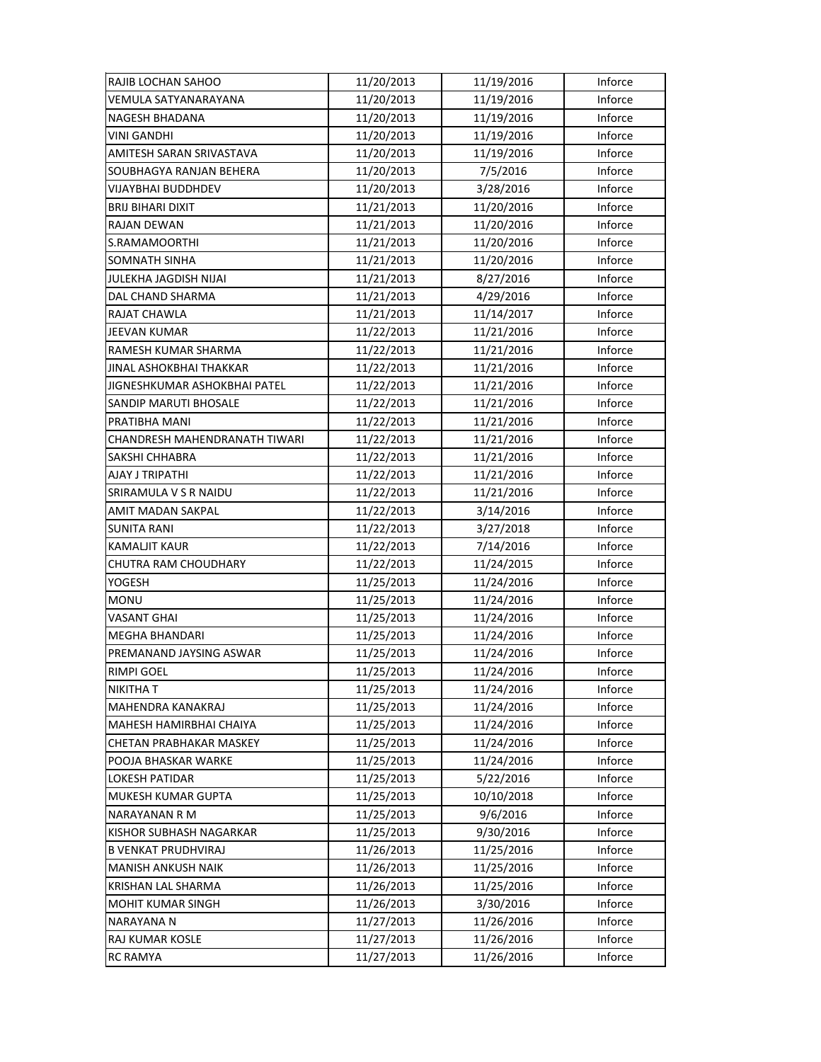| | | | |
|---|---|---|---|
| RAJIB LOCHAN SAHOO | 11/20/2013 | 11/19/2016 | Inforce |
| VEMULA SATYANARAYANA | 11/20/2013 | 11/19/2016 | Inforce |
| NAGESH BHADANA | 11/20/2013 | 11/19/2016 | Inforce |
| VINI GANDHI | 11/20/2013 | 11/19/2016 | Inforce |
| AMITESH SARAN SRIVASTAVA | 11/20/2013 | 11/19/2016 | Inforce |
| SOUBHAGYA RANJAN BEHERA | 11/20/2013 | 7/5/2016 | Inforce |
| VIJAYBHAI BUDDHDEV | 11/20/2013 | 3/28/2016 | Inforce |
| BRIJ BIHARI DIXIT | 11/21/2013 | 11/20/2016 | Inforce |
| RAJAN DEWAN | 11/21/2013 | 11/20/2016 | Inforce |
| S.RAMAMOORTHI | 11/21/2013 | 11/20/2016 | Inforce |
| SOMNATH SINHA | 11/21/2013 | 11/20/2016 | Inforce |
| JULEKHA JAGDISH NIJAI | 11/21/2013 | 8/27/2016 | Inforce |
| DAL CHAND SHARMA | 11/21/2013 | 4/29/2016 | Inforce |
| RAJAT CHAWLA | 11/21/2013 | 11/14/2017 | Inforce |
| JEEVAN KUMAR | 11/22/2013 | 11/21/2016 | Inforce |
| RAMESH KUMAR SHARMA | 11/22/2013 | 11/21/2016 | Inforce |
| JINAL ASHOKBHAI THAKKAR | 11/22/2013 | 11/21/2016 | Inforce |
| JIGNESHKUMAR ASHOKBHAI PATEL | 11/22/2013 | 11/21/2016 | Inforce |
| SANDIP MARUTI BHOSALE | 11/22/2013 | 11/21/2016 | Inforce |
| PRATIBHA MANI | 11/22/2013 | 11/21/2016 | Inforce |
| CHANDRESH MAHENDRANATH TIWARI | 11/22/2013 | 11/21/2016 | Inforce |
| SAKSHI CHHABRA | 11/22/2013 | 11/21/2016 | Inforce |
| AJAY J TRIPATHI | 11/22/2013 | 11/21/2016 | Inforce |
| SRIRAMULA V S R NAIDU | 11/22/2013 | 11/21/2016 | Inforce |
| AMIT MADAN SAKPAL | 11/22/2013 | 3/14/2016 | Inforce |
| SUNITA RANI | 11/22/2013 | 3/27/2018 | Inforce |
| KAMALJIT KAUR | 11/22/2013 | 7/14/2016 | Inforce |
| CHUTRA RAM CHOUDHARY | 11/22/2013 | 11/24/2015 | Inforce |
| YOGESH | 11/25/2013 | 11/24/2016 | Inforce |
| MONU | 11/25/2013 | 11/24/2016 | Inforce |
| VASANT GHAI | 11/25/2013 | 11/24/2016 | Inforce |
| MEGHA BHANDARI | 11/25/2013 | 11/24/2016 | Inforce |
| PREMANAND JAYSING ASWAR | 11/25/2013 | 11/24/2016 | Inforce |
| RIMPI GOEL | 11/25/2013 | 11/24/2016 | Inforce |
| NIKITHA T | 11/25/2013 | 11/24/2016 | Inforce |
| MAHENDRA KANAKRAJ | 11/25/2013 | 11/24/2016 | Inforce |
| MAHESH HAMIRBHAI CHAIYA | 11/25/2013 | 11/24/2016 | Inforce |
| CHETAN PRABHAKAR MASKEY | 11/25/2013 | 11/24/2016 | Inforce |
| POOJA BHASKAR WARKE | 11/25/2013 | 11/24/2016 | Inforce |
| LOKESH PATIDAR | 11/25/2013 | 5/22/2016 | Inforce |
| MUKESH KUMAR GUPTA | 11/25/2013 | 10/10/2018 | Inforce |
| NARAYANAN R M | 11/25/2013 | 9/6/2016 | Inforce |
| KISHOR SUBHASH NAGARKAR | 11/25/2013 | 9/30/2016 | Inforce |
| B VENKAT PRUDHVIRAJ | 11/26/2013 | 11/25/2016 | Inforce |
| MANISH ANKUSH NAIK | 11/26/2013 | 11/25/2016 | Inforce |
| KRISHAN LAL SHARMA | 11/26/2013 | 11/25/2016 | Inforce |
| MOHIT KUMAR SINGH | 11/26/2013 | 3/30/2016 | Inforce |
| NARAYANA N | 11/27/2013 | 11/26/2016 | Inforce |
| RAJ KUMAR KOSLE | 11/27/2013 | 11/26/2016 | Inforce |
| RC RAMYA | 11/27/2013 | 11/26/2016 | Inforce |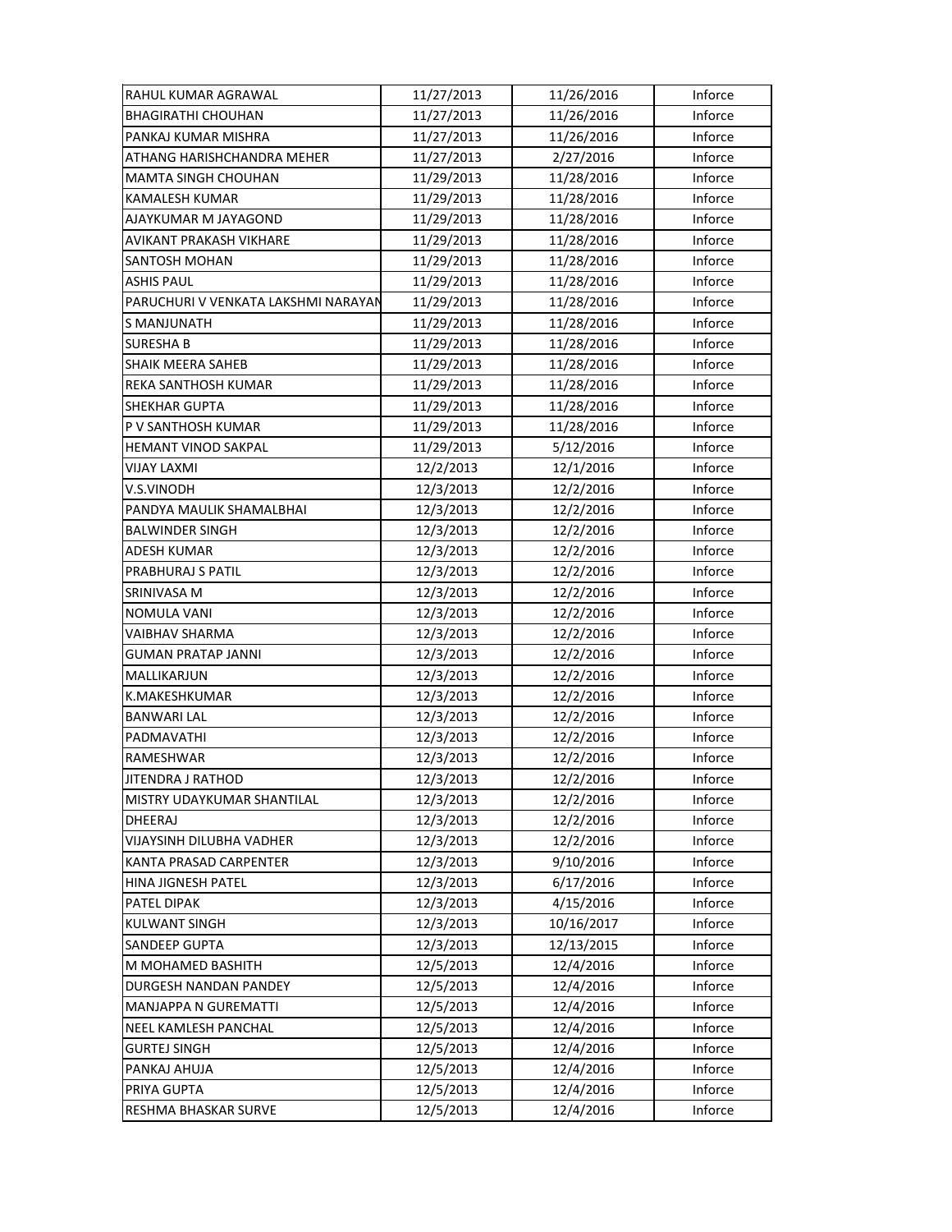| RAHUL KUMAR AGRAWAL | 11/27/2013 | 11/26/2016 | Inforce |
|---|---|---|---|
| BHAGIRATHI CHOUHAN | 11/27/2013 | 11/26/2016 | Inforce |
| PANKAJ KUMAR MISHRA | 11/27/2013 | 11/26/2016 | Inforce |
| ATHANG HARISHCHANDRA MEHER | 11/27/2013 | 2/27/2016 | Inforce |
| MAMTA SINGH CHOUHAN | 11/29/2013 | 11/28/2016 | Inforce |
| KAMALESH KUMAR | 11/29/2013 | 11/28/2016 | Inforce |
| AJAYKUMAR M JAYAGOND | 11/29/2013 | 11/28/2016 | Inforce |
| AVIKANT PRAKASH VIKHARE | 11/29/2013 | 11/28/2016 | Inforce |
| SANTOSH MOHAN | 11/29/2013 | 11/28/2016 | Inforce |
| ASHIS PAUL | 11/29/2013 | 11/28/2016 | Inforce |
| PARUCHURI V VENKATA LAKSHMI NARAYAN | 11/29/2013 | 11/28/2016 | Inforce |
| S MANJUNATH | 11/29/2013 | 11/28/2016 | Inforce |
| SURESHA B | 11/29/2013 | 11/28/2016 | Inforce |
| SHAIK MEERA SAHEB | 11/29/2013 | 11/28/2016 | Inforce |
| REKA SANTHOSH KUMAR | 11/29/2013 | 11/28/2016 | Inforce |
| SHEKHAR GUPTA | 11/29/2013 | 11/28/2016 | Inforce |
| P V SANTHOSH KUMAR | 11/29/2013 | 11/28/2016 | Inforce |
| HEMANT VINOD SAKPAL | 11/29/2013 | 5/12/2016 | Inforce |
| VIJAY LAXMI | 12/2/2013 | 12/1/2016 | Inforce |
| V.S.VINODH | 12/3/2013 | 12/2/2016 | Inforce |
| PANDYA MAULIK SHAMALBHAI | 12/3/2013 | 12/2/2016 | Inforce |
| BALWINDER SINGH | 12/3/2013 | 12/2/2016 | Inforce |
| ADESH KUMAR | 12/3/2013 | 12/2/2016 | Inforce |
| PRABHURAJ S PATIL | 12/3/2013 | 12/2/2016 | Inforce |
| SRINIVASA M | 12/3/2013 | 12/2/2016 | Inforce |
| NOMULA VANI | 12/3/2013 | 12/2/2016 | Inforce |
| VAIBHAV SHARMA | 12/3/2013 | 12/2/2016 | Inforce |
| GUMAN PRATAP JANNI | 12/3/2013 | 12/2/2016 | Inforce |
| MALLIKARJUN | 12/3/2013 | 12/2/2016 | Inforce |
| K.MAKESHKUMAR | 12/3/2013 | 12/2/2016 | Inforce |
| BANWARI LAL | 12/3/2013 | 12/2/2016 | Inforce |
| PADMAVATHI | 12/3/2013 | 12/2/2016 | Inforce |
| RAMESHWAR | 12/3/2013 | 12/2/2016 | Inforce |
| JITENDRA J RATHOD | 12/3/2013 | 12/2/2016 | Inforce |
| MISTRY UDAYKUMAR SHANTILAL | 12/3/2013 | 12/2/2016 | Inforce |
| DHEERAJ | 12/3/2013 | 12/2/2016 | Inforce |
| VIJAYSINH DILUBHA VADHER | 12/3/2013 | 12/2/2016 | Inforce |
| KANTA PRASAD CARPENTER | 12/3/2013 | 9/10/2016 | Inforce |
| HINA JIGNESH PATEL | 12/3/2013 | 6/17/2016 | Inforce |
| PATEL DIPAK | 12/3/2013 | 4/15/2016 | Inforce |
| KULWANT SINGH | 12/3/2013 | 10/16/2017 | Inforce |
| SANDEEP GUPTA | 12/3/2013 | 12/13/2015 | Inforce |
| M MOHAMED BASHITH | 12/5/2013 | 12/4/2016 | Inforce |
| DURGESH NANDAN PANDEY | 12/5/2013 | 12/4/2016 | Inforce |
| MANJAPPA N GUREMATTI | 12/5/2013 | 12/4/2016 | Inforce |
| NEEL KAMLESH PANCHAL | 12/5/2013 | 12/4/2016 | Inforce |
| GURTEJ SINGH | 12/5/2013 | 12/4/2016 | Inforce |
| PANKAJ AHUJA | 12/5/2013 | 12/4/2016 | Inforce |
| PRIYA GUPTA | 12/5/2013 | 12/4/2016 | Inforce |
| RESHMA BHASKAR SURVE | 12/5/2013 | 12/4/2016 | Inforce |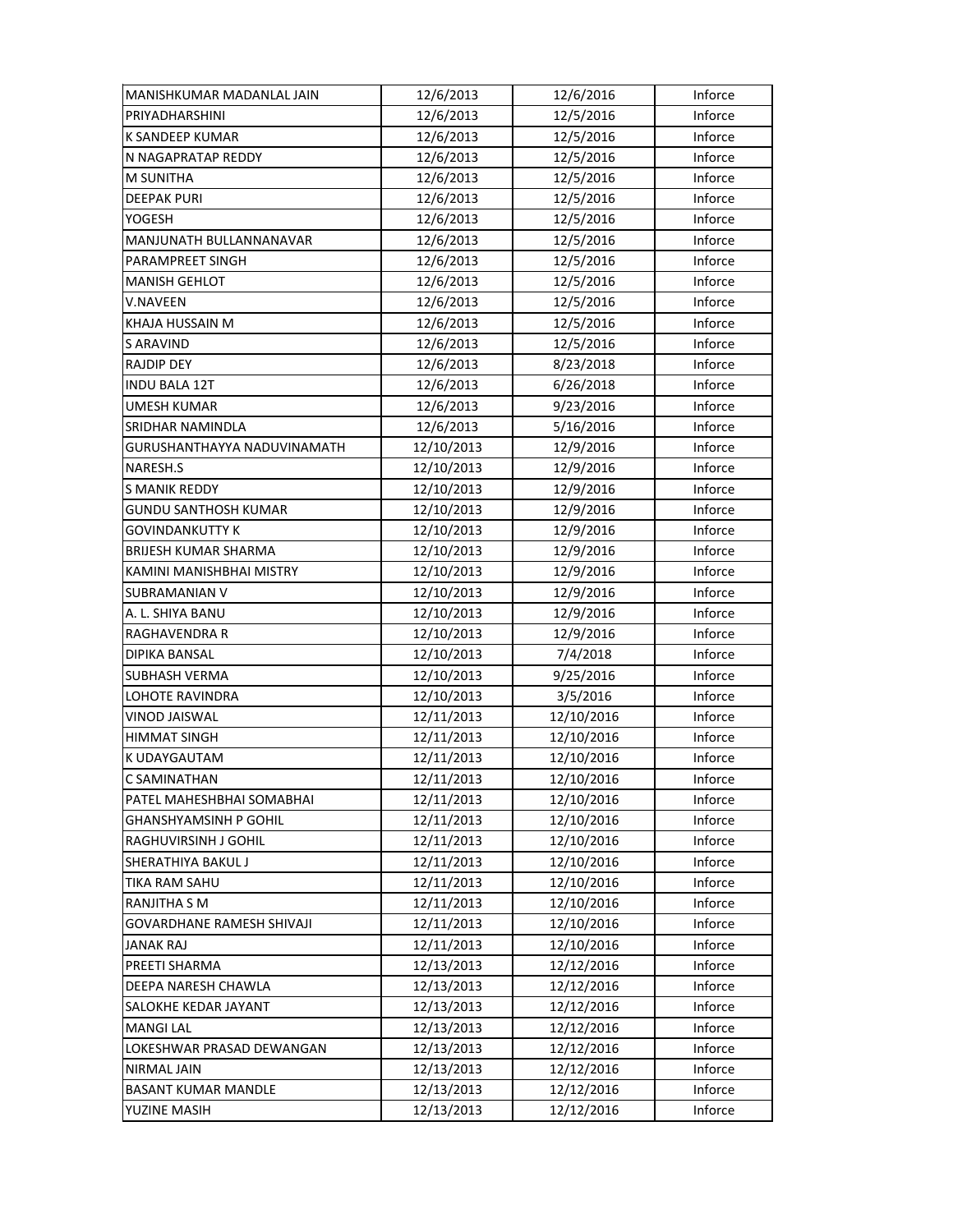| MANISHKUMAR MADANLAL JAIN | 12/6/2013 | 12/6/2016 | Inforce |
|---|---|---|---|
| PRIYADHARSHINI | 12/6/2013 | 12/5/2016 | Inforce |
| K SANDEEP KUMAR | 12/6/2013 | 12/5/2016 | Inforce |
| N NAGAPRATAP REDDY | 12/6/2013 | 12/5/2016 | Inforce |
| M SUNITHA | 12/6/2013 | 12/5/2016 | Inforce |
| DEEPAK PURI | 12/6/2013 | 12/5/2016 | Inforce |
| YOGESH | 12/6/2013 | 12/5/2016 | Inforce |
| MANJUNATH BULLANNANAVAR | 12/6/2013 | 12/5/2016 | Inforce |
| PARAMPREET SINGH | 12/6/2013 | 12/5/2016 | Inforce |
| MANISH GEHLOT | 12/6/2013 | 12/5/2016 | Inforce |
| V.NAVEEN | 12/6/2013 | 12/5/2016 | Inforce |
| KHAJA HUSSAIN M | 12/6/2013 | 12/5/2016 | Inforce |
| S ARAVIND | 12/6/2013 | 12/5/2016 | Inforce |
| RAJDIP DEY | 12/6/2013 | 8/23/2018 | Inforce |
| INDU BALA 12T | 12/6/2013 | 6/26/2018 | Inforce |
| UMESH KUMAR | 12/6/2013 | 9/23/2016 | Inforce |
| SRIDHAR NAMINDLA | 12/6/2013 | 5/16/2016 | Inforce |
| GURUSHANTHAYYA NADUVINAMATH | 12/10/2013 | 12/9/2016 | Inforce |
| NARESH.S | 12/10/2013 | 12/9/2016 | Inforce |
| S MANIK REDDY | 12/10/2013 | 12/9/2016 | Inforce |
| GUNDU SANTHOSH KUMAR | 12/10/2013 | 12/9/2016 | Inforce |
| GOVINDANKUTTY K | 12/10/2013 | 12/9/2016 | Inforce |
| BRIJESH KUMAR SHARMA | 12/10/2013 | 12/9/2016 | Inforce |
| KAMINI MANISHBHAI MISTRY | 12/10/2013 | 12/9/2016 | Inforce |
| SUBRAMANIAN V | 12/10/2013 | 12/9/2016 | Inforce |
| A. L. SHIYA BANU | 12/10/2013 | 12/9/2016 | Inforce |
| RAGHAVENDRA R | 12/10/2013 | 12/9/2016 | Inforce |
| DIPIKA BANSAL | 12/10/2013 | 7/4/2018 | Inforce |
| SUBHASH VERMA | 12/10/2013 | 9/25/2016 | Inforce |
| LOHOTE RAVINDRA | 12/10/2013 | 3/5/2016 | Inforce |
| VINOD JAISWAL | 12/11/2013 | 12/10/2016 | Inforce |
| HIMMAT SINGH | 12/11/2013 | 12/10/2016 | Inforce |
| K UDAYGAUTAM | 12/11/2013 | 12/10/2016 | Inforce |
| C SAMINATHAN | 12/11/2013 | 12/10/2016 | Inforce |
| PATEL MAHESHBHAI SOMABHAI | 12/11/2013 | 12/10/2016 | Inforce |
| GHANSHYAMSINH P GOHIL | 12/11/2013 | 12/10/2016 | Inforce |
| RAGHUVIRSINH J GOHIL | 12/11/2013 | 12/10/2016 | Inforce |
| SHERATHIYA BAKUL J | 12/11/2013 | 12/10/2016 | Inforce |
| TIKA RAM SAHU | 12/11/2013 | 12/10/2016 | Inforce |
| RANJITHA S M | 12/11/2013 | 12/10/2016 | Inforce |
| GOVARDHANE RAMESH SHIVAJI | 12/11/2013 | 12/10/2016 | Inforce |
| JANAK RAJ | 12/11/2013 | 12/10/2016 | Inforce |
| PREETI SHARMA | 12/13/2013 | 12/12/2016 | Inforce |
| DEEPA NARESH CHAWLA | 12/13/2013 | 12/12/2016 | Inforce |
| SALOKHE KEDAR JAYANT | 12/13/2013 | 12/12/2016 | Inforce |
| MANGI LAL | 12/13/2013 | 12/12/2016 | Inforce |
| LOKESHWAR PRASAD DEWANGAN | 12/13/2013 | 12/12/2016 | Inforce |
| NIRMAL JAIN | 12/13/2013 | 12/12/2016 | Inforce |
| BASANT KUMAR MANDLE | 12/13/2013 | 12/12/2016 | Inforce |
| YUZINE MASIH | 12/13/2013 | 12/12/2016 | Inforce |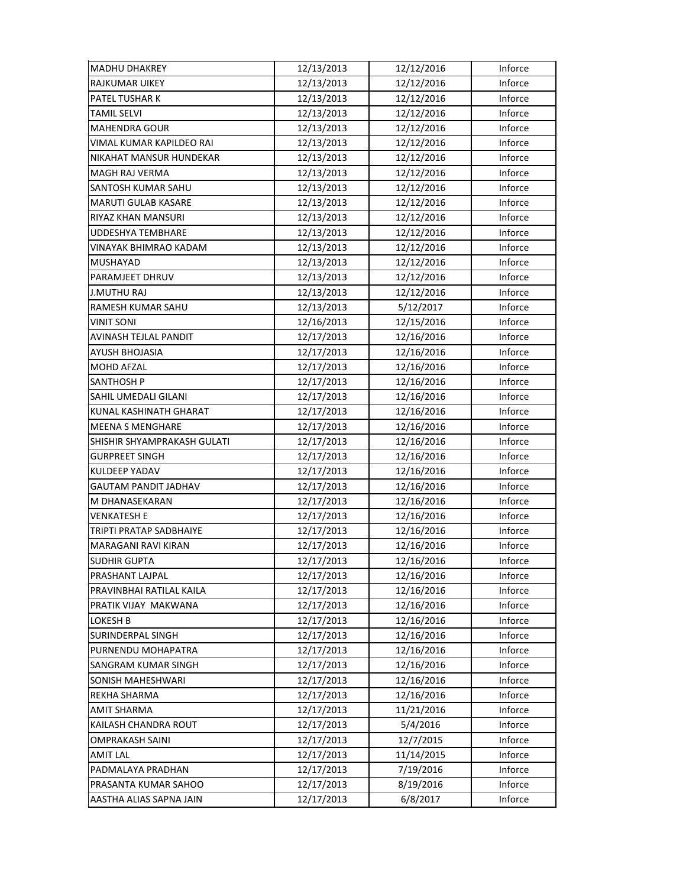| | | | |
|---|---|---|---|
| MADHU DHAKREY | 12/13/2013 | 12/12/2016 | Inforce |
| RAJKUMAR UIKEY | 12/13/2013 | 12/12/2016 | Inforce |
| PATEL TUSHAR K | 12/13/2013 | 12/12/2016 | Inforce |
| TAMIL SELVI | 12/13/2013 | 12/12/2016 | Inforce |
| MAHENDRA GOUR | 12/13/2013 | 12/12/2016 | Inforce |
| VIMAL KUMAR KAPILDEO RAI | 12/13/2013 | 12/12/2016 | Inforce |
| NIKAHAT MANSUR HUNDEKAR | 12/13/2013 | 12/12/2016 | Inforce |
| MAGH RAJ VERMA | 12/13/2013 | 12/12/2016 | Inforce |
| SANTOSH KUMAR SAHU | 12/13/2013 | 12/12/2016 | Inforce |
| MARUTI GULAB KASARE | 12/13/2013 | 12/12/2016 | Inforce |
| RIYAZ KHAN MANSURI | 12/13/2013 | 12/12/2016 | Inforce |
| UDDESHYA TEMBHARE | 12/13/2013 | 12/12/2016 | Inforce |
| VINAYAK BHIMRAO KADAM | 12/13/2013 | 12/12/2016 | Inforce |
| MUSHAYAD | 12/13/2013 | 12/12/2016 | Inforce |
| PARAMJEET DHRUV | 12/13/2013 | 12/12/2016 | Inforce |
| J.MUTHU RAJ | 12/13/2013 | 12/12/2016 | Inforce |
| RAMESH KUMAR SAHU | 12/13/2013 | 5/12/2017 | Inforce |
| VINIT SONI | 12/16/2013 | 12/15/2016 | Inforce |
| AVINASH TEJLAL PANDIT | 12/17/2013 | 12/16/2016 | Inforce |
| AYUSH BHOJASIA | 12/17/2013 | 12/16/2016 | Inforce |
| MOHD AFZAL | 12/17/2013 | 12/16/2016 | Inforce |
| SANTHOSH P | 12/17/2013 | 12/16/2016 | Inforce |
| SAHIL UMEDALI GILANI | 12/17/2013 | 12/16/2016 | Inforce |
| KUNAL KASHINATH GHARAT | 12/17/2013 | 12/16/2016 | Inforce |
| MEENA S MENGHARE | 12/17/2013 | 12/16/2016 | Inforce |
| SHISHIR SHYAMPRAKASH GULATI | 12/17/2013 | 12/16/2016 | Inforce |
| GURPREET SINGH | 12/17/2013 | 12/16/2016 | Inforce |
| KULDEEP YADAV | 12/17/2013 | 12/16/2016 | Inforce |
| GAUTAM PANDIT JADHAV | 12/17/2013 | 12/16/2016 | Inforce |
| M DHANASEKARAN | 12/17/2013 | 12/16/2016 | Inforce |
| VENKATESH E | 12/17/2013 | 12/16/2016 | Inforce |
| TRIPTI PRATAP SADBHAIYE | 12/17/2013 | 12/16/2016 | Inforce |
| MARAGANI RAVI KIRAN | 12/17/2013 | 12/16/2016 | Inforce |
| SUDHIR GUPTA | 12/17/2013 | 12/16/2016 | Inforce |
| PRASHANT LAJPAL | 12/17/2013 | 12/16/2016 | Inforce |
| PRAVINBHAI RATILAL KAILA | 12/17/2013 | 12/16/2016 | Inforce |
| PRATIK VIJAY MAKWANA | 12/17/2013 | 12/16/2016 | Inforce |
| LOKESH B | 12/17/2013 | 12/16/2016 | Inforce |
| SURINDERPAL SINGH | 12/17/2013 | 12/16/2016 | Inforce |
| PURNENDU MOHAPATRA | 12/17/2013 | 12/16/2016 | Inforce |
| SANGRAM KUMAR SINGH | 12/17/2013 | 12/16/2016 | Inforce |
| SONISH MAHESHWARI | 12/17/2013 | 12/16/2016 | Inforce |
| REKHA SHARMA | 12/17/2013 | 12/16/2016 | Inforce |
| AMIT SHARMA | 12/17/2013 | 11/21/2016 | Inforce |
| KAILASH CHANDRA ROUT | 12/17/2013 | 5/4/2016 | Inforce |
| OMPRAKASH SAINI | 12/17/2013 | 12/7/2015 | Inforce |
| AMIT LAL | 12/17/2013 | 11/14/2015 | Inforce |
| PADMALAYA PRADHAN | 12/17/2013 | 7/19/2016 | Inforce |
| PRASANTA KUMAR SAHOO | 12/17/2013 | 8/19/2016 | Inforce |
| AASTHA ALIAS SAPNA JAIN | 12/17/2013 | 6/8/2017 | Inforce |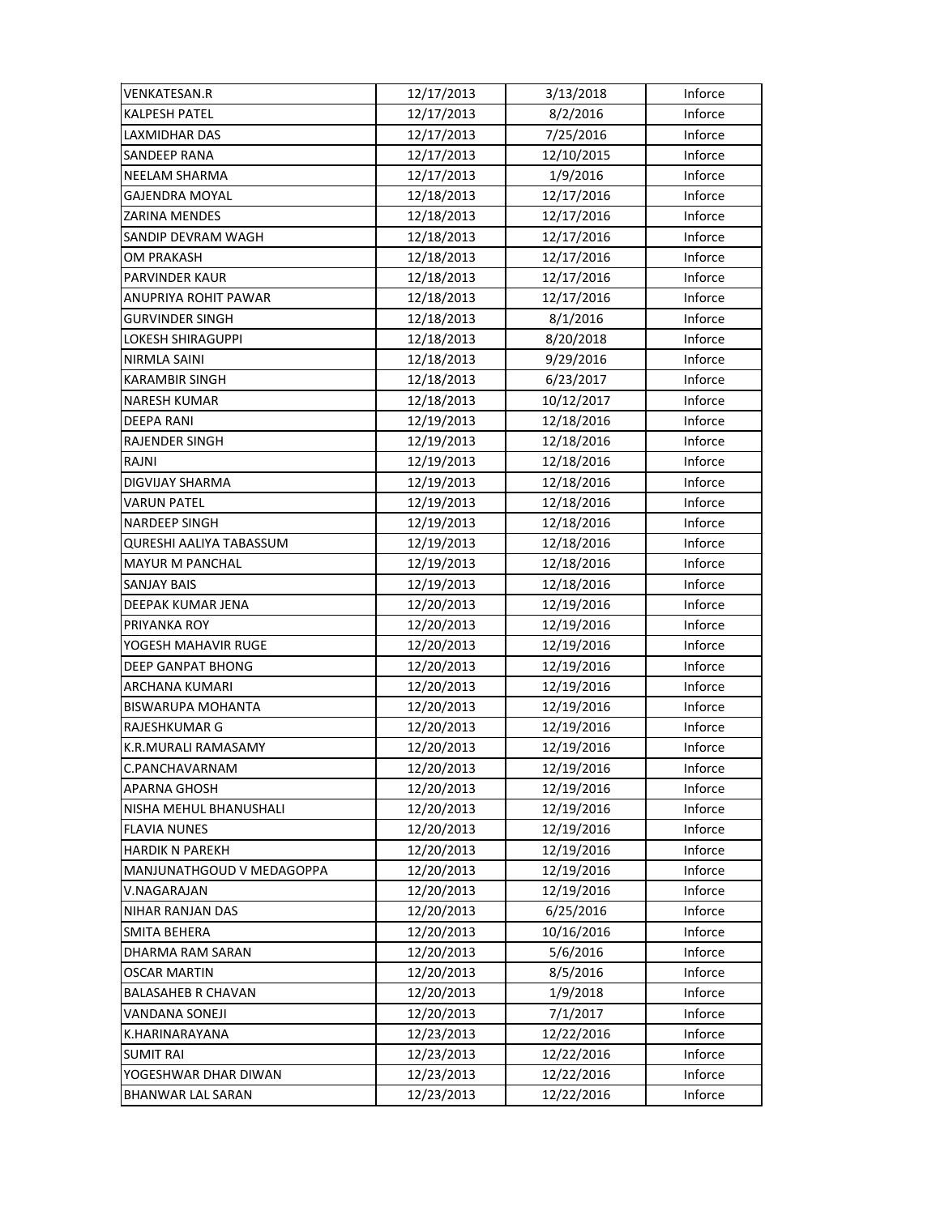| VENKATESAN.R | 12/17/2013 | 3/13/2018 | Inforce |
|---|---|---|---|
| KALPESH PATEL | 12/17/2013 | 8/2/2016 | Inforce |
| LAXMIDHAR DAS | 12/17/2013 | 7/25/2016 | Inforce |
| SANDEEP RANA | 12/17/2013 | 12/10/2015 | Inforce |
| NEELAM SHARMA | 12/17/2013 | 1/9/2016 | Inforce |
| GAJENDRA MOYAL | 12/18/2013 | 12/17/2016 | Inforce |
| ZARINA MENDES | 12/18/2013 | 12/17/2016 | Inforce |
| SANDIP DEVRAM WAGH | 12/18/2013 | 12/17/2016 | Inforce |
| OM PRAKASH | 12/18/2013 | 12/17/2016 | Inforce |
| PARVINDER KAUR | 12/18/2013 | 12/17/2016 | Inforce |
| ANUPRIYA ROHIT PAWAR | 12/18/2013 | 12/17/2016 | Inforce |
| GURVINDER SINGH | 12/18/2013 | 8/1/2016 | Inforce |
| LOKESH SHIRAGUPPI | 12/18/2013 | 8/20/2018 | Inforce |
| NIRMLA SAINI | 12/18/2013 | 9/29/2016 | Inforce |
| KARAMBIR SINGH | 12/18/2013 | 6/23/2017 | Inforce |
| NARESH KUMAR | 12/18/2013 | 10/12/2017 | Inforce |
| DEEPA RANI | 12/19/2013 | 12/18/2016 | Inforce |
| RAJENDER SINGH | 12/19/2013 | 12/18/2016 | Inforce |
| RAJNI | 12/19/2013 | 12/18/2016 | Inforce |
| DIGVIJAY SHARMA | 12/19/2013 | 12/18/2016 | Inforce |
| VARUN PATEL | 12/19/2013 | 12/18/2016 | Inforce |
| NARDEEP SINGH | 12/19/2013 | 12/18/2016 | Inforce |
| QURESHI AALIYA TABASSUM | 12/19/2013 | 12/18/2016 | Inforce |
| MAYUR M PANCHAL | 12/19/2013 | 12/18/2016 | Inforce |
| SANJAY BAIS | 12/19/2013 | 12/18/2016 | Inforce |
| DEEPAK KUMAR JENA | 12/20/2013 | 12/19/2016 | Inforce |
| PRIYANKA ROY | 12/20/2013 | 12/19/2016 | Inforce |
| YOGESH MAHAVIR RUGE | 12/20/2013 | 12/19/2016 | Inforce |
| DEEP GANPAT BHONG | 12/20/2013 | 12/19/2016 | Inforce |
| ARCHANA KUMARI | 12/20/2013 | 12/19/2016 | Inforce |
| BISWARUPA MOHANTA | 12/20/2013 | 12/19/2016 | Inforce |
| RAJESHKUMAR G | 12/20/2013 | 12/19/2016 | Inforce |
| K.R.MURALI RAMASAMY | 12/20/2013 | 12/19/2016 | Inforce |
| C.PANCHAVARNAM | 12/20/2013 | 12/19/2016 | Inforce |
| APARNA GHOSH | 12/20/2013 | 12/19/2016 | Inforce |
| NISHA MEHUL BHANUSHALI | 12/20/2013 | 12/19/2016 | Inforce |
| FLAVIA NUNES | 12/20/2013 | 12/19/2016 | Inforce |
| HARDIK N PAREKH | 12/20/2013 | 12/19/2016 | Inforce |
| MANJUNATHGOUD V MEDAGOPPA | 12/20/2013 | 12/19/2016 | Inforce |
| V.NAGARAJAN | 12/20/2013 | 12/19/2016 | Inforce |
| NIHAR RANJAN DAS | 12/20/2013 | 6/25/2016 | Inforce |
| SMITA BEHERA | 12/20/2013 | 10/16/2016 | Inforce |
| DHARMA RAM SARAN | 12/20/2013 | 5/6/2016 | Inforce |
| OSCAR MARTIN | 12/20/2013 | 8/5/2016 | Inforce |
| BALASAHEB R CHAVAN | 12/20/2013 | 1/9/2018 | Inforce |
| VANDANA SONEJI | 12/20/2013 | 7/1/2017 | Inforce |
| K.HARINARAYANA | 12/23/2013 | 12/22/2016 | Inforce |
| SUMIT RAI | 12/23/2013 | 12/22/2016 | Inforce |
| YOGESHWAR DHAR DIWAN | 12/23/2013 | 12/22/2016 | Inforce |
| BHANWAR LAL SARAN | 12/23/2013 | 12/22/2016 | Inforce |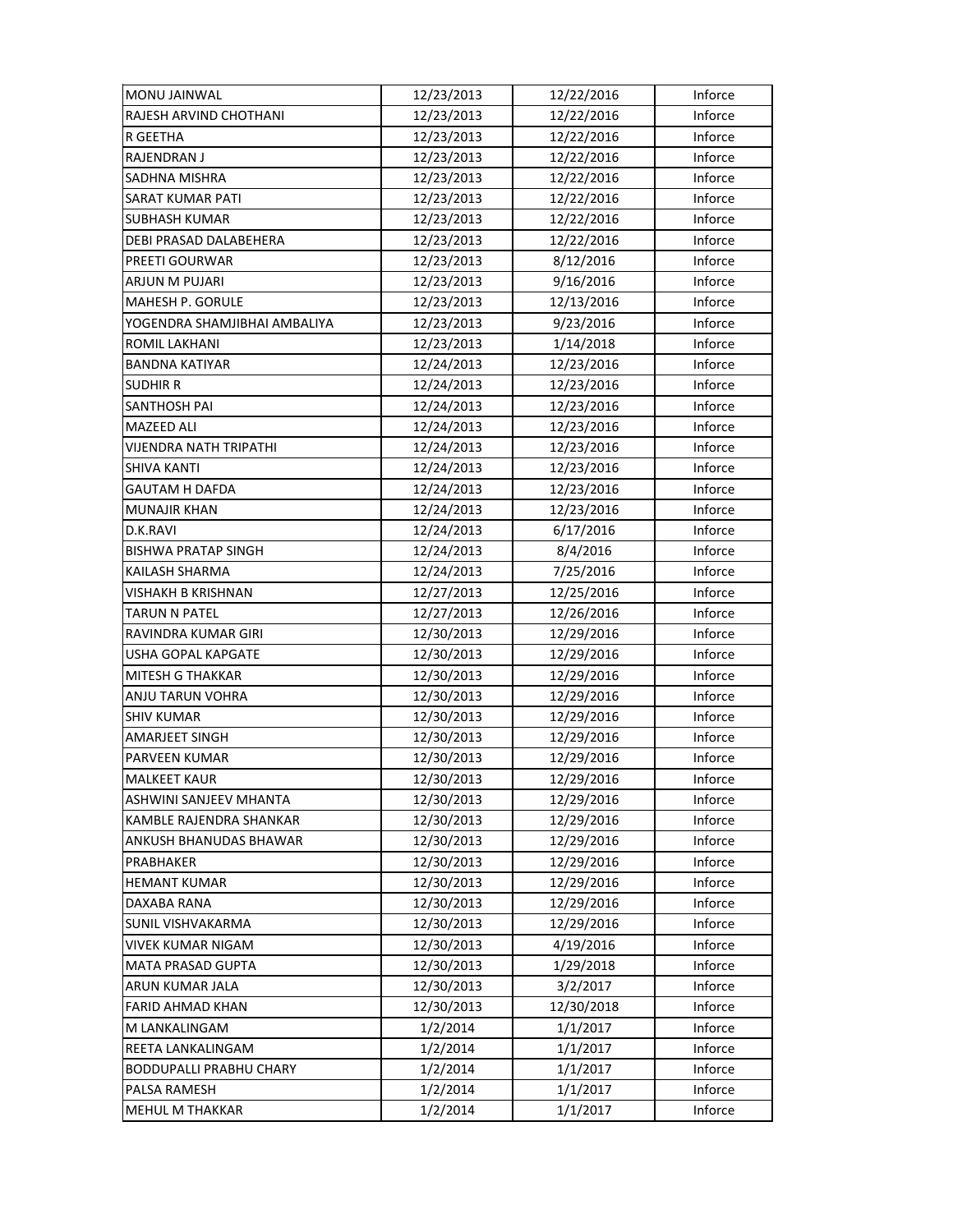| MONU JAINWAL | 12/23/2013 | 12/22/2016 | Inforce |
|---|---|---|---|
| RAJESH ARVIND CHOTHANI | 12/23/2013 | 12/22/2016 | Inforce |
| R GEETHA | 12/23/2013 | 12/22/2016 | Inforce |
| RAJENDRAN J | 12/23/2013 | 12/22/2016 | Inforce |
| SADHNA MISHRA | 12/23/2013 | 12/22/2016 | Inforce |
| SARAT KUMAR PATI | 12/23/2013 | 12/22/2016 | Inforce |
| SUBHASH KUMAR | 12/23/2013 | 12/22/2016 | Inforce |
| DEBI PRASAD DALABEHERA | 12/23/2013 | 12/22/2016 | Inforce |
| PREETI GOURWAR | 12/23/2013 | 8/12/2016 | Inforce |
| ARJUN M PUJARI | 12/23/2013 | 9/16/2016 | Inforce |
| MAHESH P. GORULE | 12/23/2013 | 12/13/2016 | Inforce |
| YOGENDRA SHAMJIBHAI AMBALIYA | 12/23/2013 | 9/23/2016 | Inforce |
| ROMIL LAKHANI | 12/23/2013 | 1/14/2018 | Inforce |
| BANDNA KATIYAR | 12/24/2013 | 12/23/2016 | Inforce |
| SUDHIR R | 12/24/2013 | 12/23/2016 | Inforce |
| SANTHOSH PAI | 12/24/2013 | 12/23/2016 | Inforce |
| MAZEED ALI | 12/24/2013 | 12/23/2016 | Inforce |
| VIJENDRA NATH TRIPATHI | 12/24/2013 | 12/23/2016 | Inforce |
| SHIVA KANTI | 12/24/2013 | 12/23/2016 | Inforce |
| GAUTAM H DAFDA | 12/24/2013 | 12/23/2016 | Inforce |
| MUNAJIR KHAN | 12/24/2013 | 12/23/2016 | Inforce |
| D.K.RAVI | 12/24/2013 | 6/17/2016 | Inforce |
| BISHWA PRATAP SINGH | 12/24/2013 | 8/4/2016 | Inforce |
| KAILASH SHARMA | 12/24/2013 | 7/25/2016 | Inforce |
| VISHAKH B KRISHNAN | 12/27/2013 | 12/25/2016 | Inforce |
| TARUN N PATEL | 12/27/2013 | 12/26/2016 | Inforce |
| RAVINDRA KUMAR GIRI | 12/30/2013 | 12/29/2016 | Inforce |
| USHA GOPAL KAPGATE | 12/30/2013 | 12/29/2016 | Inforce |
| MITESH G THAKKAR | 12/30/2013 | 12/29/2016 | Inforce |
| ANJU TARUN VOHRA | 12/30/2013 | 12/29/2016 | Inforce |
| SHIV KUMAR | 12/30/2013 | 12/29/2016 | Inforce |
| AMARJEET SINGH | 12/30/2013 | 12/29/2016 | Inforce |
| PARVEEN KUMAR | 12/30/2013 | 12/29/2016 | Inforce |
| MALKEET KAUR | 12/30/2013 | 12/29/2016 | Inforce |
| ASHWINI SANJEEV MHANTA | 12/30/2013 | 12/29/2016 | Inforce |
| KAMBLE RAJENDRA SHANKAR | 12/30/2013 | 12/29/2016 | Inforce |
| ANKUSH BHANUDAS BHAWAR | 12/30/2013 | 12/29/2016 | Inforce |
| PRABHAKER | 12/30/2013 | 12/29/2016 | Inforce |
| HEMANT KUMAR | 12/30/2013 | 12/29/2016 | Inforce |
| DAXABA RANA | 12/30/2013 | 12/29/2016 | Inforce |
| SUNIL VISHVAKARMA | 12/30/2013 | 12/29/2016 | Inforce |
| VIVEK KUMAR NIGAM | 12/30/2013 | 4/19/2016 | Inforce |
| MATA PRASAD GUPTA | 12/30/2013 | 1/29/2018 | Inforce |
| ARUN KUMAR JALA | 12/30/2013 | 3/2/2017 | Inforce |
| FARID AHMAD KHAN | 12/30/2013 | 12/30/2018 | Inforce |
| M LANKALINGAM | 1/2/2014 | 1/1/2017 | Inforce |
| REETA LANKALINGAM | 1/2/2014 | 1/1/2017 | Inforce |
| BODDUPALLI PRABHU CHARY | 1/2/2014 | 1/1/2017 | Inforce |
| PALSA RAMESH | 1/2/2014 | 1/1/2017 | Inforce |
| MEHUL M THAKKAR | 1/2/2014 | 1/1/2017 | Inforce |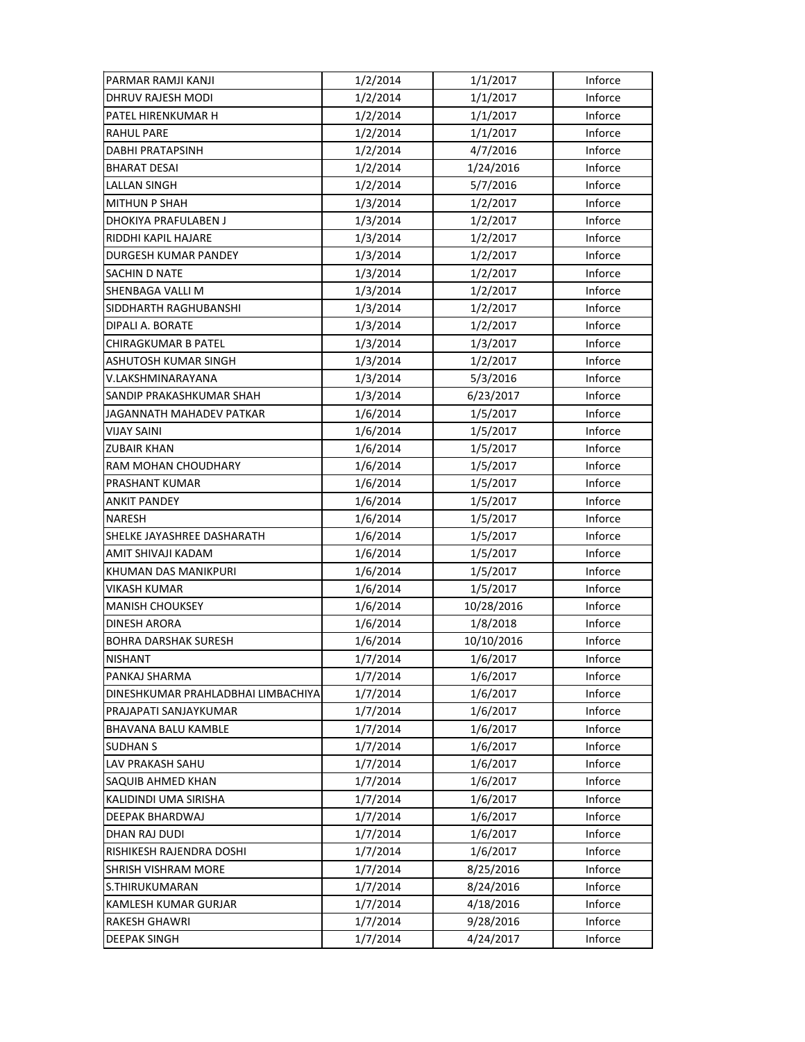| | | | |
|---|---|---|---|
| PARMAR RAMJI KANJI | 1/2/2014 | 1/1/2017 | Inforce |
| DHRUV RAJESH MODI | 1/2/2014 | 1/1/2017 | Inforce |
| PATEL HIRENKUMAR H | 1/2/2014 | 1/1/2017 | Inforce |
| RAHUL PARE | 1/2/2014 | 1/1/2017 | Inforce |
| DABHI PRATAPSINH | 1/2/2014 | 4/7/2016 | Inforce |
| BHARAT DESAI | 1/2/2014 | 1/24/2016 | Inforce |
| LALLAN SINGH | 1/2/2014 | 5/7/2016 | Inforce |
| MITHUN P SHAH | 1/3/2014 | 1/2/2017 | Inforce |
| DHOKIYA PRAFULABEN J | 1/3/2014 | 1/2/2017 | Inforce |
| RIDDHI KAPIL HAJARE | 1/3/2014 | 1/2/2017 | Inforce |
| DURGESH KUMAR PANDEY | 1/3/2014 | 1/2/2017 | Inforce |
| SACHIN D NATE | 1/3/2014 | 1/2/2017 | Inforce |
| SHENBAGA VALLI M | 1/3/2014 | 1/2/2017 | Inforce |
| SIDDHARTH RAGHUBANSHI | 1/3/2014 | 1/2/2017 | Inforce |
| DIPALI A. BORATE | 1/3/2014 | 1/2/2017 | Inforce |
| CHIRAGKUMAR B PATEL | 1/3/2014 | 1/3/2017 | Inforce |
| ASHUTOSH KUMAR SINGH | 1/3/2014 | 1/2/2017 | Inforce |
| V.LAKSHMINARAYANA | 1/3/2014 | 5/3/2016 | Inforce |
| SANDIP PRAKASHKUMAR SHAH | 1/3/2014 | 6/23/2017 | Inforce |
| JAGANNATH MAHADEV PATKAR | 1/6/2014 | 1/5/2017 | Inforce |
| VIJAY SAINI | 1/6/2014 | 1/5/2017 | Inforce |
| ZUBAIR KHAN | 1/6/2014 | 1/5/2017 | Inforce |
| RAM MOHAN CHOUDHARY | 1/6/2014 | 1/5/2017 | Inforce |
| PRASHANT KUMAR | 1/6/2014 | 1/5/2017 | Inforce |
| ANKIT PANDEY | 1/6/2014 | 1/5/2017 | Inforce |
| NARESH | 1/6/2014 | 1/5/2017 | Inforce |
| SHELKE JAYASHREE DASHARATH | 1/6/2014 | 1/5/2017 | Inforce |
| AMIT SHIVAJI KADAM | 1/6/2014 | 1/5/2017 | Inforce |
| KHUMAN DAS MANIKPURI | 1/6/2014 | 1/5/2017 | Inforce |
| VIKASH KUMAR | 1/6/2014 | 1/5/2017 | Inforce |
| MANISH CHOUKSEY | 1/6/2014 | 10/28/2016 | Inforce |
| DINESH ARORA | 1/6/2014 | 1/8/2018 | Inforce |
| BOHRA DARSHAK SURESH | 1/6/2014 | 10/10/2016 | Inforce |
| NISHANT | 1/7/2014 | 1/6/2017 | Inforce |
| PANKAJ SHARMA | 1/7/2014 | 1/6/2017 | Inforce |
| DINESHKUMAR PRAHLADBHAI LIMBACHIYA | 1/7/2014 | 1/6/2017 | Inforce |
| PRAJAPATI SANJAYKUMAR | 1/7/2014 | 1/6/2017 | Inforce |
| BHAVANA BALU KAMBLE | 1/7/2014 | 1/6/2017 | Inforce |
| SUDHAN S | 1/7/2014 | 1/6/2017 | Inforce |
| LAV PRAKASH SAHU | 1/7/2014 | 1/6/2017 | Inforce |
| SAQUIB AHMED KHAN | 1/7/2014 | 1/6/2017 | Inforce |
| KALIDINDI UMA SIRISHA | 1/7/2014 | 1/6/2017 | Inforce |
| DEEPAK BHARDWAJ | 1/7/2014 | 1/6/2017 | Inforce |
| DHAN RAJ DUDI | 1/7/2014 | 1/6/2017 | Inforce |
| RISHIKESH RAJENDRA DOSHI | 1/7/2014 | 1/6/2017 | Inforce |
| SHRISH VISHRAM MORE | 1/7/2014 | 8/25/2016 | Inforce |
| S.THIRUKUMARAN | 1/7/2014 | 8/24/2016 | Inforce |
| KAMLESH KUMAR GURJAR | 1/7/2014 | 4/18/2016 | Inforce |
| RAKESH GHAWRI | 1/7/2014 | 9/28/2016 | Inforce |
| DEEPAK SINGH | 1/7/2014 | 4/24/2017 | Inforce |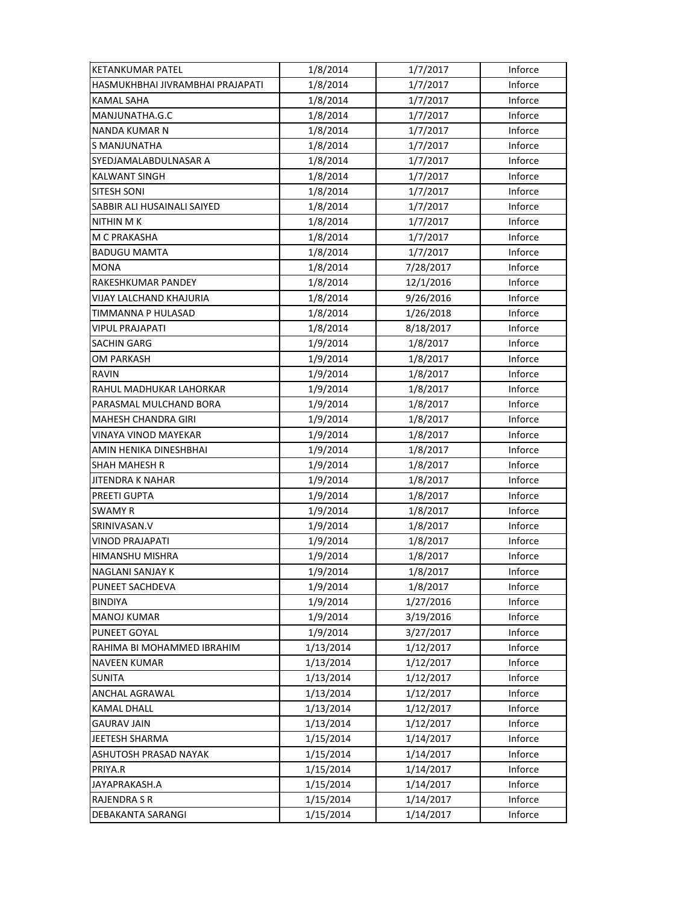| KETANKUMAR PATEL | 1/8/2014 | 1/7/2017 | Inforce |
|---|---|---|---|
| HASMUKHBHAI JIVRAMBHAI PRAJAPATI | 1/8/2014 | 1/7/2017 | Inforce |
| KAMAL SAHA | 1/8/2014 | 1/7/2017 | Inforce |
| MANJUNATHA.G.C | 1/8/2014 | 1/7/2017 | Inforce |
| NANDA KUMAR N | 1/8/2014 | 1/7/2017 | Inforce |
| S MANJUNATHA | 1/8/2014 | 1/7/2017 | Inforce |
| SYEDJAMALABDULNASAR A | 1/8/2014 | 1/7/2017 | Inforce |
| KALWANT SINGH | 1/8/2014 | 1/7/2017 | Inforce |
| SITESH SONI | 1/8/2014 | 1/7/2017 | Inforce |
| SABBIR ALI HUSAINALI SAIYED | 1/8/2014 | 1/7/2017 | Inforce |
| NITHIN M K | 1/8/2014 | 1/7/2017 | Inforce |
| M C PRAKASHA | 1/8/2014 | 1/7/2017 | Inforce |
| BADUGU MAMTA | 1/8/2014 | 1/7/2017 | Inforce |
| MONA | 1/8/2014 | 7/28/2017 | Inforce |
| RAKESHKUMAR PANDEY | 1/8/2014 | 12/1/2016 | Inforce |
| VIJAY LALCHAND KHAJURIA | 1/8/2014 | 9/26/2016 | Inforce |
| TIMMANNA P HULASAD | 1/8/2014 | 1/26/2018 | Inforce |
| VIPUL PRAJAPATI | 1/8/2014 | 8/18/2017 | Inforce |
| SACHIN GARG | 1/9/2014 | 1/8/2017 | Inforce |
| OM PARKASH | 1/9/2014 | 1/8/2017 | Inforce |
| RAVIN | 1/9/2014 | 1/8/2017 | Inforce |
| RAHUL MADHUKAR LAHORKAR | 1/9/2014 | 1/8/2017 | Inforce |
| PARASMAL MULCHAND BORA | 1/9/2014 | 1/8/2017 | Inforce |
| MAHESH CHANDRA GIRI | 1/9/2014 | 1/8/2017 | Inforce |
| VINAYA VINOD MAYEKAR | 1/9/2014 | 1/8/2017 | Inforce |
| AMIN HENIKA DINESHBHAI | 1/9/2014 | 1/8/2017 | Inforce |
| SHAH MAHESH R | 1/9/2014 | 1/8/2017 | Inforce |
| JITENDRA K NAHAR | 1/9/2014 | 1/8/2017 | Inforce |
| PREETI GUPTA | 1/9/2014 | 1/8/2017 | Inforce |
| SWAMY R | 1/9/2014 | 1/8/2017 | Inforce |
| SRINIVASAN.V | 1/9/2014 | 1/8/2017 | Inforce |
| VINOD PRAJAPATI | 1/9/2014 | 1/8/2017 | Inforce |
| HIMANSHU MISHRA | 1/9/2014 | 1/8/2017 | Inforce |
| NAGLANI SANJAY K | 1/9/2014 | 1/8/2017 | Inforce |
| PUNEET SACHDEVA | 1/9/2014 | 1/8/2017 | Inforce |
| BINDIYA | 1/9/2014 | 1/27/2016 | Inforce |
| MANOJ KUMAR | 1/9/2014 | 3/19/2016 | Inforce |
| PUNEET GOYAL | 1/9/2014 | 3/27/2017 | Inforce |
| RAHIMA BI MOHAMMED IBRAHIM | 1/13/2014 | 1/12/2017 | Inforce |
| NAVEEN KUMAR | 1/13/2014 | 1/12/2017 | Inforce |
| SUNITA | 1/13/2014 | 1/12/2017 | Inforce |
| ANCHAL AGRAWAL | 1/13/2014 | 1/12/2017 | Inforce |
| KAMAL DHALL | 1/13/2014 | 1/12/2017 | Inforce |
| GAURAV JAIN | 1/13/2014 | 1/12/2017 | Inforce |
| JEETESH SHARMA | 1/15/2014 | 1/14/2017 | Inforce |
| ASHUTOSH PRASAD NAYAK | 1/15/2014 | 1/14/2017 | Inforce |
| PRIYA.R | 1/15/2014 | 1/14/2017 | Inforce |
| JAYAPRAKASH.A | 1/15/2014 | 1/14/2017 | Inforce |
| RAJENDRA S R | 1/15/2014 | 1/14/2017 | Inforce |
| DEBAKANTA SARANGI | 1/15/2014 | 1/14/2017 | Inforce |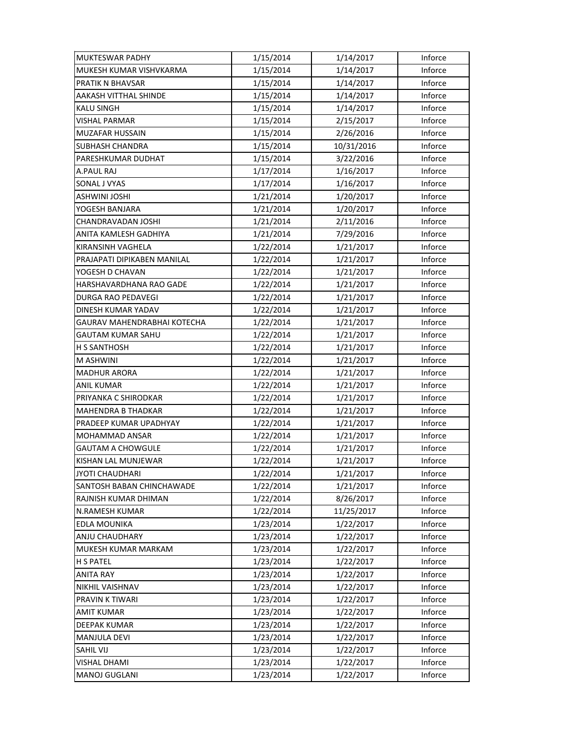| MUKTESWAR PADHY | 1/15/2014 | 1/14/2017 | Inforce |
|---|---|---|---|
| MUKESH KUMAR VISHVKARMA | 1/15/2014 | 1/14/2017 | Inforce |
| PRATIK N BHAVSAR | 1/15/2014 | 1/14/2017 | Inforce |
| AAKASH VITTHAL SHINDE | 1/15/2014 | 1/14/2017 | Inforce |
| KALU SINGH | 1/15/2014 | 1/14/2017 | Inforce |
| VISHAL PARMAR | 1/15/2014 | 2/15/2017 | Inforce |
| MUZAFAR HUSSAIN | 1/15/2014 | 2/26/2016 | Inforce |
| SUBHASH CHANDRA | 1/15/2014 | 10/31/2016 | Inforce |
| PARESHKUMAR DUDHAT | 1/15/2014 | 3/22/2016 | Inforce |
| A.PAUL RAJ | 1/17/2014 | 1/16/2017 | Inforce |
| SONAL J VYAS | 1/17/2014 | 1/16/2017 | Inforce |
| ASHWINI JOSHI | 1/21/2014 | 1/20/2017 | Inforce |
| YOGESH BANJARA | 1/21/2014 | 1/20/2017 | Inforce |
| CHANDRAVADAN JOSHI | 1/21/2014 | 2/11/2016 | Inforce |
| ANITA KAMLESH GADHIYA | 1/21/2014 | 7/29/2016 | Inforce |
| KIRANSINH VAGHELA | 1/22/2014 | 1/21/2017 | Inforce |
| PRAJAPATI DIPIKABEN MANILAL | 1/22/2014 | 1/21/2017 | Inforce |
| YOGESH D CHAVAN | 1/22/2014 | 1/21/2017 | Inforce |
| HARSHAVARDHANA RAO GADE | 1/22/2014 | 1/21/2017 | Inforce |
| DURGA RAO PEDAVEGI | 1/22/2014 | 1/21/2017 | Inforce |
| DINESH KUMAR YADAV | 1/22/2014 | 1/21/2017 | Inforce |
| GAURAV MAHENDRABHAI KOTECHA | 1/22/2014 | 1/21/2017 | Inforce |
| GAUTAM KUMAR SAHU | 1/22/2014 | 1/21/2017 | Inforce |
| H S SANTHOSH | 1/22/2014 | 1/21/2017 | Inforce |
| M ASHWINI | 1/22/2014 | 1/21/2017 | Inforce |
| MADHUR ARORA | 1/22/2014 | 1/21/2017 | Inforce |
| ANIL KUMAR | 1/22/2014 | 1/21/2017 | Inforce |
| PRIYANKA C SHIRODKAR | 1/22/2014 | 1/21/2017 | Inforce |
| MAHENDRA B THADKAR | 1/22/2014 | 1/21/2017 | Inforce |
| PRADEEP KUMAR UPADHYAY | 1/22/2014 | 1/21/2017 | Inforce |
| MOHAMMAD ANSAR | 1/22/2014 | 1/21/2017 | Inforce |
| GAUTAM A CHOWGULE | 1/22/2014 | 1/21/2017 | Inforce |
| KISHAN LAL MUNJEWAR | 1/22/2014 | 1/21/2017 | Inforce |
| JYOTI CHAUDHARI | 1/22/2014 | 1/21/2017 | Inforce |
| SANTOSH BABAN CHINCHAWADE | 1/22/2014 | 1/21/2017 | Inforce |
| RAJNISH KUMAR DHIMAN | 1/22/2014 | 8/26/2017 | Inforce |
| N.RAMESH KUMAR | 1/22/2014 | 11/25/2017 | Inforce |
| EDLA MOUNIKA | 1/23/2014 | 1/22/2017 | Inforce |
| ANJU CHAUDHARY | 1/23/2014 | 1/22/2017 | Inforce |
| MUKESH KUMAR MARKAM | 1/23/2014 | 1/22/2017 | Inforce |
| H S PATEL | 1/23/2014 | 1/22/2017 | Inforce |
| ANITA RAY | 1/23/2014 | 1/22/2017 | Inforce |
| NIKHIL VAISHNAV | 1/23/2014 | 1/22/2017 | Inforce |
| PRAVIN K TIWARI | 1/23/2014 | 1/22/2017 | Inforce |
| AMIT KUMAR | 1/23/2014 | 1/22/2017 | Inforce |
| DEEPAK KUMAR | 1/23/2014 | 1/22/2017 | Inforce |
| MANJULA DEVI | 1/23/2014 | 1/22/2017 | Inforce |
| SAHIL VIJ | 1/23/2014 | 1/22/2017 | Inforce |
| VISHAL DHAMI | 1/23/2014 | 1/22/2017 | Inforce |
| MANOJ GUGLANI | 1/23/2014 | 1/22/2017 | Inforce |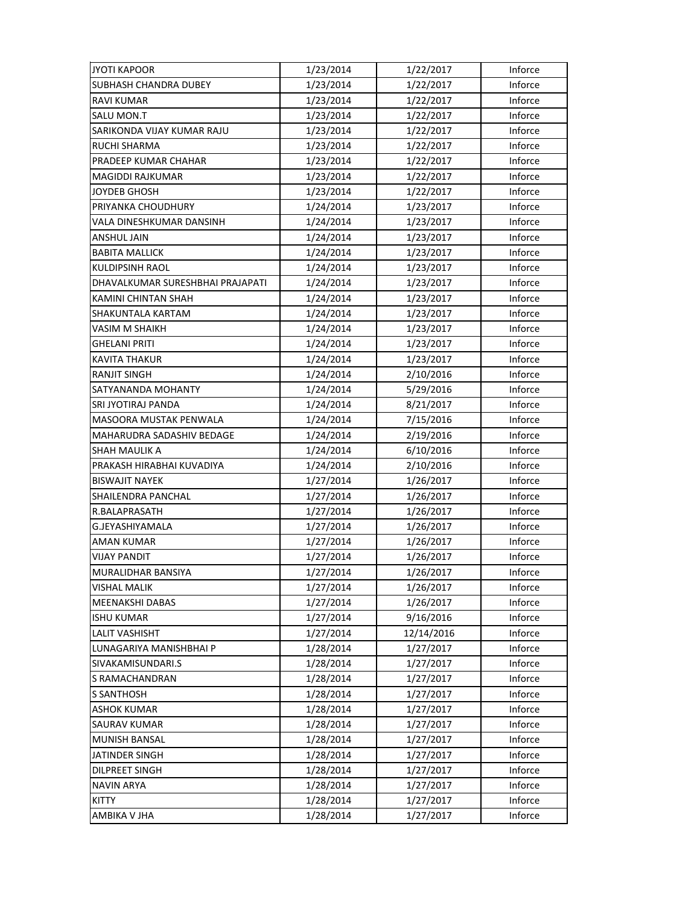| JYOTI KAPOOR | 1/23/2014 | 1/22/2017 | Inforce |
|---|---|---|---|
| SUBHASH CHANDRA DUBEY | 1/23/2014 | 1/22/2017 | Inforce |
| RAVI KUMAR | 1/23/2014 | 1/22/2017 | Inforce |
| SALU MON.T | 1/23/2014 | 1/22/2017 | Inforce |
| SARIKONDA VIJAY KUMAR RAJU | 1/23/2014 | 1/22/2017 | Inforce |
| RUCHI SHARMA | 1/23/2014 | 1/22/2017 | Inforce |
| PRADEEP KUMAR CHAHAR | 1/23/2014 | 1/22/2017 | Inforce |
| MAGIDDI RAJKUMAR | 1/23/2014 | 1/22/2017 | Inforce |
| JOYDEB GHOSH | 1/23/2014 | 1/22/2017 | Inforce |
| PRIYANKA CHOUDHURY | 1/24/2014 | 1/23/2017 | Inforce |
| VALA DINESHKUMAR DANSINH | 1/24/2014 | 1/23/2017 | Inforce |
| ANSHUL JAIN | 1/24/2014 | 1/23/2017 | Inforce |
| BABITA MALLICK | 1/24/2014 | 1/23/2017 | Inforce |
| KULDIPSINH RAOL | 1/24/2014 | 1/23/2017 | Inforce |
| DHAVALKUMAR SURESHBHAI PRAJAPATI | 1/24/2014 | 1/23/2017 | Inforce |
| KAMINI CHINTAN SHAH | 1/24/2014 | 1/23/2017 | Inforce |
| SHAKUNTALA KARTAM | 1/24/2014 | 1/23/2017 | Inforce |
| VASIM M SHAIKH | 1/24/2014 | 1/23/2017 | Inforce |
| GHELANI PRITI | 1/24/2014 | 1/23/2017 | Inforce |
| KAVITA THAKUR | 1/24/2014 | 1/23/2017 | Inforce |
| RANJIT SINGH | 1/24/2014 | 2/10/2016 | Inforce |
| SATYANANDA MOHANTY | 1/24/2014 | 5/29/2016 | Inforce |
| SRI JYOTIRAJ PANDA | 1/24/2014 | 8/21/2017 | Inforce |
| MASOORA MUSTAK PENWALA | 1/24/2014 | 7/15/2016 | Inforce |
| MAHARUDRA SADASHIV BEDAGE | 1/24/2014 | 2/19/2016 | Inforce |
| SHAH MAULIK A | 1/24/2014 | 6/10/2016 | Inforce |
| PRAKASH HIRABHAI KUVADIYA | 1/24/2014 | 2/10/2016 | Inforce |
| BISWAJIT NAYEK | 1/27/2014 | 1/26/2017 | Inforce |
| SHAILENDRA PANCHAL | 1/27/2014 | 1/26/2017 | Inforce |
| R.BALAPRASATH | 1/27/2014 | 1/26/2017 | Inforce |
| G.JEYASHIYAMALA | 1/27/2014 | 1/26/2017 | Inforce |
| AMAN KUMAR | 1/27/2014 | 1/26/2017 | Inforce |
| VIJAY PANDIT | 1/27/2014 | 1/26/2017 | Inforce |
| MURALIDHAR BANSIYA | 1/27/2014 | 1/26/2017 | Inforce |
| VISHAL MALIK | 1/27/2014 | 1/26/2017 | Inforce |
| MEENAKSHI DABAS | 1/27/2014 | 1/26/2017 | Inforce |
| ISHU KUMAR | 1/27/2014 | 9/16/2016 | Inforce |
| LALIT VASHISHT | 1/27/2014 | 12/14/2016 | Inforce |
| LUNAGARIYA MANISHBHAI P | 1/28/2014 | 1/27/2017 | Inforce |
| SIVAKAMISUNDARI.S | 1/28/2014 | 1/27/2017 | Inforce |
| S RAMACHANDRAN | 1/28/2014 | 1/27/2017 | Inforce |
| S SANTHOSH | 1/28/2014 | 1/27/2017 | Inforce |
| ASHOK KUMAR | 1/28/2014 | 1/27/2017 | Inforce |
| SAURAV KUMAR | 1/28/2014 | 1/27/2017 | Inforce |
| MUNISH BANSAL | 1/28/2014 | 1/27/2017 | Inforce |
| JATINDER SINGH | 1/28/2014 | 1/27/2017 | Inforce |
| DILPREET SINGH | 1/28/2014 | 1/27/2017 | Inforce |
| NAVIN ARYA | 1/28/2014 | 1/27/2017 | Inforce |
| KITTY | 1/28/2014 | 1/27/2017 | Inforce |
| AMBIKA V JHA | 1/28/2014 | 1/27/2017 | Inforce |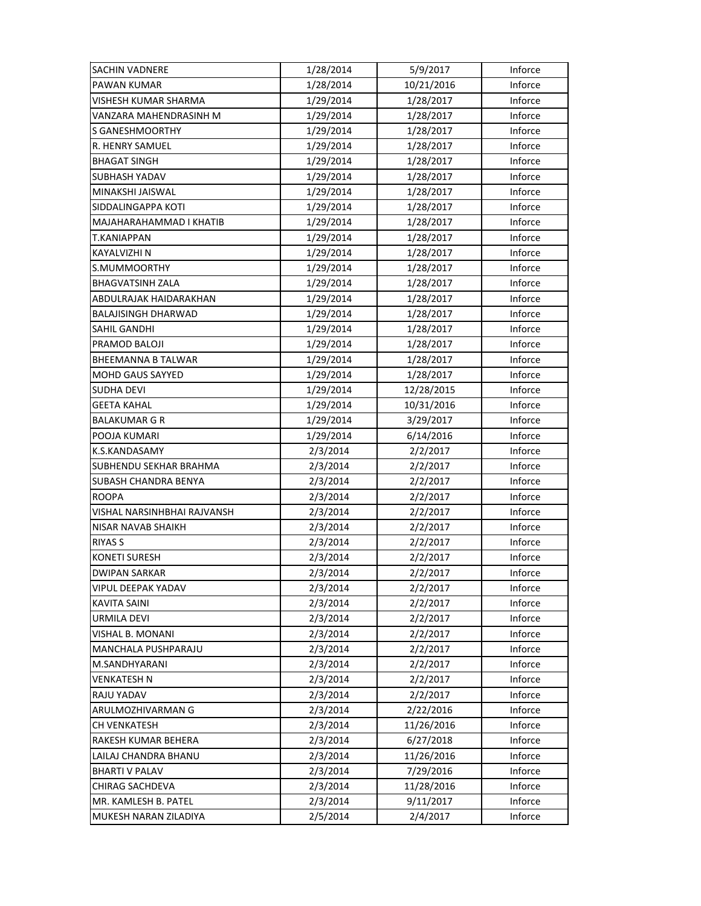| | | | |
|---|---|---|---|
| SACHIN VADNERE | 1/28/2014 | 5/9/2017 | Inforce |
| PAWAN KUMAR | 1/28/2014 | 10/21/2016 | Inforce |
| VISHESH KUMAR SHARMA | 1/29/2014 | 1/28/2017 | Inforce |
| VANZARA MAHENDRASINH M | 1/29/2014 | 1/28/2017 | Inforce |
| S GANESHMOORTHY | 1/29/2014 | 1/28/2017 | Inforce |
| R. HENRY SAMUEL | 1/29/2014 | 1/28/2017 | Inforce |
| BHAGAT SINGH | 1/29/2014 | 1/28/2017 | Inforce |
| SUBHASH YADAV | 1/29/2014 | 1/28/2017 | Inforce |
| MINAKSHI JAISWAL | 1/29/2014 | 1/28/2017 | Inforce |
| SIDDALINGAPPA KOTI | 1/29/2014 | 1/28/2017 | Inforce |
| MAJAHARAHAMMAD I KHATIB | 1/29/2014 | 1/28/2017 | Inforce |
| T.KANIAPPAN | 1/29/2014 | 1/28/2017 | Inforce |
| KAYALVIZHI N | 1/29/2014 | 1/28/2017 | Inforce |
| S.MUMMOORTHY | 1/29/2014 | 1/28/2017 | Inforce |
| BHAGVATSINH ZALA | 1/29/2014 | 1/28/2017 | Inforce |
| ABDULRAJAK HAIDARAKHAN | 1/29/2014 | 1/28/2017 | Inforce |
| BALAJISINGH DHARWAD | 1/29/2014 | 1/28/2017 | Inforce |
| SAHIL GANDHI | 1/29/2014 | 1/28/2017 | Inforce |
| PRAMOD BALOJI | 1/29/2014 | 1/28/2017 | Inforce |
| BHEEMANNA B TALWAR | 1/29/2014 | 1/28/2017 | Inforce |
| MOHD GAUS SAYYED | 1/29/2014 | 1/28/2017 | Inforce |
| SUDHA DEVI | 1/29/2014 | 12/28/2015 | Inforce |
| GEETA KAHAL | 1/29/2014 | 10/31/2016 | Inforce |
| BALAKUMAR G R | 1/29/2014 | 3/29/2017 | Inforce |
| POOJA KUMARI | 1/29/2014 | 6/14/2016 | Inforce |
| K.S.KANDASAMY | 2/3/2014 | 2/2/2017 | Inforce |
| SUBHENDU SEKHAR BRAHMA | 2/3/2014 | 2/2/2017 | Inforce |
| SUBASH CHANDRA BENYA | 2/3/2014 | 2/2/2017 | Inforce |
| ROOPA | 2/3/2014 | 2/2/2017 | Inforce |
| VISHAL NARSINHBHAI RAJVANSH | 2/3/2014 | 2/2/2017 | Inforce |
| NISAR NAVAB SHAIKH | 2/3/2014 | 2/2/2017 | Inforce |
| RIYAS S | 2/3/2014 | 2/2/2017 | Inforce |
| KONETI SURESH | 2/3/2014 | 2/2/2017 | Inforce |
| DWIPAN SARKAR | 2/3/2014 | 2/2/2017 | Inforce |
| VIPUL DEEPAK YADAV | 2/3/2014 | 2/2/2017 | Inforce |
| KAVITA SAINI | 2/3/2014 | 2/2/2017 | Inforce |
| URMILA DEVI | 2/3/2014 | 2/2/2017 | Inforce |
| VISHAL B. MONANI | 2/3/2014 | 2/2/2017 | Inforce |
| MANCHALA PUSHPARAJU | 2/3/2014 | 2/2/2017 | Inforce |
| M.SANDHYARANI | 2/3/2014 | 2/2/2017 | Inforce |
| VENKATESH N | 2/3/2014 | 2/2/2017 | Inforce |
| RAJU YADAV | 2/3/2014 | 2/2/2017 | Inforce |
| ARULMOZHIVARMAN G | 2/3/2014 | 2/22/2016 | Inforce |
| CH VENKATESH | 2/3/2014 | 11/26/2016 | Inforce |
| RAKESH KUMAR BEHERA | 2/3/2014 | 6/27/2018 | Inforce |
| LAILAJ CHANDRA BHANU | 2/3/2014 | 11/26/2016 | Inforce |
| BHARTI V PALAV | 2/3/2014 | 7/29/2016 | Inforce |
| CHIRAG SACHDEVA | 2/3/2014 | 11/28/2016 | Inforce |
| MR. KAMLESH B. PATEL | 2/3/2014 | 9/11/2017 | Inforce |
| MUKESH NARAN ZILADIYA | 2/5/2014 | 2/4/2017 | Inforce |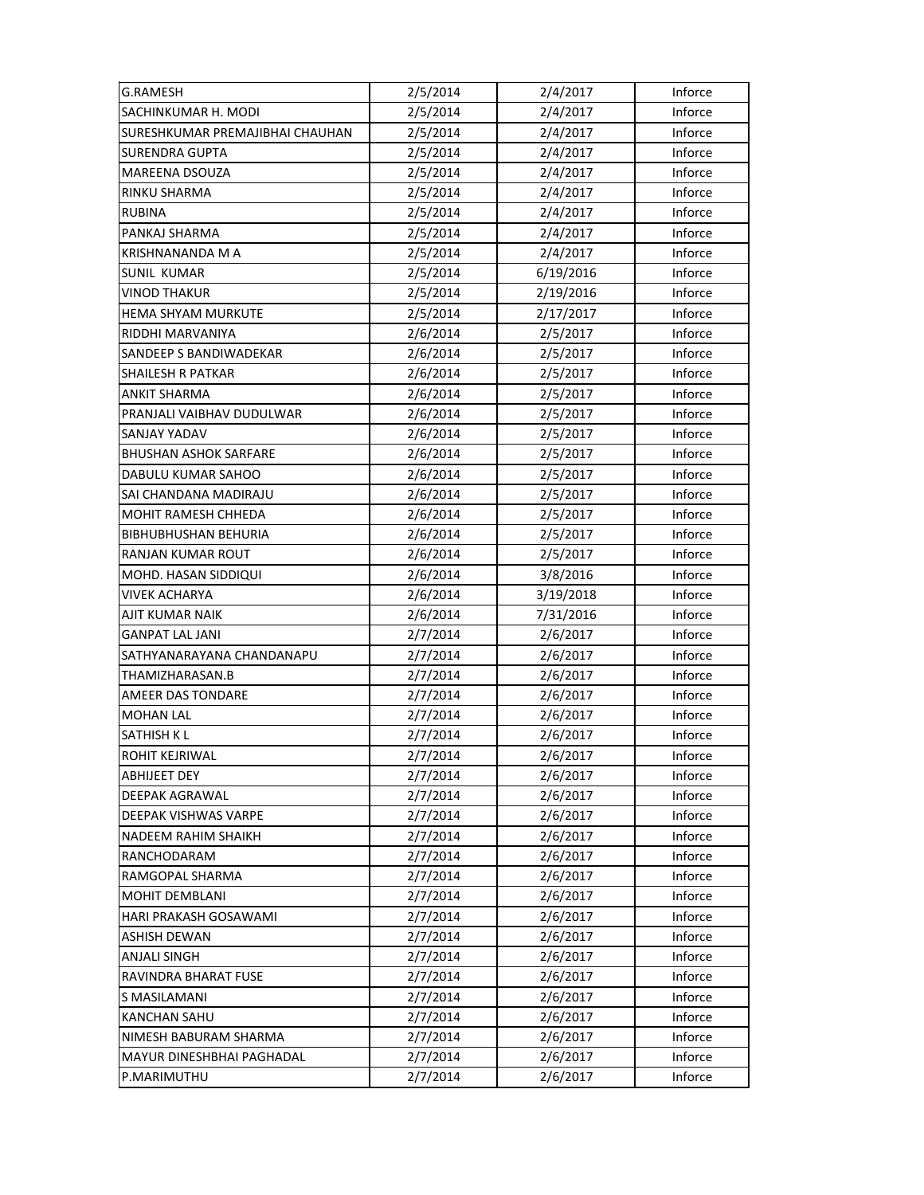| G.RAMESH | 2/5/2014 | 2/4/2017 | Inforce |
|---|---|---|---|
| SACHINKUMAR H. MODI | 2/5/2014 | 2/4/2017 | Inforce |
| SURESHKUMAR PREMAJIBHAI CHAUHAN | 2/5/2014 | 2/4/2017 | Inforce |
| SURENDRA GUPTA | 2/5/2014 | 2/4/2017 | Inforce |
| MAREENA DSOUZA | 2/5/2014 | 2/4/2017 | Inforce |
| RINKU SHARMA | 2/5/2014 | 2/4/2017 | Inforce |
| RUBINA | 2/5/2014 | 2/4/2017 | Inforce |
| PANKAJ SHARMA | 2/5/2014 | 2/4/2017 | Inforce |
| KRISHNANANDA M A | 2/5/2014 | 2/4/2017 | Inforce |
| SUNIL KUMAR | 2/5/2014 | 6/19/2016 | Inforce |
| VINOD THAKUR | 2/5/2014 | 2/19/2016 | Inforce |
| HEMA SHYAM MURKUTE | 2/5/2014 | 2/17/2017 | Inforce |
| RIDDHI MARVANIYA | 2/6/2014 | 2/5/2017 | Inforce |
| SANDEEP S BANDIWADEKAR | 2/6/2014 | 2/5/2017 | Inforce |
| SHAILESH R PATKAR | 2/6/2014 | 2/5/2017 | Inforce |
| ANKIT SHARMA | 2/6/2014 | 2/5/2017 | Inforce |
| PRANJALI VAIBHAV DUDULWAR | 2/6/2014 | 2/5/2017 | Inforce |
| SANJAY YADAV | 2/6/2014 | 2/5/2017 | Inforce |
| BHUSHAN ASHOK SARFARE | 2/6/2014 | 2/5/2017 | Inforce |
| DABULU KUMAR SAHOO | 2/6/2014 | 2/5/2017 | Inforce |
| SAI CHANDANA MADIRAJU | 2/6/2014 | 2/5/2017 | Inforce |
| MOHIT RAMESH CHHEDA | 2/6/2014 | 2/5/2017 | Inforce |
| BIBHUBHUSHAN BEHURIA | 2/6/2014 | 2/5/2017 | Inforce |
| RANJAN KUMAR ROUT | 2/6/2014 | 2/5/2017 | Inforce |
| MOHD. HASAN SIDDIQUI | 2/6/2014 | 3/8/2016 | Inforce |
| VIVEK ACHARYA | 2/6/2014 | 3/19/2018 | Inforce |
| AJIT KUMAR NAIK | 2/6/2014 | 7/31/2016 | Inforce |
| GANPAT LAL JANI | 2/7/2014 | 2/6/2017 | Inforce |
| SATHYANARAYANA CHANDANAPU | 2/7/2014 | 2/6/2017 | Inforce |
| THAMIZHARASAN.B | 2/7/2014 | 2/6/2017 | Inforce |
| AMEER DAS TONDARE | 2/7/2014 | 2/6/2017 | Inforce |
| MOHAN LAL | 2/7/2014 | 2/6/2017 | Inforce |
| SATHISH K L | 2/7/2014 | 2/6/2017 | Inforce |
| ROHIT KEJRIWAL | 2/7/2014 | 2/6/2017 | Inforce |
| ABHIJEET DEY | 2/7/2014 | 2/6/2017 | Inforce |
| DEEPAK AGRAWAL | 2/7/2014 | 2/6/2017 | Inforce |
| DEEPAK VISHWAS VARPE | 2/7/2014 | 2/6/2017 | Inforce |
| NADEEM RAHIM SHAIKH | 2/7/2014 | 2/6/2017 | Inforce |
| RANCHODARAM | 2/7/2014 | 2/6/2017 | Inforce |
| RAMGOPAL SHARMA | 2/7/2014 | 2/6/2017 | Inforce |
| MOHIT DEMBLANI | 2/7/2014 | 2/6/2017 | Inforce |
| HARI PRAKASH GOSAWAMI | 2/7/2014 | 2/6/2017 | Inforce |
| ASHISH DEWAN | 2/7/2014 | 2/6/2017 | Inforce |
| ANJALI SINGH | 2/7/2014 | 2/6/2017 | Inforce |
| RAVINDRA BHARAT FUSE | 2/7/2014 | 2/6/2017 | Inforce |
| S MASILAMANI | 2/7/2014 | 2/6/2017 | Inforce |
| KANCHAN SAHU | 2/7/2014 | 2/6/2017 | Inforce |
| NIMESH BABURAM SHARMA | 2/7/2014 | 2/6/2017 | Inforce |
| MAYUR DINESHBHAI PAGHADAL | 2/7/2014 | 2/6/2017 | Inforce |
| P.MARIMUTHU | 2/7/2014 | 2/6/2017 | Inforce |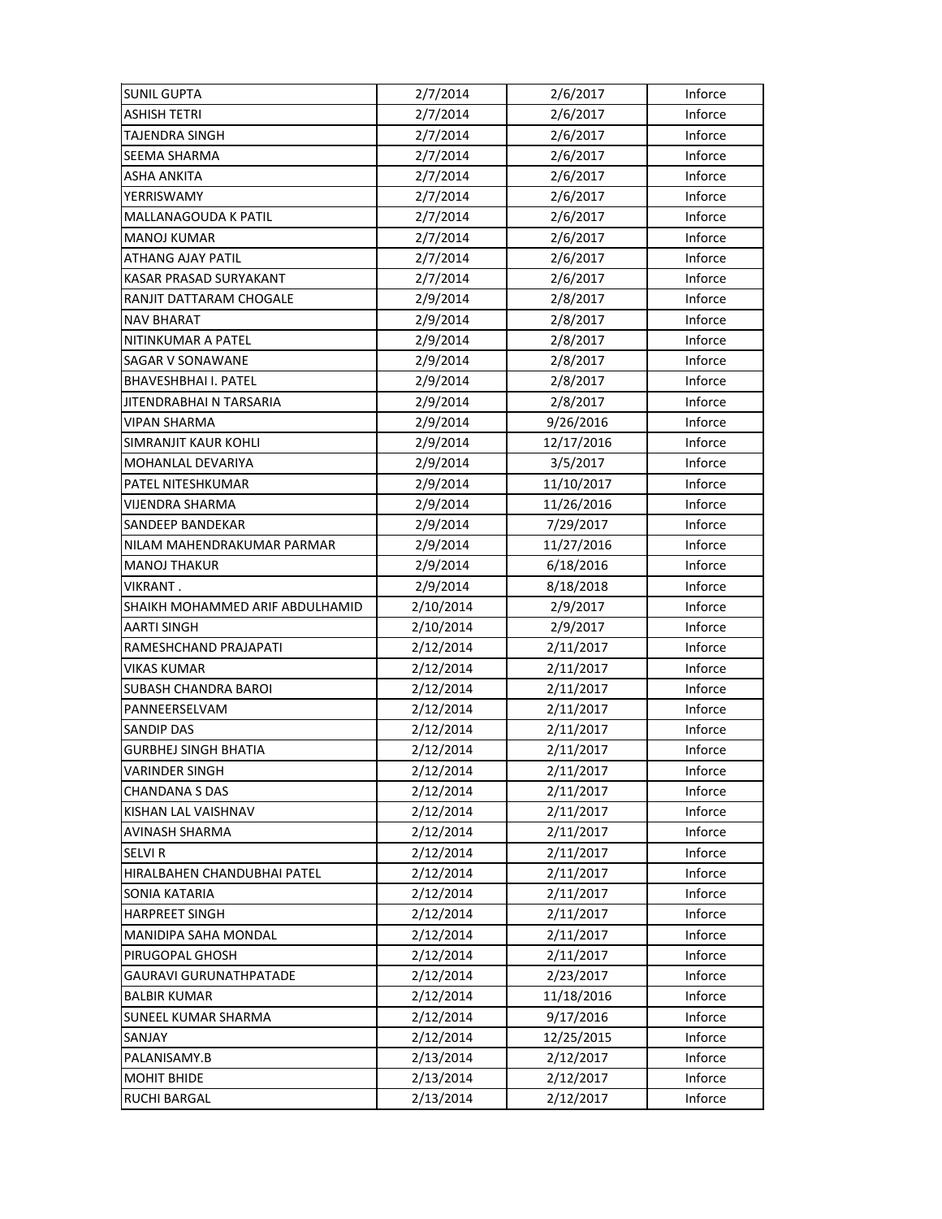| | | | |
|---|---|---|---|
| SUNIL GUPTA | 2/7/2014 | 2/6/2017 | Inforce |
| ASHISH TETRI | 2/7/2014 | 2/6/2017 | Inforce |
| TAJENDRA SINGH | 2/7/2014 | 2/6/2017 | Inforce |
| SEEMA SHARMA | 2/7/2014 | 2/6/2017 | Inforce |
| ASHA ANKITA | 2/7/2014 | 2/6/2017 | Inforce |
| YERRISWAMY | 2/7/2014 | 2/6/2017 | Inforce |
| MALLANAGOUDA K PATIL | 2/7/2014 | 2/6/2017 | Inforce |
| MANOJ KUMAR | 2/7/2014 | 2/6/2017 | Inforce |
| ATHANG AJAY PATIL | 2/7/2014 | 2/6/2017 | Inforce |
| KASAR PRASAD SURYAKANT | 2/7/2014 | 2/6/2017 | Inforce |
| RANJIT DATTARAM CHOGALE | 2/9/2014 | 2/8/2017 | Inforce |
| NAV BHARAT | 2/9/2014 | 2/8/2017 | Inforce |
| NITINKUMAR A PATEL | 2/9/2014 | 2/8/2017 | Inforce |
| SAGAR V SONAWANE | 2/9/2014 | 2/8/2017 | Inforce |
| BHAVESHBHAI I. PATEL | 2/9/2014 | 2/8/2017 | Inforce |
| JITENDRABHAI N TARSARIA | 2/9/2014 | 2/8/2017 | Inforce |
| VIPAN SHARMA | 2/9/2014 | 9/26/2016 | Inforce |
| SIMRANJIT KAUR KOHLI | 2/9/2014 | 12/17/2016 | Inforce |
| MOHANLAL DEVARIYA | 2/9/2014 | 3/5/2017 | Inforce |
| PATEL NITESHKUMAR | 2/9/2014 | 11/10/2017 | Inforce |
| VIJENDRA SHARMA | 2/9/2014 | 11/26/2016 | Inforce |
| SANDEEP BANDEKAR | 2/9/2014 | 7/29/2017 | Inforce |
| NILAM MAHENDRAKUMAR PARMAR | 2/9/2014 | 11/27/2016 | Inforce |
| MANOJ THAKUR | 2/9/2014 | 6/18/2016 | Inforce |
| VIKRANT . | 2/9/2014 | 8/18/2018 | Inforce |
| SHAIKH MOHAMMED ARIF ABDULHAMID | 2/10/2014 | 2/9/2017 | Inforce |
| AARTI SINGH | 2/10/2014 | 2/9/2017 | Inforce |
| RAMESHCHAND PRAJAPATI | 2/12/2014 | 2/11/2017 | Inforce |
| VIKAS KUMAR | 2/12/2014 | 2/11/2017 | Inforce |
| SUBASH CHANDRA BAROI | 2/12/2014 | 2/11/2017 | Inforce |
| PANNEERSELVAM | 2/12/2014 | 2/11/2017 | Inforce |
| SANDIP DAS | 2/12/2014 | 2/11/2017 | Inforce |
| GURBHEJ SINGH BHATIA | 2/12/2014 | 2/11/2017 | Inforce |
| VARINDER SINGH | 2/12/2014 | 2/11/2017 | Inforce |
| CHANDANA S DAS | 2/12/2014 | 2/11/2017 | Inforce |
| KISHAN LAL VAISHNAV | 2/12/2014 | 2/11/2017 | Inforce |
| AVINASH SHARMA | 2/12/2014 | 2/11/2017 | Inforce |
| SELVI R | 2/12/2014 | 2/11/2017 | Inforce |
| HIRALBAHEN CHANDUBHAI PATEL | 2/12/2014 | 2/11/2017 | Inforce |
| SONIA KATARIA | 2/12/2014 | 2/11/2017 | Inforce |
| HARPREET SINGH | 2/12/2014 | 2/11/2017 | Inforce |
| MANIDIPA SAHA MONDAL | 2/12/2014 | 2/11/2017 | Inforce |
| PIRUGOPAL GHOSH | 2/12/2014 | 2/11/2017 | Inforce |
| GAURAVI GURUNATHPATADE | 2/12/2014 | 2/23/2017 | Inforce |
| BALBIR KUMAR | 2/12/2014 | 11/18/2016 | Inforce |
| SUNEEL KUMAR SHARMA | 2/12/2014 | 9/17/2016 | Inforce |
| SANJAY | 2/12/2014 | 12/25/2015 | Inforce |
| PALANISAMY.B | 2/13/2014 | 2/12/2017 | Inforce |
| MOHIT BHIDE | 2/13/2014 | 2/12/2017 | Inforce |
| RUCHI BARGAL | 2/13/2014 | 2/12/2017 | Inforce |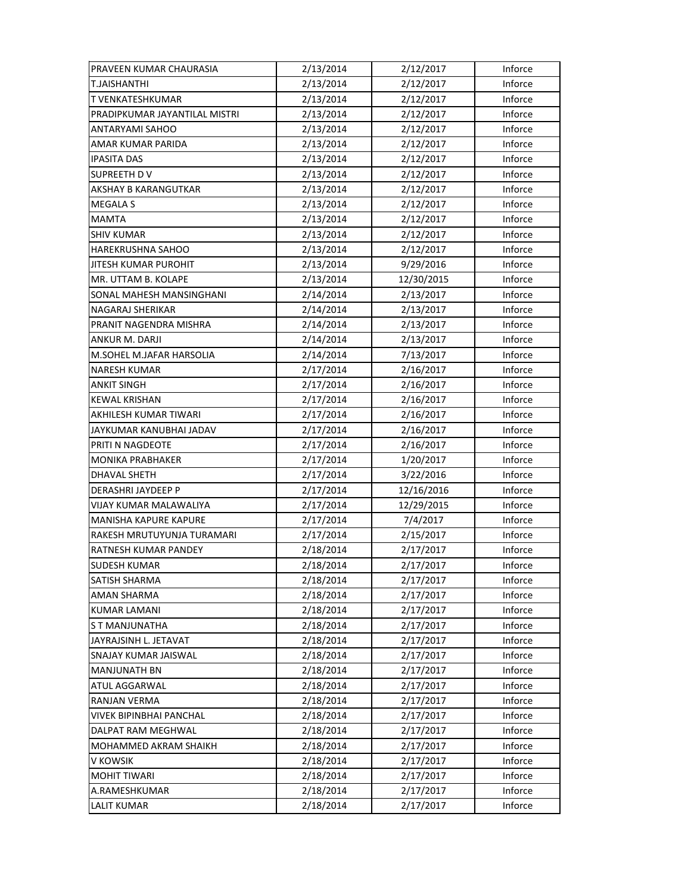| | | | |
|---|---|---|---|
| PRAVEEN KUMAR CHAURASIA | 2/13/2014 | 2/12/2017 | Inforce |
| T.JAISHANTHI | 2/13/2014 | 2/12/2017 | Inforce |
| T VENKATESHKUMAR | 2/13/2014 | 2/12/2017 | Inforce |
| PRADIPKUMAR JAYANTILAL MISTRI | 2/13/2014 | 2/12/2017 | Inforce |
| ANTARYAMI SAHOO | 2/13/2014 | 2/12/2017 | Inforce |
| AMAR KUMAR PARIDA | 2/13/2014 | 2/12/2017 | Inforce |
| IPASITA DAS | 2/13/2014 | 2/12/2017 | Inforce |
| SUPREETH D V | 2/13/2014 | 2/12/2017 | Inforce |
| AKSHAY B KARANGUTKAR | 2/13/2014 | 2/12/2017 | Inforce |
| MEGALA S | 2/13/2014 | 2/12/2017 | Inforce |
| MAMTA | 2/13/2014 | 2/12/2017 | Inforce |
| SHIV KUMAR | 2/13/2014 | 2/12/2017 | Inforce |
| HAREKRUSHNA SAHOO | 2/13/2014 | 2/12/2017 | Inforce |
| JITESH KUMAR PUROHIT | 2/13/2014 | 9/29/2016 | Inforce |
| MR. UTTAM B. KOLAPE | 2/13/2014 | 12/30/2015 | Inforce |
| SONAL MAHESH MANSINGHANI | 2/14/2014 | 2/13/2017 | Inforce |
| NAGARAJ SHERIKAR | 2/14/2014 | 2/13/2017 | Inforce |
| PRANIT NAGENDRA MISHRA | 2/14/2014 | 2/13/2017 | Inforce |
| ANKUR M. DARJI | 2/14/2014 | 2/13/2017 | Inforce |
| M.SOHEL M.JAFAR HARSOLIA | 2/14/2014 | 7/13/2017 | Inforce |
| NARESH KUMAR | 2/17/2014 | 2/16/2017 | Inforce |
| ANKIT SINGH | 2/17/2014 | 2/16/2017 | Inforce |
| KEWAL KRISHAN | 2/17/2014 | 2/16/2017 | Inforce |
| AKHILESH KUMAR TIWARI | 2/17/2014 | 2/16/2017 | Inforce |
| JAYKUMAR KANUBHAI JADAV | 2/17/2014 | 2/16/2017 | Inforce |
| PRITI N NAGDEOTE | 2/17/2014 | 2/16/2017 | Inforce |
| MONIKA PRABHAKER | 2/17/2014 | 1/20/2017 | Inforce |
| DHAVAL SHETH | 2/17/2014 | 3/22/2016 | Inforce |
| DERASHRI JAYDEEP P | 2/17/2014 | 12/16/2016 | Inforce |
| VIJAY KUMAR MALAWALIYA | 2/17/2014 | 12/29/2015 | Inforce |
| MANISHA KAPURE KAPURE | 2/17/2014 | 7/4/2017 | Inforce |
| RAKESH MRUTUYUNJA TURAMARI | 2/17/2014 | 2/15/2017 | Inforce |
| RATNESH KUMAR PANDEY | 2/18/2014 | 2/17/2017 | Inforce |
| SUDESH KUMAR | 2/18/2014 | 2/17/2017 | Inforce |
| SATISH SHARMA | 2/18/2014 | 2/17/2017 | Inforce |
| AMAN SHARMA | 2/18/2014 | 2/17/2017 | Inforce |
| KUMAR LAMANI | 2/18/2014 | 2/17/2017 | Inforce |
| S T MANJUNATHA | 2/18/2014 | 2/17/2017 | Inforce |
| JAYRAJSINH L. JETAVAT | 2/18/2014 | 2/17/2017 | Inforce |
| SNAJAY KUMAR JAISWAL | 2/18/2014 | 2/17/2017 | Inforce |
| MANJUNATH BN | 2/18/2014 | 2/17/2017 | Inforce |
| ATUL AGGARWAL | 2/18/2014 | 2/17/2017 | Inforce |
| RANJAN VERMA | 2/18/2014 | 2/17/2017 | Inforce |
| VIVEK BIPINBHAI PANCHAL | 2/18/2014 | 2/17/2017 | Inforce |
| DALPAT RAM MEGHWAL | 2/18/2014 | 2/17/2017 | Inforce |
| MOHAMMED AKRAM SHAIKH | 2/18/2014 | 2/17/2017 | Inforce |
| V KOWSIK | 2/18/2014 | 2/17/2017 | Inforce |
| MOHIT TIWARI | 2/18/2014 | 2/17/2017 | Inforce |
| A.RAMESHKUMAR | 2/18/2014 | 2/17/2017 | Inforce |
| LALIT KUMAR | 2/18/2014 | 2/17/2017 | Inforce |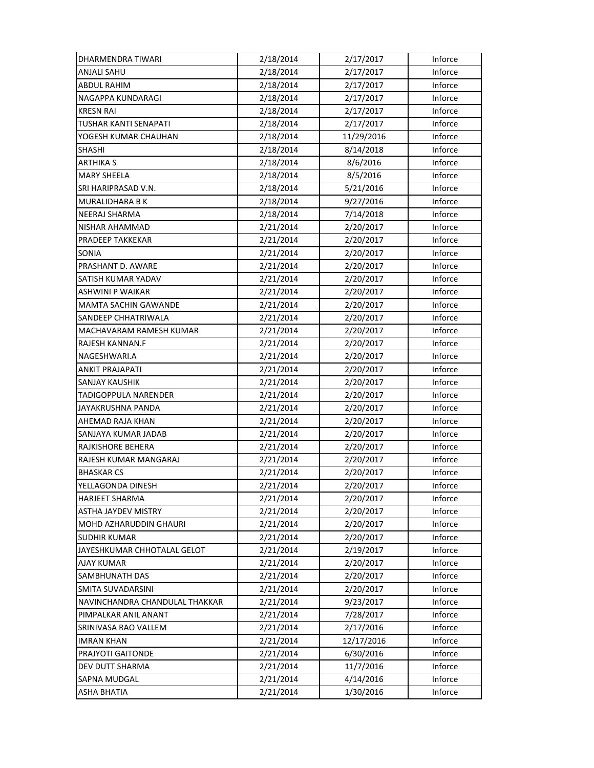| | | | |
|---|---|---|---|
| DHARMENDRA TIWARI | 2/18/2014 | 2/17/2017 | Inforce |
| ANJALI SAHU | 2/18/2014 | 2/17/2017 | Inforce |
| ABDUL RAHIM | 2/18/2014 | 2/17/2017 | Inforce |
| NAGAPPA KUNDARAGI | 2/18/2014 | 2/17/2017 | Inforce |
| KRESN RAI | 2/18/2014 | 2/17/2017 | Inforce |
| TUSHAR KANTI SENAPATI | 2/18/2014 | 2/17/2017 | Inforce |
| YOGESH KUMAR CHAUHAN | 2/18/2014 | 11/29/2016 | Inforce |
| SHASHI | 2/18/2014 | 8/14/2018 | Inforce |
| ARTHIKA S | 2/18/2014 | 8/6/2016 | Inforce |
| MARY SHEELA | 2/18/2014 | 8/5/2016 | Inforce |
| SRI HARIPRASAD V.N. | 2/18/2014 | 5/21/2016 | Inforce |
| MURALIDHARA B K | 2/18/2014 | 9/27/2016 | Inforce |
| NEERAJ SHARMA | 2/18/2014 | 7/14/2018 | Inforce |
| NISHAR AHAMMAD | 2/21/2014 | 2/20/2017 | Inforce |
| PRADEEP TAKKEKAR | 2/21/2014 | 2/20/2017 | Inforce |
| SONIA | 2/21/2014 | 2/20/2017 | Inforce |
| PRASHANT D. AWARE | 2/21/2014 | 2/20/2017 | Inforce |
| SATISH KUMAR YADAV | 2/21/2014 | 2/20/2017 | Inforce |
| ASHWINI P WAIKAR | 2/21/2014 | 2/20/2017 | Inforce |
| MAMTA SACHIN GAWANDE | 2/21/2014 | 2/20/2017 | Inforce |
| SANDEEP CHHATRIWALA | 2/21/2014 | 2/20/2017 | Inforce |
| MACHAVARAM RAMESH KUMAR | 2/21/2014 | 2/20/2017 | Inforce |
| RAJESH KANNAN.F | 2/21/2014 | 2/20/2017 | Inforce |
| NAGESHWARI.A | 2/21/2014 | 2/20/2017 | Inforce |
| ANKIT PRAJAPATI | 2/21/2014 | 2/20/2017 | Inforce |
| SANJAY KAUSHIK | 2/21/2014 | 2/20/2017 | Inforce |
| TADIGOPPULA NARENDER | 2/21/2014 | 2/20/2017 | Inforce |
| JAYAKRUSHNA PANDA | 2/21/2014 | 2/20/2017 | Inforce |
| AHEMAD RAJA KHAN | 2/21/2014 | 2/20/2017 | Inforce |
| SANJAYA KUMAR JADAB | 2/21/2014 | 2/20/2017 | Inforce |
| RAJKISHORE BEHERA | 2/21/2014 | 2/20/2017 | Inforce |
| RAJESH KUMAR MANGARAJ | 2/21/2014 | 2/20/2017 | Inforce |
| BHASKAR CS | 2/21/2014 | 2/20/2017 | Inforce |
| YELLAGONDA DINESH | 2/21/2014 | 2/20/2017 | Inforce |
| HARJEET SHARMA | 2/21/2014 | 2/20/2017 | Inforce |
| ASTHA JAYDEV MISTRY | 2/21/2014 | 2/20/2017 | Inforce |
| MOHD AZHARUDDIN GHAURI | 2/21/2014 | 2/20/2017 | Inforce |
| SUDHIR KUMAR | 2/21/2014 | 2/20/2017 | Inforce |
| JAYESHKUMAR CHHOTALAL GELOT | 2/21/2014 | 2/19/2017 | Inforce |
| AJAY KUMAR | 2/21/2014 | 2/20/2017 | Inforce |
| SAMBHUNATH DAS | 2/21/2014 | 2/20/2017 | Inforce |
| SMITA SUVADARSINI | 2/21/2014 | 2/20/2017 | Inforce |
| NAVINCHANDRA CHANDULAL THAKKAR | 2/21/2014 | 9/23/2017 | Inforce |
| PIMPALKAR ANIL ANANT | 2/21/2014 | 7/28/2017 | Inforce |
| SRINIVASA RAO VALLEM | 2/21/2014 | 2/17/2016 | Inforce |
| IMRAN KHAN | 2/21/2014 | 12/17/2016 | Inforce |
| PRAJYOTI GAITONDE | 2/21/2014 | 6/30/2016 | Inforce |
| DEV DUTT SHARMA | 2/21/2014 | 11/7/2016 | Inforce |
| SAPNA MUDGAL | 2/21/2014 | 4/14/2016 | Inforce |
| ASHA BHATIA | 2/21/2014 | 1/30/2016 | Inforce |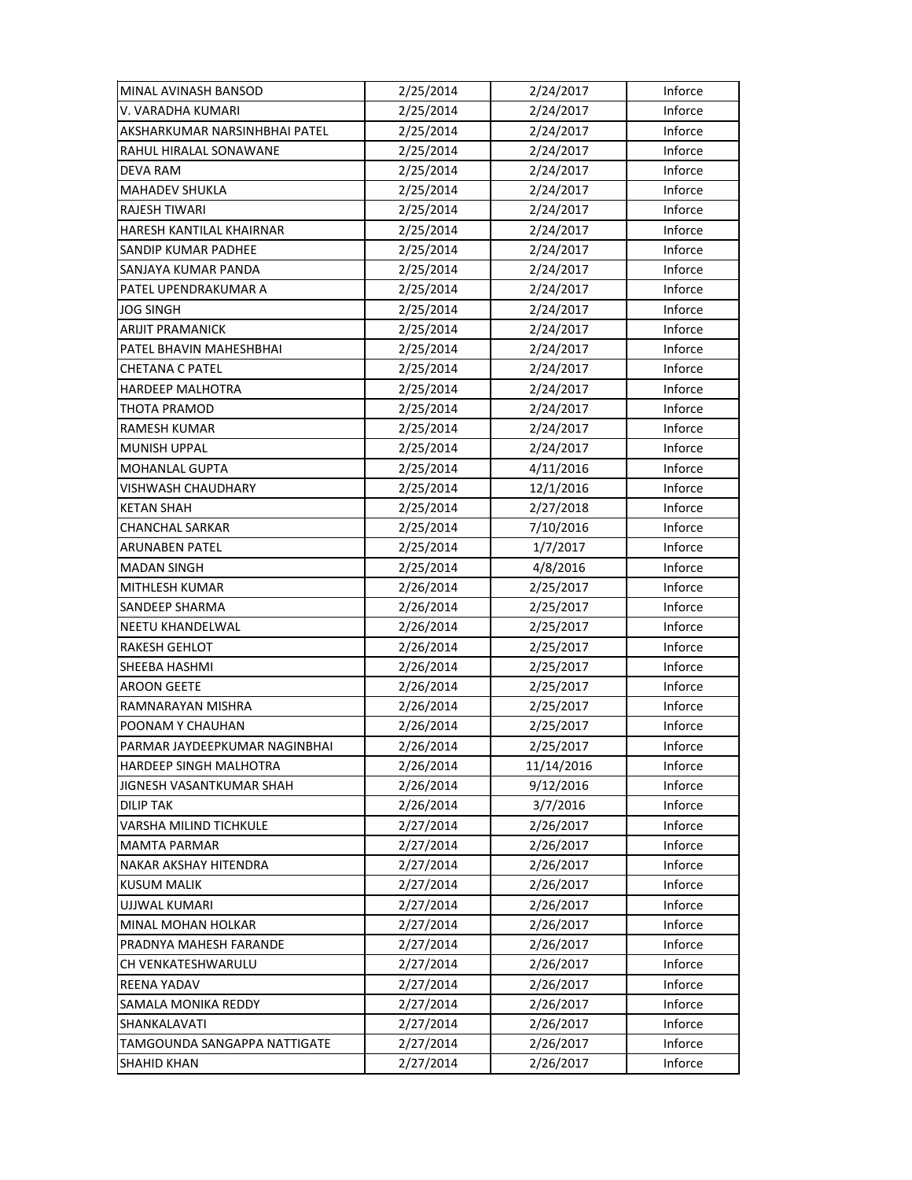| | | | |
|---|---|---|---|
| MINAL AVINASH BANSOD | 2/25/2014 | 2/24/2017 | Inforce |
| V. VARADHA KUMARI | 2/25/2014 | 2/24/2017 | Inforce |
| AKSHARKUMAR NARSINHBHAI PATEL | 2/25/2014 | 2/24/2017 | Inforce |
| RAHUL HIRALAL SONAWANE | 2/25/2014 | 2/24/2017 | Inforce |
| DEVA RAM | 2/25/2014 | 2/24/2017 | Inforce |
| MAHADEV SHUKLA | 2/25/2014 | 2/24/2017 | Inforce |
| RAJESH TIWARI | 2/25/2014 | 2/24/2017 | Inforce |
| HARESH KANTILAL KHAIRNAR | 2/25/2014 | 2/24/2017 | Inforce |
| SANDIP KUMAR PADHEE | 2/25/2014 | 2/24/2017 | Inforce |
| SANJAYA KUMAR PANDA | 2/25/2014 | 2/24/2017 | Inforce |
| PATEL UPENDRAKUMAR A | 2/25/2014 | 2/24/2017 | Inforce |
| JOG SINGH | 2/25/2014 | 2/24/2017 | Inforce |
| ARIJIT PRAMANICK | 2/25/2014 | 2/24/2017 | Inforce |
| PATEL BHAVIN MAHESHBHAI | 2/25/2014 | 2/24/2017 | Inforce |
| CHETANA C PATEL | 2/25/2014 | 2/24/2017 | Inforce |
| HARDEEP MALHOTRA | 2/25/2014 | 2/24/2017 | Inforce |
| THOTA PRAMOD | 2/25/2014 | 2/24/2017 | Inforce |
| RAMESH KUMAR | 2/25/2014 | 2/24/2017 | Inforce |
| MUNISH UPPAL | 2/25/2014 | 2/24/2017 | Inforce |
| MOHANLAL GUPTA | 2/25/2014 | 4/11/2016 | Inforce |
| VISHWASH CHAUDHARY | 2/25/2014 | 12/1/2016 | Inforce |
| KETAN SHAH | 2/25/2014 | 2/27/2018 | Inforce |
| CHANCHAL SARKAR | 2/25/2014 | 7/10/2016 | Inforce |
| ARUNABEN PATEL | 2/25/2014 | 1/7/2017 | Inforce |
| MADAN SINGH | 2/25/2014 | 4/8/2016 | Inforce |
| MITHLESH KUMAR | 2/26/2014 | 2/25/2017 | Inforce |
| SANDEEP SHARMA | 2/26/2014 | 2/25/2017 | Inforce |
| NEETU KHANDELWAL | 2/26/2014 | 2/25/2017 | Inforce |
| RAKESH GEHLOT | 2/26/2014 | 2/25/2017 | Inforce |
| SHEEBA HASHMI | 2/26/2014 | 2/25/2017 | Inforce |
| AROON GEETE | 2/26/2014 | 2/25/2017 | Inforce |
| RAMNARAYAN MISHRA | 2/26/2014 | 2/25/2017 | Inforce |
| POONAM Y CHAUHAN | 2/26/2014 | 2/25/2017 | Inforce |
| PARMAR JAYDEEPKUMAR NAGINBHAI | 2/26/2014 | 2/25/2017 | Inforce |
| HARDEEP SINGH MALHOTRA | 2/26/2014 | 11/14/2016 | Inforce |
| JIGNESH VASANTKUMAR SHAH | 2/26/2014 | 9/12/2016 | Inforce |
| DILIP TAK | 2/26/2014 | 3/7/2016 | Inforce |
| VARSHA MILIND TICHKULE | 2/27/2014 | 2/26/2017 | Inforce |
| MAMTA PARMAR | 2/27/2014 | 2/26/2017 | Inforce |
| NAKAR AKSHAY HITENDRA | 2/27/2014 | 2/26/2017 | Inforce |
| KUSUM MALIK | 2/27/2014 | 2/26/2017 | Inforce |
| UJJWAL KUMARI | 2/27/2014 | 2/26/2017 | Inforce |
| MINAL MOHAN HOLKAR | 2/27/2014 | 2/26/2017 | Inforce |
| PRADNYA MAHESH FARANDE | 2/27/2014 | 2/26/2017 | Inforce |
| CH VENKATESHWARULU | 2/27/2014 | 2/26/2017 | Inforce |
| REENA YADAV | 2/27/2014 | 2/26/2017 | Inforce |
| SAMALA MONIKA REDDY | 2/27/2014 | 2/26/2017 | Inforce |
| SHANKALAVATI | 2/27/2014 | 2/26/2017 | Inforce |
| TAMGOUNDA SANGAPPA NATTIGATE | 2/27/2014 | 2/26/2017 | Inforce |
| SHAHID KHAN | 2/27/2014 | 2/26/2017 | Inforce |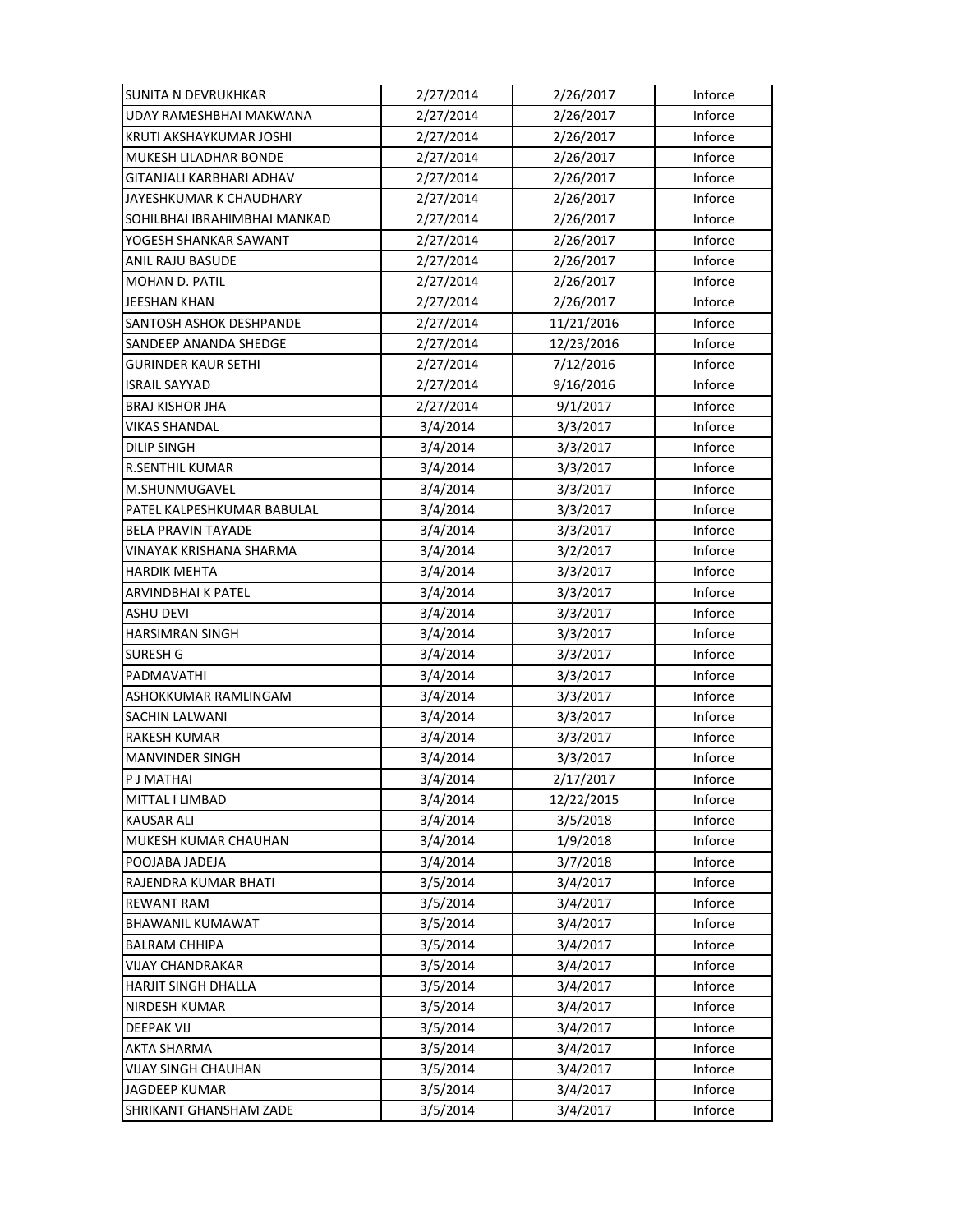| SUNITA N DEVRUKHKAR | 2/27/2014 | 2/26/2017 | Inforce |
|---|---|---|---|
| UDAY RAMESHBHAI MAKWANA | 2/27/2014 | 2/26/2017 | Inforce |
| KRUTI AKSHAYKUMAR JOSHI | 2/27/2014 | 2/26/2017 | Inforce |
| MUKESH LILADHAR BONDE | 2/27/2014 | 2/26/2017 | Inforce |
| GITANJALI KARBHARI ADHAV | 2/27/2014 | 2/26/2017 | Inforce |
| JAYESHKUMAR K CHAUDHARY | 2/27/2014 | 2/26/2017 | Inforce |
| SOHILBHAI IBRAHIMBHAI MANKAD | 2/27/2014 | 2/26/2017 | Inforce |
| YOGESH SHANKAR SAWANT | 2/27/2014 | 2/26/2017 | Inforce |
| ANIL RAJU BASUDE | 2/27/2014 | 2/26/2017 | Inforce |
| MOHAN D. PATIL | 2/27/2014 | 2/26/2017 | Inforce |
| JEESHAN KHAN | 2/27/2014 | 2/26/2017 | Inforce |
| SANTOSH ASHOK DESHPANDE | 2/27/2014 | 11/21/2016 | Inforce |
| SANDEEP ANANDA SHEDGE | 2/27/2014 | 12/23/2016 | Inforce |
| GURINDER KAUR SETHI | 2/27/2014 | 7/12/2016 | Inforce |
| ISRAIL SAYYAD | 2/27/2014 | 9/16/2016 | Inforce |
| BRAJ KISHOR JHA | 2/27/2014 | 9/1/2017 | Inforce |
| VIKAS SHANDAL | 3/4/2014 | 3/3/2017 | Inforce |
| DILIP SINGH | 3/4/2014 | 3/3/2017 | Inforce |
| R.SENTHIL KUMAR | 3/4/2014 | 3/3/2017 | Inforce |
| M.SHUNMUGAVEL | 3/4/2014 | 3/3/2017 | Inforce |
| PATEL KALPESHKUMAR BABULAL | 3/4/2014 | 3/3/2017 | Inforce |
| BELA PRAVIN TAYADE | 3/4/2014 | 3/3/2017 | Inforce |
| VINAYAK KRISHANA SHARMA | 3/4/2014 | 3/2/2017 | Inforce |
| HARDIK MEHTA | 3/4/2014 | 3/3/2017 | Inforce |
| ARVINDBHAI K PATEL | 3/4/2014 | 3/3/2017 | Inforce |
| ASHU DEVI | 3/4/2014 | 3/3/2017 | Inforce |
| HARSIMRAN SINGH | 3/4/2014 | 3/3/2017 | Inforce |
| SURESH G | 3/4/2014 | 3/3/2017 | Inforce |
| PADMAVATHI | 3/4/2014 | 3/3/2017 | Inforce |
| ASHOKKUMAR RAMLINGAM | 3/4/2014 | 3/3/2017 | Inforce |
| SACHIN LALWANI | 3/4/2014 | 3/3/2017 | Inforce |
| RAKESH KUMAR | 3/4/2014 | 3/3/2017 | Inforce |
| MANVINDER SINGH | 3/4/2014 | 3/3/2017 | Inforce |
| P J MATHAI | 3/4/2014 | 2/17/2017 | Inforce |
| MITTAL I LIMBAD | 3/4/2014 | 12/22/2015 | Inforce |
| KAUSAR ALI | 3/4/2014 | 3/5/2018 | Inforce |
| MUKESH KUMAR CHAUHAN | 3/4/2014 | 1/9/2018 | Inforce |
| POOJABA JADEJA | 3/4/2014 | 3/7/2018 | Inforce |
| RAJENDRA KUMAR BHATI | 3/5/2014 | 3/4/2017 | Inforce |
| REWANT RAM | 3/5/2014 | 3/4/2017 | Inforce |
| BHAWANIL KUMAWAT | 3/5/2014 | 3/4/2017 | Inforce |
| BALRAM CHHIPA | 3/5/2014 | 3/4/2017 | Inforce |
| VIJAY CHANDRAKAR | 3/5/2014 | 3/4/2017 | Inforce |
| HARJIT SINGH DHALLA | 3/5/2014 | 3/4/2017 | Inforce |
| NIRDESH KUMAR | 3/5/2014 | 3/4/2017 | Inforce |
| DEEPAK VIJ | 3/5/2014 | 3/4/2017 | Inforce |
| AKTA SHARMA | 3/5/2014 | 3/4/2017 | Inforce |
| VIJAY SINGH CHAUHAN | 3/5/2014 | 3/4/2017 | Inforce |
| JAGDEEP KUMAR | 3/5/2014 | 3/4/2017 | Inforce |
| SHRIKANT GHANSHAM ZADE | 3/5/2014 | 3/4/2017 | Inforce |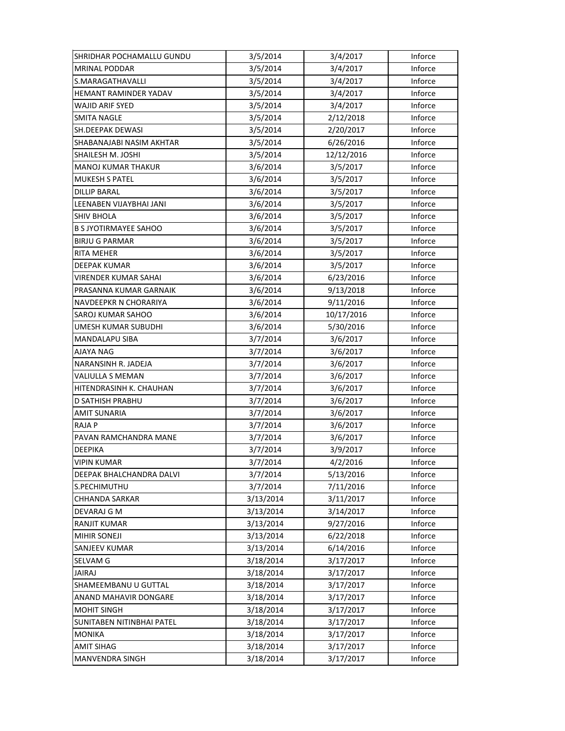| | | | |
|---|---|---|---|
| SHRIDHAR POCHAMALLU GUNDU | 3/5/2014 | 3/4/2017 | Inforce |
| MRINAL PODDAR | 3/5/2014 | 3/4/2017 | Inforce |
| S.MARAGATHAVALLI | 3/5/2014 | 3/4/2017 | Inforce |
| HEMANT RAMINDER YADAV | 3/5/2014 | 3/4/2017 | Inforce |
| WAJID ARIF SYED | 3/5/2014 | 3/4/2017 | Inforce |
| SMITA NAGLE | 3/5/2014 | 2/12/2018 | Inforce |
| SH.DEEPAK DEWASI | 3/5/2014 | 2/20/2017 | Inforce |
| SHABANAJABI NASIM AKHTAR | 3/5/2014 | 6/26/2016 | Inforce |
| SHAILESH M. JOSHI | 3/5/2014 | 12/12/2016 | Inforce |
| MANOJ KUMAR THAKUR | 3/6/2014 | 3/5/2017 | Inforce |
| MUKESH S PATEL | 3/6/2014 | 3/5/2017 | Inforce |
| DILLIP BARAL | 3/6/2014 | 3/5/2017 | Inforce |
| LEENABEN VIJAYBHAI JANI | 3/6/2014 | 3/5/2017 | Inforce |
| SHIV BHOLA | 3/6/2014 | 3/5/2017 | Inforce |
| B S JYOTIRMAYEE SAHOO | 3/6/2014 | 3/5/2017 | Inforce |
| BIRJU G PARMAR | 3/6/2014 | 3/5/2017 | Inforce |
| RITA MEHER | 3/6/2014 | 3/5/2017 | Inforce |
| DEEPAK KUMAR | 3/6/2014 | 3/5/2017 | Inforce |
| VIRENDER KUMAR SAHAI | 3/6/2014 | 6/23/2016 | Inforce |
| PRASANNA KUMAR GARNAIK | 3/6/2014 | 9/13/2018 | Inforce |
| NAVDEEPKR N CHORARIYA | 3/6/2014 | 9/11/2016 | Inforce |
| SAROJ KUMAR SAHOO | 3/6/2014 | 10/17/2016 | Inforce |
| UMESH KUMAR SUBUDHI | 3/6/2014 | 5/30/2016 | Inforce |
| MANDALAPU SIBA | 3/7/2014 | 3/6/2017 | Inforce |
| AJAYA NAG | 3/7/2014 | 3/6/2017 | Inforce |
| NARANSINH R. JADEJA | 3/7/2014 | 3/6/2017 | Inforce |
| VALIULLA S MEMAN | 3/7/2014 | 3/6/2017 | Inforce |
| HITENDRASINH K. CHAUHAN | 3/7/2014 | 3/6/2017 | Inforce |
| D SATHISH PRABHU | 3/7/2014 | 3/6/2017 | Inforce |
| AMIT SUNARIA | 3/7/2014 | 3/6/2017 | Inforce |
| RAJA P | 3/7/2014 | 3/6/2017 | Inforce |
| PAVAN RAMCHANDRA MANE | 3/7/2014 | 3/6/2017 | Inforce |
| DEEPIKA | 3/7/2014 | 3/9/2017 | Inforce |
| VIPIN KUMAR | 3/7/2014 | 4/2/2016 | Inforce |
| DEEPAK BHALCHANDRA DALVI | 3/7/2014 | 5/13/2016 | Inforce |
| S.PECHIMUTHU | 3/7/2014 | 7/11/2016 | Inforce |
| CHHANDA SARKAR | 3/13/2014 | 3/11/2017 | Inforce |
| DEVARAJ G M | 3/13/2014 | 3/14/2017 | Inforce |
| RANJIT KUMAR | 3/13/2014 | 9/27/2016 | Inforce |
| MIHIR SONEJI | 3/13/2014 | 6/22/2018 | Inforce |
| SANJEEV KUMAR | 3/13/2014 | 6/14/2016 | Inforce |
| SELVAM G | 3/18/2014 | 3/17/2017 | Inforce |
| JAIRAJ | 3/18/2014 | 3/17/2017 | Inforce |
| SHAMEEMBANU U GUTTAL | 3/18/2014 | 3/17/2017 | Inforce |
| ANAND MAHAVIR DONGARE | 3/18/2014 | 3/17/2017 | Inforce |
| MOHIT SINGH | 3/18/2014 | 3/17/2017 | Inforce |
| SUNITABEN NITINBHAI PATEL | 3/18/2014 | 3/17/2017 | Inforce |
| MONIKA | 3/18/2014 | 3/17/2017 | Inforce |
| AMIT SIHAG | 3/18/2014 | 3/17/2017 | Inforce |
| MANVENDRA SINGH | 3/18/2014 | 3/17/2017 | Inforce |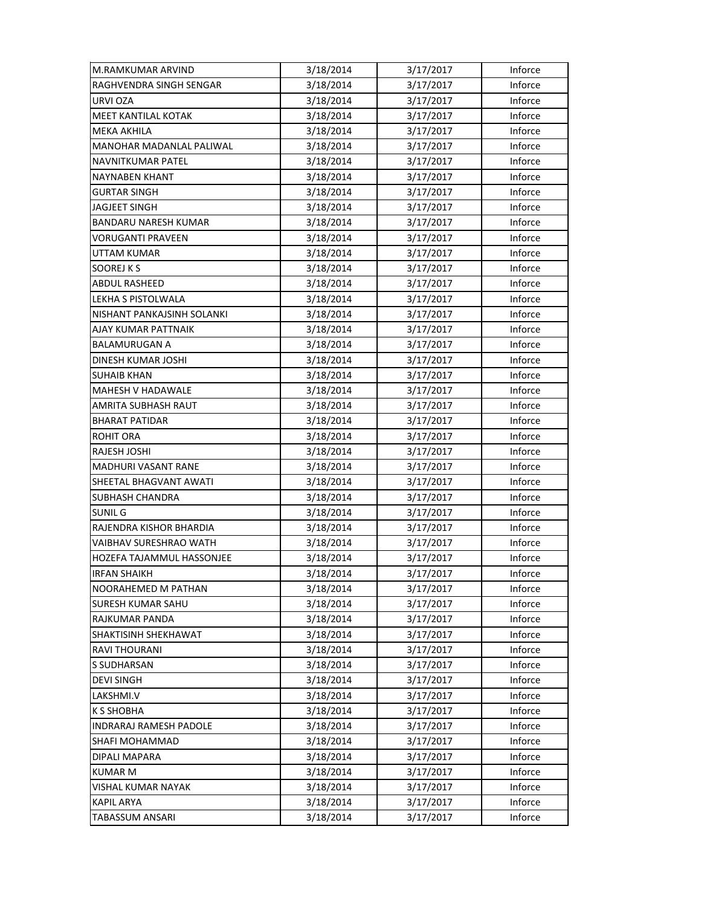| M.RAMKUMAR ARVIND | 3/18/2014 | 3/17/2017 | Inforce |
|---|---|---|---|
| RAGHVENDRA SINGH SENGAR | 3/18/2014 | 3/17/2017 | Inforce |
| URVI OZA | 3/18/2014 | 3/17/2017 | Inforce |
| MEET KANTILAL KOTAK | 3/18/2014 | 3/17/2017 | Inforce |
| MEKA AKHILA | 3/18/2014 | 3/17/2017 | Inforce |
| MANOHAR MADANLAL PALIWAL | 3/18/2014 | 3/17/2017 | Inforce |
| NAVNITKUMAR PATEL | 3/18/2014 | 3/17/2017 | Inforce |
| NAYNABEN KHANT | 3/18/2014 | 3/17/2017 | Inforce |
| GURTAR SINGH | 3/18/2014 | 3/17/2017 | Inforce |
| JAGJEET SINGH | 3/18/2014 | 3/17/2017 | Inforce |
| BANDARU NARESH KUMAR | 3/18/2014 | 3/17/2017 | Inforce |
| VORUGANTI PRAVEEN | 3/18/2014 | 3/17/2017 | Inforce |
| UTTAM KUMAR | 3/18/2014 | 3/17/2017 | Inforce |
| SOOREJ K S | 3/18/2014 | 3/17/2017 | Inforce |
| ABDUL RASHEED | 3/18/2014 | 3/17/2017 | Inforce |
| LEKHA S PISTOLWALA | 3/18/2014 | 3/17/2017 | Inforce |
| NISHANT PANKAJSINH SOLANKI | 3/18/2014 | 3/17/2017 | Inforce |
| AJAY KUMAR PATTNAIK | 3/18/2014 | 3/17/2017 | Inforce |
| BALAMURUGAN A | 3/18/2014 | 3/17/2017 | Inforce |
| DINESH KUMAR JOSHI | 3/18/2014 | 3/17/2017 | Inforce |
| SUHAIB KHAN | 3/18/2014 | 3/17/2017 | Inforce |
| MAHESH V HADAWALE | 3/18/2014 | 3/17/2017 | Inforce |
| AMRITA SUBHASH RAUT | 3/18/2014 | 3/17/2017 | Inforce |
| BHARAT PATIDAR | 3/18/2014 | 3/17/2017 | Inforce |
| ROHIT ORA | 3/18/2014 | 3/17/2017 | Inforce |
| RAJESH JOSHI | 3/18/2014 | 3/17/2017 | Inforce |
| MADHURI VASANT RANE | 3/18/2014 | 3/17/2017 | Inforce |
| SHEETAL BHAGVANT AWATI | 3/18/2014 | 3/17/2017 | Inforce |
| SUBHASH CHANDRA | 3/18/2014 | 3/17/2017 | Inforce |
| SUNIL G | 3/18/2014 | 3/17/2017 | Inforce |
| RAJENDRA KISHOR BHARDIA | 3/18/2014 | 3/17/2017 | Inforce |
| VAIBHAV SURESHRAO WATH | 3/18/2014 | 3/17/2017 | Inforce |
| HOZEFA TAJAMMUL HASSONJEE | 3/18/2014 | 3/17/2017 | Inforce |
| IRFAN SHAIKH | 3/18/2014 | 3/17/2017 | Inforce |
| NOORAHEMED M PATHAN | 3/18/2014 | 3/17/2017 | Inforce |
| SURESH KUMAR SAHU | 3/18/2014 | 3/17/2017 | Inforce |
| RAJKUMAR PANDA | 3/18/2014 | 3/17/2017 | Inforce |
| SHAKTISINH SHEKHAWAT | 3/18/2014 | 3/17/2017 | Inforce |
| RAVI THOURANI | 3/18/2014 | 3/17/2017 | Inforce |
| S SUDHARSAN | 3/18/2014 | 3/17/2017 | Inforce |
| DEVI SINGH | 3/18/2014 | 3/17/2017 | Inforce |
| LAKSHMI.V | 3/18/2014 | 3/17/2017 | Inforce |
| K S SHOBHA | 3/18/2014 | 3/17/2017 | Inforce |
| INDRARAJ RAMESH PADOLE | 3/18/2014 | 3/17/2017 | Inforce |
| SHAFI MOHAMMAD | 3/18/2014 | 3/17/2017 | Inforce |
| DIPALI MAPARA | 3/18/2014 | 3/17/2017 | Inforce |
| KUMAR M | 3/18/2014 | 3/17/2017 | Inforce |
| VISHAL KUMAR NAYAK | 3/18/2014 | 3/17/2017 | Inforce |
| KAPIL ARYA | 3/18/2014 | 3/17/2017 | Inforce |
| TABASSUM ANSARI | 3/18/2014 | 3/17/2017 | Inforce |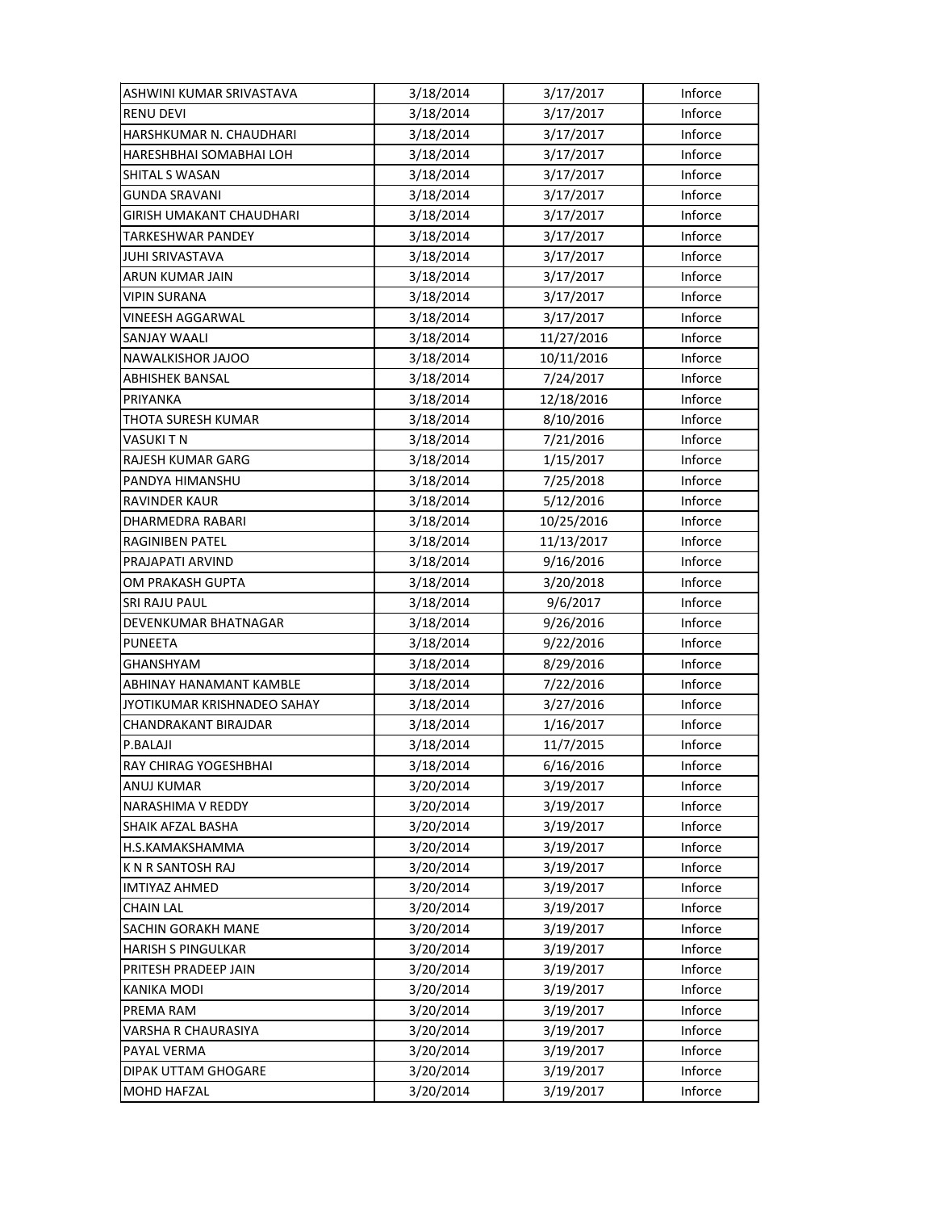| | | | |
|---|---|---|---|
| ASHWINI KUMAR SRIVASTAVA | 3/18/2014 | 3/17/2017 | Inforce |
| RENU DEVI | 3/18/2014 | 3/17/2017 | Inforce |
| HARSHKUMAR N. CHAUDHARI | 3/18/2014 | 3/17/2017 | Inforce |
| HARESHBHAI SOMABHAI LOH | 3/18/2014 | 3/17/2017 | Inforce |
| SHITAL S WASAN | 3/18/2014 | 3/17/2017 | Inforce |
| GUNDA SRAVANI | 3/18/2014 | 3/17/2017 | Inforce |
| GIRISH UMAKANT CHAUDHARI | 3/18/2014 | 3/17/2017 | Inforce |
| TARKESHWAR PANDEY | 3/18/2014 | 3/17/2017 | Inforce |
| JUHI SRIVASTAVA | 3/18/2014 | 3/17/2017 | Inforce |
| ARUN KUMAR JAIN | 3/18/2014 | 3/17/2017 | Inforce |
| VIPIN SURANA | 3/18/2014 | 3/17/2017 | Inforce |
| VINEESH AGGARWAL | 3/18/2014 | 3/17/2017 | Inforce |
| SANJAY WAALI | 3/18/2014 | 11/27/2016 | Inforce |
| NAWALKISHOR JAJOO | 3/18/2014 | 10/11/2016 | Inforce |
| ABHISHEK BANSAL | 3/18/2014 | 7/24/2017 | Inforce |
| PRIYANKA | 3/18/2014 | 12/18/2016 | Inforce |
| THOTA SURESH KUMAR | 3/18/2014 | 8/10/2016 | Inforce |
| VASUKI T N | 3/18/2014 | 7/21/2016 | Inforce |
| RAJESH KUMAR GARG | 3/18/2014 | 1/15/2017 | Inforce |
| PANDYA HIMANSHU | 3/18/2014 | 7/25/2018 | Inforce |
| RAVINDER KAUR | 3/18/2014 | 5/12/2016 | Inforce |
| DHARMEDRA RABARI | 3/18/2014 | 10/25/2016 | Inforce |
| RAGINIBEN PATEL | 3/18/2014 | 11/13/2017 | Inforce |
| PRAJAPATI ARVIND | 3/18/2014 | 9/16/2016 | Inforce |
| OM PRAKASH GUPTA | 3/18/2014 | 3/20/2018 | Inforce |
| SRI RAJU PAUL | 3/18/2014 | 9/6/2017 | Inforce |
| DEVENKUMAR BHATNAGAR | 3/18/2014 | 9/26/2016 | Inforce |
| PUNEETA | 3/18/2014 | 9/22/2016 | Inforce |
| GHANSHYAM | 3/18/2014 | 8/29/2016 | Inforce |
| ABHINAY HANAMANT KAMBLE | 3/18/2014 | 7/22/2016 | Inforce |
| JYOTIKUMAR KRISHNADEO SAHAY | 3/18/2014 | 3/27/2016 | Inforce |
| CHANDRAKANT BIRAJDAR | 3/18/2014 | 1/16/2017 | Inforce |
| P.BALAJI | 3/18/2014 | 11/7/2015 | Inforce |
| RAY CHIRAG YOGESHBHAI | 3/18/2014 | 6/16/2016 | Inforce |
| ANUJ KUMAR | 3/20/2014 | 3/19/2017 | Inforce |
| NARASHIMA V REDDY | 3/20/2014 | 3/19/2017 | Inforce |
| SHAIK AFZAL BASHA | 3/20/2014 | 3/19/2017 | Inforce |
| H.S.KAMAKSHAMMA | 3/20/2014 | 3/19/2017 | Inforce |
| K N R SANTOSH RAJ | 3/20/2014 | 3/19/2017 | Inforce |
| IMTIYAZ AHMED | 3/20/2014 | 3/19/2017 | Inforce |
| CHAIN LAL | 3/20/2014 | 3/19/2017 | Inforce |
| SACHIN GORAKH MANE | 3/20/2014 | 3/19/2017 | Inforce |
| HARISH S PINGULKAR | 3/20/2014 | 3/19/2017 | Inforce |
| PRITESH PRADEEP JAIN | 3/20/2014 | 3/19/2017 | Inforce |
| KANIKA MODI | 3/20/2014 | 3/19/2017 | Inforce |
| PREMA RAM | 3/20/2014 | 3/19/2017 | Inforce |
| VARSHA R CHAURASIYA | 3/20/2014 | 3/19/2017 | Inforce |
| PAYAL VERMA | 3/20/2014 | 3/19/2017 | Inforce |
| DIPAK UTTAM GHOGARE | 3/20/2014 | 3/19/2017 | Inforce |
| MOHD HAFZAL | 3/20/2014 | 3/19/2017 | Inforce |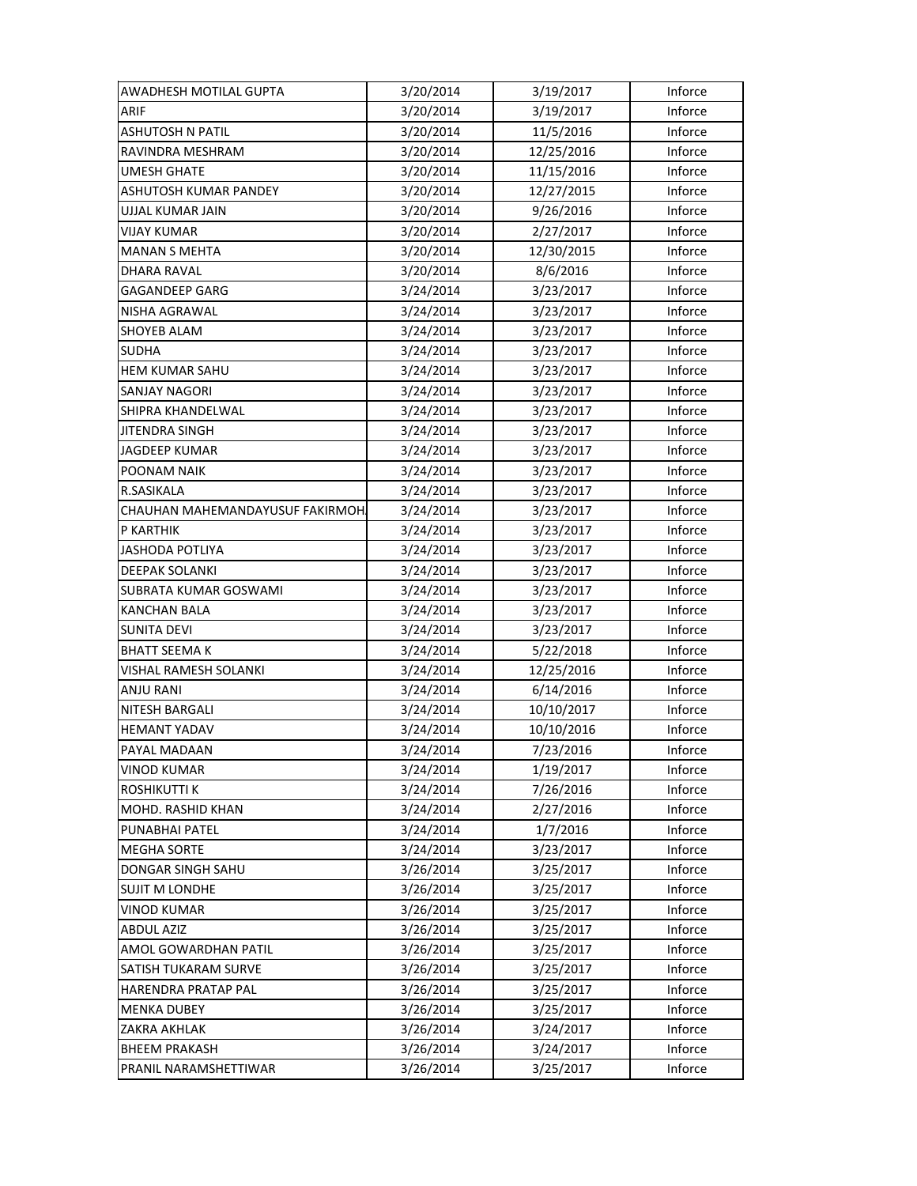| | | | |
|---|---|---|---|
| AWADHESH MOTILAL GUPTA | 3/20/2014 | 3/19/2017 | Inforce |
| ARIF | 3/20/2014 | 3/19/2017 | Inforce |
| ASHUTOSH N PATIL | 3/20/2014 | 11/5/2016 | Inforce |
| RAVINDRA MESHRAM | 3/20/2014 | 12/25/2016 | Inforce |
| UMESH GHATE | 3/20/2014 | 11/15/2016 | Inforce |
| ASHUTOSH KUMAR PANDEY | 3/20/2014 | 12/27/2015 | Inforce |
| UJJAL KUMAR JAIN | 3/20/2014 | 9/26/2016 | Inforce |
| VIJAY KUMAR | 3/20/2014 | 2/27/2017 | Inforce |
| MANAN S MEHTA | 3/20/2014 | 12/30/2015 | Inforce |
| DHARA RAVAL | 3/20/2014 | 8/6/2016 | Inforce |
| GAGANDEEP GARG | 3/24/2014 | 3/23/2017 | Inforce |
| NISHA AGRAWAL | 3/24/2014 | 3/23/2017 | Inforce |
| SHOYEB ALAM | 3/24/2014 | 3/23/2017 | Inforce |
| SUDHA | 3/24/2014 | 3/23/2017 | Inforce |
| HEM KUMAR SAHU | 3/24/2014 | 3/23/2017 | Inforce |
| SANJAY NAGORI | 3/24/2014 | 3/23/2017 | Inforce |
| SHIPRA KHANDELWAL | 3/24/2014 | 3/23/2017 | Inforce |
| JITENDRA SINGH | 3/24/2014 | 3/23/2017 | Inforce |
| JAGDEEP KUMAR | 3/24/2014 | 3/23/2017 | Inforce |
| POONAM NAIK | 3/24/2014 | 3/23/2017 | Inforce |
| R.SASIKALA | 3/24/2014 | 3/23/2017 | Inforce |
| CHAUHAN MAHEMANDAYUSUF FAKIRMOH | 3/24/2014 | 3/23/2017 | Inforce |
| P KARTHIK | 3/24/2014 | 3/23/2017 | Inforce |
| JASHODA POTLIYA | 3/24/2014 | 3/23/2017 | Inforce |
| DEEPAK SOLANKI | 3/24/2014 | 3/23/2017 | Inforce |
| SUBRATA KUMAR GOSWAMI | 3/24/2014 | 3/23/2017 | Inforce |
| KANCHAN BALA | 3/24/2014 | 3/23/2017 | Inforce |
| SUNITA DEVI | 3/24/2014 | 3/23/2017 | Inforce |
| BHATT SEEMA K | 3/24/2014 | 5/22/2018 | Inforce |
| VISHAL RAMESH SOLANKI | 3/24/2014 | 12/25/2016 | Inforce |
| ANJU RANI | 3/24/2014 | 6/14/2016 | Inforce |
| NITESH BARGALI | 3/24/2014 | 10/10/2017 | Inforce |
| HEMANT YADAV | 3/24/2014 | 10/10/2016 | Inforce |
| PAYAL MADAAN | 3/24/2014 | 7/23/2016 | Inforce |
| VINOD KUMAR | 3/24/2014 | 1/19/2017 | Inforce |
| ROSHIKUTTI K | 3/24/2014 | 7/26/2016 | Inforce |
| MOHD. RASHID KHAN | 3/24/2014 | 2/27/2016 | Inforce |
| PUNABHAI PATEL | 3/24/2014 | 1/7/2016 | Inforce |
| MEGHA SORTE | 3/24/2014 | 3/23/2017 | Inforce |
| DONGAR SINGH SAHU | 3/26/2014 | 3/25/2017 | Inforce |
| SUJIT M LONDHE | 3/26/2014 | 3/25/2017 | Inforce |
| VINOD KUMAR | 3/26/2014 | 3/25/2017 | Inforce |
| ABDUL AZIZ | 3/26/2014 | 3/25/2017 | Inforce |
| AMOL GOWARDHAN PATIL | 3/26/2014 | 3/25/2017 | Inforce |
| SATISH TUKARAM SURVE | 3/26/2014 | 3/25/2017 | Inforce |
| HARENDRA PRATAP PAL | 3/26/2014 | 3/25/2017 | Inforce |
| MENKA DUBEY | 3/26/2014 | 3/25/2017 | Inforce |
| ZAKRA AKHLAK | 3/26/2014 | 3/24/2017 | Inforce |
| BHEEM PRAKASH | 3/26/2014 | 3/24/2017 | Inforce |
| PRANIL NARAMSHETTIWAR | 3/26/2014 | 3/25/2017 | Inforce |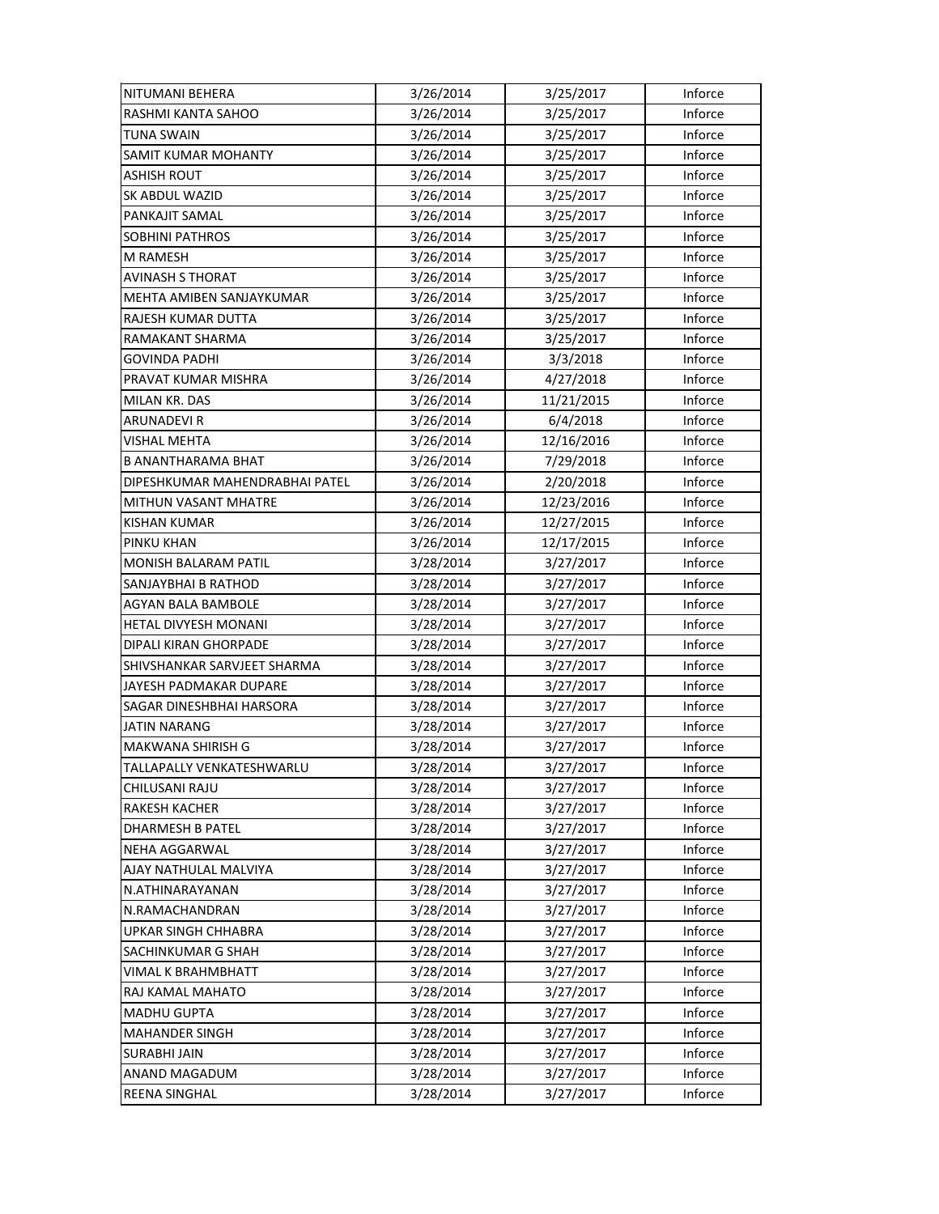| | | | |
|---|---|---|---|
| NITUMANI BEHERA | 3/26/2014 | 3/25/2017 | Inforce |
| RASHMI KANTA SAHOO | 3/26/2014 | 3/25/2017 | Inforce |
| TUNA SWAIN | 3/26/2014 | 3/25/2017 | Inforce |
| SAMIT KUMAR MOHANTY | 3/26/2014 | 3/25/2017 | Inforce |
| ASHISH ROUT | 3/26/2014 | 3/25/2017 | Inforce |
| SK ABDUL WAZID | 3/26/2014 | 3/25/2017 | Inforce |
| PANKAJIT SAMAL | 3/26/2014 | 3/25/2017 | Inforce |
| SOBHINI PATHROS | 3/26/2014 | 3/25/2017 | Inforce |
| M RAMESH | 3/26/2014 | 3/25/2017 | Inforce |
| AVINASH S THORAT | 3/26/2014 | 3/25/2017 | Inforce |
| MEHTA AMIBEN SANJAYKUMAR | 3/26/2014 | 3/25/2017 | Inforce |
| RAJESH KUMAR DUTTA | 3/26/2014 | 3/25/2017 | Inforce |
| RAMAKANT SHARMA | 3/26/2014 | 3/25/2017 | Inforce |
| GOVINDA PADHI | 3/26/2014 | 3/3/2018 | Inforce |
| PRAVAT KUMAR MISHRA | 3/26/2014 | 4/27/2018 | Inforce |
| MILAN KR. DAS | 3/26/2014 | 11/21/2015 | Inforce |
| ARUNADEVI R | 3/26/2014 | 6/4/2018 | Inforce |
| VISHAL MEHTA | 3/26/2014 | 12/16/2016 | Inforce |
| B ANANTHARAMA BHAT | 3/26/2014 | 7/29/2018 | Inforce |
| DIPESHKUMAR MAHENDRABHAI PATEL | 3/26/2014 | 2/20/2018 | Inforce |
| MITHUN VASANT MHATRE | 3/26/2014 | 12/23/2016 | Inforce |
| KISHAN KUMAR | 3/26/2014 | 12/27/2015 | Inforce |
| PINKU KHAN | 3/26/2014 | 12/17/2015 | Inforce |
| MONISH BALARAM PATIL | 3/28/2014 | 3/27/2017 | Inforce |
| SANJAYBHAI B RATHOD | 3/28/2014 | 3/27/2017 | Inforce |
| AGYAN BALA BAMBOLE | 3/28/2014 | 3/27/2017 | Inforce |
| HETAL DIVYESH MONANI | 3/28/2014 | 3/27/2017 | Inforce |
| DIPALI KIRAN GHORPADE | 3/28/2014 | 3/27/2017 | Inforce |
| SHIVSHANKAR SARVJEET SHARMA | 3/28/2014 | 3/27/2017 | Inforce |
| JAYESH PADMAKAR DUPARE | 3/28/2014 | 3/27/2017 | Inforce |
| SAGAR DINESHBHAI HARSORA | 3/28/2014 | 3/27/2017 | Inforce |
| JATIN NARANG | 3/28/2014 | 3/27/2017 | Inforce |
| MAKWANA SHIRISH G | 3/28/2014 | 3/27/2017 | Inforce |
| TALLAPALLY VENKATESHWARLU | 3/28/2014 | 3/27/2017 | Inforce |
| CHILUSANI RAJU | 3/28/2014 | 3/27/2017 | Inforce |
| RAKESH KACHER | 3/28/2014 | 3/27/2017 | Inforce |
| DHARMESH B PATEL | 3/28/2014 | 3/27/2017 | Inforce |
| NEHA AGGARWAL | 3/28/2014 | 3/27/2017 | Inforce |
| AJAY NATHULAL MALVIYA | 3/28/2014 | 3/27/2017 | Inforce |
| N.ATHINARAYANAN | 3/28/2014 | 3/27/2017 | Inforce |
| N.RAMACHANDRAN | 3/28/2014 | 3/27/2017 | Inforce |
| UPKAR SINGH CHHABRA | 3/28/2014 | 3/27/2017 | Inforce |
| SACHINKUMAR G SHAH | 3/28/2014 | 3/27/2017 | Inforce |
| VIMAL K BRAHMBHATT | 3/28/2014 | 3/27/2017 | Inforce |
| RAJ KAMAL MAHATO | 3/28/2014 | 3/27/2017 | Inforce |
| MADHU GUPTA | 3/28/2014 | 3/27/2017 | Inforce |
| MAHANDER SINGH | 3/28/2014 | 3/27/2017 | Inforce |
| SURABHI JAIN | 3/28/2014 | 3/27/2017 | Inforce |
| ANAND MAGADUM | 3/28/2014 | 3/27/2017 | Inforce |
| REENA SINGHAL | 3/28/2014 | 3/27/2017 | Inforce |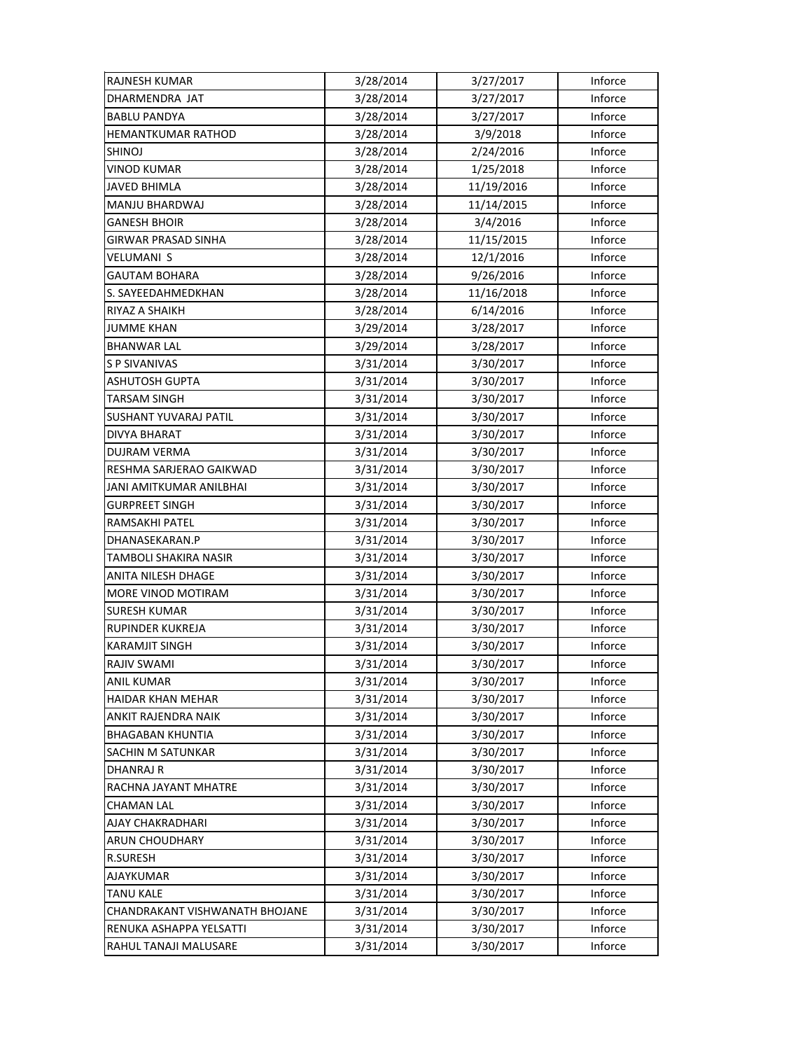| | | | |
|---|---|---|---|
| RAJNESH KUMAR | 3/28/2014 | 3/27/2017 | Inforce |
| DHARMENDRA  JAT | 3/28/2014 | 3/27/2017 | Inforce |
| BABLU PANDYA | 3/28/2014 | 3/27/2017 | Inforce |
| HEMANTKUMAR RATHOD | 3/28/2014 | 3/9/2018 | Inforce |
| SHINOJ | 3/28/2014 | 2/24/2016 | Inforce |
| VINOD KUMAR | 3/28/2014 | 1/25/2018 | Inforce |
| JAVED BHIMLA | 3/28/2014 | 11/19/2016 | Inforce |
| MANJU BHARDWAJ | 3/28/2014 | 11/14/2015 | Inforce |
| GANESH BHOIR | 3/28/2014 | 3/4/2016 | Inforce |
| GIRWAR PRASAD SINHA | 3/28/2014 | 11/15/2015 | Inforce |
| VELUMANI  S | 3/28/2014 | 12/1/2016 | Inforce |
| GAUTAM BOHARA | 3/28/2014 | 9/26/2016 | Inforce |
| S. SAYEEDAHMEDKHAN | 3/28/2014 | 11/16/2018 | Inforce |
| RIYAZ A SHAIKH | 3/28/2014 | 6/14/2016 | Inforce |
| JUMME KHAN | 3/29/2014 | 3/28/2017 | Inforce |
| BHANWAR LAL | 3/29/2014 | 3/28/2017 | Inforce |
| S P SIVANIVAS | 3/31/2014 | 3/30/2017 | Inforce |
| ASHUTOSH GUPTA | 3/31/2014 | 3/30/2017 | Inforce |
| TARSAM SINGH | 3/31/2014 | 3/30/2017 | Inforce |
| SUSHANT YUVARAJ PATIL | 3/31/2014 | 3/30/2017 | Inforce |
| DIVYA BHARAT | 3/31/2014 | 3/30/2017 | Inforce |
| DUJRAM VERMA | 3/31/2014 | 3/30/2017 | Inforce |
| RESHMA SARJERAO GAIKWAD | 3/31/2014 | 3/30/2017 | Inforce |
| JANI AMITKUMAR ANILBHAI | 3/31/2014 | 3/30/2017 | Inforce |
| GURPREET SINGH | 3/31/2014 | 3/30/2017 | Inforce |
| RAMSAKHI PATEL | 3/31/2014 | 3/30/2017 | Inforce |
| DHANASEKARAN.P | 3/31/2014 | 3/30/2017 | Inforce |
| TAMBOLI SHAKIRA NASIR | 3/31/2014 | 3/30/2017 | Inforce |
| ANITA NILESH DHAGE | 3/31/2014 | 3/30/2017 | Inforce |
| MORE VINOD MOTIRAM | 3/31/2014 | 3/30/2017 | Inforce |
| SURESH KUMAR | 3/31/2014 | 3/30/2017 | Inforce |
| RUPINDER KUKREJA | 3/31/2014 | 3/30/2017 | Inforce |
| KARAMJIT SINGH | 3/31/2014 | 3/30/2017 | Inforce |
| RAJIV SWAMI | 3/31/2014 | 3/30/2017 | Inforce |
| ANIL KUMAR | 3/31/2014 | 3/30/2017 | Inforce |
| HAIDAR KHAN MEHAR | 3/31/2014 | 3/30/2017 | Inforce |
| ANKIT RAJENDRA NAIK | 3/31/2014 | 3/30/2017 | Inforce |
| BHAGABAN KHUNTIA | 3/31/2014 | 3/30/2017 | Inforce |
| SACHIN M SATUNKAR | 3/31/2014 | 3/30/2017 | Inforce |
| DHANRAJ R | 3/31/2014 | 3/30/2017 | Inforce |
| RACHNA JAYANT MHATRE | 3/31/2014 | 3/30/2017 | Inforce |
| CHAMAN LAL | 3/31/2014 | 3/30/2017 | Inforce |
| AJAY CHAKRADHARI | 3/31/2014 | 3/30/2017 | Inforce |
| ARUN CHOUDHARY | 3/31/2014 | 3/30/2017 | Inforce |
| R.SURESH | 3/31/2014 | 3/30/2017 | Inforce |
| AJAYKUMAR | 3/31/2014 | 3/30/2017 | Inforce |
| TANU KALE | 3/31/2014 | 3/30/2017 | Inforce |
| CHANDRAKANT VISHWANATH BHOJANE | 3/31/2014 | 3/30/2017 | Inforce |
| RENUKA ASHAPPA YELSATTI | 3/31/2014 | 3/30/2017 | Inforce |
| RAHUL TANAJI MALUSARE | 3/31/2014 | 3/30/2017 | Inforce |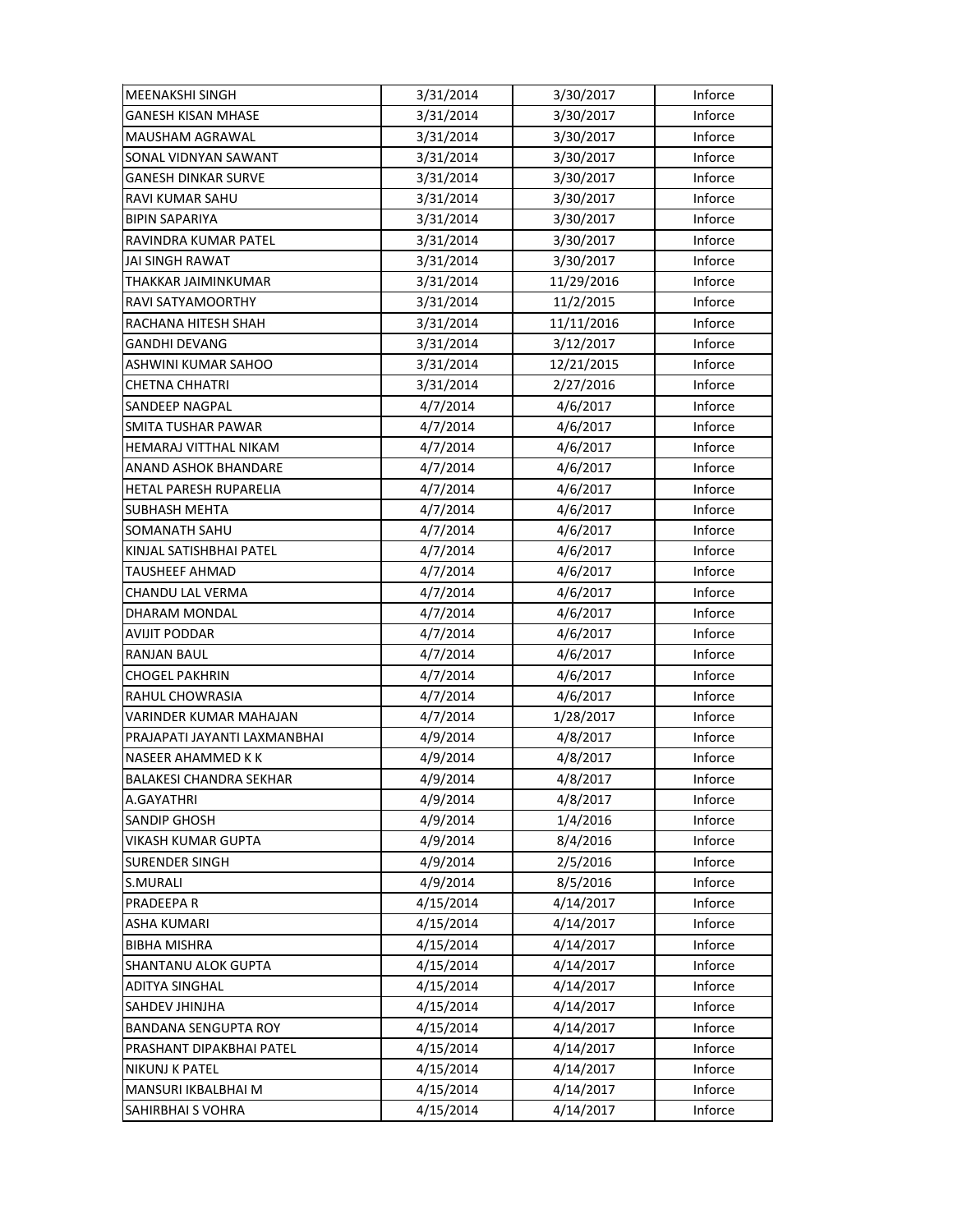| | | | |
|---|---|---|---|
| MEENAKSHI SINGH | 3/31/2014 | 3/30/2017 | Inforce |
| GANESH KISAN MHASE | 3/31/2014 | 3/30/2017 | Inforce |
| MAUSHAM AGRAWAL | 3/31/2014 | 3/30/2017 | Inforce |
| SONAL VIDNYAN SAWANT | 3/31/2014 | 3/30/2017 | Inforce |
| GANESH DINKAR SURVE | 3/31/2014 | 3/30/2017 | Inforce |
| RAVI KUMAR SAHU | 3/31/2014 | 3/30/2017 | Inforce |
| BIPIN SAPARIYA | 3/31/2014 | 3/30/2017 | Inforce |
| RAVINDRA KUMAR PATEL | 3/31/2014 | 3/30/2017 | Inforce |
| JAI SINGH RAWAT | 3/31/2014 | 3/30/2017 | Inforce |
| THAKKAR JAIMINKUMAR | 3/31/2014 | 11/29/2016 | Inforce |
| RAVI SATYAMOORTHY | 3/31/2014 | 11/2/2015 | Inforce |
| RACHANA HITESH SHAH | 3/31/2014 | 11/11/2016 | Inforce |
| GANDHI DEVANG | 3/31/2014 | 3/12/2017 | Inforce |
| ASHWINI KUMAR SAHOO | 3/31/2014 | 12/21/2015 | Inforce |
| CHETNA CHHATRI | 3/31/2014 | 2/27/2016 | Inforce |
| SANDEEP NAGPAL | 4/7/2014 | 4/6/2017 | Inforce |
| SMITA TUSHAR PAWAR | 4/7/2014 | 4/6/2017 | Inforce |
| HEMARAJ VITTHAL NIKAM | 4/7/2014 | 4/6/2017 | Inforce |
| ANAND ASHOK BHANDARE | 4/7/2014 | 4/6/2017 | Inforce |
| HETAL PARESH RUPARELIA | 4/7/2014 | 4/6/2017 | Inforce |
| SUBHASH MEHTA | 4/7/2014 | 4/6/2017 | Inforce |
| SOMANATH SAHU | 4/7/2014 | 4/6/2017 | Inforce |
| KINJAL SATISHBHAI PATEL | 4/7/2014 | 4/6/2017 | Inforce |
| TAUSHEEF AHMAD | 4/7/2014 | 4/6/2017 | Inforce |
| CHANDU LAL VERMA | 4/7/2014 | 4/6/2017 | Inforce |
| DHARAM MONDAL | 4/7/2014 | 4/6/2017 | Inforce |
| AVIJIT PODDAR | 4/7/2014 | 4/6/2017 | Inforce |
| RANJAN BAUL | 4/7/2014 | 4/6/2017 | Inforce |
| CHOGEL PAKHRIN | 4/7/2014 | 4/6/2017 | Inforce |
| RAHUL CHOWRASIA | 4/7/2014 | 4/6/2017 | Inforce |
| VARINDER KUMAR MAHAJAN | 4/7/2014 | 1/28/2017 | Inforce |
| PRAJAPATI JAYANTI LAXMANBHAI | 4/9/2014 | 4/8/2017 | Inforce |
| NASEER AHAMMED K K | 4/9/2014 | 4/8/2017 | Inforce |
| BALAKESI CHANDRA SEKHAR | 4/9/2014 | 4/8/2017 | Inforce |
| A.GAYATHRI | 4/9/2014 | 4/8/2017 | Inforce |
| SANDIP GHOSH | 4/9/2014 | 1/4/2016 | Inforce |
| VIKASH KUMAR GUPTA | 4/9/2014 | 8/4/2016 | Inforce |
| SURENDER SINGH | 4/9/2014 | 2/5/2016 | Inforce |
| S.MURALI | 4/9/2014 | 8/5/2016 | Inforce |
| PRADEEPA R | 4/15/2014 | 4/14/2017 | Inforce |
| ASHA KUMARI | 4/15/2014 | 4/14/2017 | Inforce |
| BIBHA MISHRA | 4/15/2014 | 4/14/2017 | Inforce |
| SHANTANU ALOK GUPTA | 4/15/2014 | 4/14/2017 | Inforce |
| ADITYA SINGHAL | 4/15/2014 | 4/14/2017 | Inforce |
| SAHDEV JHINJHA | 4/15/2014 | 4/14/2017 | Inforce |
| BANDANA SENGUPTA ROY | 4/15/2014 | 4/14/2017 | Inforce |
| PRASHANT DIPAKBHAI PATEL | 4/15/2014 | 4/14/2017 | Inforce |
| NIKUNJ K PATEL | 4/15/2014 | 4/14/2017 | Inforce |
| MANSURI IKBALBHAI M | 4/15/2014 | 4/14/2017 | Inforce |
| SAHIRBHAI S VOHRA | 4/15/2014 | 4/14/2017 | Inforce |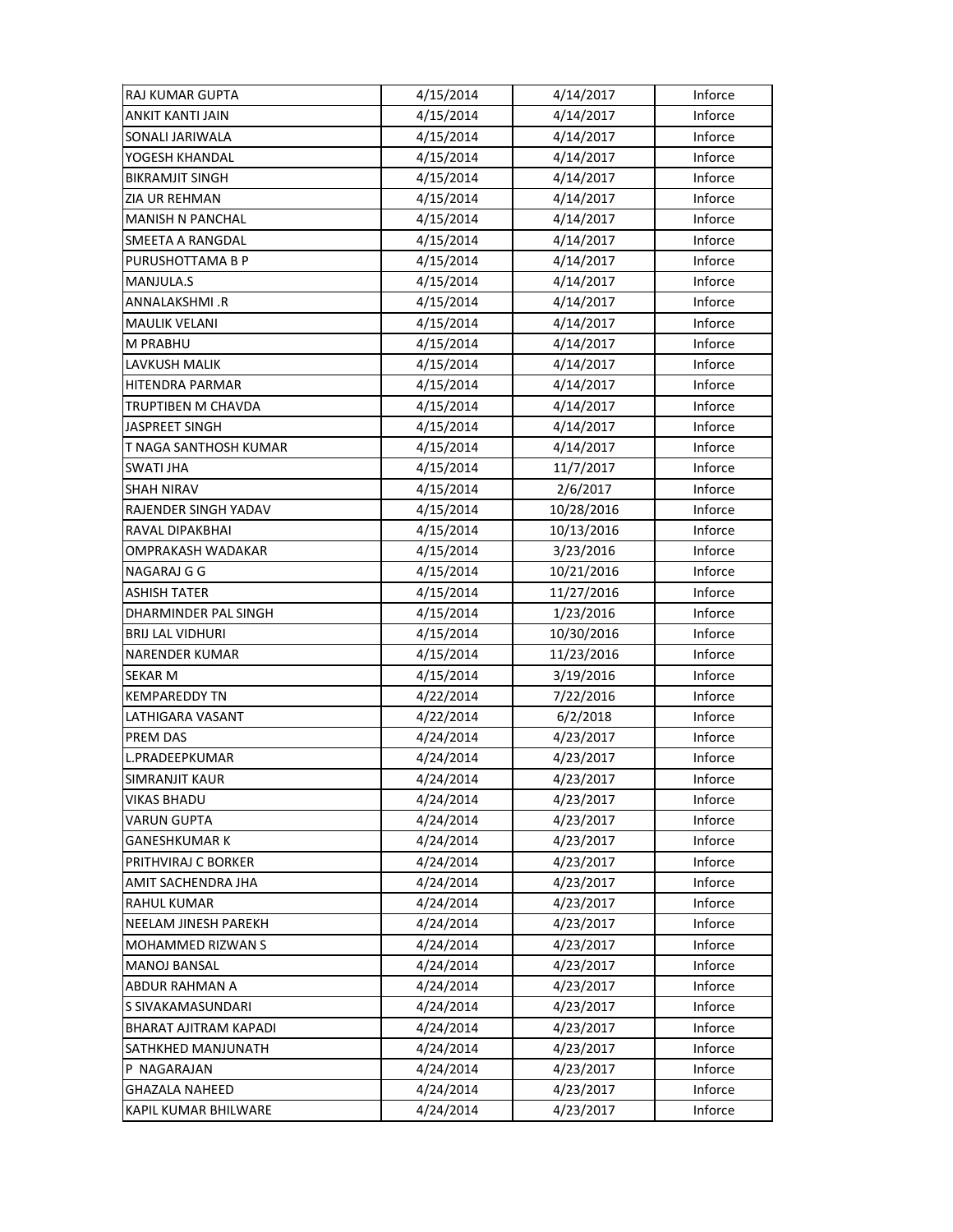| | | | |
|---|---|---|---|
| RAJ KUMAR GUPTA | 4/15/2014 | 4/14/2017 | Inforce |
| ANKIT KANTI JAIN | 4/15/2014 | 4/14/2017 | Inforce |
| SONALI JARIWALA | 4/15/2014 | 4/14/2017 | Inforce |
| YOGESH KHANDAL | 4/15/2014 | 4/14/2017 | Inforce |
| BIKRAMJIT SINGH | 4/15/2014 | 4/14/2017 | Inforce |
| ZIA UR REHMAN | 4/15/2014 | 4/14/2017 | Inforce |
| MANISH N PANCHAL | 4/15/2014 | 4/14/2017 | Inforce |
| SMEETA A RANGDAL | 4/15/2014 | 4/14/2017 | Inforce |
| PURUSHOTTAMA B P | 4/15/2014 | 4/14/2017 | Inforce |
| MANJULA.S | 4/15/2014 | 4/14/2017 | Inforce |
| ANNALAKSHMI .R | 4/15/2014 | 4/14/2017 | Inforce |
| MAULIK VELANI | 4/15/2014 | 4/14/2017 | Inforce |
| M PRABHU | 4/15/2014 | 4/14/2017 | Inforce |
| LAVKUSH MALIK | 4/15/2014 | 4/14/2017 | Inforce |
| HITENDRA PARMAR | 4/15/2014 | 4/14/2017 | Inforce |
| TRUPTIBEN M CHAVDA | 4/15/2014 | 4/14/2017 | Inforce |
| JASPREET SINGH | 4/15/2014 | 4/14/2017 | Inforce |
| T NAGA SANTHOSH KUMAR | 4/15/2014 | 4/14/2017 | Inforce |
| SWATI JHA | 4/15/2014 | 11/7/2017 | Inforce |
| SHAH NIRAV | 4/15/2014 | 2/6/2017 | Inforce |
| RAJENDER SINGH YADAV | 4/15/2014 | 10/28/2016 | Inforce |
| RAVAL DIPAKBHAI | 4/15/2014 | 10/13/2016 | Inforce |
| OMPRAKASH WADAKAR | 4/15/2014 | 3/23/2016 | Inforce |
| NAGARAJ G G | 4/15/2014 | 10/21/2016 | Inforce |
| ASHISH TATER | 4/15/2014 | 11/27/2016 | Inforce |
| DHARMINDER PAL SINGH | 4/15/2014 | 1/23/2016 | Inforce |
| BRIJ LAL VIDHURI | 4/15/2014 | 10/30/2016 | Inforce |
| NARENDER KUMAR | 4/15/2014 | 11/23/2016 | Inforce |
| SEKAR M | 4/15/2014 | 3/19/2016 | Inforce |
| KEMPAREDDY TN | 4/22/2014 | 7/22/2016 | Inforce |
| LATHIGARA VASANT | 4/22/2014 | 6/2/2018 | Inforce |
| PREM DAS | 4/24/2014 | 4/23/2017 | Inforce |
| L.PRADEEPKUMAR | 4/24/2014 | 4/23/2017 | Inforce |
| SIMRANJIT KAUR | 4/24/2014 | 4/23/2017 | Inforce |
| VIKAS BHADU | 4/24/2014 | 4/23/2017 | Inforce |
| VARUN GUPTA | 4/24/2014 | 4/23/2017 | Inforce |
| GANESHKUMAR K | 4/24/2014 | 4/23/2017 | Inforce |
| PRITHVIRAJ C BORKER | 4/24/2014 | 4/23/2017 | Inforce |
| AMIT SACHENDRA JHA | 4/24/2014 | 4/23/2017 | Inforce |
| RAHUL KUMAR | 4/24/2014 | 4/23/2017 | Inforce |
| NEELAM JINESH PAREKH | 4/24/2014 | 4/23/2017 | Inforce |
| MOHAMMED RIZWAN S | 4/24/2014 | 4/23/2017 | Inforce |
| MANOJ BANSAL | 4/24/2014 | 4/23/2017 | Inforce |
| ABDUR RAHMAN A | 4/24/2014 | 4/23/2017 | Inforce |
| S SIVAKAMASUNDARI | 4/24/2014 | 4/23/2017 | Inforce |
| BHARAT AJITRAM KAPADI | 4/24/2014 | 4/23/2017 | Inforce |
| SATHKHED MANJUNATH | 4/24/2014 | 4/23/2017 | Inforce |
| P NAGARAJAN | 4/24/2014 | 4/23/2017 | Inforce |
| GHAZALA NAHEED | 4/24/2014 | 4/23/2017 | Inforce |
| KAPIL KUMAR BHILWARE | 4/24/2014 | 4/23/2017 | Inforce |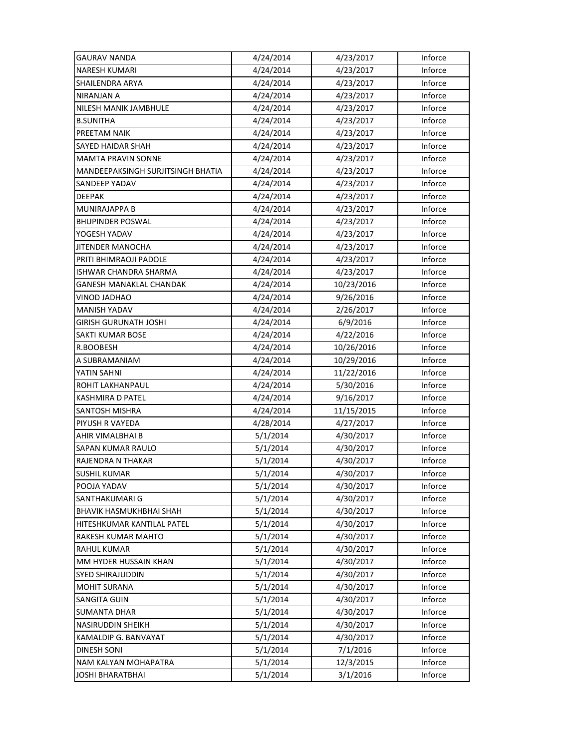| | | | |
|---|---|---|---|
| GAURAV NANDA | 4/24/2014 | 4/23/2017 | Inforce |
| NARESH KUMARI | 4/24/2014 | 4/23/2017 | Inforce |
| SHAILENDRA ARYA | 4/24/2014 | 4/23/2017 | Inforce |
| NIRANJAN A | 4/24/2014 | 4/23/2017 | Inforce |
| NILESH MANIK JAMBHULE | 4/24/2014 | 4/23/2017 | Inforce |
| B.SUNITHA | 4/24/2014 | 4/23/2017 | Inforce |
| PREETAM NAIK | 4/24/2014 | 4/23/2017 | Inforce |
| SAYED HAIDAR SHAH | 4/24/2014 | 4/23/2017 | Inforce |
| MAMTA PRAVIN SONNE | 4/24/2014 | 4/23/2017 | Inforce |
| MANDEEPAKSINGH SURJITSINGH BHATIA | 4/24/2014 | 4/23/2017 | Inforce |
| SANDEEP YADAV | 4/24/2014 | 4/23/2017 | Inforce |
| DEEPAK | 4/24/2014 | 4/23/2017 | Inforce |
| MUNIRAJAPPA B | 4/24/2014 | 4/23/2017 | Inforce |
| BHUPINDER POSWAL | 4/24/2014 | 4/23/2017 | Inforce |
| YOGESH YADAV | 4/24/2014 | 4/23/2017 | Inforce |
| JITENDER MANOCHA | 4/24/2014 | 4/23/2017 | Inforce |
| PRITI BHIMRAOJI PADOLE | 4/24/2014 | 4/23/2017 | Inforce |
| ISHWAR CHANDRA SHARMA | 4/24/2014 | 4/23/2017 | Inforce |
| GANESH MANAKLAL CHANDAK | 4/24/2014 | 10/23/2016 | Inforce |
| VINOD JADHAO | 4/24/2014 | 9/26/2016 | Inforce |
| MANISH YADAV | 4/24/2014 | 2/26/2017 | Inforce |
| GIRISH GURUNATH JOSHI | 4/24/2014 | 6/9/2016 | Inforce |
| SAKTI KUMAR BOSE | 4/24/2014 | 4/22/2016 | Inforce |
| R.BOOBESH | 4/24/2014 | 10/26/2016 | Inforce |
| A SUBRAMANIAM | 4/24/2014 | 10/29/2016 | Inforce |
| YATIN SAHNI | 4/24/2014 | 11/22/2016 | Inforce |
| ROHIT LAKHANPAUL | 4/24/2014 | 5/30/2016 | Inforce |
| KASHMIRA D PATEL | 4/24/2014 | 9/16/2017 | Inforce |
| SANTOSH MISHRA | 4/24/2014 | 11/15/2015 | Inforce |
| PIYUSH R VAYEDA | 4/28/2014 | 4/27/2017 | Inforce |
| AHIR VIMALBHAI B | 5/1/2014 | 4/30/2017 | Inforce |
| SAPAN KUMAR RAULO | 5/1/2014 | 4/30/2017 | Inforce |
| RAJENDRA N THAKAR | 5/1/2014 | 4/30/2017 | Inforce |
| SUSHIL KUMAR | 5/1/2014 | 4/30/2017 | Inforce |
| POOJA YADAV | 5/1/2014 | 4/30/2017 | Inforce |
| SANTHAKUMARI G | 5/1/2014 | 4/30/2017 | Inforce |
| BHAVIK HASMUKHBHAI SHAH | 5/1/2014 | 4/30/2017 | Inforce |
| HITESHKUMAR KANTILAL PATEL | 5/1/2014 | 4/30/2017 | Inforce |
| RAKESH KUMAR MAHTO | 5/1/2014 | 4/30/2017 | Inforce |
| RAHUL KUMAR | 5/1/2014 | 4/30/2017 | Inforce |
| MM HYDER HUSSAIN KHAN | 5/1/2014 | 4/30/2017 | Inforce |
| SYED SHIRAJUDDIN | 5/1/2014 | 4/30/2017 | Inforce |
| MOHIT SURANA | 5/1/2014 | 4/30/2017 | Inforce |
| SANGITA GUIN | 5/1/2014 | 4/30/2017 | Inforce |
| SUMANTA DHAR | 5/1/2014 | 4/30/2017 | Inforce |
| NASIRUDDIN SHEIKH | 5/1/2014 | 4/30/2017 | Inforce |
| KAMALDIP G. BANVAYAT | 5/1/2014 | 4/30/2017 | Inforce |
| DINESH SONI | 5/1/2014 | 7/1/2016 | Inforce |
| NAM KALYAN MOHAPATRA | 5/1/2014 | 12/3/2015 | Inforce |
| JOSHI BHARATBHAI | 5/1/2014 | 3/1/2016 | Inforce |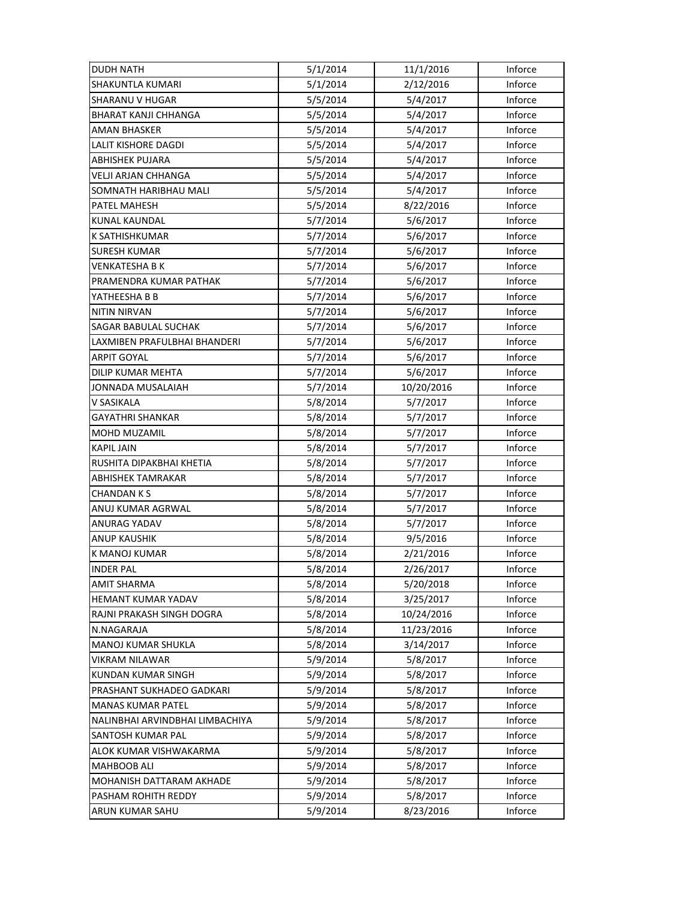| | | | |
|---|---|---|---|
| DUDH NATH | 5/1/2014 | 11/1/2016 | Inforce |
| SHAKUNTLA KUMARI | 5/1/2014 | 2/12/2016 | Inforce |
| SHARANU V HUGAR | 5/5/2014 | 5/4/2017 | Inforce |
| BHARAT KANJI CHHANGA | 5/5/2014 | 5/4/2017 | Inforce |
| AMAN BHASKER | 5/5/2014 | 5/4/2017 | Inforce |
| LALIT KISHORE DAGDI | 5/5/2014 | 5/4/2017 | Inforce |
| ABHISHEK PUJARA | 5/5/2014 | 5/4/2017 | Inforce |
| VELJI ARJAN CHHANGA | 5/5/2014 | 5/4/2017 | Inforce |
| SOMNATH HARIBHAU MALI | 5/5/2014 | 5/4/2017 | Inforce |
| PATEL MAHESH | 5/5/2014 | 8/22/2016 | Inforce |
| KUNAL KAUNDAL | 5/7/2014 | 5/6/2017 | Inforce |
| K SATHISHKUMAR | 5/7/2014 | 5/6/2017 | Inforce |
| SURESH KUMAR | 5/7/2014 | 5/6/2017 | Inforce |
| VENKATESHA B K | 5/7/2014 | 5/6/2017 | Inforce |
| PRAMENDRA KUMAR PATHAK | 5/7/2014 | 5/6/2017 | Inforce |
| YATHEESHA B B | 5/7/2014 | 5/6/2017 | Inforce |
| NITIN NIRVAN | 5/7/2014 | 5/6/2017 | Inforce |
| SAGAR BABULAL SUCHAK | 5/7/2014 | 5/6/2017 | Inforce |
| LAXMIBEN PRAFULBHAI BHANDERI | 5/7/2014 | 5/6/2017 | Inforce |
| ARPIT GOYAL | 5/7/2014 | 5/6/2017 | Inforce |
| DILIP KUMAR MEHTA | 5/7/2014 | 5/6/2017 | Inforce |
| JONNADA MUSALAIAH | 5/7/2014 | 10/20/2016 | Inforce |
| V SASIKALA | 5/8/2014 | 5/7/2017 | Inforce |
| GAYATHRI SHANKAR | 5/8/2014 | 5/7/2017 | Inforce |
| MOHD MUZAMIL | 5/8/2014 | 5/7/2017 | Inforce |
| KAPIL JAIN | 5/8/2014 | 5/7/2017 | Inforce |
| RUSHITA DIPAKBHAI KHETIA | 5/8/2014 | 5/7/2017 | Inforce |
| ABHISHEK TAMRAKAR | 5/8/2014 | 5/7/2017 | Inforce |
| CHANDAN K S | 5/8/2014 | 5/7/2017 | Inforce |
| ANUJ KUMAR AGRWAL | 5/8/2014 | 5/7/2017 | Inforce |
| ANURAG YADAV | 5/8/2014 | 5/7/2017 | Inforce |
| ANUP KAUSHIK | 5/8/2014 | 9/5/2016 | Inforce |
| K MANOJ KUMAR | 5/8/2014 | 2/21/2016 | Inforce |
| INDER PAL | 5/8/2014 | 2/26/2017 | Inforce |
| AMIT SHARMA | 5/8/2014 | 5/20/2018 | Inforce |
| HEMANT KUMAR YADAV | 5/8/2014 | 3/25/2017 | Inforce |
| RAJNI PRAKASH SINGH DOGRA | 5/8/2014 | 10/24/2016 | Inforce |
| N.NAGARAJA | 5/8/2014 | 11/23/2016 | Inforce |
| MANOJ KUMAR SHUKLA | 5/8/2014 | 3/14/2017 | Inforce |
| VIKRAM NILAWAR | 5/9/2014 | 5/8/2017 | Inforce |
| KUNDAN KUMAR SINGH | 5/9/2014 | 5/8/2017 | Inforce |
| PRASHANT SUKHADEO GADKARI | 5/9/2014 | 5/8/2017 | Inforce |
| MANAS KUMAR PATEL | 5/9/2014 | 5/8/2017 | Inforce |
| NALINBHAI ARVINDBHAI LIMBACHIYA | 5/9/2014 | 5/8/2017 | Inforce |
| SANTOSH KUMAR PAL | 5/9/2014 | 5/8/2017 | Inforce |
| ALOK KUMAR VISHWAKARMA | 5/9/2014 | 5/8/2017 | Inforce |
| MAHBOOB ALI | 5/9/2014 | 5/8/2017 | Inforce |
| MOHANISH DATTARAM AKHADE | 5/9/2014 | 5/8/2017 | Inforce |
| PASHAM ROHITH REDDY | 5/9/2014 | 5/8/2017 | Inforce |
| ARUN KUMAR SAHU | 5/9/2014 | 8/23/2016 | Inforce |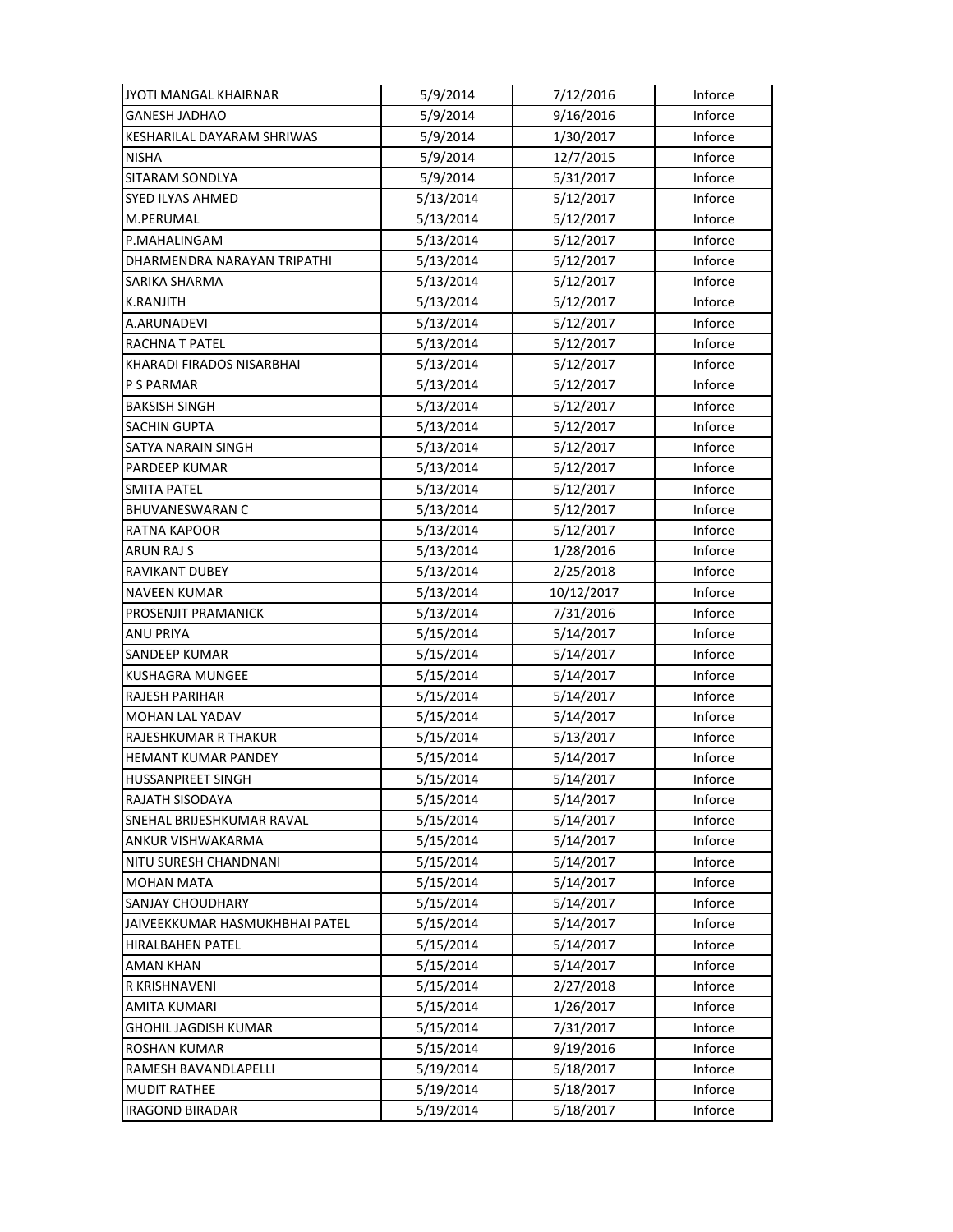| | | | |
|---|---|---|---|
| JYOTI MANGAL KHAIRNAR | 5/9/2014 | 7/12/2016 | Inforce |
| GANESH JADHAO | 5/9/2014 | 9/16/2016 | Inforce |
| KESHARILAL DAYARAM SHRIWAS | 5/9/2014 | 1/30/2017 | Inforce |
| NISHA | 5/9/2014 | 12/7/2015 | Inforce |
| SITARAM SONDLYA | 5/9/2014 | 5/31/2017 | Inforce |
| SYED ILYAS AHMED | 5/13/2014 | 5/12/2017 | Inforce |
| M.PERUMAL | 5/13/2014 | 5/12/2017 | Inforce |
| P.MAHALINGAM | 5/13/2014 | 5/12/2017 | Inforce |
| DHARMENDRA NARAYAN TRIPATHI | 5/13/2014 | 5/12/2017 | Inforce |
| SARIKA SHARMA | 5/13/2014 | 5/12/2017 | Inforce |
| K.RANJITH | 5/13/2014 | 5/12/2017 | Inforce |
| A.ARUNADEVI | 5/13/2014 | 5/12/2017 | Inforce |
| RACHNA T PATEL | 5/13/2014 | 5/12/2017 | Inforce |
| KHARADI FIRADOS NISARBHAI | 5/13/2014 | 5/12/2017 | Inforce |
| P S PARMAR | 5/13/2014 | 5/12/2017 | Inforce |
| BAKSISH SINGH | 5/13/2014 | 5/12/2017 | Inforce |
| SACHIN GUPTA | 5/13/2014 | 5/12/2017 | Inforce |
| SATYA NARAIN SINGH | 5/13/2014 | 5/12/2017 | Inforce |
| PARDEEP KUMAR | 5/13/2014 | 5/12/2017 | Inforce |
| SMITA PATEL | 5/13/2014 | 5/12/2017 | Inforce |
| BHUVANESWARAN C | 5/13/2014 | 5/12/2017 | Inforce |
| RATNA KAPOOR | 5/13/2014 | 5/12/2017 | Inforce |
| ARUN RAJ S | 5/13/2014 | 1/28/2016 | Inforce |
| RAVIKANT DUBEY | 5/13/2014 | 2/25/2018 | Inforce |
| NAVEEN KUMAR | 5/13/2014 | 10/12/2017 | Inforce |
| PROSENJIT PRAMANICK | 5/13/2014 | 7/31/2016 | Inforce |
| ANU PRIYA | 5/15/2014 | 5/14/2017 | Inforce |
| SANDEEP KUMAR | 5/15/2014 | 5/14/2017 | Inforce |
| KUSHAGRA MUNGEE | 5/15/2014 | 5/14/2017 | Inforce |
| RAJESH PARIHAR | 5/15/2014 | 5/14/2017 | Inforce |
| MOHAN LAL YADAV | 5/15/2014 | 5/14/2017 | Inforce |
| RAJESHKUMAR R THAKUR | 5/15/2014 | 5/13/2017 | Inforce |
| HEMANT KUMAR PANDEY | 5/15/2014 | 5/14/2017 | Inforce |
| HUSSANPREET SINGH | 5/15/2014 | 5/14/2017 | Inforce |
| RAJATH SISODAYA | 5/15/2014 | 5/14/2017 | Inforce |
| SNEHAL BRIJESHKUMAR RAVAL | 5/15/2014 | 5/14/2017 | Inforce |
| ANKUR VISHWAKARMA | 5/15/2014 | 5/14/2017 | Inforce |
| NITU SURESH CHANDNANI | 5/15/2014 | 5/14/2017 | Inforce |
| MOHAN MATA | 5/15/2014 | 5/14/2017 | Inforce |
| SANJAY CHOUDHARY | 5/15/2014 | 5/14/2017 | Inforce |
| JAIVEEKKUMAR HASMUKHBHAI PATEL | 5/15/2014 | 5/14/2017 | Inforce |
| HIRALBAHEN PATEL | 5/15/2014 | 5/14/2017 | Inforce |
| AMAN KHAN | 5/15/2014 | 5/14/2017 | Inforce |
| R KRISHNAVENI | 5/15/2014 | 2/27/2018 | Inforce |
| AMITA KUMARI | 5/15/2014 | 1/26/2017 | Inforce |
| GHOHIL JAGDISH KUMAR | 5/15/2014 | 7/31/2017 | Inforce |
| ROSHAN KUMAR | 5/15/2014 | 9/19/2016 | Inforce |
| RAMESH BAVANDLAPELLI | 5/19/2014 | 5/18/2017 | Inforce |
| MUDIT RATHEE | 5/19/2014 | 5/18/2017 | Inforce |
| IRAGOND BIRADAR | 5/19/2014 | 5/18/2017 | Inforce |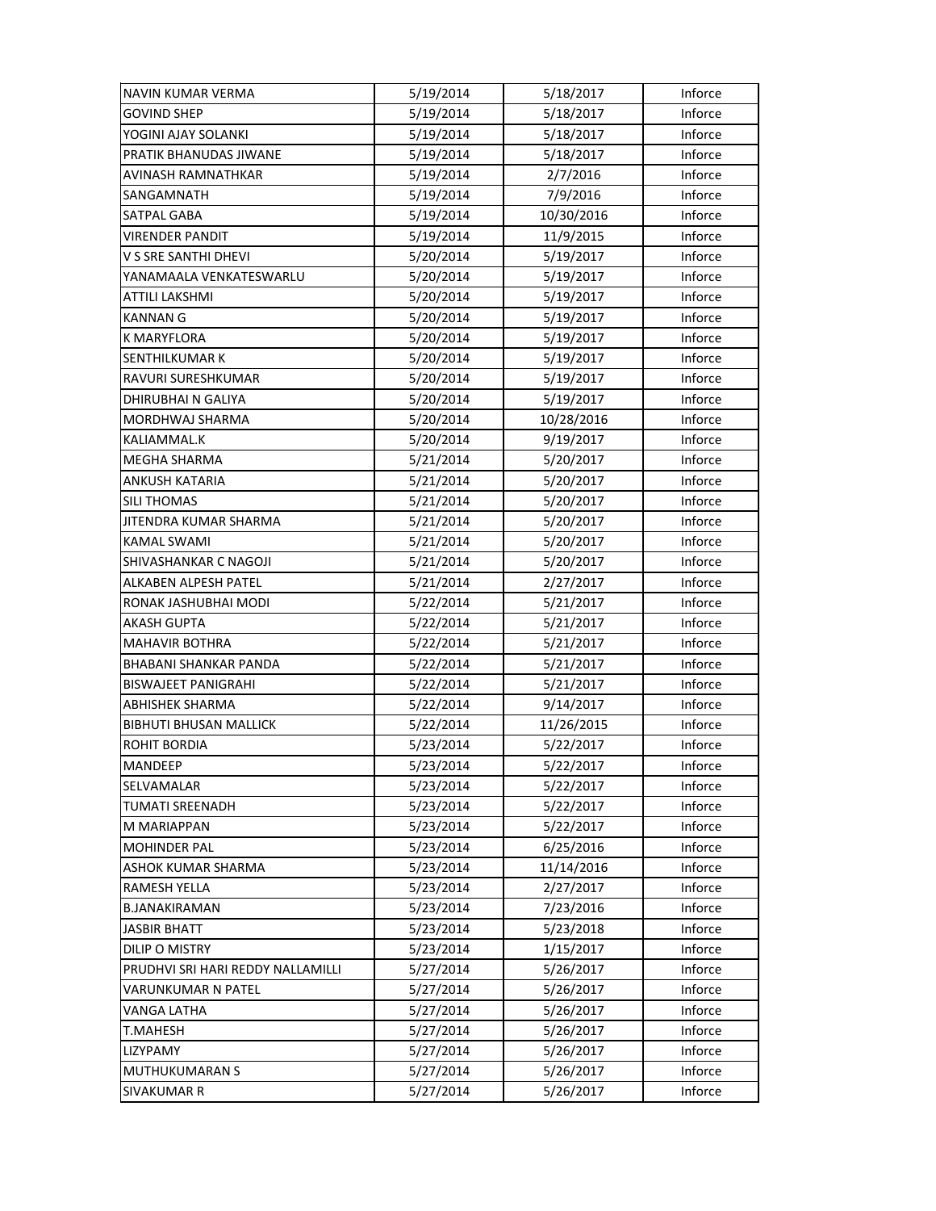| | | | |
|---|---|---|---|
| NAVIN KUMAR VERMA | 5/19/2014 | 5/18/2017 | Inforce |
| GOVIND SHEP | 5/19/2014 | 5/18/2017 | Inforce |
| YOGINI AJAY SOLANKI | 5/19/2014 | 5/18/2017 | Inforce |
| PRATIK BHANUDAS JIWANE | 5/19/2014 | 5/18/2017 | Inforce |
| AVINASH RAMNATHKAR | 5/19/2014 | 2/7/2016 | Inforce |
| SANGAMNATH | 5/19/2014 | 7/9/2016 | Inforce |
| SATPAL GABA | 5/19/2014 | 10/30/2016 | Inforce |
| VIRENDER PANDIT | 5/19/2014 | 11/9/2015 | Inforce |
| V S SRE SANTHI DHEVI | 5/20/2014 | 5/19/2017 | Inforce |
| YANAMAALA VENKATESWARLU | 5/20/2014 | 5/19/2017 | Inforce |
| ATTILI LAKSHMI | 5/20/2014 | 5/19/2017 | Inforce |
| KANNAN G | 5/20/2014 | 5/19/2017 | Inforce |
| K MARYFLORA | 5/20/2014 | 5/19/2017 | Inforce |
| SENTHILKUMAR K | 5/20/2014 | 5/19/2017 | Inforce |
| RAVURI SURESHKUMAR | 5/20/2014 | 5/19/2017 | Inforce |
| DHIRUBHAI N GALIYA | 5/20/2014 | 5/19/2017 | Inforce |
| MORDHWAJ SHARMA | 5/20/2014 | 10/28/2016 | Inforce |
| KALIAMMAL.K | 5/20/2014 | 9/19/2017 | Inforce |
| MEGHA SHARMA | 5/21/2014 | 5/20/2017 | Inforce |
| ANKUSH KATARIA | 5/21/2014 | 5/20/2017 | Inforce |
| SILI THOMAS | 5/21/2014 | 5/20/2017 | Inforce |
| JITENDRA KUMAR SHARMA | 5/21/2014 | 5/20/2017 | Inforce |
| KAMAL SWAMI | 5/21/2014 | 5/20/2017 | Inforce |
| SHIVASHANKAR C NAGOJI | 5/21/2014 | 5/20/2017 | Inforce |
| ALKABEN ALPESH PATEL | 5/21/2014 | 2/27/2017 | Inforce |
| RONAK JASHUBHAI MODI | 5/22/2014 | 5/21/2017 | Inforce |
| AKASH GUPTA | 5/22/2014 | 5/21/2017 | Inforce |
| MAHAVIR BOTHRA | 5/22/2014 | 5/21/2017 | Inforce |
| BHABANI SHANKAR PANDA | 5/22/2014 | 5/21/2017 | Inforce |
| BISWAJEET PANIGRAHI | 5/22/2014 | 5/21/2017 | Inforce |
| ABHISHEK SHARMA | 5/22/2014 | 9/14/2017 | Inforce |
| BIBHUTI BHUSAN MALLICK | 5/22/2014 | 11/26/2015 | Inforce |
| ROHIT BORDIA | 5/23/2014 | 5/22/2017 | Inforce |
| MANDEEP | 5/23/2014 | 5/22/2017 | Inforce |
| SELVAMALAR | 5/23/2014 | 5/22/2017 | Inforce |
| TUMATI SREENADH | 5/23/2014 | 5/22/2017 | Inforce |
| M MARIAPPAN | 5/23/2014 | 5/22/2017 | Inforce |
| MOHINDER PAL | 5/23/2014 | 6/25/2016 | Inforce |
| ASHOK KUMAR SHARMA | 5/23/2014 | 11/14/2016 | Inforce |
| RAMESH YELLA | 5/23/2014 | 2/27/2017 | Inforce |
| B.JANAKIRAMAN | 5/23/2014 | 7/23/2016 | Inforce |
| JASBIR BHATT | 5/23/2014 | 5/23/2018 | Inforce |
| DILIP O MISTRY | 5/23/2014 | 1/15/2017 | Inforce |
| PRUDHVI SRI HARI REDDY NALLAMILLI | 5/27/2014 | 5/26/2017 | Inforce |
| VARUNKUMAR N PATEL | 5/27/2014 | 5/26/2017 | Inforce |
| VANGA LATHA | 5/27/2014 | 5/26/2017 | Inforce |
| T.MAHESH | 5/27/2014 | 5/26/2017 | Inforce |
| LIZYPAMY | 5/27/2014 | 5/26/2017 | Inforce |
| MUTHUKUMARAN S | 5/27/2014 | 5/26/2017 | Inforce |
| SIVAKUMAR R | 5/27/2014 | 5/26/2017 | Inforce |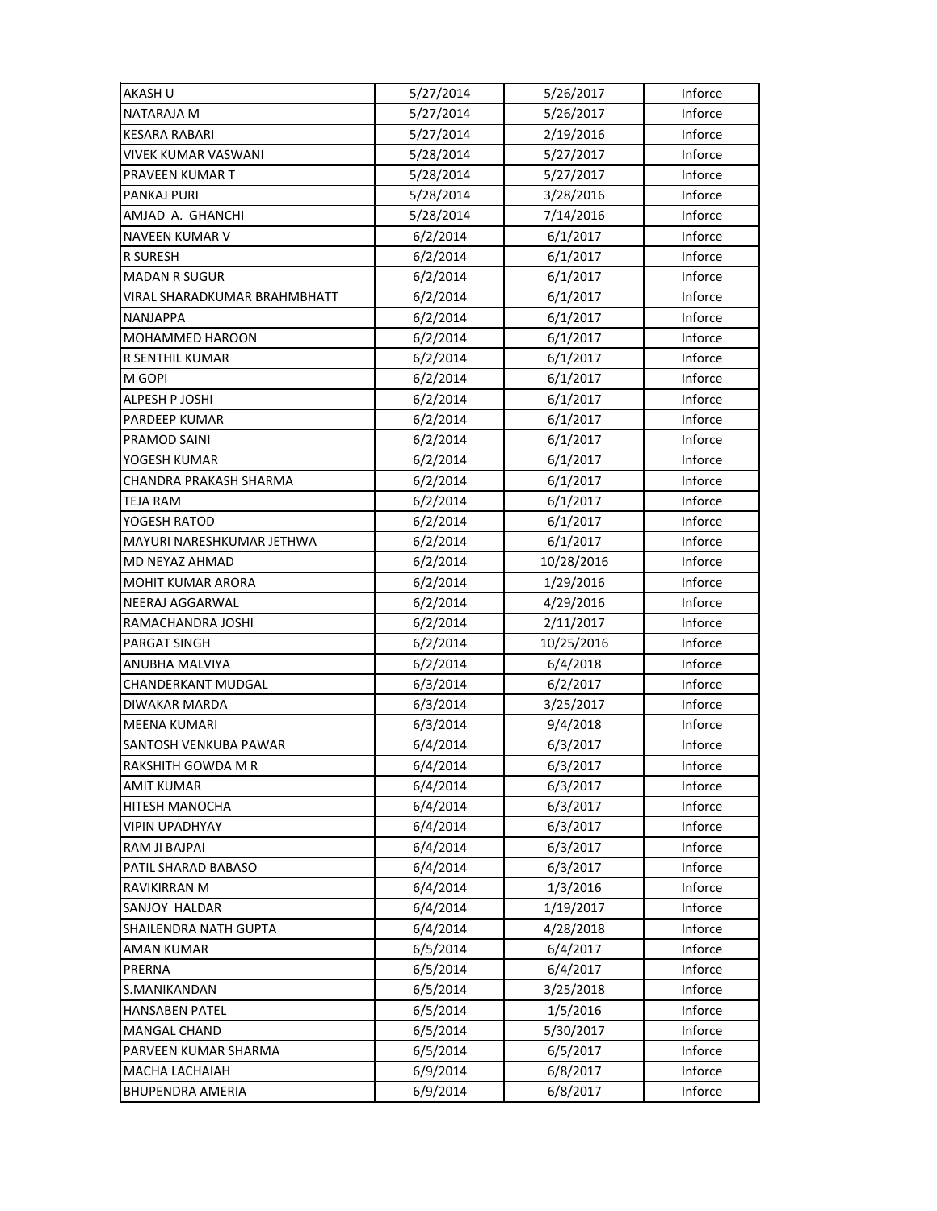| AKASH U | 5/27/2014 | 5/26/2017 | Inforce |
|---|---|---|---|
| NATARAJA M | 5/27/2014 | 5/26/2017 | Inforce |
| KESARA RABARI | 5/27/2014 | 2/19/2016 | Inforce |
| VIVEK KUMAR VASWANI | 5/28/2014 | 5/27/2017 | Inforce |
| PRAVEEN KUMAR T | 5/28/2014 | 5/27/2017 | Inforce |
| PANKAJ PURI | 5/28/2014 | 3/28/2016 | Inforce |
| AMJAD A. GHANCHI | 5/28/2014 | 7/14/2016 | Inforce |
| NAVEEN KUMAR V | 6/2/2014 | 6/1/2017 | Inforce |
| R SURESH | 6/2/2014 | 6/1/2017 | Inforce |
| MADAN R SUGUR | 6/2/2014 | 6/1/2017 | Inforce |
| VIRAL SHARADKUMAR BRAHMBHATT | 6/2/2014 | 6/1/2017 | Inforce |
| NANJAPPA | 6/2/2014 | 6/1/2017 | Inforce |
| MOHAMMED HAROON | 6/2/2014 | 6/1/2017 | Inforce |
| R SENTHIL KUMAR | 6/2/2014 | 6/1/2017 | Inforce |
| M GOPI | 6/2/2014 | 6/1/2017 | Inforce |
| ALPESH P JOSHI | 6/2/2014 | 6/1/2017 | Inforce |
| PARDEEP KUMAR | 6/2/2014 | 6/1/2017 | Inforce |
| PRAMOD SAINI | 6/2/2014 | 6/1/2017 | Inforce |
| YOGESH KUMAR | 6/2/2014 | 6/1/2017 | Inforce |
| CHANDRA PRAKASH SHARMA | 6/2/2014 | 6/1/2017 | Inforce |
| TEJA RAM | 6/2/2014 | 6/1/2017 | Inforce |
| YOGESH RATOD | 6/2/2014 | 6/1/2017 | Inforce |
| MAYURI NARESHKUMAR JETHWA | 6/2/2014 | 6/1/2017 | Inforce |
| MD NEYAZ AHMAD | 6/2/2014 | 10/28/2016 | Inforce |
| MOHIT KUMAR ARORA | 6/2/2014 | 1/29/2016 | Inforce |
| NEERAJ AGGARWAL | 6/2/2014 | 4/29/2016 | Inforce |
| RAMACHANDRA JOSHI | 6/2/2014 | 2/11/2017 | Inforce |
| PARGAT SINGH | 6/2/2014 | 10/25/2016 | Inforce |
| ANUBHA MALVIYA | 6/2/2014 | 6/4/2018 | Inforce |
| CHANDERKANT MUDGAL | 6/3/2014 | 6/2/2017 | Inforce |
| DIWAKAR MARDA | 6/3/2014 | 3/25/2017 | Inforce |
| MEENA KUMARI | 6/3/2014 | 9/4/2018 | Inforce |
| SANTOSH VENKUBA PAWAR | 6/4/2014 | 6/3/2017 | Inforce |
| RAKSHITH GOWDA M R | 6/4/2014 | 6/3/2017 | Inforce |
| AMIT KUMAR | 6/4/2014 | 6/3/2017 | Inforce |
| HITESH MANOCHA | 6/4/2014 | 6/3/2017 | Inforce |
| VIPIN UPADHYAY | 6/4/2014 | 6/3/2017 | Inforce |
| RAM JI BAJPAI | 6/4/2014 | 6/3/2017 | Inforce |
| PATIL SHARAD BABASO | 6/4/2014 | 6/3/2017 | Inforce |
| RAVIKIRRAN M | 6/4/2014 | 1/3/2016 | Inforce |
| SANJOY HALDAR | 6/4/2014 | 1/19/2017 | Inforce |
| SHAILENDRA NATH GUPTA | 6/4/2014 | 4/28/2018 | Inforce |
| AMAN KUMAR | 6/5/2014 | 6/4/2017 | Inforce |
| PRERNA | 6/5/2014 | 6/4/2017 | Inforce |
| S.MANIKANDAN | 6/5/2014 | 3/25/2018 | Inforce |
| HANSABEN PATEL | 6/5/2014 | 1/5/2016 | Inforce |
| MANGAL CHAND | 6/5/2014 | 5/30/2017 | Inforce |
| PARVEEN KUMAR SHARMA | 6/5/2014 | 6/5/2017 | Inforce |
| MACHA LACHAIAH | 6/9/2014 | 6/8/2017 | Inforce |
| BHUPENDRA AMERIA | 6/9/2014 | 6/8/2017 | Inforce |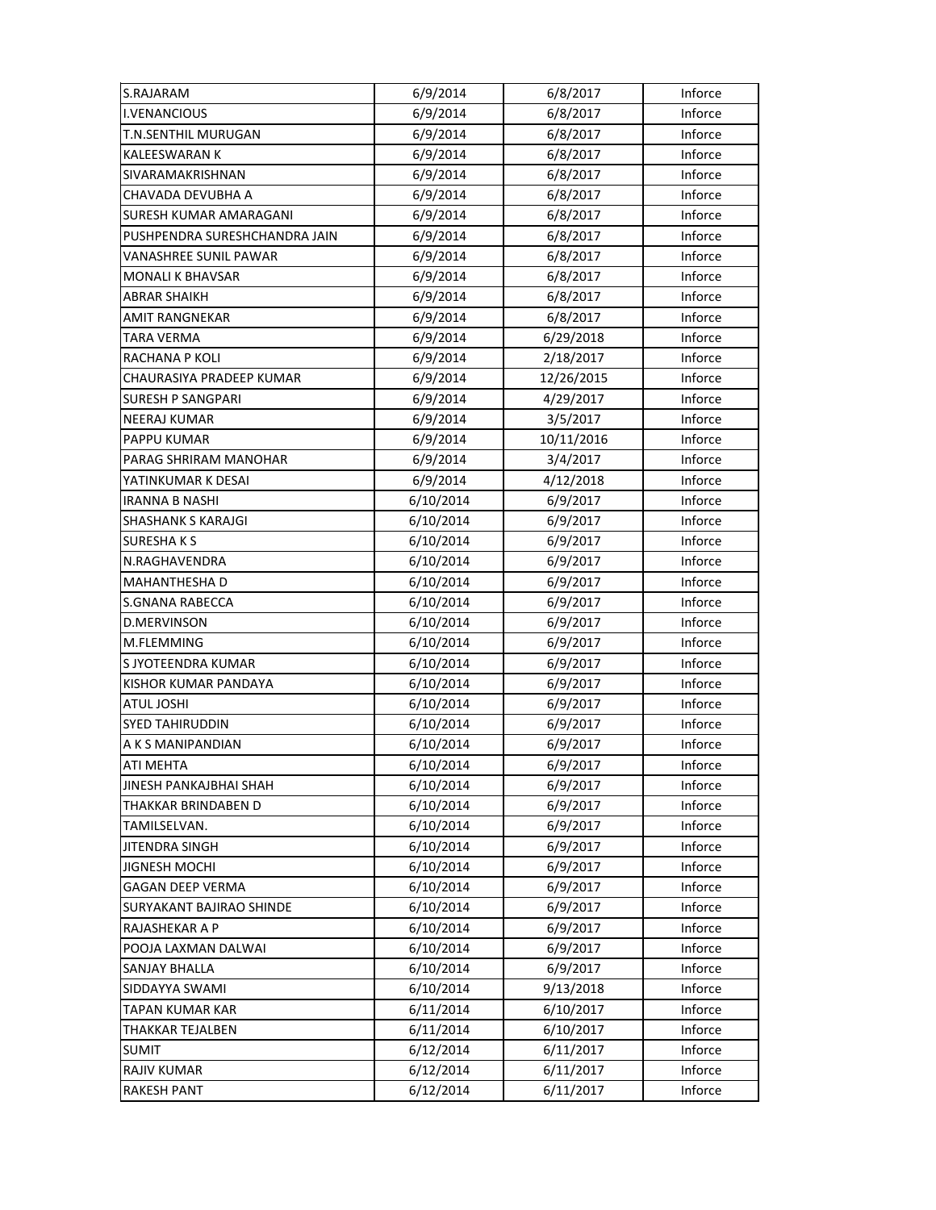| | | | |
|---|---|---|---|
| S.RAJARAM | 6/9/2014 | 6/8/2017 | Inforce |
| I.VENANCIOUS | 6/9/2014 | 6/8/2017 | Inforce |
| T.N.SENTHIL MURUGAN | 6/9/2014 | 6/8/2017 | Inforce |
| KALEESWARAN K | 6/9/2014 | 6/8/2017 | Inforce |
| SIVARAMAKRISHNAN | 6/9/2014 | 6/8/2017 | Inforce |
| CHAVADA DEVUBHA A | 6/9/2014 | 6/8/2017 | Inforce |
| SURESH KUMAR AMARAGANI | 6/9/2014 | 6/8/2017 | Inforce |
| PUSHPENDRA SURESHCHANDRA JAIN | 6/9/2014 | 6/8/2017 | Inforce |
| VANASHREE SUNIL PAWAR | 6/9/2014 | 6/8/2017 | Inforce |
| MONALI K BHAVSAR | 6/9/2014 | 6/8/2017 | Inforce |
| ABRAR SHAIKH | 6/9/2014 | 6/8/2017 | Inforce |
| AMIT RANGNEKAR | 6/9/2014 | 6/8/2017 | Inforce |
| TARA VERMA | 6/9/2014 | 6/29/2018 | Inforce |
| RACHANA P KOLI | 6/9/2014 | 2/18/2017 | Inforce |
| CHAURASIYA PRADEEP KUMAR | 6/9/2014 | 12/26/2015 | Inforce |
| SURESH P SANGPARI | 6/9/2014 | 4/29/2017 | Inforce |
| NEERAJ KUMAR | 6/9/2014 | 3/5/2017 | Inforce |
| PAPPU KUMAR | 6/9/2014 | 10/11/2016 | Inforce |
| PARAG SHRIRAM MANOHAR | 6/9/2014 | 3/4/2017 | Inforce |
| YATINKUMAR K DESAI | 6/9/2014 | 4/12/2018 | Inforce |
| IRANNA B NASHI | 6/10/2014 | 6/9/2017 | Inforce |
| SHASHANK S KARAJGI | 6/10/2014 | 6/9/2017 | Inforce |
| SURESHA K S | 6/10/2014 | 6/9/2017 | Inforce |
| N.RAGHAVENDRA | 6/10/2014 | 6/9/2017 | Inforce |
| MAHANTHESHA D | 6/10/2014 | 6/9/2017 | Inforce |
| S.GNANA RABECCA | 6/10/2014 | 6/9/2017 | Inforce |
| D.MERVINSON | 6/10/2014 | 6/9/2017 | Inforce |
| M.FLEMMING | 6/10/2014 | 6/9/2017 | Inforce |
| S JYOTEENDRA KUMAR | 6/10/2014 | 6/9/2017 | Inforce |
| KISHOR KUMAR PANDAYA | 6/10/2014 | 6/9/2017 | Inforce |
| ATUL JOSHI | 6/10/2014 | 6/9/2017 | Inforce |
| SYED TAHIRUDDIN | 6/10/2014 | 6/9/2017 | Inforce |
| A K S MANIPANDIAN | 6/10/2014 | 6/9/2017 | Inforce |
| ATI MEHTA | 6/10/2014 | 6/9/2017 | Inforce |
| JINESH PANKAJBHAI SHAH | 6/10/2014 | 6/9/2017 | Inforce |
| THAKKAR BRINDABEN D | 6/10/2014 | 6/9/2017 | Inforce |
| TAMILSELVAN. | 6/10/2014 | 6/9/2017 | Inforce |
| JITENDRA SINGH | 6/10/2014 | 6/9/2017 | Inforce |
| JIGNESH MOCHI | 6/10/2014 | 6/9/2017 | Inforce |
| GAGAN DEEP VERMA | 6/10/2014 | 6/9/2017 | Inforce |
| SURYAKANT BAJIRAO SHINDE | 6/10/2014 | 6/9/2017 | Inforce |
| RAJASHEKAR A P | 6/10/2014 | 6/9/2017 | Inforce |
| POOJA LAXMAN DALWAI | 6/10/2014 | 6/9/2017 | Inforce |
| SANJAY BHALLA | 6/10/2014 | 6/9/2017 | Inforce |
| SIDDAYYA SWAMI | 6/10/2014 | 9/13/2018 | Inforce |
| TAPAN KUMAR KAR | 6/11/2014 | 6/10/2017 | Inforce |
| THAKKAR TEJALBEN | 6/11/2014 | 6/10/2017 | Inforce |
| SUMIT | 6/12/2014 | 6/11/2017 | Inforce |
| RAJIV KUMAR | 6/12/2014 | 6/11/2017 | Inforce |
| RAKESH PANT | 6/12/2014 | 6/11/2017 | Inforce |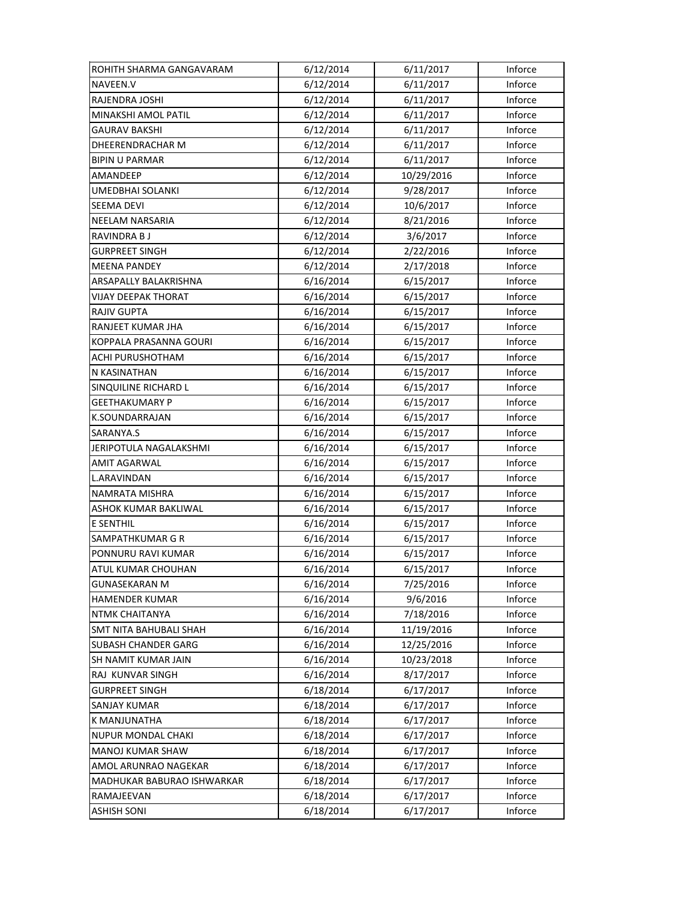| | | | |
|---|---|---|---|
| ROHITH SHARMA GANGAVARAM | 6/12/2014 | 6/11/2017 | Inforce |
| NAVEEN.V | 6/12/2014 | 6/11/2017 | Inforce |
| RAJENDRA JOSHI | 6/12/2014 | 6/11/2017 | Inforce |
| MINAKSHI AMOL PATIL | 6/12/2014 | 6/11/2017 | Inforce |
| GAURAV BAKSHI | 6/12/2014 | 6/11/2017 | Inforce |
| DHEERENDRACHAR M | 6/12/2014 | 6/11/2017 | Inforce |
| BIPIN U PARMAR | 6/12/2014 | 6/11/2017 | Inforce |
| AMANDEEP | 6/12/2014 | 10/29/2016 | Inforce |
| UMEDBHAI SOLANKI | 6/12/2014 | 9/28/2017 | Inforce |
| SEEMA DEVI | 6/12/2014 | 10/6/2017 | Inforce |
| NEELAM NARSARIA | 6/12/2014 | 8/21/2016 | Inforce |
| RAVINDRA B J | 6/12/2014 | 3/6/2017 | Inforce |
| GURPREET SINGH | 6/12/2014 | 2/22/2016 | Inforce |
| MEENA PANDEY | 6/12/2014 | 2/17/2018 | Inforce |
| ARSAPALLY BALAKRISHNA | 6/16/2014 | 6/15/2017 | Inforce |
| VIJAY DEEPAK THORAT | 6/16/2014 | 6/15/2017 | Inforce |
| RAJIV GUPTA | 6/16/2014 | 6/15/2017 | Inforce |
| RANJEET KUMAR JHA | 6/16/2014 | 6/15/2017 | Inforce |
| KOPPALA PRASANNA GOURI | 6/16/2014 | 6/15/2017 | Inforce |
| ACHI PURUSHOTHAM | 6/16/2014 | 6/15/2017 | Inforce |
| N KASINATHAN | 6/16/2014 | 6/15/2017 | Inforce |
| SINQUILINE RICHARD L | 6/16/2014 | 6/15/2017 | Inforce |
| GEETHAKUMARY P | 6/16/2014 | 6/15/2017 | Inforce |
| K.SOUNDARRAJAN | 6/16/2014 | 6/15/2017 | Inforce |
| SARANYA.S | 6/16/2014 | 6/15/2017 | Inforce |
| JERIPOTULA NAGALAKSHMI | 6/16/2014 | 6/15/2017 | Inforce |
| AMIT AGARWAL | 6/16/2014 | 6/15/2017 | Inforce |
| L.ARAVINDAN | 6/16/2014 | 6/15/2017 | Inforce |
| NAMRATA MISHRA | 6/16/2014 | 6/15/2017 | Inforce |
| ASHOK KUMAR BAKLIWAL | 6/16/2014 | 6/15/2017 | Inforce |
| E SENTHIL | 6/16/2014 | 6/15/2017 | Inforce |
| SAMPATHKUMAR G R | 6/16/2014 | 6/15/2017 | Inforce |
| PONNURU RAVI KUMAR | 6/16/2014 | 6/15/2017 | Inforce |
| ATUL KUMAR CHOUHAN | 6/16/2014 | 6/15/2017 | Inforce |
| GUNASEKARAN M | 6/16/2014 | 7/25/2016 | Inforce |
| HAMENDER KUMAR | 6/16/2014 | 9/6/2016 | Inforce |
| NTMK CHAITANYA | 6/16/2014 | 7/18/2016 | Inforce |
| SMT NITA BAHUBALI SHAH | 6/16/2014 | 11/19/2016 | Inforce |
| SUBASH CHANDER GARG | 6/16/2014 | 12/25/2016 | Inforce |
| SH NAMIT KUMAR JAIN | 6/16/2014 | 10/23/2018 | Inforce |
| RAJ KUNVAR SINGH | 6/16/2014 | 8/17/2017 | Inforce |
| GURPREET SINGH | 6/18/2014 | 6/17/2017 | Inforce |
| SANJAY KUMAR | 6/18/2014 | 6/17/2017 | Inforce |
| K MANJUNATHA | 6/18/2014 | 6/17/2017 | Inforce |
| NUPUR MONDAL CHAKI | 6/18/2014 | 6/17/2017 | Inforce |
| MANOJ KUMAR SHAW | 6/18/2014 | 6/17/2017 | Inforce |
| AMOL ARUNRAO NAGEKAR | 6/18/2014 | 6/17/2017 | Inforce |
| MADHUKAR BABURAO ISHWARKAR | 6/18/2014 | 6/17/2017 | Inforce |
| RAMAJEEVAN | 6/18/2014 | 6/17/2017 | Inforce |
| ASHISH SONI | 6/18/2014 | 6/17/2017 | Inforce |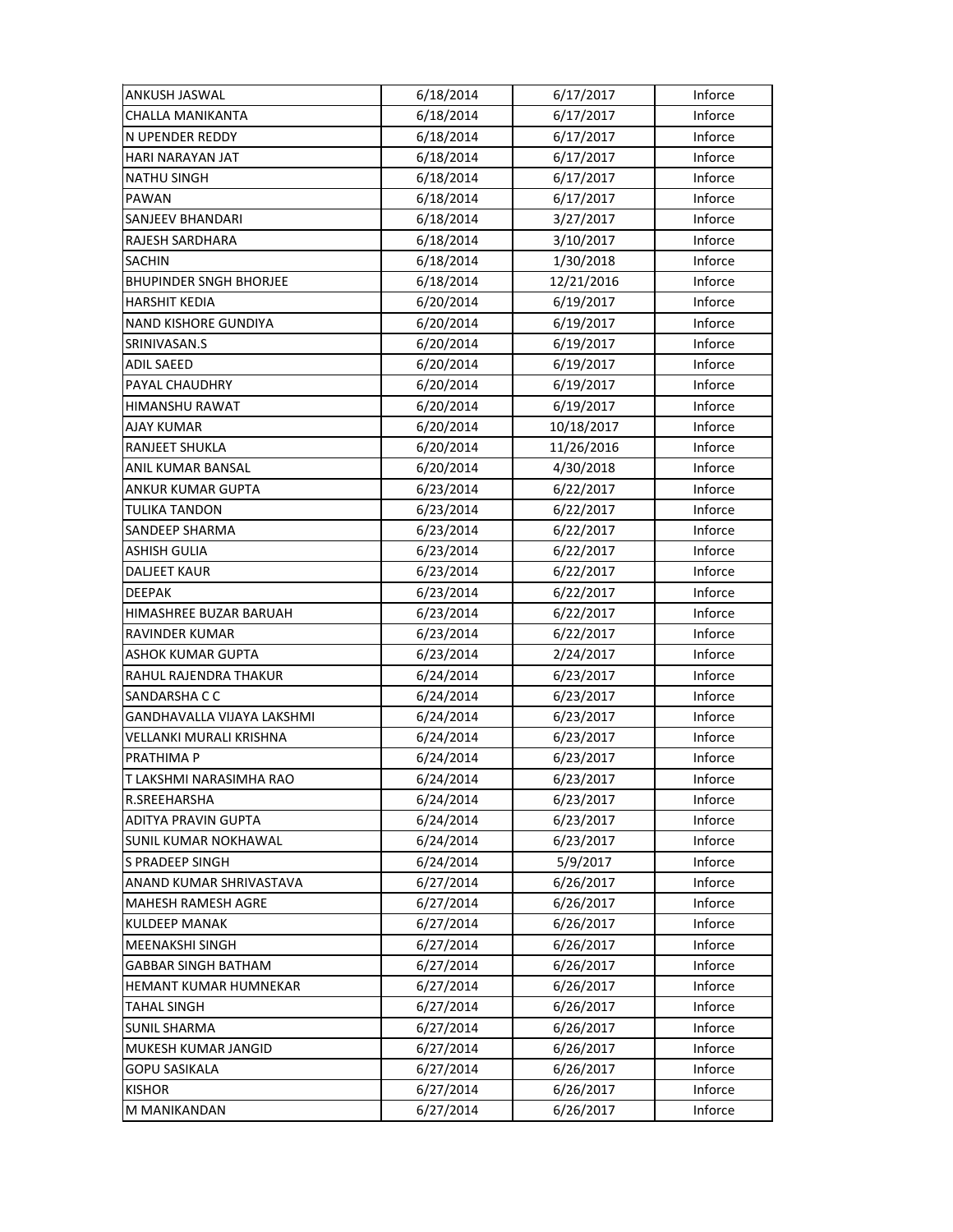| | | | |
|---|---|---|---|
| ANKUSH JASWAL | 6/18/2014 | 6/17/2017 | Inforce |
| CHALLA MANIKANTA | 6/18/2014 | 6/17/2017 | Inforce |
| N UPENDER REDDY | 6/18/2014 | 6/17/2017 | Inforce |
| HARI NARAYAN JAT | 6/18/2014 | 6/17/2017 | Inforce |
| NATHU SINGH | 6/18/2014 | 6/17/2017 | Inforce |
| PAWAN | 6/18/2014 | 6/17/2017 | Inforce |
| SANJEEV BHANDARI | 6/18/2014 | 3/27/2017 | Inforce |
| RAJESH SARDHARA | 6/18/2014 | 3/10/2017 | Inforce |
| SACHIN | 6/18/2014 | 1/30/2018 | Inforce |
| BHUPINDER SNGH BHORJEE | 6/18/2014 | 12/21/2016 | Inforce |
| HARSHIT KEDIA | 6/20/2014 | 6/19/2017 | Inforce |
| NAND KISHORE GUNDIYA | 6/20/2014 | 6/19/2017 | Inforce |
| SRINIVASAN.S | 6/20/2014 | 6/19/2017 | Inforce |
| ADIL SAEED | 6/20/2014 | 6/19/2017 | Inforce |
| PAYAL CHAUDHRY | 6/20/2014 | 6/19/2017 | Inforce |
| HIMANSHU RAWAT | 6/20/2014 | 6/19/2017 | Inforce |
| AJAY KUMAR | 6/20/2014 | 10/18/2017 | Inforce |
| RANJEET SHUKLA | 6/20/2014 | 11/26/2016 | Inforce |
| ANIL KUMAR BANSAL | 6/20/2014 | 4/30/2018 | Inforce |
| ANKUR KUMAR GUPTA | 6/23/2014 | 6/22/2017 | Inforce |
| TULIKA TANDON | 6/23/2014 | 6/22/2017 | Inforce |
| SANDEEP SHARMA | 6/23/2014 | 6/22/2017 | Inforce |
| ASHISH GULIA | 6/23/2014 | 6/22/2017 | Inforce |
| DALJEET KAUR | 6/23/2014 | 6/22/2017 | Inforce |
| DEEPAK | 6/23/2014 | 6/22/2017 | Inforce |
| HIMASHREE BUZAR BARUAH | 6/23/2014 | 6/22/2017 | Inforce |
| RAVINDER KUMAR | 6/23/2014 | 6/22/2017 | Inforce |
| ASHOK KUMAR GUPTA | 6/23/2014 | 2/24/2017 | Inforce |
| RAHUL RAJENDRA THAKUR | 6/24/2014 | 6/23/2017 | Inforce |
| SANDARSHA C C | 6/24/2014 | 6/23/2017 | Inforce |
| GANDHAVALLA VIJAYA LAKSHMI | 6/24/2014 | 6/23/2017 | Inforce |
| VELLANKI MURALI KRISHNA | 6/24/2014 | 6/23/2017 | Inforce |
| PRATHIMA P | 6/24/2014 | 6/23/2017 | Inforce |
| T LAKSHMI NARASIMHA RAO | 6/24/2014 | 6/23/2017 | Inforce |
| R.SREEHARSHA | 6/24/2014 | 6/23/2017 | Inforce |
| ADITYA PRAVIN GUPTA | 6/24/2014 | 6/23/2017 | Inforce |
| SUNIL KUMAR NOKHAWAL | 6/24/2014 | 6/23/2017 | Inforce |
| S PRADEEP SINGH | 6/24/2014 | 5/9/2017 | Inforce |
| ANAND KUMAR SHRIVASTAVA | 6/27/2014 | 6/26/2017 | Inforce |
| MAHESH RAMESH AGRE | 6/27/2014 | 6/26/2017 | Inforce |
| KULDEEP MANAK | 6/27/2014 | 6/26/2017 | Inforce |
| MEENAKSHI SINGH | 6/27/2014 | 6/26/2017 | Inforce |
| GABBAR SINGH BATHAM | 6/27/2014 | 6/26/2017 | Inforce |
| HEMANT KUMAR HUMNEKAR | 6/27/2014 | 6/26/2017 | Inforce |
| TAHAL SINGH | 6/27/2014 | 6/26/2017 | Inforce |
| SUNIL SHARMA | 6/27/2014 | 6/26/2017 | Inforce |
| MUKESH KUMAR JANGID | 6/27/2014 | 6/26/2017 | Inforce |
| GOPU SASIKALA | 6/27/2014 | 6/26/2017 | Inforce |
| KISHOR | 6/27/2014 | 6/26/2017 | Inforce |
| M MANIKANDAN | 6/27/2014 | 6/26/2017 | Inforce |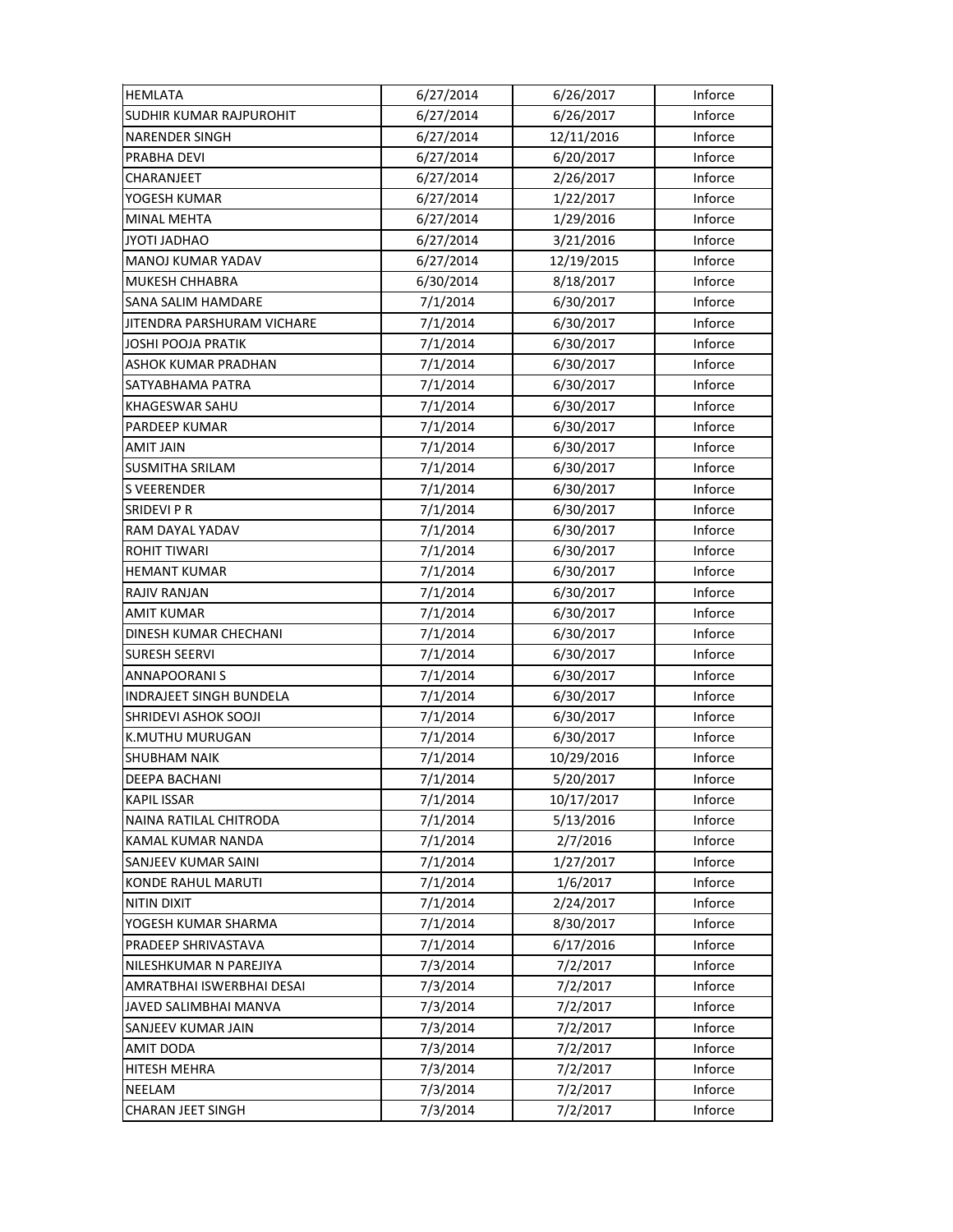| | | | |
|---|---|---|---|
| HEMLATA | 6/27/2014 | 6/26/2017 | Inforce |
| SUDHIR KUMAR RAJPUROHIT | 6/27/2014 | 6/26/2017 | Inforce |
| NARENDER SINGH | 6/27/2014 | 12/11/2016 | Inforce |
| PRABHA DEVI | 6/27/2014 | 6/20/2017 | Inforce |
| CHARANJEET | 6/27/2014 | 2/26/2017 | Inforce |
| YOGESH KUMAR | 6/27/2014 | 1/22/2017 | Inforce |
| MINAL MEHTA | 6/27/2014 | 1/29/2016 | Inforce |
| JYOTI JADHAO | 6/27/2014 | 3/21/2016 | Inforce |
| MANOJ KUMAR YADAV | 6/27/2014 | 12/19/2015 | Inforce |
| MUKESH CHHABRA | 6/30/2014 | 8/18/2017 | Inforce |
| SANA SALIM HAMDARE | 7/1/2014 | 6/30/2017 | Inforce |
| JITENDRA PARSHURAM VICHARE | 7/1/2014 | 6/30/2017 | Inforce |
| JOSHI POOJA PRATIK | 7/1/2014 | 6/30/2017 | Inforce |
| ASHOK KUMAR PRADHAN | 7/1/2014 | 6/30/2017 | Inforce |
| SATYABHAMA PATRA | 7/1/2014 | 6/30/2017 | Inforce |
| KHAGESWAR SAHU | 7/1/2014 | 6/30/2017 | Inforce |
| PARDEEP KUMAR | 7/1/2014 | 6/30/2017 | Inforce |
| AMIT JAIN | 7/1/2014 | 6/30/2017 | Inforce |
| SUSMITHA SRILAM | 7/1/2014 | 6/30/2017 | Inforce |
| S VEERENDER | 7/1/2014 | 6/30/2017 | Inforce |
| SRIDEVI P R | 7/1/2014 | 6/30/2017 | Inforce |
| RAM DAYAL YADAV | 7/1/2014 | 6/30/2017 | Inforce |
| ROHIT TIWARI | 7/1/2014 | 6/30/2017 | Inforce |
| HEMANT KUMAR | 7/1/2014 | 6/30/2017 | Inforce |
| RAJIV RANJAN | 7/1/2014 | 6/30/2017 | Inforce |
| AMIT KUMAR | 7/1/2014 | 6/30/2017 | Inforce |
| DINESH KUMAR CHECHANI | 7/1/2014 | 6/30/2017 | Inforce |
| SURESH SEERVI | 7/1/2014 | 6/30/2017 | Inforce |
| ANNAPOORANI S | 7/1/2014 | 6/30/2017 | Inforce |
| INDRAJEET SINGH BUNDELA | 7/1/2014 | 6/30/2017 | Inforce |
| SHRIDEVI ASHOK SOOJI | 7/1/2014 | 6/30/2017 | Inforce |
| K.MUTHU MURUGAN | 7/1/2014 | 6/30/2017 | Inforce |
| SHUBHAM NAIK | 7/1/2014 | 10/29/2016 | Inforce |
| DEEPA BACHANI | 7/1/2014 | 5/20/2017 | Inforce |
| KAPIL ISSAR | 7/1/2014 | 10/17/2017 | Inforce |
| NAINA RATILAL CHITRODA | 7/1/2014 | 5/13/2016 | Inforce |
| KAMAL KUMAR NANDA | 7/1/2014 | 2/7/2016 | Inforce |
| SANJEEV KUMAR SAINI | 7/1/2014 | 1/27/2017 | Inforce |
| KONDE RAHUL MARUTI | 7/1/2014 | 1/6/2017 | Inforce |
| NITIN DIXIT | 7/1/2014 | 2/24/2017 | Inforce |
| YOGESH KUMAR SHARMA | 7/1/2014 | 8/30/2017 | Inforce |
| PRADEEP SHRIVASTAVA | 7/1/2014 | 6/17/2016 | Inforce |
| NILESHKUMAR N PAREJIYA | 7/3/2014 | 7/2/2017 | Inforce |
| AMRATBHAI ISWERBHAI DESAI | 7/3/2014 | 7/2/2017 | Inforce |
| JAVED SALIMBHAI MANVA | 7/3/2014 | 7/2/2017 | Inforce |
| SANJEEV KUMAR JAIN | 7/3/2014 | 7/2/2017 | Inforce |
| AMIT DODA | 7/3/2014 | 7/2/2017 | Inforce |
| HITESH MEHRA | 7/3/2014 | 7/2/2017 | Inforce |
| NEELAM | 7/3/2014 | 7/2/2017 | Inforce |
| CHARAN JEET SINGH | 7/3/2014 | 7/2/2017 | Inforce |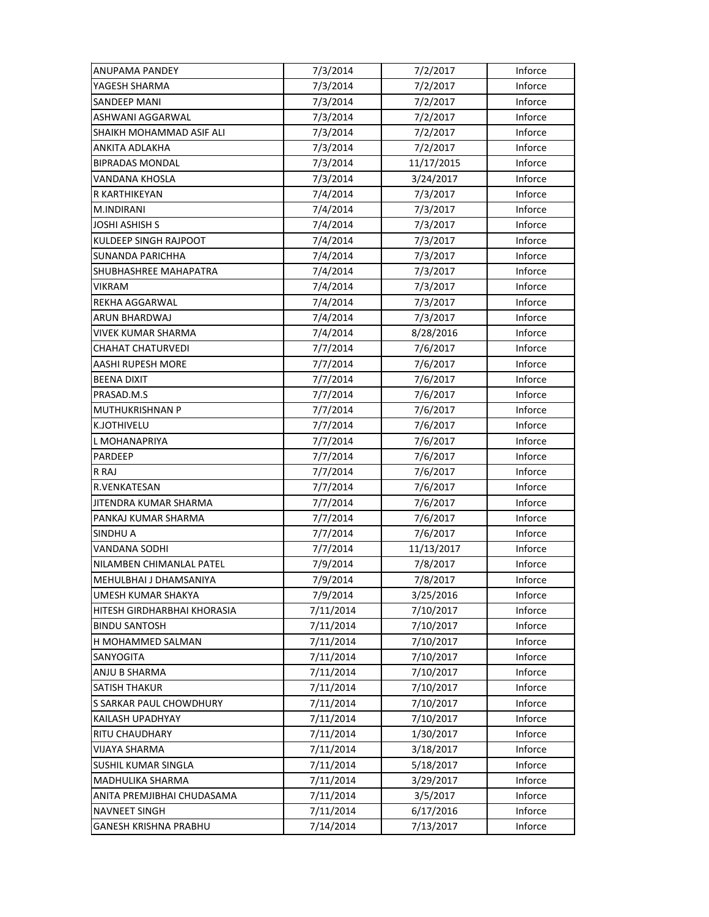| ANUPAMA PANDEY | 7/3/2014 | 7/2/2017 | Inforce |
|---|---|---|---|
| YAGESH SHARMA | 7/3/2014 | 7/2/2017 | Inforce |
| SANDEEP MANI | 7/3/2014 | 7/2/2017 | Inforce |
| ASHWANI AGGARWAL | 7/3/2014 | 7/2/2017 | Inforce |
| SHAIKH MOHAMMAD ASIF ALI | 7/3/2014 | 7/2/2017 | Inforce |
| ANKITA ADLAKHA | 7/3/2014 | 7/2/2017 | Inforce |
| BIPRADAS MONDAL | 7/3/2014 | 11/17/2015 | Inforce |
| VANDANA KHOSLA | 7/3/2014 | 3/24/2017 | Inforce |
| R KARTHIKEYAN | 7/4/2014 | 7/3/2017 | Inforce |
| M.INDIRANI | 7/4/2014 | 7/3/2017 | Inforce |
| JOSHI ASHISH S | 7/4/2014 | 7/3/2017 | Inforce |
| KULDEEP SINGH RAJPOOT | 7/4/2014 | 7/3/2017 | Inforce |
| SUNANDA PARICHHA | 7/4/2014 | 7/3/2017 | Inforce |
| SHUBHASHREE MAHAPATRA | 7/4/2014 | 7/3/2017 | Inforce |
| VIKRAM | 7/4/2014 | 7/3/2017 | Inforce |
| REKHA AGGARWAL | 7/4/2014 | 7/3/2017 | Inforce |
| ARUN BHARDWAJ | 7/4/2014 | 7/3/2017 | Inforce |
| VIVEK KUMAR SHARMA | 7/4/2014 | 8/28/2016 | Inforce |
| CHAHAT CHATURVEDI | 7/7/2014 | 7/6/2017 | Inforce |
| AASHI RUPESH MORE | 7/7/2014 | 7/6/2017 | Inforce |
| BEENA DIXIT | 7/7/2014 | 7/6/2017 | Inforce |
| PRASAD.M.S | 7/7/2014 | 7/6/2017 | Inforce |
| MUTHUKRISHNAN P | 7/7/2014 | 7/6/2017 | Inforce |
| K.JOTHIVELU | 7/7/2014 | 7/6/2017 | Inforce |
| L MOHANAPRIYA | 7/7/2014 | 7/6/2017 | Inforce |
| PARDEEP | 7/7/2014 | 7/6/2017 | Inforce |
| R RAJ | 7/7/2014 | 7/6/2017 | Inforce |
| R.VENKATESAN | 7/7/2014 | 7/6/2017 | Inforce |
| JITENDRA KUMAR SHARMA | 7/7/2014 | 7/6/2017 | Inforce |
| PANKAJ KUMAR SHARMA | 7/7/2014 | 7/6/2017 | Inforce |
| SINDHU A | 7/7/2014 | 7/6/2017 | Inforce |
| VANDANA SODHI | 7/7/2014 | 11/13/2017 | Inforce |
| NILAMBEN CHIMANLAL PATEL | 7/9/2014 | 7/8/2017 | Inforce |
| MEHULBHAI J DHAMSANIYA | 7/9/2014 | 7/8/2017 | Inforce |
| UMESH KUMAR SHAKYA | 7/9/2014 | 3/25/2016 | Inforce |
| HITESH GIRDHARBHAI KHORASIA | 7/11/2014 | 7/10/2017 | Inforce |
| BINDU SANTOSH | 7/11/2014 | 7/10/2017 | Inforce |
| H MOHAMMED SALMAN | 7/11/2014 | 7/10/2017 | Inforce |
| SANYOGITA | 7/11/2014 | 7/10/2017 | Inforce |
| ANJU B SHARMA | 7/11/2014 | 7/10/2017 | Inforce |
| SATISH THAKUR | 7/11/2014 | 7/10/2017 | Inforce |
| S SARKAR PAUL CHOWDHURY | 7/11/2014 | 7/10/2017 | Inforce |
| KAILASH UPADHYAY | 7/11/2014 | 7/10/2017 | Inforce |
| RITU CHAUDHARY | 7/11/2014 | 1/30/2017 | Inforce |
| VIJAYA SHARMA | 7/11/2014 | 3/18/2017 | Inforce |
| SUSHIL KUMAR SINGLA | 7/11/2014 | 5/18/2017 | Inforce |
| MADHULIKA SHARMA | 7/11/2014 | 3/29/2017 | Inforce |
| ANITA PREMJIBHAI CHUDASAMA | 7/11/2014 | 3/5/2017 | Inforce |
| NAVNEET SINGH | 7/11/2014 | 6/17/2016 | Inforce |
| GANESH KRISHNA PRABHU | 7/14/2014 | 7/13/2017 | Inforce |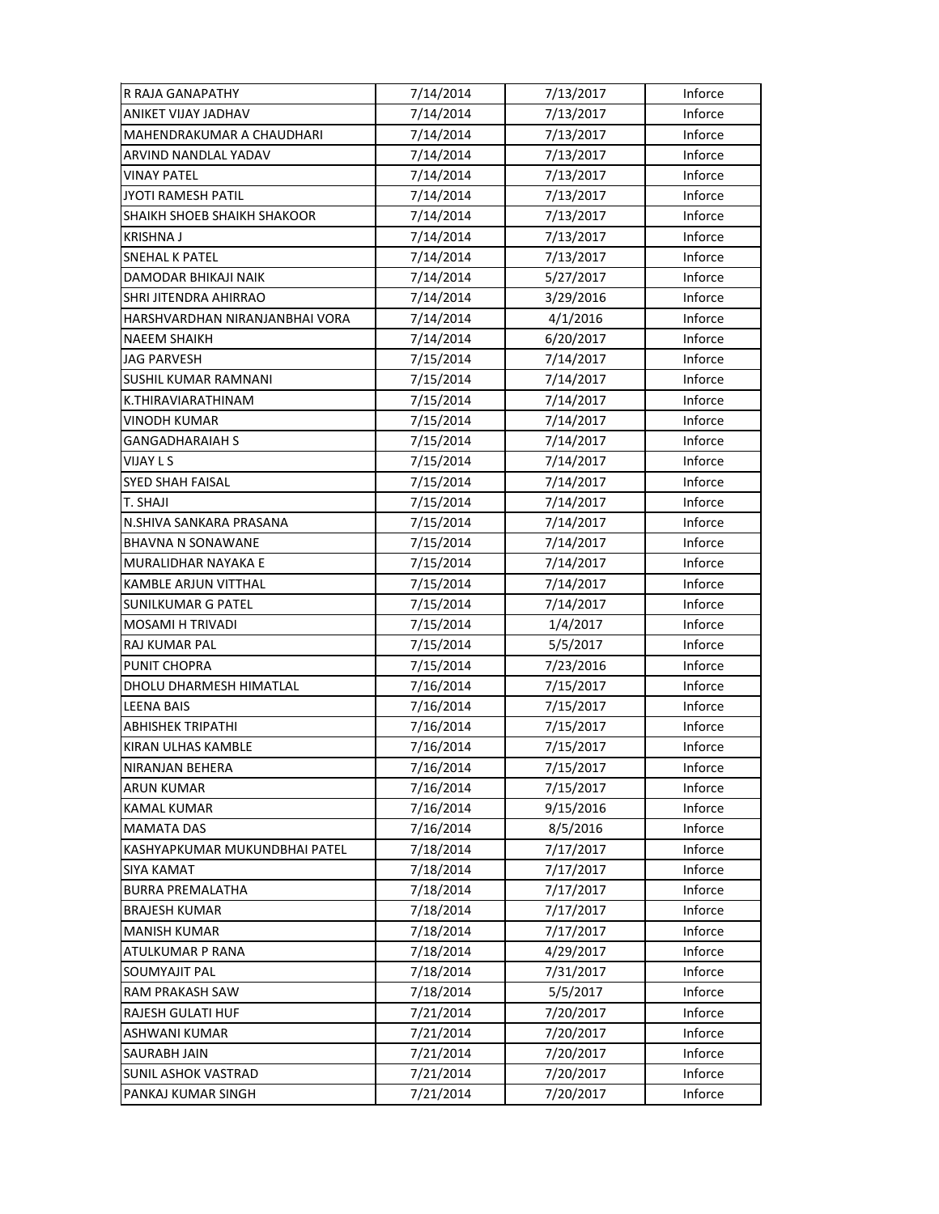| R RAJA GANAPATHY | 7/14/2014 | 7/13/2017 | Inforce |
|---|---|---|---|
| ANIKET VIJAY JADHAV | 7/14/2014 | 7/13/2017 | Inforce |
| MAHENDRAKUMAR A CHAUDHARI | 7/14/2014 | 7/13/2017 | Inforce |
| ARVIND NANDLAL YADAV | 7/14/2014 | 7/13/2017 | Inforce |
| VINAY PATEL | 7/14/2014 | 7/13/2017 | Inforce |
| JYOTI RAMESH PATIL | 7/14/2014 | 7/13/2017 | Inforce |
| SHAIKH SHOEB SHAIKH SHAKOOR | 7/14/2014 | 7/13/2017 | Inforce |
| KRISHNA J | 7/14/2014 | 7/13/2017 | Inforce |
| SNEHAL K PATEL | 7/14/2014 | 7/13/2017 | Inforce |
| DAMODAR BHIKAJI NAIK | 7/14/2014 | 5/27/2017 | Inforce |
| SHRI JITENDRA AHIRRAO | 7/14/2014 | 3/29/2016 | Inforce |
| HARSHVARDHAN NIRANJANBHAI VORA | 7/14/2014 | 4/1/2016 | Inforce |
| NAEEM SHAIKH | 7/14/2014 | 6/20/2017 | Inforce |
| JAG PARVESH | 7/15/2014 | 7/14/2017 | Inforce |
| SUSHIL KUMAR RAMNANI | 7/15/2014 | 7/14/2017 | Inforce |
| K.THIRAVIARATHINAM | 7/15/2014 | 7/14/2017 | Inforce |
| VINODH KUMAR | 7/15/2014 | 7/14/2017 | Inforce |
| GANGADHARAIAH S | 7/15/2014 | 7/14/2017 | Inforce |
| VIJAY L S | 7/15/2014 | 7/14/2017 | Inforce |
| SYED SHAH FAISAL | 7/15/2014 | 7/14/2017 | Inforce |
| T. SHAJI | 7/15/2014 | 7/14/2017 | Inforce |
| N.SHIVA SANKARA PRASANA | 7/15/2014 | 7/14/2017 | Inforce |
| BHAVNA N SONAWANE | 7/15/2014 | 7/14/2017 | Inforce |
| MURALIDHAR NAYAKA E | 7/15/2014 | 7/14/2017 | Inforce |
| KAMBLE ARJUN VITTHAL | 7/15/2014 | 7/14/2017 | Inforce |
| SUNILKUMAR G PATEL | 7/15/2014 | 7/14/2017 | Inforce |
| MOSAMI H TRIVADI | 7/15/2014 | 1/4/2017 | Inforce |
| RAJ KUMAR PAL | 7/15/2014 | 5/5/2017 | Inforce |
| PUNIT CHOPRA | 7/15/2014 | 7/23/2016 | Inforce |
| DHOLU DHARMESH HIMATLAL | 7/16/2014 | 7/15/2017 | Inforce |
| LEENA BAIS | 7/16/2014 | 7/15/2017 | Inforce |
| ABHISHEK TRIPATHI | 7/16/2014 | 7/15/2017 | Inforce |
| KIRAN ULHAS KAMBLE | 7/16/2014 | 7/15/2017 | Inforce |
| NIRANJAN BEHERA | 7/16/2014 | 7/15/2017 | Inforce |
| ARUN KUMAR | 7/16/2014 | 7/15/2017 | Inforce |
| KAMAL KUMAR | 7/16/2014 | 9/15/2016 | Inforce |
| MAMATA DAS | 7/16/2014 | 8/5/2016 | Inforce |
| KASHYAPKUMAR MUKUNDBHAI PATEL | 7/18/2014 | 7/17/2017 | Inforce |
| SIYA KAMAT | 7/18/2014 | 7/17/2017 | Inforce |
| BURRA PREMALATHA | 7/18/2014 | 7/17/2017 | Inforce |
| BRAJESH KUMAR | 7/18/2014 | 7/17/2017 | Inforce |
| MANISH KUMAR | 7/18/2014 | 7/17/2017 | Inforce |
| ATULKUMAR P RANA | 7/18/2014 | 4/29/2017 | Inforce |
| SOUMYAJIT PAL | 7/18/2014 | 7/31/2017 | Inforce |
| RAM PRAKASH SAW | 7/18/2014 | 5/5/2017 | Inforce |
| RAJESH GULATI HUF | 7/21/2014 | 7/20/2017 | Inforce |
| ASHWANI KUMAR | 7/21/2014 | 7/20/2017 | Inforce |
| SAURABH JAIN | 7/21/2014 | 7/20/2017 | Inforce |
| SUNIL ASHOK VASTRAD | 7/21/2014 | 7/20/2017 | Inforce |
| PANKAJ KUMAR SINGH | 7/21/2014 | 7/20/2017 | Inforce |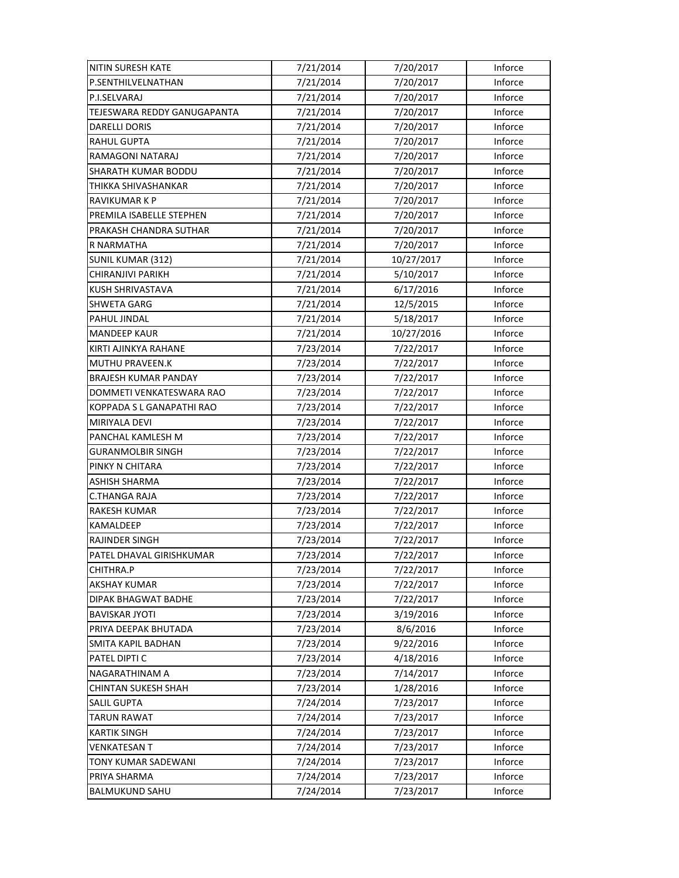| NITIN SURESH KATE | 7/21/2014 | 7/20/2017 | Inforce |
|---|---|---|---|
| P.SENTHILVELNATHAN | 7/21/2014 | 7/20/2017 | Inforce |
| P.I.SELVARAJ | 7/21/2014 | 7/20/2017 | Inforce |
| TEJESWARA REDDY GANUGAPANTA | 7/21/2014 | 7/20/2017 | Inforce |
| DARELLI DORIS | 7/21/2014 | 7/20/2017 | Inforce |
| RAHUL GUPTA | 7/21/2014 | 7/20/2017 | Inforce |
| RAMAGONI NATARAJ | 7/21/2014 | 7/20/2017 | Inforce |
| SHARATH KUMAR BODDU | 7/21/2014 | 7/20/2017 | Inforce |
| THIKKA SHIVASHANKAR | 7/21/2014 | 7/20/2017 | Inforce |
| RAVIKUMAR K P | 7/21/2014 | 7/20/2017 | Inforce |
| PREMILA ISABELLE STEPHEN | 7/21/2014 | 7/20/2017 | Inforce |
| PRAKASH CHANDRA SUTHAR | 7/21/2014 | 7/20/2017 | Inforce |
| R NARMATHA | 7/21/2014 | 7/20/2017 | Inforce |
| SUNIL KUMAR (312) | 7/21/2014 | 10/27/2017 | Inforce |
| CHIRANJIVI PARIKH | 7/21/2014 | 5/10/2017 | Inforce |
| KUSH SHRIVASTAVA | 7/21/2014 | 6/17/2016 | Inforce |
| SHWETA GARG | 7/21/2014 | 12/5/2015 | Inforce |
| PAHUL JINDAL | 7/21/2014 | 5/18/2017 | Inforce |
| MANDEEP KAUR | 7/21/2014 | 10/27/2016 | Inforce |
| KIRTI AJINKYA RAHANE | 7/23/2014 | 7/22/2017 | Inforce |
| MUTHU PRAVEEN.K | 7/23/2014 | 7/22/2017 | Inforce |
| BRAJESH KUMAR PANDAY | 7/23/2014 | 7/22/2017 | Inforce |
| DOMMETI VENKATESWARA RAO | 7/23/2014 | 7/22/2017 | Inforce |
| KOPPADA S L GANAPATHI RAO | 7/23/2014 | 7/22/2017 | Inforce |
| MIRIYALA DEVI | 7/23/2014 | 7/22/2017 | Inforce |
| PANCHAL KAMLESH M | 7/23/2014 | 7/22/2017 | Inforce |
| GURANMOLBIR SINGH | 7/23/2014 | 7/22/2017 | Inforce |
| PINKY N CHITARA | 7/23/2014 | 7/22/2017 | Inforce |
| ASHISH SHARMA | 7/23/2014 | 7/22/2017 | Inforce |
| C.THANGA RAJA | 7/23/2014 | 7/22/2017 | Inforce |
| RAKESH KUMAR | 7/23/2014 | 7/22/2017 | Inforce |
| KAMALDEEP | 7/23/2014 | 7/22/2017 | Inforce |
| RAJINDER SINGH | 7/23/2014 | 7/22/2017 | Inforce |
| PATEL DHAVAL GIRISHKUMAR | 7/23/2014 | 7/22/2017 | Inforce |
| CHITHRA.P | 7/23/2014 | 7/22/2017 | Inforce |
| AKSHAY KUMAR | 7/23/2014 | 7/22/2017 | Inforce |
| DIPAK BHAGWAT BADHE | 7/23/2014 | 7/22/2017 | Inforce |
| BAVISKAR JYOTI | 7/23/2014 | 3/19/2016 | Inforce |
| PRIYA DEEPAK BHUTADA | 7/23/2014 | 8/6/2016 | Inforce |
| SMITA KAPIL BADHAN | 7/23/2014 | 9/22/2016 | Inforce |
| PATEL DIPTI C | 7/23/2014 | 4/18/2016 | Inforce |
| NAGARATHINAM A | 7/23/2014 | 7/14/2017 | Inforce |
| CHINTAN SUKESH SHAH | 7/23/2014 | 1/28/2016 | Inforce |
| SALIL GUPTA | 7/24/2014 | 7/23/2017 | Inforce |
| TARUN RAWAT | 7/24/2014 | 7/23/2017 | Inforce |
| KARTIK SINGH | 7/24/2014 | 7/23/2017 | Inforce |
| VENKATESAN T | 7/24/2014 | 7/23/2017 | Inforce |
| TONY KUMAR SADEWANI | 7/24/2014 | 7/23/2017 | Inforce |
| PRIYA SHARMA | 7/24/2014 | 7/23/2017 | Inforce |
| BALMUKUND SAHU | 7/24/2014 | 7/23/2017 | Inforce |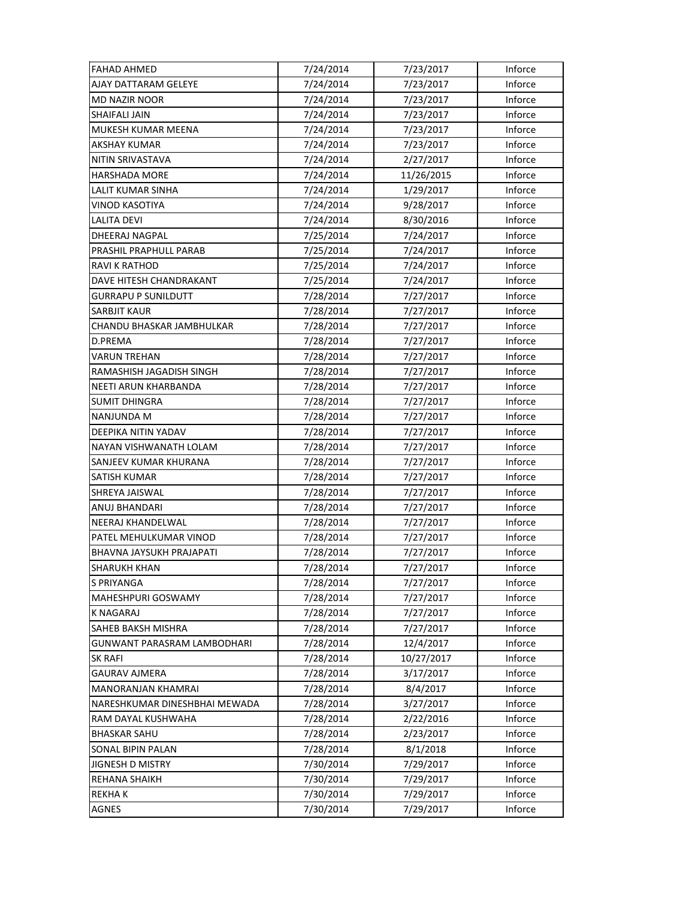| FAHAD AHMED | 7/24/2014 | 7/23/2017 | Inforce |
|---|---|---|---|
| AJAY DATTARAM GELEYE | 7/24/2014 | 7/23/2017 | Inforce |
| MD NAZIR NOOR | 7/24/2014 | 7/23/2017 | Inforce |
| SHAIFALI JAIN | 7/24/2014 | 7/23/2017 | Inforce |
| MUKESH KUMAR MEENA | 7/24/2014 | 7/23/2017 | Inforce |
| AKSHAY KUMAR | 7/24/2014 | 7/23/2017 | Inforce |
| NITIN SRIVASTAVA | 7/24/2014 | 2/27/2017 | Inforce |
| HARSHADA MORE | 7/24/2014 | 11/26/2015 | Inforce |
| LALIT KUMAR SINHA | 7/24/2014 | 1/29/2017 | Inforce |
| VINOD KASOTIYA | 7/24/2014 | 9/28/2017 | Inforce |
| LALITA DEVI | 7/24/2014 | 8/30/2016 | Inforce |
| DHEERAJ NAGPAL | 7/25/2014 | 7/24/2017 | Inforce |
| PRASHIL PRAPHULL PARAB | 7/25/2014 | 7/24/2017 | Inforce |
| RAVI K RATHOD | 7/25/2014 | 7/24/2017 | Inforce |
| DAVE HITESH CHANDRAKANT | 7/25/2014 | 7/24/2017 | Inforce |
| GURRAPU P SUNILDUTT | 7/28/2014 | 7/27/2017 | Inforce |
| SARBJIT KAUR | 7/28/2014 | 7/27/2017 | Inforce |
| CHANDU BHASKAR JAMBHULKAR | 7/28/2014 | 7/27/2017 | Inforce |
| D.PREMA | 7/28/2014 | 7/27/2017 | Inforce |
| VARUN TREHAN | 7/28/2014 | 7/27/2017 | Inforce |
| RAMASHISH JAGADISH SINGH | 7/28/2014 | 7/27/2017 | Inforce |
| NEETI ARUN KHARBANDA | 7/28/2014 | 7/27/2017 | Inforce |
| SUMIT DHINGRA | 7/28/2014 | 7/27/2017 | Inforce |
| NANJUNDA M | 7/28/2014 | 7/27/2017 | Inforce |
| DEEPIKA NITIN YADAV | 7/28/2014 | 7/27/2017 | Inforce |
| NAYAN VISHWANATH LOLAM | 7/28/2014 | 7/27/2017 | Inforce |
| SANJEEV KUMAR KHURANA | 7/28/2014 | 7/27/2017 | Inforce |
| SATISH KUMAR | 7/28/2014 | 7/27/2017 | Inforce |
| SHREYA JAISWAL | 7/28/2014 | 7/27/2017 | Inforce |
| ANUJ BHANDARI | 7/28/2014 | 7/27/2017 | Inforce |
| NEERAJ KHANDELWAL | 7/28/2014 | 7/27/2017 | Inforce |
| PATEL MEHULKUMAR VINOD | 7/28/2014 | 7/27/2017 | Inforce |
| BHAVNA JAYSUKH PRAJAPATI | 7/28/2014 | 7/27/2017 | Inforce |
| SHARUKH KHAN | 7/28/2014 | 7/27/2017 | Inforce |
| S PRIYANGA | 7/28/2014 | 7/27/2017 | Inforce |
| MAHESHPURI GOSWAMY | 7/28/2014 | 7/27/2017 | Inforce |
| K NAGARAJ | 7/28/2014 | 7/27/2017 | Inforce |
| SAHEB BAKSH MISHRA | 7/28/2014 | 7/27/2017 | Inforce |
| GUNWANT PARASRAM LAMBODHARI | 7/28/2014 | 12/4/2017 | Inforce |
| SK RAFI | 7/28/2014 | 10/27/2017 | Inforce |
| GAURAV AJMERA | 7/28/2014 | 3/17/2017 | Inforce |
| MANORANJAN KHAMRAI | 7/28/2014 | 8/4/2017 | Inforce |
| NARESHKUMAR DINESHBHAI MEWADA | 7/28/2014 | 3/27/2017 | Inforce |
| RAM DAYAL KUSHWAHA | 7/28/2014 | 2/22/2016 | Inforce |
| BHASKAR SAHU | 7/28/2014 | 2/23/2017 | Inforce |
| SONAL BIPIN PALAN | 7/28/2014 | 8/1/2018 | Inforce |
| JIGNESH D MISTRY | 7/30/2014 | 7/29/2017 | Inforce |
| REHANA SHAIKH | 7/30/2014 | 7/29/2017 | Inforce |
| REKHA K | 7/30/2014 | 7/29/2017 | Inforce |
| AGNES | 7/30/2014 | 7/29/2017 | Inforce |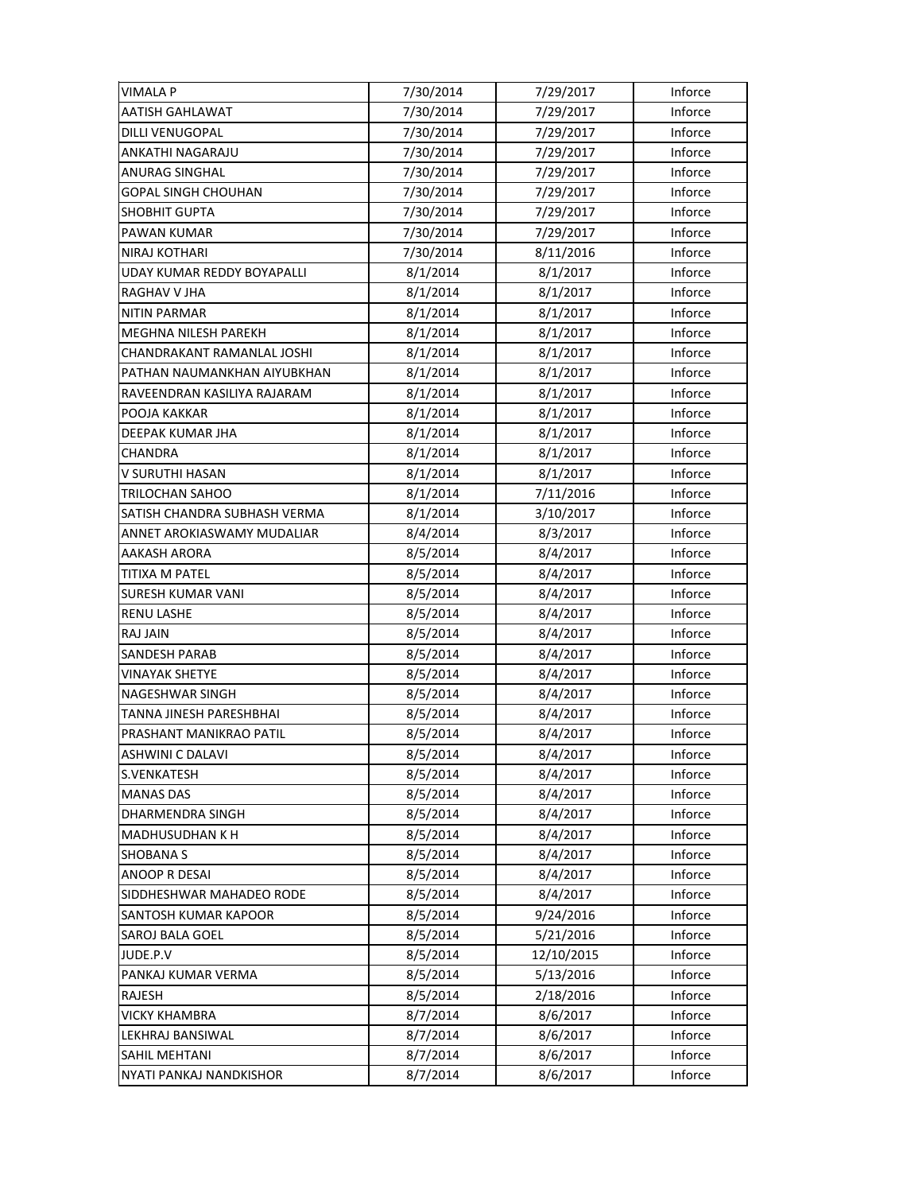| VIMALA P | 7/30/2014 | 7/29/2017 | Inforce |
|---|---|---|---|
| AATISH GAHLAWAT | 7/30/2014 | 7/29/2017 | Inforce |
| DILLI VENUGOPAL | 7/30/2014 | 7/29/2017 | Inforce |
| ANKATHI NAGARAJU | 7/30/2014 | 7/29/2017 | Inforce |
| ANURAG SINGHAL | 7/30/2014 | 7/29/2017 | Inforce |
| GOPAL SINGH CHOUHAN | 7/30/2014 | 7/29/2017 | Inforce |
| SHOBHIT GUPTA | 7/30/2014 | 7/29/2017 | Inforce |
| PAWAN KUMAR | 7/30/2014 | 7/29/2017 | Inforce |
| NIRAJ KOTHARI | 7/30/2014 | 8/11/2016 | Inforce |
| UDAY KUMAR REDDY BOYAPALLI | 8/1/2014 | 8/1/2017 | Inforce |
| RAGHAV V JHA | 8/1/2014 | 8/1/2017 | Inforce |
| NITIN PARMAR | 8/1/2014 | 8/1/2017 | Inforce |
| MEGHNA NILESH PAREKH | 8/1/2014 | 8/1/2017 | Inforce |
| CHANDRAKANT RAMANLAL JOSHI | 8/1/2014 | 8/1/2017 | Inforce |
| PATHAN NAUMANKHAN AIYUBKHAN | 8/1/2014 | 8/1/2017 | Inforce |
| RAVEENDRAN KASILIYA RAJARAM | 8/1/2014 | 8/1/2017 | Inforce |
| POOJA KAKKAR | 8/1/2014 | 8/1/2017 | Inforce |
| DEEPAK KUMAR JHA | 8/1/2014 | 8/1/2017 | Inforce |
| CHANDRA | 8/1/2014 | 8/1/2017 | Inforce |
| V SURUTHI HASAN | 8/1/2014 | 8/1/2017 | Inforce |
| TRILOCHAN SAHOO | 8/1/2014 | 7/11/2016 | Inforce |
| SATISH CHANDRA SUBHASH VERMA | 8/1/2014 | 3/10/2017 | Inforce |
| ANNET AROKIASWAMY MUDALIAR | 8/4/2014 | 8/3/2017 | Inforce |
| AAKASH ARORA | 8/5/2014 | 8/4/2017 | Inforce |
| TITIXA M PATEL | 8/5/2014 | 8/4/2017 | Inforce |
| SURESH KUMAR VANI | 8/5/2014 | 8/4/2017 | Inforce |
| RENU LASHE | 8/5/2014 | 8/4/2017 | Inforce |
| RAJ JAIN | 8/5/2014 | 8/4/2017 | Inforce |
| SANDESH PARAB | 8/5/2014 | 8/4/2017 | Inforce |
| VINAYAK SHETYE | 8/5/2014 | 8/4/2017 | Inforce |
| NAGESHWAR SINGH | 8/5/2014 | 8/4/2017 | Inforce |
| TANNA JINESH PARESHBHAI | 8/5/2014 | 8/4/2017 | Inforce |
| PRASHANT MANIKRAO PATIL | 8/5/2014 | 8/4/2017 | Inforce |
| ASHWINI C DALAVI | 8/5/2014 | 8/4/2017 | Inforce |
| S.VENKATESH | 8/5/2014 | 8/4/2017 | Inforce |
| MANAS DAS | 8/5/2014 | 8/4/2017 | Inforce |
| DHARMENDRA SINGH | 8/5/2014 | 8/4/2017 | Inforce |
| MADHUSUDHAN K H | 8/5/2014 | 8/4/2017 | Inforce |
| SHOBANA S | 8/5/2014 | 8/4/2017 | Inforce |
| ANOOP R DESAI | 8/5/2014 | 8/4/2017 | Inforce |
| SIDDHESHWAR MAHADEO RODE | 8/5/2014 | 8/4/2017 | Inforce |
| SANTOSH KUMAR KAPOOR | 8/5/2014 | 9/24/2016 | Inforce |
| SAROJ BALA GOEL | 8/5/2014 | 5/21/2016 | Inforce |
| JUDE.P.V | 8/5/2014 | 12/10/2015 | Inforce |
| PANKAJ KUMAR VERMA | 8/5/2014 | 5/13/2016 | Inforce |
| RAJESH | 8/5/2014 | 2/18/2016 | Inforce |
| VICKY KHAMBRA | 8/7/2014 | 8/6/2017 | Inforce |
| LEKHRAJ BANSIWAL | 8/7/2014 | 8/6/2017 | Inforce |
| SAHIL MEHTANI | 8/7/2014 | 8/6/2017 | Inforce |
| NYATI PANKAJ NANDKISHOR | 8/7/2014 | 8/6/2017 | Inforce |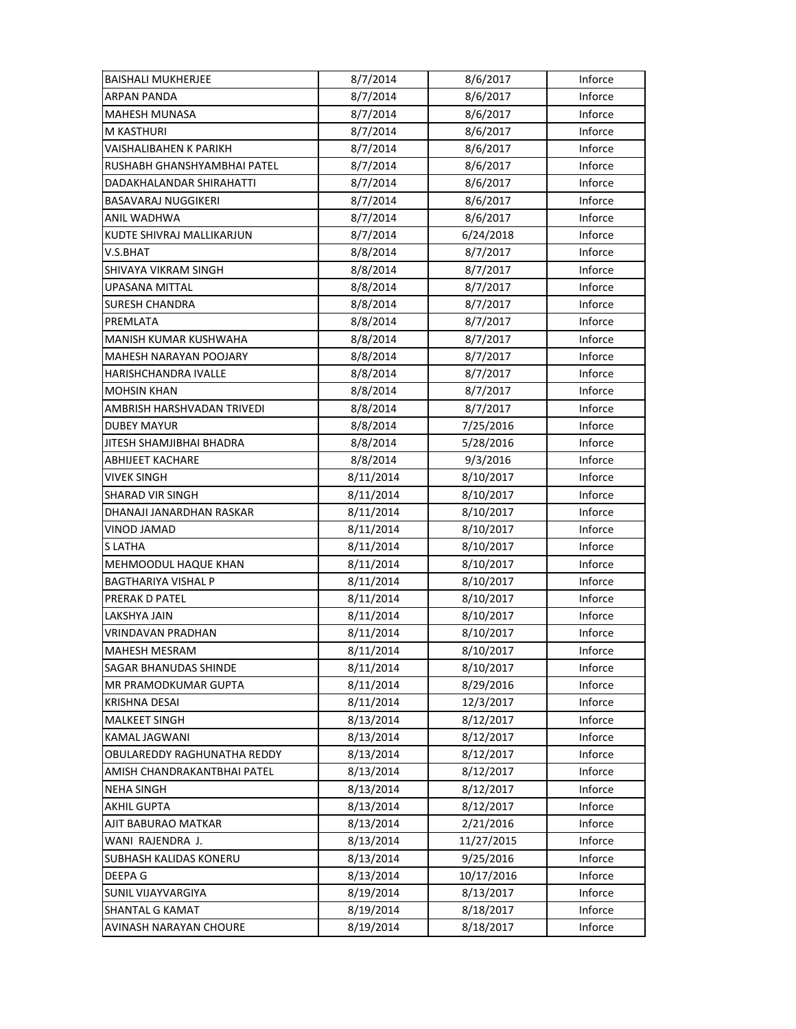| | | | |
|---|---|---|---|
| BAISHALI MUKHERJEE | 8/7/2014 | 8/6/2017 | Inforce |
| ARPAN PANDA | 8/7/2014 | 8/6/2017 | Inforce |
| MAHESH MUNASA | 8/7/2014 | 8/6/2017 | Inforce |
| M KASTHURI | 8/7/2014 | 8/6/2017 | Inforce |
| VAISHALIBAHEN K PARIKH | 8/7/2014 | 8/6/2017 | Inforce |
| RUSHABH GHANSHYAMBHAI PATEL | 8/7/2014 | 8/6/2017 | Inforce |
| DADAKHALANDAR SHIRAHATTI | 8/7/2014 | 8/6/2017 | Inforce |
| BASAVARAJ NUGGIKERI | 8/7/2014 | 8/6/2017 | Inforce |
| ANIL WADHWA | 8/7/2014 | 8/6/2017 | Inforce |
| KUDTE SHIVRAJ MALLIKARJUN | 8/7/2014 | 6/24/2018 | Inforce |
| V.S.BHAT | 8/8/2014 | 8/7/2017 | Inforce |
| SHIVAYA VIKRAM SINGH | 8/8/2014 | 8/7/2017 | Inforce |
| UPASANA MITTAL | 8/8/2014 | 8/7/2017 | Inforce |
| SURESH CHANDRA | 8/8/2014 | 8/7/2017 | Inforce |
| PREMLATA | 8/8/2014 | 8/7/2017 | Inforce |
| MANISH KUMAR KUSHWAHA | 8/8/2014 | 8/7/2017 | Inforce |
| MAHESH NARAYAN POOJARY | 8/8/2014 | 8/7/2017 | Inforce |
| HARISHCHANDRA IVALLE | 8/8/2014 | 8/7/2017 | Inforce |
| MOHSIN KHAN | 8/8/2014 | 8/7/2017 | Inforce |
| AMBRISH HARSHVADAN TRIVEDI | 8/8/2014 | 8/7/2017 | Inforce |
| DUBEY MAYUR | 8/8/2014 | 7/25/2016 | Inforce |
| JITESH SHAMJIBHAI BHADRA | 8/8/2014 | 5/28/2016 | Inforce |
| ABHIJEET KACHARE | 8/8/2014 | 9/3/2016 | Inforce |
| VIVEK SINGH | 8/11/2014 | 8/10/2017 | Inforce |
| SHARAD VIR SINGH | 8/11/2014 | 8/10/2017 | Inforce |
| DHANAJI JANARDHAN RASKAR | 8/11/2014 | 8/10/2017 | Inforce |
| VINOD JAMAD | 8/11/2014 | 8/10/2017 | Inforce |
| S LATHA | 8/11/2014 | 8/10/2017 | Inforce |
| MEHMOODUL HAQUE KHAN | 8/11/2014 | 8/10/2017 | Inforce |
| BAGTHARIYA VISHAL P | 8/11/2014 | 8/10/2017 | Inforce |
| PRERAK D PATEL | 8/11/2014 | 8/10/2017 | Inforce |
| LAKSHYA JAIN | 8/11/2014 | 8/10/2017 | Inforce |
| VRINDAVAN PRADHAN | 8/11/2014 | 8/10/2017 | Inforce |
| MAHESH MESRAM | 8/11/2014 | 8/10/2017 | Inforce |
| SAGAR BHANUDAS SHINDE | 8/11/2014 | 8/10/2017 | Inforce |
| MR PRAMODKUMAR GUPTA | 8/11/2014 | 8/29/2016 | Inforce |
| KRISHNA DESAI | 8/11/2014 | 12/3/2017 | Inforce |
| MALKEET SINGH | 8/13/2014 | 8/12/2017 | Inforce |
| KAMAL JAGWANI | 8/13/2014 | 8/12/2017 | Inforce |
| OBULAREDDY RAGHUNATHA REDDY | 8/13/2014 | 8/12/2017 | Inforce |
| AMISH CHANDRAKANTBHAI PATEL | 8/13/2014 | 8/12/2017 | Inforce |
| NEHA SINGH | 8/13/2014 | 8/12/2017 | Inforce |
| AKHIL GUPTA | 8/13/2014 | 8/12/2017 | Inforce |
| AJIT BABURAO MATKAR | 8/13/2014 | 2/21/2016 | Inforce |
| WANI RAJENDRA J. | 8/13/2014 | 11/27/2015 | Inforce |
| SUBHASH KALIDAS KONERU | 8/13/2014 | 9/25/2016 | Inforce |
| DEEPA G | 8/13/2014 | 10/17/2016 | Inforce |
| SUNIL VIJAYVARGIYA | 8/19/2014 | 8/13/2017 | Inforce |
| SHANTAL G KAMAT | 8/19/2014 | 8/18/2017 | Inforce |
| AVINASH NARAYAN CHOURE | 8/19/2014 | 8/18/2017 | Inforce |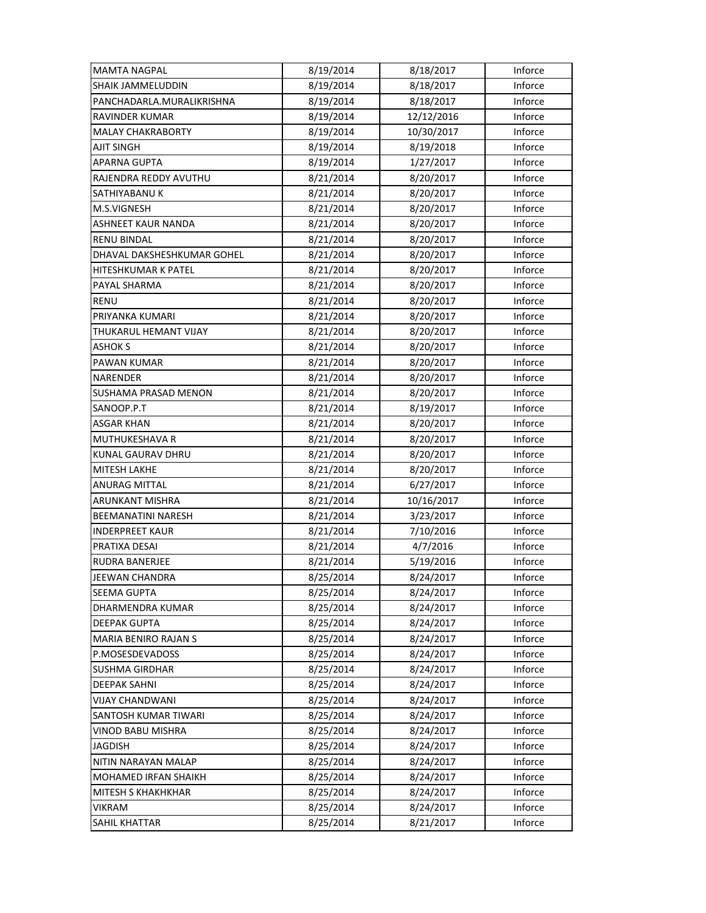| | | | |
|---|---|---|---|
| MAMTA NAGPAL | 8/19/2014 | 8/18/2017 | Inforce |
| SHAIK JAMMELUDDIN | 8/19/2014 | 8/18/2017 | Inforce |
| PANCHADARLA.MURALIKRISHNA | 8/19/2014 | 8/18/2017 | Inforce |
| RAVINDER KUMAR | 8/19/2014 | 12/12/2016 | Inforce |
| MALAY CHAKRABORTY | 8/19/2014 | 10/30/2017 | Inforce |
| AJIT SINGH | 8/19/2014 | 8/19/2018 | Inforce |
| APARNA GUPTA | 8/19/2014 | 1/27/2017 | Inforce |
| RAJENDRA REDDY AVUTHU | 8/21/2014 | 8/20/2017 | Inforce |
| SATHIYABANU K | 8/21/2014 | 8/20/2017 | Inforce |
| M.S.VIGNESH | 8/21/2014 | 8/20/2017 | Inforce |
| ASHNEET KAUR NANDA | 8/21/2014 | 8/20/2017 | Inforce |
| RENU BINDAL | 8/21/2014 | 8/20/2017 | Inforce |
| DHAVAL DAKSHESHKUMAR GOHEL | 8/21/2014 | 8/20/2017 | Inforce |
| HITESHKUMAR K PATEL | 8/21/2014 | 8/20/2017 | Inforce |
| PAYAL SHARMA | 8/21/2014 | 8/20/2017 | Inforce |
| RENU | 8/21/2014 | 8/20/2017 | Inforce |
| PRIYANKA KUMARI | 8/21/2014 | 8/20/2017 | Inforce |
| THUKARUL HEMANT VIJAY | 8/21/2014 | 8/20/2017 | Inforce |
| ASHOK S | 8/21/2014 | 8/20/2017 | Inforce |
| PAWAN KUMAR | 8/21/2014 | 8/20/2017 | Inforce |
| NARENDER | 8/21/2014 | 8/20/2017 | Inforce |
| SUSHAMA PRASAD MENON | 8/21/2014 | 8/20/2017 | Inforce |
| SANOOP.P.T | 8/21/2014 | 8/19/2017 | Inforce |
| ASGAR KHAN | 8/21/2014 | 8/20/2017 | Inforce |
| MUTHUKESHAVA R | 8/21/2014 | 8/20/2017 | Inforce |
| KUNAL GAURAV DHRU | 8/21/2014 | 8/20/2017 | Inforce |
| MITESH LAKHE | 8/21/2014 | 8/20/2017 | Inforce |
| ANURAG MITTAL | 8/21/2014 | 6/27/2017 | Inforce |
| ARUNKANT MISHRA | 8/21/2014 | 10/16/2017 | Inforce |
| BEEMANATINI NARESH | 8/21/2014 | 3/23/2017 | Inforce |
| INDERPREET KAUR | 8/21/2014 | 7/10/2016 | Inforce |
| PRATIXA DESAI | 8/21/2014 | 4/7/2016 | Inforce |
| RUDRA BANERJEE | 8/21/2014 | 5/19/2016 | Inforce |
| JEEWAN CHANDRA | 8/25/2014 | 8/24/2017 | Inforce |
| SEEMA GUPTA | 8/25/2014 | 8/24/2017 | Inforce |
| DHARMENDRA KUMAR | 8/25/2014 | 8/24/2017 | Inforce |
| DEEPAK GUPTA | 8/25/2014 | 8/24/2017 | Inforce |
| MARIA BENIRO RAJAN S | 8/25/2014 | 8/24/2017 | Inforce |
| P.MOSESDEVADOSS | 8/25/2014 | 8/24/2017 | Inforce |
| SUSHMA GIRDHAR | 8/25/2014 | 8/24/2017 | Inforce |
| DEEPAK SAHNI | 8/25/2014 | 8/24/2017 | Inforce |
| VIJAY CHANDWANI | 8/25/2014 | 8/24/2017 | Inforce |
| SANTOSH KUMAR TIWARI | 8/25/2014 | 8/24/2017 | Inforce |
| VINOD BABU MISHRA | 8/25/2014 | 8/24/2017 | Inforce |
| JAGDISH | 8/25/2014 | 8/24/2017 | Inforce |
| NITIN NARAYAN MALAP | 8/25/2014 | 8/24/2017 | Inforce |
| MOHAMED IRFAN SHAIKH | 8/25/2014 | 8/24/2017 | Inforce |
| MITESH S KHAKHKHAR | 8/25/2014 | 8/24/2017 | Inforce |
| VIKRAM | 8/25/2014 | 8/24/2017 | Inforce |
| SAHIL KHATTAR | 8/25/2014 | 8/21/2017 | Inforce |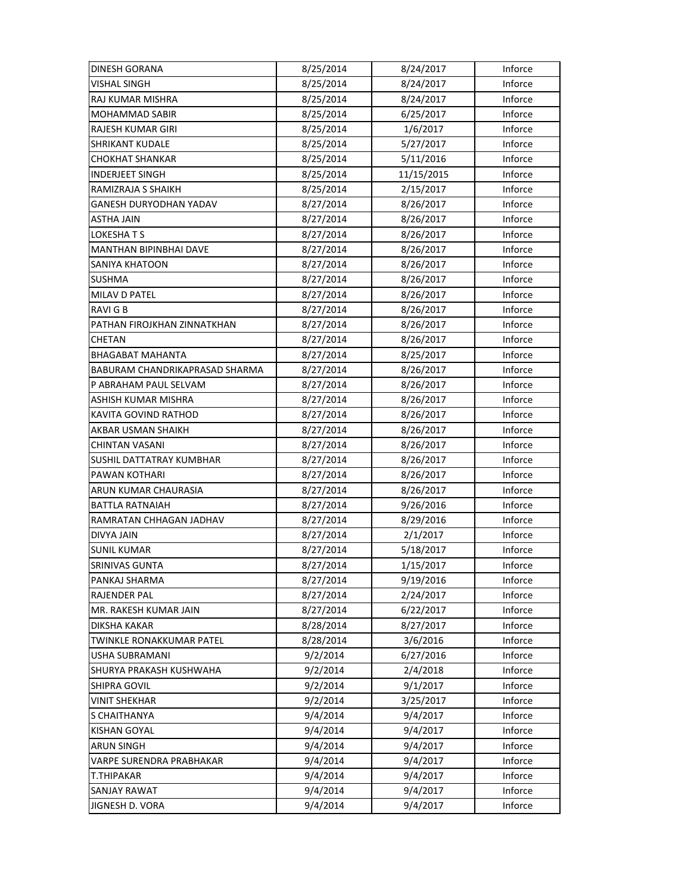| | | | |
|---|---|---|---|
| DINESH GORANA | 8/25/2014 | 8/24/2017 | Inforce |
| VISHAL SINGH | 8/25/2014 | 8/24/2017 | Inforce |
| RAJ KUMAR MISHRA | 8/25/2014 | 8/24/2017 | Inforce |
| MOHAMMAD SABIR | 8/25/2014 | 6/25/2017 | Inforce |
| RAJESH KUMAR GIRI | 8/25/2014 | 1/6/2017 | Inforce |
| SHRIKANT KUDALE | 8/25/2014 | 5/27/2017 | Inforce |
| CHOKHAT SHANKAR | 8/25/2014 | 5/11/2016 | Inforce |
| INDERJEET SINGH | 8/25/2014 | 11/15/2015 | Inforce |
| RAMIZRAJA S SHAIKH | 8/25/2014 | 2/15/2017 | Inforce |
| GANESH DURYODHAN YADAV | 8/27/2014 | 8/26/2017 | Inforce |
| ASTHA JAIN | 8/27/2014 | 8/26/2017 | Inforce |
| LOKESHA T S | 8/27/2014 | 8/26/2017 | Inforce |
| MANTHAN BIPINBHAI DAVE | 8/27/2014 | 8/26/2017 | Inforce |
| SANIYA KHATOON | 8/27/2014 | 8/26/2017 | Inforce |
| SUSHMA | 8/27/2014 | 8/26/2017 | Inforce |
| MILAV D PATEL | 8/27/2014 | 8/26/2017 | Inforce |
| RAVI G B | 8/27/2014 | 8/26/2017 | Inforce |
| PATHAN FIROJKHAN ZINNATKHAN | 8/27/2014 | 8/26/2017 | Inforce |
| CHETAN | 8/27/2014 | 8/26/2017 | Inforce |
| BHAGABAT MAHANTA | 8/27/2014 | 8/25/2017 | Inforce |
| BABURAM CHANDRIKAPRASAD SHARMA | 8/27/2014 | 8/26/2017 | Inforce |
| P ABRAHAM PAUL SELVAM | 8/27/2014 | 8/26/2017 | Inforce |
| ASHISH KUMAR MISHRA | 8/27/2014 | 8/26/2017 | Inforce |
| KAVITA GOVIND RATHOD | 8/27/2014 | 8/26/2017 | Inforce |
| AKBAR USMAN SHAIKH | 8/27/2014 | 8/26/2017 | Inforce |
| CHINTAN VASANI | 8/27/2014 | 8/26/2017 | Inforce |
| SUSHIL DATTATRAY KUMBHAR | 8/27/2014 | 8/26/2017 | Inforce |
| PAWAN KOTHARI | 8/27/2014 | 8/26/2017 | Inforce |
| ARUN KUMAR CHAURASIA | 8/27/2014 | 8/26/2017 | Inforce |
| BATTLA RATNAIAH | 8/27/2014 | 9/26/2016 | Inforce |
| RAMRATAN CHHAGAN JADHAV | 8/27/2014 | 8/29/2016 | Inforce |
| DIVYA JAIN | 8/27/2014 | 2/1/2017 | Inforce |
| SUNIL KUMAR | 8/27/2014 | 5/18/2017 | Inforce |
| SRINIVAS GUNTA | 8/27/2014 | 1/15/2017 | Inforce |
| PANKAJ SHARMA | 8/27/2014 | 9/19/2016 | Inforce |
| RAJENDER PAL | 8/27/2014 | 2/24/2017 | Inforce |
| MR. RAKESH KUMAR JAIN | 8/27/2014 | 6/22/2017 | Inforce |
| DIKSHA KAKAR | 8/28/2014 | 8/27/2017 | Inforce |
| TWINKLE RONAKKUMAR PATEL | 8/28/2014 | 3/6/2016 | Inforce |
| USHA SUBRAMANI | 9/2/2014 | 6/27/2016 | Inforce |
| SHURYA PRAKASH KUSHWAHA | 9/2/2014 | 2/4/2018 | Inforce |
| SHIPRA GOVIL | 9/2/2014 | 9/1/2017 | Inforce |
| VINIT SHEKHAR | 9/2/2014 | 3/25/2017 | Inforce |
| S CHAITHANYA | 9/4/2014 | 9/4/2017 | Inforce |
| KISHAN GOYAL | 9/4/2014 | 9/4/2017 | Inforce |
| ARUN SINGH | 9/4/2014 | 9/4/2017 | Inforce |
| VARPE SURENDRA PRABHAKAR | 9/4/2014 | 9/4/2017 | Inforce |
| T.THIPAKAR | 9/4/2014 | 9/4/2017 | Inforce |
| SANJAY RAWAT | 9/4/2014 | 9/4/2017 | Inforce |
| JIGNESH D. VORA | 9/4/2014 | 9/4/2017 | Inforce |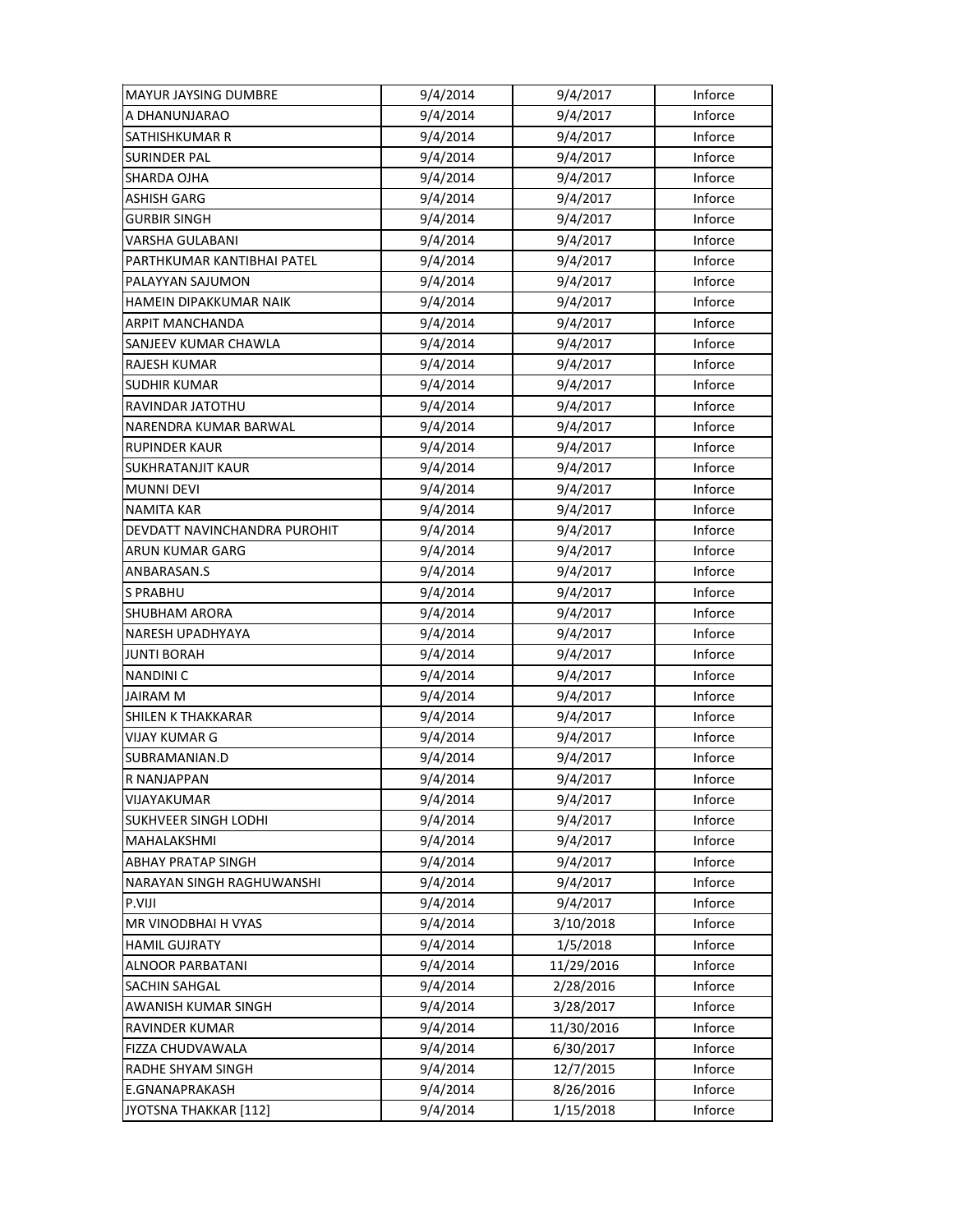| | | | |
|---|---|---|---|
| MAYUR JAYSING DUMBRE | 9/4/2014 | 9/4/2017 | Inforce |
| A DHANUNJARAO | 9/4/2014 | 9/4/2017 | Inforce |
| SATHISHKUMAR R | 9/4/2014 | 9/4/2017 | Inforce |
| SURINDER PAL | 9/4/2014 | 9/4/2017 | Inforce |
| SHARDA OJHA | 9/4/2014 | 9/4/2017 | Inforce |
| ASHISH GARG | 9/4/2014 | 9/4/2017 | Inforce |
| GURBIR SINGH | 9/4/2014 | 9/4/2017 | Inforce |
| VARSHA GULABANI | 9/4/2014 | 9/4/2017 | Inforce |
| PARTHKUMAR KANTIBHAI PATEL | 9/4/2014 | 9/4/2017 | Inforce |
| PALAYYAN SAJUMON | 9/4/2014 | 9/4/2017 | Inforce |
| HAMEIN DIPAKKUMAR NAIK | 9/4/2014 | 9/4/2017 | Inforce |
| ARPIT MANCHANDA | 9/4/2014 | 9/4/2017 | Inforce |
| SANJEEV KUMAR CHAWLA | 9/4/2014 | 9/4/2017 | Inforce |
| RAJESH KUMAR | 9/4/2014 | 9/4/2017 | Inforce |
| SUDHIR KUMAR | 9/4/2014 | 9/4/2017 | Inforce |
| RAVINDAR JATOTHU | 9/4/2014 | 9/4/2017 | Inforce |
| NARENDRA KUMAR BARWAL | 9/4/2014 | 9/4/2017 | Inforce |
| RUPINDER KAUR | 9/4/2014 | 9/4/2017 | Inforce |
| SUKHRATANJIT KAUR | 9/4/2014 | 9/4/2017 | Inforce |
| MUNNI DEVI | 9/4/2014 | 9/4/2017 | Inforce |
| NAMITA KAR | 9/4/2014 | 9/4/2017 | Inforce |
| DEVDATT NAVINCHANDRA PUROHIT | 9/4/2014 | 9/4/2017 | Inforce |
| ARUN KUMAR GARG | 9/4/2014 | 9/4/2017 | Inforce |
| ANBARASAN.S | 9/4/2014 | 9/4/2017 | Inforce |
| S PRABHU | 9/4/2014 | 9/4/2017 | Inforce |
| SHUBHAM ARORA | 9/4/2014 | 9/4/2017 | Inforce |
| NARESH UPADHYAYA | 9/4/2014 | 9/4/2017 | Inforce |
| JUNTI BORAH | 9/4/2014 | 9/4/2017 | Inforce |
| NANDINI C | 9/4/2014 | 9/4/2017 | Inforce |
| JAIRAM M | 9/4/2014 | 9/4/2017 | Inforce |
| SHILEN K THAKKARAR | 9/4/2014 | 9/4/2017 | Inforce |
| VIJAY KUMAR G | 9/4/2014 | 9/4/2017 | Inforce |
| SUBRAMANIAN.D | 9/4/2014 | 9/4/2017 | Inforce |
| R NANJAPPAN | 9/4/2014 | 9/4/2017 | Inforce |
| VIJAYAKUMAR | 9/4/2014 | 9/4/2017 | Inforce |
| SUKHVEER SINGH LODHI | 9/4/2014 | 9/4/2017 | Inforce |
| MAHALAKSHMI | 9/4/2014 | 9/4/2017 | Inforce |
| ABHAY PRATAP SINGH | 9/4/2014 | 9/4/2017 | Inforce |
| NARAYAN SINGH RAGHUWANSHI | 9/4/2014 | 9/4/2017 | Inforce |
| P.VIJI | 9/4/2014 | 9/4/2017 | Inforce |
| MR VINODBHAI H VYAS | 9/4/2014 | 3/10/2018 | Inforce |
| HAMIL GUJRATY | 9/4/2014 | 1/5/2018 | Inforce |
| ALNOOR PARBATANI | 9/4/2014 | 11/29/2016 | Inforce |
| SACHIN SAHGAL | 9/4/2014 | 2/28/2016 | Inforce |
| AWANISH KUMAR SINGH | 9/4/2014 | 3/28/2017 | Inforce |
| RAVINDER KUMAR | 9/4/2014 | 11/30/2016 | Inforce |
| FIZZA CHUDVAWALA | 9/4/2014 | 6/30/2017 | Inforce |
| RADHE SHYAM SINGH | 9/4/2014 | 12/7/2015 | Inforce |
| E.GNANAPRAKASH | 9/4/2014 | 8/26/2016 | Inforce |
| JYOTSNA THAKKAR [112] | 9/4/2014 | 1/15/2018 | Inforce |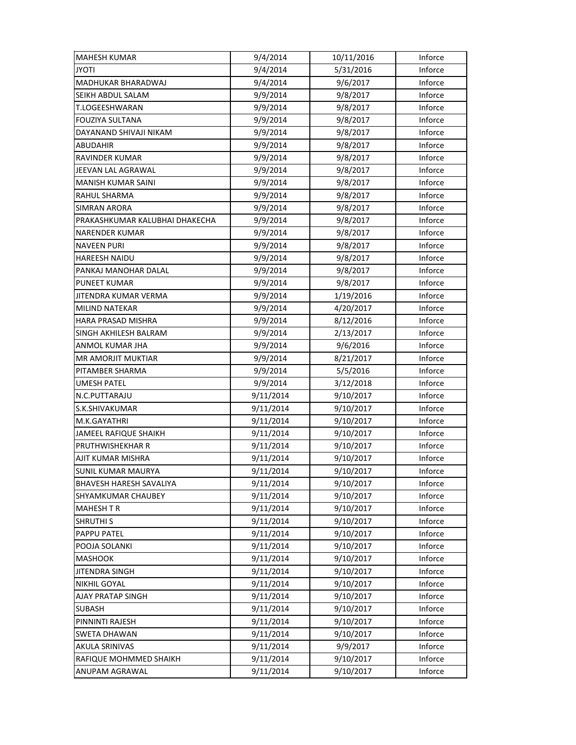| MAHESH KUMAR | 9/4/2014 | 10/11/2016 | Inforce |
|---|---|---|---|
| JYOTI | 9/4/2014 | 5/31/2016 | Inforce |
| MADHUKAR BHARADWAJ | 9/4/2014 | 9/6/2017 | Inforce |
| SEIKH ABDUL SALAM | 9/9/2014 | 9/8/2017 | Inforce |
| T.LOGEESHWARAN | 9/9/2014 | 9/8/2017 | Inforce |
| FOUZIYA SULTANA | 9/9/2014 | 9/8/2017 | Inforce |
| DAYANAND SHIVAJI NIKAM | 9/9/2014 | 9/8/2017 | Inforce |
| ABUDAHIR | 9/9/2014 | 9/8/2017 | Inforce |
| RAVINDER KUMAR | 9/9/2014 | 9/8/2017 | Inforce |
| JEEVAN LAL AGRAWAL | 9/9/2014 | 9/8/2017 | Inforce |
| MANISH KUMAR SAINI | 9/9/2014 | 9/8/2017 | Inforce |
| RAHUL SHARMA | 9/9/2014 | 9/8/2017 | Inforce |
| SIMRAN ARORA | 9/9/2014 | 9/8/2017 | Inforce |
| PRAKASHKUMAR KALUBHAI DHAKECHA | 9/9/2014 | 9/8/2017 | Inforce |
| NARENDER KUMAR | 9/9/2014 | 9/8/2017 | Inforce |
| NAVEEN PURI | 9/9/2014 | 9/8/2017 | Inforce |
| HAREESH NAIDU | 9/9/2014 | 9/8/2017 | Inforce |
| PANKAJ MANOHAR DALAL | 9/9/2014 | 9/8/2017 | Inforce |
| PUNEET KUMAR | 9/9/2014 | 9/8/2017 | Inforce |
| JITENDRA KUMAR VERMA | 9/9/2014 | 1/19/2016 | Inforce |
| MILIND NATEKAR | 9/9/2014 | 4/20/2017 | Inforce |
| HARA PRASAD MISHRA | 9/9/2014 | 8/12/2016 | Inforce |
| SINGH AKHILESH BALRAM | 9/9/2014 | 2/13/2017 | Inforce |
| ANMOL KUMAR JHA | 9/9/2014 | 9/6/2016 | Inforce |
| MR AMORJIT MUKTIAR | 9/9/2014 | 8/21/2017 | Inforce |
| PITAMBER SHARMA | 9/9/2014 | 5/5/2016 | Inforce |
| UMESH PATEL | 9/9/2014 | 3/12/2018 | Inforce |
| N.C.PUTTARAJU | 9/11/2014 | 9/10/2017 | Inforce |
| S.K.SHIVAKUMAR | 9/11/2014 | 9/10/2017 | Inforce |
| M.K.GAYATHRI | 9/11/2014 | 9/10/2017 | Inforce |
| JAMEEL RAFIQUE SHAIKH | 9/11/2014 | 9/10/2017 | Inforce |
| PRUTHWISHEKHAR R | 9/11/2014 | 9/10/2017 | Inforce |
| AJIT KUMAR MISHRA | 9/11/2014 | 9/10/2017 | Inforce |
| SUNIL KUMAR MAURYA | 9/11/2014 | 9/10/2017 | Inforce |
| BHAVESH HARESH SAVALIYA | 9/11/2014 | 9/10/2017 | Inforce |
| SHYAMKUMAR CHAUBEY | 9/11/2014 | 9/10/2017 | Inforce |
| MAHESH T R | 9/11/2014 | 9/10/2017 | Inforce |
| SHRUTHI S | 9/11/2014 | 9/10/2017 | Inforce |
| PAPPU PATEL | 9/11/2014 | 9/10/2017 | Inforce |
| POOJA SOLANKI | 9/11/2014 | 9/10/2017 | Inforce |
| MASHOOK | 9/11/2014 | 9/10/2017 | Inforce |
| JITENDRA SINGH | 9/11/2014 | 9/10/2017 | Inforce |
| NIKHIL GOYAL | 9/11/2014 | 9/10/2017 | Inforce |
| AJAY PRATAP SINGH | 9/11/2014 | 9/10/2017 | Inforce |
| SUBASH | 9/11/2014 | 9/10/2017 | Inforce |
| PINNINTI RAJESH | 9/11/2014 | 9/10/2017 | Inforce |
| SWETA DHAWAN | 9/11/2014 | 9/10/2017 | Inforce |
| AKULA SRINIVAS | 9/11/2014 | 9/9/2017 | Inforce |
| RAFIQUE MOHMMED SHAIKH | 9/11/2014 | 9/10/2017 | Inforce |
| ANUPAM AGRAWAL | 9/11/2014 | 9/10/2017 | Inforce |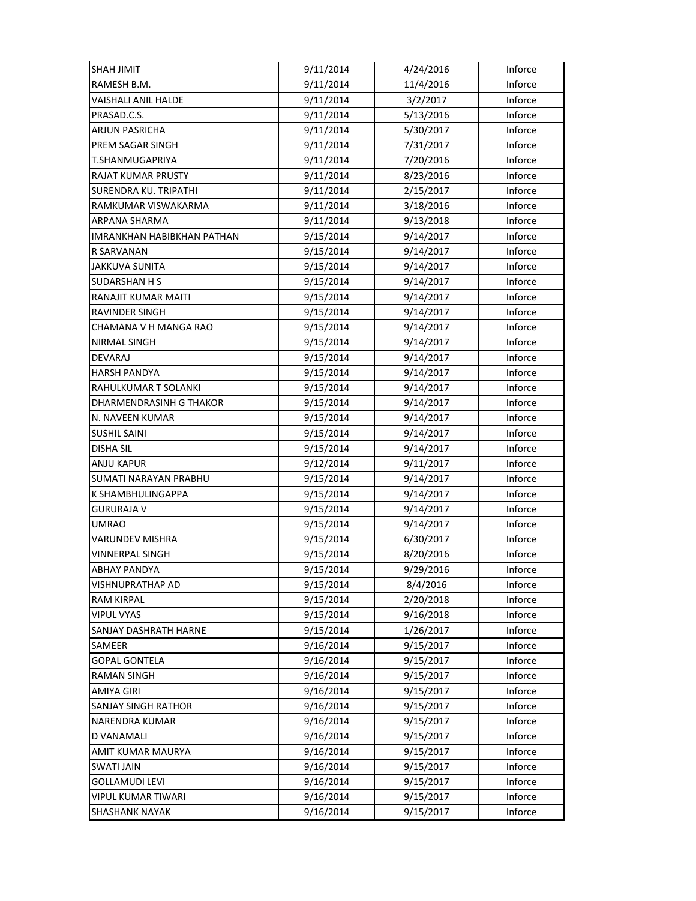| SHAH JIMIT | 9/11/2014 | 4/24/2016 | Inforce |
|---|---|---|---|
| RAMESH B.M. | 9/11/2014 | 11/4/2016 | Inforce |
| VAISHALI ANIL HALDE | 9/11/2014 | 3/2/2017 | Inforce |
| PRASAD.C.S. | 9/11/2014 | 5/13/2016 | Inforce |
| ARJUN PASRICHA | 9/11/2014 | 5/30/2017 | Inforce |
| PREM SAGAR SINGH | 9/11/2014 | 7/31/2017 | Inforce |
| T.SHANMUGAPRIYA | 9/11/2014 | 7/20/2016 | Inforce |
| RAJAT KUMAR PRUSTY | 9/11/2014 | 8/23/2016 | Inforce |
| SURENDRA KU. TRIPATHI | 9/11/2014 | 2/15/2017 | Inforce |
| RAMKUMAR VISWAKARMA | 9/11/2014 | 3/18/2016 | Inforce |
| ARPANA SHARMA | 9/11/2014 | 9/13/2018 | Inforce |
| IMRANKHAN HABIBKHAN PATHAN | 9/15/2014 | 9/14/2017 | Inforce |
| R SARVANAN | 9/15/2014 | 9/14/2017 | Inforce |
| JAKKUVA SUNITA | 9/15/2014 | 9/14/2017 | Inforce |
| SUDARSHAN H S | 9/15/2014 | 9/14/2017 | Inforce |
| RANAJIT KUMAR MAITI | 9/15/2014 | 9/14/2017 | Inforce |
| RAVINDER SINGH | 9/15/2014 | 9/14/2017 | Inforce |
| CHAMANA V H MANGA RAO | 9/15/2014 | 9/14/2017 | Inforce |
| NIRMAL SINGH | 9/15/2014 | 9/14/2017 | Inforce |
| DEVARAJ | 9/15/2014 | 9/14/2017 | Inforce |
| HARSH PANDYA | 9/15/2014 | 9/14/2017 | Inforce |
| RAHULKUMAR T SOLANKI | 9/15/2014 | 9/14/2017 | Inforce |
| DHARMENDRASINH G THAKOR | 9/15/2014 | 9/14/2017 | Inforce |
| N. NAVEEN KUMAR | 9/15/2014 | 9/14/2017 | Inforce |
| SUSHIL SAINI | 9/15/2014 | 9/14/2017 | Inforce |
| DISHA SIL | 9/15/2014 | 9/14/2017 | Inforce |
| ANJU KAPUR | 9/12/2014 | 9/11/2017 | Inforce |
| SUMATI NARAYAN PRABHU | 9/15/2014 | 9/14/2017 | Inforce |
| K SHAMBHULINGAPPA | 9/15/2014 | 9/14/2017 | Inforce |
| GURURAJA V | 9/15/2014 | 9/14/2017 | Inforce |
| UMRAO | 9/15/2014 | 9/14/2017 | Inforce |
| VARUNDEV MISHRA | 9/15/2014 | 6/30/2017 | Inforce |
| VINNERPAL SINGH | 9/15/2014 | 8/20/2016 | Inforce |
| ABHAY PANDYA | 9/15/2014 | 9/29/2016 | Inforce |
| VISHNUPRATHAP AD | 9/15/2014 | 8/4/2016 | Inforce |
| RAM KIRPAL | 9/15/2014 | 2/20/2018 | Inforce |
| VIPUL VYAS | 9/15/2014 | 9/16/2018 | Inforce |
| SANJAY DASHRATH HARNE | 9/15/2014 | 1/26/2017 | Inforce |
| SAMEER | 9/16/2014 | 9/15/2017 | Inforce |
| GOPAL GONTELA | 9/16/2014 | 9/15/2017 | Inforce |
| RAMAN SINGH | 9/16/2014 | 9/15/2017 | Inforce |
| AMIYA GIRI | 9/16/2014 | 9/15/2017 | Inforce |
| SANJAY SINGH RATHOR | 9/16/2014 | 9/15/2017 | Inforce |
| NARENDRA KUMAR | 9/16/2014 | 9/15/2017 | Inforce |
| D VANAMALI | 9/16/2014 | 9/15/2017 | Inforce |
| AMIT KUMAR MAURYA | 9/16/2014 | 9/15/2017 | Inforce |
| SWATI JAIN | 9/16/2014 | 9/15/2017 | Inforce |
| GOLLAMUDI LEVI | 9/16/2014 | 9/15/2017 | Inforce |
| VIPUL KUMAR TIWARI | 9/16/2014 | 9/15/2017 | Inforce |
| SHASHANK NAYAK | 9/16/2014 | 9/15/2017 | Inforce |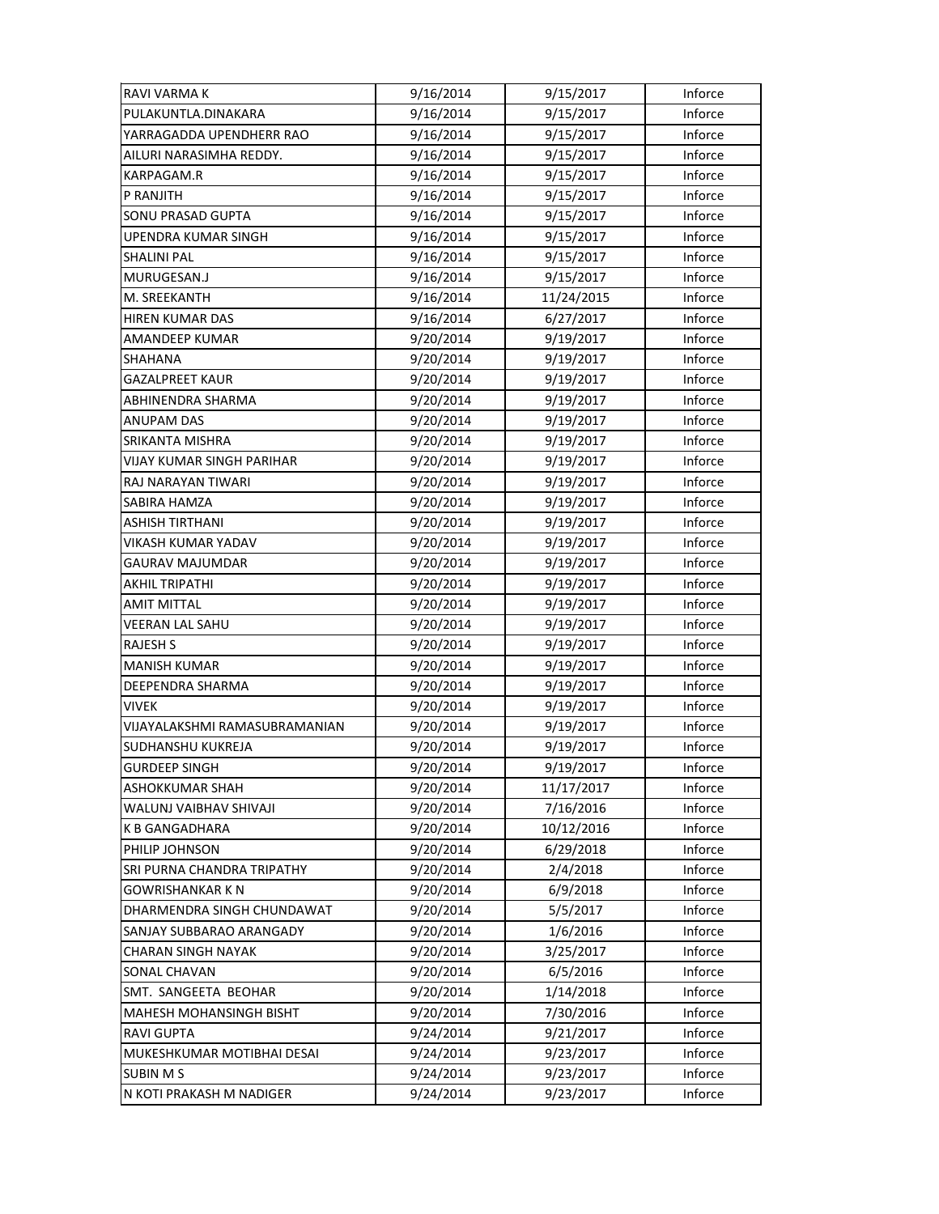| RAVI VARMA K | 9/16/2014 | 9/15/2017 | Inforce |
|---|---|---|---|
| PULAKUNTLA.DINAKARA | 9/16/2014 | 9/15/2017 | Inforce |
| YARRAGADDA UPENDHERR RAO | 9/16/2014 | 9/15/2017 | Inforce |
| AILURI NARASIMHA REDDY. | 9/16/2014 | 9/15/2017 | Inforce |
| KARPAGAM.R | 9/16/2014 | 9/15/2017 | Inforce |
| P RANJITH | 9/16/2014 | 9/15/2017 | Inforce |
| SONU PRASAD GUPTA | 9/16/2014 | 9/15/2017 | Inforce |
| UPENDRA KUMAR SINGH | 9/16/2014 | 9/15/2017 | Inforce |
| SHALINI PAL | 9/16/2014 | 9/15/2017 | Inforce |
| MURUGESAN.J | 9/16/2014 | 9/15/2017 | Inforce |
| M. SREEKANTH | 9/16/2014 | 11/24/2015 | Inforce |
| HIREN KUMAR DAS | 9/16/2014 | 6/27/2017 | Inforce |
| AMANDEEP KUMAR | 9/20/2014 | 9/19/2017 | Inforce |
| SHAHANA | 9/20/2014 | 9/19/2017 | Inforce |
| GAZALPREET KAUR | 9/20/2014 | 9/19/2017 | Inforce |
| ABHINENDRA SHARMA | 9/20/2014 | 9/19/2017 | Inforce |
| ANUPAM DAS | 9/20/2014 | 9/19/2017 | Inforce |
| SRIKANTA MISHRA | 9/20/2014 | 9/19/2017 | Inforce |
| VIJAY KUMAR SINGH PARIHAR | 9/20/2014 | 9/19/2017 | Inforce |
| RAJ NARAYAN TIWARI | 9/20/2014 | 9/19/2017 | Inforce |
| SABIRA HAMZA | 9/20/2014 | 9/19/2017 | Inforce |
| ASHISH TIRTHANI | 9/20/2014 | 9/19/2017 | Inforce |
| VIKASH KUMAR YADAV | 9/20/2014 | 9/19/2017 | Inforce |
| GAURAV MAJUMDAR | 9/20/2014 | 9/19/2017 | Inforce |
| AKHIL TRIPATHI | 9/20/2014 | 9/19/2017 | Inforce |
| AMIT MITTAL | 9/20/2014 | 9/19/2017 | Inforce |
| VEERAN LAL SAHU | 9/20/2014 | 9/19/2017 | Inforce |
| RAJESH S | 9/20/2014 | 9/19/2017 | Inforce |
| MANISH KUMAR | 9/20/2014 | 9/19/2017 | Inforce |
| DEEPENDRA SHARMA | 9/20/2014 | 9/19/2017 | Inforce |
| VIVEK | 9/20/2014 | 9/19/2017 | Inforce |
| VIJAYALAKSHMI RAMASUBRAMANIAN | 9/20/2014 | 9/19/2017 | Inforce |
| SUDHANSHU KUKREJA | 9/20/2014 | 9/19/2017 | Inforce |
| GURDEEP SINGH | 9/20/2014 | 9/19/2017 | Inforce |
| ASHOKKUMAR SHAH | 9/20/2014 | 11/17/2017 | Inforce |
| WALUNJ VAIBHAV SHIVAJI | 9/20/2014 | 7/16/2016 | Inforce |
| K B GANGADHARA | 9/20/2014 | 10/12/2016 | Inforce |
| PHILIP JOHNSON | 9/20/2014 | 6/29/2018 | Inforce |
| SRI PURNA CHANDRA TRIPATHY | 9/20/2014 | 2/4/2018 | Inforce |
| GOWRISHANKAR K N | 9/20/2014 | 6/9/2018 | Inforce |
| DHARMENDRA SINGH CHUNDAWAT | 9/20/2014 | 5/5/2017 | Inforce |
| SANJAY SUBBARAO ARANGADY | 9/20/2014 | 1/6/2016 | Inforce |
| CHARAN SINGH NAYAK | 9/20/2014 | 3/25/2017 | Inforce |
| SONAL CHAVAN | 9/20/2014 | 6/5/2016 | Inforce |
| SMT. SANGEETA BEOHAR | 9/20/2014 | 1/14/2018 | Inforce |
| MAHESH MOHANSINGH BISHT | 9/20/2014 | 7/30/2016 | Inforce |
| RAVI GUPTA | 9/24/2014 | 9/21/2017 | Inforce |
| MUKESHKUMAR MOTIBHAI DESAI | 9/24/2014 | 9/23/2017 | Inforce |
| SUBIN M S | 9/24/2014 | 9/23/2017 | Inforce |
| N KOTI PRAKASH M NADIGER | 9/24/2014 | 9/23/2017 | Inforce |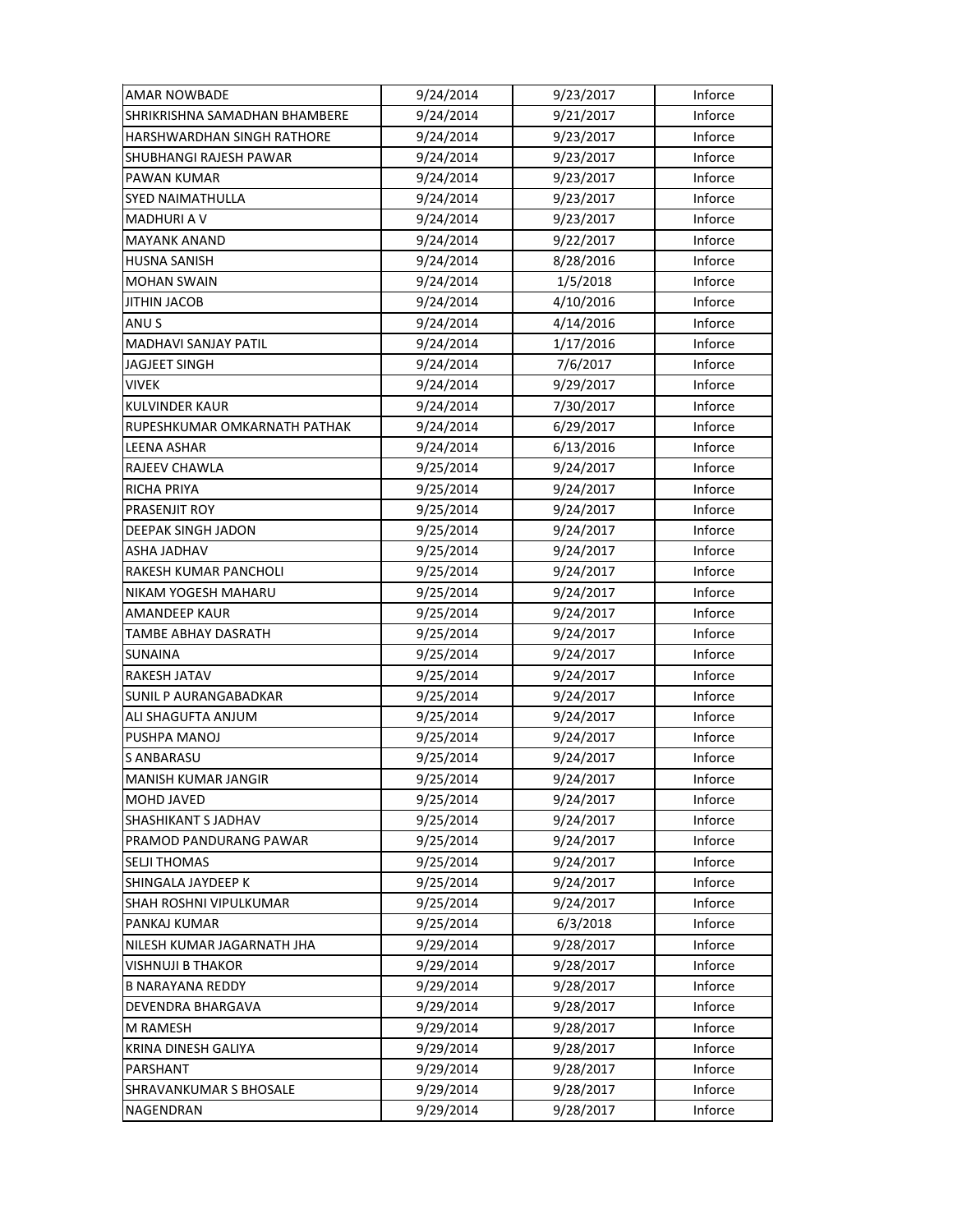| AMAR NOWBADE | 9/24/2014 | 9/23/2017 | Inforce |
|---|---|---|---|
| SHRIKRISHNA SAMADHAN BHAMBERE | 9/24/2014 | 9/21/2017 | Inforce |
| HARSHWARDHAN SINGH RATHORE | 9/24/2014 | 9/23/2017 | Inforce |
| SHUBHANGI RAJESH PAWAR | 9/24/2014 | 9/23/2017 | Inforce |
| PAWAN KUMAR | 9/24/2014 | 9/23/2017 | Inforce |
| SYED NAIMATHULLA | 9/24/2014 | 9/23/2017 | Inforce |
| MADHURI A V | 9/24/2014 | 9/23/2017 | Inforce |
| MAYANK ANAND | 9/24/2014 | 9/22/2017 | Inforce |
| HUSNA SANISH | 9/24/2014 | 8/28/2016 | Inforce |
| MOHAN SWAIN | 9/24/2014 | 1/5/2018 | Inforce |
| JITHIN JACOB | 9/24/2014 | 4/10/2016 | Inforce |
| ANU S | 9/24/2014 | 4/14/2016 | Inforce |
| MADHAVI SANJAY PATIL | 9/24/2014 | 1/17/2016 | Inforce |
| JAGJEET SINGH | 9/24/2014 | 7/6/2017 | Inforce |
| VIVEK | 9/24/2014 | 9/29/2017 | Inforce |
| KULVINDER KAUR | 9/24/2014 | 7/30/2017 | Inforce |
| RUPESHKUMAR OMKARNATH PATHAK | 9/24/2014 | 6/29/2017 | Inforce |
| LEENA ASHAR | 9/24/2014 | 6/13/2016 | Inforce |
| RAJEEV CHAWLA | 9/25/2014 | 9/24/2017 | Inforce |
| RICHA PRIYA | 9/25/2014 | 9/24/2017 | Inforce |
| PRASENJIT ROY | 9/25/2014 | 9/24/2017 | Inforce |
| DEEPAK SINGH JADON | 9/25/2014 | 9/24/2017 | Inforce |
| ASHA JADHAV | 9/25/2014 | 9/24/2017 | Inforce |
| RAKESH KUMAR PANCHOLI | 9/25/2014 | 9/24/2017 | Inforce |
| NIKAM YOGESH MAHARU | 9/25/2014 | 9/24/2017 | Inforce |
| AMANDEEP KAUR | 9/25/2014 | 9/24/2017 | Inforce |
| TAMBE ABHAY DASRATH | 9/25/2014 | 9/24/2017 | Inforce |
| SUNAINA | 9/25/2014 | 9/24/2017 | Inforce |
| RAKESH JATAV | 9/25/2014 | 9/24/2017 | Inforce |
| SUNIL P AURANGABADKAR | 9/25/2014 | 9/24/2017 | Inforce |
| ALI SHAGUFTA ANJUM | 9/25/2014 | 9/24/2017 | Inforce |
| PUSHPA MANOJ | 9/25/2014 | 9/24/2017 | Inforce |
| S ANBARASU | 9/25/2014 | 9/24/2017 | Inforce |
| MANISH KUMAR JANGIR | 9/25/2014 | 9/24/2017 | Inforce |
| MOHD JAVED | 9/25/2014 | 9/24/2017 | Inforce |
| SHASHIKANT S JADHAV | 9/25/2014 | 9/24/2017 | Inforce |
| PRAMOD PANDURANG PAWAR | 9/25/2014 | 9/24/2017 | Inforce |
| SELJI THOMAS | 9/25/2014 | 9/24/2017 | Inforce |
| SHINGALA JAYDEEP K | 9/25/2014 | 9/24/2017 | Inforce |
| SHAH ROSHNI VIPULKUMAR | 9/25/2014 | 9/24/2017 | Inforce |
| PANKAJ KUMAR | 9/25/2014 | 6/3/2018 | Inforce |
| NILESH KUMAR JAGARNATH JHA | 9/29/2014 | 9/28/2017 | Inforce |
| VISHNUJI B THAKOR | 9/29/2014 | 9/28/2017 | Inforce |
| B NARAYANA REDDY | 9/29/2014 | 9/28/2017 | Inforce |
| DEVENDRA BHARGAVA | 9/29/2014 | 9/28/2017 | Inforce |
| M RAMESH | 9/29/2014 | 9/28/2017 | Inforce |
| KRINA DINESH GALIYA | 9/29/2014 | 9/28/2017 | Inforce |
| PARSHANT | 9/29/2014 | 9/28/2017 | Inforce |
| SHRAVANKUMAR S BHOSALE | 9/29/2014 | 9/28/2017 | Inforce |
| NAGENDRAN | 9/29/2014 | 9/28/2017 | Inforce |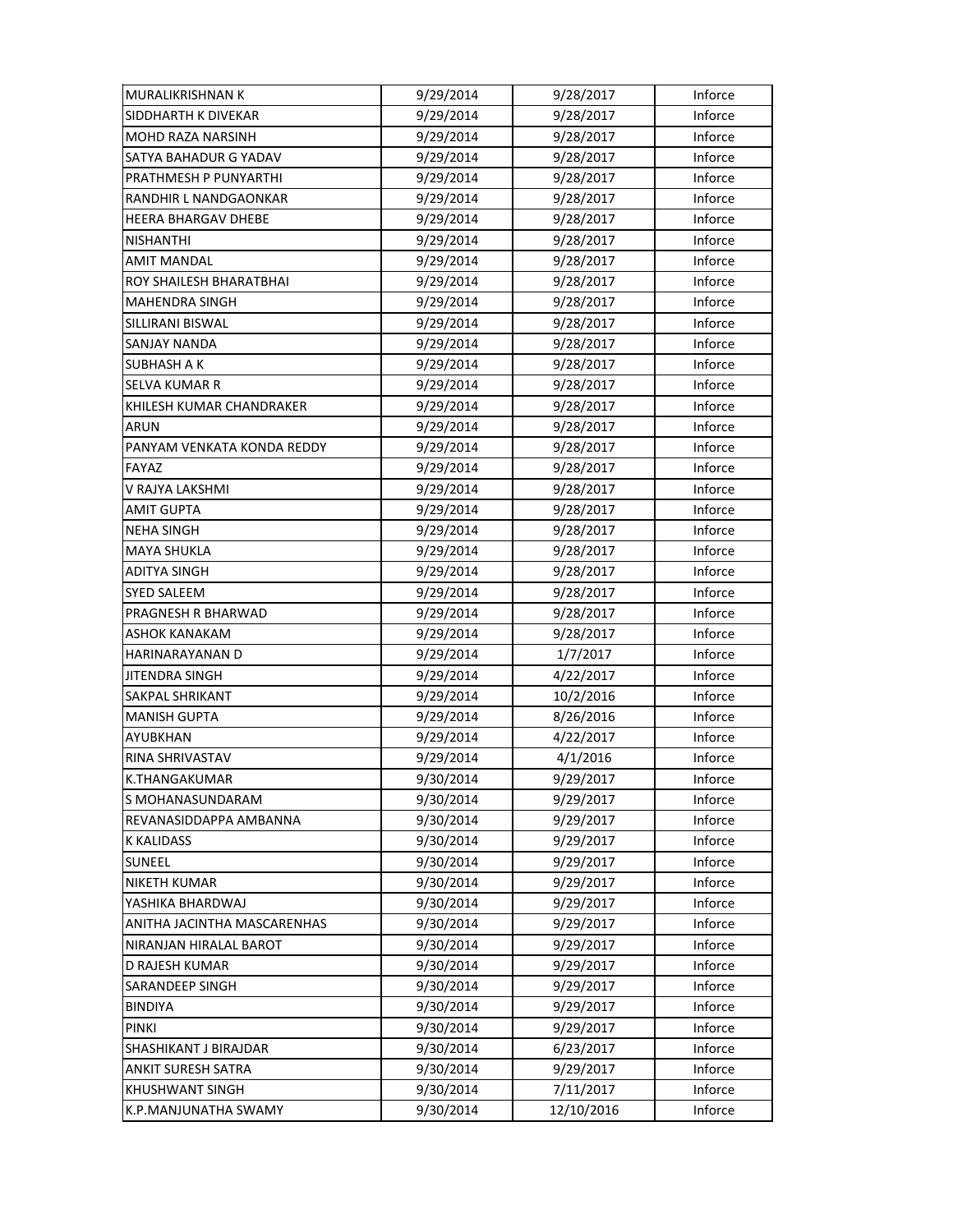| MURALIKRISHNAN K | 9/29/2014 | 9/28/2017 | Inforce |
|---|---|---|---|
| SIDDHARTH K DIVEKAR | 9/29/2014 | 9/28/2017 | Inforce |
| MOHD RAZA NARSINH | 9/29/2014 | 9/28/2017 | Inforce |
| SATYA BAHADUR G YADAV | 9/29/2014 | 9/28/2017 | Inforce |
| PRATHMESH P PUNYARTHI | 9/29/2014 | 9/28/2017 | Inforce |
| RANDHIR L NANDGAONKAR | 9/29/2014 | 9/28/2017 | Inforce |
| HEERA BHARGAV DHEBE | 9/29/2014 | 9/28/2017 | Inforce |
| NISHANTHI | 9/29/2014 | 9/28/2017 | Inforce |
| AMIT MANDAL | 9/29/2014 | 9/28/2017 | Inforce |
| ROY SHAILESH BHARATBHAI | 9/29/2014 | 9/28/2017 | Inforce |
| MAHENDRA SINGH | 9/29/2014 | 9/28/2017 | Inforce |
| SILLIRANI BISWAL | 9/29/2014 | 9/28/2017 | Inforce |
| SANJAY NANDA | 9/29/2014 | 9/28/2017 | Inforce |
| SUBHASH A K | 9/29/2014 | 9/28/2017 | Inforce |
| SELVA KUMAR R | 9/29/2014 | 9/28/2017 | Inforce |
| KHILESH KUMAR CHANDRAKER | 9/29/2014 | 9/28/2017 | Inforce |
| ARUN | 9/29/2014 | 9/28/2017 | Inforce |
| PANYAM VENKATA KONDA REDDY | 9/29/2014 | 9/28/2017 | Inforce |
| FAYAZ | 9/29/2014 | 9/28/2017 | Inforce |
| V RAJYA LAKSHMI | 9/29/2014 | 9/28/2017 | Inforce |
| AMIT GUPTA | 9/29/2014 | 9/28/2017 | Inforce |
| NEHA SINGH | 9/29/2014 | 9/28/2017 | Inforce |
| MAYA SHUKLA | 9/29/2014 | 9/28/2017 | Inforce |
| ADITYA SINGH | 9/29/2014 | 9/28/2017 | Inforce |
| SYED SALEEM | 9/29/2014 | 9/28/2017 | Inforce |
| PRAGNESH R BHARWAD | 9/29/2014 | 9/28/2017 | Inforce |
| ASHOK KANAKAM | 9/29/2014 | 9/28/2017 | Inforce |
| HARINARAYANAN D | 9/29/2014 | 1/7/2017 | Inforce |
| JITENDRA SINGH | 9/29/2014 | 4/22/2017 | Inforce |
| SAKPAL SHRIKANT | 9/29/2014 | 10/2/2016 | Inforce |
| MANISH GUPTA | 9/29/2014 | 8/26/2016 | Inforce |
| AYUBKHAN | 9/29/2014 | 4/22/2017 | Inforce |
| RINA SHRIVASTAV | 9/29/2014 | 4/1/2016 | Inforce |
| K.THANGAKUMAR | 9/30/2014 | 9/29/2017 | Inforce |
| S MOHANASUNDARAM | 9/30/2014 | 9/29/2017 | Inforce |
| REVANASIDDAPPA AMBANNA | 9/30/2014 | 9/29/2017 | Inforce |
| K KALIDASS | 9/30/2014 | 9/29/2017 | Inforce |
| SUNEEL | 9/30/2014 | 9/29/2017 | Inforce |
| NIKETH KUMAR | 9/30/2014 | 9/29/2017 | Inforce |
| YASHIKA BHARDWAJ | 9/30/2014 | 9/29/2017 | Inforce |
| ANITHA JACINTHA MASCARENHAS | 9/30/2014 | 9/29/2017 | Inforce |
| NIRANJAN HIRALAL BAROT | 9/30/2014 | 9/29/2017 | Inforce |
| D RAJESH KUMAR | 9/30/2014 | 9/29/2017 | Inforce |
| SARANDEEP SINGH | 9/30/2014 | 9/29/2017 | Inforce |
| BINDIYA | 9/30/2014 | 9/29/2017 | Inforce |
| PINKI | 9/30/2014 | 9/29/2017 | Inforce |
| SHASHIKANT J BIRAJDAR | 9/30/2014 | 6/23/2017 | Inforce |
| ANKIT SURESH SATRA | 9/30/2014 | 9/29/2017 | Inforce |
| KHUSHWANT SINGH | 9/30/2014 | 7/11/2017 | Inforce |
| K.P.MANJUNATHA SWAMY | 9/30/2014 | 12/10/2016 | Inforce |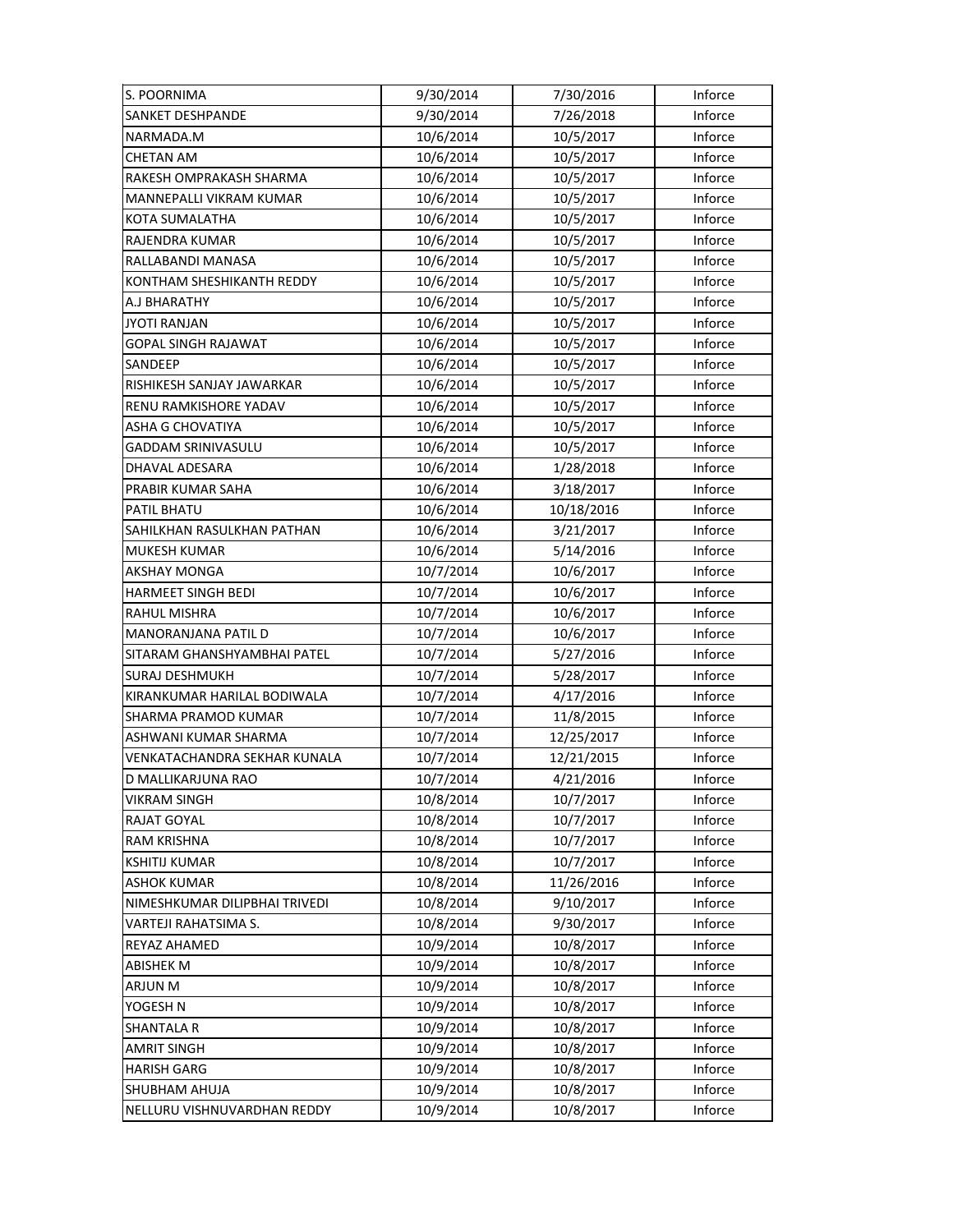| S. POORNIMA | 9/30/2014 | 7/30/2016 | Inforce |
|---|---|---|---|
| SANKET DESHPANDE | 9/30/2014 | 7/26/2018 | Inforce |
| NARMADA.M | 10/6/2014 | 10/5/2017 | Inforce |
| CHETAN AM | 10/6/2014 | 10/5/2017 | Inforce |
| RAKESH OMPRAKASH SHARMA | 10/6/2014 | 10/5/2017 | Inforce |
| MANNEPALLI VIKRAM KUMAR | 10/6/2014 | 10/5/2017 | Inforce |
| KOTA SUMALATHA | 10/6/2014 | 10/5/2017 | Inforce |
| RAJENDRA KUMAR | 10/6/2014 | 10/5/2017 | Inforce |
| RALLABANDI MANASA | 10/6/2014 | 10/5/2017 | Inforce |
| KONTHAM SHESHIKANTH REDDY | 10/6/2014 | 10/5/2017 | Inforce |
| A.J BHARATHY | 10/6/2014 | 10/5/2017 | Inforce |
| JYOTI RANJAN | 10/6/2014 | 10/5/2017 | Inforce |
| GOPAL SINGH RAJAWAT | 10/6/2014 | 10/5/2017 | Inforce |
| SANDEEP | 10/6/2014 | 10/5/2017 | Inforce |
| RISHIKESH SANJAY JAWARKAR | 10/6/2014 | 10/5/2017 | Inforce |
| RENU RAMKISHORE YADAV | 10/6/2014 | 10/5/2017 | Inforce |
| ASHA G CHOVATIYA | 10/6/2014 | 10/5/2017 | Inforce |
| GADDAM SRINIVASULU | 10/6/2014 | 10/5/2017 | Inforce |
| DHAVAL ADESARA | 10/6/2014 | 1/28/2018 | Inforce |
| PRABIR KUMAR SAHA | 10/6/2014 | 3/18/2017 | Inforce |
| PATIL BHATU | 10/6/2014 | 10/18/2016 | Inforce |
| SAHILKHAN RASULKHAN PATHAN | 10/6/2014 | 3/21/2017 | Inforce |
| MUKESH KUMAR | 10/6/2014 | 5/14/2016 | Inforce |
| AKSHAY MONGA | 10/7/2014 | 10/6/2017 | Inforce |
| HARMEET SINGH BEDI | 10/7/2014 | 10/6/2017 | Inforce |
| RAHUL MISHRA | 10/7/2014 | 10/6/2017 | Inforce |
| MANORANJANA PATIL D | 10/7/2014 | 10/6/2017 | Inforce |
| SITARAM GHANSHYAMBHAI PATEL | 10/7/2014 | 5/27/2016 | Inforce |
| SURAJ DESHMUKH | 10/7/2014 | 5/28/2017 | Inforce |
| KIRANKUMAR HARILAL BODIWALA | 10/7/2014 | 4/17/2016 | Inforce |
| SHARMA PRAMOD KUMAR | 10/7/2014 | 11/8/2015 | Inforce |
| ASHWANI KUMAR SHARMA | 10/7/2014 | 12/25/2017 | Inforce |
| VENKATACHANDRA SEKHAR KUNALA | 10/7/2014 | 12/21/2015 | Inforce |
| D MALLIKARJUNA RAO | 10/7/2014 | 4/21/2016 | Inforce |
| VIKRAM SINGH | 10/8/2014 | 10/7/2017 | Inforce |
| RAJAT GOYAL | 10/8/2014 | 10/7/2017 | Inforce |
| RAM KRISHNA | 10/8/2014 | 10/7/2017 | Inforce |
| KSHITIJ KUMAR | 10/8/2014 | 10/7/2017 | Inforce |
| ASHOK KUMAR | 10/8/2014 | 11/26/2016 | Inforce |
| NIMESHKUMAR DILIPBHAI TRIVEDI | 10/8/2014 | 9/10/2017 | Inforce |
| VARTEJI RAHATSIMA S. | 10/8/2014 | 9/30/2017 | Inforce |
| REYAZ AHAMED | 10/9/2014 | 10/8/2017 | Inforce |
| ABISHEK M | 10/9/2014 | 10/8/2017 | Inforce |
| ARJUN M | 10/9/2014 | 10/8/2017 | Inforce |
| YOGESH N | 10/9/2014 | 10/8/2017 | Inforce |
| SHANTALA R | 10/9/2014 | 10/8/2017 | Inforce |
| AMRIT SINGH | 10/9/2014 | 10/8/2017 | Inforce |
| HARISH GARG | 10/9/2014 | 10/8/2017 | Inforce |
| SHUBHAM AHUJA | 10/9/2014 | 10/8/2017 | Inforce |
| NELLURU VISHNUVARDHAN REDDY | 10/9/2014 | 10/8/2017 | Inforce |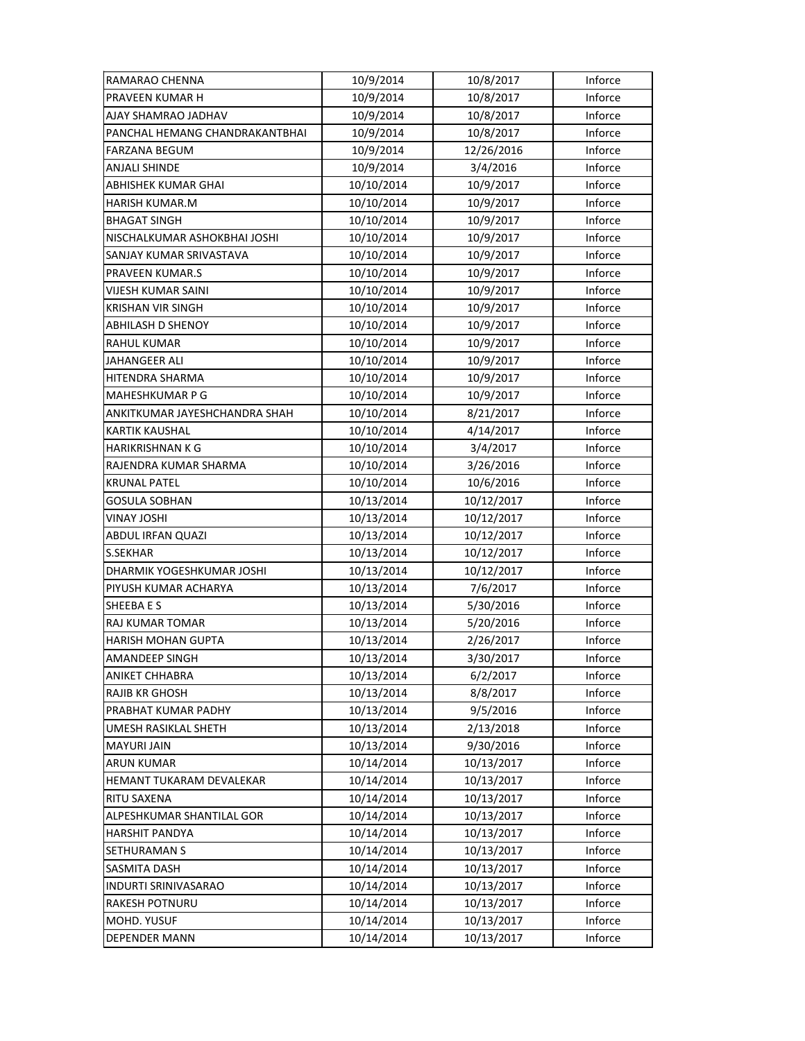| RAMARAO CHENNA | 10/9/2014 | 10/8/2017 | Inforce |
|---|---|---|---|
| PRAVEEN KUMAR H | 10/9/2014 | 10/8/2017 | Inforce |
| AJAY SHAMRAO JADHAV | 10/9/2014 | 10/8/2017 | Inforce |
| PANCHAL HEMANG CHANDRAKANTBHAI | 10/9/2014 | 10/8/2017 | Inforce |
| FARZANA BEGUM | 10/9/2014 | 12/26/2016 | Inforce |
| ANJALI SHINDE | 10/9/2014 | 3/4/2016 | Inforce |
| ABHISHEK KUMAR GHAI | 10/10/2014 | 10/9/2017 | Inforce |
| HARISH KUMAR.M | 10/10/2014 | 10/9/2017 | Inforce |
| BHAGAT SINGH | 10/10/2014 | 10/9/2017 | Inforce |
| NISCHALKUMAR ASHOKBHAI JOSHI | 10/10/2014 | 10/9/2017 | Inforce |
| SANJAY KUMAR SRIVASTAVA | 10/10/2014 | 10/9/2017 | Inforce |
| PRAVEEN KUMAR.S | 10/10/2014 | 10/9/2017 | Inforce |
| VIJESH KUMAR SAINI | 10/10/2014 | 10/9/2017 | Inforce |
| KRISHAN VIR SINGH | 10/10/2014 | 10/9/2017 | Inforce |
| ABHILASH D SHENOY | 10/10/2014 | 10/9/2017 | Inforce |
| RAHUL KUMAR | 10/10/2014 | 10/9/2017 | Inforce |
| JAHANGEER ALI | 10/10/2014 | 10/9/2017 | Inforce |
| HITENDRA SHARMA | 10/10/2014 | 10/9/2017 | Inforce |
| MAHESHKUMAR P G | 10/10/2014 | 10/9/2017 | Inforce |
| ANKITKUMAR JAYESHCHANDRA SHAH | 10/10/2014 | 8/21/2017 | Inforce |
| KARTIK KAUSHAL | 10/10/2014 | 4/14/2017 | Inforce |
| HARIKRISHNAN K G | 10/10/2014 | 3/4/2017 | Inforce |
| RAJENDRA KUMAR SHARMA | 10/10/2014 | 3/26/2016 | Inforce |
| KRUNAL PATEL | 10/10/2014 | 10/6/2016 | Inforce |
| GOSULA SOBHAN | 10/13/2014 | 10/12/2017 | Inforce |
| VINAY JOSHI | 10/13/2014 | 10/12/2017 | Inforce |
| ABDUL IRFAN QUAZI | 10/13/2014 | 10/12/2017 | Inforce |
| S.SEKHAR | 10/13/2014 | 10/12/2017 | Inforce |
| DHARMIK YOGESHKUMAR JOSHI | 10/13/2014 | 10/12/2017 | Inforce |
| PIYUSH KUMAR ACHARYA | 10/13/2014 | 7/6/2017 | Inforce |
| SHEEBA E S | 10/13/2014 | 5/30/2016 | Inforce |
| RAJ KUMAR TOMAR | 10/13/2014 | 5/20/2016 | Inforce |
| HARISH MOHAN GUPTA | 10/13/2014 | 2/26/2017 | Inforce |
| AMANDEEP SINGH | 10/13/2014 | 3/30/2017 | Inforce |
| ANIKET CHHABRA | 10/13/2014 | 6/2/2017 | Inforce |
| RAJIB KR GHOSH | 10/13/2014 | 8/8/2017 | Inforce |
| PRABHAT KUMAR PADHY | 10/13/2014 | 9/5/2016 | Inforce |
| UMESH RASIKLAL SHETH | 10/13/2014 | 2/13/2018 | Inforce |
| MAYURI JAIN | 10/13/2014 | 9/30/2016 | Inforce |
| ARUN KUMAR | 10/14/2014 | 10/13/2017 | Inforce |
| HEMANT TUKARAM DEVALEKAR | 10/14/2014 | 10/13/2017 | Inforce |
| RITU SAXENA | 10/14/2014 | 10/13/2017 | Inforce |
| ALPESHKUMAR SHANTILAL GOR | 10/14/2014 | 10/13/2017 | Inforce |
| HARSHIT PANDYA | 10/14/2014 | 10/13/2017 | Inforce |
| SETHURAMAN S | 10/14/2014 | 10/13/2017 | Inforce |
| SASMITA DASH | 10/14/2014 | 10/13/2017 | Inforce |
| INDURTI SRINIVASARAO | 10/14/2014 | 10/13/2017 | Inforce |
| RAKESH POTNURU | 10/14/2014 | 10/13/2017 | Inforce |
| MOHD. YUSUF | 10/14/2014 | 10/13/2017 | Inforce |
| DEPENDER MANN | 10/14/2014 | 10/13/2017 | Inforce |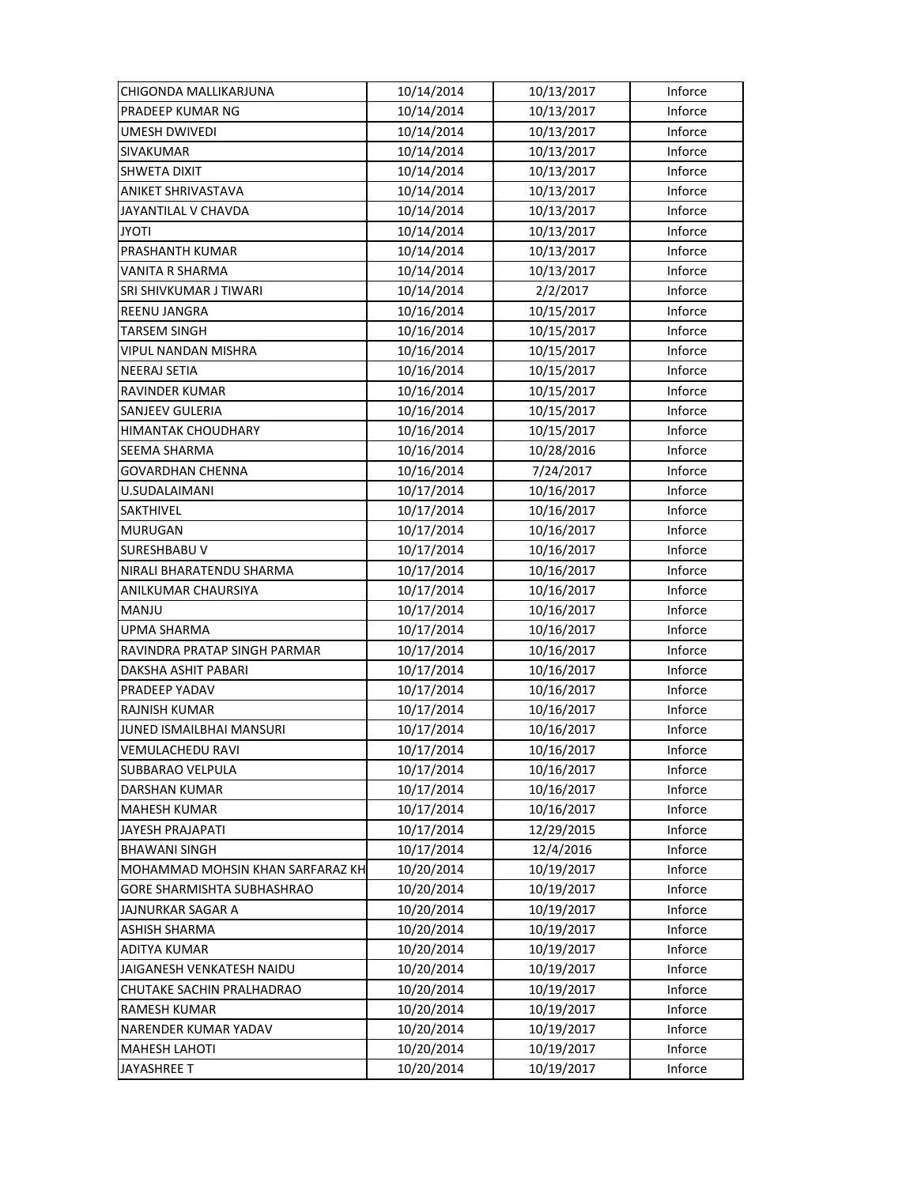| CHIGONDA MALLIKARJUNA | 10/14/2014 | 10/13/2017 | Inforce |
|---|---|---|---|
| PRADEEP KUMAR NG | 10/14/2014 | 10/13/2017 | Inforce |
| UMESH DWIVEDI | 10/14/2014 | 10/13/2017 | Inforce |
| SIVAKUMAR | 10/14/2014 | 10/13/2017 | Inforce |
| SHWETA DIXIT | 10/14/2014 | 10/13/2017 | Inforce |
| ANIKET SHRIVASTAVA | 10/14/2014 | 10/13/2017 | Inforce |
| JAYANTILAL V CHAVDA | 10/14/2014 | 10/13/2017 | Inforce |
| JYOTI | 10/14/2014 | 10/13/2017 | Inforce |
| PRASHANTH KUMAR | 10/14/2014 | 10/13/2017 | Inforce |
| VANITA R SHARMA | 10/14/2014 | 10/13/2017 | Inforce |
| SRI SHIVKUMAR J TIWARI | 10/14/2014 | 2/2/2017 | Inforce |
| REENU JANGRA | 10/16/2014 | 10/15/2017 | Inforce |
| TARSEM SINGH | 10/16/2014 | 10/15/2017 | Inforce |
| VIPUL NANDAN MISHRA | 10/16/2014 | 10/15/2017 | Inforce |
| NEERAJ SETIA | 10/16/2014 | 10/15/2017 | Inforce |
| RAVINDER KUMAR | 10/16/2014 | 10/15/2017 | Inforce |
| SANJEEV GULERIA | 10/16/2014 | 10/15/2017 | Inforce |
| HIMANTAK CHOUDHARY | 10/16/2014 | 10/15/2017 | Inforce |
| SEEMA SHARMA | 10/16/2014 | 10/28/2016 | Inforce |
| GOVARDHAN CHENNA | 10/16/2014 | 7/24/2017 | Inforce |
| U.SUDALAIMANI | 10/17/2014 | 10/16/2017 | Inforce |
| SAKTHIVEL | 10/17/2014 | 10/16/2017 | Inforce |
| MURUGAN | 10/17/2014 | 10/16/2017 | Inforce |
| SURESHBABU V | 10/17/2014 | 10/16/2017 | Inforce |
| NIRALI BHARATENDU SHARMA | 10/17/2014 | 10/16/2017 | Inforce |
| ANILKUMAR CHAURSIYA | 10/17/2014 | 10/16/2017 | Inforce |
| MANJU | 10/17/2014 | 10/16/2017 | Inforce |
| UPMA SHARMA | 10/17/2014 | 10/16/2017 | Inforce |
| RAVINDRA PRATAP SINGH PARMAR | 10/17/2014 | 10/16/2017 | Inforce |
| DAKSHA ASHIT PABARI | 10/17/2014 | 10/16/2017 | Inforce |
| PRADEEP YADAV | 10/17/2014 | 10/16/2017 | Inforce |
| RAJNISH KUMAR | 10/17/2014 | 10/16/2017 | Inforce |
| JUNED ISMAILBHAI MANSURI | 10/17/2014 | 10/16/2017 | Inforce |
| VEMULACHEDU RAVI | 10/17/2014 | 10/16/2017 | Inforce |
| SUBBARAO VELPULA | 10/17/2014 | 10/16/2017 | Inforce |
| DARSHAN KUMAR | 10/17/2014 | 10/16/2017 | Inforce |
| MAHESH KUMAR | 10/17/2014 | 10/16/2017 | Inforce |
| JAYESH PRAJAPATI | 10/17/2014 | 12/29/2015 | Inforce |
| BHAWANI SINGH | 10/17/2014 | 12/4/2016 | Inforce |
| MOHAMMAD MOHSIN KHAN SARFARAZ KH | 10/20/2014 | 10/19/2017 | Inforce |
| GORE SHARMISHTA SUBHASHRAO | 10/20/2014 | 10/19/2017 | Inforce |
| JAJNURKAR SAGAR A | 10/20/2014 | 10/19/2017 | Inforce |
| ASHISH SHARMA | 10/20/2014 | 10/19/2017 | Inforce |
| ADITYA KUMAR | 10/20/2014 | 10/19/2017 | Inforce |
| JAIGANESH VENKATESH NAIDU | 10/20/2014 | 10/19/2017 | Inforce |
| CHUTAKE SACHIN PRALHADRAO | 10/20/2014 | 10/19/2017 | Inforce |
| RAMESH KUMAR | 10/20/2014 | 10/19/2017 | Inforce |
| NARENDER KUMAR YADAV | 10/20/2014 | 10/19/2017 | Inforce |
| MAHESH LAHOTI | 10/20/2014 | 10/19/2017 | Inforce |
| JAYASHREE T | 10/20/2014 | 10/19/2017 | Inforce |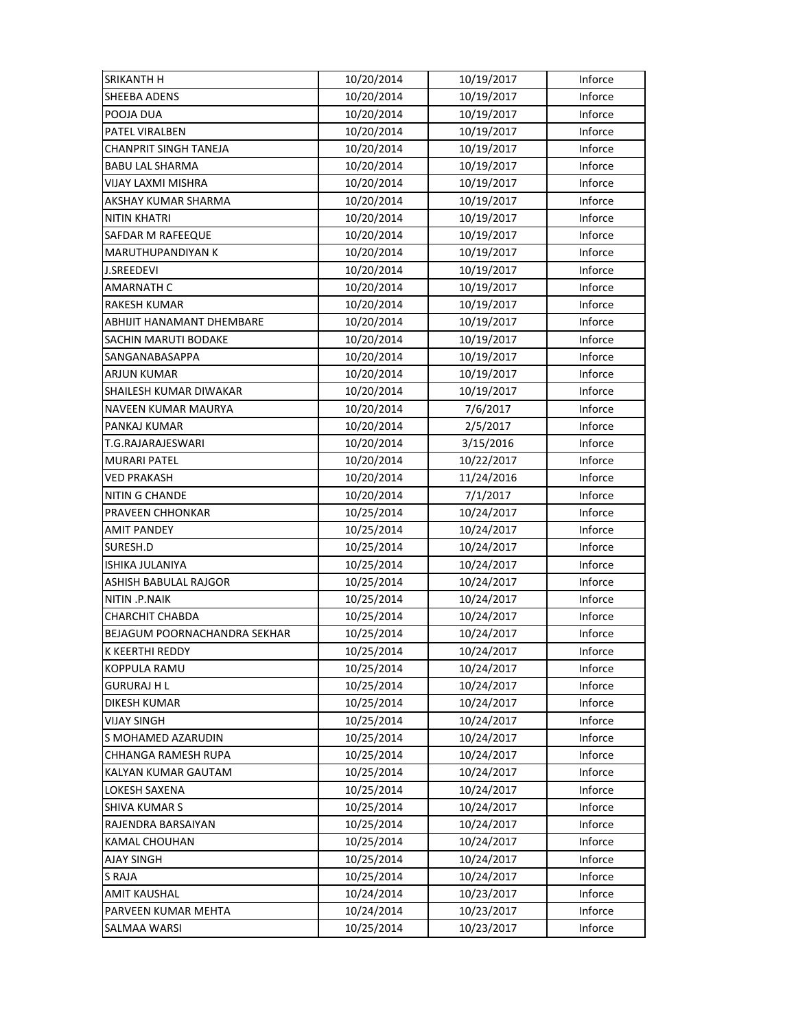| | | | |
|---|---|---|---|
| SRIKANTH H | 10/20/2014 | 10/19/2017 | Inforce |
| SHEEBA ADENS | 10/20/2014 | 10/19/2017 | Inforce |
| POOJA DUA | 10/20/2014 | 10/19/2017 | Inforce |
| PATEL VIRALBEN | 10/20/2014 | 10/19/2017 | Inforce |
| CHANPRIT SINGH TANEJA | 10/20/2014 | 10/19/2017 | Inforce |
| BABU LAL SHARMA | 10/20/2014 | 10/19/2017 | Inforce |
| VIJAY LAXMI MISHRA | 10/20/2014 | 10/19/2017 | Inforce |
| AKSHAY KUMAR SHARMA | 10/20/2014 | 10/19/2017 | Inforce |
| NITIN KHATRI | 10/20/2014 | 10/19/2017 | Inforce |
| SAFDAR M RAFEEQUE | 10/20/2014 | 10/19/2017 | Inforce |
| MARUTHUPANDIYAN K | 10/20/2014 | 10/19/2017 | Inforce |
| J.SREEDEVI | 10/20/2014 | 10/19/2017 | Inforce |
| AMARNATH C | 10/20/2014 | 10/19/2017 | Inforce |
| RAKESH KUMAR | 10/20/2014 | 10/19/2017 | Inforce |
| ABHIJIT HANAMANT DHEMBARE | 10/20/2014 | 10/19/2017 | Inforce |
| SACHIN MARUTI BODAKE | 10/20/2014 | 10/19/2017 | Inforce |
| SANGANABASAPPA | 10/20/2014 | 10/19/2017 | Inforce |
| ARJUN KUMAR | 10/20/2014 | 10/19/2017 | Inforce |
| SHAILESH KUMAR DIWAKAR | 10/20/2014 | 10/19/2017 | Inforce |
| NAVEEN KUMAR MAURYA | 10/20/2014 | 7/6/2017 | Inforce |
| PANKAJ KUMAR | 10/20/2014 | 2/5/2017 | Inforce |
| T.G.RAJARAJESWARI | 10/20/2014 | 3/15/2016 | Inforce |
| MURARI PATEL | 10/20/2014 | 10/22/2017 | Inforce |
| VED PRAKASH | 10/20/2014 | 11/24/2016 | Inforce |
| NITIN G CHANDE | 10/20/2014 | 7/1/2017 | Inforce |
| PRAVEEN CHHONKAR | 10/25/2014 | 10/24/2017 | Inforce |
| AMIT PANDEY | 10/25/2014 | 10/24/2017 | Inforce |
| SURESH.D | 10/25/2014 | 10/24/2017 | Inforce |
| ISHIKA JULANIYA | 10/25/2014 | 10/24/2017 | Inforce |
| ASHISH BABULAL RAJGOR | 10/25/2014 | 10/24/2017 | Inforce |
| NITIN .P.NAIK | 10/25/2014 | 10/24/2017 | Inforce |
| CHARCHIT CHABDA | 10/25/2014 | 10/24/2017 | Inforce |
| BEJAGUM POORNACHANDRA SEKHAR | 10/25/2014 | 10/24/2017 | Inforce |
| K KEERTHI REDDY | 10/25/2014 | 10/24/2017 | Inforce |
| KOPPULA RAMU | 10/25/2014 | 10/24/2017 | Inforce |
| GURURAJ H L | 10/25/2014 | 10/24/2017 | Inforce |
| DIKESH KUMAR | 10/25/2014 | 10/24/2017 | Inforce |
| VIJAY SINGH | 10/25/2014 | 10/24/2017 | Inforce |
| S MOHAMED AZARUDIN | 10/25/2014 | 10/24/2017 | Inforce |
| CHHANGA RAMESH RUPA | 10/25/2014 | 10/24/2017 | Inforce |
| KALYAN KUMAR GAUTAM | 10/25/2014 | 10/24/2017 | Inforce |
| LOKESH SAXENA | 10/25/2014 | 10/24/2017 | Inforce |
| SHIVA KUMAR S | 10/25/2014 | 10/24/2017 | Inforce |
| RAJENDRA BARSAIYAN | 10/25/2014 | 10/24/2017 | Inforce |
| KAMAL CHOUHAN | 10/25/2014 | 10/24/2017 | Inforce |
| AJAY SINGH | 10/25/2014 | 10/24/2017 | Inforce |
| S RAJA | 10/25/2014 | 10/24/2017 | Inforce |
| AMIT KAUSHAL | 10/24/2014 | 10/23/2017 | Inforce |
| PARVEEN KUMAR MEHTA | 10/24/2014 | 10/23/2017 | Inforce |
| SALMAA WARSI | 10/25/2014 | 10/23/2017 | Inforce |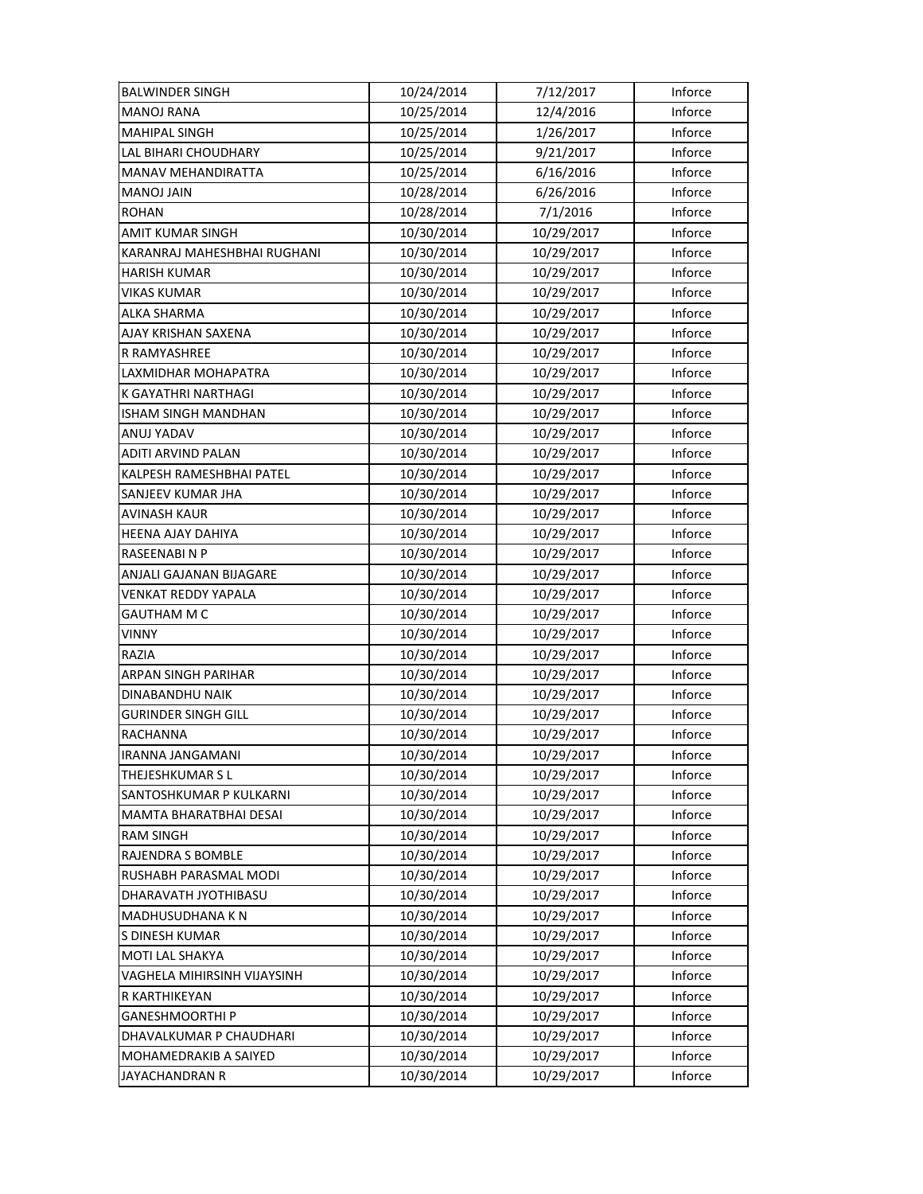| | | | |
|---|---|---|---|
| BALWINDER SINGH | 10/24/2014 | 7/12/2017 | Inforce |
| MANOJ RANA | 10/25/2014 | 12/4/2016 | Inforce |
| MAHIPAL SINGH | 10/25/2014 | 1/26/2017 | Inforce |
| LAL BIHARI CHOUDHARY | 10/25/2014 | 9/21/2017 | Inforce |
| MANAV MEHANDIRATTA | 10/25/2014 | 6/16/2016 | Inforce |
| MANOJ JAIN | 10/28/2014 | 6/26/2016 | Inforce |
| ROHAN | 10/28/2014 | 7/1/2016 | Inforce |
| AMIT KUMAR SINGH | 10/30/2014 | 10/29/2017 | Inforce |
| KARANRAJ MAHESHBHAI RUGHANI | 10/30/2014 | 10/29/2017 | Inforce |
| HARISH KUMAR | 10/30/2014 | 10/29/2017 | Inforce |
| VIKAS KUMAR | 10/30/2014 | 10/29/2017 | Inforce |
| ALKA SHARMA | 10/30/2014 | 10/29/2017 | Inforce |
| AJAY KRISHAN SAXENA | 10/30/2014 | 10/29/2017 | Inforce |
| R RAMYASHREE | 10/30/2014 | 10/29/2017 | Inforce |
| LAXMIDHAR MOHAPATRA | 10/30/2014 | 10/29/2017 | Inforce |
| K GAYATHRI NARTHAGI | 10/30/2014 | 10/29/2017 | Inforce |
| ISHAM SINGH MANDHAN | 10/30/2014 | 10/29/2017 | Inforce |
| ANUJ YADAV | 10/30/2014 | 10/29/2017 | Inforce |
| ADITI ARVIND PALAN | 10/30/2014 | 10/29/2017 | Inforce |
| KALPESH RAMESHBHAI PATEL | 10/30/2014 | 10/29/2017 | Inforce |
| SANJEEV KUMAR JHA | 10/30/2014 | 10/29/2017 | Inforce |
| AVINASH KAUR | 10/30/2014 | 10/29/2017 | Inforce |
| HEENA AJAY DAHIYA | 10/30/2014 | 10/29/2017 | Inforce |
| RASEENABI N P | 10/30/2014 | 10/29/2017 | Inforce |
| ANJALI GAJANAN BIJAGARE | 10/30/2014 | 10/29/2017 | Inforce |
| VENKAT REDDY YAPALA | 10/30/2014 | 10/29/2017 | Inforce |
| GAUTHAM M C | 10/30/2014 | 10/29/2017 | Inforce |
| VINNY | 10/30/2014 | 10/29/2017 | Inforce |
| RAZIA | 10/30/2014 | 10/29/2017 | Inforce |
| ARPAN SINGH PARIHAR | 10/30/2014 | 10/29/2017 | Inforce |
| DINABANDHU NAIK | 10/30/2014 | 10/29/2017 | Inforce |
| GURINDER SINGH GILL | 10/30/2014 | 10/29/2017 | Inforce |
| RACHANNA | 10/30/2014 | 10/29/2017 | Inforce |
| IRANNA JANGAMANI | 10/30/2014 | 10/29/2017 | Inforce |
| THEJESHKUMAR S L | 10/30/2014 | 10/29/2017 | Inforce |
| SANTOSHKUMAR P KULKARNI | 10/30/2014 | 10/29/2017 | Inforce |
| MAMTA BHARATBHAI DESAI | 10/30/2014 | 10/29/2017 | Inforce |
| RAM SINGH | 10/30/2014 | 10/29/2017 | Inforce |
| RAJENDRA S BOMBLE | 10/30/2014 | 10/29/2017 | Inforce |
| RUSHABH PARASMAL MODI | 10/30/2014 | 10/29/2017 | Inforce |
| DHARAVATH JYOTHIBASU | 10/30/2014 | 10/29/2017 | Inforce |
| MADHUSUDHANA K N | 10/30/2014 | 10/29/2017 | Inforce |
| S DINESH KUMAR | 10/30/2014 | 10/29/2017 | Inforce |
| MOTI LAL SHAKYA | 10/30/2014 | 10/29/2017 | Inforce |
| VAGHELA MIHIRSINH VIJAYSINH | 10/30/2014 | 10/29/2017 | Inforce |
| R KARTHIKEYAN | 10/30/2014 | 10/29/2017 | Inforce |
| GANESHMOORTHI P | 10/30/2014 | 10/29/2017 | Inforce |
| DHAVALKUMAR P CHAUDHARI | 10/30/2014 | 10/29/2017 | Inforce |
| MOHAMEDRAKIB A SAIYED | 10/30/2014 | 10/29/2017 | Inforce |
| JAYACHANDRAN R | 10/30/2014 | 10/29/2017 | Inforce |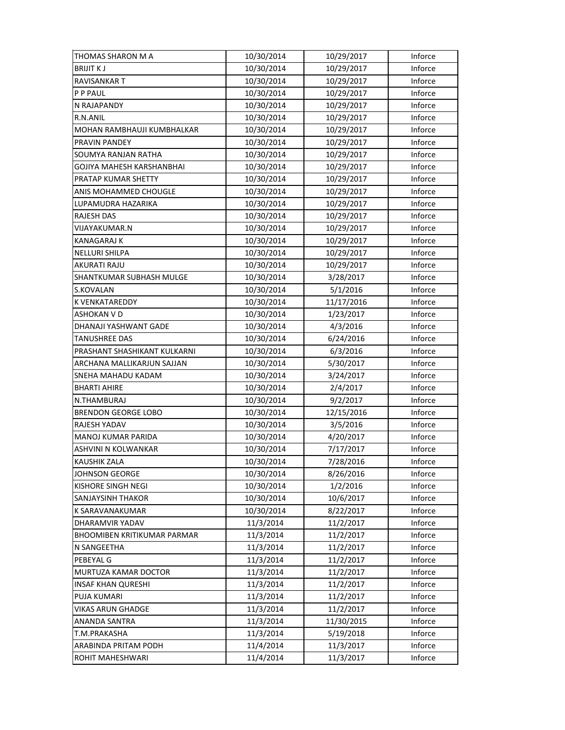| | | | |
|---|---|---|---|
| THOMAS SHARON M A | 10/30/2014 | 10/29/2017 | Inforce |
| BRIJIT K J | 10/30/2014 | 10/29/2017 | Inforce |
| RAVISANKAR T | 10/30/2014 | 10/29/2017 | Inforce |
| P P PAUL | 10/30/2014 | 10/29/2017 | Inforce |
| N RAJAPANDY | 10/30/2014 | 10/29/2017 | Inforce |
| R.N.ANIL | 10/30/2014 | 10/29/2017 | Inforce |
| MOHAN RAMBHAUJI KUMBHALKAR | 10/30/2014 | 10/29/2017 | Inforce |
| PRAVIN PANDEY | 10/30/2014 | 10/29/2017 | Inforce |
| SOUMYA RANJAN RATHA | 10/30/2014 | 10/29/2017 | Inforce |
| GOJIYA MAHESH KARSHANBHAI | 10/30/2014 | 10/29/2017 | Inforce |
| PRATAP KUMAR SHETTY | 10/30/2014 | 10/29/2017 | Inforce |
| ANIS MOHAMMED CHOUGLE | 10/30/2014 | 10/29/2017 | Inforce |
| LUPAMUDRA HAZARIKA | 10/30/2014 | 10/29/2017 | Inforce |
| RAJESH DAS | 10/30/2014 | 10/29/2017 | Inforce |
| VIJAYAKUMAR.N | 10/30/2014 | 10/29/2017 | Inforce |
| KANAGARAJ K | 10/30/2014 | 10/29/2017 | Inforce |
| NELLURI SHILPA | 10/30/2014 | 10/29/2017 | Inforce |
| AKURATI RAJU | 10/30/2014 | 10/29/2017 | Inforce |
| SHANTKUMAR SUBHASH MULGE | 10/30/2014 | 3/28/2017 | Inforce |
| S.KOVALAN | 10/30/2014 | 5/1/2016 | Inforce |
| K VENKATAREDDY | 10/30/2014 | 11/17/2016 | Inforce |
| ASHOKAN V D | 10/30/2014 | 1/23/2017 | Inforce |
| DHANAJI YASHWANT GADE | 10/30/2014 | 4/3/2016 | Inforce |
| TANUSHREE DAS | 10/30/2014 | 6/24/2016 | Inforce |
| PRASHANT SHASHIKANT KULKARNI | 10/30/2014 | 6/3/2016 | Inforce |
| ARCHANA MALLIKARJUN SAJJAN | 10/30/2014 | 5/30/2017 | Inforce |
| SNEHA MAHADU KADAM | 10/30/2014 | 3/24/2017 | Inforce |
| BHARTI AHIRE | 10/30/2014 | 2/4/2017 | Inforce |
| N.THAMBURAJ | 10/30/2014 | 9/2/2017 | Inforce |
| BRENDON GEORGE LOBO | 10/30/2014 | 12/15/2016 | Inforce |
| RAJESH YADAV | 10/30/2014 | 3/5/2016 | Inforce |
| MANOJ KUMAR PARIDA | 10/30/2014 | 4/20/2017 | Inforce |
| ASHVINI N KOLWANKAR | 10/30/2014 | 7/17/2017 | Inforce |
| KAUSHIK ZALA | 10/30/2014 | 7/28/2016 | Inforce |
| JOHNSON GEORGE | 10/30/2014 | 8/26/2016 | Inforce |
| KISHORE SINGH NEGI | 10/30/2014 | 1/2/2016 | Inforce |
| SANJAYSINH THAKOR | 10/30/2014 | 10/6/2017 | Inforce |
| K SARAVANAKUMAR | 10/30/2014 | 8/22/2017 | Inforce |
| DHARAMVIR YADAV | 11/3/2014 | 11/2/2017 | Inforce |
| BHOOMIBEN KRITIKUMAR PARMAR | 11/3/2014 | 11/2/2017 | Inforce |
| N SANGEETHA | 11/3/2014 | 11/2/2017 | Inforce |
| PEBEYAL G | 11/3/2014 | 11/2/2017 | Inforce |
| MURTUZA KAMAR DOCTOR | 11/3/2014 | 11/2/2017 | Inforce |
| INSAF KHAN QURESHI | 11/3/2014 | 11/2/2017 | Inforce |
| PUJA KUMARI | 11/3/2014 | 11/2/2017 | Inforce |
| VIKAS ARUN GHADGE | 11/3/2014 | 11/2/2017 | Inforce |
| ANANDA SANTRA | 11/3/2014 | 11/30/2015 | Inforce |
| T.M.PRAKASHA | 11/3/2014 | 5/19/2018 | Inforce |
| ARABINDA PRITAM PODH | 11/4/2014 | 11/3/2017 | Inforce |
| ROHIT MAHESHWARI | 11/4/2014 | 11/3/2017 | Inforce |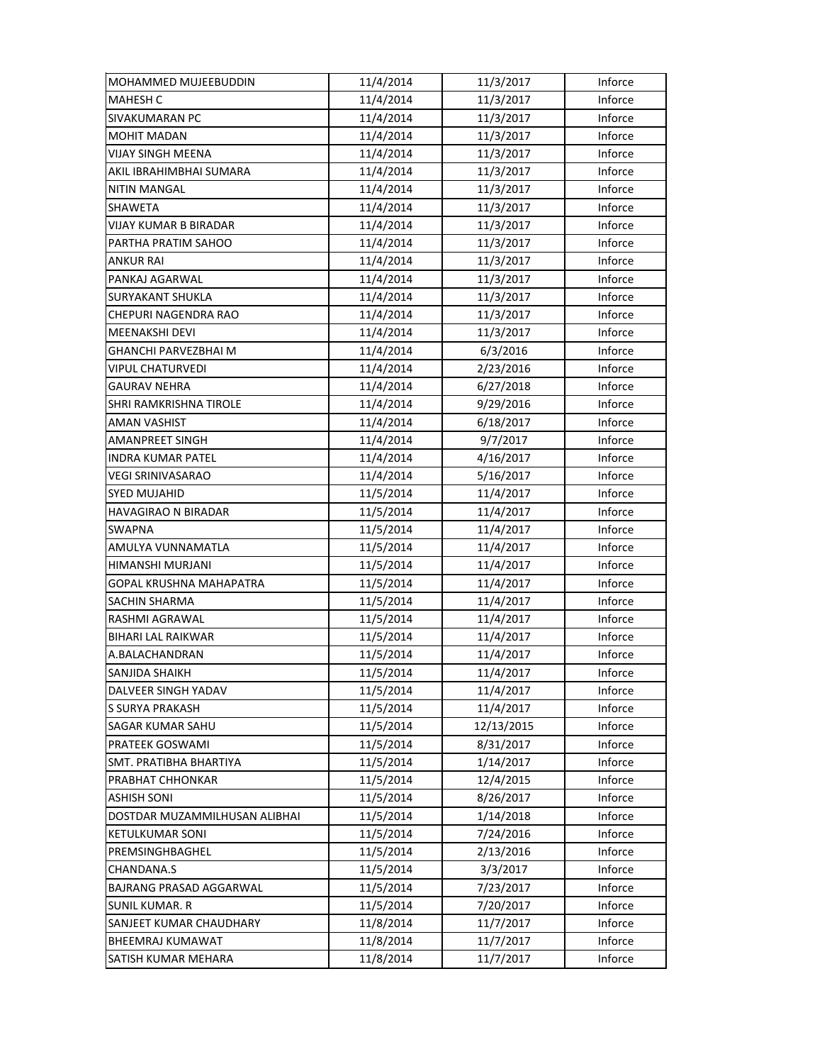| MOHAMMED MUJEEBUDDIN | 11/4/2014 | 11/3/2017 | Inforce |
|---|---|---|---|
| MAHESH C | 11/4/2014 | 11/3/2017 | Inforce |
| SIVAKUMARAN PC | 11/4/2014 | 11/3/2017 | Inforce |
| MOHIT MADAN | 11/4/2014 | 11/3/2017 | Inforce |
| VIJAY SINGH MEENA | 11/4/2014 | 11/3/2017 | Inforce |
| AKIL IBRAHIMBHAI SUMARA | 11/4/2014 | 11/3/2017 | Inforce |
| NITIN MANGAL | 11/4/2014 | 11/3/2017 | Inforce |
| SHAWETA | 11/4/2014 | 11/3/2017 | Inforce |
| VIJAY KUMAR B BIRADAR | 11/4/2014 | 11/3/2017 | Inforce |
| PARTHA PRATIM SAHOO | 11/4/2014 | 11/3/2017 | Inforce |
| ANKUR RAI | 11/4/2014 | 11/3/2017 | Inforce |
| PANKAJ AGARWAL | 11/4/2014 | 11/3/2017 | Inforce |
| SURYAKANT SHUKLA | 11/4/2014 | 11/3/2017 | Inforce |
| CHEPURI NAGENDRA RAO | 11/4/2014 | 11/3/2017 | Inforce |
| MEENAKSHI DEVI | 11/4/2014 | 11/3/2017 | Inforce |
| GHANCHI PARVEZBHAI M | 11/4/2014 | 6/3/2016 | Inforce |
| VIPUL CHATURVEDI | 11/4/2014 | 2/23/2016 | Inforce |
| GAURAV NEHRA | 11/4/2014 | 6/27/2018 | Inforce |
| SHRI RAMKRISHNA TIROLE | 11/4/2014 | 9/29/2016 | Inforce |
| AMAN VASHIST | 11/4/2014 | 6/18/2017 | Inforce |
| AMANPREET SINGH | 11/4/2014 | 9/7/2017 | Inforce |
| INDRA KUMAR PATEL | 11/4/2014 | 4/16/2017 | Inforce |
| VEGI SRINIVASARAO | 11/4/2014 | 5/16/2017 | Inforce |
| SYED MUJAHID | 11/5/2014 | 11/4/2017 | Inforce |
| HAVAGIRAO N BIRADAR | 11/5/2014 | 11/4/2017 | Inforce |
| SWAPNA | 11/5/2014 | 11/4/2017 | Inforce |
| AMULYA VUNNAMATLA | 11/5/2014 | 11/4/2017 | Inforce |
| HIMANSHI MURJANI | 11/5/2014 | 11/4/2017 | Inforce |
| GOPAL KRUSHNA MAHAPATRA | 11/5/2014 | 11/4/2017 | Inforce |
| SACHIN SHARMA | 11/5/2014 | 11/4/2017 | Inforce |
| RASHMI AGRAWAL | 11/5/2014 | 11/4/2017 | Inforce |
| BIHARI LAL RAIKWAR | 11/5/2014 | 11/4/2017 | Inforce |
| A.BALACHANDRAN | 11/5/2014 | 11/4/2017 | Inforce |
| SANJIDA SHAIKH | 11/5/2014 | 11/4/2017 | Inforce |
| DALVEER SINGH YADAV | 11/5/2014 | 11/4/2017 | Inforce |
| S SURYA PRAKASH | 11/5/2014 | 11/4/2017 | Inforce |
| SAGAR KUMAR SAHU | 11/5/2014 | 12/13/2015 | Inforce |
| PRATEEK GOSWAMI | 11/5/2014 | 8/31/2017 | Inforce |
| SMT. PRATIBHA BHARTIYA | 11/5/2014 | 1/14/2017 | Inforce |
| PRABHAT CHHONKAR | 11/5/2014 | 12/4/2015 | Inforce |
| ASHISH SONI | 11/5/2014 | 8/26/2017 | Inforce |
| DOSTDAR MUZAMMILHUSAN ALIBHAI | 11/5/2014 | 1/14/2018 | Inforce |
| KETULKUMAR SONI | 11/5/2014 | 7/24/2016 | Inforce |
| PREMSINGHBAGHEL | 11/5/2014 | 2/13/2016 | Inforce |
| CHANDANA.S | 11/5/2014 | 3/3/2017 | Inforce |
| BAJRANG PRASAD AGGARWAL | 11/5/2014 | 7/23/2017 | Inforce |
| SUNIL KUMAR. R | 11/5/2014 | 7/20/2017 | Inforce |
| SANJEET KUMAR CHAUDHARY | 11/8/2014 | 11/7/2017 | Inforce |
| BHEEMRAJ KUMAWAT | 11/8/2014 | 11/7/2017 | Inforce |
| SATISH KUMAR MEHARA | 11/8/2014 | 11/7/2017 | Inforce |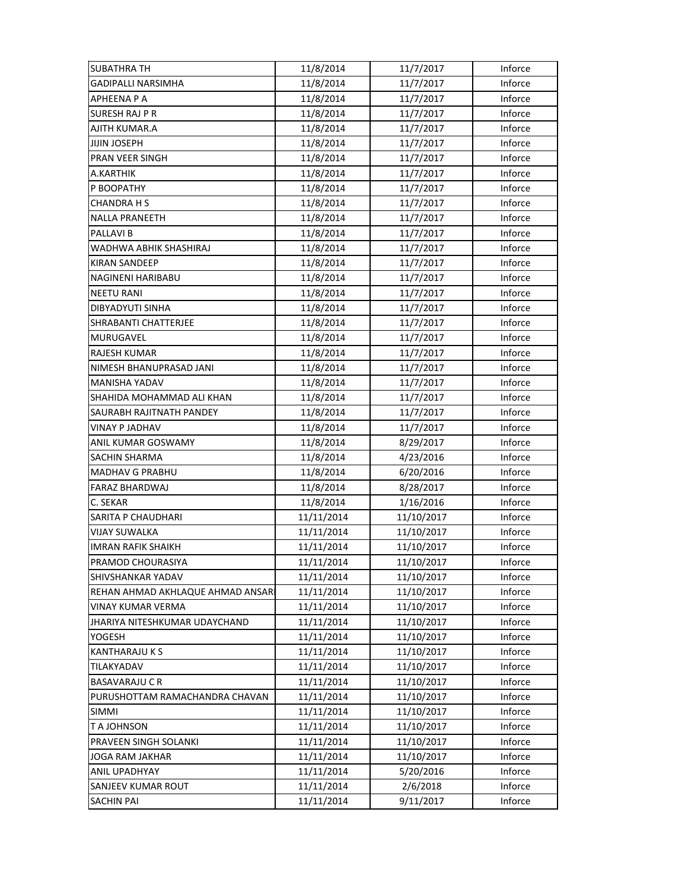| | | | |
|---|---|---|---|
| SUBATHRA TH | 11/8/2014 | 11/7/2017 | Inforce |
| GADIPALLI NARSIMHA | 11/8/2014 | 11/7/2017 | Inforce |
| APHEENA P A | 11/8/2014 | 11/7/2017 | Inforce |
| SURESH RAJ P R | 11/8/2014 | 11/7/2017 | Inforce |
| AJITH KUMAR.A | 11/8/2014 | 11/7/2017 | Inforce |
| JIJIN JOSEPH | 11/8/2014 | 11/7/2017 | Inforce |
| PRAN VEER SINGH | 11/8/2014 | 11/7/2017 | Inforce |
| A.KARTHIK | 11/8/2014 | 11/7/2017 | Inforce |
| P BOOPATHY | 11/8/2014 | 11/7/2017 | Inforce |
| CHANDRA H S | 11/8/2014 | 11/7/2017 | Inforce |
| NALLA PRANEETH | 11/8/2014 | 11/7/2017 | Inforce |
| PALLAVI B | 11/8/2014 | 11/7/2017 | Inforce |
| WADHWA ABHIK SHASHIRAJ | 11/8/2014 | 11/7/2017 | Inforce |
| KIRAN SANDEEP | 11/8/2014 | 11/7/2017 | Inforce |
| NAGINENI HARIBABU | 11/8/2014 | 11/7/2017 | Inforce |
| NEETU RANI | 11/8/2014 | 11/7/2017 | Inforce |
| DIBYADYUTI SINHA | 11/8/2014 | 11/7/2017 | Inforce |
| SHRABANTI CHATTERJEE | 11/8/2014 | 11/7/2017 | Inforce |
| MURUGAVEL | 11/8/2014 | 11/7/2017 | Inforce |
| RAJESH KUMAR | 11/8/2014 | 11/7/2017 | Inforce |
| NIMESH BHANUPRASAD JANI | 11/8/2014 | 11/7/2017 | Inforce |
| MANISHA YADAV | 11/8/2014 | 11/7/2017 | Inforce |
| SHAHIDA MOHAMMAD ALI KHAN | 11/8/2014 | 11/7/2017 | Inforce |
| SAURABH RAJITNATH PANDEY | 11/8/2014 | 11/7/2017 | Inforce |
| VINAY P JADHAV | 11/8/2014 | 11/7/2017 | Inforce |
| ANIL KUMAR GOSWAMY | 11/8/2014 | 8/29/2017 | Inforce |
| SACHIN SHARMA | 11/8/2014 | 4/23/2016 | Inforce |
| MADHAV G PRABHU | 11/8/2014 | 6/20/2016 | Inforce |
| FARAZ BHARDWAJ | 11/8/2014 | 8/28/2017 | Inforce |
| C. SEKAR | 11/8/2014 | 1/16/2016 | Inforce |
| SARITA P CHAUDHARI | 11/11/2014 | 11/10/2017 | Inforce |
| VIJAY SUWALKA | 11/11/2014 | 11/10/2017 | Inforce |
| IMRAN RAFIK SHAIKH | 11/11/2014 | 11/10/2017 | Inforce |
| PRAMOD CHOURASIYA | 11/11/2014 | 11/10/2017 | Inforce |
| SHIVSHANKAR YADAV | 11/11/2014 | 11/10/2017 | Inforce |
| REHAN AHMAD AKHLAQUE AHMAD ANSARI | 11/11/2014 | 11/10/2017 | Inforce |
| VINAY KUMAR VERMA | 11/11/2014 | 11/10/2017 | Inforce |
| JHARIYA NITESHKUMAR UDAYCHAND | 11/11/2014 | 11/10/2017 | Inforce |
| YOGESH | 11/11/2014 | 11/10/2017 | Inforce |
| KANTHARAJU K S | 11/11/2014 | 11/10/2017 | Inforce |
| TILAKYADAV | 11/11/2014 | 11/10/2017 | Inforce |
| BASAVARAJU C R | 11/11/2014 | 11/10/2017 | Inforce |
| PURUSHOTTAM RAMACHANDRA CHAVAN | 11/11/2014 | 11/10/2017 | Inforce |
| SIMMI | 11/11/2014 | 11/10/2017 | Inforce |
| T A JOHNSON | 11/11/2014 | 11/10/2017 | Inforce |
| PRAVEEN SINGH SOLANKI | 11/11/2014 | 11/10/2017 | Inforce |
| JOGA RAM JAKHAR | 11/11/2014 | 11/10/2017 | Inforce |
| ANIL UPADHYAY | 11/11/2014 | 5/20/2016 | Inforce |
| SANJEEV KUMAR ROUT | 11/11/2014 | 2/6/2018 | Inforce |
| SACHIN PAI | 11/11/2014 | 9/11/2017 | Inforce |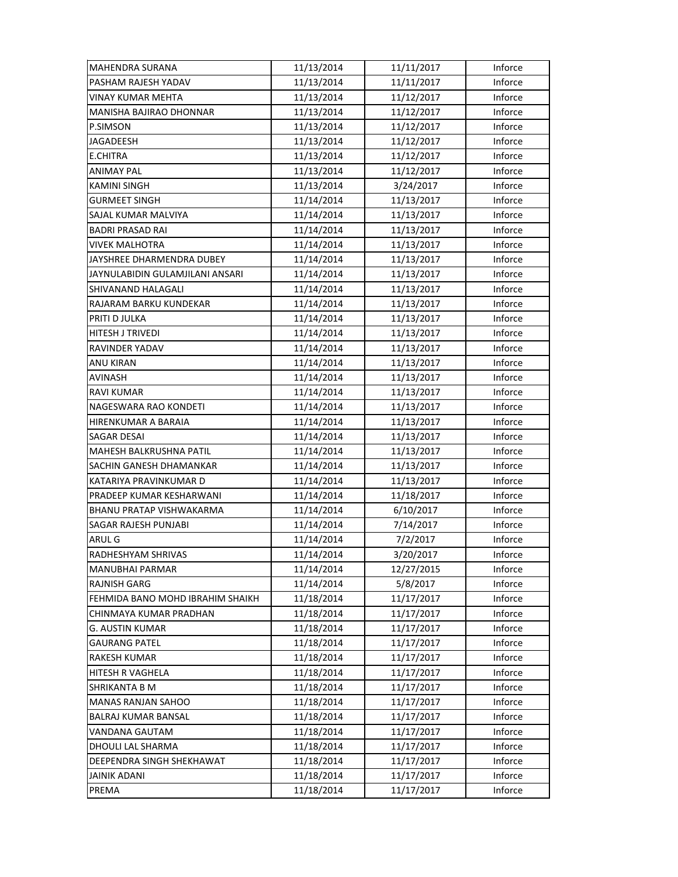| | | | |
|---|---|---|---|
| MAHENDRA SURANA | 11/13/2014 | 11/11/2017 | Inforce |
| PASHAM RAJESH YADAV | 11/13/2014 | 11/11/2017 | Inforce |
| VINAY KUMAR MEHTA | 11/13/2014 | 11/12/2017 | Inforce |
| MANISHA BAJIRAO DHONNAR | 11/13/2014 | 11/12/2017 | Inforce |
| P.SIMSON | 11/13/2014 | 11/12/2017 | Inforce |
| JAGADEESH | 11/13/2014 | 11/12/2017 | Inforce |
| E.CHITRA | 11/13/2014 | 11/12/2017 | Inforce |
| ANIMAY PAL | 11/13/2014 | 11/12/2017 | Inforce |
| KAMINI SINGH | 11/13/2014 | 3/24/2017 | Inforce |
| GURMEET SINGH | 11/14/2014 | 11/13/2017 | Inforce |
| SAJAL KUMAR MALVIYA | 11/14/2014 | 11/13/2017 | Inforce |
| BADRI PRASAD RAI | 11/14/2014 | 11/13/2017 | Inforce |
| VIVEK MALHOTRA | 11/14/2014 | 11/13/2017 | Inforce |
| JAYSHREE DHARMENDRA DUBEY | 11/14/2014 | 11/13/2017 | Inforce |
| JAYNULABIDIN GULAMJILANI ANSARI | 11/14/2014 | 11/13/2017 | Inforce |
| SHIVANAND HALAGALI | 11/14/2014 | 11/13/2017 | Inforce |
| RAJARAM BARKU KUNDEKAR | 11/14/2014 | 11/13/2017 | Inforce |
| PRITI D JULKA | 11/14/2014 | 11/13/2017 | Inforce |
| HITESH J TRIVEDI | 11/14/2014 | 11/13/2017 | Inforce |
| RAVINDER YADAV | 11/14/2014 | 11/13/2017 | Inforce |
| ANU KIRAN | 11/14/2014 | 11/13/2017 | Inforce |
| AVINASH | 11/14/2014 | 11/13/2017 | Inforce |
| RAVI KUMAR | 11/14/2014 | 11/13/2017 | Inforce |
| NAGESWARA RAO KONDETI | 11/14/2014 | 11/13/2017 | Inforce |
| HIRENKUMAR A BARAIA | 11/14/2014 | 11/13/2017 | Inforce |
| SAGAR DESAI | 11/14/2014 | 11/13/2017 | Inforce |
| MAHESH BALKRUSHNA PATIL | 11/14/2014 | 11/13/2017 | Inforce |
| SACHIN GANESH DHAMANKAR | 11/14/2014 | 11/13/2017 | Inforce |
| KATARIYA PRAVINKUMAR D | 11/14/2014 | 11/13/2017 | Inforce |
| PRADEEP KUMAR KESHARWANI | 11/14/2014 | 11/18/2017 | Inforce |
| BHANU PRATAP VISHWAKARMA | 11/14/2014 | 6/10/2017 | Inforce |
| SAGAR RAJESH PUNJABI | 11/14/2014 | 7/14/2017 | Inforce |
| ARUL G | 11/14/2014 | 7/2/2017 | Inforce |
| RADHESHYAM SHRIVAS | 11/14/2014 | 3/20/2017 | Inforce |
| MANUBHAI PARMAR | 11/14/2014 | 12/27/2015 | Inforce |
| RAJNISH GARG | 11/14/2014 | 5/8/2017 | Inforce |
| FEHMIDA BANO MOHD IBRAHIM SHAIKH | 11/18/2014 | 11/17/2017 | Inforce |
| CHINMAYA KUMAR PRADHAN | 11/18/2014 | 11/17/2017 | Inforce |
| G. AUSTIN KUMAR | 11/18/2014 | 11/17/2017 | Inforce |
| GAURANG PATEL | 11/18/2014 | 11/17/2017 | Inforce |
| RAKESH KUMAR | 11/18/2014 | 11/17/2017 | Inforce |
| HITESH R VAGHELA | 11/18/2014 | 11/17/2017 | Inforce |
| SHRIKANTA B M | 11/18/2014 | 11/17/2017 | Inforce |
| MANAS RANJAN SAHOO | 11/18/2014 | 11/17/2017 | Inforce |
| BALRAJ KUMAR BANSAL | 11/18/2014 | 11/17/2017 | Inforce |
| VANDANA GAUTAM | 11/18/2014 | 11/17/2017 | Inforce |
| DHOULI LAL SHARMA | 11/18/2014 | 11/17/2017 | Inforce |
| DEEPENDRA SINGH SHEKHAWAT | 11/18/2014 | 11/17/2017 | Inforce |
| JAINIK ADANI | 11/18/2014 | 11/17/2017 | Inforce |
| PREMA | 11/18/2014 | 11/17/2017 | Inforce |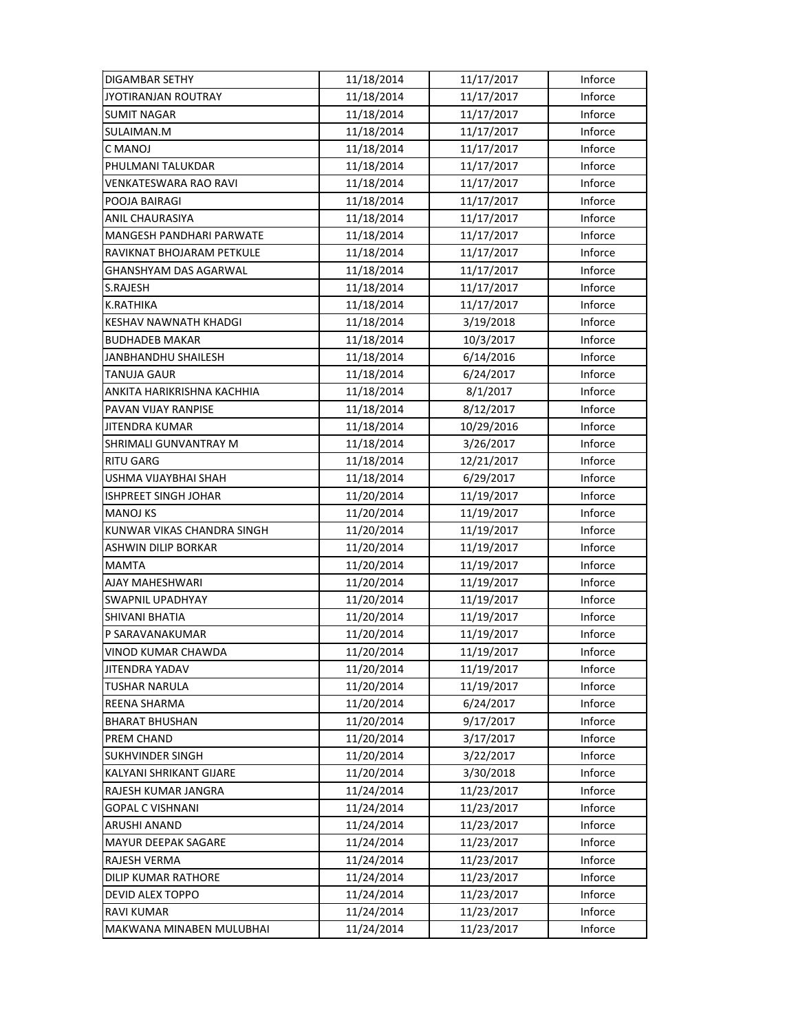| DIGAMBAR SETHY | 11/18/2014 | 11/17/2017 | Inforce |
|---|---|---|---|
| JYOTIRANJAN ROUTRAY | 11/18/2014 | 11/17/2017 | Inforce |
| SUMIT NAGAR | 11/18/2014 | 11/17/2017 | Inforce |
| SULAIMAN.M | 11/18/2014 | 11/17/2017 | Inforce |
| C MANOJ | 11/18/2014 | 11/17/2017 | Inforce |
| PHULMANI TALUKDAR | 11/18/2014 | 11/17/2017 | Inforce |
| VENKATESWARA RAO RAVI | 11/18/2014 | 11/17/2017 | Inforce |
| POOJA BAIRAGI | 11/18/2014 | 11/17/2017 | Inforce |
| ANIL CHAURASIYA | 11/18/2014 | 11/17/2017 | Inforce |
| MANGESH PANDHARI PARWATE | 11/18/2014 | 11/17/2017 | Inforce |
| RAVIKNAT BHOJARAM PETKULE | 11/18/2014 | 11/17/2017 | Inforce |
| GHANSHYAM DAS AGARWAL | 11/18/2014 | 11/17/2017 | Inforce |
| S.RAJESH | 11/18/2014 | 11/17/2017 | Inforce |
| K.RATHIKA | 11/18/2014 | 11/17/2017 | Inforce |
| KESHAV NAWNATH KHADGI | 11/18/2014 | 3/19/2018 | Inforce |
| BUDHADEB MAKAR | 11/18/2014 | 10/3/2017 | Inforce |
| JANBHANDHU SHAILESH | 11/18/2014 | 6/14/2016 | Inforce |
| TANUJA GAUR | 11/18/2014 | 6/24/2017 | Inforce |
| ANKITA HARIKRISHNA KACHHIA | 11/18/2014 | 8/1/2017 | Inforce |
| PAVAN VIJAY RANPISE | 11/18/2014 | 8/12/2017 | Inforce |
| JITENDRA KUMAR | 11/18/2014 | 10/29/2016 | Inforce |
| SHRIMALI GUNVANTRAY M | 11/18/2014 | 3/26/2017 | Inforce |
| RITU GARG | 11/18/2014 | 12/21/2017 | Inforce |
| USHMA VIJAYBHAI SHAH | 11/18/2014 | 6/29/2017 | Inforce |
| ISHPREET SINGH JOHAR | 11/20/2014 | 11/19/2017 | Inforce |
| MANOJ KS | 11/20/2014 | 11/19/2017 | Inforce |
| KUNWAR VIKAS CHANDRA SINGH | 11/20/2014 | 11/19/2017 | Inforce |
| ASHWIN DILIP BORKAR | 11/20/2014 | 11/19/2017 | Inforce |
| MAMTA | 11/20/2014 | 11/19/2017 | Inforce |
| AJAY MAHESHWARI | 11/20/2014 | 11/19/2017 | Inforce |
| SWAPNIL UPADHYAY | 11/20/2014 | 11/19/2017 | Inforce |
| SHIVANI BHATIA | 11/20/2014 | 11/19/2017 | Inforce |
| P SARAVANAKUMAR | 11/20/2014 | 11/19/2017 | Inforce |
| VINOD KUMAR CHAWDA | 11/20/2014 | 11/19/2017 | Inforce |
| JITENDRA YADAV | 11/20/2014 | 11/19/2017 | Inforce |
| TUSHAR NARULA | 11/20/2014 | 11/19/2017 | Inforce |
| REENA SHARMA | 11/20/2014 | 6/24/2017 | Inforce |
| BHARAT BHUSHAN | 11/20/2014 | 9/17/2017 | Inforce |
| PREM CHAND | 11/20/2014 | 3/17/2017 | Inforce |
| SUKHVINDER SINGH | 11/20/2014 | 3/22/2017 | Inforce |
| KALYANI SHRIKANT GIJARE | 11/20/2014 | 3/30/2018 | Inforce |
| RAJESH KUMAR JANGRA | 11/24/2014 | 11/23/2017 | Inforce |
| GOPAL C VISHNANI | 11/24/2014 | 11/23/2017 | Inforce |
| ARUSHI ANAND | 11/24/2014 | 11/23/2017 | Inforce |
| MAYUR DEEPAK SAGARE | 11/24/2014 | 11/23/2017 | Inforce |
| RAJESH VERMA | 11/24/2014 | 11/23/2017 | Inforce |
| DILIP KUMAR RATHORE | 11/24/2014 | 11/23/2017 | Inforce |
| DEVID ALEX TOPPO | 11/24/2014 | 11/23/2017 | Inforce |
| RAVI KUMAR | 11/24/2014 | 11/23/2017 | Inforce |
| MAKWANA MINABEN MULUBHAI | 11/24/2014 | 11/23/2017 | Inforce |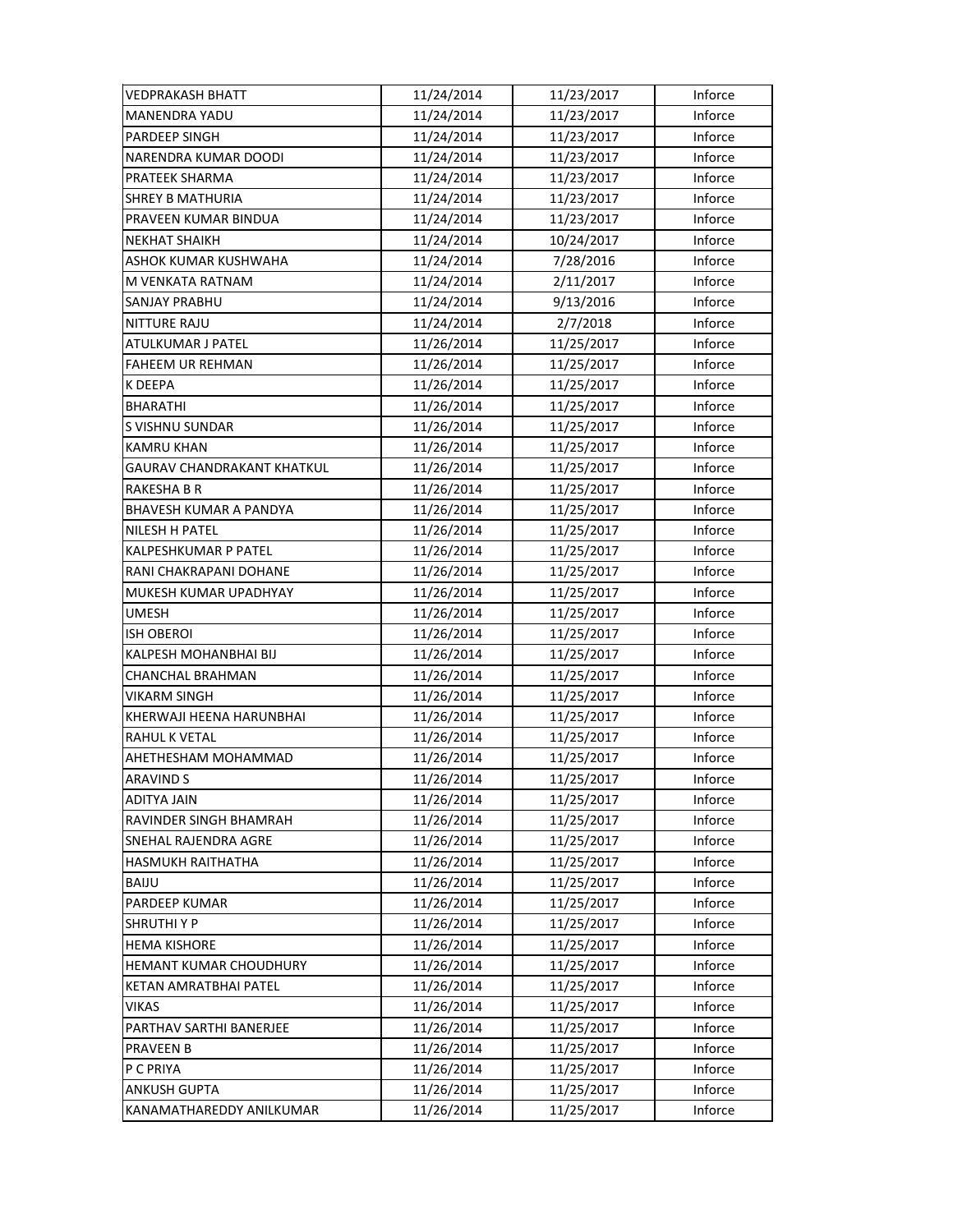| VEDPRAKASH BHATT | 11/24/2014 | 11/23/2017 | Inforce |
|---|---|---|---|
| MANENDRA YADU | 11/24/2014 | 11/23/2017 | Inforce |
| PARDEEP SINGH | 11/24/2014 | 11/23/2017 | Inforce |
| NARENDRA KUMAR DOODI | 11/24/2014 | 11/23/2017 | Inforce |
| PRATEEK SHARMA | 11/24/2014 | 11/23/2017 | Inforce |
| SHREY B MATHURIA | 11/24/2014 | 11/23/2017 | Inforce |
| PRAVEEN KUMAR BINDUA | 11/24/2014 | 11/23/2017 | Inforce |
| NEKHAT SHAIKH | 11/24/2014 | 10/24/2017 | Inforce |
| ASHOK KUMAR KUSHWAHA | 11/24/2014 | 7/28/2016 | Inforce |
| M VENKATA RATNAM | 11/24/2014 | 2/11/2017 | Inforce |
| SANJAY PRABHU | 11/24/2014 | 9/13/2016 | Inforce |
| NITTURE RAJU | 11/24/2014 | 2/7/2018 | Inforce |
| ATULKUMAR J PATEL | 11/26/2014 | 11/25/2017 | Inforce |
| FAHEEM UR REHMAN | 11/26/2014 | 11/25/2017 | Inforce |
| K DEEPA | 11/26/2014 | 11/25/2017 | Inforce |
| BHARATHI | 11/26/2014 | 11/25/2017 | Inforce |
| S VISHNU SUNDAR | 11/26/2014 | 11/25/2017 | Inforce |
| KAMRU KHAN | 11/26/2014 | 11/25/2017 | Inforce |
| GAURAV CHANDRAKANT KHATKUL | 11/26/2014 | 11/25/2017 | Inforce |
| RAKESHA B R | 11/26/2014 | 11/25/2017 | Inforce |
| BHAVESH KUMAR A PANDYA | 11/26/2014 | 11/25/2017 | Inforce |
| NILESH H PATEL | 11/26/2014 | 11/25/2017 | Inforce |
| KALPESHKUMAR P PATEL | 11/26/2014 | 11/25/2017 | Inforce |
| RANI CHAKRAPANI DOHANE | 11/26/2014 | 11/25/2017 | Inforce |
| MUKESH KUMAR UPADHYAY | 11/26/2014 | 11/25/2017 | Inforce |
| UMESH | 11/26/2014 | 11/25/2017 | Inforce |
| ISH OBEROI | 11/26/2014 | 11/25/2017 | Inforce |
| KALPESH MOHANBHAI BIJ | 11/26/2014 | 11/25/2017 | Inforce |
| CHANCHAL BRAHMAN | 11/26/2014 | 11/25/2017 | Inforce |
| VIKARM SINGH | 11/26/2014 | 11/25/2017 | Inforce |
| KHERWAJI HEENA HARUNBHAI | 11/26/2014 | 11/25/2017 | Inforce |
| RAHUL K VETAL | 11/26/2014 | 11/25/2017 | Inforce |
| AHETHESHAM MOHAMMAD | 11/26/2014 | 11/25/2017 | Inforce |
| ARAVIND S | 11/26/2014 | 11/25/2017 | Inforce |
| ADITYA JAIN | 11/26/2014 | 11/25/2017 | Inforce |
| RAVINDER SINGH BHAMRAH | 11/26/2014 | 11/25/2017 | Inforce |
| SNEHAL RAJENDRA AGRE | 11/26/2014 | 11/25/2017 | Inforce |
| HASMUKH RAITHATHA | 11/26/2014 | 11/25/2017 | Inforce |
| BAIJU | 11/26/2014 | 11/25/2017 | Inforce |
| PARDEEP KUMAR | 11/26/2014 | 11/25/2017 | Inforce |
| SHRUTHI Y P | 11/26/2014 | 11/25/2017 | Inforce |
| HEMA KISHORE | 11/26/2014 | 11/25/2017 | Inforce |
| HEMANT KUMAR CHOUDHURY | 11/26/2014 | 11/25/2017 | Inforce |
| KETAN AMRATBHAI PATEL | 11/26/2014 | 11/25/2017 | Inforce |
| VIKAS | 11/26/2014 | 11/25/2017 | Inforce |
| PARTHAV SARTHI BANERJEE | 11/26/2014 | 11/25/2017 | Inforce |
| PRAVEEN B | 11/26/2014 | 11/25/2017 | Inforce |
| P C PRIYA | 11/26/2014 | 11/25/2017 | Inforce |
| ANKUSH GUPTA | 11/26/2014 | 11/25/2017 | Inforce |
| KANAMATHAREDDY ANILKUMAR | 11/26/2014 | 11/25/2017 | Inforce |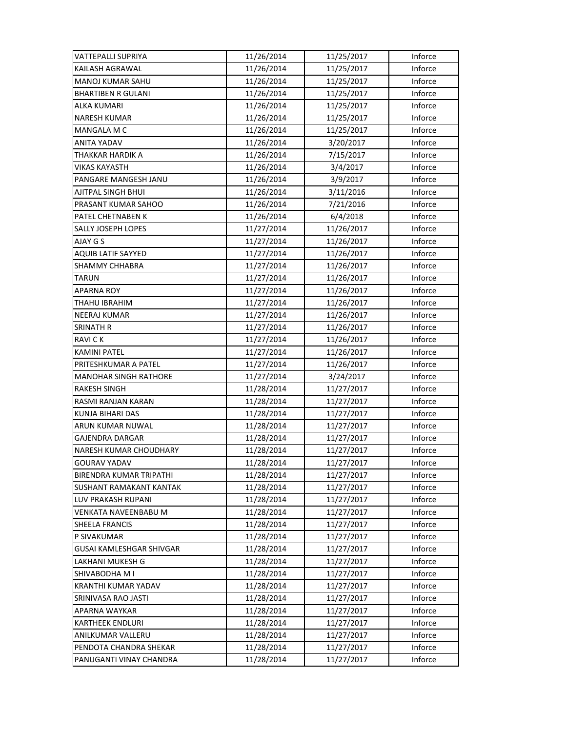| | | | |
|---|---|---|---|
| VATTEPALLI SUPRIYA | 11/26/2014 | 11/25/2017 | Inforce |
| KAILASH AGRAWAL | 11/26/2014 | 11/25/2017 | Inforce |
| MANOJ KUMAR SAHU | 11/26/2014 | 11/25/2017 | Inforce |
| BHARTIBEN R GULANI | 11/26/2014 | 11/25/2017 | Inforce |
| ALKA KUMARI | 11/26/2014 | 11/25/2017 | Inforce |
| NARESH KUMAR | 11/26/2014 | 11/25/2017 | Inforce |
| MANGALA M C | 11/26/2014 | 11/25/2017 | Inforce |
| ANITA YADAV | 11/26/2014 | 3/20/2017 | Inforce |
| THAKKAR HARDIK A | 11/26/2014 | 7/15/2017 | Inforce |
| VIKAS KAYASTH | 11/26/2014 | 3/4/2017 | Inforce |
| PANGARE MANGESH JANU | 11/26/2014 | 3/9/2017 | Inforce |
| AJITPAL SINGH BHUI | 11/26/2014 | 3/11/2016 | Inforce |
| PRASANT KUMAR SAHOO | 11/26/2014 | 7/21/2016 | Inforce |
| PATEL CHETNABEN K | 11/26/2014 | 6/4/2018 | Inforce |
| SALLY JOSEPH LOPES | 11/27/2014 | 11/26/2017 | Inforce |
| AJAY G S | 11/27/2014 | 11/26/2017 | Inforce |
| AQUIB LATIF SAYYED | 11/27/2014 | 11/26/2017 | Inforce |
| SHAMMY CHHABRA | 11/27/2014 | 11/26/2017 | Inforce |
| TARUN | 11/27/2014 | 11/26/2017 | Inforce |
| APARNA ROY | 11/27/2014 | 11/26/2017 | Inforce |
| THAHU IBRAHIM | 11/27/2014 | 11/26/2017 | Inforce |
| NEERAJ KUMAR | 11/27/2014 | 11/26/2017 | Inforce |
| SRINATH R | 11/27/2014 | 11/26/2017 | Inforce |
| RAVI C K | 11/27/2014 | 11/26/2017 | Inforce |
| KAMINI PATEL | 11/27/2014 | 11/26/2017 | Inforce |
| PRITESHKUMAR A PATEL | 11/27/2014 | 11/26/2017 | Inforce |
| MANOHAR SINGH RATHORE | 11/27/2014 | 3/24/2017 | Inforce |
| RAKESH SINGH | 11/28/2014 | 11/27/2017 | Inforce |
| RASMI RANJAN KARAN | 11/28/2014 | 11/27/2017 | Inforce |
| KUNJA BIHARI DAS | 11/28/2014 | 11/27/2017 | Inforce |
| ARUN KUMAR NUWAL | 11/28/2014 | 11/27/2017 | Inforce |
| GAJENDRA DARGAR | 11/28/2014 | 11/27/2017 | Inforce |
| NARESH KUMAR CHOUDHARY | 11/28/2014 | 11/27/2017 | Inforce |
| GOURAV YADAV | 11/28/2014 | 11/27/2017 | Inforce |
| BIRENDRA KUMAR TRIPATHI | 11/28/2014 | 11/27/2017 | Inforce |
| SUSHANT RAMAKANT KANTAK | 11/28/2014 | 11/27/2017 | Inforce |
| LUV PRAKASH RUPANI | 11/28/2014 | 11/27/2017 | Inforce |
| VENKATA NAVEENBABU M | 11/28/2014 | 11/27/2017 | Inforce |
| SHEELA FRANCIS | 11/28/2014 | 11/27/2017 | Inforce |
| P SIVAKUMAR | 11/28/2014 | 11/27/2017 | Inforce |
| GUSAI KAMLESHGAR SHIVGAR | 11/28/2014 | 11/27/2017 | Inforce |
| LAKHANI MUKESH G | 11/28/2014 | 11/27/2017 | Inforce |
| SHIVABODHA M I | 11/28/2014 | 11/27/2017 | Inforce |
| KRANTHI KUMAR YADAV | 11/28/2014 | 11/27/2017 | Inforce |
| SRINIVASA RAO JASTI | 11/28/2014 | 11/27/2017 | Inforce |
| APARNA WAYKAR | 11/28/2014 | 11/27/2017 | Inforce |
| KARTHEEK ENDLURI | 11/28/2014 | 11/27/2017 | Inforce |
| ANILKUMAR VALLERU | 11/28/2014 | 11/27/2017 | Inforce |
| PENDOTA CHANDRA SHEKAR | 11/28/2014 | 11/27/2017 | Inforce |
| PANUGANTI VINAY CHANDRA | 11/28/2014 | 11/27/2017 | Inforce |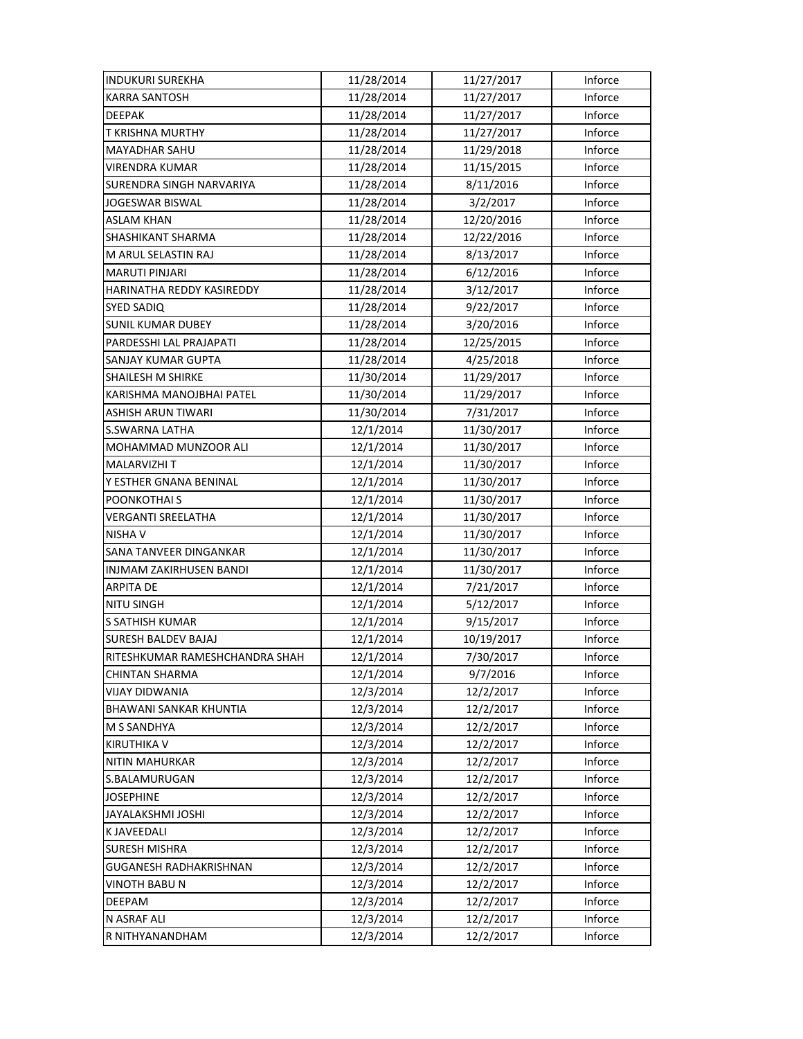| INDUKURI SUREKHA | 11/28/2014 | 11/27/2017 | Inforce |
|---|---|---|---|
| KARRA SANTOSH | 11/28/2014 | 11/27/2017 | Inforce |
| DEEPAK | 11/28/2014 | 11/27/2017 | Inforce |
| T KRISHNA MURTHY | 11/28/2014 | 11/27/2017 | Inforce |
| MAYADHAR SAHU | 11/28/2014 | 11/29/2018 | Inforce |
| VIRENDRA KUMAR | 11/28/2014 | 11/15/2015 | Inforce |
| SURENDRA SINGH NARVARIYA | 11/28/2014 | 8/11/2016 | Inforce |
| JOGESWAR BISWAL | 11/28/2014 | 3/2/2017 | Inforce |
| ASLAM KHAN | 11/28/2014 | 12/20/2016 | Inforce |
| SHASHIKANT SHARMA | 11/28/2014 | 12/22/2016 | Inforce |
| M ARUL SELASTIN RAJ | 11/28/2014 | 8/13/2017 | Inforce |
| MARUTI PINJARI | 11/28/2014 | 6/12/2016 | Inforce |
| HARINATHA REDDY KASIREDDY | 11/28/2014 | 3/12/2017 | Inforce |
| SYED SADIQ | 11/28/2014 | 9/22/2017 | Inforce |
| SUNIL KUMAR DUBEY | 11/28/2014 | 3/20/2016 | Inforce |
| PARDESSHI LAL PRAJAPATI | 11/28/2014 | 12/25/2015 | Inforce |
| SANJAY KUMAR GUPTA | 11/28/2014 | 4/25/2018 | Inforce |
| SHAILESH M SHIRKE | 11/30/2014 | 11/29/2017 | Inforce |
| KARISHMA MANOJBHAI PATEL | 11/30/2014 | 11/29/2017 | Inforce |
| ASHISH ARUN TIWARI | 11/30/2014 | 7/31/2017 | Inforce |
| S.SWARNA LATHA | 12/1/2014 | 11/30/2017 | Inforce |
| MOHAMMAD MUNZOOR ALI | 12/1/2014 | 11/30/2017 | Inforce |
| MALARVIZHI T | 12/1/2014 | 11/30/2017 | Inforce |
| Y ESTHER GNANA BENINAL | 12/1/2014 | 11/30/2017 | Inforce |
| POONKOTHAI S | 12/1/2014 | 11/30/2017 | Inforce |
| VERGANTI SREELATHA | 12/1/2014 | 11/30/2017 | Inforce |
| NISHA V | 12/1/2014 | 11/30/2017 | Inforce |
| SANA TANVEER DINGANKAR | 12/1/2014 | 11/30/2017 | Inforce |
| INJMAM ZAKIRHUSEN BANDI | 12/1/2014 | 11/30/2017 | Inforce |
| ARPITA DE | 12/1/2014 | 7/21/2017 | Inforce |
| NITU SINGH | 12/1/2014 | 5/12/2017 | Inforce |
| S SATHISH KUMAR | 12/1/2014 | 9/15/2017 | Inforce |
| SURESH BALDEV BAJAJ | 12/1/2014 | 10/19/2017 | Inforce |
| RITESHKUMAR RAMESHCHANDRA SHAH | 12/1/2014 | 7/30/2017 | Inforce |
| CHINTAN SHARMA | 12/1/2014 | 9/7/2016 | Inforce |
| VIJAY DIDWANIA | 12/3/2014 | 12/2/2017 | Inforce |
| BHAWANI SANKAR KHUNTIA | 12/3/2014 | 12/2/2017 | Inforce |
| M S SANDHYA | 12/3/2014 | 12/2/2017 | Inforce |
| KIRUTHIKA V | 12/3/2014 | 12/2/2017 | Inforce |
| NITIN MAHURKAR | 12/3/2014 | 12/2/2017 | Inforce |
| S.BALAMURUGAN | 12/3/2014 | 12/2/2017 | Inforce |
| JOSEPHINE | 12/3/2014 | 12/2/2017 | Inforce |
| JAYALAKSHMI JOSHI | 12/3/2014 | 12/2/2017 | Inforce |
| K JAVEEDALI | 12/3/2014 | 12/2/2017 | Inforce |
| SURESH MISHRA | 12/3/2014 | 12/2/2017 | Inforce |
| GUGANESH RADHAKRISHNAN | 12/3/2014 | 12/2/2017 | Inforce |
| VINOTH BABU N | 12/3/2014 | 12/2/2017 | Inforce |
| DEEPAM | 12/3/2014 | 12/2/2017 | Inforce |
| N ASRAF ALI | 12/3/2014 | 12/2/2017 | Inforce |
| R NITHYANANDHAM | 12/3/2014 | 12/2/2017 | Inforce |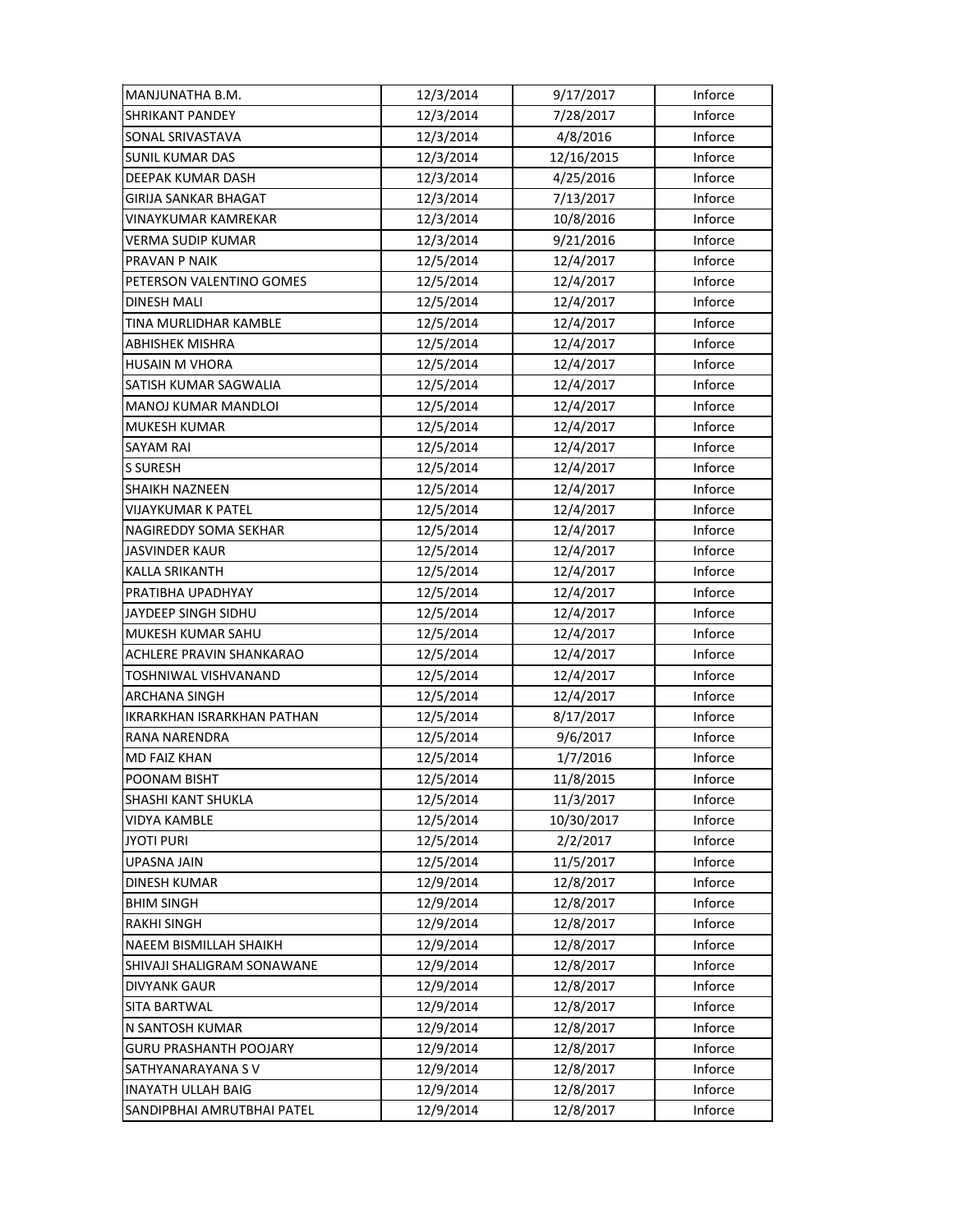| | | | |
|---|---|---|---|
| MANJUNATHA B.M. | 12/3/2014 | 9/17/2017 | Inforce |
| SHRIKANT PANDEY | 12/3/2014 | 7/28/2017 | Inforce |
| SONAL SRIVASTAVA | 12/3/2014 | 4/8/2016 | Inforce |
| SUNIL KUMAR DAS | 12/3/2014 | 12/16/2015 | Inforce |
| DEEPAK KUMAR DASH | 12/3/2014 | 4/25/2016 | Inforce |
| GIRIJA SANKAR BHAGAT | 12/3/2014 | 7/13/2017 | Inforce |
| VINAYKUMAR KAMREKAR | 12/3/2014 | 10/8/2016 | Inforce |
| VERMA SUDIP KUMAR | 12/3/2014 | 9/21/2016 | Inforce |
| PRAVAN P NAIK | 12/5/2014 | 12/4/2017 | Inforce |
| PETERSON VALENTINO GOMES | 12/5/2014 | 12/4/2017 | Inforce |
| DINESH MALI | 12/5/2014 | 12/4/2017 | Inforce |
| TINA MURLIDHAR KAMBLE | 12/5/2014 | 12/4/2017 | Inforce |
| ABHISHEK MISHRA | 12/5/2014 | 12/4/2017 | Inforce |
| HUSAIN M VHORA | 12/5/2014 | 12/4/2017 | Inforce |
| SATISH KUMAR SAGWALIA | 12/5/2014 | 12/4/2017 | Inforce |
| MANOJ KUMAR MANDLOI | 12/5/2014 | 12/4/2017 | Inforce |
| MUKESH KUMAR | 12/5/2014 | 12/4/2017 | Inforce |
| SAYAM RAI | 12/5/2014 | 12/4/2017 | Inforce |
| S SURESH | 12/5/2014 | 12/4/2017 | Inforce |
| SHAIKH NAZNEEN | 12/5/2014 | 12/4/2017 | Inforce |
| VIJAYKUMAR K PATEL | 12/5/2014 | 12/4/2017 | Inforce |
| NAGIREDDY SOMA SEKHAR | 12/5/2014 | 12/4/2017 | Inforce |
| JASVINDER KAUR | 12/5/2014 | 12/4/2017 | Inforce |
| KALLA SRIKANTH | 12/5/2014 | 12/4/2017 | Inforce |
| PRATIBHA UPADHYAY | 12/5/2014 | 12/4/2017 | Inforce |
| JAYDEEP SINGH SIDHU | 12/5/2014 | 12/4/2017 | Inforce |
| MUKESH KUMAR SAHU | 12/5/2014 | 12/4/2017 | Inforce |
| ACHLERE PRAVIN SHANKARAO | 12/5/2014 | 12/4/2017 | Inforce |
| TOSHNIWAL VISHVANAND | 12/5/2014 | 12/4/2017 | Inforce |
| ARCHANA SINGH | 12/5/2014 | 12/4/2017 | Inforce |
| IKRARKHAN ISRARKHAN PATHAN | 12/5/2014 | 8/17/2017 | Inforce |
| RANA NARENDRA | 12/5/2014 | 9/6/2017 | Inforce |
| MD FAIZ KHAN | 12/5/2014 | 1/7/2016 | Inforce |
| POONAM BISHT | 12/5/2014 | 11/8/2015 | Inforce |
| SHASHI KANT SHUKLA | 12/5/2014 | 11/3/2017 | Inforce |
| VIDYA KAMBLE | 12/5/2014 | 10/30/2017 | Inforce |
| JYOTI PURI | 12/5/2014 | 2/2/2017 | Inforce |
| UPASNA JAIN | 12/5/2014 | 11/5/2017 | Inforce |
| DINESH KUMAR | 12/9/2014 | 12/8/2017 | Inforce |
| BHIM SINGH | 12/9/2014 | 12/8/2017 | Inforce |
| RAKHI SINGH | 12/9/2014 | 12/8/2017 | Inforce |
| NAEEM BISMILLAH SHAIKH | 12/9/2014 | 12/8/2017 | Inforce |
| SHIVAJI SHALIGRAM SONAWANE | 12/9/2014 | 12/8/2017 | Inforce |
| DIVYANK GAUR | 12/9/2014 | 12/8/2017 | Inforce |
| SITA BARTWAL | 12/9/2014 | 12/8/2017 | Inforce |
| N SANTOSH KUMAR | 12/9/2014 | 12/8/2017 | Inforce |
| GURU PRASHANTH POOJARY | 12/9/2014 | 12/8/2017 | Inforce |
| SATHYANARAYANA S V | 12/9/2014 | 12/8/2017 | Inforce |
| INAYATH ULLAH BAIG | 12/9/2014 | 12/8/2017 | Inforce |
| SANDIPBHAI AMRUTBHAI PATEL | 12/9/2014 | 12/8/2017 | Inforce |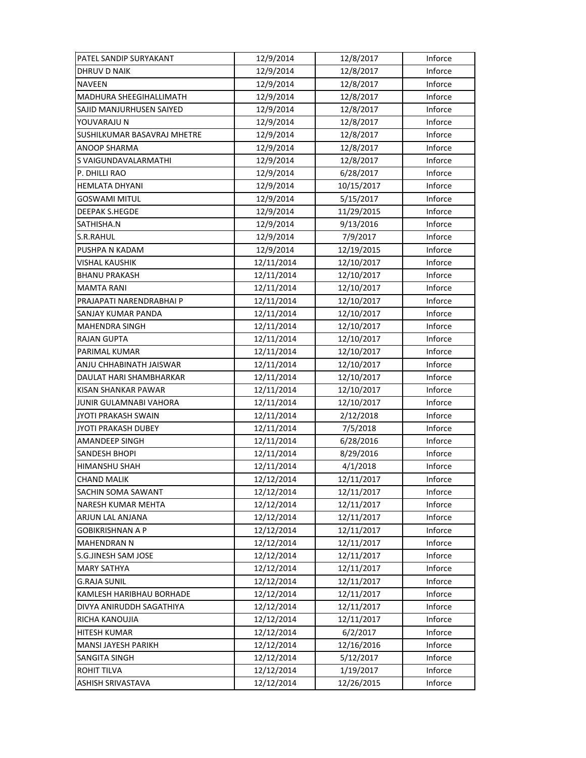| PATEL SANDIP SURYAKANT | 12/9/2014 | 12/8/2017 | Inforce |
|---|---|---|---|
| DHRUV D NAIK | 12/9/2014 | 12/8/2017 | Inforce |
| NAVEEN | 12/9/2014 | 12/8/2017 | Inforce |
| MADHURA SHEEGIHALLIMATH | 12/9/2014 | 12/8/2017 | Inforce |
| SAJID MANJURHUSEN SAIYED | 12/9/2014 | 12/8/2017 | Inforce |
| YOUVARAJU N | 12/9/2014 | 12/8/2017 | Inforce |
| SUSHILKUMAR BASAVRAJ MHETRE | 12/9/2014 | 12/8/2017 | Inforce |
| ANOOP SHARMA | 12/9/2014 | 12/8/2017 | Inforce |
| S VAIGUNDAVALARMATHI | 12/9/2014 | 12/8/2017 | Inforce |
| P. DHILLI RAO | 12/9/2014 | 6/28/2017 | Inforce |
| HEMLATA DHYANI | 12/9/2014 | 10/15/2017 | Inforce |
| GOSWAMI MITUL | 12/9/2014 | 5/15/2017 | Inforce |
| DEEPAK S.HEGDE | 12/9/2014 | 11/29/2015 | Inforce |
| SATHISHA.N | 12/9/2014 | 9/13/2016 | Inforce |
| S.R.RAHUL | 12/9/2014 | 7/9/2017 | Inforce |
| PUSHPA N KADAM | 12/9/2014 | 12/19/2015 | Inforce |
| VISHAL KAUSHIK | 12/11/2014 | 12/10/2017 | Inforce |
| BHANU PRAKASH | 12/11/2014 | 12/10/2017 | Inforce |
| MAMTA RANI | 12/11/2014 | 12/10/2017 | Inforce |
| PRAJAPATI NARENDRABHAI P | 12/11/2014 | 12/10/2017 | Inforce |
| SANJAY KUMAR PANDA | 12/11/2014 | 12/10/2017 | Inforce |
| MAHENDRA SINGH | 12/11/2014 | 12/10/2017 | Inforce |
| RAJAN GUPTA | 12/11/2014 | 12/10/2017 | Inforce |
| PARIMAL KUMAR | 12/11/2014 | 12/10/2017 | Inforce |
| ANJU CHHABINATH JAISWAR | 12/11/2014 | 12/10/2017 | Inforce |
| DAULAT HARI SHAMBHARKAR | 12/11/2014 | 12/10/2017 | Inforce |
| KISAN SHANKAR PAWAR | 12/11/2014 | 12/10/2017 | Inforce |
| JUNIR GULAMNABI VAHORA | 12/11/2014 | 12/10/2017 | Inforce |
| JYOTI PRAKASH SWAIN | 12/11/2014 | 2/12/2018 | Inforce |
| JYOTI PRAKASH DUBEY | 12/11/2014 | 7/5/2018 | Inforce |
| AMANDEEP SINGH | 12/11/2014 | 6/28/2016 | Inforce |
| SANDESH BHOPI | 12/11/2014 | 8/29/2016 | Inforce |
| HIMANSHU SHAH | 12/11/2014 | 4/1/2018 | Inforce |
| CHAND MALIK | 12/12/2014 | 12/11/2017 | Inforce |
| SACHIN SOMA SAWANT | 12/12/2014 | 12/11/2017 | Inforce |
| NARESH KUMAR MEHTA | 12/12/2014 | 12/11/2017 | Inforce |
| ARJUN LAL ANJANA | 12/12/2014 | 12/11/2017 | Inforce |
| GOBIKRISHNAN A P | 12/12/2014 | 12/11/2017 | Inforce |
| MAHENDRAN N | 12/12/2014 | 12/11/2017 | Inforce |
| S.G.JINESH SAM JOSE | 12/12/2014 | 12/11/2017 | Inforce |
| MARY SATHYA | 12/12/2014 | 12/11/2017 | Inforce |
| G.RAJA SUNIL | 12/12/2014 | 12/11/2017 | Inforce |
| KAMLESH HARIBHAU BORHADE | 12/12/2014 | 12/11/2017 | Inforce |
| DIVYA ANIRUDDH SAGATHIYA | 12/12/2014 | 12/11/2017 | Inforce |
| RICHA KANOUJIA | 12/12/2014 | 12/11/2017 | Inforce |
| HITESH KUMAR | 12/12/2014 | 6/2/2017 | Inforce |
| MANSI JAYESH PARIKH | 12/12/2014 | 12/16/2016 | Inforce |
| SANGITA SINGH | 12/12/2014 | 5/12/2017 | Inforce |
| ROHIT TILVA | 12/12/2014 | 1/19/2017 | Inforce |
| ASHISH SRIVASTAVA | 12/12/2014 | 12/26/2015 | Inforce |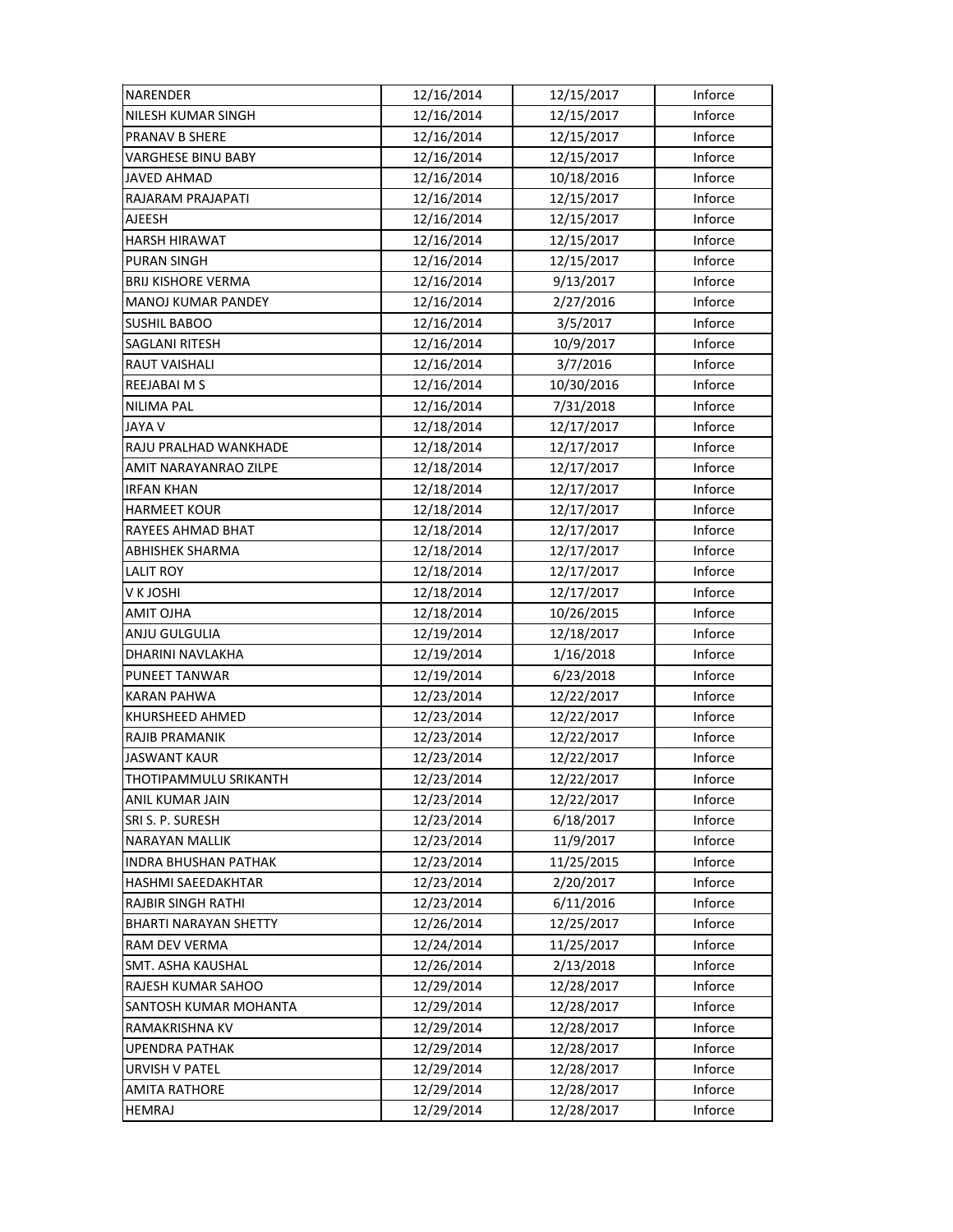| | | | |
|---|---|---|---|
| NARENDER | 12/16/2014 | 12/15/2017 | Inforce |
| NILESH KUMAR SINGH | 12/16/2014 | 12/15/2017 | Inforce |
| PRANAV B SHERE | 12/16/2014 | 12/15/2017 | Inforce |
| VARGHESE BINU BABY | 12/16/2014 | 12/15/2017 | Inforce |
| JAVED AHMAD | 12/16/2014 | 10/18/2016 | Inforce |
| RAJARAM PRAJAPATI | 12/16/2014 | 12/15/2017 | Inforce |
| AJEESH | 12/16/2014 | 12/15/2017 | Inforce |
| HARSH HIRAWAT | 12/16/2014 | 12/15/2017 | Inforce |
| PURAN SINGH | 12/16/2014 | 12/15/2017 | Inforce |
| BRIJ KISHORE VERMA | 12/16/2014 | 9/13/2017 | Inforce |
| MANOJ KUMAR PANDEY | 12/16/2014 | 2/27/2016 | Inforce |
| SUSHIL BABOO | 12/16/2014 | 3/5/2017 | Inforce |
| SAGLANI RITESH | 12/16/2014 | 10/9/2017 | Inforce |
| RAUT VAISHALI | 12/16/2014 | 3/7/2016 | Inforce |
| REEJABAI M S | 12/16/2014 | 10/30/2016 | Inforce |
| NILIMA PAL | 12/16/2014 | 7/31/2018 | Inforce |
| JAYA V | 12/18/2014 | 12/17/2017 | Inforce |
| RAJU PRALHAD WANKHADE | 12/18/2014 | 12/17/2017 | Inforce |
| AMIT NARAYANRAO ZILPE | 12/18/2014 | 12/17/2017 | Inforce |
| IRFAN KHAN | 12/18/2014 | 12/17/2017 | Inforce |
| HARMEET KOUR | 12/18/2014 | 12/17/2017 | Inforce |
| RAYEES AHMAD BHAT | 12/18/2014 | 12/17/2017 | Inforce |
| ABHISHEK SHARMA | 12/18/2014 | 12/17/2017 | Inforce |
| LALIT ROY | 12/18/2014 | 12/17/2017 | Inforce |
| V K JOSHI | 12/18/2014 | 12/17/2017 | Inforce |
| AMIT OJHA | 12/18/2014 | 10/26/2015 | Inforce |
| ANJU GULGULIA | 12/19/2014 | 12/18/2017 | Inforce |
| DHARINI NAVLAKHA | 12/19/2014 | 1/16/2018 | Inforce |
| PUNEET TANWAR | 12/19/2014 | 6/23/2018 | Inforce |
| KARAN PAHWA | 12/23/2014 | 12/22/2017 | Inforce |
| KHURSHEED AHMED | 12/23/2014 | 12/22/2017 | Inforce |
| RAJIB PRAMANIK | 12/23/2014 | 12/22/2017 | Inforce |
| JASWANT KAUR | 12/23/2014 | 12/22/2017 | Inforce |
| THOTIPAMMULU SRIKANTH | 12/23/2014 | 12/22/2017 | Inforce |
| ANIL KUMAR JAIN | 12/23/2014 | 12/22/2017 | Inforce |
| SRI S. P. SURESH | 12/23/2014 | 6/18/2017 | Inforce |
| NARAYAN MALLIK | 12/23/2014 | 11/9/2017 | Inforce |
| INDRA BHUSHAN PATHAK | 12/23/2014 | 11/25/2015 | Inforce |
| HASHMI SAEEDAKHTAR | 12/23/2014 | 2/20/2017 | Inforce |
| RAJBIR SINGH RATHI | 12/23/2014 | 6/11/2016 | Inforce |
| BHARTI NARAYAN SHETTY | 12/26/2014 | 12/25/2017 | Inforce |
| RAM DEV VERMA | 12/24/2014 | 11/25/2017 | Inforce |
| SMT. ASHA KAUSHAL | 12/26/2014 | 2/13/2018 | Inforce |
| RAJESH KUMAR SAHOO | 12/29/2014 | 12/28/2017 | Inforce |
| SANTOSH KUMAR MOHANTA | 12/29/2014 | 12/28/2017 | Inforce |
| RAMAKRISHNA KV | 12/29/2014 | 12/28/2017 | Inforce |
| UPENDRA PATHAK | 12/29/2014 | 12/28/2017 | Inforce |
| URVISH V PATEL | 12/29/2014 | 12/28/2017 | Inforce |
| AMITA RATHORE | 12/29/2014 | 12/28/2017 | Inforce |
| HEMRAJ | 12/29/2014 | 12/28/2017 | Inforce |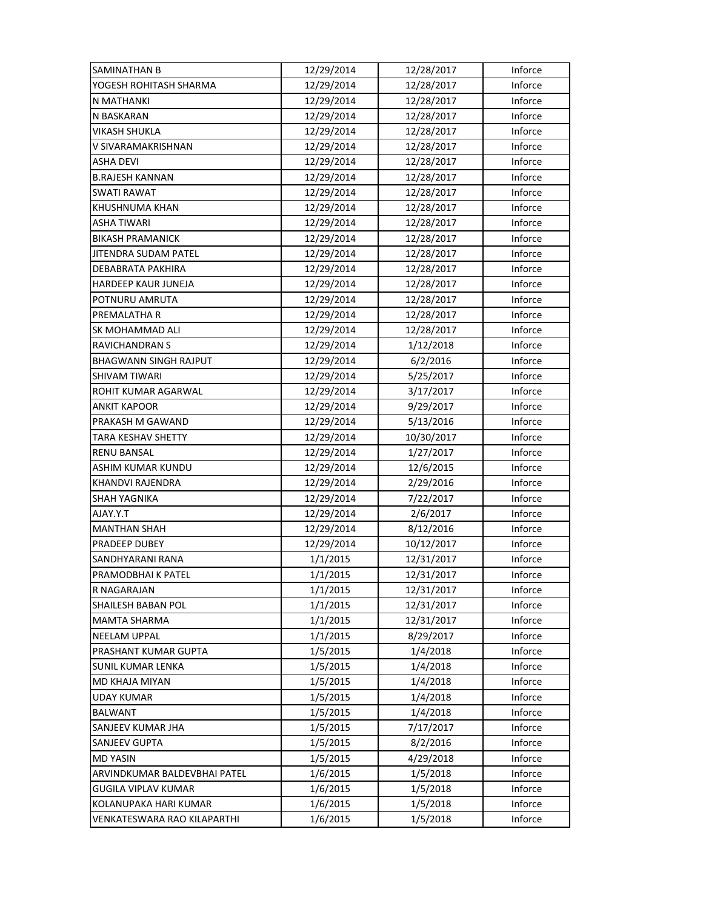| SAMINATHAN B | 12/29/2014 | 12/28/2017 | Inforce |
|---|---|---|---|
| YOGESH ROHITASH SHARMA | 12/29/2014 | 12/28/2017 | Inforce |
| N MATHANKI | 12/29/2014 | 12/28/2017 | Inforce |
| N BASKARAN | 12/29/2014 | 12/28/2017 | Inforce |
| VIKASH SHUKLA | 12/29/2014 | 12/28/2017 | Inforce |
| V SIVARAMAKRISHNAN | 12/29/2014 | 12/28/2017 | Inforce |
| ASHA DEVI | 12/29/2014 | 12/28/2017 | Inforce |
| B.RAJESH KANNAN | 12/29/2014 | 12/28/2017 | Inforce |
| SWATI RAWAT | 12/29/2014 | 12/28/2017 | Inforce |
| KHUSHNUMA KHAN | 12/29/2014 | 12/28/2017 | Inforce |
| ASHA TIWARI | 12/29/2014 | 12/28/2017 | Inforce |
| BIKASH PRAMANICK | 12/29/2014 | 12/28/2017 | Inforce |
| JITENDRA SUDAM PATEL | 12/29/2014 | 12/28/2017 | Inforce |
| DEBABRATA PAKHIRA | 12/29/2014 | 12/28/2017 | Inforce |
| HARDEEP KAUR JUNEJA | 12/29/2014 | 12/28/2017 | Inforce |
| POTNURU AMRUTA | 12/29/2014 | 12/28/2017 | Inforce |
| PREMALATHA R | 12/29/2014 | 12/28/2017 | Inforce |
| SK MOHAMMAD ALI | 12/29/2014 | 12/28/2017 | Inforce |
| RAVICHANDRAN S | 12/29/2014 | 1/12/2018 | Inforce |
| BHAGWANN SINGH RAJPUT | 12/29/2014 | 6/2/2016 | Inforce |
| SHIVAM TIWARI | 12/29/2014 | 5/25/2017 | Inforce |
| ROHIT KUMAR AGARWAL | 12/29/2014 | 3/17/2017 | Inforce |
| ANKIT KAPOOR | 12/29/2014 | 9/29/2017 | Inforce |
| PRAKASH M GAWAND | 12/29/2014 | 5/13/2016 | Inforce |
| TARA KESHAV SHETTY | 12/29/2014 | 10/30/2017 | Inforce |
| RENU BANSAL | 12/29/2014 | 1/27/2017 | Inforce |
| ASHIM KUMAR KUNDU | 12/29/2014 | 12/6/2015 | Inforce |
| KHANDVI RAJENDRA | 12/29/2014 | 2/29/2016 | Inforce |
| SHAH YAGNIKA | 12/29/2014 | 7/22/2017 | Inforce |
| AJAY.Y.T | 12/29/2014 | 2/6/2017 | Inforce |
| MANTHAN SHAH | 12/29/2014 | 8/12/2016 | Inforce |
| PRADEEP DUBEY | 12/29/2014 | 10/12/2017 | Inforce |
| SANDHYARANI RANA | 1/1/2015 | 12/31/2017 | Inforce |
| PRAMODBHAI K PATEL | 1/1/2015 | 12/31/2017 | Inforce |
| R NAGARAJAN | 1/1/2015 | 12/31/2017 | Inforce |
| SHAILESH BABAN POL | 1/1/2015 | 12/31/2017 | Inforce |
| MAMTA SHARMA | 1/1/2015 | 12/31/2017 | Inforce |
| NEELAM UPPAL | 1/1/2015 | 8/29/2017 | Inforce |
| PRASHANT KUMAR GUPTA | 1/5/2015 | 1/4/2018 | Inforce |
| SUNIL KUMAR LENKA | 1/5/2015 | 1/4/2018 | Inforce |
| MD KHAJA MIYAN | 1/5/2015 | 1/4/2018 | Inforce |
| UDAY KUMAR | 1/5/2015 | 1/4/2018 | Inforce |
| BALWANT | 1/5/2015 | 1/4/2018 | Inforce |
| SANJEEV KUMAR JHA | 1/5/2015 | 7/17/2017 | Inforce |
| SANJEEV GUPTA | 1/5/2015 | 8/2/2016 | Inforce |
| MD YASIN | 1/5/2015 | 4/29/2018 | Inforce |
| ARVINDKUMAR BALDEVBHAI PATEL | 1/6/2015 | 1/5/2018 | Inforce |
| GUGILA VIPLAV KUMAR | 1/6/2015 | 1/5/2018 | Inforce |
| KOLANUPAKA HARI KUMAR | 1/6/2015 | 1/5/2018 | Inforce |
| VENKATESWARA RAO KILAPARTHI | 1/6/2015 | 1/5/2018 | Inforce |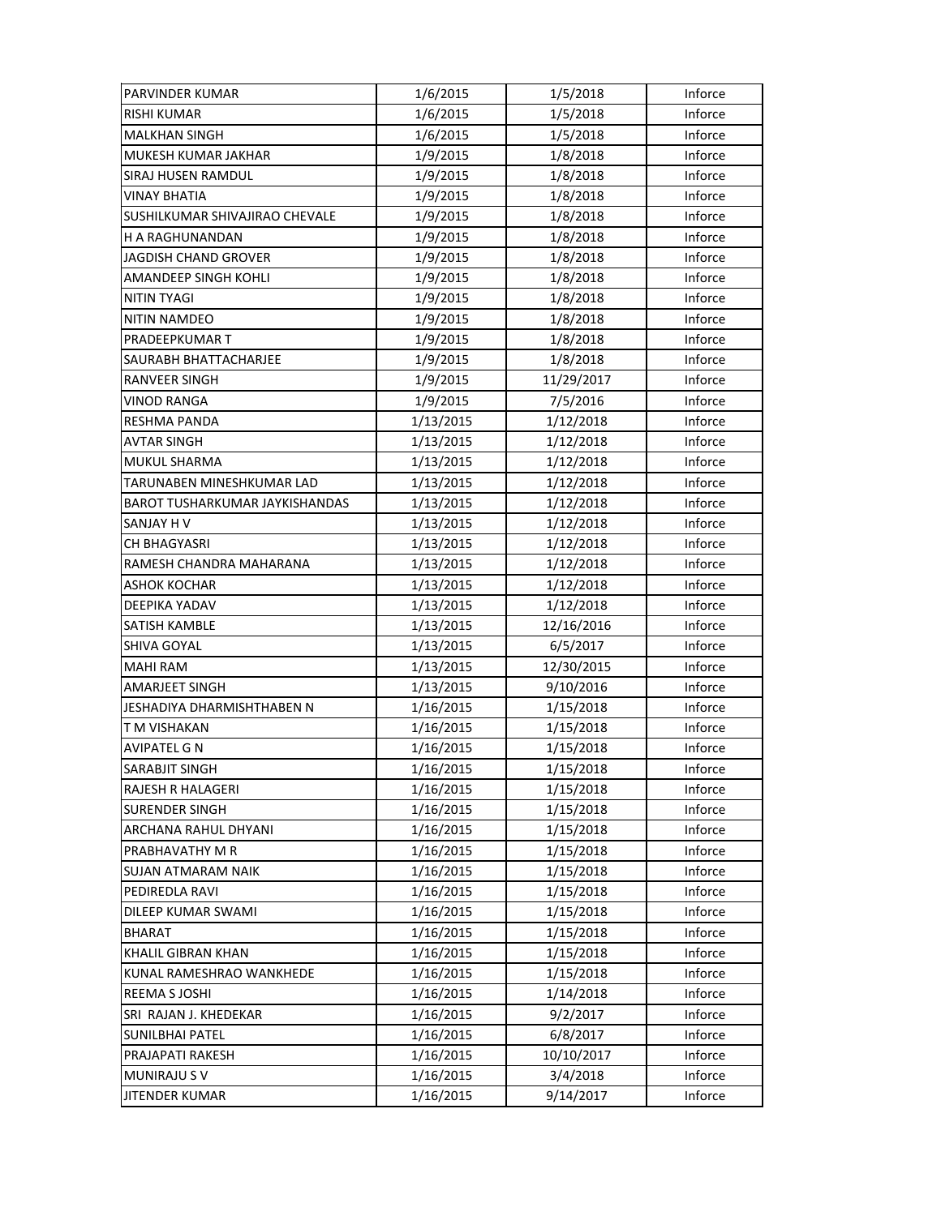| | | | |
|---|---|---|---|
| PARVINDER KUMAR | 1/6/2015 | 1/5/2018 | Inforce |
| RISHI KUMAR | 1/6/2015 | 1/5/2018 | Inforce |
| MALKHAN SINGH | 1/6/2015 | 1/5/2018 | Inforce |
| MUKESH KUMAR JAKHAR | 1/9/2015 | 1/8/2018 | Inforce |
| SIRAJ HUSEN RAMDUL | 1/9/2015 | 1/8/2018 | Inforce |
| VINAY BHATIA | 1/9/2015 | 1/8/2018 | Inforce |
| SUSHILKUMAR SHIVAJIRAO CHEVALE | 1/9/2015 | 1/8/2018 | Inforce |
| H A RAGHUNANDAN | 1/9/2015 | 1/8/2018 | Inforce |
| JAGDISH CHAND GROVER | 1/9/2015 | 1/8/2018 | Inforce |
| AMANDEEP SINGH KOHLI | 1/9/2015 | 1/8/2018 | Inforce |
| NITIN TYAGI | 1/9/2015 | 1/8/2018 | Inforce |
| NITIN NAMDEO | 1/9/2015 | 1/8/2018 | Inforce |
| PRADEEPKUMAR T | 1/9/2015 | 1/8/2018 | Inforce |
| SAURABH BHATTACHARJEE | 1/9/2015 | 1/8/2018 | Inforce |
| RANVEER SINGH | 1/9/2015 | 11/29/2017 | Inforce |
| VINOD RANGA | 1/9/2015 | 7/5/2016 | Inforce |
| RESHMA PANDA | 1/13/2015 | 1/12/2018 | Inforce |
| AVTAR SINGH | 1/13/2015 | 1/12/2018 | Inforce |
| MUKUL SHARMA | 1/13/2015 | 1/12/2018 | Inforce |
| TARUNABEN MINESHKUMAR LAD | 1/13/2015 | 1/12/2018 | Inforce |
| BAROT TUSHARKUMAR JAYKISHANDAS | 1/13/2015 | 1/12/2018 | Inforce |
| SANJAY H V | 1/13/2015 | 1/12/2018 | Inforce |
| CH BHAGYASRI | 1/13/2015 | 1/12/2018 | Inforce |
| RAMESH CHANDRA MAHARANA | 1/13/2015 | 1/12/2018 | Inforce |
| ASHOK KOCHAR | 1/13/2015 | 1/12/2018 | Inforce |
| DEEPIKA YADAV | 1/13/2015 | 1/12/2018 | Inforce |
| SATISH KAMBLE | 1/13/2015 | 12/16/2016 | Inforce |
| SHIVA GOYAL | 1/13/2015 | 6/5/2017 | Inforce |
| MAHI RAM | 1/13/2015 | 12/30/2015 | Inforce |
| AMARJEET SINGH | 1/13/2015 | 9/10/2016 | Inforce |
| JESHADIYA DHARMISHTHABEN N | 1/16/2015 | 1/15/2018 | Inforce |
| T M VISHAKAN | 1/16/2015 | 1/15/2018 | Inforce |
| AVIPATEL G N | 1/16/2015 | 1/15/2018 | Inforce |
| SARABJIT SINGH | 1/16/2015 | 1/15/2018 | Inforce |
| RAJESH R HALAGERI | 1/16/2015 | 1/15/2018 | Inforce |
| SURENDER SINGH | 1/16/2015 | 1/15/2018 | Inforce |
| ARCHANA RAHUL DHYANI | 1/16/2015 | 1/15/2018 | Inforce |
| PRABHAVATHY M R | 1/16/2015 | 1/15/2018 | Inforce |
| SUJAN ATMARAM NAIK | 1/16/2015 | 1/15/2018 | Inforce |
| PEDIREDLA RAVI | 1/16/2015 | 1/15/2018 | Inforce |
| DILEEP KUMAR SWAMI | 1/16/2015 | 1/15/2018 | Inforce |
| BHARAT | 1/16/2015 | 1/15/2018 | Inforce |
| KHALIL GIBRAN KHAN | 1/16/2015 | 1/15/2018 | Inforce |
| KUNAL RAMESHRAO WANKHEDE | 1/16/2015 | 1/15/2018 | Inforce |
| REEMA S JOSHI | 1/16/2015 | 1/14/2018 | Inforce |
| SRI RAJAN J. KHEDEKAR | 1/16/2015 | 9/2/2017 | Inforce |
| SUNILBHAI PATEL | 1/16/2015 | 6/8/2017 | Inforce |
| PRAJAPATI RAKESH | 1/16/2015 | 10/10/2017 | Inforce |
| MUNIRAJU S V | 1/16/2015 | 3/4/2018 | Inforce |
| JITENDER KUMAR | 1/16/2015 | 9/14/2017 | Inforce |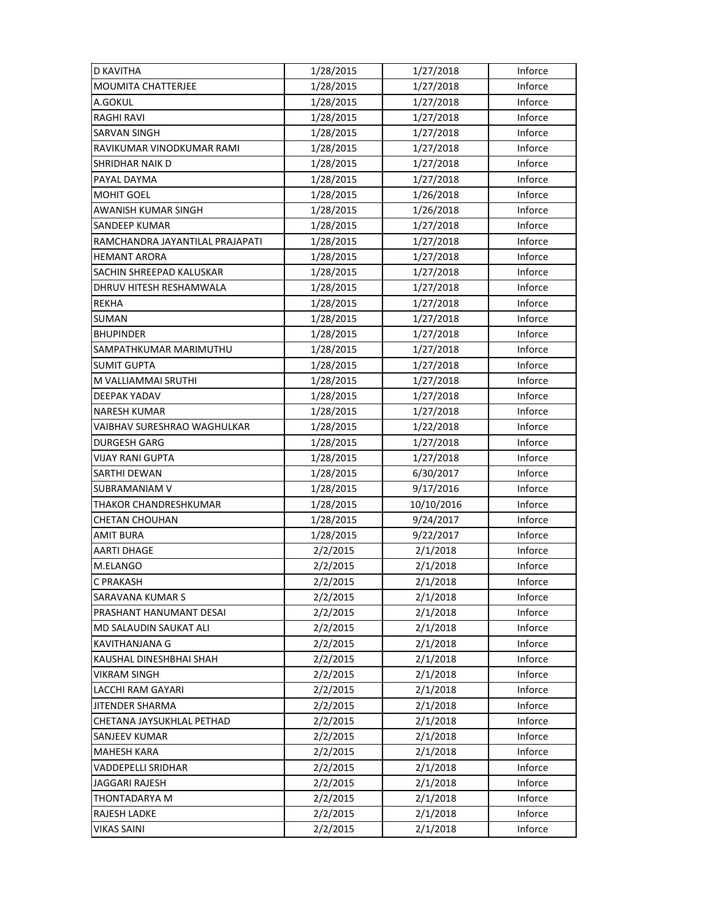| D KAVITHA | 1/28/2015 | 1/27/2018 | Inforce |
|---|---|---|---|
| MOUMITA CHATTERJEE | 1/28/2015 | 1/27/2018 | Inforce |
| A.GOKUL | 1/28/2015 | 1/27/2018 | Inforce |
| RAGHI RAVI | 1/28/2015 | 1/27/2018 | Inforce |
| SARVAN SINGH | 1/28/2015 | 1/27/2018 | Inforce |
| RAVIKUMAR VINODKUMAR RAMI | 1/28/2015 | 1/27/2018 | Inforce |
| SHRIDHAR NAIK D | 1/28/2015 | 1/27/2018 | Inforce |
| PAYAL DAYMA | 1/28/2015 | 1/27/2018 | Inforce |
| MOHIT GOEL | 1/28/2015 | 1/26/2018 | Inforce |
| AWANISH KUMAR SINGH | 1/28/2015 | 1/26/2018 | Inforce |
| SANDEEP KUMAR | 1/28/2015 | 1/27/2018 | Inforce |
| RAMCHANDRA JAYANTILAL PRAJAPATI | 1/28/2015 | 1/27/2018 | Inforce |
| HEMANT ARORA | 1/28/2015 | 1/27/2018 | Inforce |
| SACHIN SHREEPAD KALUSKAR | 1/28/2015 | 1/27/2018 | Inforce |
| DHRUV HITESH RESHAMWALA | 1/28/2015 | 1/27/2018 | Inforce |
| REKHA | 1/28/2015 | 1/27/2018 | Inforce |
| SUMAN | 1/28/2015 | 1/27/2018 | Inforce |
| BHUPINDER | 1/28/2015 | 1/27/2018 | Inforce |
| SAMPATHKUMAR MARIMUTHU | 1/28/2015 | 1/27/2018 | Inforce |
| SUMIT GUPTA | 1/28/2015 | 1/27/2018 | Inforce |
| M VALLIAMMAI SRUTHI | 1/28/2015 | 1/27/2018 | Inforce |
| DEEPAK YADAV | 1/28/2015 | 1/27/2018 | Inforce |
| NARESH KUMAR | 1/28/2015 | 1/27/2018 | Inforce |
| VAIBHAV SURESHRAO WAGHULKAR | 1/28/2015 | 1/22/2018 | Inforce |
| DURGESH GARG | 1/28/2015 | 1/27/2018 | Inforce |
| VIJAY RANI GUPTA | 1/28/2015 | 1/27/2018 | Inforce |
| SARTHI DEWAN | 1/28/2015 | 6/30/2017 | Inforce |
| SUBRAMANIAM V | 1/28/2015 | 9/17/2016 | Inforce |
| THAKOR CHANDRESHKUMAR | 1/28/2015 | 10/10/2016 | Inforce |
| CHETAN CHOUHAN | 1/28/2015 | 9/24/2017 | Inforce |
| AMIT BURA | 1/28/2015 | 9/22/2017 | Inforce |
| AARTI DHAGE | 2/2/2015 | 2/1/2018 | Inforce |
| M.ELANGO | 2/2/2015 | 2/1/2018 | Inforce |
| C PRAKASH | 2/2/2015 | 2/1/2018 | Inforce |
| SARAVANA KUMAR S | 2/2/2015 | 2/1/2018 | Inforce |
| PRASHANT HANUMANT DESAI | 2/2/2015 | 2/1/2018 | Inforce |
| MD SALAUDIN SAUKAT ALI | 2/2/2015 | 2/1/2018 | Inforce |
| KAVITHANJANA G | 2/2/2015 | 2/1/2018 | Inforce |
| KAUSHAL DINESHBHAI SHAH | 2/2/2015 | 2/1/2018 | Inforce |
| VIKRAM SINGH | 2/2/2015 | 2/1/2018 | Inforce |
| LACCHI RAM GAYARI | 2/2/2015 | 2/1/2018 | Inforce |
| JITENDER SHARMA | 2/2/2015 | 2/1/2018 | Inforce |
| CHETANA JAYSUKHLAL PETHAD | 2/2/2015 | 2/1/2018 | Inforce |
| SANJEEV KUMAR | 2/2/2015 | 2/1/2018 | Inforce |
| MAHESH KARA | 2/2/2015 | 2/1/2018 | Inforce |
| VADDEPELLI SRIDHAR | 2/2/2015 | 2/1/2018 | Inforce |
| JAGGARI RAJESH | 2/2/2015 | 2/1/2018 | Inforce |
| THONTADARYA M | 2/2/2015 | 2/1/2018 | Inforce |
| RAJESH LADKE | 2/2/2015 | 2/1/2018 | Inforce |
| VIKAS SAINI | 2/2/2015 | 2/1/2018 | Inforce |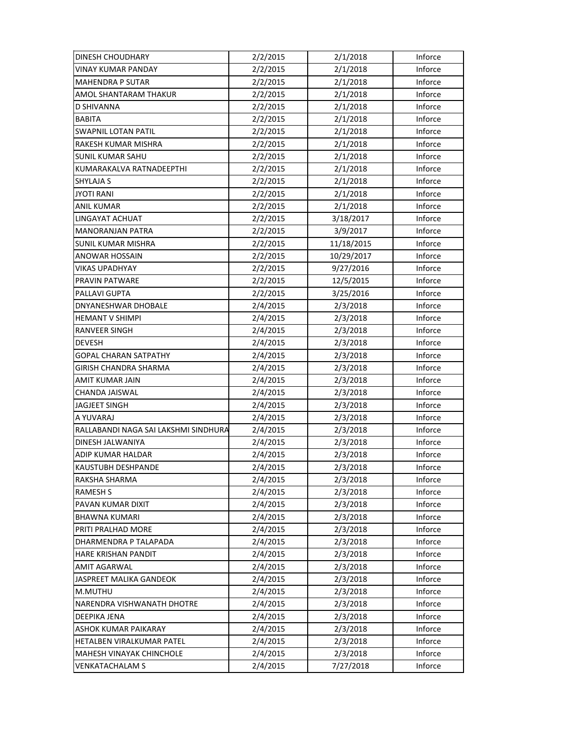| DINESH CHOUDHARY | 2/2/2015 | 2/1/2018 | Inforce |
|---|---|---|---|
| VINAY KUMAR PANDAY | 2/2/2015 | 2/1/2018 | Inforce |
| MAHENDRA P SUTAR | 2/2/2015 | 2/1/2018 | Inforce |
| AMOL SHANTARAM THAKUR | 2/2/2015 | 2/1/2018 | Inforce |
| D SHIVANNA | 2/2/2015 | 2/1/2018 | Inforce |
| BABITA | 2/2/2015 | 2/1/2018 | Inforce |
| SWAPNIL LOTAN PATIL | 2/2/2015 | 2/1/2018 | Inforce |
| RAKESH KUMAR MISHRA | 2/2/2015 | 2/1/2018 | Inforce |
| SUNIL KUMAR SAHU | 2/2/2015 | 2/1/2018 | Inforce |
| KUMARAKALVA RATNADEEPTHI | 2/2/2015 | 2/1/2018 | Inforce |
| SHYLAJA S | 2/2/2015 | 2/1/2018 | Inforce |
| JYOTI RANI | 2/2/2015 | 2/1/2018 | Inforce |
| ANIL KUMAR | 2/2/2015 | 2/1/2018 | Inforce |
| LINGAYAT ACHUAT | 2/2/2015 | 3/18/2017 | Inforce |
| MANORANJAN PATRA | 2/2/2015 | 3/9/2017 | Inforce |
| SUNIL KUMAR MISHRA | 2/2/2015 | 11/18/2015 | Inforce |
| ANOWAR HOSSAIN | 2/2/2015 | 10/29/2017 | Inforce |
| VIKAS UPADHYAY | 2/2/2015 | 9/27/2016 | Inforce |
| PRAVIN PATWARE | 2/2/2015 | 12/5/2015 | Inforce |
| PALLAVI GUPTA | 2/2/2015 | 3/25/2016 | Inforce |
| DNYANESHWAR DHOBALE | 2/4/2015 | 2/3/2018 | Inforce |
| HEMANT V SHIMPI | 2/4/2015 | 2/3/2018 | Inforce |
| RANVEER SINGH | 2/4/2015 | 2/3/2018 | Inforce |
| DEVESH | 2/4/2015 | 2/3/2018 | Inforce |
| GOPAL CHARAN SATPATHY | 2/4/2015 | 2/3/2018 | Inforce |
| GIRISH CHANDRA SHARMA | 2/4/2015 | 2/3/2018 | Inforce |
| AMIT KUMAR JAIN | 2/4/2015 | 2/3/2018 | Inforce |
| CHANDA JAISWAL | 2/4/2015 | 2/3/2018 | Inforce |
| JAGJEET SINGH | 2/4/2015 | 2/3/2018 | Inforce |
| A YUVARAJ | 2/4/2015 | 2/3/2018 | Inforce |
| RALLABANDI NAGA SAI LAKSHMI SINDHURA | 2/4/2015 | 2/3/2018 | Inforce |
| DINESH JALWANIYA | 2/4/2015 | 2/3/2018 | Inforce |
| ADIP KUMAR HALDAR | 2/4/2015 | 2/3/2018 | Inforce |
| KAUSTUBH DESHPANDE | 2/4/2015 | 2/3/2018 | Inforce |
| RAKSHA SHARMA | 2/4/2015 | 2/3/2018 | Inforce |
| RAMESH S | 2/4/2015 | 2/3/2018 | Inforce |
| PAVAN KUMAR DIXIT | 2/4/2015 | 2/3/2018 | Inforce |
| BHAWNA KUMARI | 2/4/2015 | 2/3/2018 | Inforce |
| PRITI PRALHAD MORE | 2/4/2015 | 2/3/2018 | Inforce |
| DHARMENDRA P TALAPADA | 2/4/2015 | 2/3/2018 | Inforce |
| HARE KRISHAN PANDIT | 2/4/2015 | 2/3/2018 | Inforce |
| AMIT AGARWAL | 2/4/2015 | 2/3/2018 | Inforce |
| JASPREET MALIKA GANDEOK | 2/4/2015 | 2/3/2018 | Inforce |
| M.MUTHU | 2/4/2015 | 2/3/2018 | Inforce |
| NARENDRA VISHWANATH DHOTRE | 2/4/2015 | 2/3/2018 | Inforce |
| DEEPIKA JENA | 2/4/2015 | 2/3/2018 | Inforce |
| ASHOK KUMAR PAIKARAY | 2/4/2015 | 2/3/2018 | Inforce |
| HETALBEN VIRALKUMAR PATEL | 2/4/2015 | 2/3/2018 | Inforce |
| MAHESH VINAYAK CHINCHOLE | 2/4/2015 | 2/3/2018 | Inforce |
| VENKATACHALAM S | 2/4/2015 | 7/27/2018 | Inforce |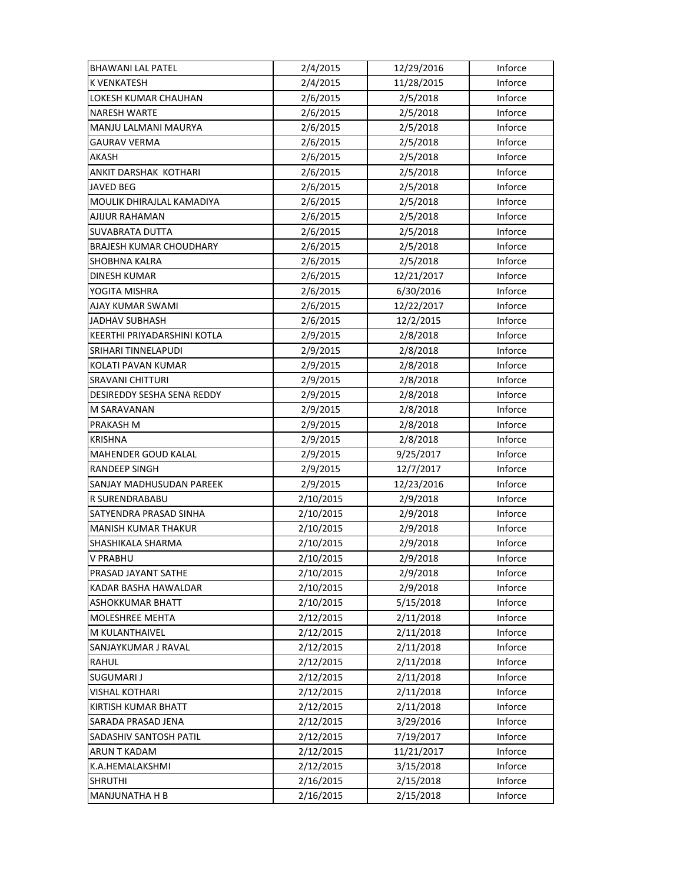| BHAWANI LAL PATEL | 2/4/2015 | 12/29/2016 | Inforce |
|---|---|---|---|
| K VENKATESH | 2/4/2015 | 11/28/2015 | Inforce |
| LOKESH KUMAR CHAUHAN | 2/6/2015 | 2/5/2018 | Inforce |
| NARESH WARTE | 2/6/2015 | 2/5/2018 | Inforce |
| MANJU LALMANI MAURYA | 2/6/2015 | 2/5/2018 | Inforce |
| GAURAV VERMA | 2/6/2015 | 2/5/2018 | Inforce |
| AKASH | 2/6/2015 | 2/5/2018 | Inforce |
| ANKIT DARSHAK KOTHARI | 2/6/2015 | 2/5/2018 | Inforce |
| JAVED BEG | 2/6/2015 | 2/5/2018 | Inforce |
| MOULIK DHIRAJLAL KAMADIYA | 2/6/2015 | 2/5/2018 | Inforce |
| AJIJUR RAHAMAN | 2/6/2015 | 2/5/2018 | Inforce |
| SUVABRATA DUTTA | 2/6/2015 | 2/5/2018 | Inforce |
| BRAJESH KUMAR CHOUDHARY | 2/6/2015 | 2/5/2018 | Inforce |
| SHOBHNA KALRA | 2/6/2015 | 2/5/2018 | Inforce |
| DINESH KUMAR | 2/6/2015 | 12/21/2017 | Inforce |
| YOGITA MISHRA | 2/6/2015 | 6/30/2016 | Inforce |
| AJAY KUMAR SWAMI | 2/6/2015 | 12/22/2017 | Inforce |
| JADHAV SUBHASH | 2/6/2015 | 12/2/2015 | Inforce |
| KEERTHI PRIYADARSHINI KOTLA | 2/9/2015 | 2/8/2018 | Inforce |
| SRIHARI TINNELAPUDI | 2/9/2015 | 2/8/2018 | Inforce |
| KOLATI PAVAN KUMAR | 2/9/2015 | 2/8/2018 | Inforce |
| SRAVANI CHITTURI | 2/9/2015 | 2/8/2018 | Inforce |
| DESIREDDY SESHA SENA REDDY | 2/9/2015 | 2/8/2018 | Inforce |
| M SARAVANAN | 2/9/2015 | 2/8/2018 | Inforce |
| PRAKASH M | 2/9/2015 | 2/8/2018 | Inforce |
| KRISHNA | 2/9/2015 | 2/8/2018 | Inforce |
| MAHENDER GOUD KALAL | 2/9/2015 | 9/25/2017 | Inforce |
| RANDEEP SINGH | 2/9/2015 | 12/7/2017 | Inforce |
| SANJAY MADHUSUDAN PAREEK | 2/9/2015 | 12/23/2016 | Inforce |
| R SURENDRABABU | 2/10/2015 | 2/9/2018 | Inforce |
| SATYENDRA PRASAD SINHA | 2/10/2015 | 2/9/2018 | Inforce |
| MANISH KUMAR THAKUR | 2/10/2015 | 2/9/2018 | Inforce |
| SHASHIKALA SHARMA | 2/10/2015 | 2/9/2018 | Inforce |
| V PRABHU | 2/10/2015 | 2/9/2018 | Inforce |
| PRASAD JAYANT SATHE | 2/10/2015 | 2/9/2018 | Inforce |
| KADAR BASHA HAWALDAR | 2/10/2015 | 2/9/2018 | Inforce |
| ASHOKKUMAR BHATT | 2/10/2015 | 5/15/2018 | Inforce |
| MOLESHREE MEHTA | 2/12/2015 | 2/11/2018 | Inforce |
| M KULANTHAIVEL | 2/12/2015 | 2/11/2018 | Inforce |
| SANJAYKUMAR J RAVAL | 2/12/2015 | 2/11/2018 | Inforce |
| RAHUL | 2/12/2015 | 2/11/2018 | Inforce |
| SUGUMARI J | 2/12/2015 | 2/11/2018 | Inforce |
| VISHAL KOTHARI | 2/12/2015 | 2/11/2018 | Inforce |
| KIRTISH KUMAR BHATT | 2/12/2015 | 2/11/2018 | Inforce |
| SARADA PRASAD JENA | 2/12/2015 | 3/29/2016 | Inforce |
| SADASHIV SANTOSH PATIL | 2/12/2015 | 7/19/2017 | Inforce |
| ARUN T KADAM | 2/12/2015 | 11/21/2017 | Inforce |
| K.A.HEMALAKSHMI | 2/12/2015 | 3/15/2018 | Inforce |
| SHRUTHI | 2/16/2015 | 2/15/2018 | Inforce |
| MANJUNATHA H B | 2/16/2015 | 2/15/2018 | Inforce |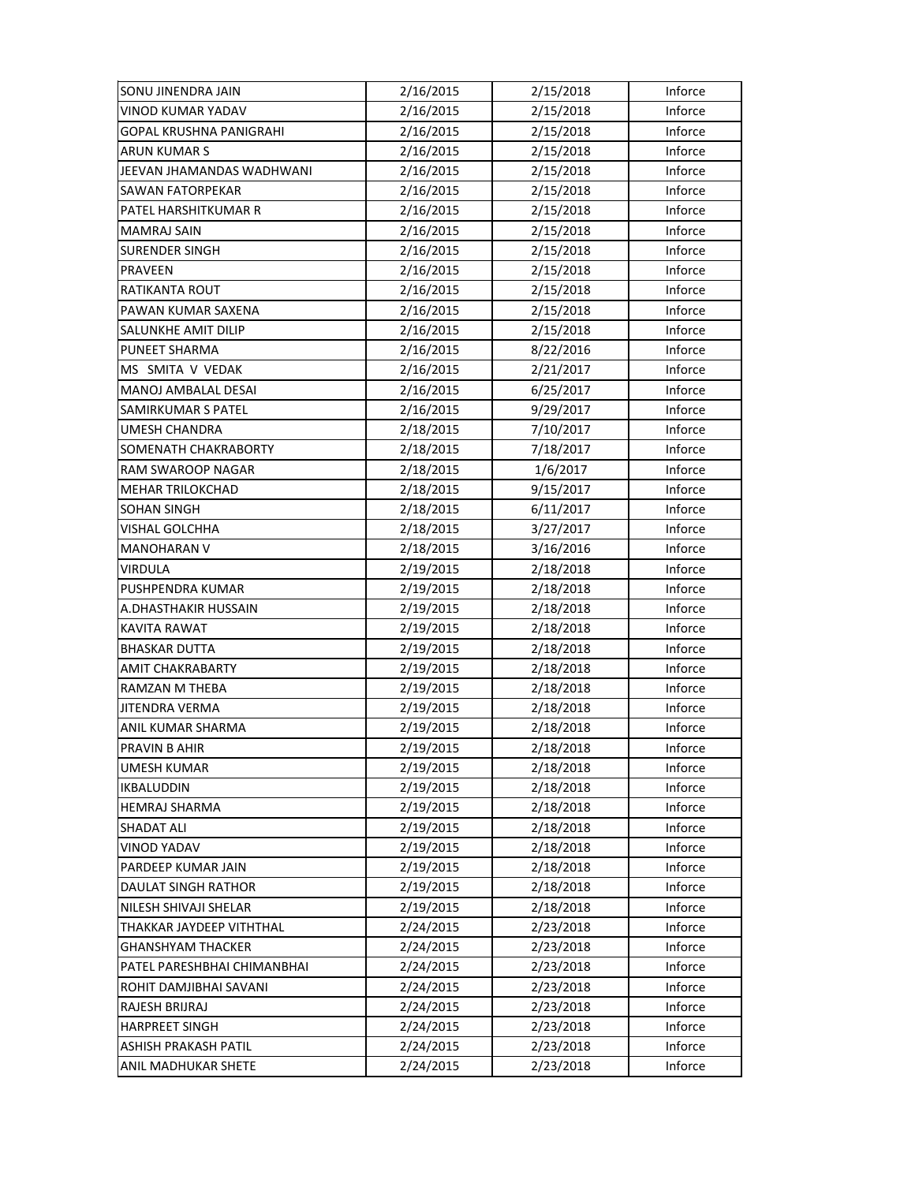| | | | |
|---|---|---|---|
| SONU JINENDRA JAIN | 2/16/2015 | 2/15/2018 | Inforce |
| VINOD KUMAR YADAV | 2/16/2015 | 2/15/2018 | Inforce |
| GOPAL KRUSHNA PANIGRAHI | 2/16/2015 | 2/15/2018 | Inforce |
| ARUN KUMAR S | 2/16/2015 | 2/15/2018 | Inforce |
| JEEVAN JHAMANDAS WADHWANI | 2/16/2015 | 2/15/2018 | Inforce |
| SAWAN FATORPEKAR | 2/16/2015 | 2/15/2018 | Inforce |
| PATEL HARSHITKUMAR R | 2/16/2015 | 2/15/2018 | Inforce |
| MAMRAJ SAIN | 2/16/2015 | 2/15/2018 | Inforce |
| SURENDER SINGH | 2/16/2015 | 2/15/2018 | Inforce |
| PRAVEEN | 2/16/2015 | 2/15/2018 | Inforce |
| RATIKANTA ROUT | 2/16/2015 | 2/15/2018 | Inforce |
| PAWAN KUMAR SAXENA | 2/16/2015 | 2/15/2018 | Inforce |
| SALUNKHE AMIT DILIP | 2/16/2015 | 2/15/2018 | Inforce |
| PUNEET SHARMA | 2/16/2015 | 8/22/2016 | Inforce |
| MS SMITA V VEDAK | 2/16/2015 | 2/21/2017 | Inforce |
| MANOJ AMBALAL DESAI | 2/16/2015 | 6/25/2017 | Inforce |
| SAMIRKUMAR S PATEL | 2/16/2015 | 9/29/2017 | Inforce |
| UMESH CHANDRA | 2/18/2015 | 7/10/2017 | Inforce |
| SOMENATH CHAKRABORTY | 2/18/2015 | 7/18/2017 | Inforce |
| RAM SWAROOP NAGAR | 2/18/2015 | 1/6/2017 | Inforce |
| MEHAR TRILOKCHAD | 2/18/2015 | 9/15/2017 | Inforce |
| SOHAN SINGH | 2/18/2015 | 6/11/2017 | Inforce |
| VISHAL GOLCHHA | 2/18/2015 | 3/27/2017 | Inforce |
| MANOHARAN V | 2/18/2015 | 3/16/2016 | Inforce |
| VIRDULA | 2/19/2015 | 2/18/2018 | Inforce |
| PUSHPENDRA KUMAR | 2/19/2015 | 2/18/2018 | Inforce |
| A.DHASTHAKIR HUSSAIN | 2/19/2015 | 2/18/2018 | Inforce |
| KAVITA RAWAT | 2/19/2015 | 2/18/2018 | Inforce |
| BHASKAR DUTTA | 2/19/2015 | 2/18/2018 | Inforce |
| AMIT CHAKRABARTY | 2/19/2015 | 2/18/2018 | Inforce |
| RAMZAN M THEBA | 2/19/2015 | 2/18/2018 | Inforce |
| JITENDRA VERMA | 2/19/2015 | 2/18/2018 | Inforce |
| ANIL KUMAR SHARMA | 2/19/2015 | 2/18/2018 | Inforce |
| PRAVIN B AHIR | 2/19/2015 | 2/18/2018 | Inforce |
| UMESH KUMAR | 2/19/2015 | 2/18/2018 | Inforce |
| IKBALUDDIN | 2/19/2015 | 2/18/2018 | Inforce |
| HEMRAJ SHARMA | 2/19/2015 | 2/18/2018 | Inforce |
| SHADAT ALI | 2/19/2015 | 2/18/2018 | Inforce |
| VINOD YADAV | 2/19/2015 | 2/18/2018 | Inforce |
| PARDEEP KUMAR JAIN | 2/19/2015 | 2/18/2018 | Inforce |
| DAULAT SINGH RATHOR | 2/19/2015 | 2/18/2018 | Inforce |
| NILESH SHIVAJI SHELAR | 2/19/2015 | 2/18/2018 | Inforce |
| THAKKAR JAYDEEP VITHTHAL | 2/24/2015 | 2/23/2018 | Inforce |
| GHANSHYAM THACKER | 2/24/2015 | 2/23/2018 | Inforce |
| PATEL PARESHBHAI CHIMANBHAI | 2/24/2015 | 2/23/2018 | Inforce |
| ROHIT DAMJIBHAI SAVANI | 2/24/2015 | 2/23/2018 | Inforce |
| RAJESH BRIJRAJ | 2/24/2015 | 2/23/2018 | Inforce |
| HARPREET SINGH | 2/24/2015 | 2/23/2018 | Inforce |
| ASHISH PRAKASH PATIL | 2/24/2015 | 2/23/2018 | Inforce |
| ANIL MADHUKAR SHETE | 2/24/2015 | 2/23/2018 | Inforce |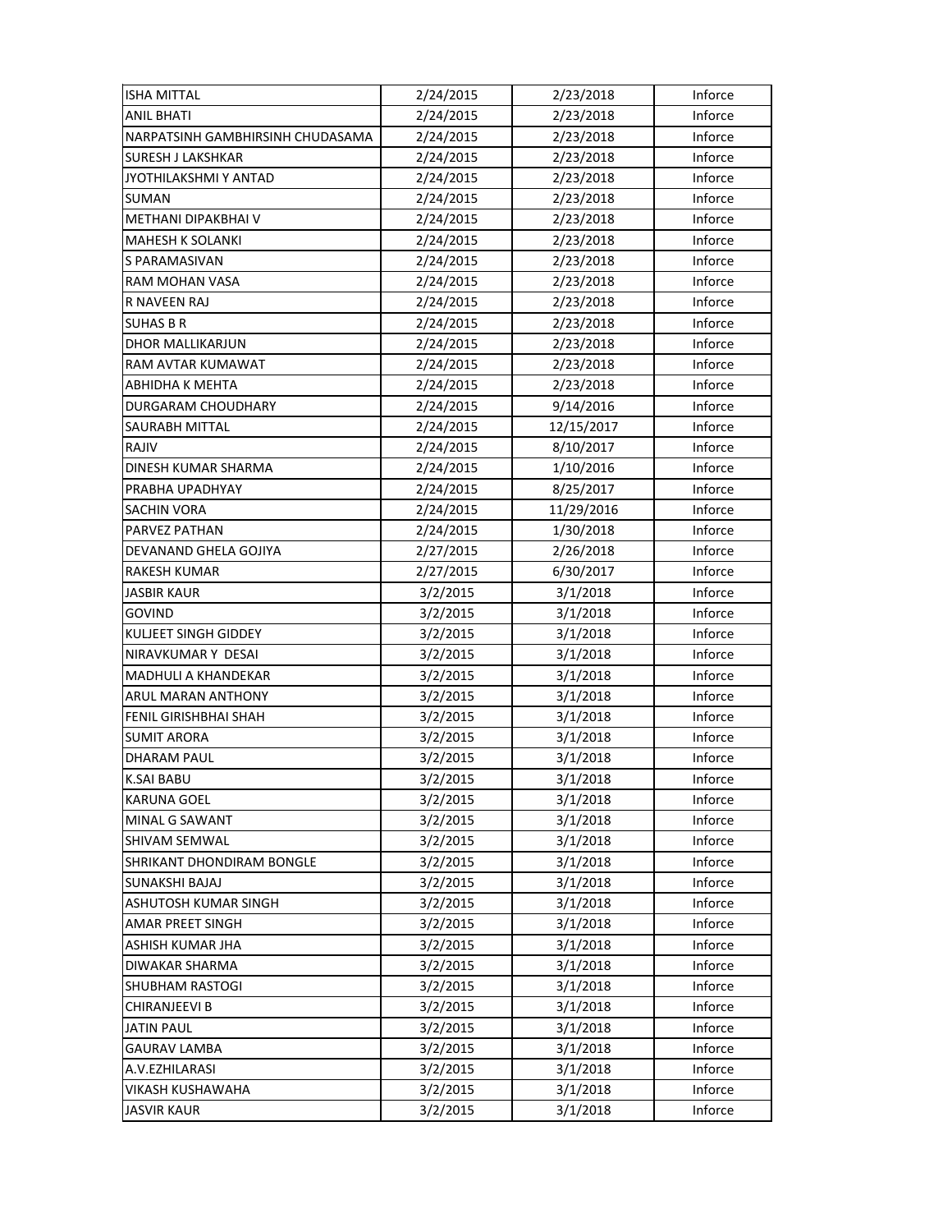| | | | |
|---|---|---|---|
| ISHA MITTAL | 2/24/2015 | 2/23/2018 | Inforce |
| ANIL BHATI | 2/24/2015 | 2/23/2018 | Inforce |
| NARPATSINH GAMBHIRSINH CHUDASAMA | 2/24/2015 | 2/23/2018 | Inforce |
| SURESH J LAKSHKAR | 2/24/2015 | 2/23/2018 | Inforce |
| JYOTHILAKSHMI Y ANTAD | 2/24/2015 | 2/23/2018 | Inforce |
| SUMAN | 2/24/2015 | 2/23/2018 | Inforce |
| METHANI DIPAKBHAI V | 2/24/2015 | 2/23/2018 | Inforce |
| MAHESH K SOLANKI | 2/24/2015 | 2/23/2018 | Inforce |
| S PARAMASIVAN | 2/24/2015 | 2/23/2018 | Inforce |
| RAM MOHAN VASA | 2/24/2015 | 2/23/2018 | Inforce |
| R NAVEEN RAJ | 2/24/2015 | 2/23/2018 | Inforce |
| SUHAS B R | 2/24/2015 | 2/23/2018 | Inforce |
| DHOR MALLIKARJUN | 2/24/2015 | 2/23/2018 | Inforce |
| RAM AVTAR KUMAWAT | 2/24/2015 | 2/23/2018 | Inforce |
| ABHIDHA K MEHTA | 2/24/2015 | 2/23/2018 | Inforce |
| DURGARAM CHOUDHARY | 2/24/2015 | 9/14/2016 | Inforce |
| SAURABH MITTAL | 2/24/2015 | 12/15/2017 | Inforce |
| RAJIV | 2/24/2015 | 8/10/2017 | Inforce |
| DINESH KUMAR SHARMA | 2/24/2015 | 1/10/2016 | Inforce |
| PRABHA UPADHYAY | 2/24/2015 | 8/25/2017 | Inforce |
| SACHIN VORA | 2/24/2015 | 11/29/2016 | Inforce |
| PARVEZ PATHAN | 2/24/2015 | 1/30/2018 | Inforce |
| DEVANAND GHELA GOJIYA | 2/27/2015 | 2/26/2018 | Inforce |
| RAKESH KUMAR | 2/27/2015 | 6/30/2017 | Inforce |
| JASBIR KAUR | 3/2/2015 | 3/1/2018 | Inforce |
| GOVIND | 3/2/2015 | 3/1/2018 | Inforce |
| KULJEET SINGH GIDDEY | 3/2/2015 | 3/1/2018 | Inforce |
| NIRAVKUMAR Y DESAI | 3/2/2015 | 3/1/2018 | Inforce |
| MADHULI A KHANDEKAR | 3/2/2015 | 3/1/2018 | Inforce |
| ARUL MARAN ANTHONY | 3/2/2015 | 3/1/2018 | Inforce |
| FENIL GIRISHBHAI SHAH | 3/2/2015 | 3/1/2018 | Inforce |
| SUMIT ARORA | 3/2/2015 | 3/1/2018 | Inforce |
| DHARAM PAUL | 3/2/2015 | 3/1/2018 | Inforce |
| K.SAI BABU | 3/2/2015 | 3/1/2018 | Inforce |
| KARUNA GOEL | 3/2/2015 | 3/1/2018 | Inforce |
| MINAL G SAWANT | 3/2/2015 | 3/1/2018 | Inforce |
| SHIVAM SEMWAL | 3/2/2015 | 3/1/2018 | Inforce |
| SHRIKANT DHONDIRAM BONGLE | 3/2/2015 | 3/1/2018 | Inforce |
| SUNAKSHI BAJAJ | 3/2/2015 | 3/1/2018 | Inforce |
| ASHUTOSH KUMAR SINGH | 3/2/2015 | 3/1/2018 | Inforce |
| AMAR PREET SINGH | 3/2/2015 | 3/1/2018 | Inforce |
| ASHISH KUMAR JHA | 3/2/2015 | 3/1/2018 | Inforce |
| DIWAKAR SHARMA | 3/2/2015 | 3/1/2018 | Inforce |
| SHUBHAM RASTOGI | 3/2/2015 | 3/1/2018 | Inforce |
| CHIRANJEEVI B | 3/2/2015 | 3/1/2018 | Inforce |
| JATIN PAUL | 3/2/2015 | 3/1/2018 | Inforce |
| GAURAV LAMBA | 3/2/2015 | 3/1/2018 | Inforce |
| A.V.EZHILARASI | 3/2/2015 | 3/1/2018 | Inforce |
| VIKASH KUSHAWAHA | 3/2/2015 | 3/1/2018 | Inforce |
| JASVIR KAUR | 3/2/2015 | 3/1/2018 | Inforce |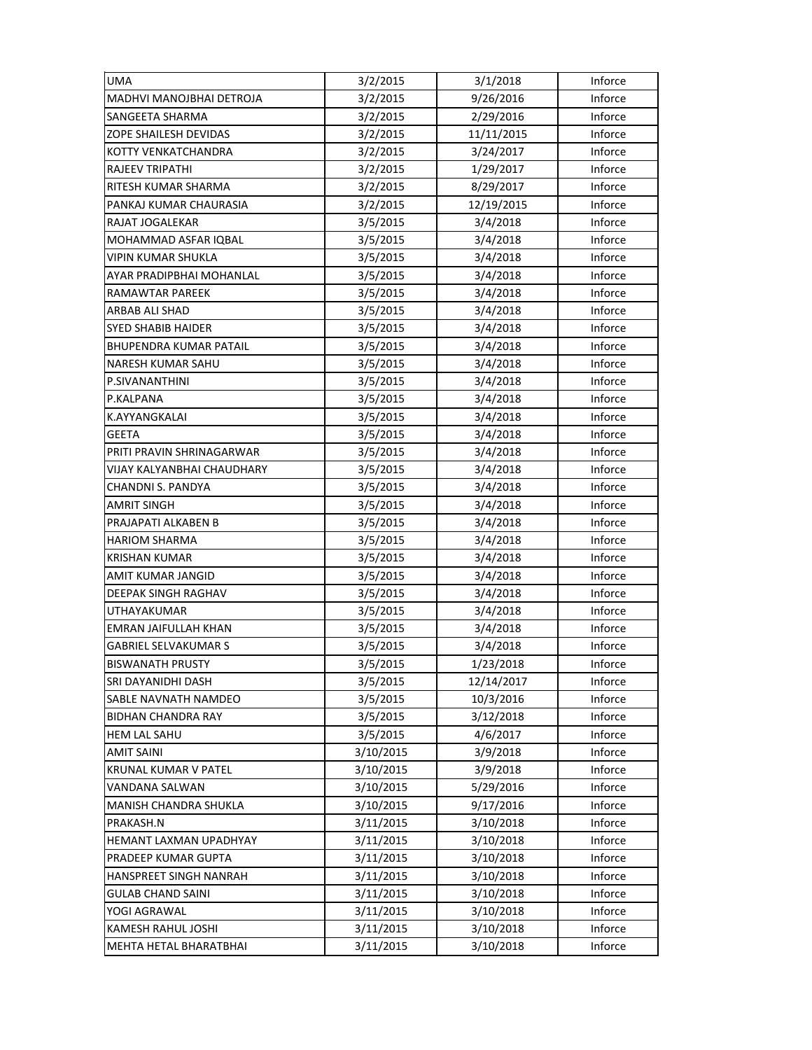| | | | |
|---|---|---|---|
| UMA | 3/2/2015 | 3/1/2018 | Inforce |
| MADHVI MANOJBHAI DETROJA | 3/2/2015 | 9/26/2016 | Inforce |
| SANGEETA SHARMA | 3/2/2015 | 2/29/2016 | Inforce |
| ZOPE SHAILESH DEVIDAS | 3/2/2015 | 11/11/2015 | Inforce |
| KOTTY VENKATCHANDRA | 3/2/2015 | 3/24/2017 | Inforce |
| RAJEEV TRIPATHI | 3/2/2015 | 1/29/2017 | Inforce |
| RITESH KUMAR SHARMA | 3/2/2015 | 8/29/2017 | Inforce |
| PANKAJ KUMAR CHAURASIA | 3/2/2015 | 12/19/2015 | Inforce |
| RAJAT JOGALEKAR | 3/5/2015 | 3/4/2018 | Inforce |
| MOHAMMAD ASFAR IQBAL | 3/5/2015 | 3/4/2018 | Inforce |
| VIPIN KUMAR SHUKLA | 3/5/2015 | 3/4/2018 | Inforce |
| AYAR PRADIPBHAI MOHANLAL | 3/5/2015 | 3/4/2018 | Inforce |
| RAMAWTAR PAREEK | 3/5/2015 | 3/4/2018 | Inforce |
| ARBAB ALI SHAD | 3/5/2015 | 3/4/2018 | Inforce |
| SYED SHABIB HAIDER | 3/5/2015 | 3/4/2018 | Inforce |
| BHUPENDRA KUMAR PATAIL | 3/5/2015 | 3/4/2018 | Inforce |
| NARESH KUMAR SAHU | 3/5/2015 | 3/4/2018 | Inforce |
| P.SIVANANTHINI | 3/5/2015 | 3/4/2018 | Inforce |
| P.KALPANA | 3/5/2015 | 3/4/2018 | Inforce |
| K.AYYANGKALAI | 3/5/2015 | 3/4/2018 | Inforce |
| GEETA | 3/5/2015 | 3/4/2018 | Inforce |
| PRITI PRAVIN SHRINAGARWAR | 3/5/2015 | 3/4/2018 | Inforce |
| VIJAY KALYANBHAI CHAUDHARY | 3/5/2015 | 3/4/2018 | Inforce |
| CHANDNI S. PANDYA | 3/5/2015 | 3/4/2018 | Inforce |
| AMRIT SINGH | 3/5/2015 | 3/4/2018 | Inforce |
| PRAJAPATI ALKABEN B | 3/5/2015 | 3/4/2018 | Inforce |
| HARIOM SHARMA | 3/5/2015 | 3/4/2018 | Inforce |
| KRISHAN KUMAR | 3/5/2015 | 3/4/2018 | Inforce |
| AMIT KUMAR JANGID | 3/5/2015 | 3/4/2018 | Inforce |
| DEEPAK SINGH RAGHAV | 3/5/2015 | 3/4/2018 | Inforce |
| UTHAYAKUMAR | 3/5/2015 | 3/4/2018 | Inforce |
| EMRAN JAIFULLAH KHAN | 3/5/2015 | 3/4/2018 | Inforce |
| GABRIEL SELVAKUMAR S | 3/5/2015 | 3/4/2018 | Inforce |
| BISWANATH PRUSTY | 3/5/2015 | 1/23/2018 | Inforce |
| SRI DAYANIDHI DASH | 3/5/2015 | 12/14/2017 | Inforce |
| SABLE NAVNATH NAMDEO | 3/5/2015 | 10/3/2016 | Inforce |
| BIDHAN CHANDRA RAY | 3/5/2015 | 3/12/2018 | Inforce |
| HEM LAL SAHU | 3/5/2015 | 4/6/2017 | Inforce |
| AMIT SAINI | 3/10/2015 | 3/9/2018 | Inforce |
| KRUNAL KUMAR V PATEL | 3/10/2015 | 3/9/2018 | Inforce |
| VANDANA SALWAN | 3/10/2015 | 5/29/2016 | Inforce |
| MANISH CHANDRA SHUKLA | 3/10/2015 | 9/17/2016 | Inforce |
| PRAKASH.N | 3/11/2015 | 3/10/2018 | Inforce |
| HEMANT LAXMAN UPADHYAY | 3/11/2015 | 3/10/2018 | Inforce |
| PRADEEP KUMAR GUPTA | 3/11/2015 | 3/10/2018 | Inforce |
| HANSPREET SINGH NANRAH | 3/11/2015 | 3/10/2018 | Inforce |
| GULAB CHAND SAINI | 3/11/2015 | 3/10/2018 | Inforce |
| YOGI AGRAWAL | 3/11/2015 | 3/10/2018 | Inforce |
| KAMESH RAHUL JOSHI | 3/11/2015 | 3/10/2018 | Inforce |
| MEHTA HETAL BHARATBHAI | 3/11/2015 | 3/10/2018 | Inforce |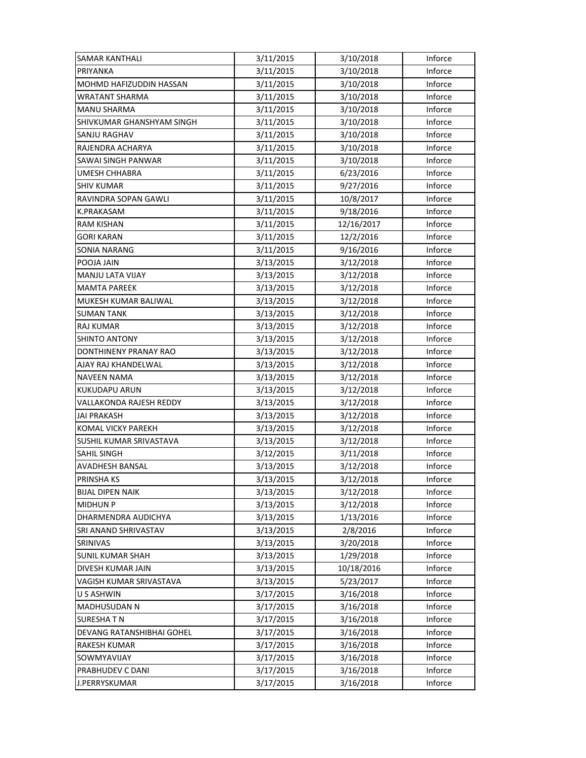| | | | |
|---|---|---|---|
| SAMAR KANTHALI | 3/11/2015 | 3/10/2018 | Inforce |
| PRIYANKA | 3/11/2015 | 3/10/2018 | Inforce |
| MOHMD HAFIZUDDIN HASSAN | 3/11/2015 | 3/10/2018 | Inforce |
| WRATANT SHARMA | 3/11/2015 | 3/10/2018 | Inforce |
| MANU SHARMA | 3/11/2015 | 3/10/2018 | Inforce |
| SHIVKUMAR GHANSHYAM SINGH | 3/11/2015 | 3/10/2018 | Inforce |
| SANJU RAGHAV | 3/11/2015 | 3/10/2018 | Inforce |
| RAJENDRA ACHARYA | 3/11/2015 | 3/10/2018 | Inforce |
| SAWAI SINGH PANWAR | 3/11/2015 | 3/10/2018 | Inforce |
| UMESH CHHABRA | 3/11/2015 | 6/23/2016 | Inforce |
| SHIV KUMAR | 3/11/2015 | 9/27/2016 | Inforce |
| RAVINDRA SOPAN GAWLI | 3/11/2015 | 10/8/2017 | Inforce |
| K.PRAKASAM | 3/11/2015 | 9/18/2016 | Inforce |
| RAM KISHAN | 3/11/2015 | 12/16/2017 | Inforce |
| GORI KARAN | 3/11/2015 | 12/2/2016 | Inforce |
| SONIA NARANG | 3/11/2015 | 9/16/2016 | Inforce |
| POOJA JAIN | 3/13/2015 | 3/12/2018 | Inforce |
| MANJU LATA VIJAY | 3/13/2015 | 3/12/2018 | Inforce |
| MAMTA PAREEK | 3/13/2015 | 3/12/2018 | Inforce |
| MUKESH KUMAR BALIWAL | 3/13/2015 | 3/12/2018 | Inforce |
| SUMAN TANK | 3/13/2015 | 3/12/2018 | Inforce |
| RAJ KUMAR | 3/13/2015 | 3/12/2018 | Inforce |
| SHINTO ANTONY | 3/13/2015 | 3/12/2018 | Inforce |
| DONTHINENY PRANAY RAO | 3/13/2015 | 3/12/2018 | Inforce |
| AJAY RAJ KHANDELWAL | 3/13/2015 | 3/12/2018 | Inforce |
| NAVEEN NAMA | 3/13/2015 | 3/12/2018 | Inforce |
| KUKUDAPU ARUN | 3/13/2015 | 3/12/2018 | Inforce |
| VALLAKONDA RAJESH REDDY | 3/13/2015 | 3/12/2018 | Inforce |
| JAI PRAKASH | 3/13/2015 | 3/12/2018 | Inforce |
| KOMAL VICKY PAREKH | 3/13/2015 | 3/12/2018 | Inforce |
| SUSHIL KUMAR SRIVASTAVA | 3/13/2015 | 3/12/2018 | Inforce |
| SAHIL SINGH | 3/12/2015 | 3/11/2018 | Inforce |
| AVADHESH BANSAL | 3/13/2015 | 3/12/2018 | Inforce |
| PRINSHA KS | 3/13/2015 | 3/12/2018 | Inforce |
| BIJAL DIPEN NAIK | 3/13/2015 | 3/12/2018 | Inforce |
| MIDHUN P | 3/13/2015 | 3/12/2018 | Inforce |
| DHARMENDRA AUDICHYA | 3/13/2015 | 1/13/2016 | Inforce |
| SRI ANAND SHRIVASTAV | 3/13/2015 | 2/8/2016 | Inforce |
| SRINIVAS | 3/13/2015 | 3/20/2018 | Inforce |
| SUNIL KUMAR SHAH | 3/13/2015 | 1/29/2018 | Inforce |
| DIVESH KUMAR JAIN | 3/13/2015 | 10/18/2016 | Inforce |
| VAGISH KUMAR SRIVASTAVA | 3/13/2015 | 5/23/2017 | Inforce |
| U S ASHWIN | 3/17/2015 | 3/16/2018 | Inforce |
| MADHUSUDAN N | 3/17/2015 | 3/16/2018 | Inforce |
| SURESHA T N | 3/17/2015 | 3/16/2018 | Inforce |
| DEVANG RATANSHIBHAI GOHEL | 3/17/2015 | 3/16/2018 | Inforce |
| RAKESH KUMAR | 3/17/2015 | 3/16/2018 | Inforce |
| SOWMYAVIJAY | 3/17/2015 | 3/16/2018 | Inforce |
| PRABHUDEV C DANI | 3/17/2015 | 3/16/2018 | Inforce |
| J.PERRYSKUMAR | 3/17/2015 | 3/16/2018 | Inforce |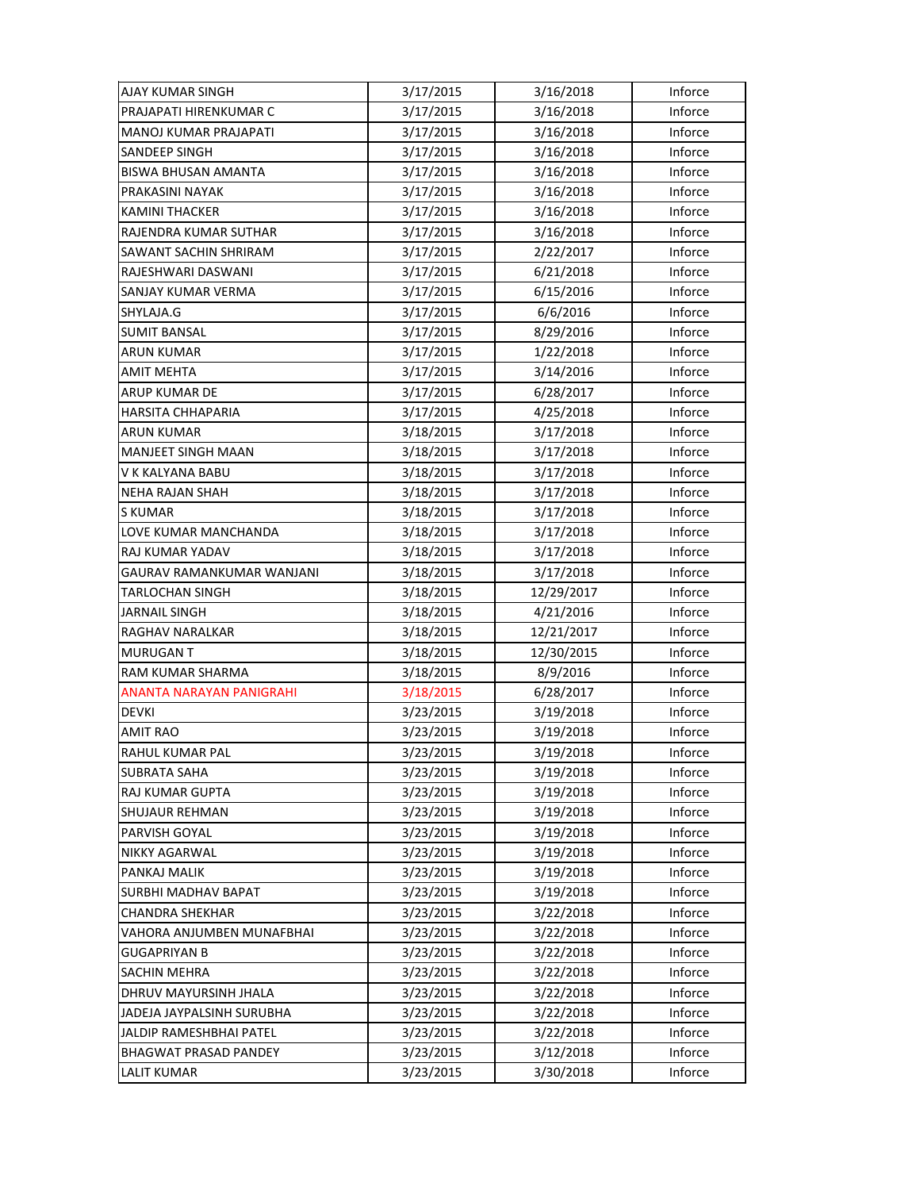| | | | |
|---|---|---|---|
| AJAY KUMAR SINGH | 3/17/2015 | 3/16/2018 | Inforce |
| PRAJAPATI HIRENKUMAR C | 3/17/2015 | 3/16/2018 | Inforce |
| MANOJ KUMAR PRAJAPATI | 3/17/2015 | 3/16/2018 | Inforce |
| SANDEEP SINGH | 3/17/2015 | 3/16/2018 | Inforce |
| BISWA BHUSAN AMANTA | 3/17/2015 | 3/16/2018 | Inforce |
| PRAKASINI NAYAK | 3/17/2015 | 3/16/2018 | Inforce |
| KAMINI THACKER | 3/17/2015 | 3/16/2018 | Inforce |
| RAJENDRA KUMAR SUTHAR | 3/17/2015 | 3/16/2018 | Inforce |
| SAWANT SACHIN SHRIRAM | 3/17/2015 | 2/22/2017 | Inforce |
| RAJESHWARI DASWANI | 3/17/2015 | 6/21/2018 | Inforce |
| SANJAY KUMAR VERMA | 3/17/2015 | 6/15/2016 | Inforce |
| SHYLAJA.G | 3/17/2015 | 6/6/2016 | Inforce |
| SUMIT BANSAL | 3/17/2015 | 8/29/2016 | Inforce |
| ARUN KUMAR | 3/17/2015 | 1/22/2018 | Inforce |
| AMIT MEHTA | 3/17/2015 | 3/14/2016 | Inforce |
| ARUP KUMAR DE | 3/17/2015 | 6/28/2017 | Inforce |
| HARSITA CHHAPARIA | 3/17/2015 | 4/25/2018 | Inforce |
| ARUN KUMAR | 3/18/2015 | 3/17/2018 | Inforce |
| MANJEET SINGH MAAN | 3/18/2015 | 3/17/2018 | Inforce |
| V K KALYANA BABU | 3/18/2015 | 3/17/2018 | Inforce |
| NEHA RAJAN SHAH | 3/18/2015 | 3/17/2018 | Inforce |
| S KUMAR | 3/18/2015 | 3/17/2018 | Inforce |
| LOVE KUMAR MANCHANDA | 3/18/2015 | 3/17/2018 | Inforce |
| RAJ KUMAR YADAV | 3/18/2015 | 3/17/2018 | Inforce |
| GAURAV RAMANKUMAR WANJANI | 3/18/2015 | 3/17/2018 | Inforce |
| TARLOCHAN SINGH | 3/18/2015 | 12/29/2017 | Inforce |
| JARNAIL SINGH | 3/18/2015 | 4/21/2016 | Inforce |
| RAGHAV NARALKAR | 3/18/2015 | 12/21/2017 | Inforce |
| MURUGAN T | 3/18/2015 | 12/30/2015 | Inforce |
| RAM KUMAR SHARMA | 3/18/2015 | 8/9/2016 | Inforce |
| ANANTA NARAYAN PANIGRAHI | 3/18/2015 | 6/28/2017 | Inforce |
| DEVKI | 3/23/2015 | 3/19/2018 | Inforce |
| AMIT RAO | 3/23/2015 | 3/19/2018 | Inforce |
| RAHUL KUMAR PAL | 3/23/2015 | 3/19/2018 | Inforce |
| SUBRATA SAHA | 3/23/2015 | 3/19/2018 | Inforce |
| RAJ KUMAR GUPTA | 3/23/2015 | 3/19/2018 | Inforce |
| SHUJAUR REHMAN | 3/23/2015 | 3/19/2018 | Inforce |
| PARVISH GOYAL | 3/23/2015 | 3/19/2018 | Inforce |
| NIKKY AGARWAL | 3/23/2015 | 3/19/2018 | Inforce |
| PANKAJ MALIK | 3/23/2015 | 3/19/2018 | Inforce |
| SURBHI MADHAV BAPAT | 3/23/2015 | 3/19/2018 | Inforce |
| CHANDRA SHEKHAR | 3/23/2015 | 3/22/2018 | Inforce |
| VAHORA ANJUMBEN MUNAFBHAI | 3/23/2015 | 3/22/2018 | Inforce |
| GUGAPRIYAN B | 3/23/2015 | 3/22/2018 | Inforce |
| SACHIN MEHRA | 3/23/2015 | 3/22/2018 | Inforce |
| DHRUV MAYURSINH JHALA | 3/23/2015 | 3/22/2018 | Inforce |
| JADEJA JAYPALSINH SURUBHA | 3/23/2015 | 3/22/2018 | Inforce |
| JALDIP RAMESHBHAI PATEL | 3/23/2015 | 3/22/2018 | Inforce |
| BHAGWAT PRASAD PANDEY | 3/23/2015 | 3/12/2018 | Inforce |
| LALIT KUMAR | 3/23/2015 | 3/30/2018 | Inforce |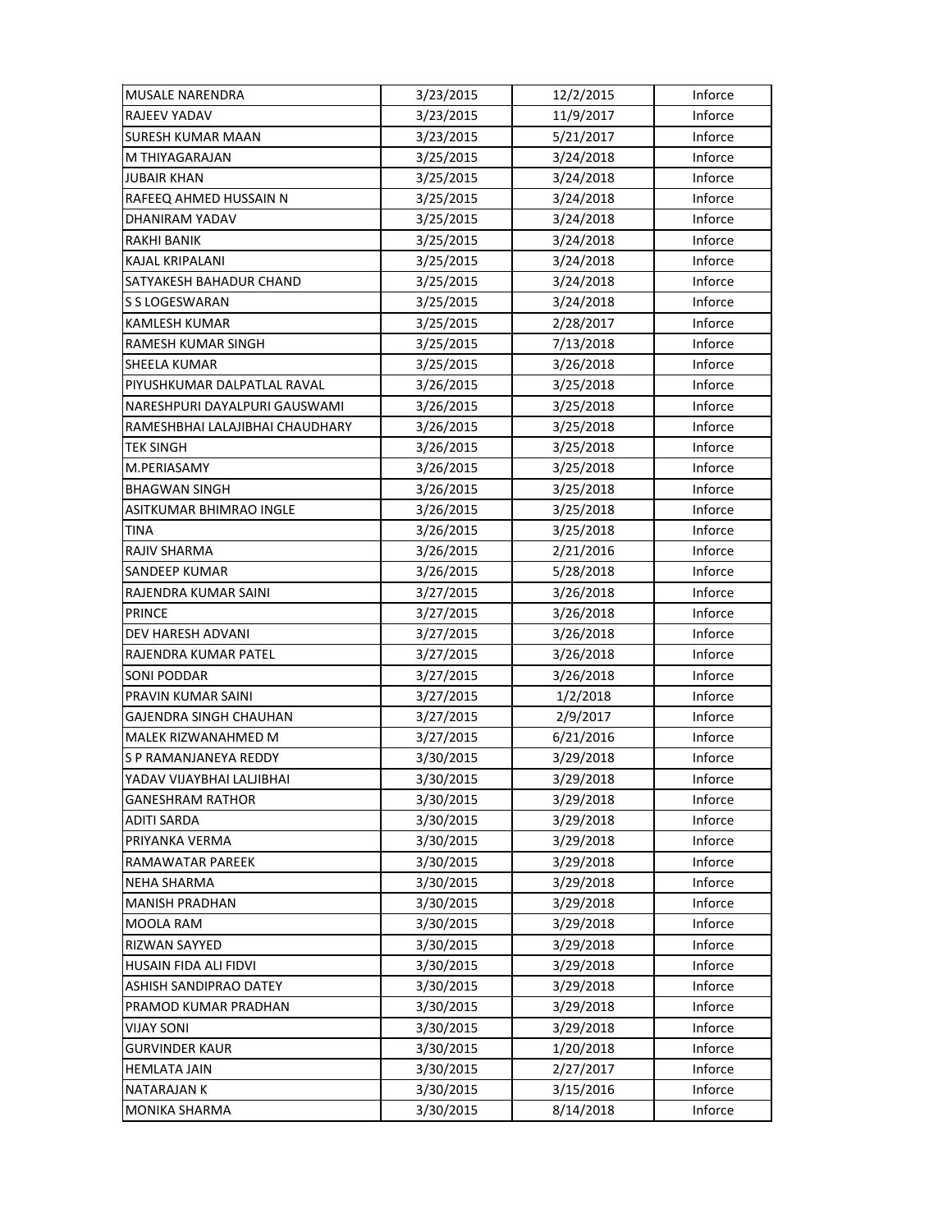| MUSALE NARENDRA | 3/23/2015 | 12/2/2015 | Inforce |
|---|---|---|---|
| RAJEEV YADAV | 3/23/2015 | 11/9/2017 | Inforce |
| SURESH KUMAR MAAN | 3/23/2015 | 5/21/2017 | Inforce |
| M THIYAGARAJAN | 3/25/2015 | 3/24/2018 | Inforce |
| JUBAIR KHAN | 3/25/2015 | 3/24/2018 | Inforce |
| RAFEEQ AHMED HUSSAIN N | 3/25/2015 | 3/24/2018 | Inforce |
| DHANIRAM YADAV | 3/25/2015 | 3/24/2018 | Inforce |
| RAKHI BANIK | 3/25/2015 | 3/24/2018 | Inforce |
| KAJAL KRIPALANI | 3/25/2015 | 3/24/2018 | Inforce |
| SATYAKESH BAHADUR CHAND | 3/25/2015 | 3/24/2018 | Inforce |
| S S LOGESWARAN | 3/25/2015 | 3/24/2018 | Inforce |
| KAMLESH KUMAR | 3/25/2015 | 2/28/2017 | Inforce |
| RAMESH KUMAR SINGH | 3/25/2015 | 7/13/2018 | Inforce |
| SHEELA KUMAR | 3/25/2015 | 3/26/2018 | Inforce |
| PIYUSHKUMAR DALPATLAL RAVAL | 3/26/2015 | 3/25/2018 | Inforce |
| NARESHPURI DAYALPURI GAUSWAMI | 3/26/2015 | 3/25/2018 | Inforce |
| RAMESHBHAI LALAJIBHAI CHAUDHARY | 3/26/2015 | 3/25/2018 | Inforce |
| TEK SINGH | 3/26/2015 | 3/25/2018 | Inforce |
| M.PERIASAMY | 3/26/2015 | 3/25/2018 | Inforce |
| BHAGWAN SINGH | 3/26/2015 | 3/25/2018 | Inforce |
| ASITKUMAR BHIMRAO INGLE | 3/26/2015 | 3/25/2018 | Inforce |
| TINA | 3/26/2015 | 3/25/2018 | Inforce |
| RAJIV SHARMA | 3/26/2015 | 2/21/2016 | Inforce |
| SANDEEP KUMAR | 3/26/2015 | 5/28/2018 | Inforce |
| RAJENDRA KUMAR SAINI | 3/27/2015 | 3/26/2018 | Inforce |
| PRINCE | 3/27/2015 | 3/26/2018 | Inforce |
| DEV HARESH ADVANI | 3/27/2015 | 3/26/2018 | Inforce |
| RAJENDRA KUMAR PATEL | 3/27/2015 | 3/26/2018 | Inforce |
| SONI PODDAR | 3/27/2015 | 3/26/2018 | Inforce |
| PRAVIN KUMAR SAINI | 3/27/2015 | 1/2/2018 | Inforce |
| GAJENDRA SINGH CHAUHAN | 3/27/2015 | 2/9/2017 | Inforce |
| MALEK RIZWANAHMED M | 3/27/2015 | 6/21/2016 | Inforce |
| S P RAMANJANEYA REDDY | 3/30/2015 | 3/29/2018 | Inforce |
| YADAV VIJAYBHAI LALJIBHAI | 3/30/2015 | 3/29/2018 | Inforce |
| GANESHRAM RATHOR | 3/30/2015 | 3/29/2018 | Inforce |
| ADITI SARDA | 3/30/2015 | 3/29/2018 | Inforce |
| PRIYANKA VERMA | 3/30/2015 | 3/29/2018 | Inforce |
| RAMAWATAR PAREEK | 3/30/2015 | 3/29/2018 | Inforce |
| NEHA SHARMA | 3/30/2015 | 3/29/2018 | Inforce |
| MANISH PRADHAN | 3/30/2015 | 3/29/2018 | Inforce |
| MOOLA RAM | 3/30/2015 | 3/29/2018 | Inforce |
| RIZWAN SAYYED | 3/30/2015 | 3/29/2018 | Inforce |
| HUSAIN FIDA ALI FIDVI | 3/30/2015 | 3/29/2018 | Inforce |
| ASHISH SANDIPRAO DATEY | 3/30/2015 | 3/29/2018 | Inforce |
| PRAMOD KUMAR PRADHAN | 3/30/2015 | 3/29/2018 | Inforce |
| VIJAY SONI | 3/30/2015 | 3/29/2018 | Inforce |
| GURVINDER KAUR | 3/30/2015 | 1/20/2018 | Inforce |
| HEMLATA JAIN | 3/30/2015 | 2/27/2017 | Inforce |
| NATARAJAN K | 3/30/2015 | 3/15/2016 | Inforce |
| MONIKA SHARMA | 3/30/2015 | 8/14/2018 | Inforce |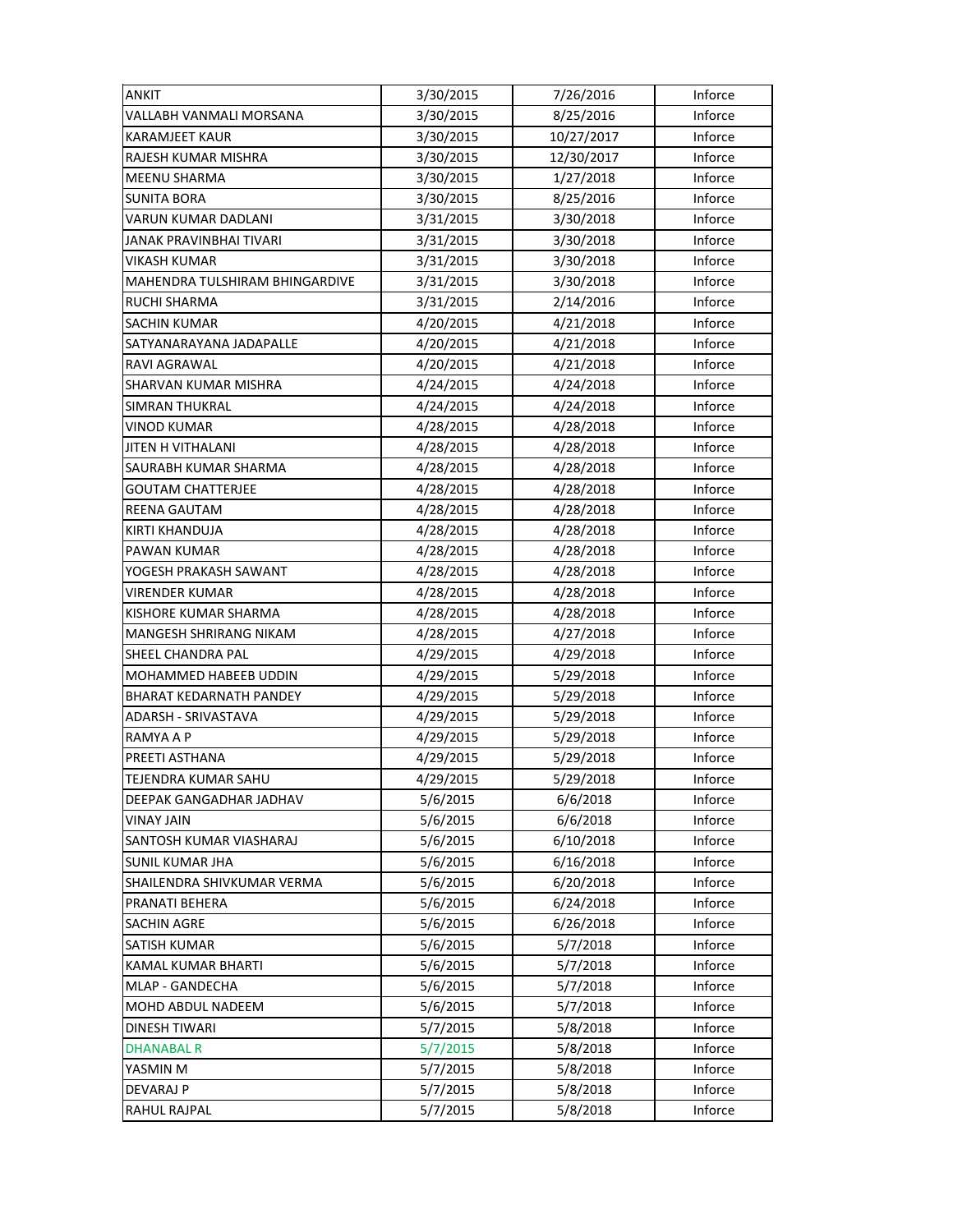| ANKIT | 3/30/2015 | 7/26/2016 | Inforce |
|---|---|---|---|
| VALLABH VANMALI MORSANA | 3/30/2015 | 8/25/2016 | Inforce |
| KARAMJEET KAUR | 3/30/2015 | 10/27/2017 | Inforce |
| RAJESH KUMAR MISHRA | 3/30/2015 | 12/30/2017 | Inforce |
| MEENU SHARMA | 3/30/2015 | 1/27/2018 | Inforce |
| SUNITA BORA | 3/30/2015 | 8/25/2016 | Inforce |
| VARUN KUMAR DADLANI | 3/31/2015 | 3/30/2018 | Inforce |
| JANAK PRAVINBHAI TIVARI | 3/31/2015 | 3/30/2018 | Inforce |
| VIKASH KUMAR | 3/31/2015 | 3/30/2018 | Inforce |
| MAHENDRA TULSHIRAM BHINGARDIVE | 3/31/2015 | 3/30/2018 | Inforce |
| RUCHI SHARMA | 3/31/2015 | 2/14/2016 | Inforce |
| SACHIN KUMAR | 4/20/2015 | 4/21/2018 | Inforce |
| SATYANARAYANA JADAPALLE | 4/20/2015 | 4/21/2018 | Inforce |
| RAVI AGRAWAL | 4/20/2015 | 4/21/2018 | Inforce |
| SHARVAN KUMAR MISHRA | 4/24/2015 | 4/24/2018 | Inforce |
| SIMRAN THUKRAL | 4/24/2015 | 4/24/2018 | Inforce |
| VINOD KUMAR | 4/28/2015 | 4/28/2018 | Inforce |
| JITEN H VITHALANI | 4/28/2015 | 4/28/2018 | Inforce |
| SAURABH KUMAR SHARMA | 4/28/2015 | 4/28/2018 | Inforce |
| GOUTAM CHATTERJEE | 4/28/2015 | 4/28/2018 | Inforce |
| REENA GAUTAM | 4/28/2015 | 4/28/2018 | Inforce |
| KIRTI KHANDUJA | 4/28/2015 | 4/28/2018 | Inforce |
| PAWAN KUMAR | 4/28/2015 | 4/28/2018 | Inforce |
| YOGESH PRAKASH SAWANT | 4/28/2015 | 4/28/2018 | Inforce |
| VIRENDER KUMAR | 4/28/2015 | 4/28/2018 | Inforce |
| KISHORE KUMAR SHARMA | 4/28/2015 | 4/28/2018 | Inforce |
| MANGESH SHRIRANG NIKAM | 4/28/2015 | 4/27/2018 | Inforce |
| SHEEL CHANDRA PAL | 4/29/2015 | 4/29/2018 | Inforce |
| MOHAMMED HABEEB UDDIN | 4/29/2015 | 5/29/2018 | Inforce |
| BHARAT KEDARNATH PANDEY | 4/29/2015 | 5/29/2018 | Inforce |
| ADARSH - SRIVASTAVA | 4/29/2015 | 5/29/2018 | Inforce |
| RAMYA A P | 4/29/2015 | 5/29/2018 | Inforce |
| PREETI ASTHANA | 4/29/2015 | 5/29/2018 | Inforce |
| TEJENDRA KUMAR SAHU | 4/29/2015 | 5/29/2018 | Inforce |
| DEEPAK GANGADHAR JADHAV | 5/6/2015 | 6/6/2018 | Inforce |
| VINAY JAIN | 5/6/2015 | 6/6/2018 | Inforce |
| SANTOSH KUMAR VIASHARAJ | 5/6/2015 | 6/10/2018 | Inforce |
| SUNIL KUMAR JHA | 5/6/2015 | 6/16/2018 | Inforce |
| SHAILENDRA SHIVKUMAR VERMA | 5/6/2015 | 6/20/2018 | Inforce |
| PRANATI BEHERA | 5/6/2015 | 6/24/2018 | Inforce |
| SACHIN AGRE | 5/6/2015 | 6/26/2018 | Inforce |
| SATISH KUMAR | 5/6/2015 | 5/7/2018 | Inforce |
| KAMAL KUMAR BHARTI | 5/6/2015 | 5/7/2018 | Inforce |
| MLAP - GANDECHA | 5/6/2015 | 5/7/2018 | Inforce |
| MOHD ABDUL NADEEM | 5/6/2015 | 5/7/2018 | Inforce |
| DINESH TIWARI | 5/7/2015 | 5/8/2018 | Inforce |
| DHANABAL R | 5/7/2015 | 5/8/2018 | Inforce |
| YASMIN M | 5/7/2015 | 5/8/2018 | Inforce |
| DEVARAJ P | 5/7/2015 | 5/8/2018 | Inforce |
| RAHUL RAJPAL | 5/7/2015 | 5/8/2018 | Inforce |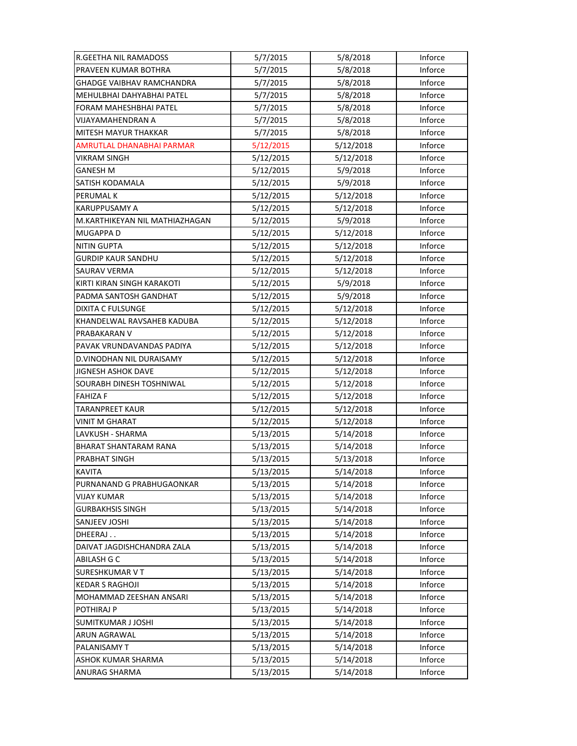| | | | |
|---|---|---|---|
| R.GEETHA NIL RAMADOSS | 5/7/2015 | 5/8/2018 | Inforce |
| PRAVEEN KUMAR BOTHRA | 5/7/2015 | 5/8/2018 | Inforce |
| GHADGE VAIBHAV RAMCHANDRA | 5/7/2015 | 5/8/2018 | Inforce |
| MEHULBHAI DAHYABHAI PATEL | 5/7/2015 | 5/8/2018 | Inforce |
| FORAM MAHESHBHAI PATEL | 5/7/2015 | 5/8/2018 | Inforce |
| VIJAYAMAHENDRAN A | 5/7/2015 | 5/8/2018 | Inforce |
| MITESH MAYUR THAKKAR | 5/7/2015 | 5/8/2018 | Inforce |
| AMRUTLAL DHANABHAI PARMAR | 5/12/2015 | 5/12/2018 | Inforce |
| VIKRAM SINGH | 5/12/2015 | 5/12/2018 | Inforce |
| GANESH M | 5/12/2015 | 5/9/2018 | Inforce |
| SATISH KODAMALA | 5/12/2015 | 5/9/2018 | Inforce |
| PERUMAL K | 5/12/2015 | 5/12/2018 | Inforce |
| KARUPPUSAMY A | 5/12/2015 | 5/12/2018 | Inforce |
| M.KARTHIKEYAN NIL MATHIAZHAGAN | 5/12/2015 | 5/9/2018 | Inforce |
| MUGAPPA D | 5/12/2015 | 5/12/2018 | Inforce |
| NITIN GUPTA | 5/12/2015 | 5/12/2018 | Inforce |
| GURDIP KAUR SANDHU | 5/12/2015 | 5/12/2018 | Inforce |
| SAURAV VERMA | 5/12/2015 | 5/12/2018 | Inforce |
| KIRTI KIRAN SINGH KARAKOTI | 5/12/2015 | 5/9/2018 | Inforce |
| PADMA SANTOSH GANDHAT | 5/12/2015 | 5/9/2018 | Inforce |
| DIXITA C FULSUNGE | 5/12/2015 | 5/12/2018 | Inforce |
| KHANDELWAL RAVSAHEB KADUBA | 5/12/2015 | 5/12/2018 | Inforce |
| PRABAKARAN V | 5/12/2015 | 5/12/2018 | Inforce |
| PAVAK VRUNDAVANDAS PADIYA | 5/12/2015 | 5/12/2018 | Inforce |
| D.VINODHAN NIL DURAISAMY | 5/12/2015 | 5/12/2018 | Inforce |
| JIGNESH ASHOK DAVE | 5/12/2015 | 5/12/2018 | Inforce |
| SOURABH DINESH TOSHNIWAL | 5/12/2015 | 5/12/2018 | Inforce |
| FAHIZA F | 5/12/2015 | 5/12/2018 | Inforce |
| TARANPREET KAUR | 5/12/2015 | 5/12/2018 | Inforce |
| VINIT M GHARAT | 5/12/2015 | 5/12/2018 | Inforce |
| LAVKUSH - SHARMA | 5/13/2015 | 5/14/2018 | Inforce |
| BHARAT SHANTARAM RANA | 5/13/2015 | 5/14/2018 | Inforce |
| PRABHAT SINGH | 5/13/2015 | 5/13/2018 | Inforce |
| KAVITA | 5/13/2015 | 5/14/2018 | Inforce |
| PURNANAND G PRABHUGAONKAR | 5/13/2015 | 5/14/2018 | Inforce |
| VIJAY KUMAR | 5/13/2015 | 5/14/2018 | Inforce |
| GURBAKHSIS SINGH | 5/13/2015 | 5/14/2018 | Inforce |
| SANJEEV JOSHI | 5/13/2015 | 5/14/2018 | Inforce |
| DHEERAJ . . | 5/13/2015 | 5/14/2018 | Inforce |
| DAIVAT JAGDISHCHANDRA ZALA | 5/13/2015 | 5/14/2018 | Inforce |
| ABILASH G C | 5/13/2015 | 5/14/2018 | Inforce |
| SURESHKUMAR V T | 5/13/2015 | 5/14/2018 | Inforce |
| KEDAR S RAGHOJI | 5/13/2015 | 5/14/2018 | Inforce |
| MOHAMMAD ZEESHAN ANSARI | 5/13/2015 | 5/14/2018 | Inforce |
| POTHIRAJ P | 5/13/2015 | 5/14/2018 | Inforce |
| SUMITKUMAR J JOSHI | 5/13/2015 | 5/14/2018 | Inforce |
| ARUN AGRAWAL | 5/13/2015 | 5/14/2018 | Inforce |
| PALANISAMY T | 5/13/2015 | 5/14/2018 | Inforce |
| ASHOK KUMAR SHARMA | 5/13/2015 | 5/14/2018 | Inforce |
| ANURAG SHARMA | 5/13/2015 | 5/14/2018 | Inforce |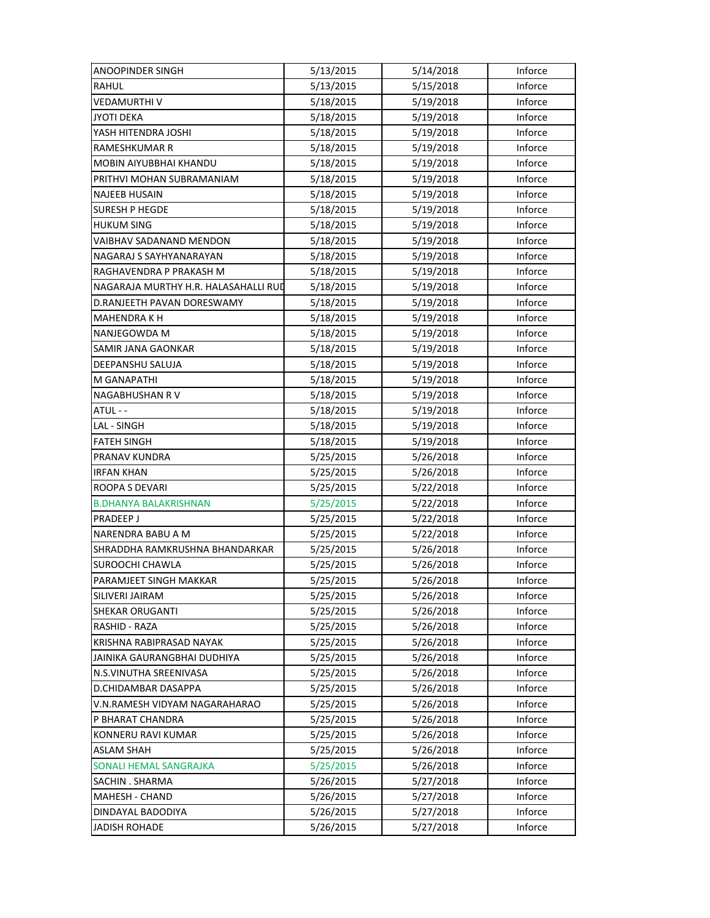| | | | |
|---|---|---|---|
| ANOOPINDER SINGH | 5/13/2015 | 5/14/2018 | Inforce |
| RAHUL | 5/13/2015 | 5/15/2018 | Inforce |
| VEDAMURTHI V | 5/18/2015 | 5/19/2018 | Inforce |
| JYOTI DEKA | 5/18/2015 | 5/19/2018 | Inforce |
| YASH HITENDRA JOSHI | 5/18/2015 | 5/19/2018 | Inforce |
| RAMESHKUMAR R | 5/18/2015 | 5/19/2018 | Inforce |
| MOBIN AIYUBBHAI KHANDU | 5/18/2015 | 5/19/2018 | Inforce |
| PRITHVI MOHAN SUBRAMANIAM | 5/18/2015 | 5/19/2018 | Inforce |
| NAJEEB HUSAIN | 5/18/2015 | 5/19/2018 | Inforce |
| SURESH P HEGDE | 5/18/2015 | 5/19/2018 | Inforce |
| HUKUM SING | 5/18/2015 | 5/19/2018 | Inforce |
| VAIBHAV SADANAND MENDON | 5/18/2015 | 5/19/2018 | Inforce |
| NAGARAJ S SAYHYANARAYAN | 5/18/2015 | 5/19/2018 | Inforce |
| RAGHAVENDRA P PRAKASH M | 5/18/2015 | 5/19/2018 | Inforce |
| NAGARAJA MURTHY H.R. HALASAHALLI RUD | 5/18/2015 | 5/19/2018 | Inforce |
| D.RANJEETH PAVAN DORESWAMY | 5/18/2015 | 5/19/2018 | Inforce |
| MAHENDRA K H | 5/18/2015 | 5/19/2018 | Inforce |
| NANJEGOWDA M | 5/18/2015 | 5/19/2018 | Inforce |
| SAMIR JANA GAONKAR | 5/18/2015 | 5/19/2018 | Inforce |
| DEEPANSHU SALUJA | 5/18/2015 | 5/19/2018 | Inforce |
| M GANAPATHI | 5/18/2015 | 5/19/2018 | Inforce |
| NAGABHUSHAN R V | 5/18/2015 | 5/19/2018 | Inforce |
| ATUL - - | 5/18/2015 | 5/19/2018 | Inforce |
| LAL - SINGH | 5/18/2015 | 5/19/2018 | Inforce |
| FATEH SINGH | 5/18/2015 | 5/19/2018 | Inforce |
| PRANAV KUNDRA | 5/25/2015 | 5/26/2018 | Inforce |
| IRFAN KHAN | 5/25/2015 | 5/26/2018 | Inforce |
| ROOPA S DEVARI | 5/25/2015 | 5/22/2018 | Inforce |
| B.DHANYA BALAKRISHNAN | 5/25/2015 | 5/22/2018 | Inforce |
| PRADEEP J | 5/25/2015 | 5/22/2018 | Inforce |
| NARENDRA BABU A M | 5/25/2015 | 5/22/2018 | Inforce |
| SHRADDHA RAMKRUSHNA BHANDARKAR | 5/25/2015 | 5/26/2018 | Inforce |
| SUROOCHI CHAWLA | 5/25/2015 | 5/26/2018 | Inforce |
| PARAMJEET SINGH MAKKAR | 5/25/2015 | 5/26/2018 | Inforce |
| SILIVERI JAIRAM | 5/25/2015 | 5/26/2018 | Inforce |
| SHEKAR ORUGANTI | 5/25/2015 | 5/26/2018 | Inforce |
| RASHID - RAZA | 5/25/2015 | 5/26/2018 | Inforce |
| KRISHNA RABIPRASAD NAYAK | 5/25/2015 | 5/26/2018 | Inforce |
| JAINIKA GAURANGBHAI DUDHIYA | 5/25/2015 | 5/26/2018 | Inforce |
| N.S.VINUTHA SREENIVASA | 5/25/2015 | 5/26/2018 | Inforce |
| D.CHIDAMBAR DASAPPA | 5/25/2015 | 5/26/2018 | Inforce |
| V.N.RAMESH VIDYAM NAGARAHARAO | 5/25/2015 | 5/26/2018 | Inforce |
| P BHARAT CHANDRA | 5/25/2015 | 5/26/2018 | Inforce |
| KONNERU RAVI KUMAR | 5/25/2015 | 5/26/2018 | Inforce |
| ASLAM SHAH | 5/25/2015 | 5/26/2018 | Inforce |
| SONALI HEMAL SANGRAJKA | 5/25/2015 | 5/26/2018 | Inforce |
| SACHIN . SHARMA | 5/26/2015 | 5/27/2018 | Inforce |
| MAHESH - CHAND | 5/26/2015 | 5/27/2018 | Inforce |
| DINDAYAL BADODIYA | 5/26/2015 | 5/27/2018 | Inforce |
| JADISH ROHADE | 5/26/2015 | 5/27/2018 | Inforce |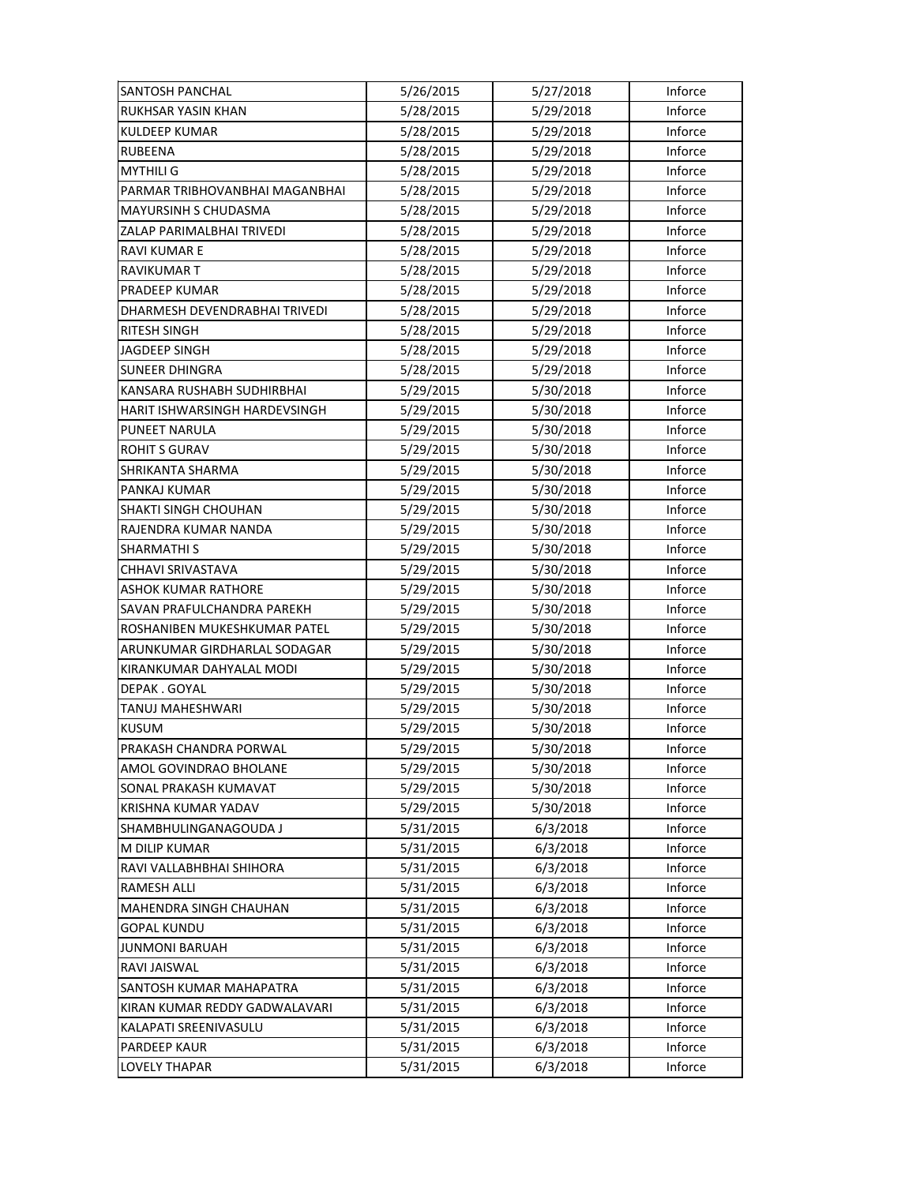| SANTOSH PANCHAL | 5/26/2015 | 5/27/2018 | Inforce |
|---|---|---|---|
| RUKHSAR YASIN KHAN | 5/28/2015 | 5/29/2018 | Inforce |
| KULDEEP KUMAR | 5/28/2015 | 5/29/2018 | Inforce |
| RUBEENA | 5/28/2015 | 5/29/2018 | Inforce |
| MYTHILI G | 5/28/2015 | 5/29/2018 | Inforce |
| PARMAR TRIBHOVANBHAI MAGANBHAI | 5/28/2015 | 5/29/2018 | Inforce |
| MAYURSINH S CHUDASMA | 5/28/2015 | 5/29/2018 | Inforce |
| ZALAP PARIMALBHAI TRIVEDI | 5/28/2015 | 5/29/2018 | Inforce |
| RAVI KUMAR E | 5/28/2015 | 5/29/2018 | Inforce |
| RAVIKUMAR T | 5/28/2015 | 5/29/2018 | Inforce |
| PRADEEP KUMAR | 5/28/2015 | 5/29/2018 | Inforce |
| DHARMESH DEVENDRABHAI TRIVEDI | 5/28/2015 | 5/29/2018 | Inforce |
| RITESH SINGH | 5/28/2015 | 5/29/2018 | Inforce |
| JAGDEEP SINGH | 5/28/2015 | 5/29/2018 | Inforce |
| SUNEER DHINGRA | 5/28/2015 | 5/29/2018 | Inforce |
| KANSARA RUSHABH SUDHIRBHAI | 5/29/2015 | 5/30/2018 | Inforce |
| HARIT ISHWARSINGH HARDEVSINGH | 5/29/2015 | 5/30/2018 | Inforce |
| PUNEET NARULA | 5/29/2015 | 5/30/2018 | Inforce |
| ROHIT S GURAV | 5/29/2015 | 5/30/2018 | Inforce |
| SHRIKANTA SHARMA | 5/29/2015 | 5/30/2018 | Inforce |
| PANKAJ KUMAR | 5/29/2015 | 5/30/2018 | Inforce |
| SHAKTI SINGH CHOUHAN | 5/29/2015 | 5/30/2018 | Inforce |
| RAJENDRA KUMAR NANDA | 5/29/2015 | 5/30/2018 | Inforce |
| SHARMATHI S | 5/29/2015 | 5/30/2018 | Inforce |
| CHHAVI SRIVASTAVA | 5/29/2015 | 5/30/2018 | Inforce |
| ASHOK KUMAR RATHORE | 5/29/2015 | 5/30/2018 | Inforce |
| SAVAN PRAFULCHANDRA PAREKH | 5/29/2015 | 5/30/2018 | Inforce |
| ROSHANIBEN MUKESHKUMAR PATEL | 5/29/2015 | 5/30/2018 | Inforce |
| ARUNKUMAR GIRDHARLAL SODAGAR | 5/29/2015 | 5/30/2018 | Inforce |
| KIRANKUMAR DAHYALAL MODI | 5/29/2015 | 5/30/2018 | Inforce |
| DEPAK . GOYAL | 5/29/2015 | 5/30/2018 | Inforce |
| TANUJ MAHESHWARI | 5/29/2015 | 5/30/2018 | Inforce |
| KUSUM | 5/29/2015 | 5/30/2018 | Inforce |
| PRAKASH CHANDRA PORWAL | 5/29/2015 | 5/30/2018 | Inforce |
| AMOL GOVINDRAO BHOLANE | 5/29/2015 | 5/30/2018 | Inforce |
| SONAL PRAKASH KUMAVAT | 5/29/2015 | 5/30/2018 | Inforce |
| KRISHNA KUMAR YADAV | 5/29/2015 | 5/30/2018 | Inforce |
| SHAMBHULINGANAGOUDA J | 5/31/2015 | 6/3/2018 | Inforce |
| M DILIP KUMAR | 5/31/2015 | 6/3/2018 | Inforce |
| RAVI VALLABHBHAI SHIHORA | 5/31/2015 | 6/3/2018 | Inforce |
| RAMESH ALLI | 5/31/2015 | 6/3/2018 | Inforce |
| MAHENDRA SINGH CHAUHAN | 5/31/2015 | 6/3/2018 | Inforce |
| GOPAL KUNDU | 5/31/2015 | 6/3/2018 | Inforce |
| JUNMONI BARUAH | 5/31/2015 | 6/3/2018 | Inforce |
| RAVI JAISWAL | 5/31/2015 | 6/3/2018 | Inforce |
| SANTOSH KUMAR MAHAPATRA | 5/31/2015 | 6/3/2018 | Inforce |
| KIRAN KUMAR REDDY GADWALAVARI | 5/31/2015 | 6/3/2018 | Inforce |
| KALAPATI SREENIVASULU | 5/31/2015 | 6/3/2018 | Inforce |
| PARDEEP KAUR | 5/31/2015 | 6/3/2018 | Inforce |
| LOVELY THAPAR | 5/31/2015 | 6/3/2018 | Inforce |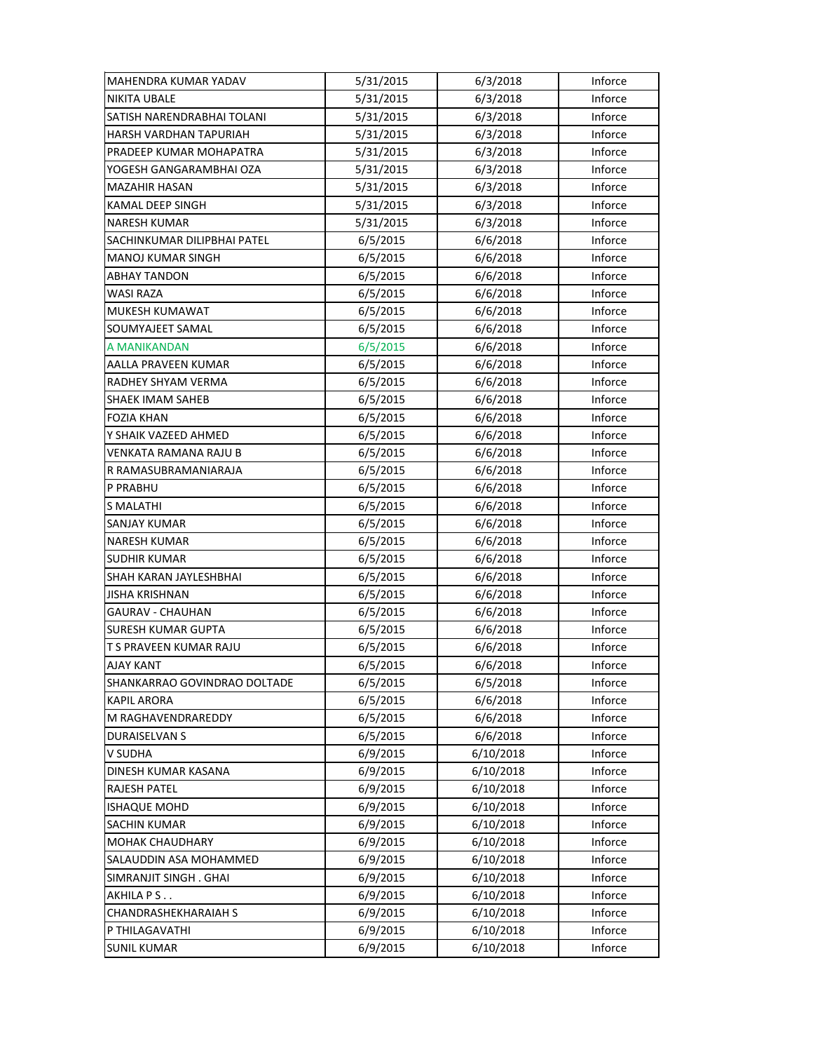| | | | |
|---|---|---|---|
| MAHENDRA KUMAR YADAV | 5/31/2015 | 6/3/2018 | Inforce |
| NIKITA UBALE | 5/31/2015 | 6/3/2018 | Inforce |
| SATISH NARENDRABHAI TOLANI | 5/31/2015 | 6/3/2018 | Inforce |
| HARSH VARDHAN TAPURIAH | 5/31/2015 | 6/3/2018 | Inforce |
| PRADEEP KUMAR MOHAPATRA | 5/31/2015 | 6/3/2018 | Inforce |
| YOGESH GANGARAMBHAI OZA | 5/31/2015 | 6/3/2018 | Inforce |
| MAZAHIR HASAN | 5/31/2015 | 6/3/2018 | Inforce |
| KAMAL DEEP SINGH | 5/31/2015 | 6/3/2018 | Inforce |
| NARESH KUMAR | 5/31/2015 | 6/3/2018 | Inforce |
| SACHINKUMAR DILIPBHAI PATEL | 6/5/2015 | 6/6/2018 | Inforce |
| MANOJ KUMAR SINGH | 6/5/2015 | 6/6/2018 | Inforce |
| ABHAY TANDON | 6/5/2015 | 6/6/2018 | Inforce |
| WASI RAZA | 6/5/2015 | 6/6/2018 | Inforce |
| MUKESH KUMAWAT | 6/5/2015 | 6/6/2018 | Inforce |
| SOUMYAJEET SAMAL | 6/5/2015 | 6/6/2018 | Inforce |
| A MANIKANDAN | 6/5/2015 | 6/6/2018 | Inforce |
| AALLA PRAVEEN KUMAR | 6/5/2015 | 6/6/2018 | Inforce |
| RADHEY SHYAM VERMA | 6/5/2015 | 6/6/2018 | Inforce |
| SHAEK IMAM SAHEB | 6/5/2015 | 6/6/2018 | Inforce |
| FOZIA KHAN | 6/5/2015 | 6/6/2018 | Inforce |
| Y SHAIK VAZEED AHMED | 6/5/2015 | 6/6/2018 | Inforce |
| VENKATA RAMANA RAJU B | 6/5/2015 | 6/6/2018 | Inforce |
| R RAMASUBRAMANIARAJA | 6/5/2015 | 6/6/2018 | Inforce |
| P PRABHU | 6/5/2015 | 6/6/2018 | Inforce |
| S MALATHI | 6/5/2015 | 6/6/2018 | Inforce |
| SANJAY KUMAR | 6/5/2015 | 6/6/2018 | Inforce |
| NARESH KUMAR | 6/5/2015 | 6/6/2018 | Inforce |
| SUDHIR KUMAR | 6/5/2015 | 6/6/2018 | Inforce |
| SHAH KARAN JAYLESHBHAI | 6/5/2015 | 6/6/2018 | Inforce |
| JISHA KRISHNAN | 6/5/2015 | 6/6/2018 | Inforce |
| GAURAV - CHAUHAN | 6/5/2015 | 6/6/2018 | Inforce |
| SURESH KUMAR GUPTA | 6/5/2015 | 6/6/2018 | Inforce |
| T S PRAVEEN KUMAR RAJU | 6/5/2015 | 6/6/2018 | Inforce |
| AJAY KANT | 6/5/2015 | 6/6/2018 | Inforce |
| SHANKARRAO GOVINDRAO DOLTADE | 6/5/2015 | 6/5/2018 | Inforce |
| KAPIL ARORA | 6/5/2015 | 6/6/2018 | Inforce |
| M RAGHAVENDRAREDDY | 6/5/2015 | 6/6/2018 | Inforce |
| DURAISELVAN S | 6/5/2015 | 6/6/2018 | Inforce |
| V SUDHA | 6/9/2015 | 6/10/2018 | Inforce |
| DINESH KUMAR KASANA | 6/9/2015 | 6/10/2018 | Inforce |
| RAJESH PATEL | 6/9/2015 | 6/10/2018 | Inforce |
| ISHAQUE MOHD | 6/9/2015 | 6/10/2018 | Inforce |
| SACHIN KUMAR | 6/9/2015 | 6/10/2018 | Inforce |
| MOHAK CHAUDHARY | 6/9/2015 | 6/10/2018 | Inforce |
| SALAUDDIN ASA MOHAMMED | 6/9/2015 | 6/10/2018 | Inforce |
| SIMRANJIT SINGH . GHAI | 6/9/2015 | 6/10/2018 | Inforce |
| AKHILA P S . . | 6/9/2015 | 6/10/2018 | Inforce |
| CHANDRASHEKHARAIAH S | 6/9/2015 | 6/10/2018 | Inforce |
| P THILAGAVATHI | 6/9/2015 | 6/10/2018 | Inforce |
| SUNIL KUMAR | 6/9/2015 | 6/10/2018 | Inforce |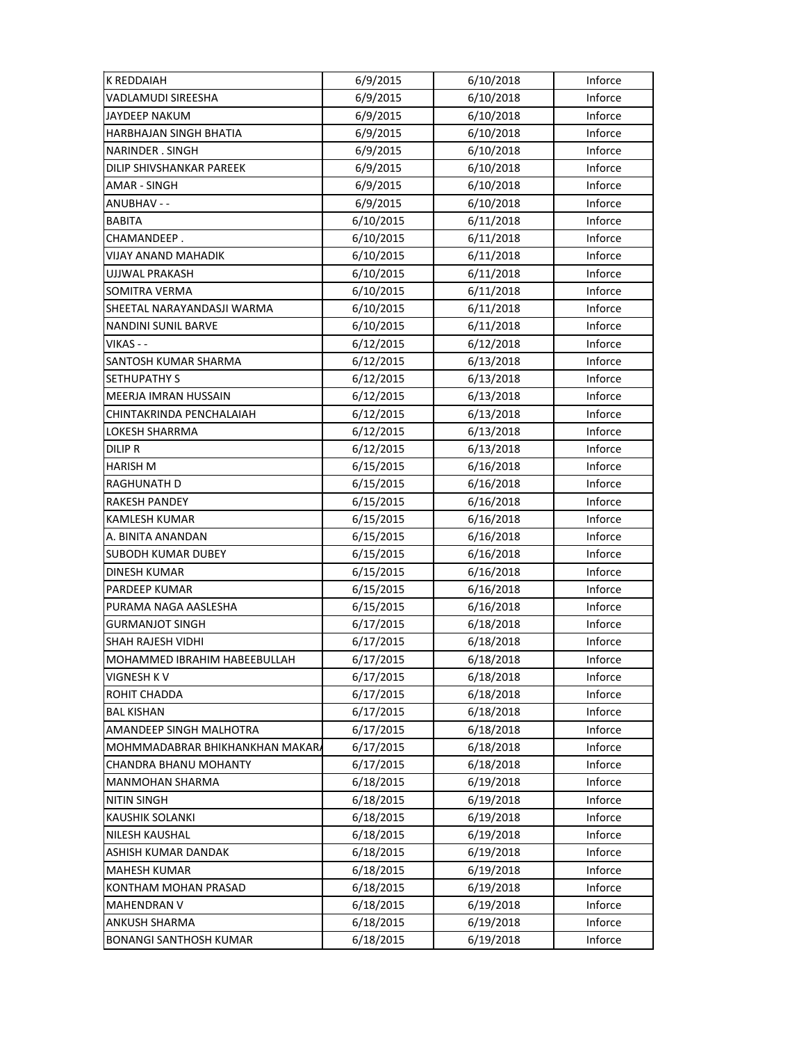| K REDDAIAH | 6/9/2015 | 6/10/2018 | Inforce |
|---|---|---|---|
| VADLAMUDI SIREESHA | 6/9/2015 | 6/10/2018 | Inforce |
| JAYDEEP NAKUM | 6/9/2015 | 6/10/2018 | Inforce |
| HARBHAJAN SINGH BHATIA | 6/9/2015 | 6/10/2018 | Inforce |
| NARINDER . SINGH | 6/9/2015 | 6/10/2018 | Inforce |
| DILIP SHIVSHANKAR PAREEK | 6/9/2015 | 6/10/2018 | Inforce |
| AMAR - SINGH | 6/9/2015 | 6/10/2018 | Inforce |
| ANUBHAV - - | 6/9/2015 | 6/10/2018 | Inforce |
| BABITA | 6/10/2015 | 6/11/2018 | Inforce |
| CHAMANDEEP . | 6/10/2015 | 6/11/2018 | Inforce |
| VIJAY ANAND MAHADIK | 6/10/2015 | 6/11/2018 | Inforce |
| UJJWAL PRAKASH | 6/10/2015 | 6/11/2018 | Inforce |
| SOMITRA VERMA | 6/10/2015 | 6/11/2018 | Inforce |
| SHEETAL NARAYANDASJI WARMA | 6/10/2015 | 6/11/2018 | Inforce |
| NANDINI SUNIL BARVE | 6/10/2015 | 6/11/2018 | Inforce |
| VIKAS - - | 6/12/2015 | 6/12/2018 | Inforce |
| SANTOSH KUMAR SHARMA | 6/12/2015 | 6/13/2018 | Inforce |
| SETHUPATHY S | 6/12/2015 | 6/13/2018 | Inforce |
| MEERJA IMRAN HUSSAIN | 6/12/2015 | 6/13/2018 | Inforce |
| CHINTAKRINDA PENCHALAIAH | 6/12/2015 | 6/13/2018 | Inforce |
| LOKESH SHARRMA | 6/12/2015 | 6/13/2018 | Inforce |
| DILIP R | 6/12/2015 | 6/13/2018 | Inforce |
| HARISH M | 6/15/2015 | 6/16/2018 | Inforce |
| RAGHUNATH D | 6/15/2015 | 6/16/2018 | Inforce |
| RAKESH PANDEY | 6/15/2015 | 6/16/2018 | Inforce |
| KAMLESH KUMAR | 6/15/2015 | 6/16/2018 | Inforce |
| A. BINITA ANANDAN | 6/15/2015 | 6/16/2018 | Inforce |
| SUBODH KUMAR DUBEY | 6/15/2015 | 6/16/2018 | Inforce |
| DINESH KUMAR | 6/15/2015 | 6/16/2018 | Inforce |
| PARDEEP KUMAR | 6/15/2015 | 6/16/2018 | Inforce |
| PURAMA NAGA AASLESHA | 6/15/2015 | 6/16/2018 | Inforce |
| GURMANJOT SINGH | 6/17/2015 | 6/18/2018 | Inforce |
| SHAH RAJESH VIDHI | 6/17/2015 | 6/18/2018 | Inforce |
| MOHAMMED IBRAHIM HABEEBULLAH | 6/17/2015 | 6/18/2018 | Inforce |
| VIGNESH K V | 6/17/2015 | 6/18/2018 | Inforce |
| ROHIT CHADDA | 6/17/2015 | 6/18/2018 | Inforce |
| BAL KISHAN | 6/17/2015 | 6/18/2018 | Inforce |
| AMANDEEP SINGH MALHOTRA | 6/17/2015 | 6/18/2018 | Inforce |
| MOHMMADABRAR BHIKHANKHAN MAKARA | 6/17/2015 | 6/18/2018 | Inforce |
| CHANDRA BHANU MOHANTY | 6/17/2015 | 6/18/2018 | Inforce |
| MANMOHAN SHARMA | 6/18/2015 | 6/19/2018 | Inforce |
| NITIN SINGH | 6/18/2015 | 6/19/2018 | Inforce |
| KAUSHIK SOLANKI | 6/18/2015 | 6/19/2018 | Inforce |
| NILESH KAUSHAL | 6/18/2015 | 6/19/2018 | Inforce |
| ASHISH KUMAR DANDAK | 6/18/2015 | 6/19/2018 | Inforce |
| MAHESH KUMAR | 6/18/2015 | 6/19/2018 | Inforce |
| KONTHAM MOHAN PRASAD | 6/18/2015 | 6/19/2018 | Inforce |
| MAHENDRAN V | 6/18/2015 | 6/19/2018 | Inforce |
| ANKUSH SHARMA | 6/18/2015 | 6/19/2018 | Inforce |
| BONANGI SANTHOSH KUMAR | 6/18/2015 | 6/19/2018 | Inforce |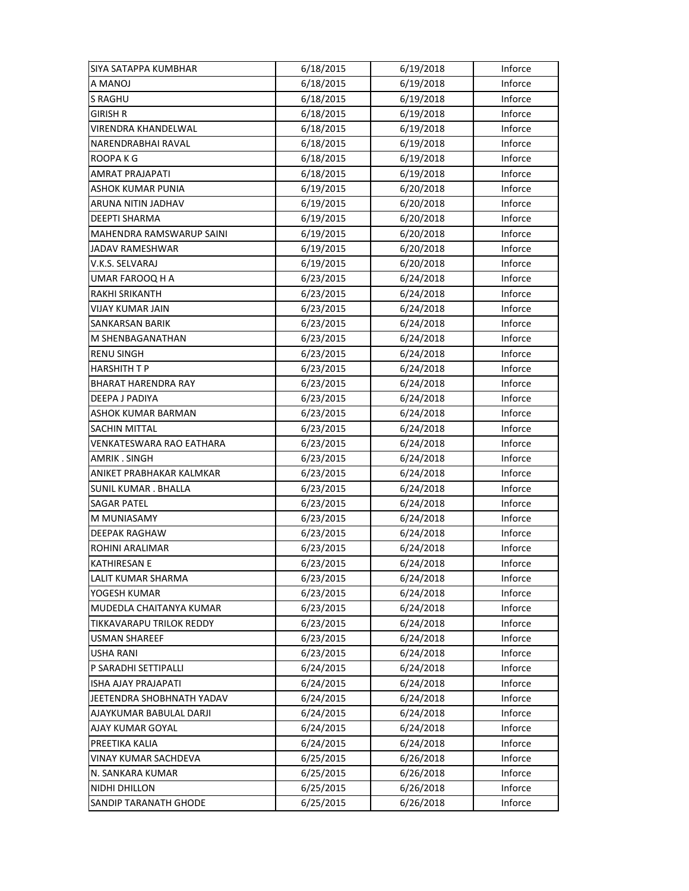| SIYA SATAPPA KUMBHAR | 6/18/2015 | 6/19/2018 | Inforce |
|---|---|---|---|
| A MANOJ | 6/18/2015 | 6/19/2018 | Inforce |
| S RAGHU | 6/18/2015 | 6/19/2018 | Inforce |
| GIRISH R | 6/18/2015 | 6/19/2018 | Inforce |
| VIRENDRA KHANDELWAL | 6/18/2015 | 6/19/2018 | Inforce |
| NARENDRABHAI RAVAL | 6/18/2015 | 6/19/2018 | Inforce |
| ROOPA K G | 6/18/2015 | 6/19/2018 | Inforce |
| AMRAT PRAJAPATI | 6/18/2015 | 6/19/2018 | Inforce |
| ASHOK KUMAR PUNIA | 6/19/2015 | 6/20/2018 | Inforce |
| ARUNA NITIN JADHAV | 6/19/2015 | 6/20/2018 | Inforce |
| DEEPTI SHARMA | 6/19/2015 | 6/20/2018 | Inforce |
| MAHENDRA RAMSWARUP SAINI | 6/19/2015 | 6/20/2018 | Inforce |
| JADAV RAMESHWAR | 6/19/2015 | 6/20/2018 | Inforce |
| V.K.S. SELVARAJ | 6/19/2015 | 6/20/2018 | Inforce |
| UMAR FAROOQ H A | 6/23/2015 | 6/24/2018 | Inforce |
| RAKHI SRIKANTH | 6/23/2015 | 6/24/2018 | Inforce |
| VIJAY KUMAR JAIN | 6/23/2015 | 6/24/2018 | Inforce |
| SANKARSAN BARIK | 6/23/2015 | 6/24/2018 | Inforce |
| M SHENBAGANATHAN | 6/23/2015 | 6/24/2018 | Inforce |
| RENU SINGH | 6/23/2015 | 6/24/2018 | Inforce |
| HARSHITH T P | 6/23/2015 | 6/24/2018 | Inforce |
| BHARAT HARENDRA RAY | 6/23/2015 | 6/24/2018 | Inforce |
| DEEPA J PADIYA | 6/23/2015 | 6/24/2018 | Inforce |
| ASHOK KUMAR BARMAN | 6/23/2015 | 6/24/2018 | Inforce |
| SACHIN MITTAL | 6/23/2015 | 6/24/2018 | Inforce |
| VENKATESWARA RAO EATHARA | 6/23/2015 | 6/24/2018 | Inforce |
| AMRIK . SINGH | 6/23/2015 | 6/24/2018 | Inforce |
| ANIKET PRABHAKAR KALMKAR | 6/23/2015 | 6/24/2018 | Inforce |
| SUNIL KUMAR . BHALLA | 6/23/2015 | 6/24/2018 | Inforce |
| SAGAR PATEL | 6/23/2015 | 6/24/2018 | Inforce |
| M MUNIASAMY | 6/23/2015 | 6/24/2018 | Inforce |
| DEEPAK RAGHAW | 6/23/2015 | 6/24/2018 | Inforce |
| ROHINI ARALIMAR | 6/23/2015 | 6/24/2018 | Inforce |
| KATHIRESAN E | 6/23/2015 | 6/24/2018 | Inforce |
| LALIT KUMAR SHARMA | 6/23/2015 | 6/24/2018 | Inforce |
| YOGESH KUMAR | 6/23/2015 | 6/24/2018 | Inforce |
| MUDEDLA CHAITANYA KUMAR | 6/23/2015 | 6/24/2018 | Inforce |
| TIKKAVARAPU TRILOK REDDY | 6/23/2015 | 6/24/2018 | Inforce |
| USMAN SHAREEF | 6/23/2015 | 6/24/2018 | Inforce |
| USHA RANI | 6/23/2015 | 6/24/2018 | Inforce |
| P SARADHI SETTIPALLI | 6/24/2015 | 6/24/2018 | Inforce |
| ISHA AJAY PRAJAPATI | 6/24/2015 | 6/24/2018 | Inforce |
| JEETENDRA SHOBHNATH YADAV | 6/24/2015 | 6/24/2018 | Inforce |
| AJAYKUMAR BABULAL DARJI | 6/24/2015 | 6/24/2018 | Inforce |
| AJAY KUMAR GOYAL | 6/24/2015 | 6/24/2018 | Inforce |
| PREETIKA KALIA | 6/24/2015 | 6/24/2018 | Inforce |
| VINAY KUMAR SACHDEVA | 6/25/2015 | 6/26/2018 | Inforce |
| N. SANKARA KUMAR | 6/25/2015 | 6/26/2018 | Inforce |
| NIDHI DHILLON | 6/25/2015 | 6/26/2018 | Inforce |
| SANDIP TARANATH GHODE | 6/25/2015 | 6/26/2018 | Inforce |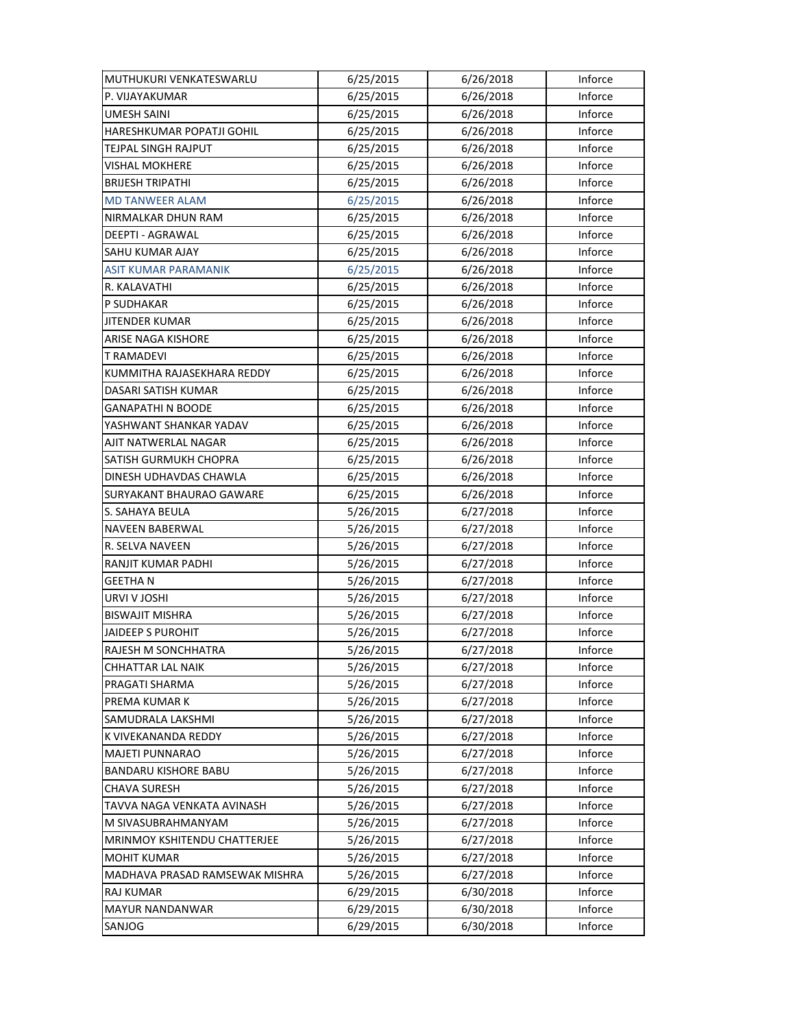| MUTHUKURI VENKATESWARLU | 6/25/2015 | 6/26/2018 | Inforce |
|---|---|---|---|
| P. VIJAYAKUMAR | 6/25/2015 | 6/26/2018 | Inforce |
| UMESH SAINI | 6/25/2015 | 6/26/2018 | Inforce |
| HARESHKUMAR POPATJI GOHIL | 6/25/2015 | 6/26/2018 | Inforce |
| TEJPAL SINGH RAJPUT | 6/25/2015 | 6/26/2018 | Inforce |
| VISHAL MOKHERE | 6/25/2015 | 6/26/2018 | Inforce |
| BRIJESH TRIPATHI | 6/25/2015 | 6/26/2018 | Inforce |
| MD TANWEER ALAM | 6/25/2015 | 6/26/2018 | Inforce |
| NIRMALKAR DHUN RAM | 6/25/2015 | 6/26/2018 | Inforce |
| DEEPTI - AGRAWAL | 6/25/2015 | 6/26/2018 | Inforce |
| SAHU KUMAR AJAY | 6/25/2015 | 6/26/2018 | Inforce |
| ASIT KUMAR PARAMANIK | 6/25/2015 | 6/26/2018 | Inforce |
| R. KALAVATHI | 6/25/2015 | 6/26/2018 | Inforce |
| P SUDHAKAR | 6/25/2015 | 6/26/2018 | Inforce |
| JITENDER KUMAR | 6/25/2015 | 6/26/2018 | Inforce |
| ARISE NAGA KISHORE | 6/25/2015 | 6/26/2018 | Inforce |
| T RAMADEVI | 6/25/2015 | 6/26/2018 | Inforce |
| KUMMITHA RAJASEKHARA REDDY | 6/25/2015 | 6/26/2018 | Inforce |
| DASARI SATISH KUMAR | 6/25/2015 | 6/26/2018 | Inforce |
| GANAPATHI N BOODE | 6/25/2015 | 6/26/2018 | Inforce |
| YASHWANT SHANKAR YADAV | 6/25/2015 | 6/26/2018 | Inforce |
| AJIT NATWERLAL NAGAR | 6/25/2015 | 6/26/2018 | Inforce |
| SATISH GURMUKH CHOPRA | 6/25/2015 | 6/26/2018 | Inforce |
| DINESH UDHAVDAS CHAWLA | 6/25/2015 | 6/26/2018 | Inforce |
| SURYAKANT BHAURAO GAWARE | 6/25/2015 | 6/26/2018 | Inforce |
| S. SAHAYA BEULA | 5/26/2015 | 6/27/2018 | Inforce |
| NAVEEN BABERWAL | 5/26/2015 | 6/27/2018 | Inforce |
| R. SELVA NAVEEN | 5/26/2015 | 6/27/2018 | Inforce |
| RANJIT KUMAR PADHI | 5/26/2015 | 6/27/2018 | Inforce |
| GEETHA N | 5/26/2015 | 6/27/2018 | Inforce |
| URVI V JOSHI | 5/26/2015 | 6/27/2018 | Inforce |
| BISWAJIT MISHRA | 5/26/2015 | 6/27/2018 | Inforce |
| JAIDEEP S PUROHIT | 5/26/2015 | 6/27/2018 | Inforce |
| RAJESH M SONCHHATRA | 5/26/2015 | 6/27/2018 | Inforce |
| CHHATTAR LAL NAIK | 5/26/2015 | 6/27/2018 | Inforce |
| PRAGATI SHARMA | 5/26/2015 | 6/27/2018 | Inforce |
| PREMA KUMAR K | 5/26/2015 | 6/27/2018 | Inforce |
| SAMUDRALA LAKSHMI | 5/26/2015 | 6/27/2018 | Inforce |
| K VIVEKANANDA REDDY | 5/26/2015 | 6/27/2018 | Inforce |
| MAJETI PUNNARAO | 5/26/2015 | 6/27/2018 | Inforce |
| BANDARU KISHORE BABU | 5/26/2015 | 6/27/2018 | Inforce |
| CHAVA SURESH | 5/26/2015 | 6/27/2018 | Inforce |
| TAVVA NAGA VENKATA AVINASH | 5/26/2015 | 6/27/2018 | Inforce |
| M SIVASUBRAHMANYAM | 5/26/2015 | 6/27/2018 | Inforce |
| MRINMOY KSHITENDU CHATTERJEE | 5/26/2015 | 6/27/2018 | Inforce |
| MOHIT KUMAR | 5/26/2015 | 6/27/2018 | Inforce |
| MADHAVA PRASAD RAMSEWAK MISHRA | 5/26/2015 | 6/27/2018 | Inforce |
| RAJ KUMAR | 6/29/2015 | 6/30/2018 | Inforce |
| MAYUR NANDANWAR | 6/29/2015 | 6/30/2018 | Inforce |
| SANJOG | 6/29/2015 | 6/30/2018 | Inforce |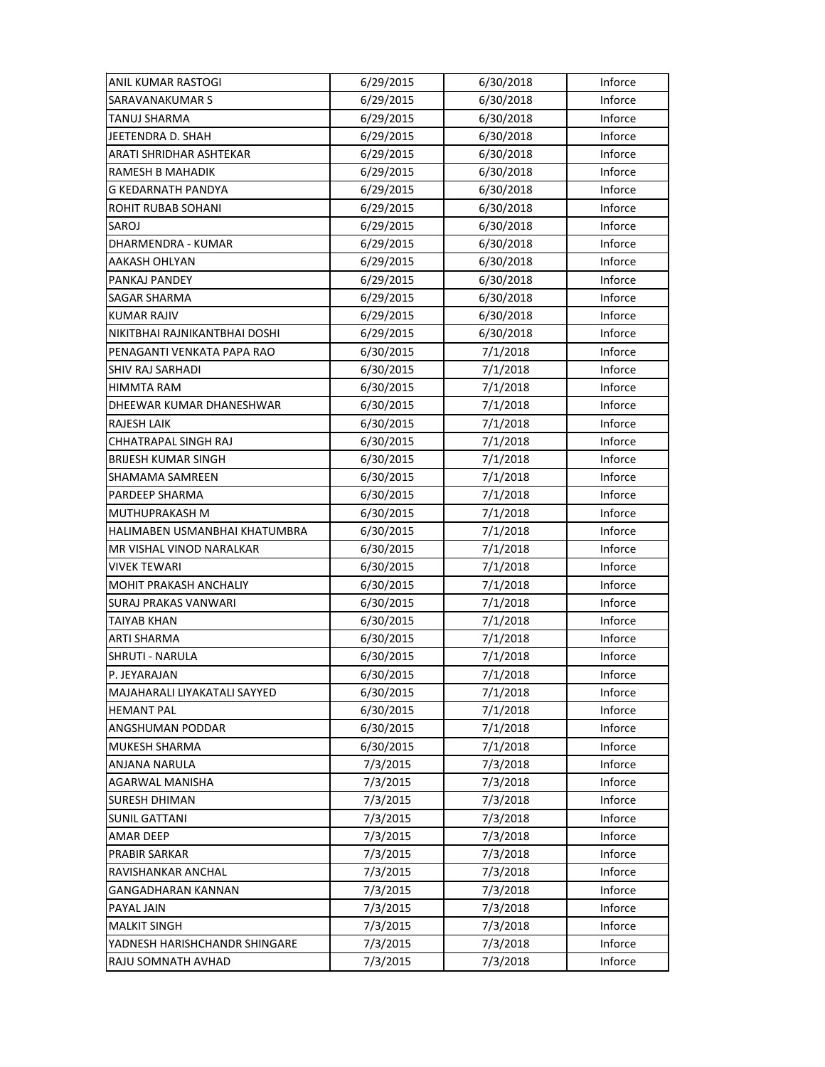| | | | |
|---|---|---|---|
| ANIL KUMAR RASTOGI | 6/29/2015 | 6/30/2018 | Inforce |
| SARAVANAKUMAR S | 6/29/2015 | 6/30/2018 | Inforce |
| TANUJ SHARMA | 6/29/2015 | 6/30/2018 | Inforce |
| JEETENDRA D. SHAH | 6/29/2015 | 6/30/2018 | Inforce |
| ARATI SHRIDHAR ASHTEKAR | 6/29/2015 | 6/30/2018 | Inforce |
| RAMESH B MAHADIK | 6/29/2015 | 6/30/2018 | Inforce |
| G KEDARNATH PANDYA | 6/29/2015 | 6/30/2018 | Inforce |
| ROHIT RUBAB SOHANI | 6/29/2015 | 6/30/2018 | Inforce |
| SAROJ | 6/29/2015 | 6/30/2018 | Inforce |
| DHARMENDRA - KUMAR | 6/29/2015 | 6/30/2018 | Inforce |
| AAKASH OHLYAN | 6/29/2015 | 6/30/2018 | Inforce |
| PANKAJ PANDEY | 6/29/2015 | 6/30/2018 | Inforce |
| SAGAR SHARMA | 6/29/2015 | 6/30/2018 | Inforce |
| KUMAR RAJIV | 6/29/2015 | 6/30/2018 | Inforce |
| NIKITBHAI RAJNIKANTBHAI DOSHI | 6/29/2015 | 6/30/2018 | Inforce |
| PENAGANTI VENKATA PAPA RAO | 6/30/2015 | 7/1/2018 | Inforce |
| SHIV RAJ SARHADI | 6/30/2015 | 7/1/2018 | Inforce |
| HIMMTA RAM | 6/30/2015 | 7/1/2018 | Inforce |
| DHEEWAR KUMAR DHANESHWAR | 6/30/2015 | 7/1/2018 | Inforce |
| RAJESH LAIK | 6/30/2015 | 7/1/2018 | Inforce |
| CHHATRAPAL SINGH RAJ | 6/30/2015 | 7/1/2018 | Inforce |
| BRIJESH KUMAR SINGH | 6/30/2015 | 7/1/2018 | Inforce |
| SHAMAMA SAMREEN | 6/30/2015 | 7/1/2018 | Inforce |
| PARDEEP SHARMA | 6/30/2015 | 7/1/2018 | Inforce |
| MUTHUPRAKASH M | 6/30/2015 | 7/1/2018 | Inforce |
| HALIMABEN USMANBHAI KHATUMBRA | 6/30/2015 | 7/1/2018 | Inforce |
| MR VISHAL VINOD NARALKAR | 6/30/2015 | 7/1/2018 | Inforce |
| VIVEK TEWARI | 6/30/2015 | 7/1/2018 | Inforce |
| MOHIT PRAKASH ANCHALIY | 6/30/2015 | 7/1/2018 | Inforce |
| SURAJ PRAKAS VANWARI | 6/30/2015 | 7/1/2018 | Inforce |
| TAIYAB KHAN | 6/30/2015 | 7/1/2018 | Inforce |
| ARTI SHARMA | 6/30/2015 | 7/1/2018 | Inforce |
| SHRUTI - NARULA | 6/30/2015 | 7/1/2018 | Inforce |
| P. JEYARAJAN | 6/30/2015 | 7/1/2018 | Inforce |
| MAJAHARALI LIYAKATALI SAYYED | 6/30/2015 | 7/1/2018 | Inforce |
| HEMANT PAL | 6/30/2015 | 7/1/2018 | Inforce |
| ANGSHUMAN PODDAR | 6/30/2015 | 7/1/2018 | Inforce |
| MUKESH SHARMA | 6/30/2015 | 7/1/2018 | Inforce |
| ANJANA NARULA | 7/3/2015 | 7/3/2018 | Inforce |
| AGARWAL MANISHA | 7/3/2015 | 7/3/2018 | Inforce |
| SURESH DHIMAN | 7/3/2015 | 7/3/2018 | Inforce |
| SUNIL GATTANI | 7/3/2015 | 7/3/2018 | Inforce |
| AMAR DEEP | 7/3/2015 | 7/3/2018 | Inforce |
| PRABIR SARKAR | 7/3/2015 | 7/3/2018 | Inforce |
| RAVISHANKAR ANCHAL | 7/3/2015 | 7/3/2018 | Inforce |
| GANGADHARAN KANNAN | 7/3/2015 | 7/3/2018 | Inforce |
| PAYAL JAIN | 7/3/2015 | 7/3/2018 | Inforce |
| MALKIT SINGH | 7/3/2015 | 7/3/2018 | Inforce |
| YADNESH HARISHCHANDR SHINGARE | 7/3/2015 | 7/3/2018 | Inforce |
| RAJU SOMNATH AVHAD | 7/3/2015 | 7/3/2018 | Inforce |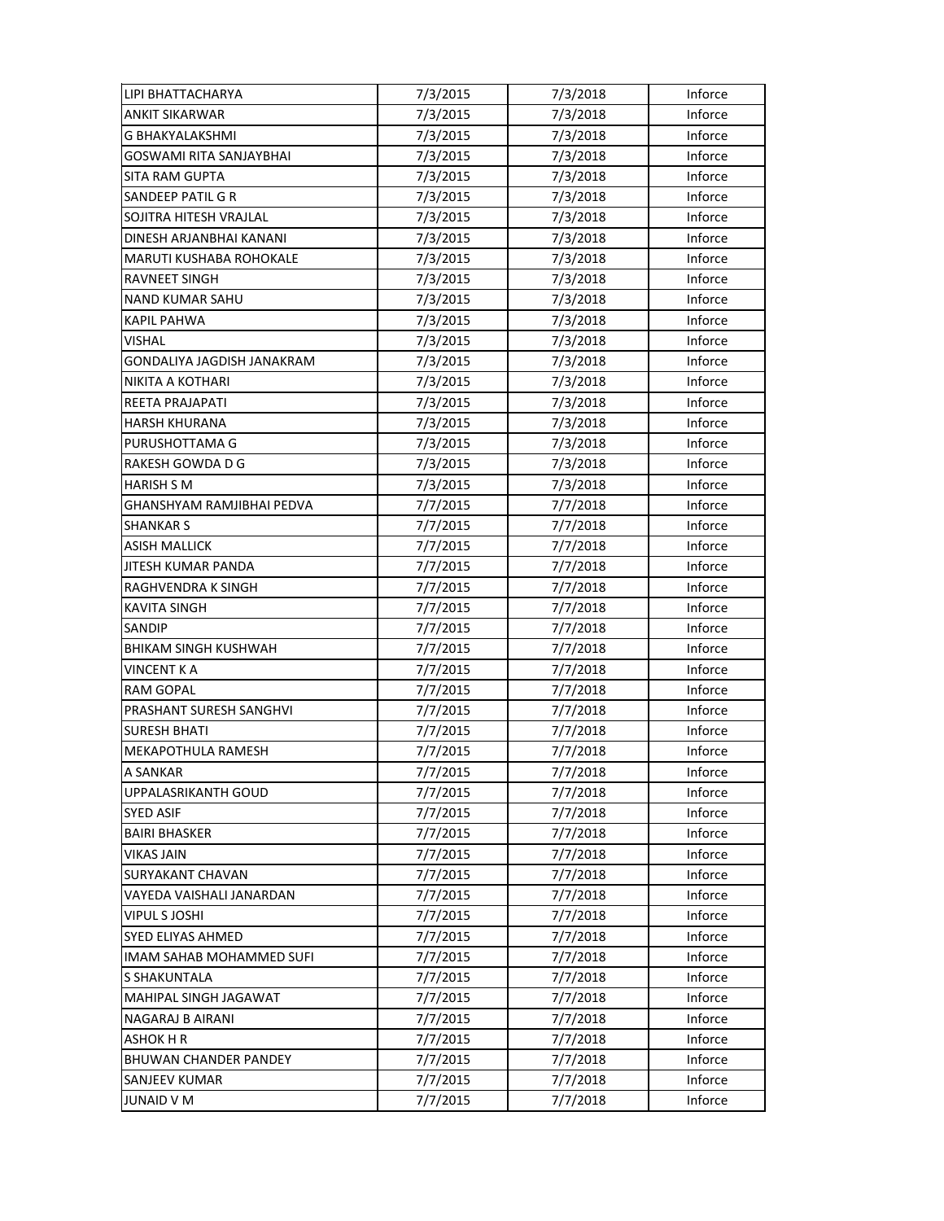| | | | |
|---|---|---|---|
| LIPI BHATTACHARYA | 7/3/2015 | 7/3/2018 | Inforce |
| ANKIT SIKARWAR | 7/3/2015 | 7/3/2018 | Inforce |
| G BHAKYALAKSHMI | 7/3/2015 | 7/3/2018 | Inforce |
| GOSWAMI RITA SANJAYBHAI | 7/3/2015 | 7/3/2018 | Inforce |
| SITA RAM GUPTA | 7/3/2015 | 7/3/2018 | Inforce |
| SANDEEP PATIL G R | 7/3/2015 | 7/3/2018 | Inforce |
| SOJITRA HITESH VRAJLAL | 7/3/2015 | 7/3/2018 | Inforce |
| DINESH ARJANBHAI KANANI | 7/3/2015 | 7/3/2018 | Inforce |
| MARUTI KUSHABA ROHOKALE | 7/3/2015 | 7/3/2018 | Inforce |
| RAVNEET SINGH | 7/3/2015 | 7/3/2018 | Inforce |
| NAND KUMAR SAHU | 7/3/2015 | 7/3/2018 | Inforce |
| KAPIL PAHWA | 7/3/2015 | 7/3/2018 | Inforce |
| VISHAL | 7/3/2015 | 7/3/2018 | Inforce |
| GONDALIYA JAGDISH JANAKRAM | 7/3/2015 | 7/3/2018 | Inforce |
| NIKITA A KOTHARI | 7/3/2015 | 7/3/2018 | Inforce |
| REETA PRAJAPATI | 7/3/2015 | 7/3/2018 | Inforce |
| HARSH KHURANA | 7/3/2015 | 7/3/2018 | Inforce |
| PURUSHOTTAMA G | 7/3/2015 | 7/3/2018 | Inforce |
| RAKESH GOWDA D G | 7/3/2015 | 7/3/2018 | Inforce |
| HARISH S M | 7/3/2015 | 7/3/2018 | Inforce |
| GHANSHYAM RAMJIBHAI PEDVA | 7/7/2015 | 7/7/2018 | Inforce |
| SHANKAR S | 7/7/2015 | 7/7/2018 | Inforce |
| ASISH MALLICK | 7/7/2015 | 7/7/2018 | Inforce |
| JITESH KUMAR PANDA | 7/7/2015 | 7/7/2018 | Inforce |
| RAGHVENDRA K SINGH | 7/7/2015 | 7/7/2018 | Inforce |
| KAVITA SINGH | 7/7/2015 | 7/7/2018 | Inforce |
| SANDIP | 7/7/2015 | 7/7/2018 | Inforce |
| BHIKAM SINGH KUSHWAH | 7/7/2015 | 7/7/2018 | Inforce |
| VINCENT K A | 7/7/2015 | 7/7/2018 | Inforce |
| RAM GOPAL | 7/7/2015 | 7/7/2018 | Inforce |
| PRASHANT SURESH SANGHVI | 7/7/2015 | 7/7/2018 | Inforce |
| SURESH BHATI | 7/7/2015 | 7/7/2018 | Inforce |
| MEKAPOTHULA RAMESH | 7/7/2015 | 7/7/2018 | Inforce |
| A SANKAR | 7/7/2015 | 7/7/2018 | Inforce |
| UPPALASRIKANTH GOUD | 7/7/2015 | 7/7/2018 | Inforce |
| SYED ASIF | 7/7/2015 | 7/7/2018 | Inforce |
| BAIRI BHASKER | 7/7/2015 | 7/7/2018 | Inforce |
| VIKAS JAIN | 7/7/2015 | 7/7/2018 | Inforce |
| SURYAKANT CHAVAN | 7/7/2015 | 7/7/2018 | Inforce |
| VAYEDA VAISHALI JANARDAN | 7/7/2015 | 7/7/2018 | Inforce |
| VIPUL S JOSHI | 7/7/2015 | 7/7/2018 | Inforce |
| SYED ELIYAS AHMED | 7/7/2015 | 7/7/2018 | Inforce |
| IMAM SAHAB MOHAMMED SUFI | 7/7/2015 | 7/7/2018 | Inforce |
| S SHAKUNTALA | 7/7/2015 | 7/7/2018 | Inforce |
| MAHIPAL SINGH JAGAWAT | 7/7/2015 | 7/7/2018 | Inforce |
| NAGARAJ B AIRANI | 7/7/2015 | 7/7/2018 | Inforce |
| ASHOK H R | 7/7/2015 | 7/7/2018 | Inforce |
| BHUWAN CHANDER PANDEY | 7/7/2015 | 7/7/2018 | Inforce |
| SANJEEV KUMAR | 7/7/2015 | 7/7/2018 | Inforce |
| JUNAID V M | 7/7/2015 | 7/7/2018 | Inforce |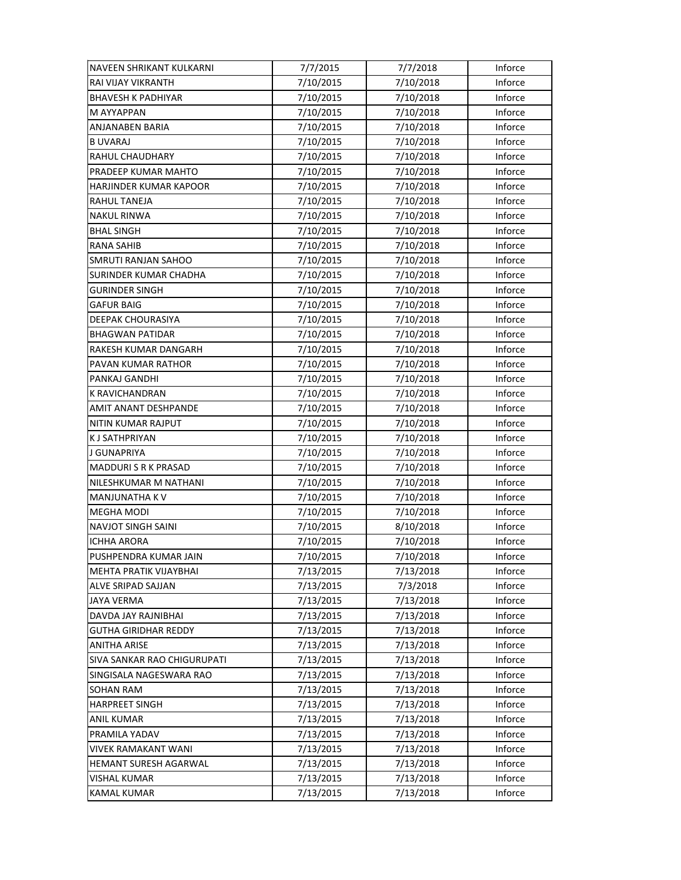| | | | |
|---|---|---|---|
| NAVEEN SHRIKANT KULKARNI | 7/7/2015 | 7/7/2018 | Inforce |
| RAI VIJAY VIKRANTH | 7/10/2015 | 7/10/2018 | Inforce |
| BHAVESH K PADHIYAR | 7/10/2015 | 7/10/2018 | Inforce |
| M AYYAPPAN | 7/10/2015 | 7/10/2018 | Inforce |
| ANJANABEN BARIA | 7/10/2015 | 7/10/2018 | Inforce |
| B UVARAJ | 7/10/2015 | 7/10/2018 | Inforce |
| RAHUL CHAUDHARY | 7/10/2015 | 7/10/2018 | Inforce |
| PRADEEP KUMAR MAHTO | 7/10/2015 | 7/10/2018 | Inforce |
| HARJINDER KUMAR KAPOOR | 7/10/2015 | 7/10/2018 | Inforce |
| RAHUL TANEJA | 7/10/2015 | 7/10/2018 | Inforce |
| NAKUL RINWA | 7/10/2015 | 7/10/2018 | Inforce |
| BHAL SINGH | 7/10/2015 | 7/10/2018 | Inforce |
| RANA SAHIB | 7/10/2015 | 7/10/2018 | Inforce |
| SMRUTI RANJAN SAHOO | 7/10/2015 | 7/10/2018 | Inforce |
| SURINDER KUMAR CHADHA | 7/10/2015 | 7/10/2018 | Inforce |
| GURINDER SINGH | 7/10/2015 | 7/10/2018 | Inforce |
| GAFUR BAIG | 7/10/2015 | 7/10/2018 | Inforce |
| DEEPAK CHOURASIYA | 7/10/2015 | 7/10/2018 | Inforce |
| BHAGWAN PATIDAR | 7/10/2015 | 7/10/2018 | Inforce |
| RAKESH KUMAR DANGARH | 7/10/2015 | 7/10/2018 | Inforce |
| PAVAN KUMAR RATHOR | 7/10/2015 | 7/10/2018 | Inforce |
| PANKAJ GANDHI | 7/10/2015 | 7/10/2018 | Inforce |
| K RAVICHANDRAN | 7/10/2015 | 7/10/2018 | Inforce |
| AMIT ANANT DESHPANDE | 7/10/2015 | 7/10/2018 | Inforce |
| NITIN KUMAR RAJPUT | 7/10/2015 | 7/10/2018 | Inforce |
| K J SATHPRIYAN | 7/10/2015 | 7/10/2018 | Inforce |
| J GUNAPRIYA | 7/10/2015 | 7/10/2018 | Inforce |
| MADDURI S R K PRASAD | 7/10/2015 | 7/10/2018 | Inforce |
| NILESHKUMAR M NATHANI | 7/10/2015 | 7/10/2018 | Inforce |
| MANJUNATHA K V | 7/10/2015 | 7/10/2018 | Inforce |
| MEGHA MODI | 7/10/2015 | 7/10/2018 | Inforce |
| NAVJOT SINGH SAINI | 7/10/2015 | 8/10/2018 | Inforce |
| ICHHA ARORA | 7/10/2015 | 7/10/2018 | Inforce |
| PUSHPENDRA KUMAR JAIN | 7/10/2015 | 7/10/2018 | Inforce |
| MEHTA PRATIK VIJAYBHAI | 7/13/2015 | 7/13/2018 | Inforce |
| ALVE SRIPAD SAJJAN | 7/13/2015 | 7/3/2018 | Inforce |
| JAYA VERMA | 7/13/2015 | 7/13/2018 | Inforce |
| DAVDA JAY RAJNIBHAI | 7/13/2015 | 7/13/2018 | Inforce |
| GUTHA GIRIDHAR REDDY | 7/13/2015 | 7/13/2018 | Inforce |
| ANITHA ARISE | 7/13/2015 | 7/13/2018 | Inforce |
| SIVA SANKAR RAO CHIGURUPATI | 7/13/2015 | 7/13/2018 | Inforce |
| SINGISALA NAGESWARA RAO | 7/13/2015 | 7/13/2018 | Inforce |
| SOHAN RAM | 7/13/2015 | 7/13/2018 | Inforce |
| HARPREET SINGH | 7/13/2015 | 7/13/2018 | Inforce |
| ANIL KUMAR | 7/13/2015 | 7/13/2018 | Inforce |
| PRAMILA YADAV | 7/13/2015 | 7/13/2018 | Inforce |
| VIVEK RAMAKANT WANI | 7/13/2015 | 7/13/2018 | Inforce |
| HEMANT SURESH AGARWAL | 7/13/2015 | 7/13/2018 | Inforce |
| VISHAL KUMAR | 7/13/2015 | 7/13/2018 | Inforce |
| KAMAL KUMAR | 7/13/2015 | 7/13/2018 | Inforce |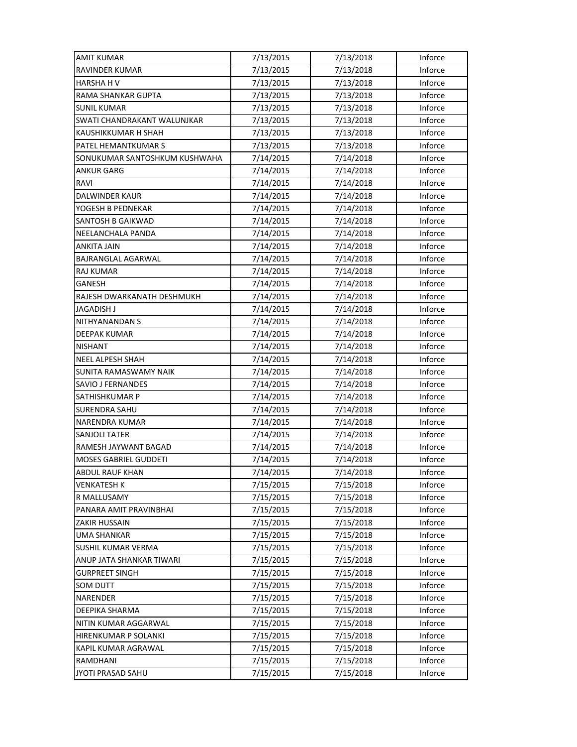| AMIT KUMAR | 7/13/2015 | 7/13/2018 | Inforce |
|---|---|---|---|
| RAVINDER KUMAR | 7/13/2015 | 7/13/2018 | Inforce |
| HARSHA H V | 7/13/2015 | 7/13/2018 | Inforce |
| RAMA SHANKAR GUPTA | 7/13/2015 | 7/13/2018 | Inforce |
| SUNIL KUMAR | 7/13/2015 | 7/13/2018 | Inforce |
| SWATI CHANDRAKANT WALUNJKAR | 7/13/2015 | 7/13/2018 | Inforce |
| KAUSHIKKUMAR H SHAH | 7/13/2015 | 7/13/2018 | Inforce |
| PATEL HEMANTKUMAR S | 7/13/2015 | 7/13/2018 | Inforce |
| SONUKUMAR SANTOSHKUM KUSHWAHA | 7/14/2015 | 7/14/2018 | Inforce |
| ANKUR GARG | 7/14/2015 | 7/14/2018 | Inforce |
| RAVI | 7/14/2015 | 7/14/2018 | Inforce |
| DALWINDER KAUR | 7/14/2015 | 7/14/2018 | Inforce |
| YOGESH B PEDNEKAR | 7/14/2015 | 7/14/2018 | Inforce |
| SANTOSH B GAIKWAD | 7/14/2015 | 7/14/2018 | Inforce |
| NEELANCHALA PANDA | 7/14/2015 | 7/14/2018 | Inforce |
| ANKITA JAIN | 7/14/2015 | 7/14/2018 | Inforce |
| BAJRANGLAL AGARWAL | 7/14/2015 | 7/14/2018 | Inforce |
| RAJ KUMAR | 7/14/2015 | 7/14/2018 | Inforce |
| GANESH | 7/14/2015 | 7/14/2018 | Inforce |
| RAJESH DWARKANATH DESHMUKH | 7/14/2015 | 7/14/2018 | Inforce |
| JAGADISH J | 7/14/2015 | 7/14/2018 | Inforce |
| NITHYANANDAN S | 7/14/2015 | 7/14/2018 | Inforce |
| DEEPAK KUMAR | 7/14/2015 | 7/14/2018 | Inforce |
| NISHANT | 7/14/2015 | 7/14/2018 | Inforce |
| NEEL ALPESH SHAH | 7/14/2015 | 7/14/2018 | Inforce |
| SUNITA RAMASWAMY NAIK | 7/14/2015 | 7/14/2018 | Inforce |
| SAVIO J FERNANDES | 7/14/2015 | 7/14/2018 | Inforce |
| SATHISHKUMAR P | 7/14/2015 | 7/14/2018 | Inforce |
| SURENDRA SAHU | 7/14/2015 | 7/14/2018 | Inforce |
| NARENDRA KUMAR | 7/14/2015 | 7/14/2018 | Inforce |
| SANJOLI TATER | 7/14/2015 | 7/14/2018 | Inforce |
| RAMESH JAYWANT BAGAD | 7/14/2015 | 7/14/2018 | Inforce |
| MOSES GABRIEL GUDDETI | 7/14/2015 | 7/14/2018 | Inforce |
| ABDUL RAUF KHAN | 7/14/2015 | 7/14/2018 | Inforce |
| VENKATESH K | 7/15/2015 | 7/15/2018 | Inforce |
| R MALLUSAMY | 7/15/2015 | 7/15/2018 | Inforce |
| PANARA AMIT PRAVINBHAI | 7/15/2015 | 7/15/2018 | Inforce |
| ZAKIR HUSSAIN | 7/15/2015 | 7/15/2018 | Inforce |
| UMA SHANKAR | 7/15/2015 | 7/15/2018 | Inforce |
| SUSHIL KUMAR VERMA | 7/15/2015 | 7/15/2018 | Inforce |
| ANUP JATA SHANKAR TIWARI | 7/15/2015 | 7/15/2018 | Inforce |
| GURPREET SINGH | 7/15/2015 | 7/15/2018 | Inforce |
| SOM DUTT | 7/15/2015 | 7/15/2018 | Inforce |
| NARENDER | 7/15/2015 | 7/15/2018 | Inforce |
| DEEPIKA SHARMA | 7/15/2015 | 7/15/2018 | Inforce |
| NITIN KUMAR AGGARWAL | 7/15/2015 | 7/15/2018 | Inforce |
| HIRENKUMAR P SOLANKI | 7/15/2015 | 7/15/2018 | Inforce |
| KAPIL KUMAR AGRAWAL | 7/15/2015 | 7/15/2018 | Inforce |
| RAMDHANI | 7/15/2015 | 7/15/2018 | Inforce |
| JYOTI PRASAD SAHU | 7/15/2015 | 7/15/2018 | Inforce |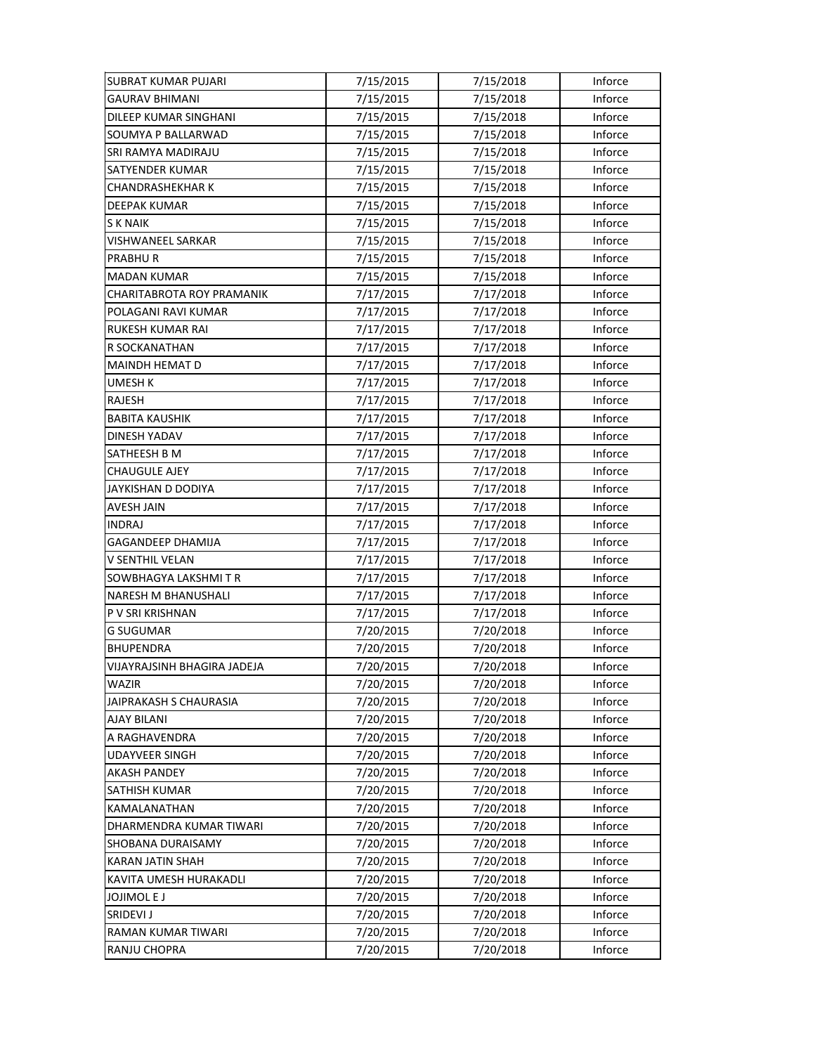| SUBRAT KUMAR PUJARI | 7/15/2015 | 7/15/2018 | Inforce |
|---|---|---|---|
| GAURAV BHIMANI | 7/15/2015 | 7/15/2018 | Inforce |
| DILEEP KUMAR SINGHANI | 7/15/2015 | 7/15/2018 | Inforce |
| SOUMYA P BALLARWAD | 7/15/2015 | 7/15/2018 | Inforce |
| SRI RAMYA MADIRAJU | 7/15/2015 | 7/15/2018 | Inforce |
| SATYENDER KUMAR | 7/15/2015 | 7/15/2018 | Inforce |
| CHANDRASHEKHAR K | 7/15/2015 | 7/15/2018 | Inforce |
| DEEPAK KUMAR | 7/15/2015 | 7/15/2018 | Inforce |
| S K NAIK | 7/15/2015 | 7/15/2018 | Inforce |
| VISHWANEEL SARKAR | 7/15/2015 | 7/15/2018 | Inforce |
| PRABHU R | 7/15/2015 | 7/15/2018 | Inforce |
| MADAN KUMAR | 7/15/2015 | 7/15/2018 | Inforce |
| CHARITABROTA ROY PRAMANIK | 7/17/2015 | 7/17/2018 | Inforce |
| POLAGANI RAVI KUMAR | 7/17/2015 | 7/17/2018 | Inforce |
| RUKESH KUMAR RAI | 7/17/2015 | 7/17/2018 | Inforce |
| R SOCKANATHAN | 7/17/2015 | 7/17/2018 | Inforce |
| MAINDH HEMAT D | 7/17/2015 | 7/17/2018 | Inforce |
| UMESH K | 7/17/2015 | 7/17/2018 | Inforce |
| RAJESH | 7/17/2015 | 7/17/2018 | Inforce |
| BABITA KAUSHIK | 7/17/2015 | 7/17/2018 | Inforce |
| DINESH YADAV | 7/17/2015 | 7/17/2018 | Inforce |
| SATHEESH B M | 7/17/2015 | 7/17/2018 | Inforce |
| CHAUGULE AJEY | 7/17/2015 | 7/17/2018 | Inforce |
| JAYKISHAN D DODIYA | 7/17/2015 | 7/17/2018 | Inforce |
| AVESH JAIN | 7/17/2015 | 7/17/2018 | Inforce |
| INDRAJ | 7/17/2015 | 7/17/2018 | Inforce |
| GAGANDEEP DHAMIJA | 7/17/2015 | 7/17/2018 | Inforce |
| V SENTHIL VELAN | 7/17/2015 | 7/17/2018 | Inforce |
| SOWBHAGYA LAKSHMI T R | 7/17/2015 | 7/17/2018 | Inforce |
| NARESH M BHANUSHALI | 7/17/2015 | 7/17/2018 | Inforce |
| P V SRI KRISHNAN | 7/17/2015 | 7/17/2018 | Inforce |
| G SUGUMAR | 7/20/2015 | 7/20/2018 | Inforce |
| BHUPENDRA | 7/20/2015 | 7/20/2018 | Inforce |
| VIJAYRAJSINH BHAGIRA JADEJA | 7/20/2015 | 7/20/2018 | Inforce |
| WAZIR | 7/20/2015 | 7/20/2018 | Inforce |
| JAIPRAKASH S CHAURASIA | 7/20/2015 | 7/20/2018 | Inforce |
| AJAY BILANI | 7/20/2015 | 7/20/2018 | Inforce |
| A RAGHAVENDRA | 7/20/2015 | 7/20/2018 | Inforce |
| UDAYVEER SINGH | 7/20/2015 | 7/20/2018 | Inforce |
| AKASH PANDEY | 7/20/2015 | 7/20/2018 | Inforce |
| SATHISH KUMAR | 7/20/2015 | 7/20/2018 | Inforce |
| KAMALANATHAN | 7/20/2015 | 7/20/2018 | Inforce |
| DHARMENDRA KUMAR TIWARI | 7/20/2015 | 7/20/2018 | Inforce |
| SHOBANA DURAISAMY | 7/20/2015 | 7/20/2018 | Inforce |
| KARAN JATIN SHAH | 7/20/2015 | 7/20/2018 | Inforce |
| KAVITA UMESH HURAKADLI | 7/20/2015 | 7/20/2018 | Inforce |
| JOJIMOL E J | 7/20/2015 | 7/20/2018 | Inforce |
| SRIDEVI J | 7/20/2015 | 7/20/2018 | Inforce |
| RAMAN KUMAR TIWARI | 7/20/2015 | 7/20/2018 | Inforce |
| RANJU CHOPRA | 7/20/2015 | 7/20/2018 | Inforce |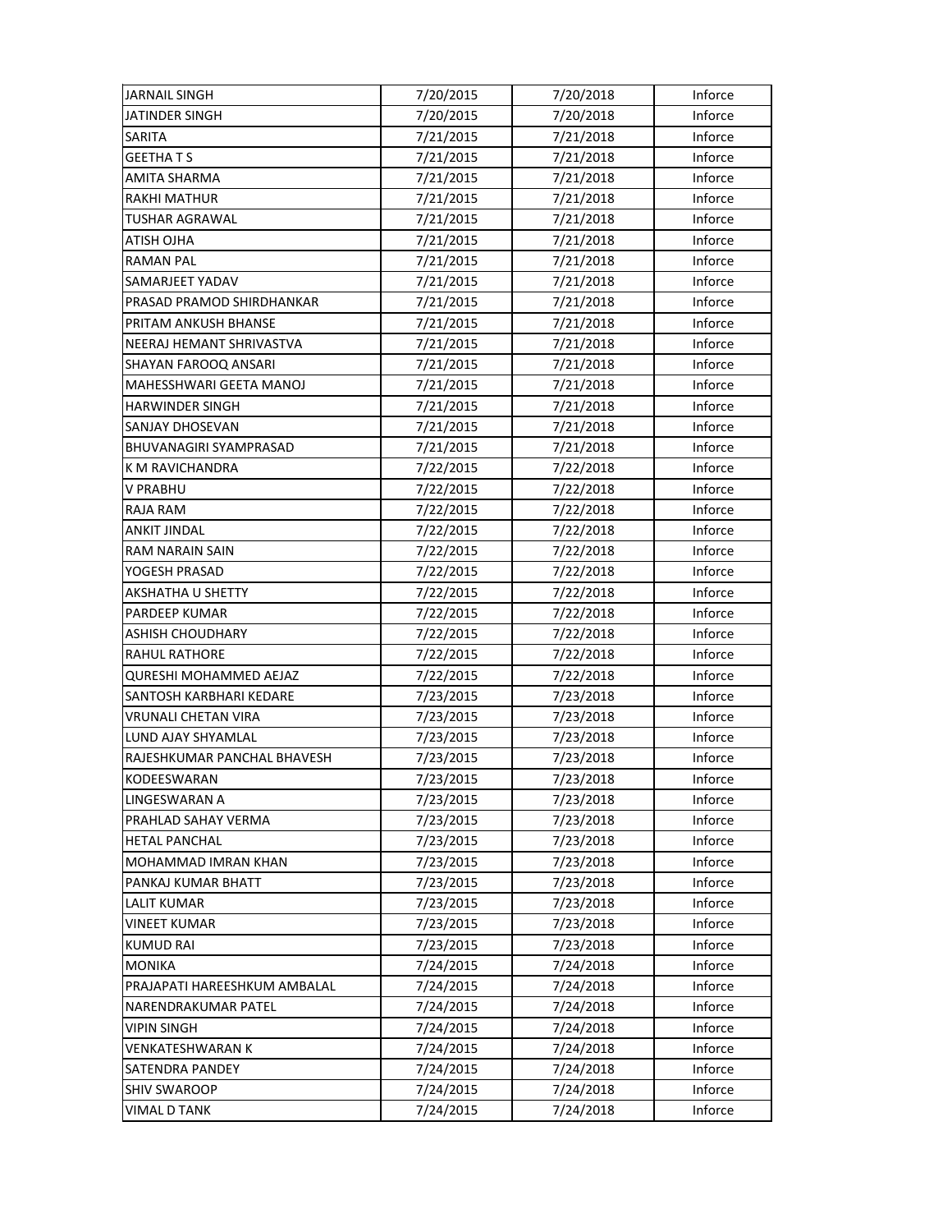| JARNAIL SINGH | 7/20/2015 | 7/20/2018 | Inforce |
|---|---|---|---|
| JATINDER SINGH | 7/20/2015 | 7/20/2018 | Inforce |
| SARITA | 7/21/2015 | 7/21/2018 | Inforce |
| GEETHA T S | 7/21/2015 | 7/21/2018 | Inforce |
| AMITA SHARMA | 7/21/2015 | 7/21/2018 | Inforce |
| RAKHI MATHUR | 7/21/2015 | 7/21/2018 | Inforce |
| TUSHAR AGRAWAL | 7/21/2015 | 7/21/2018 | Inforce |
| ATISH OJHA | 7/21/2015 | 7/21/2018 | Inforce |
| RAMAN PAL | 7/21/2015 | 7/21/2018 | Inforce |
| SAMARJEET YADAV | 7/21/2015 | 7/21/2018 | Inforce |
| PRASAD PRAMOD SHIRDHANKAR | 7/21/2015 | 7/21/2018 | Inforce |
| PRITAM ANKUSH BHANSE | 7/21/2015 | 7/21/2018 | Inforce |
| NEERAJ HEMANT SHRIVASTVA | 7/21/2015 | 7/21/2018 | Inforce |
| SHAYAN FAROOQ ANSARI | 7/21/2015 | 7/21/2018 | Inforce |
| MAHESSHWARI GEETA MANOJ | 7/21/2015 | 7/21/2018 | Inforce |
| HARWINDER SINGH | 7/21/2015 | 7/21/2018 | Inforce |
| SANJAY DHOSEVAN | 7/21/2015 | 7/21/2018 | Inforce |
| BHUVANAGIRI SYAMPRASAD | 7/21/2015 | 7/21/2018 | Inforce |
| K M RAVICHANDRA | 7/22/2015 | 7/22/2018 | Inforce |
| V PRABHU | 7/22/2015 | 7/22/2018 | Inforce |
| RAJA RAM | 7/22/2015 | 7/22/2018 | Inforce |
| ANKIT JINDAL | 7/22/2015 | 7/22/2018 | Inforce |
| RAM NARAIN SAIN | 7/22/2015 | 7/22/2018 | Inforce |
| YOGESH PRASAD | 7/22/2015 | 7/22/2018 | Inforce |
| AKSHATHA U SHETTY | 7/22/2015 | 7/22/2018 | Inforce |
| PARDEEP KUMAR | 7/22/2015 | 7/22/2018 | Inforce |
| ASHISH CHOUDHARY | 7/22/2015 | 7/22/2018 | Inforce |
| RAHUL RATHORE | 7/22/2015 | 7/22/2018 | Inforce |
| QURESHI MOHAMMED AEJAZ | 7/22/2015 | 7/22/2018 | Inforce |
| SANTOSH KARBHARI KEDARE | 7/23/2015 | 7/23/2018 | Inforce |
| VRUNALI CHETAN VIRA | 7/23/2015 | 7/23/2018 | Inforce |
| LUND AJAY SHYAMLAL | 7/23/2015 | 7/23/2018 | Inforce |
| RAJESHKUMAR PANCHAL BHAVESH | 7/23/2015 | 7/23/2018 | Inforce |
| KODEESWARAN | 7/23/2015 | 7/23/2018 | Inforce |
| LINGESWARAN A | 7/23/2015 | 7/23/2018 | Inforce |
| PRAHLAD SAHAY VERMA | 7/23/2015 | 7/23/2018 | Inforce |
| HETAL PANCHAL | 7/23/2015 | 7/23/2018 | Inforce |
| MOHAMMAD IMRAN KHAN | 7/23/2015 | 7/23/2018 | Inforce |
| PANKAJ KUMAR BHATT | 7/23/2015 | 7/23/2018 | Inforce |
| LALIT KUMAR | 7/23/2015 | 7/23/2018 | Inforce |
| VINEET KUMAR | 7/23/2015 | 7/23/2018 | Inforce |
| KUMUD RAI | 7/23/2015 | 7/23/2018 | Inforce |
| MONIKA | 7/24/2015 | 7/24/2018 | Inforce |
| PRAJAPATI HAREESHKUM AMBALAL | 7/24/2015 | 7/24/2018 | Inforce |
| NARENDRAKUMAR PATEL | 7/24/2015 | 7/24/2018 | Inforce |
| VIPIN SINGH | 7/24/2015 | 7/24/2018 | Inforce |
| VENKATESHWARAN K | 7/24/2015 | 7/24/2018 | Inforce |
| SATENDRA PANDEY | 7/24/2015 | 7/24/2018 | Inforce |
| SHIV SWAROOP | 7/24/2015 | 7/24/2018 | Inforce |
| VIMAL D TANK | 7/24/2015 | 7/24/2018 | Inforce |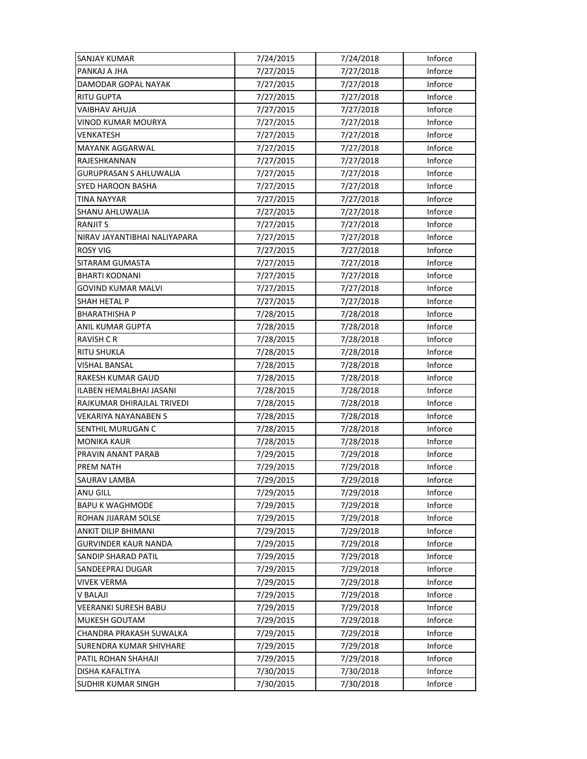| SANJAY KUMAR | 7/24/2015 | 7/24/2018 | Inforce |
|---|---|---|---|
| PANKAJ A JHA | 7/27/2015 | 7/27/2018 | Inforce |
| DAMODAR GOPAL NAYAK | 7/27/2015 | 7/27/2018 | Inforce |
| RITU GUPTA | 7/27/2015 | 7/27/2018 | Inforce |
| VAIBHAV AHUJA | 7/27/2015 | 7/27/2018 | Inforce |
| VINOD KUMAR MOURYA | 7/27/2015 | 7/27/2018 | Inforce |
| VENKATESH | 7/27/2015 | 7/27/2018 | Inforce |
| MAYANK AGGARWAL | 7/27/2015 | 7/27/2018 | Inforce |
| RAJESHKANNAN | 7/27/2015 | 7/27/2018 | Inforce |
| GURUPRASAN S AHLUWALIA | 7/27/2015 | 7/27/2018 | Inforce |
| SYED HAROON BASHA | 7/27/2015 | 7/27/2018 | Inforce |
| TINA NAYYAR | 7/27/2015 | 7/27/2018 | Inforce |
| SHANU AHLUWALIA | 7/27/2015 | 7/27/2018 | Inforce |
| RANJIT S | 7/27/2015 | 7/27/2018 | Inforce |
| NIRAV JAYANTIBHAI NALIYAPARA | 7/27/2015 | 7/27/2018 | Inforce |
| ROSY VIG | 7/27/2015 | 7/27/2018 | Inforce |
| SITARAM GUMASTA | 7/27/2015 | 7/27/2018 | Inforce |
| BHARTI KODNANI | 7/27/2015 | 7/27/2018 | Inforce |
| GOVIND KUMAR MALVI | 7/27/2015 | 7/27/2018 | Inforce |
| SHAH HETAL P | 7/27/2015 | 7/27/2018 | Inforce |
| BHARATHISHA P | 7/28/2015 | 7/28/2018 | Inforce |
| ANIL KUMAR GUPTA | 7/28/2015 | 7/28/2018 | Inforce |
| RAVISH C R | 7/28/2015 | 7/28/2018 | Inforce |
| RITU SHUKLA | 7/28/2015 | 7/28/2018 | Inforce |
| VISHAL BANSAL | 7/28/2015 | 7/28/2018 | Inforce |
| RAKESH KUMAR GAUD | 7/28/2015 | 7/28/2018 | Inforce |
| ILABEN HEMALBHAI JASANI | 7/28/2015 | 7/28/2018 | Inforce |
| RAJKUMAR DHIRAJLAL TRIVEDI | 7/28/2015 | 7/28/2018 | Inforce |
| VEKARIYA NAYANABEN S | 7/28/2015 | 7/28/2018 | Inforce |
| SENTHIL MURUGAN C | 7/28/2015 | 7/28/2018 | Inforce |
| MONIKA KAUR | 7/28/2015 | 7/28/2018 | Inforce |
| PRAVIN ANANT PARAB | 7/29/2015 | 7/29/2018 | Inforce |
| PREM NATH | 7/29/2015 | 7/29/2018 | Inforce |
| SAURAV LAMBA | 7/29/2015 | 7/29/2018 | Inforce |
| ANU GILL | 7/29/2015 | 7/29/2018 | Inforce |
| BAPU K WAGHMODE | 7/29/2015 | 7/29/2018 | Inforce |
| ROHAN JIJARAM SOLSE | 7/29/2015 | 7/29/2018 | Inforce |
| ANKIT DILIP BHIMANI | 7/29/2015 | 7/29/2018 | Inforce |
| GURVINDER KAUR NANDA | 7/29/2015 | 7/29/2018 | Inforce |
| SANDIP SHARAD PATIL | 7/29/2015 | 7/29/2018 | Inforce |
| SANDEEPRAJ DUGAR | 7/29/2015 | 7/29/2018 | Inforce |
| VIVEK VERMA | 7/29/2015 | 7/29/2018 | Inforce |
| V BALAJI | 7/29/2015 | 7/29/2018 | Inforce |
| VEERANKI SURESH BABU | 7/29/2015 | 7/29/2018 | Inforce |
| MUKESH GOUTAM | 7/29/2015 | 7/29/2018 | Inforce |
| CHANDRA PRAKASH SUWALKA | 7/29/2015 | 7/29/2018 | Inforce |
| SURENDRA KUMAR SHIVHARE | 7/29/2015 | 7/29/2018 | Inforce |
| PATIL ROHAN SHAHAJI | 7/29/2015 | 7/29/2018 | Inforce |
| DISHA KAFALTIYA | 7/30/2015 | 7/30/2018 | Inforce |
| SUDHIR KUMAR SINGH | 7/30/2015 | 7/30/2018 | Inforce |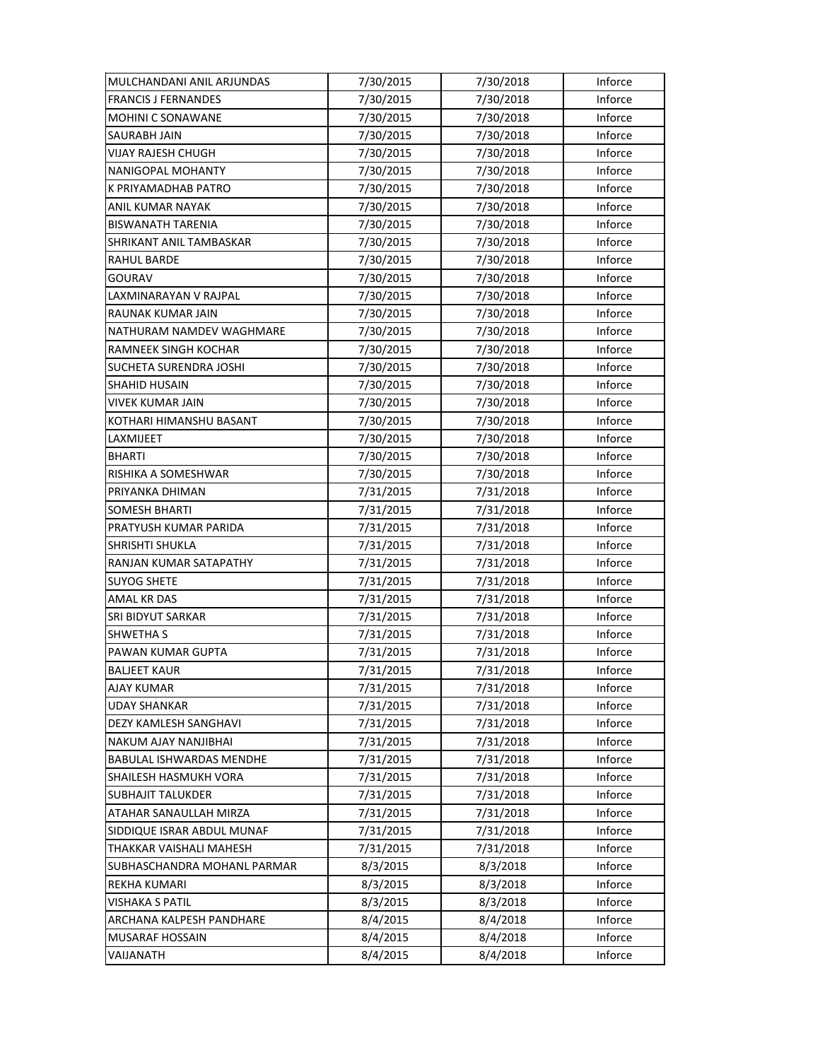| MULCHANDANI ANIL ARJUNDAS | 7/30/2015 | 7/30/2018 | Inforce |
|---|---|---|---|
| FRANCIS J FERNANDES | 7/30/2015 | 7/30/2018 | Inforce |
| MOHINI C SONAWANE | 7/30/2015 | 7/30/2018 | Inforce |
| SAURABH JAIN | 7/30/2015 | 7/30/2018 | Inforce |
| VIJAY RAJESH CHUGH | 7/30/2015 | 7/30/2018 | Inforce |
| NANIGOPAL MOHANTY | 7/30/2015 | 7/30/2018 | Inforce |
| K PRIYAMADHAB PATRO | 7/30/2015 | 7/30/2018 | Inforce |
| ANIL KUMAR NAYAK | 7/30/2015 | 7/30/2018 | Inforce |
| BISWANATH TARENIA | 7/30/2015 | 7/30/2018 | Inforce |
| SHRIKANT ANIL TAMBASKAR | 7/30/2015 | 7/30/2018 | Inforce |
| RAHUL BARDE | 7/30/2015 | 7/30/2018 | Inforce |
| GOURAV | 7/30/2015 | 7/30/2018 | Inforce |
| LAXMINARAYAN V RAJPAL | 7/30/2015 | 7/30/2018 | Inforce |
| RAUNAK KUMAR JAIN | 7/30/2015 | 7/30/2018 | Inforce |
| NATHURAM NAMDEV WAGHMARE | 7/30/2015 | 7/30/2018 | Inforce |
| RAMNEEK SINGH KOCHAR | 7/30/2015 | 7/30/2018 | Inforce |
| SUCHETA SURENDRA JOSHI | 7/30/2015 | 7/30/2018 | Inforce |
| SHAHID HUSAIN | 7/30/2015 | 7/30/2018 | Inforce |
| VIVEK KUMAR JAIN | 7/30/2015 | 7/30/2018 | Inforce |
| KOTHARI HIMANSHU BASANT | 7/30/2015 | 7/30/2018 | Inforce |
| LAXMIJEET | 7/30/2015 | 7/30/2018 | Inforce |
| BHARTI | 7/30/2015 | 7/30/2018 | Inforce |
| RISHIKA A SOMESHWAR | 7/30/2015 | 7/30/2018 | Inforce |
| PRIYANKA DHIMAN | 7/31/2015 | 7/31/2018 | Inforce |
| SOMESH BHARTI | 7/31/2015 | 7/31/2018 | Inforce |
| PRATYUSH KUMAR PARIDA | 7/31/2015 | 7/31/2018 | Inforce |
| SHRISHTI SHUKLA | 7/31/2015 | 7/31/2018 | Inforce |
| RANJAN KUMAR SATAPATHY | 7/31/2015 | 7/31/2018 | Inforce |
| SUYOG SHETE | 7/31/2015 | 7/31/2018 | Inforce |
| AMAL KR DAS | 7/31/2015 | 7/31/2018 | Inforce |
| SRI BIDYUT SARKAR | 7/31/2015 | 7/31/2018 | Inforce |
| SHWETHA S | 7/31/2015 | 7/31/2018 | Inforce |
| PAWAN KUMAR GUPTA | 7/31/2015 | 7/31/2018 | Inforce |
| BALJEET KAUR | 7/31/2015 | 7/31/2018 | Inforce |
| AJAY KUMAR | 7/31/2015 | 7/31/2018 | Inforce |
| UDAY SHANKAR | 7/31/2015 | 7/31/2018 | Inforce |
| DEZY KAMLESH SANGHAVI | 7/31/2015 | 7/31/2018 | Inforce |
| NAKUM AJAY NANJIBHAI | 7/31/2015 | 7/31/2018 | Inforce |
| BABULAL ISHWARDAS MENDHE | 7/31/2015 | 7/31/2018 | Inforce |
| SHAILESH HASMUKH VORA | 7/31/2015 | 7/31/2018 | Inforce |
| SUBHAJIT TALUKDER | 7/31/2015 | 7/31/2018 | Inforce |
| ATAHAR SANAULLAH MIRZA | 7/31/2015 | 7/31/2018 | Inforce |
| SIDDIQUE ISRAR ABDUL MUNAF | 7/31/2015 | 7/31/2018 | Inforce |
| THAKKAR VAISHALI MAHESH | 7/31/2015 | 7/31/2018 | Inforce |
| SUBHASCHANDRA MOHANL PARMAR | 8/3/2015 | 8/3/2018 | Inforce |
| REKHA KUMARI | 8/3/2015 | 8/3/2018 | Inforce |
| VISHAKA S PATIL | 8/3/2015 | 8/3/2018 | Inforce |
| ARCHANA KALPESH PANDHARE | 8/4/2015 | 8/4/2018 | Inforce |
| MUSARAF HOSSAIN | 8/4/2015 | 8/4/2018 | Inforce |
| VAIJANATH | 8/4/2015 | 8/4/2018 | Inforce |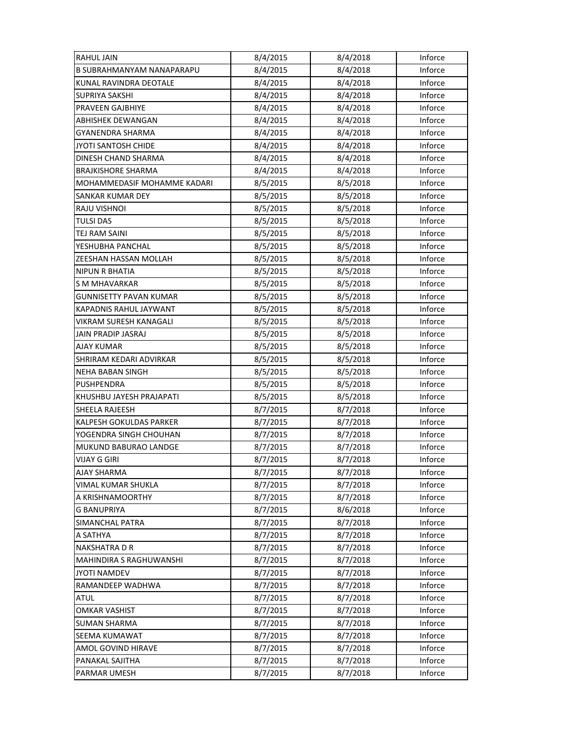| RAHUL JAIN | 8/4/2015 | 8/4/2018 | Inforce |
|---|---|---|---|
| B SUBRAHMANYAM NANAPARAPU | 8/4/2015 | 8/4/2018 | Inforce |
| KUNAL RAVINDRA DEOTALE | 8/4/2015 | 8/4/2018 | Inforce |
| SUPRIYA SAKSHI | 8/4/2015 | 8/4/2018 | Inforce |
| PRAVEEN GAJBHIYE | 8/4/2015 | 8/4/2018 | Inforce |
| ABHISHEK DEWANGAN | 8/4/2015 | 8/4/2018 | Inforce |
| GYANENDRA SHARMA | 8/4/2015 | 8/4/2018 | Inforce |
| JYOTI SANTOSH CHIDE | 8/4/2015 | 8/4/2018 | Inforce |
| DINESH CHAND SHARMA | 8/4/2015 | 8/4/2018 | Inforce |
| BRAJKISHORE SHARMA | 8/4/2015 | 8/4/2018 | Inforce |
| MOHAMMEDASIF MOHAMME KADARI | 8/5/2015 | 8/5/2018 | Inforce |
| SANKAR KUMAR DEY | 8/5/2015 | 8/5/2018 | Inforce |
| RAJU VISHNOI | 8/5/2015 | 8/5/2018 | Inforce |
| TULSI DAS | 8/5/2015 | 8/5/2018 | Inforce |
| TEJ RAM SAINI | 8/5/2015 | 8/5/2018 | Inforce |
| YESHUBHA PANCHAL | 8/5/2015 | 8/5/2018 | Inforce |
| ZEESHAN HASSAN MOLLAH | 8/5/2015 | 8/5/2018 | Inforce |
| NIPUN R BHATIA | 8/5/2015 | 8/5/2018 | Inforce |
| S M MHAVARKAR | 8/5/2015 | 8/5/2018 | Inforce |
| GUNNISETTY PAVAN KUMAR | 8/5/2015 | 8/5/2018 | Inforce |
| KAPADNIS RAHUL JAYWANT | 8/5/2015 | 8/5/2018 | Inforce |
| VIKRAM SURESH KANAGALI | 8/5/2015 | 8/5/2018 | Inforce |
| JAIN PRADIP JASRAJ | 8/5/2015 | 8/5/2018 | Inforce |
| AJAY KUMAR | 8/5/2015 | 8/5/2018 | Inforce |
| SHRIRAM KEDARI ADVIRKAR | 8/5/2015 | 8/5/2018 | Inforce |
| NEHA BABAN SINGH | 8/5/2015 | 8/5/2018 | Inforce |
| PUSHPENDRA | 8/5/2015 | 8/5/2018 | Inforce |
| KHUSHBU JAYESH PRAJAPATI | 8/5/2015 | 8/5/2018 | Inforce |
| SHEELA RAJEESH | 8/7/2015 | 8/7/2018 | Inforce |
| KALPESH GOKULDAS PARKER | 8/7/2015 | 8/7/2018 | Inforce |
| YOGENDRA SINGH CHOUHAN | 8/7/2015 | 8/7/2018 | Inforce |
| MUKUND BABURAO LANDGE | 8/7/2015 | 8/7/2018 | Inforce |
| VIJAY G GIRI | 8/7/2015 | 8/7/2018 | Inforce |
| AJAY SHARMA | 8/7/2015 | 8/7/2018 | Inforce |
| VIMAL KUMAR SHUKLA | 8/7/2015 | 8/7/2018 | Inforce |
| A KRISHNAMOORTHY | 8/7/2015 | 8/7/2018 | Inforce |
| G BANUPRIYA | 8/7/2015 | 8/6/2018 | Inforce |
| SIMANCHAL PATRA | 8/7/2015 | 8/7/2018 | Inforce |
| A SATHYA | 8/7/2015 | 8/7/2018 | Inforce |
| NAKSHATRA D R | 8/7/2015 | 8/7/2018 | Inforce |
| MAHINDIRA S RAGHUWANSHI | 8/7/2015 | 8/7/2018 | Inforce |
| JYOTI NAMDEV | 8/7/2015 | 8/7/2018 | Inforce |
| RAMANDEEP WADHWA | 8/7/2015 | 8/7/2018 | Inforce |
| ATUL | 8/7/2015 | 8/7/2018 | Inforce |
| OMKAR VASHIST | 8/7/2015 | 8/7/2018 | Inforce |
| SUMAN SHARMA | 8/7/2015 | 8/7/2018 | Inforce |
| SEEMA KUMAWAT | 8/7/2015 | 8/7/2018 | Inforce |
| AMOL GOVIND HIRAVE | 8/7/2015 | 8/7/2018 | Inforce |
| PANAKAL SAJITHA | 8/7/2015 | 8/7/2018 | Inforce |
| PARMAR UMESH | 8/7/2015 | 8/7/2018 | Inforce |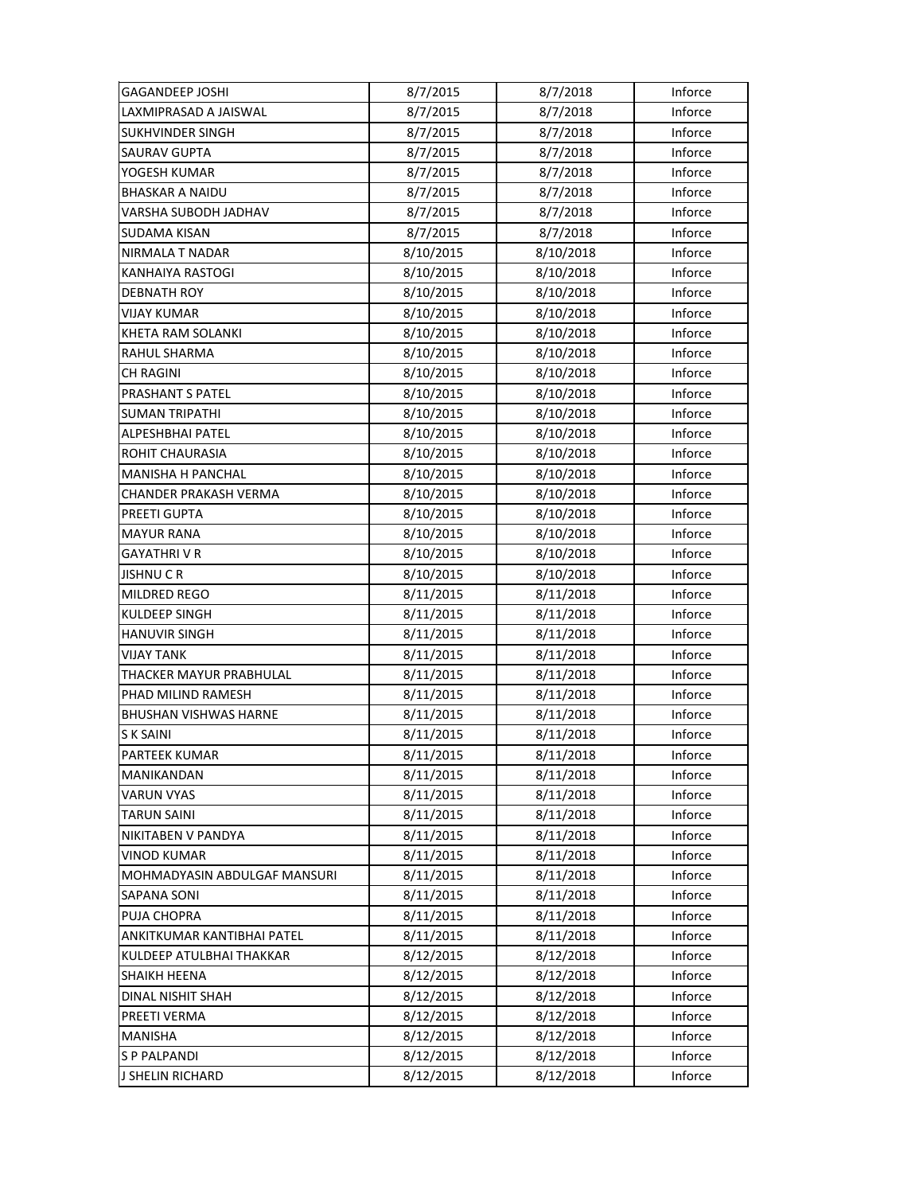| GAGANDEEP JOSHI | 8/7/2015 | 8/7/2018 | Inforce |
|---|---|---|---|
| LAXMIPRASAD A JAISWAL | 8/7/2015 | 8/7/2018 | Inforce |
| SUKHVINDER SINGH | 8/7/2015 | 8/7/2018 | Inforce |
| SAURAV GUPTA | 8/7/2015 | 8/7/2018 | Inforce |
| YOGESH KUMAR | 8/7/2015 | 8/7/2018 | Inforce |
| BHASKAR A NAIDU | 8/7/2015 | 8/7/2018 | Inforce |
| VARSHA SUBODH JADHAV | 8/7/2015 | 8/7/2018 | Inforce |
| SUDAMA KISAN | 8/7/2015 | 8/7/2018 | Inforce |
| NIRMALA T NADAR | 8/10/2015 | 8/10/2018 | Inforce |
| KANHAIYA RASTOGI | 8/10/2015 | 8/10/2018 | Inforce |
| DEBNATH ROY | 8/10/2015 | 8/10/2018 | Inforce |
| VIJAY KUMAR | 8/10/2015 | 8/10/2018 | Inforce |
| KHETA RAM SOLANKI | 8/10/2015 | 8/10/2018 | Inforce |
| RAHUL SHARMA | 8/10/2015 | 8/10/2018 | Inforce |
| CH RAGINI | 8/10/2015 | 8/10/2018 | Inforce |
| PRASHANT S PATEL | 8/10/2015 | 8/10/2018 | Inforce |
| SUMAN TRIPATHI | 8/10/2015 | 8/10/2018 | Inforce |
| ALPESHBHAI PATEL | 8/10/2015 | 8/10/2018 | Inforce |
| ROHIT CHAURASIA | 8/10/2015 | 8/10/2018 | Inforce |
| MANISHA H PANCHAL | 8/10/2015 | 8/10/2018 | Inforce |
| CHANDER PRAKASH VERMA | 8/10/2015 | 8/10/2018 | Inforce |
| PREETI GUPTA | 8/10/2015 | 8/10/2018 | Inforce |
| MAYUR RANA | 8/10/2015 | 8/10/2018 | Inforce |
| GAYATHRI V R | 8/10/2015 | 8/10/2018 | Inforce |
| JISHNU C R | 8/10/2015 | 8/10/2018 | Inforce |
| MILDRED REGO | 8/11/2015 | 8/11/2018 | Inforce |
| KULDEEP SINGH | 8/11/2015 | 8/11/2018 | Inforce |
| HANUVIR SINGH | 8/11/2015 | 8/11/2018 | Inforce |
| VIJAY TANK | 8/11/2015 | 8/11/2018 | Inforce |
| THACKER MAYUR PRABHULAL | 8/11/2015 | 8/11/2018 | Inforce |
| PHAD MILIND RAMESH | 8/11/2015 | 8/11/2018 | Inforce |
| BHUSHAN VISHWAS HARNE | 8/11/2015 | 8/11/2018 | Inforce |
| S K SAINI | 8/11/2015 | 8/11/2018 | Inforce |
| PARTEEK KUMAR | 8/11/2015 | 8/11/2018 | Inforce |
| MANIKANDAN | 8/11/2015 | 8/11/2018 | Inforce |
| VARUN VYAS | 8/11/2015 | 8/11/2018 | Inforce |
| TARUN SAINI | 8/11/2015 | 8/11/2018 | Inforce |
| NIKITABEN V PANDYA | 8/11/2015 | 8/11/2018 | Inforce |
| VINOD KUMAR | 8/11/2015 | 8/11/2018 | Inforce |
| MOHMADYASIN ABDULGAF MANSURI | 8/11/2015 | 8/11/2018 | Inforce |
| SAPANA SONI | 8/11/2015 | 8/11/2018 | Inforce |
| PUJA CHOPRA | 8/11/2015 | 8/11/2018 | Inforce |
| ANKITKUMAR KANTIBHAI PATEL | 8/11/2015 | 8/11/2018 | Inforce |
| KULDEEP ATULBHAI THAKKAR | 8/12/2015 | 8/12/2018 | Inforce |
| SHAIKH HEENA | 8/12/2015 | 8/12/2018 | Inforce |
| DINAL NISHIT SHAH | 8/12/2015 | 8/12/2018 | Inforce |
| PREETI VERMA | 8/12/2015 | 8/12/2018 | Inforce |
| MANISHA | 8/12/2015 | 8/12/2018 | Inforce |
| S P PALPANDI | 8/12/2015 | 8/12/2018 | Inforce |
| J SHELIN RICHARD | 8/12/2015 | 8/12/2018 | Inforce |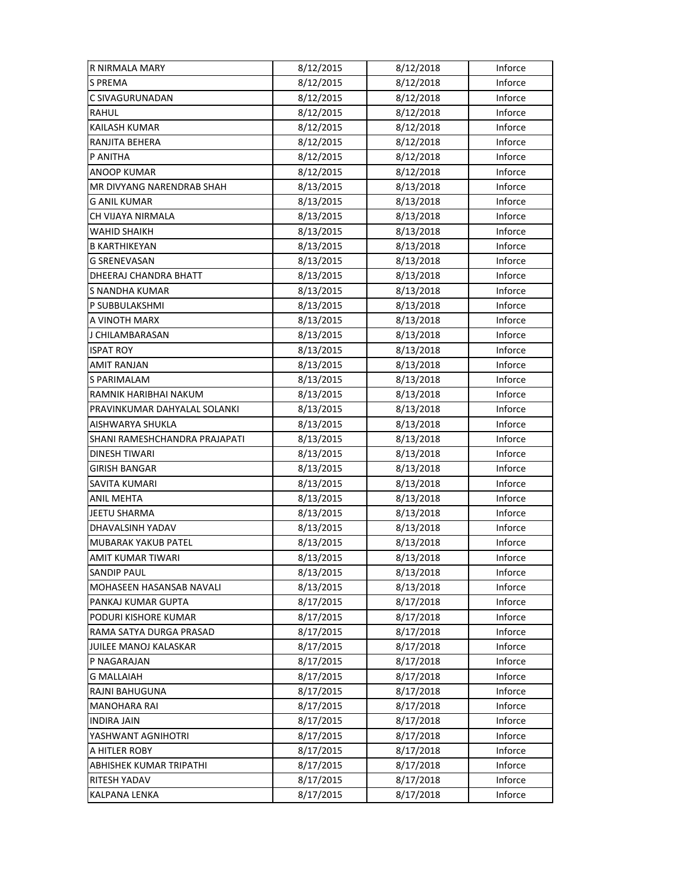| | | | |
|---|---|---|---|
| R NIRMALA MARY | 8/12/2015 | 8/12/2018 | Inforce |
| S PREMA | 8/12/2015 | 8/12/2018 | Inforce |
| C SIVAGURUNADAN | 8/12/2015 | 8/12/2018 | Inforce |
| RAHUL | 8/12/2015 | 8/12/2018 | Inforce |
| KAILASH KUMAR | 8/12/2015 | 8/12/2018 | Inforce |
| RANJITA BEHERA | 8/12/2015 | 8/12/2018 | Inforce |
| P ANITHA | 8/12/2015 | 8/12/2018 | Inforce |
| ANOOP KUMAR | 8/12/2015 | 8/12/2018 | Inforce |
| MR DIVYANG NARENDRAB SHAH | 8/13/2015 | 8/13/2018 | Inforce |
| G ANIL KUMAR | 8/13/2015 | 8/13/2018 | Inforce |
| CH VIJAYA NIRMALA | 8/13/2015 | 8/13/2018 | Inforce |
| WAHID SHAIKH | 8/13/2015 | 8/13/2018 | Inforce |
| B KARTHIKEYAN | 8/13/2015 | 8/13/2018 | Inforce |
| G SRENEVASAN | 8/13/2015 | 8/13/2018 | Inforce |
| DHEERAJ CHANDRA BHATT | 8/13/2015 | 8/13/2018 | Inforce |
| S NANDHA KUMAR | 8/13/2015 | 8/13/2018 | Inforce |
| P SUBBULAKSHMI | 8/13/2015 | 8/13/2018 | Inforce |
| A VINOTH MARX | 8/13/2015 | 8/13/2018 | Inforce |
| J CHILAMBARASAN | 8/13/2015 | 8/13/2018 | Inforce |
| ISPAT ROY | 8/13/2015 | 8/13/2018 | Inforce |
| AMIT RANJAN | 8/13/2015 | 8/13/2018 | Inforce |
| S PARIMALAM | 8/13/2015 | 8/13/2018 | Inforce |
| RAMNIK HARIBHAI NAKUM | 8/13/2015 | 8/13/2018 | Inforce |
| PRAVINKUMAR DAHYALAL SOLANKI | 8/13/2015 | 8/13/2018 | Inforce |
| AISHWARYA SHUKLA | 8/13/2015 | 8/13/2018 | Inforce |
| SHANI RAMESHCHANDRA PRAJAPATI | 8/13/2015 | 8/13/2018 | Inforce |
| DINESH TIWARI | 8/13/2015 | 8/13/2018 | Inforce |
| GIRISH BANGAR | 8/13/2015 | 8/13/2018 | Inforce |
| SAVITA KUMARI | 8/13/2015 | 8/13/2018 | Inforce |
| ANIL MEHTA | 8/13/2015 | 8/13/2018 | Inforce |
| JEETU SHARMA | 8/13/2015 | 8/13/2018 | Inforce |
| DHAVALSINH YADAV | 8/13/2015 | 8/13/2018 | Inforce |
| MUBARAK YAKUB PATEL | 8/13/2015 | 8/13/2018 | Inforce |
| AMIT KUMAR TIWARI | 8/13/2015 | 8/13/2018 | Inforce |
| SANDIP PAUL | 8/13/2015 | 8/13/2018 | Inforce |
| MOHASEEN HASANSAB NAVALI | 8/13/2015 | 8/13/2018 | Inforce |
| PANKAJ KUMAR GUPTA | 8/17/2015 | 8/17/2018 | Inforce |
| PODURI KISHORE KUMAR | 8/17/2015 | 8/17/2018 | Inforce |
| RAMA SATYA DURGA PRASAD | 8/17/2015 | 8/17/2018 | Inforce |
| JUILEE MANOJ KALASKAR | 8/17/2015 | 8/17/2018 | Inforce |
| P NAGARAJAN | 8/17/2015 | 8/17/2018 | Inforce |
| G MALLAIAH | 8/17/2015 | 8/17/2018 | Inforce |
| RAJNI BAHUGUNA | 8/17/2015 | 8/17/2018 | Inforce |
| MANOHARA RAI | 8/17/2015 | 8/17/2018 | Inforce |
| INDIRA JAIN | 8/17/2015 | 8/17/2018 | Inforce |
| YASHWANT AGNIHOTRI | 8/17/2015 | 8/17/2018 | Inforce |
| A HITLER ROBY | 8/17/2015 | 8/17/2018 | Inforce |
| ABHISHEK KUMAR TRIPATHI | 8/17/2015 | 8/17/2018 | Inforce |
| RITESH YADAV | 8/17/2015 | 8/17/2018 | Inforce |
| KALPANA LENKA | 8/17/2015 | 8/17/2018 | Inforce |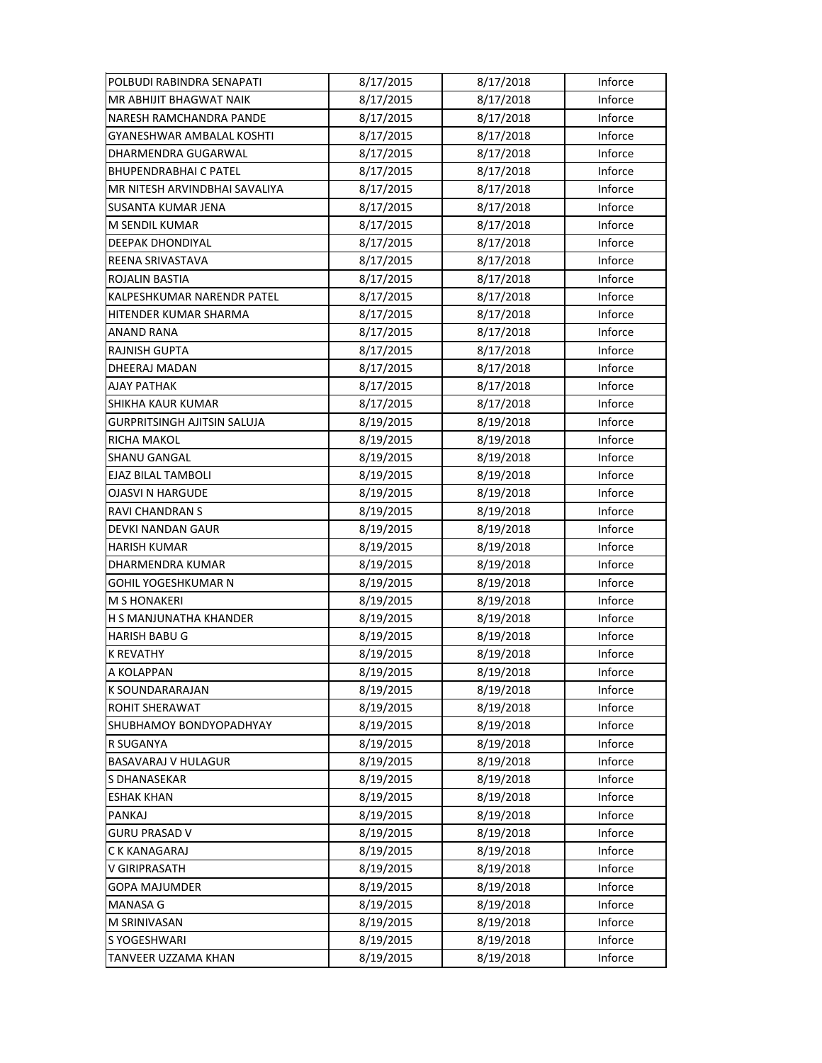| POLBUDI RABINDRA SENAPATI | 8/17/2015 | 8/17/2018 | Inforce |
|---|---|---|---|
| MR ABHIJIT BHAGWAT NAIK | 8/17/2015 | 8/17/2018 | Inforce |
| NARESH RAMCHANDRA PANDE | 8/17/2015 | 8/17/2018 | Inforce |
| GYANESHWAR AMBALAL KOSHTI | 8/17/2015 | 8/17/2018 | Inforce |
| DHARMENDRA GUGARWAL | 8/17/2015 | 8/17/2018 | Inforce |
| BHUPENDRABHAI C PATEL | 8/17/2015 | 8/17/2018 | Inforce |
| MR NITESH ARVINDBHAI SAVALIYA | 8/17/2015 | 8/17/2018 | Inforce |
| SUSANTA KUMAR JENA | 8/17/2015 | 8/17/2018 | Inforce |
| M SENDIL KUMAR | 8/17/2015 | 8/17/2018 | Inforce |
| DEEPAK DHONDIYAL | 8/17/2015 | 8/17/2018 | Inforce |
| REENA SRIVASTAVA | 8/17/2015 | 8/17/2018 | Inforce |
| ROJALIN BASTIA | 8/17/2015 | 8/17/2018 | Inforce |
| KALPESHKUMAR NARENDR PATEL | 8/17/2015 | 8/17/2018 | Inforce |
| HITENDER KUMAR SHARMA | 8/17/2015 | 8/17/2018 | Inforce |
| ANAND RANA | 8/17/2015 | 8/17/2018 | Inforce |
| RAJNISH GUPTA | 8/17/2015 | 8/17/2018 | Inforce |
| DHEERAJ MADAN | 8/17/2015 | 8/17/2018 | Inforce |
| AJAY PATHAK | 8/17/2015 | 8/17/2018 | Inforce |
| SHIKHA KAUR KUMAR | 8/17/2015 | 8/17/2018 | Inforce |
| GURPRITSINGH AJITSIN SALUJA | 8/19/2015 | 8/19/2018 | Inforce |
| RICHA MAKOL | 8/19/2015 | 8/19/2018 | Inforce |
| SHANU GANGAL | 8/19/2015 | 8/19/2018 | Inforce |
| EJAZ BILAL TAMBOLI | 8/19/2015 | 8/19/2018 | Inforce |
| OJASVI N HARGUDE | 8/19/2015 | 8/19/2018 | Inforce |
| RAVI CHANDRAN S | 8/19/2015 | 8/19/2018 | Inforce |
| DEVKI NANDAN GAUR | 8/19/2015 | 8/19/2018 | Inforce |
| HARISH KUMAR | 8/19/2015 | 8/19/2018 | Inforce |
| DHARMENDRA KUMAR | 8/19/2015 | 8/19/2018 | Inforce |
| GOHIL YOGESHKUMAR N | 8/19/2015 | 8/19/2018 | Inforce |
| M S HONAKERI | 8/19/2015 | 8/19/2018 | Inforce |
| H S MANJUNATHA KHANDER | 8/19/2015 | 8/19/2018 | Inforce |
| HARISH BABU G | 8/19/2015 | 8/19/2018 | Inforce |
| K REVATHY | 8/19/2015 | 8/19/2018 | Inforce |
| A KOLAPPAN | 8/19/2015 | 8/19/2018 | Inforce |
| K SOUNDARARAJAN | 8/19/2015 | 8/19/2018 | Inforce |
| ROHIT SHERAWAT | 8/19/2015 | 8/19/2018 | Inforce |
| SHUBHAMOY BONDYOPADHYAY | 8/19/2015 | 8/19/2018 | Inforce |
| R SUGANYA | 8/19/2015 | 8/19/2018 | Inforce |
| BASAVARAJ V HULAGUR | 8/19/2015 | 8/19/2018 | Inforce |
| S DHANASEKAR | 8/19/2015 | 8/19/2018 | Inforce |
| ESHAK KHAN | 8/19/2015 | 8/19/2018 | Inforce |
| PANKAJ | 8/19/2015 | 8/19/2018 | Inforce |
| GURU PRASAD V | 8/19/2015 | 8/19/2018 | Inforce |
| C K KANAGARAJ | 8/19/2015 | 8/19/2018 | Inforce |
| V GIRIPRASATH | 8/19/2015 | 8/19/2018 | Inforce |
| GOPA MAJUMDER | 8/19/2015 | 8/19/2018 | Inforce |
| MANASA G | 8/19/2015 | 8/19/2018 | Inforce |
| M SRINIVASAN | 8/19/2015 | 8/19/2018 | Inforce |
| S YOGESHWARI | 8/19/2015 | 8/19/2018 | Inforce |
| TANVEER UZZAMA KHAN | 8/19/2015 | 8/19/2018 | Inforce |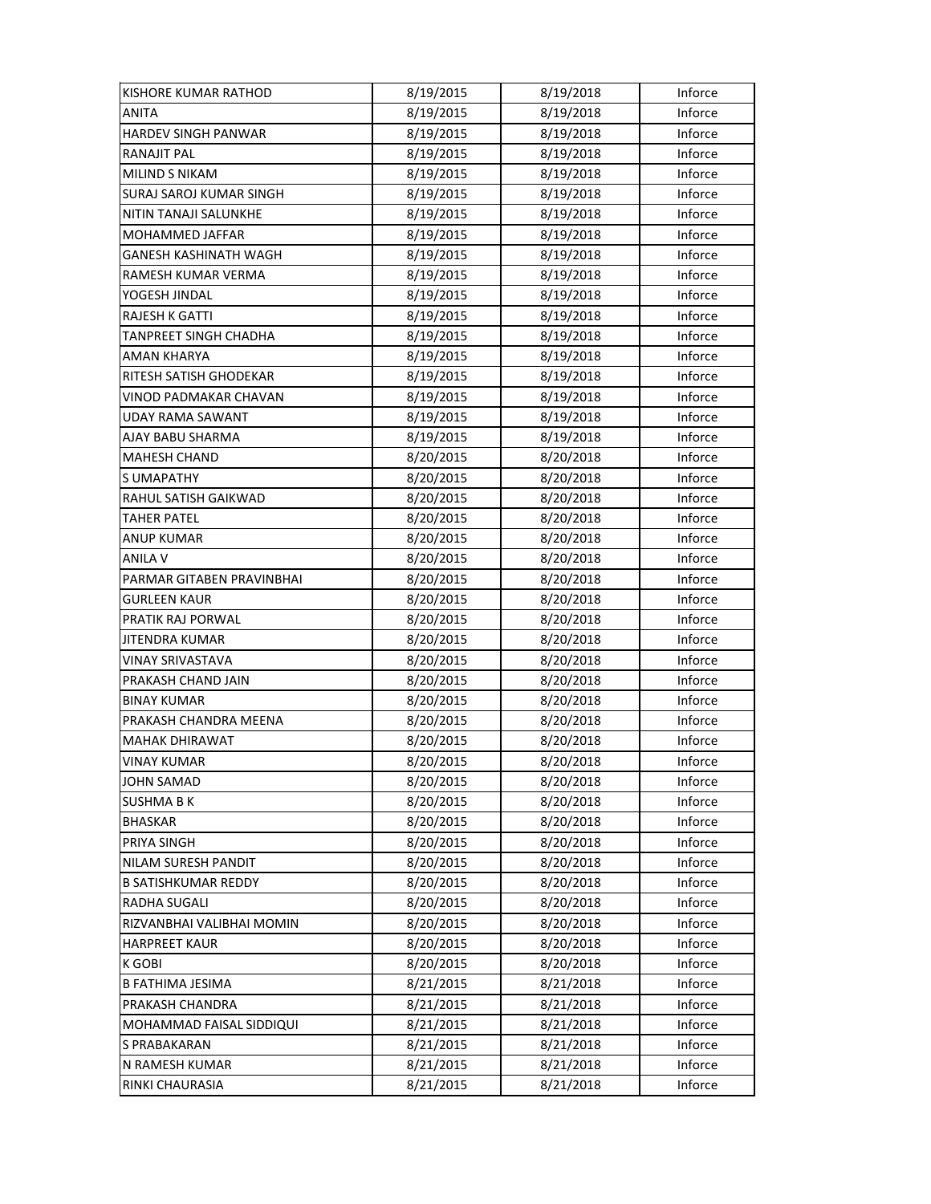| KISHORE KUMAR RATHOD | 8/19/2015 | 8/19/2018 | Inforce |
|---|---|---|---|
| ANITA | 8/19/2015 | 8/19/2018 | Inforce |
| HARDEV SINGH PANWAR | 8/19/2015 | 8/19/2018 | Inforce |
| RANAJIT PAL | 8/19/2015 | 8/19/2018 | Inforce |
| MILIND S NIKAM | 8/19/2015 | 8/19/2018 | Inforce |
| SURAJ SAROJ KUMAR SINGH | 8/19/2015 | 8/19/2018 | Inforce |
| NITIN TANAJI SALUNKHE | 8/19/2015 | 8/19/2018 | Inforce |
| MOHAMMED JAFFAR | 8/19/2015 | 8/19/2018 | Inforce |
| GANESH KASHINATH WAGH | 8/19/2015 | 8/19/2018 | Inforce |
| RAMESH KUMAR VERMA | 8/19/2015 | 8/19/2018 | Inforce |
| YOGESH JINDAL | 8/19/2015 | 8/19/2018 | Inforce |
| RAJESH K GATTI | 8/19/2015 | 8/19/2018 | Inforce |
| TANPREET SINGH CHADHA | 8/19/2015 | 8/19/2018 | Inforce |
| AMAN KHARYA | 8/19/2015 | 8/19/2018 | Inforce |
| RITESH SATISH GHODEKAR | 8/19/2015 | 8/19/2018 | Inforce |
| VINOD PADMAKAR CHAVAN | 8/19/2015 | 8/19/2018 | Inforce |
| UDAY RAMA SAWANT | 8/19/2015 | 8/19/2018 | Inforce |
| AJAY BABU SHARMA | 8/19/2015 | 8/19/2018 | Inforce |
| MAHESH CHAND | 8/20/2015 | 8/20/2018 | Inforce |
| S UMAPATHY | 8/20/2015 | 8/20/2018 | Inforce |
| RAHUL SATISH GAIKWAD | 8/20/2015 | 8/20/2018 | Inforce |
| TAHER PATEL | 8/20/2015 | 8/20/2018 | Inforce |
| ANUP KUMAR | 8/20/2015 | 8/20/2018 | Inforce |
| ANILA V | 8/20/2015 | 8/20/2018 | Inforce |
| PARMAR GITABEN PRAVINBHAI | 8/20/2015 | 8/20/2018 | Inforce |
| GURLEEN KAUR | 8/20/2015 | 8/20/2018 | Inforce |
| PRATIK RAJ PORWAL | 8/20/2015 | 8/20/2018 | Inforce |
| JITENDRA KUMAR | 8/20/2015 | 8/20/2018 | Inforce |
| VINAY SRIVASTAVA | 8/20/2015 | 8/20/2018 | Inforce |
| PRAKASH CHAND JAIN | 8/20/2015 | 8/20/2018 | Inforce |
| BINAY KUMAR | 8/20/2015 | 8/20/2018 | Inforce |
| PRAKASH CHANDRA MEENA | 8/20/2015 | 8/20/2018 | Inforce |
| MAHAK DHIRAWAT | 8/20/2015 | 8/20/2018 | Inforce |
| VINAY KUMAR | 8/20/2015 | 8/20/2018 | Inforce |
| JOHN SAMAD | 8/20/2015 | 8/20/2018 | Inforce |
| SUSHMA B K | 8/20/2015 | 8/20/2018 | Inforce |
| BHASKAR | 8/20/2015 | 8/20/2018 | Inforce |
| PRIYA SINGH | 8/20/2015 | 8/20/2018 | Inforce |
| NILAM SURESH PANDIT | 8/20/2015 | 8/20/2018 | Inforce |
| B SATISHKUMAR REDDY | 8/20/2015 | 8/20/2018 | Inforce |
| RADHA SUGALI | 8/20/2015 | 8/20/2018 | Inforce |
| RIZVANBHAI VALIBHAI MOMIN | 8/20/2015 | 8/20/2018 | Inforce |
| HARPREET KAUR | 8/20/2015 | 8/20/2018 | Inforce |
| K GOBI | 8/20/2015 | 8/20/2018 | Inforce |
| B FATHIMA JESIMA | 8/21/2015 | 8/21/2018 | Inforce |
| PRAKASH CHANDRA | 8/21/2015 | 8/21/2018 | Inforce |
| MOHAMMAD FAISAL SIDDIQUI | 8/21/2015 | 8/21/2018 | Inforce |
| S PRABAKARAN | 8/21/2015 | 8/21/2018 | Inforce |
| N RAMESH KUMAR | 8/21/2015 | 8/21/2018 | Inforce |
| RINKI CHAURASIA | 8/21/2015 | 8/21/2018 | Inforce |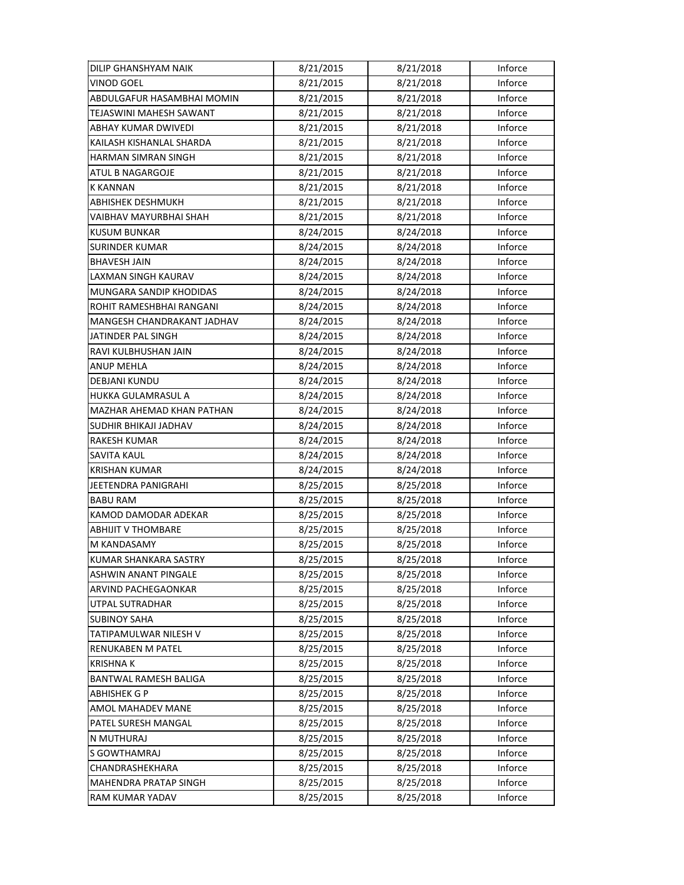| DILIP GHANSHYAM NAIK | 8/21/2015 | 8/21/2018 | Inforce |
|---|---|---|---|
| VINOD GOEL | 8/21/2015 | 8/21/2018 | Inforce |
| ABDULGAFUR HASAMBHAI MOMIN | 8/21/2015 | 8/21/2018 | Inforce |
| TEJASWINI MAHESH SAWANT | 8/21/2015 | 8/21/2018 | Inforce |
| ABHAY KUMAR DWIVEDI | 8/21/2015 | 8/21/2018 | Inforce |
| KAILASH KISHANLAL SHARDA | 8/21/2015 | 8/21/2018 | Inforce |
| HARMAN SIMRAN SINGH | 8/21/2015 | 8/21/2018 | Inforce |
| ATUL B NAGARGOJE | 8/21/2015 | 8/21/2018 | Inforce |
| K KANNAN | 8/21/2015 | 8/21/2018 | Inforce |
| ABHISHEK DESHMUKH | 8/21/2015 | 8/21/2018 | Inforce |
| VAIBHAV MAYURBHAI SHAH | 8/21/2015 | 8/21/2018 | Inforce |
| KUSUM BUNKAR | 8/24/2015 | 8/24/2018 | Inforce |
| SURINDER KUMAR | 8/24/2015 | 8/24/2018 | Inforce |
| BHAVESH JAIN | 8/24/2015 | 8/24/2018 | Inforce |
| LAXMAN SINGH KAURAV | 8/24/2015 | 8/24/2018 | Inforce |
| MUNGARA SANDIP KHODIDAS | 8/24/2015 | 8/24/2018 | Inforce |
| ROHIT RAMESHBHAI RANGANI | 8/24/2015 | 8/24/2018 | Inforce |
| MANGESH CHANDRAKANT JADHAV | 8/24/2015 | 8/24/2018 | Inforce |
| JATINDER PAL SINGH | 8/24/2015 | 8/24/2018 | Inforce |
| RAVI KULBHUSHAN JAIN | 8/24/2015 | 8/24/2018 | Inforce |
| ANUP MEHLA | 8/24/2015 | 8/24/2018 | Inforce |
| DEBJANI KUNDU | 8/24/2015 | 8/24/2018 | Inforce |
| HUKKA GULAMRASUL A | 8/24/2015 | 8/24/2018 | Inforce |
| MAZHAR AHEMAD KHAN PATHAN | 8/24/2015 | 8/24/2018 | Inforce |
| SUDHIR BHIKAJI JADHAV | 8/24/2015 | 8/24/2018 | Inforce |
| RAKESH KUMAR | 8/24/2015 | 8/24/2018 | Inforce |
| SAVITA KAUL | 8/24/2015 | 8/24/2018 | Inforce |
| KRISHAN KUMAR | 8/24/2015 | 8/24/2018 | Inforce |
| JEETENDRA PANIGRAHI | 8/25/2015 | 8/25/2018 | Inforce |
| BABU RAM | 8/25/2015 | 8/25/2018 | Inforce |
| KAMOD DAMODAR ADEKAR | 8/25/2015 | 8/25/2018 | Inforce |
| ABHIJIT V THOMBARE | 8/25/2015 | 8/25/2018 | Inforce |
| M KANDASAMY | 8/25/2015 | 8/25/2018 | Inforce |
| KUMAR SHANKARA SASTRY | 8/25/2015 | 8/25/2018 | Inforce |
| ASHWIN ANANT PINGALE | 8/25/2015 | 8/25/2018 | Inforce |
| ARVIND PACHEGAONKAR | 8/25/2015 | 8/25/2018 | Inforce |
| UTPAL SUTRADHAR | 8/25/2015 | 8/25/2018 | Inforce |
| SUBINOY SAHA | 8/25/2015 | 8/25/2018 | Inforce |
| TATIPAMULWAR NILESH V | 8/25/2015 | 8/25/2018 | Inforce |
| RENUKABEN M PATEL | 8/25/2015 | 8/25/2018 | Inforce |
| KRISHNA K | 8/25/2015 | 8/25/2018 | Inforce |
| BANTWAL RAMESH BALIGA | 8/25/2015 | 8/25/2018 | Inforce |
| ABHISHEK G P | 8/25/2015 | 8/25/2018 | Inforce |
| AMOL MAHADEV MANE | 8/25/2015 | 8/25/2018 | Inforce |
| PATEL SURESH MANGAL | 8/25/2015 | 8/25/2018 | Inforce |
| N MUTHURAJ | 8/25/2015 | 8/25/2018 | Inforce |
| S GOWTHAMRAJ | 8/25/2015 | 8/25/2018 | Inforce |
| CHANDRASHEKHARA | 8/25/2015 | 8/25/2018 | Inforce |
| MAHENDRA PRATAP SINGH | 8/25/2015 | 8/25/2018 | Inforce |
| RAM KUMAR YADAV | 8/25/2015 | 8/25/2018 | Inforce |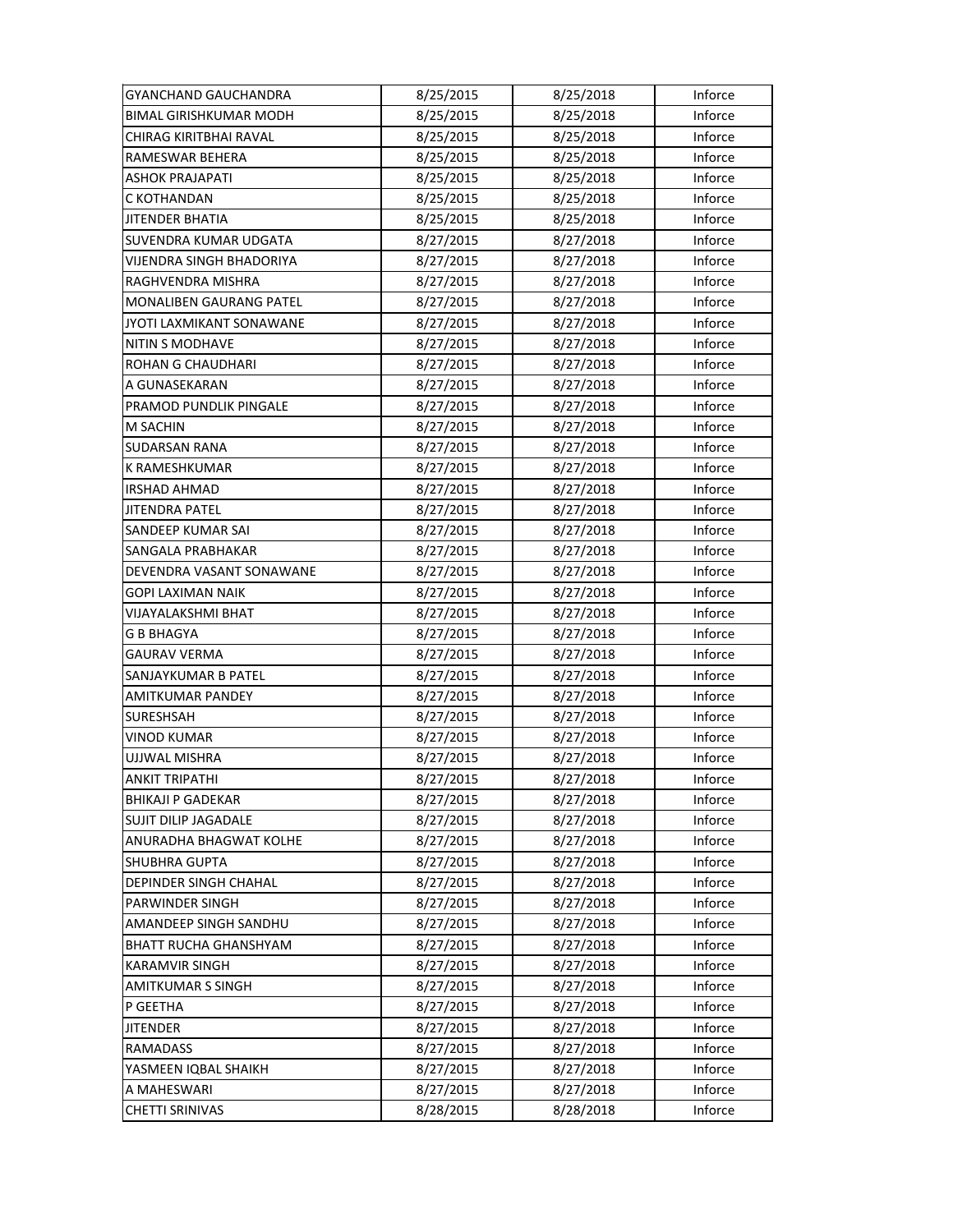| GYANCHAND GAUCHANDRA | 8/25/2015 | 8/25/2018 | Inforce |
|---|---|---|---|
| BIMAL GIRISHKUMAR MODH | 8/25/2015 | 8/25/2018 | Inforce |
| CHIRAG KIRITBHAI RAVAL | 8/25/2015 | 8/25/2018 | Inforce |
| RAMESWAR BEHERA | 8/25/2015 | 8/25/2018 | Inforce |
| ASHOK PRAJAPATI | 8/25/2015 | 8/25/2018 | Inforce |
| C KOTHANDAN | 8/25/2015 | 8/25/2018 | Inforce |
| JITENDER BHATIA | 8/25/2015 | 8/25/2018 | Inforce |
| SUVENDRA KUMAR UDGATA | 8/27/2015 | 8/27/2018 | Inforce |
| VIJENDRA SINGH BHADORIYA | 8/27/2015 | 8/27/2018 | Inforce |
| RAGHVENDRA MISHRA | 8/27/2015 | 8/27/2018 | Inforce |
| MONALIBEN GAURANG PATEL | 8/27/2015 | 8/27/2018 | Inforce |
| JYOTI LAXMIKANT SONAWANE | 8/27/2015 | 8/27/2018 | Inforce |
| NITIN S MODHAVE | 8/27/2015 | 8/27/2018 | Inforce |
| ROHAN G CHAUDHARI | 8/27/2015 | 8/27/2018 | Inforce |
| A GUNASEKARAN | 8/27/2015 | 8/27/2018 | Inforce |
| PRAMOD PUNDLIK PINGALE | 8/27/2015 | 8/27/2018 | Inforce |
| M SACHIN | 8/27/2015 | 8/27/2018 | Inforce |
| SUDARSAN RANA | 8/27/2015 | 8/27/2018 | Inforce |
| K RAMESHKUMAR | 8/27/2015 | 8/27/2018 | Inforce |
| IRSHAD AHMAD | 8/27/2015 | 8/27/2018 | Inforce |
| JITENDRA PATEL | 8/27/2015 | 8/27/2018 | Inforce |
| SANDEEP KUMAR SAI | 8/27/2015 | 8/27/2018 | Inforce |
| SANGALA PRABHAKAR | 8/27/2015 | 8/27/2018 | Inforce |
| DEVENDRA VASANT SONAWANE | 8/27/2015 | 8/27/2018 | Inforce |
| GOPI LAXIMAN NAIK | 8/27/2015 | 8/27/2018 | Inforce |
| VIJAYALAKSHMI BHAT | 8/27/2015 | 8/27/2018 | Inforce |
| G B BHAGYA | 8/27/2015 | 8/27/2018 | Inforce |
| GAURAV VERMA | 8/27/2015 | 8/27/2018 | Inforce |
| SANJAYKUMAR B PATEL | 8/27/2015 | 8/27/2018 | Inforce |
| AMITKUMAR PANDEY | 8/27/2015 | 8/27/2018 | Inforce |
| SURESHSAH | 8/27/2015 | 8/27/2018 | Inforce |
| VINOD KUMAR | 8/27/2015 | 8/27/2018 | Inforce |
| UJJWAL MISHRA | 8/27/2015 | 8/27/2018 | Inforce |
| ANKIT TRIPATHI | 8/27/2015 | 8/27/2018 | Inforce |
| BHIKAJI P GADEKAR | 8/27/2015 | 8/27/2018 | Inforce |
| SUJIT DILIP JAGADALE | 8/27/2015 | 8/27/2018 | Inforce |
| ANURADHA BHAGWAT KOLHE | 8/27/2015 | 8/27/2018 | Inforce |
| SHUBHRA GUPTA | 8/27/2015 | 8/27/2018 | Inforce |
| DEPINDER SINGH CHAHAL | 8/27/2015 | 8/27/2018 | Inforce |
| PARWINDER SINGH | 8/27/2015 | 8/27/2018 | Inforce |
| AMANDEEP SINGH SANDHU | 8/27/2015 | 8/27/2018 | Inforce |
| BHATT RUCHA GHANSHYAM | 8/27/2015 | 8/27/2018 | Inforce |
| KARAMVIR SINGH | 8/27/2015 | 8/27/2018 | Inforce |
| AMITKUMAR S SINGH | 8/27/2015 | 8/27/2018 | Inforce |
| P GEETHA | 8/27/2015 | 8/27/2018 | Inforce |
| JITENDER | 8/27/2015 | 8/27/2018 | Inforce |
| RAMADASS | 8/27/2015 | 8/27/2018 | Inforce |
| YASMEEN IQBAL SHAIKH | 8/27/2015 | 8/27/2018 | Inforce |
| A MAHESWARI | 8/27/2015 | 8/27/2018 | Inforce |
| CHETTI SRINIVAS | 8/28/2015 | 8/28/2018 | Inforce |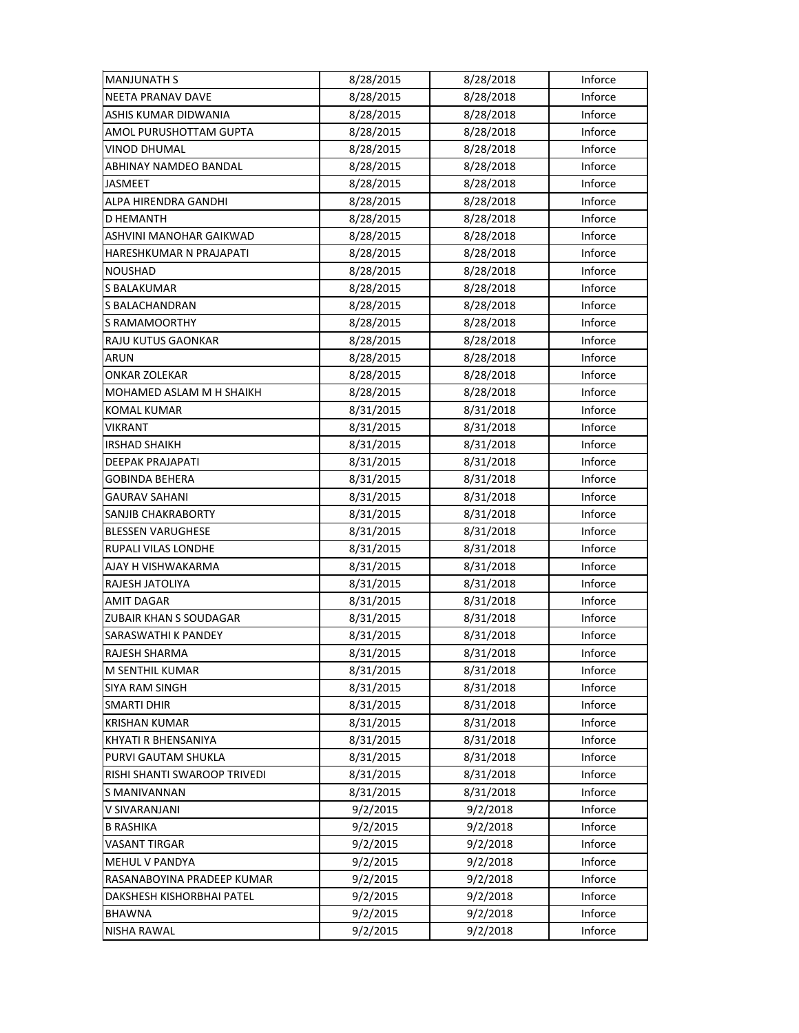| MANJUNATH S | 8/28/2015 | 8/28/2018 | Inforce |
|---|---|---|---|
| NEETA PRANAV DAVE | 8/28/2015 | 8/28/2018 | Inforce |
| ASHIS KUMAR DIDWANIA | 8/28/2015 | 8/28/2018 | Inforce |
| AMOL PURUSHOTTAM GUPTA | 8/28/2015 | 8/28/2018 | Inforce |
| VINOD DHUMAL | 8/28/2015 | 8/28/2018 | Inforce |
| ABHINAY NAMDEO BANDAL | 8/28/2015 | 8/28/2018 | Inforce |
| JASMEET | 8/28/2015 | 8/28/2018 | Inforce |
| ALPA HIRENDRA GANDHI | 8/28/2015 | 8/28/2018 | Inforce |
| D HEMANTH | 8/28/2015 | 8/28/2018 | Inforce |
| ASHVINI MANOHAR GAIKWAD | 8/28/2015 | 8/28/2018 | Inforce |
| HARESHKUMAR N PRAJAPATI | 8/28/2015 | 8/28/2018 | Inforce |
| NOUSHAD | 8/28/2015 | 8/28/2018 | Inforce |
| S BALAKUMAR | 8/28/2015 | 8/28/2018 | Inforce |
| S BALACHANDRAN | 8/28/2015 | 8/28/2018 | Inforce |
| S RAMAMOORTHY | 8/28/2015 | 8/28/2018 | Inforce |
| RAJU KUTUS GAONKAR | 8/28/2015 | 8/28/2018 | Inforce |
| ARUN | 8/28/2015 | 8/28/2018 | Inforce |
| ONKAR ZOLEKAR | 8/28/2015 | 8/28/2018 | Inforce |
| MOHAMED ASLAM M H SHAIKH | 8/28/2015 | 8/28/2018 | Inforce |
| KOMAL KUMAR | 8/31/2015 | 8/31/2018 | Inforce |
| VIKRANT | 8/31/2015 | 8/31/2018 | Inforce |
| IRSHAD SHAIKH | 8/31/2015 | 8/31/2018 | Inforce |
| DEEPAK PRAJAPATI | 8/31/2015 | 8/31/2018 | Inforce |
| GOBINDA BEHERA | 8/31/2015 | 8/31/2018 | Inforce |
| GAURAV SAHANI | 8/31/2015 | 8/31/2018 | Inforce |
| SANJIB CHAKRABORTY | 8/31/2015 | 8/31/2018 | Inforce |
| BLESSEN VARUGHESE | 8/31/2015 | 8/31/2018 | Inforce |
| RUPALI VILAS LONDHE | 8/31/2015 | 8/31/2018 | Inforce |
| AJAY H VISHWAKARMA | 8/31/2015 | 8/31/2018 | Inforce |
| RAJESH JATOLIYA | 8/31/2015 | 8/31/2018 | Inforce |
| AMIT DAGAR | 8/31/2015 | 8/31/2018 | Inforce |
| ZUBAIR KHAN S SOUDAGAR | 8/31/2015 | 8/31/2018 | Inforce |
| SARASWATHI K PANDEY | 8/31/2015 | 8/31/2018 | Inforce |
| RAJESH SHARMA | 8/31/2015 | 8/31/2018 | Inforce |
| M SENTHIL KUMAR | 8/31/2015 | 8/31/2018 | Inforce |
| SIYA RAM SINGH | 8/31/2015 | 8/31/2018 | Inforce |
| SMARTI DHIR | 8/31/2015 | 8/31/2018 | Inforce |
| KRISHAN KUMAR | 8/31/2015 | 8/31/2018 | Inforce |
| KHYATI R BHENSANIYA | 8/31/2015 | 8/31/2018 | Inforce |
| PURVI GAUTAM SHUKLA | 8/31/2015 | 8/31/2018 | Inforce |
| RISHI SHANTI SWAROOP TRIVEDI | 8/31/2015 | 8/31/2018 | Inforce |
| S MANIVANNAN | 8/31/2015 | 8/31/2018 | Inforce |
| V SIVARANJANI | 9/2/2015 | 9/2/2018 | Inforce |
| B RASHIKA | 9/2/2015 | 9/2/2018 | Inforce |
| VASANT TIRGAR | 9/2/2015 | 9/2/2018 | Inforce |
| MEHUL V PANDYA | 9/2/2015 | 9/2/2018 | Inforce |
| RASANABOYINA PRADEEP KUMAR | 9/2/2015 | 9/2/2018 | Inforce |
| DAKSHESH KISHORBHAI PATEL | 9/2/2015 | 9/2/2018 | Inforce |
| BHAWNA | 9/2/2015 | 9/2/2018 | Inforce |
| NISHA RAWAL | 9/2/2015 | 9/2/2018 | Inforce |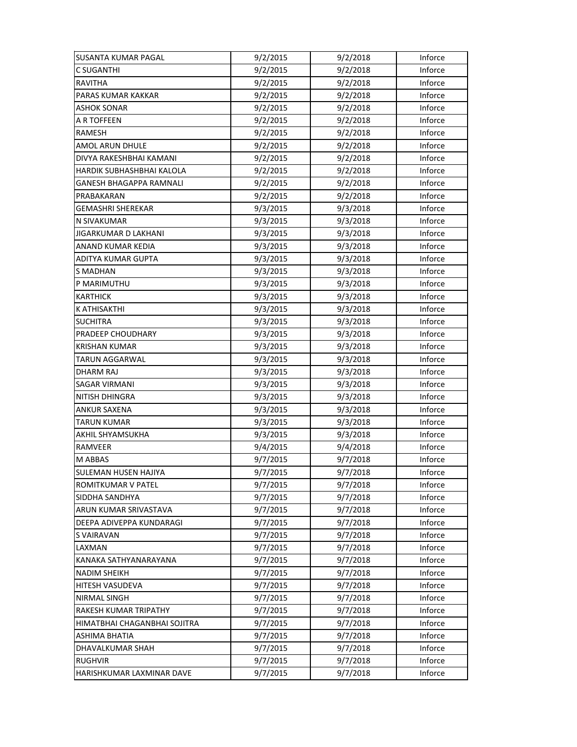| | | | |
|---|---|---|---|
| SUSANTA KUMAR PAGAL | 9/2/2015 | 9/2/2018 | Inforce |
| C SUGANTHI | 9/2/2015 | 9/2/2018 | Inforce |
| RAVITHA | 9/2/2015 | 9/2/2018 | Inforce |
| PARAS KUMAR KAKKAR | 9/2/2015 | 9/2/2018 | Inforce |
| ASHOK SONAR | 9/2/2015 | 9/2/2018 | Inforce |
| A R TOFFEEN | 9/2/2015 | 9/2/2018 | Inforce |
| RAMESH | 9/2/2015 | 9/2/2018 | Inforce |
| AMOL ARUN DHULE | 9/2/2015 | 9/2/2018 | Inforce |
| DIVYA RAKESHBHAI KAMANI | 9/2/2015 | 9/2/2018 | Inforce |
| HARDIK SUBHASHBHAI KALOLA | 9/2/2015 | 9/2/2018 | Inforce |
| GANESH BHAGAPPA RAMNALI | 9/2/2015 | 9/2/2018 | Inforce |
| PRABAKARAN | 9/2/2015 | 9/2/2018 | Inforce |
| GEMASHRI SHEREKAR | 9/3/2015 | 9/3/2018 | Inforce |
| N SIVAKUMAR | 9/3/2015 | 9/3/2018 | Inforce |
| JIGARKUMAR D LAKHANI | 9/3/2015 | 9/3/2018 | Inforce |
| ANAND KUMAR KEDIA | 9/3/2015 | 9/3/2018 | Inforce |
| ADITYA KUMAR GUPTA | 9/3/2015 | 9/3/2018 | Inforce |
| S MADHAN | 9/3/2015 | 9/3/2018 | Inforce |
| P MARIMUTHU | 9/3/2015 | 9/3/2018 | Inforce |
| KARTHICK | 9/3/2015 | 9/3/2018 | Inforce |
| K ATHISAKTHI | 9/3/2015 | 9/3/2018 | Inforce |
| SUCHITRA | 9/3/2015 | 9/3/2018 | Inforce |
| PRADEEP CHOUDHARY | 9/3/2015 | 9/3/2018 | Inforce |
| KRISHAN KUMAR | 9/3/2015 | 9/3/2018 | Inforce |
| TARUN AGGARWAL | 9/3/2015 | 9/3/2018 | Inforce |
| DHARM RAJ | 9/3/2015 | 9/3/2018 | Inforce |
| SAGAR VIRMANI | 9/3/2015 | 9/3/2018 | Inforce |
| NITISH DHINGRA | 9/3/2015 | 9/3/2018 | Inforce |
| ANKUR SAXENA | 9/3/2015 | 9/3/2018 | Inforce |
| TARUN KUMAR | 9/3/2015 | 9/3/2018 | Inforce |
| AKHIL SHYAMSUKHA | 9/3/2015 | 9/3/2018 | Inforce |
| RAMVEER | 9/4/2015 | 9/4/2018 | Inforce |
| M ABBAS | 9/7/2015 | 9/7/2018 | Inforce |
| SULEMAN HUSEN HAJIYA | 9/7/2015 | 9/7/2018 | Inforce |
| ROMITKUMAR V PATEL | 9/7/2015 | 9/7/2018 | Inforce |
| SIDDHA SANDHYA | 9/7/2015 | 9/7/2018 | Inforce |
| ARUN KUMAR SRIVASTAVA | 9/7/2015 | 9/7/2018 | Inforce |
| DEEPA ADIVEPPA KUNDARAGI | 9/7/2015 | 9/7/2018 | Inforce |
| S VAIRAVAN | 9/7/2015 | 9/7/2018 | Inforce |
| LAXMAN | 9/7/2015 | 9/7/2018 | Inforce |
| KANAKA SATHYANARAYANA | 9/7/2015 | 9/7/2018 | Inforce |
| NADIM SHEIKH | 9/7/2015 | 9/7/2018 | Inforce |
| HITESH VASUDEVA | 9/7/2015 | 9/7/2018 | Inforce |
| NIRMAL SINGH | 9/7/2015 | 9/7/2018 | Inforce |
| RAKESH KUMAR TRIPATHY | 9/7/2015 | 9/7/2018 | Inforce |
| HIMATBHAI CHAGANBHAI SOJITRA | 9/7/2015 | 9/7/2018 | Inforce |
| ASHIMA BHATIA | 9/7/2015 | 9/7/2018 | Inforce |
| DHAVALKUMAR SHAH | 9/7/2015 | 9/7/2018 | Inforce |
| RUGHVIR | 9/7/2015 | 9/7/2018 | Inforce |
| HARISHKUMAR LAXMINAR DAVE | 9/7/2015 | 9/7/2018 | Inforce |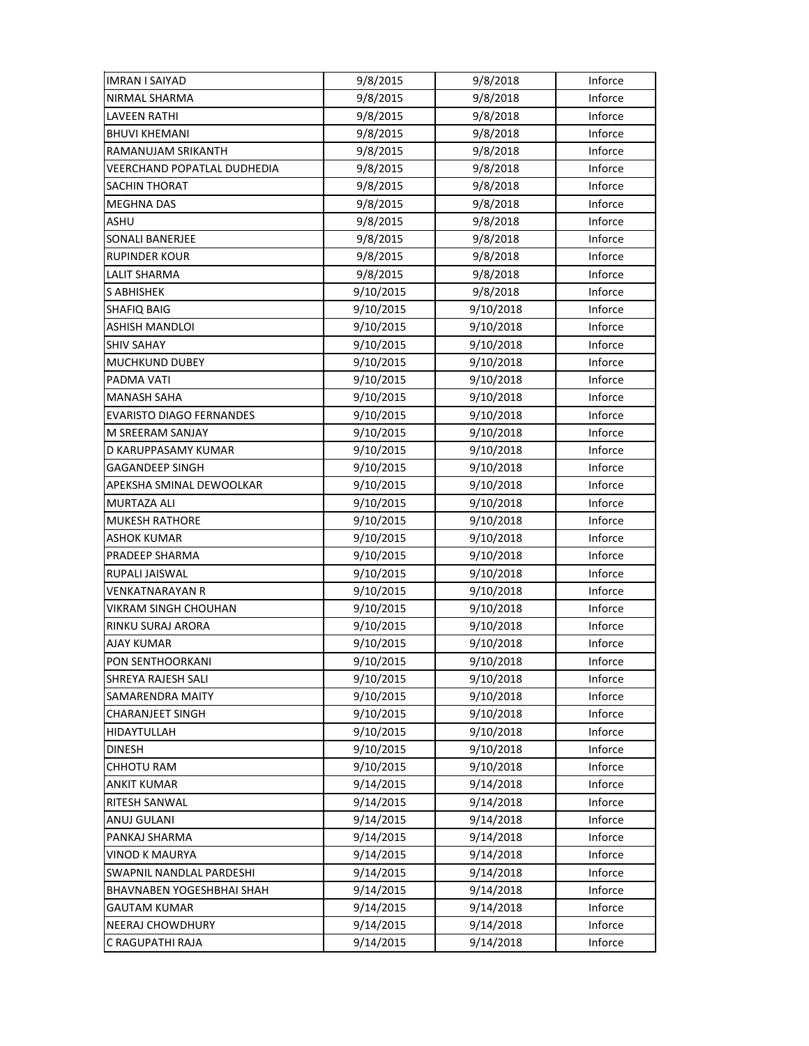| IMRAN I SAIYAD | 9/8/2015 | 9/8/2018 | Inforce |
|---|---|---|---|
| NIRMAL SHARMA | 9/8/2015 | 9/8/2018 | Inforce |
| LAVEEN RATHI | 9/8/2015 | 9/8/2018 | Inforce |
| BHUVI KHEMANI | 9/8/2015 | 9/8/2018 | Inforce |
| RAMANUJAM SRIKANTH | 9/8/2015 | 9/8/2018 | Inforce |
| VEERCHAND POPATLAL DUDHEDIA | 9/8/2015 | 9/8/2018 | Inforce |
| SACHIN THORAT | 9/8/2015 | 9/8/2018 | Inforce |
| MEGHNA DAS | 9/8/2015 | 9/8/2018 | Inforce |
| ASHU | 9/8/2015 | 9/8/2018 | Inforce |
| SONALI BANERJEE | 9/8/2015 | 9/8/2018 | Inforce |
| RUPINDER KOUR | 9/8/2015 | 9/8/2018 | Inforce |
| LALIT SHARMA | 9/8/2015 | 9/8/2018 | Inforce |
| S ABHISHEK | 9/10/2015 | 9/8/2018 | Inforce |
| SHAFIQ BAIG | 9/10/2015 | 9/10/2018 | Inforce |
| ASHISH MANDLOI | 9/10/2015 | 9/10/2018 | Inforce |
| SHIV SAHAY | 9/10/2015 | 9/10/2018 | Inforce |
| MUCHKUND DUBEY | 9/10/2015 | 9/10/2018 | Inforce |
| PADMA VATI | 9/10/2015 | 9/10/2018 | Inforce |
| MANASH SAHA | 9/10/2015 | 9/10/2018 | Inforce |
| EVARISTO DIAGO FERNANDES | 9/10/2015 | 9/10/2018 | Inforce |
| M SREERAM SANJAY | 9/10/2015 | 9/10/2018 | Inforce |
| D KARUPPASAMY KUMAR | 9/10/2015 | 9/10/2018 | Inforce |
| GAGANDEEP SINGH | 9/10/2015 | 9/10/2018 | Inforce |
| APEKSHA SMINAL DEWOOLKAR | 9/10/2015 | 9/10/2018 | Inforce |
| MURTAZA ALI | 9/10/2015 | 9/10/2018 | Inforce |
| MUKESH RATHORE | 9/10/2015 | 9/10/2018 | Inforce |
| ASHOK KUMAR | 9/10/2015 | 9/10/2018 | Inforce |
| PRADEEP SHARMA | 9/10/2015 | 9/10/2018 | Inforce |
| RUPALI JAISWAL | 9/10/2015 | 9/10/2018 | Inforce |
| VENKATNARAYAN R | 9/10/2015 | 9/10/2018 | Inforce |
| VIKRAM SINGH CHOUHAN | 9/10/2015 | 9/10/2018 | Inforce |
| RINKU SURAJ ARORA | 9/10/2015 | 9/10/2018 | Inforce |
| AJAY KUMAR | 9/10/2015 | 9/10/2018 | Inforce |
| PON SENTHOORKANI | 9/10/2015 | 9/10/2018 | Inforce |
| SHREYA RAJESH SALI | 9/10/2015 | 9/10/2018 | Inforce |
| SAMARENDRA MAITY | 9/10/2015 | 9/10/2018 | Inforce |
| CHARANJEET SINGH | 9/10/2015 | 9/10/2018 | Inforce |
| HIDAYTULLAH | 9/10/2015 | 9/10/2018 | Inforce |
| DINESH | 9/10/2015 | 9/10/2018 | Inforce |
| CHHOTU RAM | 9/10/2015 | 9/10/2018 | Inforce |
| ANKIT KUMAR | 9/14/2015 | 9/14/2018 | Inforce |
| RITESH SANWAL | 9/14/2015 | 9/14/2018 | Inforce |
| ANUJ GULANI | 9/14/2015 | 9/14/2018 | Inforce |
| PANKAJ SHARMA | 9/14/2015 | 9/14/2018 | Inforce |
| VINOD K MAURYA | 9/14/2015 | 9/14/2018 | Inforce |
| SWAPNIL NANDLAL PARDESHI | 9/14/2015 | 9/14/2018 | Inforce |
| BHAVNABEN YOGESHBHAI SHAH | 9/14/2015 | 9/14/2018 | Inforce |
| GAUTAM KUMAR | 9/14/2015 | 9/14/2018 | Inforce |
| NEERAJ CHOWDHURY | 9/14/2015 | 9/14/2018 | Inforce |
| C RAGUPATHI RAJA | 9/14/2015 | 9/14/2018 | Inforce |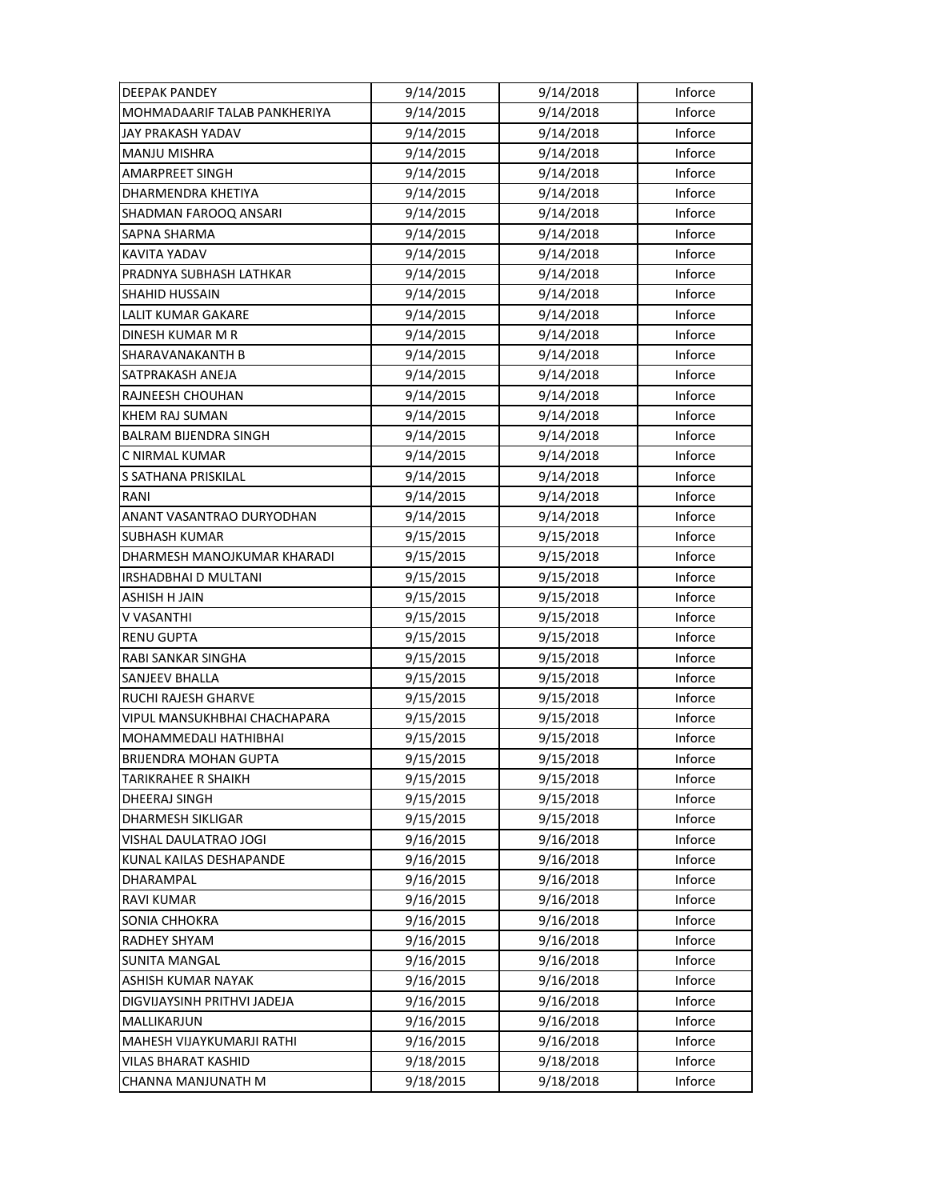| DEEPAK PANDEY | 9/14/2015 | 9/14/2018 | Inforce |
|---|---|---|---|
| MOHMADAARIF TALAB PANKHERIYA | 9/14/2015 | 9/14/2018 | Inforce |
| JAY PRAKASH YADAV | 9/14/2015 | 9/14/2018 | Inforce |
| MANJU MISHRA | 9/14/2015 | 9/14/2018 | Inforce |
| AMARPREET SINGH | 9/14/2015 | 9/14/2018 | Inforce |
| DHARMENDRA KHETIYA | 9/14/2015 | 9/14/2018 | Inforce |
| SHADMAN FAROOQ ANSARI | 9/14/2015 | 9/14/2018 | Inforce |
| SAPNA SHARMA | 9/14/2015 | 9/14/2018 | Inforce |
| KAVITA YADAV | 9/14/2015 | 9/14/2018 | Inforce |
| PRADNYA SUBHASH LATHKAR | 9/14/2015 | 9/14/2018 | Inforce |
| SHAHID HUSSAIN | 9/14/2015 | 9/14/2018 | Inforce |
| LALIT KUMAR GAKARE | 9/14/2015 | 9/14/2018 | Inforce |
| DINESH KUMAR M R | 9/14/2015 | 9/14/2018 | Inforce |
| SHARAVANAKANTH B | 9/14/2015 | 9/14/2018 | Inforce |
| SATPRAKASH ANEJA | 9/14/2015 | 9/14/2018 | Inforce |
| RAJNEESH CHOUHAN | 9/14/2015 | 9/14/2018 | Inforce |
| KHEM RAJ SUMAN | 9/14/2015 | 9/14/2018 | Inforce |
| BALRAM BIJENDRA SINGH | 9/14/2015 | 9/14/2018 | Inforce |
| C NIRMAL KUMAR | 9/14/2015 | 9/14/2018 | Inforce |
| S SATHANA PRISKILAL | 9/14/2015 | 9/14/2018 | Inforce |
| RANI | 9/14/2015 | 9/14/2018 | Inforce |
| ANANT VASANTRAO DURYODHAN | 9/14/2015 | 9/14/2018 | Inforce |
| SUBHASH KUMAR | 9/15/2015 | 9/15/2018 | Inforce |
| DHARMESH MANOJKUMAR KHARADI | 9/15/2015 | 9/15/2018 | Inforce |
| IRSHADBHAI D MULTANI | 9/15/2015 | 9/15/2018 | Inforce |
| ASHISH H JAIN | 9/15/2015 | 9/15/2018 | Inforce |
| V VASANTHI | 9/15/2015 | 9/15/2018 | Inforce |
| RENU GUPTA | 9/15/2015 | 9/15/2018 | Inforce |
| RABI SANKAR SINGHA | 9/15/2015 | 9/15/2018 | Inforce |
| SANJEEV BHALLA | 9/15/2015 | 9/15/2018 | Inforce |
| RUCHI RAJESH GHARVE | 9/15/2015 | 9/15/2018 | Inforce |
| VIPUL MANSUKHBHAI CHACHAPARA | 9/15/2015 | 9/15/2018 | Inforce |
| MOHAMMEDALI HATHIBHAI | 9/15/2015 | 9/15/2018 | Inforce |
| BRIJENDRA MOHAN GUPTA | 9/15/2015 | 9/15/2018 | Inforce |
| TARIKRAHEE R SHAIKH | 9/15/2015 | 9/15/2018 | Inforce |
| DHEERAJ SINGH | 9/15/2015 | 9/15/2018 | Inforce |
| DHARMESH SIKLIGAR | 9/15/2015 | 9/15/2018 | Inforce |
| VISHAL DAULATRAO JOGI | 9/16/2015 | 9/16/2018 | Inforce |
| KUNAL KAILAS DESHAPANDE | 9/16/2015 | 9/16/2018 | Inforce |
| DHARAMPAL | 9/16/2015 | 9/16/2018 | Inforce |
| RAVI KUMAR | 9/16/2015 | 9/16/2018 | Inforce |
| SONIA CHHOKRA | 9/16/2015 | 9/16/2018 | Inforce |
| RADHEY SHYAM | 9/16/2015 | 9/16/2018 | Inforce |
| SUNITA MANGAL | 9/16/2015 | 9/16/2018 | Inforce |
| ASHISH KUMAR NAYAK | 9/16/2015 | 9/16/2018 | Inforce |
| DIGVIJAYSINH PRITHVI JADEJA | 9/16/2015 | 9/16/2018 | Inforce |
| MALLIKARJUN | 9/16/2015 | 9/16/2018 | Inforce |
| MAHESH VIJAYKUMARJI RATHI | 9/16/2015 | 9/16/2018 | Inforce |
| VILAS BHARAT KASHID | 9/18/2015 | 9/18/2018 | Inforce |
| CHANNA MANJUNATH M | 9/18/2015 | 9/18/2018 | Inforce |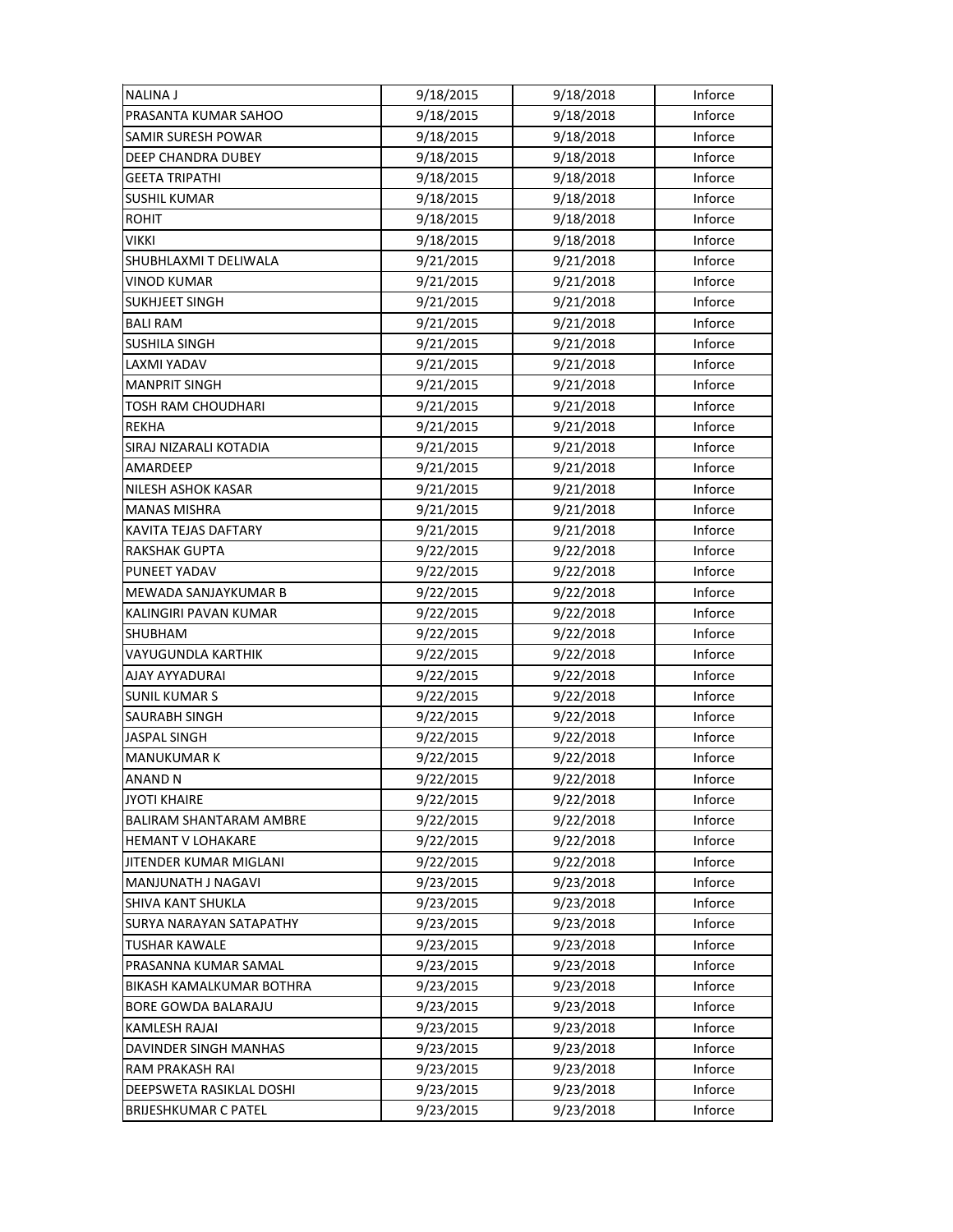| NALINA J | 9/18/2015 | 9/18/2018 | Inforce |
|---|---|---|---|
| PRASANTA KUMAR SAHOO | 9/18/2015 | 9/18/2018 | Inforce |
| SAMIR SURESH POWAR | 9/18/2015 | 9/18/2018 | Inforce |
| DEEP CHANDRA DUBEY | 9/18/2015 | 9/18/2018 | Inforce |
| GEETA TRIPATHI | 9/18/2015 | 9/18/2018 | Inforce |
| SUSHIL KUMAR | 9/18/2015 | 9/18/2018 | Inforce |
| ROHIT | 9/18/2015 | 9/18/2018 | Inforce |
| VIKKI | 9/18/2015 | 9/18/2018 | Inforce |
| SHUBHLAXMI T DELIWALA | 9/21/2015 | 9/21/2018 | Inforce |
| VINOD KUMAR | 9/21/2015 | 9/21/2018 | Inforce |
| SUKHJEET SINGH | 9/21/2015 | 9/21/2018 | Inforce |
| BALI RAM | 9/21/2015 | 9/21/2018 | Inforce |
| SUSHILA SINGH | 9/21/2015 | 9/21/2018 | Inforce |
| LAXMI YADAV | 9/21/2015 | 9/21/2018 | Inforce |
| MANPRIT SINGH | 9/21/2015 | 9/21/2018 | Inforce |
| TOSH RAM CHOUDHARI | 9/21/2015 | 9/21/2018 | Inforce |
| REKHA | 9/21/2015 | 9/21/2018 | Inforce |
| SIRAJ NIZARALI KOTADIA | 9/21/2015 | 9/21/2018 | Inforce |
| AMARDEEP | 9/21/2015 | 9/21/2018 | Inforce |
| NILESH ASHOK KASAR | 9/21/2015 | 9/21/2018 | Inforce |
| MANAS MISHRA | 9/21/2015 | 9/21/2018 | Inforce |
| KAVITA TEJAS DAFTARY | 9/21/2015 | 9/21/2018 | Inforce |
| RAKSHAK GUPTA | 9/22/2015 | 9/22/2018 | Inforce |
| PUNEET YADAV | 9/22/2015 | 9/22/2018 | Inforce |
| MEWADA SANJAYKUMAR B | 9/22/2015 | 9/22/2018 | Inforce |
| KALINGIRI PAVAN KUMAR | 9/22/2015 | 9/22/2018 | Inforce |
| SHUBHAM | 9/22/2015 | 9/22/2018 | Inforce |
| VAYUGUNDLA KARTHIK | 9/22/2015 | 9/22/2018 | Inforce |
| AJAY AYYADURAI | 9/22/2015 | 9/22/2018 | Inforce |
| SUNIL KUMAR S | 9/22/2015 | 9/22/2018 | Inforce |
| SAURABH SINGH | 9/22/2015 | 9/22/2018 | Inforce |
| JASPAL SINGH | 9/22/2015 | 9/22/2018 | Inforce |
| MANUKUMAR K | 9/22/2015 | 9/22/2018 | Inforce |
| ANAND N | 9/22/2015 | 9/22/2018 | Inforce |
| JYOTI KHAIRE | 9/22/2015 | 9/22/2018 | Inforce |
| BALIRAM SHANTARAM AMBRE | 9/22/2015 | 9/22/2018 | Inforce |
| HEMANT V LOHAKARE | 9/22/2015 | 9/22/2018 | Inforce |
| JITENDER KUMAR MIGLANI | 9/22/2015 | 9/22/2018 | Inforce |
| MANJUNATH J NAGAVI | 9/23/2015 | 9/23/2018 | Inforce |
| SHIVA KANT SHUKLA | 9/23/2015 | 9/23/2018 | Inforce |
| SURYA NARAYAN SATAPATHY | 9/23/2015 | 9/23/2018 | Inforce |
| TUSHAR KAWALE | 9/23/2015 | 9/23/2018 | Inforce |
| PRASANNA KUMAR SAMAL | 9/23/2015 | 9/23/2018 | Inforce |
| BIKASH KAMALKUMAR BOTHRA | 9/23/2015 | 9/23/2018 | Inforce |
| BORE GOWDA BALARAJU | 9/23/2015 | 9/23/2018 | Inforce |
| KAMLESH RAJAI | 9/23/2015 | 9/23/2018 | Inforce |
| DAVINDER SINGH MANHAS | 9/23/2015 | 9/23/2018 | Inforce |
| RAM PRAKASH RAI | 9/23/2015 | 9/23/2018 | Inforce |
| DEEPSWETA RASIKLAL DOSHI | 9/23/2015 | 9/23/2018 | Inforce |
| BRIJESHKUMAR C PATEL | 9/23/2015 | 9/23/2018 | Inforce |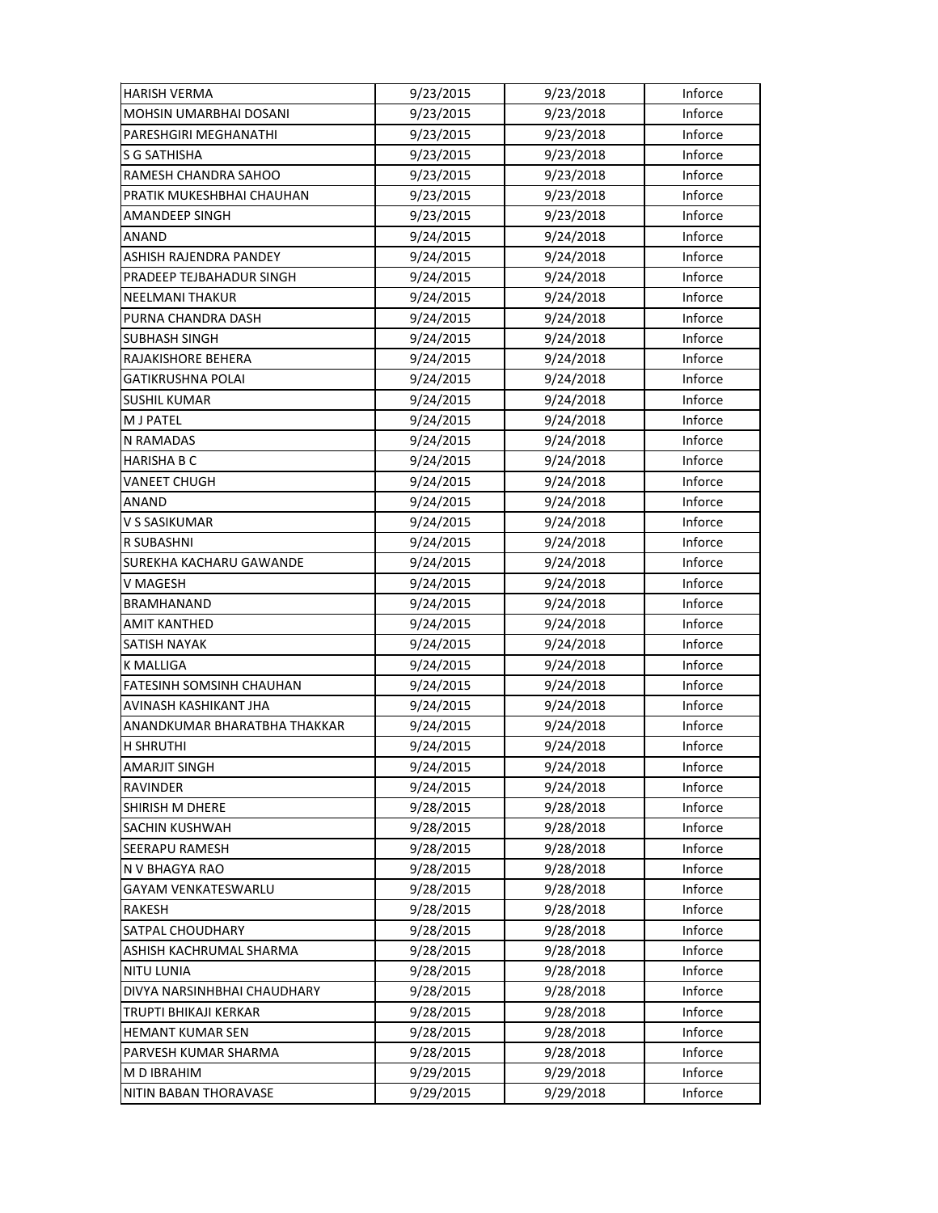| | | | |
|---|---|---|---|
| HARISH VERMA | 9/23/2015 | 9/23/2018 | Inforce |
| MOHSIN UMARBHAI DOSANI | 9/23/2015 | 9/23/2018 | Inforce |
| PARESHGIRI MEGHANATHI | 9/23/2015 | 9/23/2018 | Inforce |
| S G SATHISHA | 9/23/2015 | 9/23/2018 | Inforce |
| RAMESH CHANDRA SAHOO | 9/23/2015 | 9/23/2018 | Inforce |
| PRATIK MUKESHBHAI CHAUHAN | 9/23/2015 | 9/23/2018 | Inforce |
| AMANDEEP SINGH | 9/23/2015 | 9/23/2018 | Inforce |
| ANAND | 9/24/2015 | 9/24/2018 | Inforce |
| ASHISH RAJENDRA PANDEY | 9/24/2015 | 9/24/2018 | Inforce |
| PRADEEP TEJBAHADUR SINGH | 9/24/2015 | 9/24/2018 | Inforce |
| NEELMANI THAKUR | 9/24/2015 | 9/24/2018 | Inforce |
| PURNA CHANDRA DASH | 9/24/2015 | 9/24/2018 | Inforce |
| SUBHASH SINGH | 9/24/2015 | 9/24/2018 | Inforce |
| RAJAKISHORE BEHERA | 9/24/2015 | 9/24/2018 | Inforce |
| GATIKRUSHNA POLAI | 9/24/2015 | 9/24/2018 | Inforce |
| SUSHIL KUMAR | 9/24/2015 | 9/24/2018 | Inforce |
| M J PATEL | 9/24/2015 | 9/24/2018 | Inforce |
| N RAMADAS | 9/24/2015 | 9/24/2018 | Inforce |
| HARISHA B C | 9/24/2015 | 9/24/2018 | Inforce |
| VANEET CHUGH | 9/24/2015 | 9/24/2018 | Inforce |
| ANAND | 9/24/2015 | 9/24/2018 | Inforce |
| V S SASIKUMAR | 9/24/2015 | 9/24/2018 | Inforce |
| R SUBASHNI | 9/24/2015 | 9/24/2018 | Inforce |
| SUREKHA KACHARU GAWANDE | 9/24/2015 | 9/24/2018 | Inforce |
| V MAGESH | 9/24/2015 | 9/24/2018 | Inforce |
| BRAMHANAND | 9/24/2015 | 9/24/2018 | Inforce |
| AMIT KANTHED | 9/24/2015 | 9/24/2018 | Inforce |
| SATISH NAYAK | 9/24/2015 | 9/24/2018 | Inforce |
| K MALLIGA | 9/24/2015 | 9/24/2018 | Inforce |
| FATESINH SOMSINH CHAUHAN | 9/24/2015 | 9/24/2018 | Inforce |
| AVINASH KASHIKANT JHA | 9/24/2015 | 9/24/2018 | Inforce |
| ANANDKUMAR BHARATBHA THAKKAR | 9/24/2015 | 9/24/2018 | Inforce |
| H SHRUTHI | 9/24/2015 | 9/24/2018 | Inforce |
| AMARJIT SINGH | 9/24/2015 | 9/24/2018 | Inforce |
| RAVINDER | 9/24/2015 | 9/24/2018 | Inforce |
| SHIRISH M DHERE | 9/28/2015 | 9/28/2018 | Inforce |
| SACHIN KUSHWAH | 9/28/2015 | 9/28/2018 | Inforce |
| SEERAPU RAMESH | 9/28/2015 | 9/28/2018 | Inforce |
| N V BHAGYA RAO | 9/28/2015 | 9/28/2018 | Inforce |
| GAYAM VENKATESWARLU | 9/28/2015 | 9/28/2018 | Inforce |
| RAKESH | 9/28/2015 | 9/28/2018 | Inforce |
| SATPAL CHOUDHARY | 9/28/2015 | 9/28/2018 | Inforce |
| ASHISH KACHRUMAL SHARMA | 9/28/2015 | 9/28/2018 | Inforce |
| NITU LUNIA | 9/28/2015 | 9/28/2018 | Inforce |
| DIVYA NARSINHBHAI CHAUDHARY | 9/28/2015 | 9/28/2018 | Inforce |
| TRUPTI BHIKAJI KERKAR | 9/28/2015 | 9/28/2018 | Inforce |
| HEMANT KUMAR SEN | 9/28/2015 | 9/28/2018 | Inforce |
| PARVESH KUMAR SHARMA | 9/28/2015 | 9/28/2018 | Inforce |
| M D IBRAHIM | 9/29/2015 | 9/29/2018 | Inforce |
| NITIN BABAN THORAVASE | 9/29/2015 | 9/29/2018 | Inforce |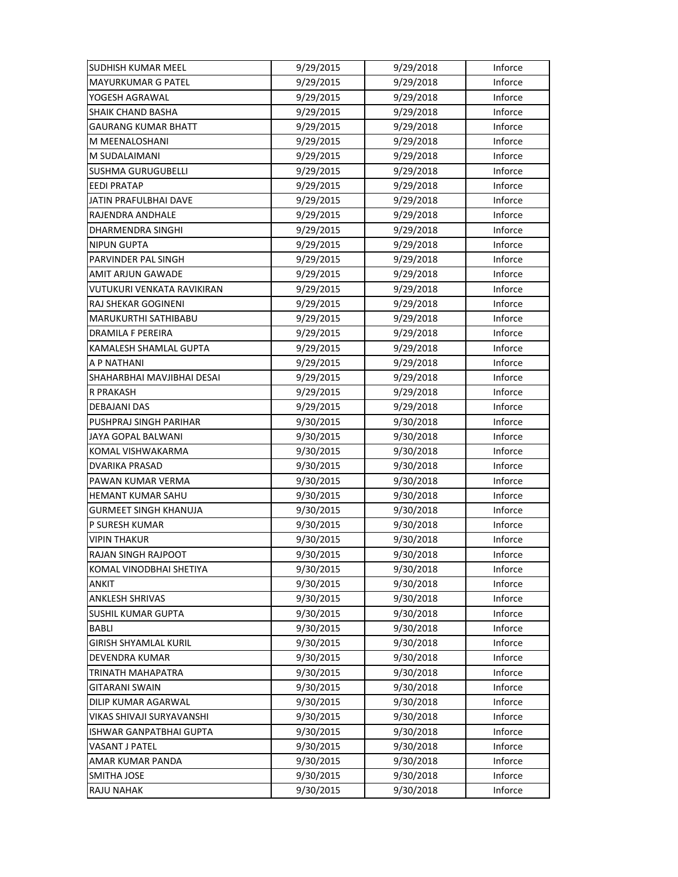| SUDHISH KUMAR MEEL | 9/29/2015 | 9/29/2018 | Inforce |
|---|---|---|---|
| MAYURKUMAR G PATEL | 9/29/2015 | 9/29/2018 | Inforce |
| YOGESH AGRAWAL | 9/29/2015 | 9/29/2018 | Inforce |
| SHAIK CHAND BASHA | 9/29/2015 | 9/29/2018 | Inforce |
| GAURANG KUMAR BHATT | 9/29/2015 | 9/29/2018 | Inforce |
| M MEENALOSHANI | 9/29/2015 | 9/29/2018 | Inforce |
| M SUDALAIMANI | 9/29/2015 | 9/29/2018 | Inforce |
| SUSHMA GURUGUBELLI | 9/29/2015 | 9/29/2018 | Inforce |
| EEDI PRATAP | 9/29/2015 | 9/29/2018 | Inforce |
| JATIN PRAFULBHAI DAVE | 9/29/2015 | 9/29/2018 | Inforce |
| RAJENDRA ANDHALE | 9/29/2015 | 9/29/2018 | Inforce |
| DHARMENDRA SINGHI | 9/29/2015 | 9/29/2018 | Inforce |
| NIPUN GUPTA | 9/29/2015 | 9/29/2018 | Inforce |
| PARVINDER PAL SINGH | 9/29/2015 | 9/29/2018 | Inforce |
| AMIT ARJUN GAWADE | 9/29/2015 | 9/29/2018 | Inforce |
| VUTUKURI VENKATA RAVIKIRAN | 9/29/2015 | 9/29/2018 | Inforce |
| RAJ SHEKAR GOGINENI | 9/29/2015 | 9/29/2018 | Inforce |
| MARUKURTHI SATHIBABU | 9/29/2015 | 9/29/2018 | Inforce |
| DRAMILA F PEREIRA | 9/29/2015 | 9/29/2018 | Inforce |
| KAMALESH SHAMLAL GUPTA | 9/29/2015 | 9/29/2018 | Inforce |
| A P NATHANI | 9/29/2015 | 9/29/2018 | Inforce |
| SHAHARBHAI MAVJIBHAI DESAI | 9/29/2015 | 9/29/2018 | Inforce |
| R PRAKASH | 9/29/2015 | 9/29/2018 | Inforce |
| DEBAJANI DAS | 9/29/2015 | 9/29/2018 | Inforce |
| PUSHPRAJ SINGH PARIHAR | 9/30/2015 | 9/30/2018 | Inforce |
| JAYA GOPAL BALWANI | 9/30/2015 | 9/30/2018 | Inforce |
| KOMAL VISHWAKARMA | 9/30/2015 | 9/30/2018 | Inforce |
| DVARIKA PRASAD | 9/30/2015 | 9/30/2018 | Inforce |
| PAWAN KUMAR VERMA | 9/30/2015 | 9/30/2018 | Inforce |
| HEMANT KUMAR SAHU | 9/30/2015 | 9/30/2018 | Inforce |
| GURMEET SINGH KHANUJA | 9/30/2015 | 9/30/2018 | Inforce |
| P SURESH KUMAR | 9/30/2015 | 9/30/2018 | Inforce |
| VIPIN THAKUR | 9/30/2015 | 9/30/2018 | Inforce |
| RAJAN SINGH RAJPOOT | 9/30/2015 | 9/30/2018 | Inforce |
| KOMAL VINODBHAI SHETIYA | 9/30/2015 | 9/30/2018 | Inforce |
| ANKIT | 9/30/2015 | 9/30/2018 | Inforce |
| ANKLESH SHRIVAS | 9/30/2015 | 9/30/2018 | Inforce |
| SUSHIL KUMAR GUPTA | 9/30/2015 | 9/30/2018 | Inforce |
| BABLI | 9/30/2015 | 9/30/2018 | Inforce |
| GIRISH SHYAMLAL KURIL | 9/30/2015 | 9/30/2018 | Inforce |
| DEVENDRA KUMAR | 9/30/2015 | 9/30/2018 | Inforce |
| TRINATH MAHAPATRA | 9/30/2015 | 9/30/2018 | Inforce |
| GITARANI SWAIN | 9/30/2015 | 9/30/2018 | Inforce |
| DILIP KUMAR AGARWAL | 9/30/2015 | 9/30/2018 | Inforce |
| VIKAS SHIVAJI SURYAVANSHI | 9/30/2015 | 9/30/2018 | Inforce |
| ISHWAR GANPATBHAI GUPTA | 9/30/2015 | 9/30/2018 | Inforce |
| VASANT J PATEL | 9/30/2015 | 9/30/2018 | Inforce |
| AMAR KUMAR PANDA | 9/30/2015 | 9/30/2018 | Inforce |
| SMITHA JOSE | 9/30/2015 | 9/30/2018 | Inforce |
| RAJU NAHAK | 9/30/2015 | 9/30/2018 | Inforce |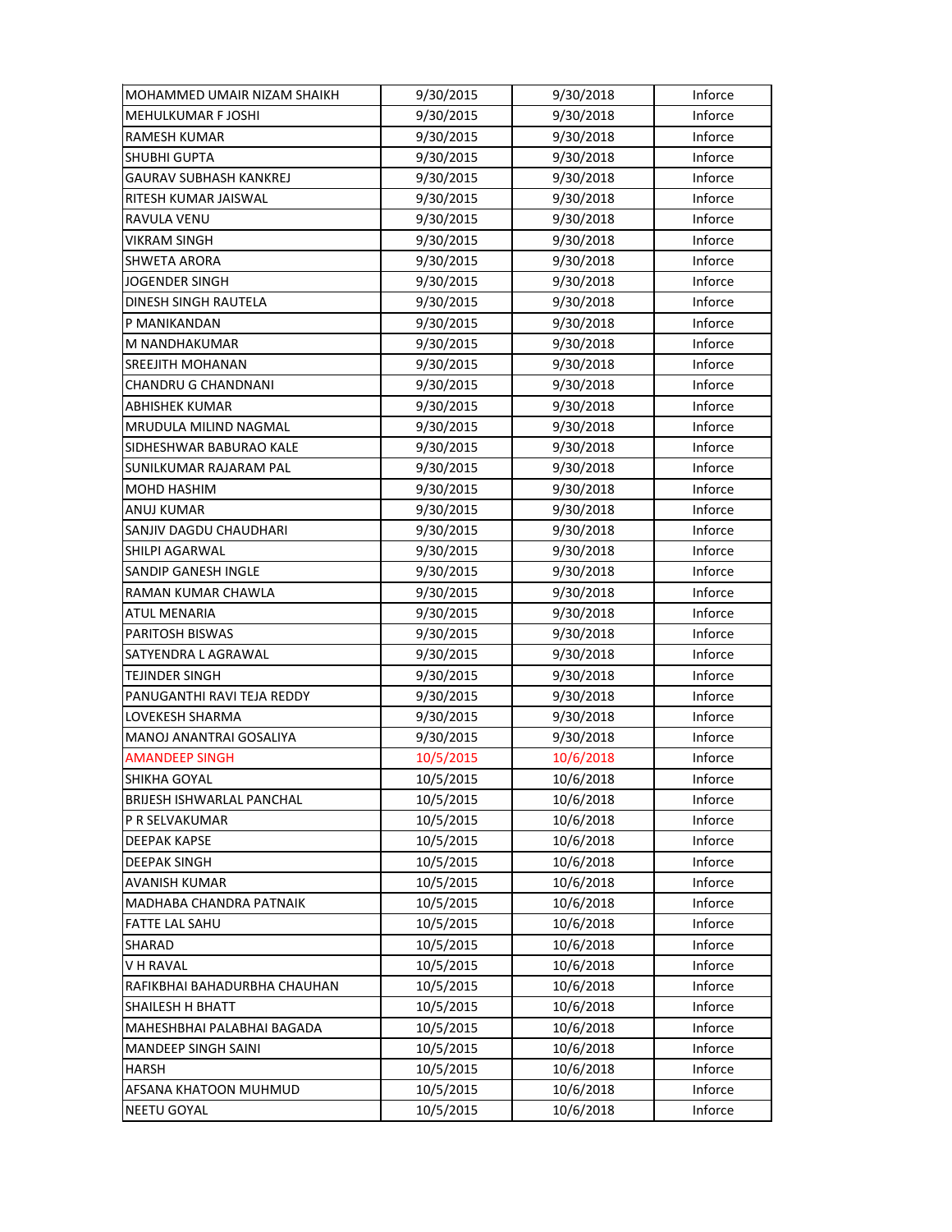| | | | |
|---|---|---|---|
| MOHAMMED UMAIR NIZAM SHAIKH | 9/30/2015 | 9/30/2018 | Inforce |
| MEHULKUMAR F JOSHI | 9/30/2015 | 9/30/2018 | Inforce |
| RAMESH KUMAR | 9/30/2015 | 9/30/2018 | Inforce |
| SHUBHI GUPTA | 9/30/2015 | 9/30/2018 | Inforce |
| GAURAV SUBHASH KANKREJ | 9/30/2015 | 9/30/2018 | Inforce |
| RITESH KUMAR JAISWAL | 9/30/2015 | 9/30/2018 | Inforce |
| RAVULA VENU | 9/30/2015 | 9/30/2018 | Inforce |
| VIKRAM SINGH | 9/30/2015 | 9/30/2018 | Inforce |
| SHWETA ARORA | 9/30/2015 | 9/30/2018 | Inforce |
| JOGENDER SINGH | 9/30/2015 | 9/30/2018 | Inforce |
| DINESH SINGH RAUTELA | 9/30/2015 | 9/30/2018 | Inforce |
| P MANIKANDAN | 9/30/2015 | 9/30/2018 | Inforce |
| M NANDHAKUMAR | 9/30/2015 | 9/30/2018 | Inforce |
| SREEJITH MOHANAN | 9/30/2015 | 9/30/2018 | Inforce |
| CHANDRU G CHANDNANI | 9/30/2015 | 9/30/2018 | Inforce |
| ABHISHEK KUMAR | 9/30/2015 | 9/30/2018 | Inforce |
| MRUDULA MILIND NAGMAL | 9/30/2015 | 9/30/2018 | Inforce |
| SIDHESHWAR BABURAO KALE | 9/30/2015 | 9/30/2018 | Inforce |
| SUNILKUMAR RAJARAM PAL | 9/30/2015 | 9/30/2018 | Inforce |
| MOHD HASHIM | 9/30/2015 | 9/30/2018 | Inforce |
| ANUJ KUMAR | 9/30/2015 | 9/30/2018 | Inforce |
| SANJIV DAGDU CHAUDHARI | 9/30/2015 | 9/30/2018 | Inforce |
| SHILPI AGARWAL | 9/30/2015 | 9/30/2018 | Inforce |
| SANDIP GANESH INGLE | 9/30/2015 | 9/30/2018 | Inforce |
| RAMAN KUMAR CHAWLA | 9/30/2015 | 9/30/2018 | Inforce |
| ATUL MENARIA | 9/30/2015 | 9/30/2018 | Inforce |
| PARITOSH BISWAS | 9/30/2015 | 9/30/2018 | Inforce |
| SATYENDRA L AGRAWAL | 9/30/2015 | 9/30/2018 | Inforce |
| TEJINDER SINGH | 9/30/2015 | 9/30/2018 | Inforce |
| PANUGANTHI RAVI TEJA REDDY | 9/30/2015 | 9/30/2018 | Inforce |
| LOVEKESH SHARMA | 9/30/2015 | 9/30/2018 | Inforce |
| MANOJ ANANTRAI GOSALIYA | 9/30/2015 | 9/30/2018 | Inforce |
| AMANDEEP SINGH | 10/5/2015 | 10/6/2018 | Inforce |
| SHIKHA GOYAL | 10/5/2015 | 10/6/2018 | Inforce |
| BRIJESH ISHWARLAL PANCHAL | 10/5/2015 | 10/6/2018 | Inforce |
| P R SELVAKUMAR | 10/5/2015 | 10/6/2018 | Inforce |
| DEEPAK KAPSE | 10/5/2015 | 10/6/2018 | Inforce |
| DEEPAK SINGH | 10/5/2015 | 10/6/2018 | Inforce |
| AVANISH KUMAR | 10/5/2015 | 10/6/2018 | Inforce |
| MADHABA CHANDRA PATNAIK | 10/5/2015 | 10/6/2018 | Inforce |
| FATTE LAL SAHU | 10/5/2015 | 10/6/2018 | Inforce |
| SHARAD | 10/5/2015 | 10/6/2018 | Inforce |
| V H RAVAL | 10/5/2015 | 10/6/2018 | Inforce |
| RAFIKBHAI BAHADURBHA CHAUHAN | 10/5/2015 | 10/6/2018 | Inforce |
| SHAILESH H BHATT | 10/5/2015 | 10/6/2018 | Inforce |
| MAHESHBHAI PALABHAI BAGADA | 10/5/2015 | 10/6/2018 | Inforce |
| MANDEEP SINGH SAINI | 10/5/2015 | 10/6/2018 | Inforce |
| HARSH | 10/5/2015 | 10/6/2018 | Inforce |
| AFSANA KHATOON MUHMUD | 10/5/2015 | 10/6/2018 | Inforce |
| NEETU GOYAL | 10/5/2015 | 10/6/2018 | Inforce |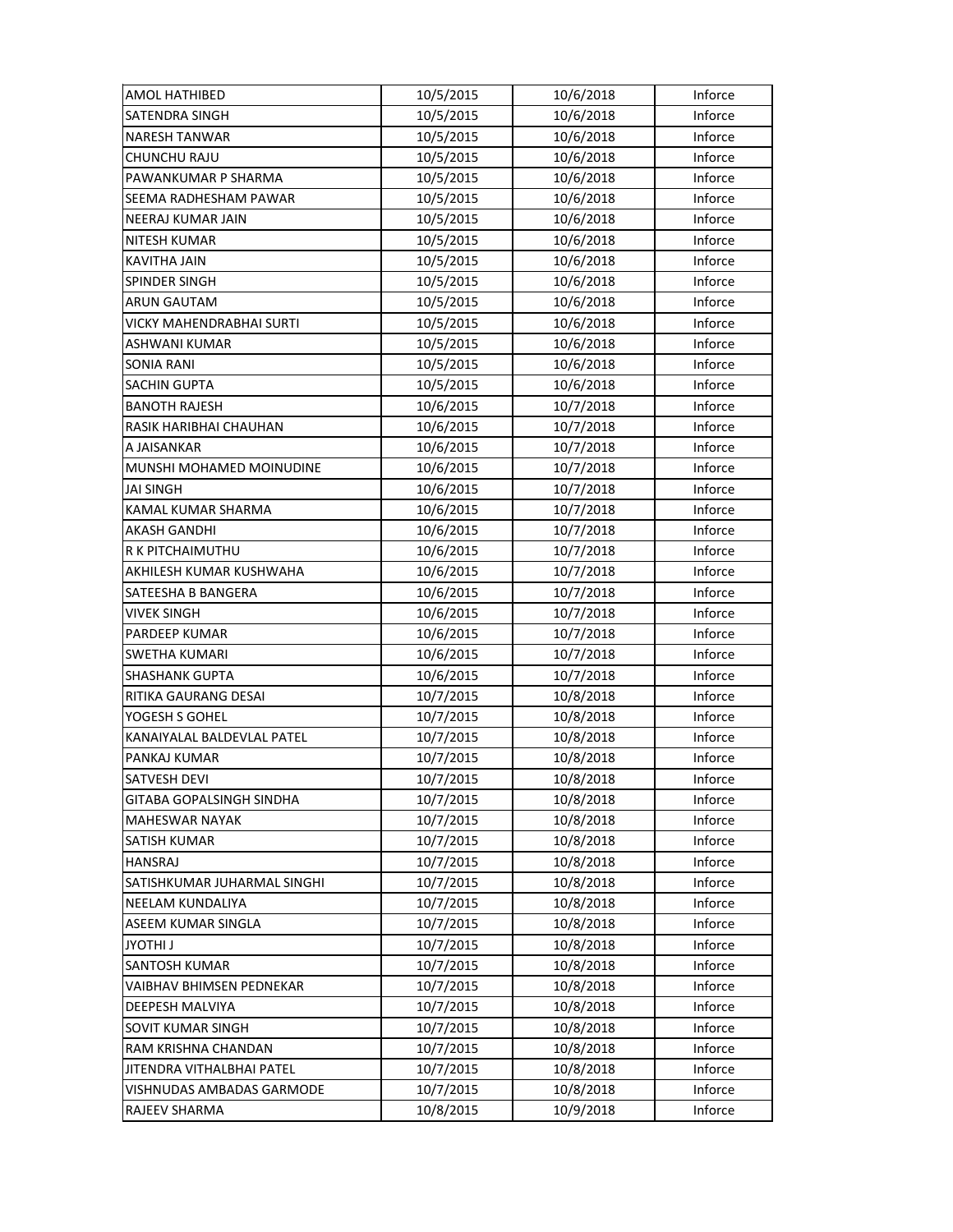| AMOL HATHIBED | 10/5/2015 | 10/6/2018 | Inforce |
|---|---|---|---|
| SATENDRA SINGH | 10/5/2015 | 10/6/2018 | Inforce |
| NARESH TANWAR | 10/5/2015 | 10/6/2018 | Inforce |
| CHUNCHU RAJU | 10/5/2015 | 10/6/2018 | Inforce |
| PAWANKUMAR P SHARMA | 10/5/2015 | 10/6/2018 | Inforce |
| SEEMA RADHESHAM PAWAR | 10/5/2015 | 10/6/2018 | Inforce |
| NEERAJ KUMAR JAIN | 10/5/2015 | 10/6/2018 | Inforce |
| NITESH KUMAR | 10/5/2015 | 10/6/2018 | Inforce |
| KAVITHA JAIN | 10/5/2015 | 10/6/2018 | Inforce |
| SPINDER SINGH | 10/5/2015 | 10/6/2018 | Inforce |
| ARUN GAUTAM | 10/5/2015 | 10/6/2018 | Inforce |
| VICKY MAHENDRABHAI SURTI | 10/5/2015 | 10/6/2018 | Inforce |
| ASHWANI KUMAR | 10/5/2015 | 10/6/2018 | Inforce |
| SONIA RANI | 10/5/2015 | 10/6/2018 | Inforce |
| SACHIN GUPTA | 10/5/2015 | 10/6/2018 | Inforce |
| BANOTH RAJESH | 10/6/2015 | 10/7/2018 | Inforce |
| RASIK HARIBHAI CHAUHAN | 10/6/2015 | 10/7/2018 | Inforce |
| A JAISANKAR | 10/6/2015 | 10/7/2018 | Inforce |
| MUNSHI MOHAMED MOINUDINE | 10/6/2015 | 10/7/2018 | Inforce |
| JAI SINGH | 10/6/2015 | 10/7/2018 | Inforce |
| KAMAL KUMAR SHARMA | 10/6/2015 | 10/7/2018 | Inforce |
| AKASH GANDHI | 10/6/2015 | 10/7/2018 | Inforce |
| R K PITCHAIMUTHU | 10/6/2015 | 10/7/2018 | Inforce |
| AKHILESH KUMAR KUSHWAHA | 10/6/2015 | 10/7/2018 | Inforce |
| SATEESHA B BANGERA | 10/6/2015 | 10/7/2018 | Inforce |
| VIVEK SINGH | 10/6/2015 | 10/7/2018 | Inforce |
| PARDEEP KUMAR | 10/6/2015 | 10/7/2018 | Inforce |
| SWETHA KUMARI | 10/6/2015 | 10/7/2018 | Inforce |
| SHASHANK GUPTA | 10/6/2015 | 10/7/2018 | Inforce |
| RITIKA GAURANG DESAI | 10/7/2015 | 10/8/2018 | Inforce |
| YOGESH S GOHEL | 10/7/2015 | 10/8/2018 | Inforce |
| KANAIYALAL BALDEVLAL PATEL | 10/7/2015 | 10/8/2018 | Inforce |
| PANKAJ KUMAR | 10/7/2015 | 10/8/2018 | Inforce |
| SATVESH DEVI | 10/7/2015 | 10/8/2018 | Inforce |
| GITABA GOPALSINGH SINDHA | 10/7/2015 | 10/8/2018 | Inforce |
| MAHESWAR NAYAK | 10/7/2015 | 10/8/2018 | Inforce |
| SATISH KUMAR | 10/7/2015 | 10/8/2018 | Inforce |
| HANSRAJ | 10/7/2015 | 10/8/2018 | Inforce |
| SATISHKUMAR JUHARMAL SINGHI | 10/7/2015 | 10/8/2018 | Inforce |
| NEELAM KUNDALIYA | 10/7/2015 | 10/8/2018 | Inforce |
| ASEEM KUMAR SINGLA | 10/7/2015 | 10/8/2018 | Inforce |
| JYOTHI J | 10/7/2015 | 10/8/2018 | Inforce |
| SANTOSH KUMAR | 10/7/2015 | 10/8/2018 | Inforce |
| VAIBHAV BHIMSEN PEDNEKAR | 10/7/2015 | 10/8/2018 | Inforce |
| DEEPESH MALVIYA | 10/7/2015 | 10/8/2018 | Inforce |
| SOVIT KUMAR SINGH | 10/7/2015 | 10/8/2018 | Inforce |
| RAM KRISHNA CHANDAN | 10/7/2015 | 10/8/2018 | Inforce |
| JITENDRA VITHALBHAI PATEL | 10/7/2015 | 10/8/2018 | Inforce |
| VISHNUDAS AMBADAS GARMODE | 10/7/2015 | 10/8/2018 | Inforce |
| RAJEEV SHARMA | 10/8/2015 | 10/9/2018 | Inforce |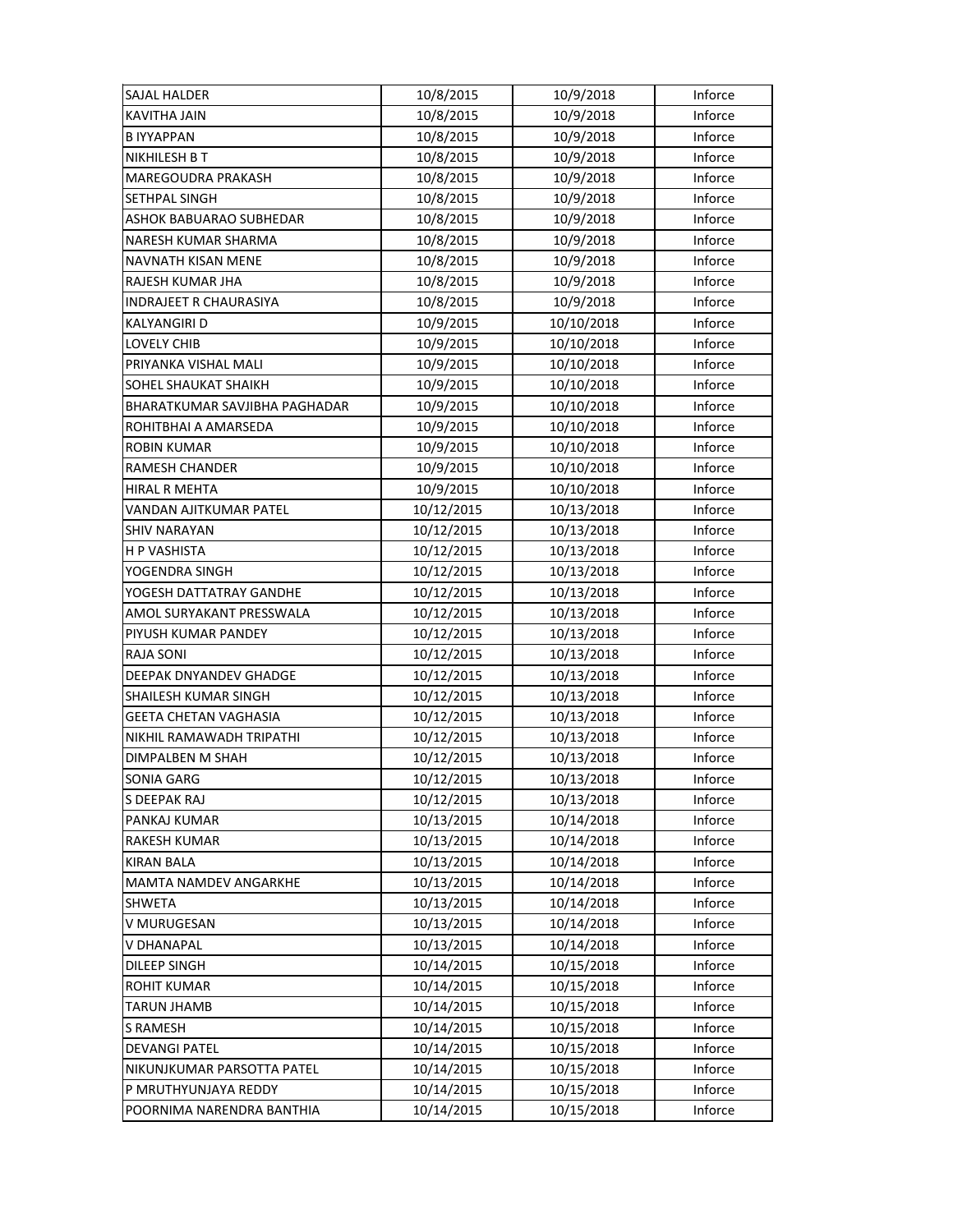| | | | |
|---|---|---|---|
| SAJAL HALDER | 10/8/2015 | 10/9/2018 | Inforce |
| KAVITHA JAIN | 10/8/2015 | 10/9/2018 | Inforce |
| B IYYAPPAN | 10/8/2015 | 10/9/2018 | Inforce |
| NIKHILESH B T | 10/8/2015 | 10/9/2018 | Inforce |
| MAREGOUDRA PRAKASH | 10/8/2015 | 10/9/2018 | Inforce |
| SETHPAL SINGH | 10/8/2015 | 10/9/2018 | Inforce |
| ASHOK BABUARAO SUBHEDAR | 10/8/2015 | 10/9/2018 | Inforce |
| NARESH KUMAR SHARMA | 10/8/2015 | 10/9/2018 | Inforce |
| NAVNATH KISAN MENE | 10/8/2015 | 10/9/2018 | Inforce |
| RAJESH KUMAR JHA | 10/8/2015 | 10/9/2018 | Inforce |
| INDRAJEET R CHAURASIYA | 10/8/2015 | 10/9/2018 | Inforce |
| KALYANGIRI D | 10/9/2015 | 10/10/2018 | Inforce |
| LOVELY CHIB | 10/9/2015 | 10/10/2018 | Inforce |
| PRIYANKA VISHAL MALI | 10/9/2015 | 10/10/2018 | Inforce |
| SOHEL SHAUKAT SHAIKH | 10/9/2015 | 10/10/2018 | Inforce |
| BHARATKUMAR SAVJIBHA PAGHADAR | 10/9/2015 | 10/10/2018 | Inforce |
| ROHITBHAI A AMARSEDA | 10/9/2015 | 10/10/2018 | Inforce |
| ROBIN KUMAR | 10/9/2015 | 10/10/2018 | Inforce |
| RAMESH CHANDER | 10/9/2015 | 10/10/2018 | Inforce |
| HIRAL R MEHTA | 10/9/2015 | 10/10/2018 | Inforce |
| VANDAN AJITKUMAR PATEL | 10/12/2015 | 10/13/2018 | Inforce |
| SHIV NARAYAN | 10/12/2015 | 10/13/2018 | Inforce |
| H P VASHISTA | 10/12/2015 | 10/13/2018 | Inforce |
| YOGENDRA SINGH | 10/12/2015 | 10/13/2018 | Inforce |
| YOGESH DATTATRAY GANDHE | 10/12/2015 | 10/13/2018 | Inforce |
| AMOL SURYAKANT PRESSWALA | 10/12/2015 | 10/13/2018 | Inforce |
| PIYUSH KUMAR PANDEY | 10/12/2015 | 10/13/2018 | Inforce |
| RAJA SONI | 10/12/2015 | 10/13/2018 | Inforce |
| DEEPAK DNYANDEV GHADGE | 10/12/2015 | 10/13/2018 | Inforce |
| SHAILESH KUMAR SINGH | 10/12/2015 | 10/13/2018 | Inforce |
| GEETA CHETAN VAGHASIA | 10/12/2015 | 10/13/2018 | Inforce |
| NIKHIL RAMAWADH TRIPATHI | 10/12/2015 | 10/13/2018 | Inforce |
| DIMPALBEN M SHAH | 10/12/2015 | 10/13/2018 | Inforce |
| SONIA GARG | 10/12/2015 | 10/13/2018 | Inforce |
| S DEEPAK RAJ | 10/12/2015 | 10/13/2018 | Inforce |
| PANKAJ KUMAR | 10/13/2015 | 10/14/2018 | Inforce |
| RAKESH KUMAR | 10/13/2015 | 10/14/2018 | Inforce |
| KIRAN BALA | 10/13/2015 | 10/14/2018 | Inforce |
| MAMTA NAMDEV ANGARKHE | 10/13/2015 | 10/14/2018 | Inforce |
| SHWETA | 10/13/2015 | 10/14/2018 | Inforce |
| V MURUGESAN | 10/13/2015 | 10/14/2018 | Inforce |
| V DHANAPAL | 10/13/2015 | 10/14/2018 | Inforce |
| DILEEP SINGH | 10/14/2015 | 10/15/2018 | Inforce |
| ROHIT KUMAR | 10/14/2015 | 10/15/2018 | Inforce |
| TARUN JHAMB | 10/14/2015 | 10/15/2018 | Inforce |
| S RAMESH | 10/14/2015 | 10/15/2018 | Inforce |
| DEVANGI PATEL | 10/14/2015 | 10/15/2018 | Inforce |
| NIKUNJKUMAR PARSOTTA PATEL | 10/14/2015 | 10/15/2018 | Inforce |
| P MRUTHYUNJAYA REDDY | 10/14/2015 | 10/15/2018 | Inforce |
| POORNIMA NARENDRA BANTHIA | 10/14/2015 | 10/15/2018 | Inforce |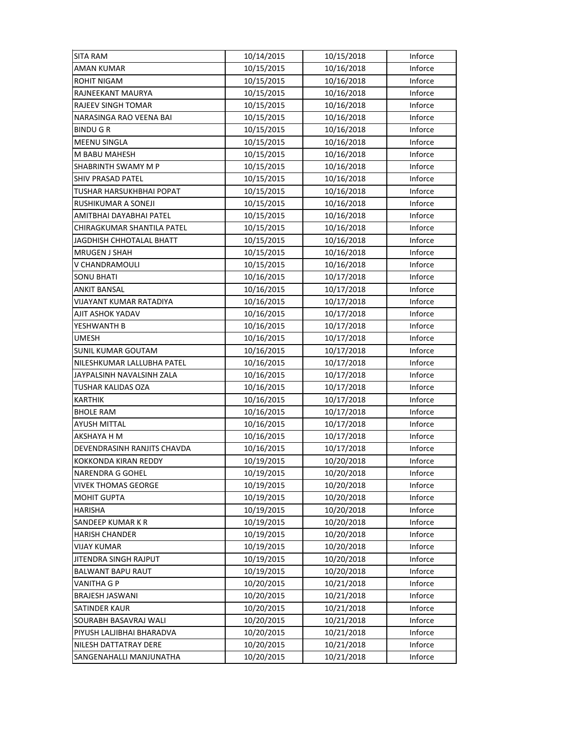| SITA RAM | 10/14/2015 | 10/15/2018 | Inforce |
|---|---|---|---|
| AMAN KUMAR | 10/15/2015 | 10/16/2018 | Inforce |
| ROHIT NIGAM | 10/15/2015 | 10/16/2018 | Inforce |
| RAJNEEKANT MAURYA | 10/15/2015 | 10/16/2018 | Inforce |
| RAJEEV SINGH TOMAR | 10/15/2015 | 10/16/2018 | Inforce |
| NARASINGA RAO VEENA BAI | 10/15/2015 | 10/16/2018 | Inforce |
| BINDU G R | 10/15/2015 | 10/16/2018 | Inforce |
| MEENU SINGLA | 10/15/2015 | 10/16/2018 | Inforce |
| M BABU MAHESH | 10/15/2015 | 10/16/2018 | Inforce |
| SHABRINTH SWAMY M P | 10/15/2015 | 10/16/2018 | Inforce |
| SHIV PRASAD PATEL | 10/15/2015 | 10/16/2018 | Inforce |
| TUSHAR HARSUKHBHAI POPAT | 10/15/2015 | 10/16/2018 | Inforce |
| RUSHIKUMAR A SONEJI | 10/15/2015 | 10/16/2018 | Inforce |
| AMITBHAI DAYABHAI PATEL | 10/15/2015 | 10/16/2018 | Inforce |
| CHIRAGKUMAR SHANTILA PATEL | 10/15/2015 | 10/16/2018 | Inforce |
| JAGDHISH CHHOTALAL BHATT | 10/15/2015 | 10/16/2018 | Inforce |
| MRUGEN J SHAH | 10/15/2015 | 10/16/2018 | Inforce |
| V CHANDRAMOULI | 10/15/2015 | 10/16/2018 | Inforce |
| SONU BHATI | 10/16/2015 | 10/17/2018 | Inforce |
| ANKIT BANSAL | 10/16/2015 | 10/17/2018 | Inforce |
| VIJAYANT KUMAR RATADIYA | 10/16/2015 | 10/17/2018 | Inforce |
| AJIT ASHOK YADAV | 10/16/2015 | 10/17/2018 | Inforce |
| YESHWANTH B | 10/16/2015 | 10/17/2018 | Inforce |
| UMESH | 10/16/2015 | 10/17/2018 | Inforce |
| SUNIL KUMAR GOUTAM | 10/16/2015 | 10/17/2018 | Inforce |
| NILESHKUMAR LALLUBHA PATEL | 10/16/2015 | 10/17/2018 | Inforce |
| JAYPALSINH NAVALSINH ZALA | 10/16/2015 | 10/17/2018 | Inforce |
| TUSHAR KALIDAS OZA | 10/16/2015 | 10/17/2018 | Inforce |
| KARTHIK | 10/16/2015 | 10/17/2018 | Inforce |
| BHOLE RAM | 10/16/2015 | 10/17/2018 | Inforce |
| AYUSH MITTAL | 10/16/2015 | 10/17/2018 | Inforce |
| AKSHAYA H M | 10/16/2015 | 10/17/2018 | Inforce |
| DEVENDRASINH RANJITS CHAVDA | 10/16/2015 | 10/17/2018 | Inforce |
| KOKKONDA KIRAN REDDY | 10/19/2015 | 10/20/2018 | Inforce |
| NARENDRA G GOHEL | 10/19/2015 | 10/20/2018 | Inforce |
| VIVEK THOMAS GEORGE | 10/19/2015 | 10/20/2018 | Inforce |
| MOHIT GUPTA | 10/19/2015 | 10/20/2018 | Inforce |
| HARISHA | 10/19/2015 | 10/20/2018 | Inforce |
| SANDEEP KUMAR K R | 10/19/2015 | 10/20/2018 | Inforce |
| HARISH CHANDER | 10/19/2015 | 10/20/2018 | Inforce |
| VIJAY KUMAR | 10/19/2015 | 10/20/2018 | Inforce |
| JITENDRA SINGH RAJPUT | 10/19/2015 | 10/20/2018 | Inforce |
| BALWANT BAPU RAUT | 10/19/2015 | 10/20/2018 | Inforce |
| VANITHA G P | 10/20/2015 | 10/21/2018 | Inforce |
| BRAJESH JASWANI | 10/20/2015 | 10/21/2018 | Inforce |
| SATINDER KAUR | 10/20/2015 | 10/21/2018 | Inforce |
| SOURABH BASAVRAJ WALI | 10/20/2015 | 10/21/2018 | Inforce |
| PIYUSH LALJIBHAI BHARADVA | 10/20/2015 | 10/21/2018 | Inforce |
| NILESH DATTATRAY DERE | 10/20/2015 | 10/21/2018 | Inforce |
| SANGENAHALLI MANJUNATHA | 10/20/2015 | 10/21/2018 | Inforce |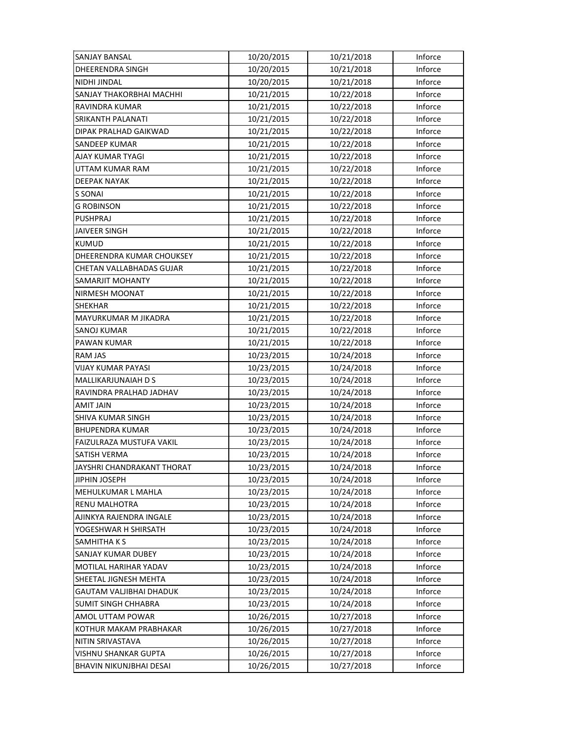| | | | |
|---|---|---|---|
| SANJAY BANSAL | 10/20/2015 | 10/21/2018 | Inforce |
| DHEERENDRA SINGH | 10/20/2015 | 10/21/2018 | Inforce |
| NIDHI JINDAL | 10/20/2015 | 10/21/2018 | Inforce |
| SANJAY THAKORBHAI MACHHI | 10/21/2015 | 10/22/2018 | Inforce |
| RAVINDRA KUMAR | 10/21/2015 | 10/22/2018 | Inforce |
| SRIKANTH PALANATI | 10/21/2015 | 10/22/2018 | Inforce |
| DIPAK PRALHAD GAIKWAD | 10/21/2015 | 10/22/2018 | Inforce |
| SANDEEP KUMAR | 10/21/2015 | 10/22/2018 | Inforce |
| AJAY KUMAR TYAGI | 10/21/2015 | 10/22/2018 | Inforce |
| UTTAM KUMAR RAM | 10/21/2015 | 10/22/2018 | Inforce |
| DEEPAK NAYAK | 10/21/2015 | 10/22/2018 | Inforce |
| S SONAI | 10/21/2015 | 10/22/2018 | Inforce |
| G ROBINSON | 10/21/2015 | 10/22/2018 | Inforce |
| PUSHPRAJ | 10/21/2015 | 10/22/2018 | Inforce |
| JAIVEER SINGH | 10/21/2015 | 10/22/2018 | Inforce |
| KUMUD | 10/21/2015 | 10/22/2018 | Inforce |
| DHEERENDRA KUMAR CHOUKSEY | 10/21/2015 | 10/22/2018 | Inforce |
| CHETAN VALLABHADAS GUJAR | 10/21/2015 | 10/22/2018 | Inforce |
| SAMARJIT MOHANTY | 10/21/2015 | 10/22/2018 | Inforce |
| NIRMESH MOONAT | 10/21/2015 | 10/22/2018 | Inforce |
| SHEKHAR | 10/21/2015 | 10/22/2018 | Inforce |
| MAYURKUMAR M JIKADRA | 10/21/2015 | 10/22/2018 | Inforce |
| SANOJ KUMAR | 10/21/2015 | 10/22/2018 | Inforce |
| PAWAN KUMAR | 10/21/2015 | 10/22/2018 | Inforce |
| RAM JAS | 10/23/2015 | 10/24/2018 | Inforce |
| VIJAY KUMAR PAYASI | 10/23/2015 | 10/24/2018 | Inforce |
| MALLIKARJUNAIAH D S | 10/23/2015 | 10/24/2018 | Inforce |
| RAVINDRA PRALHAD JADHAV | 10/23/2015 | 10/24/2018 | Inforce |
| AMIT JAIN | 10/23/2015 | 10/24/2018 | Inforce |
| SHIVA KUMAR SINGH | 10/23/2015 | 10/24/2018 | Inforce |
| BHUPENDRA KUMAR | 10/23/2015 | 10/24/2018 | Inforce |
| FAIZULRAZA MUSTUFA VAKIL | 10/23/2015 | 10/24/2018 | Inforce |
| SATISH VERMA | 10/23/2015 | 10/24/2018 | Inforce |
| JAYSHRI CHANDRAKANT THORAT | 10/23/2015 | 10/24/2018 | Inforce |
| JIPHIN JOSEPH | 10/23/2015 | 10/24/2018 | Inforce |
| MEHULKUMAR L MAHLA | 10/23/2015 | 10/24/2018 | Inforce |
| RENU MALHOTRA | 10/23/2015 | 10/24/2018 | Inforce |
| AJINKYA RAJENDRA INGALE | 10/23/2015 | 10/24/2018 | Inforce |
| YOGESHWAR H SHIRSATH | 10/23/2015 | 10/24/2018 | Inforce |
| SAMHITHA K S | 10/23/2015 | 10/24/2018 | Inforce |
| SANJAY KUMAR DUBEY | 10/23/2015 | 10/24/2018 | Inforce |
| MOTILAL HARIHAR YADAV | 10/23/2015 | 10/24/2018 | Inforce |
| SHEETAL JIGNESH MEHTA | 10/23/2015 | 10/24/2018 | Inforce |
| GAUTAM VALJIBHAI DHADUK | 10/23/2015 | 10/24/2018 | Inforce |
| SUMIT SINGH CHHABRA | 10/23/2015 | 10/24/2018 | Inforce |
| AMOL UTTAM POWAR | 10/26/2015 | 10/27/2018 | Inforce |
| KOTHUR MAKAM PRABHAKAR | 10/26/2015 | 10/27/2018 | Inforce |
| NITIN SRIVASTAVA | 10/26/2015 | 10/27/2018 | Inforce |
| VISHNU SHANKAR GUPTA | 10/26/2015 | 10/27/2018 | Inforce |
| BHAVIN NIKUNJBHAI DESAI | 10/26/2015 | 10/27/2018 | Inforce |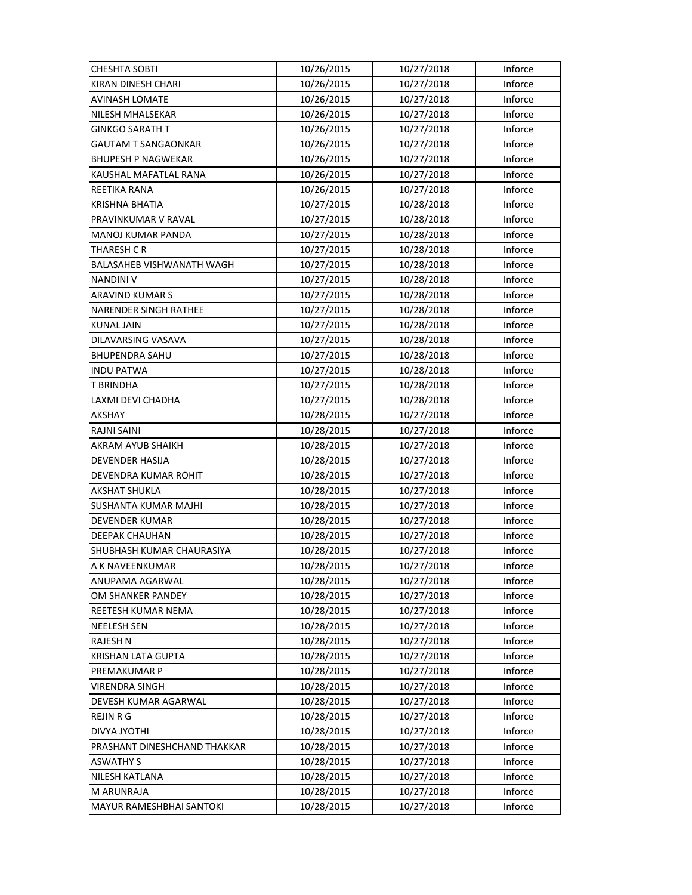| | | | |
|---|---|---|---|
| CHESHTA SOBTI | 10/26/2015 | 10/27/2018 | Inforce |
| KIRAN DINESH CHARI | 10/26/2015 | 10/27/2018 | Inforce |
| AVINASH LOMATE | 10/26/2015 | 10/27/2018 | Inforce |
| NILESH MHALSEKAR | 10/26/2015 | 10/27/2018 | Inforce |
| GINKGO SARATH T | 10/26/2015 | 10/27/2018 | Inforce |
| GAUTAM T SANGAONKAR | 10/26/2015 | 10/27/2018 | Inforce |
| BHUPESH P NAGWEKAR | 10/26/2015 | 10/27/2018 | Inforce |
| KAUSHAL MAFATLAL RANA | 10/26/2015 | 10/27/2018 | Inforce |
| REETIKA RANA | 10/26/2015 | 10/27/2018 | Inforce |
| KRISHNA BHATIA | 10/27/2015 | 10/28/2018 | Inforce |
| PRAVINKUMAR V RAVAL | 10/27/2015 | 10/28/2018 | Inforce |
| MANOJ KUMAR PANDA | 10/27/2015 | 10/28/2018 | Inforce |
| THARESH C R | 10/27/2015 | 10/28/2018 | Inforce |
| BALASAHEB VISHWANATH WAGH | 10/27/2015 | 10/28/2018 | Inforce |
| NANDINI V | 10/27/2015 | 10/28/2018 | Inforce |
| ARAVIND KUMAR S | 10/27/2015 | 10/28/2018 | Inforce |
| NARENDER SINGH RATHEE | 10/27/2015 | 10/28/2018 | Inforce |
| KUNAL JAIN | 10/27/2015 | 10/28/2018 | Inforce |
| DILAVARSING VASAVA | 10/27/2015 | 10/28/2018 | Inforce |
| BHUPENDRA SAHU | 10/27/2015 | 10/28/2018 | Inforce |
| INDU PATWA | 10/27/2015 | 10/28/2018 | Inforce |
| T BRINDHA | 10/27/2015 | 10/28/2018 | Inforce |
| LAXMI DEVI CHADHA | 10/27/2015 | 10/28/2018 | Inforce |
| AKSHAY | 10/28/2015 | 10/27/2018 | Inforce |
| RAJNI SAINI | 10/28/2015 | 10/27/2018 | Inforce |
| AKRAM AYUB SHAIKH | 10/28/2015 | 10/27/2018 | Inforce |
| DEVENDER HASIJA | 10/28/2015 | 10/27/2018 | Inforce |
| DEVENDRA KUMAR ROHIT | 10/28/2015 | 10/27/2018 | Inforce |
| AKSHAT SHUKLA | 10/28/2015 | 10/27/2018 | Inforce |
| SUSHANTA KUMAR MAJHI | 10/28/2015 | 10/27/2018 | Inforce |
| DEVENDER KUMAR | 10/28/2015 | 10/27/2018 | Inforce |
| DEEPAK CHAUHAN | 10/28/2015 | 10/27/2018 | Inforce |
| SHUBHASH KUMAR CHAURASIYA | 10/28/2015 | 10/27/2018 | Inforce |
| A K NAVEENKUMAR | 10/28/2015 | 10/27/2018 | Inforce |
| ANUPAMA AGARWAL | 10/28/2015 | 10/27/2018 | Inforce |
| OM SHANKER PANDEY | 10/28/2015 | 10/27/2018 | Inforce |
| REETESH KUMAR NEMA | 10/28/2015 | 10/27/2018 | Inforce |
| NEELESH SEN | 10/28/2015 | 10/27/2018 | Inforce |
| RAJESH N | 10/28/2015 | 10/27/2018 | Inforce |
| KRISHAN LATA GUPTA | 10/28/2015 | 10/27/2018 | Inforce |
| PREMAKUMAR P | 10/28/2015 | 10/27/2018 | Inforce |
| VIRENDRA SINGH | 10/28/2015 | 10/27/2018 | Inforce |
| DEVESH KUMAR AGARWAL | 10/28/2015 | 10/27/2018 | Inforce |
| REJIN R G | 10/28/2015 | 10/27/2018 | Inforce |
| DIVYA JYOTHI | 10/28/2015 | 10/27/2018 | Inforce |
| PRASHANT DINESHCHAND THAKKAR | 10/28/2015 | 10/27/2018 | Inforce |
| ASWATHY S | 10/28/2015 | 10/27/2018 | Inforce |
| NILESH KATLANA | 10/28/2015 | 10/27/2018 | Inforce |
| M ARUNRAJA | 10/28/2015 | 10/27/2018 | Inforce |
| MAYUR RAMESHBHAI SANTOKI | 10/28/2015 | 10/27/2018 | Inforce |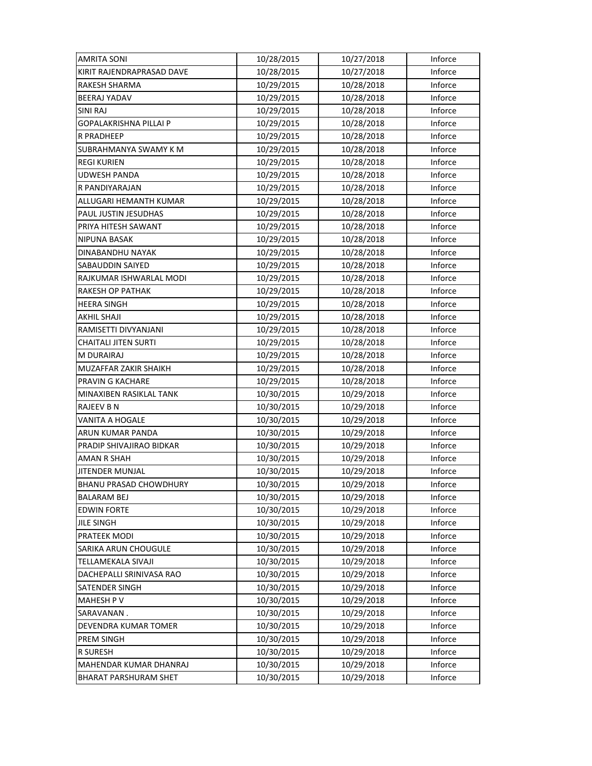| | | | |
|---|---|---|---|
| AMRITA SONI | 10/28/2015 | 10/27/2018 | Inforce |
| KIRIT RAJENDRAPRASAD DAVE | 10/28/2015 | 10/27/2018 | Inforce |
| RAKESH SHARMA | 10/29/2015 | 10/28/2018 | Inforce |
| BEERAJ YADAV | 10/29/2015 | 10/28/2018 | Inforce |
| SINI RAJ | 10/29/2015 | 10/28/2018 | Inforce |
| GOPALAKRISHNA PILLAI P | 10/29/2015 | 10/28/2018 | Inforce |
| R PRADHEEP | 10/29/2015 | 10/28/2018 | Inforce |
| SUBRAHMANYA SWAMY K M | 10/29/2015 | 10/28/2018 | Inforce |
| REGI KURIEN | 10/29/2015 | 10/28/2018 | Inforce |
| UDWESH PANDA | 10/29/2015 | 10/28/2018 | Inforce |
| R PANDIYARAJAN | 10/29/2015 | 10/28/2018 | Inforce |
| ALLUGARI HEMANTH KUMAR | 10/29/2015 | 10/28/2018 | Inforce |
| PAUL JUSTIN JESUDHAS | 10/29/2015 | 10/28/2018 | Inforce |
| PRIYA HITESH SAWANT | 10/29/2015 | 10/28/2018 | Inforce |
| NIPUNA BASAK | 10/29/2015 | 10/28/2018 | Inforce |
| DINABANDHU NAYAK | 10/29/2015 | 10/28/2018 | Inforce |
| SABAUDDIN SAIYED | 10/29/2015 | 10/28/2018 | Inforce |
| RAJKUMAR ISHWARLAL MODI | 10/29/2015 | 10/28/2018 | Inforce |
| RAKESH OP PATHAK | 10/29/2015 | 10/28/2018 | Inforce |
| HEERA SINGH | 10/29/2015 | 10/28/2018 | Inforce |
| AKHIL SHAJI | 10/29/2015 | 10/28/2018 | Inforce |
| RAMISETTI DIVYANJANI | 10/29/2015 | 10/28/2018 | Inforce |
| CHAITALI JITEN SURTI | 10/29/2015 | 10/28/2018 | Inforce |
| M DURAIRAJ | 10/29/2015 | 10/28/2018 | Inforce |
| MUZAFFAR ZAKIR SHAIKH | 10/29/2015 | 10/28/2018 | Inforce |
| PRAVIN G KACHARE | 10/29/2015 | 10/28/2018 | Inforce |
| MINAXIBEN RASIKLAL TANK | 10/30/2015 | 10/29/2018 | Inforce |
| RAJEEV B N | 10/30/2015 | 10/29/2018 | Inforce |
| VANITA A HOGALE | 10/30/2015 | 10/29/2018 | Inforce |
| ARUN KUMAR PANDA | 10/30/2015 | 10/29/2018 | Inforce |
| PRADIP SHIVAJIRAO BIDKAR | 10/30/2015 | 10/29/2018 | Inforce |
| AMAN R SHAH | 10/30/2015 | 10/29/2018 | Inforce |
| JITENDER MUNJAL | 10/30/2015 | 10/29/2018 | Inforce |
| BHANU PRASAD CHOWDHURY | 10/30/2015 | 10/29/2018 | Inforce |
| BALARAM BEJ | 10/30/2015 | 10/29/2018 | Inforce |
| EDWIN FORTE | 10/30/2015 | 10/29/2018 | Inforce |
| JILE SINGH | 10/30/2015 | 10/29/2018 | Inforce |
| PRATEEK MODI | 10/30/2015 | 10/29/2018 | Inforce |
| SARIKA ARUN CHOUGULE | 10/30/2015 | 10/29/2018 | Inforce |
| TELLAMEKALA SIVAJI | 10/30/2015 | 10/29/2018 | Inforce |
| DACHEPALLI SRINIVASA RAO | 10/30/2015 | 10/29/2018 | Inforce |
| SATENDER SINGH | 10/30/2015 | 10/29/2018 | Inforce |
| MAHESH P V | 10/30/2015 | 10/29/2018 | Inforce |
| SARAVANAN . | 10/30/2015 | 10/29/2018 | Inforce |
| DEVENDRA KUMAR TOMER | 10/30/2015 | 10/29/2018 | Inforce |
| PREM SINGH | 10/30/2015 | 10/29/2018 | Inforce |
| R SURESH | 10/30/2015 | 10/29/2018 | Inforce |
| MAHENDAR KUMAR DHANRAJ | 10/30/2015 | 10/29/2018 | Inforce |
| BHARAT PARSHURAM SHET | 10/30/2015 | 10/29/2018 | Inforce |